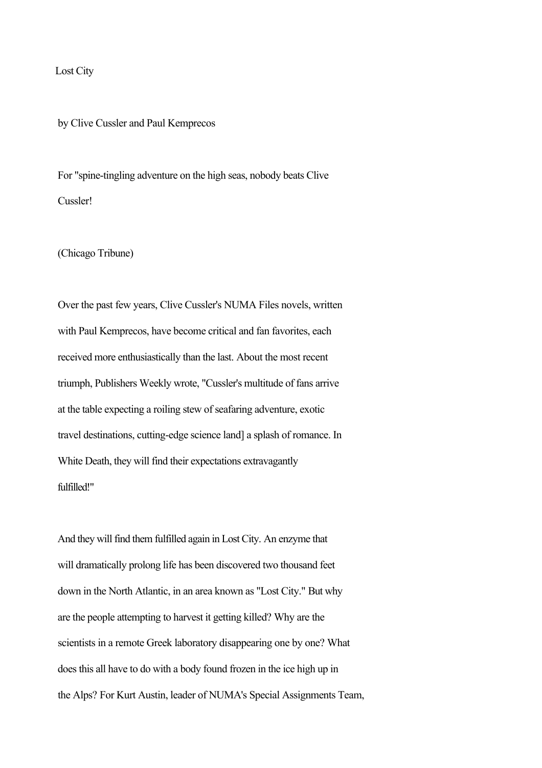Lost City

by Clive Cussler and Paul Kemprecos

For "spine-tingling adventure on the high seas, nobody beats Clive Cussler!

(Chicago Tribune)

Over the past few years, Clive Cussler's NUMA Files novels, written with Paul Kemprecos, have become critical and fan favorites, each received more enthusiastically than the last. About the most recent triumph, Publishers Weekly wrote, "Cussler's multitude of fans arrive at the table expecting a roiling stew of seafaring adventure, exotic travel destinations, cutting-edge science land] a splash of romance. In White Death, they will find their expectations extravagantly fulfilled!"

And they will find them fulfilled again in Lost City. An enzyme that will dramatically prolong life has been discovered two thousand feet down in the North Atlantic, in an area known as "Lost City." But why are the people attempting to harvest it getting killed? Why are the scientists in a remote Greek laboratory disappearing one by one? What does this all have to do with a body found frozen in the ice high up in the Alps? For Kurt Austin, leader of NUMA's Special Assignments Team,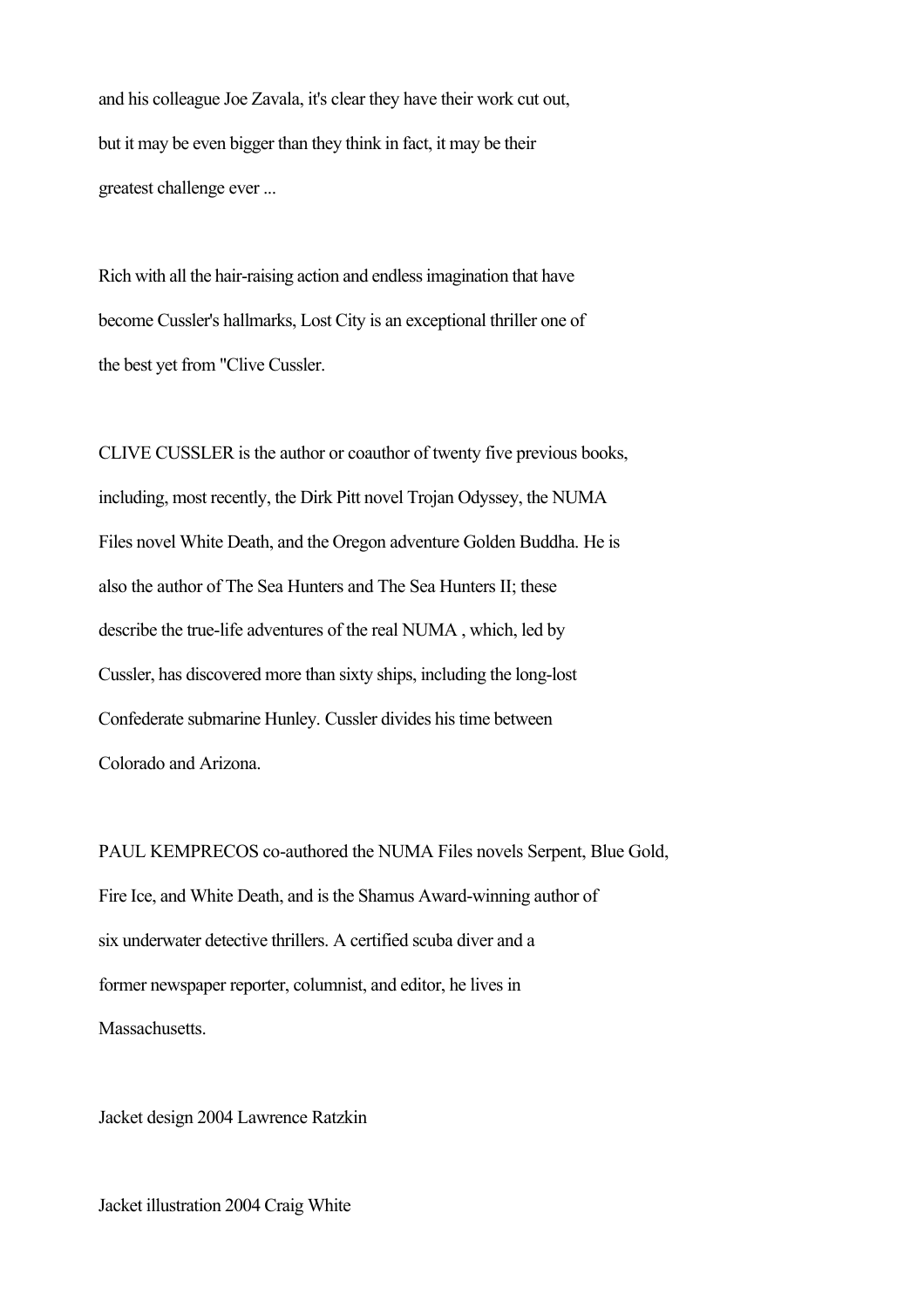and his colleague Joe Zavala, it's clear they have their work cut out, but it may be even bigger than they think in fact, it may be their greatest challenge ever ...

Rich with all the hair-raising action and endless imagination that have become Cussler's hallmarks, Lost City is an exceptional thriller one of the best yet from "Clive Cussler.

CLIVE CUSSLER is the author or coauthor of twenty five previous books, including, most recently, the Dirk Pitt novel Trojan Odyssey, the NUMA Files novel White Death, and the Oregon adventure Golden Buddha. He is also the author of The Sea Hunters and The Sea Hunters II; these describe the true-life adventures of the real NUMA , which, led by Cussler, has discovered more than sixty ships, including the long-lost Confederate submarine Hunley. Cussler divides his time between Colorado and Arizona.

PAUL KEMPRECOS co-authored the NUMA Files novels Serpent, Blue Gold, Fire Ice, and White Death, and is the Shamus Award-winning author of six underwater detective thrillers. A certified scuba diver and a former newspaper reporter, columnist, and editor, he lives in Massachusetts.

Jacket design 2004 Lawrence Ratzkin

Jacket illustration 2004 Craig White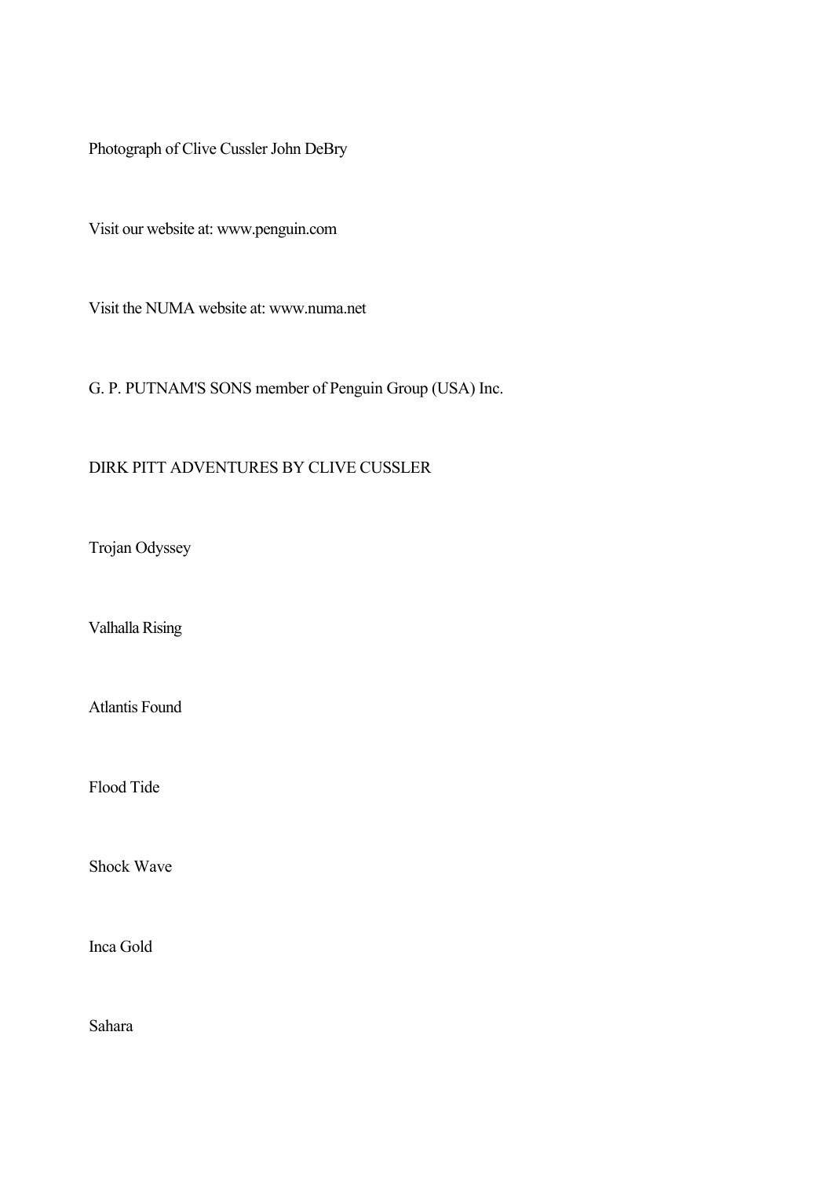Photograph of Clive Cussler John DeBry

Visit our website at: www.penguin.com

Visit the NUMA website at: www.numa.net

G. P. PUTNAM'S SONS member of Penguin Group (USA) Inc.

DIRK PITT ADVENTURES BY CLIVE CUSSLER

Trojan Odyssey

Valhalla Rising

Atlantis Found

Flood Tide

Shock Wave

Inca Gold

Sahara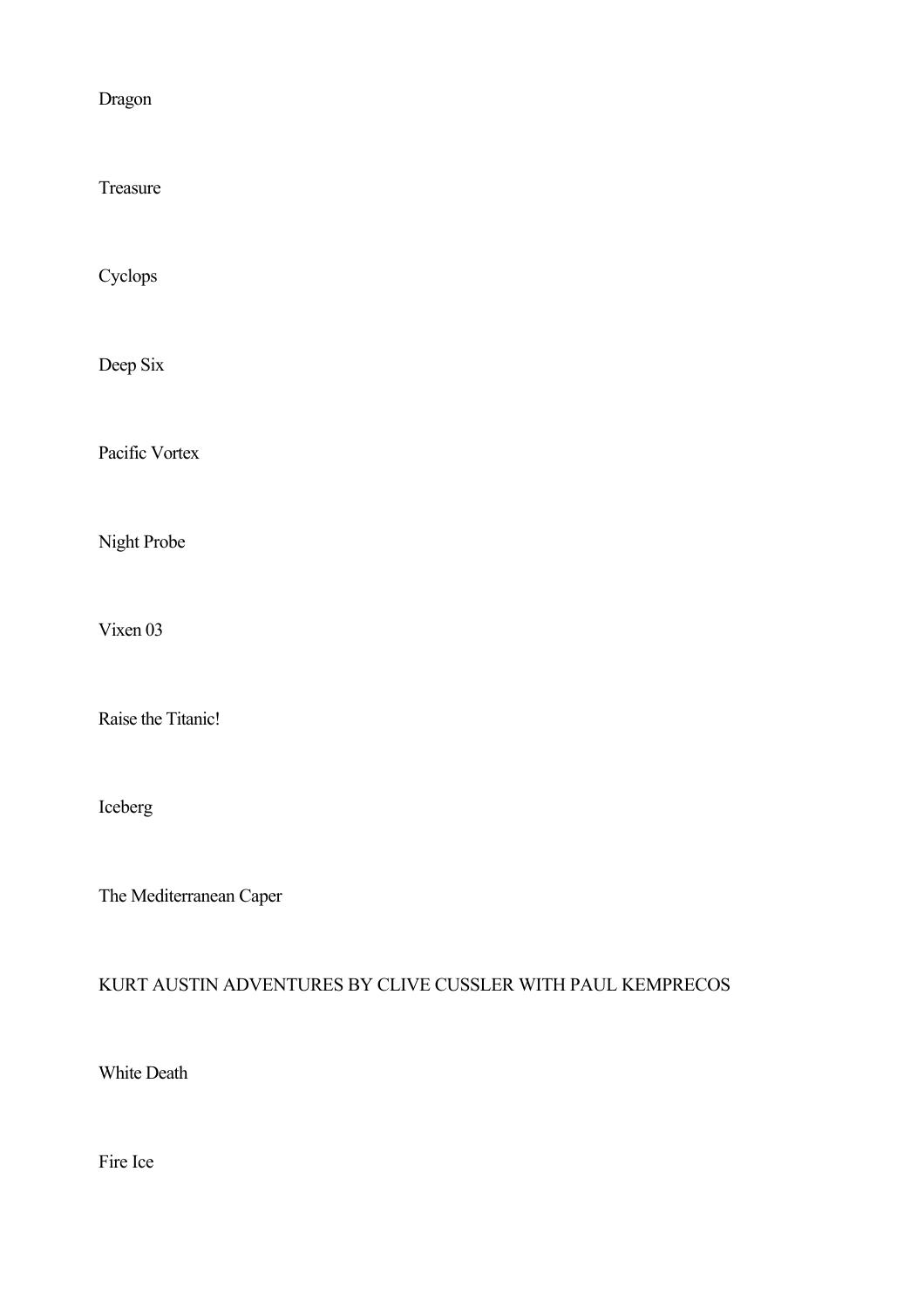Dragon

Treasure

Cyclops

Deep Six

Pacific Vortex

Night Probe

Vixen 03

Raise the Titanic!

Iceberg

The Mediterranean Caper

KURT AUSTIN ADVENTURES BY CLIVE CUSSLER WITH PAUL KEMPRECOS

White Death

Fire Ice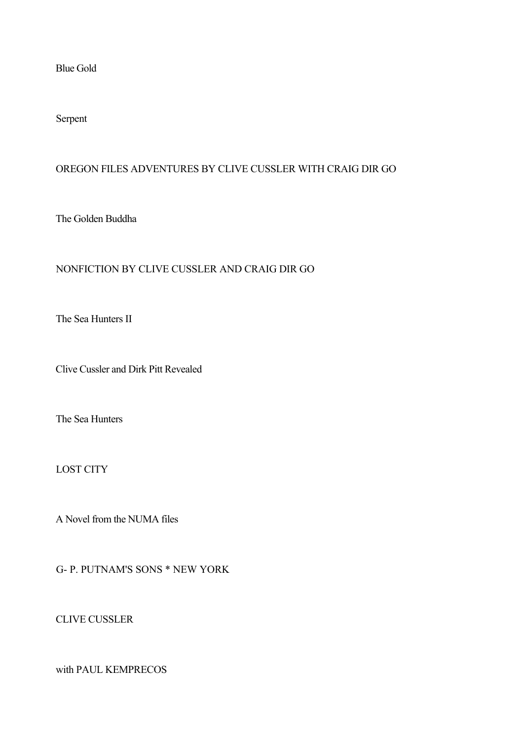Blue Gold

Serpent

OREGON FILES ADVENTURES BY CLIVE CUSSLER WITH CRAIG DIR GO

The Golden Buddha

NONFICTION BY CLIVE CUSSLER AND CRAIG DIR GO

The Sea Hunters II

Clive Cussler and Dirk Pitt Revealed

The Sea Hunters

LOST CITY

A Novel from the NUMA files

G- P. PUTNAM'S SONS * NEW YORK

CLIVE CUSSLER

with PAUL KEMPRECOS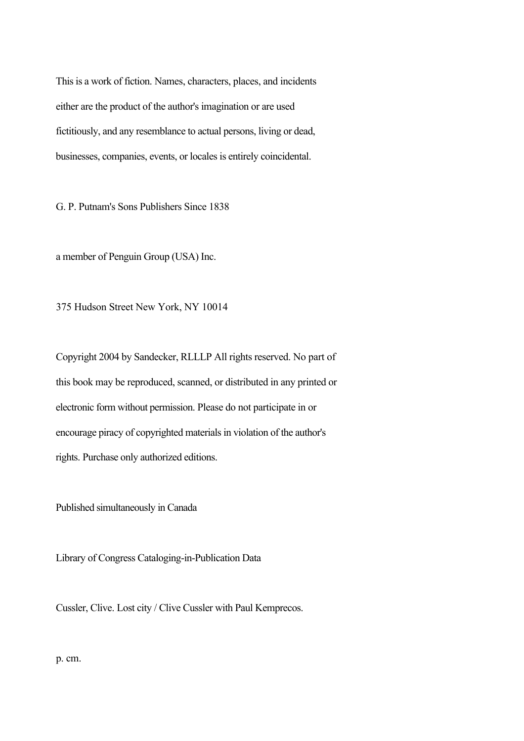This is a work of fiction. Names, characters, places, and incidents either are the product of the author's imagination or are used fictitiously, and any resemblance to actual persons, living or dead, businesses, companies, events, or locales is entirely coincidental.

G. P. Putnam's Sons Publishers Since 1838

a member of Penguin Group (USA) Inc.

375 Hudson Street New York, NY 10014

Copyright 2004 by Sandecker, RLLLP All rights reserved. No part of this book may be reproduced, scanned, or distributed in any printed or electronic form without permission. Please do not participate in or encourage piracy of copyrighted materials in violation of the author's rights. Purchase only authorized editions.

Published simultaneously in Canada

Library of Congress Cataloging-in-Publication Data

Cussler, Clive. Lost city / Clive Cussler with Paul Kemprecos.

p. cm.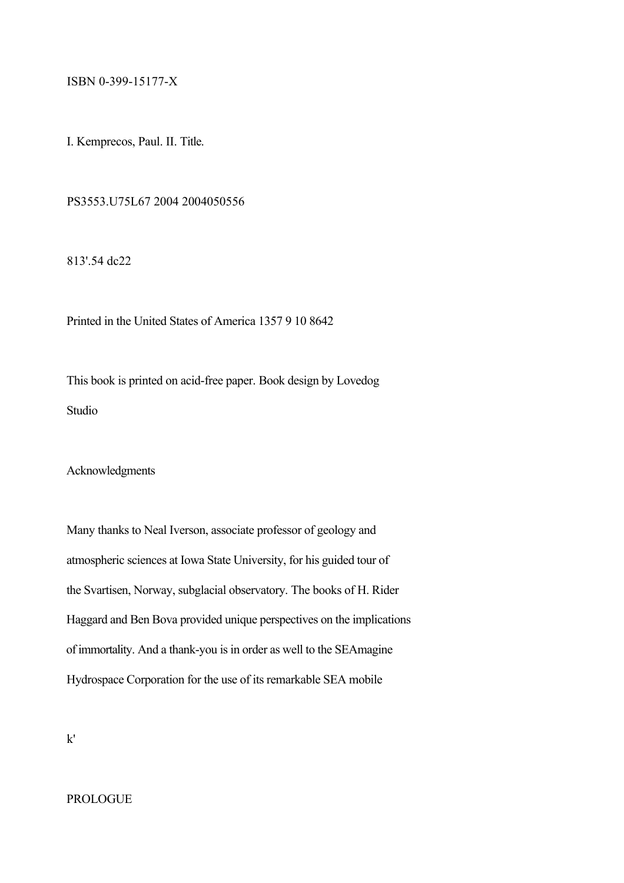ISBN 0-399-15177-X

I. Kemprecos, Paul. II. Title.

PS3553.U75L67 2004 2004050556

813'.54 dc22

Printed in the United States of America 1357 9 10 8642

This book is printed on acid-free paper. Book design by Lovedog Studio

## Acknowledgments

Many thanks to Neal Iverson, associate professor of geology and atmospheric sciences at Iowa State University, for his guided tour of the Svartisen, Norway, subglacial observatory. The books of H. Rider Haggard and Ben Bova provided unique perspectives on the implications of immortality. And a thank-you is in order as well to the SEAmagine Hydrospace Corporation for the use of its remarkable SEA mobile

k'

## PROLOGUE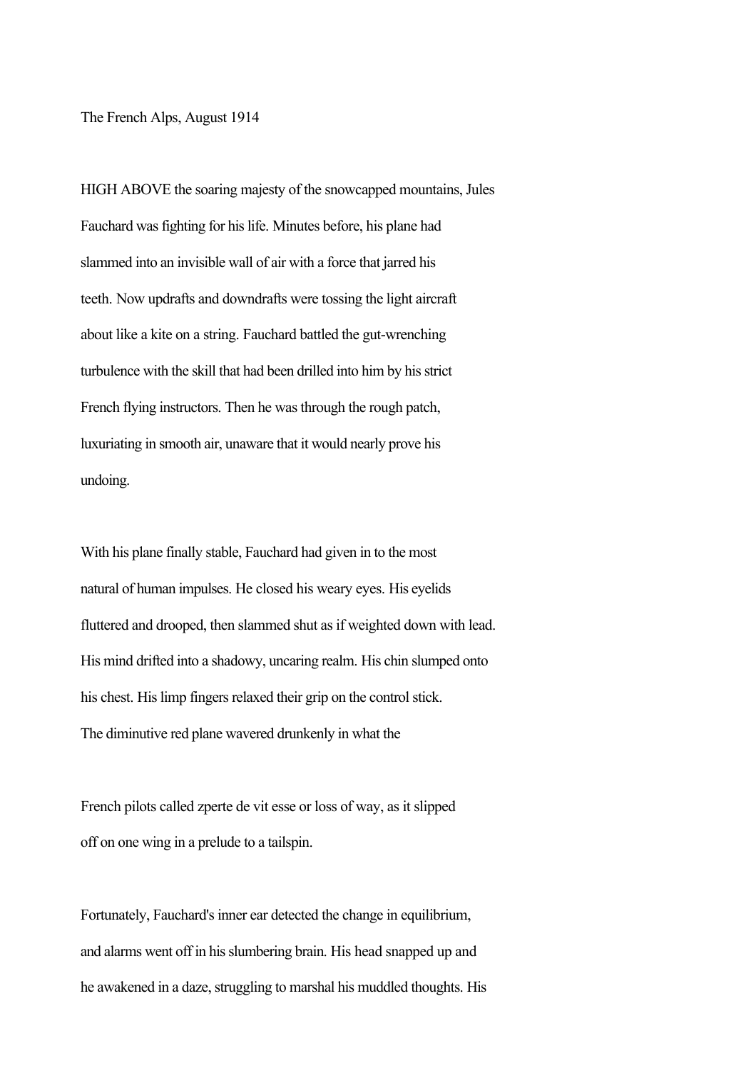The French Alps, August 1914

HIGH ABOVE the soaring majesty of the snowcapped mountains, Jules Fauchard was fighting for his life. Minutes before, his plane had slammed into an invisible wall of air with a force that jarred his teeth. Now updrafts and downdrafts were tossing the light aircraft about like a kite on a string. Fauchard battled the gut-wrenching turbulence with the skill that had been drilled into him by his strict French flying instructors. Then he was through the rough patch, luxuriating in smooth air, unaware that it would nearly prove his undoing.

With his plane finally stable, Fauchard had given in to the most natural of human impulses. He closed his weary eyes. His eyelids fluttered and drooped, then slammed shut as if weighted down with lead. His mind drifted into a shadowy, uncaring realm. His chin slumped onto his chest. His limp fingers relaxed their grip on the control stick. The diminutive red plane wavered drunkenly in what the

French pilots called zperte de vit esse or loss of way, as it slipped off on one wing in a prelude to a tailspin.

Fortunately, Fauchard's inner ear detected the change in equilibrium, and alarms went off in his slumbering brain. His head snapped up and he awakened in a daze, struggling to marshal his muddled thoughts. His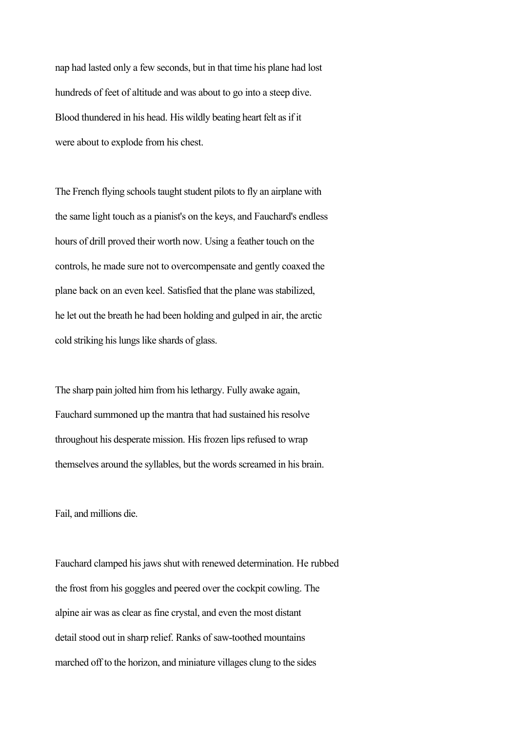nap had lasted only a few seconds, but in that time his plane had lost hundreds of feet of altitude and was about to go into a steep dive. Blood thundered in his head. His wildly beating heart felt as if it were about to explode from his chest.

The French flying schools taught student pilots to fly an airplane with the same light touch as a pianist's on the keys, and Fauchard's endless hours of drill proved their worth now. Using a feather touch on the controls, he made sure not to overcompensate and gently coaxed the plane back on an even keel. Satisfied that the plane was stabilized, he let out the breath he had been holding and gulped in air, the arctic cold striking his lungs like shards of glass.

The sharp pain jolted him from his lethargy. Fully awake again, Fauchard summoned up the mantra that had sustained his resolve throughout his desperate mission. His frozen lips refused to wrap themselves around the syllables, but the words screamed in his brain.

Fail, and millions die.

Fauchard clamped his jaws shut with renewed determination. He rubbed the frost from his goggles and peered over the cockpit cowling. The alpine air was as clear as fine crystal, and even the most distant detail stood out in sharp relief. Ranks of saw-toothed mountains marched off to the horizon, and miniature villages clung to the sides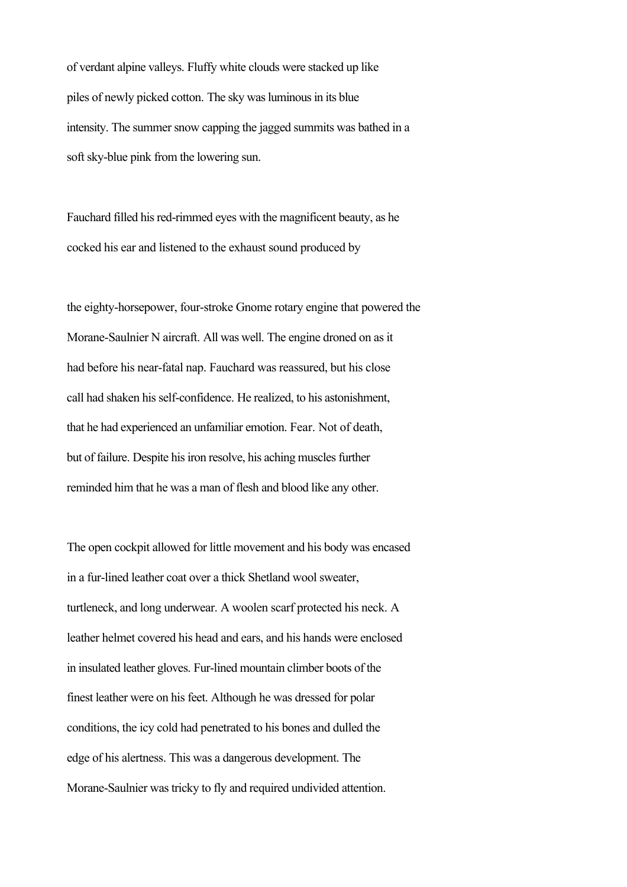of verdant alpine valleys. Fluffy white clouds were stacked up like piles of newly picked cotton. The sky was luminous in its blue intensity. The summer snow capping the jagged summits was bathed in a soft sky-blue pink from the lowering sun.

Fauchard filled his red-rimmed eyes with the magnificent beauty, as he cocked his ear and listened to the exhaust sound produced by

the eighty-horsepower, four-stroke Gnome rotary engine that powered the Morane-Saulnier N aircraft. All was well. The engine droned on as it had before his near-fatal nap. Fauchard was reassured, but his close call had shaken his self-confidence. He realized, to his astonishment, that he had experienced an unfamiliar emotion. Fear. Not of death, but of failure. Despite his iron resolve, his aching muscles further reminded him that he was a man of flesh and blood like any other.

The open cockpit allowed for little movement and his body was encased in a fur-lined leather coat over a thick Shetland wool sweater, turtleneck, and long underwear. A woolen scarf protected his neck. A leather helmet covered his head and ears, and his hands were enclosed in insulated leather gloves. Fur-lined mountain climber boots of the finest leather were on his feet. Although he was dressed for polar conditions, the icy cold had penetrated to his bones and dulled the edge of his alertness. This was a dangerous development. The Morane-Saulnier was tricky to fly and required undivided attention.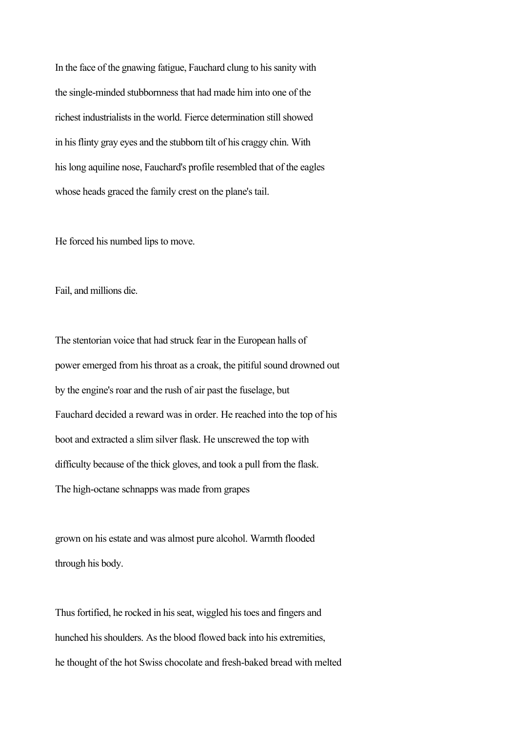In the face of the gnawing fatigue, Fauchard clung to his sanity with the single-minded stubbornness that had made him into one of the richest industrialists in the world. Fierce determination still showed in his flinty gray eyes and the stubborn tilt of his craggy chin. With his long aquiline nose, Fauchard's profile resembled that of the eagles whose heads graced the family crest on the plane's tail.

He forced his numbed lips to move.

Fail, and millions die.

The stentorian voice that had struck fear in the European halls of power emerged from his throat as a croak, the pitiful sound drowned out by the engine's roar and the rush of air past the fuselage, but Fauchard decided a reward was in order. He reached into the top of his boot and extracted a slim silver flask. He unscrewed the top with difficulty because of the thick gloves, and took a pull from the flask. The high-octane schnapps was made from grapes grown on his estate and was almost pure alcohol. Warmth flooded through his body.

Thus fortified, he rocked in his seat, wiggled his toes and fingers and hunched his shoulders. As the blood flowed back into his extremities, he thought of the hot Swiss chocolate and fresh-baked bread with melted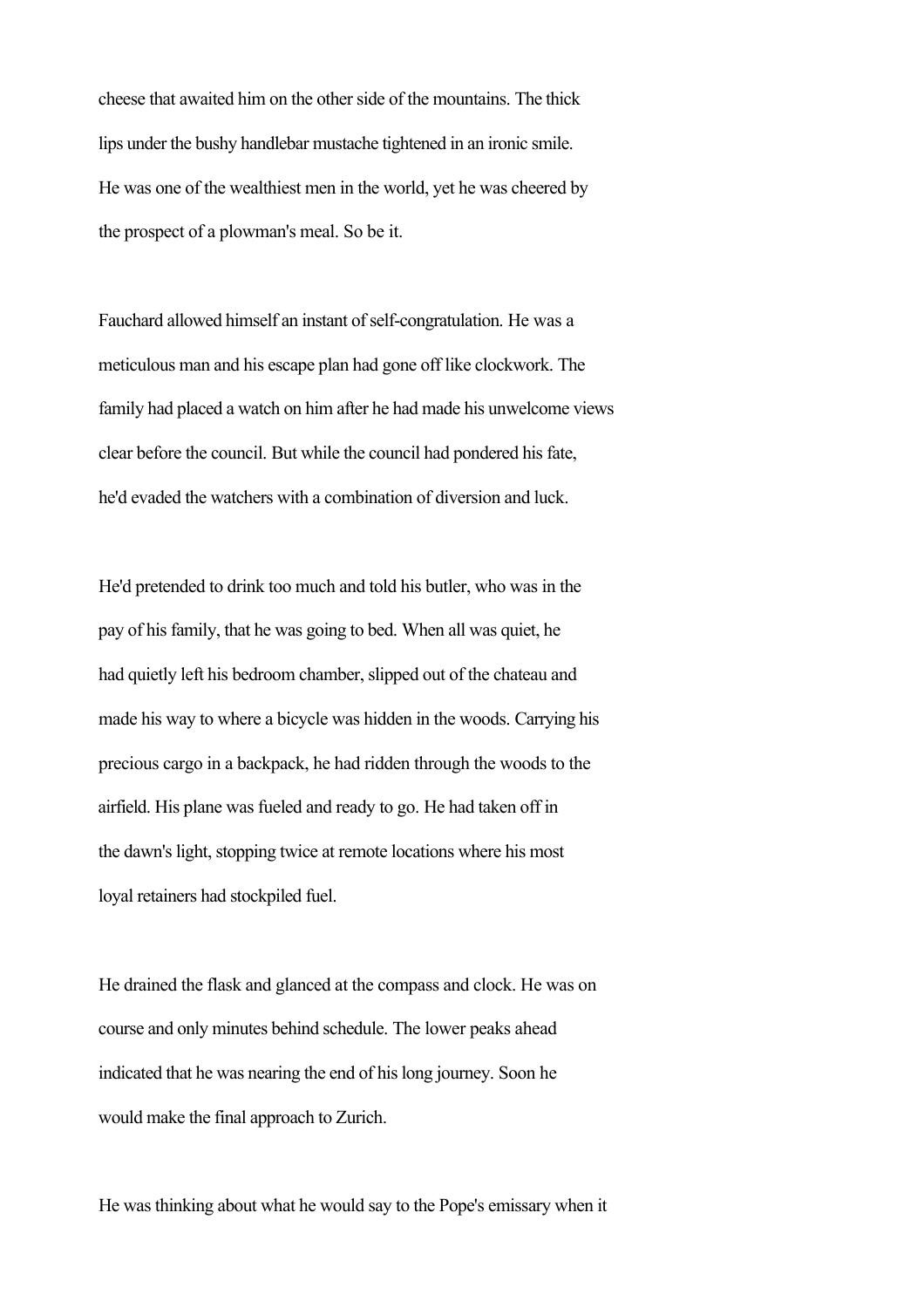cheese that awaited him on the other side of the mountains. The thick lips under the bushy handlebar mustache tightened in an ironic smile. He was one of the wealthiest men in the world, yet he was cheered by the prospect of a plowman's meal. So be it.

Fauchard allowed himself an instant of self-congratulation. He was a meticulous man and his escape plan had gone off like clockwork. The family had placed a watch on him after he had made his unwelcome views clear before the council. But while the council had pondered his fate, he'd evaded the watchers with a combination of diversion and luck.

He'd pretended to drink too much and told his butler, who was in the pay of his family, that he was going to bed. When all was quiet, he had quietly left his bedroom chamber, slipped out of the chateau and made his way to where a bicycle was hidden in the woods. Carrying his precious cargo in a backpack, he had ridden through the woods to the airfield. His plane was fueled and ready to go. He had taken off in the dawn's light, stopping twice at remote locations where his most loyal retainers had stockpiled fuel.

He drained the flask and glanced at the compass and clock. He was on course and only minutes behind schedule. The lower peaks ahead indicated that he was nearing the end of his long journey. Soon he would make the final approach to Zurich.

He was thinking about what he would say to the Pope's emissary when it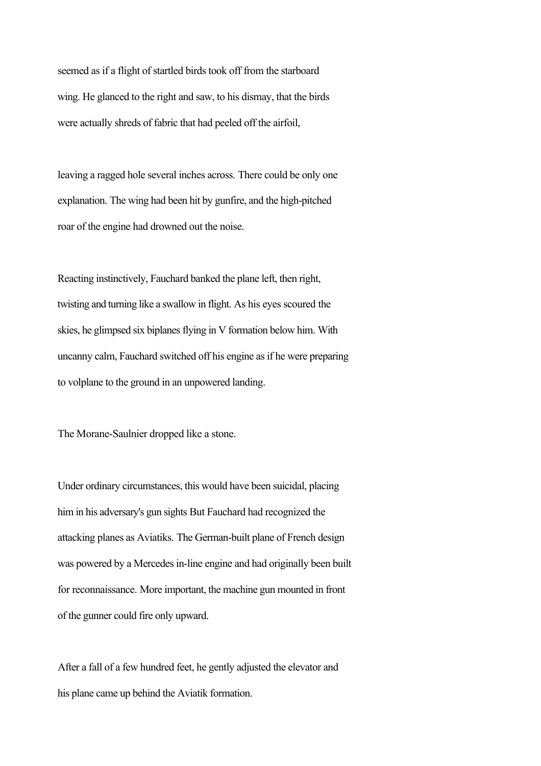seemed as if a flight of startled birds took off from the starboard wing. He glanced to the right and saw, to his dismay, that the birds were actually shreds of fabric that had peeled off the airfoil,

leaving a ragged hole several inches across. There could be only one explanation. The wing had been hit by gunfire, and the high-pitched roar of the engine had drowned out the noise.

Reacting instinctively, Fauchard banked the plane left, then right, twisting and turning like a swallow in flight. As his eyes scoured the skies, he glimpsed six biplanes flying in V formation below him. With uncanny calm, Fauchard switched off his engine as if he were preparing to volplane to the ground in an unpowered landing.

The Morane-Saulnier dropped like a stone.

Under ordinary circumstances, this would have been suicidal, placing him in his adversary's gun sights But Fauchard had recognized the attacking planes as Aviatiks. The German-built plane of French design was powered by a Mercedes in-line engine and had originally been built for reconnaissance. More important, the machine gun mounted in front of the gunner could fire only upward.

After a fall of a few hundred feet, he gently adjusted the elevator and his plane came up behind the Aviatik formation.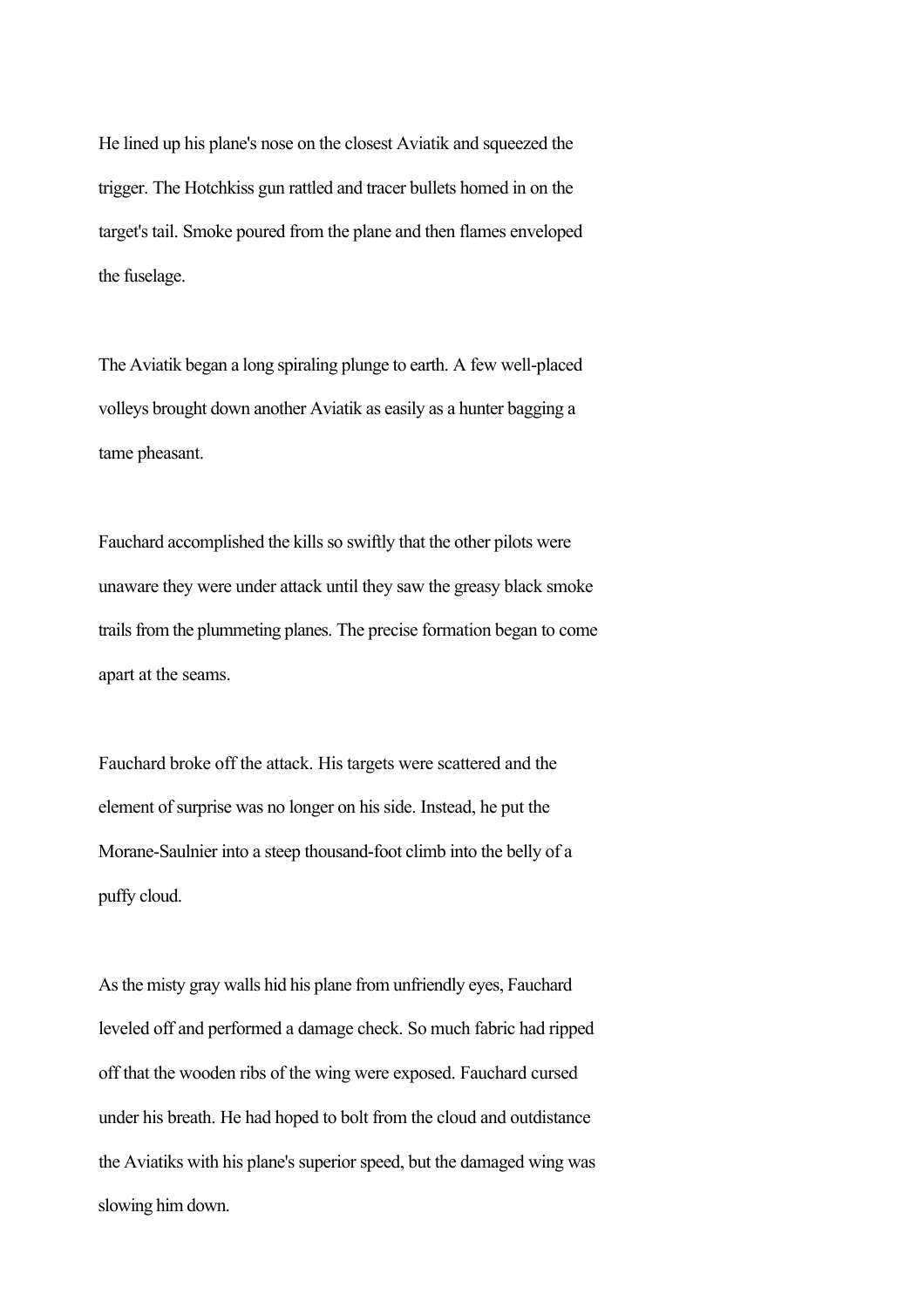He lined up his plane's nose on the closest Aviatik and squeezed the trigger. The Hotchkiss gun rattled and tracer bullets homed in on the target's tail. Smoke poured from the plane and then flames enveloped the fuselage.

The Aviatik began a long spiraling plunge to earth. A few well-placed volleys brought down another Aviatik as easily as a hunter bagging a tame pheasant.

Fauchard accomplished the kills so swiftly that the other pilots were unaware they were under attack until they saw the greasy black smoke trails from the plummeting planes. The precise formation began to come apart at the seams.

Fauchard broke off the attack. His targets were scattered and the element of surprise was no longer on his side. Instead, he put the Morane-Saulnier into a steep thousand-foot climb into the belly of a puffy cloud.

As the misty gray walls hid his plane from unfriendly eyes, Fauchard leveled off and performed a damage check. So much fabric had ripped off that the wooden ribs of the wing were exposed. Fauchard cursed under his breath. He had hoped to bolt from the cloud and outdistance the Aviatiks with his plane's superior speed, but the damaged wing was slowing him down.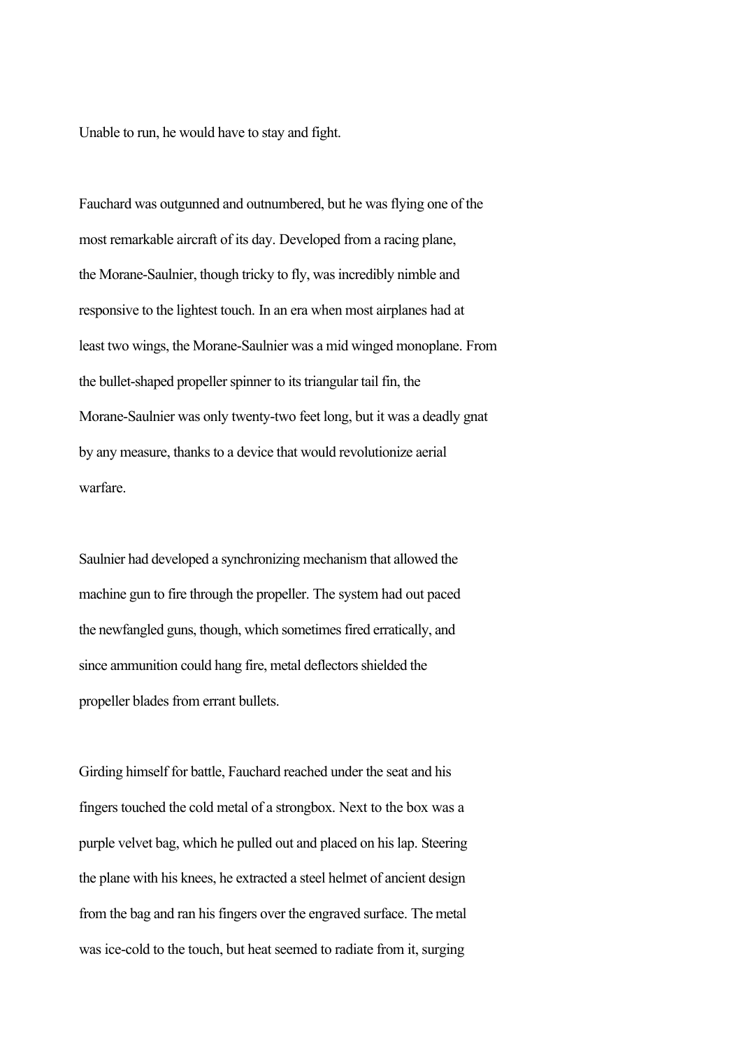Unable to run, he would have to stay and fight.

Fauchard was outgunned and outnumbered, but he was flying one of the most remarkable aircraft of its day. Developed from a racing plane, the Morane-Saulnier, though tricky to fly, was incredibly nimble and responsive to the lightest touch. In an era when most airplanes had at least two wings, the Morane-Saulnier was a mid winged monoplane. From the bullet-shaped propeller spinner to its triangular tail fin, the Morane-Saulnier was only twenty-two feet long, but it was a deadly gnat by any measure, thanks to a device that would revolutionize aerial warfare.

Saulnier had developed a synchronizing mechanism that allowed the machine gun to fire through the propeller. The system had out paced the newfangled guns, though, which sometimes fired erratically, and since ammunition could hang fire, metal deflectors shielded the propeller blades from errant bullets.

Girding himself for battle, Fauchard reached under the seat and his fingers touched the cold metal of a strongbox. Next to the box was a purple velvet bag, which he pulled out and placed on his lap. Steering the plane with his knees, he extracted a steel helmet of ancient design from the bag and ran his fingers over the engraved surface. The metal was ice-cold to the touch, but heat seemed to radiate from it, surging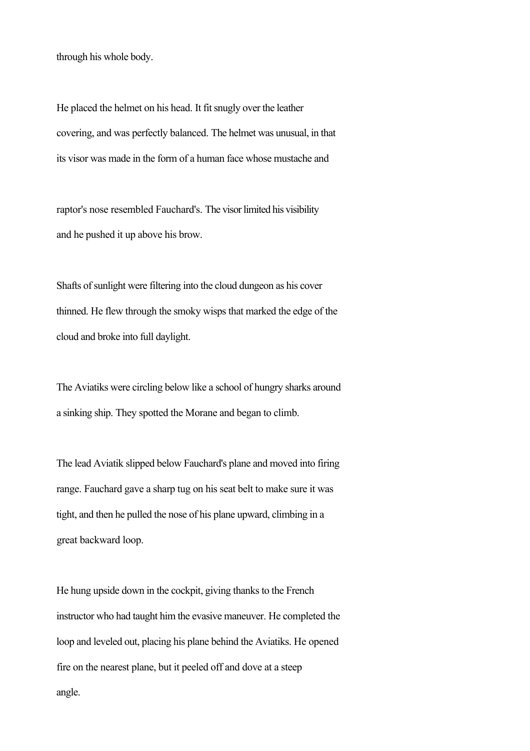through his whole body.

He placed the helmet on his head. It fit snugly over the leather covering, and was perfectly balanced. The helmet was unusual, in that its visor was made in the form of a human face whose mustache and raptor's nose resembled Fauchard's. The visor limited his visibility and he pushed it up above his brow.

Shafts of sunlight were filtering into the cloud dungeon as his cover thinned. He flew through the smoky wisps that marked the edge of the cloud and broke into full daylight.

The Aviatiks were circling below like a school of hungry sharks around a sinking ship. They spotted the Morane and began to climb.

The lead Aviatik slipped below Fauchard's plane and moved into firing range. Fauchard gave a sharp tug on his seat belt to make sure it was tight, and then he pulled the nose of his plane upward, climbing in a great backward loop.

He hung upside down in the cockpit, giving thanks to the French instructor who had taught him the evasive maneuver. He completed the loop and leveled out, placing his plane behind the Aviatiks. He opened fire on the nearest plane, but it peeled off and dove at a steep angle.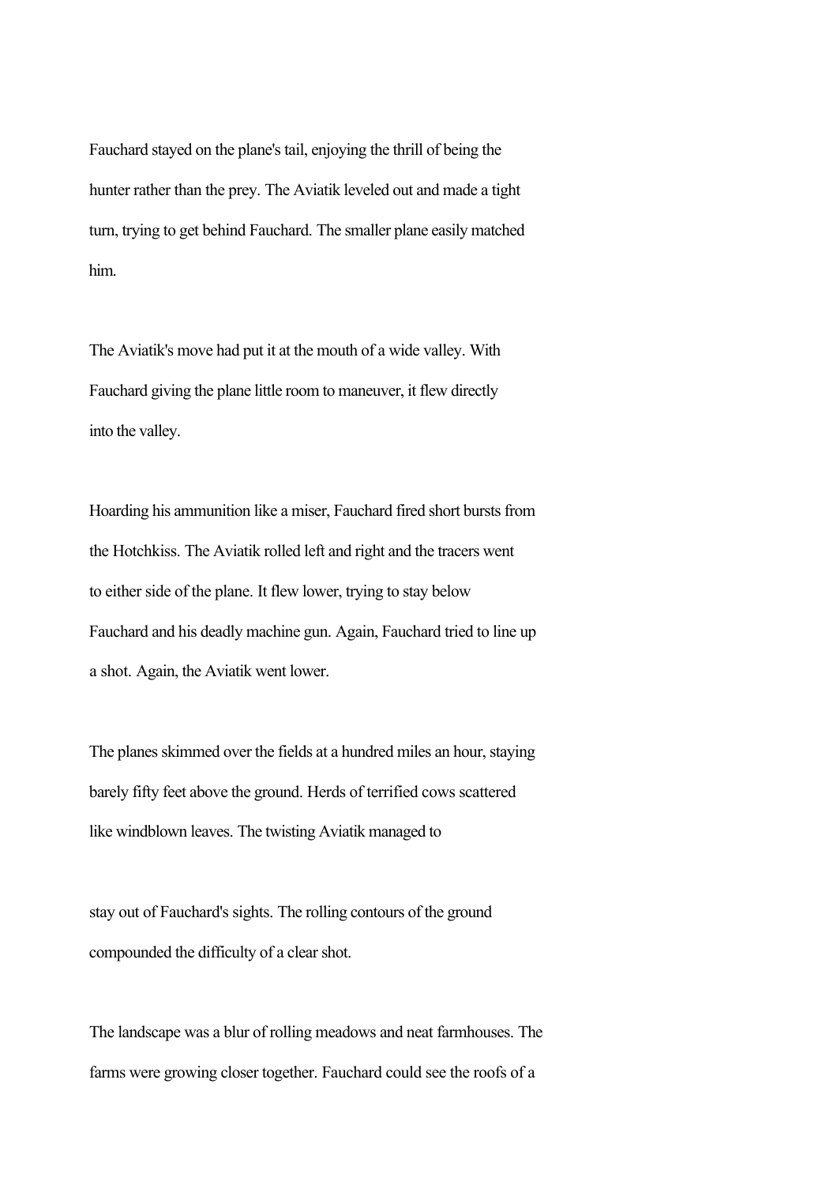Fauchard stayed on the plane's tail, enjoying the thrill of being the hunter rather than the prey. The Aviatik leveled out and made a tight turn, trying to get behind Fauchard. The smaller plane easily matched him.

The Aviatik's move had put it at the mouth of a wide valley. With Fauchard giving the plane little room to maneuver, it flew directly into the valley.

Hoarding his ammunition like a miser, Fauchard fired short bursts from the Hotchkiss. The Aviatik rolled left and right and the tracers went to either side of the plane. It flew lower, trying to stay below Fauchard and his deadly machine gun. Again, Fauchard tried to line up a shot. Again, the Aviatik went lower.

The planes skimmed over the fields at a hundred miles an hour, staying barely fifty feet above the ground. Herds of terrified cows scattered like windblown leaves. The twisting Aviatik managed to stay out of Fauchard's sights. The rolling contours of the ground compounded the difficulty of a clear shot.

The landscape was a blur of rolling meadows and neat farmhouses. The farms were growing closer together. Fauchard could see the roofs of a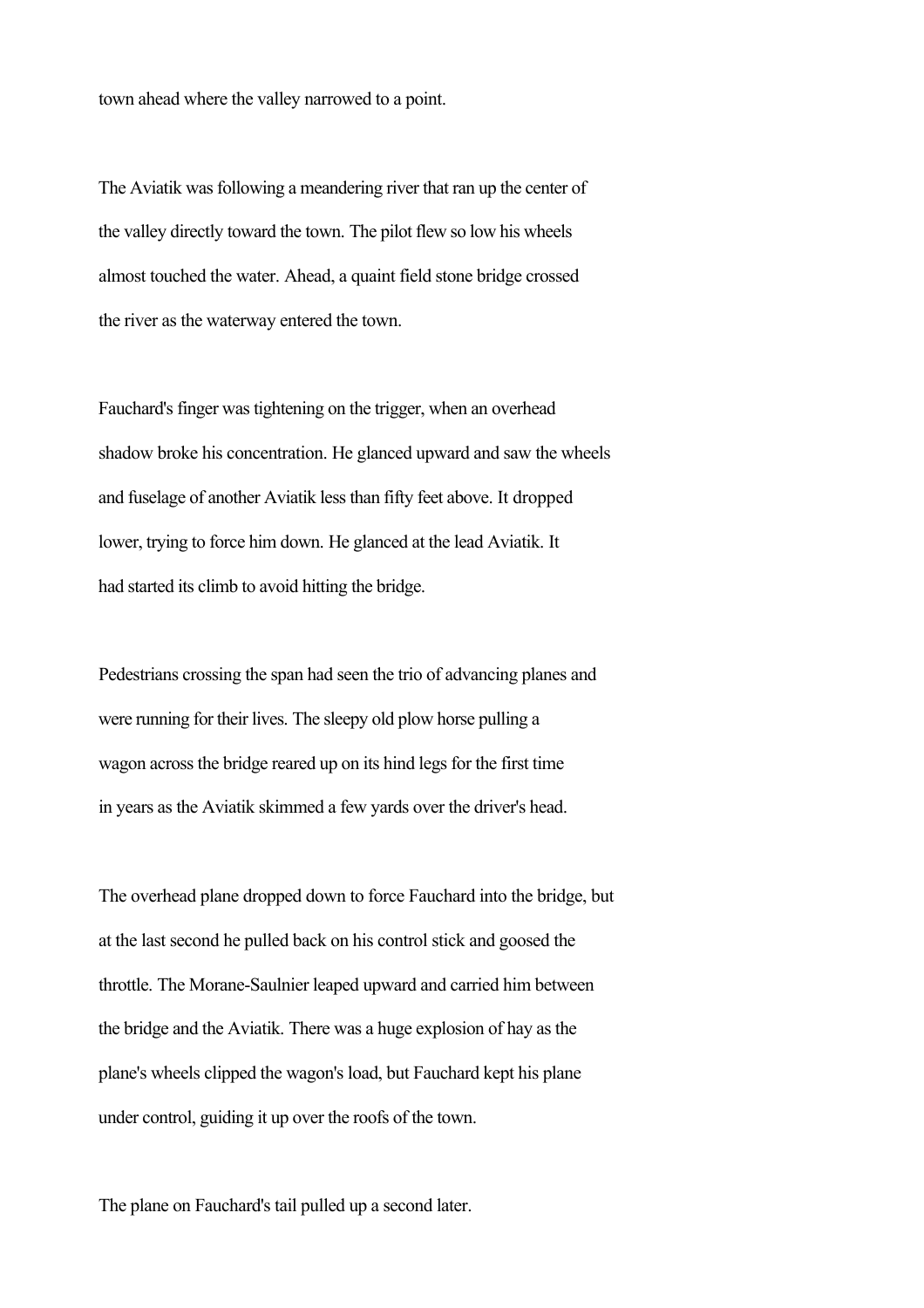town ahead where the valley narrowed to a point.

The Aviatik was following a meandering river that ran up the center of the valley directly toward the town. The pilot flew so low his wheels almost touched the water. Ahead, a quaint field stone bridge crossed the river as the waterway entered the town.

Fauchard's finger was tightening on the trigger, when an overhead shadow broke his concentration. He glanced upward and saw the wheels and fuselage of another Aviatik less than fifty feet above. It dropped lower, trying to force him down. He glanced at the lead Aviatik. It had started its climb to avoid hitting the bridge.

Pedestrians crossing the span had seen the trio of advancing planes and were running for their lives. The sleepy old plow horse pulling a wagon across the bridge reared up on its hind legs for the first time in years as the Aviatik skimmed a few yards over the driver's head.

The overhead plane dropped down to force Fauchard into the bridge, but at the last second he pulled back on his control stick and goosed the throttle. The Morane-Saulnier leaped upward and carried him between the bridge and the Aviatik. There was a huge explosion of hay as the plane's wheels clipped the wagon's load, but Fauchard kept his plane under control, guiding it up over the roofs of the town.

The plane on Fauchard's tail pulled up a second later.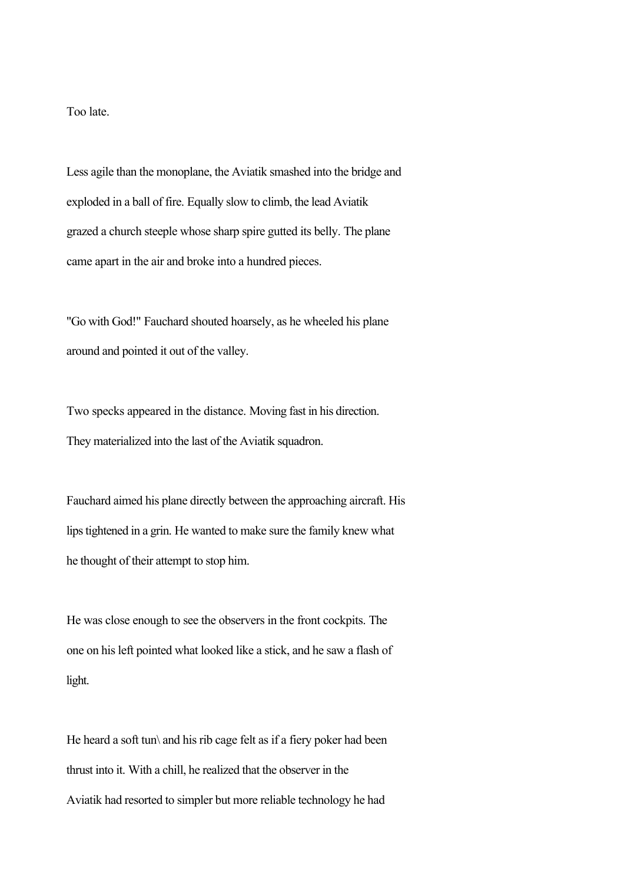Too late.

Less agile than the monoplane, the Aviatik smashed into the bridge and exploded in a ball of fire. Equally slow to climb, the lead Aviatik grazed a church steeple whose sharp spire gutted its belly. The plane came apart in the air and broke into a hundred pieces.

"Go with God!" Fauchard shouted hoarsely, as he wheeled his plane around and pointed it out of the valley.

Two specks appeared in the distance. Moving fast in his direction. They materialized into the last of the Aviatik squadron.

Fauchard aimed his plane directly between the approaching aircraft. His lips tightened in a grin. He wanted to make sure the family knew what he thought of their attempt to stop him.

He was close enough to see the observers in the front cockpits. The one on his left pointed what looked like a stick, and he saw a flash of light.

He heard a soft tun\ and his rib cage felt as if a fiery poker had been thrust into it. With a chill, he realized that the observer in the Aviatik had resorted to simpler but more reliable technology he had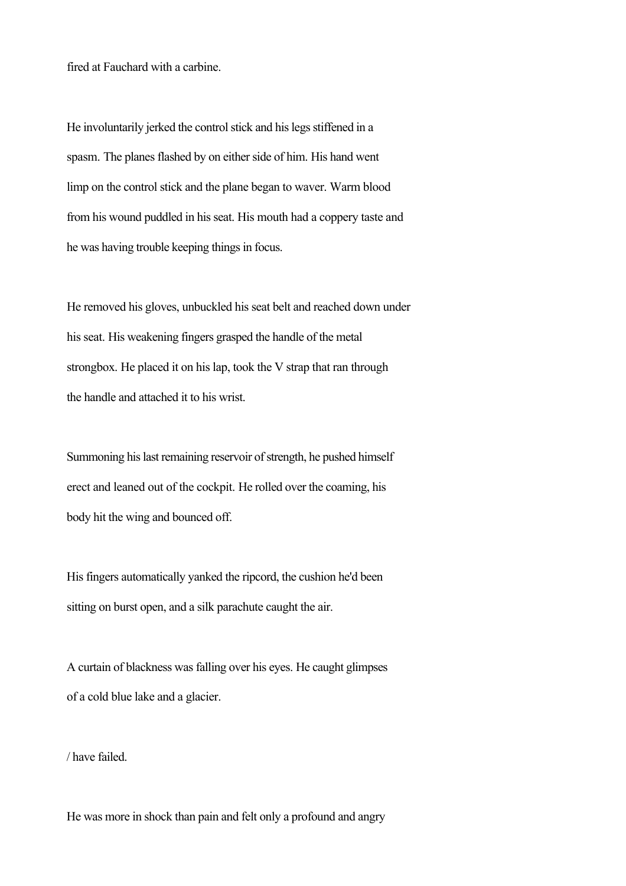fired at Fauchard with a carbine.

He involuntarily jerked the control stick and his legs stiffened in a spasm. The planes flashed by on either side of him. His hand went limp on the control stick and the plane began to waver. Warm blood from his wound puddled in his seat. His mouth had a coppery taste and he was having trouble keeping things in focus.

He removed his gloves, unbuckled his seat belt and reached down under his seat. His weakening fingers grasped the handle of the metal strongbox. He placed it on his lap, took the V strap that ran through the handle and attached it to his wrist.

Summoning his last remaining reservoir of strength, he pushed himself erect and leaned out of the cockpit. He rolled over the coaming, his body hit the wing and bounced off.

His fingers automatically yanked the ripcord, the cushion he'd been sitting on burst open, and a silk parachute caught the air.

A curtain of blackness was falling over his eyes. He caught glimpses of a cold blue lake and a glacier.

/ have failed.

He was more in shock than pain and felt only a profound and angry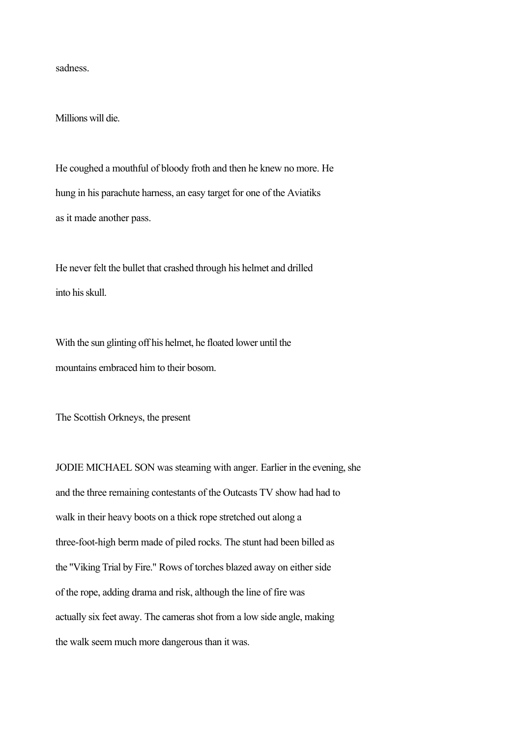sadness.

Millions will die.

He coughed a mouthful of bloody froth and then he knew no more. He hung in his parachute harness, an easy target for one of the Aviatiks as it made another pass.

He never felt the bullet that crashed through his helmet and drilled into his skull.

With the sun glinting off his helmet, he floated lower until the mountains embraced him to their bosom.

The Scottish Orkneys, the present

JODIE MICHAEL SON was steaming with anger. Earlier in the evening, she and the three remaining contestants of the Outcasts TV show had had to walk in their heavy boots on a thick rope stretched out along a three-foot-high berm made of piled rocks. The stunt had been billed as the "Viking Trial by Fire." Rows of torches blazed away on either side of the rope, adding drama and risk, although the line of fire was actually six feet away. The cameras shot from a low side angle, making the walk seem much more dangerous than it was.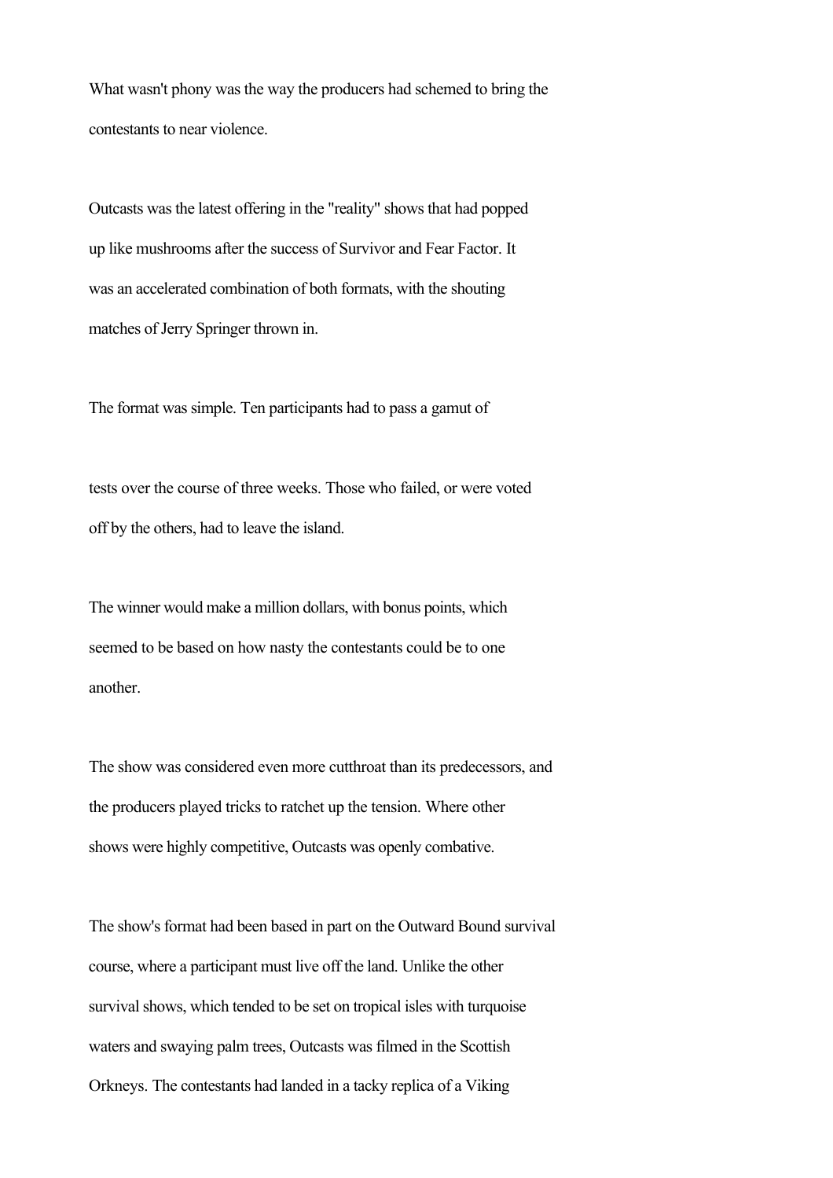What wasn't phony was the way the producers had schemed to bring the contestants to near violence.

Outcasts was the latest offering in the "reality" shows that had popped up like mushrooms after the success of Survivor and Fear Factor. It was an accelerated combination of both formats, with the shouting matches of Jerry Springer thrown in.

The format was simple. Ten participants had to pass a gamut of tests over the course of three weeks. Those who failed, or were voted off by the others, had to leave the island.

The winner would make a million dollars, with bonus points, which seemed to be based on how nasty the contestants could be to one another.

The show was considered even more cutthroat than its predecessors, and the producers played tricks to ratchet up the tension. Where other shows were highly competitive, Outcasts was openly combative.

The show's format had been based in part on the Outward Bound survival course, where a participant must live off the land. Unlike the other survival shows, which tended to be set on tropical isles with turquoise waters and swaying palm trees, Outcasts was filmed in the Scottish Orkneys. The contestants had landed in a tacky replica of a Viking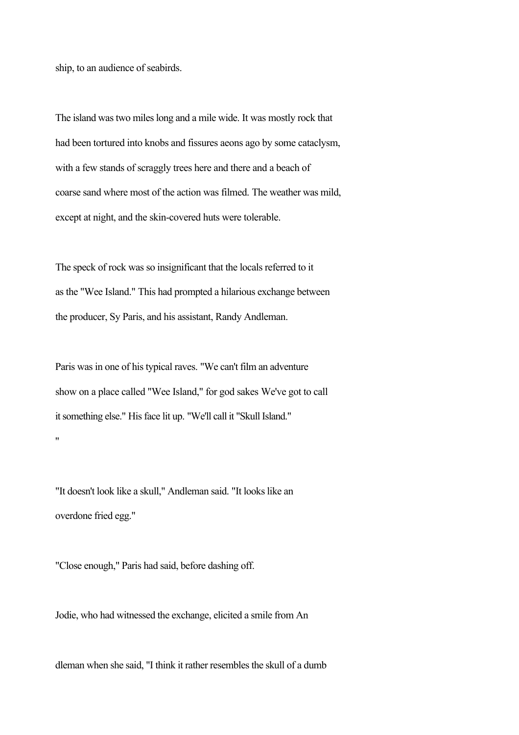ship, to an audience of seabirds.

The island was two miles long and a mile wide. It was mostly rock that had been tortured into knobs and fissures aeons ago by some cataclysm, with a few stands of scraggly trees here and there and a beach of coarse sand where most of the action was filmed. The weather was mild, except at night, and the skin-covered huts were tolerable.

The speck of rock was so insignificant that the locals referred to it as the "Wee Island." This had prompted a hilarious exchange between the producer, Sy Paris, and his assistant, Randy Andleman.

Paris was in one of his typical raves. "We can't film an adventure show on a place called "Wee Island," for god sakes We've got to call it something else." His face lit up. "We'll call it "Skull Island."
"

"It doesn't look like a skull," Andleman said. "It looks like an overdone fried egg."

"Close enough," Paris had said, before dashing off.

Jodie, who had witnessed the exchange, elicited a smile from An

dleman when she said, "I think it rather resembles the skull of a dumb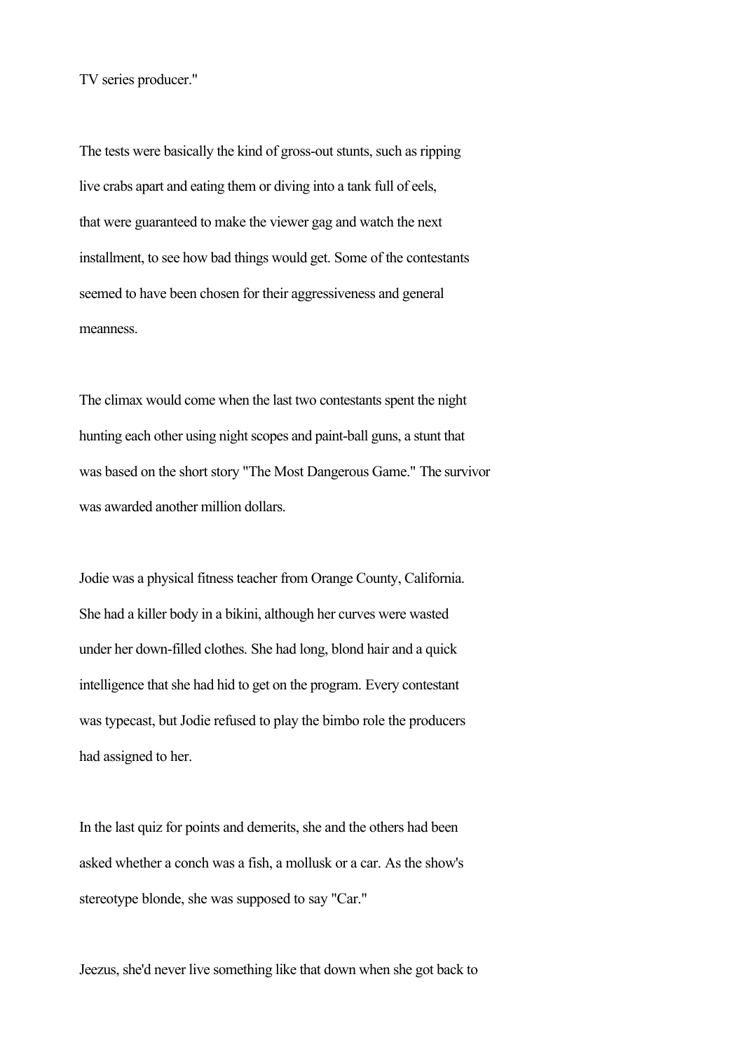TV series producer."

The tests were basically the kind of gross-out stunts, such as ripping live crabs apart and eating them or diving into a tank full of eels, that were guaranteed to make the viewer gag and watch the next installment, to see how bad things would get. Some of the contestants seemed to have been chosen for their aggressiveness and general meanness.

The climax would come when the last two contestants spent the night hunting each other using night scopes and paint-ball guns, a stunt that was based on the short story "The Most Dangerous Game." The survivor was awarded another million dollars.

Jodie was a physical fitness teacher from Orange County, California. She had a killer body in a bikini, although her curves were wasted under her down-filled clothes. She had long, blond hair and a quick intelligence that she had hid to get on the program. Every contestant was typecast, but Jodie refused to play the bimbo role the producers had assigned to her.

In the last quiz for points and demerits, she and the others had been asked whether a conch was a fish, a mollusk or a car. As the show's stereotype blonde, she was supposed to say "Car."

Jeezus, she'd never live something like that down when she got back to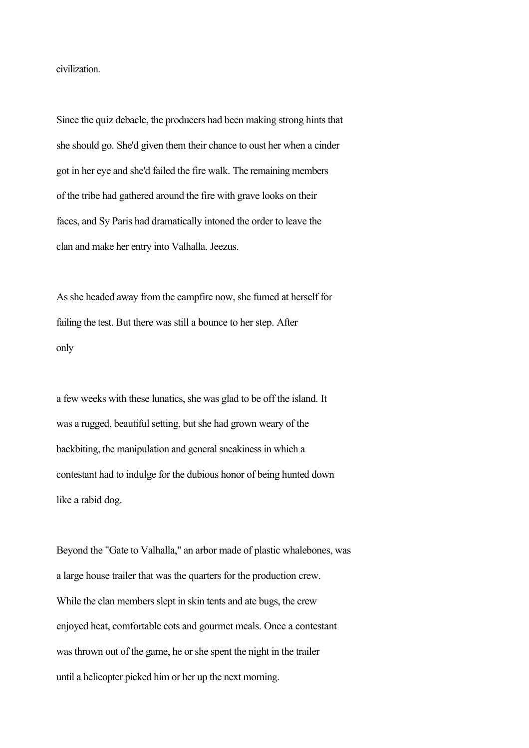civilization.

Since the quiz debacle, the producers had been making strong hints that she should go. She'd given them their chance to oust her when a cinder got in her eye and she'd failed the fire walk. The remaining members of the tribe had gathered around the fire with grave looks on their faces, and Sy Paris had dramatically intoned the order to leave the clan and make her entry into Valhalla. Jeezus.

As she headed away from the campfire now, she fumed at herself for failing the test. But there was still a bounce to her step. After only a few weeks with these lunatics, she was glad to be off the island. It was a rugged, beautiful setting, but she had grown weary of the backbiting, the manipulation and general sneakiness in which a contestant had to indulge for the dubious honor of being hunted down like a rabid dog.

Beyond the "Gate to Valhalla," an arbor made of plastic whalebones, was a large house trailer that was the quarters for the production crew. While the clan members slept in skin tents and ate bugs, the crew enjoyed heat, comfortable cots and gourmet meals. Once a contestant was thrown out of the game, he or she spent the night in the trailer until a helicopter picked him or her up the next morning.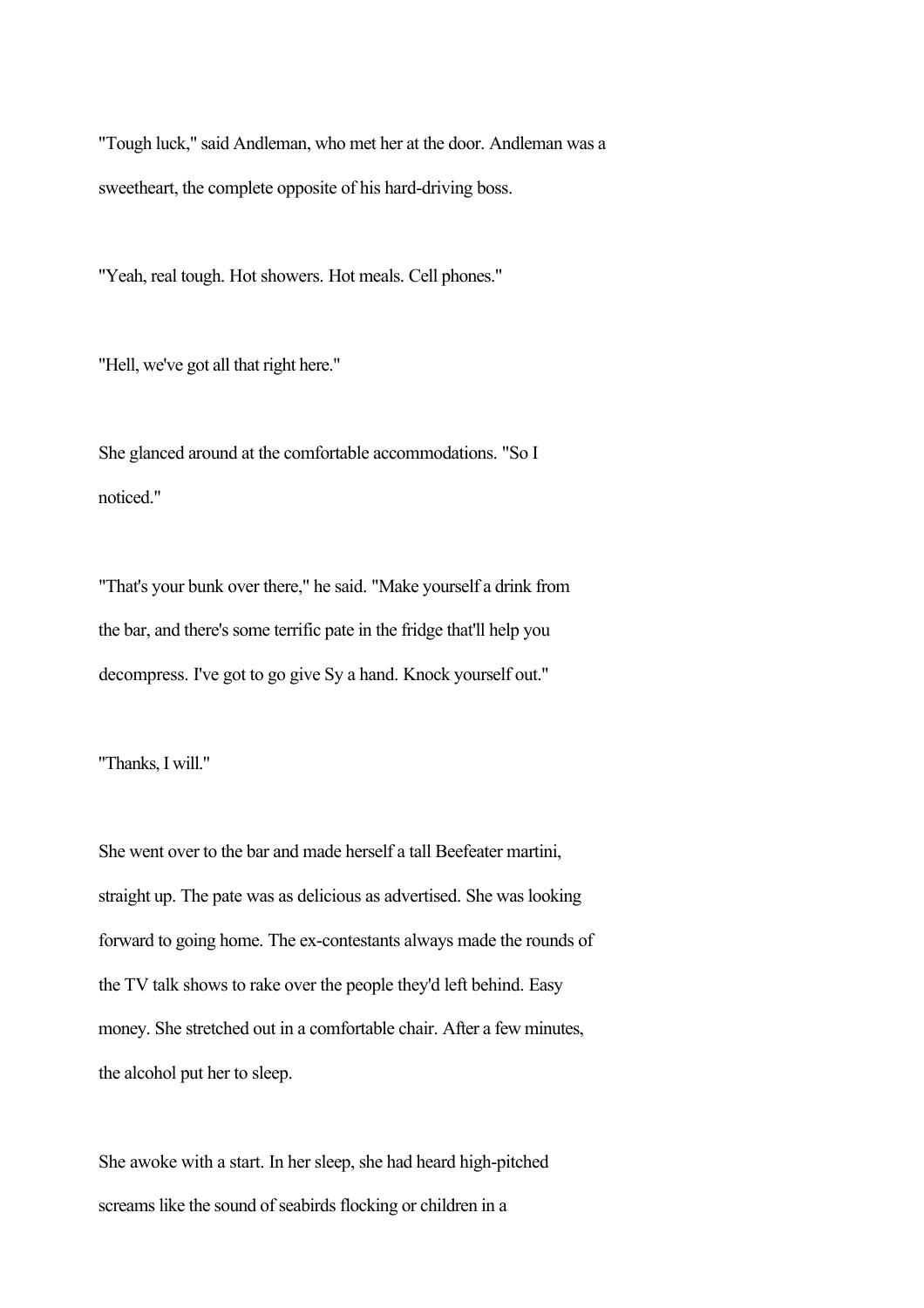"Tough luck," said Andleman, who met her at the door. Andleman was a sweetheart, the complete opposite of his hard-driving boss.

"Yeah, real tough. Hot showers. Hot meals. Cell phones."

"Hell, we've got all that right here."

She glanced around at the comfortable accommodations. "So I noticed."

"That's your bunk over there," he said. "Make yourself a drink from the bar, and there's some terrific pate in the fridge that'll help you decompress. I've got to go give Sy a hand. Knock yourself out."

"Thanks, I will."

She went over to the bar and made herself a tall Beefeater martini, straight up. The pate was as delicious as advertised. She was looking forward to going home. The ex-contestants always made the rounds of the TV talk shows to rake over the people they'd left behind. Easy money. She stretched out in a comfortable chair. After a few minutes, the alcohol put her to sleep.

She awoke with a start. In her sleep, she had heard high-pitched screams like the sound of seabirds flocking or children in a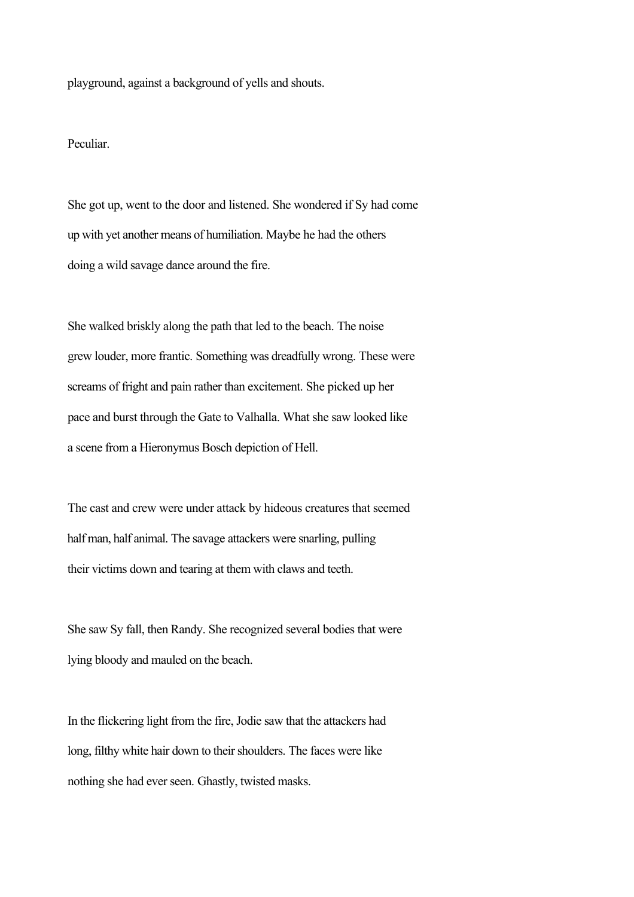playground, against a background of yells and shouts.

Peculiar.

She got up, went to the door and listened. She wondered if Sy had come up with yet another means of humiliation. Maybe he had the others doing a wild savage dance around the fire.

She walked briskly along the path that led to the beach. The noise grew louder, more frantic. Something was dreadfully wrong. These were screams of fright and pain rather than excitement. She picked up her pace and burst through the Gate to Valhalla. What she saw looked like a scene from a Hieronymus Bosch depiction of Hell.

The cast and crew were under attack by hideous creatures that seemed half man, half animal. The savage attackers were snarling, pulling their victims down and tearing at them with claws and teeth.

She saw Sy fall, then Randy. She recognized several bodies that were lying bloody and mauled on the beach.

In the flickering light from the fire, Jodie saw that the attackers had long, filthy white hair down to their shoulders. The faces were like nothing she had ever seen. Ghastly, twisted masks.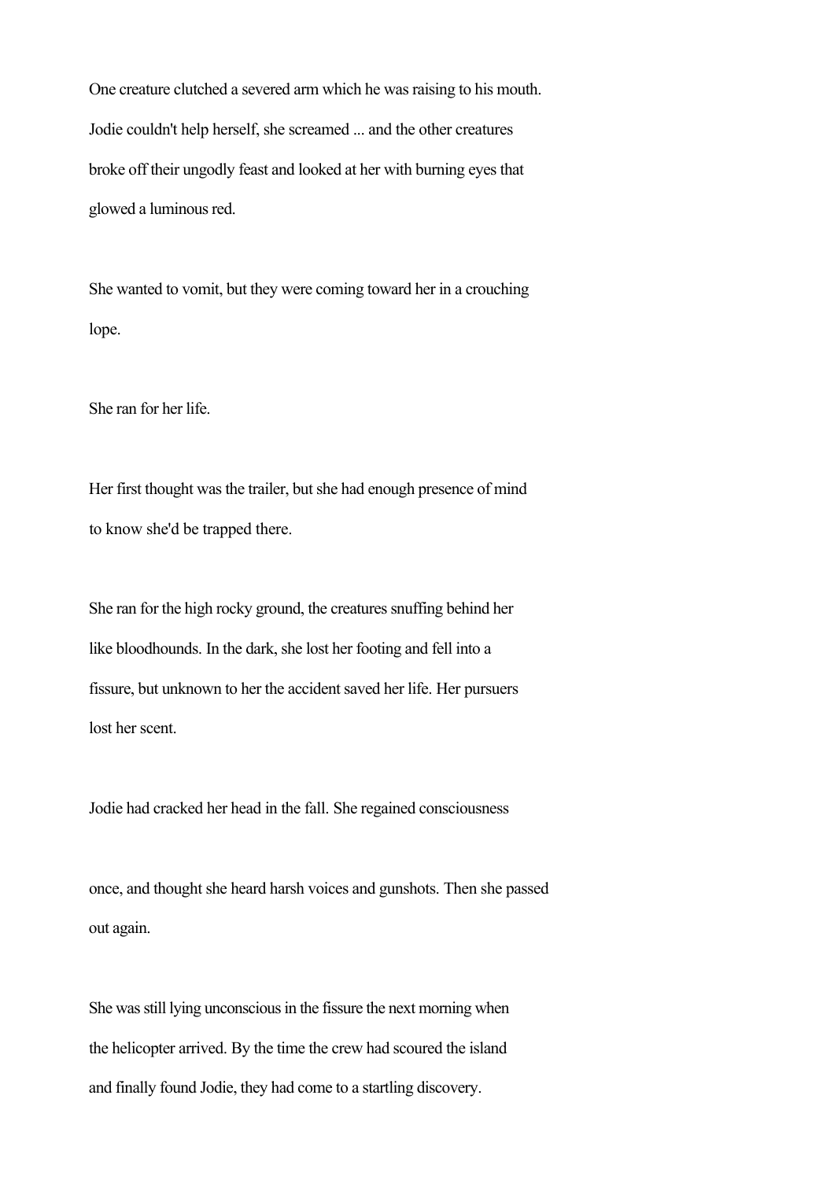One creature clutched a severed arm which he was raising to his mouth. Jodie couldn't help herself, she screamed ... and the other creatures broke off their ungodly feast and looked at her with burning eyes that glowed a luminous red.

She wanted to vomit, but they were coming toward her in a crouching lope.

She ran for her life.

Her first thought was the trailer, but she had enough presence of mind to know she'd be trapped there.

She ran for the high rocky ground, the creatures snuffing behind her like bloodhounds. In the dark, she lost her footing and fell into a fissure, but unknown to her the accident saved her life. Her pursuers lost her scent.

Jodie had cracked her head in the fall. She regained consciousness once, and thought she heard harsh voices and gunshots. Then she passed out again.

She was still lying unconscious in the fissure the next morning when the helicopter arrived. By the time the crew had scoured the island and finally found Jodie, they had come to a startling discovery.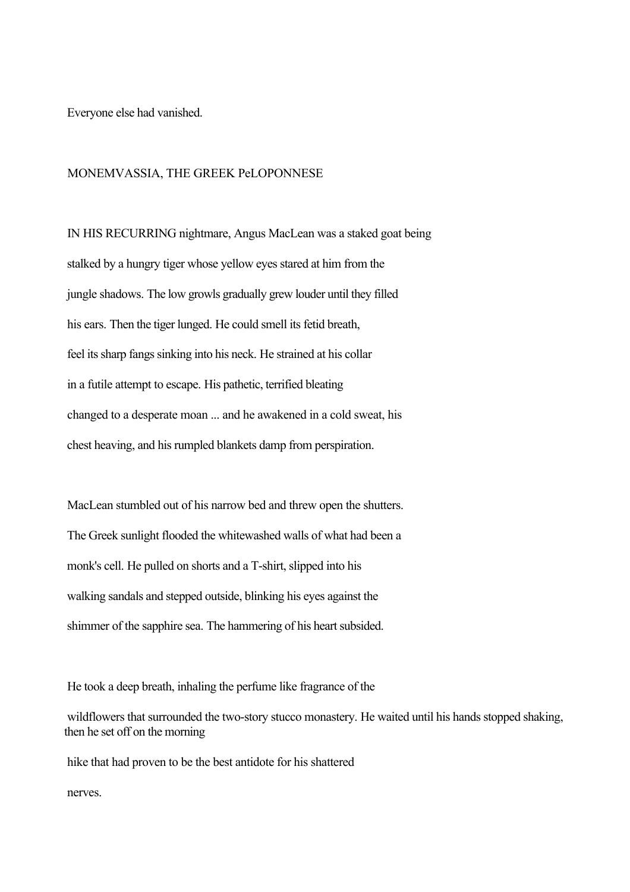Everyone else had vanished.

MONEMVASSIA, THE GREEK PeLOPONNESE

IN HIS RECURRING nightmare, Angus MacLean was a staked goat being stalked by a hungry tiger whose yellow eyes stared at him from the jungle shadows. The low growls gradually grew louder until they filled his ears. Then the tiger lunged. He could smell its fetid breath, feel its sharp fangs sinking into his neck. He strained at his collar in a futile attempt to escape. His pathetic, terrified bleating changed to a desperate moan ... and he awakened in a cold sweat, his chest heaving, and his rumpled blankets damp from perspiration.

MacLean stumbled out of his narrow bed and threw open the shutters. The Greek sunlight flooded the whitewashed walls of what had been a monk's cell. He pulled on shorts and a T-shirt, slipped into his walking sandals and stepped outside, blinking his eyes against the shimmer of the sapphire sea. The hammering of his heart subsided.

He took a deep breath, inhaling the perfume like fragrance of the wildflowers that surrounded the two-story stucco monastery. He waited until his hands stopped shaking, then he set off on the morning hike that had proven to be the best antidote for his shattered nerves.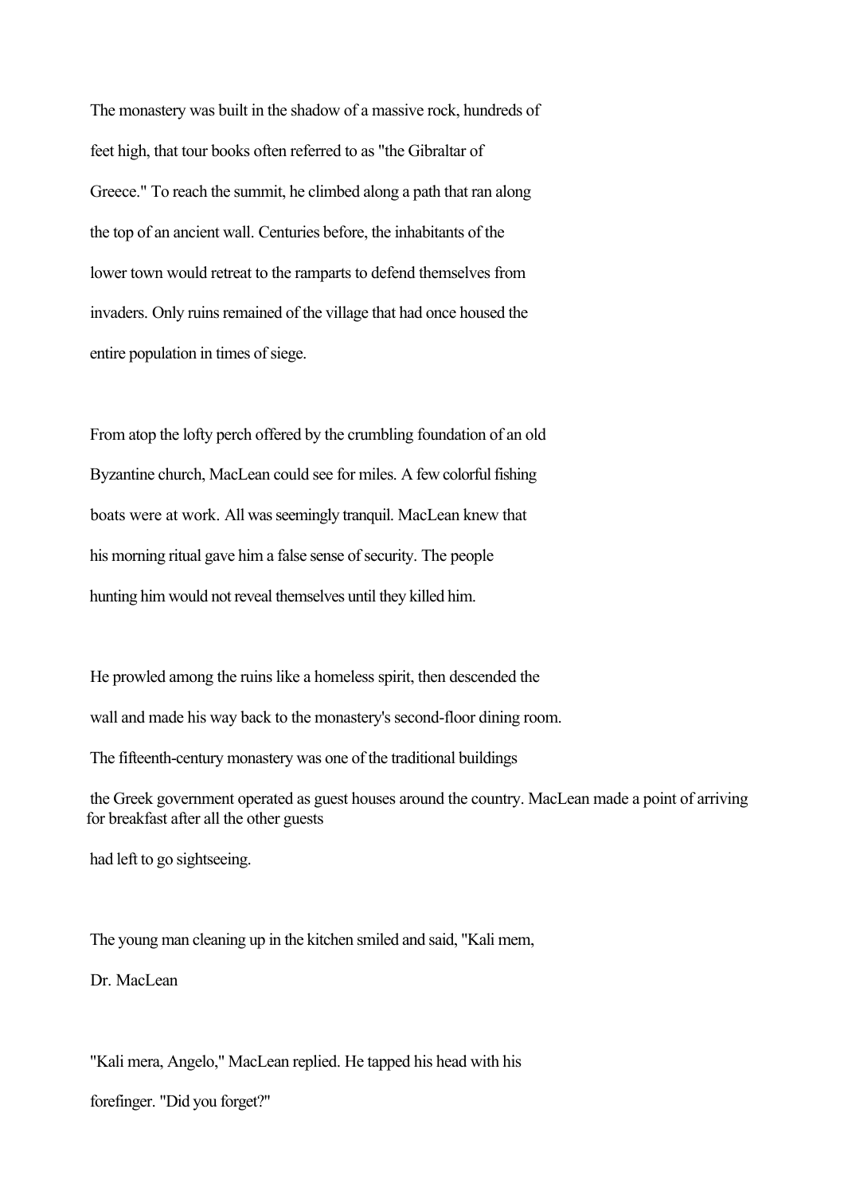The monastery was built in the shadow of a massive rock, hundreds of feet high, that tour books often referred to as "the Gibraltar of Greece." To reach the summit, he climbed along a path that ran along the top of an ancient wall. Centuries before, the inhabitants of the lower town would retreat to the ramparts to defend themselves from invaders. Only ruins remained of the village that had once housed the entire population in times of siege.

From atop the lofty perch offered by the crumbling foundation of an old Byzantine church, MacLean could see for miles. A few colorful fishing boats were at work. All was seemingly tranquil. MacLean knew that his morning ritual gave him a false sense of security. The people hunting him would not reveal themselves until they killed him.

He prowled among the ruins like a homeless spirit, then descended the wall and made his way back to the monastery's second-floor dining room. The fifteenth-century monastery was one of the traditional buildings the Greek government operated as guest houses around the country. MacLean made a point of arriving for breakfast after all the other guests had left to go sightseeing.

The young man cleaning up in the kitchen smiled and said, "Kali mem, Dr. MacLean

"Kali mera, Angelo," MacLean replied. He tapped his head with his forefinger. "Did you forget?"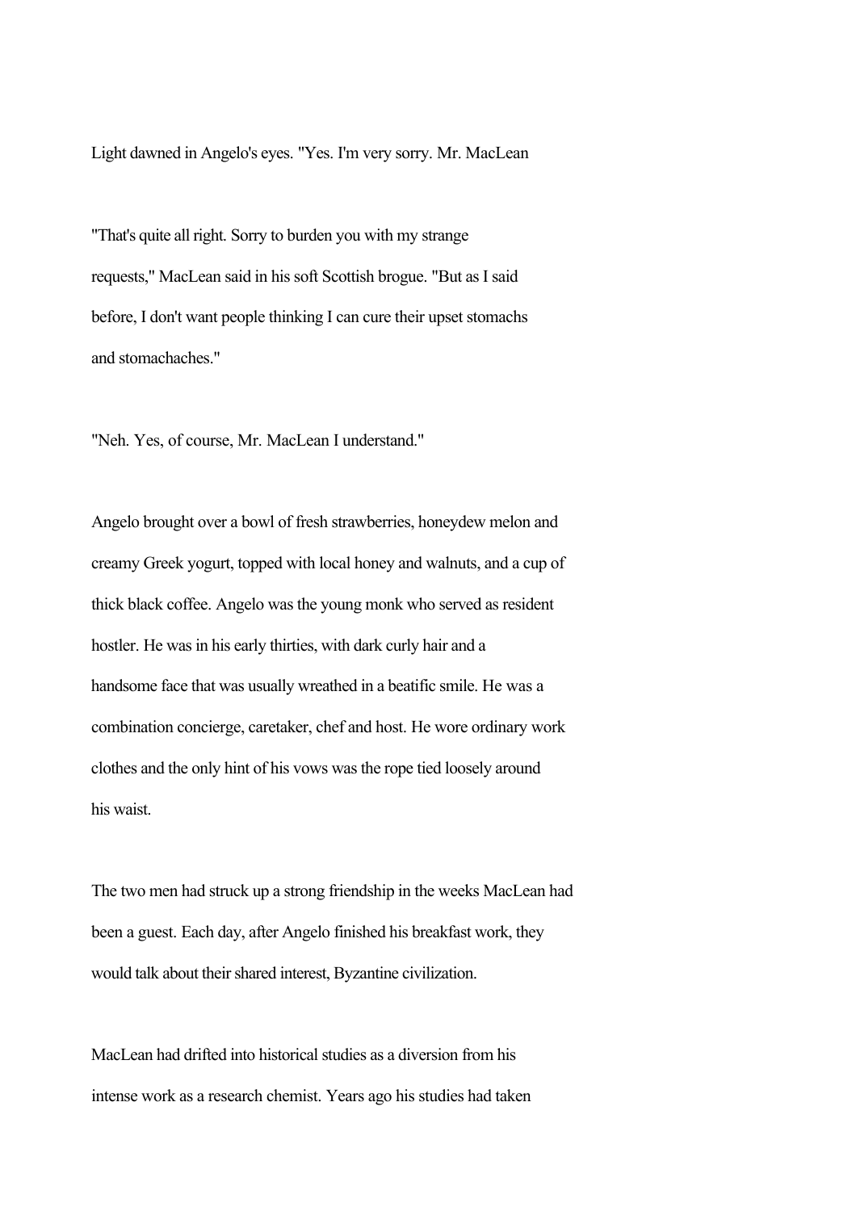Light dawned in Angelo's eyes. "Yes. I'm very sorry. Mr. MacLean

"That's quite all right. Sorry to burden you with my strange requests," MacLean said in his soft Scottish brogue. "But as I said before, I don't want people thinking I can cure their upset stomachs and stomachaches."

"Neh. Yes, of course, Mr. MacLean I understand."

Angelo brought over a bowl of fresh strawberries, honeydew melon and creamy Greek yogurt, topped with local honey and walnuts, and a cup of thick black coffee. Angelo was the young monk who served as resident hostler. He was in his early thirties, with dark curly hair and a handsome face that was usually wreathed in a beatific smile. He was a combination concierge, caretaker, chef and host. He wore ordinary work clothes and the only hint of his vows was the rope tied loosely around his waist.

The two men had struck up a strong friendship in the weeks MacLean had been a guest. Each day, after Angelo finished his breakfast work, they would talk about their shared interest, Byzantine civilization.

MacLean had drifted into historical studies as a diversion from his intense work as a research chemist. Years ago his studies had taken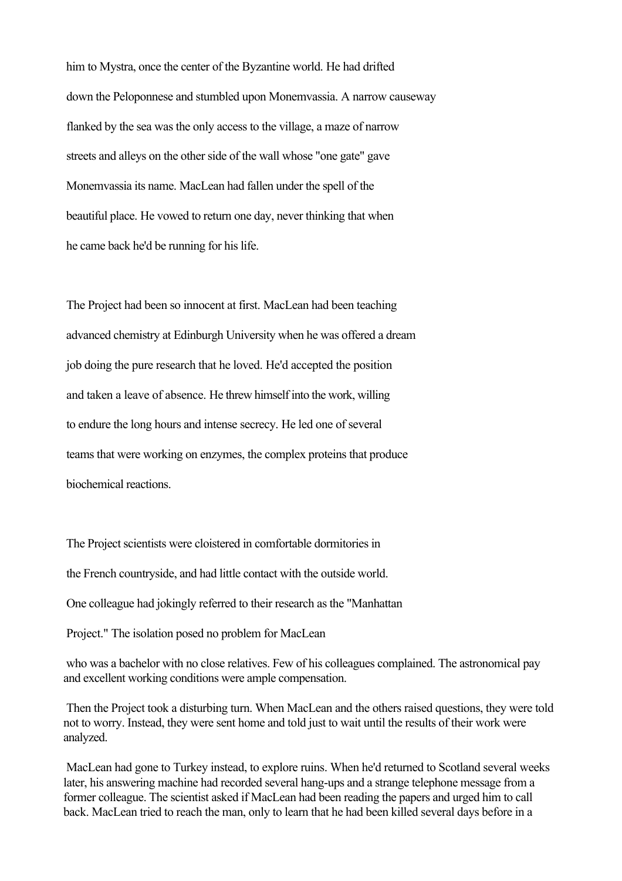him to Mystra, once the center of the Byzantine world. He had drifted down the Peloponnese and stumbled upon Monemvassia. A narrow causeway flanked by the sea was the only access to the village, a maze of narrow streets and alleys on the other side of the wall whose "one gate" gave Monemvassia its name. MacLean had fallen under the spell of the beautiful place. He vowed to return one day, never thinking that when he came back he'd be running for his life.

The Project had been so innocent at first. MacLean had been teaching advanced chemistry at Edinburgh University when he was offered a dream job doing the pure research that he loved. He'd accepted the position and taken a leave of absence. He threw himself into the work, willing to endure the long hours and intense secrecy. He led one of several teams that were working on enzymes, the complex proteins that produce biochemical reactions.

The Project scientists were cloistered in comfortable dormitories in the French countryside, and had little contact with the outside world. One colleague had jokingly referred to their research as the "Manhattan Project." The isolation posed no problem for MacLean who was a bachelor with no close relatives. Few of his colleagues complained. The astronomical pay and excellent working conditions were ample compensation.

Then the Project took a disturbing turn. When MacLean and the others raised questions, they were told not to worry. Instead, they were sent home and told just to wait until the results of their work were analyzed.

MacLean had gone to Turkey instead, to explore ruins. When he'd returned to Scotland several weeks later, his answering machine had recorded several hang-ups and a strange telephone message from a former colleague. The scientist asked if MacLean had been reading the papers and urged him to call back. MacLean tried to reach the man, only to learn that he had been killed several days before in a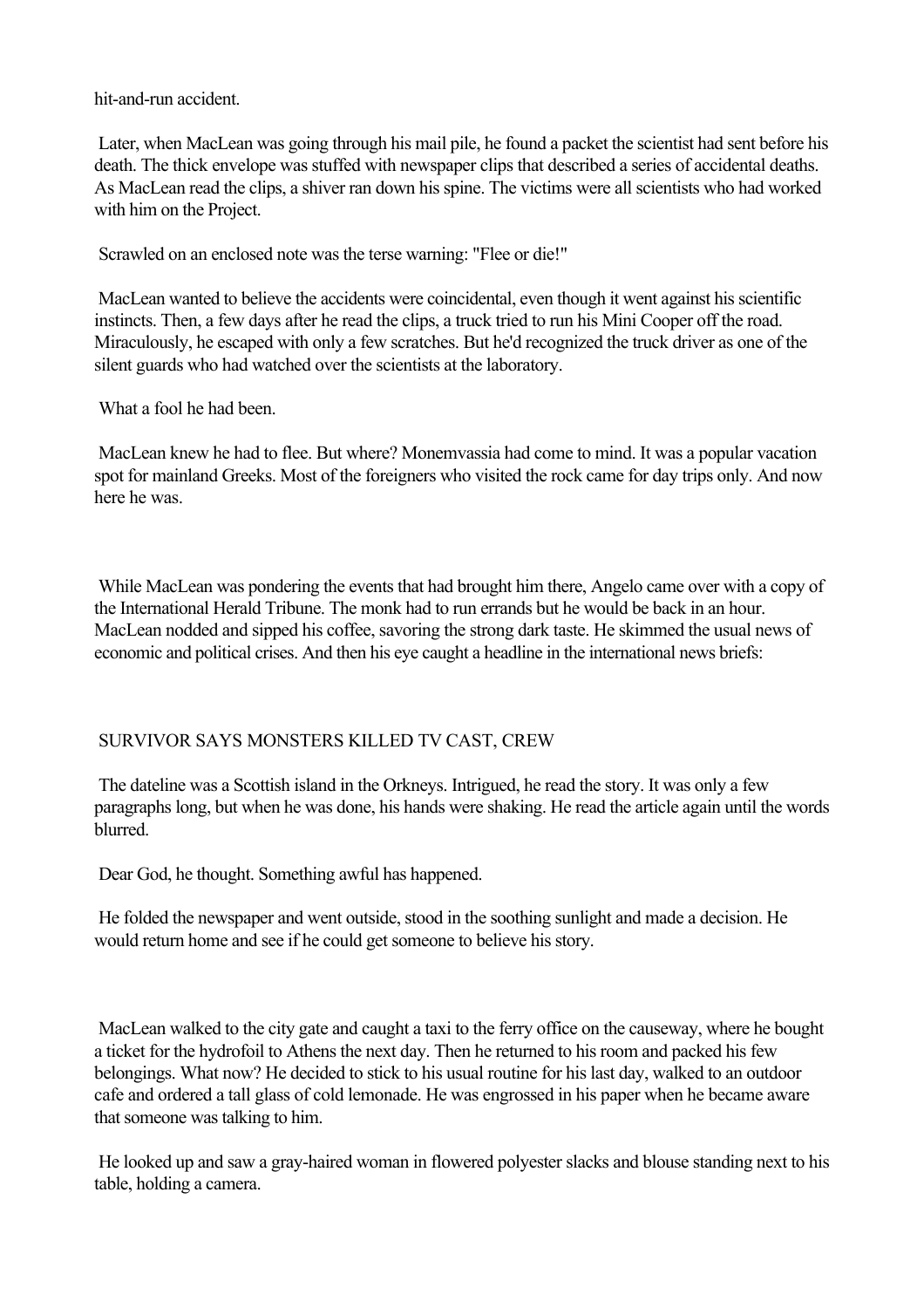hit-and-run accident.

Later, when MacLean was going through his mail pile, he found a packet the scientist had sent before his death. The thick envelope was stuffed with newspaper clips that described a series of accidental deaths. As MacLean read the clips, a shiver ran down his spine. The victims were all scientists who had worked with him on the Project.

Scrawled on an enclosed note was the terse warning: "Flee or die!"

MacLean wanted to believe the accidents were coincidental, even though it went against his scientific instincts. Then, a few days after he read the clips, a truck tried to run his Mini Cooper off the road. Miraculously, he escaped with only a few scratches. But he'd recognized the truck driver as one of the silent guards who had watched over the scientists at the laboratory.

What a fool he had been.

MacLean knew he had to flee. But where? Monemvassia had come to mind. It was a popular vacation spot for mainland Greeks. Most of the foreigners who visited the rock came for day trips only. And now here he was.

While MacLean was pondering the events that had brought him there, Angelo came over with a copy of the International Herald Tribune. The monk had to run errands but he would be back in an hour. MacLean nodded and sipped his coffee, savoring the strong dark taste. He skimmed the usual news of economic and political crises. And then his eye caught a headline in the international news briefs:

SURVIVOR SAYS MONSTERS KILLED TV CAST, CREW

The dateline was a Scottish island in the Orkneys. Intrigued, he read the story. It was only a few paragraphs long, but when he was done, his hands were shaking. He read the article again until the words blurred.

Dear God, he thought. Something awful has happened.

He folded the newspaper and went outside, stood in the soothing sunlight and made a decision. He would return home and see if he could get someone to believe his story.

MacLean walked to the city gate and caught a taxi to the ferry office on the causeway, where he bought a ticket for the hydrofoil to Athens the next day. Then he returned to his room and packed his few belongings. What now? He decided to stick to his usual routine for his last day, walked to an outdoor cafe and ordered a tall glass of cold lemonade. He was engrossed in his paper when he became aware that someone was talking to him.

He looked up and saw a gray-haired woman in flowered polyester slacks and blouse standing next to his table, holding a camera.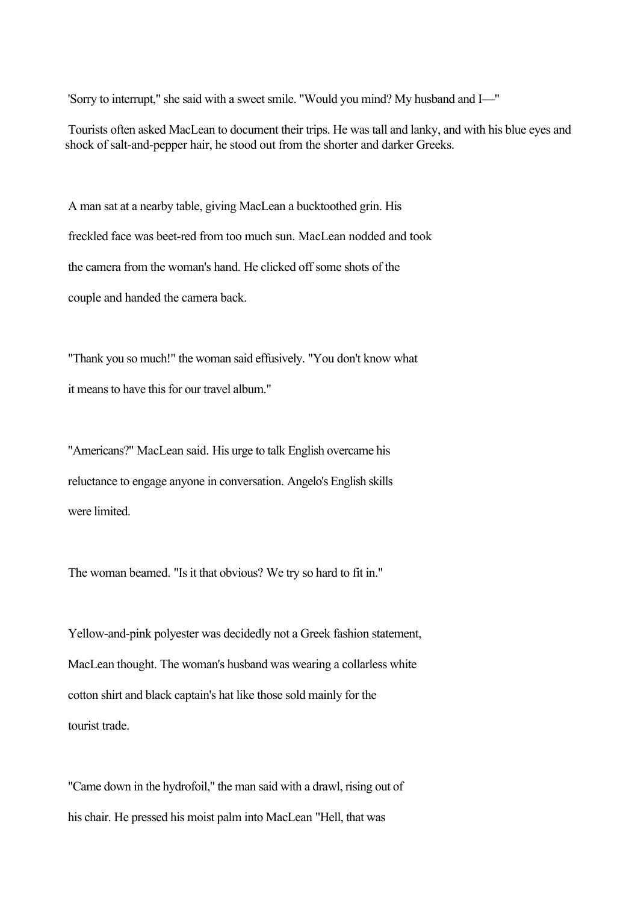'Sorry to interrupt," she said with a sweet smile. "Would you mind? My husband and I—"

Tourists often asked MacLean to document their trips. He was tall and lanky, and with his blue eyes and shock of salt-and-pepper hair, he stood out from the shorter and darker Greeks.

A man sat at a nearby table, giving MacLean a bucktoothed grin. His freckled face was beet-red from too much sun. MacLean nodded and took the camera from the woman's hand. He clicked off some shots of the couple and handed the camera back.

"Thank you so much!" the woman said effusively. "You don't know what it means to have this for our travel album."

"Americans?" MacLean said. His urge to talk English overcame his reluctance to engage anyone in conversation. Angelo's English skills were limited.

The woman beamed. "Is it that obvious? We try so hard to fit in."

Yellow-and-pink polyester was decidedly not a Greek fashion statement, MacLean thought. The woman's husband was wearing a collarless white cotton shirt and black captain's hat like those sold mainly for the tourist trade.

"Came down in the hydrofoil," the man said with a drawl, rising out of his chair. He pressed his moist palm into MacLean "Hell, that was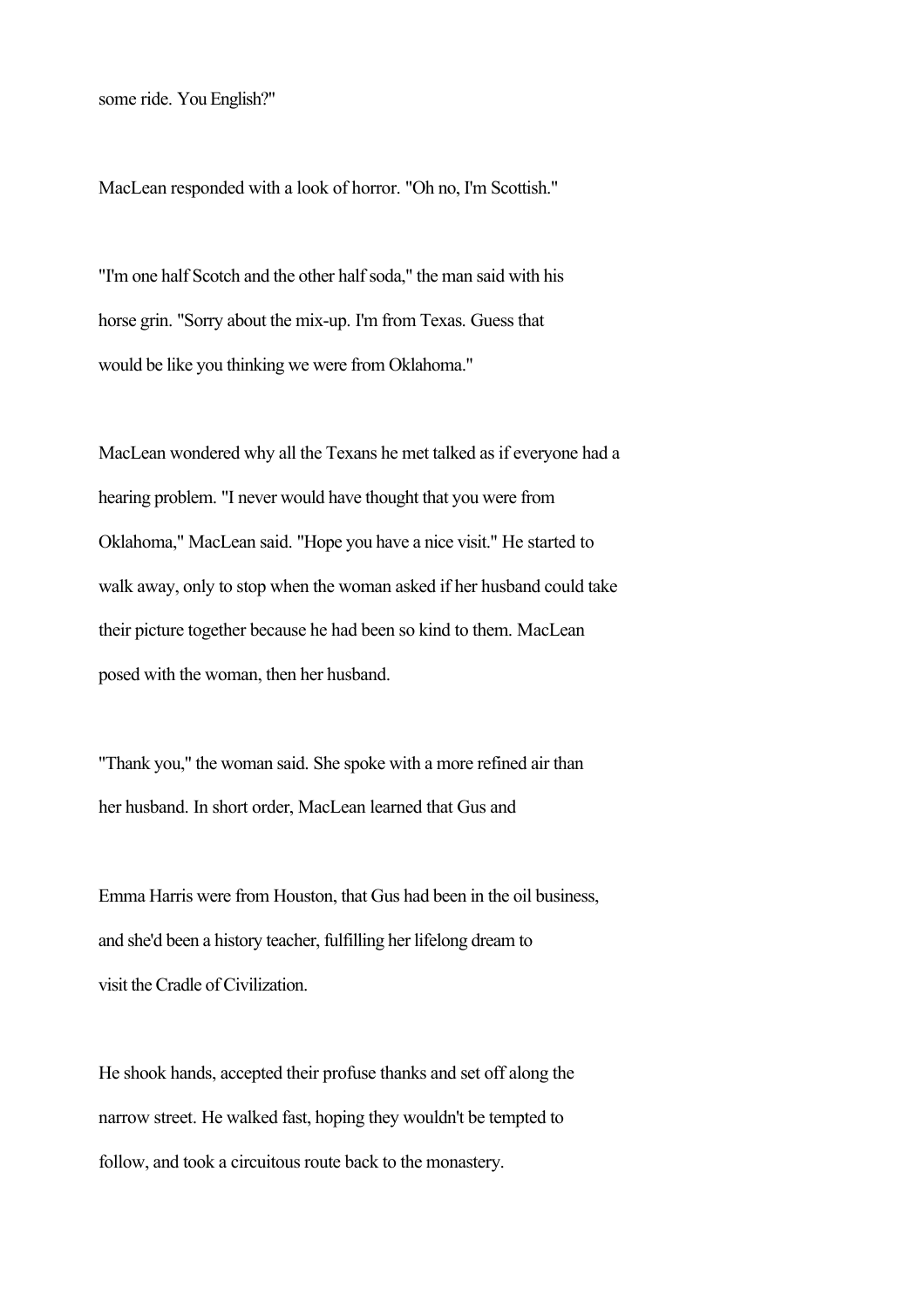some ride. You English?"

MacLean responded with a look of horror. "Oh no, I'm Scottish."

"I'm one half Scotch and the other half soda," the man said with his horse grin. "Sorry about the mix-up. I'm from Texas. Guess that would be like you thinking we were from Oklahoma."

MacLean wondered why all the Texans he met talked as if everyone had a hearing problem. "I never would have thought that you were from Oklahoma," MacLean said. "Hope you have a nice visit." He started to walk away, only to stop when the woman asked if her husband could take their picture together because he had been so kind to them. MacLean posed with the woman, then her husband.

"Thank you," the woman said. She spoke with a more refined air than her husband. In short order, MacLean learned that Gus and Emma Harris were from Houston, that Gus had been in the oil business, and she'd been a history teacher, fulfilling her lifelong dream to visit the Cradle of Civilization.

He shook hands, accepted their profuse thanks and set off along the narrow street. He walked fast, hoping they wouldn't be tempted to follow, and took a circuitous route back to the monastery.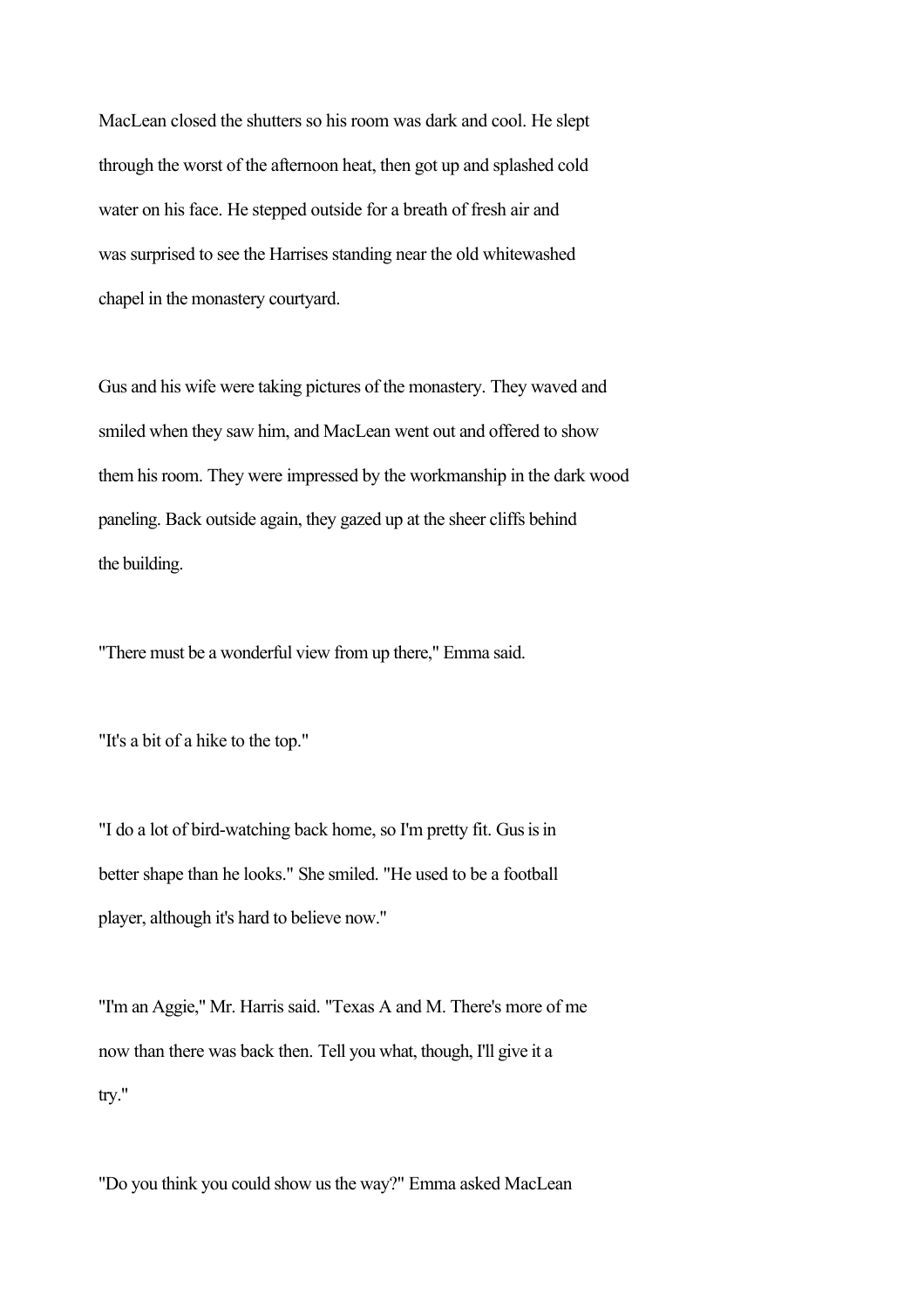MacLean closed the shutters so his room was dark and cool. He slept through the worst of the afternoon heat, then got up and splashed cold water on his face. He stepped outside for a breath of fresh air and was surprised to see the Harrises standing near the old whitewashed chapel in the monastery courtyard.

Gus and his wife were taking pictures of the monastery. They waved and smiled when they saw him, and MacLean went out and offered to show them his room. They were impressed by the workmanship in the dark wood paneling. Back outside again, they gazed up at the sheer cliffs behind the building.

"There must be a wonderful view from up there," Emma said.

"It's a bit of a hike to the top."

"I do a lot of bird-watching back home, so I'm pretty fit. Gus is in better shape than he looks." She smiled. "He used to be a football player, although it's hard to believe now."

"I'm an Aggie," Mr. Harris said. "Texas A and M. There's more of me now than there was back then. Tell you what, though, I'll give it a try."

"Do you think you could show us the way?" Emma asked MacLean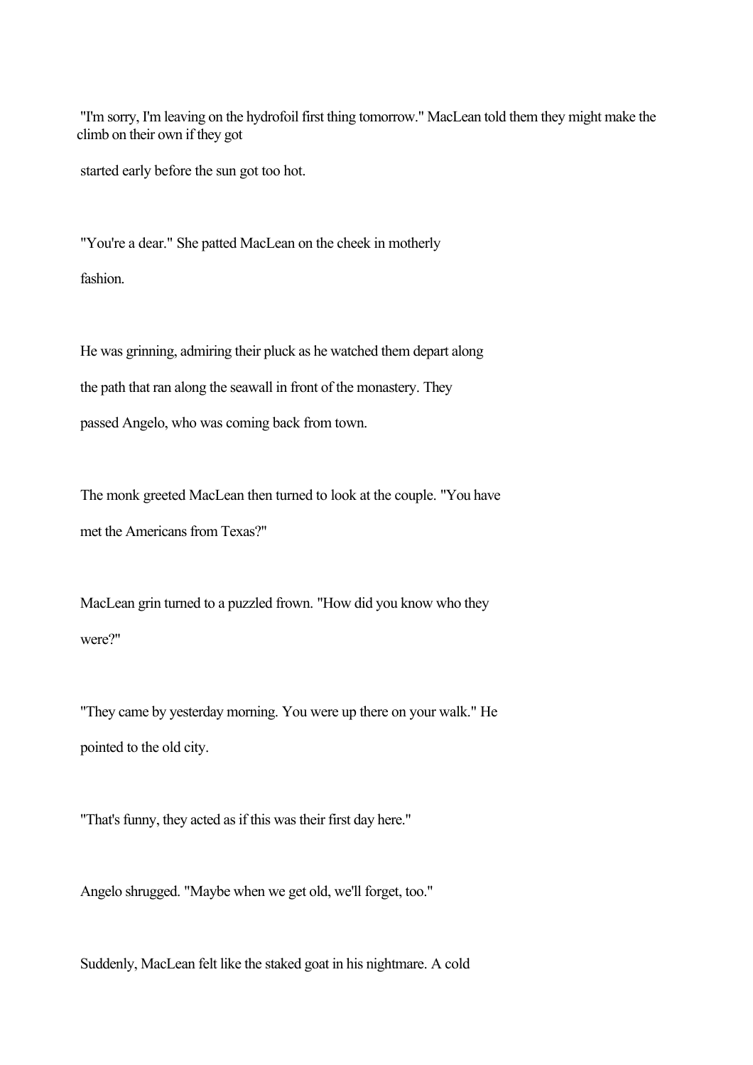"I'm sorry, I'm leaving on the hydrofoil first thing tomorrow." MacLean told them they might make the climb on their own if they got started early before the sun got too hot.

"You're a dear." She patted MacLean on the cheek in motherly fashion.

He was grinning, admiring their pluck as he watched them depart along the path that ran along the seawall in front of the monastery. They passed Angelo, who was coming back from town.

The monk greeted MacLean then turned to look at the couple. "You have met the Americans from Texas?"

MacLean grin turned to a puzzled frown. "How did you know who they were?"

"They came by yesterday morning. You were up there on your walk." He pointed to the old city.

"That's funny, they acted as if this was their first day here."

Angelo shrugged. "Maybe when we get old, we'll forget, too."

Suddenly, MacLean felt like the staked goat in his nightmare. A cold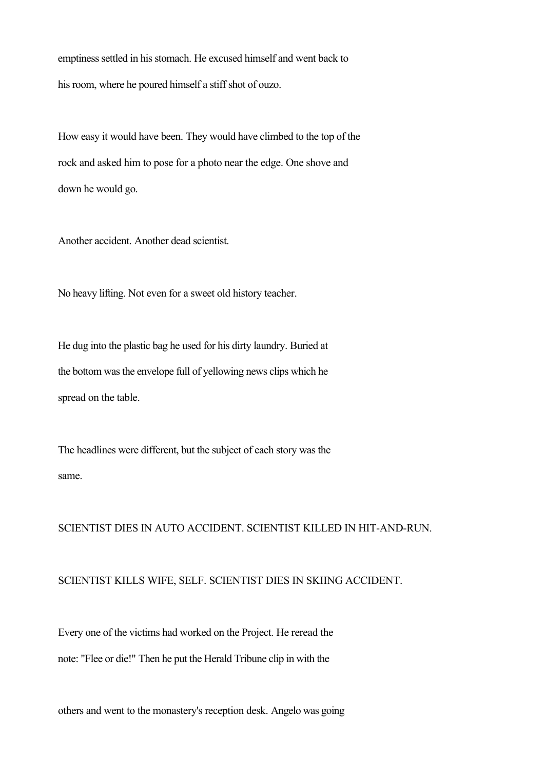emptiness settled in his stomach. He excused himself and went back to his room, where he poured himself a stiff shot of ouzo.

How easy it would have been. They would have climbed to the top of the rock and asked him to pose for a photo near the edge. One shove and down he would go.

Another accident. Another dead scientist.

No heavy lifting. Not even for a sweet old history teacher.

He dug into the plastic bag he used for his dirty laundry. Buried at the bottom was the envelope full of yellowing news clips which he spread on the table.

The headlines were different, but the subject of each story was the same.

SCIENTIST DIES IN AUTO ACCIDENT. SCIENTIST KILLED IN HIT-AND-RUN.

SCIENTIST KILLS WIFE, SELF. SCIENTIST DIES IN SKIING ACCIDENT.

Every one of the victims had worked on the Project. He reread the note: "Flee or die!" Then he put the Herald Tribune clip in with the others and went to the monastery's reception desk. Angelo was going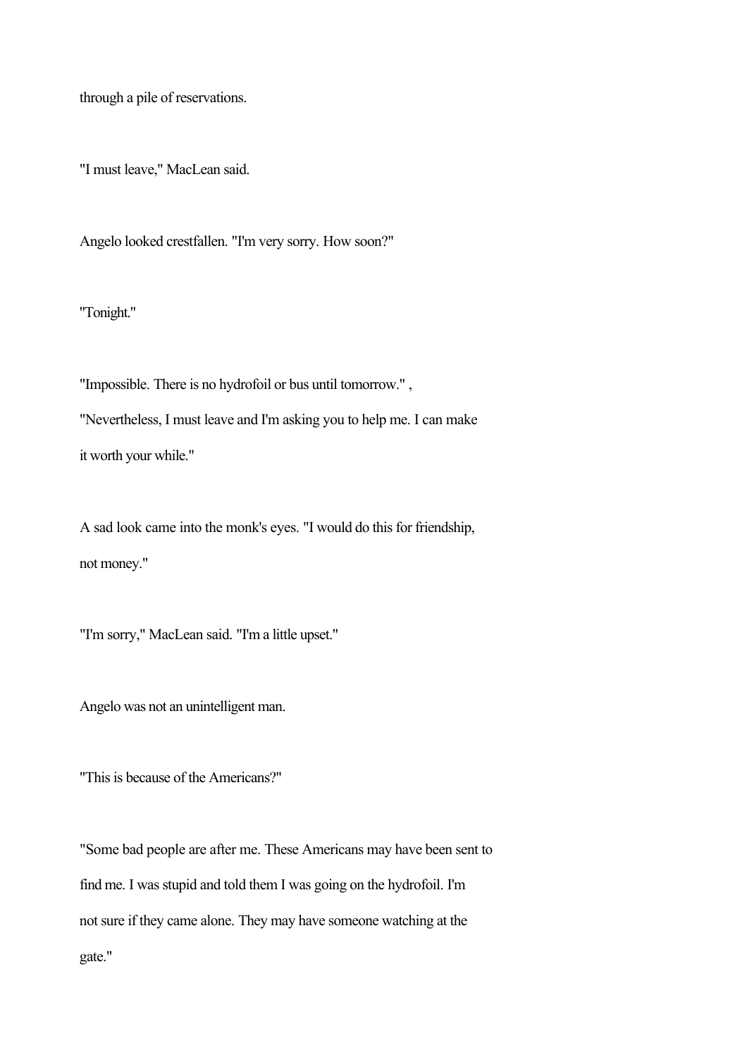through a pile of reservations.

"I must leave," MacLean said.

Angelo looked crestfallen. "I'm very sorry. How soon?"

"Tonight."

"Impossible. There is no hydrofoil or bus until tomorrow." ,

"Nevertheless, I must leave and I'm asking you to help me. I can make it worth your while."

A sad look came into the monk's eyes. "I would do this for friendship, not money."

"I'm sorry," MacLean said. "I'm a little upset."

Angelo was not an unintelligent man.

"This is because of the Americans?"

"Some bad people are after me. These Americans may have been sent to find me. I was stupid and told them I was going on the hydrofoil. I'm not sure if they came alone. They may have someone watching at the gate."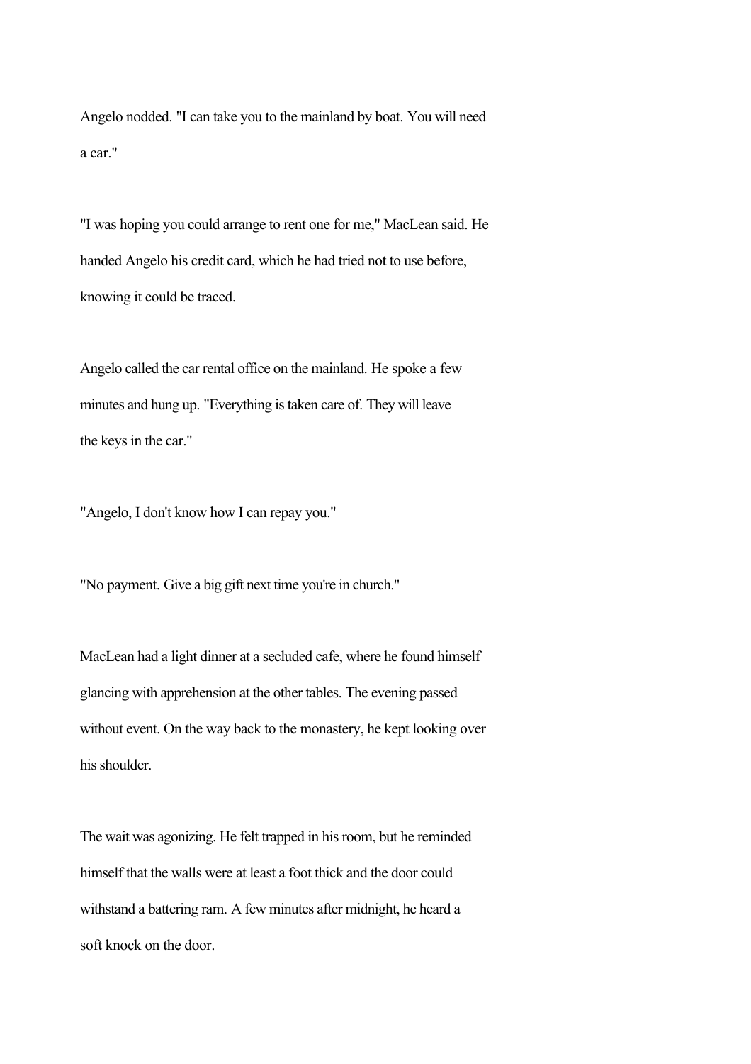Angelo nodded. "I can take you to the mainland by boat. You will need a car."

"I was hoping you could arrange to rent one for me," MacLean said. He handed Angelo his credit card, which he had tried not to use before, knowing it could be traced.

Angelo called the car rental office on the mainland. He spoke a few minutes and hung up. "Everything is taken care of. They will leave the keys in the car."

"Angelo, I don't know how I can repay you."

"No payment. Give a big gift next time you're in church."

MacLean had a light dinner at a secluded cafe, where he found himself glancing with apprehension at the other tables. The evening passed without event. On the way back to the monastery, he kept looking over his shoulder.

The wait was agonizing. He felt trapped in his room, but he reminded himself that the walls were at least a foot thick and the door could withstand a battering ram. A few minutes after midnight, he heard a soft knock on the door.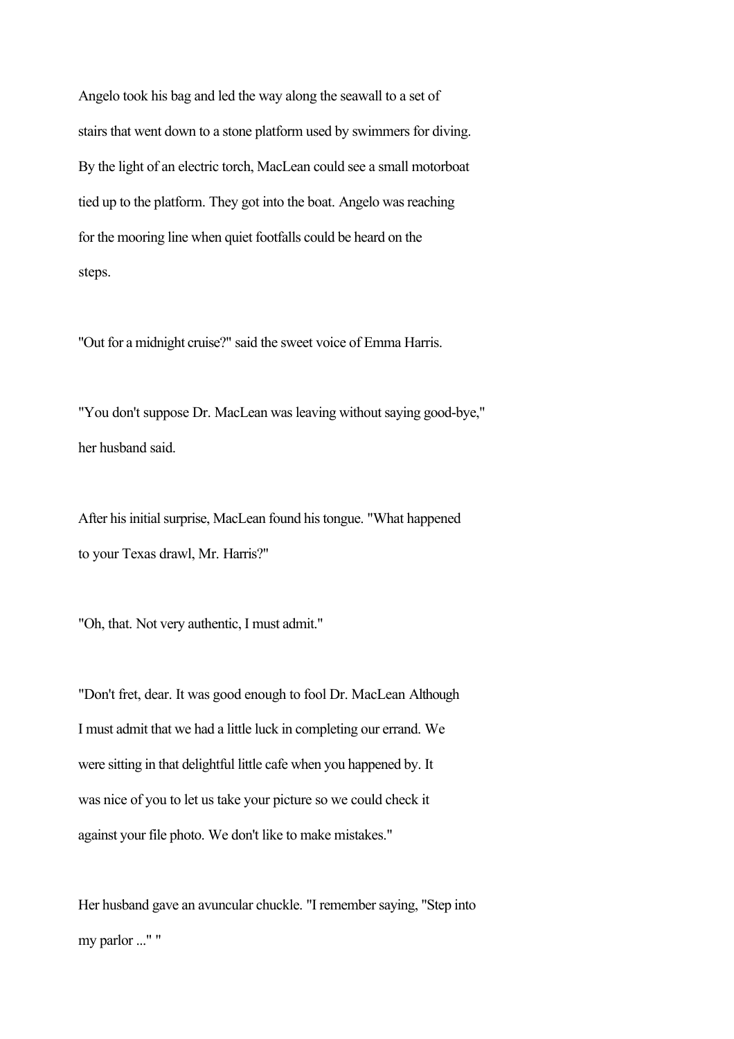Angelo took his bag and led the way along the seawall to a set of stairs that went down to a stone platform used by swimmers for diving. By the light of an electric torch, MacLean could see a small motorboat tied up to the platform. They got into the boat. Angelo was reaching for the mooring line when quiet footfalls could be heard on the steps.

"Out for a midnight cruise?" said the sweet voice of Emma Harris.

"You don't suppose Dr. MacLean was leaving without saying good-bye," her husband said.

After his initial surprise, MacLean found his tongue. "What happened to your Texas drawl, Mr. Harris?"

"Oh, that. Not very authentic, I must admit."

"Don't fret, dear. It was good enough to fool Dr. MacLean Although I must admit that we had a little luck in completing our errand. We were sitting in that delightful little cafe when you happened by. It was nice of you to let us take your picture so we could check it against your file photo. We don't like to make mistakes."

Her husband gave an avuncular chuckle. "I remember saying, "Step into my parlor ..." "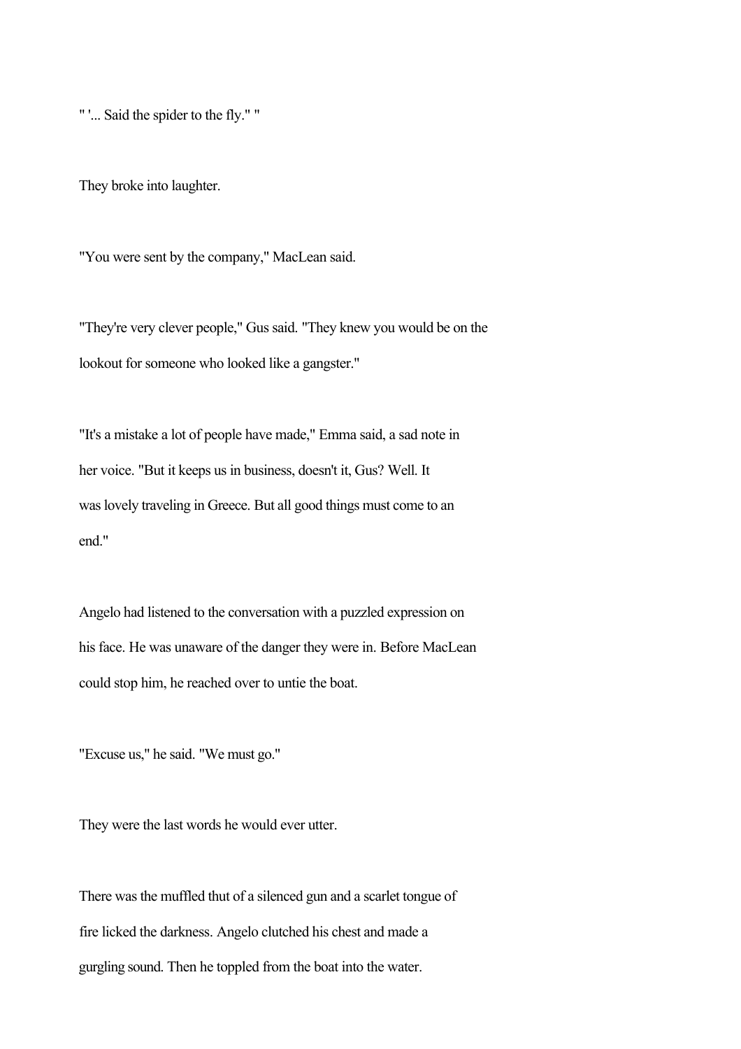" '... Said the spider to the fly." "

They broke into laughter.

"You were sent by the company," MacLean said.

"They're very clever people," Gus said. "They knew you would be on the lookout for someone who looked like a gangster."

"It's a mistake a lot of people have made," Emma said, a sad note in her voice. "But it keeps us in business, doesn't it, Gus? Well. It was lovely traveling in Greece. But all good things must come to an end."

Angelo had listened to the conversation with a puzzled expression on his face. He was unaware of the danger they were in. Before MacLean could stop him, he reached over to untie the boat.

"Excuse us," he said. "We must go."

They were the last words he would ever utter.

There was the muffled thut of a silenced gun and a scarlet tongue of fire licked the darkness. Angelo clutched his chest and made a gurgling sound. Then he toppled from the boat into the water.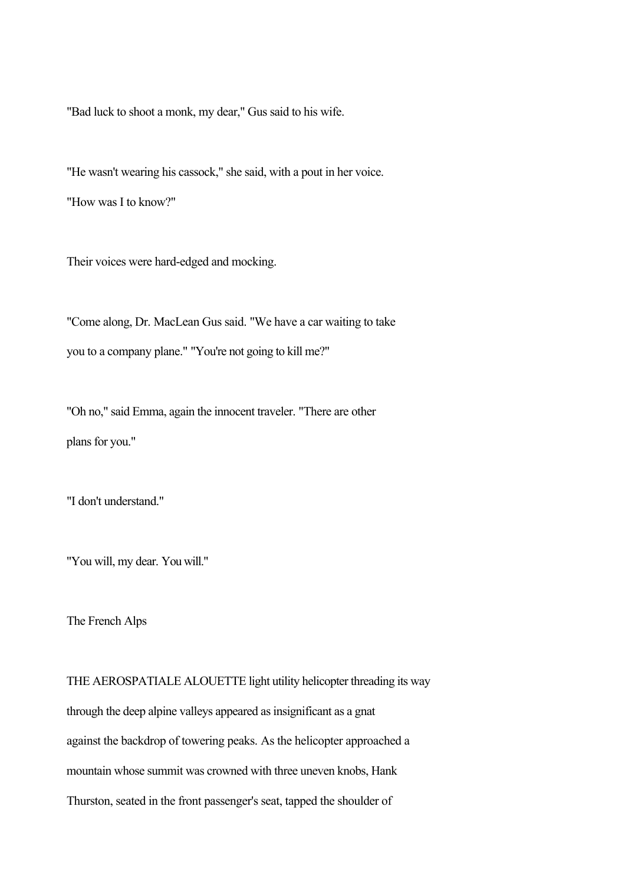"Bad luck to shoot a monk, my dear," Gus said to his wife.

"He wasn't wearing his cassock," she said, with a pout in her voice.
"How was I to know?"

Their voices were hard-edged and mocking.

"Come along, Dr. MacLean Gus said. "We have a car waiting to take you to a company plane." "You're not going to kill me?"

"Oh no," said Emma, again the innocent traveler. "There are other plans for you."

"I don't understand."

"You will, my dear. You will."

The French Alps

THE AEROSPATIALE ALOUETTE light utility helicopter threading its way through the deep alpine valleys appeared as insignificant as a gnat against the backdrop of towering peaks. As the helicopter approached a mountain whose summit was crowned with three uneven knobs, Hank Thurston, seated in the front passenger's seat, tapped the shoulder of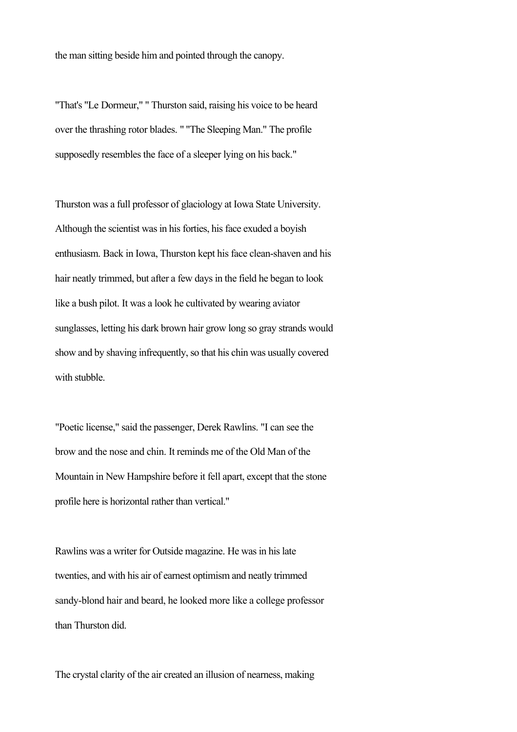the man sitting beside him and pointed through the canopy.

"That's "Le Dormeur," " Thurston said, raising his voice to be heard over the thrashing rotor blades. " "The Sleeping Man." The profile supposedly resembles the face of a sleeper lying on his back."

Thurston was a full professor of glaciology at Iowa State University. Although the scientist was in his forties, his face exuded a boyish enthusiasm. Back in Iowa, Thurston kept his face clean-shaven and his hair neatly trimmed, but after a few days in the field he began to look like a bush pilot. It was a look he cultivated by wearing aviator sunglasses, letting his dark brown hair grow long so gray strands would show and by shaving infrequently, so that his chin was usually covered with stubble.

"Poetic license," said the passenger, Derek Rawlins. "I can see the brow and the nose and chin. It reminds me of the Old Man of the Mountain in New Hampshire before it fell apart, except that the stone profile here is horizontal rather than vertical."

Rawlins was a writer for Outside magazine. He was in his late twenties, and with his air of earnest optimism and neatly trimmed sandy-blond hair and beard, he looked more like a college professor than Thurston did.

The crystal clarity of the air created an illusion of nearness, making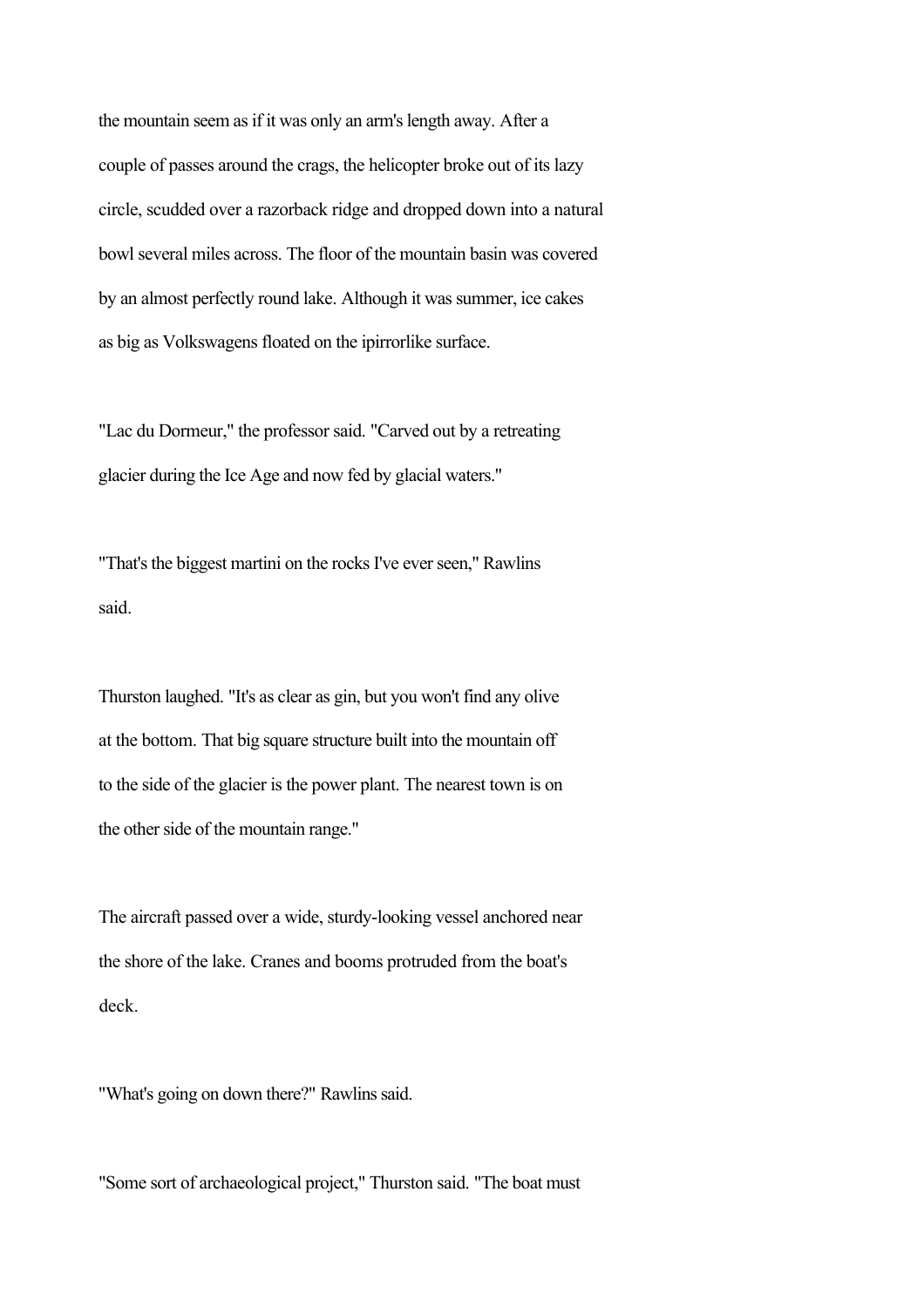the mountain seem as if it was only an arm's length away. After a couple of passes around the crags, the helicopter broke out of its lazy circle, scudded over a razorback ridge and dropped down into a natural bowl several miles across. The floor of the mountain basin was covered by an almost perfectly round lake. Although it was summer, ice cakes as big as Volkswagens floated on the ipirrorlike surface.

"Lac du Dormeur," the professor said. "Carved out by a retreating glacier during the Ice Age and now fed by glacial waters."

"That's the biggest martini on the rocks I've ever seen," Rawlins said.

Thurston laughed. "It's as clear as gin, but you won't find any olive at the bottom. That big square structure built into the mountain off to the side of the glacier is the power plant. The nearest town is on the other side of the mountain range."

The aircraft passed over a wide, sturdy-looking vessel anchored near the shore of the lake. Cranes and booms protruded from the boat's deck.

"What's going on down there?" Rawlins said.

"Some sort of archaeological project," Thurston said. "The boat must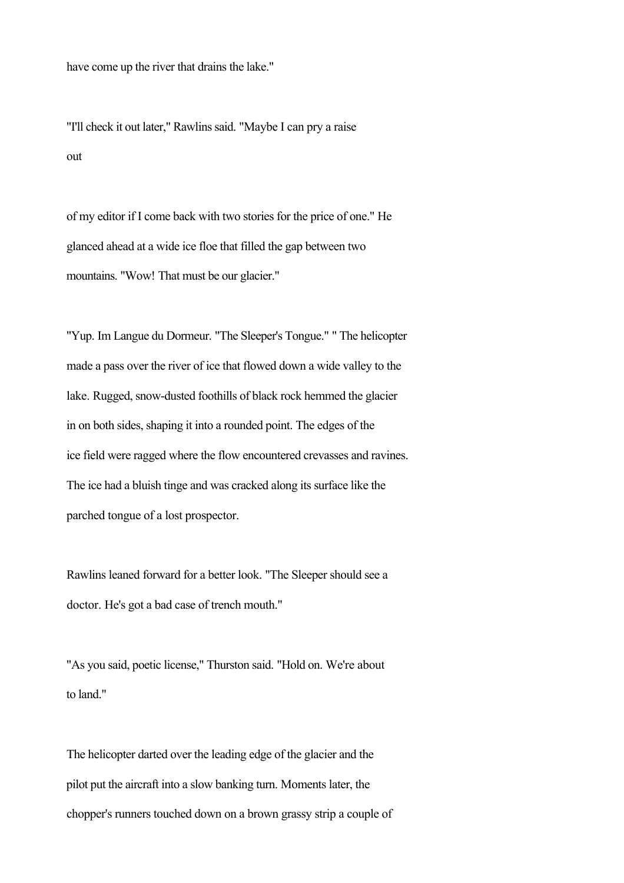have come up the river that drains the lake."

"I'll check it out later," Rawlins said. "Maybe I can pry a raise out

of my editor if I come back with two stories for the price of one." He glanced ahead at a wide ice floe that filled the gap between two mountains. "Wow! That must be our glacier."

"Yup. Im Langue du Dormeur. "The Sleeper's Tongue." " The helicopter made a pass over the river of ice that flowed down a wide valley to the lake. Rugged, snow-dusted foothills of black rock hemmed the glacier in on both sides, shaping it into a rounded point. The edges of the ice field were ragged where the flow encountered crevasses and ravines. The ice had a bluish tinge and was cracked along its surface like the parched tongue of a lost prospector.

Rawlins leaned forward for a better look. "The Sleeper should see a doctor. He's got a bad case of trench mouth."

"As you said, poetic license," Thurston said. "Hold on. We're about to land."

The helicopter darted over the leading edge of the glacier and the pilot put the aircraft into a slow banking turn. Moments later, the chopper's runners touched down on a brown grassy strip a couple of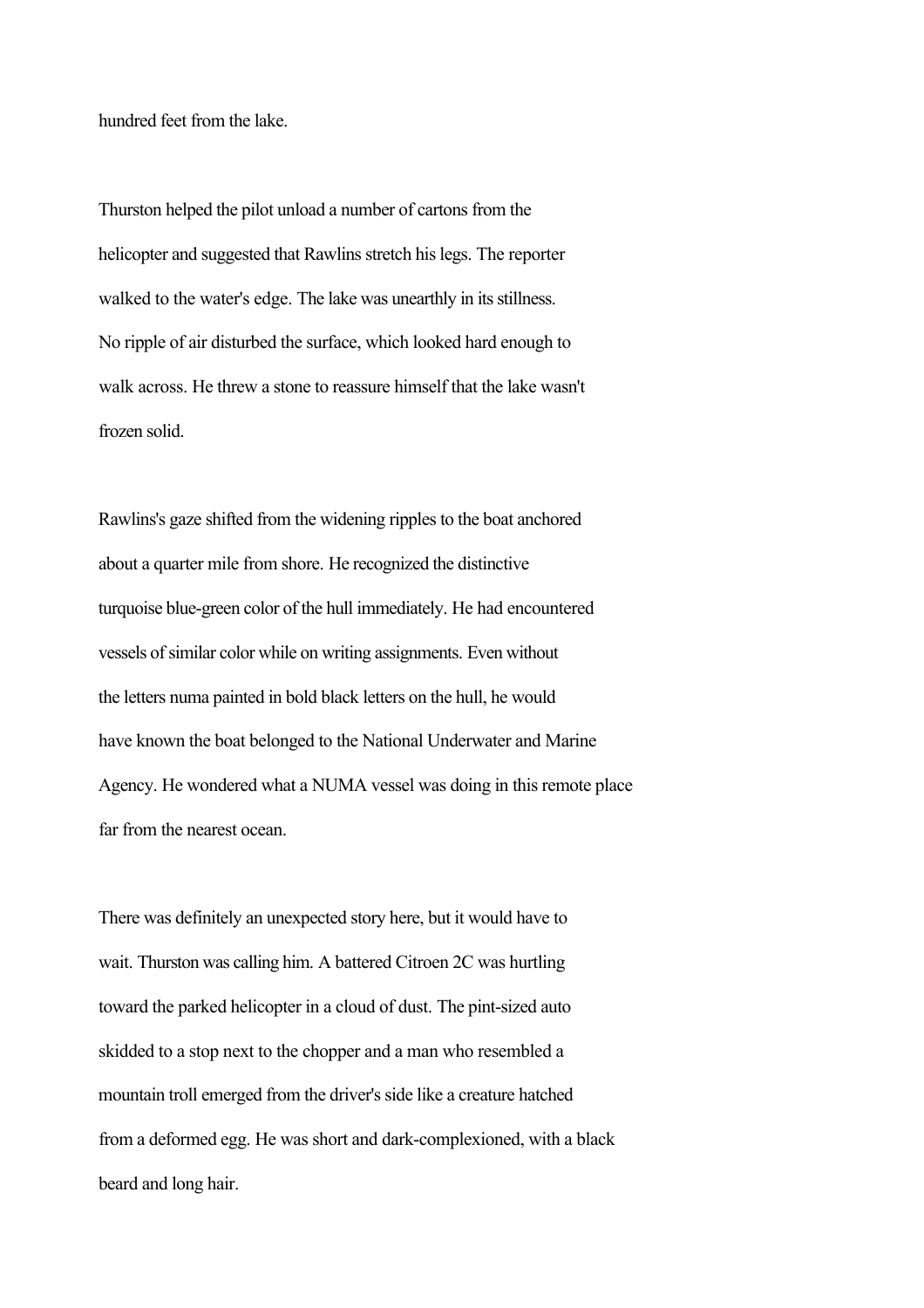hundred feet from the lake.

Thurston helped the pilot unload a number of cartons from the helicopter and suggested that Rawlins stretch his legs. The reporter walked to the water's edge. The lake was unearthly in its stillness. No ripple of air disturbed the surface, which looked hard enough to walk across. He threw a stone to reassure himself that the lake wasn't frozen solid.

Rawlins's gaze shifted from the widening ripples to the boat anchored about a quarter mile from shore. He recognized the distinctive turquoise blue-green color of the hull immediately. He had encountered vessels of similar color while on writing assignments. Even without the letters numa painted in bold black letters on the hull, he would have known the boat belonged to the National Underwater and Marine Agency. He wondered what a NUMA vessel was doing in this remote place far from the nearest ocean.

There was definitely an unexpected story here, but it would have to wait. Thurston was calling him. A battered Citroen 2C was hurtling toward the parked helicopter in a cloud of dust. The pint-sized auto skidded to a stop next to the chopper and a man who resembled a mountain troll emerged from the driver's side like a creature hatched from a deformed egg. He was short and dark-complexioned, with a black beard and long hair.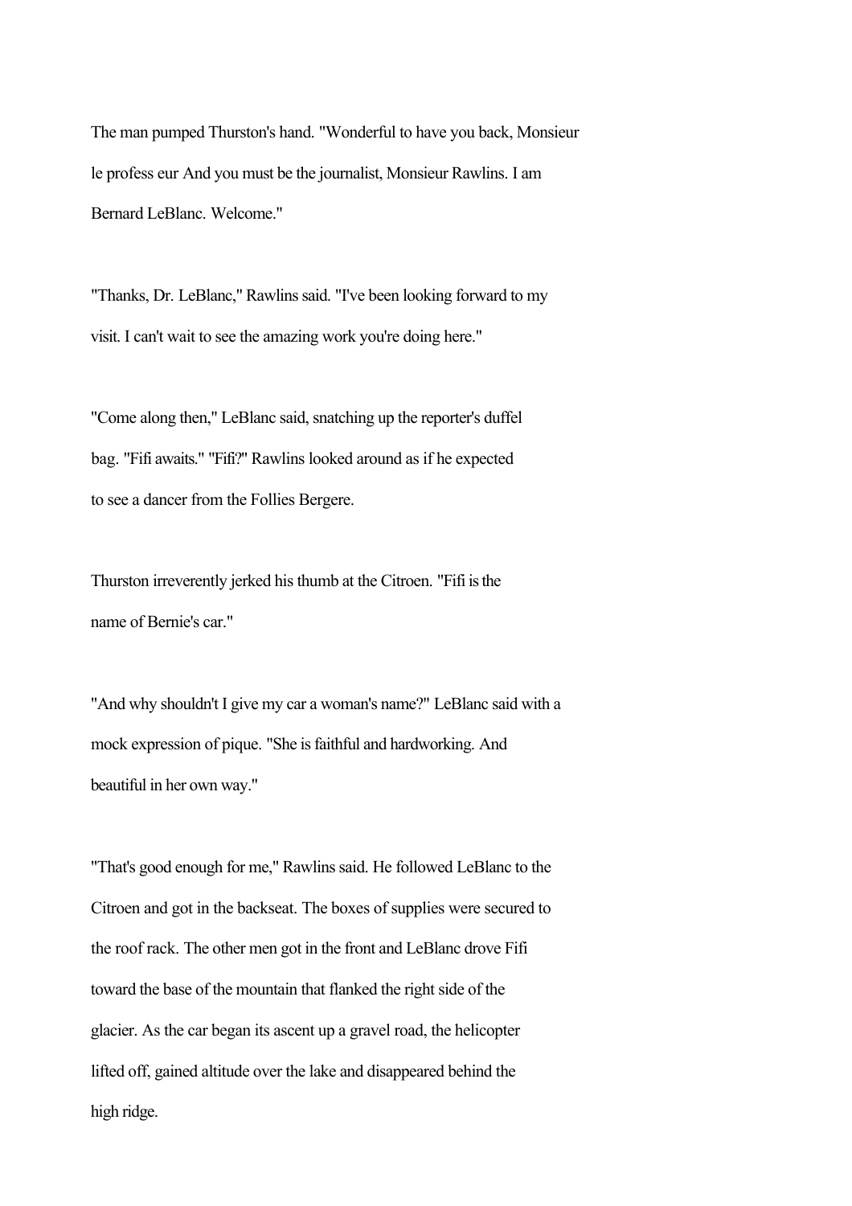The man pumped Thurston's hand. "Wonderful to have you back, Monsieur le profess eur And you must be the journalist, Monsieur Rawlins. I am Bernard LeBlanc. Welcome."

"Thanks, Dr. LeBlanc," Rawlins said. "I've been looking forward to my visit. I can't wait to see the amazing work you're doing here."

"Come along then," LeBlanc said, snatching up the reporter's duffel bag. "Fifi awaits." "Fifi?" Rawlins looked around as if he expected to see a dancer from the Follies Bergere.

Thurston irreverently jerked his thumb at the Citroen. "Fifi is the name of Bernie's car."

"And why shouldn't I give my car a woman's name?" LeBlanc said with a mock expression of pique. "She is faithful and hardworking. And beautiful in her own way."

"That's good enough for me," Rawlins said. He followed LeBlanc to the Citroen and got in the backseat. The boxes of supplies were secured to the roof rack. The other men got in the front and LeBlanc drove Fifi toward the base of the mountain that flanked the right side of the glacier. As the car began its ascent up a gravel road, the helicopter lifted off, gained altitude over the lake and disappeared behind the high ridge.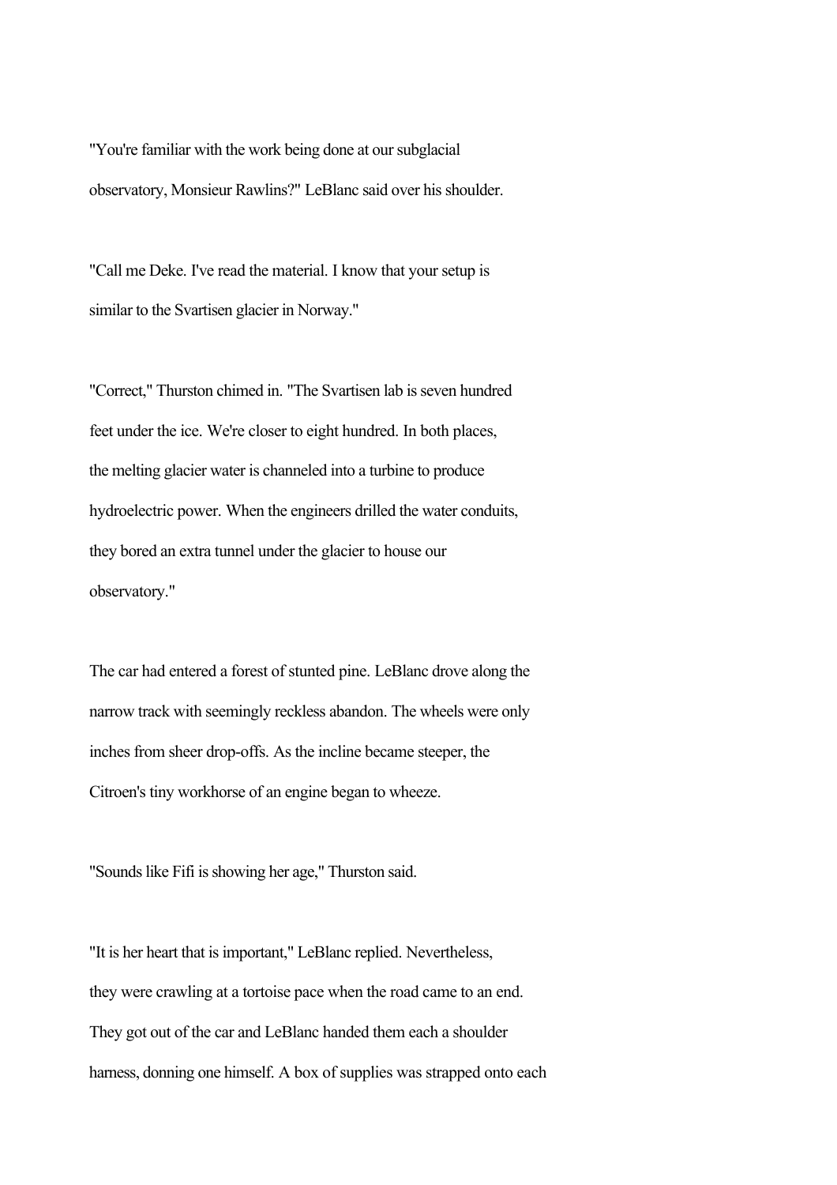"You're familiar with the work being done at our subglacial observatory, Monsieur Rawlins?" LeBlanc said over his shoulder.

"Call me Deke. I've read the material. I know that your setup is similar to the Svartisen glacier in Norway."

"Correct," Thurston chimed in. "The Svartisen lab is seven hundred feet under the ice. We're closer to eight hundred. In both places, the melting glacier water is channeled into a turbine to produce hydroelectric power. When the engineers drilled the water conduits, they bored an extra tunnel under the glacier to house our observatory."

The car had entered a forest of stunted pine. LeBlanc drove along the narrow track with seemingly reckless abandon. The wheels were only inches from sheer drop-offs. As the incline became steeper, the Citroen's tiny workhorse of an engine began to wheeze.

"Sounds like Fifi is showing her age," Thurston said.

"It is her heart that is important," LeBlanc replied. Nevertheless, they were crawling at a tortoise pace when the road came to an end. They got out of the car and LeBlanc handed them each a shoulder harness, donning one himself. A box of supplies was strapped onto each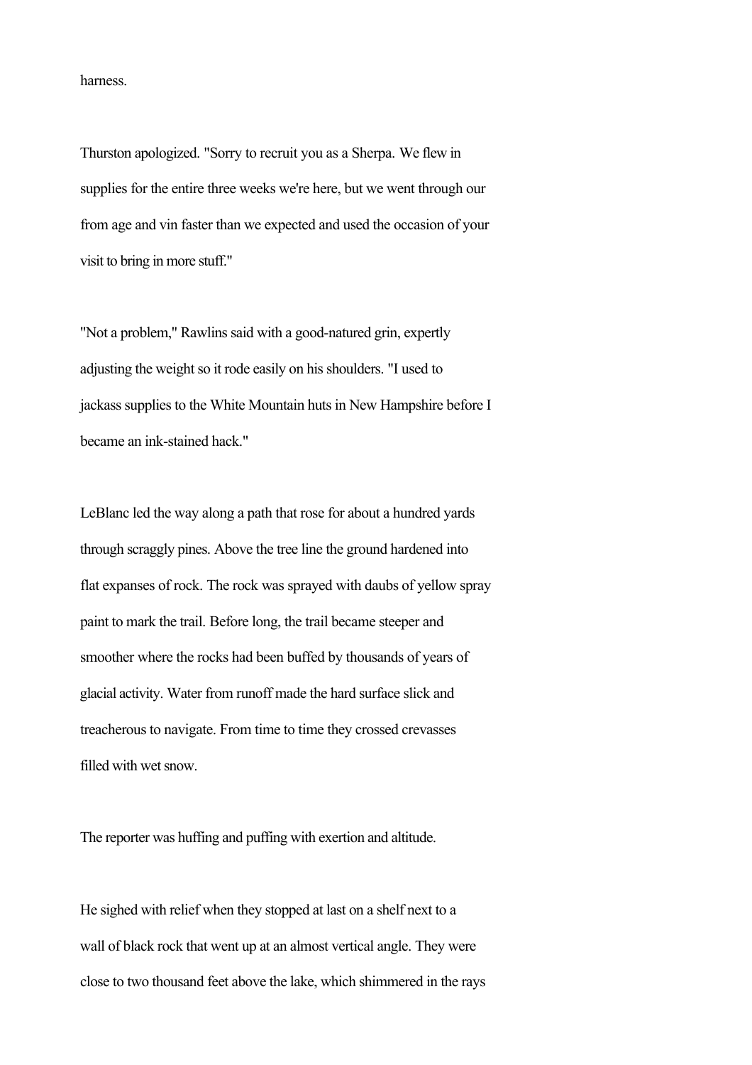harness.

Thurston apologized. "Sorry to recruit you as a Sherpa. We flew in supplies for the entire three weeks we're here, but we went through our from age and vin faster than we expected and used the occasion of your visit to bring in more stuff."

"Not a problem," Rawlins said with a good-natured grin, expertly adjusting the weight so it rode easily on his shoulders. "I used to jackass supplies to the White Mountain huts in New Hampshire before I became an ink-stained hack."

LeBlanc led the way along a path that rose for about a hundred yards through scraggly pines. Above the tree line the ground hardened into flat expanses of rock. The rock was sprayed with daubs of yellow spray paint to mark the trail. Before long, the trail became steeper and smoother where the rocks had been buffed by thousands of years of glacial activity. Water from runoff made the hard surface slick and treacherous to navigate. From time to time they crossed crevasses filled with wet snow.

The reporter was huffing and puffing with exertion and altitude.

He sighed with relief when they stopped at last on a shelf next to a wall of black rock that went up at an almost vertical angle. They were close to two thousand feet above the lake, which shimmered in the rays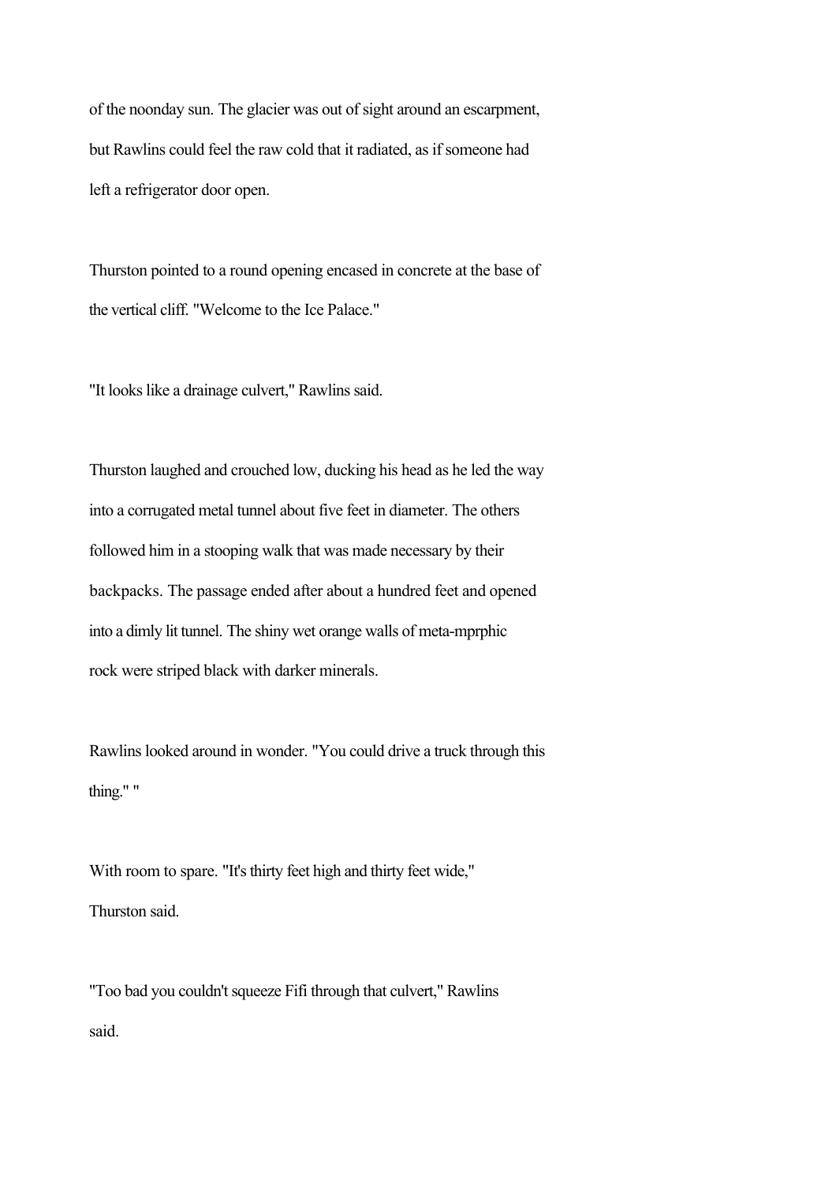of the noonday sun. The glacier was out of sight around an escarpment, but Rawlins could feel the raw cold that it radiated, as if someone had left a refrigerator door open.

Thurston pointed to a round opening encased in concrete at the base of the vertical cliff. "Welcome to the Ice Palace."

"It looks like a drainage culvert," Rawlins said.

Thurston laughed and crouched low, ducking his head as he led the way into a corrugated metal tunnel about five feet in diameter. The others followed him in a stooping walk that was made necessary by their backpacks. The passage ended after about a hundred feet and opened into a dimly lit tunnel. The shiny wet orange walls of meta-mprphic rock were striped black with darker minerals.

Rawlins looked around in wonder. "You could drive a truck through this thing." "

With room to spare. "It's thirty feet high and thirty feet wide," Thurston said.

"Too bad you couldn't squeeze Fifi through that culvert," Rawlins said.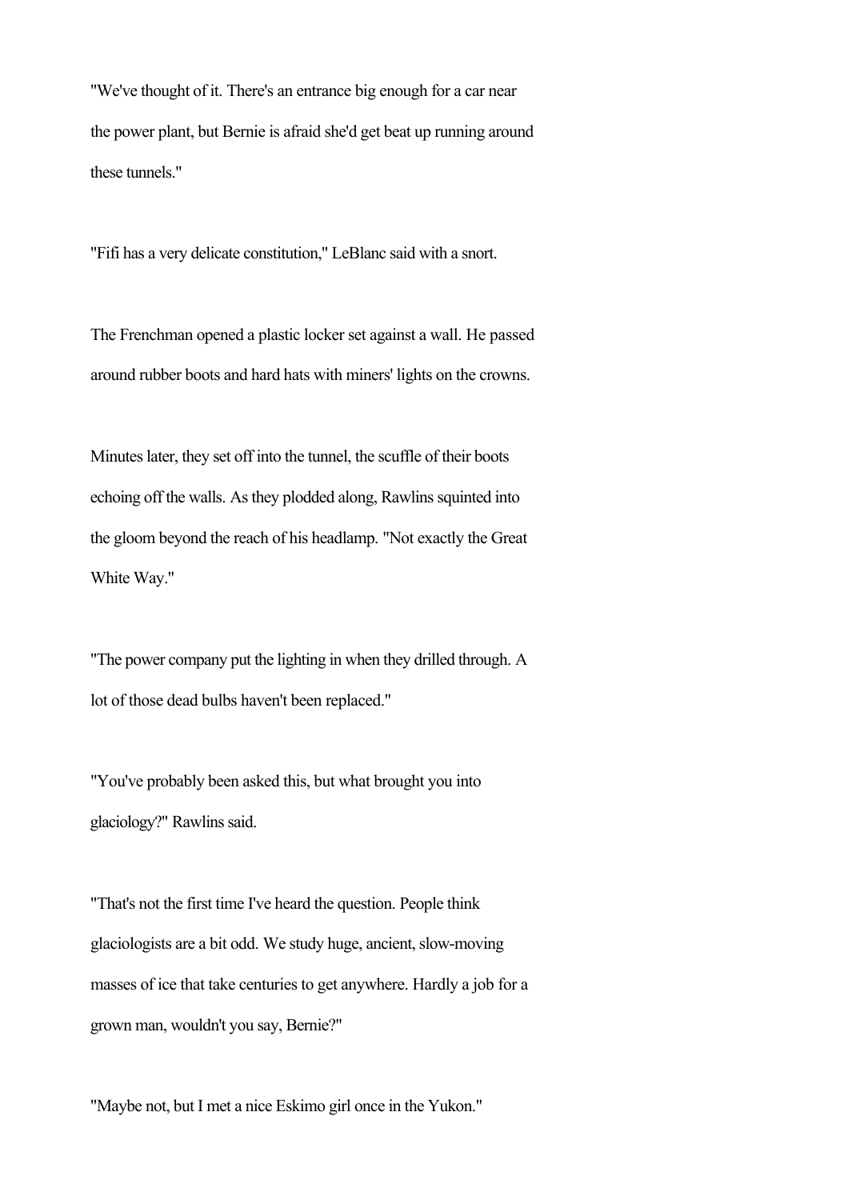"We've thought of it. There's an entrance big enough for a car near the power plant, but Bernie is afraid she'd get beat up running around these tunnels."

"Fifi has a very delicate constitution," LeBlanc said with a snort.

The Frenchman opened a plastic locker set against a wall. He passed around rubber boots and hard hats with miners' lights on the crowns.

Minutes later, they set off into the tunnel, the scuffle of their boots echoing off the walls. As they plodded along, Rawlins squinted into the gloom beyond the reach of his headlamp. "Not exactly the Great White Way."

"The power company put the lighting in when they drilled through. A lot of those dead bulbs haven't been replaced."

"You've probably been asked this, but what brought you into glaciology?" Rawlins said.

"That's not the first time I've heard the question. People think glaciologists are a bit odd. We study huge, ancient, slow-moving masses of ice that take centuries to get anywhere. Hardly a job for a grown man, wouldn't you say, Bernie?"

"Maybe not, but I met a nice Eskimo girl once in the Yukon."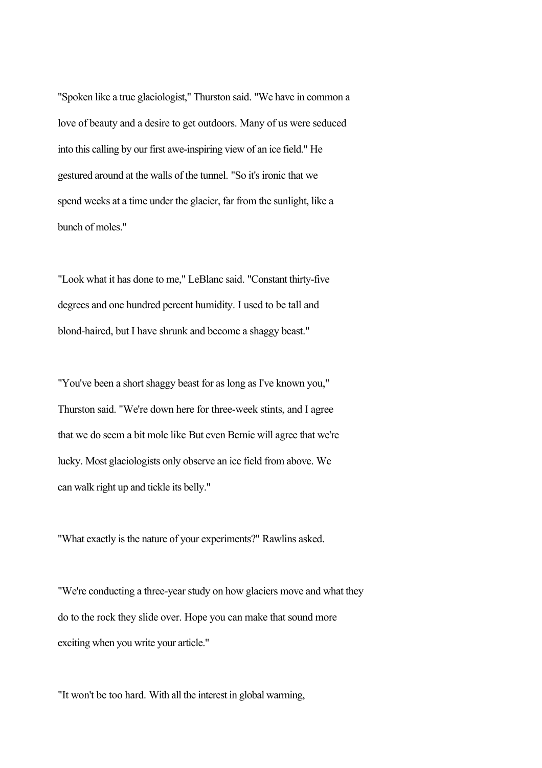"Spoken like a true glaciologist," Thurston said. "We have in common a love of beauty and a desire to get outdoors. Many of us were seduced into this calling by our first awe-inspiring view of an ice field." He gestured around at the walls of the tunnel. "So it's ironic that we spend weeks at a time under the glacier, far from the sunlight, like a bunch of moles."

"Look what it has done to me," LeBlanc said. "Constant thirty-five degrees and one hundred percent humidity. I used to be tall and blond-haired, but I have shrunk and become a shaggy beast."

"You've been a short shaggy beast for as long as I've known you," Thurston said. "We're down here for three-week stints, and I agree that we do seem a bit mole like But even Bernie will agree that we're lucky. Most glaciologists only observe an ice field from above. We can walk right up and tickle its belly."

"What exactly is the nature of your experiments?" Rawlins asked.

"We're conducting a three-year study on how glaciers move and what they do to the rock they slide over. Hope you can make that sound more exciting when you write your article."

"It won't be too hard. With all the interest in global warming,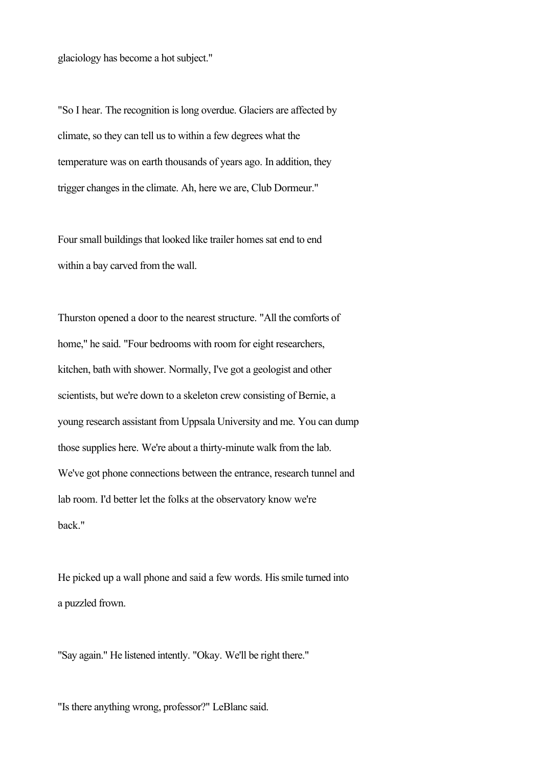glaciology has become a hot subject."

"So I hear. The recognition is long overdue. Glaciers are affected by climate, so they can tell us to within a few degrees what the temperature was on earth thousands of years ago. In addition, they trigger changes in the climate. Ah, here we are, Club Dormeur."

Four small buildings that looked like trailer homes sat end to end within a bay carved from the wall.

Thurston opened a door to the nearest structure. "All the comforts of home," he said. "Four bedrooms with room for eight researchers, kitchen, bath with shower. Normally, I've got a geologist and other scientists, but we're down to a skeleton crew consisting of Bernie, a young research assistant from Uppsala University and me. You can dump those supplies here. We're about a thirty-minute walk from the lab. We've got phone connections between the entrance, research tunnel and lab room. I'd better let the folks at the observatory know we're back."

He picked up a wall phone and said a few words. His smile turned into a puzzled frown.

"Say again." He listened intently. "Okay. We'll be right there."

"Is there anything wrong, professor?" LeBlanc said.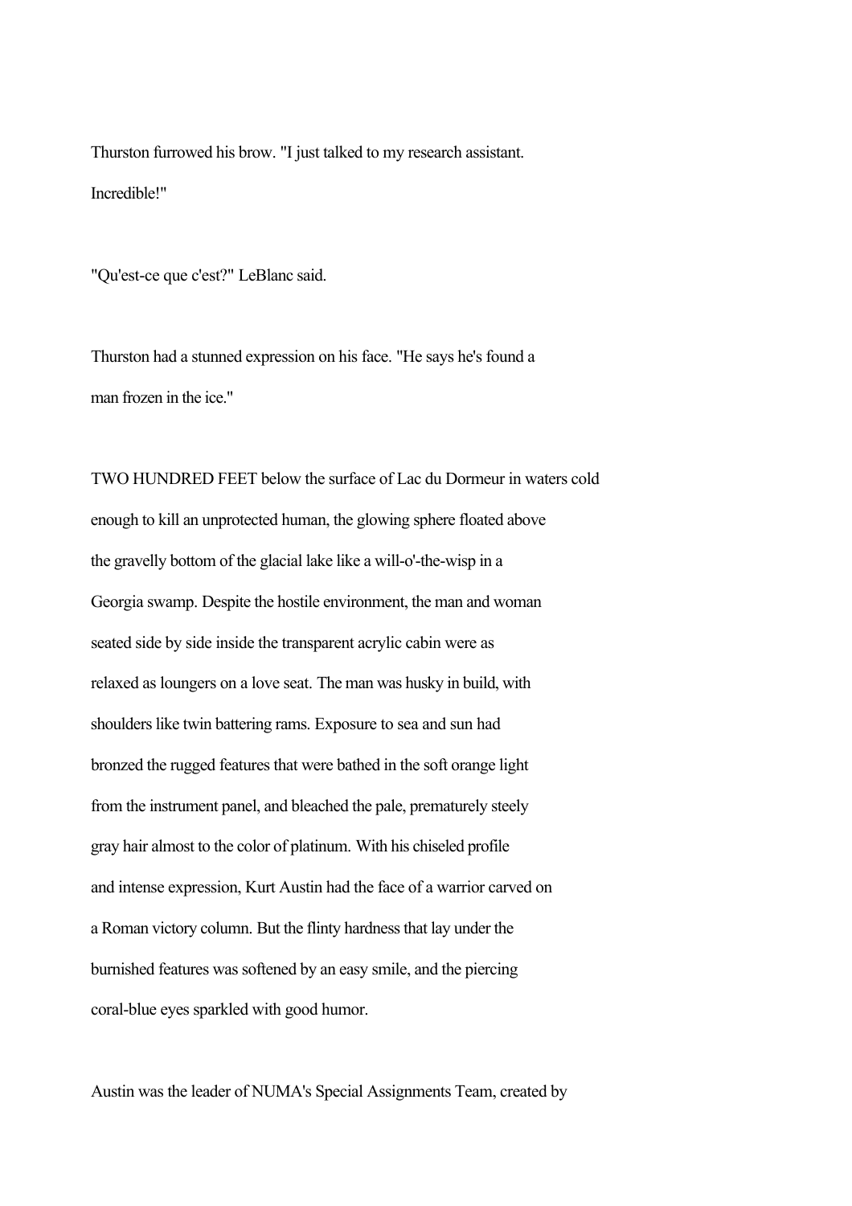Thurston furrowed his brow. "I just talked to my research assistant. Incredible!"

"Qu'est-ce que c'est?" LeBlanc said.

Thurston had a stunned expression on his face. "He says he's found a man frozen in the ice."

TWO HUNDRED FEET below the surface of Lac du Dormeur in waters cold enough to kill an unprotected human, the glowing sphere floated above the gravelly bottom of the glacial lake like a will-o'-the-wisp in a Georgia swamp. Despite the hostile environment, the man and woman seated side by side inside the transparent acrylic cabin were as relaxed as loungers on a love seat. The man was husky in build, with shoulders like twin battering rams. Exposure to sea and sun had bronzed the rugged features that were bathed in the soft orange light from the instrument panel, and bleached the pale, prematurely steely gray hair almost to the color of platinum. With his chiseled profile and intense expression, Kurt Austin had the face of a warrior carved on a Roman victory column. But the flinty hardness that lay under the burnished features was softened by an easy smile, and the piercing coral-blue eyes sparkled with good humor.

Austin was the leader of NUMA's Special Assignments Team, created by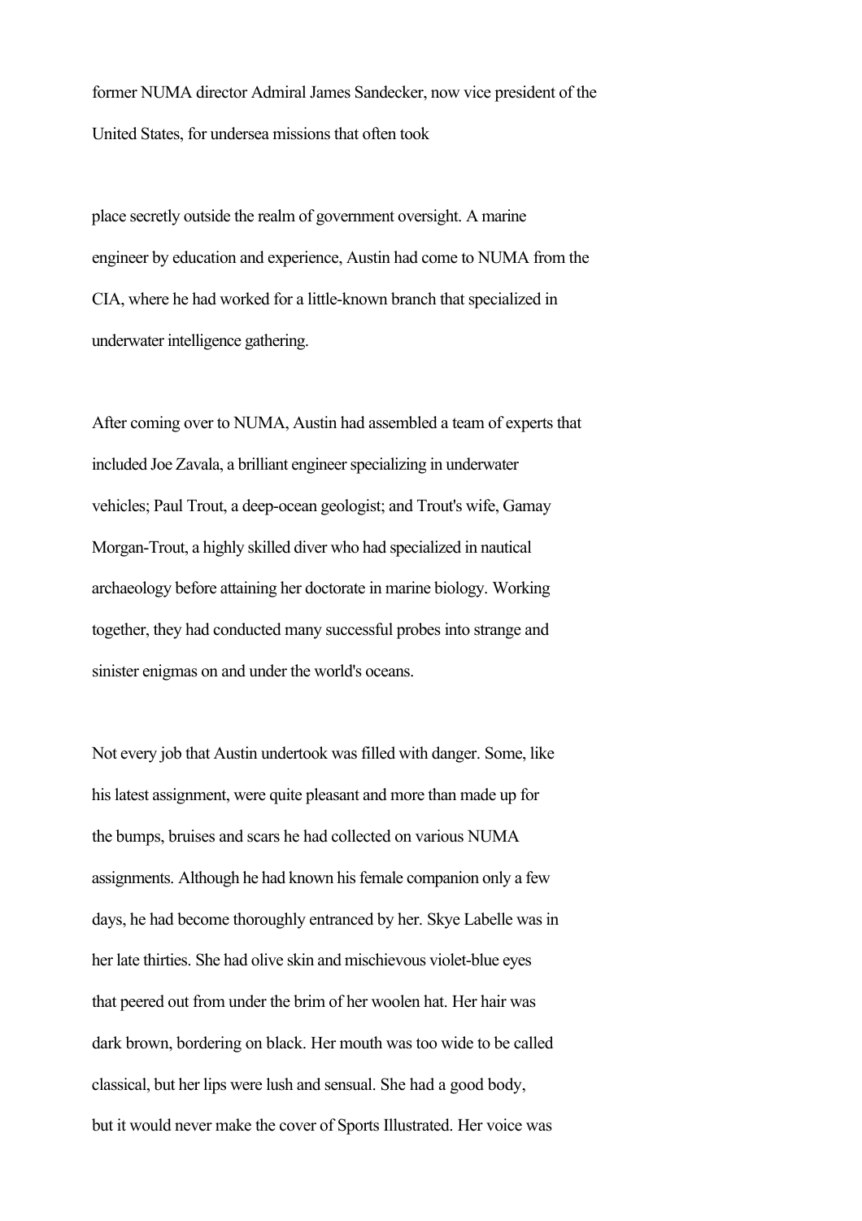former NUMA director Admiral James Sandecker, now vice president of the United States, for undersea missions that often took

place secretly outside the realm of government oversight. A marine engineer by education and experience, Austin had come to NUMA from the CIA, where he had worked for a little-known branch that specialized in underwater intelligence gathering.

After coming over to NUMA, Austin had assembled a team of experts that included Joe Zavala, a brilliant engineer specializing in underwater vehicles; Paul Trout, a deep-ocean geologist; and Trout's wife, Gamay Morgan-Trout, a highly skilled diver who had specialized in nautical archaeology before attaining her doctorate in marine biology. Working together, they had conducted many successful probes into strange and sinister enigmas on and under the world's oceans.

Not every job that Austin undertook was filled with danger. Some, like his latest assignment, were quite pleasant and more than made up for the bumps, bruises and scars he had collected on various NUMA assignments. Although he had known his female companion only a few days, he had become thoroughly entranced by her. Skye Labelle was in her late thirties. She had olive skin and mischievous violet-blue eyes that peered out from under the brim of her woolen hat. Her hair was dark brown, bordering on black. Her mouth was too wide to be called classical, but her lips were lush and sensual. She had a good body, but it would never make the cover of Sports Illustrated. Her voice was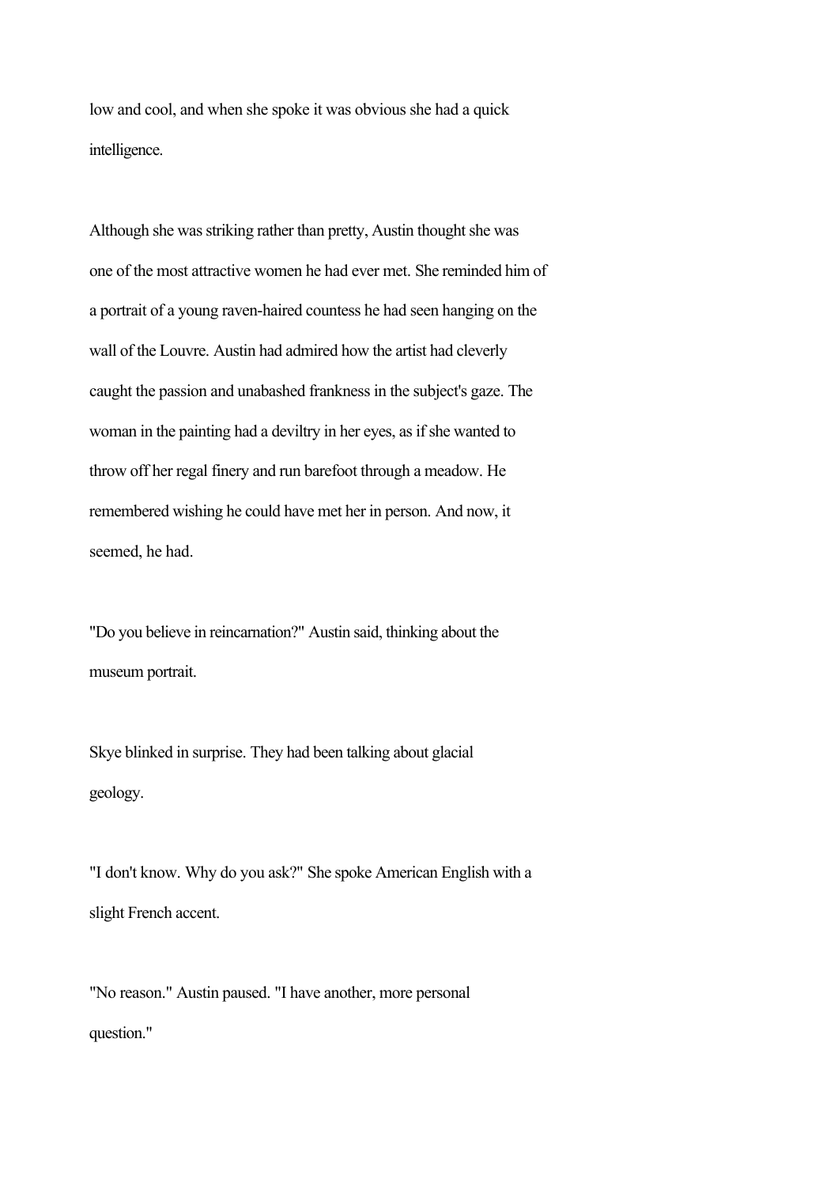low and cool, and when she spoke it was obvious she had a quick intelligence.

Although she was striking rather than pretty, Austin thought she was one of the most attractive women he had ever met. She reminded him of a portrait of a young raven-haired countess he had seen hanging on the wall of the Louvre. Austin had admired how the artist had cleverly caught the passion and unabashed frankness in the subject's gaze. The woman in the painting had a deviltry in her eyes, as if she wanted to throw off her regal finery and run barefoot through a meadow. He remembered wishing he could have met her in person. And now, it seemed, he had.

"Do you believe in reincarnation?" Austin said, thinking about the museum portrait.

Skye blinked in surprise. They had been talking about glacial geology.

"I don't know. Why do you ask?" She spoke American English with a slight French accent.

"No reason." Austin paused. "I have another, more personal question."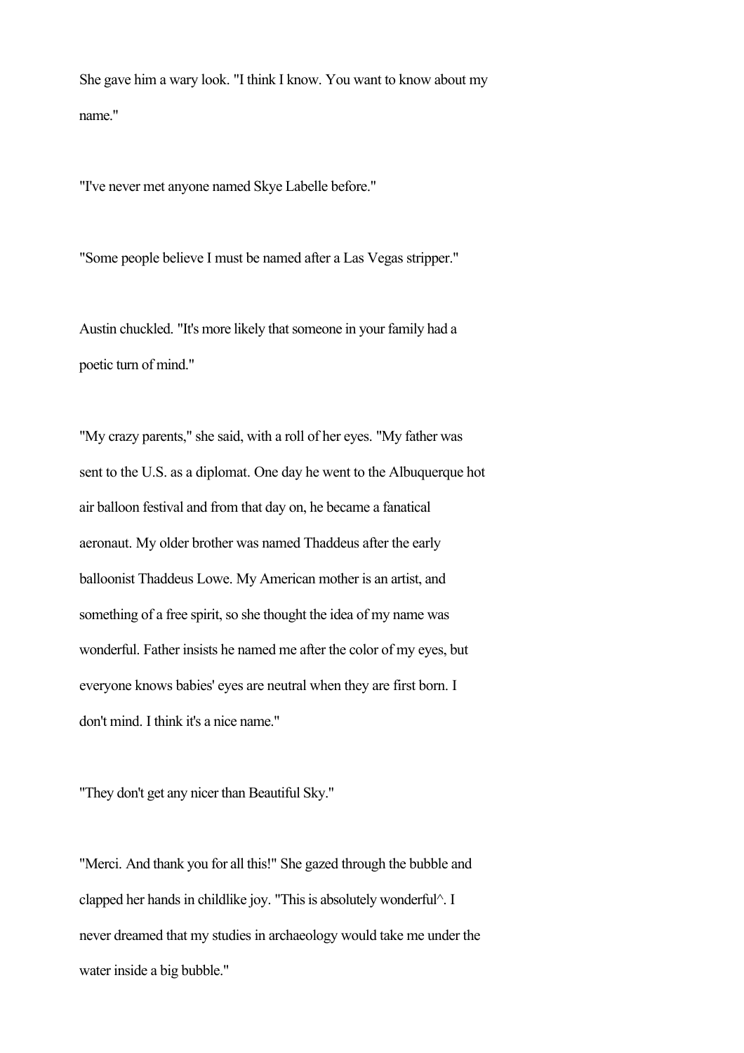She gave him a wary look. "I think I know. You want to know about my name."

"I've never met anyone named Skye Labelle before."

"Some people believe I must be named after a Las Vegas stripper."

Austin chuckled. "It's more likely that someone in your family had a poetic turn of mind."

"My crazy parents," she said, with a roll of her eyes. "My father was sent to the U.S. as a diplomat. One day he went to the Albuquerque hot air balloon festival and from that day on, he became a fanatical aeronaut. My older brother was named Thaddeus after the early balloonist Thaddeus Lowe. My American mother is an artist, and something of a free spirit, so she thought the idea of my name was wonderful. Father insists he named me after the color of my eyes, but everyone knows babies' eyes are neutral when they are first born. I don't mind. I think it's a nice name."

"They don't get any nicer than Beautiful Sky."

"Merci. And thank you for all this!" She gazed through the bubble and clapped her hands in childlike joy. "This is absolutely wonderful^. I never dreamed that my studies in archaeology would take me under the water inside a big bubble."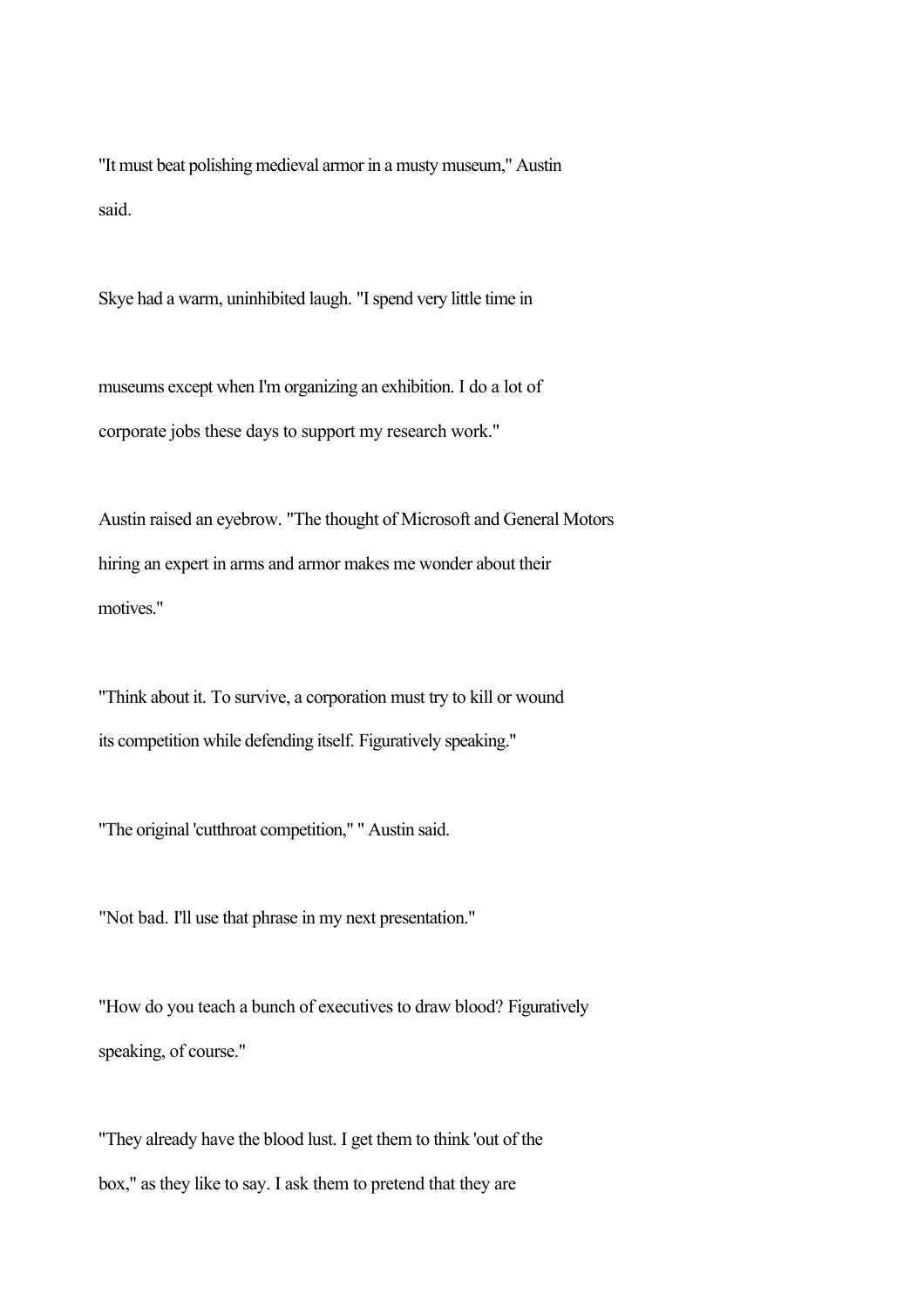"It must beat polishing medieval armor in a musty museum," Austin said.

Skye had a warm, uninhibited laugh. "I spend very little time in museums except when I'm organizing an exhibition. I do a lot of corporate jobs these days to support my research work."

Austin raised an eyebrow. "The thought of Microsoft and General Motors hiring an expert in arms and armor makes me wonder about their motives."

"Think about it. To survive, a corporation must try to kill or wound its competition while defending itself. Figuratively speaking."

"The original 'cutthroat competition,' " Austin said.

"Not bad. I'll use that phrase in my next presentation."

"How do you teach a bunch of executives to draw blood? Figuratively speaking, of course."

"They already have the blood lust. I get them to think 'out of the box," as they like to say. I ask them to pretend that they are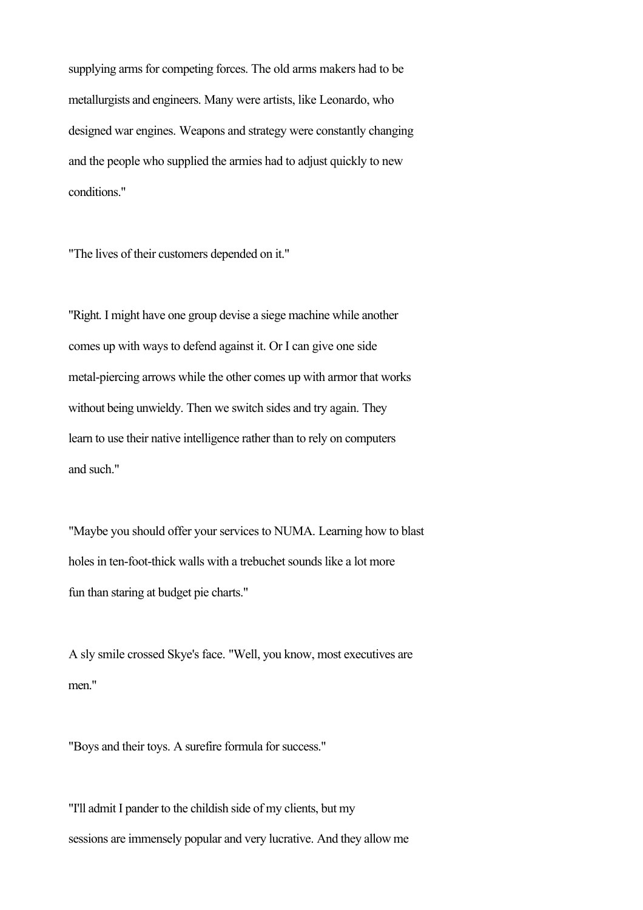supplying arms for competing forces. The old arms makers had to be metallurgists and engineers. Many were artists, like Leonardo, who designed war engines. Weapons and strategy were constantly changing and the people who supplied the armies had to adjust quickly to new conditions."

"The lives of their customers depended on it."

"Right. I might have one group devise a siege machine while another comes up with ways to defend against it. Or I can give one side metal-piercing arrows while the other comes up with armor that works without being unwieldy. Then we switch sides and try again. They learn to use their native intelligence rather than to rely on computers and such."

"Maybe you should offer your services to NUMA. Learning how to blast holes in ten-foot-thick walls with a trebuchet sounds like a lot more fun than staring at budget pie charts."

A sly smile crossed Skye's face. "Well, you know, most executives are men."

"Boys and their toys. A surefire formula for success."

"I'll admit I pander to the childish side of my clients, but my sessions are immensely popular and very lucrative. And they allow me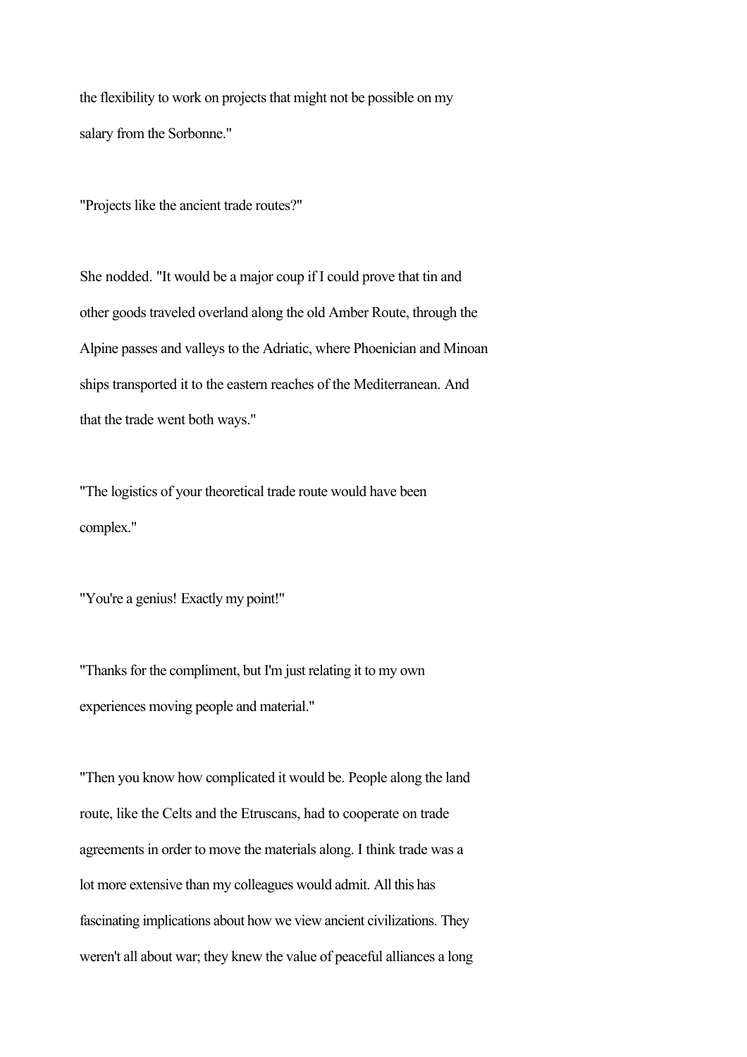the flexibility to work on projects that might not be possible on my salary from the Sorbonne."

"Projects like the ancient trade routes?"

She nodded. "It would be a major coup if I could prove that tin and other goods traveled overland along the old Amber Route, through the Alpine passes and valleys to the Adriatic, where Phoenician and Minoan ships transported it to the eastern reaches of the Mediterranean. And that the trade went both ways."

"The logistics of your theoretical trade route would have been complex."

"You're a genius! Exactly my point!"

"Thanks for the compliment, but I'm just relating it to my own experiences moving people and material."

"Then you know how complicated it would be. People along the land route, like the Celts and the Etruscans, had to cooperate on trade agreements in order to move the materials along. I think trade was a lot more extensive than my colleagues would admit. All this has fascinating implications about how we view ancient civilizations. They weren't all about war; they knew the value of peaceful alliances a long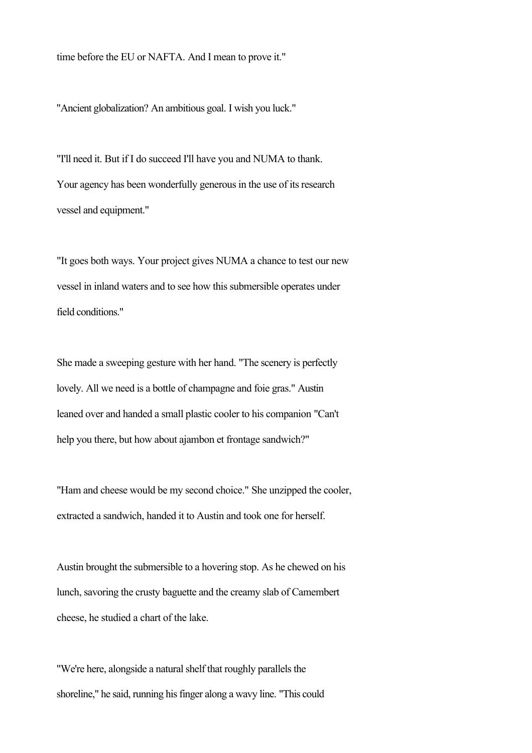time before the EU or NAFTA. And I mean to prove it."

"Ancient globalization? An ambitious goal. I wish you luck."

"I'll need it. But if I do succeed I'll have you and NUMA to thank. Your agency has been wonderfully generous in the use of its research vessel and equipment."

"It goes both ways. Your project gives NUMA a chance to test our new vessel in inland waters and to see how this submersible operates under field conditions."

She made a sweeping gesture with her hand. "The scenery is perfectly lovely. All we need is a bottle of champagne and foie gras." Austin leaned over and handed a small plastic cooler to his companion "Can't help you there, but how about ajambon et frontage sandwich?"

"Ham and cheese would be my second choice." She unzipped the cooler, extracted a sandwich, handed it to Austin and took one for herself.

Austin brought the submersible to a hovering stop. As he chewed on his lunch, savoring the crusty baguette and the creamy slab of Camembert cheese, he studied a chart of the lake.

"We're here, alongside a natural shelf that roughly parallels the shoreline," he said, running his finger along a wavy line. "This could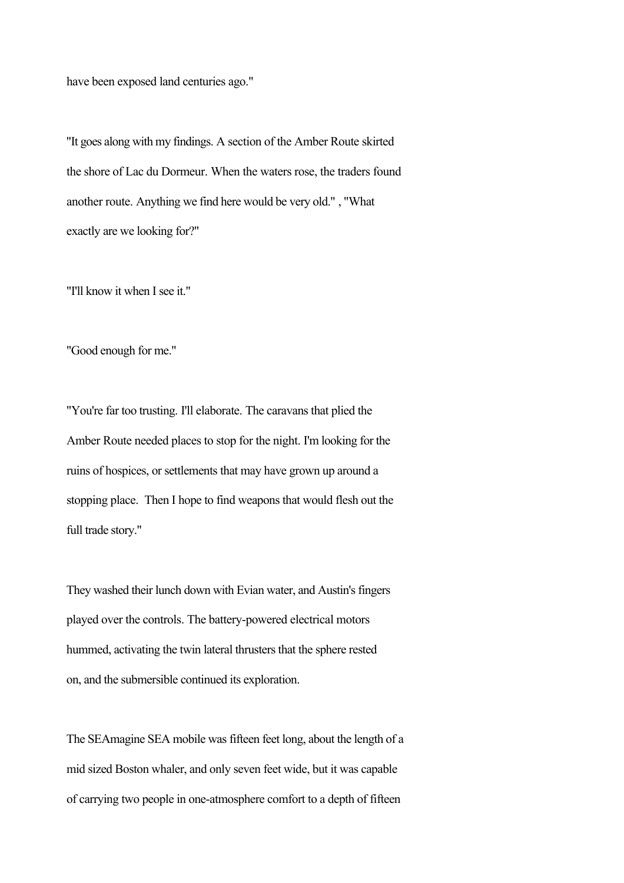have been exposed land centuries ago."

"It goes along with my findings. A section of the Amber Route skirted the shore of Lac du Dormeur. When the waters rose, the traders found another route. Anything we find here would be very old." , "What exactly are we looking for?"

"I'll know it when I see it."

"Good enough for me."

"You're far too trusting. I'll elaborate. The caravans that plied the Amber Route needed places to stop for the night. I'm looking for the ruins of hospices, or settlements that may have grown up around a stopping place.  Then I hope to find weapons that would flesh out the full trade story."

They washed their lunch down with Evian water, and Austin's fingers played over the controls. The battery-powered electrical motors hummed, activating the twin lateral thrusters that the sphere rested on, and the submersible continued its exploration.

The SEAmagine SEA mobile was fifteen feet long, about the length of a mid sized Boston whaler, and only seven feet wide, but it was capable of carrying two people in one-atmosphere comfort to a depth of fifteen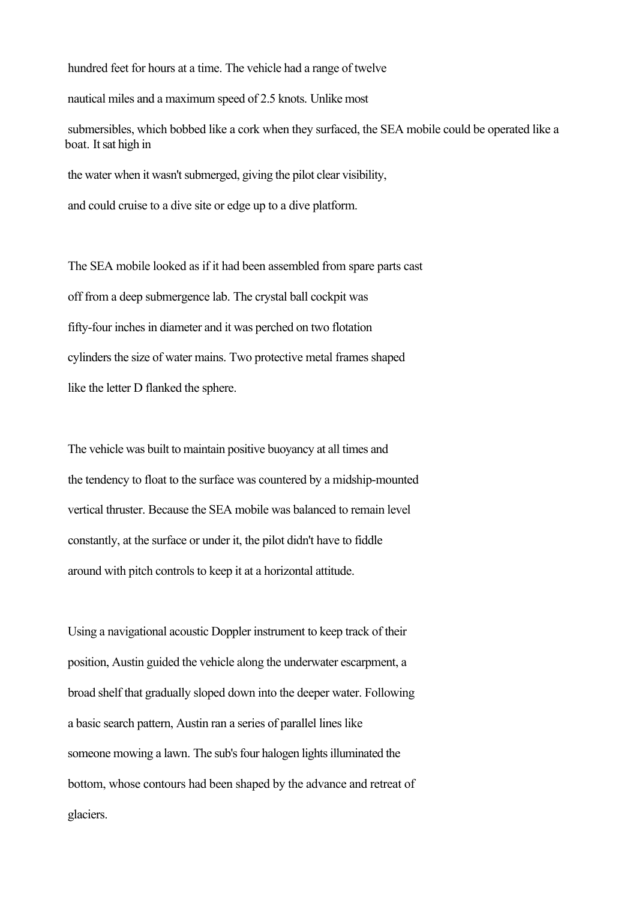hundred feet for hours at a time. The vehicle had a range of twelve nautical miles and a maximum speed of 2.5 knots. Unlike most submersibles, which bobbed like a cork when they surfaced, the SEA mobile could be operated like a boat. It sat high in the water when it wasn't submerged, giving the pilot clear visibility, and could cruise to a dive site or edge up to a dive platform.

The SEA mobile looked as if it had been assembled from spare parts cast off from a deep submergence lab. The crystal ball cockpit was fifty-four inches in diameter and it was perched on two flotation cylinders the size of water mains. Two protective metal frames shaped like the letter D flanked the sphere.

The vehicle was built to maintain positive buoyancy at all times and the tendency to float to the surface was countered by a midship-mounted vertical thruster. Because the SEA mobile was balanced to remain level constantly, at the surface or under it, the pilot didn't have to fiddle around with pitch controls to keep it at a horizontal attitude.

Using a navigational acoustic Doppler instrument to keep track of their position, Austin guided the vehicle along the underwater escarpment, a broad shelf that gradually sloped down into the deeper water. Following a basic search pattern, Austin ran a series of parallel lines like someone mowing a lawn. The sub's four halogen lights illuminated the bottom, whose contours had been shaped by the advance and retreat of glaciers.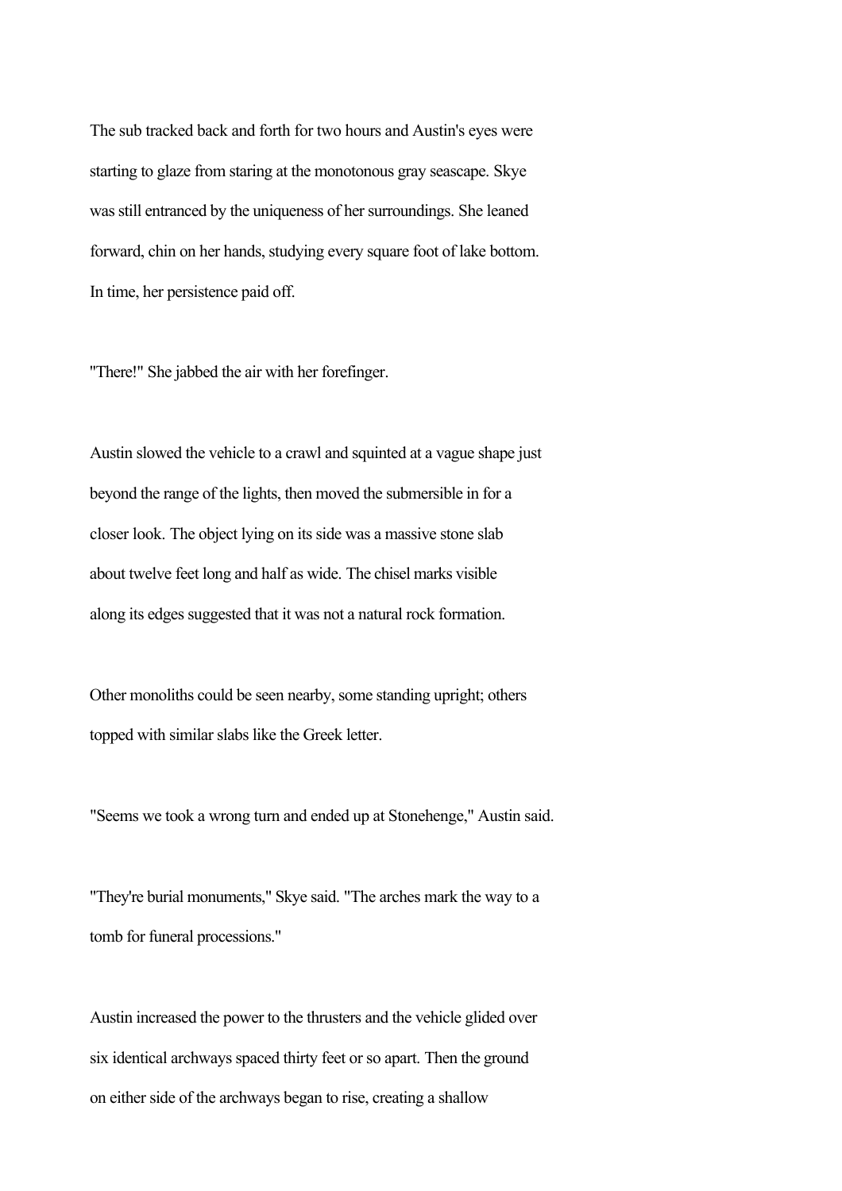The sub tracked back and forth for two hours and Austin's eyes were starting to glaze from staring at the monotonous gray seascape. Skye was still entranced by the uniqueness of her surroundings. She leaned forward, chin on her hands, studying every square foot of lake bottom. In time, her persistence paid off.

"There!" She jabbed the air with her forefinger.

Austin slowed the vehicle to a crawl and squinted at a vague shape just beyond the range of the lights, then moved the submersible in for a closer look. The object lying on its side was a massive stone slab about twelve feet long and half as wide. The chisel marks visible along its edges suggested that it was not a natural rock formation.

Other monoliths could be seen nearby, some standing upright; others topped with similar slabs like the Greek letter.

"Seems we took a wrong turn and ended up at Stonehenge," Austin said.

"They're burial monuments," Skye said. "The arches mark the way to a tomb for funeral processions."

Austin increased the power to the thrusters and the vehicle glided over six identical archways spaced thirty feet or so apart. Then the ground on either side of the archways began to rise, creating a shallow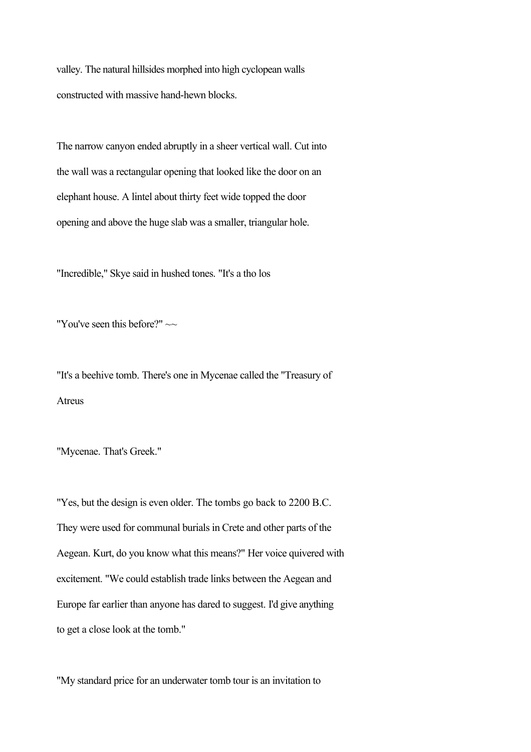valley. The natural hillsides morphed into high cyclopean walls constructed with massive hand-hewn blocks.

The narrow canyon ended abruptly in a sheer vertical wall. Cut into the wall was a rectangular opening that looked like the door on an elephant house. A lintel about thirty feet wide topped the door opening and above the huge slab was a smaller, triangular hole.

"Incredible," Skye said in hushed tones. "It's a tho los

"You've seen this before?" ~~

"It's a beehive tomb. There's one in Mycenae called the "Treasury of Atreus

"Mycenae. That's Greek."

"Yes, but the design is even older. The tombs go back to 2200 B.C. They were used for communal burials in Crete and other parts of the Aegean. Kurt, do you know what this means?" Her voice quivered with excitement. "We could establish trade links between the Aegean and Europe far earlier than anyone has dared to suggest. I'd give anything to get a close look at the tomb."

"My standard price for an underwater tomb tour is an invitation to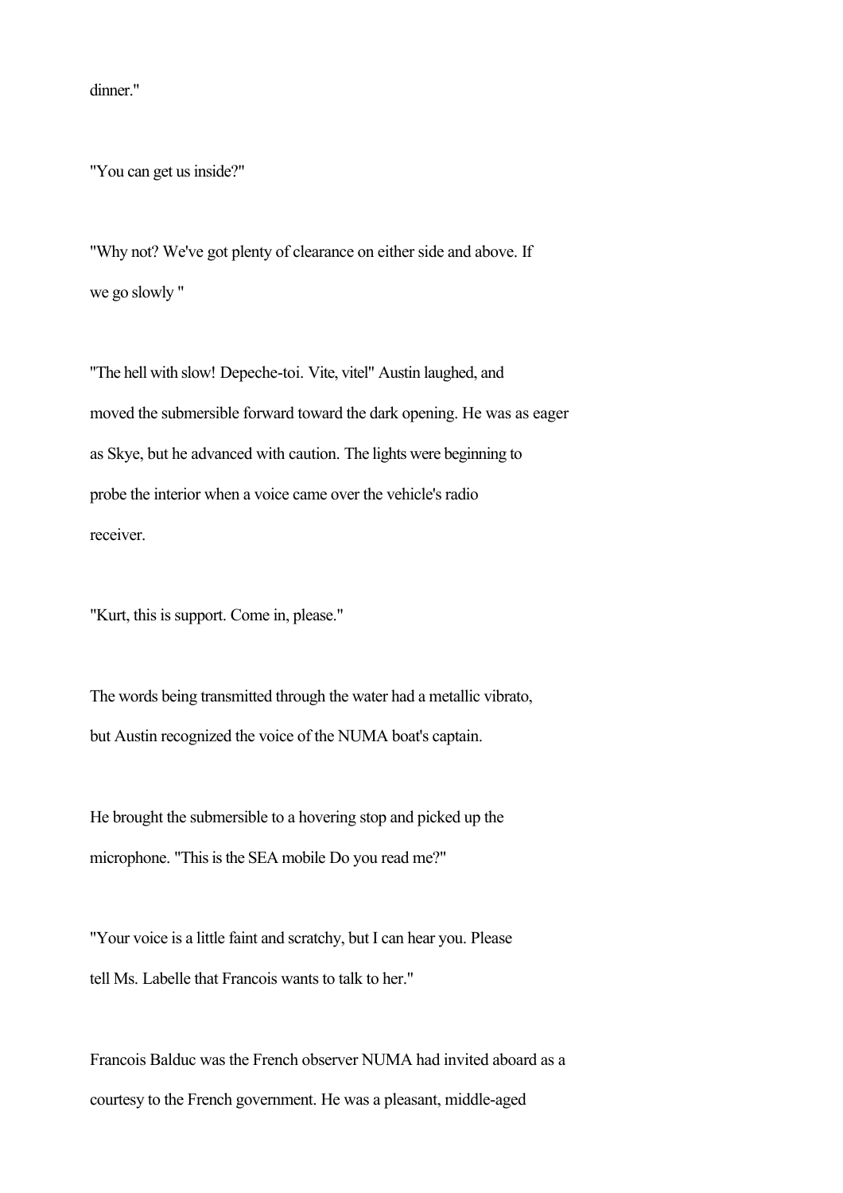dinner."

"You can get us inside?"

"Why not? We've got plenty of clearance on either side and above. If we go slowly "

"The hell with slow! Depeche-toi. Vite, vitel" Austin laughed, and moved the submersible forward toward the dark opening. He was as eager as Skye, but he advanced with caution. The lights were beginning to probe the interior when a voice came over the vehicle's radio receiver.

"Kurt, this is support. Come in, please."

The words being transmitted through the water had a metallic vibrato, but Austin recognized the voice of the NUMA boat's captain.

He brought the submersible to a hovering stop and picked up the microphone. "This is the SEA mobile Do you read me?"

"Your voice is a little faint and scratchy, but I can hear you. Please tell Ms. Labelle that Francois wants to talk to her."

Francois Balduc was the French observer NUMA had invited aboard as a courtesy to the French government. He was a pleasant, middle-aged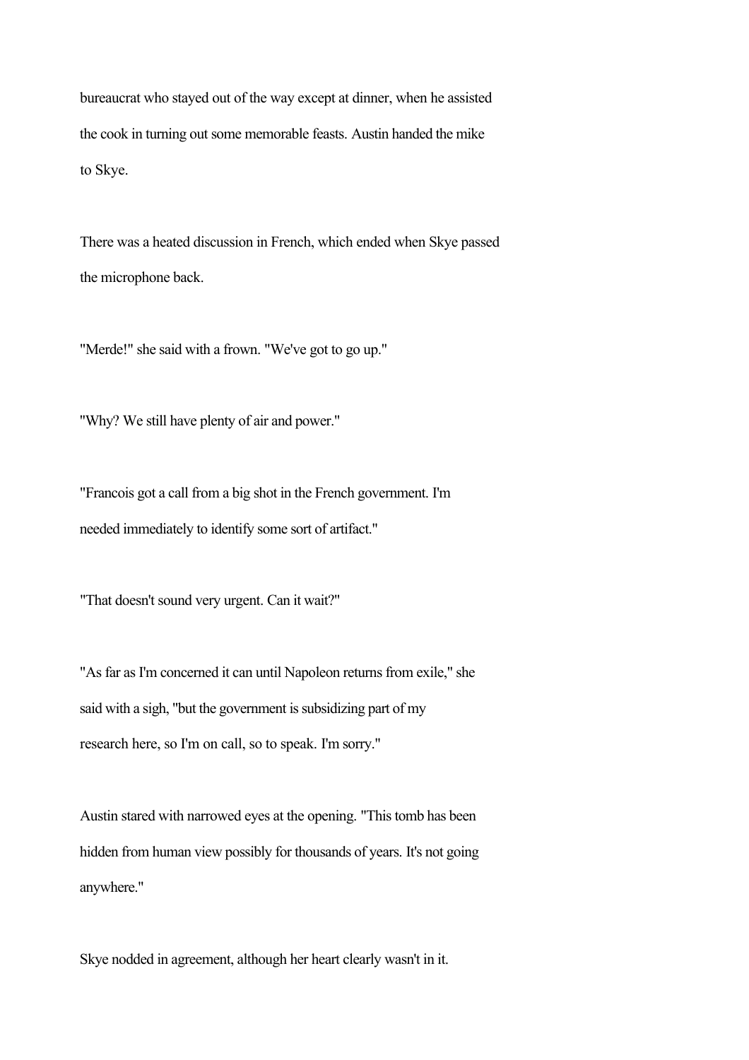bureaucrat who stayed out of the way except at dinner, when he assisted the cook in turning out some memorable feasts. Austin handed the mike to Skye.

There was a heated discussion in French, which ended when Skye passed the microphone back.

"Merde!" she said with a frown. "We've got to go up."

"Why? We still have plenty of air and power."

"Francois got a call from a big shot in the French government. I'm needed immediately to identify some sort of artifact."

"That doesn't sound very urgent. Can it wait?"

"As far as I'm concerned it can until Napoleon returns from exile," she said with a sigh, "but the government is subsidizing part of my research here, so I'm on call, so to speak. I'm sorry."

Austin stared with narrowed eyes at the opening. "This tomb has been hidden from human view possibly for thousands of years. It's not going anywhere."

Skye nodded in agreement, although her heart clearly wasn't in it.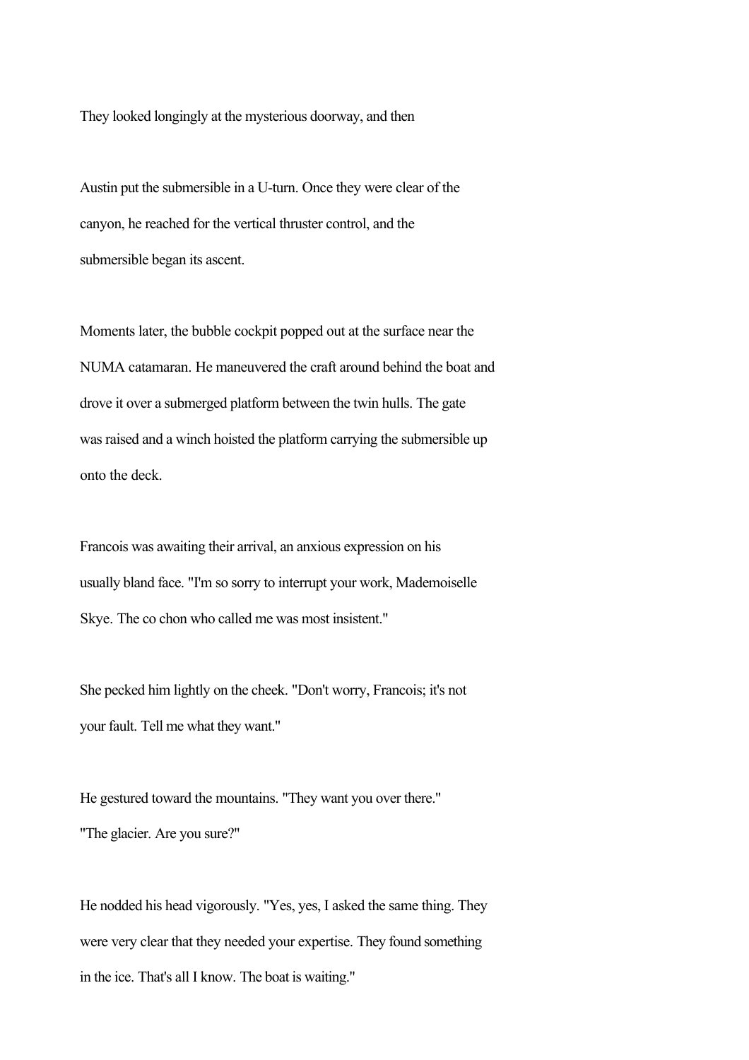They looked longingly at the mysterious doorway, and then

Austin put the submersible in a U-turn. Once they were clear of the canyon, he reached for the vertical thruster control, and the submersible began its ascent.

Moments later, the bubble cockpit popped out at the surface near the NUMA catamaran. He maneuvered the craft around behind the boat and drove it over a submerged platform between the twin hulls. The gate was raised and a winch hoisted the platform carrying the submersible up onto the deck.

Francois was awaiting their arrival, an anxious expression on his usually bland face. "I'm so sorry to interrupt your work, Mademoiselle Skye. The co chon who called me was most insistent."

She pecked him lightly on the cheek. "Don't worry, Francois; it's not your fault. Tell me what they want."

He gestured toward the mountains. "They want you over there."
"The glacier. Are you sure?"

He nodded his head vigorously. "Yes, yes, I asked the same thing. They were very clear that they needed your expertise. They found something in the ice. That's all I know. The boat is waiting."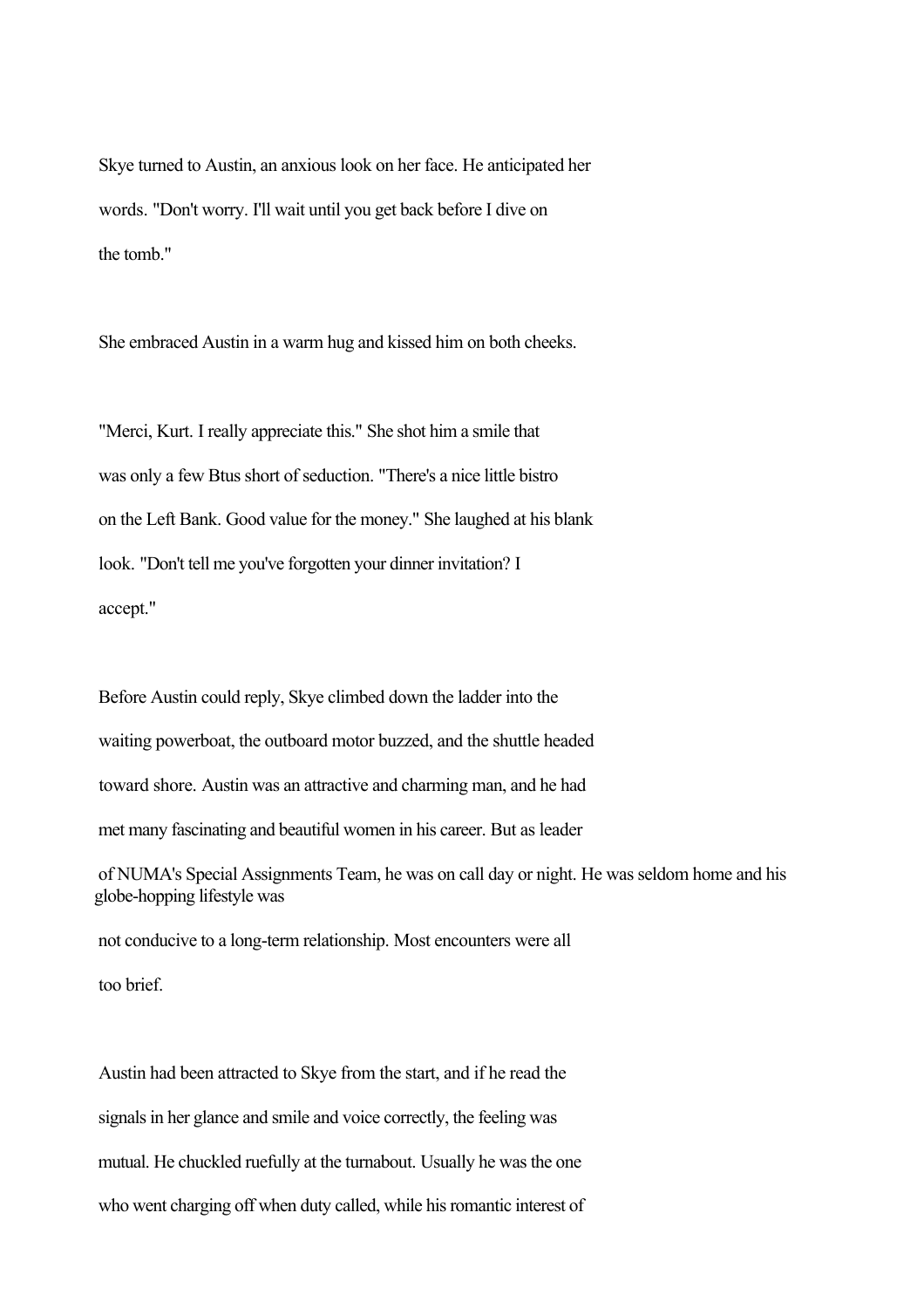Skye turned to Austin, an anxious look on her face. He anticipated her words. "Don't worry. I'll wait until you get back before I dive on the tomb."

She embraced Austin in a warm hug and kissed him on both cheeks.

"Merci, Kurt. I really appreciate this." She shot him a smile that was only a few Btus short of seduction. "There's a nice little bistro on the Left Bank. Good value for the money." She laughed at his blank look. "Don't tell me you've forgotten your dinner invitation? I accept."

Before Austin could reply, Skye climbed down the ladder into the waiting powerboat, the outboard motor buzzed, and the shuttle headed toward shore. Austin was an attractive and charming man, and he had met many fascinating and beautiful women in his career. But as leader of NUMA's Special Assignments Team, he was on call day or night. He was seldom home and his globe-hopping lifestyle was not conducive to a long-term relationship. Most encounters were all too brief.

Austin had been attracted to Skye from the start, and if he read the signals in her glance and smile and voice correctly, the feeling was mutual. He chuckled ruefully at the turnabout. Usually he was the one who went charging off when duty called, while his romantic interest of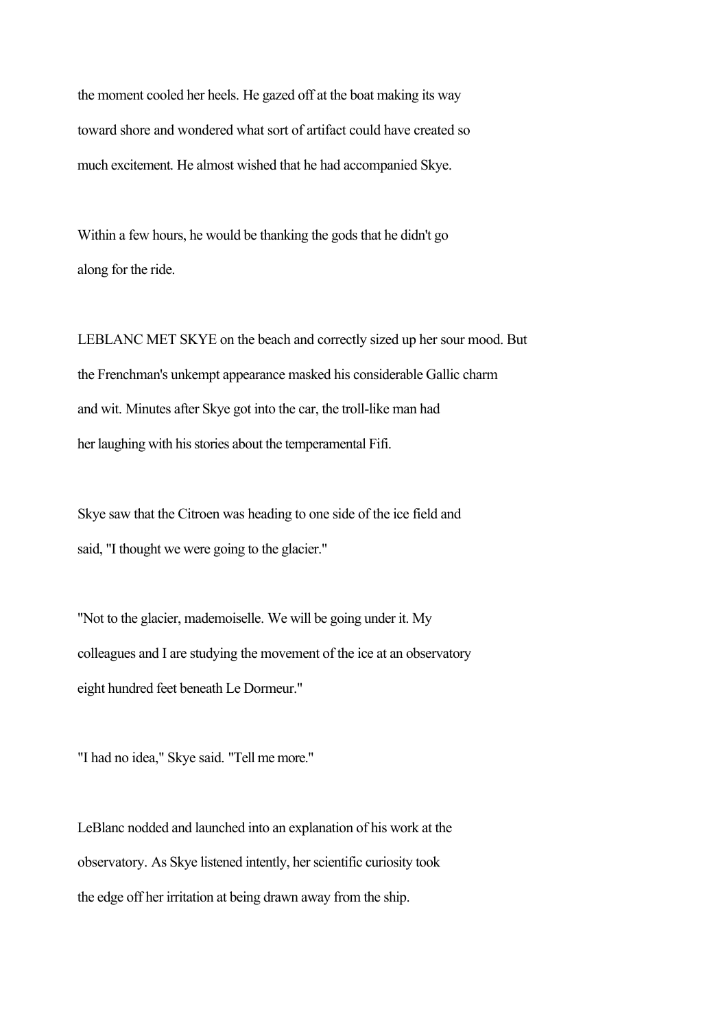the moment cooled her heels. He gazed off at the boat making its way toward shore and wondered what sort of artifact could have created so much excitement. He almost wished that he had accompanied Skye.

Within a few hours, he would be thanking the gods that he didn't go along for the ride.

LEBLANC MET SKYE on the beach and correctly sized up her sour mood. But the Frenchman's unkempt appearance masked his considerable Gallic charm and wit. Minutes after Skye got into the car, the troll-like man had her laughing with his stories about the temperamental Fifi.

Skye saw that the Citroen was heading to one side of the ice field and said, "I thought we were going to the glacier."

"Not to the glacier, mademoiselle. We will be going under it. My colleagues and I are studying the movement of the ice at an observatory eight hundred feet beneath Le Dormeur."

"I had no idea," Skye said. "Tell me more."

LeBlanc nodded and launched into an explanation of his work at the observatory. As Skye listened intently, her scientific curiosity took the edge off her irritation at being drawn away from the ship.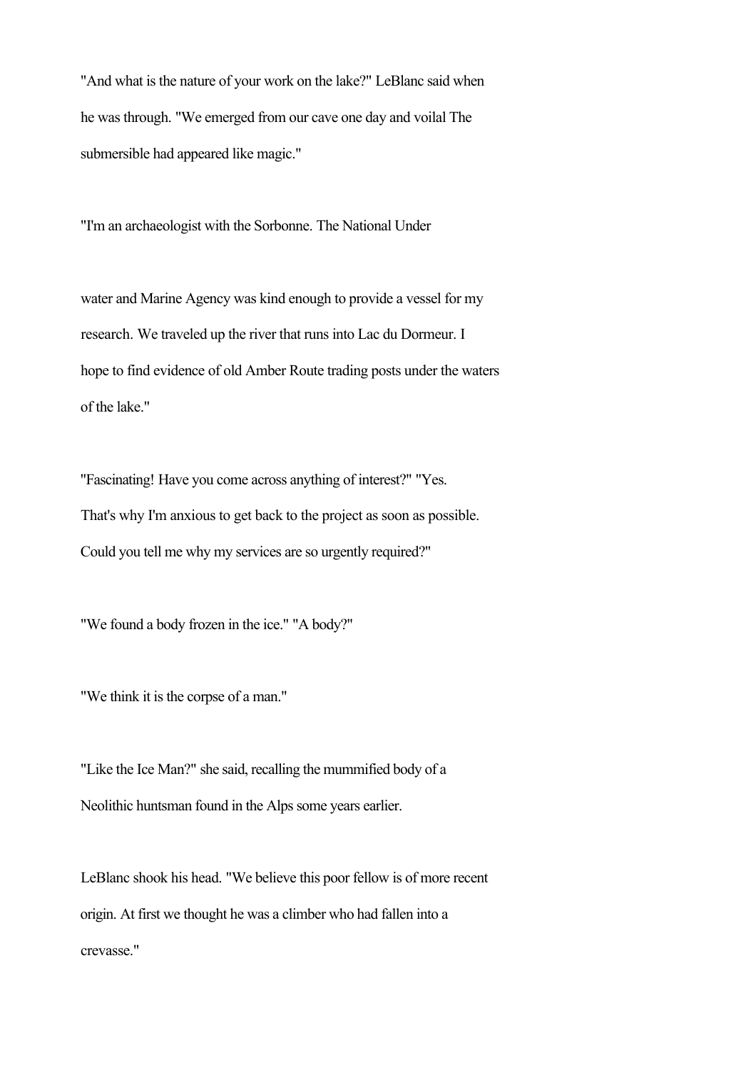"And what is the nature of your work on the lake?" LeBlanc said when he was through. "We emerged from our cave one day and voilal The submersible had appeared like magic."

"I'm an archaeologist with the Sorbonne. The National Under

water and Marine Agency was kind enough to provide a vessel for my research. We traveled up the river that runs into Lac du Dormeur. I hope to find evidence of old Amber Route trading posts under the waters of the lake."

"Fascinating! Have you come across anything of interest?" "Yes. That's why I'm anxious to get back to the project as soon as possible. Could you tell me why my services are so urgently required?"

"We found a body frozen in the ice." "A body?"

"We think it is the corpse of a man."

"Like the Ice Man?" she said, recalling the mummified body of a Neolithic huntsman found in the Alps some years earlier.

LeBlanc shook his head. "We believe this poor fellow is of more recent origin. At first we thought he was a climber who had fallen into a crevasse."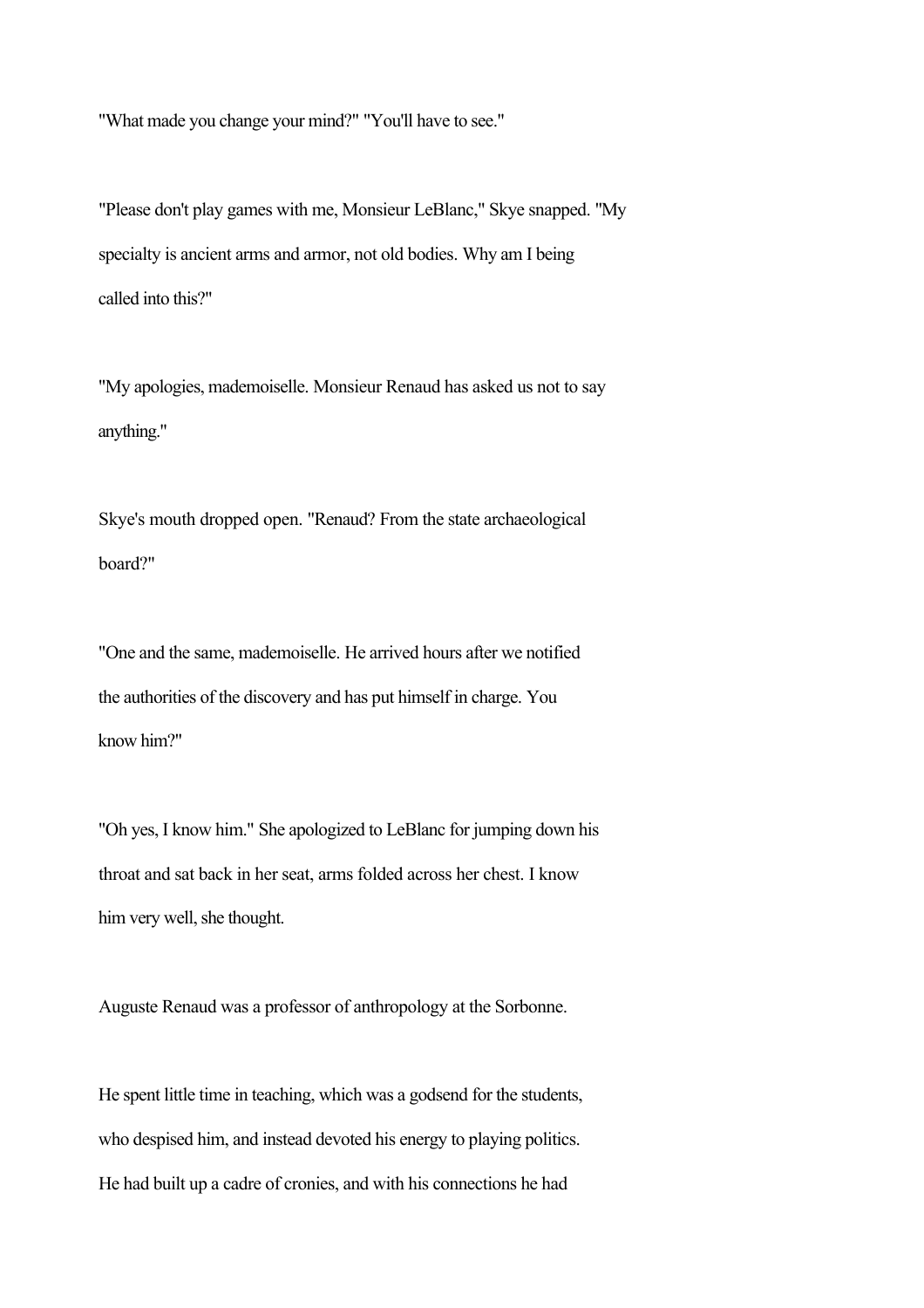"What made you change your mind?" "You'll have to see."

"Please don't play games with me, Monsieur LeBlanc," Skye snapped. "My specialty is ancient arms and armor, not old bodies. Why am I being called into this?"

"My apologies, mademoiselle. Monsieur Renaud has asked us not to say anything."

Skye's mouth dropped open. "Renaud? From the state archaeological board?"

"One and the same, mademoiselle. He arrived hours after we notified the authorities of the discovery and has put himself in charge. You know him?"

"Oh yes, I know him." She apologized to LeBlanc for jumping down his throat and sat back in her seat, arms folded across her chest. I know him very well, she thought.

Auguste Renaud was a professor of anthropology at the Sorbonne.

He spent little time in teaching, which was a godsend for the students, who despised him, and instead devoted his energy to playing politics. He had built up a cadre of cronies, and with his connections he had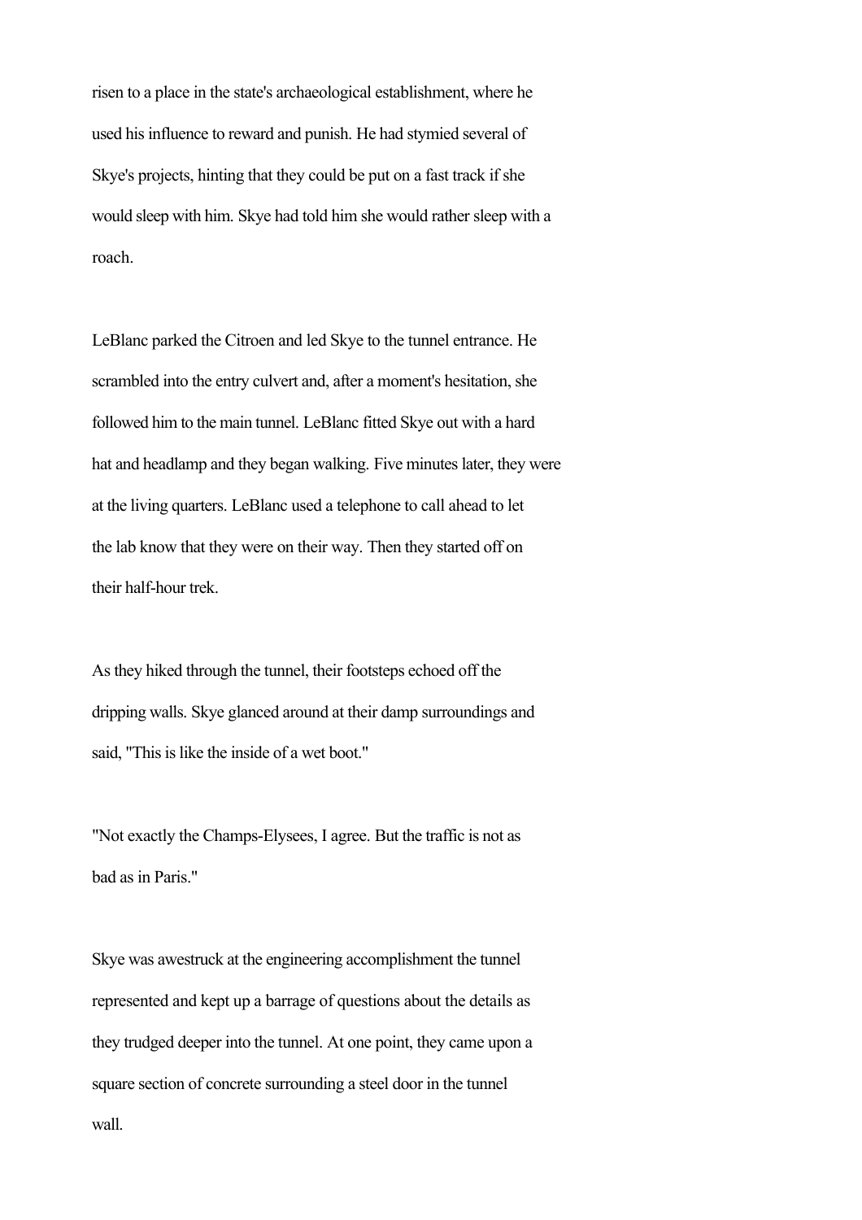risen to a place in the state's archaeological establishment, where he used his influence to reward and punish. He had stymied several of Skye's projects, hinting that they could be put on a fast track if she would sleep with him. Skye had told him she would rather sleep with a roach.

LeBlanc parked the Citroen and led Skye to the tunnel entrance. He scrambled into the entry culvert and, after a moment's hesitation, she followed him to the main tunnel. LeBlanc fitted Skye out with a hard hat and headlamp and they began walking. Five minutes later, they were at the living quarters. LeBlanc used a telephone to call ahead to let the lab know that they were on their way. Then they started off on their half-hour trek.

As they hiked through the tunnel, their footsteps echoed off the dripping walls. Skye glanced around at their damp surroundings and said, "This is like the inside of a wet boot."

"Not exactly the Champs-Elysees, I agree. But the traffic is not as bad as in Paris."

Skye was awestruck at the engineering accomplishment the tunnel represented and kept up a barrage of questions about the details as they trudged deeper into the tunnel. At one point, they came upon a square section of concrete surrounding a steel door in the tunnel wall.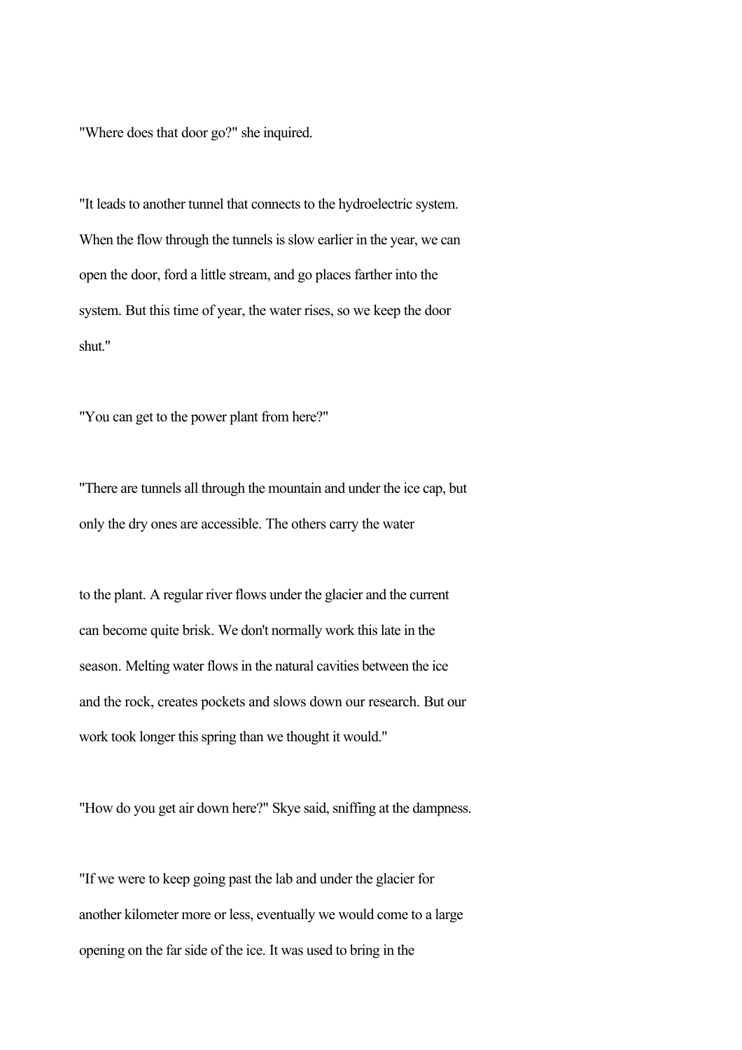"Where does that door go?" she inquired.

"It leads to another tunnel that connects to the hydroelectric system. When the flow through the tunnels is slow earlier in the year, we can open the door, ford a little stream, and go places farther into the system. But this time of year, the water rises, so we keep the door shut."

"You can get to the power plant from here?"

"There are tunnels all through the mountain and under the ice cap, but only the dry ones are accessible. The others carry the water

to the plant. A regular river flows under the glacier and the current can become quite brisk. We don't normally work this late in the season. Melting water flows in the natural cavities between the ice and the rock, creates pockets and slows down our research. But our work took longer this spring than we thought it would."

"How do you get air down here?" Skye said, sniffing at the dampness.

"If we were to keep going past the lab and under the glacier for another kilometer more or less, eventually we would come to a large opening on the far side of the ice. It was used to bring in the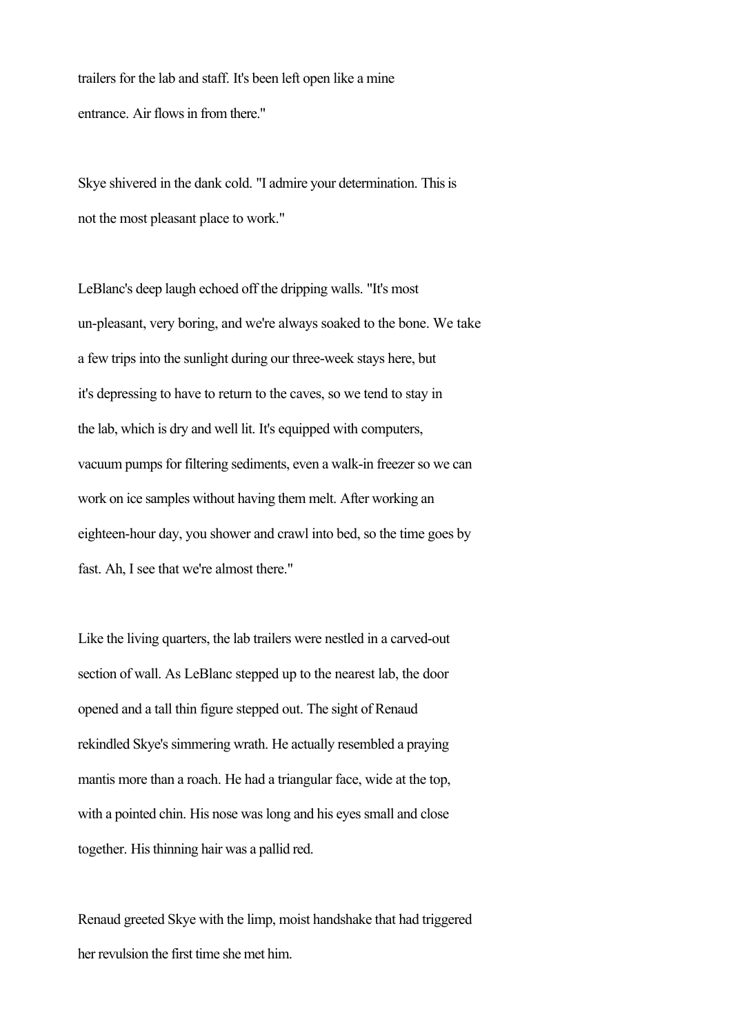trailers for the lab and staff. It's been left open like a mine entrance. Air flows in from there."

Skye shivered in the dank cold. "I admire your determination. This is not the most pleasant place to work."

LeBlanc's deep laugh echoed off the dripping walls. "It's most un-pleasant, very boring, and we're always soaked to the bone. We take a few trips into the sunlight during our three-week stays here, but it's depressing to have to return to the caves, so we tend to stay in the lab, which is dry and well lit. It's equipped with computers, vacuum pumps for filtering sediments, even a walk-in freezer so we can work on ice samples without having them melt. After working an eighteen-hour day, you shower and crawl into bed, so the time goes by fast. Ah, I see that we're almost there."

Like the living quarters, the lab trailers were nestled in a carved-out section of wall. As LeBlanc stepped up to the nearest lab, the door opened and a tall thin figure stepped out. The sight of Renaud rekindled Skye's simmering wrath. He actually resembled a praying mantis more than a roach. He had a triangular face, wide at the top, with a pointed chin. His nose was long and his eyes small and close together. His thinning hair was a pallid red.

Renaud greeted Skye with the limp, moist handshake that had triggered her revulsion the first time she met him.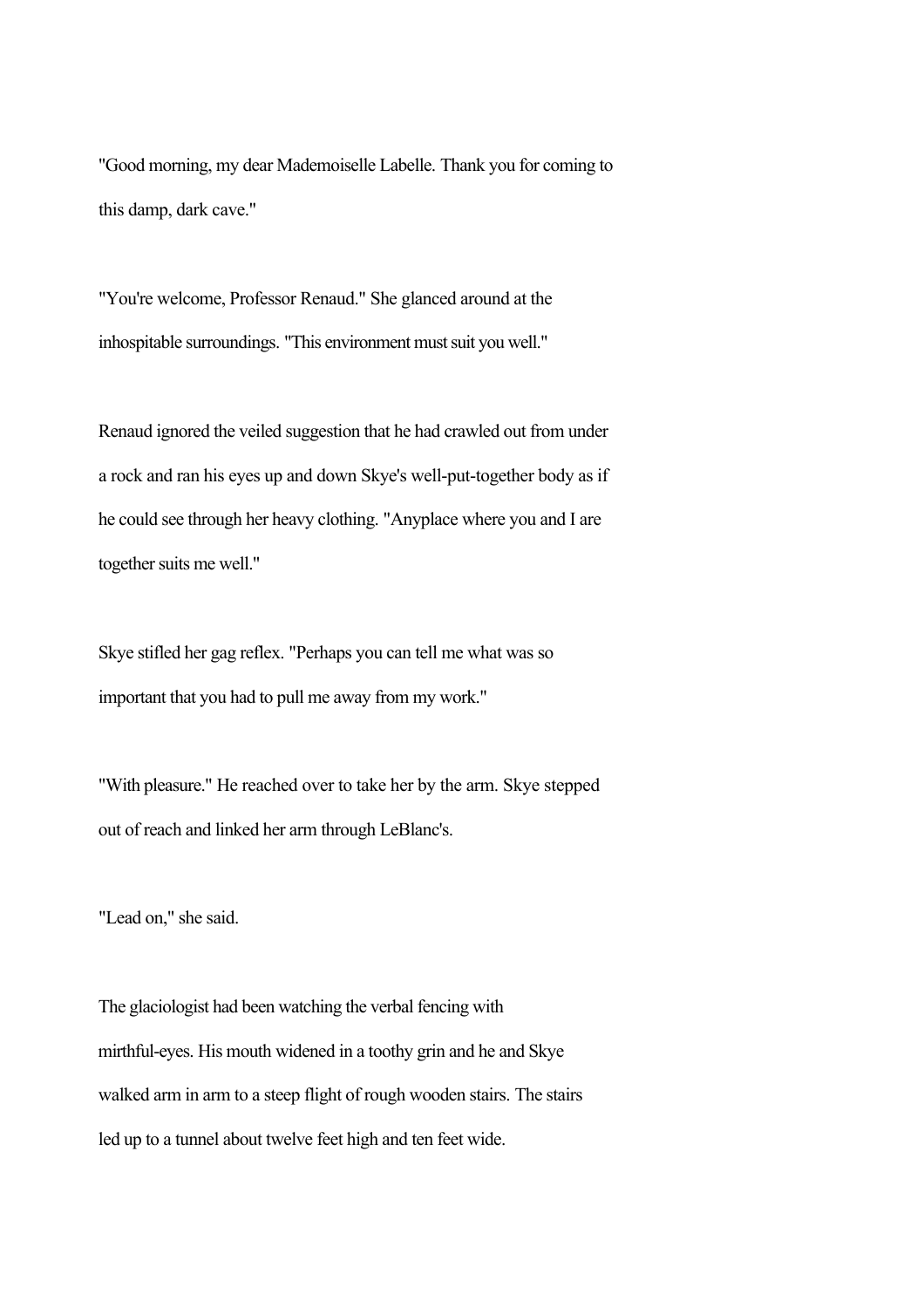"Good morning, my dear Mademoiselle Labelle. Thank you for coming to this damp, dark cave."

"You're welcome, Professor Renaud." She glanced around at the inhospitable surroundings. "This environment must suit you well."

Renaud ignored the veiled suggestion that he had crawled out from under a rock and ran his eyes up and down Skye's well-put-together body as if he could see through her heavy clothing. "Anyplace where you and I are together suits me well."

Skye stifled her gag reflex. "Perhaps you can tell me what was so important that you had to pull me away from my work."

"With pleasure." He reached over to take her by the arm. Skye stepped out of reach and linked her arm through LeBlanc's.

"Lead on," she said.

The glaciologist had been watching the verbal fencing with mirthful-eyes. His mouth widened in a toothy grin and he and Skye walked arm in arm to a steep flight of rough wooden stairs. The stairs led up to a tunnel about twelve feet high and ten feet wide.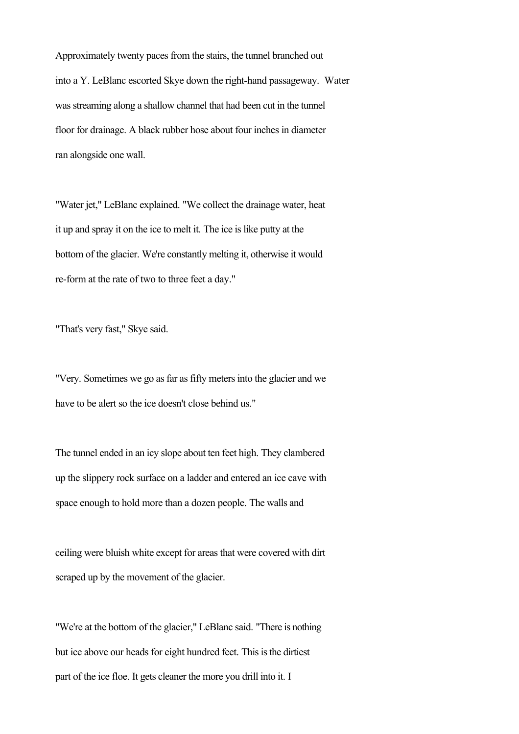Approximately twenty paces from the stairs, the tunnel branched out into a Y. LeBlanc escorted Skye down the right-hand passageway. Water was streaming along a shallow channel that had been cut in the tunnel floor for drainage. A black rubber hose about four inches in diameter ran alongside one wall.

"Water jet," LeBlanc explained. "We collect the drainage water, heat it up and spray it on the ice to melt it. The ice is like putty at the bottom of the glacier. We're constantly melting it, otherwise it would re-form at the rate of two to three feet a day."

"That's very fast," Skye said.

"Very. Sometimes we go as far as fifty meters into the glacier and we have to be alert so the ice doesn't close behind us."

The tunnel ended in an icy slope about ten feet high. They clambered up the slippery rock surface on a ladder and entered an ice cave with space enough to hold more than a dozen people. The walls and ceiling were bluish white except for areas that were covered with dirt scraped up by the movement of the glacier.

"We're at the bottom of the glacier," LeBlanc said. "There is nothing but ice above our heads for eight hundred feet. This is the dirtiest part of the ice floe. It gets cleaner the more you drill into it. I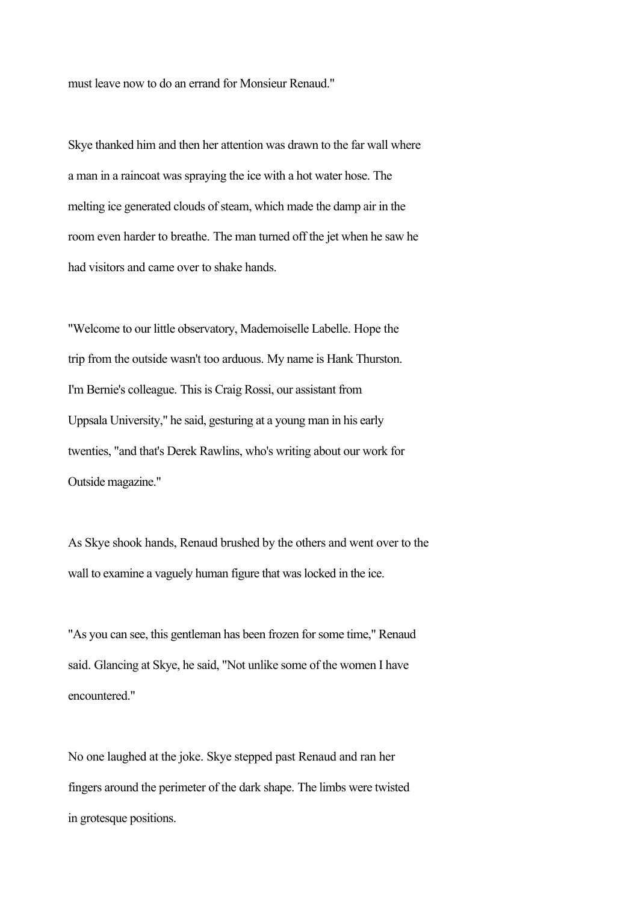must leave now to do an errand for Monsieur Renaud."

Skye thanked him and then her attention was drawn to the far wall where a man in a raincoat was spraying the ice with a hot water hose. The melting ice generated clouds of steam, which made the damp air in the room even harder to breathe. The man turned off the jet when he saw he had visitors and came over to shake hands.

"Welcome to our little observatory, Mademoiselle Labelle. Hope the trip from the outside wasn't too arduous. My name is Hank Thurston. I'm Bernie's colleague. This is Craig Rossi, our assistant from Uppsala University," he said, gesturing at a young man in his early twenties, "and that's Derek Rawlins, who's writing about our work for Outside magazine."

As Skye shook hands, Renaud brushed by the others and went over to the wall to examine a vaguely human figure that was locked in the ice.

"As you can see, this gentleman has been frozen for some time," Renaud said. Glancing at Skye, he said, "Not unlike some of the women I have encountered."

No one laughed at the joke. Skye stepped past Renaud and ran her fingers around the perimeter of the dark shape. The limbs were twisted in grotesque positions.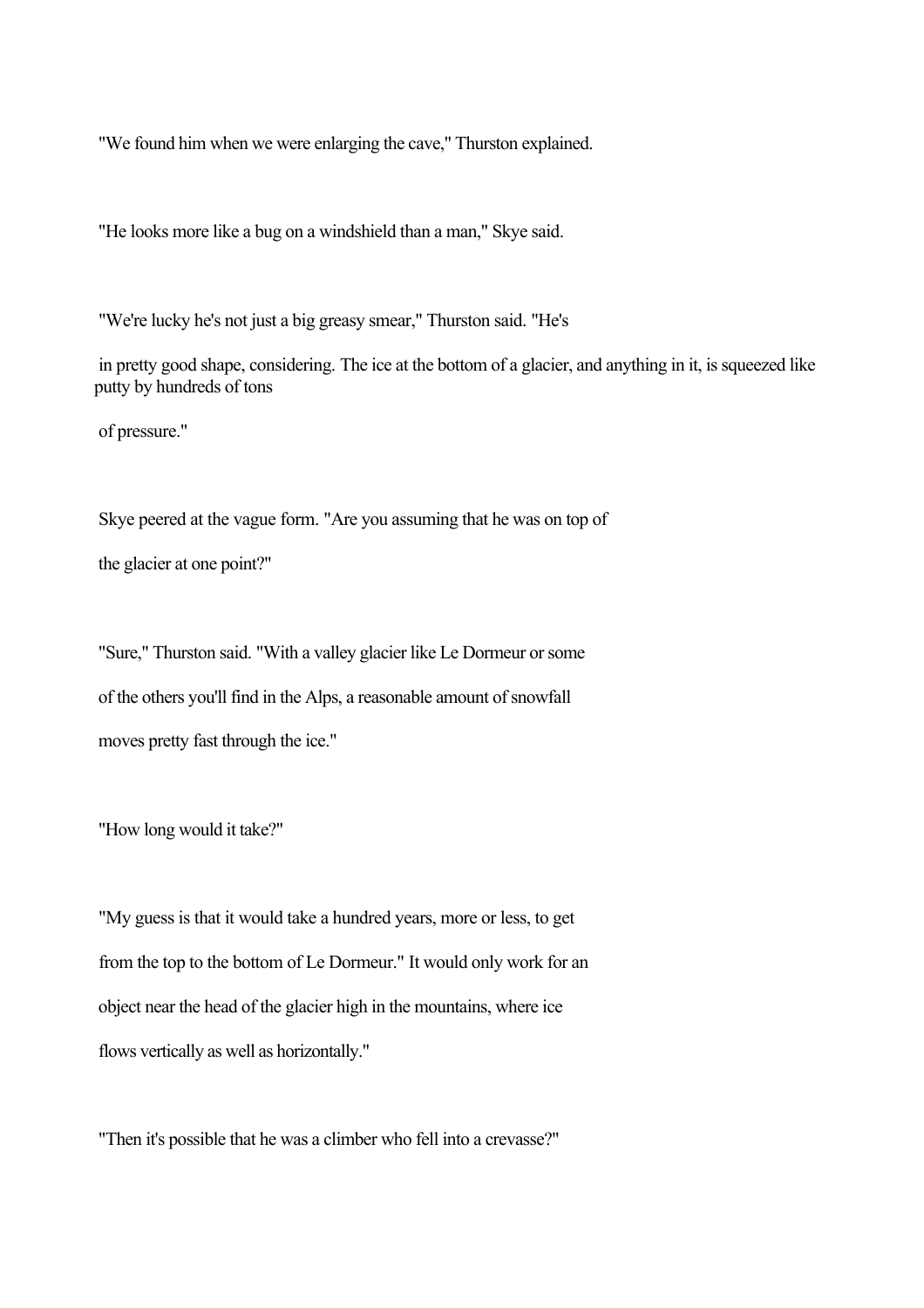"We found him when we were enlarging the cave," Thurston explained.

"He looks more like a bug on a windshield than a man," Skye said.

"We're lucky he's not just a big greasy smear," Thurston said. "He's in pretty good shape, considering. The ice at the bottom of a glacier, and anything in it, is squeezed like putty by hundreds of tons of pressure."

Skye peered at the vague form. "Are you assuming that he was on top of the glacier at one point?"

"Sure," Thurston said. "With a valley glacier like Le Dormeur or some of the others you'll find in the Alps, a reasonable amount of snowfall moves pretty fast through the ice."

"How long would it take?"

"My guess is that it would take a hundred years, more or less, to get from the top to the bottom of Le Dormeur." It would only work for an object near the head of the glacier high in the mountains, where ice flows vertically as well as horizontally."

"Then it's possible that he was a climber who fell into a crevasse?"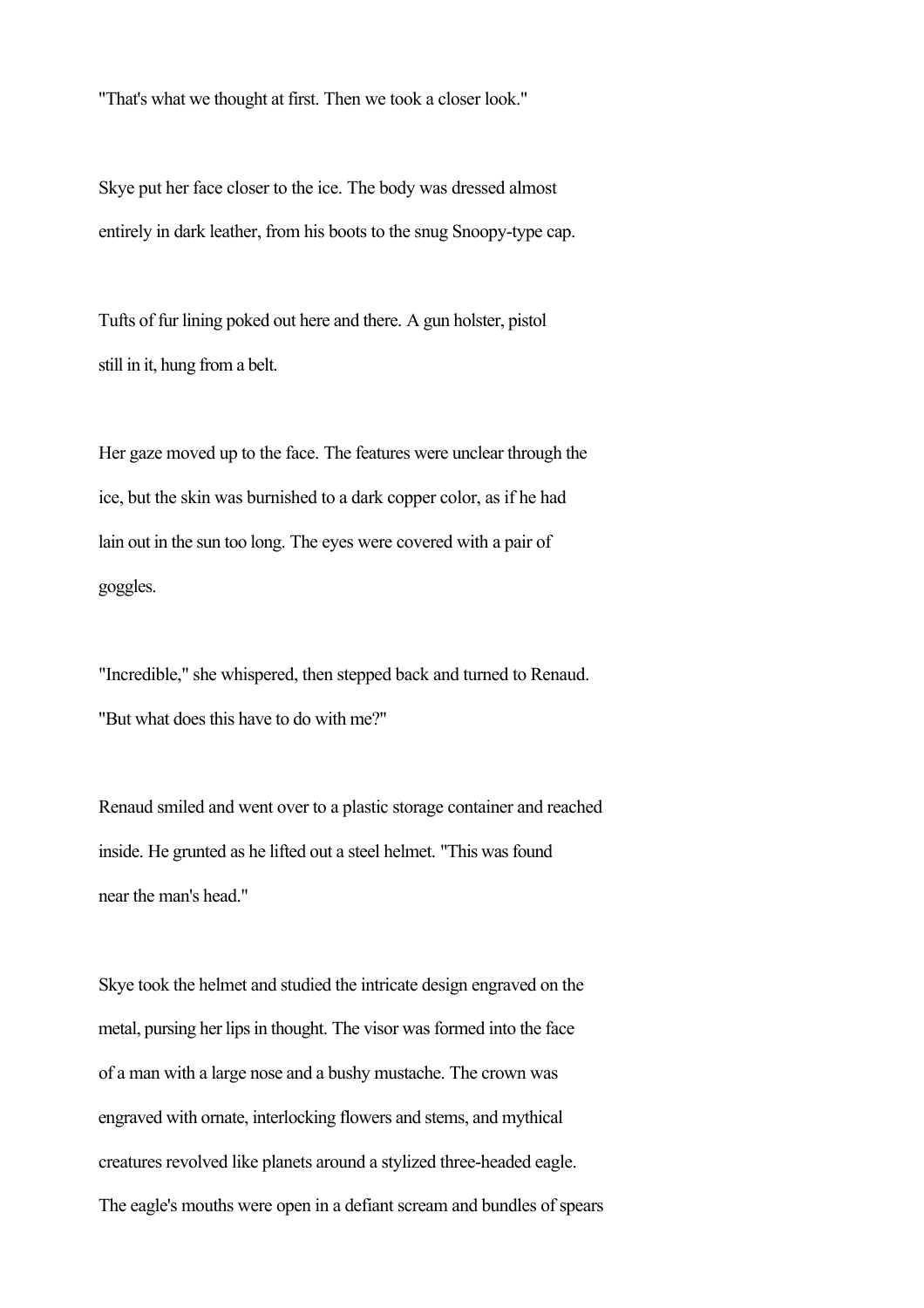"That's what we thought at first. Then we took a closer look."

Skye put her face closer to the ice. The body was dressed almost entirely in dark leather, from his boots to the snug Snoopy-type cap.

Tufts of fur lining poked out here and there. A gun holster, pistol still in it, hung from a belt.

Her gaze moved up to the face. The features were unclear through the ice, but the skin was burnished to a dark copper color, as if he had lain out in the sun too long. The eyes were covered with a pair of goggles.

"Incredible," she whispered, then stepped back and turned to Renaud. "But what does this have to do with me?"

Renaud smiled and went over to a plastic storage container and reached inside. He grunted as he lifted out a steel helmet. "This was found near the man's head."

Skye took the helmet and studied the intricate design engraved on the metal, pursing her lips in thought. The visor was formed into the face of a man with a large nose and a bushy mustache. The crown was engraved with ornate, interlocking flowers and stems, and mythical creatures revolved like planets around a stylized three-headed eagle. The eagle's mouths were open in a defiant scream and bundles of spears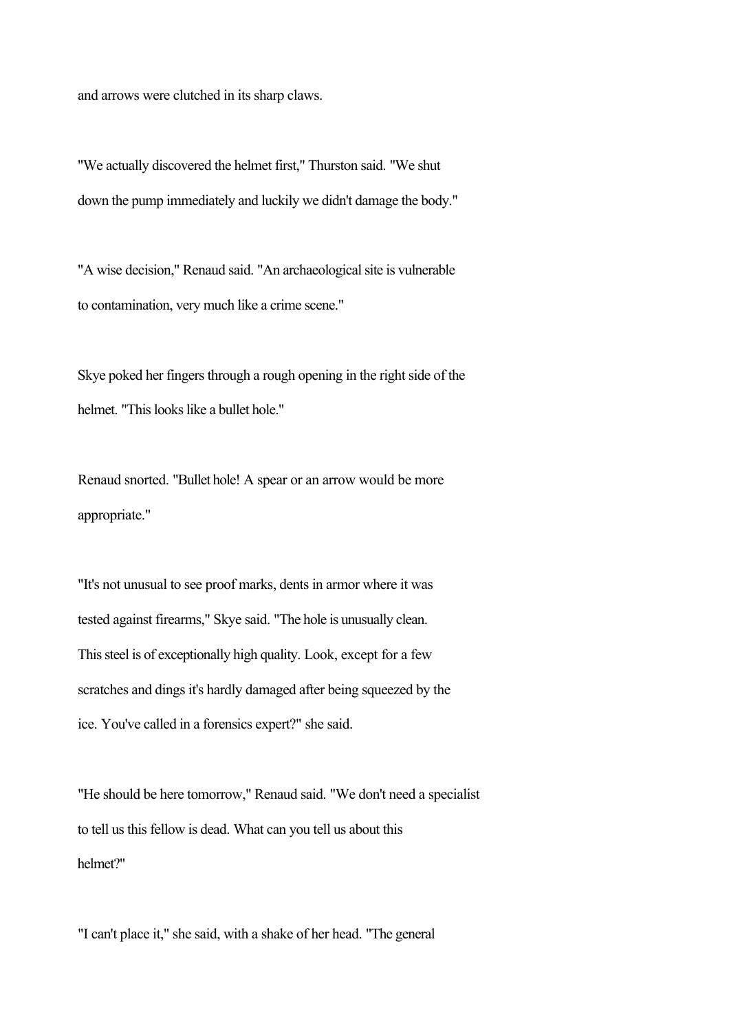and arrows were clutched in its sharp claws.

"We actually discovered the helmet first," Thurston said. "We shut down the pump immediately and luckily we didn't damage the body."

"A wise decision," Renaud said. "An archaeological site is vulnerable to contamination, very much like a crime scene."

Skye poked her fingers through a rough opening in the right side of the helmet. "This looks like a bullet hole."

Renaud snorted. "Bullet hole! A spear or an arrow would be more appropriate."

"It's not unusual to see proof marks, dents in armor where it was tested against firearms," Skye said. "The hole is unusually clean. This steel is of exceptionally high quality. Look, except for a few scratches and dings it's hardly damaged after being squeezed by the ice. You've called in a forensics expert?" she said.

"He should be here tomorrow," Renaud said. "We don't need a specialist to tell us this fellow is dead. What can you tell us about this helmet?"

"I can't place it," she said, with a shake of her head. "The general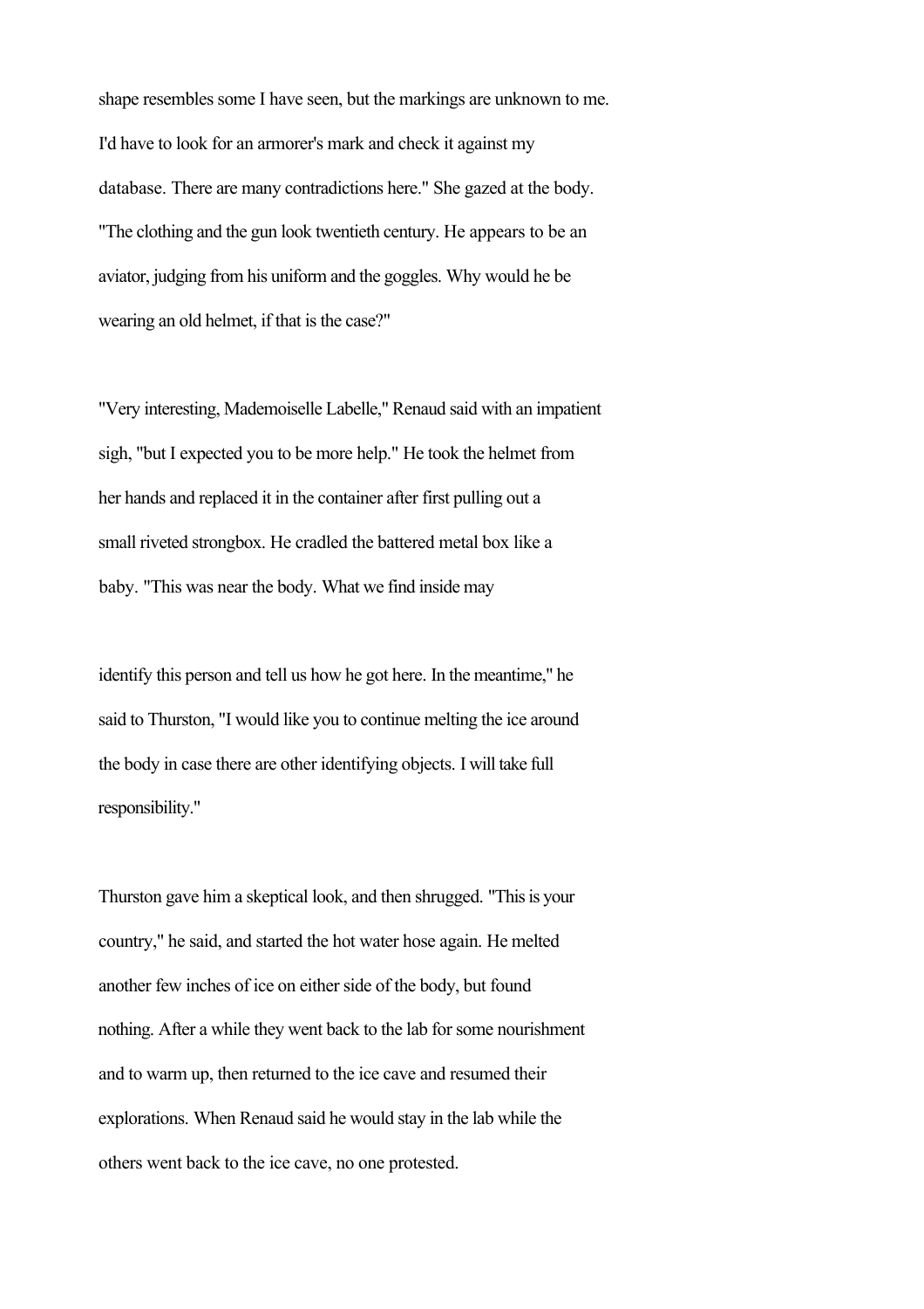shape resembles some I have seen, but the markings are unknown to me. I'd have to look for an armorer's mark and check it against my database. There are many contradictions here." She gazed at the body. "The clothing and the gun look twentieth century. He appears to be an aviator, judging from his uniform and the goggles. Why would he be wearing an old helmet, if that is the case?"

"Very interesting, Mademoiselle Labelle," Renaud said with an impatient sigh, "but I expected you to be more help." He took the helmet from her hands and replaced it in the container after first pulling out a small riveted strongbox. He cradled the battered metal box like a baby. "This was near the body. What we find inside may identify this person and tell us how he got here. In the meantime," he said to Thurston, "I would like you to continue melting the ice around the body in case there are other identifying objects. I will take full responsibility."

Thurston gave him a skeptical look, and then shrugged. "This is your country," he said, and started the hot water hose again. He melted another few inches of ice on either side of the body, but found nothing. After a while they went back to the lab for some nourishment and to warm up, then returned to the ice cave and resumed their explorations. When Renaud said he would stay in the lab while the others went back to the ice cave, no one protested.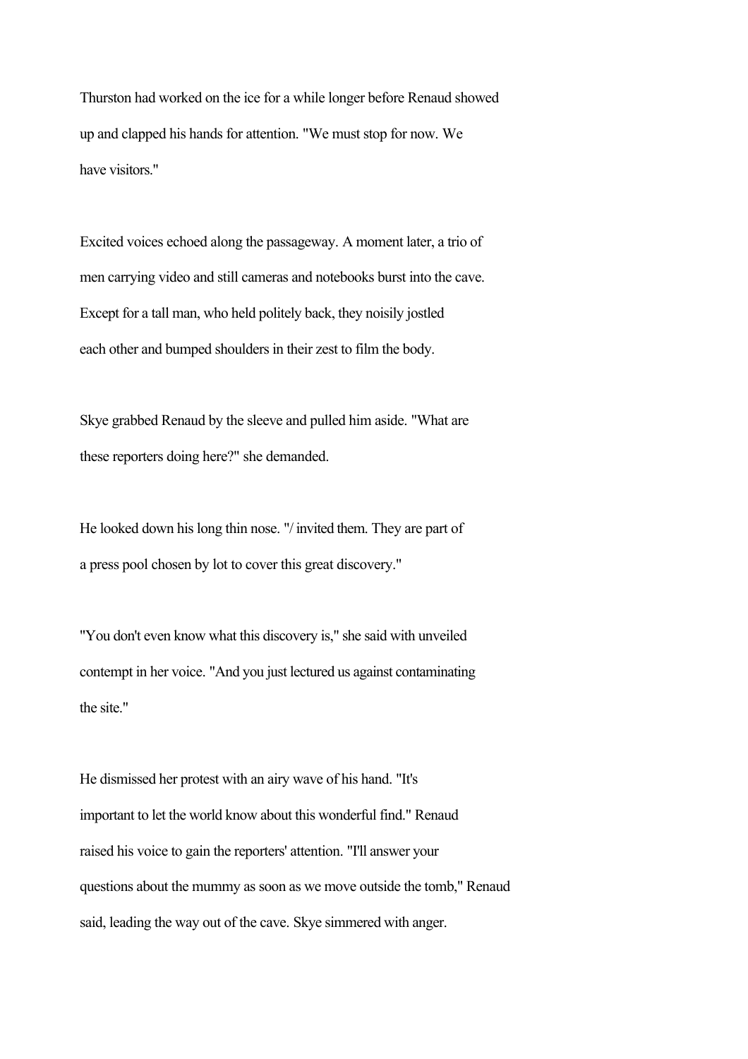Thurston had worked on the ice for a while longer before Renaud showed up and clapped his hands for attention. "We must stop for now. We have visitors."

Excited voices echoed along the passageway. A moment later, a trio of men carrying video and still cameras and notebooks burst into the cave. Except for a tall man, who held politely back, they noisily jostled each other and bumped shoulders in their zest to film the body.

Skye grabbed Renaud by the sleeve and pulled him aside. "What are these reporters doing here?" she demanded.

He looked down his long thin nose. "/ invited them. They are part of a press pool chosen by lot to cover this great discovery."

"You don't even know what this discovery is," she said with unveiled contempt in her voice. "And you just lectured us against contaminating the site."

He dismissed her protest with an airy wave of his hand. "It's important to let the world know about this wonderful find." Renaud raised his voice to gain the reporters' attention. "I'll answer your questions about the mummy as soon as we move outside the tomb," Renaud said, leading the way out of the cave. Skye simmered with anger.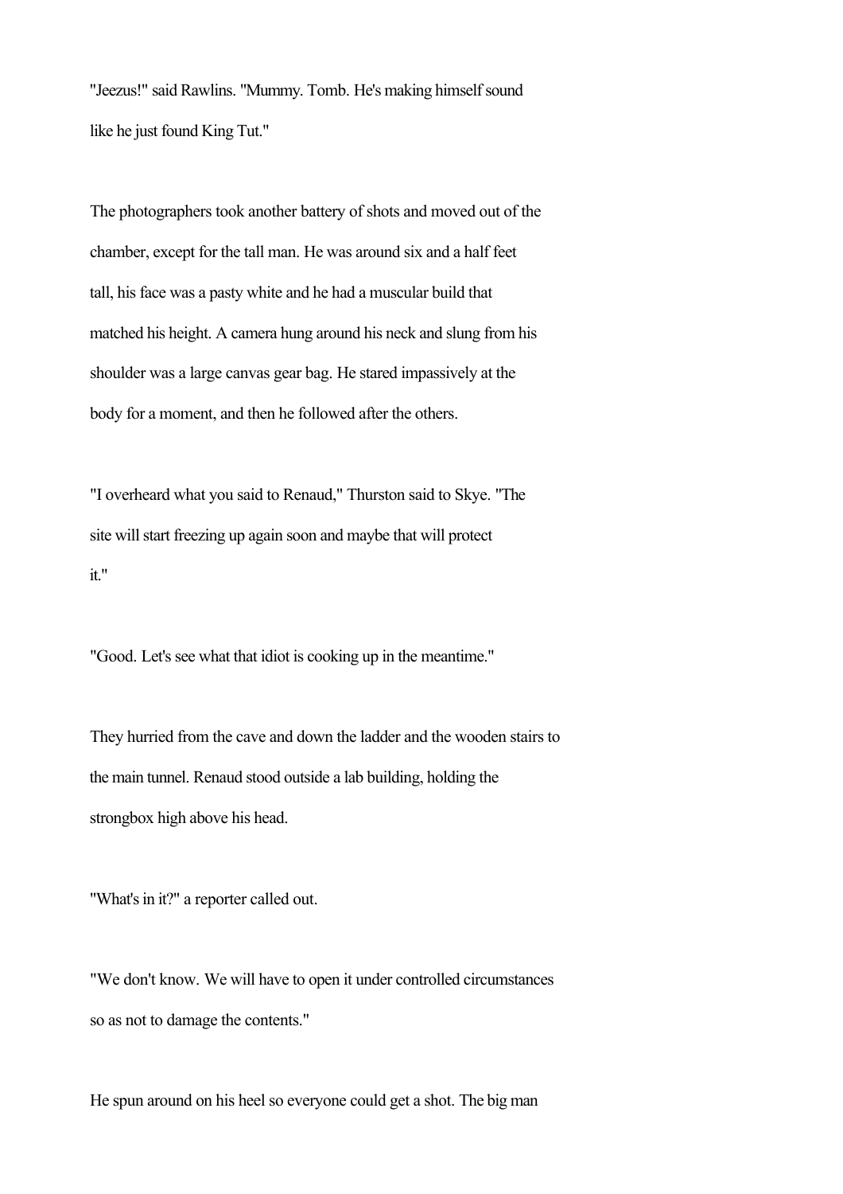"Jeezus!" said Rawlins. "Mummy. Tomb. He's making himself sound like he just found King Tut."

The photographers took another battery of shots and moved out of the chamber, except for the tall man. He was around six and a half feet tall, his face was a pasty white and he had a muscular build that matched his height. A camera hung around his neck and slung from his shoulder was a large canvas gear bag. He stared impassively at the body for a moment, and then he followed after the others.

"I overheard what you said to Renaud," Thurston said to Skye. "The site will start freezing up again soon and maybe that will protect it."

"Good. Let's see what that idiot is cooking up in the meantime."

They hurried from the cave and down the ladder and the wooden stairs to the main tunnel. Renaud stood outside a lab building, holding the strongbox high above his head.

"What's in it?" a reporter called out.

"We don't know. We will have to open it under controlled circumstances so as not to damage the contents."

He spun around on his heel so everyone could get a shot. The big man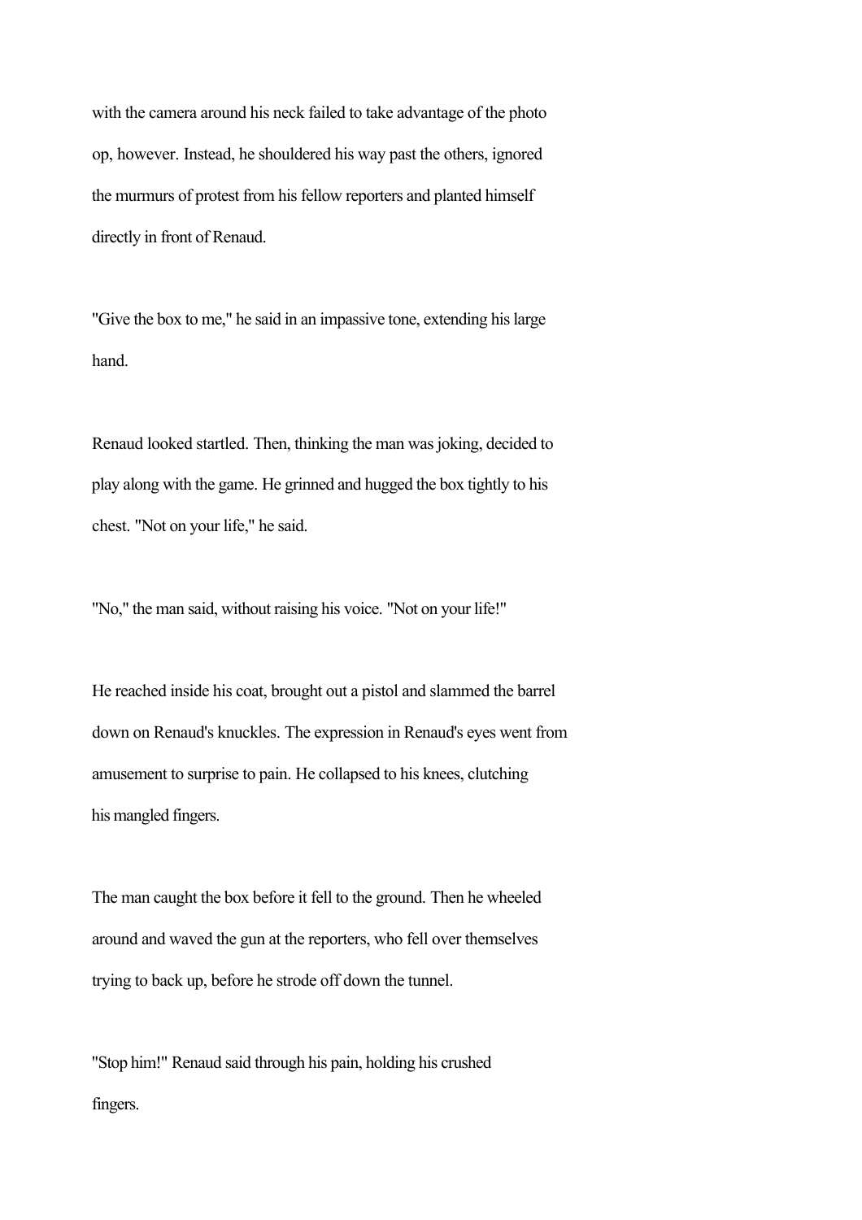with the camera around his neck failed to take advantage of the photo op, however. Instead, he shouldered his way past the others, ignored the murmurs of protest from his fellow reporters and planted himself directly in front of Renaud.

"Give the box to me," he said in an impassive tone, extending his large hand.

Renaud looked startled. Then, thinking the man was joking, decided to play along with the game. He grinned and hugged the box tightly to his chest. "Not on your life," he said.

"No," the man said, without raising his voice. "Not on your life!"

He reached inside his coat, brought out a pistol and slammed the barrel down on Renaud's knuckles. The expression in Renaud's eyes went from amusement to surprise to pain. He collapsed to his knees, clutching his mangled fingers.

The man caught the box before it fell to the ground. Then he wheeled around and waved the gun at the reporters, who fell over themselves trying to back up, before he strode off down the tunnel.

"Stop him!" Renaud said through his pain, holding his crushed fingers.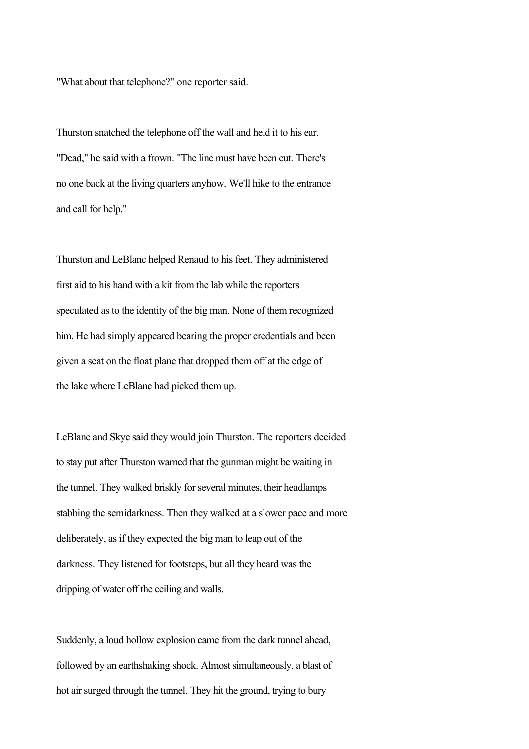"What about that telephone?" one reporter said.

Thurston snatched the telephone off the wall and held it to his ear. "Dead," he said with a frown. "The line must have been cut. There's no one back at the living quarters anyhow. We'll hike to the entrance and call for help."

Thurston and LeBlanc helped Renaud to his feet. They administered first aid to his hand with a kit from the lab while the reporters speculated as to the identity of the big man. None of them recognized him. He had simply appeared bearing the proper credentials and been given a seat on the float plane that dropped them off at the edge of the lake where LeBlanc had picked them up.

LeBlanc and Skye said they would join Thurston. The reporters decided to stay put after Thurston warned that the gunman might be waiting in the tunnel. They walked briskly for several minutes, their headlamps stabbing the semidarkness. Then they walked at a slower pace and more deliberately, as if they expected the big man to leap out of the darkness. They listened for footsteps, but all they heard was the dripping of water off the ceiling and walls.

Suddenly, a loud hollow explosion came from the dark tunnel ahead, followed by an earthshaking shock. Almost simultaneously, a blast of hot air surged through the tunnel. They hit the ground, trying to bury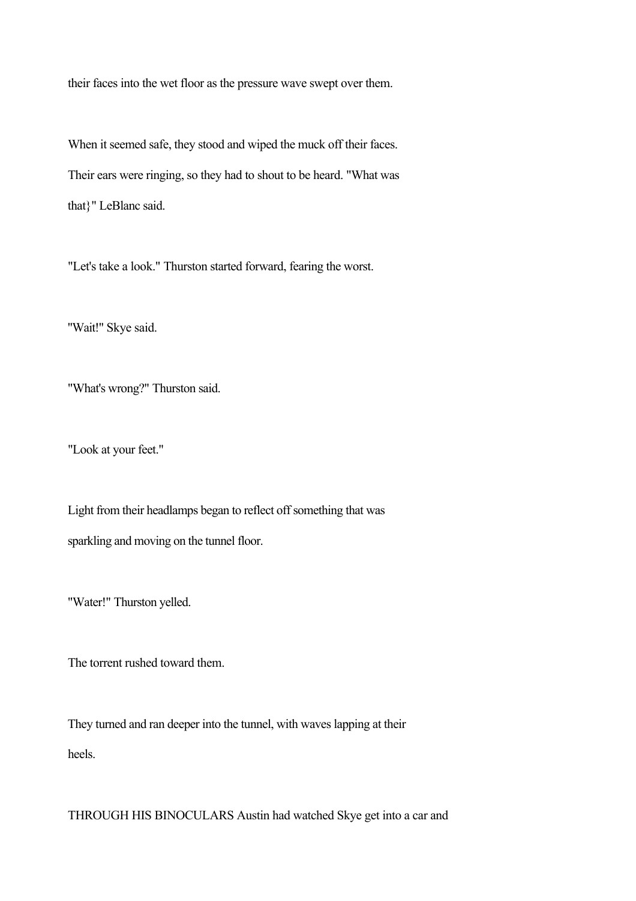their faces into the wet floor as the pressure wave swept over them.

When it seemed safe, they stood and wiped the muck off their faces. Their ears were ringing, so they had to shout to be heard. "What was that}" LeBlanc said.

"Let's take a look." Thurston started forward, fearing the worst.

"Wait!" Skye said.

"What's wrong?" Thurston said.

"Look at your feet."

Light from their headlamps began to reflect off something that was sparkling and moving on the tunnel floor.

"Water!" Thurston yelled.

The torrent rushed toward them.

They turned and ran deeper into the tunnel, with waves lapping at their heels.

THROUGH HIS BINOCULARS Austin had watched Skye get into a car and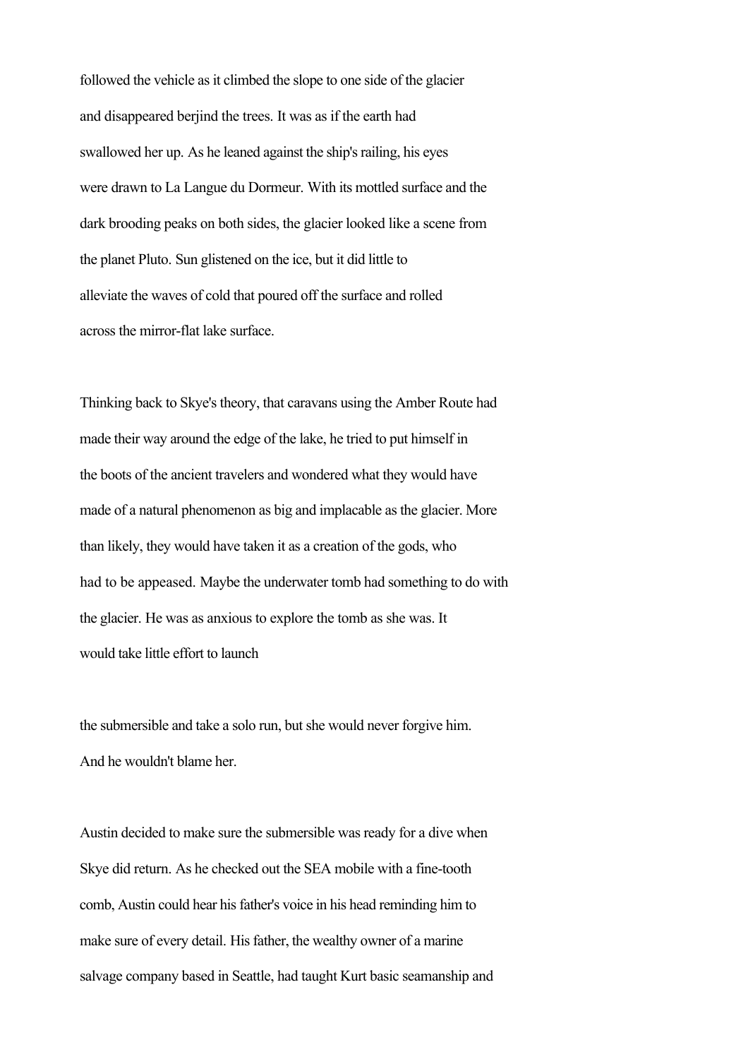followed the vehicle as it climbed the slope to one side of the glacier and disappeared berjind the trees. It was as if the earth had swallowed her up. As he leaned against the ship's railing, his eyes were drawn to La Langue du Dormeur. With its mottled surface and the dark brooding peaks on both sides, the glacier looked like a scene from the planet Pluto. Sun glistened on the ice, but it did little to alleviate the waves of cold that poured off the surface and rolled across the mirror-flat lake surface.

Thinking back to Skye's theory, that caravans using the Amber Route had made their way around the edge of the lake, he tried to put himself in the boots of the ancient travelers and wondered what they would have made of a natural phenomenon as big and implacable as the glacier. More than likely, they would have taken it as a creation of the gods, who had to be appeased. Maybe the underwater tomb had something to do with the glacier. He was as anxious to explore the tomb as she was. It would take little effort to launch

the submersible and take a solo run, but she would never forgive him. And he wouldn't blame her.

Austin decided to make sure the submersible was ready for a dive when Skye did return. As he checked out the SEA mobile with a fine-tooth comb, Austin could hear his father's voice in his head reminding him to make sure of every detail. His father, the wealthy owner of a marine salvage company based in Seattle, had taught Kurt basic seamanship and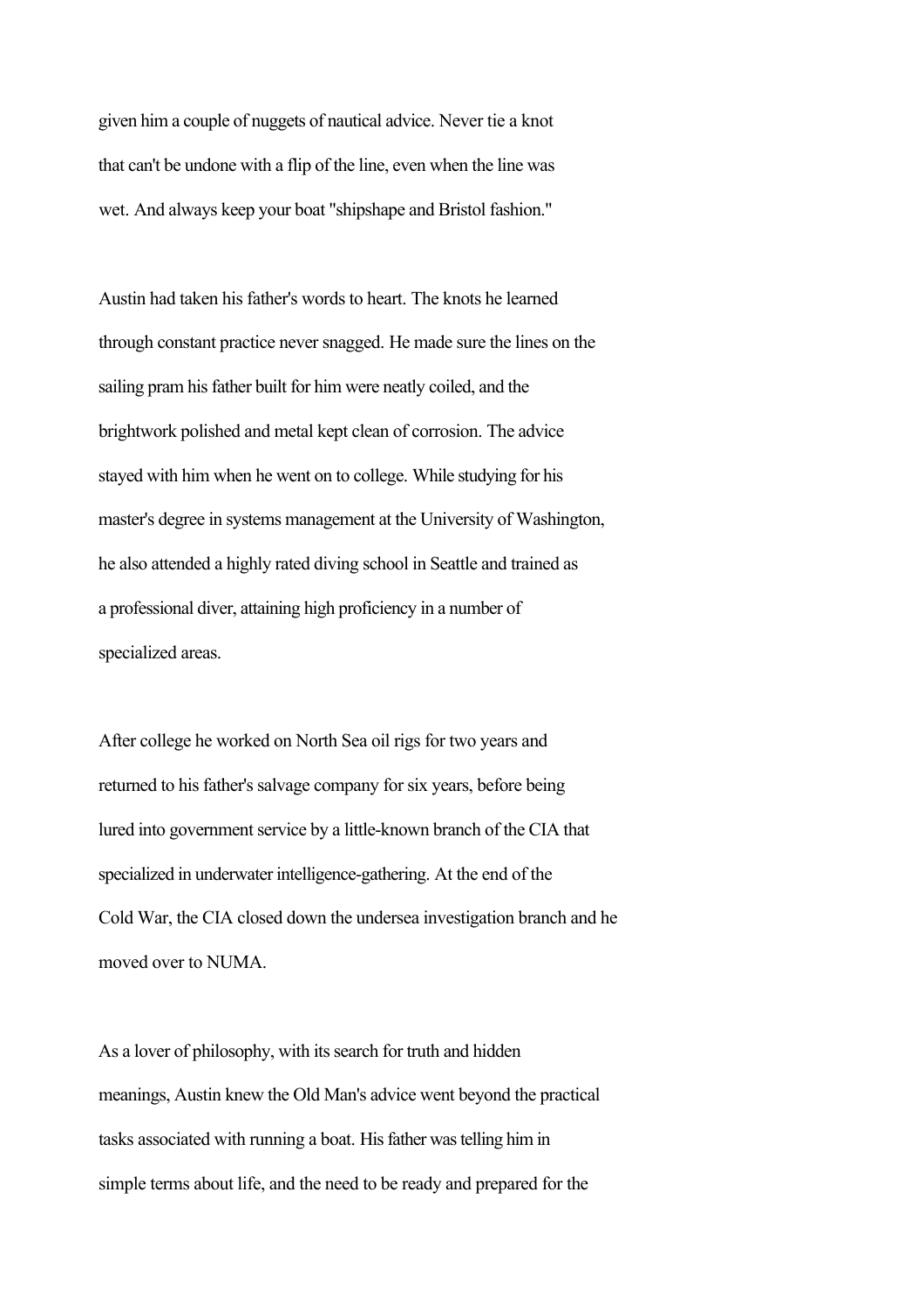given him a couple of nuggets of nautical advice. Never tie a knot that can't be undone with a flip of the line, even when the line was wet. And always keep your boat "shipshape and Bristol fashion."

Austin had taken his father's words to heart. The knots he learned through constant practice never snagged. He made sure the lines on the sailing pram his father built for him were neatly coiled, and the brightwork polished and metal kept clean of corrosion. The advice stayed with him when he went on to college. While studying for his master's degree in systems management at the University of Washington, he also attended a highly rated diving school in Seattle and trained as a professional diver, attaining high proficiency in a number of specialized areas.

After college he worked on North Sea oil rigs for two years and returned to his father's salvage company for six years, before being lured into government service by a little-known branch of the CIA that specialized in underwater intelligence-gathering. At the end of the Cold War, the CIA closed down the undersea investigation branch and he moved over to NUMA.

As a lover of philosophy, with its search for truth and hidden meanings, Austin knew the Old Man's advice went beyond the practical tasks associated with running a boat. His father was telling him in simple terms about life, and the need to be ready and prepared for the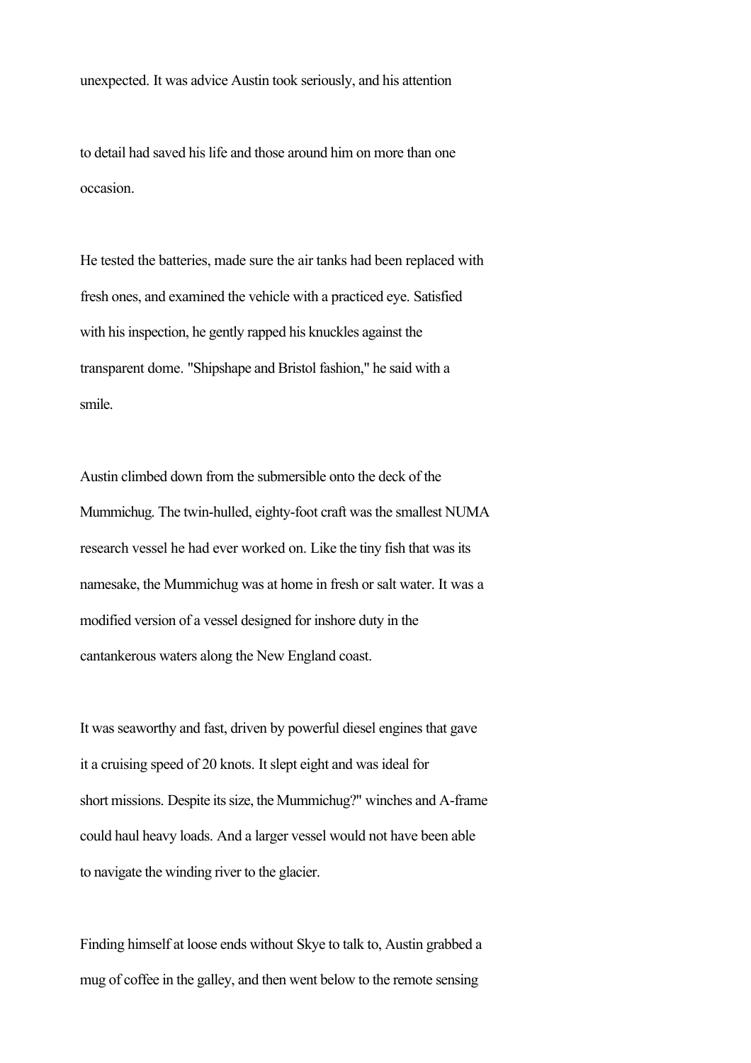unexpected. It was advice Austin took seriously, and his attention to detail had saved his life and those around him on more than one occasion.

He tested the batteries, made sure the air tanks had been replaced with fresh ones, and examined the vehicle with a practiced eye. Satisfied with his inspection, he gently rapped his knuckles against the transparent dome. "Shipshape and Bristol fashion," he said with a smile.

Austin climbed down from the submersible onto the deck of the Mummichug. The twin-hulled, eighty-foot craft was the smallest NUMA research vessel he had ever worked on. Like the tiny fish that was its namesake, the Mummichug was at home in fresh or salt water. It was a modified version of a vessel designed for inshore duty in the cantankerous waters along the New England coast.

It was seaworthy and fast, driven by powerful diesel engines that gave it a cruising speed of 20 knots. It slept eight and was ideal for short missions. Despite its size, the Mummichug?" winches and A-frame could haul heavy loads. And a larger vessel would not have been able to navigate the winding river to the glacier.

Finding himself at loose ends without Skye to talk to, Austin grabbed a mug of coffee in the galley, and then went below to the remote sensing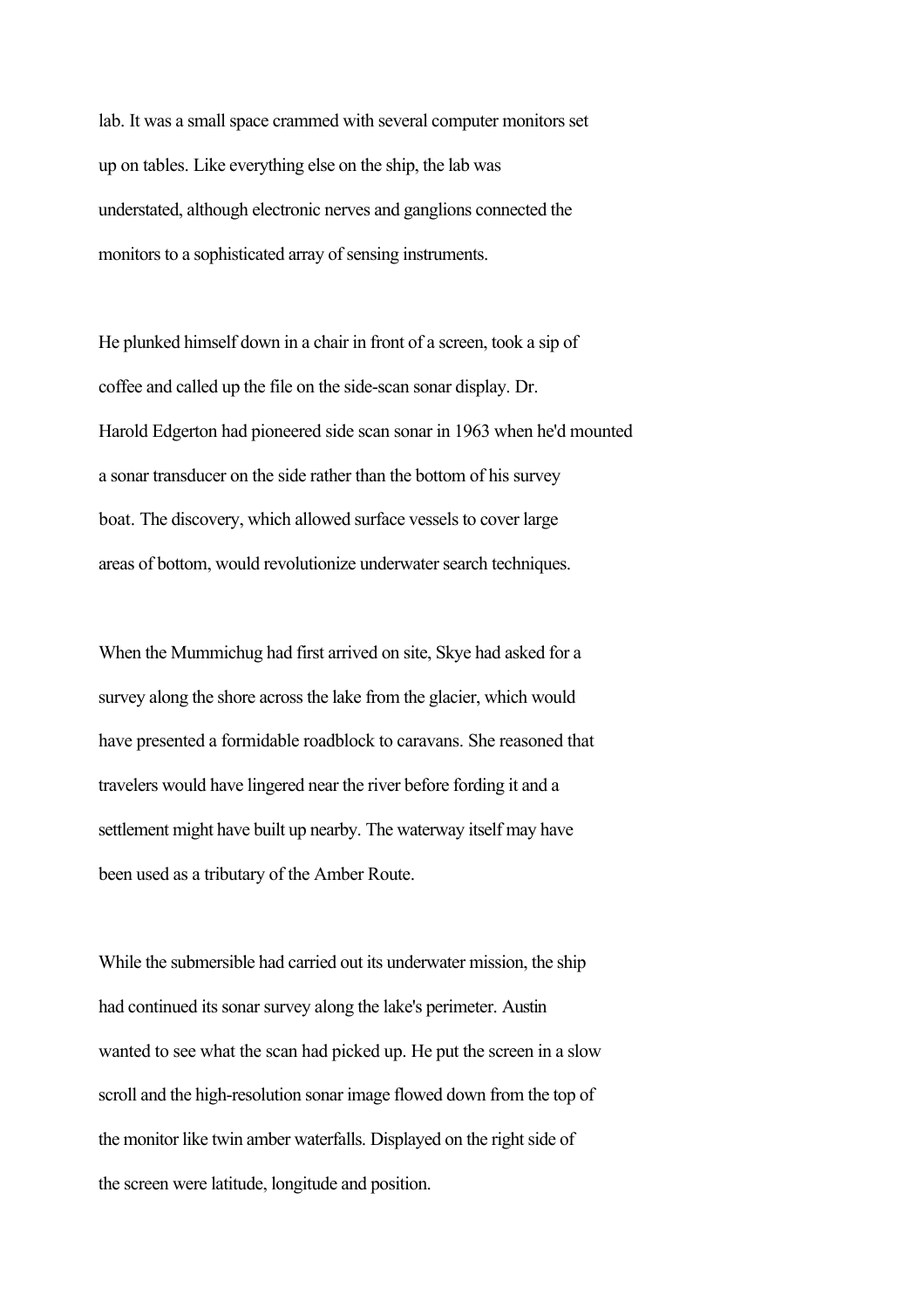lab. It was a small space crammed with several computer monitors set up on tables. Like everything else on the ship, the lab was understated, although electronic nerves and ganglions connected the monitors to a sophisticated array of sensing instruments.

He plunked himself down in a chair in front of a screen, took a sip of coffee and called up the file on the side-scan sonar display. Dr. Harold Edgerton had pioneered side scan sonar in 1963 when he'd mounted a sonar transducer on the side rather than the bottom of his survey boat. The discovery, which allowed surface vessels to cover large areas of bottom, would revolutionize underwater search techniques.

When the Mummichug had first arrived on site, Skye had asked for a survey along the shore across the lake from the glacier, which would have presented a formidable roadblock to caravans. She reasoned that travelers would have lingered near the river before fording it and a settlement might have built up nearby. The waterway itself may have been used as a tributary of the Amber Route.

While the submersible had carried out its underwater mission, the ship had continued its sonar survey along the lake's perimeter. Austin wanted to see what the scan had picked up. He put the screen in a slow scroll and the high-resolution sonar image flowed down from the top of the monitor like twin amber waterfalls. Displayed on the right side of the screen were latitude, longitude and position.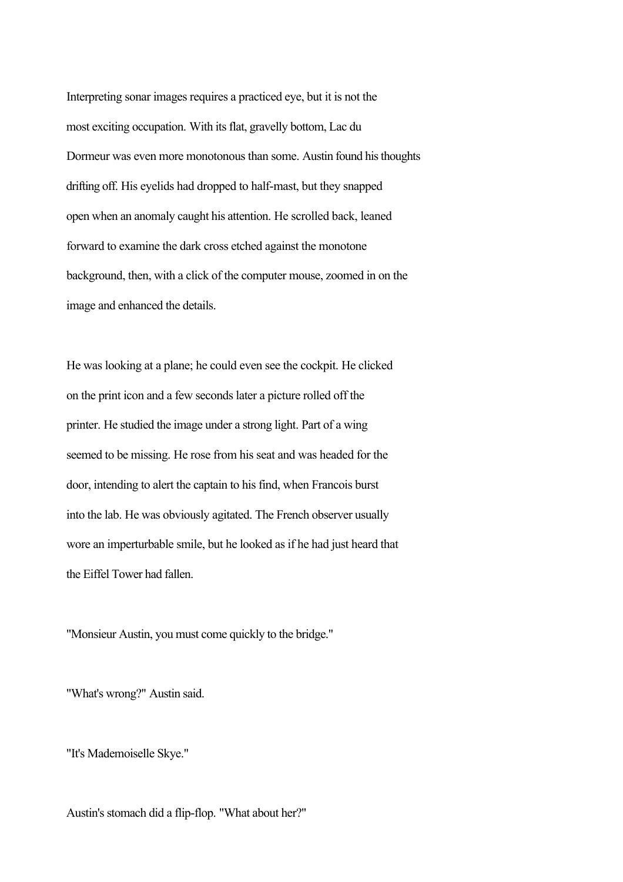Interpreting sonar images requires a practiced eye, but it is not the most exciting occupation. With its flat, gravelly bottom, Lac du Dormeur was even more monotonous than some. Austin found his thoughts drifting off. His eyelids had dropped to half-mast, but they snapped open when an anomaly caught his attention. He scrolled back, leaned forward to examine the dark cross etched against the monotone background, then, with a click of the computer mouse, zoomed in on the image and enhanced the details.

He was looking at a plane; he could even see the cockpit. He clicked on the print icon and a few seconds later a picture rolled off the printer. He studied the image under a strong light. Part of a wing seemed to be missing. He rose from his seat and was headed for the door, intending to alert the captain to his find, when Francois burst into the lab. He was obviously agitated. The French observer usually wore an imperturbable smile, but he looked as if he had just heard that the Eiffel Tower had fallen.

"Monsieur Austin, you must come quickly to the bridge."

"What's wrong?" Austin said.

"It's Mademoiselle Skye."

Austin's stomach did a flip-flop. "What about her?"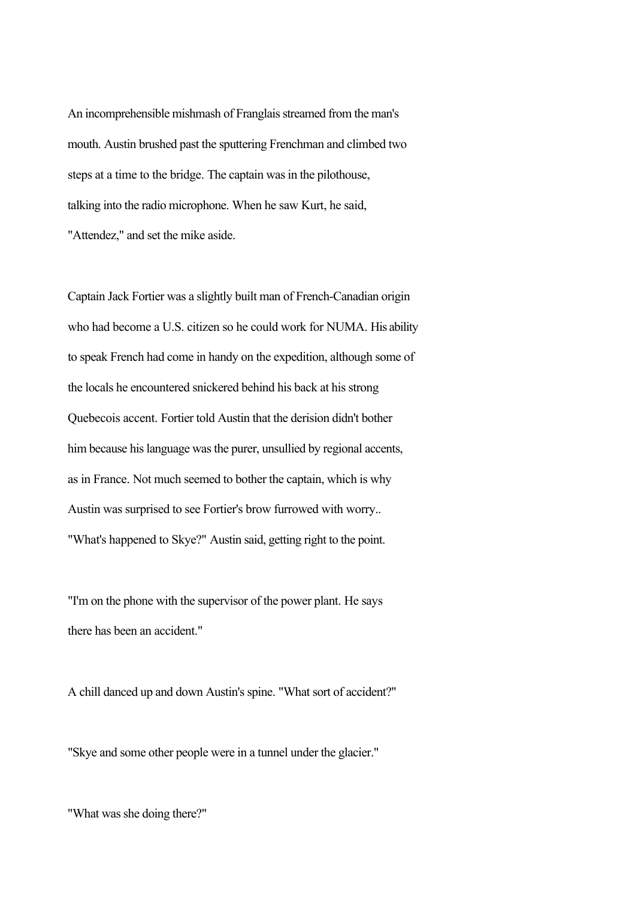An incomprehensible mishmash of Franglais streamed from the man's mouth. Austin brushed past the sputtering Frenchman and climbed two steps at a time to the bridge. The captain was in the pilothouse, talking into the radio microphone. When he saw Kurt, he said, "Attendez," and set the mike aside.

Captain Jack Fortier was a slightly built man of French-Canadian origin who had become a U.S. citizen so he could work for NUMA. His ability to speak French had come in handy on the expedition, although some of the locals he encountered snickered behind his back at his strong Quebecois accent. Fortier told Austin that the derision didn't bother him because his language was the purer, unsullied by regional accents, as in France. Not much seemed to bother the captain, which is why Austin was surprised to see Fortier's brow furrowed with worry.. "What's happened to Skye?" Austin said, getting right to the point.

"I'm on the phone with the supervisor of the power plant. He says there has been an accident."

A chill danced up and down Austin's spine. "What sort of accident?"

"Skye and some other people were in a tunnel under the glacier."

"What was she doing there?"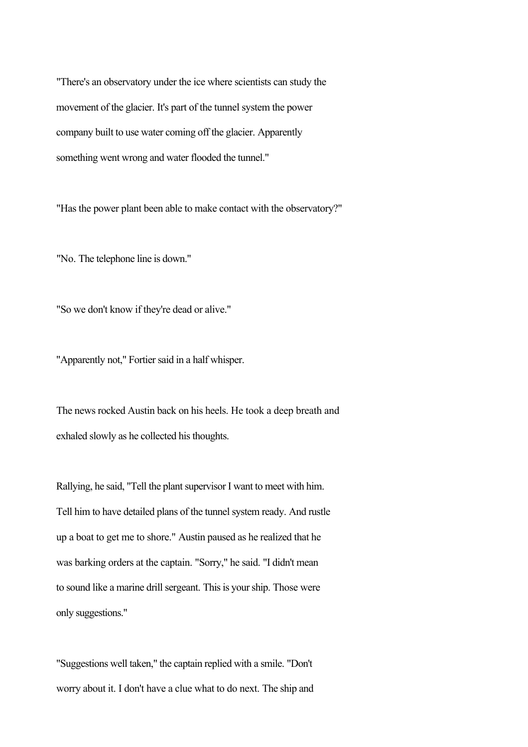"There's an observatory under the ice where scientists can study the movement of the glacier. It's part of the tunnel system the power company built to use water coming off the glacier. Apparently something went wrong and water flooded the tunnel."

"Has the power plant been able to make contact with the observatory?"

"No. The telephone line is down."

"So we don't know if they're dead or alive."

"Apparently not," Fortier said in a half whisper.

The news rocked Austin back on his heels. He took a deep breath and exhaled slowly as he collected his thoughts.

Rallying, he said, "Tell the plant supervisor I want to meet with him. Tell him to have detailed plans of the tunnel system ready. And rustle up a boat to get me to shore." Austin paused as he realized that he was barking orders at the captain. "Sorry," he said. "I didn't mean to sound like a marine drill sergeant. This is your ship. Those were only suggestions."

"Suggestions well taken," the captain replied with a smile. "Don't worry about it. I don't have a clue what to do next. The ship and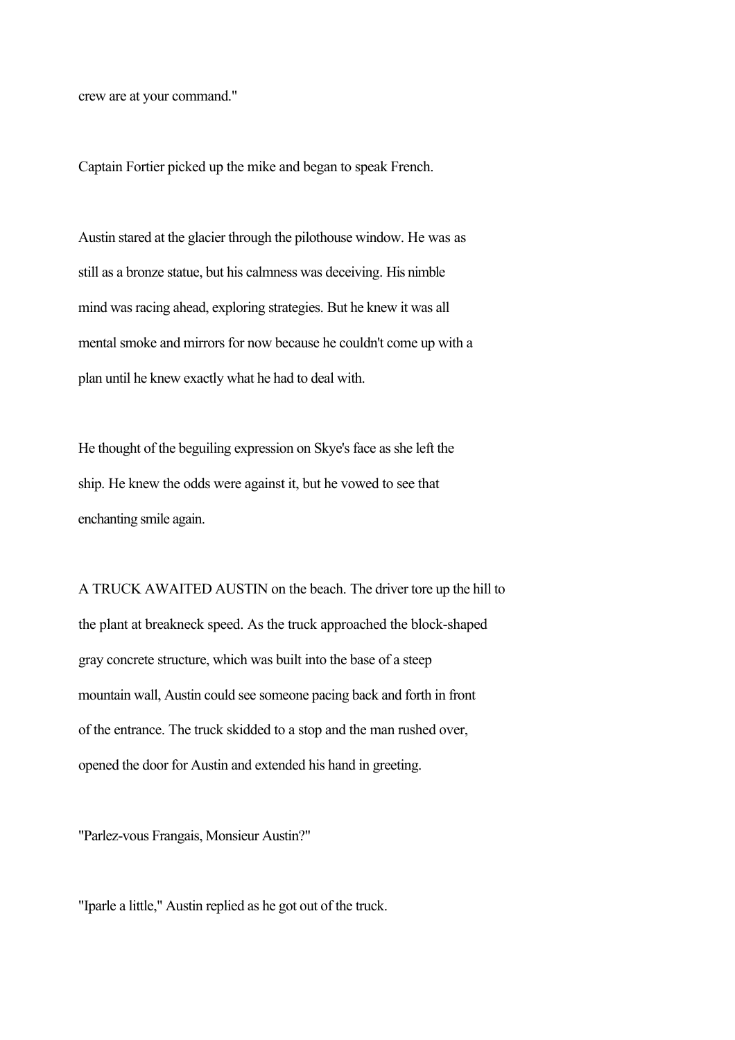crew are at your command."

Captain Fortier picked up the mike and began to speak French.

Austin stared at the glacier through the pilothouse window. He was as still as a bronze statue, but his calmness was deceiving. His nimble mind was racing ahead, exploring strategies. But he knew it was all mental smoke and mirrors for now because he couldn't come up with a plan until he knew exactly what he had to deal with.

He thought of the beguiling expression on Skye's face as she left the ship. He knew the odds were against it, but he vowed to see that enchanting smile again.

A TRUCK AWAITED AUSTIN on the beach. The driver tore up the hill to the plant at breakneck speed. As the truck approached the block-shaped gray concrete structure, which was built into the base of a steep mountain wall, Austin could see someone pacing back and forth in front of the entrance. The truck skidded to a stop and the man rushed over, opened the door for Austin and extended his hand in greeting.

"Parlez-vous Frangais, Monsieur Austin?"

"Iparle a little," Austin replied as he got out of the truck.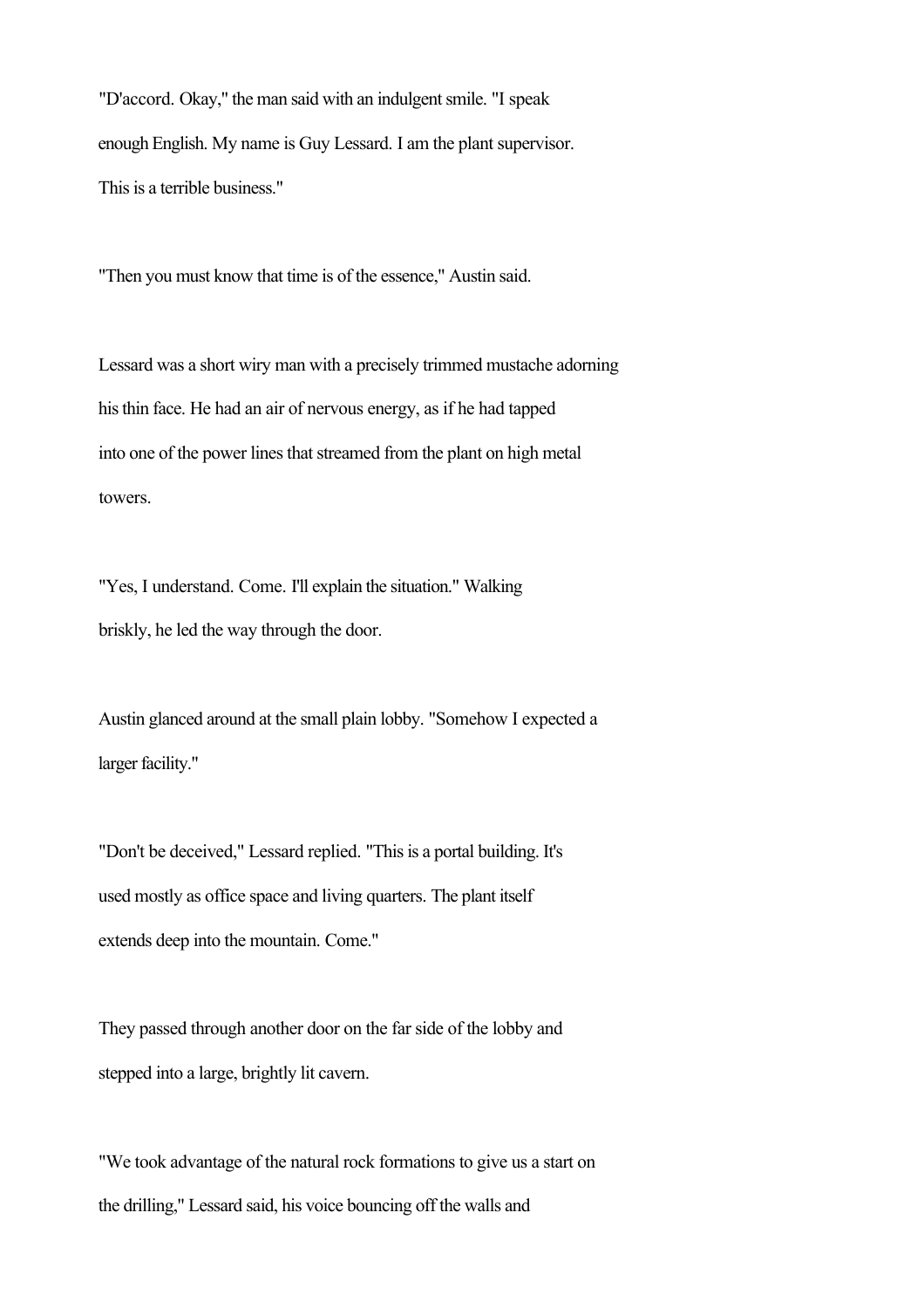"D'accord. Okay," the man said with an indulgent smile. "I speak enough English. My name is Guy Lessard. I am the plant supervisor. This is a terrible business."

"Then you must know that time is of the essence," Austin said.

Lessard was a short wiry man with a precisely trimmed mustache adorning his thin face. He had an air of nervous energy, as if he had tapped into one of the power lines that streamed from the plant on high metal towers.

"Yes, I understand. Come. I'll explain the situation." Walking briskly, he led the way through the door.

Austin glanced around at the small plain lobby. "Somehow I expected a larger facility."

"Don't be deceived," Lessard replied. "This is a portal building. It's used mostly as office space and living quarters. The plant itself extends deep into the mountain. Come."

They passed through another door on the far side of the lobby and stepped into a large, brightly lit cavern.

"We took advantage of the natural rock formations to give us a start on the drilling," Lessard said, his voice bouncing off the walls and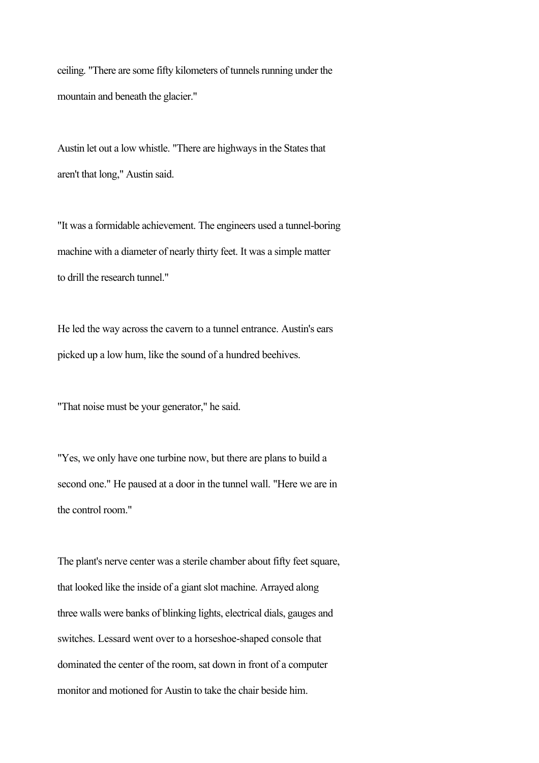ceiling. "There are some fifty kilometers of tunnels running under the mountain and beneath the glacier."

Austin let out a low whistle. "There are highways in the States that aren't that long," Austin said.

"It was a formidable achievement. The engineers used a tunnel-boring machine with a diameter of nearly thirty feet. It was a simple matter to drill the research tunnel."

He led the way across the cavern to a tunnel entrance. Austin's ears picked up a low hum, like the sound of a hundred beehives.

"That noise must be your generator," he said.

"Yes, we only have one turbine now, but there are plans to build a second one." He paused at a door in the tunnel wall. "Here we are in the control room."

The plant's nerve center was a sterile chamber about fifty feet square, that looked like the inside of a giant slot machine. Arrayed along three walls were banks of blinking lights, electrical dials, gauges and switches. Lessard went over to a horseshoe-shaped console that dominated the center of the room, sat down in front of a computer monitor and motioned for Austin to take the chair beside him.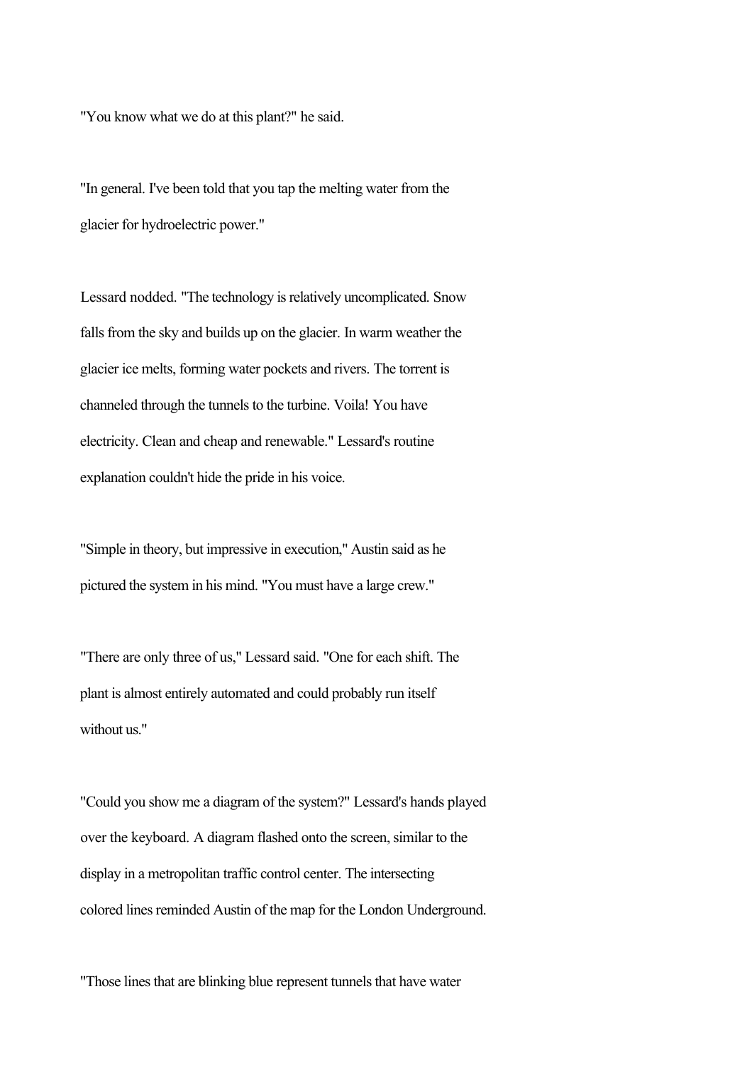"You know what we do at this plant?" he said.

"In general. I've been told that you tap the melting water from the glacier for hydroelectric power."

Lessard nodded. "The technology is relatively uncomplicated. Snow falls from the sky and builds up on the glacier. In warm weather the glacier ice melts, forming water pockets and rivers. The torrent is channeled through the tunnels to the turbine. Voila! You have electricity. Clean and cheap and renewable." Lessard's routine explanation couldn't hide the pride in his voice.

"Simple in theory, but impressive in execution," Austin said as he pictured the system in his mind. "You must have a large crew."

"There are only three of us," Lessard said. "One for each shift. The plant is almost entirely automated and could probably run itself without us."

"Could you show me a diagram of the system?" Lessard's hands played over the keyboard. A diagram flashed onto the screen, similar to the display in a metropolitan traffic control center. The intersecting colored lines reminded Austin of the map for the London Underground.

"Those lines that are blinking blue represent tunnels that have water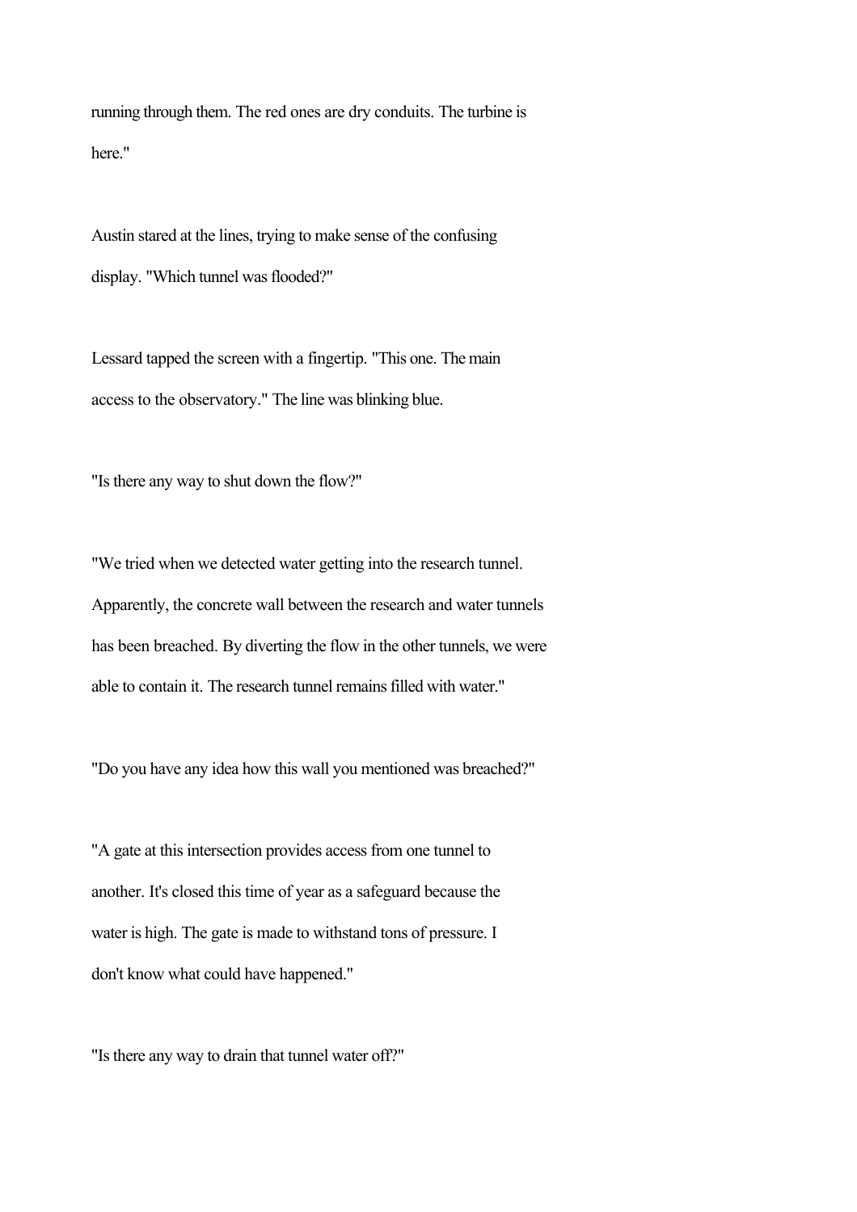running through them. The red ones are dry conduits. The turbine is here."

Austin stared at the lines, trying to make sense of the confusing display. "Which tunnel was flooded?"

Lessard tapped the screen with a fingertip. "This one. The main access to the observatory." The line was blinking blue.

"Is there any way to shut down the flow?"

"We tried when we detected water getting into the research tunnel. Apparently, the concrete wall between the research and water tunnels has been breached. By diverting the flow in the other tunnels, we were able to contain it. The research tunnel remains filled with water."

"Do you have any idea how this wall you mentioned was breached?"

"A gate at this intersection provides access from one tunnel to another. It's closed this time of year as a safeguard because the water is high. The gate is made to withstand tons of pressure. I don't know what could have happened."

"Is there any way to drain that tunnel water off?"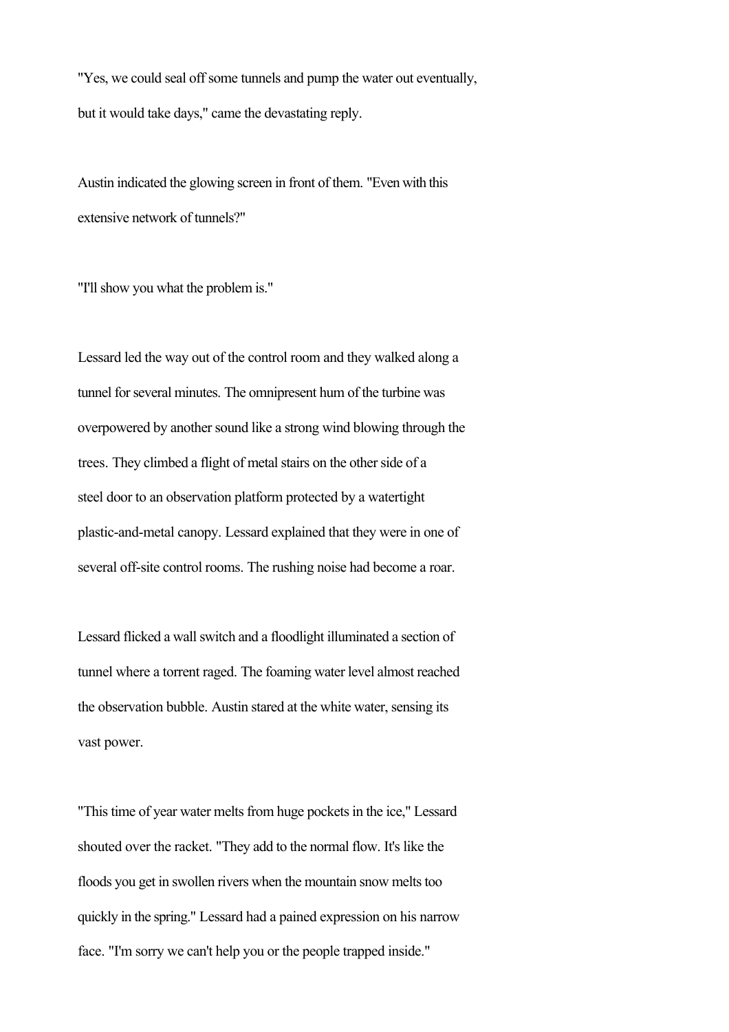"Yes, we could seal off some tunnels and pump the water out eventually, but it would take days," came the devastating reply.

Austin indicated the glowing screen in front of them. "Even with this extensive network of tunnels?"

"I'll show you what the problem is."

Lessard led the way out of the control room and they walked along a tunnel for several minutes. The omnipresent hum of the turbine was overpowered by another sound like a strong wind blowing through the trees. They climbed a flight of metal stairs on the other side of a steel door to an observation platform protected by a watertight plastic-and-metal canopy. Lessard explained that they were in one of several off-site control rooms. The rushing noise had become a roar.

Lessard flicked a wall switch and a floodlight illuminated a section of tunnel where a torrent raged. The foaming water level almost reached the observation bubble. Austin stared at the white water, sensing its vast power.

"This time of year water melts from huge pockets in the ice," Lessard shouted over the racket. "They add to the normal flow. It's like the floods you get in swollen rivers when the mountain snow melts too quickly in the spring." Lessard had a pained expression on his narrow face. "I'm sorry we can't help you or the people trapped inside."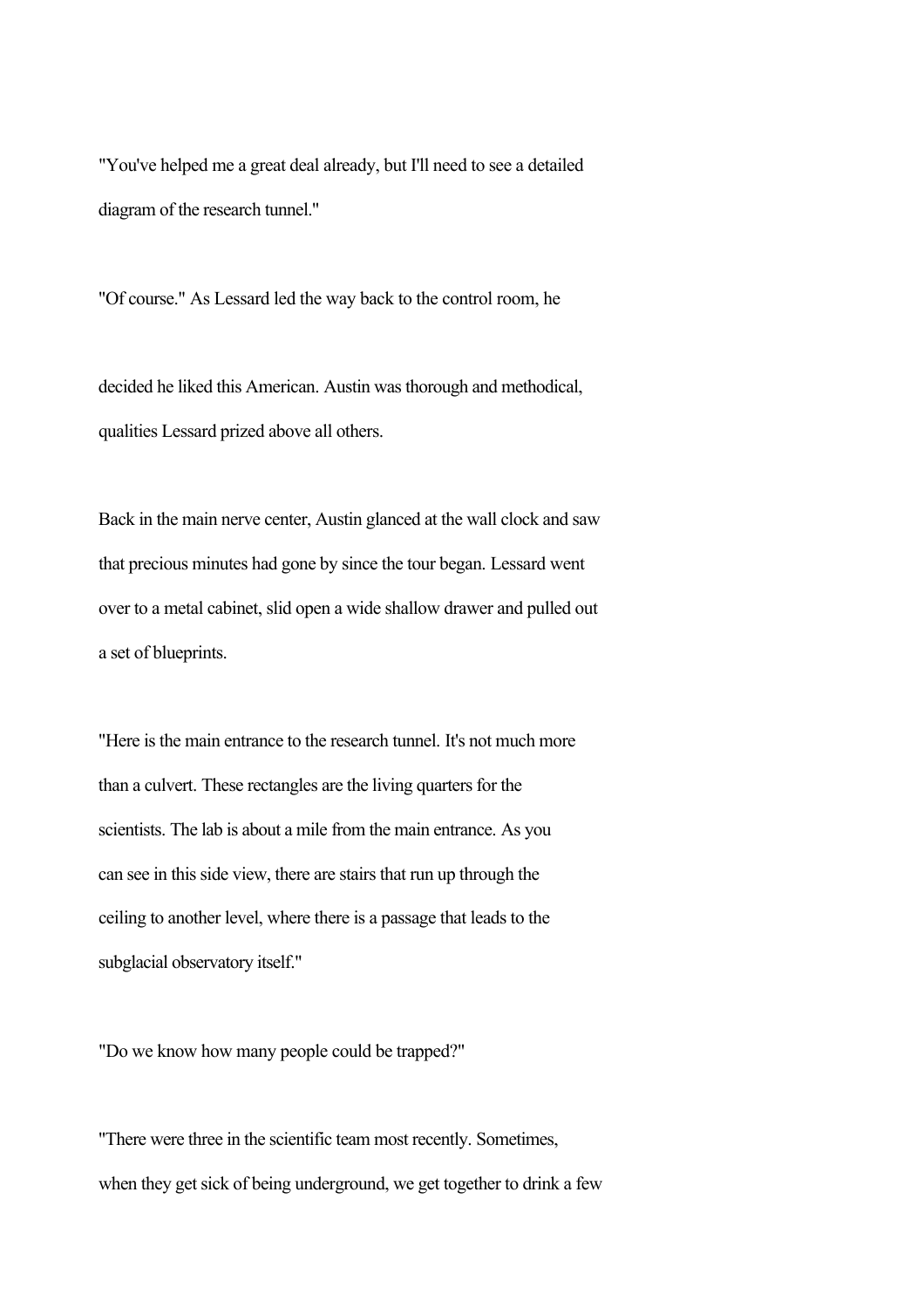"You've helped me a great deal already, but I'll need to see a detailed diagram of the research tunnel."

"Of course." As Lessard led the way back to the control room, he decided he liked this American. Austin was thorough and methodical, qualities Lessard prized above all others.

Back in the main nerve center, Austin glanced at the wall clock and saw that precious minutes had gone by since the tour began. Lessard went over to a metal cabinet, slid open a wide shallow drawer and pulled out a set of blueprints.

"Here is the main entrance to the research tunnel. It's not much more than a culvert. These rectangles are the living quarters for the scientists. The lab is about a mile from the main entrance. As you can see in this side view, there are stairs that run up through the ceiling to another level, where there is a passage that leads to the subglacial observatory itself."

"Do we know how many people could be trapped?"

"There were three in the scientific team most recently. Sometimes, when they get sick of being underground, we get together to drink a few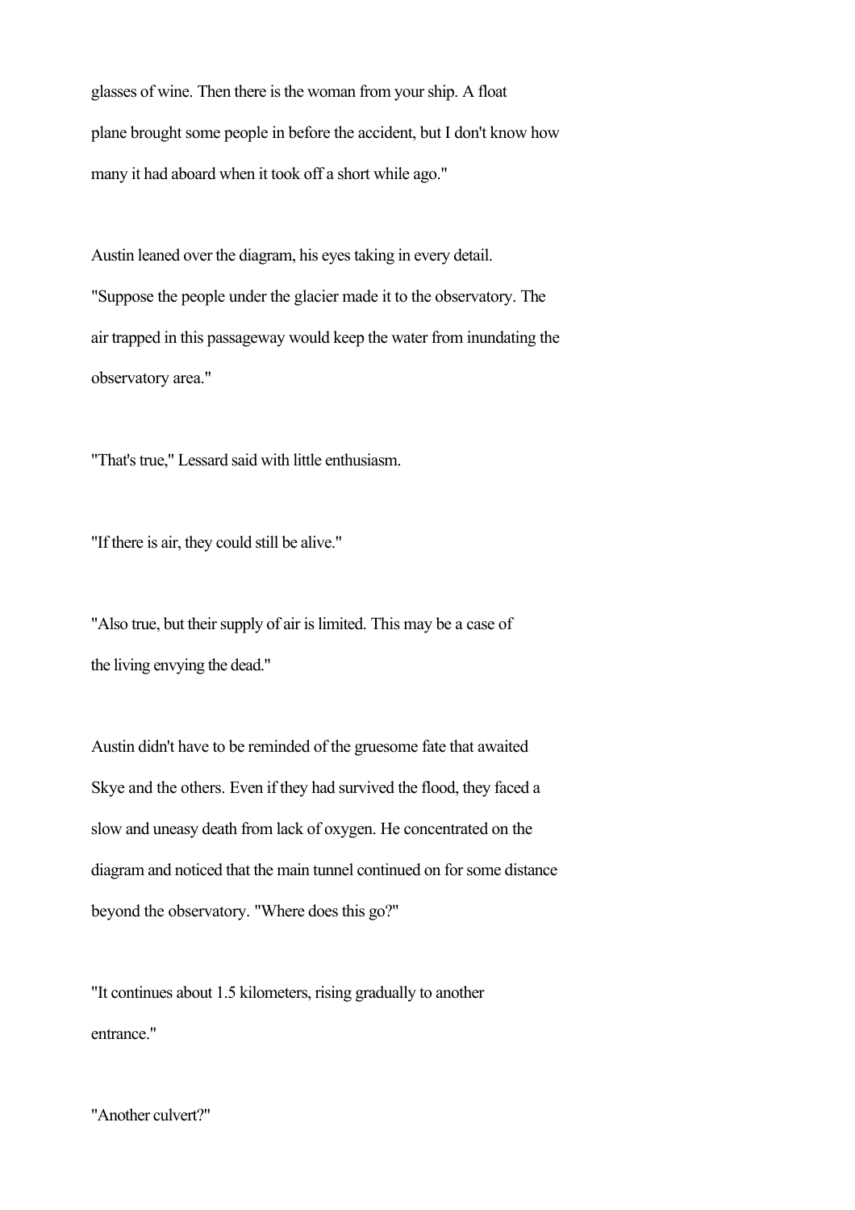glasses of wine. Then there is the woman from your ship. A float plane brought some people in before the accident, but I don't know how many it had aboard when it took off a short while ago."

Austin leaned over the diagram, his eyes taking in every detail. "Suppose the people under the glacier made it to the observatory. The air trapped in this passageway would keep the water from inundating the observatory area."

"That's true," Lessard said with little enthusiasm.

"If there is air, they could still be alive."

"Also true, but their supply of air is limited. This may be a case of the living envying the dead."

Austin didn't have to be reminded of the gruesome fate that awaited Skye and the others. Even if they had survived the flood, they faced a slow and uneasy death from lack of oxygen. He concentrated on the diagram and noticed that the main tunnel continued on for some distance beyond the observatory. "Where does this go?"

"It continues about 1.5 kilometers, rising gradually to another entrance."

"Another culvert?"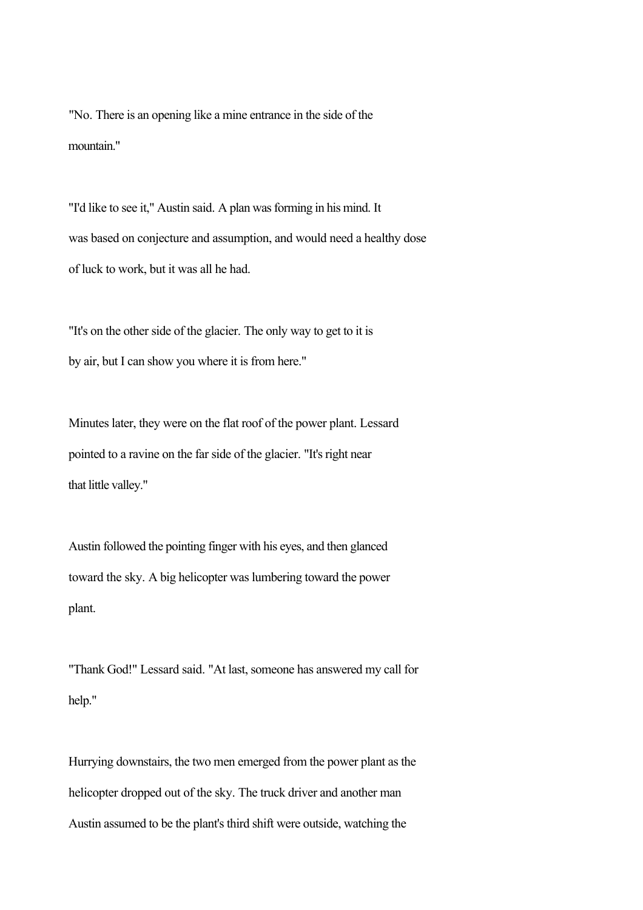"No. There is an opening like a mine entrance in the side of the mountain."

"I'd like to see it," Austin said. A plan was forming in his mind. It was based on conjecture and assumption, and would need a healthy dose of luck to work, but it was all he had.

"It's on the other side of the glacier. The only way to get to it is by air, but I can show you where it is from here."

Minutes later, they were on the flat roof of the power plant. Lessard pointed to a ravine on the far side of the glacier. "It's right near that little valley."

Austin followed the pointing finger with his eyes, and then glanced toward the sky. A big helicopter was lumbering toward the power plant.

"Thank God!" Lessard said. "At last, someone has answered my call for help."

Hurrying downstairs, the two men emerged from the power plant as the helicopter dropped out of the sky. The truck driver and another man Austin assumed to be the plant's third shift were outside, watching the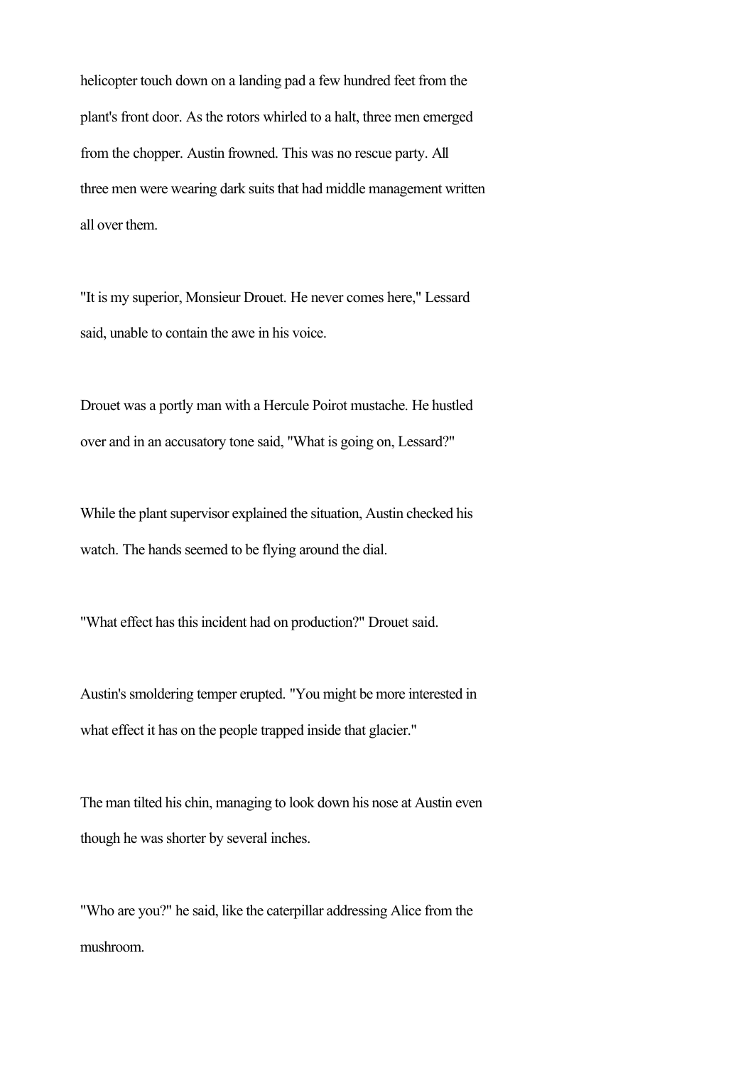helicopter touch down on a landing pad a few hundred feet from the plant's front door. As the rotors whirled to a halt, three men emerged from the chopper. Austin frowned. This was no rescue party. All three men were wearing dark suits that had middle management written all over them.

"It is my superior, Monsieur Drouet. He never comes here," Lessard said, unable to contain the awe in his voice.

Drouet was a portly man with a Hercule Poirot mustache. He hustled over and in an accusatory tone said, "What is going on, Lessard?"

While the plant supervisor explained the situation, Austin checked his watch. The hands seemed to be flying around the dial.

"What effect has this incident had on production?" Drouet said.

Austin's smoldering temper erupted. "You might be more interested in what effect it has on the people trapped inside that glacier."

The man tilted his chin, managing to look down his nose at Austin even though he was shorter by several inches.

"Who are you?" he said, like the caterpillar addressing Alice from the mushroom.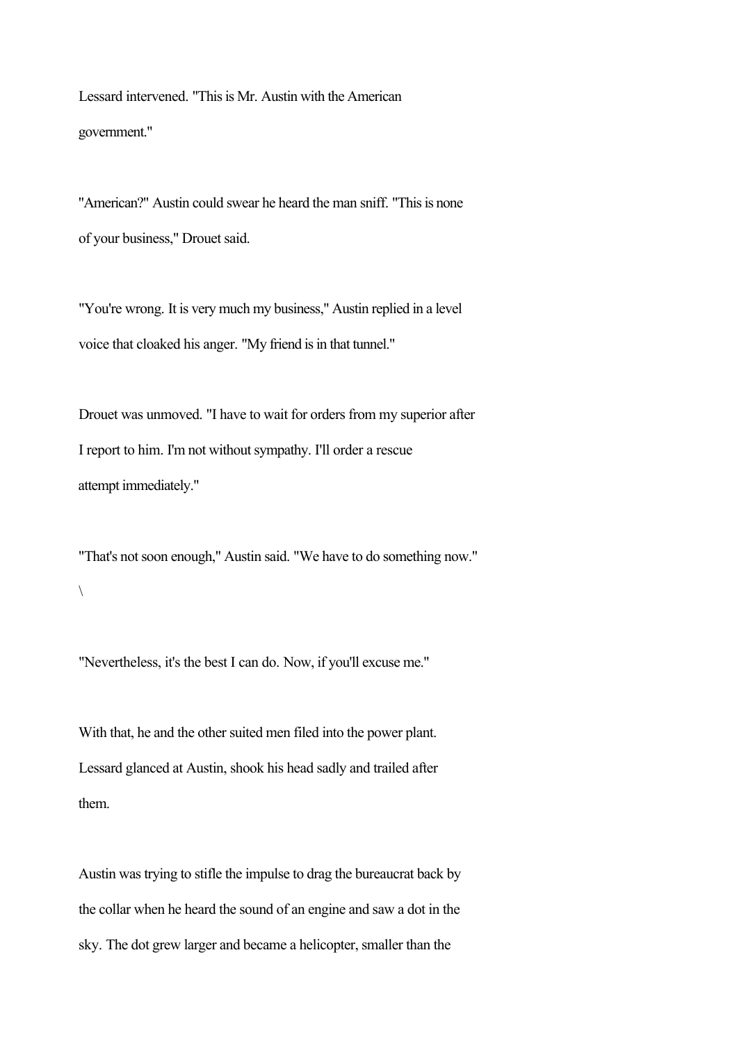Lessard intervened. "This is Mr. Austin with the American government."

"American?" Austin could swear he heard the man sniff. "This is none of your business," Drouet said.

"You're wrong. It is very much my business," Austin replied in a level voice that cloaked his anger. "My friend is in that tunnel."

Drouet was unmoved. "I have to wait for orders from my superior after I report to him. I'm not without sympathy. I'll order a rescue attempt immediately."

"That's not soon enough," Austin said. "We have to do something now."

\

"Nevertheless, it's the best I can do. Now, if you'll excuse me."

With that, he and the other suited men filed into the power plant. Lessard glanced at Austin, shook his head sadly and trailed after them.

Austin was trying to stifle the impulse to drag the bureaucrat back by the collar when he heard the sound of an engine and saw a dot in the sky. The dot grew larger and became a helicopter, smaller than the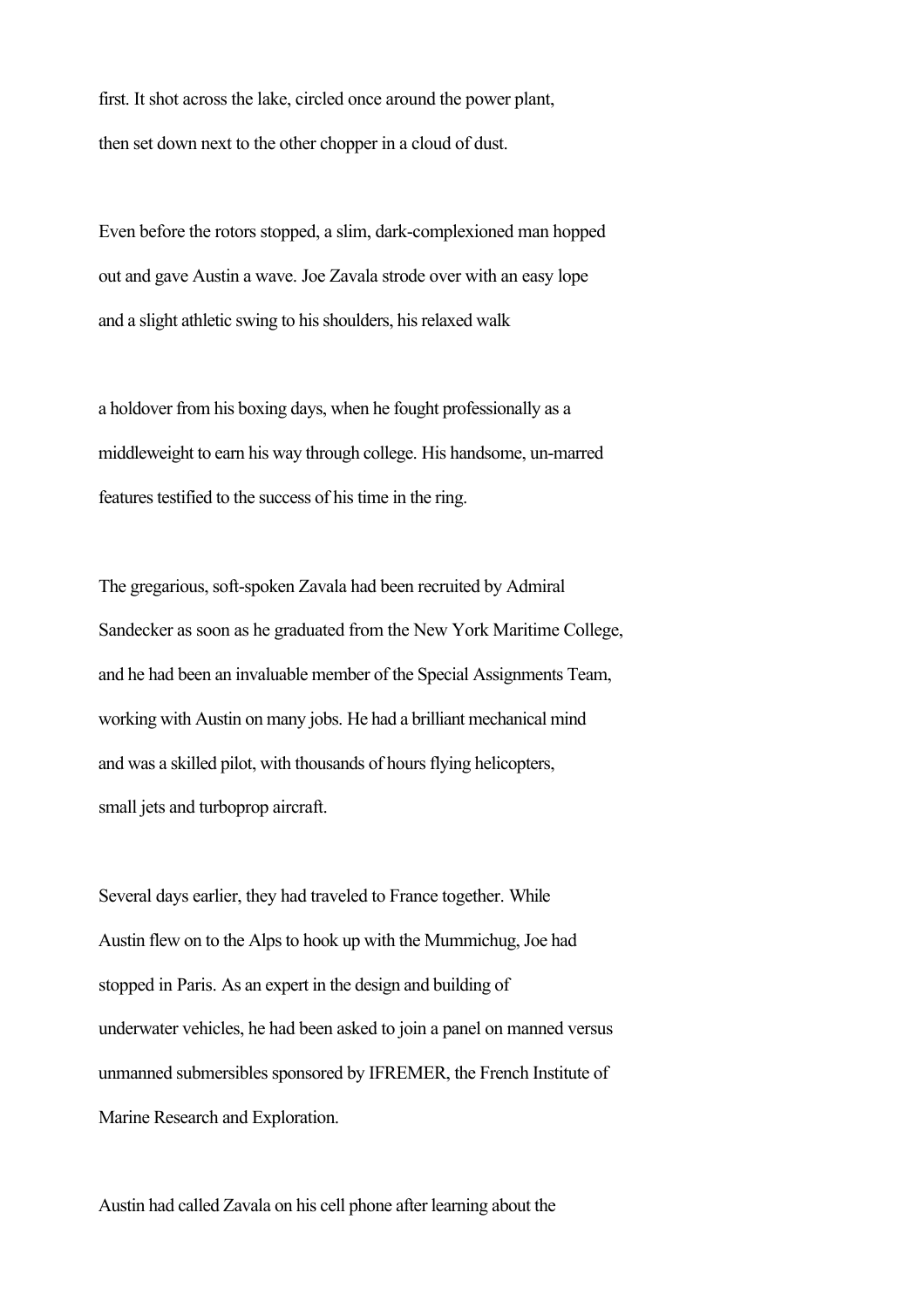first. It shot across the lake, circled once around the power plant, then set down next to the other chopper in a cloud of dust.

Even before the rotors stopped, a slim, dark-complexioned man hopped out and gave Austin a wave. Joe Zavala strode over with an easy lope and a slight athletic swing to his shoulders, his relaxed walk a holdover from his boxing days, when he fought professionally as a middleweight to earn his way through college. His handsome, un-marred features testified to the success of his time in the ring.

The gregarious, soft-spoken Zavala had been recruited by Admiral Sandecker as soon as he graduated from the New York Maritime College, and he had been an invaluable member of the Special Assignments Team, working with Austin on many jobs. He had a brilliant mechanical mind and was a skilled pilot, with thousands of hours flying helicopters, small jets and turboprop aircraft.

Several days earlier, they had traveled to France together. While Austin flew on to the Alps to hook up with the Mummichug, Joe had stopped in Paris. As an expert in the design and building of underwater vehicles, he had been asked to join a panel on manned versus unmanned submersibles sponsored by IFREMER, the French Institute of Marine Research and Exploration.

Austin had called Zavala on his cell phone after learning about the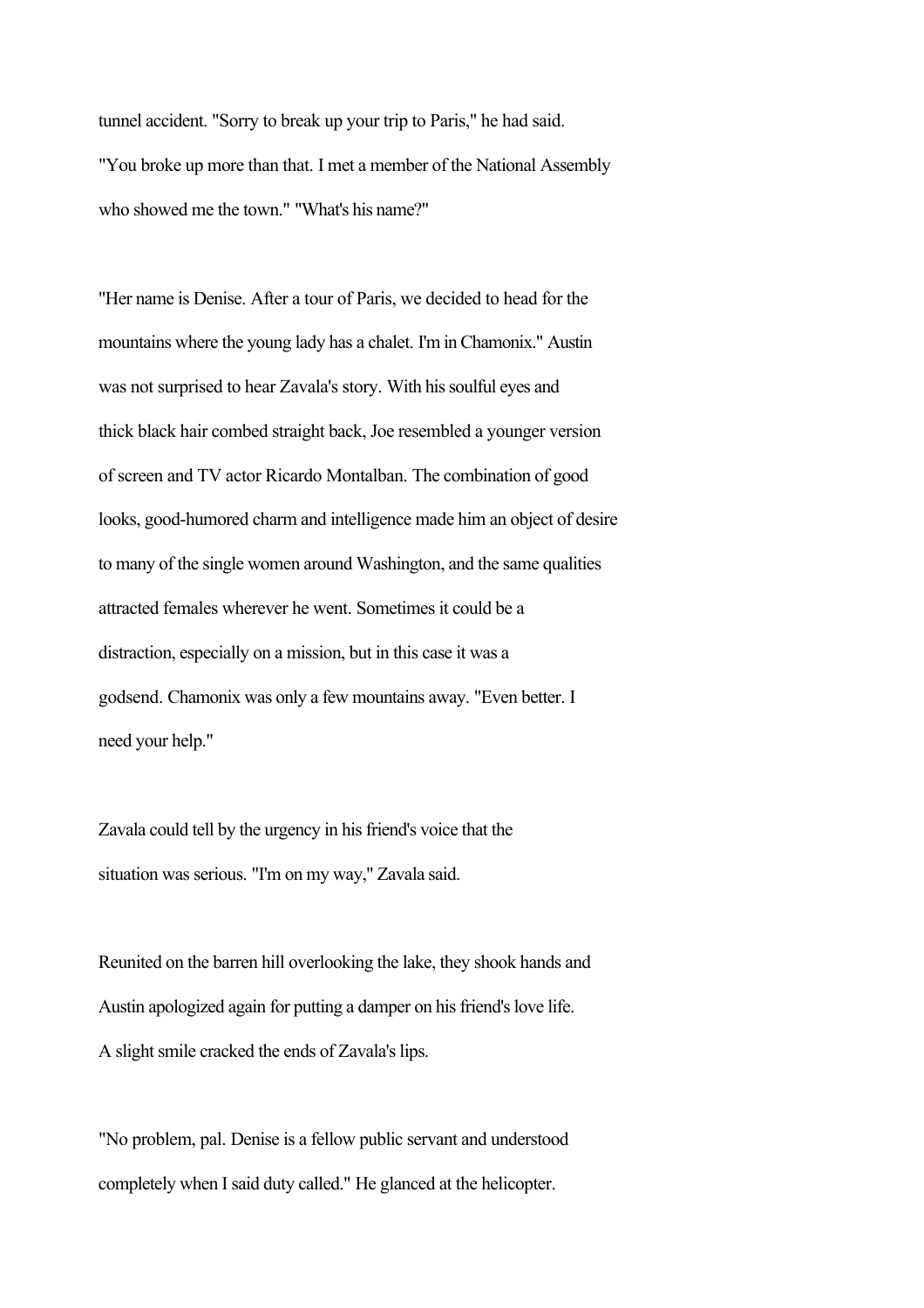tunnel accident. "Sorry to break up your trip to Paris," he had said. "You broke up more than that. I met a member of the National Assembly who showed me the town." "What's his name?"

"Her name is Denise. After a tour of Paris, we decided to head for the mountains where the young lady has a chalet. I'm in Chamonix." Austin was not surprised to hear Zavala's story. With his soulful eyes and thick black hair combed straight back, Joe resembled a younger version of screen and TV actor Ricardo Montalban. The combination of good looks, good-humored charm and intelligence made him an object of desire to many of the single women around Washington, and the same qualities attracted females wherever he went. Sometimes it could be a distraction, especially on a mission, but in this case it was a godsend. Chamonix was only a few mountains away. "Even better. I need your help."

Zavala could tell by the urgency in his friend's voice that the situation was serious. "I'm on my way," Zavala said.

Reunited on the barren hill overlooking the lake, they shook hands and Austin apologized again for putting a damper on his friend's love life. A slight smile cracked the ends of Zavala's lips.

"No problem, pal. Denise is a fellow public servant and understood completely when I said duty called." He glanced at the helicopter.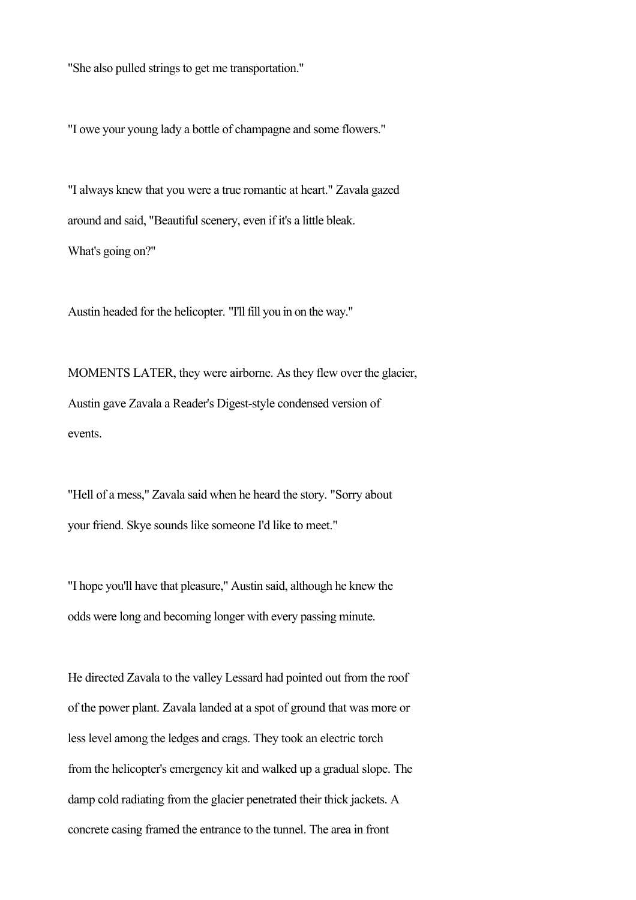"She also pulled strings to get me transportation."

"I owe your young lady a bottle of champagne and some flowers."

"I always knew that you were a true romantic at heart." Zavala gazed around and said, "Beautiful scenery, even if it's a little bleak. What's going on?"

Austin headed for the helicopter. "I'll fill you in on the way."

MOMENTS LATER, they were airborne. As they flew over the glacier, Austin gave Zavala a Reader's Digest-style condensed version of events.

"Hell of a mess," Zavala said when he heard the story. "Sorry about your friend. Skye sounds like someone I'd like to meet."

"I hope you'll have that pleasure," Austin said, although he knew the odds were long and becoming longer with every passing minute.

He directed Zavala to the valley Lessard had pointed out from the roof of the power plant. Zavala landed at a spot of ground that was more or less level among the ledges and crags. They took an electric torch from the helicopter's emergency kit and walked up a gradual slope. The damp cold radiating from the glacier penetrated their thick jackets. A concrete casing framed the entrance to the tunnel. The area in front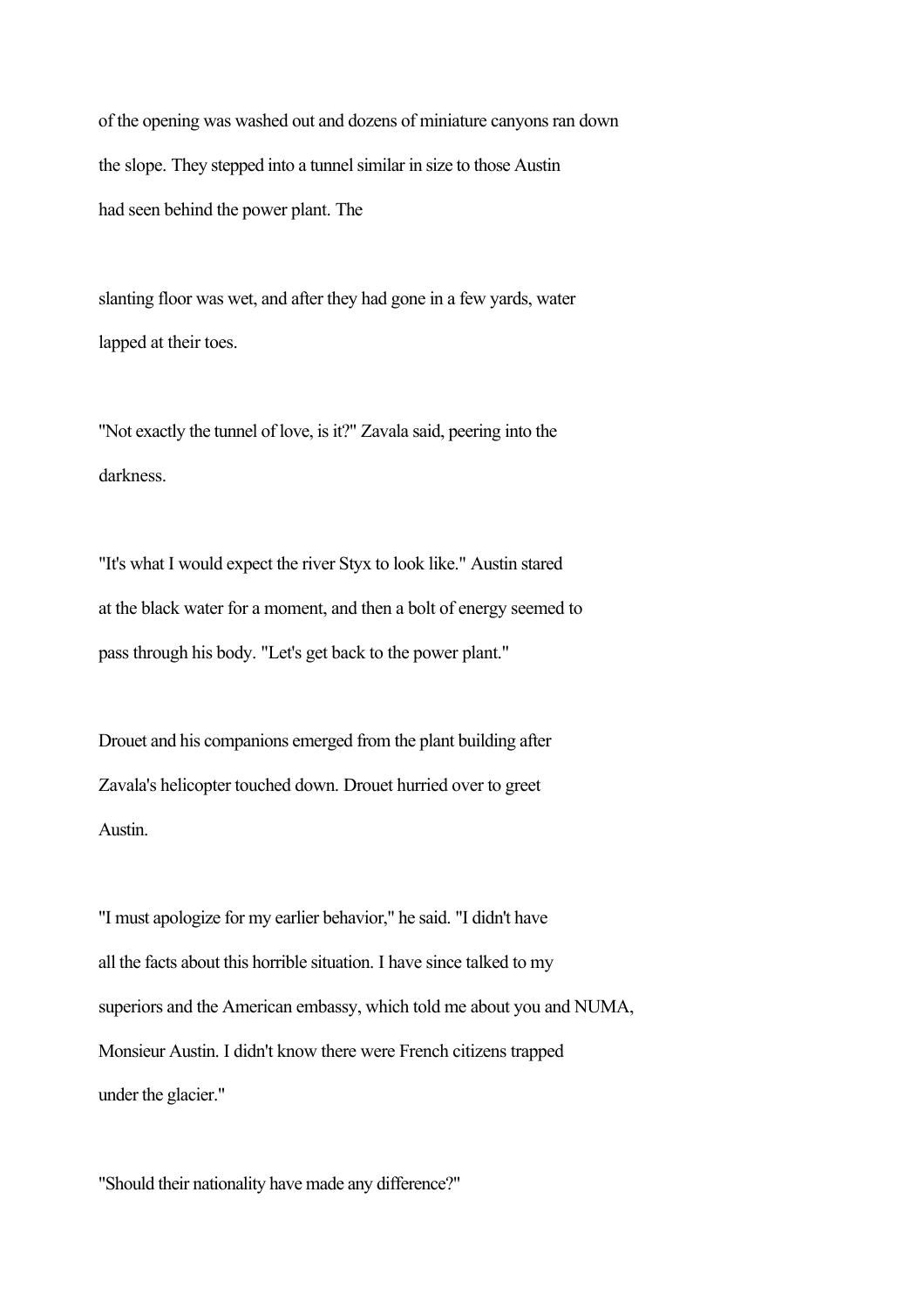of the opening was washed out and dozens of miniature canyons ran down the slope. They stepped into a tunnel similar in size to those Austin had seen behind the power plant. The

slanting floor was wet, and after they had gone in a few yards, water lapped at their toes.

"Not exactly the tunnel of love, is it?" Zavala said, peering into the darkness.

"It's what I would expect the river Styx to look like." Austin stared at the black water for a moment, and then a bolt of energy seemed to pass through his body. "Let's get back to the power plant."

Drouet and his companions emerged from the plant building after Zavala's helicopter touched down. Drouet hurried over to greet Austin.

"I must apologize for my earlier behavior," he said. "I didn't have all the facts about this horrible situation. I have since talked to my superiors and the American embassy, which told me about you and NUMA, Monsieur Austin. I didn't know there were French citizens trapped under the glacier."

"Should their nationality have made any difference?"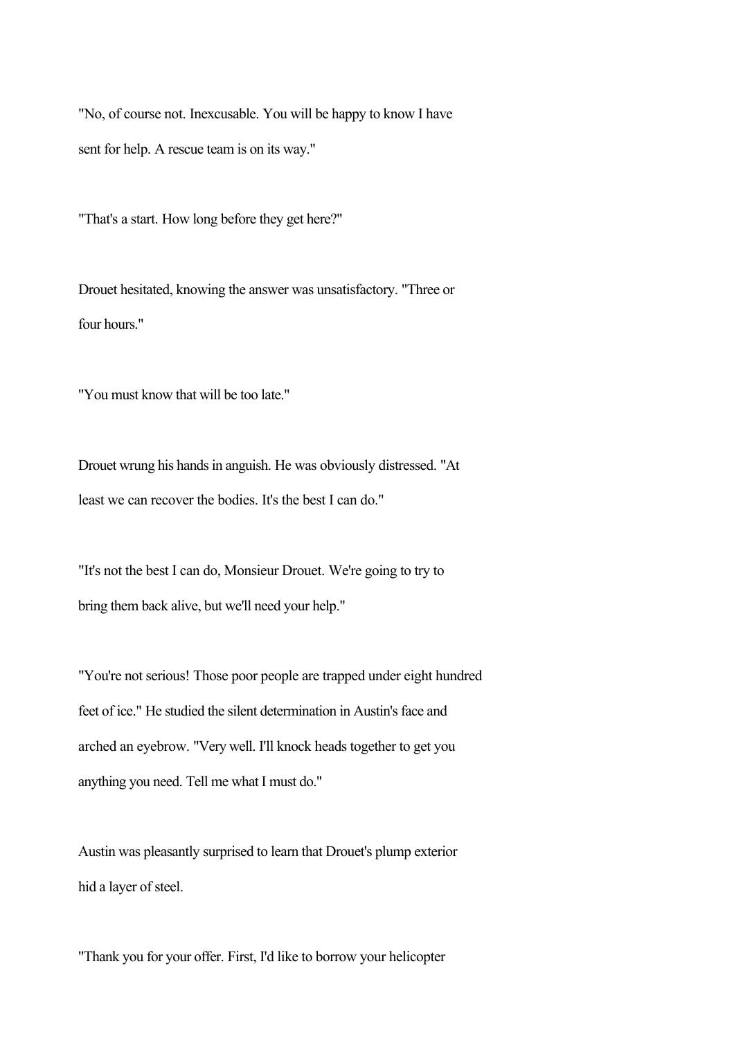"No, of course not. Inexcusable. You will be happy to know I have sent for help. A rescue team is on its way."

"That's a start. How long before they get here?"

Drouet hesitated, knowing the answer was unsatisfactory. "Three or four hours."

"You must know that will be too late."

Drouet wrung his hands in anguish. He was obviously distressed. "At least we can recover the bodies. It's the best I can do."

"It's not the best I can do, Monsieur Drouet. We're going to try to bring them back alive, but we'll need your help."

"You're not serious! Those poor people are trapped under eight hundred feet of ice." He studied the silent determination in Austin's face and arched an eyebrow. "Very well. I'll knock heads together to get you anything you need. Tell me what I must do."

Austin was pleasantly surprised to learn that Drouet's plump exterior hid a layer of steel.

"Thank you for your offer. First, I'd like to borrow your helicopter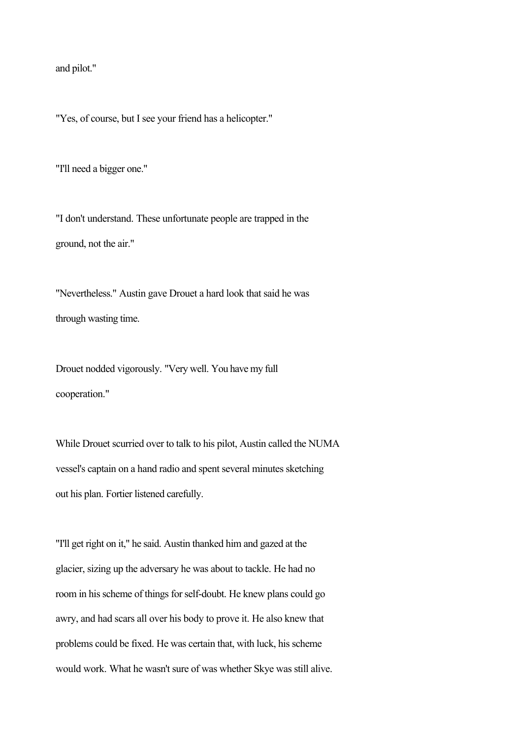and pilot."

"Yes, of course, but I see your friend has a helicopter."

"I'll need a bigger one."

"I don't understand. These unfortunate people are trapped in the ground, not the air."

"Nevertheless." Austin gave Drouet a hard look that said he was through wasting time.

Drouet nodded vigorously. "Very well. You have my full cooperation."

While Drouet scurried over to talk to his pilot, Austin called the NUMA vessel's captain on a hand radio and spent several minutes sketching out his plan. Fortier listened carefully.

"I'll get right on it," he said. Austin thanked him and gazed at the glacier, sizing up the adversary he was about to tackle. He had no room in his scheme of things for self-doubt. He knew plans could go awry, and had scars all over his body to prove it. He also knew that problems could be fixed. He was certain that, with luck, his scheme would work. What he wasn't sure of was whether Skye was still alive.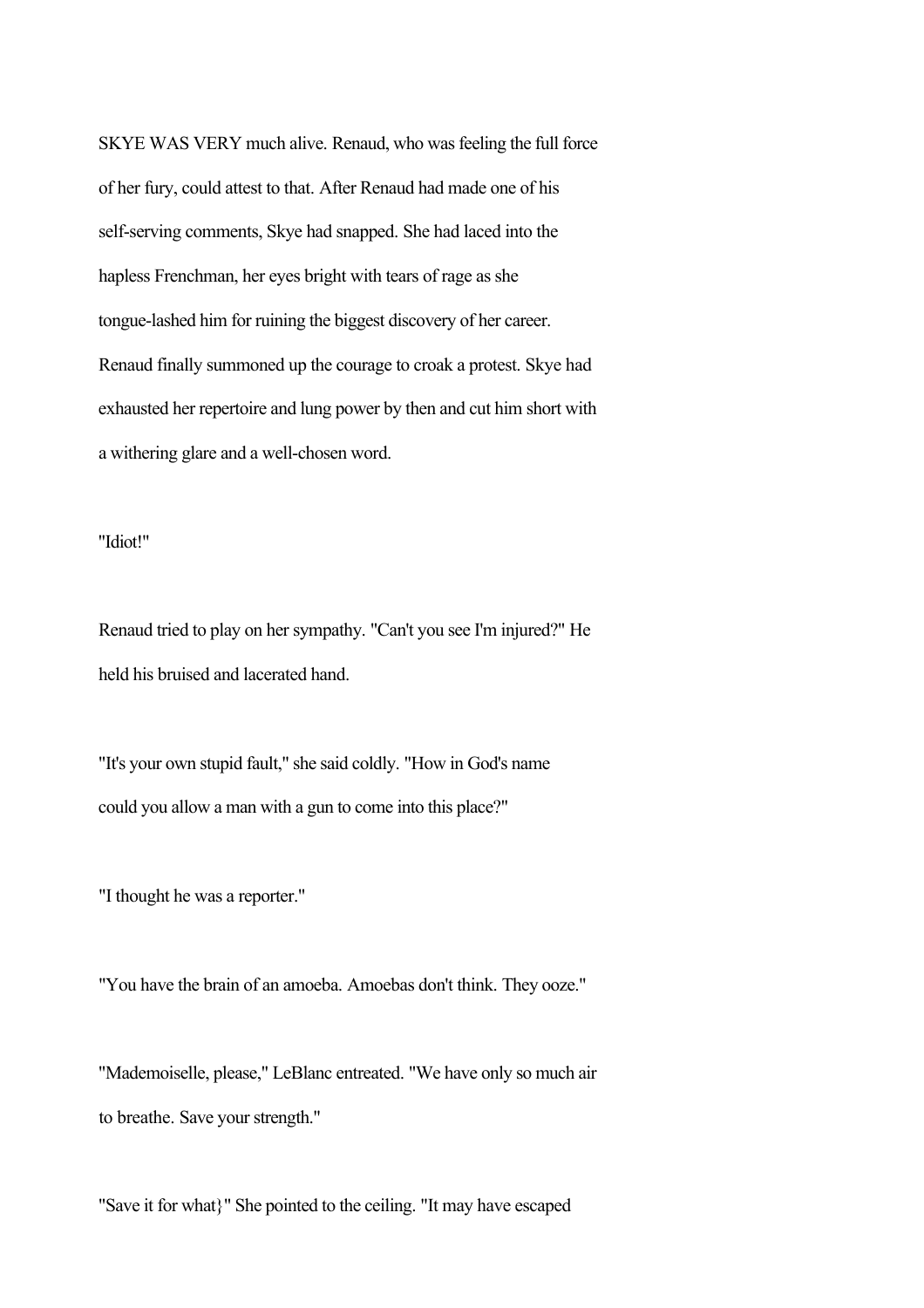SKYE WAS VERY much alive. Renaud, who was feeling the full force of her fury, could attest to that. After Renaud had made one of his self-serving comments, Skye had snapped. She had laced into the hapless Frenchman, her eyes bright with tears of rage as she tongue-lashed him for ruining the biggest discovery of her career. Renaud finally summoned up the courage to croak a protest. Skye had exhausted her repertoire and lung power by then and cut him short with a withering glare and a well-chosen word.

"Idiot!"

Renaud tried to play on her sympathy. "Can't you see I'm injured?" He held his bruised and lacerated hand.

"It's your own stupid fault," she said coldly. "How in God's name could you allow a man with a gun to come into this place?"

"I thought he was a reporter."

"You have the brain of an amoeba. Amoebas don't think. They ooze."

"Mademoiselle, please," LeBlanc entreated. "We have only so much air to breathe. Save your strength."

"Save it for what}" She pointed to the ceiling. "It may have escaped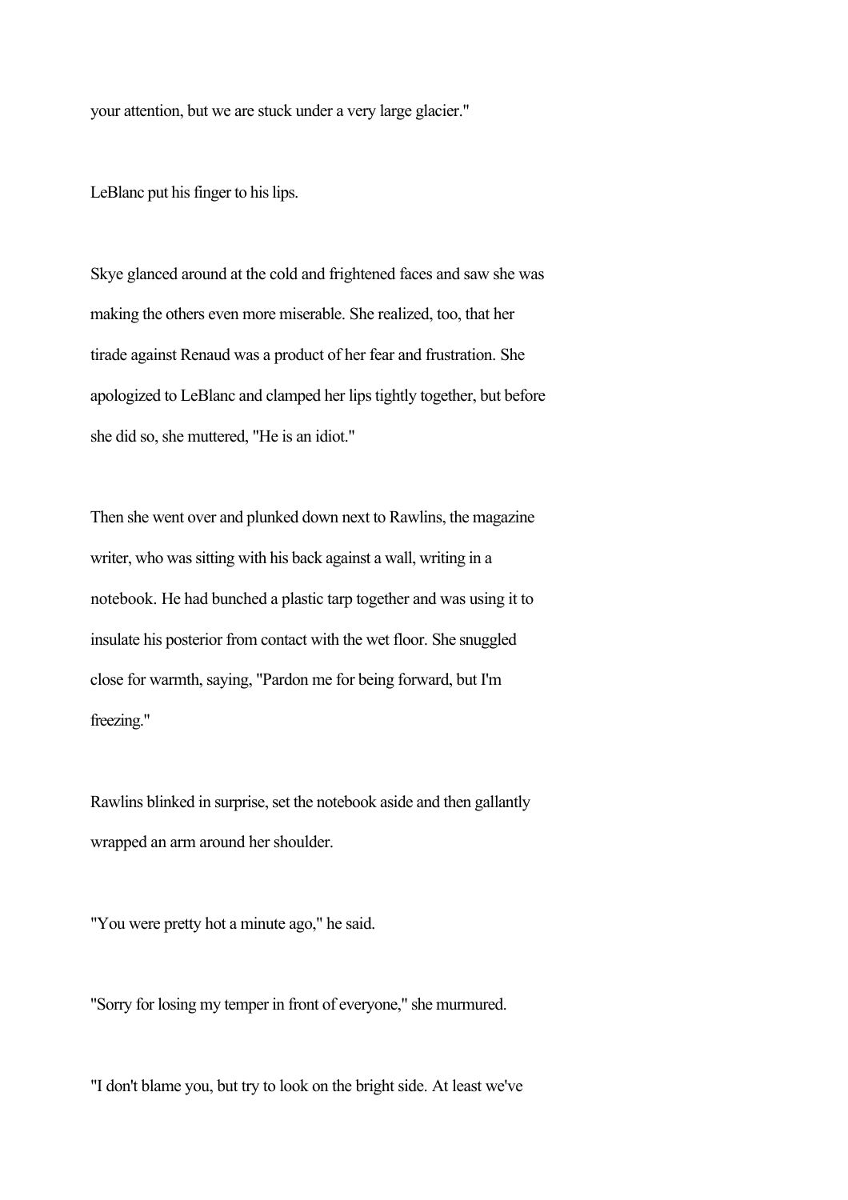your attention, but we are stuck under a very large glacier."

LeBlanc put his finger to his lips.

Skye glanced around at the cold and frightened faces and saw she was making the others even more miserable. She realized, too, that her tirade against Renaud was a product of her fear and frustration. She apologized to LeBlanc and clamped her lips tightly together, but before she did so, she muttered, "He is an idiot."

Then she went over and plunked down next to Rawlins, the magazine writer, who was sitting with his back against a wall, writing in a notebook. He had bunched a plastic tarp together and was using it to insulate his posterior from contact with the wet floor. She snuggled close for warmth, saying, "Pardon me for being forward, but I'm freezing."

Rawlins blinked in surprise, set the notebook aside and then gallantly wrapped an arm around her shoulder.

"You were pretty hot a minute ago," he said.

"Sorry for losing my temper in front of everyone," she murmured.

"I don't blame you, but try to look on the bright side. At least we've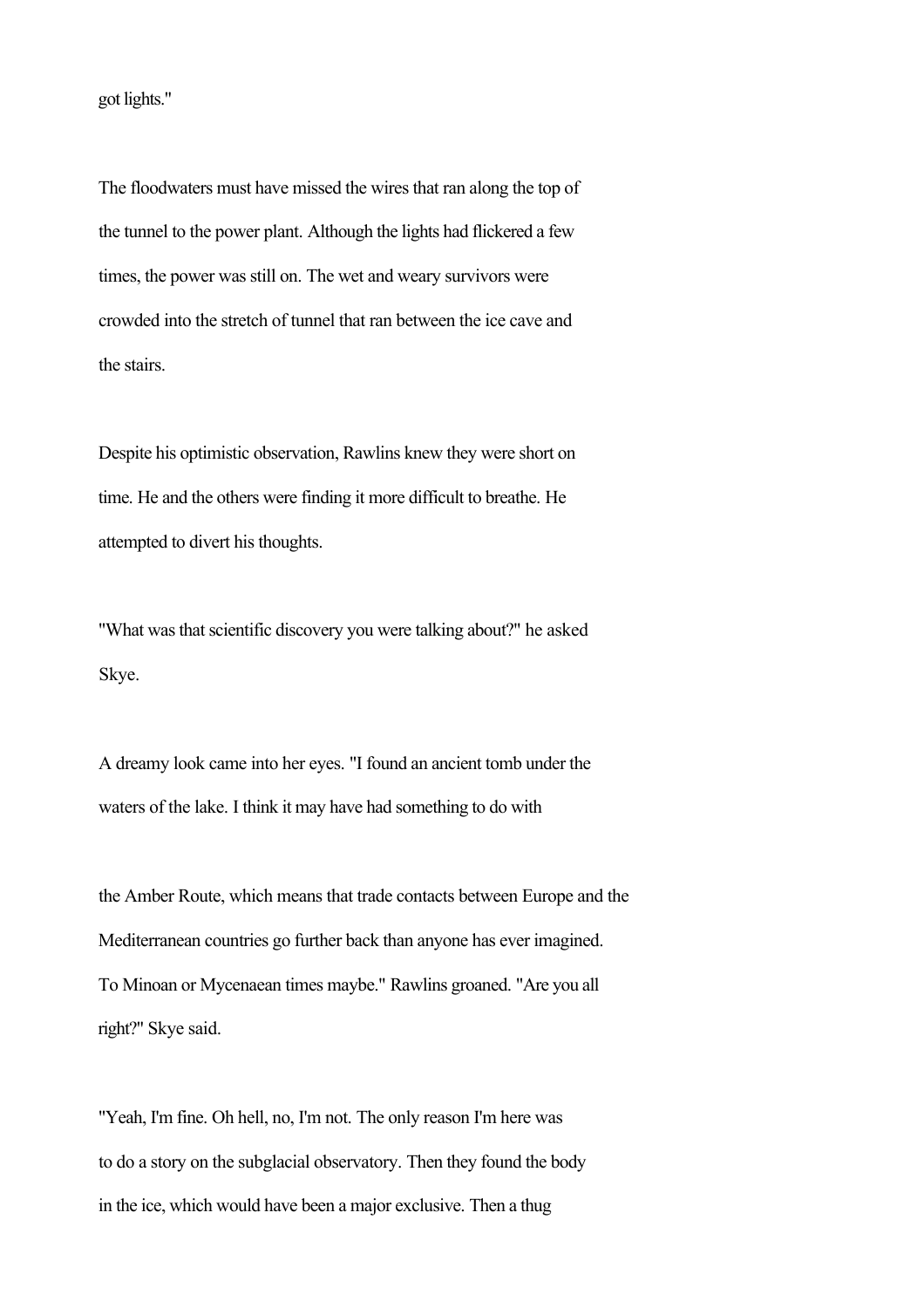got lights."

The floodwaters must have missed the wires that ran along the top of the tunnel to the power plant. Although the lights had flickered a few times, the power was still on. The wet and weary survivors were crowded into the stretch of tunnel that ran between the ice cave and the stairs.

Despite his optimistic observation, Rawlins knew they were short on time. He and the others were finding it more difficult to breathe. He attempted to divert his thoughts.

"What was that scientific discovery you were talking about?" he asked Skye.

A dreamy look came into her eyes. "I found an ancient tomb under the waters of the lake. I think it may have had something to do with the Amber Route, which means that trade contacts between Europe and the Mediterranean countries go further back than anyone has ever imagined. To Minoan or Mycenaean times maybe." Rawlins groaned. "Are you all right?" Skye said.

"Yeah, I'm fine. Oh hell, no, I'm not. The only reason I'm here was to do a story on the subglacial observatory. Then they found the body in the ice, which would have been a major exclusive. Then a thug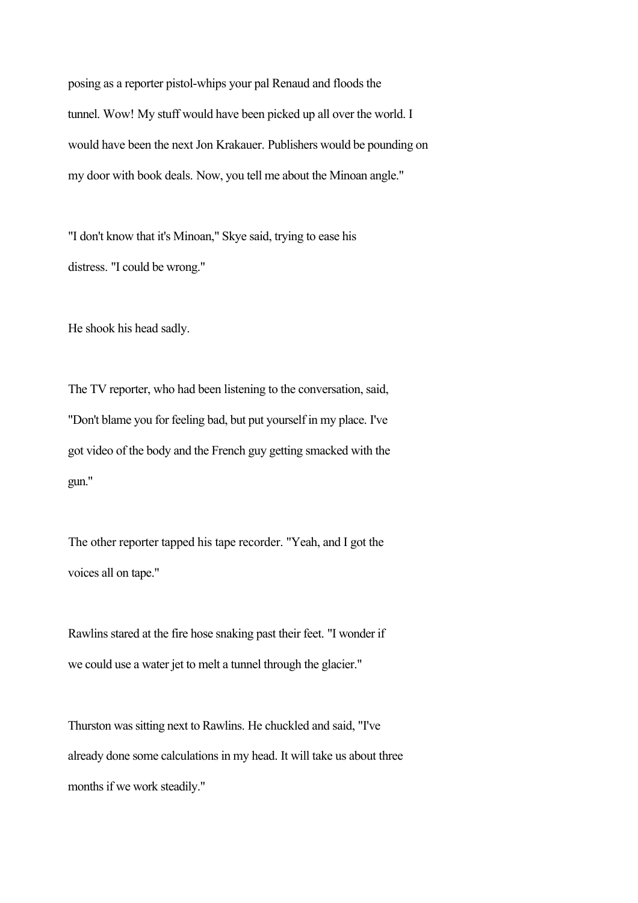posing as a reporter pistol-whips your pal Renaud and floods the tunnel. Wow! My stuff would have been picked up all over the world. I would have been the next Jon Krakauer. Publishers would be pounding on my door with book deals. Now, you tell me about the Minoan angle."

"I don't know that it's Minoan," Skye said, trying to ease his distress. "I could be wrong."

He shook his head sadly.

The TV reporter, who had been listening to the conversation, said, "Don't blame you for feeling bad, but put yourself in my place. I've got video of the body and the French guy getting smacked with the gun."

The other reporter tapped his tape recorder. "Yeah, and I got the voices all on tape."

Rawlins stared at the fire hose snaking past their feet. "I wonder if we could use a water jet to melt a tunnel through the glacier."

Thurston was sitting next to Rawlins. He chuckled and said, "I've already done some calculations in my head. It will take us about three months if we work steadily."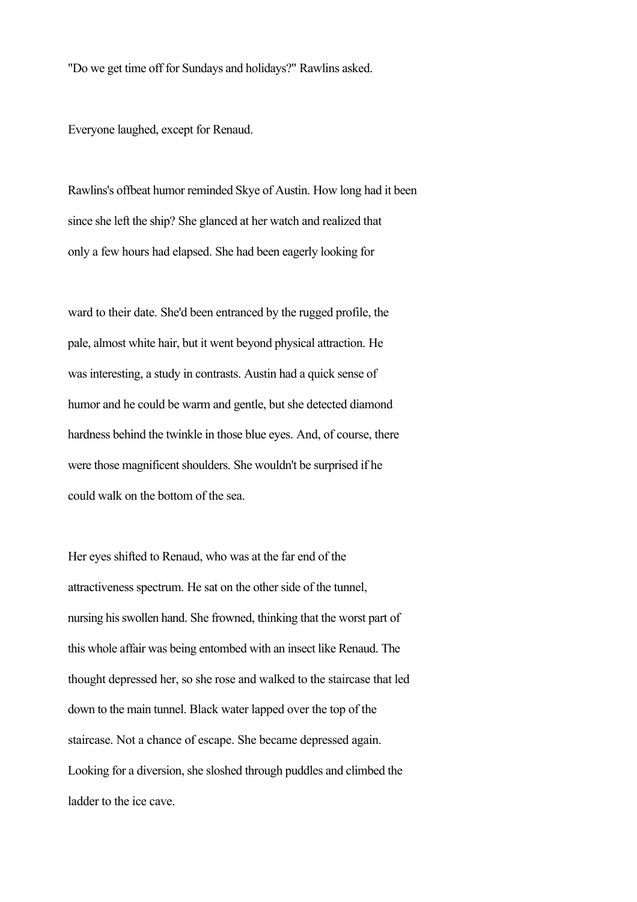"Do we get time off for Sundays and holidays?" Rawlins asked.

Everyone laughed, except for Renaud.

Rawlins's offbeat humor reminded Skye of Austin. How long had it been since she left the ship? She glanced at her watch and realized that only a few hours had elapsed. She had been eagerly looking forward to their date. She'd been entranced by the rugged profile, the pale, almost white hair, but it went beyond physical attraction. He was interesting, a study in contrasts. Austin had a quick sense of humor and he could be warm and gentle, but she detected diamond hardness behind the twinkle in those blue eyes. And, of course, there were those magnificent shoulders. She wouldn't be surprised if he could walk on the bottom of the sea.

Her eyes shifted to Renaud, who was at the far end of the attractiveness spectrum. He sat on the other side of the tunnel, nursing his swollen hand. She frowned, thinking that the worst part of this whole affair was being entombed with an insect like Renaud. The thought depressed her, so she rose and walked to the staircase that led down to the main tunnel. Black water lapped over the top of the staircase. Not a chance of escape. She became depressed again. Looking for a diversion, she sloshed through puddles and climbed the ladder to the ice cave.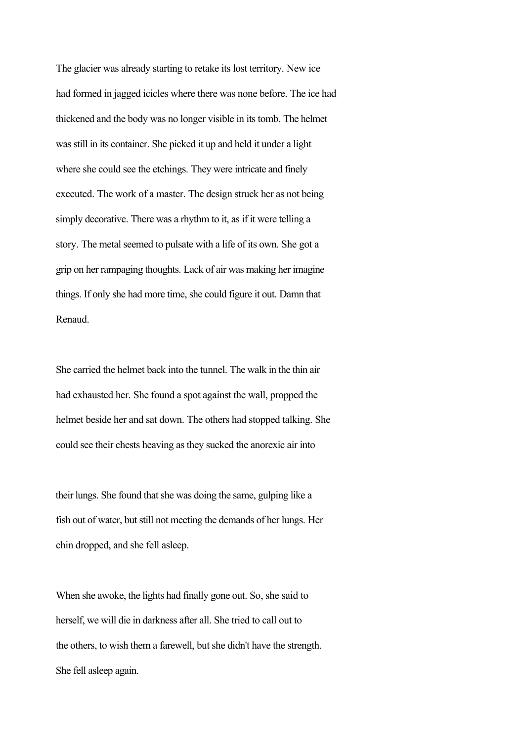The glacier was already starting to retake its lost territory. New ice had formed in jagged icicles where there was none before. The ice had thickened and the body was no longer visible in its tomb. The helmet was still in its container. She picked it up and held it under a light where she could see the etchings. They were intricate and finely executed. The work of a master. The design struck her as not being simply decorative. There was a rhythm to it, as if it were telling a story. The metal seemed to pulsate with a life of its own. She got a grip on her rampaging thoughts. Lack of air was making her imagine things. If only she had more time, she could figure it out. Damn that Renaud.

She carried the helmet back into the tunnel. The walk in the thin air had exhausted her. She found a spot against the wall, propped the helmet beside her and sat down. The others had stopped talking. She could see their chests heaving as they sucked the anorexic air into their lungs. She found that she was doing the same, gulping like a fish out of water, but still not meeting the demands of her lungs. Her chin dropped, and she fell asleep.

When she awoke, the lights had finally gone out. So, she said to herself, we will die in darkness after all. She tried to call out to the others, to wish them a farewell, but she didn't have the strength. She fell asleep again.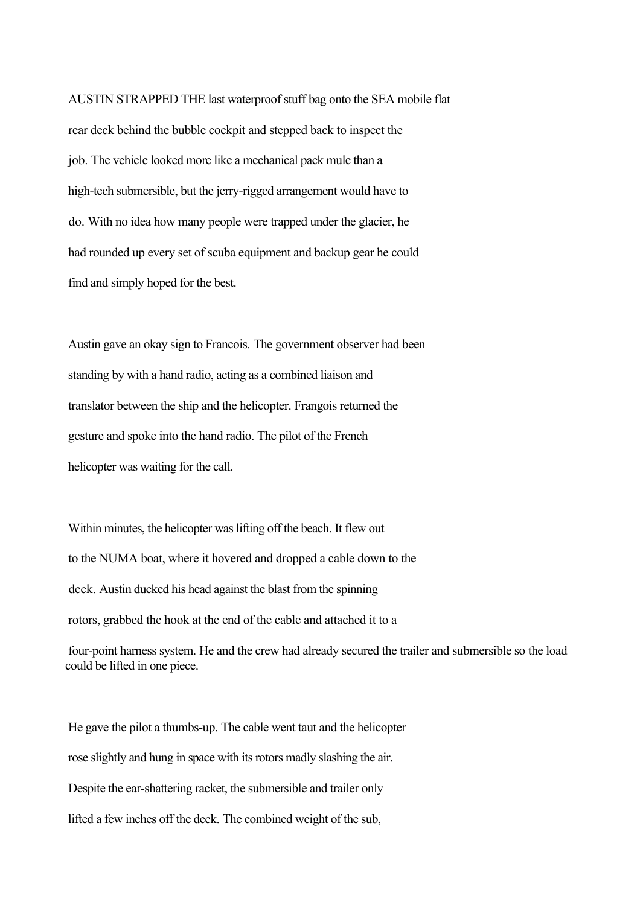AUSTIN STRAPPED THE last waterproof stuff bag onto the SEA mobile flat rear deck behind the bubble cockpit and stepped back to inspect the job. The vehicle looked more like a mechanical pack mule than a high-tech submersible, but the jerry-rigged arrangement would have to do. With no idea how many people were trapped under the glacier, he had rounded up every set of scuba equipment and backup gear he could find and simply hoped for the best.

Austin gave an okay sign to Francois. The government observer had been standing by with a hand radio, acting as a combined liaison and translator between the ship and the helicopter. Frangois returned the gesture and spoke into the hand radio. The pilot of the French helicopter was waiting for the call.

Within minutes, the helicopter was lifting off the beach. It flew out to the NUMA boat, where it hovered and dropped a cable down to the deck. Austin ducked his head against the blast from the spinning rotors, grabbed the hook at the end of the cable and attached it to a four-point harness system. He and the crew had already secured the trailer and submersible so the load could be lifted in one piece.

He gave the pilot a thumbs-up. The cable went taut and the helicopter rose slightly and hung in space with its rotors madly slashing the air. Despite the ear-shattering racket, the submersible and trailer only lifted a few inches off the deck. The combined weight of the sub,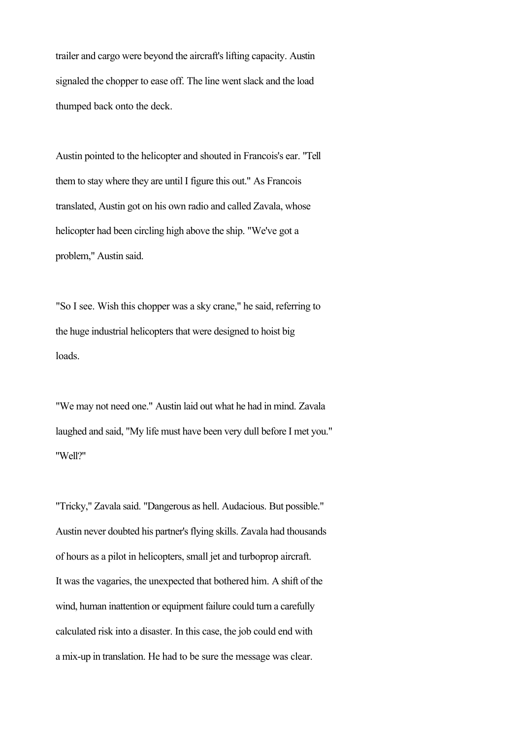trailer and cargo were beyond the aircraft's lifting capacity. Austin signaled the chopper to ease off. The line went slack and the load thumped back onto the deck.

Austin pointed to the helicopter and shouted in Francois's ear. "Tell them to stay where they are until I figure this out." As Francois translated, Austin got on his own radio and called Zavala, whose helicopter had been circling high above the ship. "We've got a problem," Austin said.

"So I see. Wish this chopper was a sky crane," he said, referring to the huge industrial helicopters that were designed to hoist big loads.

"We may not need one." Austin laid out what he had in mind. Zavala laughed and said, "My life must have been very dull before I met you." "Well?"

"Tricky," Zavala said. "Dangerous as hell. Audacious. But possible." Austin never doubted his partner's flying skills. Zavala had thousands of hours as a pilot in helicopters, small jet and turboprop aircraft. It was the vagaries, the unexpected that bothered him. A shift of the wind, human inattention or equipment failure could turn a carefully calculated risk into a disaster. In this case, the job could end with a mix-up in translation. He had to be sure the message was clear.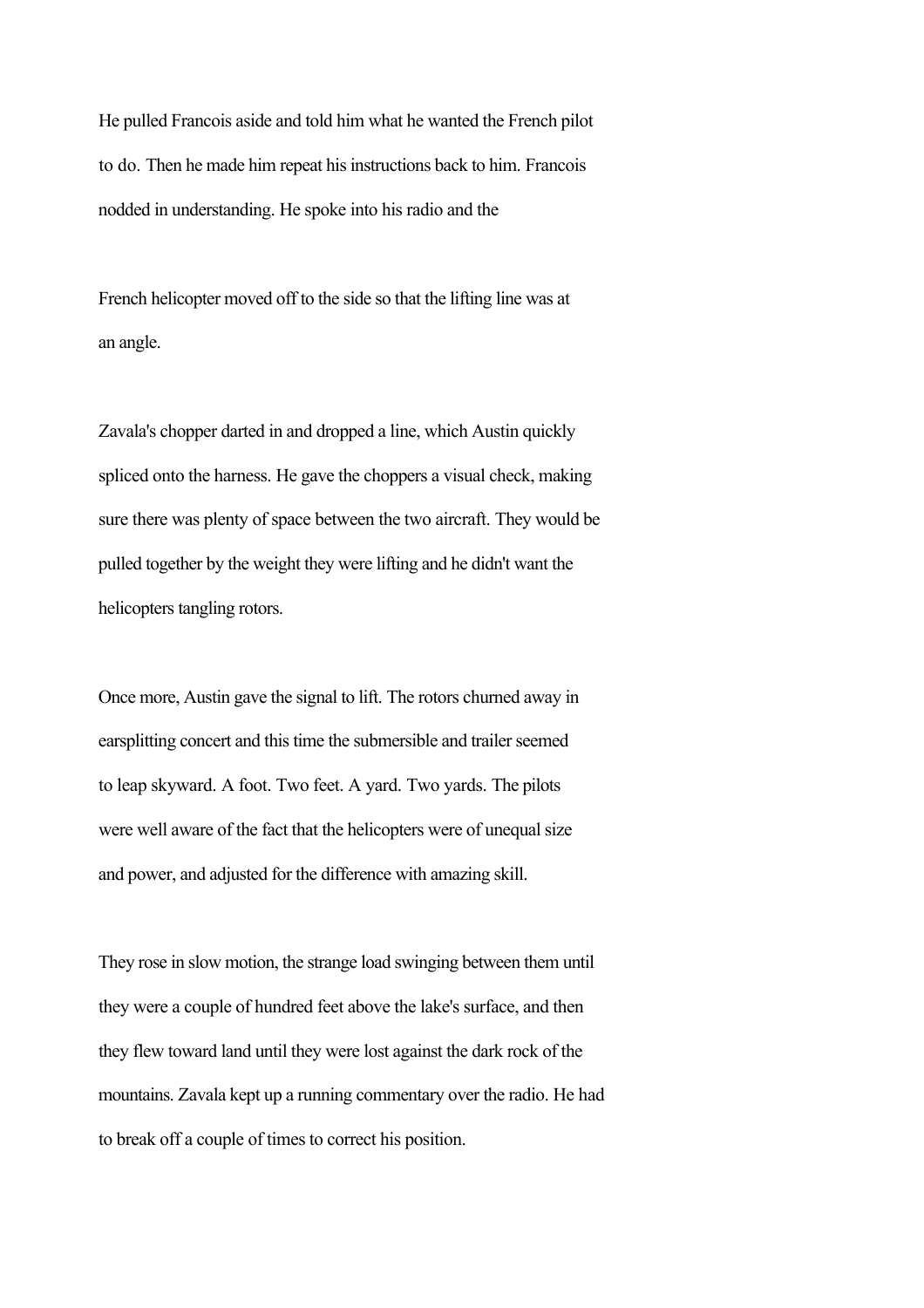He pulled Francois aside and told him what he wanted the French pilot to do. Then he made him repeat his instructions back to him. Francois nodded in understanding. He spoke into his radio and the French helicopter moved off to the side so that the lifting line was at an angle.

Zavala's chopper darted in and dropped a line, which Austin quickly spliced onto the harness. He gave the choppers a visual check, making sure there was plenty of space between the two aircraft. They would be pulled together by the weight they were lifting and he didn't want the helicopters tangling rotors.

Once more, Austin gave the signal to lift. The rotors churned away in earsplitting concert and this time the submersible and trailer seemed to leap skyward. A foot. Two feet. A yard. Two yards. The pilots were well aware of the fact that the helicopters were of unequal size and power, and adjusted for the difference with amazing skill.

They rose in slow motion, the strange load swinging between them until they were a couple of hundred feet above the lake's surface, and then they flew toward land until they were lost against the dark rock of the mountains. Zavala kept up a running commentary over the radio. He had to break off a couple of times to correct his position.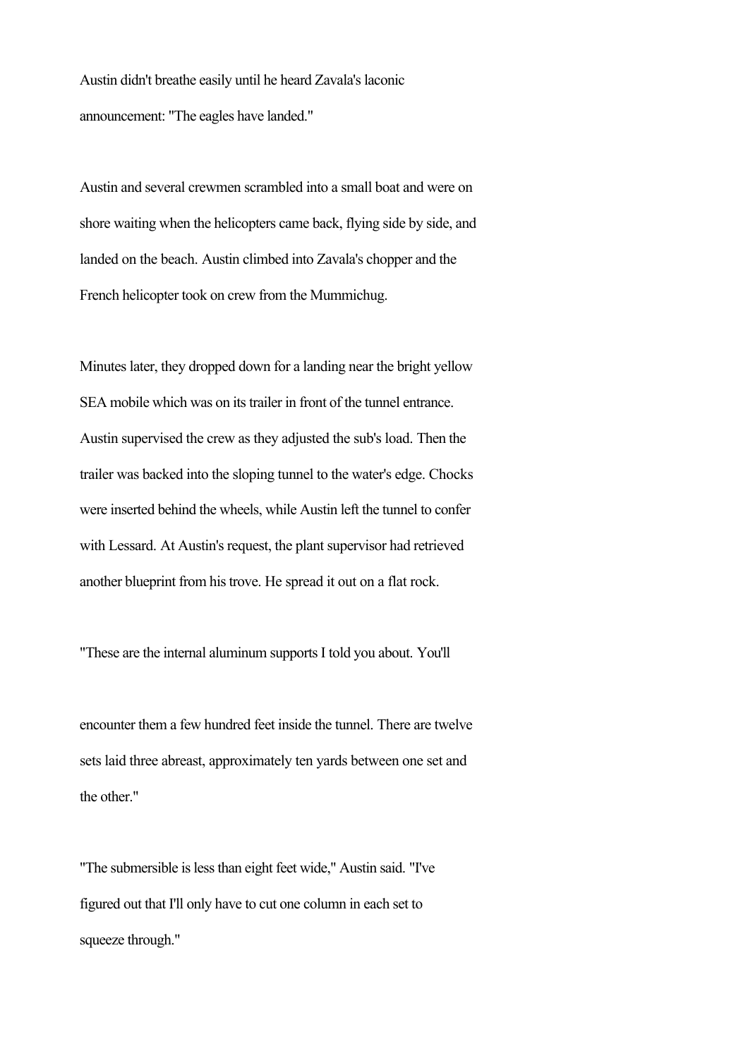Austin didn't breathe easily until he heard Zavala's laconic announcement: "The eagles have landed."

Austin and several crewmen scrambled into a small boat and were on shore waiting when the helicopters came back, flying side by side, and landed on the beach. Austin climbed into Zavala's chopper and the French helicopter took on crew from the Mummichug.

Minutes later, they dropped down for a landing near the bright yellow SEA mobile which was on its trailer in front of the tunnel entrance. Austin supervised the crew as they adjusted the sub's load. Then the trailer was backed into the sloping tunnel to the water's edge. Chocks were inserted behind the wheels, while Austin left the tunnel to confer with Lessard. At Austin's request, the plant supervisor had retrieved another blueprint from his trove. He spread it out on a flat rock.

"These are the internal aluminum supports I told you about. You'll encounter them a few hundred feet inside the tunnel. There are twelve sets laid three abreast, approximately ten yards between one set and the other."

"The submersible is less than eight feet wide," Austin said. "I've figured out that I'll only have to cut one column in each set to squeeze through."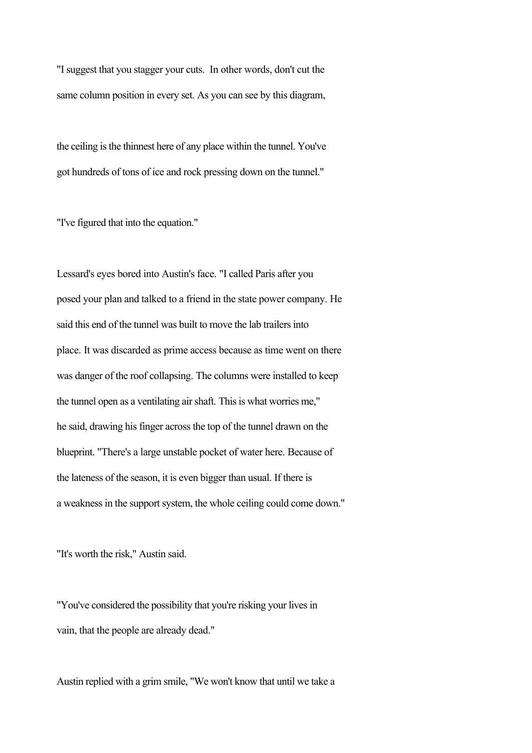"I suggest that you stagger your cuts. In other words, don't cut the same column position in every set. As you can see by this diagram, the ceiling is the thinnest here of any place within the tunnel. You've got hundreds of tons of ice and rock pressing down on the tunnel."

"I've figured that into the equation."

Lessard's eyes bored into Austin's face. "I called Paris after you posed your plan and talked to a friend in the state power company. He said this end of the tunnel was built to move the lab trailers into place. It was discarded as prime access because as time went on there was danger of the roof collapsing. The columns were installed to keep the tunnel open as a ventilating air shaft. This is what worries me," he said, drawing his finger across the top of the tunnel drawn on the blueprint. "There's a large unstable pocket of water here. Because of the lateness of the season, it is even bigger than usual. If there is a weakness in the support system, the whole ceiling could come down."

"It's worth the risk," Austin said.

"You've considered the possibility that you're risking your lives in vain, that the people are already dead."

Austin replied with a grim smile, "We won't know that until we take a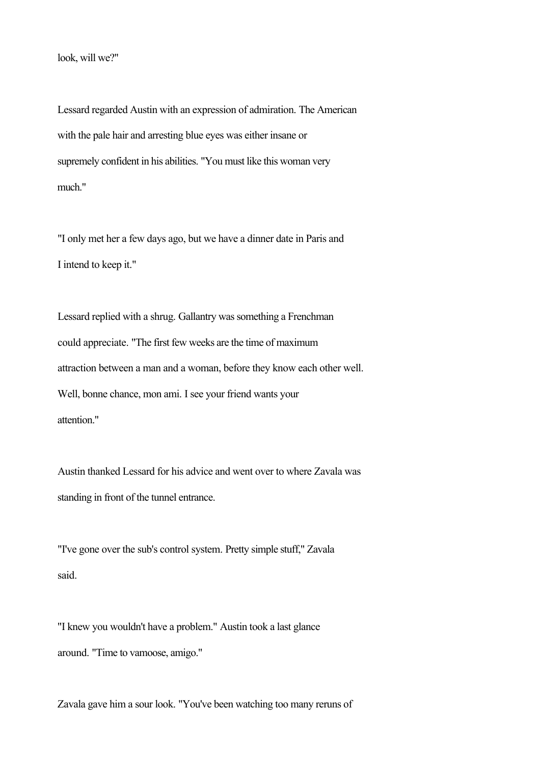look, will we?"

Lessard regarded Austin with an expression of admiration. The American with the pale hair and arresting blue eyes was either insane or supremely confident in his abilities. "You must like this woman very much."

"I only met her a few days ago, but we have a dinner date in Paris and I intend to keep it."

Lessard replied with a shrug. Gallantry was something a Frenchman could appreciate. "The first few weeks are the time of maximum attraction between a man and a woman, before they know each other well. Well, bonne chance, mon ami. I see your friend wants your attention."

Austin thanked Lessard for his advice and went over to where Zavala was standing in front of the tunnel entrance.

"I've gone over the sub's control system. Pretty simple stuff," Zavala said.

"I knew you wouldn't have a problem." Austin took a last glance around. "Time to vamoose, amigo."

Zavala gave him a sour look. "You've been watching too many reruns of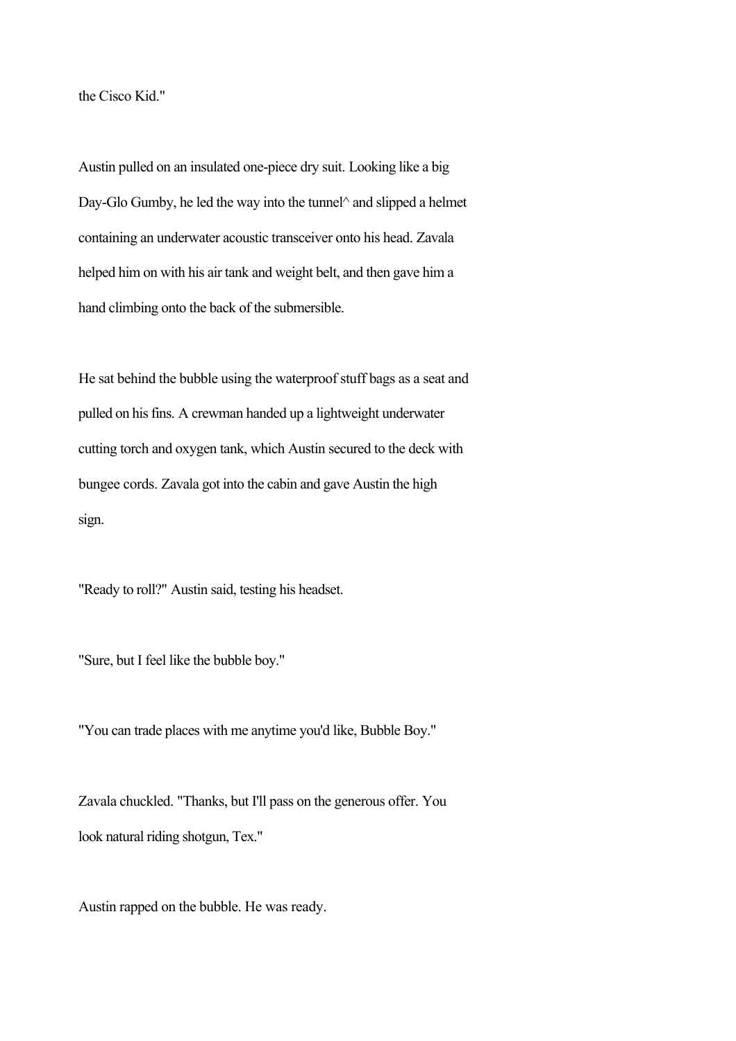the Cisco Kid."

Austin pulled on an insulated one-piece dry suit. Looking like a big Day-Glo Gumby, he led the way into the tunnel^ and slipped a helmet containing an underwater acoustic transceiver onto his head. Zavala helped him on with his air tank and weight belt, and then gave him a hand climbing onto the back of the submersible.

He sat behind the bubble using the waterproof stuff bags as a seat and pulled on his fins. A crewman handed up a lightweight underwater cutting torch and oxygen tank, which Austin secured to the deck with bungee cords. Zavala got into the cabin and gave Austin the high sign.

"Ready to roll?" Austin said, testing his headset.

"Sure, but I feel like the bubble boy."

"You can trade places with me anytime you'd like, Bubble Boy."

Zavala chuckled. "Thanks, but I'll pass on the generous offer. You look natural riding shotgun, Tex."

Austin rapped on the bubble. He was ready.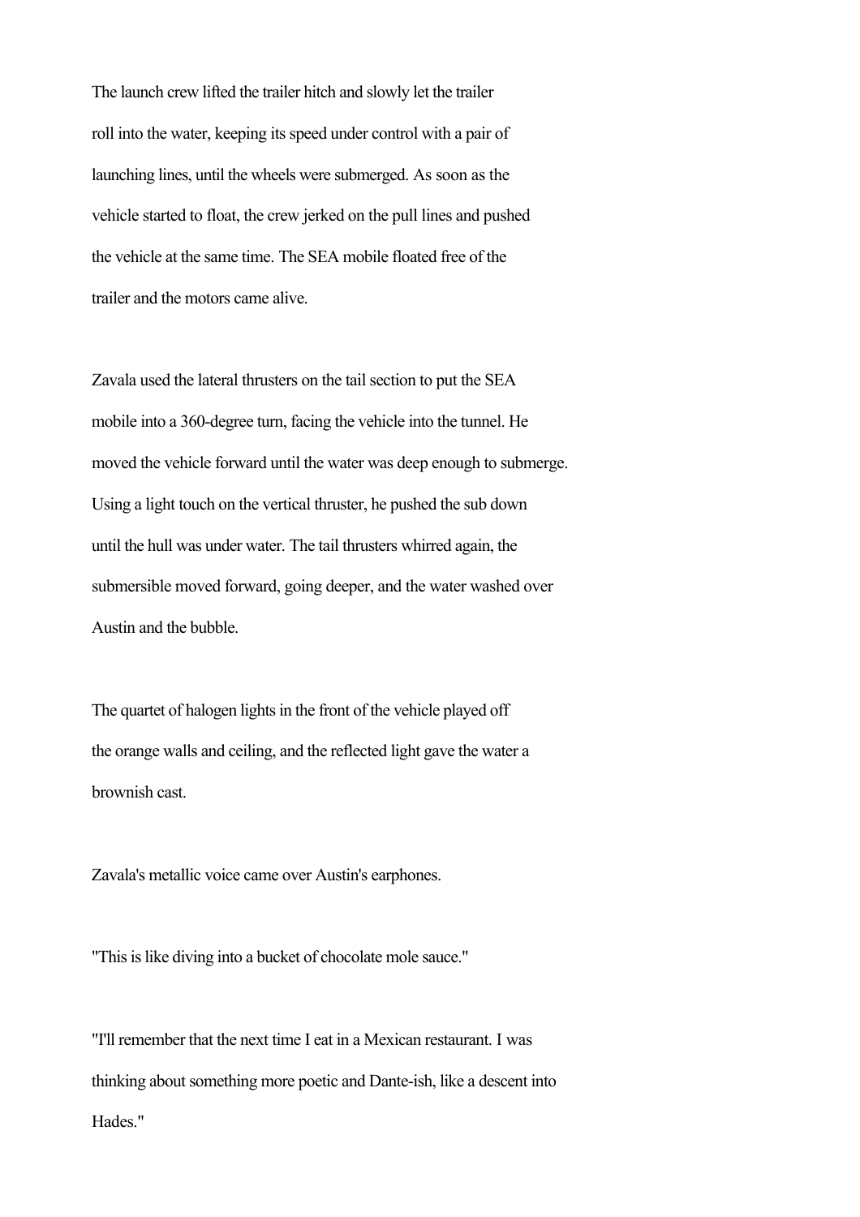The launch crew lifted the trailer hitch and slowly let the trailer roll into the water, keeping its speed under control with a pair of launching lines, until the wheels were submerged. As soon as the vehicle started to float, the crew jerked on the pull lines and pushed the vehicle at the same time. The SEA mobile floated free of the trailer and the motors came alive.

Zavala used the lateral thrusters on the tail section to put the SEA mobile into a 360-degree turn, facing the vehicle into the tunnel. He moved the vehicle forward until the water was deep enough to submerge. Using a light touch on the vertical thruster, he pushed the sub down until the hull was under water. The tail thrusters whirred again, the submersible moved forward, going deeper, and the water washed over Austin and the bubble.

The quartet of halogen lights in the front of the vehicle played off the orange walls and ceiling, and the reflected light gave the water a brownish cast.

Zavala's metallic voice came over Austin's earphones.

"This is like diving into a bucket of chocolate mole sauce."

"I'll remember that the next time I eat in a Mexican restaurant. I was thinking about something more poetic and Dante-ish, like a descent into Hades."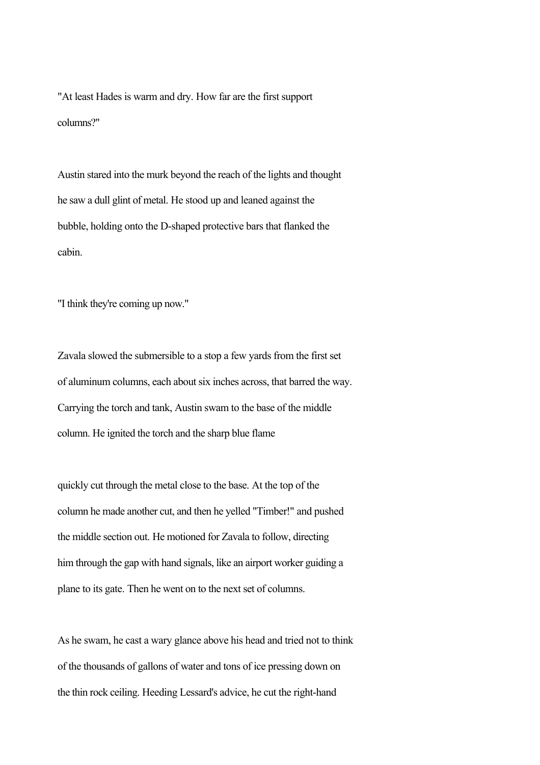"At least Hades is warm and dry. How far are the first support columns?"

Austin stared into the murk beyond the reach of the lights and thought he saw a dull glint of metal. He stood up and leaned against the bubble, holding onto the D-shaped protective bars that flanked the cabin.

"I think they're coming up now."

Zavala slowed the submersible to a stop a few yards from the first set of aluminum columns, each about six inches across, that barred the way. Carrying the torch and tank, Austin swam to the base of the middle column. He ignited the torch and the sharp blue flame quickly cut through the metal close to the base. At the top of the column he made another cut, and then he yelled "Timber!" and pushed the middle section out. He motioned for Zavala to follow, directing him through the gap with hand signals, like an airport worker guiding a plane to its gate. Then he went on to the next set of columns.

As he swam, he cast a wary glance above his head and tried not to think of the thousands of gallons of water and tons of ice pressing down on the thin rock ceiling. Heeding Lessard's advice, he cut the right-hand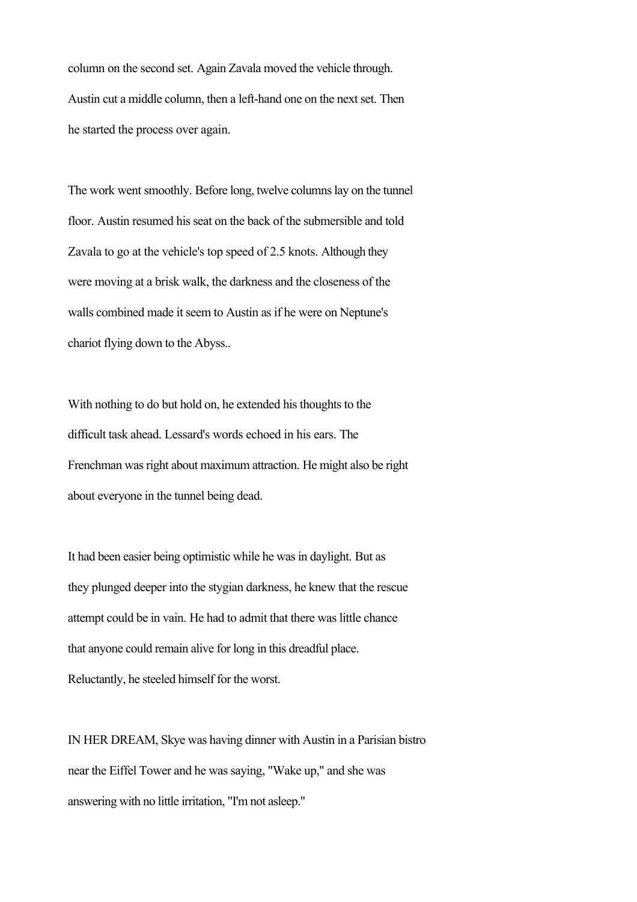column on the second set. Again Zavala moved the vehicle through. Austin cut a middle column, then a left-hand one on the next set. Then he started the process over again.

The work went smoothly. Before long, twelve columns lay on the tunnel floor. Austin resumed his seat on the back of the submersible and told Zavala to go at the vehicle's top speed of 2.5 knots. Although they were moving at a brisk walk, the darkness and the closeness of the walls combined made it seem to Austin as if he were on Neptune's chariot flying down to the Abyss..

With nothing to do but hold on, he extended his thoughts to the difficult task ahead. Lessard's words echoed in his ears. The Frenchman was right about maximum attraction. He might also be right about everyone in the tunnel being dead.

It had been easier being optimistic while he was in daylight. But as they plunged deeper into the stygian darkness, he knew that the rescue attempt could be in vain. He had to admit that there was little chance that anyone could remain alive for long in this dreadful place. Reluctantly, he steeled himself for the worst.

IN HER DREAM, Skye was having dinner with Austin in a Parisian bistro near the Eiffel Tower and he was saying, "Wake up," and she was answering with no little irritation, "I'm not asleep."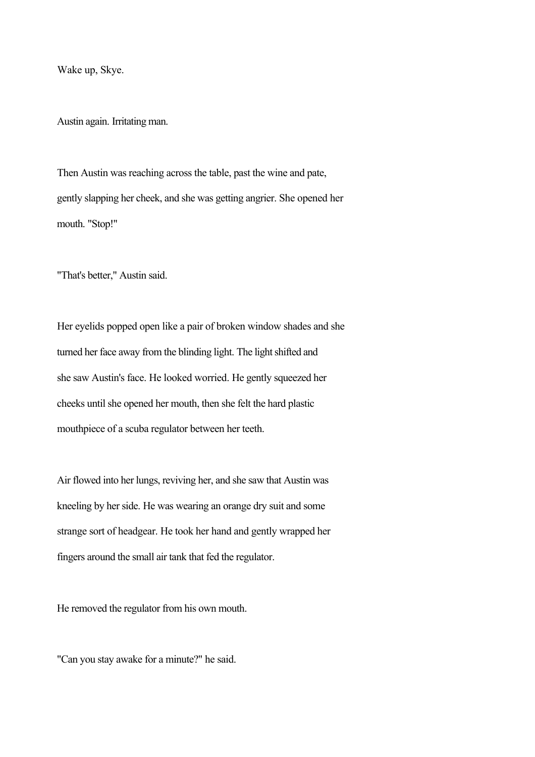Wake up, Skye.

Austin again. Irritating man.

Then Austin was reaching across the table, past the wine and pate, gently slapping her cheek, and she was getting angrier. She opened her mouth. "Stop!"

"That's better," Austin said.

Her eyelids popped open like a pair of broken window shades and she turned her face away from the blinding light. The light shifted and she saw Austin's face. He looked worried. He gently squeezed her cheeks until she opened her mouth, then she felt the hard plastic mouthpiece of a scuba regulator between her teeth.

Air flowed into her lungs, reviving her, and she saw that Austin was kneeling by her side. He was wearing an orange dry suit and some strange sort of headgear. He took her hand and gently wrapped her fingers around the small air tank that fed the regulator.

He removed the regulator from his own mouth.

"Can you stay awake for a minute?" he said.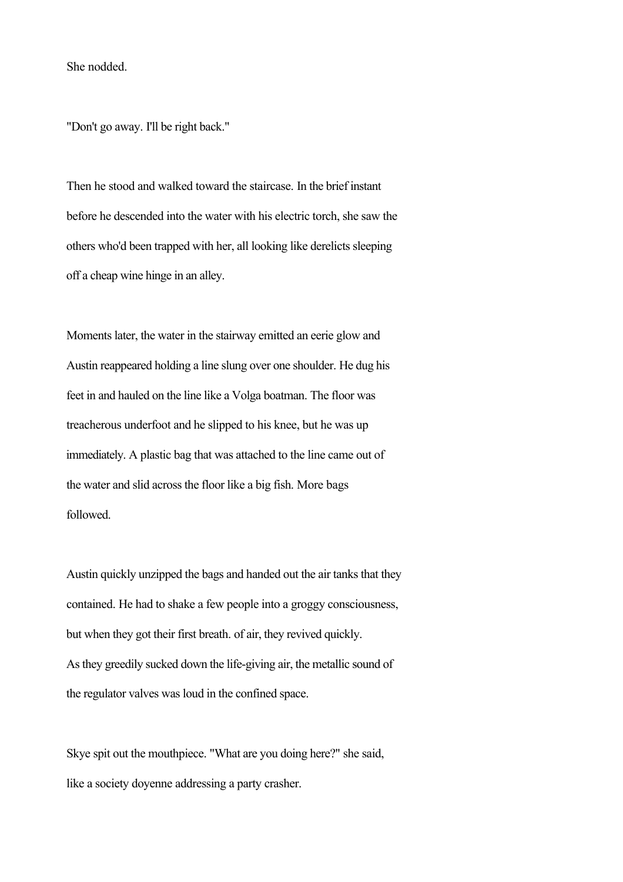She nodded.

"Don't go away. I'll be right back."

Then he stood and walked toward the staircase. In the brief instant before he descended into the water with his electric torch, she saw the others who'd been trapped with her, all looking like derelicts sleeping off a cheap wine hinge in an alley.

Moments later, the water in the stairway emitted an eerie glow and Austin reappeared holding a line slung over one shoulder. He dug his feet in and hauled on the line like a Volga boatman. The floor was treacherous underfoot and he slipped to his knee, but he was up immediately. A plastic bag that was attached to the line came out of the water and slid across the floor like a big fish. More bags followed.

Austin quickly unzipped the bags and handed out the air tanks that they contained. He had to shake a few people into a groggy consciousness, but when they got their first breath. of air, they revived quickly. As they greedily sucked down the life-giving air, the metallic sound of the regulator valves was loud in the confined space.

Skye spit out the mouthpiece. "What are you doing here?" she said, like a society doyenne addressing a party crasher.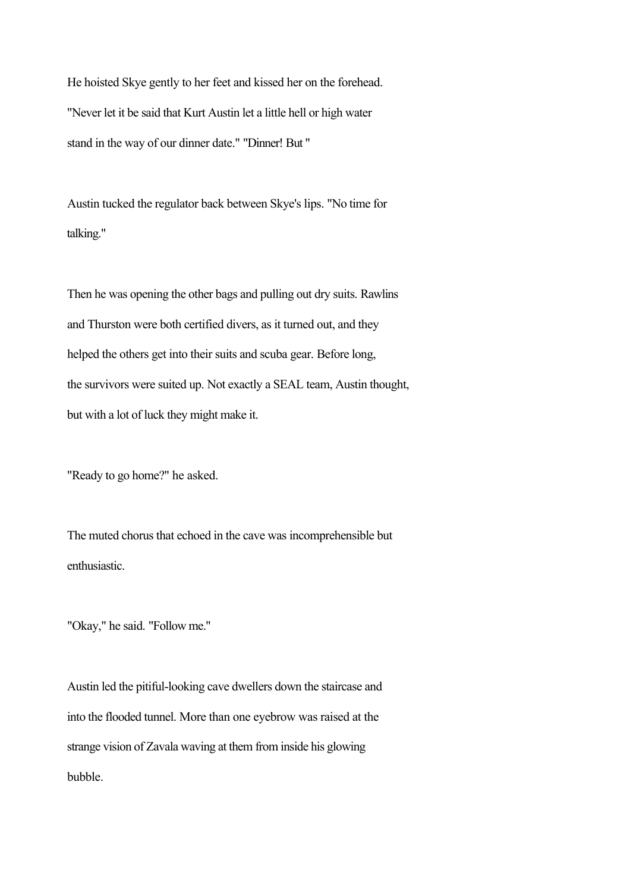He hoisted Skye gently to her feet and kissed her on the forehead. "Never let it be said that Kurt Austin let a little hell or high water stand in the way of our dinner date." "Dinner! But "

Austin tucked the regulator back between Skye's lips. "No time for talking."

Then he was opening the other bags and pulling out dry suits. Rawlins and Thurston were both certified divers, as it turned out, and they helped the others get into their suits and scuba gear. Before long, the survivors were suited up. Not exactly a SEAL team, Austin thought, but with a lot of luck they might make it.

"Ready to go home?" he asked.

The muted chorus that echoed in the cave was incomprehensible but enthusiastic.

"Okay," he said. "Follow me."

Austin led the pitiful-looking cave dwellers down the staircase and into the flooded tunnel. More than one eyebrow was raised at the strange vision of Zavala waving at them from inside his glowing bubble.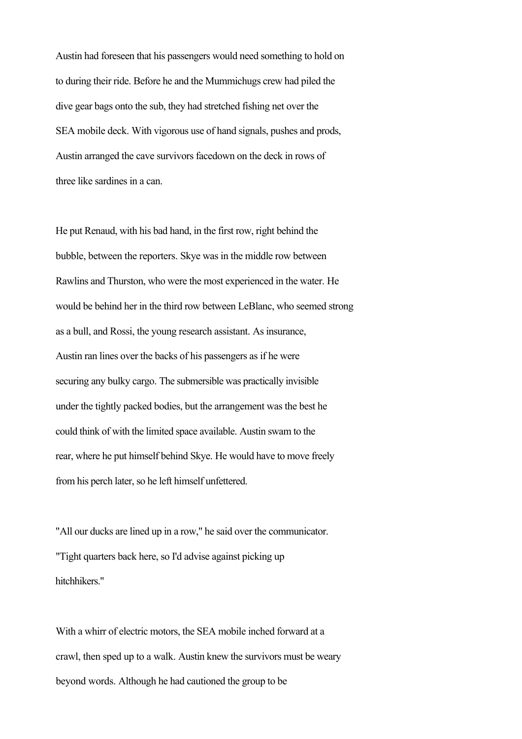Austin had foreseen that his passengers would need something to hold on to during their ride. Before he and the Mummichugs crew had piled the dive gear bags onto the sub, they had stretched fishing net over the SEA mobile deck. With vigorous use of hand signals, pushes and prods, Austin arranged the cave survivors facedown on the deck in rows of three like sardines in a can.

He put Renaud, with his bad hand, in the first row, right behind the bubble, between the reporters. Skye was in the middle row between Rawlins and Thurston, who were the most experienced in the water. He would be behind her in the third row between LeBlanc, who seemed strong as a bull, and Rossi, the young research assistant. As insurance, Austin ran lines over the backs of his passengers as if he were securing any bulky cargo. The submersible was practically invisible under the tightly packed bodies, but the arrangement was the best he could think of with the limited space available. Austin swam to the rear, where he put himself behind Skye. He would have to move freely from his perch later, so he left himself unfettered.

"All our ducks are lined up in a row," he said over the communicator. "Tight quarters back here, so I'd advise against picking up hitchhikers."

With a whirr of electric motors, the SEA mobile inched forward at a crawl, then sped up to a walk. Austin knew the survivors must be weary beyond words. Although he had cautioned the group to be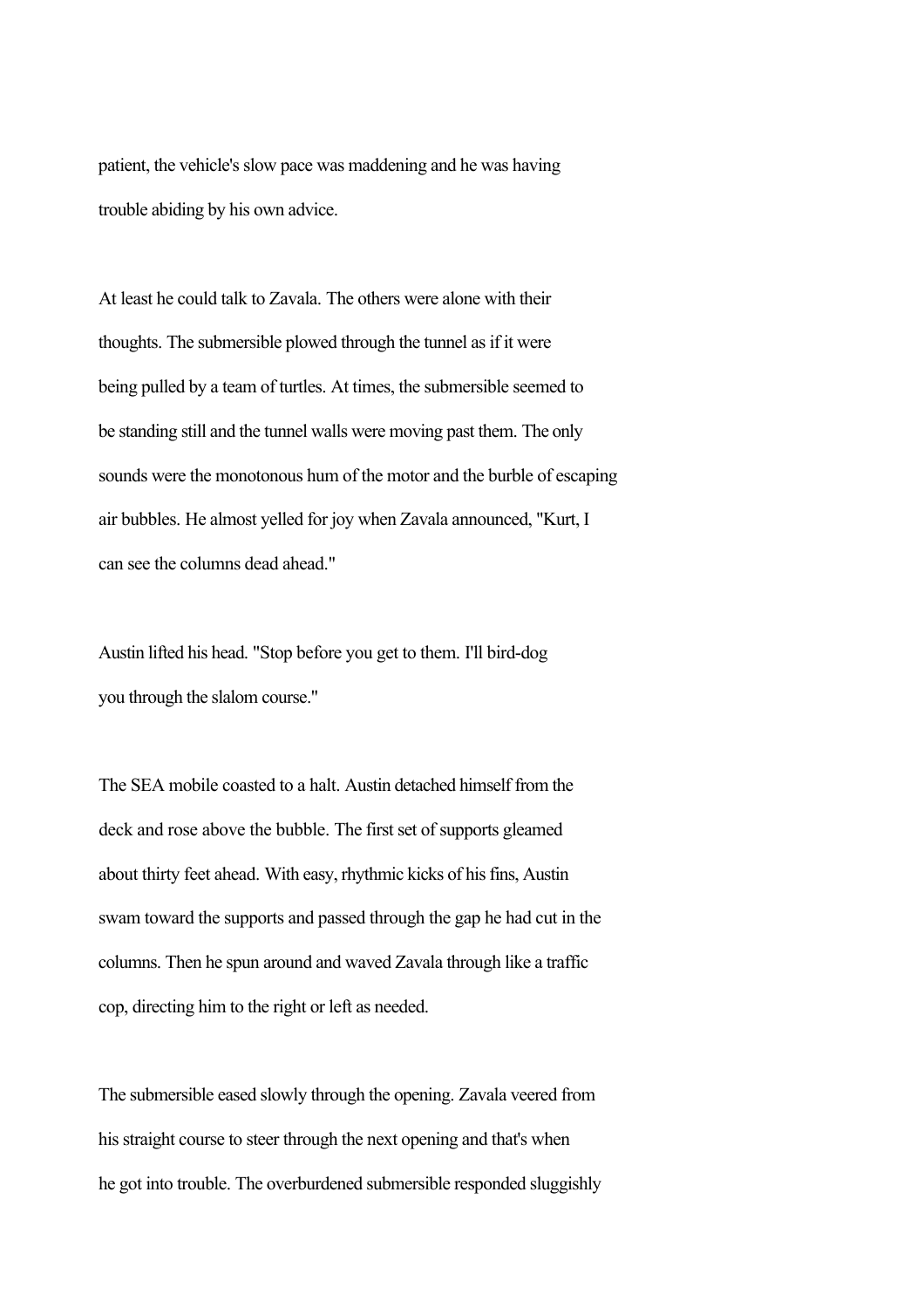patient, the vehicle's slow pace was maddening and he was having trouble abiding by his own advice.

At least he could talk to Zavala. The others were alone with their thoughts. The submersible plowed through the tunnel as if it were being pulled by a team of turtles. At times, the submersible seemed to be standing still and the tunnel walls were moving past them. The only sounds were the monotonous hum of the motor and the burble of escaping air bubbles. He almost yelled for joy when Zavala announced, "Kurt, I can see the columns dead ahead."

Austin lifted his head. "Stop before you get to them. I'll bird-dog you through the slalom course."

The SEA mobile coasted to a halt. Austin detached himself from the deck and rose above the bubble. The first set of supports gleamed about thirty feet ahead. With easy, rhythmic kicks of his fins, Austin swam toward the supports and passed through the gap he had cut in the columns. Then he spun around and waved Zavala through like a traffic cop, directing him to the right or left as needed.

The submersible eased slowly through the opening. Zavala veered from his straight course to steer through the next opening and that's when he got into trouble. The overburdened submersible responded sluggishly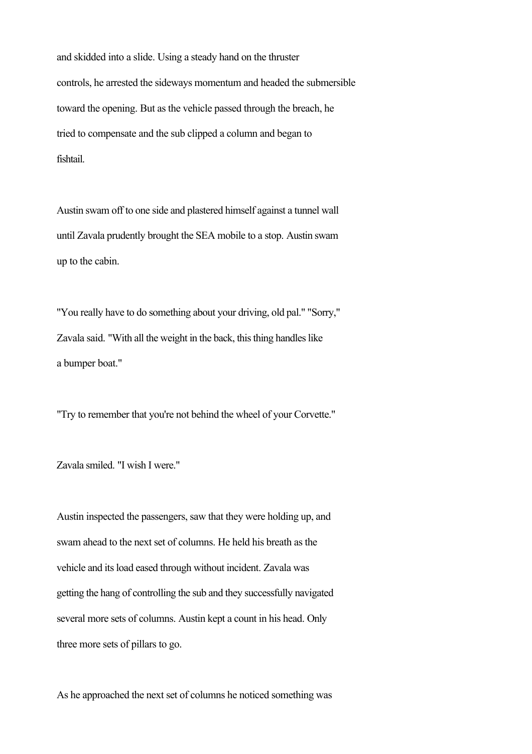and skidded into a slide. Using a steady hand on the thruster controls, he arrested the sideways momentum and headed the submersible toward the opening. But as the vehicle passed through the breach, he tried to compensate and the sub clipped a column and began to fishtail.

Austin swam off to one side and plastered himself against a tunnel wall until Zavala prudently brought the SEA mobile to a stop. Austin swam up to the cabin.

"You really have to do something about your driving, old pal." "Sorry," Zavala said. "With all the weight in the back, this thing handles like a bumper boat."

"Try to remember that you're not behind the wheel of your Corvette."

Zavala smiled. "I wish I were."

Austin inspected the passengers, saw that they were holding up, and swam ahead to the next set of columns. He held his breath as the vehicle and its load eased through without incident. Zavala was getting the hang of controlling the sub and they successfully navigated several more sets of columns. Austin kept a count in his head. Only three more sets of pillars to go.

As he approached the next set of columns he noticed something was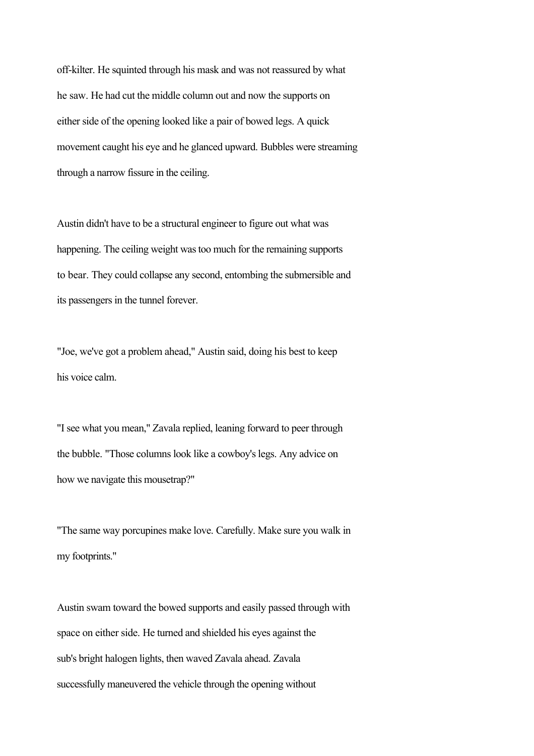off-kilter. He squinted through his mask and was not reassured by what he saw. He had cut the middle column out and now the supports on either side of the opening looked like a pair of bowed legs. A quick movement caught his eye and he glanced upward. Bubbles were streaming through a narrow fissure in the ceiling.

Austin didn't have to be a structural engineer to figure out what was happening. The ceiling weight was too much for the remaining supports to bear. They could collapse any second, entombing the submersible and its passengers in the tunnel forever.

"Joe, we've got a problem ahead," Austin said, doing his best to keep his voice calm.

"I see what you mean," Zavala replied, leaning forward to peer through the bubble. "Those columns look like a cowboy's legs. Any advice on how we navigate this mousetrap?"

"The same way porcupines make love. Carefully. Make sure you walk in my footprints."

Austin swam toward the bowed supports and easily passed through with space on either side. He turned and shielded his eyes against the sub's bright halogen lights, then waved Zavala ahead. Zavala successfully maneuvered the vehicle through the opening without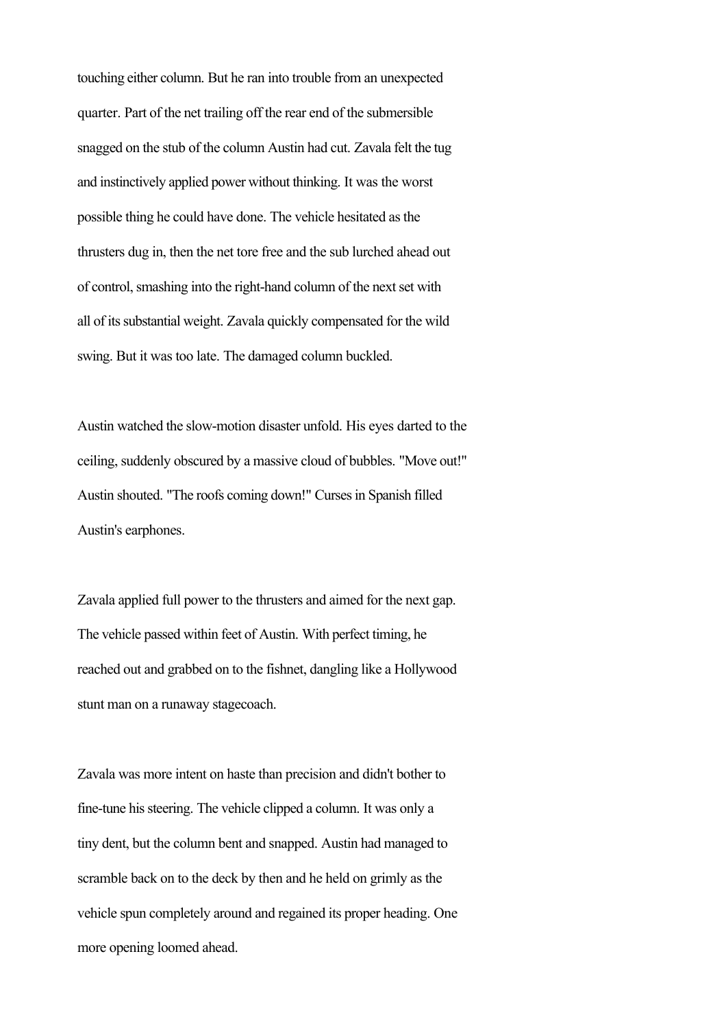touching either column. But he ran into trouble from an unexpected quarter. Part of the net trailing off the rear end of the submersible snagged on the stub of the column Austin had cut. Zavala felt the tug and instinctively applied power without thinking. It was the worst possible thing he could have done. The vehicle hesitated as the thrusters dug in, then the net tore free and the sub lurched ahead out of control, smashing into the right-hand column of the next set with all of its substantial weight. Zavala quickly compensated for the wild swing. But it was too late. The damaged column buckled.

Austin watched the slow-motion disaster unfold. His eyes darted to the ceiling, suddenly obscured by a massive cloud of bubbles. "Move out!" Austin shouted. "The roofs coming down!" Curses in Spanish filled Austin's earphones.

Zavala applied full power to the thrusters and aimed for the next gap. The vehicle passed within feet of Austin. With perfect timing, he reached out and grabbed on to the fishnet, dangling like a Hollywood stunt man on a runaway stagecoach.

Zavala was more intent on haste than precision and didn't bother to fine-tune his steering. The vehicle clipped a column. It was only a tiny dent, but the column bent and snapped. Austin had managed to scramble back on to the deck by then and he held on grimly as the vehicle spun completely around and regained its proper heading. One more opening loomed ahead.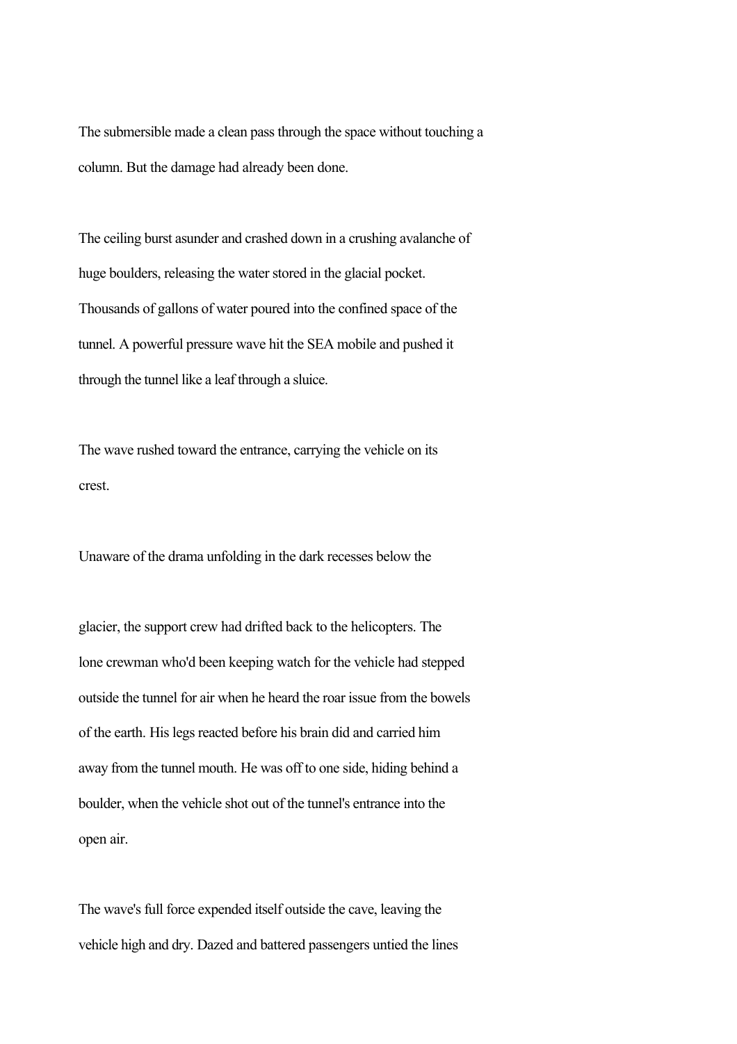The submersible made a clean pass through the space without touching a column. But the damage had already been done.

The ceiling burst asunder and crashed down in a crushing avalanche of huge boulders, releasing the water stored in the glacial pocket. Thousands of gallons of water poured into the confined space of the tunnel. A powerful pressure wave hit the SEA mobile and pushed it through the tunnel like a leaf through a sluice.

The wave rushed toward the entrance, carrying the vehicle on its crest.

Unaware of the drama unfolding in the dark recesses below the

glacier, the support crew had drifted back to the helicopters. The lone crewman who'd been keeping watch for the vehicle had stepped outside the tunnel for air when he heard the roar issue from the bowels of the earth. His legs reacted before his brain did and carried him away from the tunnel mouth. He was off to one side, hiding behind a boulder, when the vehicle shot out of the tunnel's entrance into the open air.

The wave's full force expended itself outside the cave, leaving the vehicle high and dry. Dazed and battered passengers untied the lines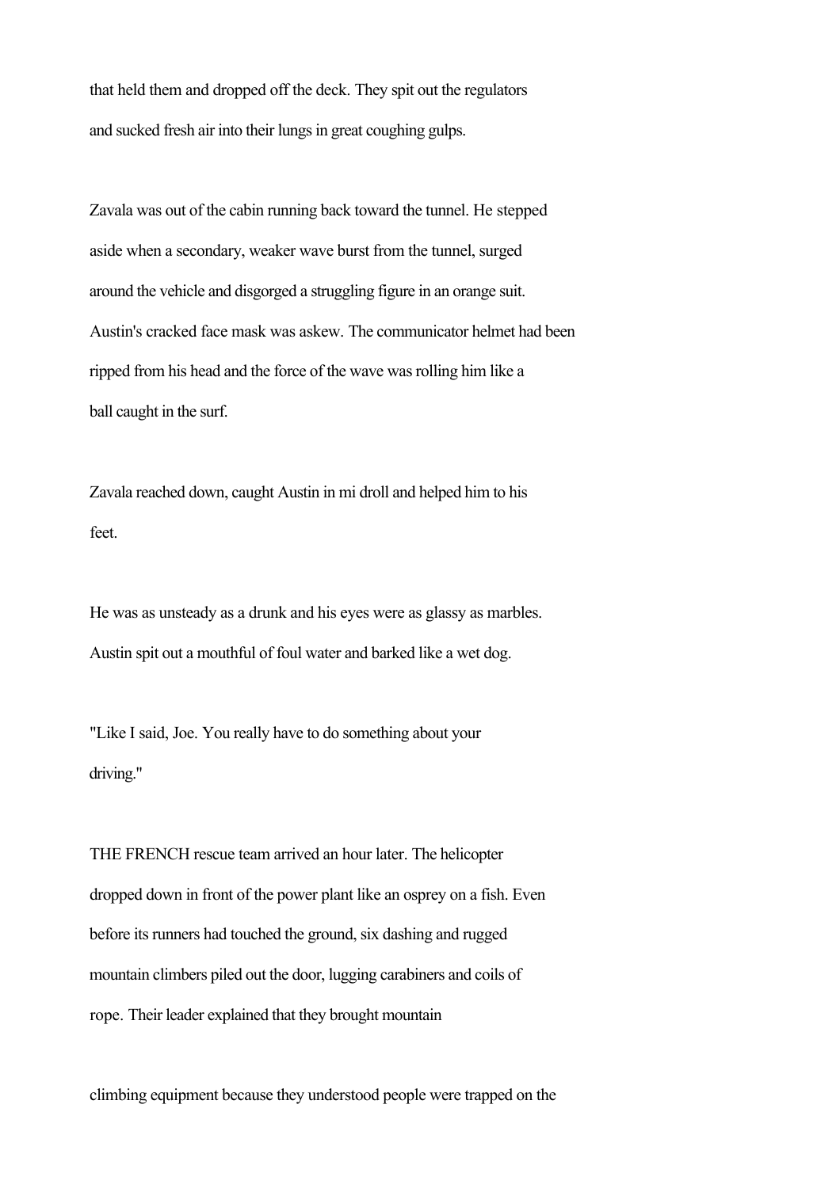that held them and dropped off the deck. They spit out the regulators and sucked fresh air into their lungs in great coughing gulps.

Zavala was out of the cabin running back toward the tunnel. He stepped aside when a secondary, weaker wave burst from the tunnel, surged around the vehicle and disgorged a struggling figure in an orange suit. Austin's cracked face mask was askew. The communicator helmet had been ripped from his head and the force of the wave was rolling him like a ball caught in the surf.

Zavala reached down, caught Austin in mi droll and helped him to his feet.

He was as unsteady as a drunk and his eyes were as glassy as marbles. Austin spit out a mouthful of foul water and barked like a wet dog.

"Like I said, Joe. You really have to do something about your driving."

THE FRENCH rescue team arrived an hour later. The helicopter dropped down in front of the power plant like an osprey on a fish. Even before its runners had touched the ground, six dashing and rugged mountain climbers piled out the door, lugging carabiners and coils of rope. Their leader explained that they brought mountain

climbing equipment because they understood people were trapped on the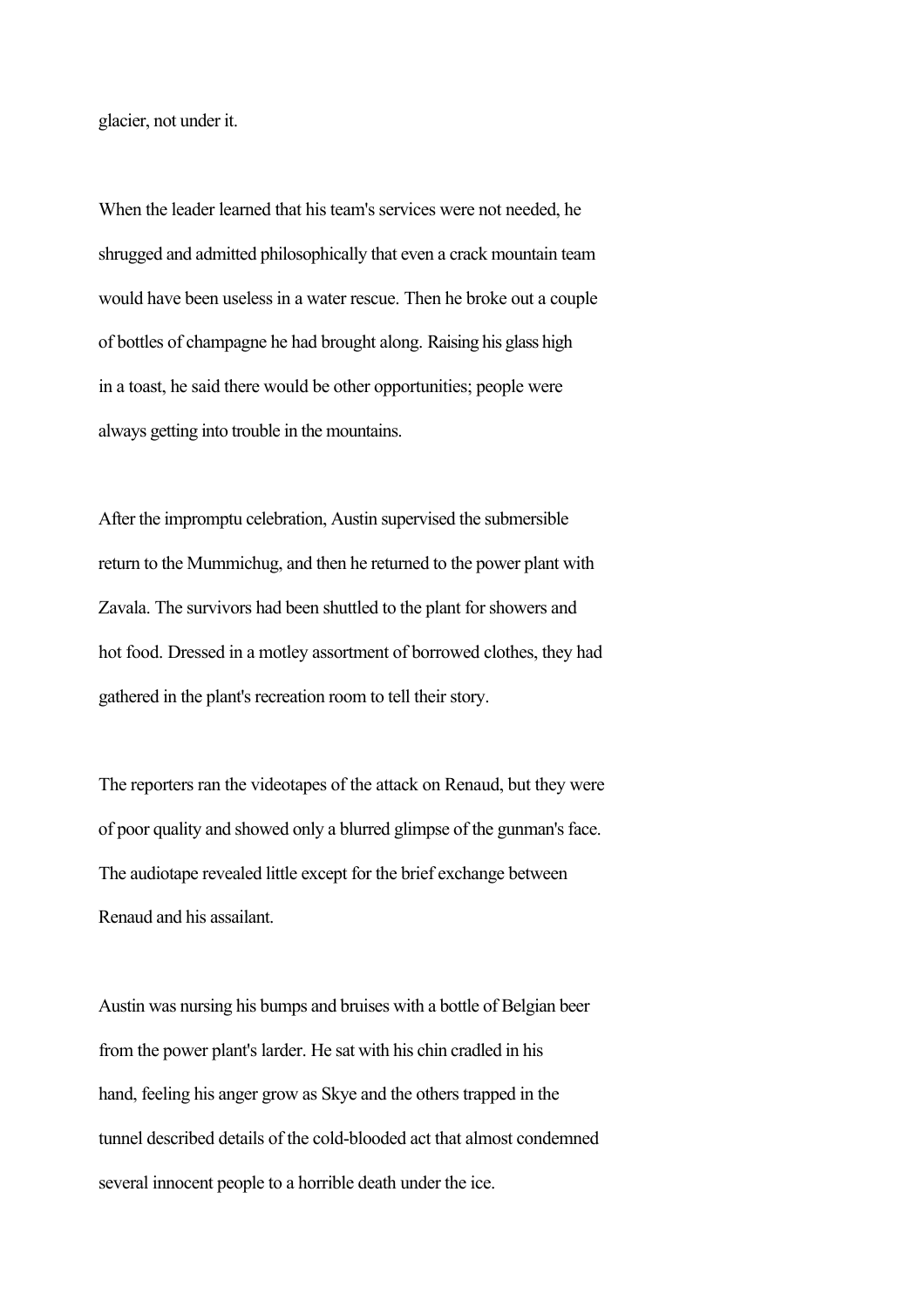glacier, not under it.

When the leader learned that his team's services were not needed, he shrugged and admitted philosophically that even a crack mountain team would have been useless in a water rescue. Then he broke out a couple of bottles of champagne he had brought along. Raising his glass high in a toast, he said there would be other opportunities; people were always getting into trouble in the mountains.

After the impromptu celebration, Austin supervised the submersible return to the Mummichug, and then he returned to the power plant with Zavala. The survivors had been shuttled to the plant for showers and hot food. Dressed in a motley assortment of borrowed clothes, they had gathered in the plant's recreation room to tell their story.

The reporters ran the videotapes of the attack on Renaud, but they were of poor quality and showed only a blurred glimpse of the gunman's face. The audiotape revealed little except for the brief exchange between Renaud and his assailant.

Austin was nursing his bumps and bruises with a bottle of Belgian beer from the power plant's larder. He sat with his chin cradled in his hand, feeling his anger grow as Skye and the others trapped in the tunnel described details of the cold-blooded act that almost condemned several innocent people to a horrible death under the ice.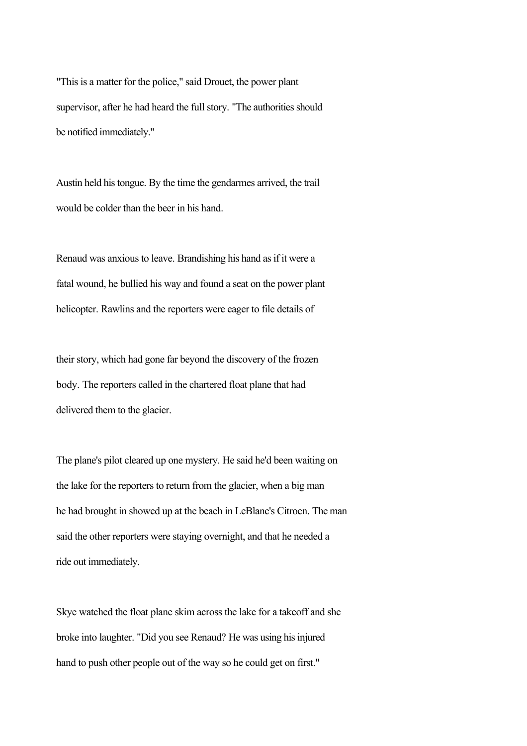"This is a matter for the police," said Drouet, the power plant supervisor, after he had heard the full story. "The authorities should be notified immediately."

Austin held his tongue. By the time the gendarmes arrived, the trail would be colder than the beer in his hand.

Renaud was anxious to leave. Brandishing his hand as if it were a fatal wound, he bullied his way and found a seat on the power plant helicopter. Rawlins and the reporters were eager to file details of their story, which had gone far beyond the discovery of the frozen body. The reporters called in the chartered float plane that had delivered them to the glacier.

The plane's pilot cleared up one mystery. He said he'd been waiting on the lake for the reporters to return from the glacier, when a big man he had brought in showed up at the beach in LeBlanc's Citroen. The man said the other reporters were staying overnight, and that he needed a ride out immediately.

Skye watched the float plane skim across the lake for a takeoff and she broke into laughter. "Did you see Renaud? He was using his injured hand to push other people out of the way so he could get on first."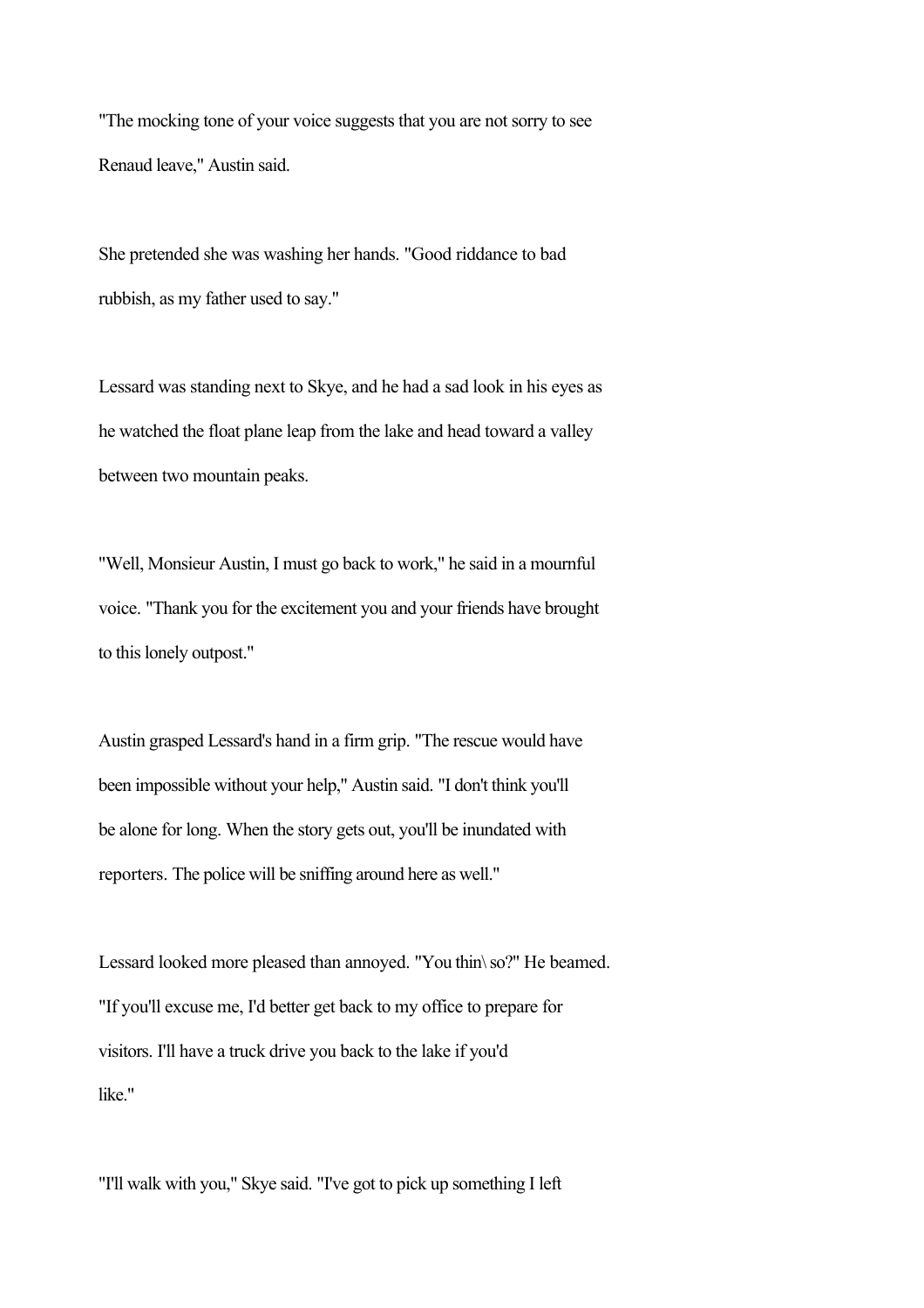"The mocking tone of your voice suggests that you are not sorry to see Renaud leave," Austin said.

She pretended she was washing her hands. "Good riddance to bad rubbish, as my father used to say."

Lessard was standing next to Skye, and he had a sad look in his eyes as he watched the float plane leap from the lake and head toward a valley between two mountain peaks.

"Well, Monsieur Austin, I must go back to work," he said in a mournful voice. "Thank you for the excitement you and your friends have brought to this lonely outpost."

Austin grasped Lessard's hand in a firm grip. "The rescue would have been impossible without your help," Austin said. "I don't think you'll be alone for long. When the story gets out, you'll be inundated with reporters. The police will be sniffing around here as well."

Lessard looked more pleased than annoyed. "You thin\ so?" He beamed. "If you'll excuse me, I'd better get back to my office to prepare for visitors. I'll have a truck drive you back to the lake if you'd like."

"I'll walk with you," Skye said. "I've got to pick up something I left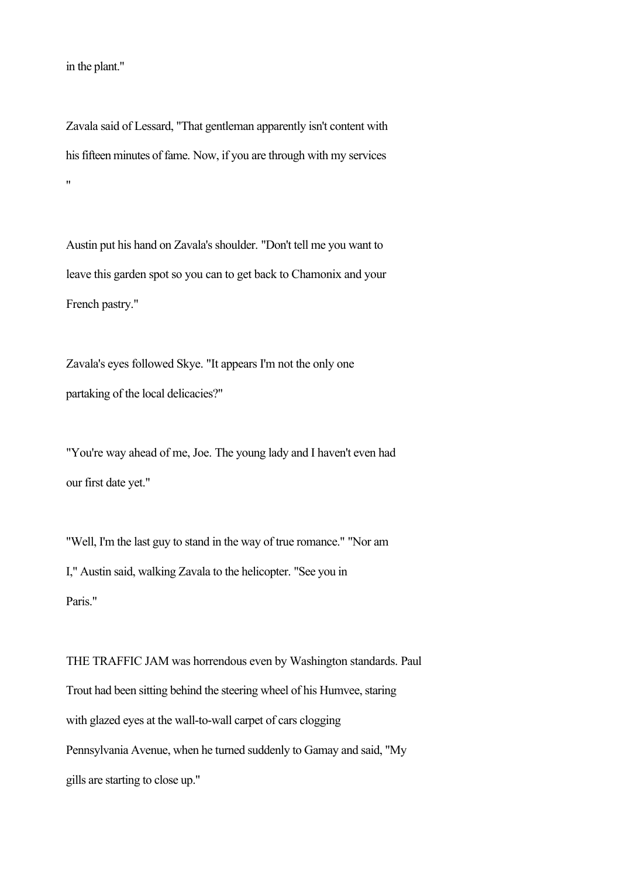in the plant."

Zavala said of Lessard, "That gentleman apparently isn't content with his fifteen minutes of fame. Now, if you are through with my services "

Austin put his hand on Zavala's shoulder. "Don't tell me you want to leave this garden spot so you can to get back to Chamonix and your French pastry."

Zavala's eyes followed Skye. "It appears I'm not the only one partaking of the local delicacies?"

"You're way ahead of me, Joe. The young lady and I haven't even had our first date yet."

"Well, I'm the last guy to stand in the way of true romance." "Nor am I," Austin said, walking Zavala to the helicopter. "See you in Paris."

THE TRAFFIC JAM was horrendous even by Washington standards. Paul Trout had been sitting behind the steering wheel of his Humvee, staring with glazed eyes at the wall-to-wall carpet of cars clogging Pennsylvania Avenue, when he turned suddenly to Gamay and said, "My gills are starting to close up."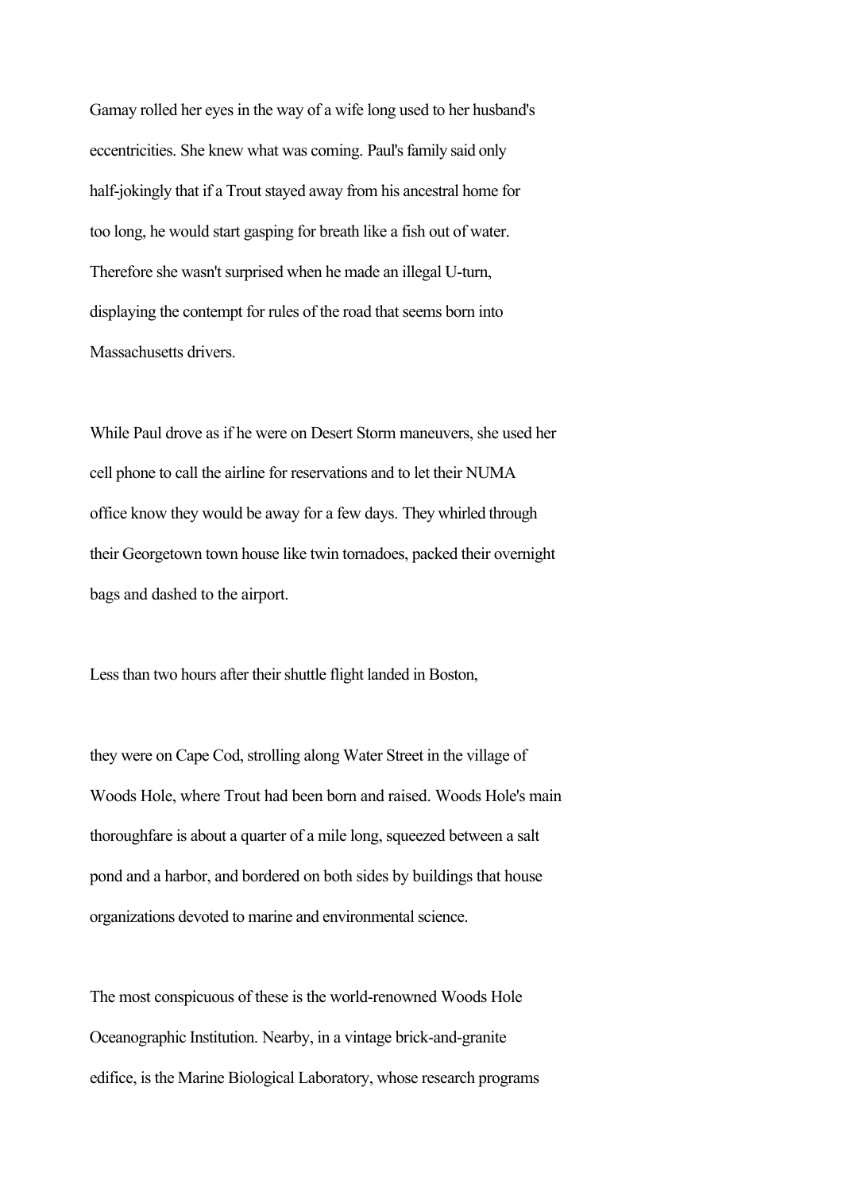Gamay rolled her eyes in the way of a wife long used to her husband's eccentricities. She knew what was coming. Paul's family said only half-jokingly that if a Trout stayed away from his ancestral home for too long, he would start gasping for breath like a fish out of water. Therefore she wasn't surprised when he made an illegal U-turn, displaying the contempt for rules of the road that seems born into Massachusetts drivers.

While Paul drove as if he were on Desert Storm maneuvers, she used her cell phone to call the airline for reservations and to let their NUMA office know they would be away for a few days. They whirled through their Georgetown town house like twin tornadoes, packed their overnight bags and dashed to the airport.

Less than two hours after their shuttle flight landed in Boston,

they were on Cape Cod, strolling along Water Street in the village of Woods Hole, where Trout had been born and raised. Woods Hole's main thoroughfare is about a quarter of a mile long, squeezed between a salt pond and a harbor, and bordered on both sides by buildings that house organizations devoted to marine and environmental science.

The most conspicuous of these is the world-renowned Woods Hole Oceanographic Institution. Nearby, in a vintage brick-and-granite edifice, is the Marine Biological Laboratory, whose research programs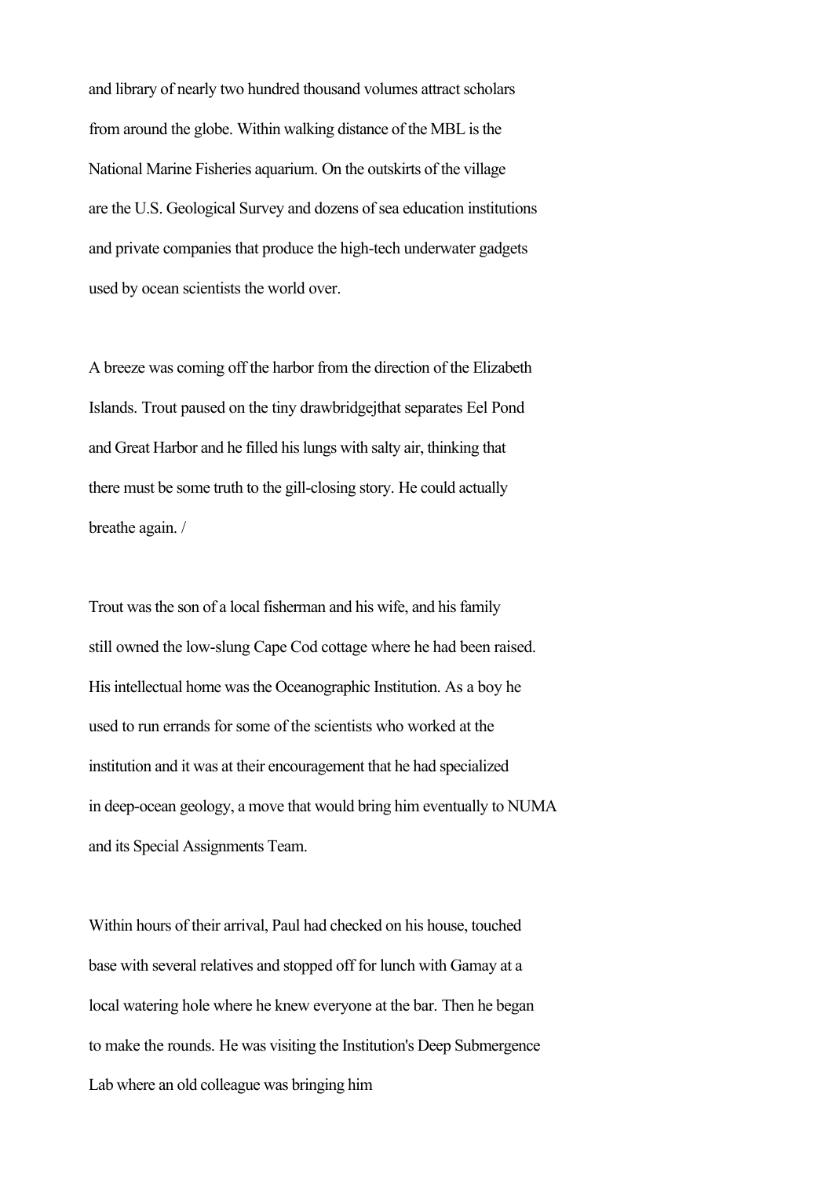and library of nearly two hundred thousand volumes attract scholars from around the globe. Within walking distance of the MBL is the National Marine Fisheries aquarium. On the outskirts of the village are the U.S. Geological Survey and dozens of sea education institutions and private companies that produce the high-tech underwater gadgets used by ocean scientists the world over.

A breeze was coming off the harbor from the direction of the Elizabeth Islands. Trout paused on the tiny drawbridgejthat separates Eel Pond and Great Harbor and he filled his lungs with salty air, thinking that there must be some truth to the gill-closing story. He could actually breathe again. /

Trout was the son of a local fisherman and his wife, and his family still owned the low-slung Cape Cod cottage where he had been raised. His intellectual home was the Oceanographic Institution. As a boy he used to run errands for some of the scientists who worked at the institution and it was at their encouragement that he had specialized in deep-ocean geology, a move that would bring him eventually to NUMA and its Special Assignments Team.

Within hours of their arrival, Paul had checked on his house, touched base with several relatives and stopped off for lunch with Gamay at a local watering hole where he knew everyone at the bar. Then he began to make the rounds. He was visiting the Institution's Deep Submergence Lab where an old colleague was bringing him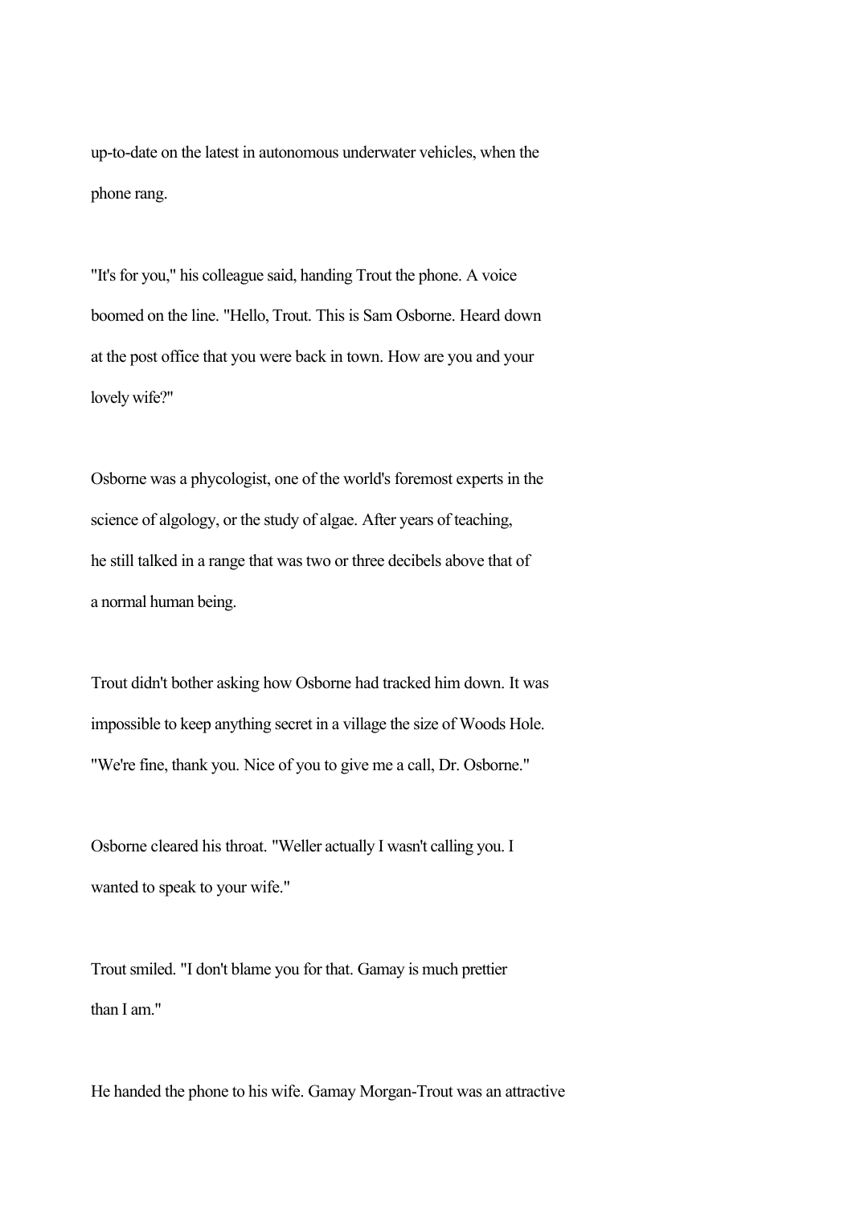up-to-date on the latest in autonomous underwater vehicles, when the phone rang.

"It's for you," his colleague said, handing Trout the phone. A voice boomed on the line. "Hello, Trout. This is Sam Osborne. Heard down at the post office that you were back in town. How are you and your lovely wife?"

Osborne was a phycologist, one of the world's foremost experts in the science of algology, or the study of algae. After years of teaching, he still talked in a range that was two or three decibels above that of a normal human being.

Trout didn't bother asking how Osborne had tracked him down. It was impossible to keep anything secret in a village the size of Woods Hole. "We're fine, thank you. Nice of you to give me a call, Dr. Osborne."

Osborne cleared his throat. "Weller actually I wasn't calling you. I wanted to speak to your wife."

Trout smiled. "I don't blame you for that. Gamay is much prettier than I am."

He handed the phone to his wife. Gamay Morgan-Trout was an attractive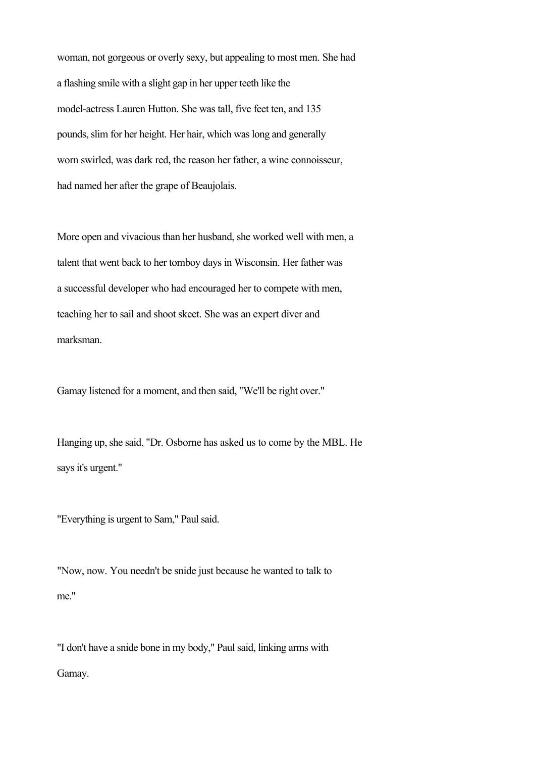woman, not gorgeous or overly sexy, but appealing to most men. She had a flashing smile with a slight gap in her upper teeth like the model-actress Lauren Hutton. She was tall, five feet ten, and 135 pounds, slim for her height. Her hair, which was long and generally worn swirled, was dark red, the reason her father, a wine connoisseur, had named her after the grape of Beaujolais.

More open and vivacious than her husband, she worked well with men, a talent that went back to her tomboy days in Wisconsin. Her father was a successful developer who had encouraged her to compete with men, teaching her to sail and shoot skeet. She was an expert diver and marksman.

Gamay listened for a moment, and then said, "We'll be right over."

Hanging up, she said, "Dr. Osborne has asked us to come by the MBL. He says it's urgent."

"Everything is urgent to Sam," Paul said.

"Now, now. You needn't be snide just because he wanted to talk to me."

"I don't have a snide bone in my body," Paul said, linking arms with Gamay.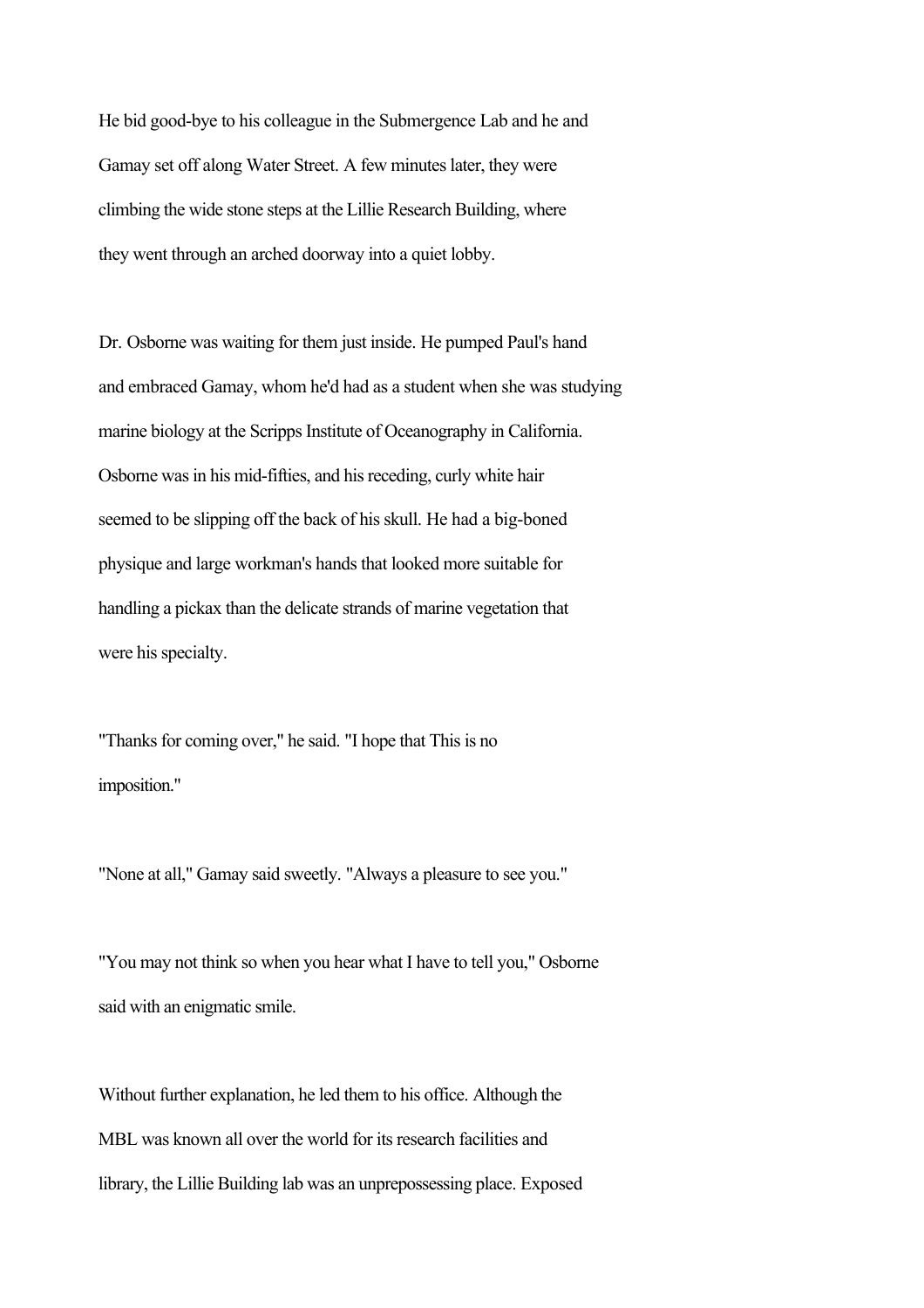He bid good-bye to his colleague in the Submergence Lab and he and Gamay set off along Water Street. A few minutes later, they were climbing the wide stone steps at the Lillie Research Building, where they went through an arched doorway into a quiet lobby.

Dr. Osborne was waiting for them just inside. He pumped Paul's hand and embraced Gamay, whom he'd had as a student when she was studying marine biology at the Scripps Institute of Oceanography in California. Osborne was in his mid-fifties, and his receding, curly white hair seemed to be slipping off the back of his skull. He had a big-boned physique and large workman's hands that looked more suitable for handling a pickax than the delicate strands of marine vegetation that were his specialty.

"Thanks for coming over," he said. "I hope that This is no imposition."

"None at all," Gamay said sweetly. "Always a pleasure to see you."

"You may not think so when you hear what I have to tell you," Osborne said with an enigmatic smile.

Without further explanation, he led them to his office. Although the MBL was known all over the world for its research facilities and library, the Lillie Building lab was an unprepossessing place. Exposed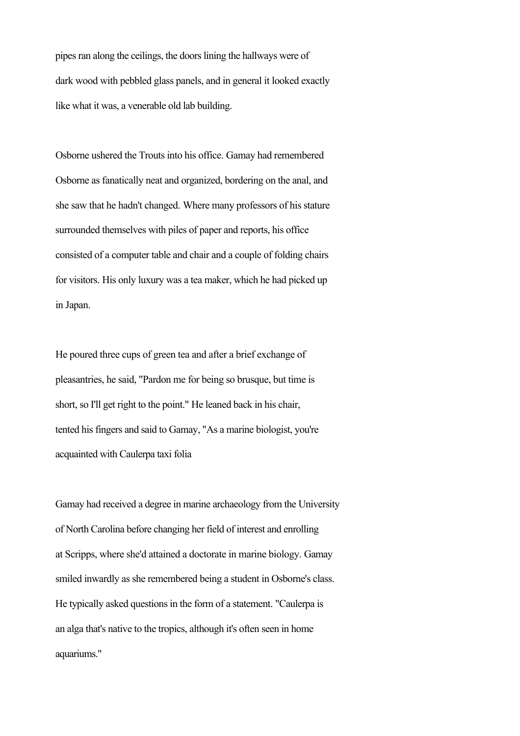pipes ran along the ceilings, the doors lining the hallways were of dark wood with pebbled glass panels, and in general it looked exactly like what it was, a venerable old lab building.

Osborne ushered the Trouts into his office. Gamay had remembered Osborne as fanatically neat and organized, bordering on the anal, and she saw that he hadn't changed. Where many professors of his stature surrounded themselves with piles of paper and reports, his office consisted of a computer table and chair and a couple of folding chairs for visitors. His only luxury was a tea maker, which he had picked up in Japan.

He poured three cups of green tea and after a brief exchange of pleasantries, he said, "Pardon me for being so brusque, but time is short, so I'll get right to the point." He leaned back in his chair, tented his fingers and said to Gamay, "As a marine biologist, you're acquainted with Caulerpa taxi folia

Gamay had received a degree in marine archaeology from the University of North Carolina before changing her field of interest and enrolling at Scripps, where she'd attained a doctorate in marine biology. Gamay smiled inwardly as she remembered being a student in Osborne's class. He typically asked questions in the form of a statement. "Caulerpa is an alga that's native to the tropics, although it's often seen in home aquariums."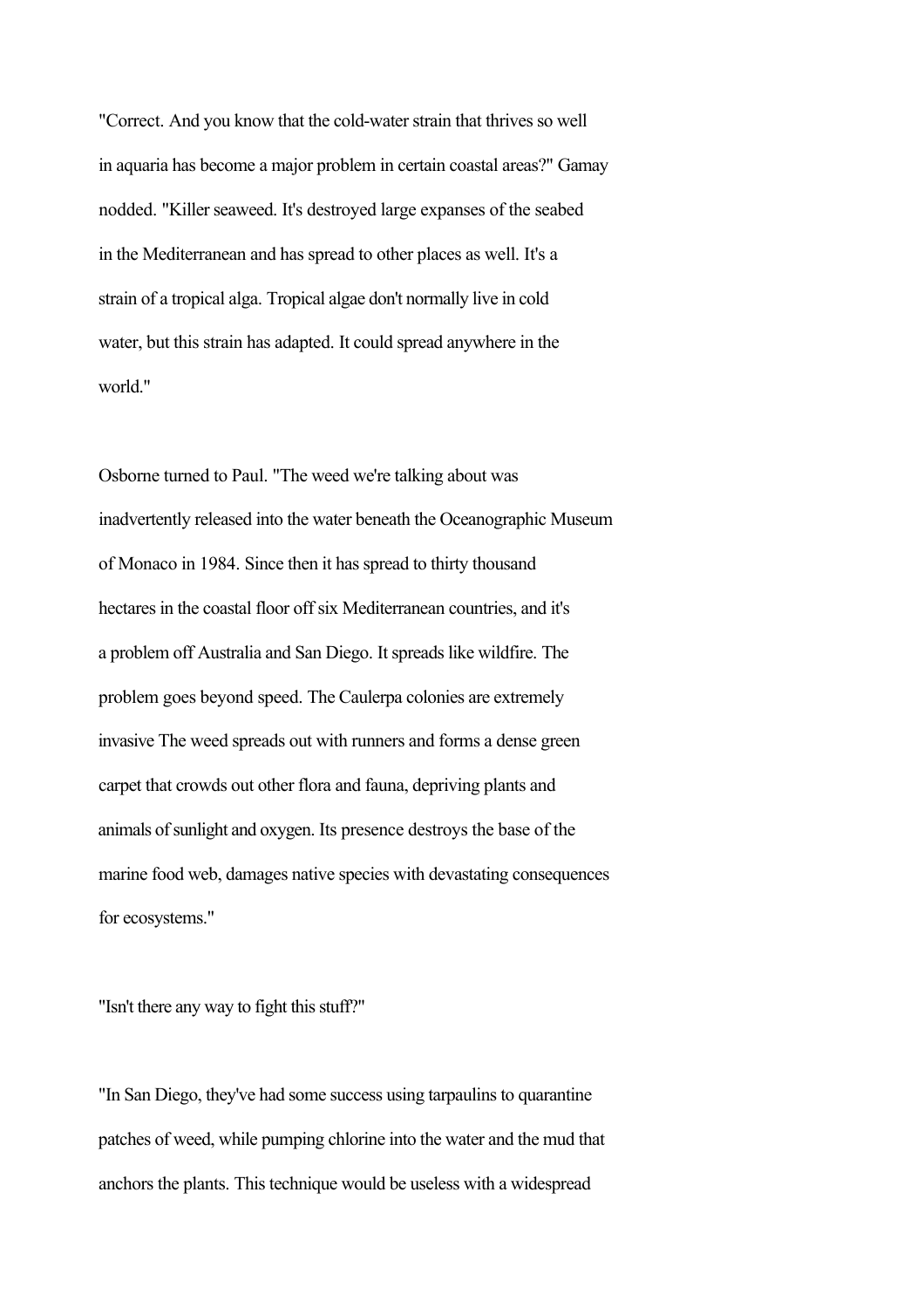"Correct. And you know that the cold-water strain that thrives so well in aquaria has become a major problem in certain coastal areas?" Gamay nodded. "Killer seaweed. It's destroyed large expanses of the seabed in the Mediterranean and has spread to other places as well. It's a strain of a tropical alga. Tropical algae don't normally live in cold water, but this strain has adapted. It could spread anywhere in the world."

Osborne turned to Paul. "The weed we're talking about was inadvertently released into the water beneath the Oceanographic Museum of Monaco in 1984. Since then it has spread to thirty thousand hectares in the coastal floor off six Mediterranean countries, and it's a problem off Australia and San Diego. It spreads like wildfire. The problem goes beyond speed. The Caulerpa colonies are extremely invasive The weed spreads out with runners and forms a dense green carpet that crowds out other flora and fauna, depriving plants and animals of sunlight and oxygen. Its presence destroys the base of the marine food web, damages native species with devastating consequences for ecosystems."

"Isn't there any way to fight this stuff?"

"In San Diego, they've had some success using tarpaulins to quarantine patches of weed, while pumping chlorine into the water and the mud that anchors the plants. This technique would be useless with a widespread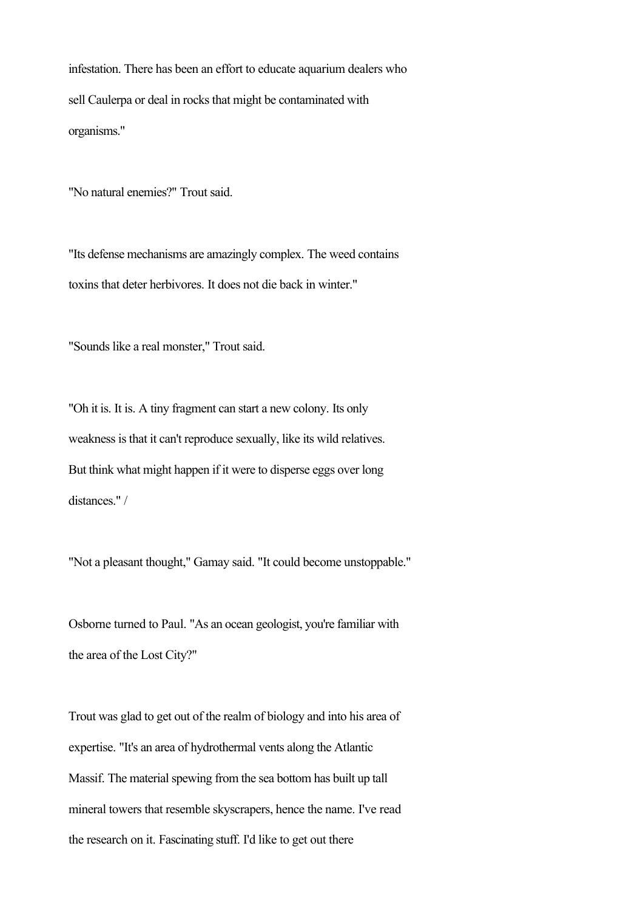infestation. There has been an effort to educate aquarium dealers who sell Caulerpa or deal in rocks that might be contaminated with organisms."

"No natural enemies?" Trout said.

"Its defense mechanisms are amazingly complex. The weed contains toxins that deter herbivores. It does not die back in winter."

"Sounds like a real monster," Trout said.

"Oh it is. It is. A tiny fragment can start a new colony. Its only weakness is that it can't reproduce sexually, like its wild relatives. But think what might happen if it were to disperse eggs over long distances." /

"Not a pleasant thought," Gamay said. "It could become unstoppable."

Osborne turned to Paul. "As an ocean geologist, you're familiar with the area of the Lost City?"

Trout was glad to get out of the realm of biology and into his area of expertise. "It's an area of hydrothermal vents along the Atlantic Massif. The material spewing from the sea bottom has built up tall mineral towers that resemble skyscrapers, hence the name. I've read the research on it. Fascinating stuff. I'd like to get out there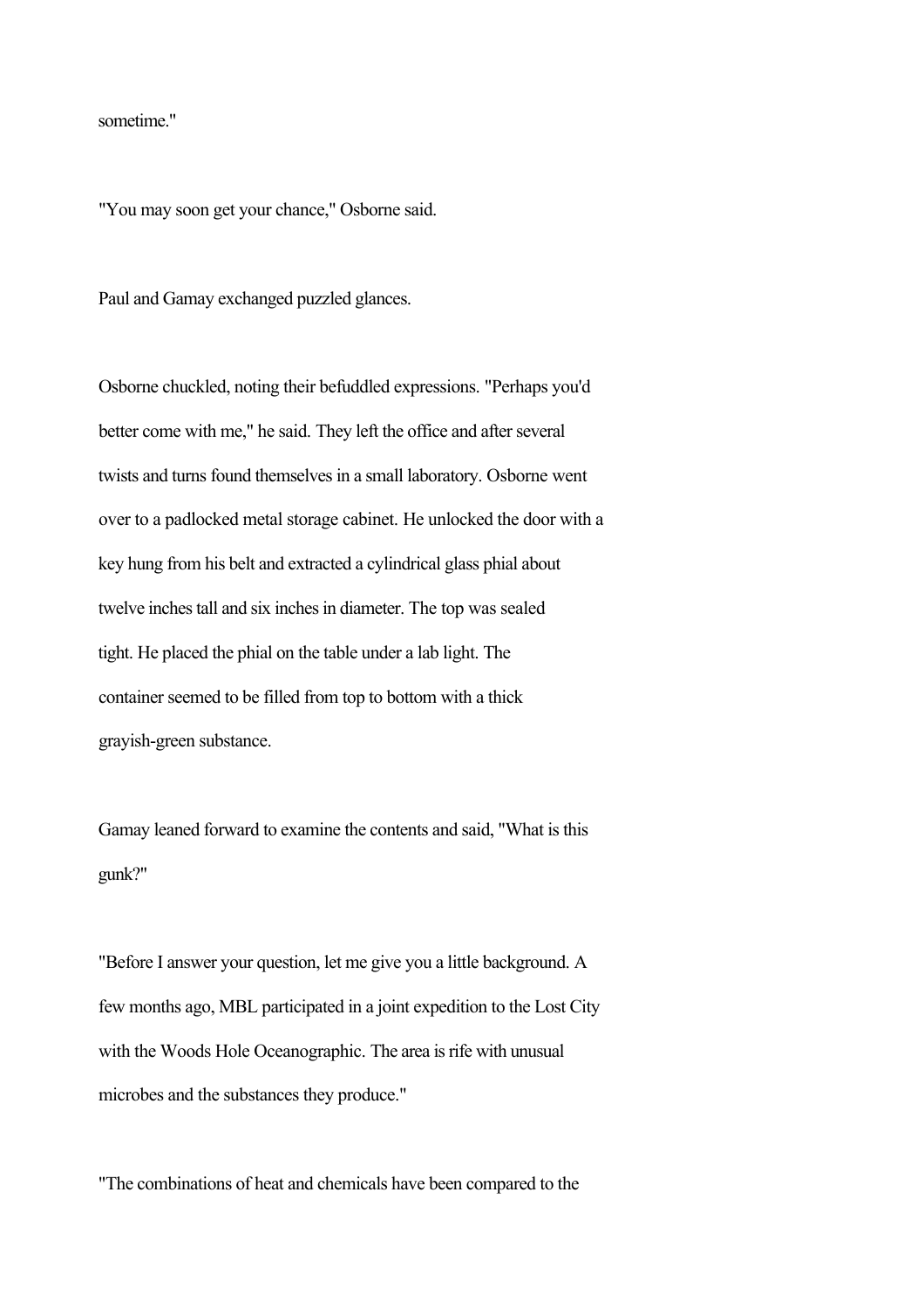sometime."

"You may soon get your chance," Osborne said.

Paul and Gamay exchanged puzzled glances.

Osborne chuckled, noting their befuddled expressions. "Perhaps you'd better come with me," he said. They left the office and after several twists and turns found themselves in a small laboratory. Osborne went over to a padlocked metal storage cabinet. He unlocked the door with a key hung from his belt and extracted a cylindrical glass phial about twelve inches tall and six inches in diameter. The top was sealed tight. He placed the phial on the table under a lab light. The container seemed to be filled from top to bottom with a thick grayish-green substance.

Gamay leaned forward to examine the contents and said, "What is this gunk?"

"Before I answer your question, let me give you a little background. A few months ago, MBL participated in a joint expedition to the Lost City with the Woods Hole Oceanographic. The area is rife with unusual microbes and the substances they produce."

"The combinations of heat and chemicals have been compared to the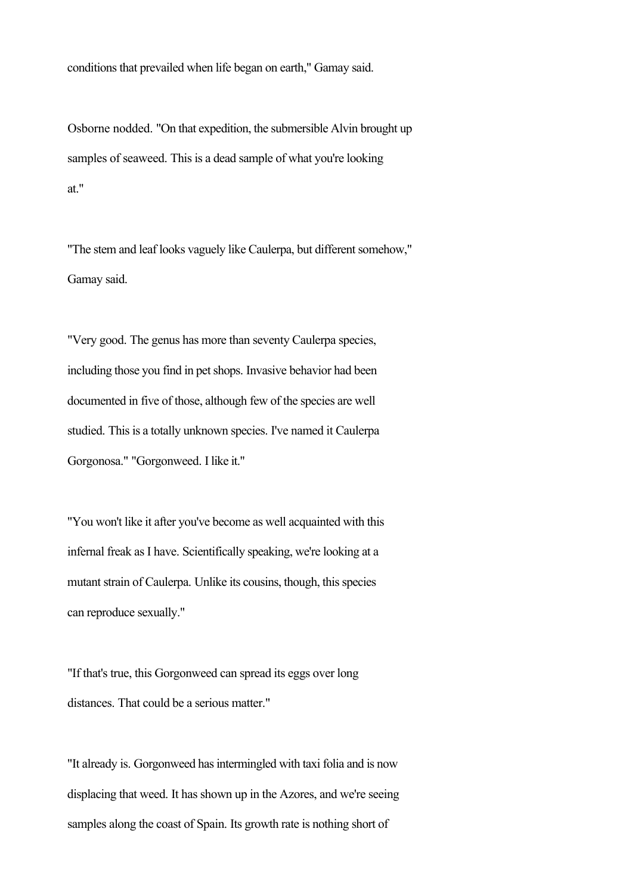conditions that prevailed when life began on earth," Gamay said.

Osborne nodded. "On that expedition, the submersible Alvin brought up samples of seaweed. This is a dead sample of what you're looking at."

"The stem and leaf looks vaguely like Caulerpa, but different somehow," Gamay said.

"Very good. The genus has more than seventy Caulerpa species, including those you find in pet shops. Invasive behavior had been documented in five of those, although few of the species are well studied. This is a totally unknown species. I've named it Caulerpa Gorgonosa." "Gorgonweed. I like it."

"You won't like it after you've become as well acquainted with this infernal freak as I have. Scientifically speaking, we're looking at a mutant strain of Caulerpa. Unlike its cousins, though, this species can reproduce sexually."

"If that's true, this Gorgonweed can spread its eggs over long distances. That could be a serious matter."

"It already is. Gorgonweed has intermingled with taxi folia and is now displacing that weed. It has shown up in the Azores, and we're seeing samples along the coast of Spain. Its growth rate is nothing short of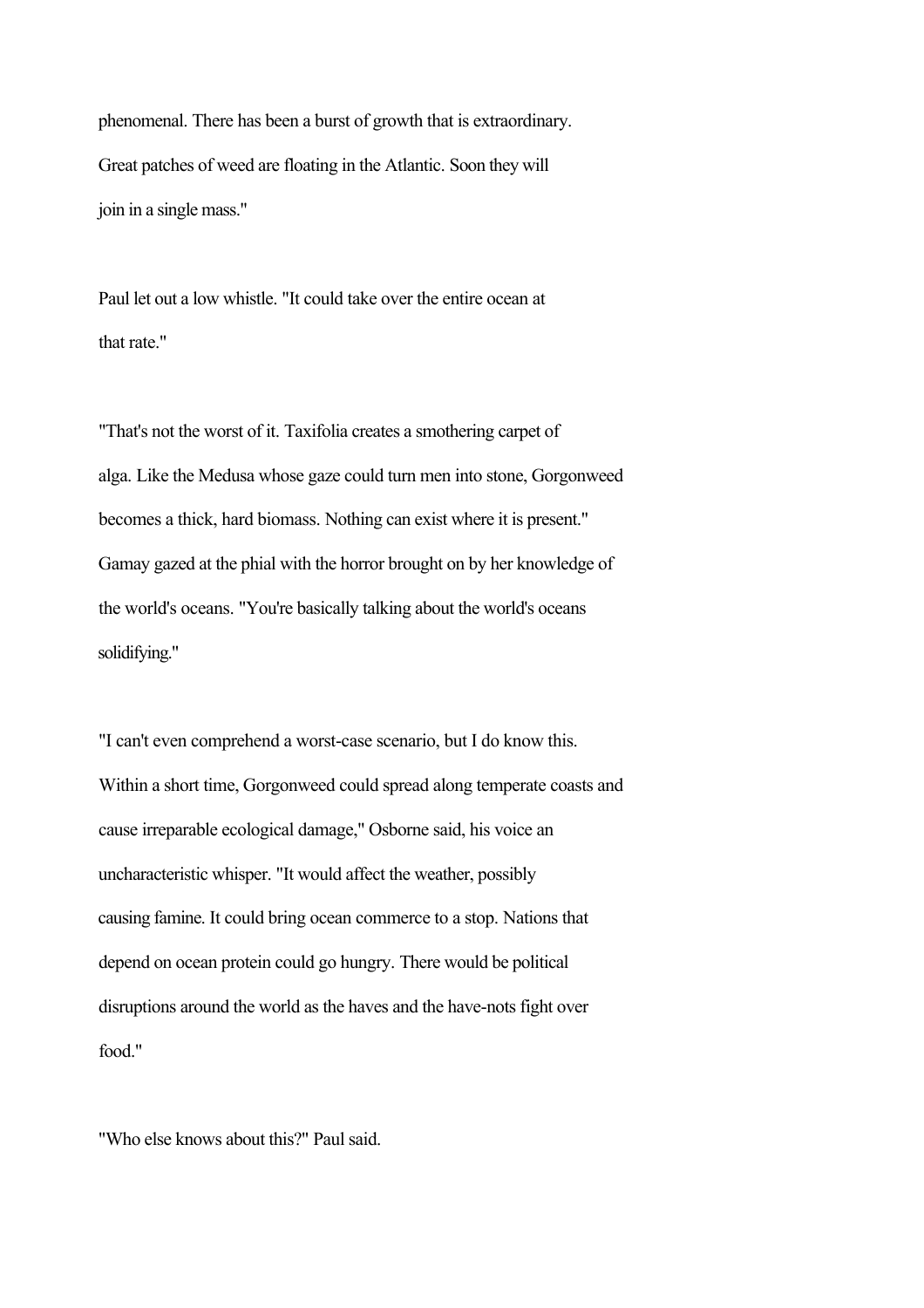phenomenal. There has been a burst of growth that is extraordinary. Great patches of weed are floating in the Atlantic. Soon they will join in a single mass."

Paul let out a low whistle. "It could take over the entire ocean at that rate."

"That's not the worst of it. Taxifolia creates a smothering carpet of alga. Like the Medusa whose gaze could turn men into stone, Gorgonweed becomes a thick, hard biomass. Nothing can exist where it is present." Gamay gazed at the phial with the horror brought on by her knowledge of the world's oceans. "You're basically talking about the world's oceans solidifying."

"I can't even comprehend a worst-case scenario, but I do know this. Within a short time, Gorgonweed could spread along temperate coasts and cause irreparable ecological damage," Osborne said, his voice an uncharacteristic whisper. "It would affect the weather, possibly causing famine. It could bring ocean commerce to a stop. Nations that depend on ocean protein could go hungry. There would be political disruptions around the world as the haves and the have-nots fight over food."

"Who else knows about this?" Paul said.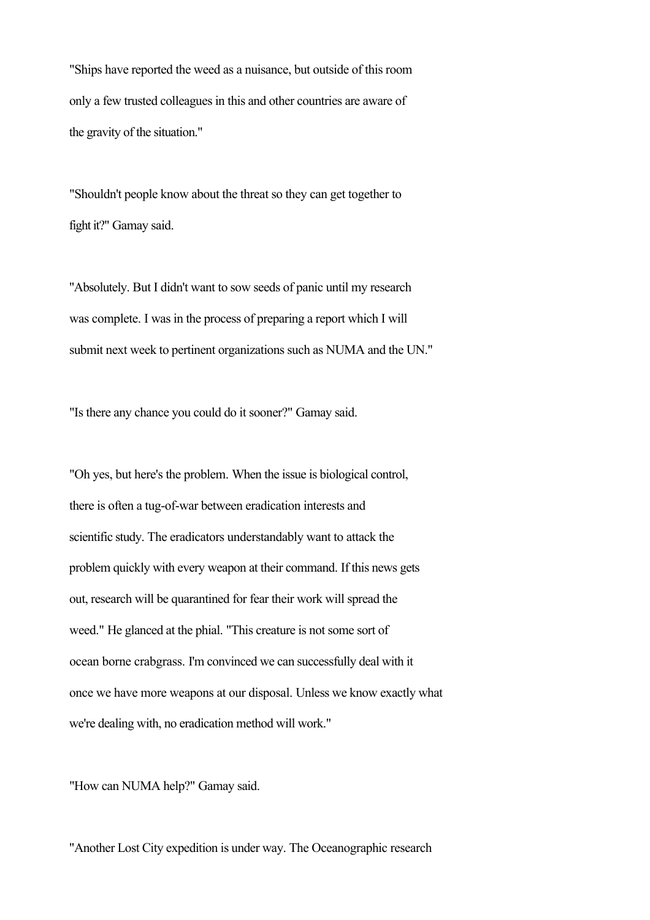"Ships have reported the weed as a nuisance, but outside of this room only a few trusted colleagues in this and other countries are aware of the gravity of the situation."

"Shouldn't people know about the threat so they can get together to fight it?" Gamay said.

"Absolutely. But I didn't want to sow seeds of panic until my research was complete. I was in the process of preparing a report which I will submit next week to pertinent organizations such as NUMA and the UN."

"Is there any chance you could do it sooner?" Gamay said.

"Oh yes, but here's the problem. When the issue is biological control, there is often a tug-of-war between eradication interests and scientific study. The eradicators understandably want to attack the problem quickly with every weapon at their command. If this news gets out, research will be quarantined for fear their work will spread the weed." He glanced at the phial. "This creature is not some sort of ocean borne crabgrass. I'm convinced we can successfully deal with it once we have more weapons at our disposal. Unless we know exactly what we're dealing with, no eradication method will work."

"How can NUMA help?" Gamay said.

"Another Lost City expedition is under way. The Oceanographic research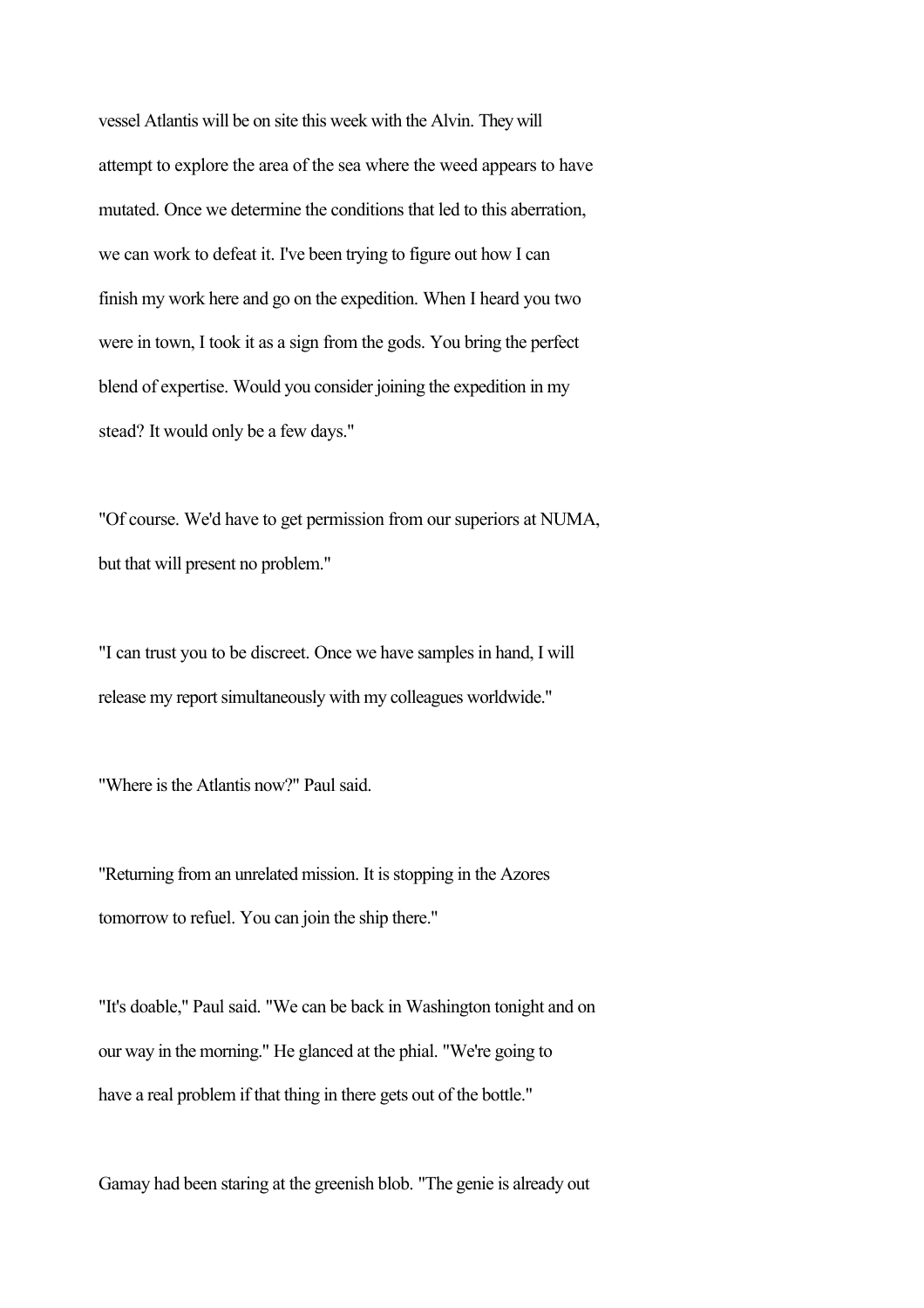vessel Atlantis will be on site this week with the Alvin. They will attempt to explore the area of the sea where the weed appears to have mutated. Once we determine the conditions that led to this aberration, we can work to defeat it. I've been trying to figure out how I can finish my work here and go on the expedition. When I heard you two were in town, I took it as a sign from the gods. You bring the perfect blend of expertise. Would you consider joining the expedition in my stead? It would only be a few days."

"Of course. We'd have to get permission from our superiors at NUMA, but that will present no problem."

"I can trust you to be discreet. Once we have samples in hand, I will release my report simultaneously with my colleagues worldwide."

"Where is the Atlantis now?" Paul said.

"Returning from an unrelated mission. It is stopping in the Azores tomorrow to refuel. You can join the ship there."

"It's doable," Paul said. "We can be back in Washington tonight and on our way in the morning." He glanced at the phial. "We're going to have a real problem if that thing in there gets out of the bottle."

Gamay had been staring at the greenish blob. "The genie is already out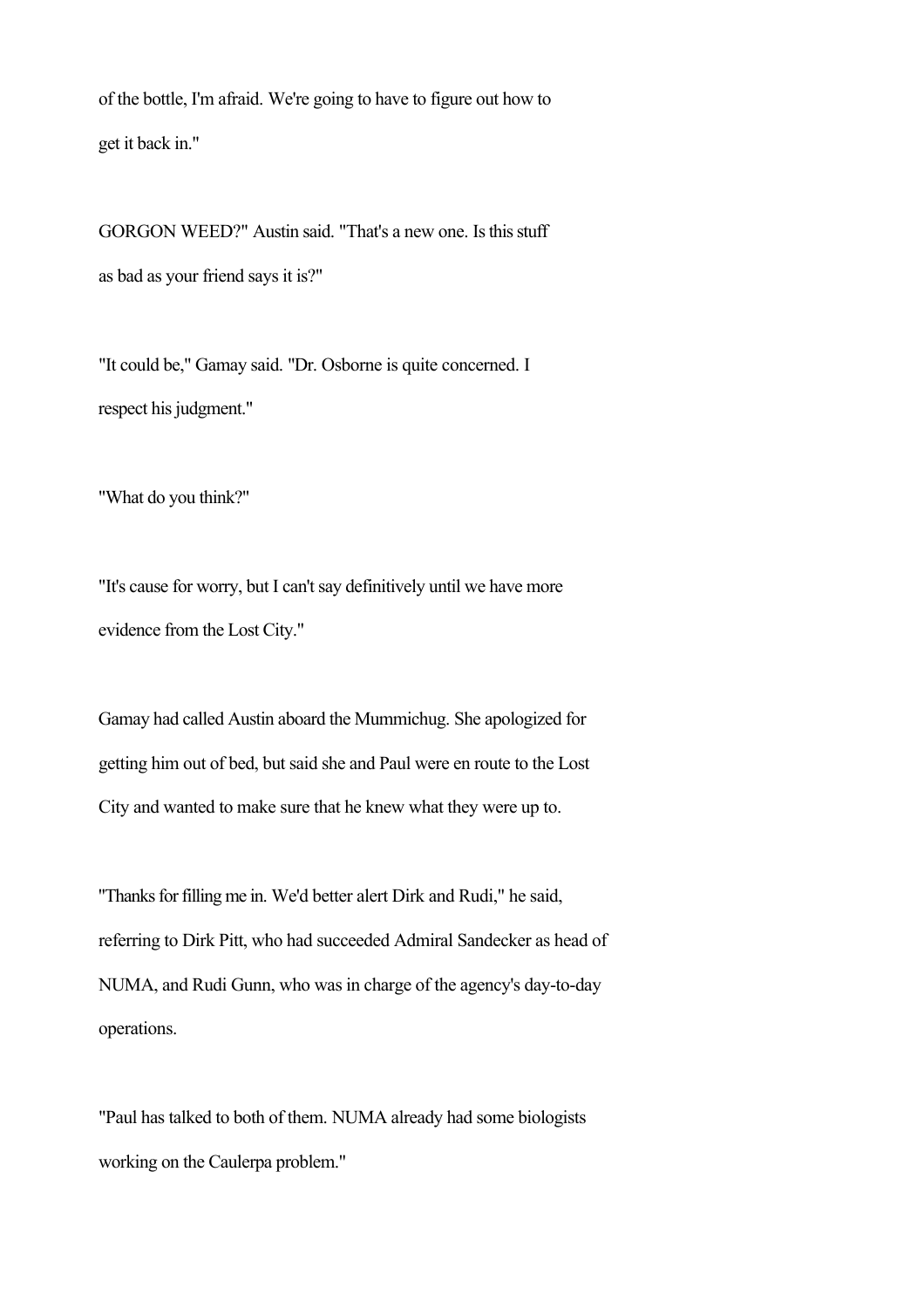of the bottle, I'm afraid. We're going to have to figure out how to get it back in."

GORGON WEED?" Austin said. "That's a new one. Is this stuff as bad as your friend says it is?"

"It could be," Gamay said. "Dr. Osborne is quite concerned. I respect his judgment."

"What do you think?"

"It's cause for worry, but I can't say definitively until we have more evidence from the Lost City."

Gamay had called Austin aboard the Mummichug. She apologized for getting him out of bed, but said she and Paul were en route to the Lost City and wanted to make sure that he knew what they were up to.

"Thanks for filling me in. We'd better alert Dirk and Rudi," he said, referring to Dirk Pitt, who had succeeded Admiral Sandecker as head of NUMA, and Rudi Gunn, who was in charge of the agency's day-to-day operations.

"Paul has talked to both of them. NUMA already had some biologists working on the Caulerpa problem."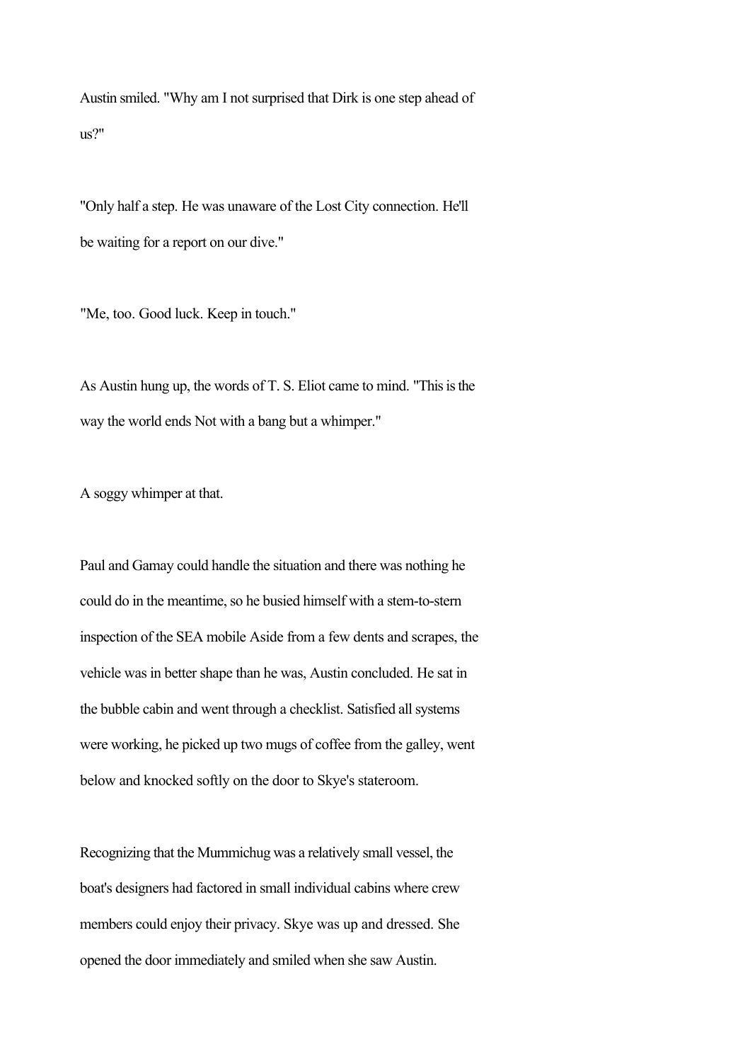Austin smiled. "Why am I not surprised that Dirk is one step ahead of us?"

"Only half a step. He was unaware of the Lost City connection. He'll be waiting for a report on our dive."

"Me, too. Good luck. Keep in touch."

As Austin hung up, the words of T. S. Eliot came to mind. "This is the way the world ends Not with a bang but a whimper."

A soggy whimper at that.

Paul and Gamay could handle the situation and there was nothing he could do in the meantime, so he busied himself with a stem-to-stern inspection of the SEA mobile Aside from a few dents and scrapes, the vehicle was in better shape than he was, Austin concluded. He sat in the bubble cabin and went through a checklist. Satisfied all systems were working, he picked up two mugs of coffee from the galley, went below and knocked softly on the door to Skye's stateroom.

Recognizing that the Mummichug was a relatively small vessel, the boat's designers had factored in small individual cabins where crew members could enjoy their privacy. Skye was up and dressed. She opened the door immediately and smiled when she saw Austin.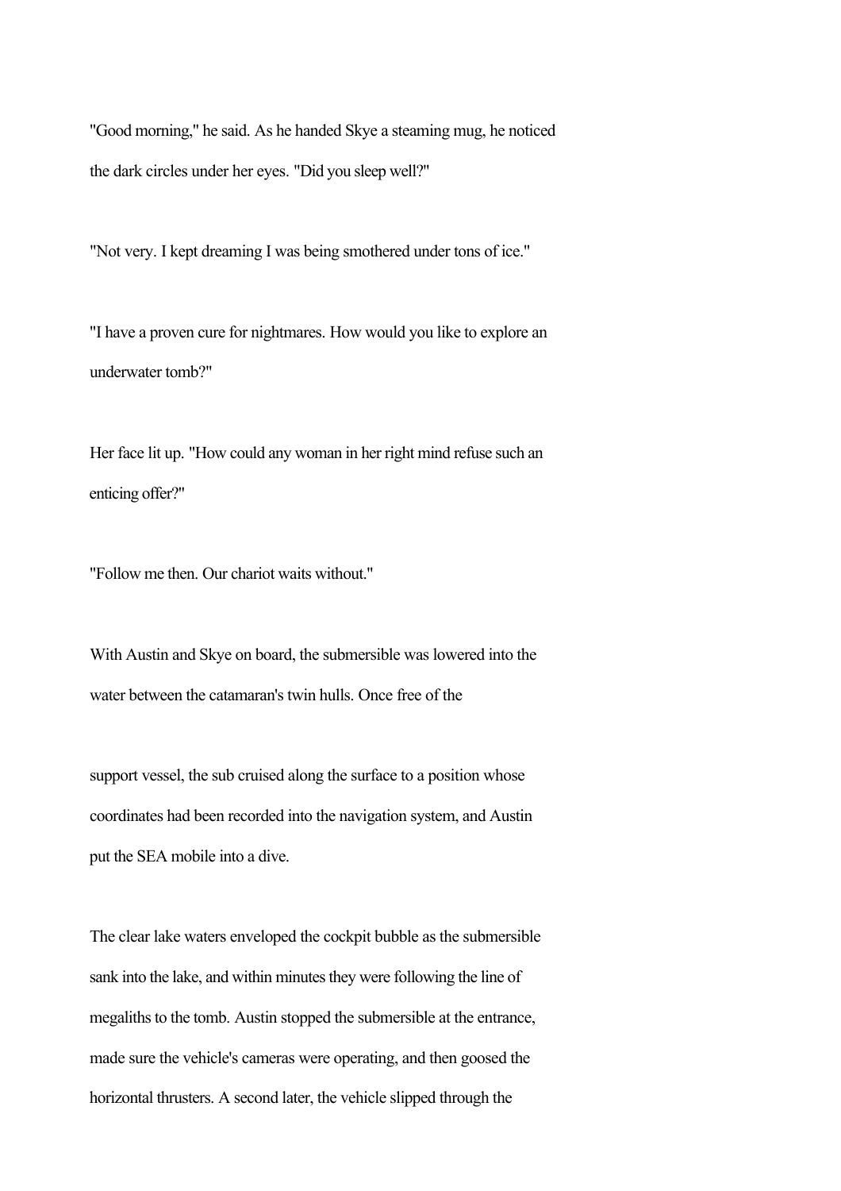"Good morning," he said. As he handed Skye a steaming mug, he noticed the dark circles under her eyes. "Did you sleep well?"

"Not very. I kept dreaming I was being smothered under tons of ice."

"I have a proven cure for nightmares. How would you like to explore an underwater tomb?"

Her face lit up. "How could any woman in her right mind refuse such an enticing offer?"

"Follow me then. Our chariot waits without."

With Austin and Skye on board, the submersible was lowered into the water between the catamaran's twin hulls. Once free of the support vessel, the sub cruised along the surface to a position whose coordinates had been recorded into the navigation system, and Austin put the SEA mobile into a dive.

The clear lake waters enveloped the cockpit bubble as the submersible sank into the lake, and within minutes they were following the line of megaliths to the tomb. Austin stopped the submersible at the entrance, made sure the vehicle's cameras were operating, and then goosed the horizontal thrusters. A second later, the vehicle slipped through the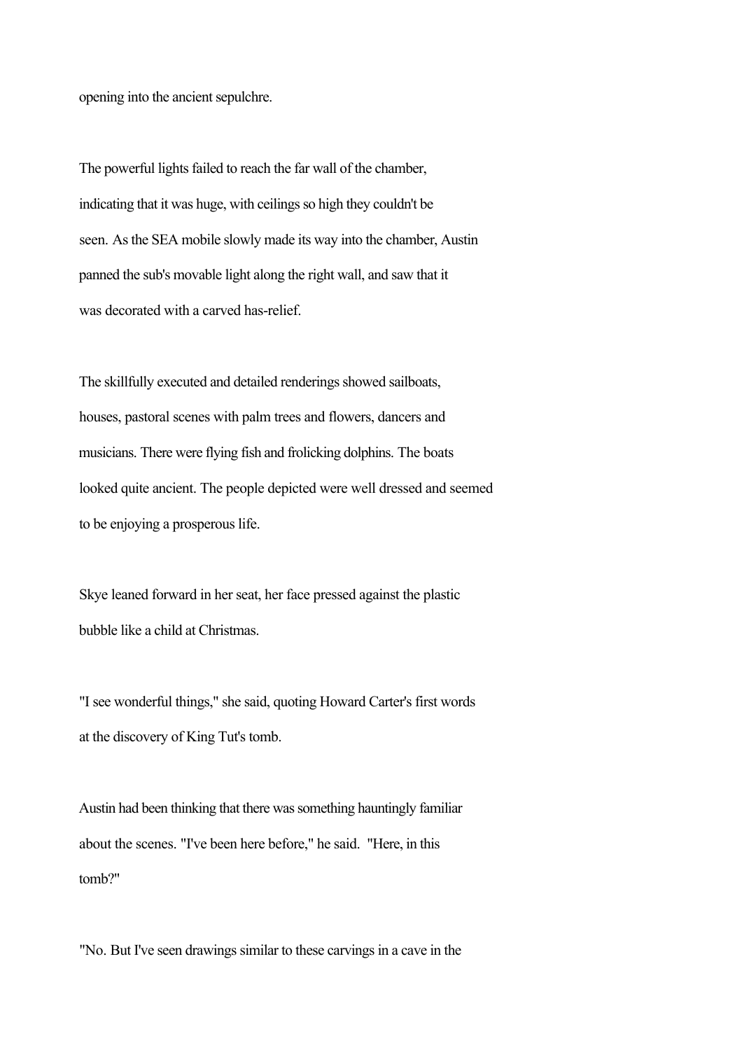opening into the ancient sepulchre.

The powerful lights failed to reach the far wall of the chamber, indicating that it was huge, with ceilings so high they couldn't be seen. As the SEA mobile slowly made its way into the chamber, Austin panned the sub's movable light along the right wall, and saw that it was decorated with a carved has-relief.

The skillfully executed and detailed renderings showed sailboats, houses, pastoral scenes with palm trees and flowers, dancers and musicians. There were flying fish and frolicking dolphins. The boats looked quite ancient. The people depicted were well dressed and seemed to be enjoying a prosperous life.

Skye leaned forward in her seat, her face pressed against the plastic bubble like a child at Christmas.

"I see wonderful things," she said, quoting Howard Carter's first words at the discovery of King Tut's tomb.

Austin had been thinking that there was something hauntingly familiar about the scenes. "I've been here before," he said. "Here, in this tomb?"

"No. But I've seen drawings similar to these carvings in a cave in the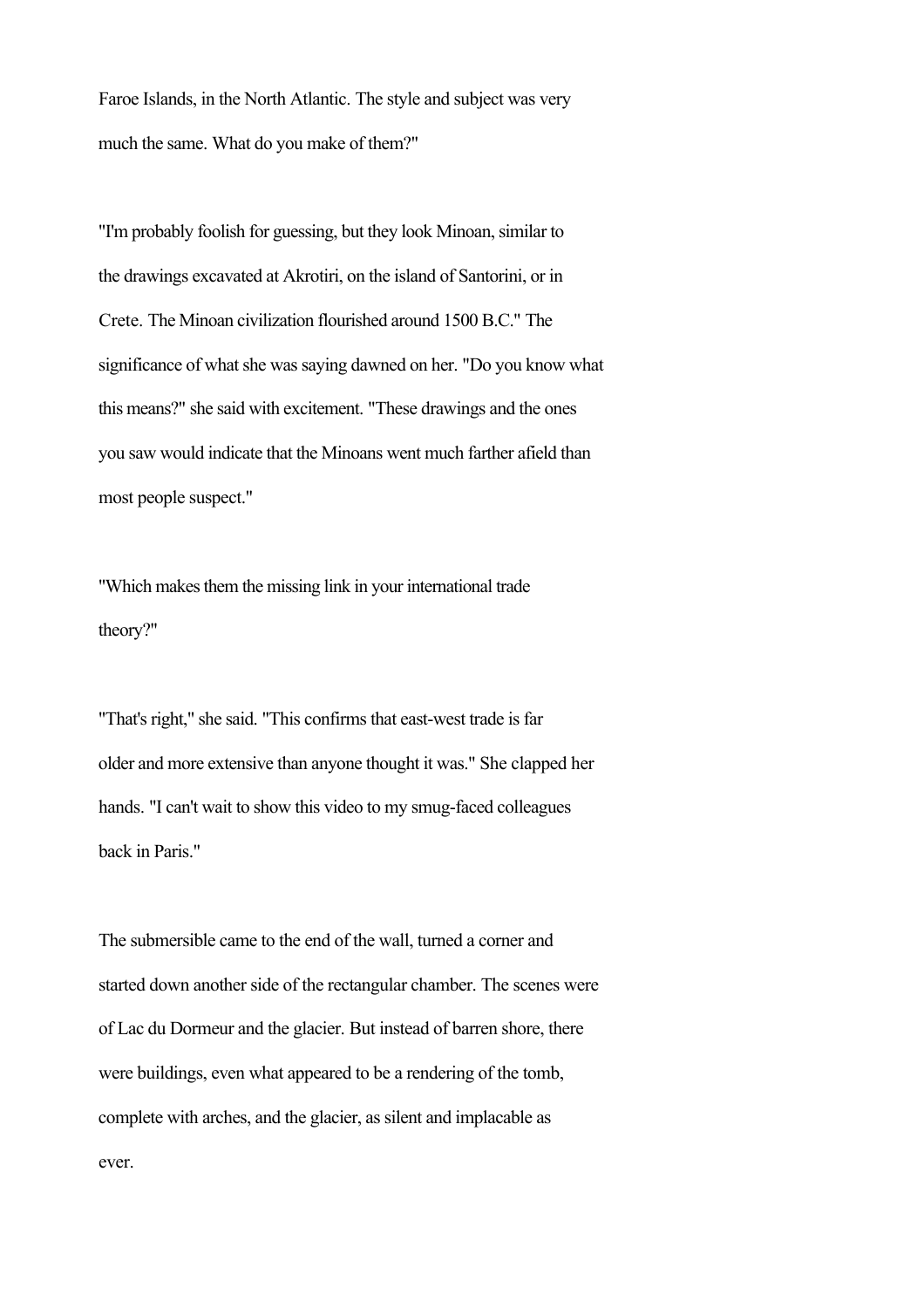Faroe Islands, in the North Atlantic. The style and subject was very much the same. What do you make of them?"

"I'm probably foolish for guessing, but they look Minoan, similar to the drawings excavated at Akrotiri, on the island of Santorini, or in Crete. The Minoan civilization flourished around 1500 B.C." The significance of what she was saying dawned on her. "Do you know what this means?" she said with excitement. "These drawings and the ones you saw would indicate that the Minoans went much farther afield than most people suspect."

"Which makes them the missing link in your international trade theory?"

"That's right," she said. "This confirms that east-west trade is far older and more extensive than anyone thought it was." She clapped her hands. "I can't wait to show this video to my smug-faced colleagues back in Paris."

The submersible came to the end of the wall, turned a corner and started down another side of the rectangular chamber. The scenes were of Lac du Dormeur and the glacier. But instead of barren shore, there were buildings, even what appeared to be a rendering of the tomb, complete with arches, and the glacier, as silent and implacable as ever.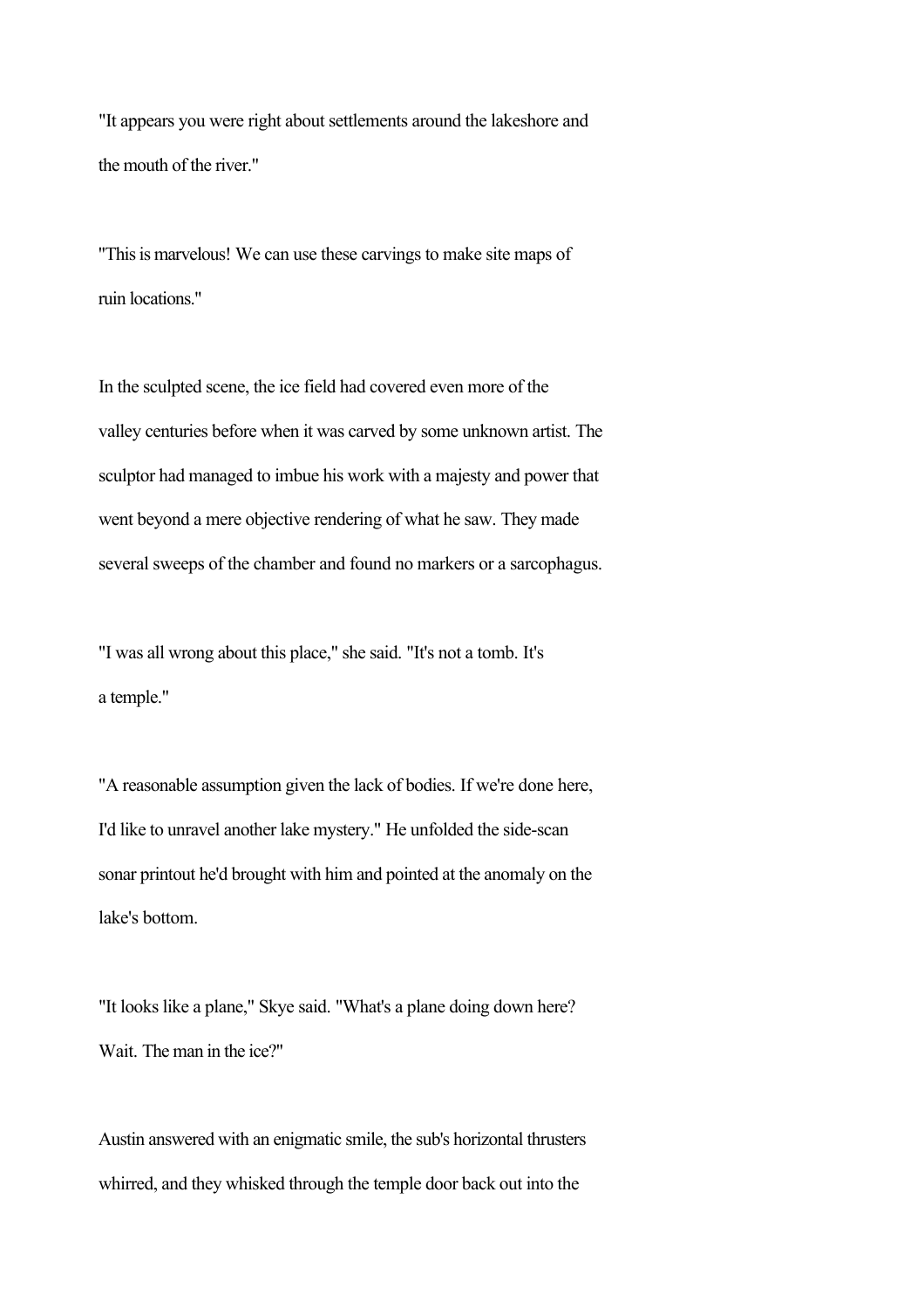"It appears you were right about settlements around the lakeshore and the mouth of the river."

"This is marvelous! We can use these carvings to make site maps of ruin locations."

In the sculpted scene, the ice field had covered even more of the valley centuries before when it was carved by some unknown artist. The sculptor had managed to imbue his work with a majesty and power that went beyond a mere objective rendering of what he saw. They made several sweeps of the chamber and found no markers or a sarcophagus.

"I was all wrong about this place," she said. "It's not a tomb. It's a temple."

"A reasonable assumption given the lack of bodies. If we're done here, I'd like to unravel another lake mystery." He unfolded the side-scan sonar printout he'd brought with him and pointed at the anomaly on the lake's bottom.

"It looks like a plane," Skye said. "What's a plane doing down here? Wait. The man in the ice?"

Austin answered with an enigmatic smile, the sub's horizontal thrusters whirred, and they whisked through the temple door back out into the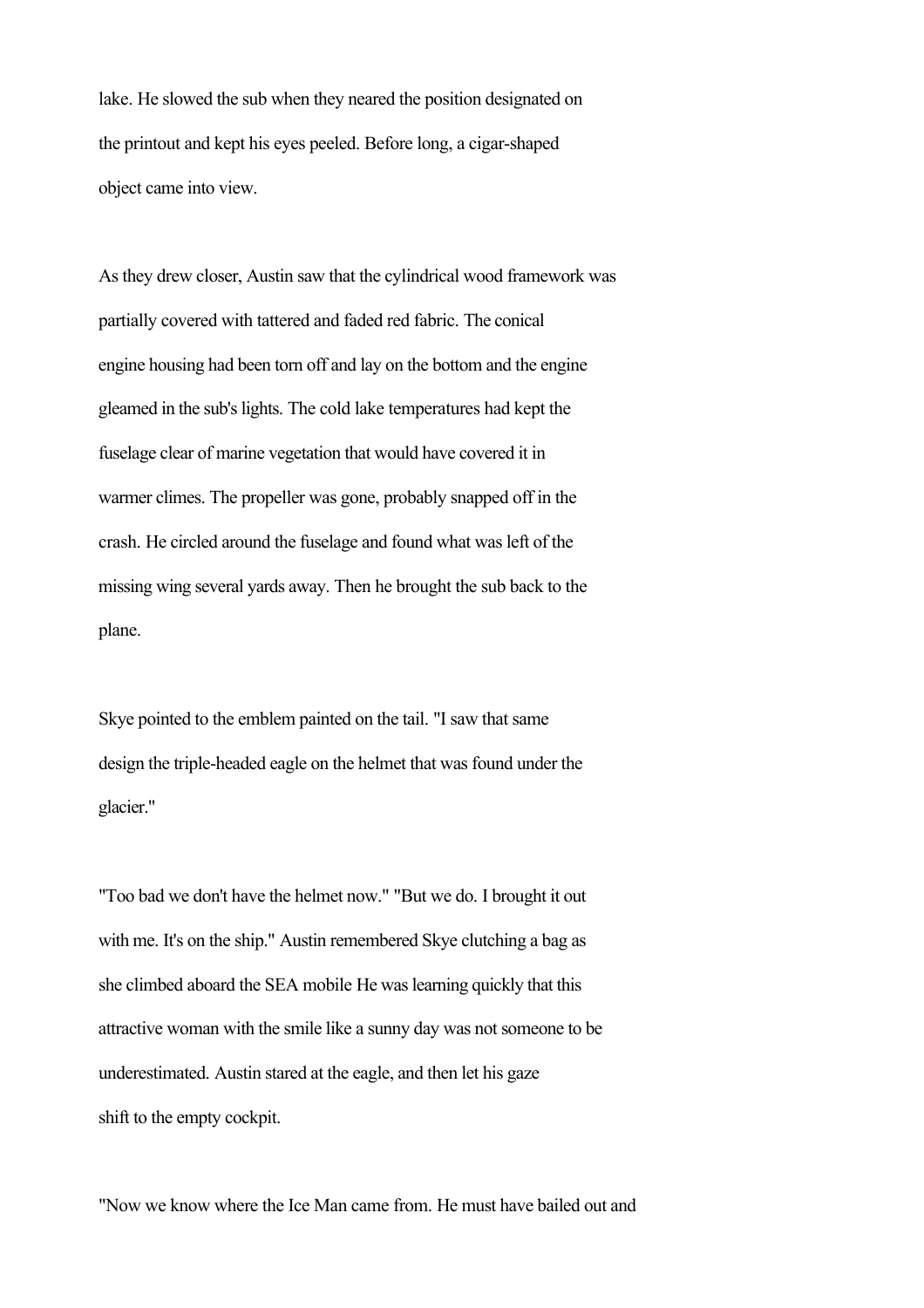lake. He slowed the sub when they neared the position designated on the printout and kept his eyes peeled. Before long, a cigar-shaped object came into view.

As they drew closer, Austin saw that the cylindrical wood framework was partially covered with tattered and faded red fabric. The conical engine housing had been torn off and lay on the bottom and the engine gleamed in the sub's lights. The cold lake temperatures had kept the fuselage clear of marine vegetation that would have covered it in warmer climes. The propeller was gone, probably snapped off in the crash. He circled around the fuselage and found what was left of the missing wing several yards away. Then he brought the sub back to the plane.

Skye pointed to the emblem painted on the tail. "I saw that same design the triple-headed eagle on the helmet that was found under the glacier."

"Too bad we don't have the helmet now." "But we do. I brought it out with me. It's on the ship." Austin remembered Skye clutching a bag as she climbed aboard the SEA mobile He was learning quickly that this attractive woman with the smile like a sunny day was not someone to be underestimated. Austin stared at the eagle, and then let his gaze shift to the empty cockpit.

"Now we know where the Ice Man came from. He must have bailed out and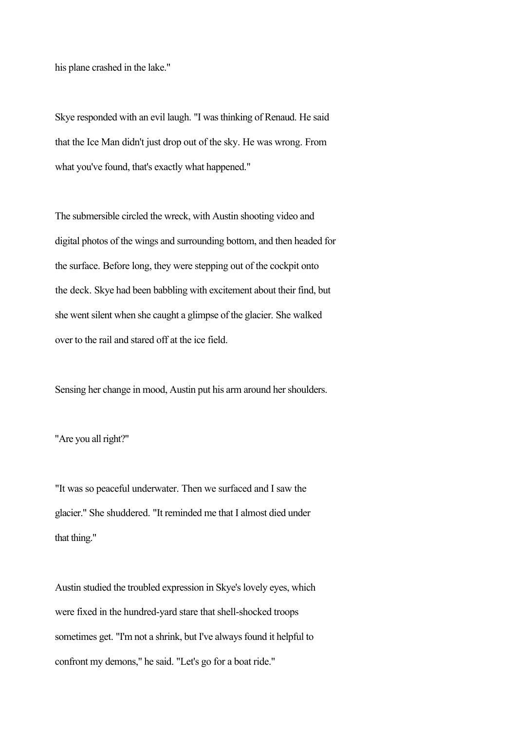his plane crashed in the lake."

Skye responded with an evil laugh. "I was thinking of Renaud. He said that the Ice Man didn't just drop out of the sky. He was wrong. From what you've found, that's exactly what happened."

The submersible circled the wreck, with Austin shooting video and digital photos of the wings and surrounding bottom, and then headed for the surface. Before long, they were stepping out of the cockpit onto the deck. Skye had been babbling with excitement about their find, but she went silent when she caught a glimpse of the glacier. She walked over to the rail and stared off at the ice field.

Sensing her change in mood, Austin put his arm around her shoulders.

"Are you all right?"

"It was so peaceful underwater. Then we surfaced and I saw the glacier." She shuddered. "It reminded me that I almost died under that thing."

Austin studied the troubled expression in Skye's lovely eyes, which were fixed in the hundred-yard stare that shell-shocked troops sometimes get. "I'm not a shrink, but I've always found it helpful to confront my demons," he said. "Let's go for a boat ride."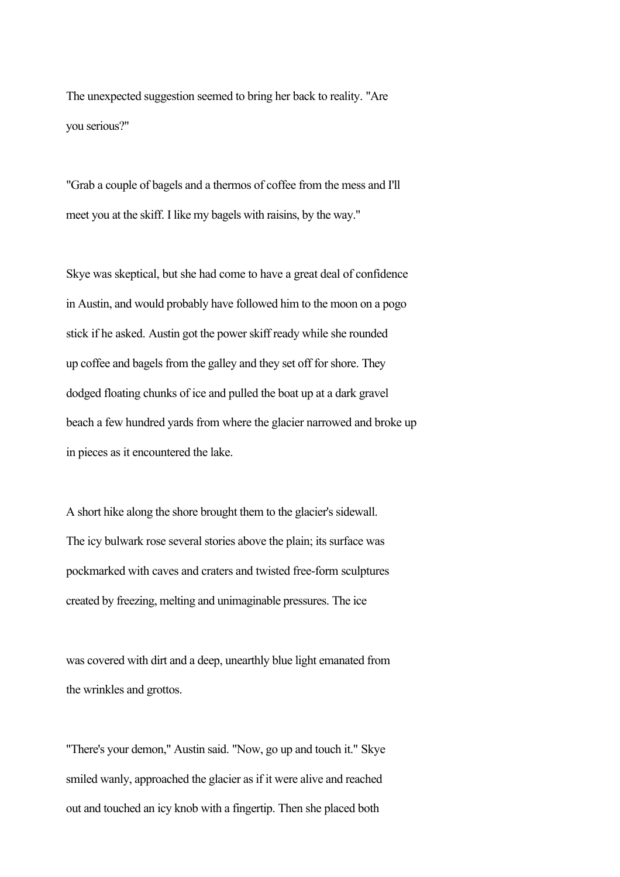The unexpected suggestion seemed to bring her back to reality. "Are you serious?"

"Grab a couple of bagels and a thermos of coffee from the mess and I'll meet you at the skiff. I like my bagels with raisins, by the way."

Skye was skeptical, but she had come to have a great deal of confidence in Austin, and would probably have followed him to the moon on a pogo stick if he asked. Austin got the power skiff ready while she rounded up coffee and bagels from the galley and they set off for shore. They dodged floating chunks of ice and pulled the boat up at a dark gravel beach a few hundred yards from where the glacier narrowed and broke up in pieces as it encountered the lake.

A short hike along the shore brought them to the glacier's sidewall. The icy bulwark rose several stories above the plain; its surface was pockmarked with caves and craters and twisted free-form sculptures created by freezing, melting and unimaginable pressures. The ice was covered with dirt and a deep, unearthly blue light emanated from the wrinkles and grottos.

"There's your demon," Austin said. "Now, go up and touch it." Skye smiled wanly, approached the glacier as if it were alive and reached out and touched an icy knob with a fingertip. Then she placed both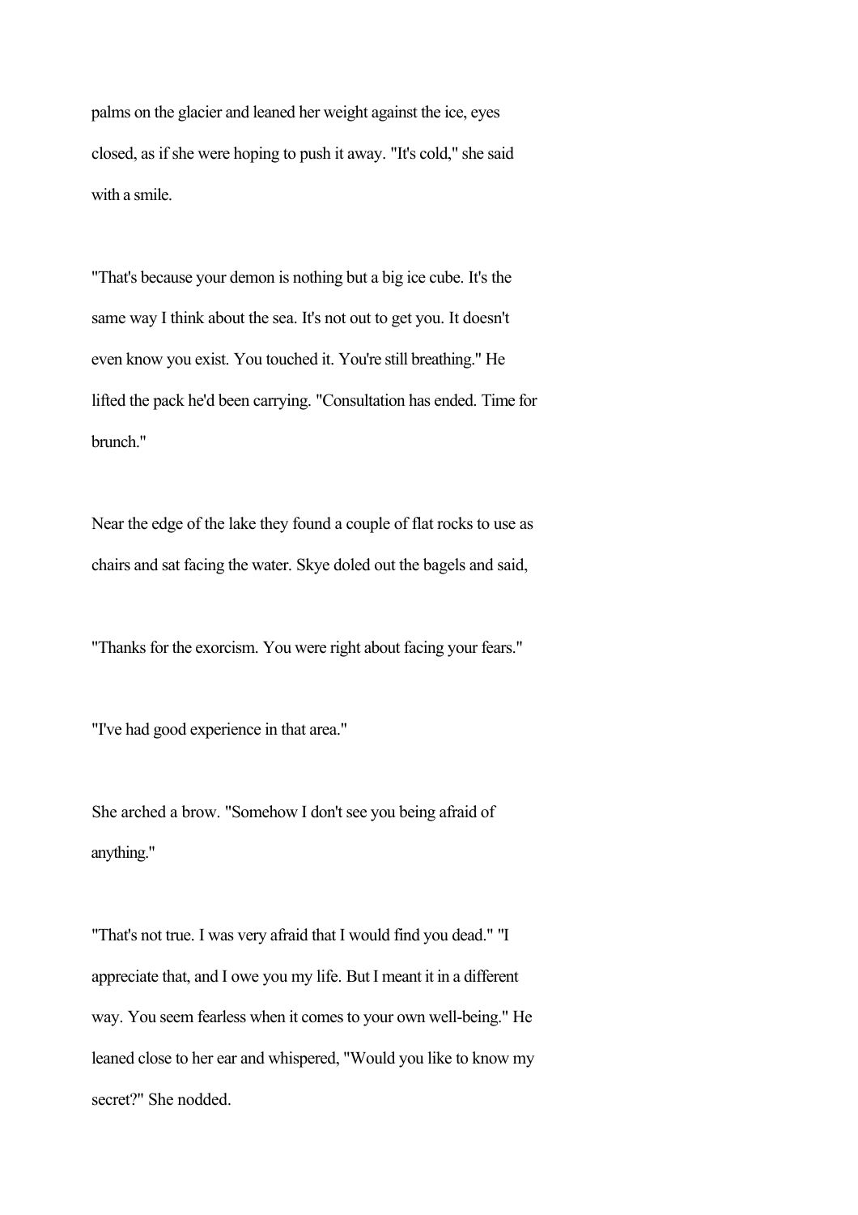palms on the glacier and leaned her weight against the ice, eyes closed, as if she were hoping to push it away. "It's cold," she said with a smile.

"That's because your demon is nothing but a big ice cube. It's the same way I think about the sea. It's not out to get you. It doesn't even know you exist. You touched it. You're still breathing." He lifted the pack he'd been carrying. "Consultation has ended. Time for brunch."

Near the edge of the lake they found a couple of flat rocks to use as chairs and sat facing the water. Skye doled out the bagels and said,

"Thanks for the exorcism. You were right about facing your fears."

"I've had good experience in that area."

She arched a brow. "Somehow I don't see you being afraid of anything."

"That's not true. I was very afraid that I would find you dead." "I appreciate that, and I owe you my life. But I meant it in a different way. You seem fearless when it comes to your own well-being." He leaned close to her ear and whispered, "Would you like to know my secret?" She nodded.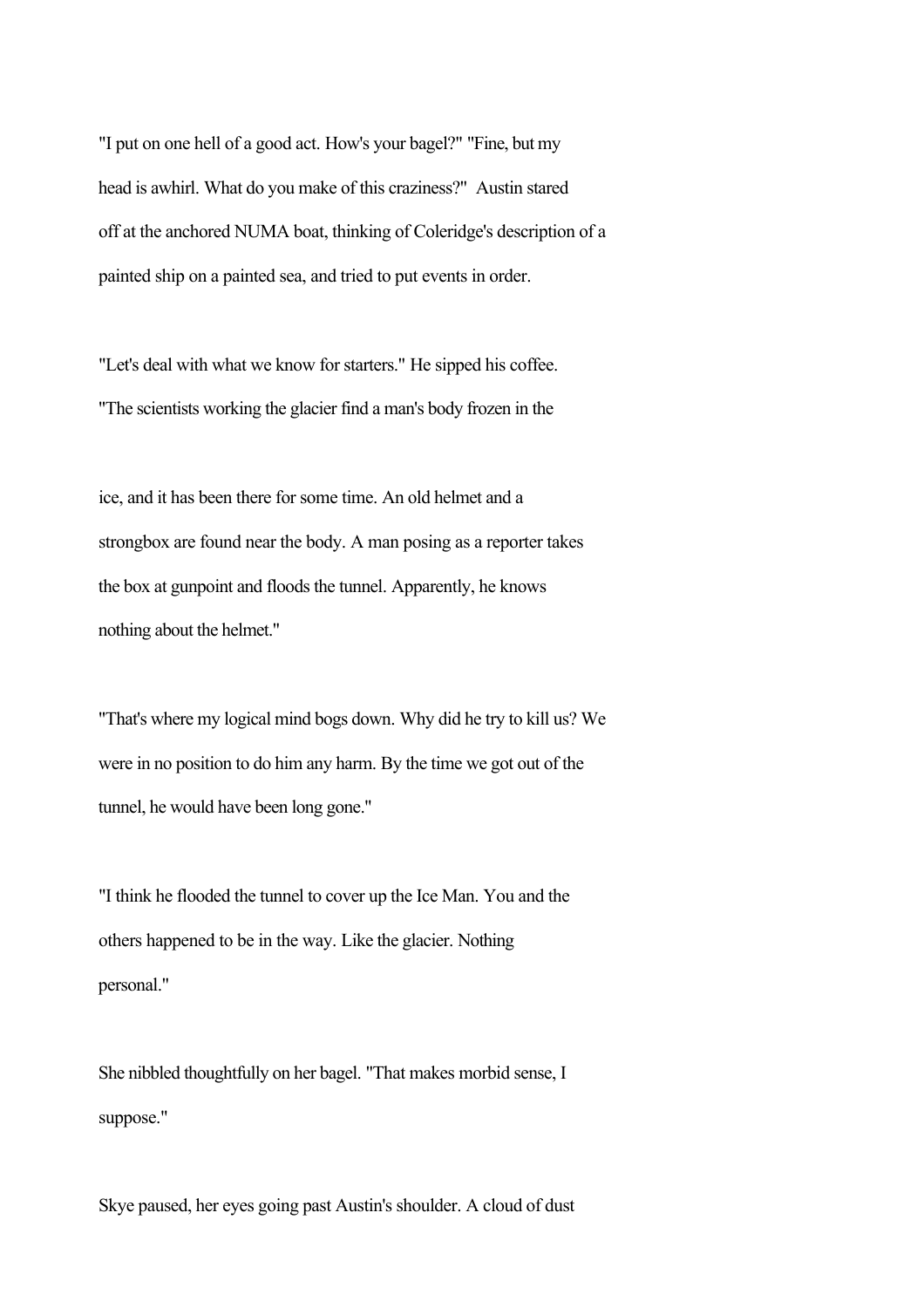"I put on one hell of a good act. How's your bagel?" "Fine, but my head is awhirl. What do you make of this craziness?" Austin stared off at the anchored NUMA boat, thinking of Coleridge's description of a painted ship on a painted sea, and tried to put events in order.

"Let's deal with what we know for starters." He sipped his coffee. "The scientists working the glacier find a man's body frozen in the ice, and it has been there for some time. An old helmet and a strongbox are found near the body. A man posing as a reporter takes the box at gunpoint and floods the tunnel. Apparently, he knows nothing about the helmet."

"That's where my logical mind bogs down. Why did he try to kill us? We were in no position to do him any harm. By the time we got out of the tunnel, he would have been long gone."

"I think he flooded the tunnel to cover up the Ice Man. You and the others happened to be in the way. Like the glacier. Nothing personal."

She nibbled thoughtfully on her bagel. "That makes morbid sense, I suppose."

Skye paused, her eyes going past Austin's shoulder. A cloud of dust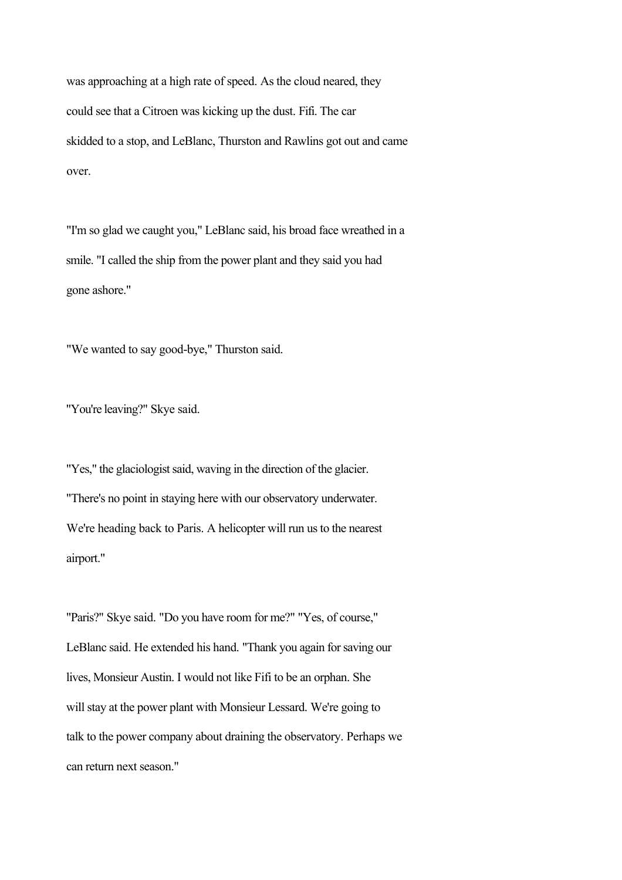was approaching at a high rate of speed. As the cloud neared, they could see that a Citroen was kicking up the dust. Fifi. The car skidded to a stop, and LeBlanc, Thurston and Rawlins got out and came over.

"I'm so glad we caught you," LeBlanc said, his broad face wreathed in a smile. "I called the ship from the power plant and they said you had gone ashore."

"We wanted to say good-bye," Thurston said.

"You're leaving?" Skye said.

"Yes," the glaciologist said, waving in the direction of the glacier. "There's no point in staying here with our observatory underwater. We're heading back to Paris. A helicopter will run us to the nearest airport."

"Paris?" Skye said. "Do you have room for me?" "Yes, of course," LeBlanc said. He extended his hand. "Thank you again for saving our lives, Monsieur Austin. I would not like Fifi to be an orphan. She will stay at the power plant with Monsieur Lessard. We're going to talk to the power company about draining the observatory. Perhaps we can return next season."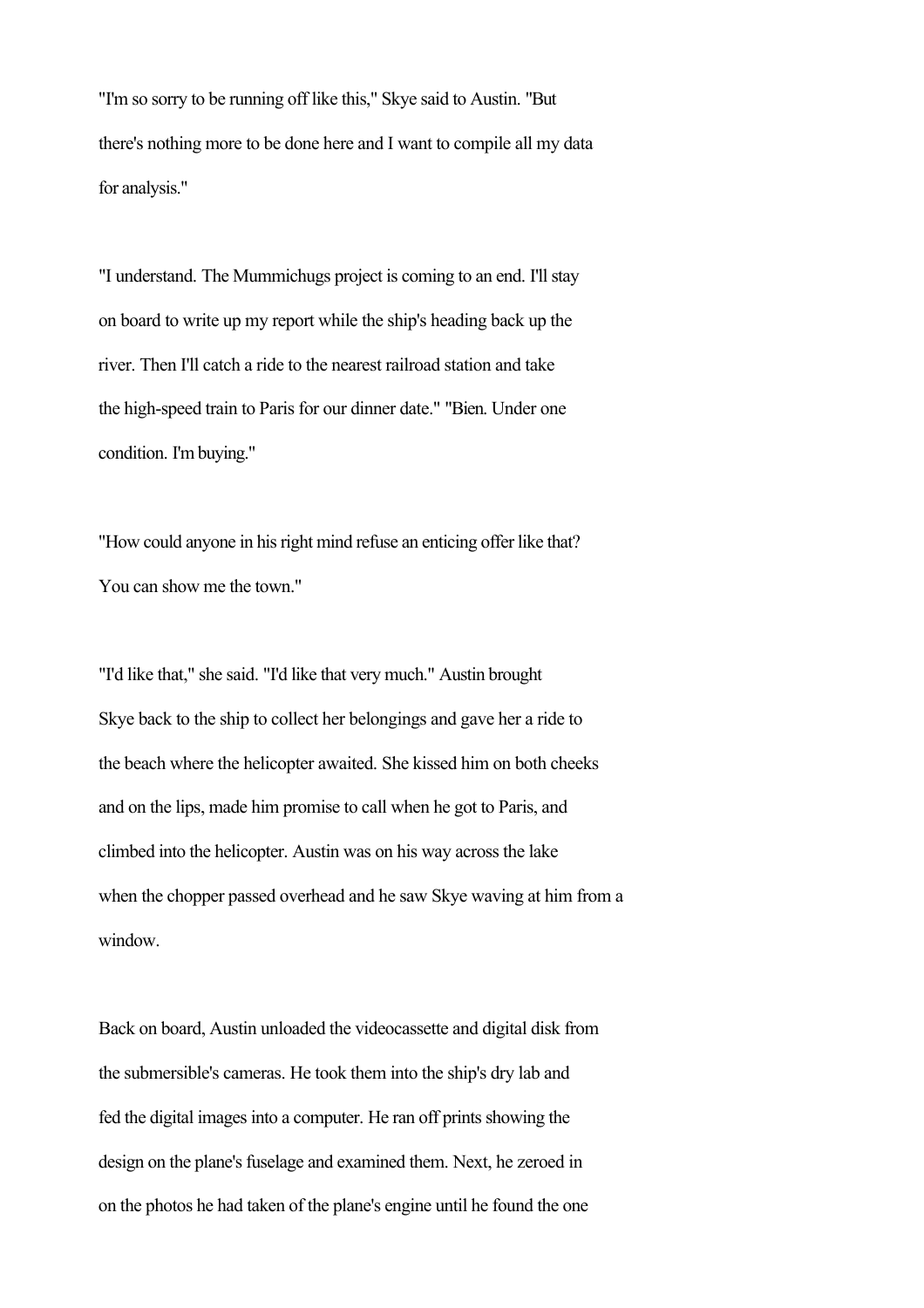"I'm so sorry to be running off like this," Skye said to Austin. "But there's nothing more to be done here and I want to compile all my data for analysis."

"I understand. The Mummichugs project is coming to an end. I'll stay on board to write up my report while the ship's heading back up the river. Then I'll catch a ride to the nearest railroad station and take the high-speed train to Paris for our dinner date." "Bien. Under one condition. I'm buying."

"How could anyone in his right mind refuse an enticing offer like that? You can show me the town."

"I'd like that," she said. "I'd like that very much." Austin brought Skye back to the ship to collect her belongings and gave her a ride to the beach where the helicopter awaited. She kissed him on both cheeks and on the lips, made him promise to call when he got to Paris, and climbed into the helicopter. Austin was on his way across the lake when the chopper passed overhead and he saw Skye waving at him from a window.

Back on board, Austin unloaded the videocassette and digital disk from the submersible's cameras. He took them into the ship's dry lab and fed the digital images into a computer. He ran off prints showing the design on the plane's fuselage and examined them. Next, he zeroed in on the photos he had taken of the plane's engine until he found the one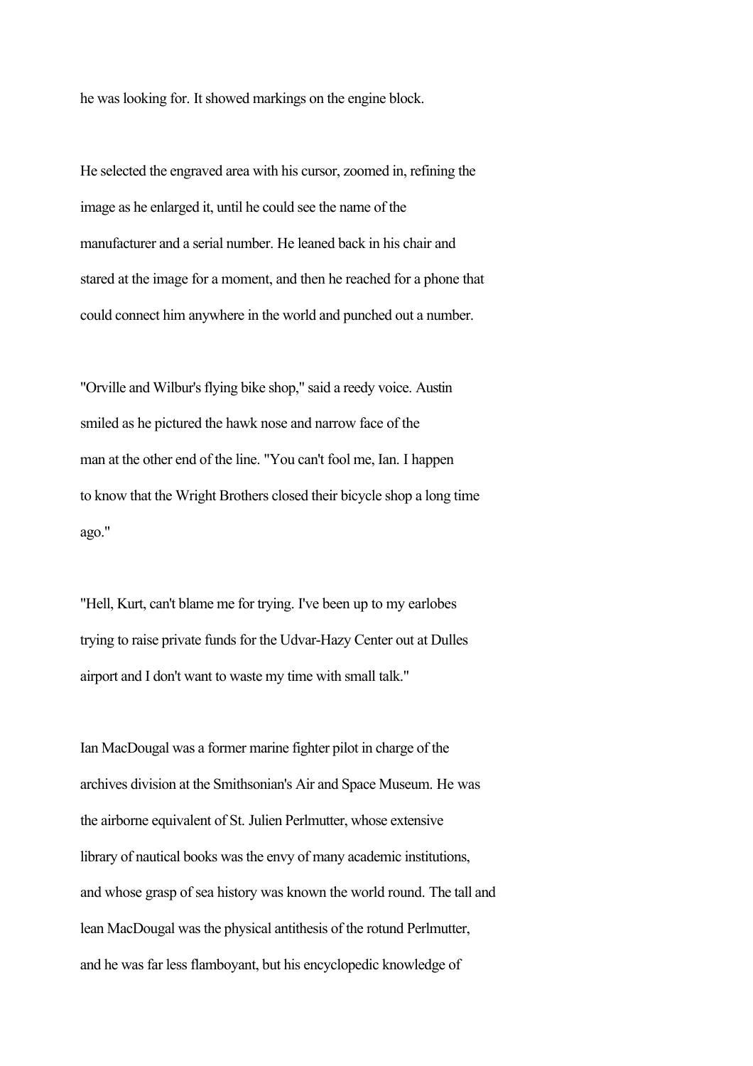he was looking for. It showed markings on the engine block.

He selected the engraved area with his cursor, zoomed in, refining the image as he enlarged it, until he could see the name of the manufacturer and a serial number. He leaned back in his chair and stared at the image for a moment, and then he reached for a phone that could connect him anywhere in the world and punched out a number.

"Orville and Wilbur's flying bike shop," said a reedy voice. Austin smiled as he pictured the hawk nose and narrow face of the man at the other end of the line. "You can't fool me, Ian. I happen to know that the Wright Brothers closed their bicycle shop a long time ago."

"Hell, Kurt, can't blame me for trying. I've been up to my earlobes trying to raise private funds for the Udvar-Hazy Center out at Dulles airport and I don't want to waste my time with small talk."

Ian MacDougal was a former marine fighter pilot in charge of the archives division at the Smithsonian's Air and Space Museum. He was the airborne equivalent of St. Julien Perlmutter, whose extensive library of nautical books was the envy of many academic institutions, and whose grasp of sea history was known the world round. The tall and lean MacDougal was the physical antithesis of the rotund Perlmutter, and he was far less flamboyant, but his encyclopedic knowledge of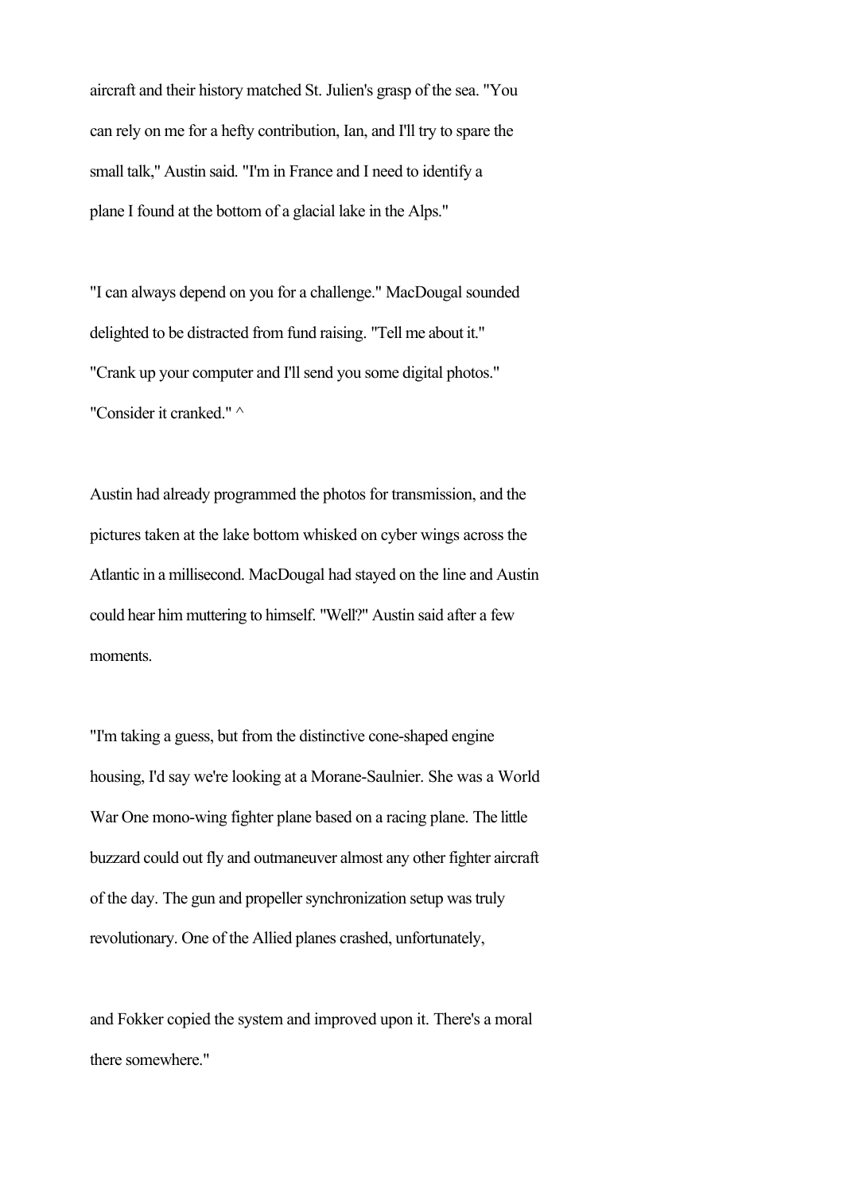aircraft and their history matched St. Julien's grasp of the sea. "You can rely on me for a hefty contribution, Ian, and I'll try to spare the small talk," Austin said. "I'm in France and I need to identify a plane I found at the bottom of a glacial lake in the Alps."

"I can always depend on you for a challenge." MacDougal sounded delighted to be distracted from fund raising. "Tell me about it."

"Crank up your computer and I'll send you some digital photos."

"Consider it cranked." ^

Austin had already programmed the photos for transmission, and the pictures taken at the lake bottom whisked on cyber wings across the Atlantic in a millisecond. MacDougal had stayed on the line and Austin could hear him muttering to himself. "Well?" Austin said after a few moments.

"I'm taking a guess, but from the distinctive cone-shaped engine housing, I'd say we're looking at a Morane-Saulnier. She was a World War One mono-wing fighter plane based on a racing plane. The little buzzard could out fly and outmaneuver almost any other fighter aircraft of the day. The gun and propeller synchronization setup was truly revolutionary. One of the Allied planes crashed, unfortunately,

and Fokker copied the system and improved upon it. There's a moral there somewhere."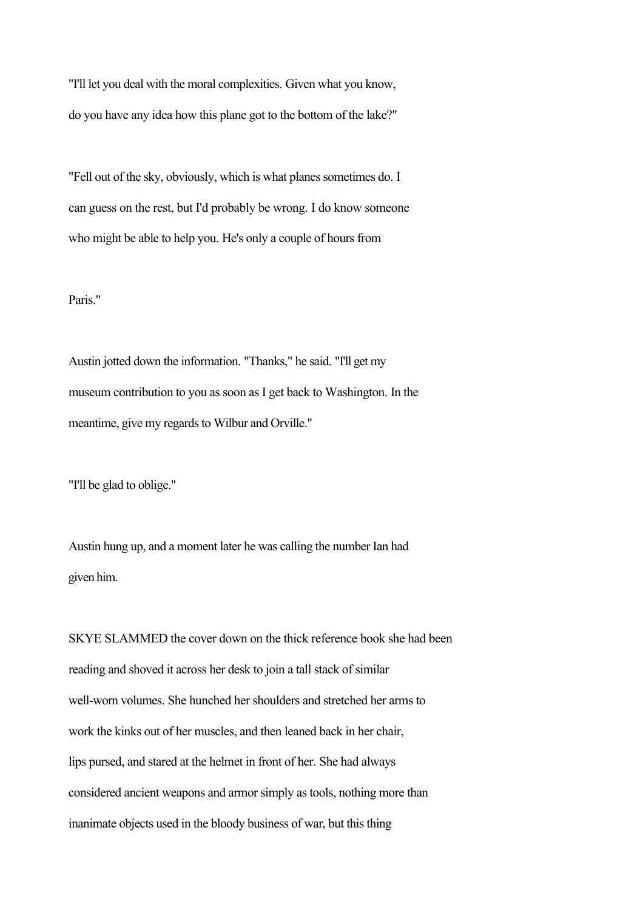"I'll let you deal with the moral complexities. Given what you know, do you have any idea how this plane got to the bottom of the lake?"

"Fell out of the sky, obviously, which is what planes sometimes do. I can guess on the rest, but I'd probably be wrong. I do know someone who might be able to help you. He's only a couple of hours from Paris."

Austin jotted down the information. "Thanks," he said. "I'll get my museum contribution to you as soon as I get back to Washington. In the meantime, give my regards to Wilbur and Orville."

"I'll be glad to oblige."

Austin hung up, and a moment later he was calling the number Ian had given him.

SKYE SLAMMED the cover down on the thick reference book she had been reading and shoved it across her desk to join a tall stack of similar well-worn volumes. She hunched her shoulders and stretched her arms to work the kinks out of her muscles, and then leaned back in her chair, lips pursed, and stared at the helmet in front of her. She had always considered ancient weapons and armor simply as tools, nothing more than inanimate objects used in the bloody business of war, but this thing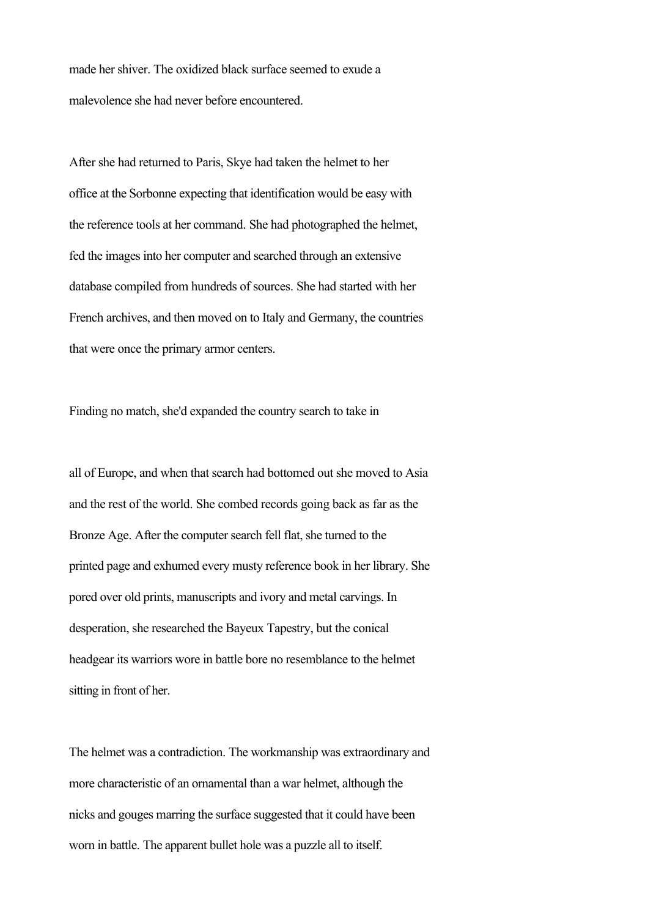made her shiver. The oxidized black surface seemed to exude a malevolence she had never before encountered.

After she had returned to Paris, Skye had taken the helmet to her office at the Sorbonne expecting that identification would be easy with the reference tools at her command. She had photographed the helmet, fed the images into her computer and searched through an extensive database compiled from hundreds of sources. She had started with her French archives, and then moved on to Italy and Germany, the countries that were once the primary armor centers.

Finding no match, she'd expanded the country search to take in all of Europe, and when that search had bottomed out she moved to Asia and the rest of the world. She combed records going back as far as the Bronze Age. After the computer search fell flat, she turned to the printed page and exhumed every musty reference book in her library. She pored over old prints, manuscripts and ivory and metal carvings. In desperation, she researched the Bayeux Tapestry, but the conical headgear its warriors wore in battle bore no resemblance to the helmet sitting in front of her.

The helmet was a contradiction. The workmanship was extraordinary and more characteristic of an ornamental than a war helmet, although the nicks and gouges marring the surface suggested that it could have been worn in battle. The apparent bullet hole was a puzzle all to itself.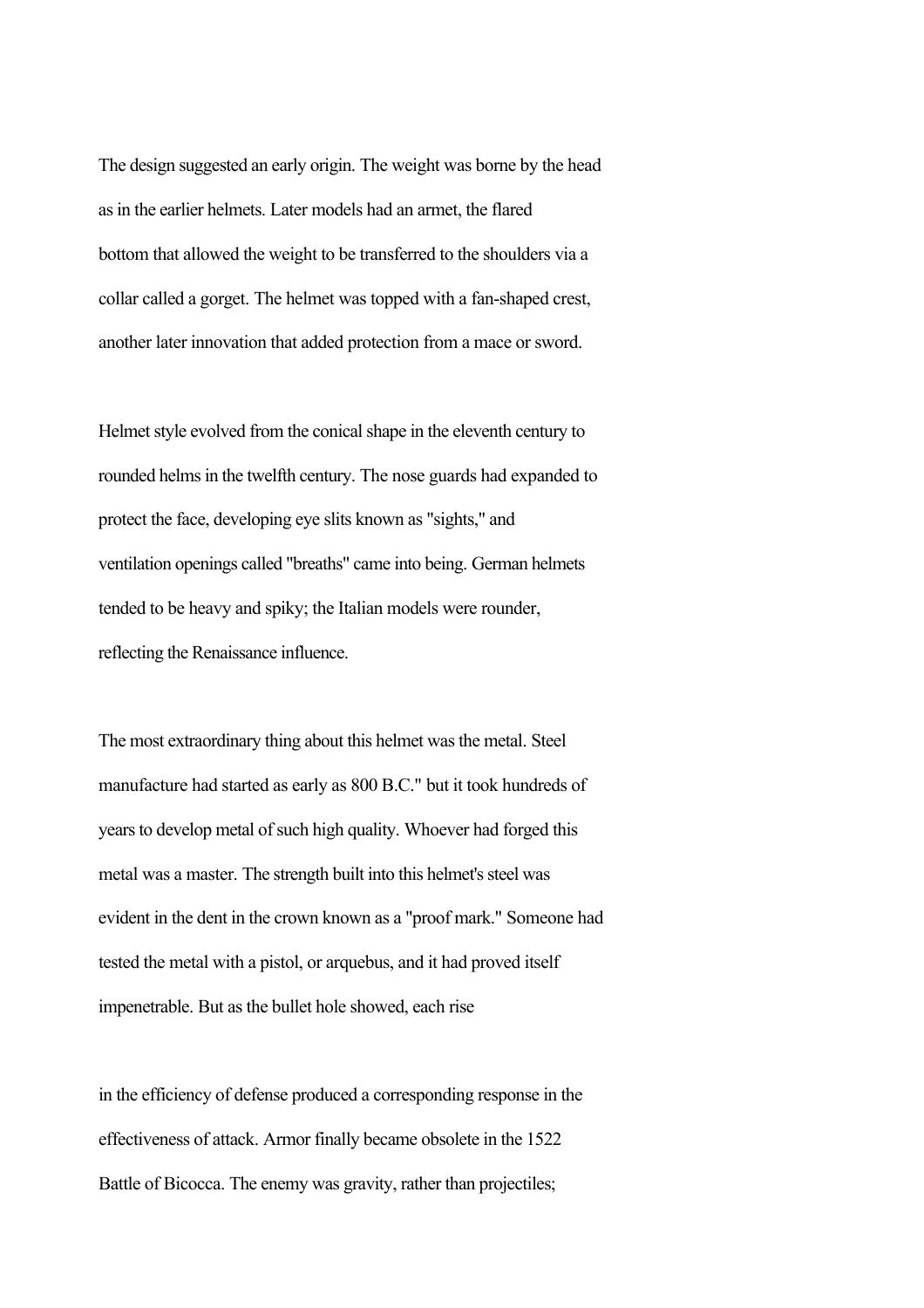The design suggested an early origin. The weight was borne by the head as in the earlier helmets. Later models had an armet, the flared bottom that allowed the weight to be transferred to the shoulders via a collar called a gorget. The helmet was topped with a fan-shaped crest, another later innovation that added protection from a mace or sword.

Helmet style evolved from the conical shape in the eleventh century to rounded helms in the twelfth century. The nose guards had expanded to protect the face, developing eye slits known as "sights," and ventilation openings called "breaths" came into being. German helmets tended to be heavy and spiky; the Italian models were rounder, reflecting the Renaissance influence.

The most extraordinary thing about this helmet was the metal. Steel manufacture had started as early as 800 B.C." but it took hundreds of years to develop metal of such high quality. Whoever had forged this metal was a master. The strength built into this helmet's steel was evident in the dent in the crown known as a "proof mark." Someone had tested the metal with a pistol, or arquebus, and it had proved itself impenetrable. But as the bullet hole showed, each rise

in the efficiency of defense produced a corresponding response in the effectiveness of attack. Armor finally became obsolete in the 1522 Battle of Bicocca. The enemy was gravity, rather than projectiles;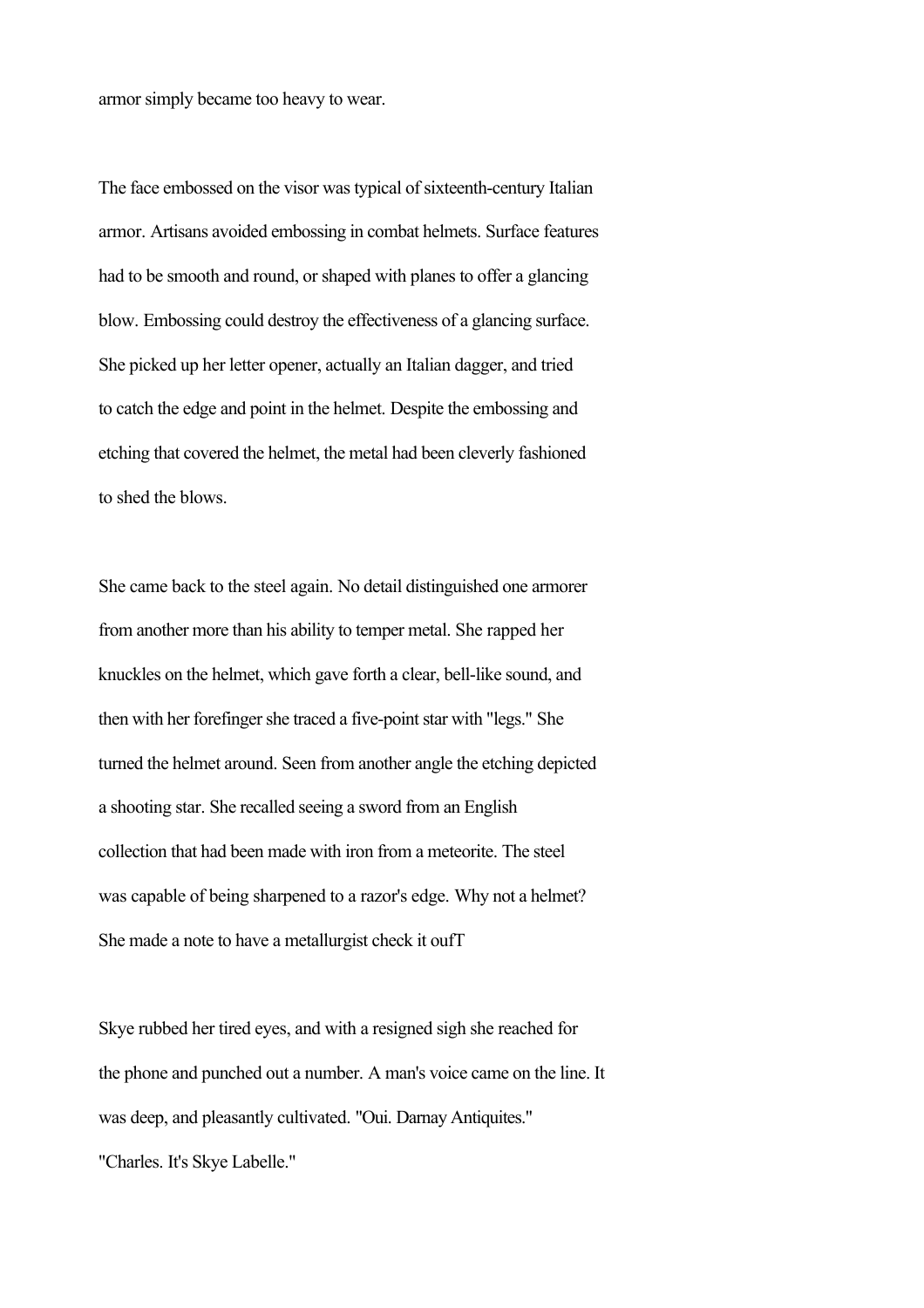armor simply became too heavy to wear.

The face embossed on the visor was typical of sixteenth-century Italian armor. Artisans avoided embossing in combat helmets. Surface features had to be smooth and round, or shaped with planes to offer a glancing blow. Embossing could destroy the effectiveness of a glancing surface. She picked up her letter opener, actually an Italian dagger, and tried to catch the edge and point in the helmet. Despite the embossing and etching that covered the helmet, the metal had been cleverly fashioned to shed the blows.

She came back to the steel again. No detail distinguished one armorer from another more than his ability to temper metal. She rapped her knuckles on the helmet, which gave forth a clear, bell-like sound, and then with her forefinger she traced a five-point star with "legs." She turned the helmet around. Seen from another angle the etching depicted a shooting star. She recalled seeing a sword from an English collection that had been made with iron from a meteorite. The steel was capable of being sharpened to a razor's edge. Why not a helmet? She made a note to have a metallurgist check it oufT

Skye rubbed her tired eyes, and with a resigned sigh she reached for the phone and punched out a number. A man's voice came on the line. It was deep, and pleasantly cultivated. "Oui. Darnay Antiquites."

"Charles. It's Skye Labelle."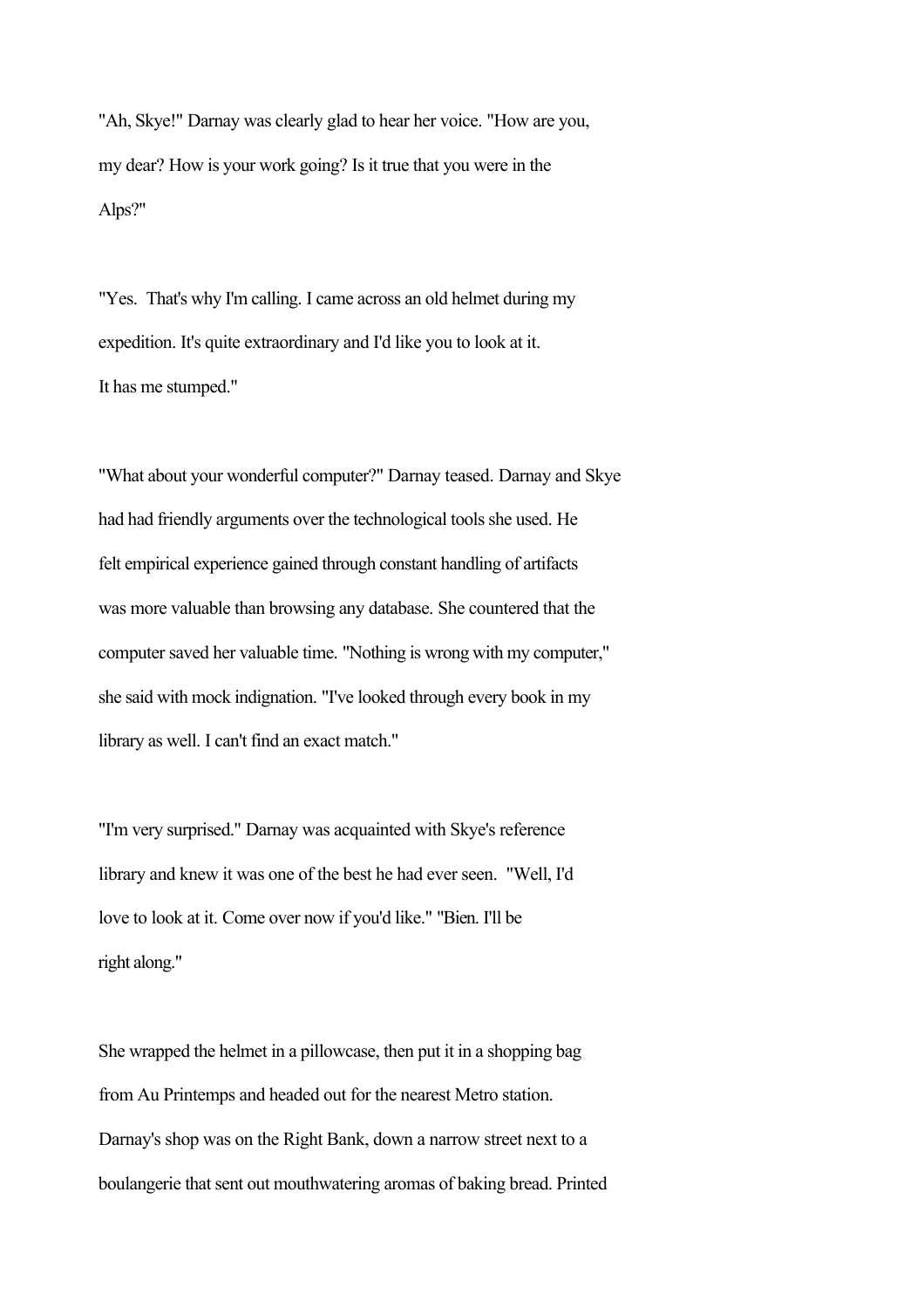"Ah, Skye!" Darnay was clearly glad to hear her voice. "How are you, my dear? How is your work going? Is it true that you were in the Alps?"

"Yes. That's why I'm calling. I came across an old helmet during my expedition. It's quite extraordinary and I'd like you to look at it. It has me stumped."

"What about your wonderful computer?" Darnay teased. Darnay and Skye had had friendly arguments over the technological tools she used. He felt empirical experience gained through constant handling of artifacts was more valuable than browsing any database. She countered that the computer saved her valuable time. "Nothing is wrong with my computer," she said with mock indignation. "I've looked through every book in my library as well. I can't find an exact match."

"I'm very surprised." Darnay was acquainted with Skye's reference library and knew it was one of the best he had ever seen. "Well, I'd love to look at it. Come over now if you'd like." "Bien. I'll be right along."

She wrapped the helmet in a pillowcase, then put it in a shopping bag from Au Printemps and headed out for the nearest Metro station. Darnay's shop was on the Right Bank, down a narrow street next to a boulangerie that sent out mouthwatering aromas of baking bread. Printed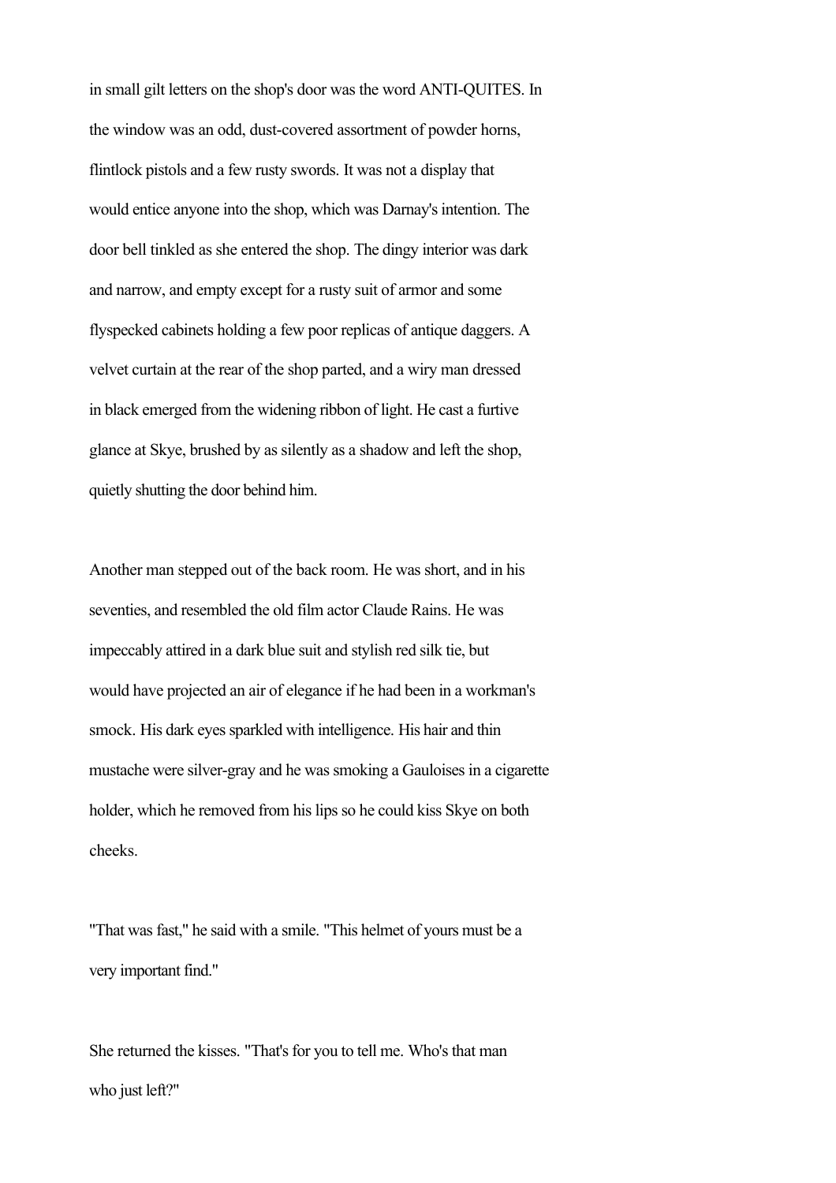in small gilt letters on the shop's door was the word ANTI-QUITES. In the window was an odd, dust-covered assortment of powder horns, flintlock pistols and a few rusty swords. It was not a display that would entice anyone into the shop, which was Darnay's intention. The door bell tinkled as she entered the shop. The dingy interior was dark and narrow, and empty except for a rusty suit of armor and some flyspecked cabinets holding a few poor replicas of antique daggers. A velvet curtain at the rear of the shop parted, and a wiry man dressed in black emerged from the widening ribbon of light. He cast a furtive glance at Skye, brushed by as silently as a shadow and left the shop, quietly shutting the door behind him.

Another man stepped out of the back room. He was short, and in his seventies, and resembled the old film actor Claude Rains. He was impeccably attired in a dark blue suit and stylish red silk tie, but would have projected an air of elegance if he had been in a workman's smock. His dark eyes sparkled with intelligence. His hair and thin mustache were silver-gray and he was smoking a Gauloises in a cigarette holder, which he removed from his lips so he could kiss Skye on both cheeks.

"That was fast," he said with a smile. "This helmet of yours must be a very important find."

She returned the kisses. "That's for you to tell me. Who's that man who just left?"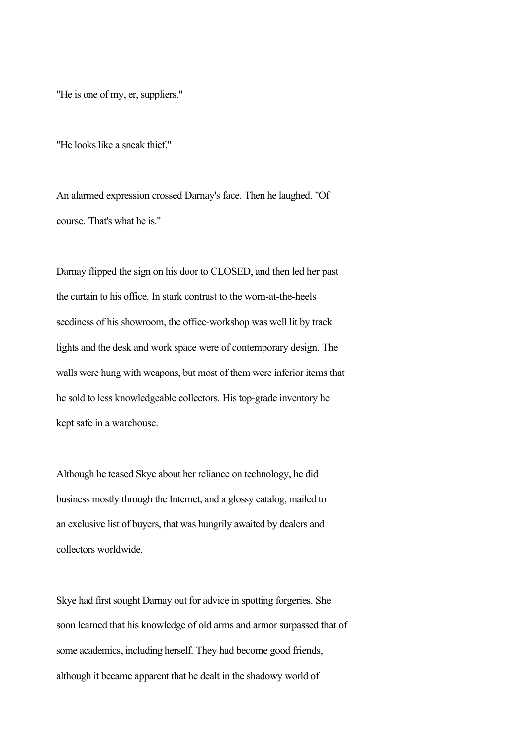"He is one of my, er, suppliers."

"He looks like a sneak thief."

An alarmed expression crossed Darnay's face. Then he laughed. "Of course. That's what he is."

Darnay flipped the sign on his door to CLOSED, and then led her past the curtain to his office. In stark contrast to the worn-at-the-heels seediness of his showroom, the office-workshop was well lit by track lights and the desk and work space were of contemporary design. The walls were hung with weapons, but most of them were inferior items that he sold to less knowledgeable collectors. His top-grade inventory he kept safe in a warehouse.

Although he teased Skye about her reliance on technology, he did business mostly through the Internet, and a glossy catalog, mailed to an exclusive list of buyers, that was hungrily awaited by dealers and collectors worldwide.

Skye had first sought Darnay out for advice in spotting forgeries. She soon learned that his knowledge of old arms and armor surpassed that of some academics, including herself. They had become good friends, although it became apparent that he dealt in the shadowy world of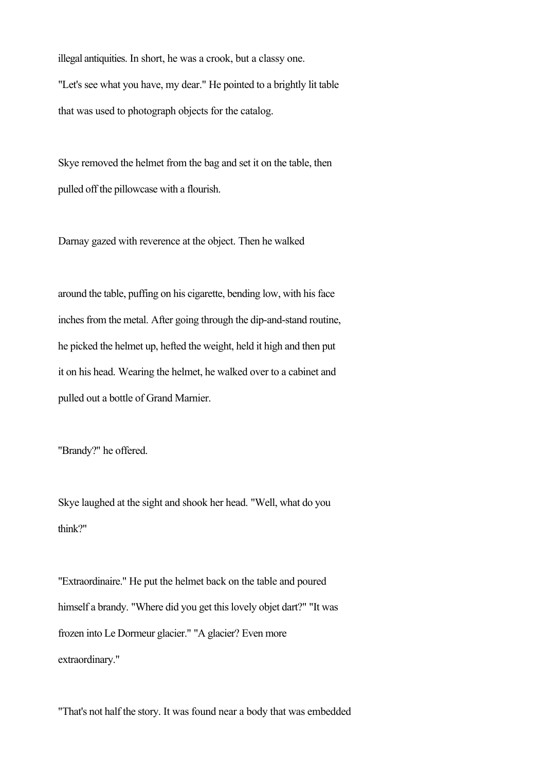illegal antiquities. In short, he was a crook, but a classy one.

"Let's see what you have, my dear." He pointed to a brightly lit table that was used to photograph objects for the catalog.

Skye removed the helmet from the bag and set it on the table, then pulled off the pillowcase with a flourish.

Darnay gazed with reverence at the object. Then he walked

around the table, puffing on his cigarette, bending low, with his face inches from the metal. After going through the dip-and-stand routine, he picked the helmet up, hefted the weight, held it high and then put it on his head. Wearing the helmet, he walked over to a cabinet and pulled out a bottle of Grand Marnier.

"Brandy?" he offered.

Skye laughed at the sight and shook her head. "Well, what do you think?"

"Extraordinaire." He put the helmet back on the table and poured himself a brandy. "Where did you get this lovely objet dart?" "It was frozen into Le Dormeur glacier." "A glacier? Even more extraordinary."

"That's not half the story. It was found near a body that was embedded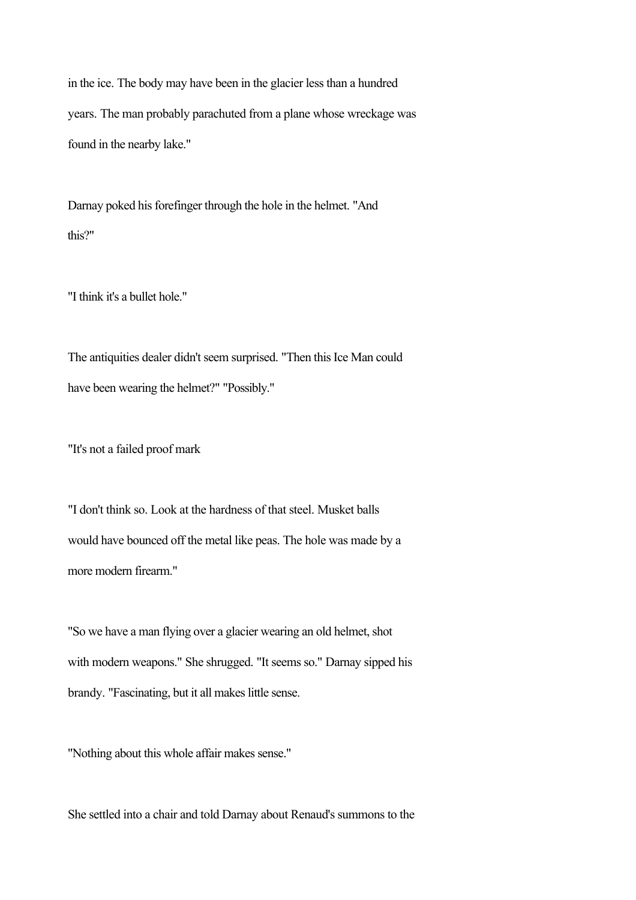in the ice. The body may have been in the glacier less than a hundred years. The man probably parachuted from a plane whose wreckage was found in the nearby lake."

Darnay poked his forefinger through the hole in the helmet. "And this?"

"I think it's a bullet hole."

The antiquities dealer didn't seem surprised. "Then this Ice Man could have been wearing the helmet?" "Possibly."

"It's not a failed proof mark

"I don't think so. Look at the hardness of that steel. Musket balls would have bounced off the metal like peas. The hole was made by a more modern firearm."

"So we have a man flying over a glacier wearing an old helmet, shot with modern weapons." She shrugged. "It seems so." Darnay sipped his brandy. "Fascinating, but it all makes little sense.

"Nothing about this whole affair makes sense."

She settled into a chair and told Darnay about Renaud's summons to the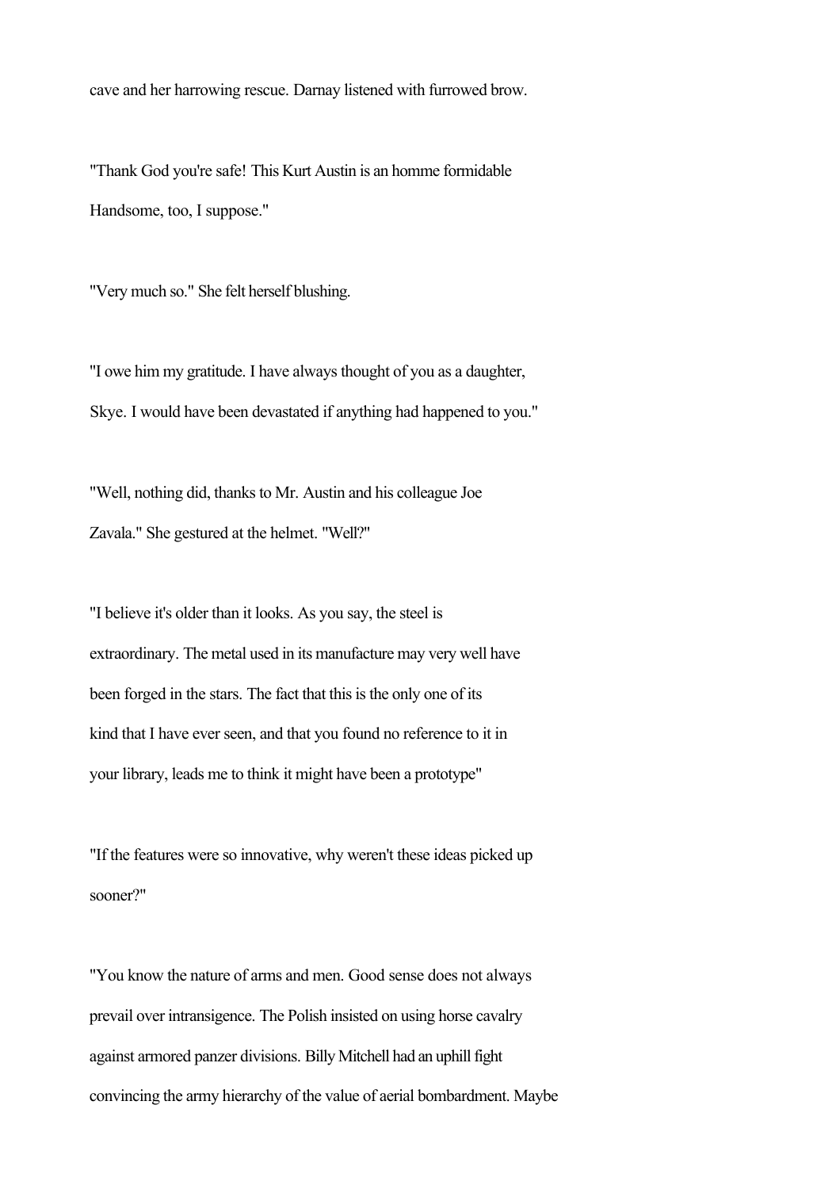cave and her harrowing rescue. Darnay listened with furrowed brow.

"Thank God you're safe! This Kurt Austin is an homme formidable Handsome, too, I suppose."

"Very much so." She felt herself blushing.

"I owe him my gratitude. I have always thought of you as a daughter, Skye. I would have been devastated if anything had happened to you."

"Well, nothing did, thanks to Mr. Austin and his colleague Joe Zavala." She gestured at the helmet. "Well?"

"I believe it's older than it looks. As you say, the steel is extraordinary. The metal used in its manufacture may very well have been forged in the stars. The fact that this is the only one of its kind that I have ever seen, and that you found no reference to it in your library, leads me to think it might have been a prototype"

"If the features were so innovative, why weren't these ideas picked up sooner?"

"You know the nature of arms and men. Good sense does not always prevail over intransigence. The Polish insisted on using horse cavalry against armored panzer divisions. Billy Mitchell had an uphill fight convincing the army hierarchy of the value of aerial bombardment. Maybe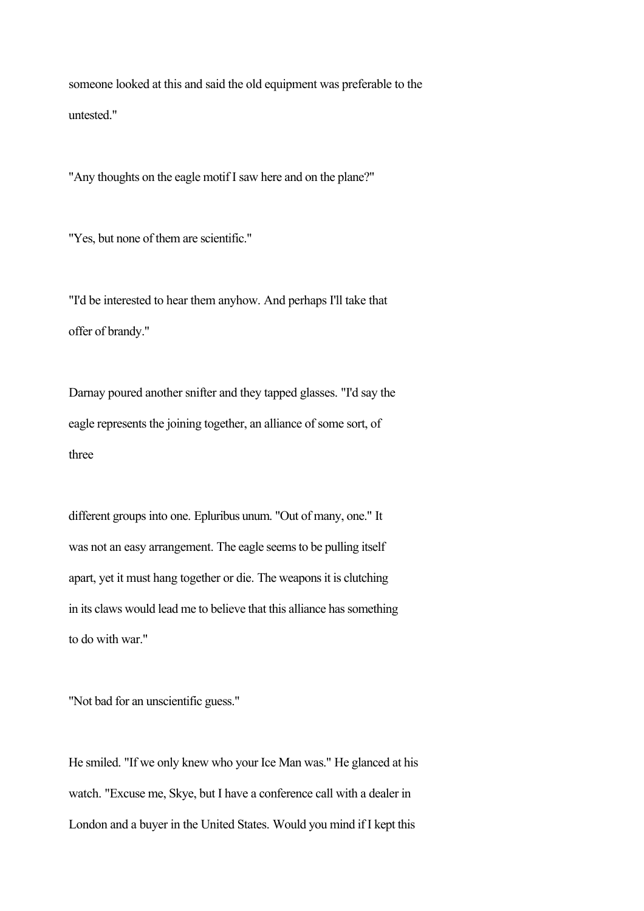someone looked at this and said the old equipment was preferable to the untested."

"Any thoughts on the eagle motif I saw here and on the plane?"

"Yes, but none of them are scientific."

"I'd be interested to hear them anyhow. And perhaps I'll take that offer of brandy."

Darnay poured another snifter and they tapped glasses. "I'd say the eagle represents the joining together, an alliance of some sort, of three

different groups into one. Epluribus unum. "Out of many, one." It was not an easy arrangement. The eagle seems to be pulling itself apart, yet it must hang together or die. The weapons it is clutching in its claws would lead me to believe that this alliance has something to do with war."

"Not bad for an unscientific guess."

He smiled. "If we only knew who your Ice Man was." He glanced at his watch. "Excuse me, Skye, but I have a conference call with a dealer in London and a buyer in the United States. Would you mind if I kept this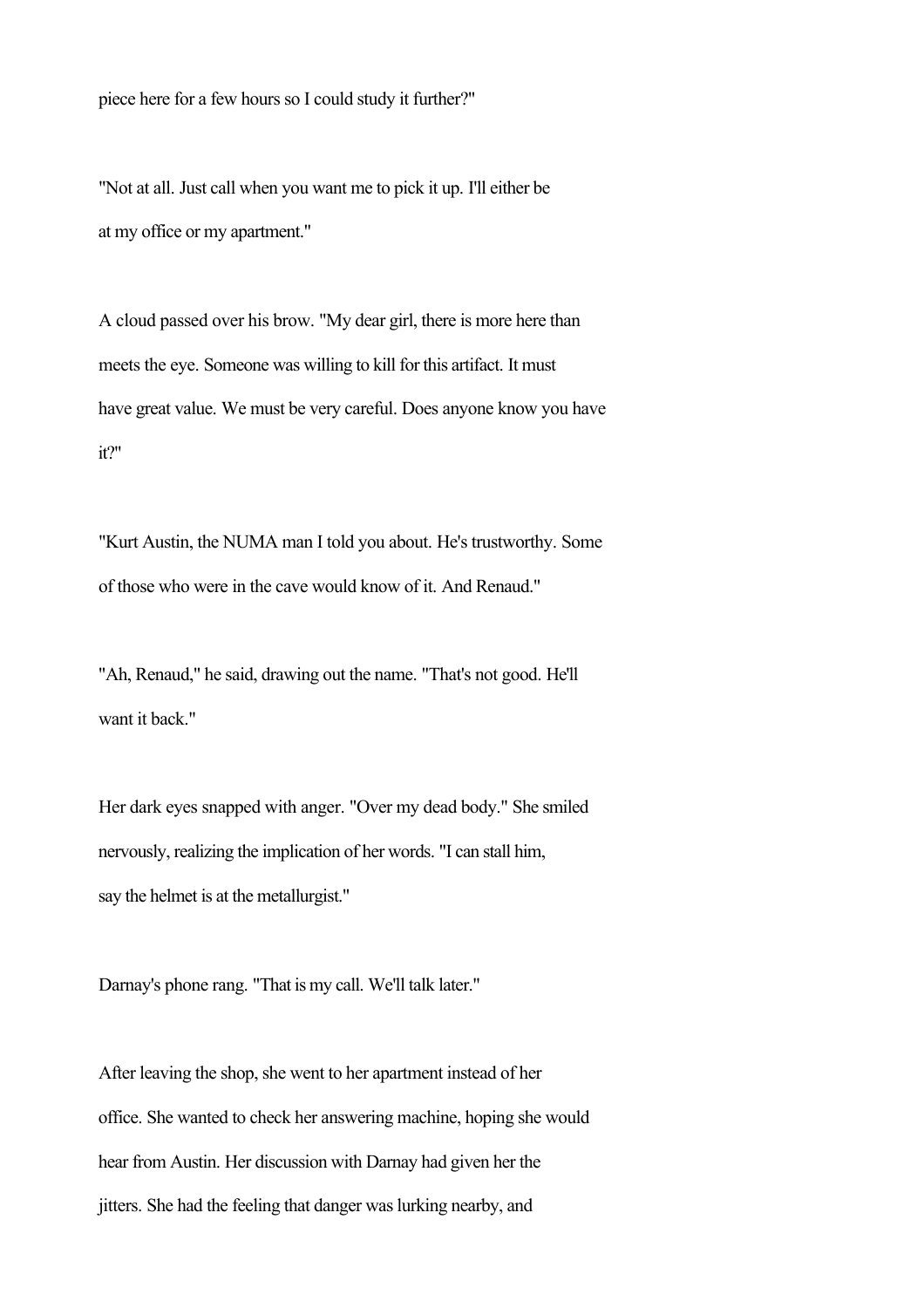piece here for a few hours so I could study it further?"

"Not at all. Just call when you want me to pick it up. I'll either be at my office or my apartment."

A cloud passed over his brow. "My dear girl, there is more here than meets the eye. Someone was willing to kill for this artifact. It must have great value. We must be very careful. Does anyone know you have it?"

"Kurt Austin, the NUMA man I told you about. He's trustworthy. Some of those who were in the cave would know of it. And Renaud."

"Ah, Renaud," he said, drawing out the name. "That's not good. He'll want it back."

Her dark eyes snapped with anger. "Over my dead body." She smiled nervously, realizing the implication of her words. "I can stall him, say the helmet is at the metallurgist."

Darnay's phone rang. "That is my call. We'll talk later."

After leaving the shop, she went to her apartment instead of her office. She wanted to check her answering machine, hoping she would hear from Austin. Her discussion with Darnay had given her the jitters. She had the feeling that danger was lurking nearby, and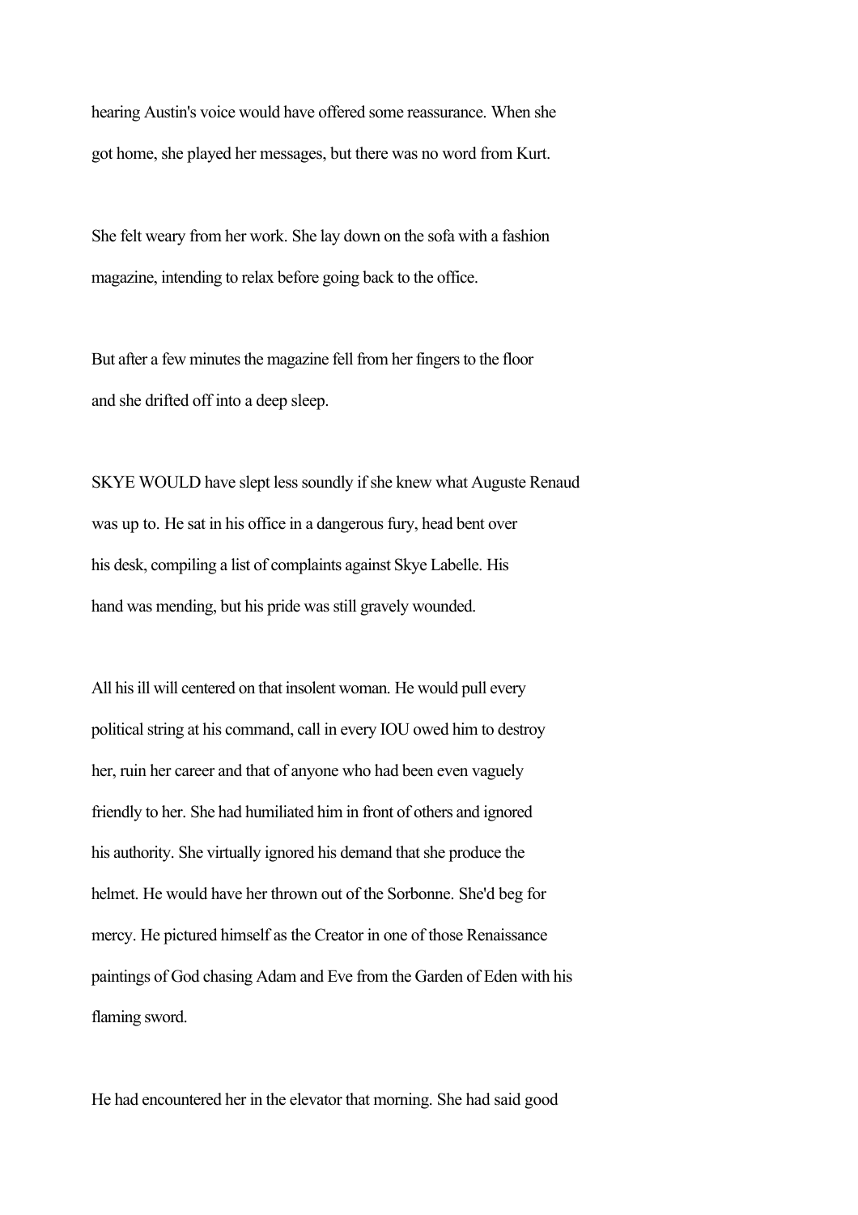hearing Austin's voice would have offered some reassurance. When she got home, she played her messages, but there was no word from Kurt.

She felt weary from her work. She lay down on the sofa with a fashion magazine, intending to relax before going back to the office.

But after a few minutes the magazine fell from her fingers to the floor and she drifted off into a deep sleep.

SKYE WOULD have slept less soundly if she knew what Auguste Renaud was up to. He sat in his office in a dangerous fury, head bent over his desk, compiling a list of complaints against Skye Labelle. His hand was mending, but his pride was still gravely wounded.

All his ill will centered on that insolent woman. He would pull every political string at his command, call in every IOU owed him to destroy her, ruin her career and that of anyone who had been even vaguely friendly to her. She had humiliated him in front of others and ignored his authority. She virtually ignored his demand that she produce the helmet. He would have her thrown out of the Sorbonne. She'd beg for mercy. He pictured himself as the Creator in one of those Renaissance paintings of God chasing Adam and Eve from the Garden of Eden with his flaming sword.

He had encountered her in the elevator that morning. She had said good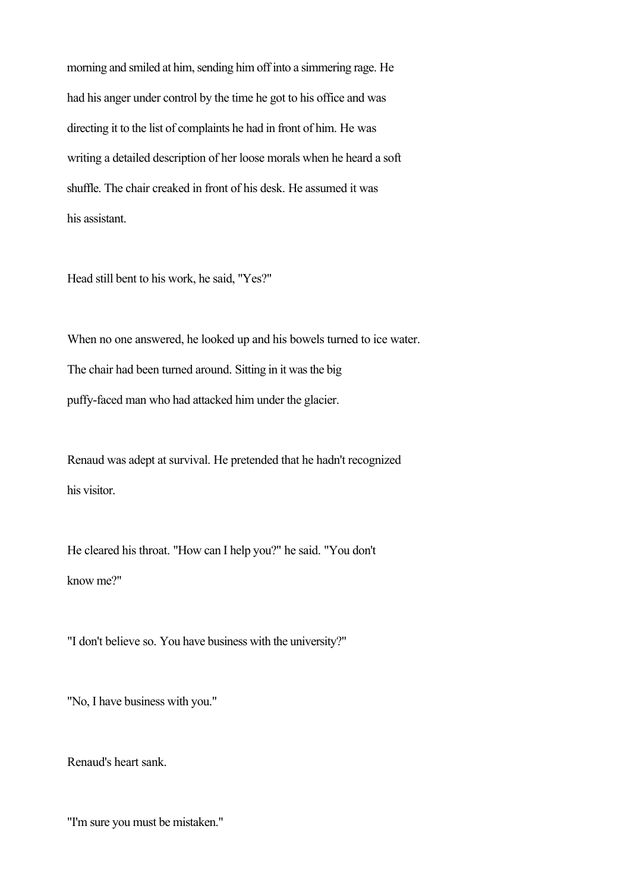morning and smiled at him, sending him off into a simmering rage. He had his anger under control by the time he got to his office and was directing it to the list of complaints he had in front of him. He was writing a detailed description of her loose morals when he heard a soft shuffle. The chair creaked in front of his desk. He assumed it was his assistant.

Head still bent to his work, he said, "Yes?"

When no one answered, he looked up and his bowels turned to ice water. The chair had been turned around. Sitting in it was the big puffy-faced man who had attacked him under the glacier.

Renaud was adept at survival. He pretended that he hadn't recognized his visitor.

He cleared his throat. "How can I help you?" he said. "You don't know me?"

"I don't believe so. You have business with the university?"

"No, I have business with you."

Renaud's heart sank.

"I'm sure you must be mistaken."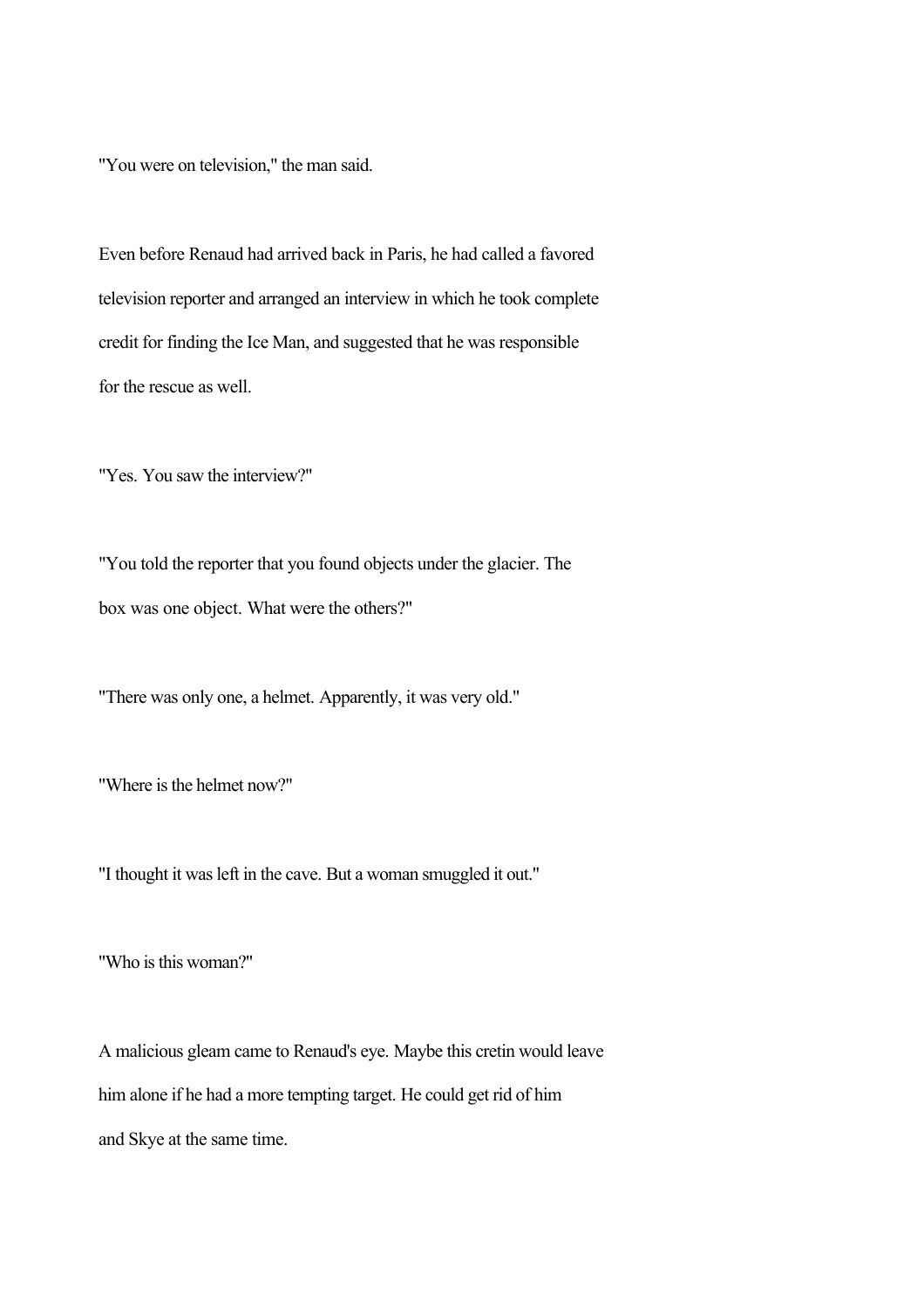"You were on television," the man said.

Even before Renaud had arrived back in Paris, he had called a favored television reporter and arranged an interview in which he took complete credit for finding the Ice Man, and suggested that he was responsible for the rescue as well.

"Yes. You saw the interview?"

"You told the reporter that you found objects under the glacier. The box was one object. What were the others?"

"There was only one, a helmet. Apparently, it was very old."

"Where is the helmet now?"

"I thought it was left in the cave. But a woman smuggled it out."

"Who is this woman?"

A malicious gleam came to Renaud's eye. Maybe this cretin would leave him alone if he had a more tempting target. He could get rid of him and Skye at the same time.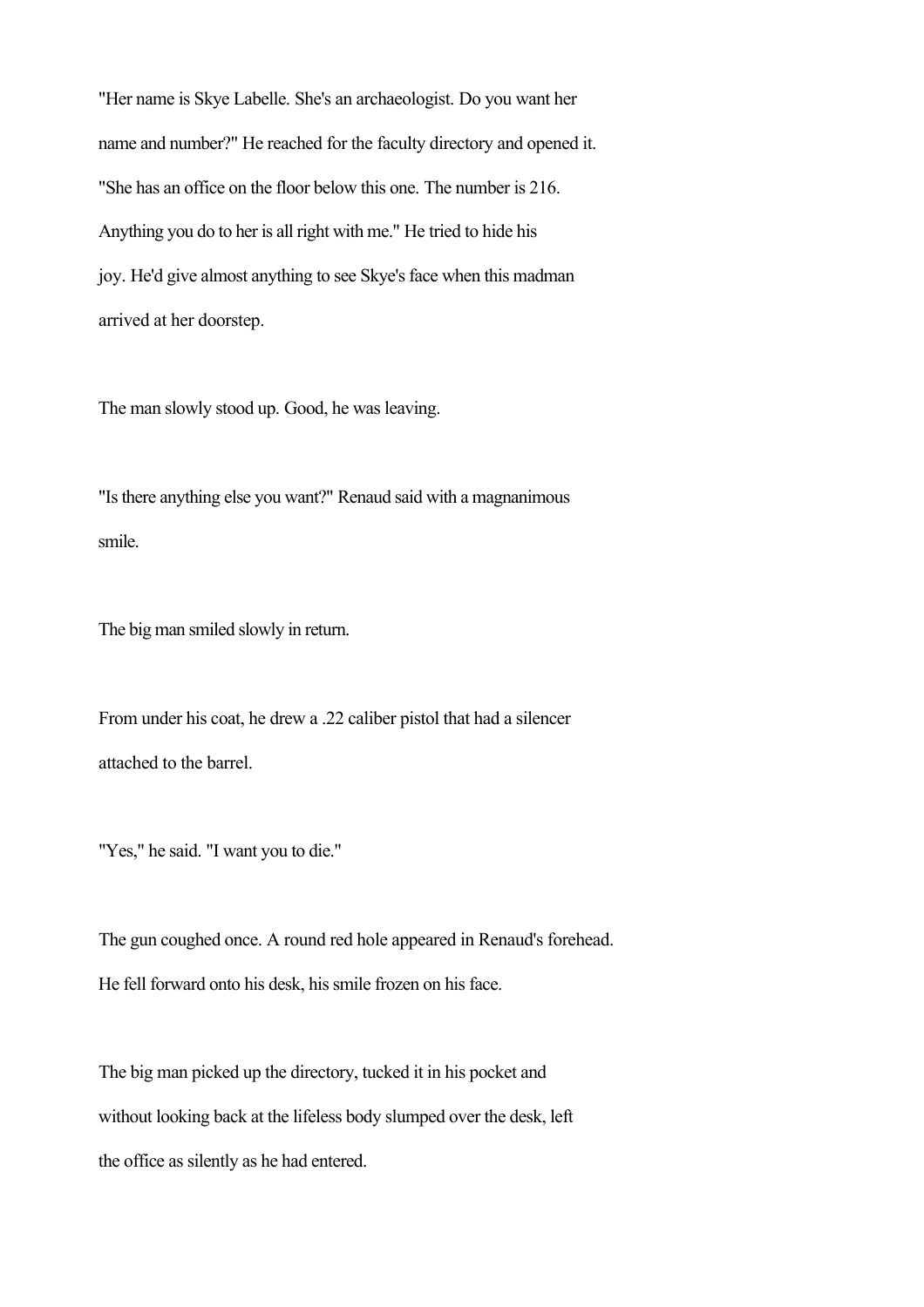"Her name is Skye Labelle. She's an archaeologist. Do you want her name and number?" He reached for the faculty directory and opened it. "She has an office on the floor below this one. The number is 216. Anything you do to her is all right with me." He tried to hide his joy. He'd give almost anything to see Skye's face when this madman arrived at her doorstep.

The man slowly stood up. Good, he was leaving.

"Is there anything else you want?" Renaud said with a magnanimous smile.

The big man smiled slowly in return.

From under his coat, he drew a .22 caliber pistol that had a silencer attached to the barrel.

"Yes," he said. "I want you to die."

The gun coughed once. A round red hole appeared in Renaud's forehead. He fell forward onto his desk, his smile frozen on his face.

The big man picked up the directory, tucked it in his pocket and without looking back at the lifeless body slumped over the desk, left the office as silently as he had entered.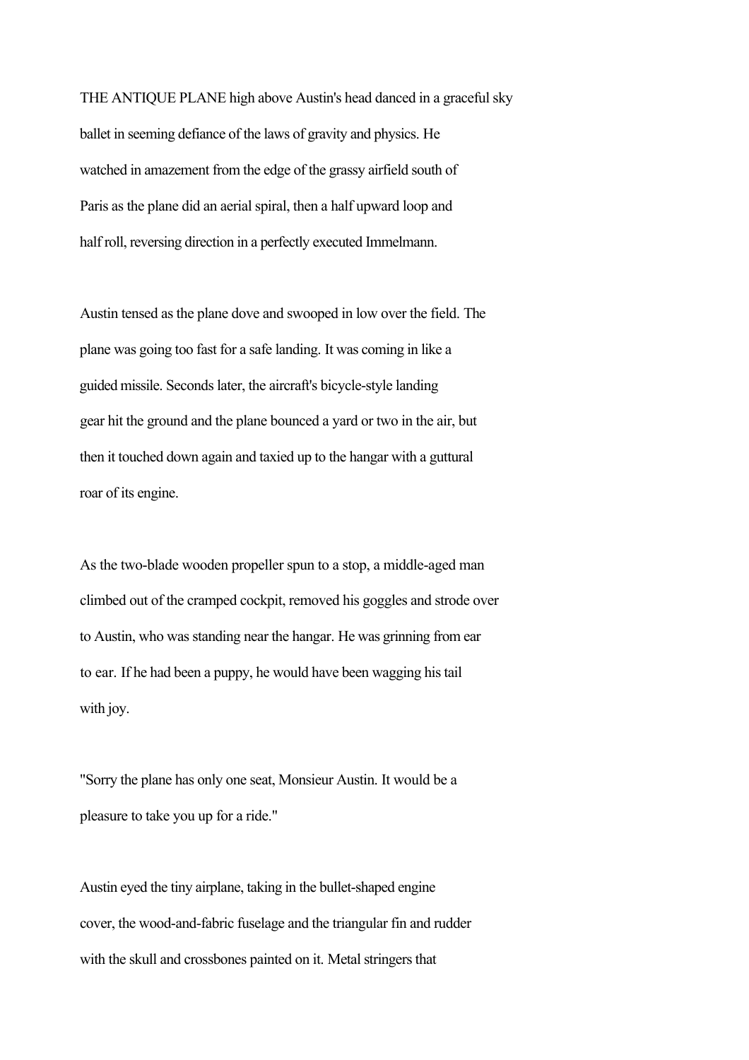THE ANTIQUE PLANE high above Austin's head danced in a graceful sky ballet in seeming defiance of the laws of gravity and physics. He watched in amazement from the edge of the grassy airfield south of Paris as the plane did an aerial spiral, then a half upward loop and half roll, reversing direction in a perfectly executed Immelmann.

Austin tensed as the plane dove and swooped in low over the field. The plane was going too fast for a safe landing. It was coming in like a guided missile. Seconds later, the aircraft's bicycle-style landing gear hit the ground and the plane bounced a yard or two in the air, but then it touched down again and taxied up to the hangar with a guttural roar of its engine.

As the two-blade wooden propeller spun to a stop, a middle-aged man climbed out of the cramped cockpit, removed his goggles and strode over to Austin, who was standing near the hangar. He was grinning from ear to ear. If he had been a puppy, he would have been wagging his tail with joy.

"Sorry the plane has only one seat, Monsieur Austin. It would be a pleasure to take you up for a ride."

Austin eyed the tiny airplane, taking in the bullet-shaped engine cover, the wood-and-fabric fuselage and the triangular fin and rudder with the skull and crossbones painted on it. Metal stringers that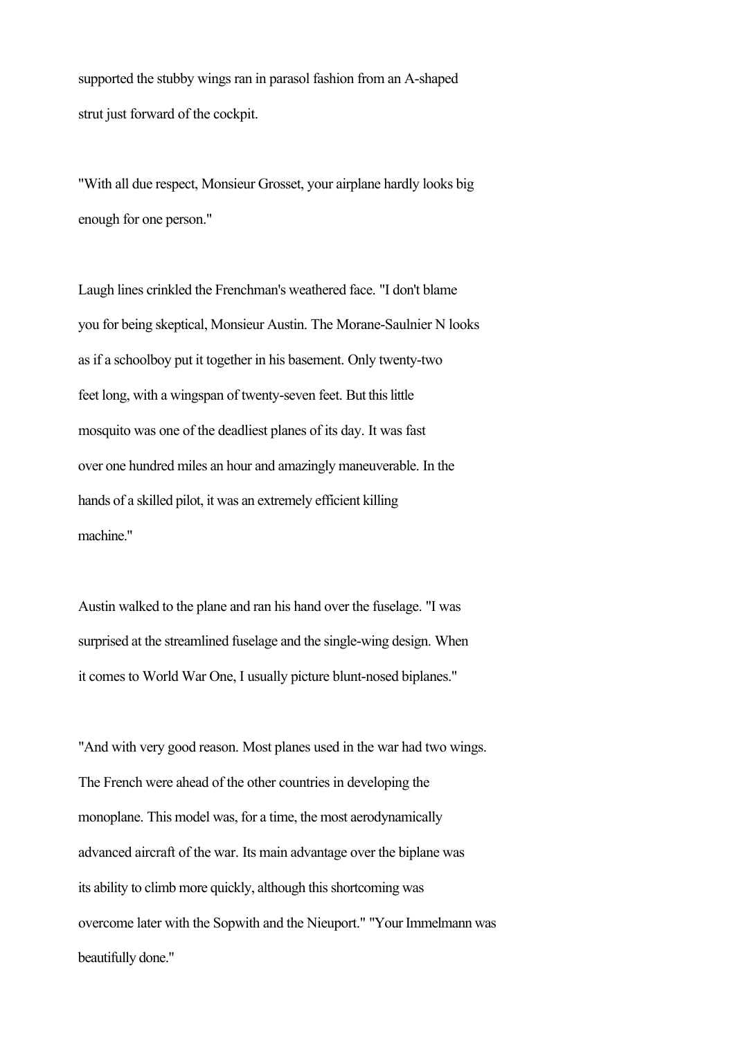supported the stubby wings ran in parasol fashion from an A-shaped strut just forward of the cockpit.

"With all due respect, Monsieur Grosset, your airplane hardly looks big enough for one person."

Laugh lines crinkled the Frenchman's weathered face. "I don't blame you for being skeptical, Monsieur Austin. The Morane-Saulnier N looks as if a schoolboy put it together in his basement. Only twenty-two feet long, with a wingspan of twenty-seven feet. But this little mosquito was one of the deadliest planes of its day. It was fast over one hundred miles an hour and amazingly maneuverable. In the hands of a skilled pilot, it was an extremely efficient killing machine."

Austin walked to the plane and ran his hand over the fuselage. "I was surprised at the streamlined fuselage and the single-wing design. When it comes to World War One, I usually picture blunt-nosed biplanes."

"And with very good reason. Most planes used in the war had two wings. The French were ahead of the other countries in developing the monoplane. This model was, for a time, the most aerodynamically advanced aircraft of the war. Its main advantage over the biplane was its ability to climb more quickly, although this shortcoming was overcome later with the Sopwith and the Nieuport." "Your Immelmann was beautifully done."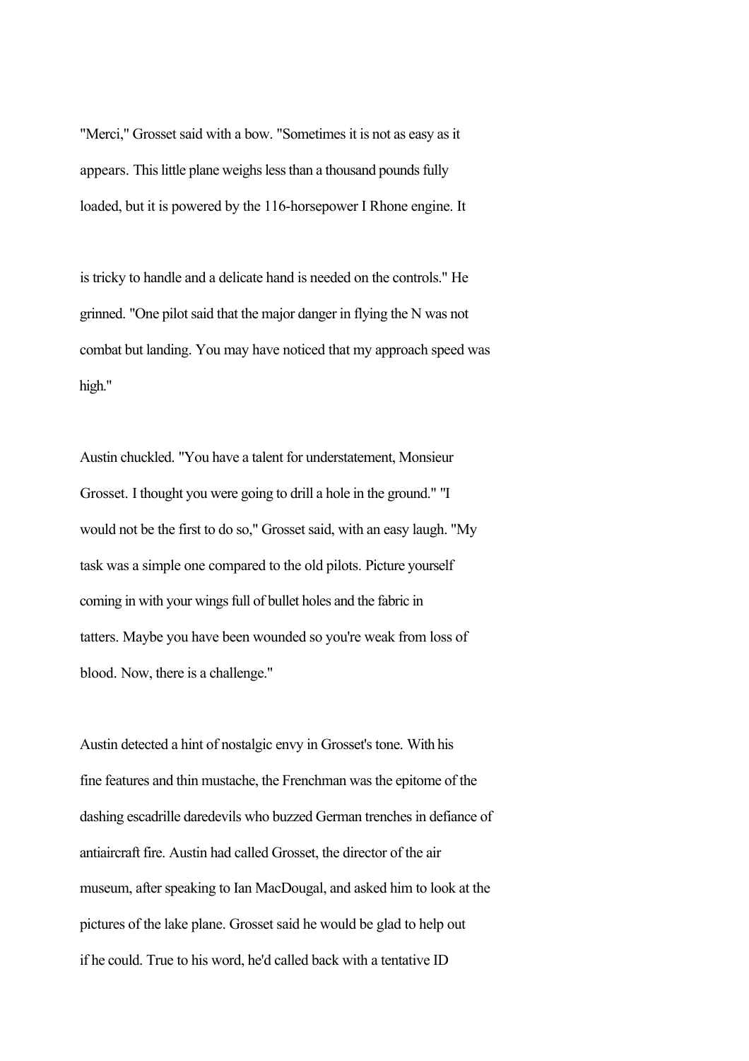"Merci," Grosset said with a bow. "Sometimes it is not as easy as it appears. This little plane weighs less than a thousand pounds fully loaded, but it is powered by the 116-horsepower I Rhone engine. It

is tricky to handle and a delicate hand is needed on the controls." He grinned. "One pilot said that the major danger in flying the N was not combat but landing. You may have noticed that my approach speed was high."

Austin chuckled. "You have a talent for understatement, Monsieur Grosset. I thought you were going to drill a hole in the ground." "I would not be the first to do so," Grosset said, with an easy laugh. "My task was a simple one compared to the old pilots. Picture yourself coming in with your wings full of bullet holes and the fabric in tatters. Maybe you have been wounded so you're weak from loss of blood. Now, there is a challenge."

Austin detected a hint of nostalgic envy in Grosset's tone. With his fine features and thin mustache, the Frenchman was the epitome of the dashing escadrille daredevils who buzzed German trenches in defiance of antiaircraft fire. Austin had called Grosset, the director of the air museum, after speaking to Ian MacDougal, and asked him to look at the pictures of the lake plane. Grosset said he would be glad to help out if he could. True to his word, he'd called back with a tentative ID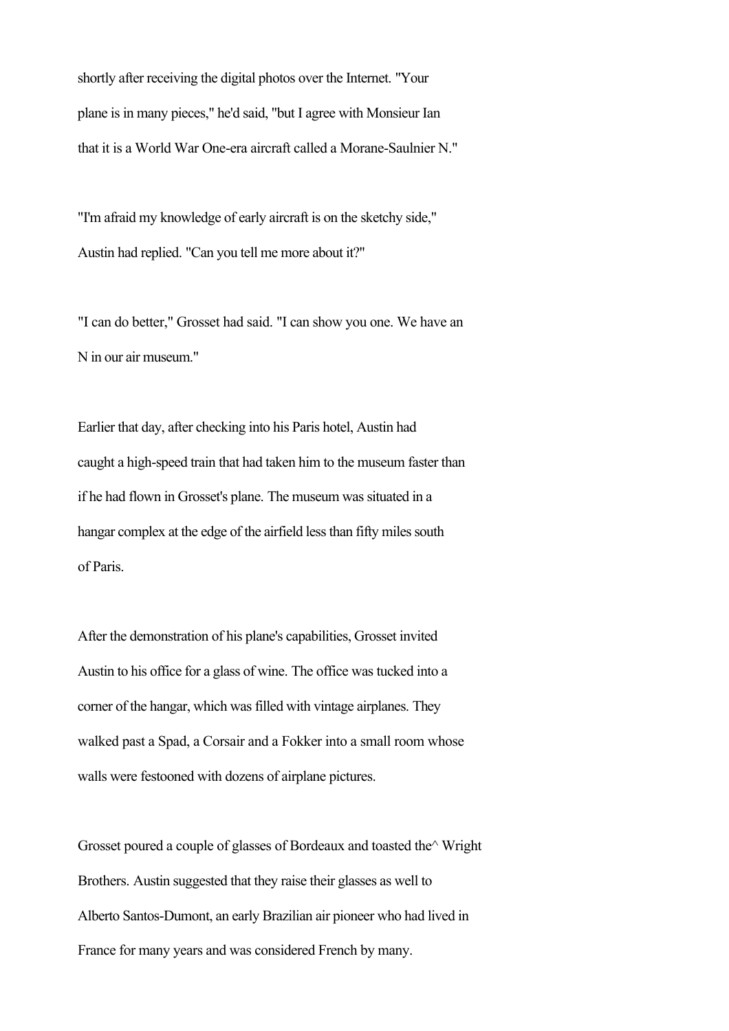shortly after receiving the digital photos over the Internet. "Your plane is in many pieces," he'd said, "but I agree with Monsieur Ian that it is a World War One-era aircraft called a Morane-Saulnier N."

"I'm afraid my knowledge of early aircraft is on the sketchy side," Austin had replied. "Can you tell me more about it?"

"I can do better," Grosset had said. "I can show you one. We have an N in our air museum."

Earlier that day, after checking into his Paris hotel, Austin had caught a high-speed train that had taken him to the museum faster than if he had flown in Grosset's plane. The museum was situated in a hangar complex at the edge of the airfield less than fifty miles south of Paris.

After the demonstration of his plane's capabilities, Grosset invited Austin to his office for a glass of wine. The office was tucked into a corner of the hangar, which was filled with vintage airplanes. They walked past a Spad, a Corsair and a Fokker into a small room whose walls were festooned with dozens of airplane pictures.

Grosset poured a couple of glasses of Bordeaux and toasted the^ Wright Brothers. Austin suggested that they raise their glasses as well to Alberto Santos-Dumont, an early Brazilian air pioneer who had lived in France for many years and was considered French by many.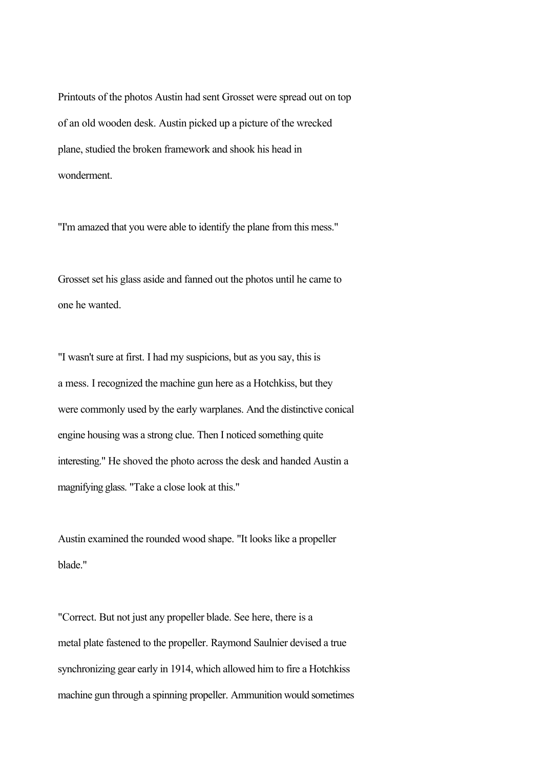Printouts of the photos Austin had sent Grosset were spread out on top of an old wooden desk. Austin picked up a picture of the wrecked plane, studied the broken framework and shook his head in wonderment.

"I'm amazed that you were able to identify the plane from this mess."

Grosset set his glass aside and fanned out the photos until he came to one he wanted.

"I wasn't sure at first. I had my suspicions, but as you say, this is a mess. I recognized the machine gun here as a Hotchkiss, but they were commonly used by the early warplanes. And the distinctive conical engine housing was a strong clue. Then I noticed something quite interesting." He shoved the photo across the desk and handed Austin a magnifying glass. "Take a close look at this."

Austin examined the rounded wood shape. "It looks like a propeller blade."

"Correct. But not just any propeller blade. See here, there is a metal plate fastened to the propeller. Raymond Saulnier devised a true synchronizing gear early in 1914, which allowed him to fire a Hotchkiss machine gun through a spinning propeller. Ammunition would sometimes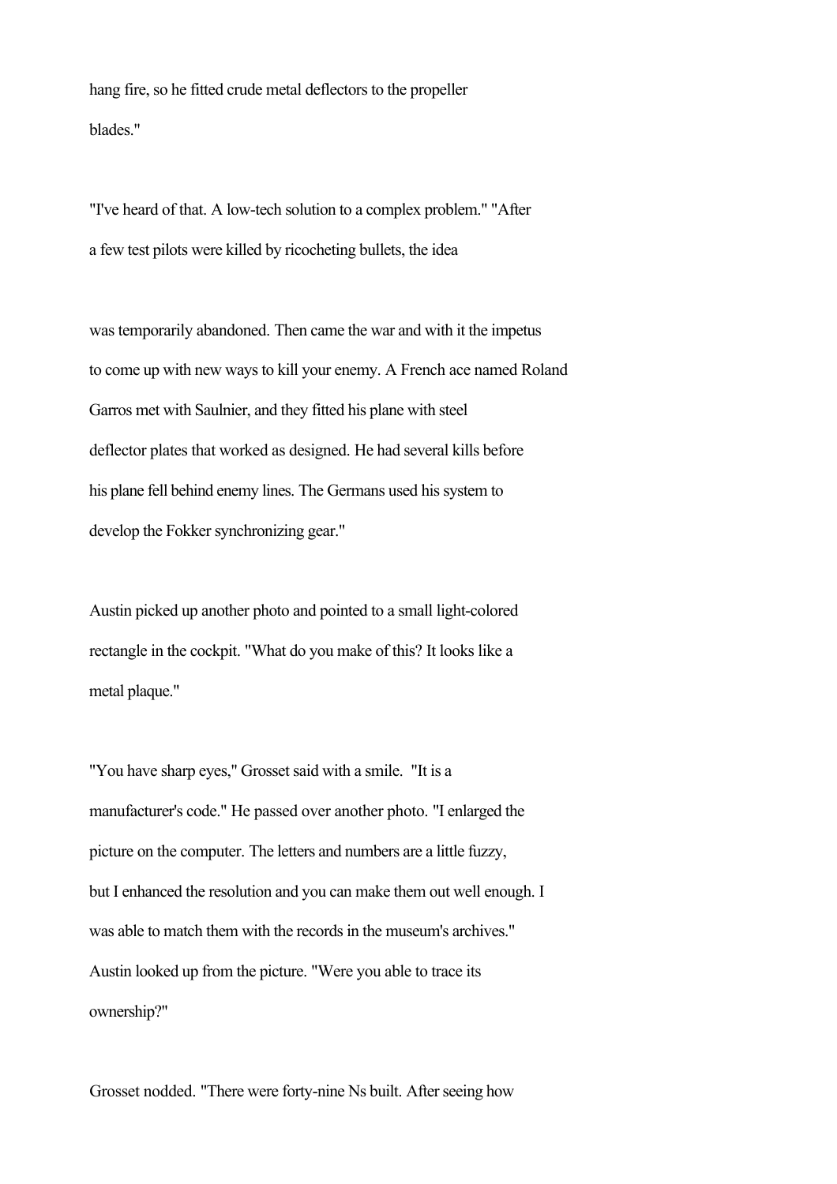hang fire, so he fitted crude metal deflectors to the propeller blades."

"I've heard of that. A low-tech solution to a complex problem." "After a few test pilots were killed by ricocheting bullets, the idea

was temporarily abandoned. Then came the war and with it the impetus to come up with new ways to kill your enemy. A French ace named Roland Garros met with Saulnier, and they fitted his plane with steel deflector plates that worked as designed. He had several kills before his plane fell behind enemy lines. The Germans used his system to develop the Fokker synchronizing gear."

Austin picked up another photo and pointed to a small light-colored rectangle in the cockpit. "What do you make of this? It looks like a metal plaque."

"You have sharp eyes," Grosset said with a smile. "It is a manufacturer's code." He passed over another photo. "I enlarged the picture on the computer. The letters and numbers are a little fuzzy, but I enhanced the resolution and you can make them out well enough. I was able to match them with the records in the museum's archives." Austin looked up from the picture. "Were you able to trace its ownership?"

Grosset nodded. "There were forty-nine Ns built. After seeing how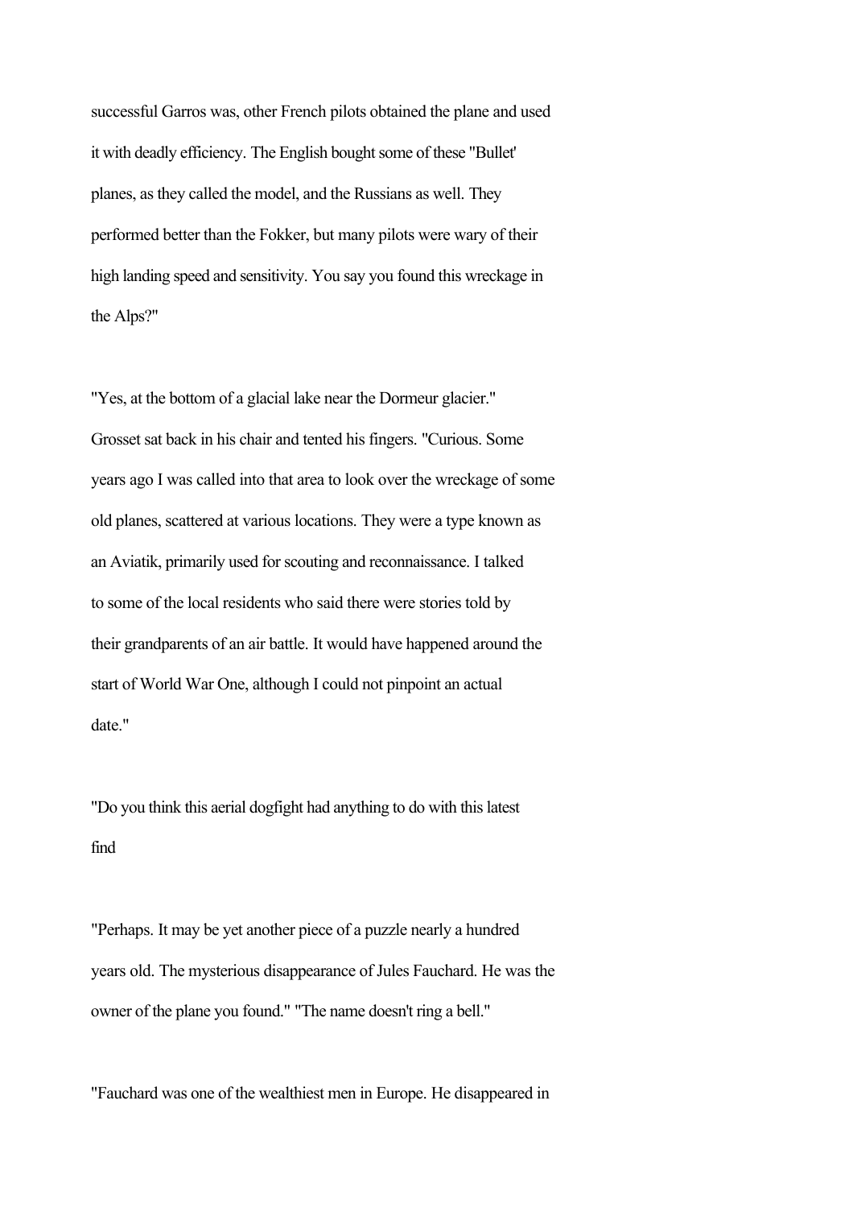successful Garros was, other French pilots obtained the plane and used it with deadly efficiency. The English bought some of these "Bullet' planes, as they called the model, and the Russians as well. They performed better than the Fokker, but many pilots were wary of their high landing speed and sensitivity. You say you found this wreckage in the Alps?"

"Yes, at the bottom of a glacial lake near the Dormeur glacier." Grosset sat back in his chair and tented his fingers. "Curious. Some years ago I was called into that area to look over the wreckage of some old planes, scattered at various locations. They were a type known as an Aviatik, primarily used for scouting and reconnaissance. I talked to some of the local residents who said there were stories told by their grandparents of an air battle. It would have happened around the start of World War One, although I could not pinpoint an actual date."

"Do you think this aerial dogfight had anything to do with this latest find

"Perhaps. It may be yet another piece of a puzzle nearly a hundred years old. The mysterious disappearance of Jules Fauchard. He was the owner of the plane you found." "The name doesn't ring a bell."

"Fauchard was one of the wealthiest men in Europe. He disappeared in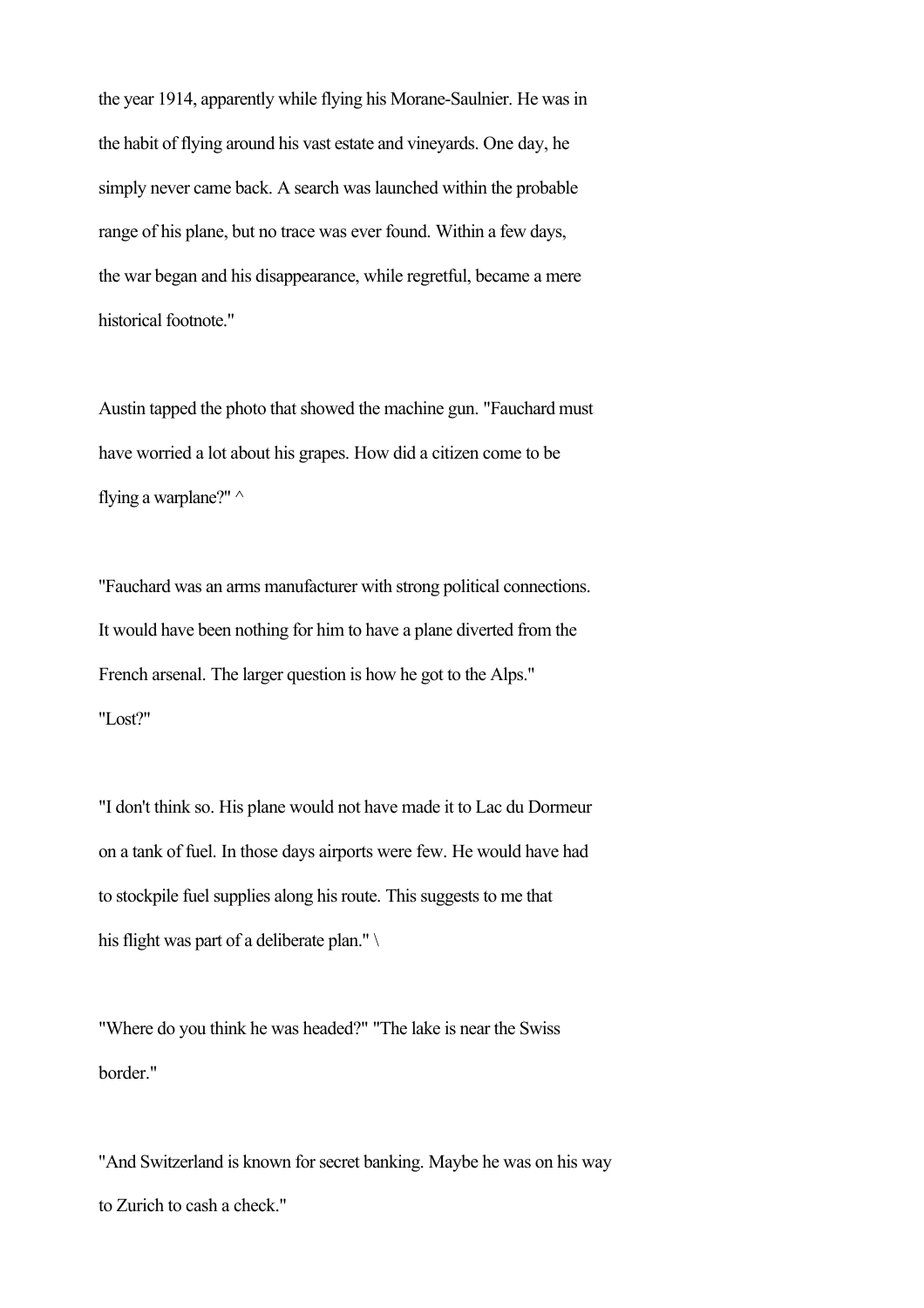the year 1914, apparently while flying his Morane-Saulnier. He was in the habit of flying around his vast estate and vineyards. One day, he simply never came back. A search was launched within the probable range of his plane, but no trace was ever found. Within a few days, the war began and his disappearance, while regretful, became a mere historical footnote."

Austin tapped the photo that showed the machine gun. "Fauchard must have worried a lot about his grapes. How did a citizen come to be flying a warplane?" ^

"Fauchard was an arms manufacturer with strong political connections. It would have been nothing for him to have a plane diverted from the French arsenal. The larger question is how he got to the Alps."
"Lost?"

"I don't think so. His plane would not have made it to Lac du Dormeur on a tank of fuel. In those days airports were few. He would have had to stockpile fuel supplies along his route. This suggests to me that his flight was part of a deliberate plan." \

"Where do you think he was headed?" "The lake is near the Swiss border."

"And Switzerland is known for secret banking. Maybe he was on his way to Zurich to cash a check."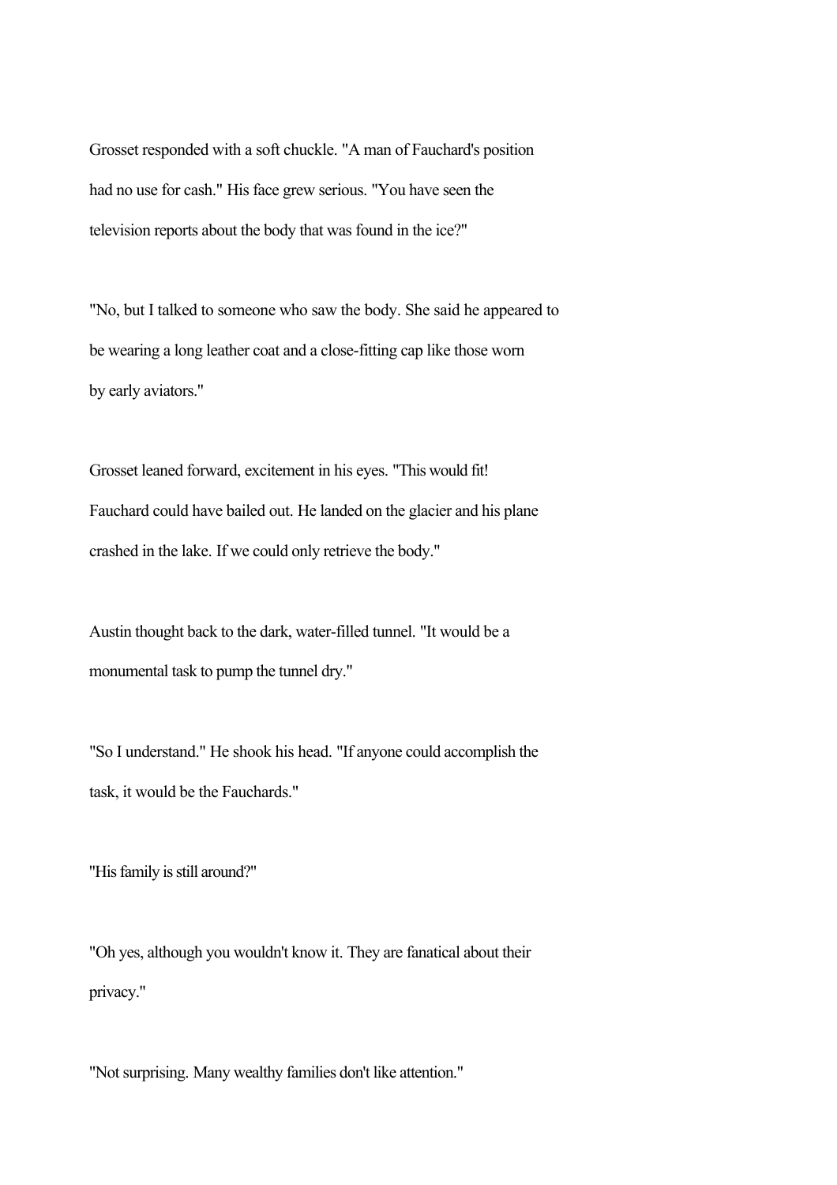Grosset responded with a soft chuckle. "A man of Fauchard's position had no use for cash." His face grew serious. "You have seen the television reports about the body that was found in the ice?"

"No, but I talked to someone who saw the body. She said he appeared to be wearing a long leather coat and a close-fitting cap like those worn by early aviators."

Grosset leaned forward, excitement in his eyes. "This would fit! Fauchard could have bailed out. He landed on the glacier and his plane crashed in the lake. If we could only retrieve the body."

Austin thought back to the dark, water-filled tunnel. "It would be a monumental task to pump the tunnel dry."

"So I understand." He shook his head. "If anyone could accomplish the task, it would be the Fauchards."

"His family is still around?"

"Oh yes, although you wouldn't know it. They are fanatical about their privacy."

"Not surprising. Many wealthy families don't like attention."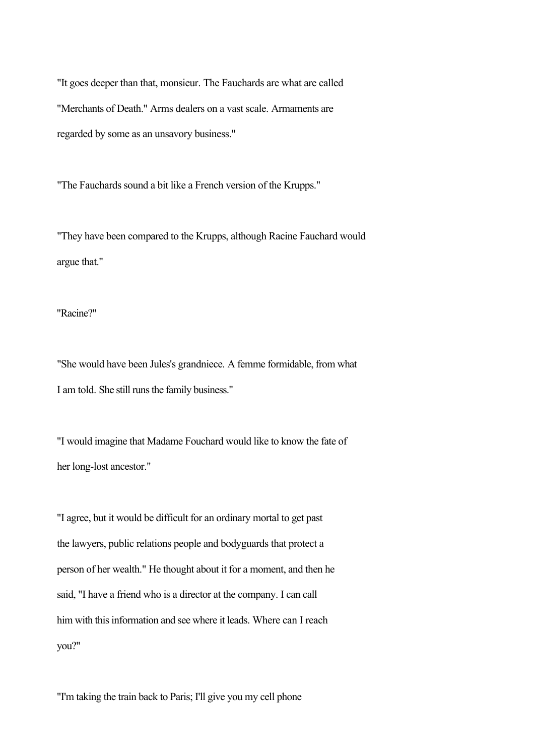"It goes deeper than that, monsieur. The Fauchards are what are called "Merchants of Death." Arms dealers on a vast scale. Armaments are regarded by some as an unsavory business."

"The Fauchards sound a bit like a French version of the Krupps."

"They have been compared to the Krupps, although Racine Fauchard would argue that."

"Racine?"

"She would have been Jules's grandniece. A femme formidable, from what I am told. She still runs the family business."

"I would imagine that Madame Fouchard would like to know the fate of her long-lost ancestor."

"I agree, but it would be difficult for an ordinary mortal to get past the lawyers, public relations people and bodyguards that protect a person of her wealth." He thought about it for a moment, and then he said, "I have a friend who is a director at the company. I can call him with this information and see where it leads. Where can I reach you?"

"I'm taking the train back to Paris; I'll give you my cell phone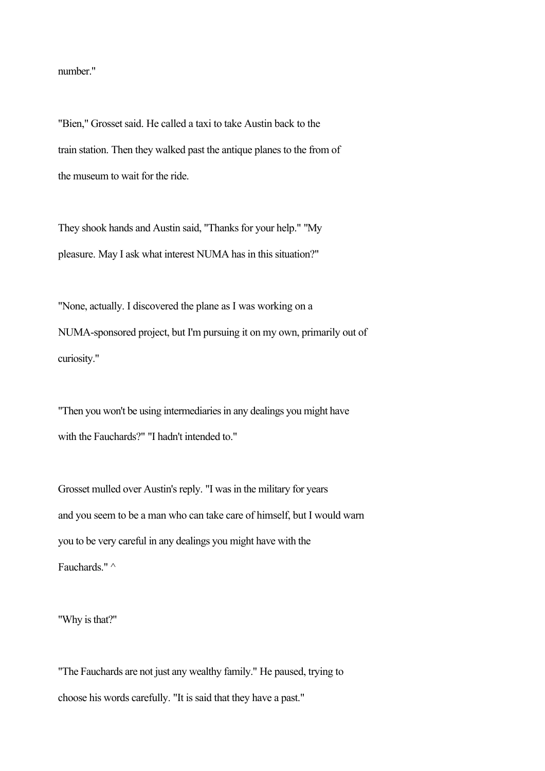number."

"Bien," Grosset said. He called a taxi to take Austin back to the train station. Then they walked past the antique planes to the from of the museum to wait for the ride.

They shook hands and Austin said, "Thanks for your help." "My pleasure. May I ask what interest NUMA has in this situation?"

"None, actually. I discovered the plane as I was working on a NUMA-sponsored project, but I'm pursuing it on my own, primarily out of curiosity."

"Then you won't be using intermediaries in any dealings you might have with the Fauchards?" "I hadn't intended to."

Grosset mulled over Austin's reply. "I was in the military for years and you seem to be a man who can take care of himself, but I would warn you to be very careful in any dealings you might have with the Fauchards." ^

"Why is that?"

"The Fauchards are not just any wealthy family." He paused, trying to choose his words carefully. "It is said that they have a past."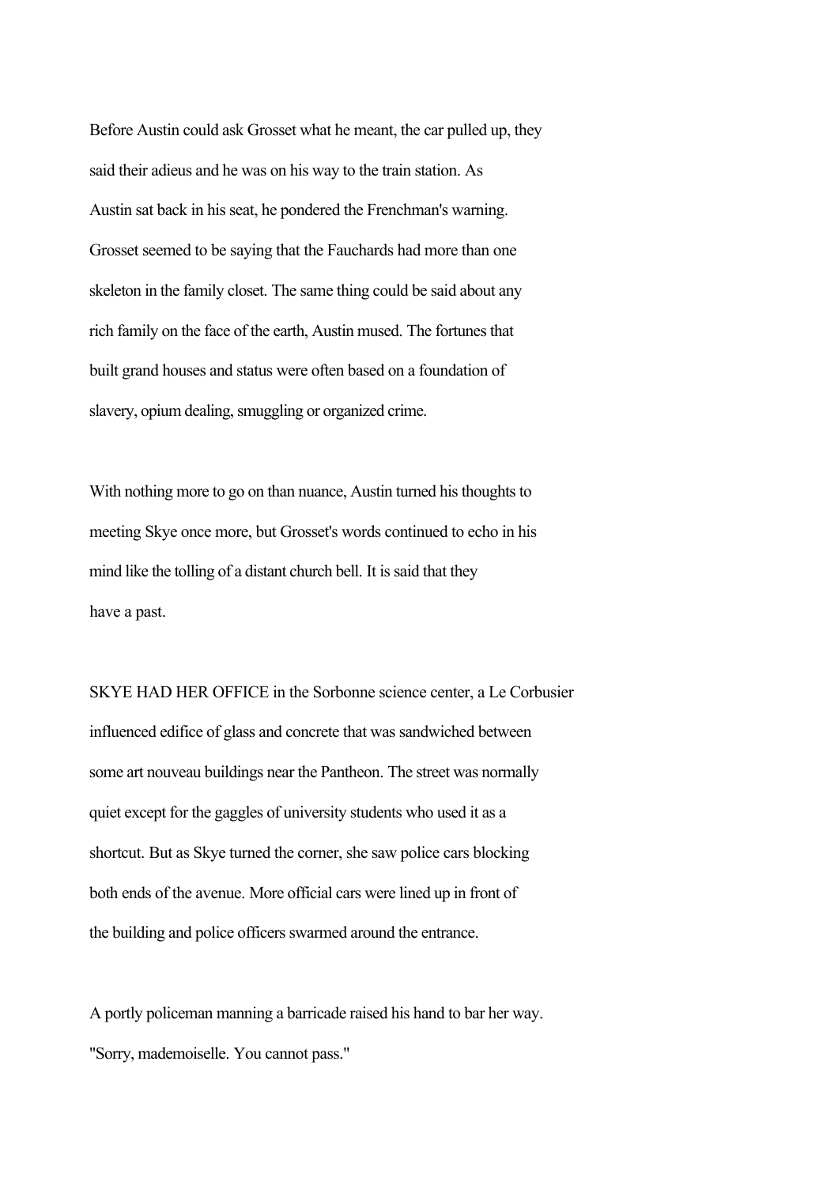Before Austin could ask Grosset what he meant, the car pulled up, they said their adieus and he was on his way to the train station. As Austin sat back in his seat, he pondered the Frenchman's warning. Grosset seemed to be saying that the Fauchards had more than one skeleton in the family closet. The same thing could be said about any rich family on the face of the earth, Austin mused. The fortunes that built grand houses and status were often based on a foundation of slavery, opium dealing, smuggling or organized crime.

With nothing more to go on than nuance, Austin turned his thoughts to meeting Skye once more, but Grosset's words continued to echo in his mind like the tolling of a distant church bell. It is said that they have a past.

SKYE HAD HER OFFICE in the Sorbonne science center, a Le Corbusier influenced edifice of glass and concrete that was sandwiched between some art nouveau buildings near the Pantheon. The street was normally quiet except for the gaggles of university students who used it as a shortcut. But as Skye turned the corner, she saw police cars blocking both ends of the avenue. More official cars were lined up in front of the building and police officers swarmed around the entrance.

A portly policeman manning a barricade raised his hand to bar her way. "Sorry, mademoiselle. You cannot pass."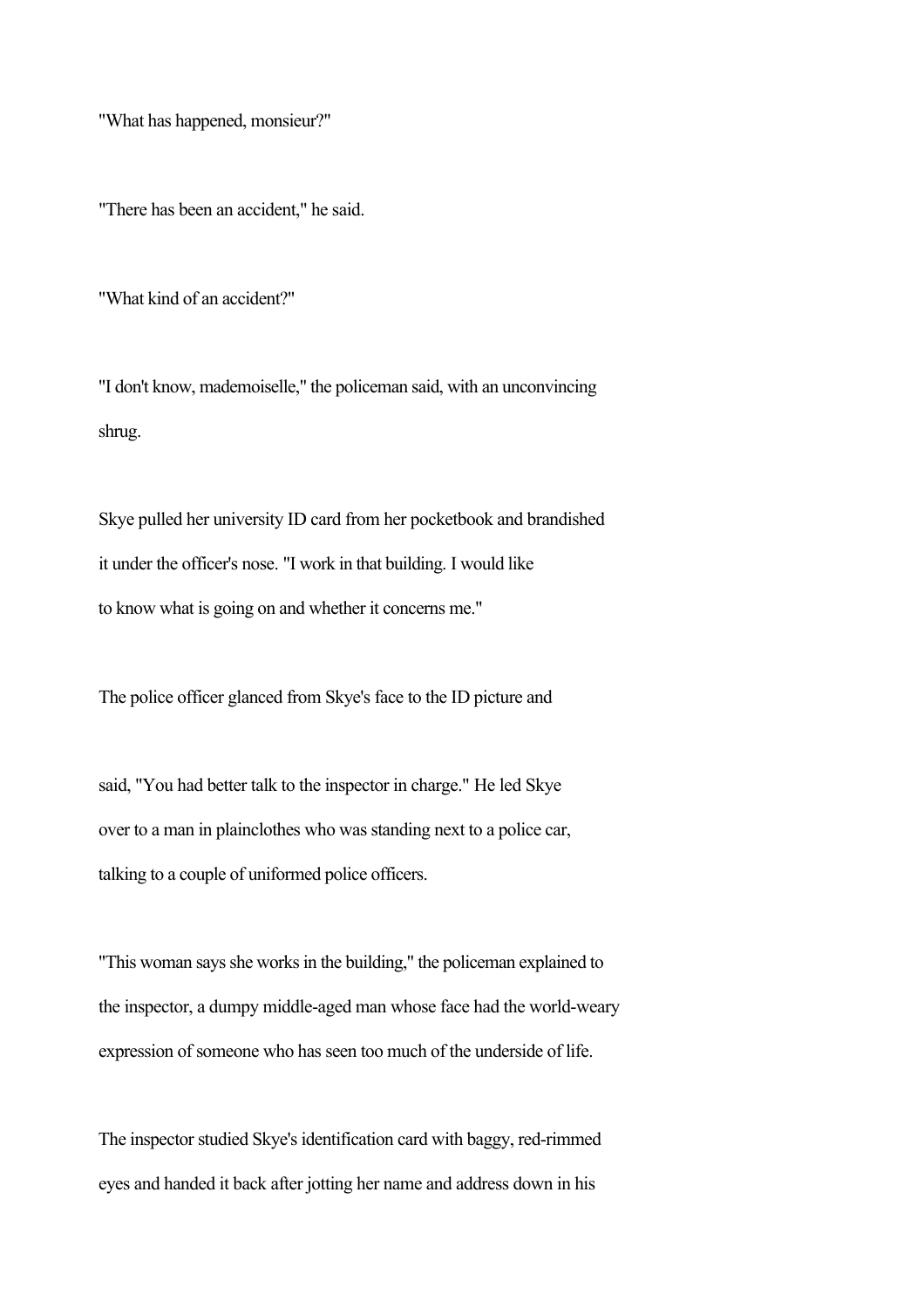"What has happened, monsieur?"

"There has been an accident," he said.

"What kind of an accident?"

"I don't know, mademoiselle," the policeman said, with an unconvincing shrug.

Skye pulled her university ID card from her pocketbook and brandished it under the officer's nose. "I work in that building. I would like to know what is going on and whether it concerns me."

The police officer glanced from Skye's face to the ID picture and said, "You had better talk to the inspector in charge." He led Skye over to a man in plainclothes who was standing next to a police car, talking to a couple of uniformed police officers.

"This woman says she works in the building," the policeman explained to the inspector, a dumpy middle-aged man whose face had the world-weary expression of someone who has seen too much of the underside of life.

The inspector studied Skye's identification card with baggy, red-rimmed eyes and handed it back after jotting her name and address down in his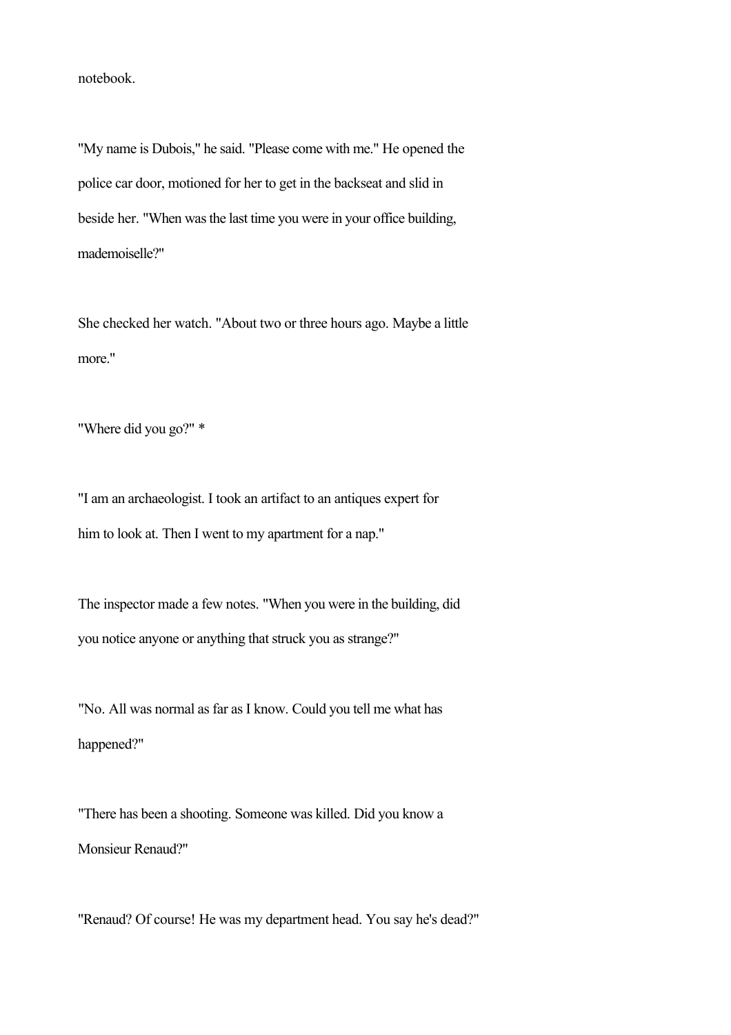notebook.

"My name is Dubois," he said. "Please come with me." He opened the police car door, motioned for her to get in the backseat and slid in beside her. "When was the last time you were in your office building, mademoiselle?"

She checked her watch. "About two or three hours ago. Maybe a little more."

"Where did you go?" *

"I am an archaeologist. I took an artifact to an antiques expert for him to look at. Then I went to my apartment for a nap."

The inspector made a few notes. "When you were in the building, did you notice anyone or anything that struck you as strange?"

"No. All was normal as far as I know. Could you tell me what has happened?"

"There has been a shooting. Someone was killed. Did you know a Monsieur Renaud?"

"Renaud? Of course! He was my department head. You say he's dead?"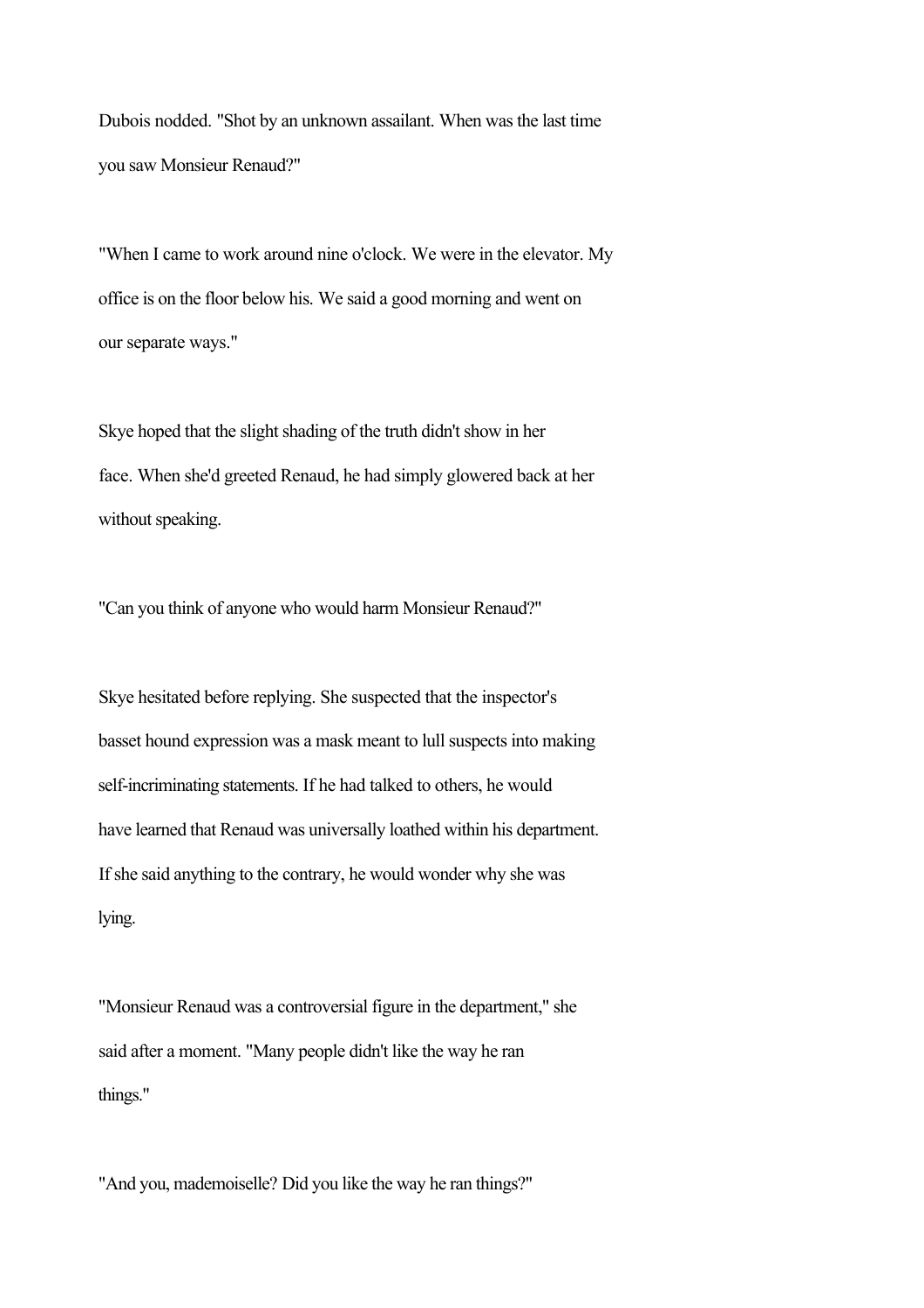Dubois nodded. "Shot by an unknown assailant. When was the last time you saw Monsieur Renaud?"

"When I came to work around nine o'clock. We were in the elevator. My office is on the floor below his. We said a good morning and went on our separate ways."

Skye hoped that the slight shading of the truth didn't show in her face. When she'd greeted Renaud, he had simply glowered back at her without speaking.

"Can you think of anyone who would harm Monsieur Renaud?"

Skye hesitated before replying. She suspected that the inspector's basset hound expression was a mask meant to lull suspects into making self-incriminating statements. If he had talked to others, he would have learned that Renaud was universally loathed within his department. If she said anything to the contrary, he would wonder why she was lying.

"Monsieur Renaud was a controversial figure in the department," she said after a moment. "Many people didn't like the way he ran things."

"And you, mademoiselle? Did you like the way he ran things?"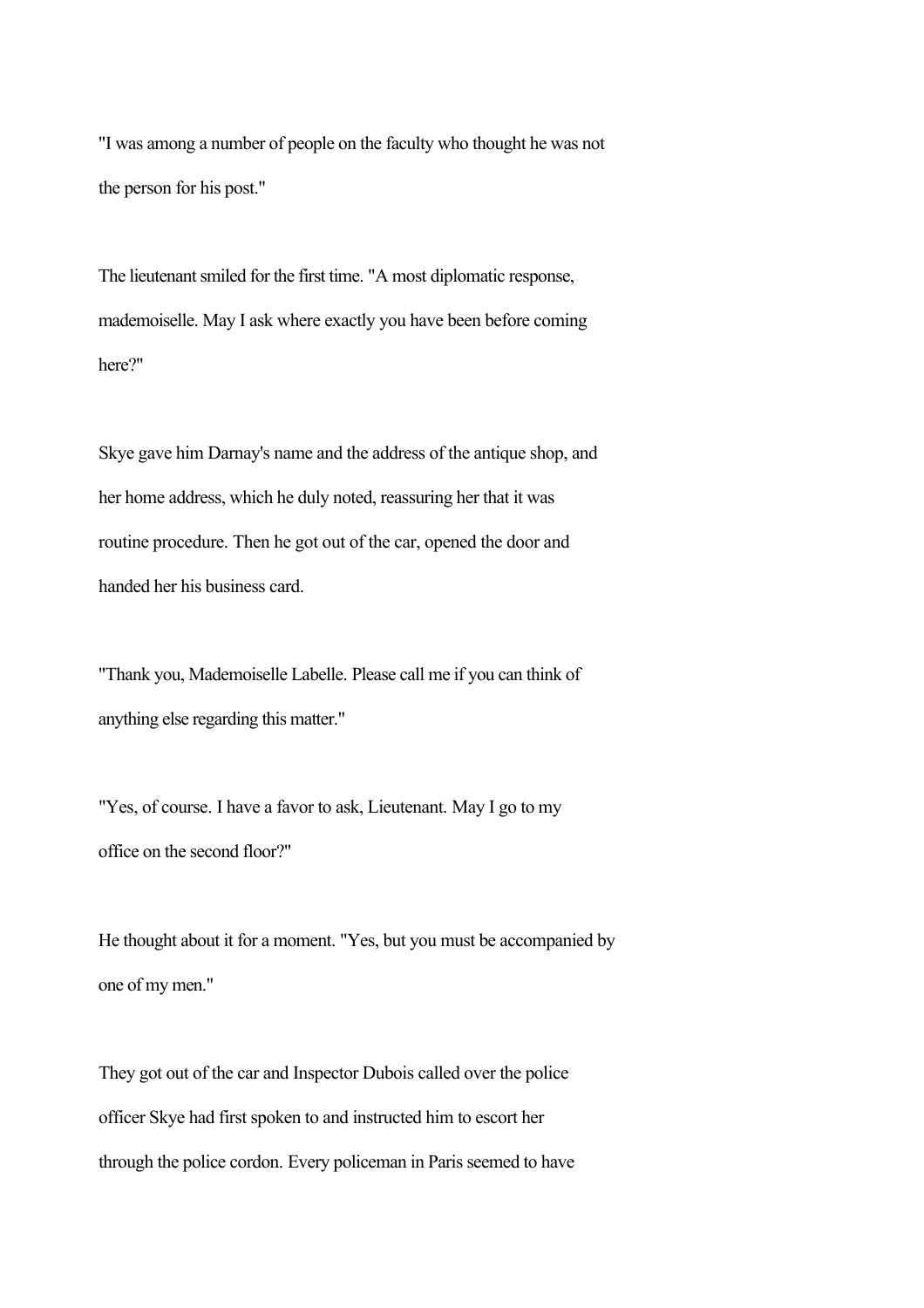"I was among a number of people on the faculty who thought he was not the person for his post."

The lieutenant smiled for the first time. "A most diplomatic response, mademoiselle. May I ask where exactly you have been before coming here?"

Skye gave him Darnay's name and the address of the antique shop, and her home address, which he duly noted, reassuring her that it was routine procedure. Then he got out of the car, opened the door and handed her his business card.

"Thank you, Mademoiselle Labelle. Please call me if you can think of anything else regarding this matter."

"Yes, of course. I have a favor to ask, Lieutenant. May I go to my office on the second floor?"

He thought about it for a moment. "Yes, but you must be accompanied by one of my men."

They got out of the car and Inspector Dubois called over the police officer Skye had first spoken to and instructed him to escort her through the police cordon. Every policeman in Paris seemed to have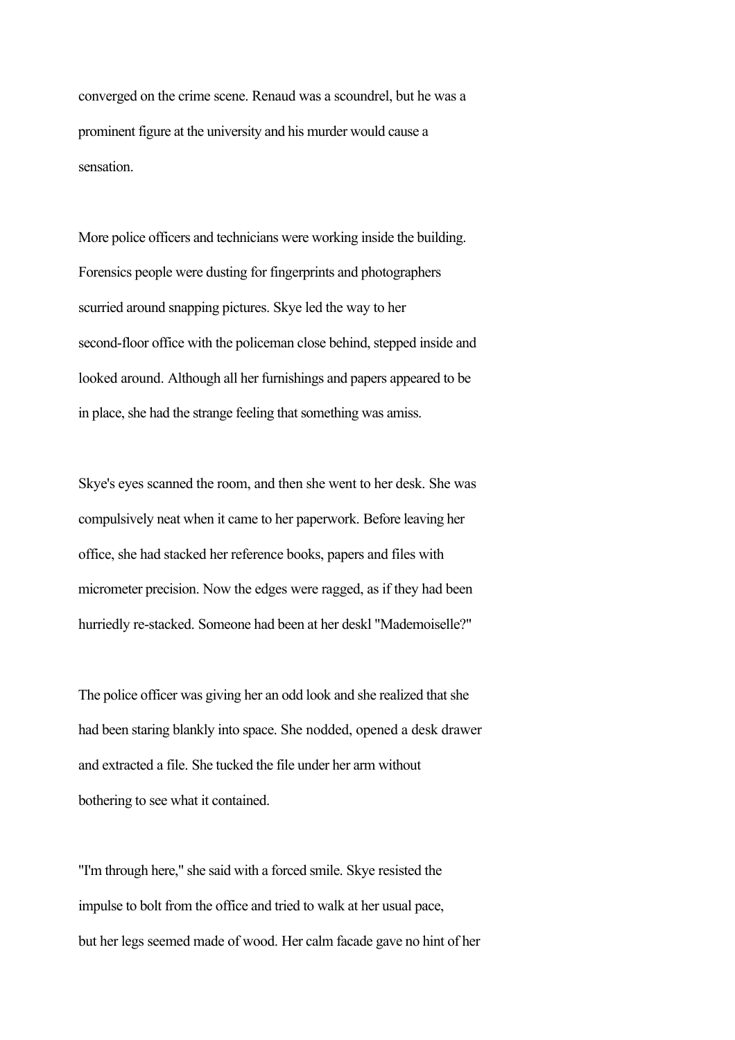converged on the crime scene. Renaud was a scoundrel, but he was a prominent figure at the university and his murder would cause a sensation.

More police officers and technicians were working inside the building. Forensics people were dusting for fingerprints and photographers scurried around snapping pictures. Skye led the way to her second-floor office with the policeman close behind, stepped inside and looked around. Although all her furnishings and papers appeared to be in place, she had the strange feeling that something was amiss.

Skye's eyes scanned the room, and then she went to her desk. She was compulsively neat when it came to her paperwork. Before leaving her office, she had stacked her reference books, papers and files with micrometer precision. Now the edges were ragged, as if they had been hurriedly re-stacked. Someone had been at her deskl "Mademoiselle?"

The police officer was giving her an odd look and she realized that she had been staring blankly into space. She nodded, opened a desk drawer and extracted a file. She tucked the file under her arm without bothering to see what it contained.

"I'm through here," she said with a forced smile. Skye resisted the impulse to bolt from the office and tried to walk at her usual pace, but her legs seemed made of wood. Her calm facade gave no hint of her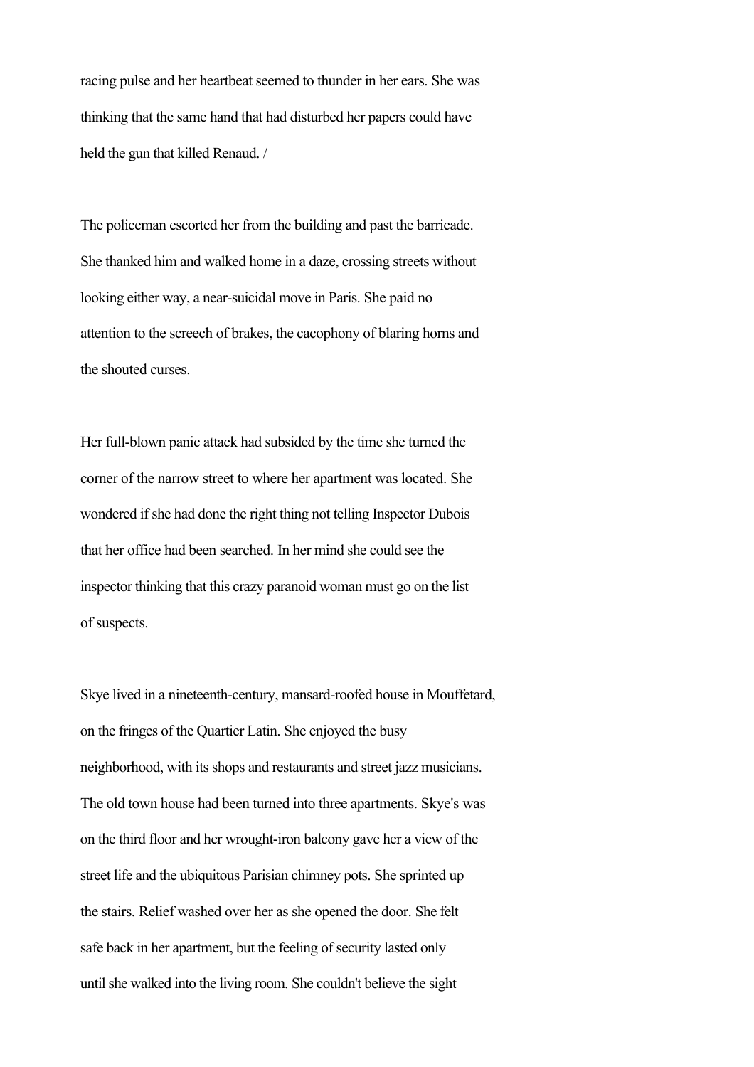racing pulse and her heartbeat seemed to thunder in her ears. She was thinking that the same hand that had disturbed her papers could have held the gun that killed Renaud. /

The policeman escorted her from the building and past the barricade. She thanked him and walked home in a daze, crossing streets without looking either way, a near-suicidal move in Paris. She paid no attention to the screech of brakes, the cacophony of blaring horns and the shouted curses.

Her full-blown panic attack had subsided by the time she turned the corner of the narrow street to where her apartment was located. She wondered if she had done the right thing not telling Inspector Dubois that her office had been searched. In her mind she could see the inspector thinking that this crazy paranoid woman must go on the list of suspects.

Skye lived in a nineteenth-century, mansard-roofed house in Mouffetard, on the fringes of the Quartier Latin. She enjoyed the busy neighborhood, with its shops and restaurants and street jazz musicians. The old town house had been turned into three apartments. Skye's was on the third floor and her wrought-iron balcony gave her a view of the street life and the ubiquitous Parisian chimney pots. She sprinted up the stairs. Relief washed over her as she opened the door. She felt safe back in her apartment, but the feeling of security lasted only until she walked into the living room. She couldn't believe the sight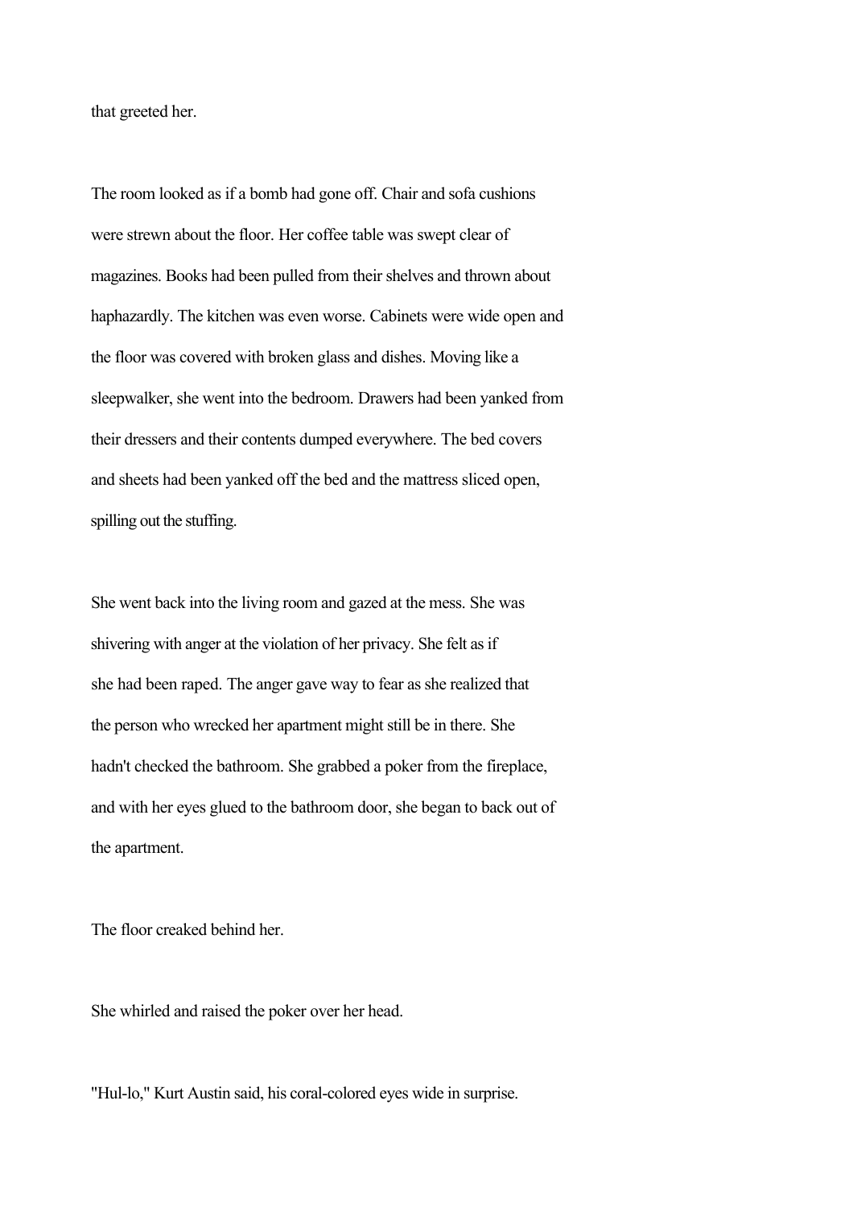that greeted her.

The room looked as if a bomb had gone off. Chair and sofa cushions were strewn about the floor. Her coffee table was swept clear of magazines. Books had been pulled from their shelves and thrown about haphazardly. The kitchen was even worse. Cabinets were wide open and the floor was covered with broken glass and dishes. Moving like a sleepwalker, she went into the bedroom. Drawers had been yanked from their dressers and their contents dumped everywhere. The bed covers and sheets had been yanked off the bed and the mattress sliced open, spilling out the stuffing.

She went back into the living room and gazed at the mess. She was shivering with anger at the violation of her privacy. She felt as if she had been raped. The anger gave way to fear as she realized that the person who wrecked her apartment might still be in there. She hadn't checked the bathroom. She grabbed a poker from the fireplace, and with her eyes glued to the bathroom door, she began to back out of the apartment.

The floor creaked behind her.

She whirled and raised the poker over her head.

"Hul-lo," Kurt Austin said, his coral-colored eyes wide in surprise.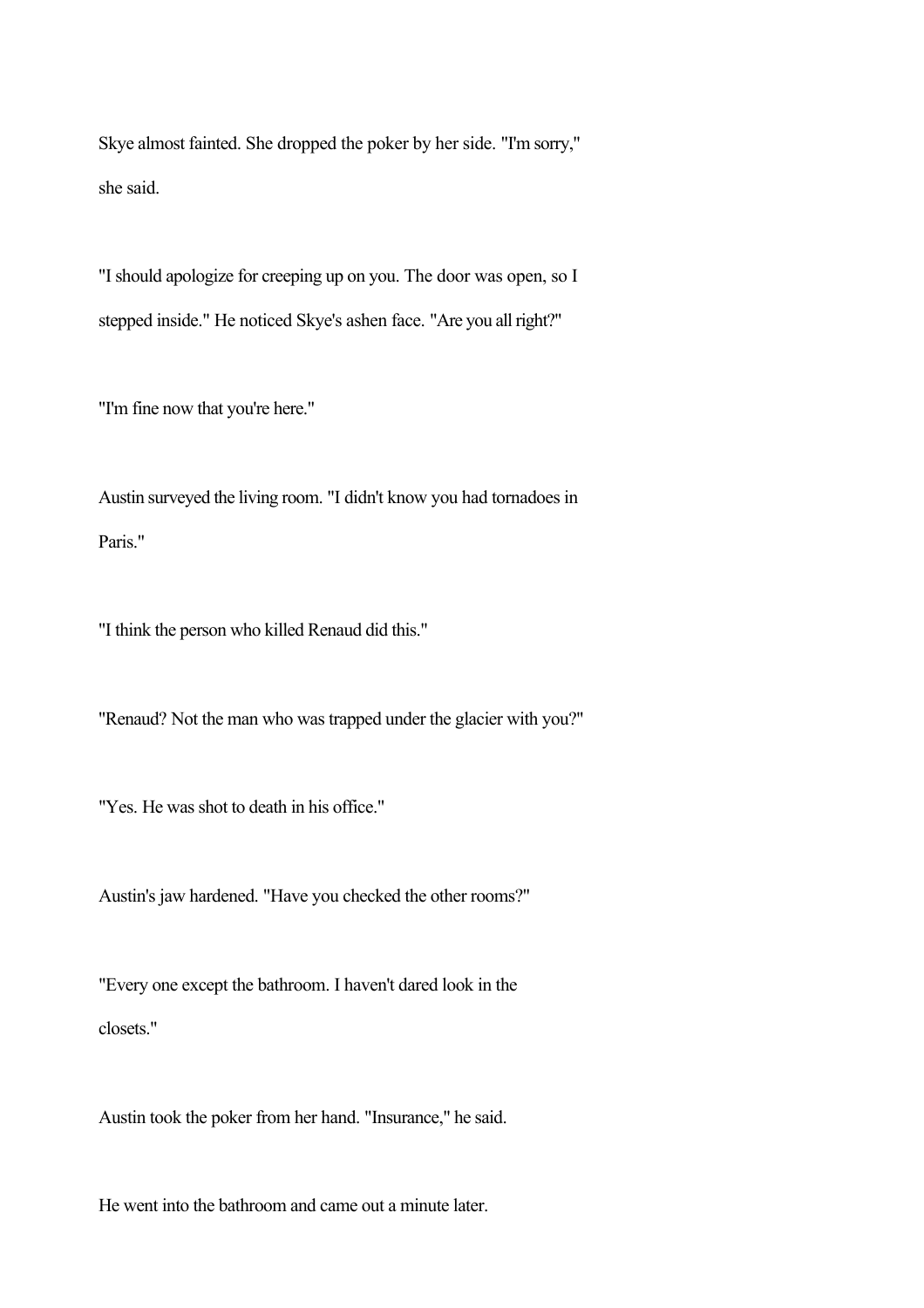Skye almost fainted. She dropped the poker by her side. "I'm sorry," she said.

"I should apologize for creeping up on you. The door was open, so I stepped inside." He noticed Skye's ashen face. "Are you all right?"

"I'm fine now that you're here."

Austin surveyed the living room. "I didn't know you had tornadoes in Paris."

"I think the person who killed Renaud did this."

"Renaud? Not the man who was trapped under the glacier with you?"

"Yes. He was shot to death in his office."

Austin's jaw hardened. "Have you checked the other rooms?"

"Every one except the bathroom. I haven't dared look in the closets."

Austin took the poker from her hand. "Insurance," he said.

He went into the bathroom and came out a minute later.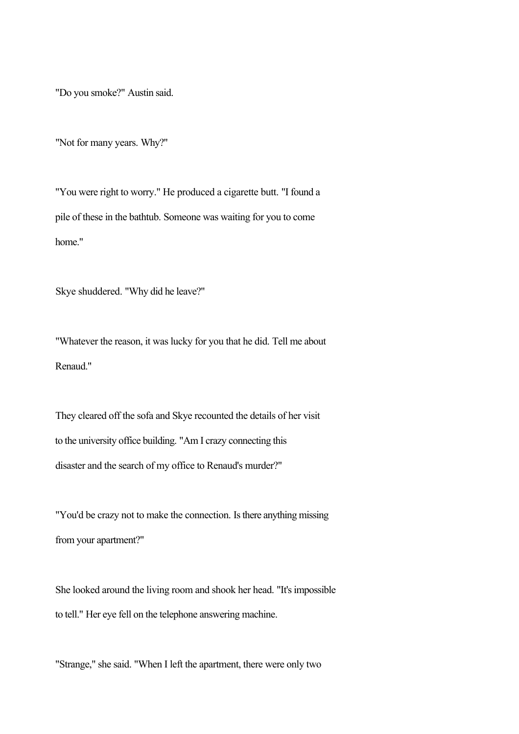"Do you smoke?" Austin said.

"Not for many years. Why?"

"You were right to worry." He produced a cigarette butt. "I found a pile of these in the bathtub. Someone was waiting for you to come home."

Skye shuddered. "Why did he leave?"

"Whatever the reason, it was lucky for you that he did. Tell me about Renaud."

They cleared off the sofa and Skye recounted the details of her visit to the university office building. "Am I crazy connecting this disaster and the search of my office to Renaud's murder?"

"You'd be crazy not to make the connection. Is there anything missing from your apartment?"

She looked around the living room and shook her head. "It's impossible to tell." Her eye fell on the telephone answering machine.

"Strange," she said. "When I left the apartment, there were only two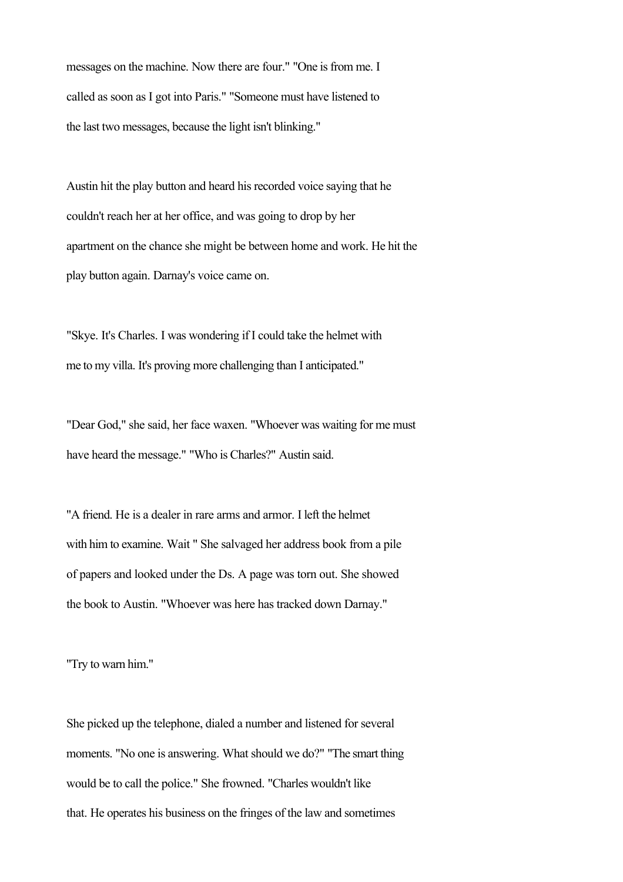messages on the machine. Now there are four." "One is from me. I called as soon as I got into Paris." "Someone must have listened to the last two messages, because the light isn't blinking."

Austin hit the play button and heard his recorded voice saying that he couldn't reach her at her office, and was going to drop by her apartment on the chance she might be between home and work. He hit the play button again. Darnay's voice came on.

"Skye. It's Charles. I was wondering if I could take the helmet with me to my villa. It's proving more challenging than I anticipated."

"Dear God," she said, her face waxen. "Whoever was waiting for me must have heard the message." "Who is Charles?" Austin said.

"A friend. He is a dealer in rare arms and armor. I left the helmet with him to examine. Wait " She salvaged her address book from a pile of papers and looked under the Ds. A page was torn out. She showed the book to Austin. "Whoever was here has tracked down Darnay."

"Try to warn him."

She picked up the telephone, dialed a number and listened for several moments. "No one is answering. What should we do?" "The smart thing would be to call the police." She frowned. "Charles wouldn't like that. He operates his business on the fringes of the law and sometimes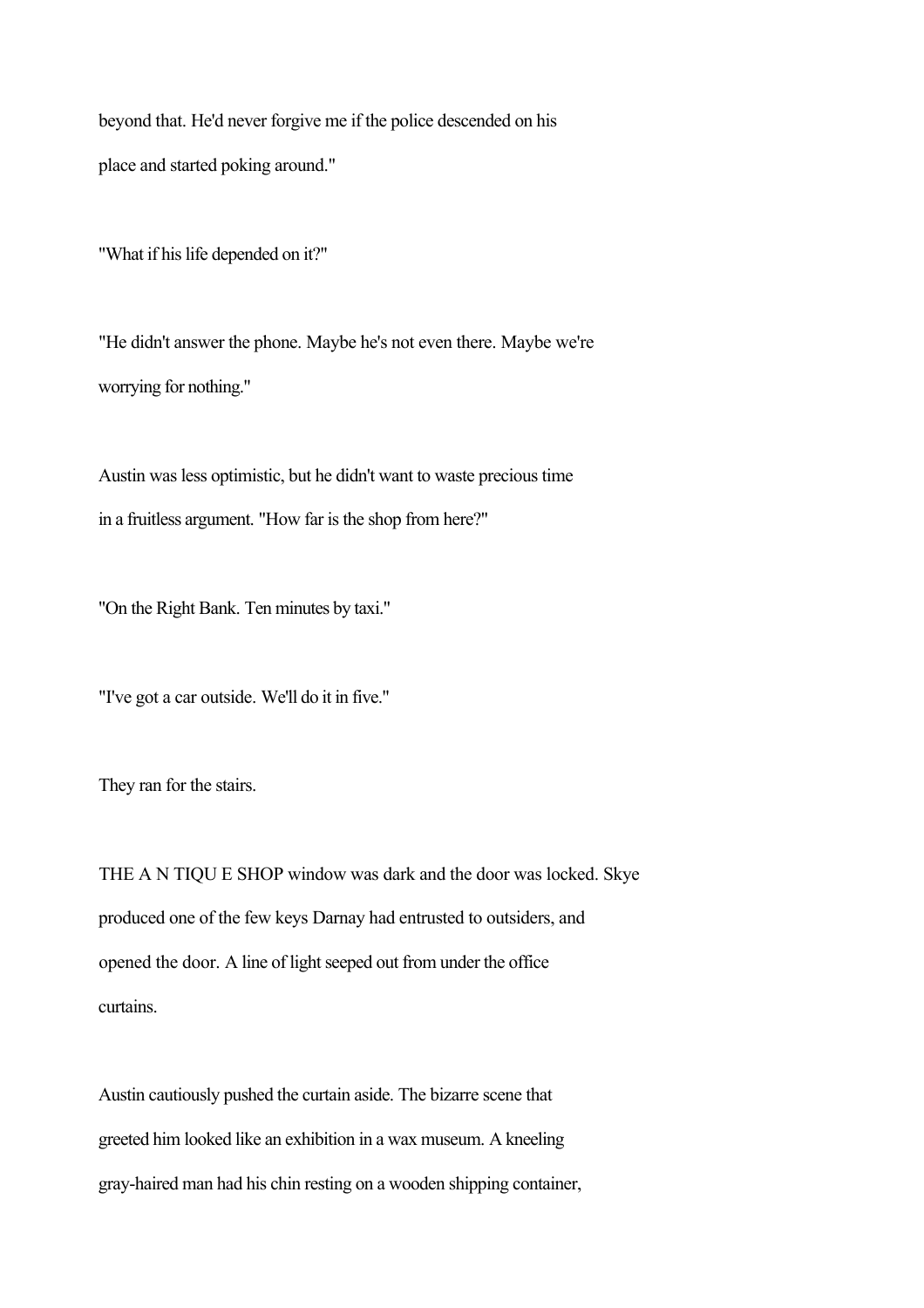beyond that. He'd never forgive me if the police descended on his place and started poking around."

"What if his life depended on it?"

"He didn't answer the phone. Maybe he's not even there. Maybe we're worrying for nothing."

Austin was less optimistic, but he didn't want to waste precious time in a fruitless argument. "How far is the shop from here?"

"On the Right Bank. Ten minutes by taxi."

"I've got a car outside. We'll do it in five."

They ran for the stairs.

THE A N TIQU E SHOP window was dark and the door was locked. Skye produced one of the few keys Darnay had entrusted to outsiders, and opened the door. A line of light seeped out from under the office curtains.

Austin cautiously pushed the curtain aside. The bizarre scene that greeted him looked like an exhibition in a wax museum. A kneeling gray-haired man had his chin resting on a wooden shipping container,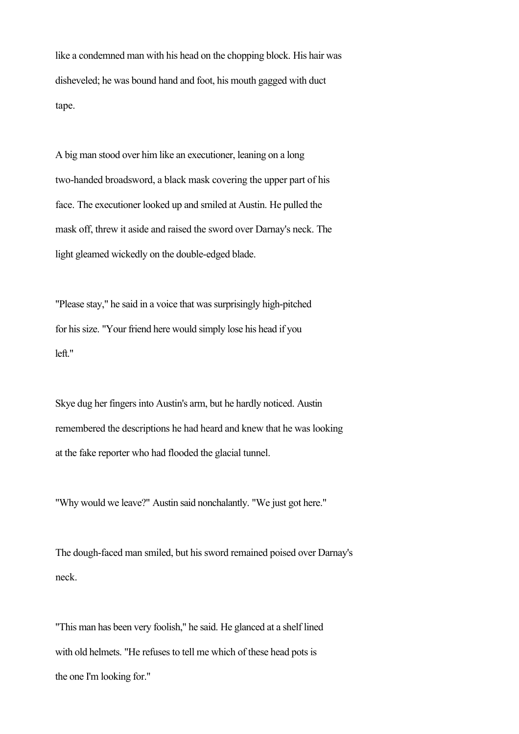like a condemned man with his head on the chopping block. His hair was disheveled; he was bound hand and foot, his mouth gagged with duct tape.

A big man stood over him like an executioner, leaning on a long two-handed broadsword, a black mask covering the upper part of his face. The executioner looked up and smiled at Austin. He pulled the mask off, threw it aside and raised the sword over Darnay's neck. The light gleamed wickedly on the double-edged blade.

"Please stay," he said in a voice that was surprisingly high-pitched for his size. "Your friend here would simply lose his head if you left."

Skye dug her fingers into Austin's arm, but he hardly noticed. Austin remembered the descriptions he had heard and knew that he was looking at the fake reporter who had flooded the glacial tunnel.

"Why would we leave?" Austin said nonchalantly. "We just got here."

The dough-faced man smiled, but his sword remained poised over Darnay's neck.

"This man has been very foolish," he said. He glanced at a shelf lined with old helmets. "He refuses to tell me which of these head pots is the one I'm looking for."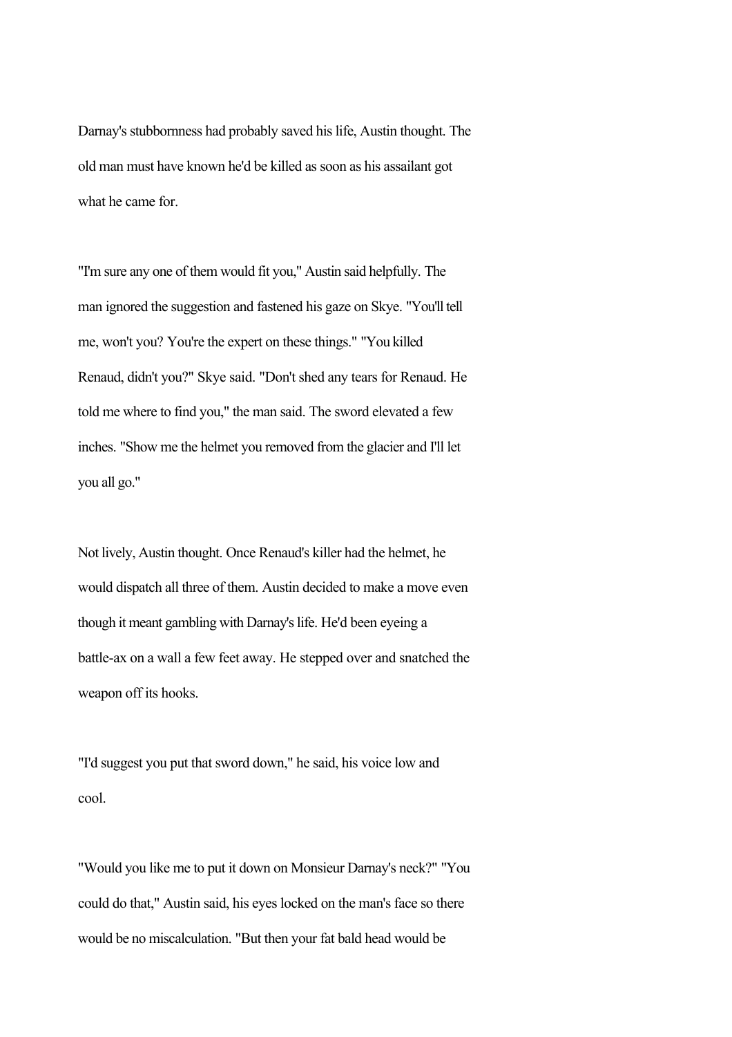Darnay's stubbornness had probably saved his life, Austin thought. The old man must have known he'd be killed as soon as his assailant got what he came for.

"I'm sure any one of them would fit you," Austin said helpfully. The man ignored the suggestion and fastened his gaze on Skye. "You'll tell me, won't you? You're the expert on these things." "You killed Renaud, didn't you?" Skye said. "Don't shed any tears for Renaud. He told me where to find you," the man said. The sword elevated a few inches. "Show me the helmet you removed from the glacier and I'll let you all go."

Not lively, Austin thought. Once Renaud's killer had the helmet, he would dispatch all three of them. Austin decided to make a move even though it meant gambling with Darnay's life. He'd been eyeing a battle-ax on a wall a few feet away. He stepped over and snatched the weapon off its hooks.

"I'd suggest you put that sword down," he said, his voice low and cool.

"Would you like me to put it down on Monsieur Darnay's neck?" "You could do that," Austin said, his eyes locked on the man's face so there would be no miscalculation. "But then your fat bald head would be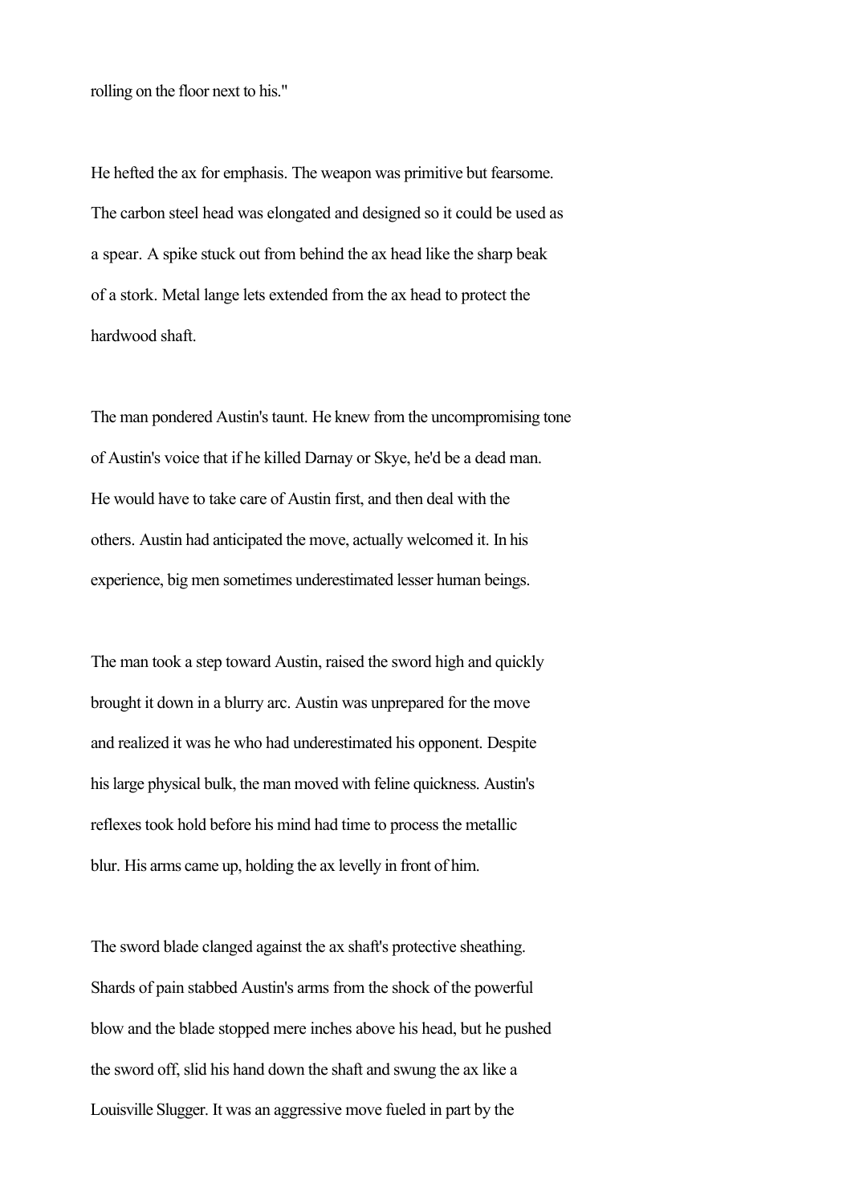rolling on the floor next to his."

He hefted the ax for emphasis. The weapon was primitive but fearsome. The carbon steel head was elongated and designed so it could be used as a spear. A spike stuck out from behind the ax head like the sharp beak of a stork. Metal lange lets extended from the ax head to protect the hardwood shaft.

The man pondered Austin's taunt. He knew from the uncompromising tone of Austin's voice that if he killed Darnay or Skye, he'd be a dead man. He would have to take care of Austin first, and then deal with the others. Austin had anticipated the move, actually welcomed it. In his experience, big men sometimes underestimated lesser human beings.

The man took a step toward Austin, raised the sword high and quickly brought it down in a blurry arc. Austin was unprepared for the move and realized it was he who had underestimated his opponent. Despite his large physical bulk, the man moved with feline quickness. Austin's reflexes took hold before his mind had time to process the metallic blur. His arms came up, holding the ax levelly in front of him.

The sword blade clanged against the ax shaft's protective sheathing. Shards of pain stabbed Austin's arms from the shock of the powerful blow and the blade stopped mere inches above his head, but he pushed the sword off, slid his hand down the shaft and swung the ax like a Louisville Slugger. It was an aggressive move fueled in part by the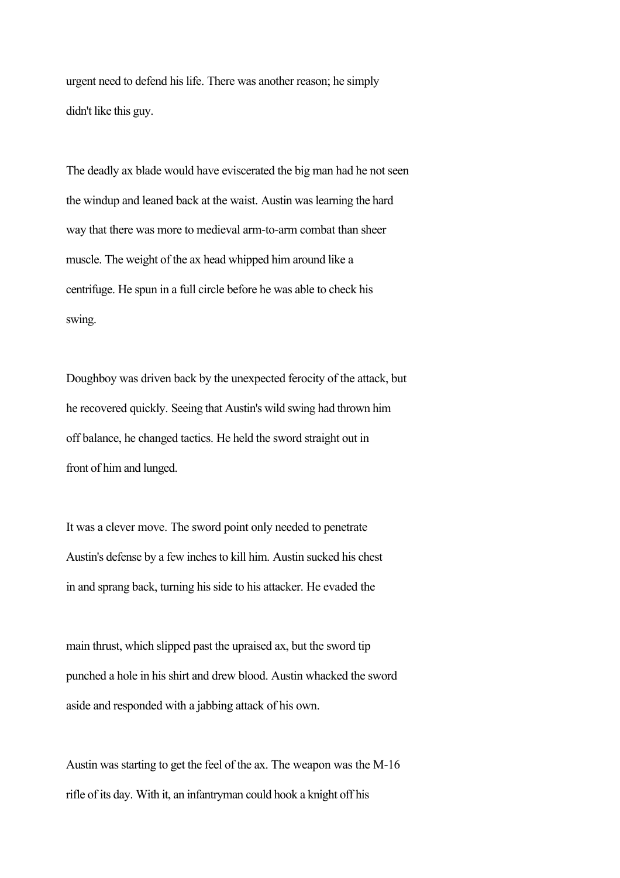urgent need to defend his life. There was another reason; he simply didn't like this guy.

The deadly ax blade would have eviscerated the big man had he not seen the windup and leaned back at the waist. Austin was learning the hard way that there was more to medieval arm-to-arm combat than sheer muscle. The weight of the ax head whipped him around like a centrifuge. He spun in a full circle before he was able to check his swing.

Doughboy was driven back by the unexpected ferocity of the attack, but he recovered quickly. Seeing that Austin's wild swing had thrown him off balance, he changed tactics. He held the sword straight out in front of him and lunged.

It was a clever move. The sword point only needed to penetrate Austin's defense by a few inches to kill him. Austin sucked his chest in and sprang back, turning his side to his attacker. He evaded the main thrust, which slipped past the upraised ax, but the sword tip punched a hole in his shirt and drew blood. Austin whacked the sword aside and responded with a jabbing attack of his own.

Austin was starting to get the feel of the ax. The weapon was the M-16 rifle of its day. With it, an infantryman could hook a knight off his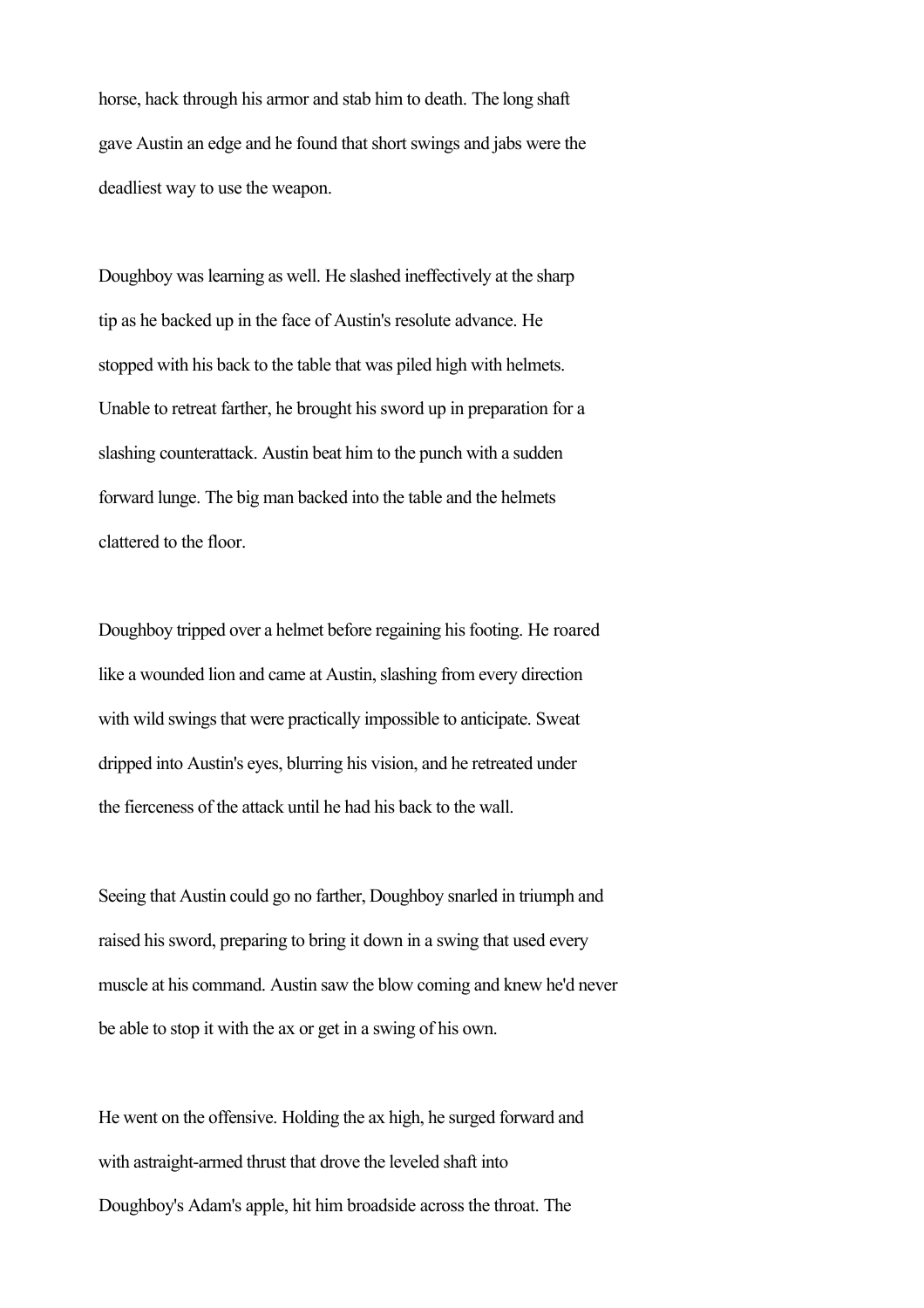horse, hack through his armor and stab him to death. The long shaft gave Austin an edge and he found that short swings and jabs were the deadliest way to use the weapon.

Doughboy was learning as well. He slashed ineffectively at the sharp tip as he backed up in the face of Austin's resolute advance. He stopped with his back to the table that was piled high with helmets. Unable to retreat farther, he brought his sword up in preparation for a slashing counterattack. Austin beat him to the punch with a sudden forward lunge. The big man backed into the table and the helmets clattered to the floor.

Doughboy tripped over a helmet before regaining his footing. He roared like a wounded lion and came at Austin, slashing from every direction with wild swings that were practically impossible to anticipate. Sweat dripped into Austin's eyes, blurring his vision, and he retreated under the fierceness of the attack until he had his back to the wall.

Seeing that Austin could go no farther, Doughboy snarled in triumph and raised his sword, preparing to bring it down in a swing that used every muscle at his command. Austin saw the blow coming and knew he'd never be able to stop it with the ax or get in a swing of his own.

He went on the offensive. Holding the ax high, he surged forward and with astraight-armed thrust that drove the leveled shaft into Doughboy's Adam's apple, hit him broadside across the throat. The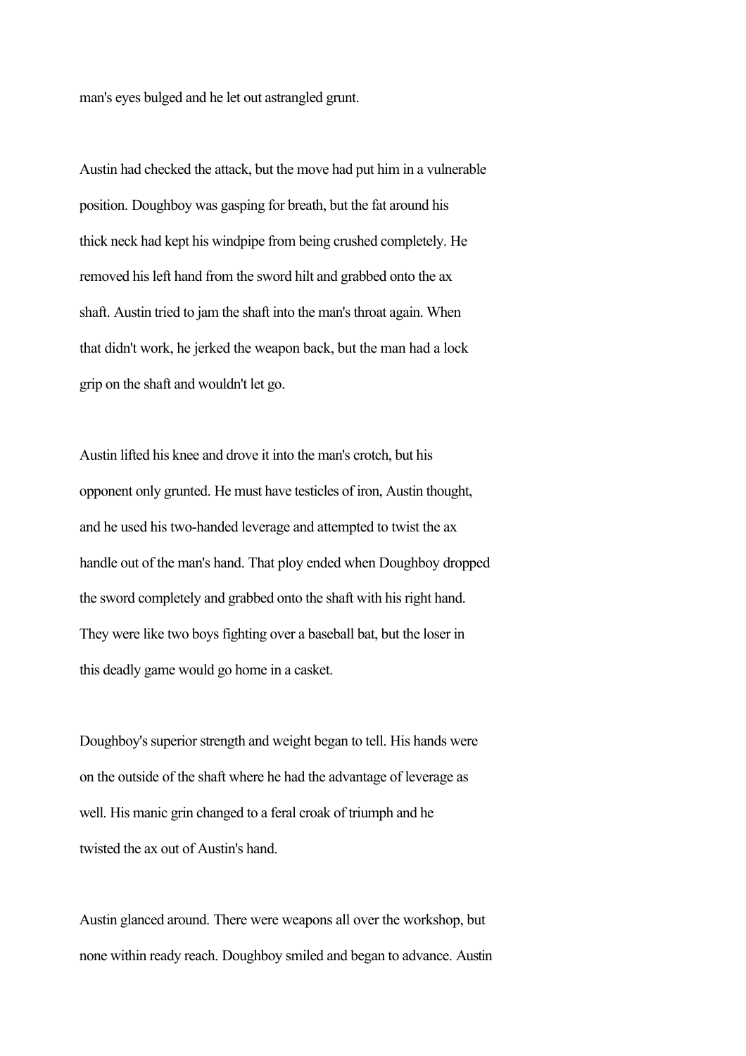man's eyes bulged and he let out astrangled grunt.

Austin had checked the attack, but the move had put him in a vulnerable position. Doughboy was gasping for breath, but the fat around his thick neck had kept his windpipe from being crushed completely. He removed his left hand from the sword hilt and grabbed onto the ax shaft. Austin tried to jam the shaft into the man's throat again. When that didn't work, he jerked the weapon back, but the man had a lock grip on the shaft and wouldn't let go.

Austin lifted his knee and drove it into the man's crotch, but his opponent only grunted. He must have testicles of iron, Austin thought, and he used his two-handed leverage and attempted to twist the ax handle out of the man's hand. That ploy ended when Doughboy dropped the sword completely and grabbed onto the shaft with his right hand. They were like two boys fighting over a baseball bat, but the loser in this deadly game would go home in a casket.

Doughboy's superior strength and weight began to tell. His hands were on the outside of the shaft where he had the advantage of leverage as well. His manic grin changed to a feral croak of triumph and he twisted the ax out of Austin's hand.

Austin glanced around. There were weapons all over the workshop, but none within ready reach. Doughboy smiled and began to advance. Austin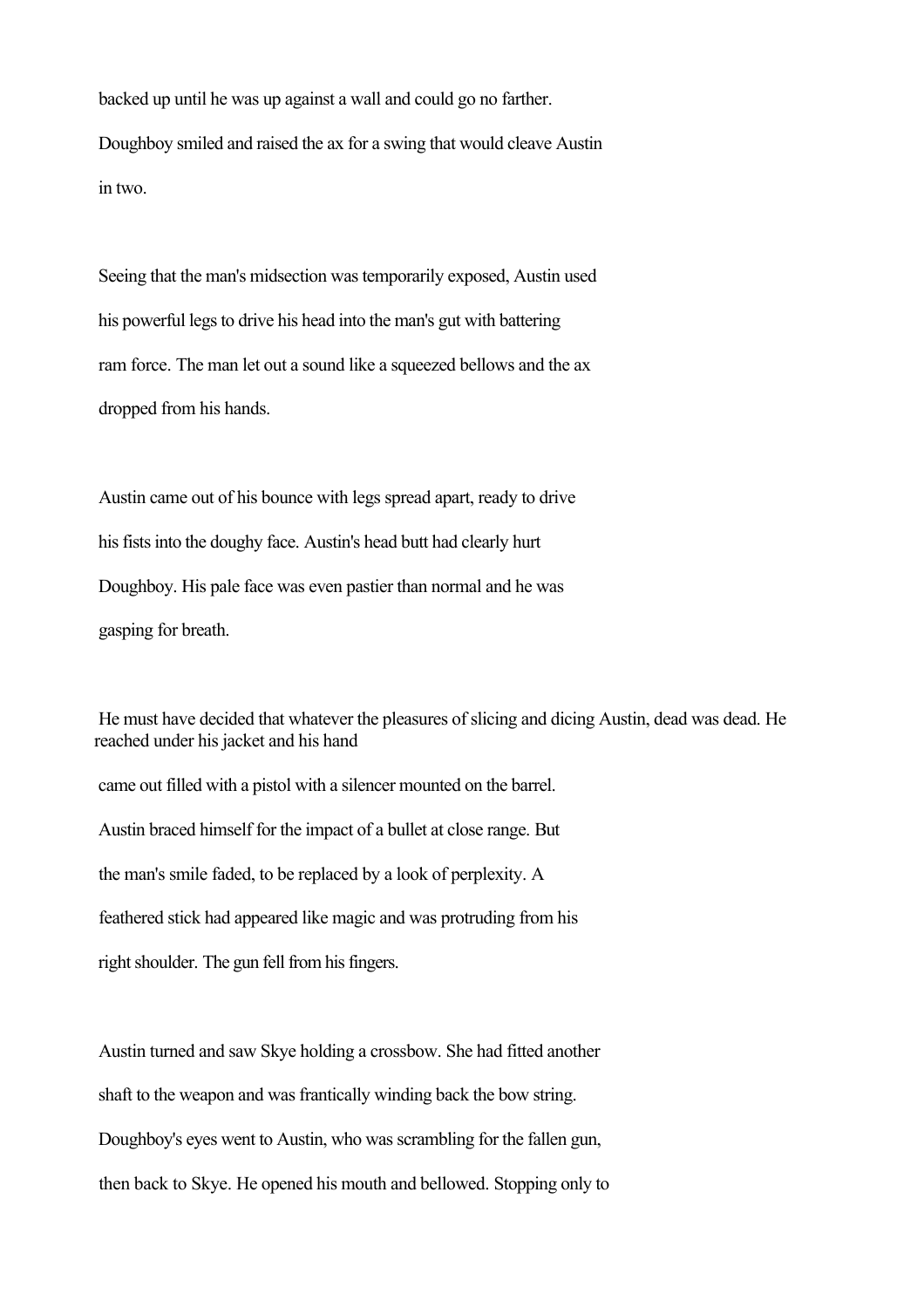backed up until he was up against a wall and could go no farther. Doughboy smiled and raised the ax for a swing that would cleave Austin in two.

Seeing that the man's midsection was temporarily exposed, Austin used his powerful legs to drive his head into the man's gut with battering ram force. The man let out a sound like a squeezed bellows and the ax dropped from his hands.

Austin came out of his bounce with legs spread apart, ready to drive his fists into the doughy face. Austin's head butt had clearly hurt Doughboy. His pale face was even pastier than normal and he was gasping for breath.

He must have decided that whatever the pleasures of slicing and dicing Austin, dead was dead. He reached under his jacket and his hand came out filled with a pistol with a silencer mounted on the barrel. Austin braced himself for the impact of a bullet at close range. But the man's smile faded, to be replaced by a look of perplexity. A feathered stick had appeared like magic and was protruding from his right shoulder. The gun fell from his fingers.

Austin turned and saw Skye holding a crossbow. She had fitted another shaft to the weapon and was frantically winding back the bow string. Doughboy's eyes went to Austin, who was scrambling for the fallen gun, then back to Skye. He opened his mouth and bellowed. Stopping only to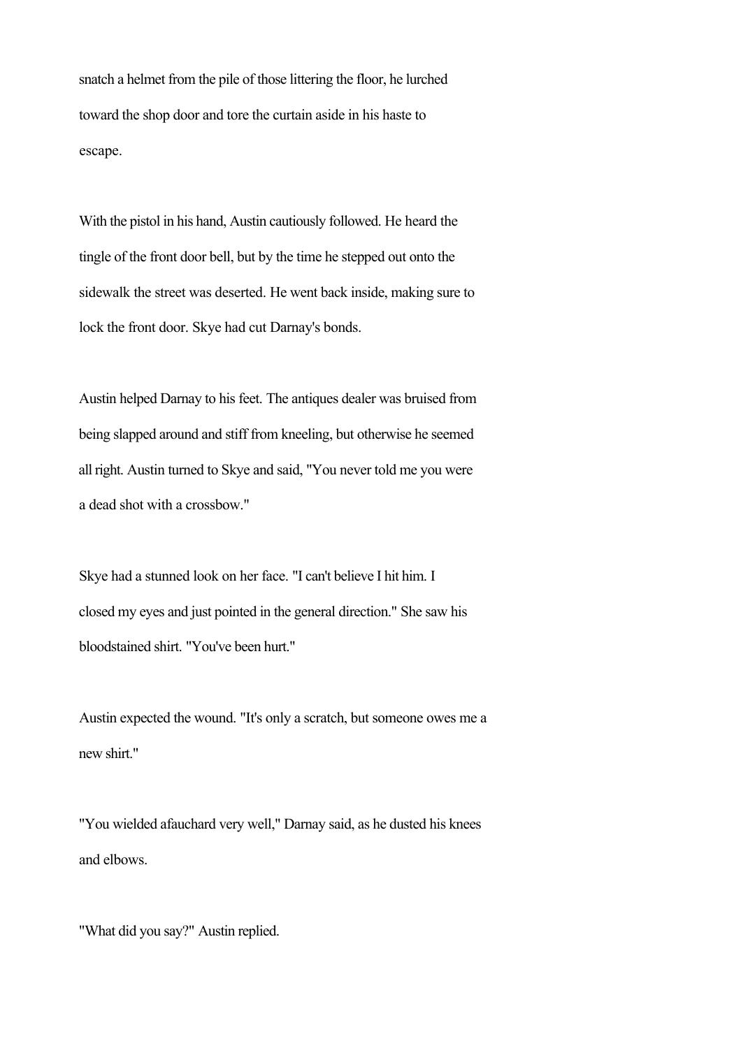snatch a helmet from the pile of those littering the floor, he lurched toward the shop door and tore the curtain aside in his haste to escape.

With the pistol in his hand, Austin cautiously followed. He heard the tingle of the front door bell, but by the time he stepped out onto the sidewalk the street was deserted. He went back inside, making sure to lock the front door. Skye had cut Darnay's bonds.

Austin helped Darnay to his feet. The antiques dealer was bruised from being slapped around and stiff from kneeling, but otherwise he seemed all right. Austin turned to Skye and said, "You never told me you were a dead shot with a crossbow."

Skye had a stunned look on her face. "I can't believe I hit him. I closed my eyes and just pointed in the general direction." She saw his bloodstained shirt. "You've been hurt."

Austin expected the wound. "It's only a scratch, but someone owes me a new shirt."

"You wielded afauchard very well," Darnay said, as he dusted his knees and elbows.

"What did you say?" Austin replied.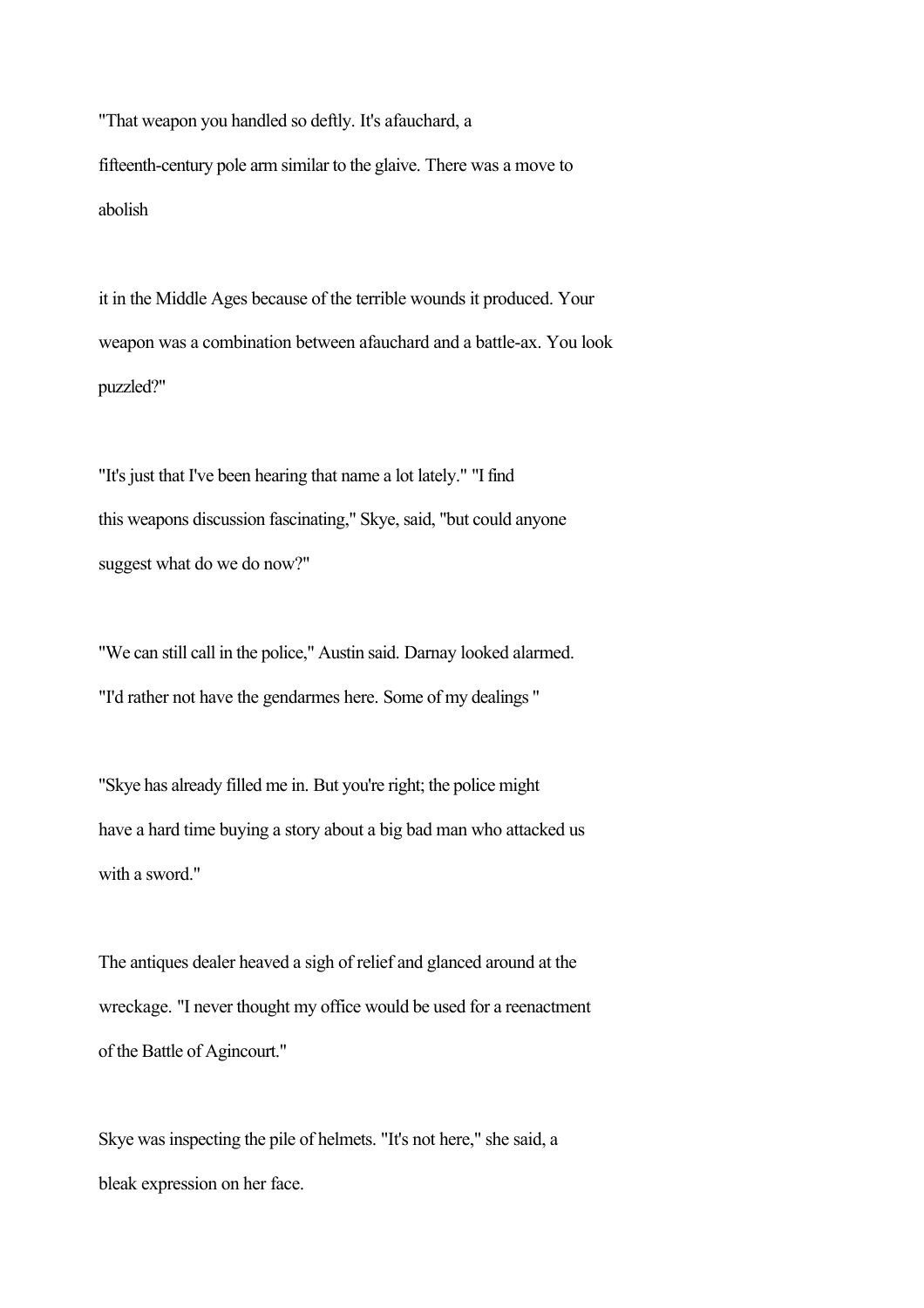"That weapon you handled so deftly. It's afauchard, a fifteenth-century pole arm similar to the glaive. There was a move to abolish

it in the Middle Ages because of the terrible wounds it produced. Your weapon was a combination between afauchard and a battle-ax. You look puzzled?"

"It's just that I've been hearing that name a lot lately." "I find this weapons discussion fascinating," Skye, said, "but could anyone suggest what do we do now?"

"We can still call in the police," Austin said. Darnay looked alarmed. "I'd rather not have the gendarmes here. Some of my dealings "

"Skye has already filled me in. But you're right; the police might have a hard time buying a story about a big bad man who attacked us with a sword."

The antiques dealer heaved a sigh of relief and glanced around at the wreckage. "I never thought my office would be used for a reenactment of the Battle of Agincourt."

Skye was inspecting the pile of helmets. "It's not here," she said, a bleak expression on her face.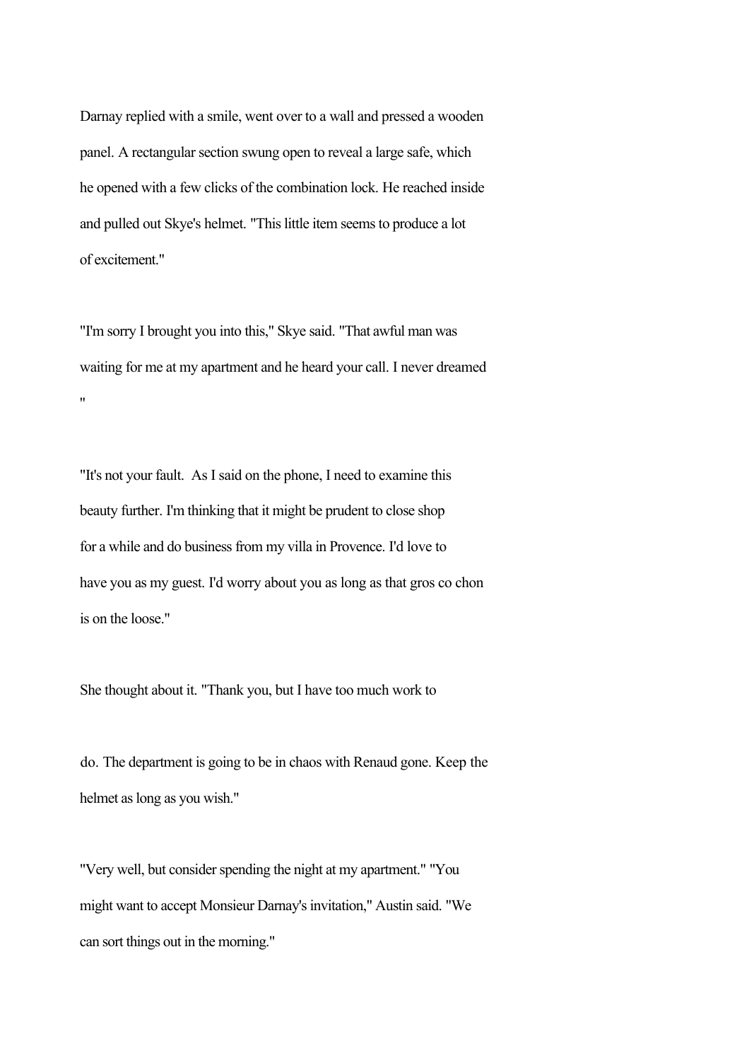Darnay replied with a smile, went over to a wall and pressed a wooden panel. A rectangular section swung open to reveal a large safe, which he opened with a few clicks of the combination lock. He reached inside and pulled out Skye's helmet. "This little item seems to produce a lot of excitement."

"I'm sorry I brought you into this," Skye said. "That awful man was waiting for me at my apartment and he heard your call. I never dreamed "

"It's not your fault. As I said on the phone, I need to examine this beauty further. I'm thinking that it might be prudent to close shop for a while and do business from my villa in Provence. I'd love to have you as my guest. I'd worry about you as long as that gros co chon is on the loose."

She thought about it. "Thank you, but I have too much work to

do. The department is going to be in chaos with Renaud gone. Keep the helmet as long as you wish."

"Very well, but consider spending the night at my apartment." "You might want to accept Monsieur Darnay's invitation," Austin said. "We can sort things out in the morning."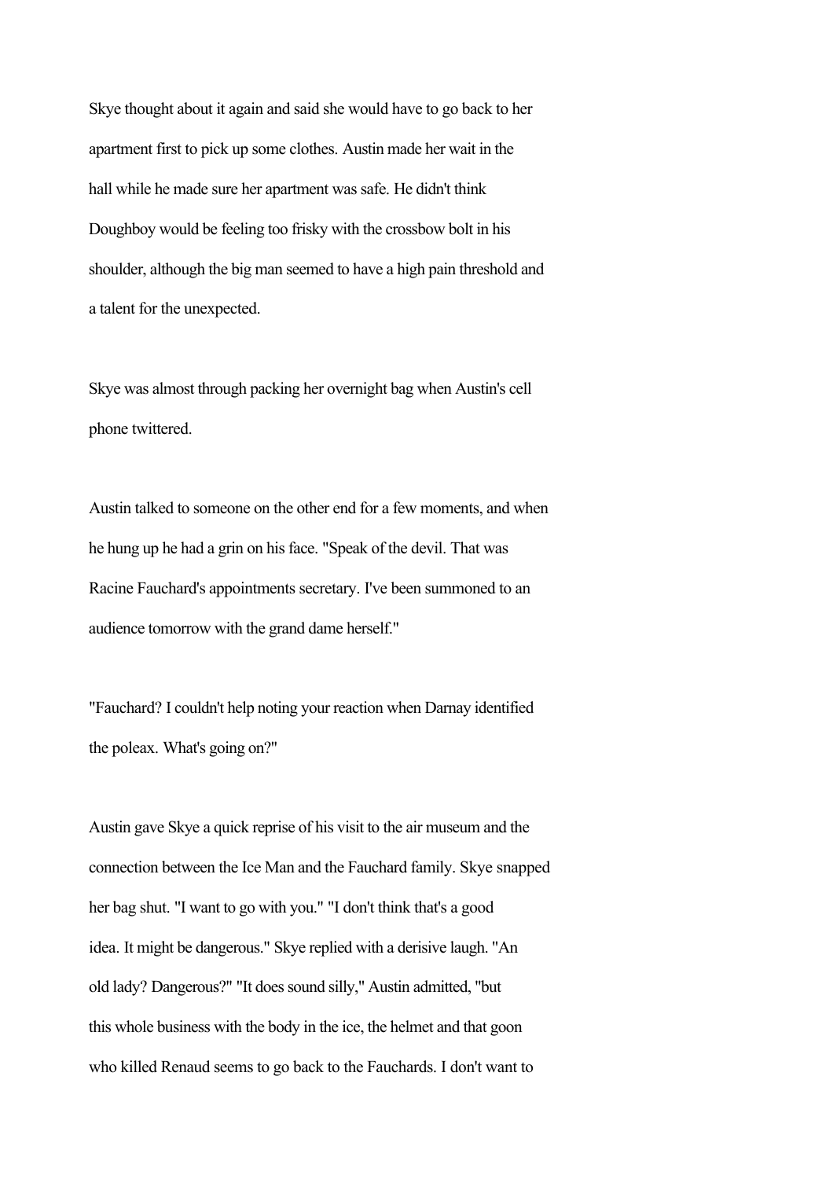Skye thought about it again and said she would have to go back to her apartment first to pick up some clothes. Austin made her wait in the hall while he made sure her apartment was safe. He didn't think Doughboy would be feeling too frisky with the crossbow bolt in his shoulder, although the big man seemed to have a high pain threshold and a talent for the unexpected.

Skye was almost through packing her overnight bag when Austin's cell phone twittered.

Austin talked to someone on the other end for a few moments, and when he hung up he had a grin on his face. "Speak of the devil. That was Racine Fauchard's appointments secretary. I've been summoned to an audience tomorrow with the grand dame herself."

"Fauchard? I couldn't help noting your reaction when Darnay identified the poleax. What's going on?"

Austin gave Skye a quick reprise of his visit to the air museum and the connection between the Ice Man and the Fauchard family. Skye snapped her bag shut. "I want to go with you." "I don't think that's a good idea. It might be dangerous." Skye replied with a derisive laugh. "An old lady? Dangerous?" "It does sound silly," Austin admitted, "but this whole business with the body in the ice, the helmet and that goon who killed Renaud seems to go back to the Fauchards. I don't want to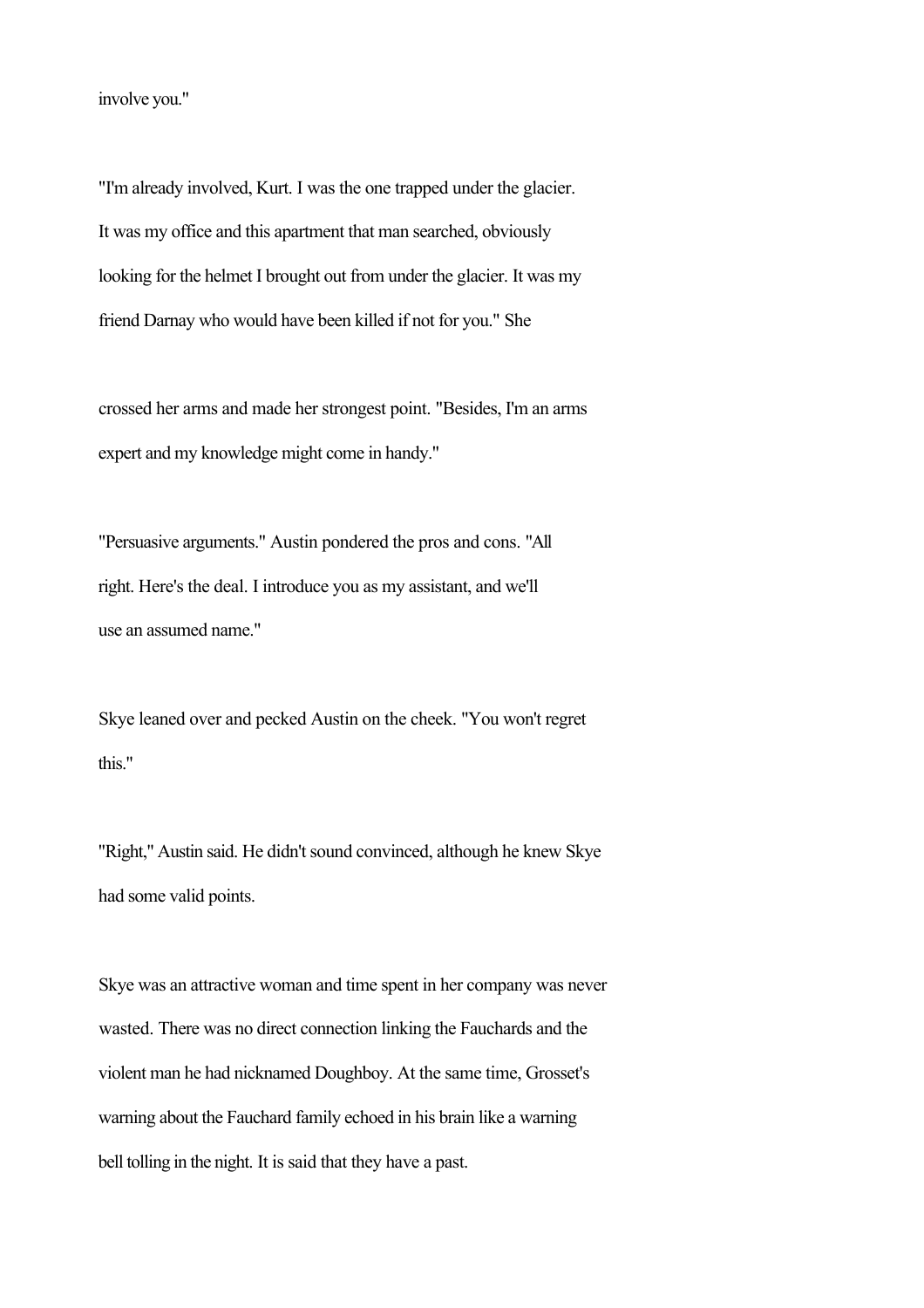involve you."

"I'm already involved, Kurt. I was the one trapped under the glacier. It was my office and this apartment that man searched, obviously looking for the helmet I brought out from under the glacier. It was my friend Darnay who would have been killed if not for you." She crossed her arms and made her strongest point. "Besides, I'm an arms expert and my knowledge might come in handy."

"Persuasive arguments." Austin pondered the pros and cons. "All right. Here's the deal. I introduce you as my assistant, and we'll use an assumed name."

Skye leaned over and pecked Austin on the cheek. "You won't regret this."

"Right," Austin said. He didn't sound convinced, although he knew Skye had some valid points.

Skye was an attractive woman and time spent in her company was never wasted. There was no direct connection linking the Fauchards and the violent man he had nicknamed Doughboy. At the same time, Grosset's warning about the Fauchard family echoed in his brain like a warning bell tolling in the night. It is said that they have a past.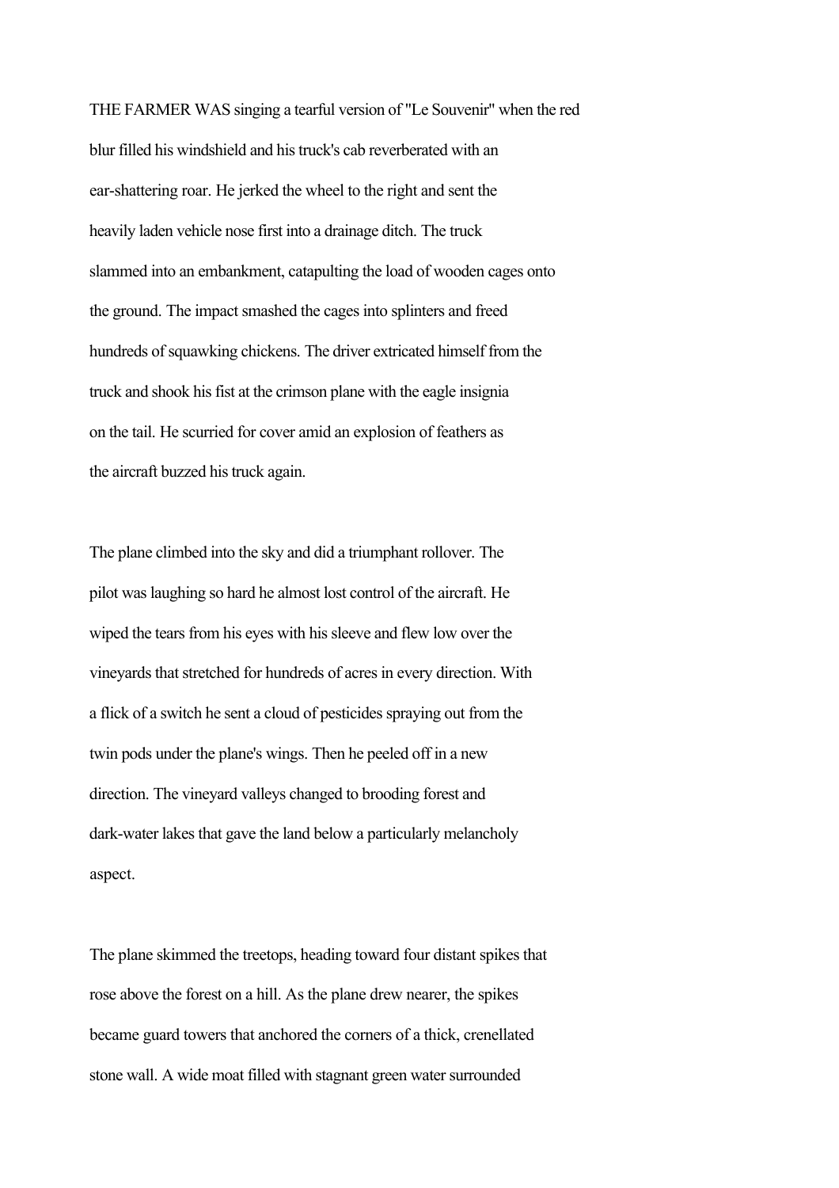THE FARMER WAS singing a tearful version of "Le Souvenir" when the red blur filled his windshield and his truck's cab reverberated with an ear-shattering roar. He jerked the wheel to the right and sent the heavily laden vehicle nose first into a drainage ditch. The truck slammed into an embankment, catapulting the load of wooden cages onto the ground. The impact smashed the cages into splinters and freed hundreds of squawking chickens. The driver extricated himself from the truck and shook his fist at the crimson plane with the eagle insignia on the tail. He scurried for cover amid an explosion of feathers as the aircraft buzzed his truck again.

The plane climbed into the sky and did a triumphant rollover. The pilot was laughing so hard he almost lost control of the aircraft. He wiped the tears from his eyes with his sleeve and flew low over the vineyards that stretched for hundreds of acres in every direction. With a flick of a switch he sent a cloud of pesticides spraying out from the twin pods under the plane's wings. Then he peeled off in a new direction. The vineyard valleys changed to brooding forest and dark-water lakes that gave the land below a particularly melancholy aspect.

The plane skimmed the treetops, heading toward four distant spikes that rose above the forest on a hill. As the plane drew nearer, the spikes became guard towers that anchored the corners of a thick, crenellated stone wall. A wide moat filled with stagnant green water surrounded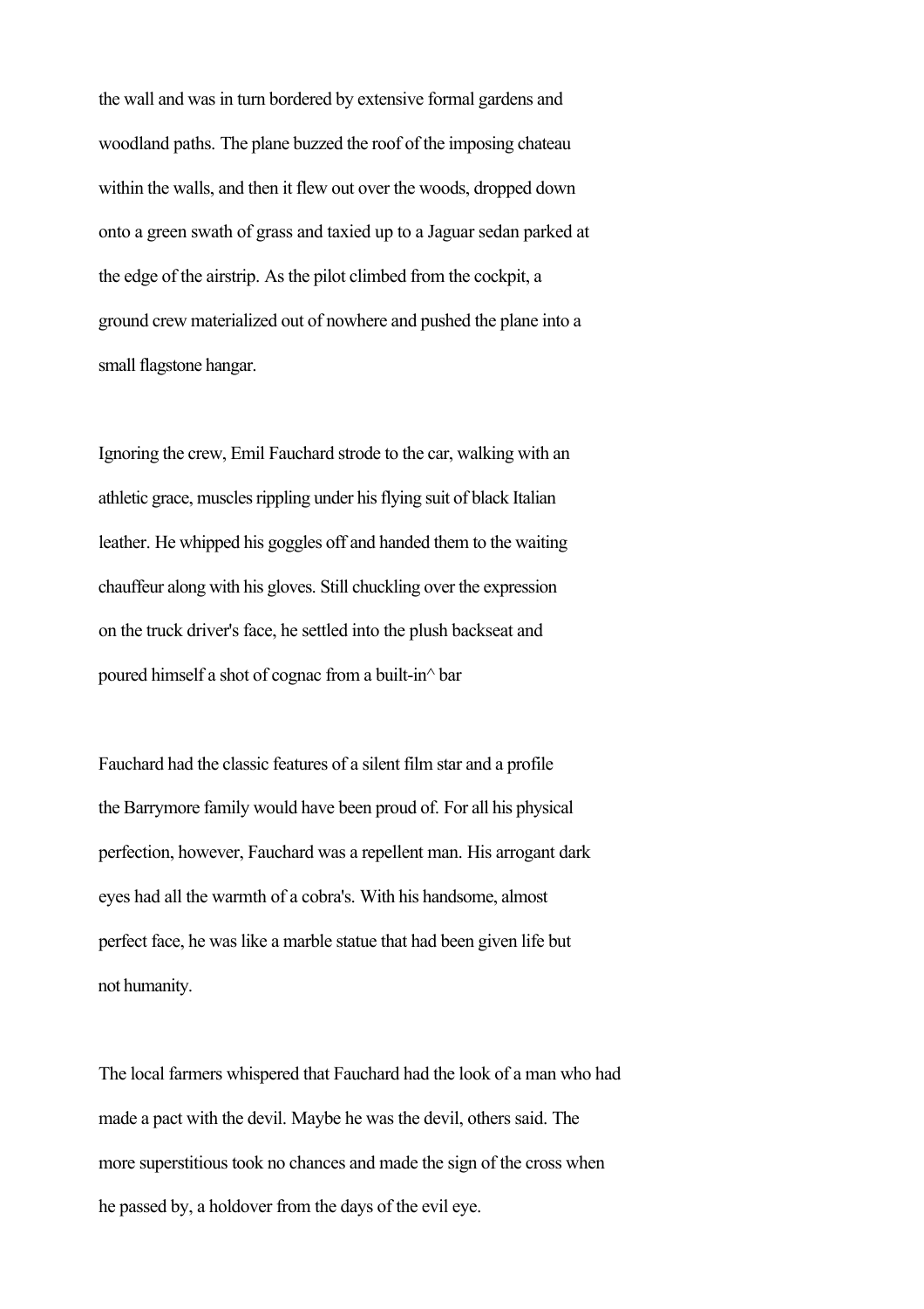the wall and was in turn bordered by extensive formal gardens and woodland paths. The plane buzzed the roof of the imposing chateau within the walls, and then it flew out over the woods, dropped down onto a green swath of grass and taxied up to a Jaguar sedan parked at the edge of the airstrip. As the pilot climbed from the cockpit, a ground crew materialized out of nowhere and pushed the plane into a small flagstone hangar.

Ignoring the crew, Emil Fauchard strode to the car, walking with an athletic grace, muscles rippling under his flying suit of black Italian leather. He whipped his goggles off and handed them to the waiting chauffeur along with his gloves. Still chuckling over the expression on the truck driver's face, he settled into the plush backseat and poured himself a shot of cognac from a built-in^ bar

Fauchard had the classic features of a silent film star and a profile the Barrymore family would have been proud of. For all his physical perfection, however, Fauchard was a repellent man. His arrogant dark eyes had all the warmth of a cobra's. With his handsome, almost perfect face, he was like a marble statue that had been given life but not humanity.

The local farmers whispered that Fauchard had the look of a man who had made a pact with the devil. Maybe he was the devil, others said. The more superstitious took no chances and made the sign of the cross when he passed by, a holdover from the days of the evil eye.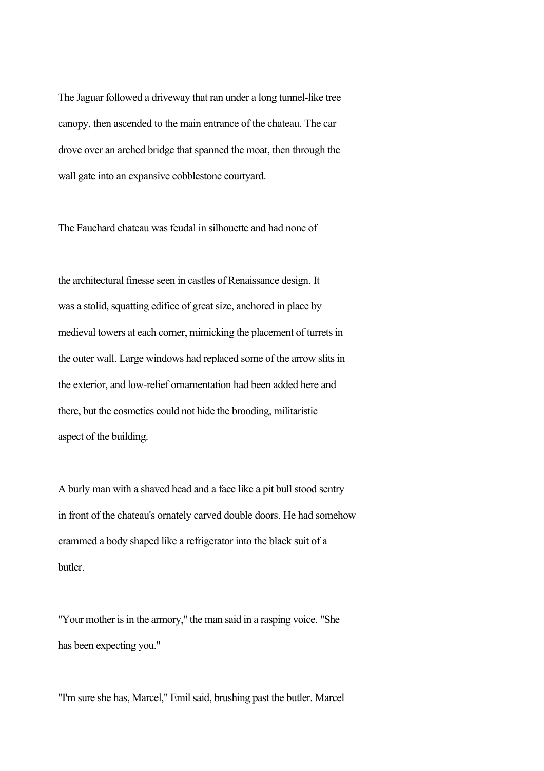The Jaguar followed a driveway that ran under a long tunnel-like tree canopy, then ascended to the main entrance of the chateau. The car drove over an arched bridge that spanned the moat, then through the wall gate into an expansive cobblestone courtyard.

The Fauchard chateau was feudal in silhouette and had none of the architectural finesse seen in castles of Renaissance design. It was a stolid, squatting edifice of great size, anchored in place by medieval towers at each corner, mimicking the placement of turrets in the outer wall. Large windows had replaced some of the arrow slits in the exterior, and low-relief ornamentation had been added here and there, but the cosmetics could not hide the brooding, militaristic aspect of the building.

A burly man with a shaved head and a face like a pit bull stood sentry in front of the chateau's ornately carved double doors. He had somehow crammed a body shaped like a refrigerator into the black suit of a butler.

"Your mother is in the armory," the man said in a rasping voice. "She has been expecting you."

"I'm sure she has, Marcel," Emil said, brushing past the butler. Marcel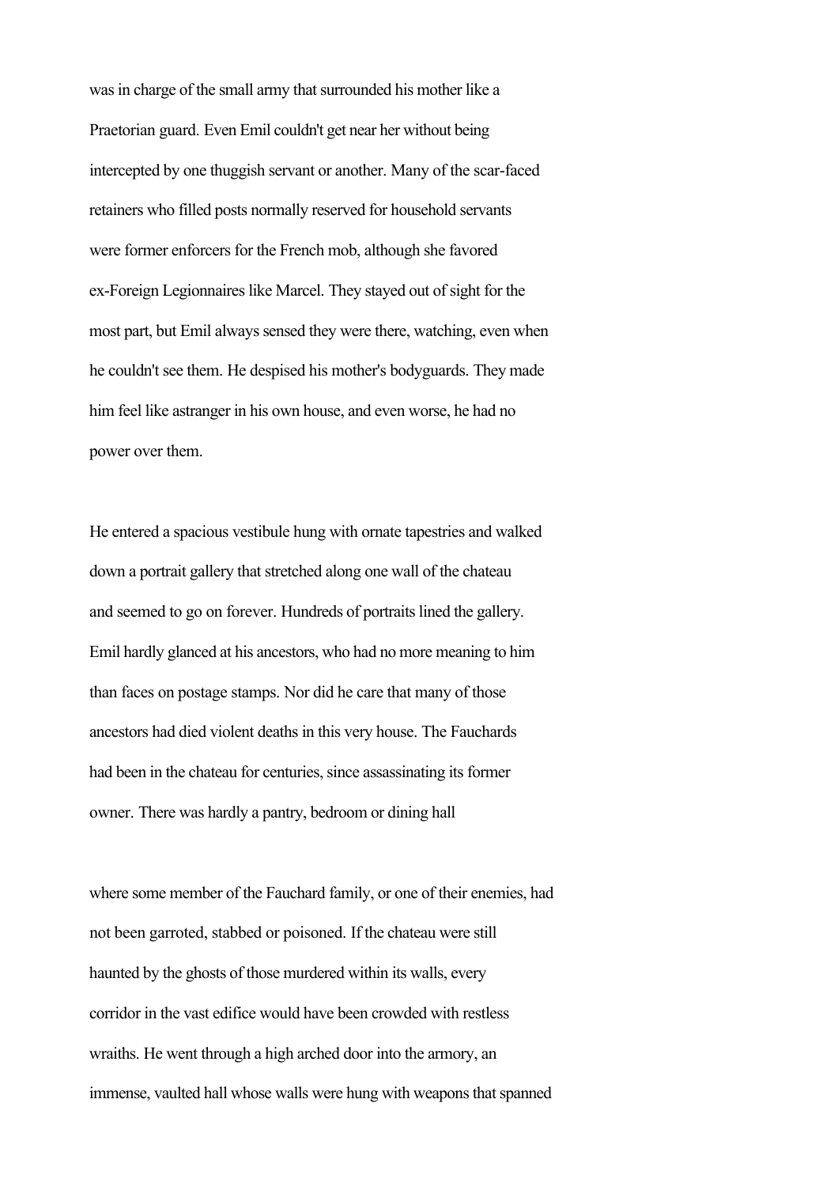was in charge of the small army that surrounded his mother like a Praetorian guard. Even Emil couldn't get near her without being intercepted by one thuggish servant or another. Many of the scar-faced retainers who filled posts normally reserved for household servants were former enforcers for the French mob, although she favored ex-Foreign Legionnaires like Marcel. They stayed out of sight for the most part, but Emil always sensed they were there, watching, even when he couldn't see them. He despised his mother's bodyguards. They made him feel like astranger in his own house, and even worse, he had no power over them.

He entered a spacious vestibule hung with ornate tapestries and walked down a portrait gallery that stretched along one wall of the chateau and seemed to go on forever. Hundreds of portraits lined the gallery. Emil hardly glanced at his ancestors, who had no more meaning to him than faces on postage stamps. Nor did he care that many of those ancestors had died violent deaths in this very house. The Fauchards had been in the chateau for centuries, since assassinating its former owner. There was hardly a pantry, bedroom or dining hall where some member of the Fauchard family, or one of their enemies, had not been garroted, stabbed or poisoned. If the chateau were still haunted by the ghosts of those murdered within its walls, every corridor in the vast edifice would have been crowded with restless wraiths. He went through a high arched door into the armory, an immense, vaulted hall whose walls were hung with weapons that spanned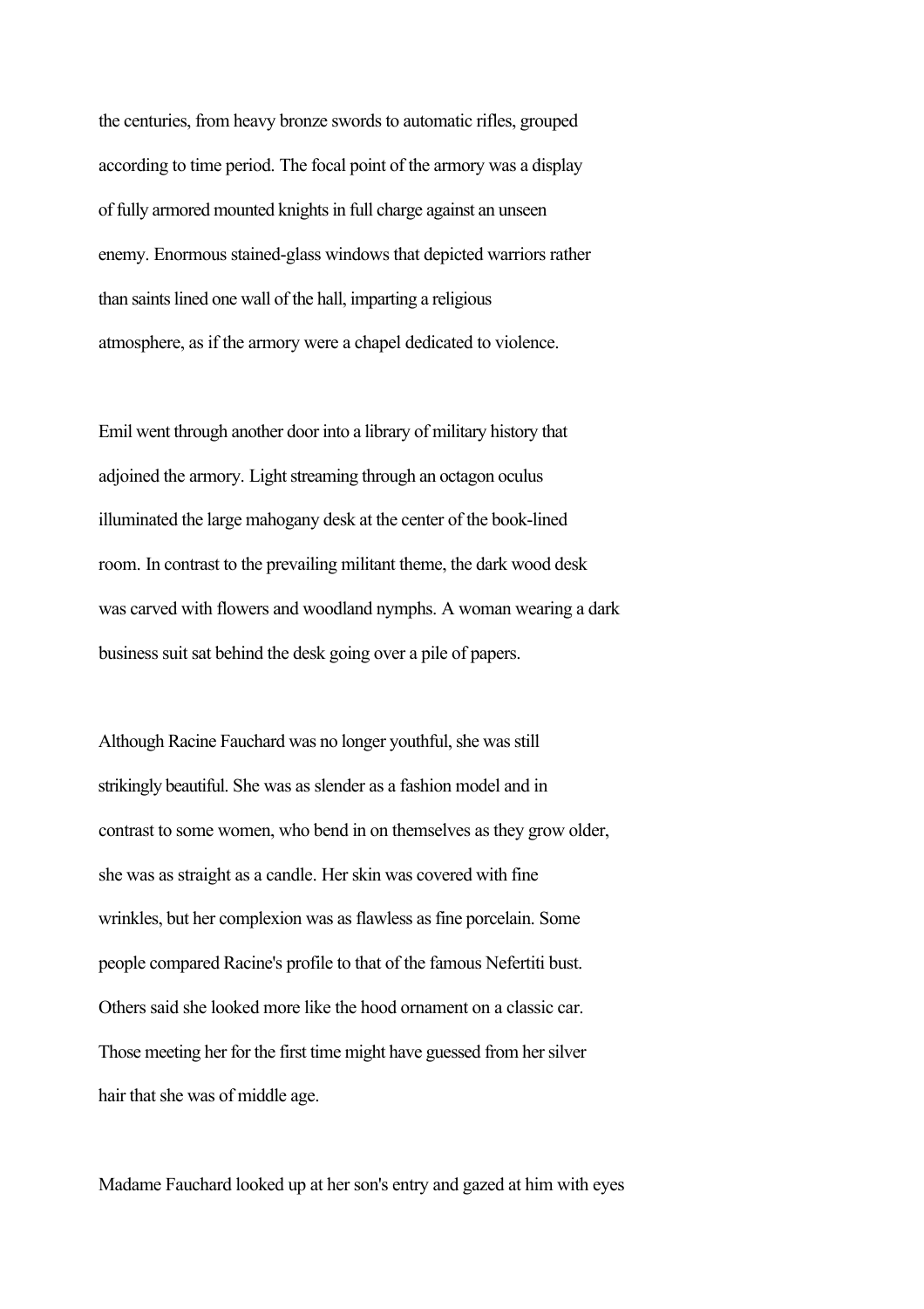the centuries, from heavy bronze swords to automatic rifles, grouped according to time period. The focal point of the armory was a display of fully armored mounted knights in full charge against an unseen enemy. Enormous stained-glass windows that depicted warriors rather than saints lined one wall of the hall, imparting a religious atmosphere, as if the armory were a chapel dedicated to violence.

Emil went through another door into a library of military history that adjoined the armory. Light streaming through an octagon oculus illuminated the large mahogany desk at the center of the book-lined room. In contrast to the prevailing militant theme, the dark wood desk was carved with flowers and woodland nymphs. A woman wearing a dark business suit sat behind the desk going over a pile of papers.

Although Racine Fauchard was no longer youthful, she was still strikingly beautiful. She was as slender as a fashion model and in contrast to some women, who bend in on themselves as they grow older, she was as straight as a candle. Her skin was covered with fine wrinkles, but her complexion was as flawless as fine porcelain. Some people compared Racine's profile to that of the famous Nefertiti bust. Others said she looked more like the hood ornament on a classic car. Those meeting her for the first time might have guessed from her silver hair that she was of middle age.

Madame Fauchard looked up at her son's entry and gazed at him with eyes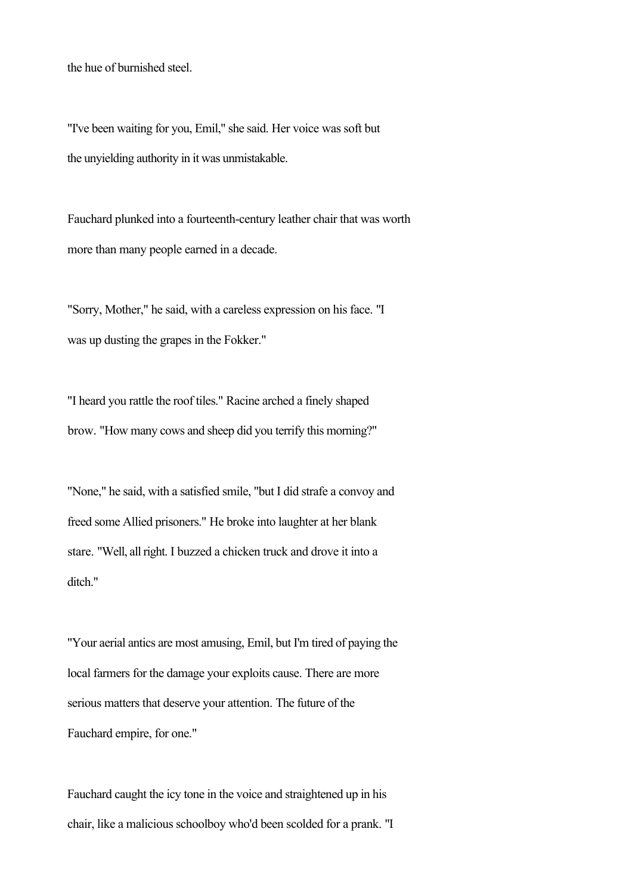the hue of burnished steel.

"I've been waiting for you, Emil," she said. Her voice was soft but the unyielding authority in it was unmistakable.

Fauchard plunked into a fourteenth-century leather chair that was worth more than many people earned in a decade.

"Sorry, Mother," he said, with a careless expression on his face. "I was up dusting the grapes in the Fokker."

"I heard you rattle the roof tiles." Racine arched a finely shaped brow. "How many cows and sheep did you terrify this morning?"

"None," he said, with a satisfied smile, "but I did strafe a convoy and freed some Allied prisoners." He broke into laughter at her blank stare. "Well, all right. I buzzed a chicken truck and drove it into a ditch."

"Your aerial antics are most amusing, Emil, but I'm tired of paying the local farmers for the damage your exploits cause. There are more serious matters that deserve your attention. The future of the Fauchard empire, for one."

Fauchard caught the icy tone in the voice and straightened up in his chair, like a malicious schoolboy who'd been scolded for a prank. "I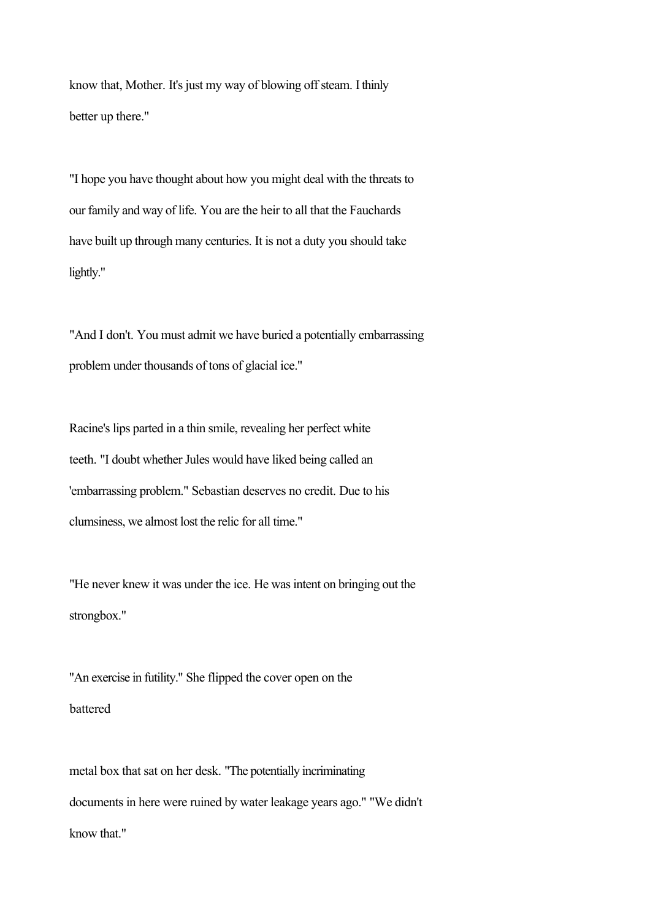know that, Mother. It's just my way of blowing off steam. I thinly better up there."

"I hope you have thought about how you might deal with the threats to our family and way of life. You are the heir to all that the Fauchards have built up through many centuries. It is not a duty you should take lightly."

"And I don't. You must admit we have buried a potentially embarrassing problem under thousands of tons of glacial ice."

Racine's lips parted in a thin smile, revealing her perfect white teeth. "I doubt whether Jules would have liked being called an 'embarrassing problem." Sebastian deserves no credit. Due to his clumsiness, we almost lost the relic for all time."

"He never knew it was under the ice. He was intent on bringing out the strongbox."

"An exercise in futility." She flipped the cover open on the battered

metal box that sat on her desk. "The potentially incriminating documents in here were ruined by water leakage years ago." "We didn't know that."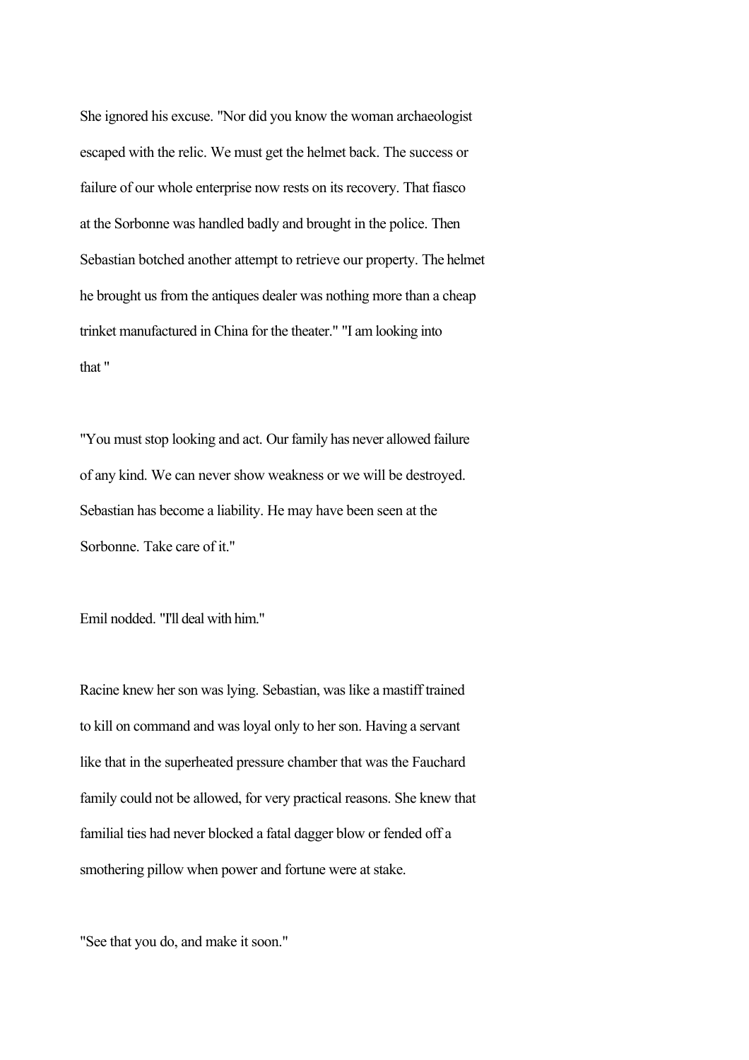She ignored his excuse. "Nor did you know the woman archaeologist escaped with the relic. We must get the helmet back. The success or failure of our whole enterprise now rests on its recovery. That fiasco at the Sorbonne was handled badly and brought in the police. Then Sebastian botched another attempt to retrieve our property. The helmet he brought us from the antiques dealer was nothing more than a cheap trinket manufactured in China for the theater." "I am looking into that "

"You must stop looking and act. Our family has never allowed failure of any kind. We can never show weakness or we will be destroyed. Sebastian has become a liability. He may have been seen at the Sorbonne. Take care of it."

Emil nodded. "I'll deal with him."

Racine knew her son was lying. Sebastian, was like a mastiff trained to kill on command and was loyal only to her son. Having a servant like that in the superheated pressure chamber that was the Fauchard family could not be allowed, for very practical reasons. She knew that familial ties had never blocked a fatal dagger blow or fended off a smothering pillow when power and fortune were at stake.

"See that you do, and make it soon."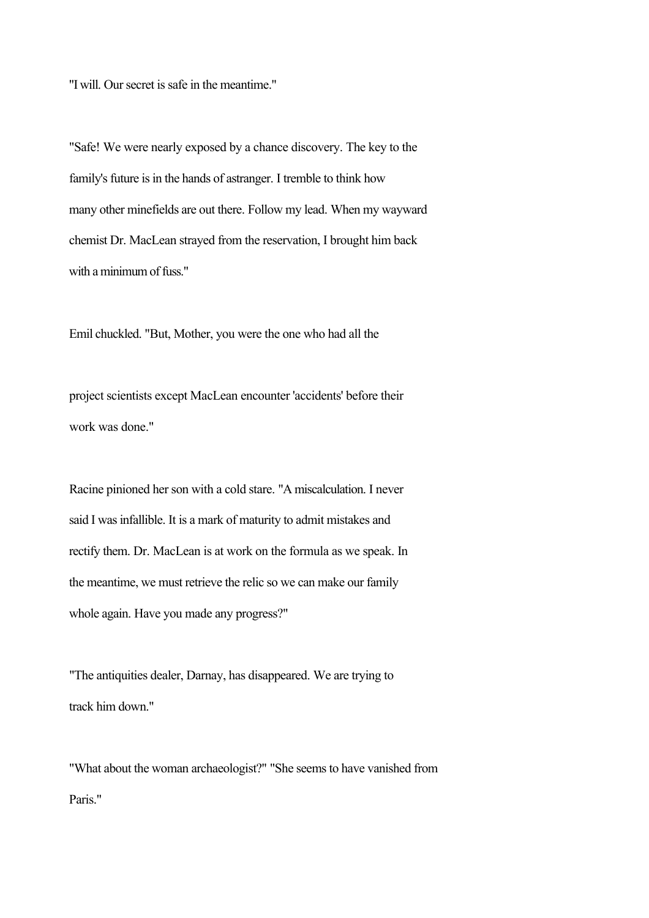"I will. Our secret is safe in the meantime."

"Safe! We were nearly exposed by a chance discovery. The key to the family's future is in the hands of astranger. I tremble to think how many other minefields are out there. Follow my lead. When my wayward chemist Dr. MacLean strayed from the reservation, I brought him back with a minimum of fuss."

Emil chuckled. "But, Mother, you were the one who had all the

project scientists except MacLean encounter 'accidents' before their work was done."

Racine pinioned her son with a cold stare. "A miscalculation. I never said I was infallible. It is a mark of maturity to admit mistakes and rectify them. Dr. MacLean is at work on the formula as we speak. In the meantime, we must retrieve the relic so we can make our family whole again. Have you made any progress?"

"The antiquities dealer, Darnay, has disappeared. We are trying to track him down."

"What about the woman archaeologist?" "She seems to have vanished from Paris."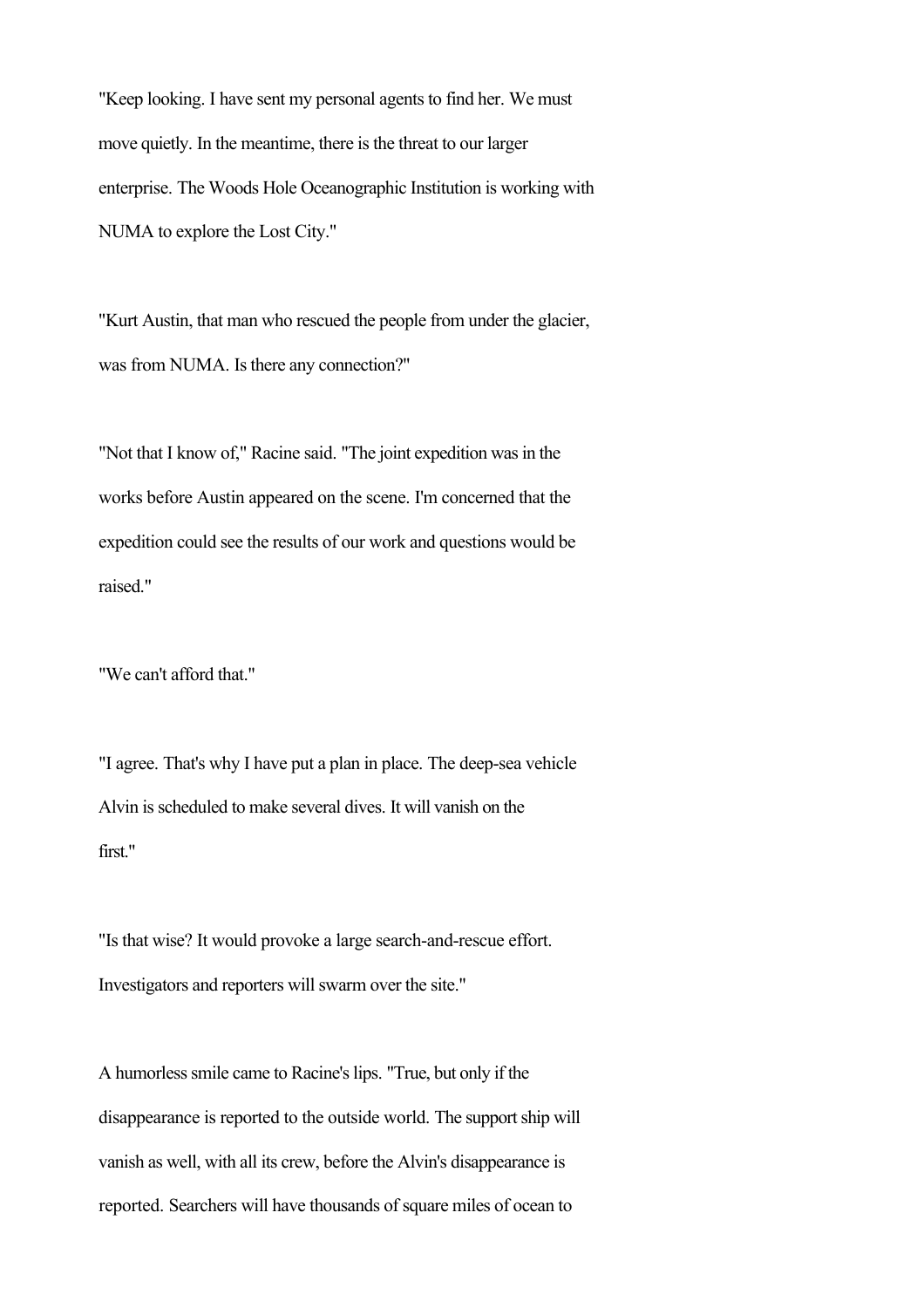"Keep looking. I have sent my personal agents to find her. We must move quietly. In the meantime, there is the threat to our larger enterprise. The Woods Hole Oceanographic Institution is working with NUMA to explore the Lost City."

"Kurt Austin, that man who rescued the people from under the glacier, was from NUMA. Is there any connection?"

"Not that I know of," Racine said. "The joint expedition was in the works before Austin appeared on the scene. I'm concerned that the expedition could see the results of our work and questions would be raised."

"We can't afford that."

"I agree. That's why I have put a plan in place. The deep-sea vehicle Alvin is scheduled to make several dives. It will vanish on the first."

"Is that wise? It would provoke a large search-and-rescue effort. Investigators and reporters will swarm over the site."

A humorless smile came to Racine's lips. "True, but only if the disappearance is reported to the outside world. The support ship will vanish as well, with all its crew, before the Alvin's disappearance is reported. Searchers will have thousands of square miles of ocean to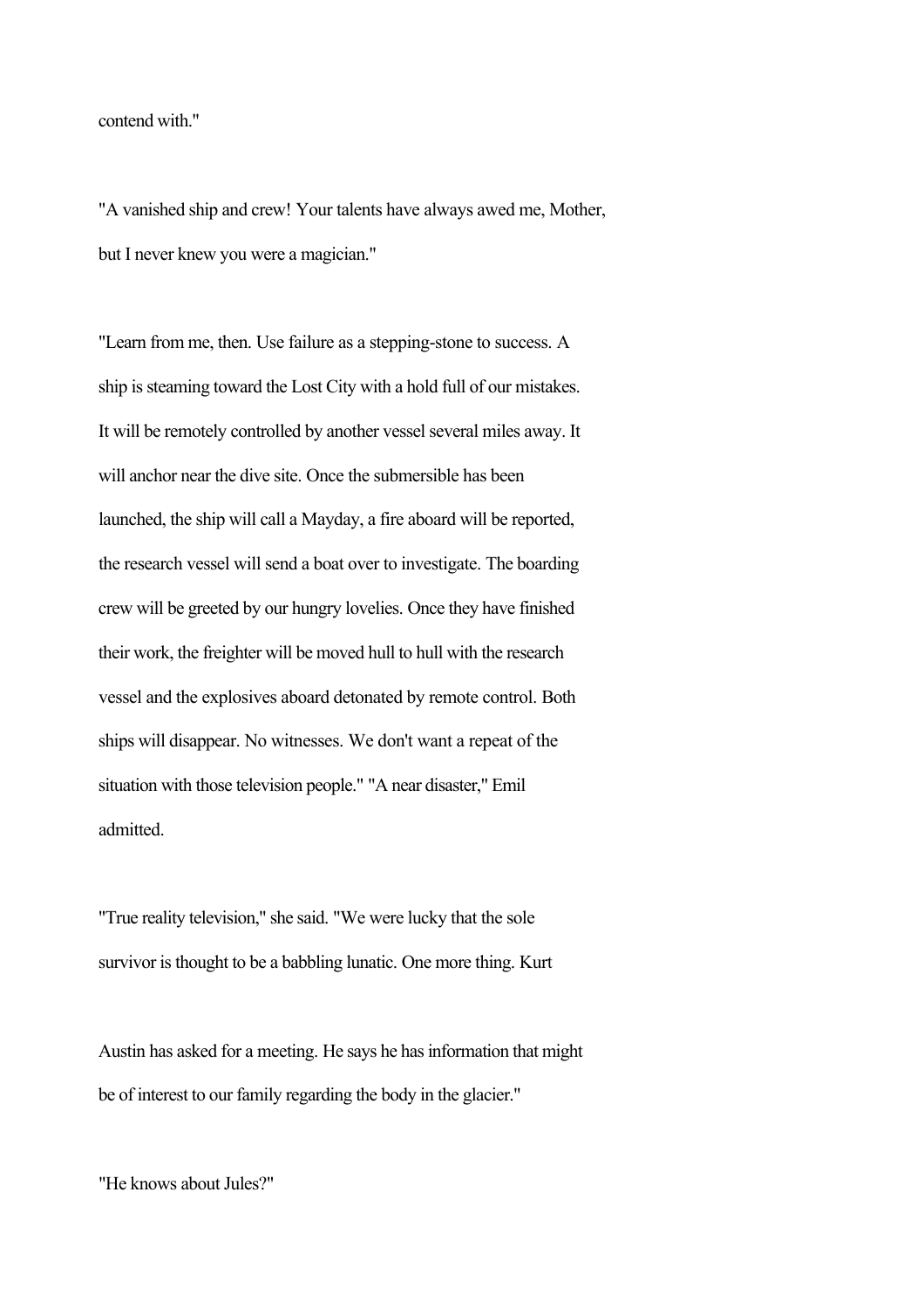contend with."

"A vanished ship and crew! Your talents have always awed me, Mother, but I never knew you were a magician."

"Learn from me, then. Use failure as a stepping-stone to success. A ship is steaming toward the Lost City with a hold full of our mistakes. It will be remotely controlled by another vessel several miles away. It will anchor near the dive site. Once the submersible has been launched, the ship will call a Mayday, a fire aboard will be reported, the research vessel will send a boat over to investigate. The boarding crew will be greeted by our hungry lovelies. Once they have finished their work, the freighter will be moved hull to hull with the research vessel and the explosives aboard detonated by remote control. Both ships will disappear. No witnesses. We don't want a repeat of the situation with those television people." "A near disaster," Emil admitted.

"True reality television," she said. "We were lucky that the sole survivor is thought to be a babbling lunatic. One more thing. Kurt Austin has asked for a meeting. He says he has information that might be of interest to our family regarding the body in the glacier."

"He knows about Jules?"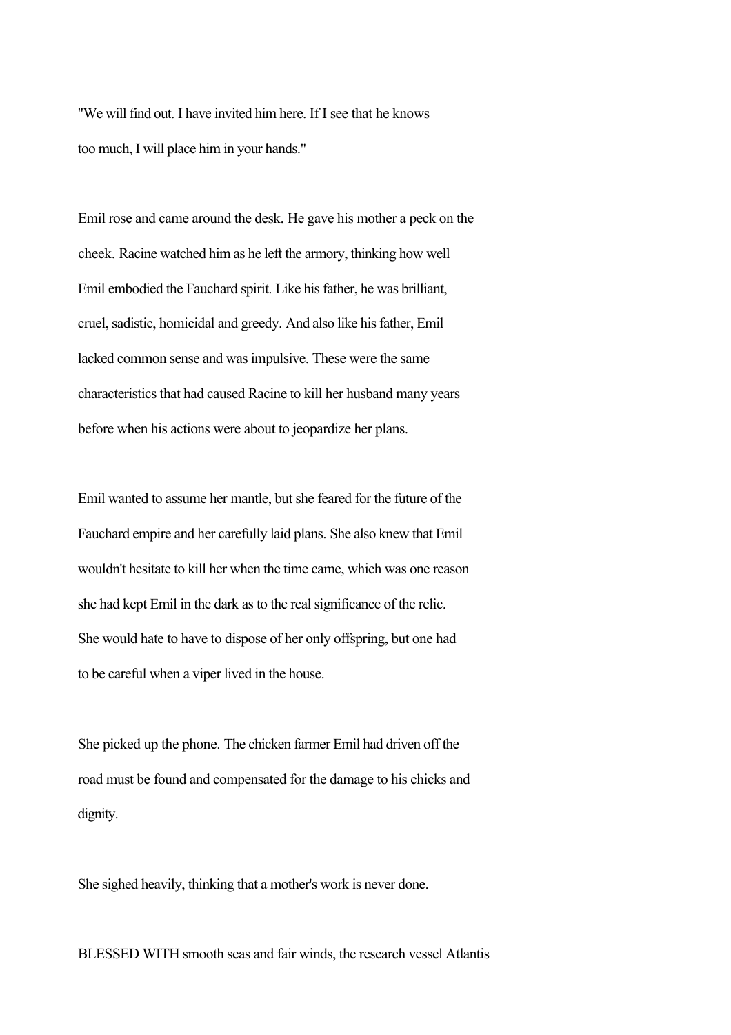"We will find out. I have invited him here. If I see that he knows too much, I will place him in your hands."

Emil rose and came around the desk. He gave his mother a peck on the cheek. Racine watched him as he left the armory, thinking how well Emil embodied the Fauchard spirit. Like his father, he was brilliant, cruel, sadistic, homicidal and greedy. And also like his father, Emil lacked common sense and was impulsive. These were the same characteristics that had caused Racine to kill her husband many years before when his actions were about to jeopardize her plans.

Emil wanted to assume her mantle, but she feared for the future of the Fauchard empire and her carefully laid plans. She also knew that Emil wouldn't hesitate to kill her when the time came, which was one reason she had kept Emil in the dark as to the real significance of the relic. She would hate to have to dispose of her only offspring, but one had to be careful when a viper lived in the house.

She picked up the phone. The chicken farmer Emil had driven off the road must be found and compensated for the damage to his chicks and dignity.

She sighed heavily, thinking that a mother's work is never done.

BLESSED WITH smooth seas and fair winds, the research vessel Atlantis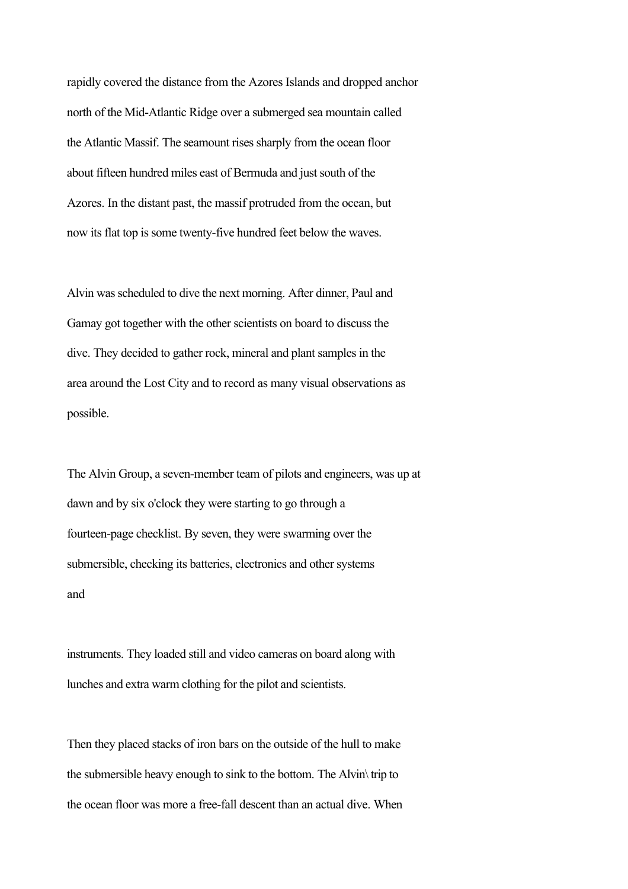rapidly covered the distance from the Azores Islands and dropped anchor north of the Mid-Atlantic Ridge over a submerged sea mountain called the Atlantic Massif. The seamount rises sharply from the ocean floor about fifteen hundred miles east of Bermuda and just south of the Azores. In the distant past, the massif protruded from the ocean, but now its flat top is some twenty-five hundred feet below the waves.

Alvin was scheduled to dive the next morning. After dinner, Paul and Gamay got together with the other scientists on board to discuss the dive. They decided to gather rock, mineral and plant samples in the area around the Lost City and to record as many visual observations as possible.

The Alvin Group, a seven-member team of pilots and engineers, was up at dawn and by six o'clock they were starting to go through a fourteen-page checklist. By seven, they were swarming over the submersible, checking its batteries, electronics and other systems and instruments. They loaded still and video cameras on board along with lunches and extra warm clothing for the pilot and scientists.

Then they placed stacks of iron bars on the outside of the hull to make the submersible heavy enough to sink to the bottom. The Alvin\ trip to the ocean floor was more a free-fall descent than an actual dive. When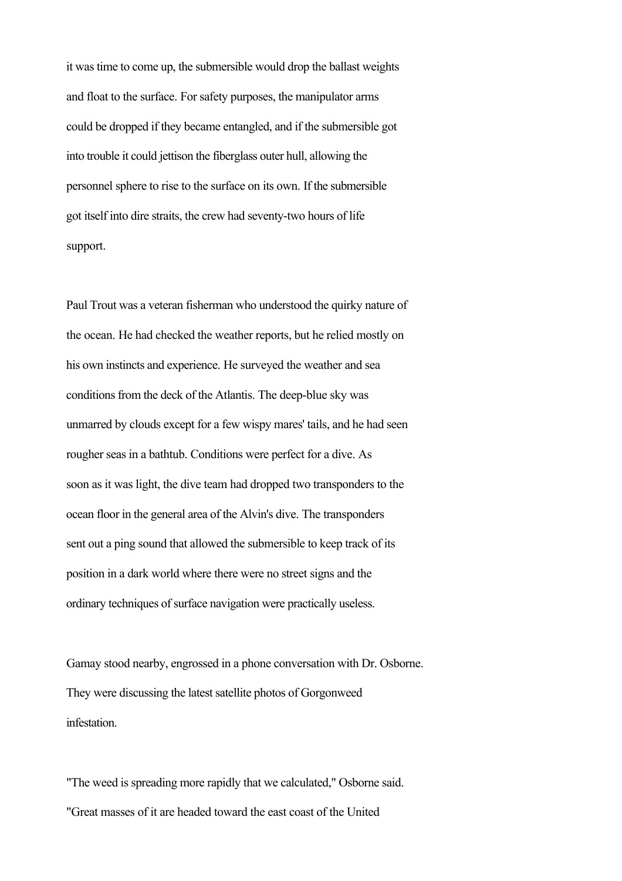it was time to come up, the submersible would drop the ballast weights and float to the surface. For safety purposes, the manipulator arms could be dropped if they became entangled, and if the submersible got into trouble it could jettison the fiberglass outer hull, allowing the personnel sphere to rise to the surface on its own. If the submersible got itself into dire straits, the crew had seventy-two hours of life support.

Paul Trout was a veteran fisherman who understood the quirky nature of the ocean. He had checked the weather reports, but he relied mostly on his own instincts and experience. He surveyed the weather and sea conditions from the deck of the Atlantis. The deep-blue sky was unmarred by clouds except for a few wispy mares' tails, and he had seen rougher seas in a bathtub. Conditions were perfect for a dive. As soon as it was light, the dive team had dropped two transponders to the ocean floor in the general area of the Alvin's dive. The transponders sent out a ping sound that allowed the submersible to keep track of its position in a dark world where there were no street signs and the ordinary techniques of surface navigation were practically useless.

Gamay stood nearby, engrossed in a phone conversation with Dr. Osborne. They were discussing the latest satellite photos of Gorgonweed infestation.

"The weed is spreading more rapidly that we calculated," Osborne said. "Great masses of it are headed toward the east coast of the United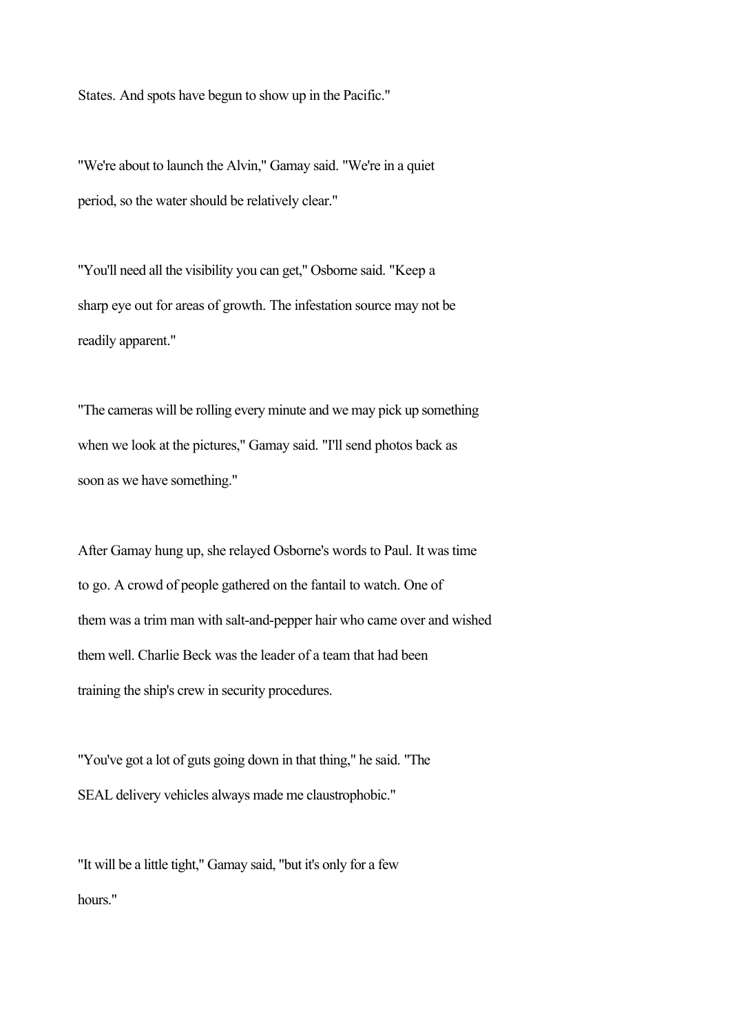States. And spots have begun to show up in the Pacific."

"We're about to launch the Alvin," Gamay said. "We're in a quiet period, so the water should be relatively clear."

"You'll need all the visibility you can get," Osborne said. "Keep a sharp eye out for areas of growth. The infestation source may not be readily apparent."

"The cameras will be rolling every minute and we may pick up something when we look at the pictures," Gamay said. "I'll send photos back as soon as we have something."

After Gamay hung up, she relayed Osborne's words to Paul. It was time to go. A crowd of people gathered on the fantail to watch. One of them was a trim man with salt-and-pepper hair who came over and wished them well. Charlie Beck was the leader of a team that had been training the ship's crew in security procedures.

"You've got a lot of guts going down in that thing," he said. "The SEAL delivery vehicles always made me claustrophobic."

"It will be a little tight," Gamay said, "but it's only for a few hours."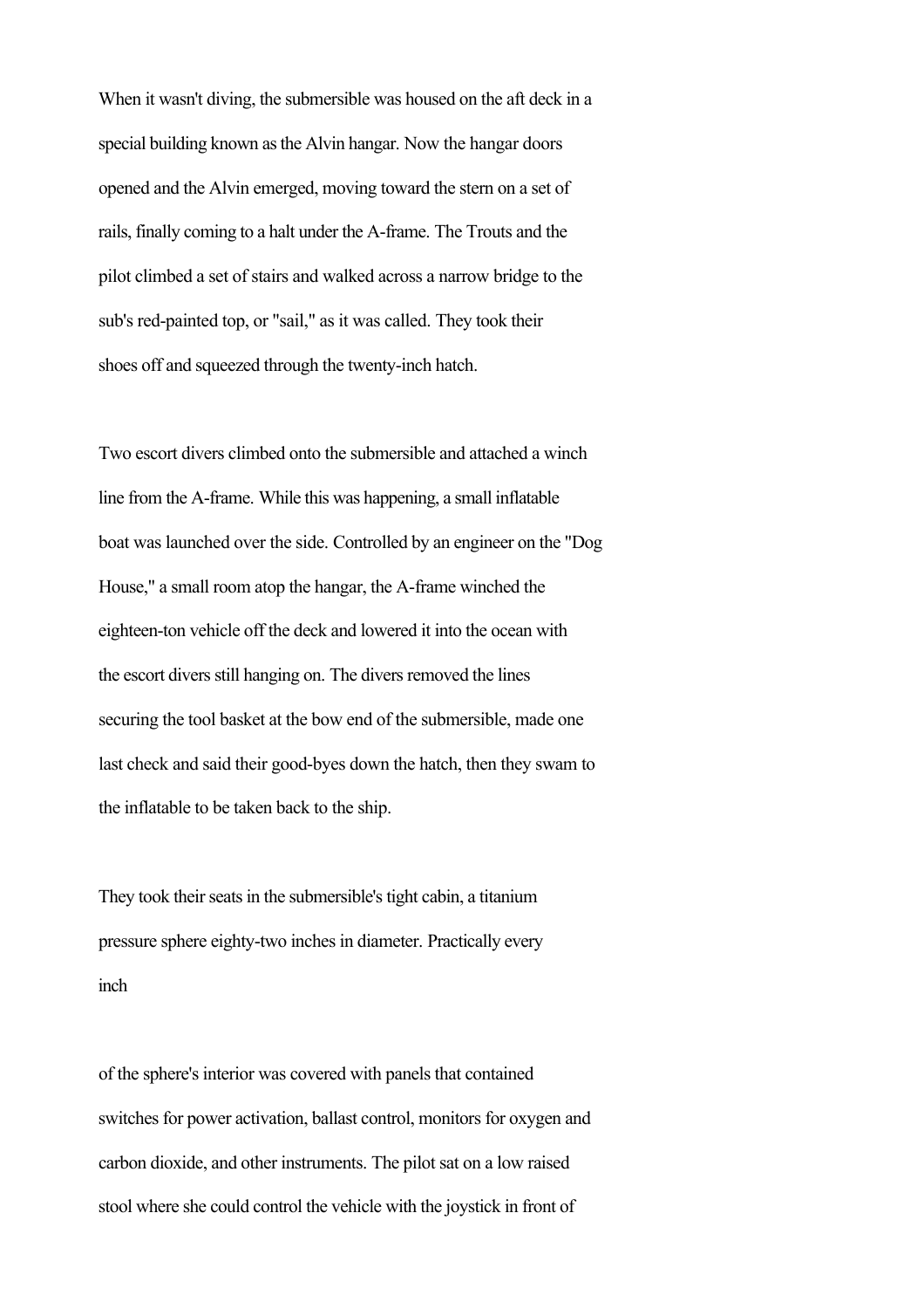When it wasn't diving, the submersible was housed on the aft deck in a special building known as the Alvin hangar. Now the hangar doors opened and the Alvin emerged, moving toward the stern on a set of rails, finally coming to a halt under the A-frame. The Trouts and the pilot climbed a set of stairs and walked across a narrow bridge to the sub's red-painted top, or "sail," as it was called. They took their shoes off and squeezed through the twenty-inch hatch.

Two escort divers climbed onto the submersible and attached a winch line from the A-frame. While this was happening, a small inflatable boat was launched over the side. Controlled by an engineer on the "Dog House," a small room atop the hangar, the A-frame winched the eighteen-ton vehicle off the deck and lowered it into the ocean with the escort divers still hanging on. The divers removed the lines securing the tool basket at the bow end of the submersible, made one last check and said their good-byes down the hatch, then they swam to the inflatable to be taken back to the ship.

They took their seats in the submersible's tight cabin, a titanium pressure sphere eighty-two inches in diameter. Practically every inch of the sphere's interior was covered with panels that contained switches for power activation, ballast control, monitors for oxygen and carbon dioxide, and other instruments. The pilot sat on a low raised stool where she could control the vehicle with the joystick in front of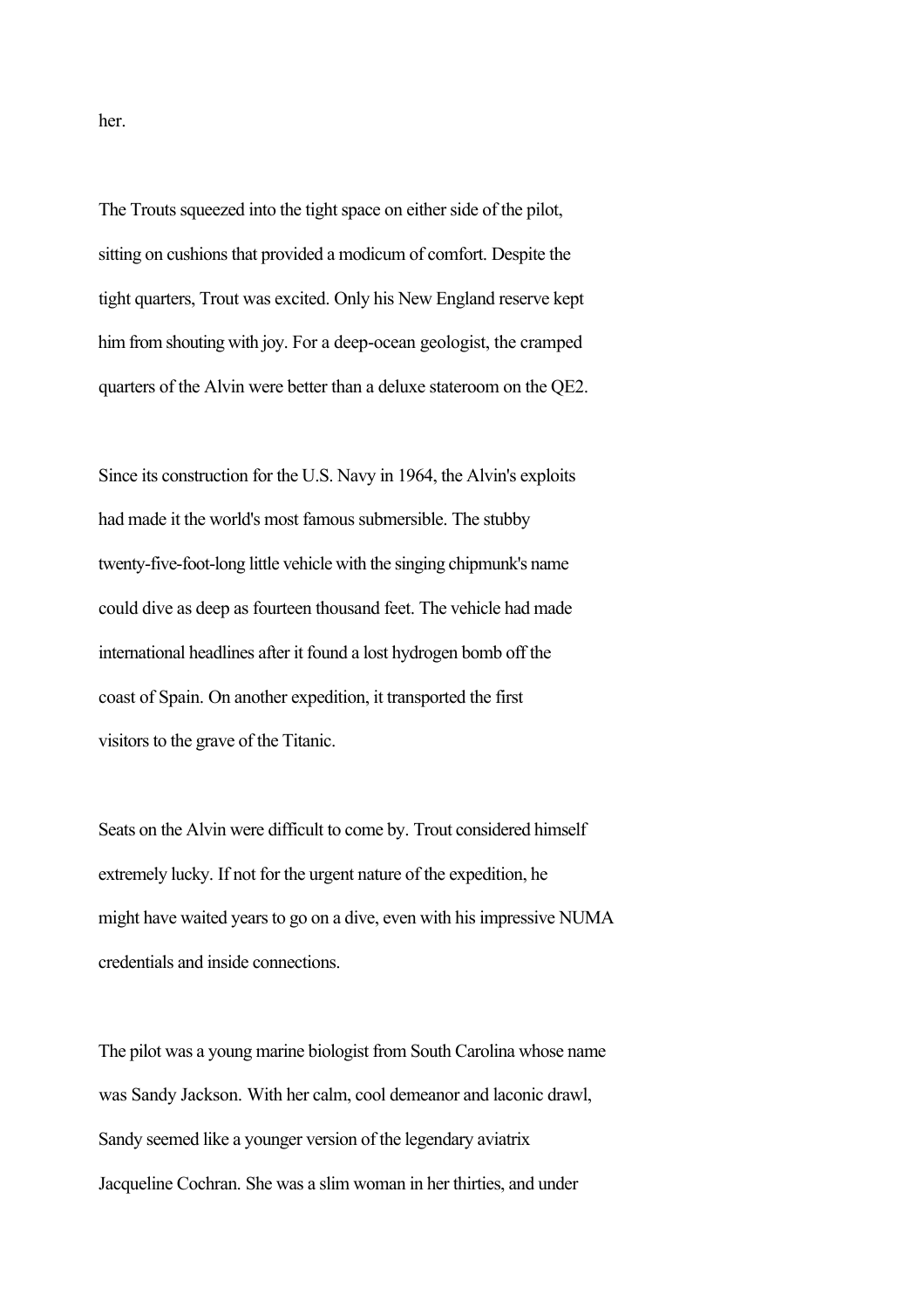her.

The Trouts squeezed into the tight space on either side of the pilot, sitting on cushions that provided a modicum of comfort. Despite the tight quarters, Trout was excited. Only his New England reserve kept him from shouting with joy. For a deep-ocean geologist, the cramped quarters of the Alvin were better than a deluxe stateroom on the QE2.

Since its construction for the U.S. Navy in 1964, the Alvin's exploits had made it the world's most famous submersible. The stubby twenty-five-foot-long little vehicle with the singing chipmunk's name could dive as deep as fourteen thousand feet. The vehicle had made international headlines after it found a lost hydrogen bomb off the coast of Spain. On another expedition, it transported the first visitors to the grave of the Titanic.

Seats on the Alvin were difficult to come by. Trout considered himself extremely lucky. If not for the urgent nature of the expedition, he might have waited years to go on a dive, even with his impressive NUMA credentials and inside connections.

The pilot was a young marine biologist from South Carolina whose name was Sandy Jackson. With her calm, cool demeanor and laconic drawl, Sandy seemed like a younger version of the legendary aviatrix Jacqueline Cochran. She was a slim woman in her thirties, and under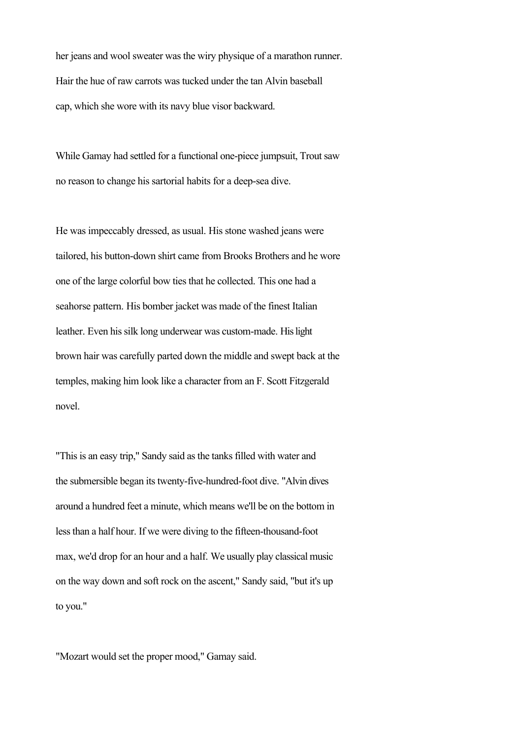her jeans and wool sweater was the wiry physique of a marathon runner. Hair the hue of raw carrots was tucked under the tan Alvin baseball cap, which she wore with its navy blue visor backward.

While Gamay had settled for a functional one-piece jumpsuit, Trout saw no reason to change his sartorial habits for a deep-sea dive.

He was impeccably dressed, as usual. His stone washed jeans were tailored, his button-down shirt came from Brooks Brothers and he wore one of the large colorful bow ties that he collected. This one had a seahorse pattern. His bomber jacket was made of the finest Italian leather. Even his silk long underwear was custom-made. His light brown hair was carefully parted down the middle and swept back at the temples, making him look like a character from an F. Scott Fitzgerald novel.

"This is an easy trip," Sandy said as the tanks filled with water and the submersible began its twenty-five-hundred-foot dive. "Alvin dives around a hundred feet a minute, which means we'll be on the bottom in less than a half hour. If we were diving to the fifteen-thousand-foot max, we'd drop for an hour and a half. We usually play classical music on the way down and soft rock on the ascent," Sandy said, "but it's up to you."

"Mozart would set the proper mood," Gamay said.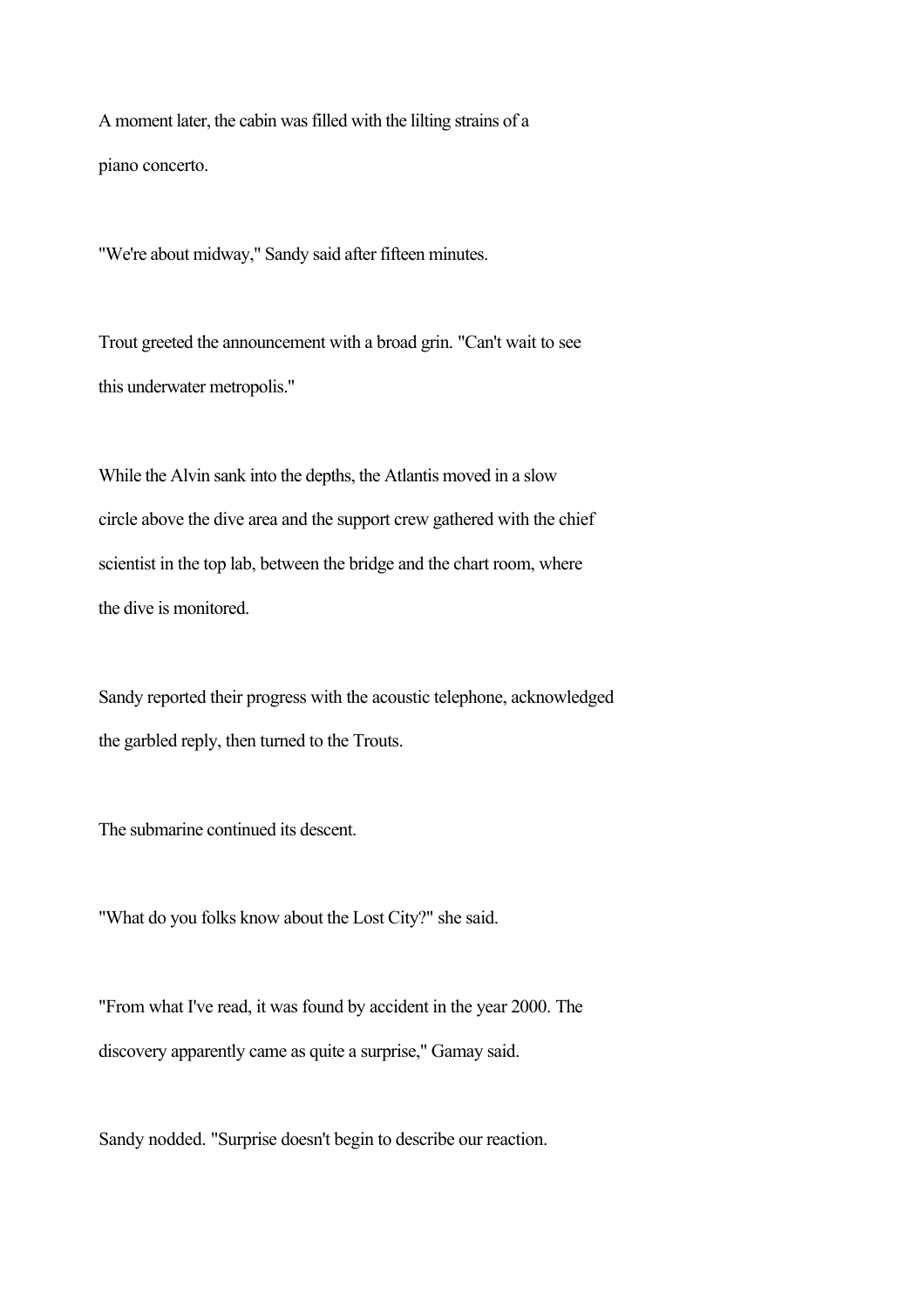A moment later, the cabin was filled with the lilting strains of a piano concerto.

"We're about midway," Sandy said after fifteen minutes.

Trout greeted the announcement with a broad grin. "Can't wait to see this underwater metropolis."

While the Alvin sank into the depths, the Atlantis moved in a slow circle above the dive area and the support crew gathered with the chief scientist in the top lab, between the bridge and the chart room, where the dive is monitored.

Sandy reported their progress with the acoustic telephone, acknowledged the garbled reply, then turned to the Trouts.

The submarine continued its descent.

"What do you folks know about the Lost City?" she said.

"From what I've read, it was found by accident in the year 2000. The discovery apparently came as quite a surprise," Gamay said.

Sandy nodded. "Surprise doesn't begin to describe our reaction.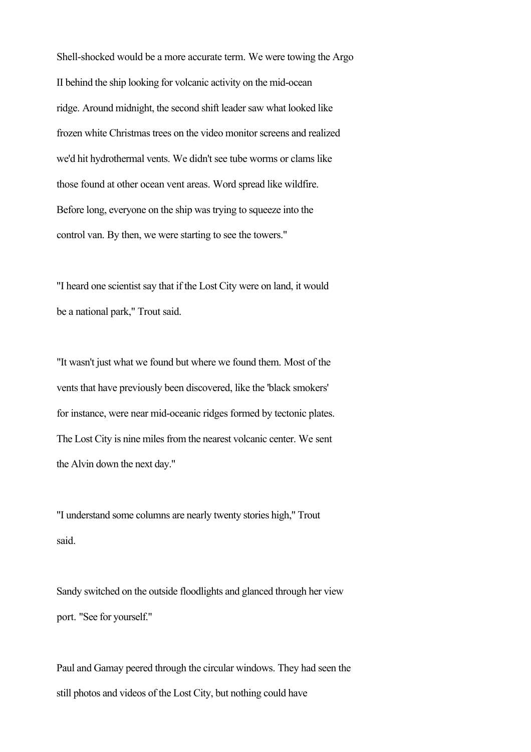Shell-shocked would be a more accurate term. We were towing the Argo II behind the ship looking for volcanic activity on the mid-ocean ridge. Around midnight, the second shift leader saw what looked like frozen white Christmas trees on the video monitor screens and realized we'd hit hydrothermal vents. We didn't see tube worms or clams like those found at other ocean vent areas. Word spread like wildfire. Before long, everyone on the ship was trying to squeeze into the control van. By then, we were starting to see the towers."

"I heard one scientist say that if the Lost City were on land, it would be a national park," Trout said.

"It wasn't just what we found but where we found them. Most of the vents that have previously been discovered, like the 'black smokers' for instance, were near mid-oceanic ridges formed by tectonic plates. The Lost City is nine miles from the nearest volcanic center. We sent the Alvin down the next day."

"I understand some columns are nearly twenty stories high," Trout said.

Sandy switched on the outside floodlights and glanced through her view port. "See for yourself."

Paul and Gamay peered through the circular windows. They had seen the still photos and videos of the Lost City, but nothing could have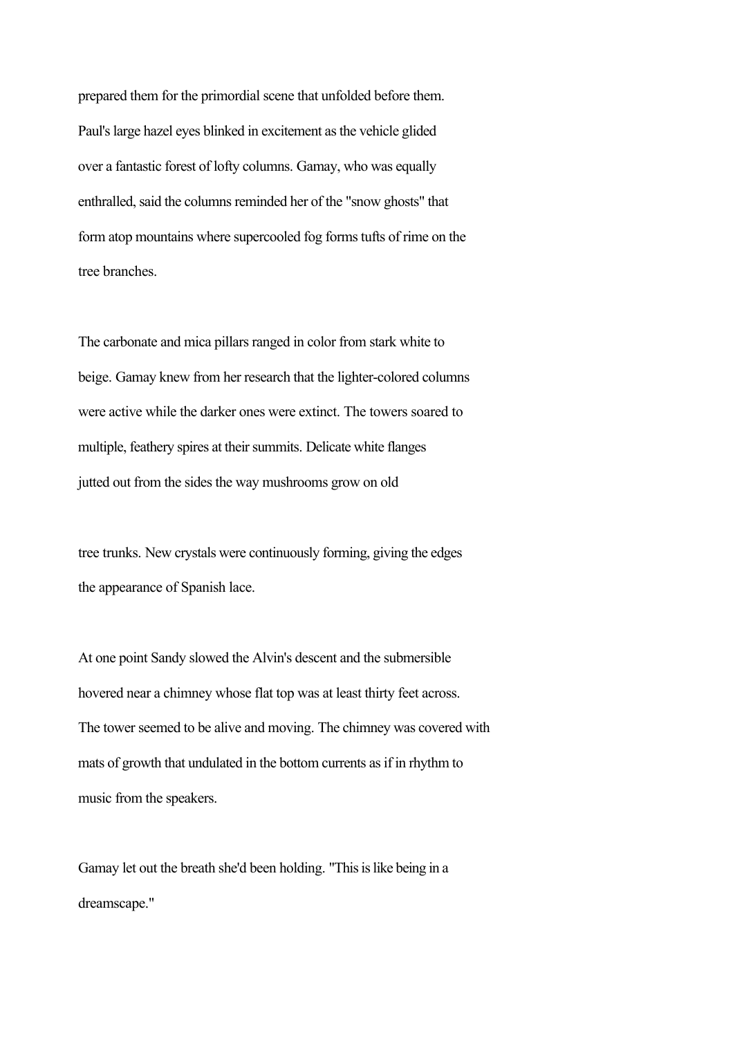prepared them for the primordial scene that unfolded before them. Paul's large hazel eyes blinked in excitement as the vehicle glided over a fantastic forest of lofty columns. Gamay, who was equally enthralled, said the columns reminded her of the "snow ghosts" that form atop mountains where supercooled fog forms tufts of rime on the tree branches.

The carbonate and mica pillars ranged in color from stark white to beige. Gamay knew from her research that the lighter-colored columns were active while the darker ones were extinct. The towers soared to multiple, feathery spires at their summits. Delicate white flanges jutted out from the sides the way mushrooms grow on old tree trunks. New crystals were continuously forming, giving the edges the appearance of Spanish lace.

At one point Sandy slowed the Alvin's descent and the submersible hovered near a chimney whose flat top was at least thirty feet across. The tower seemed to be alive and moving. The chimney was covered with mats of growth that undulated in the bottom currents as if in rhythm to music from the speakers.

Gamay let out the breath she'd been holding. "This is like being in a dreamscape."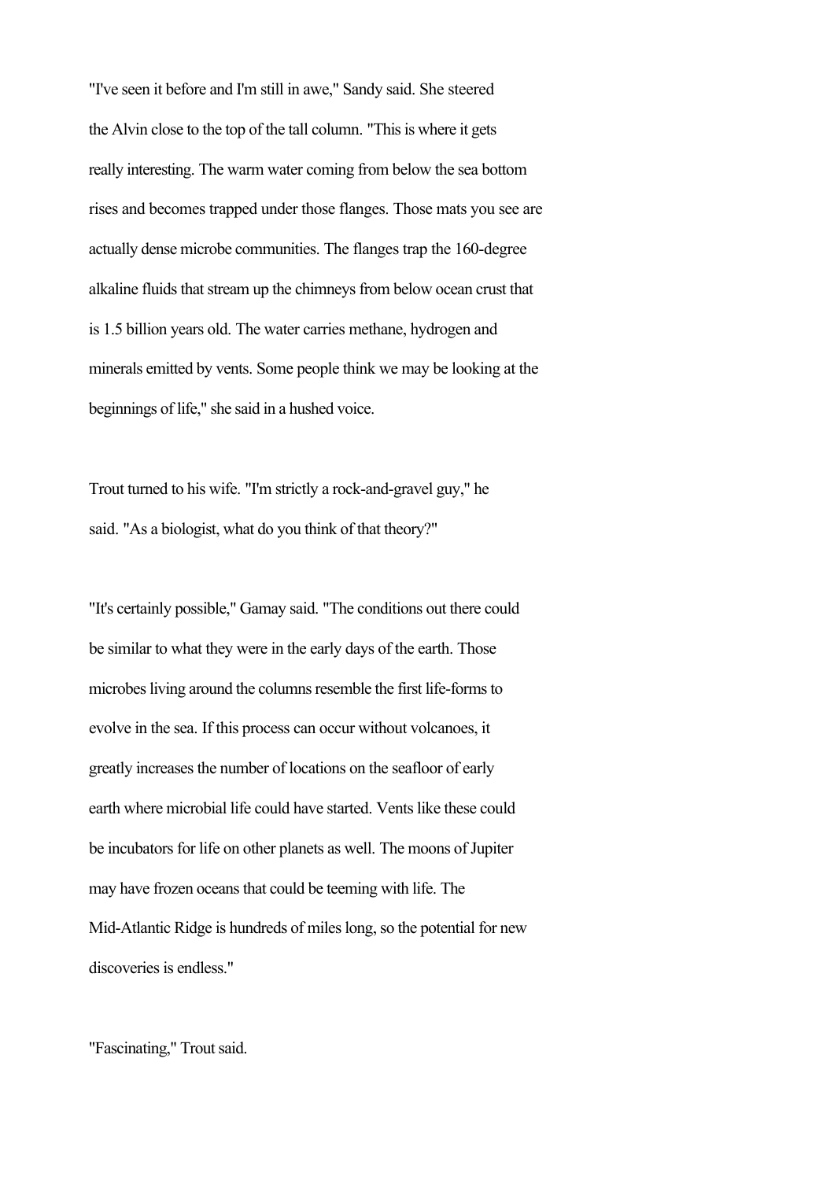"I've seen it before and I'm still in awe," Sandy said. She steered the Alvin close to the top of the tall column. "This is where it gets really interesting. The warm water coming from below the sea bottom rises and becomes trapped under those flanges. Those mats you see are actually dense microbe communities. The flanges trap the 160-degree alkaline fluids that stream up the chimneys from below ocean crust that is 1.5 billion years old. The water carries methane, hydrogen and minerals emitted by vents. Some people think we may be looking at the beginnings of life," she said in a hushed voice.

Trout turned to his wife. "I'm strictly a rock-and-gravel guy," he said. "As a biologist, what do you think of that theory?"

"It's certainly possible," Gamay said. "The conditions out there could be similar to what they were in the early days of the earth. Those microbes living around the columns resemble the first life-forms to evolve in the sea. If this process can occur without volcanoes, it greatly increases the number of locations on the seafloor of early earth where microbial life could have started. Vents like these could be incubators for life on other planets as well. The moons of Jupiter may have frozen oceans that could be teeming with life. The Mid-Atlantic Ridge is hundreds of miles long, so the potential for new discoveries is endless."

"Fascinating," Trout said.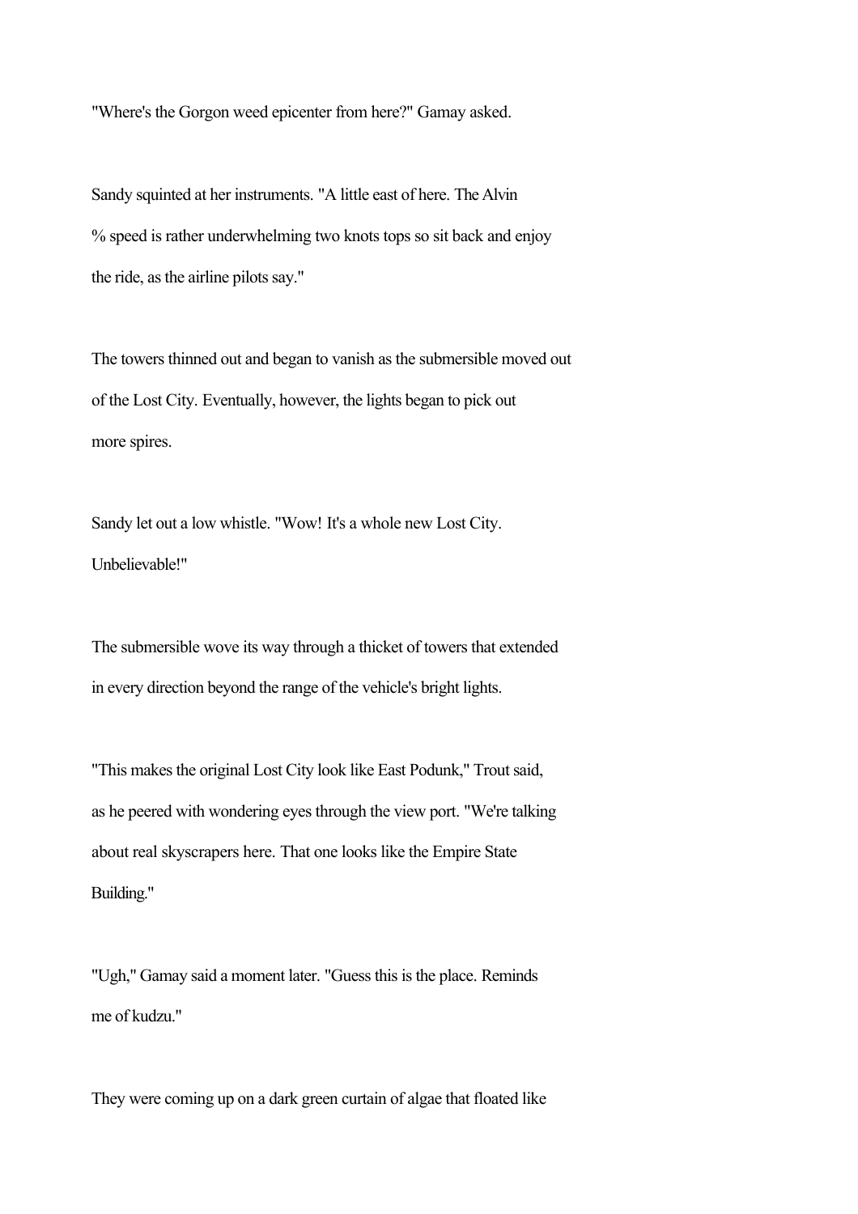"Where's the Gorgon weed epicenter from here?" Gamay asked.

Sandy squinted at her instruments. "A little east of here. The Alvin % speed is rather underwhelming two knots tops so sit back and enjoy the ride, as the airline pilots say."

The towers thinned out and began to vanish as the submersible moved out of the Lost City. Eventually, however, the lights began to pick out more spires.

Sandy let out a low whistle. "Wow! It's a whole new Lost City. Unbelievable!"

The submersible wove its way through a thicket of towers that extended in every direction beyond the range of the vehicle's bright lights.

"This makes the original Lost City look like East Podunk," Trout said, as he peered with wondering eyes through the view port. "We're talking about real skyscrapers here. That one looks like the Empire State Building."

"Ugh," Gamay said a moment later. "Guess this is the place. Reminds me of kudzu."

They were coming up on a dark green curtain of algae that floated like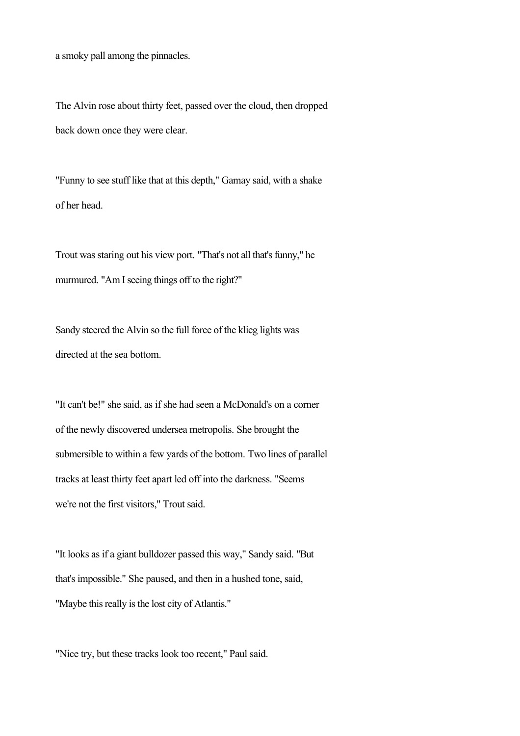a smoky pall among the pinnacles.

The Alvin rose about thirty feet, passed over the cloud, then dropped back down once they were clear.

"Funny to see stuff like that at this depth," Gamay said, with a shake of her head.

Trout was staring out his view port. "That's not all that's funny," he murmured. "Am I seeing things off to the right?"

Sandy steered the Alvin so the full force of the klieg lights was directed at the sea bottom.

"It can't be!" she said, as if she had seen a McDonald's on a corner of the newly discovered undersea metropolis. She brought the submersible to within a few yards of the bottom. Two lines of parallel tracks at least thirty feet apart led off into the darkness. "Seems we're not the first visitors," Trout said.

"It looks as if a giant bulldozer passed this way," Sandy said. "But that's impossible." She paused, and then in a hushed tone, said, "Maybe this really is the lost city of Atlantis."

"Nice try, but these tracks look too recent," Paul said.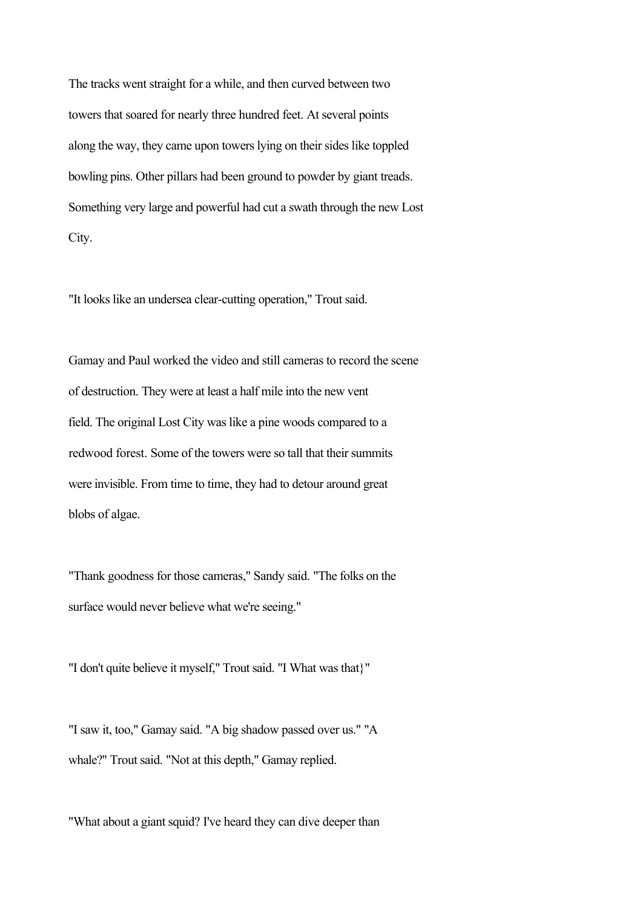The tracks went straight for a while, and then curved between two towers that soared for nearly three hundred feet. At several points along the way, they came upon towers lying on their sides like toppled bowling pins. Other pillars had been ground to powder by giant treads. Something very large and powerful had cut a swath through the new Lost City.

"It looks like an undersea clear-cutting operation," Trout said.

Gamay and Paul worked the video and still cameras to record the scene of destruction. They were at least a half mile into the new vent field. The original Lost City was like a pine woods compared to a redwood forest. Some of the towers were so tall that their summits were invisible. From time to time, they had to detour around great blobs of algae.

"Thank goodness for those cameras," Sandy said. "The folks on the surface would never believe what we're seeing."

"I don't quite believe it myself," Trout said. "I What was that}"

"I saw it, too," Gamay said. "A big shadow passed over us." "A whale?" Trout said. "Not at this depth," Gamay replied.

"What about a giant squid? I've heard they can dive deeper than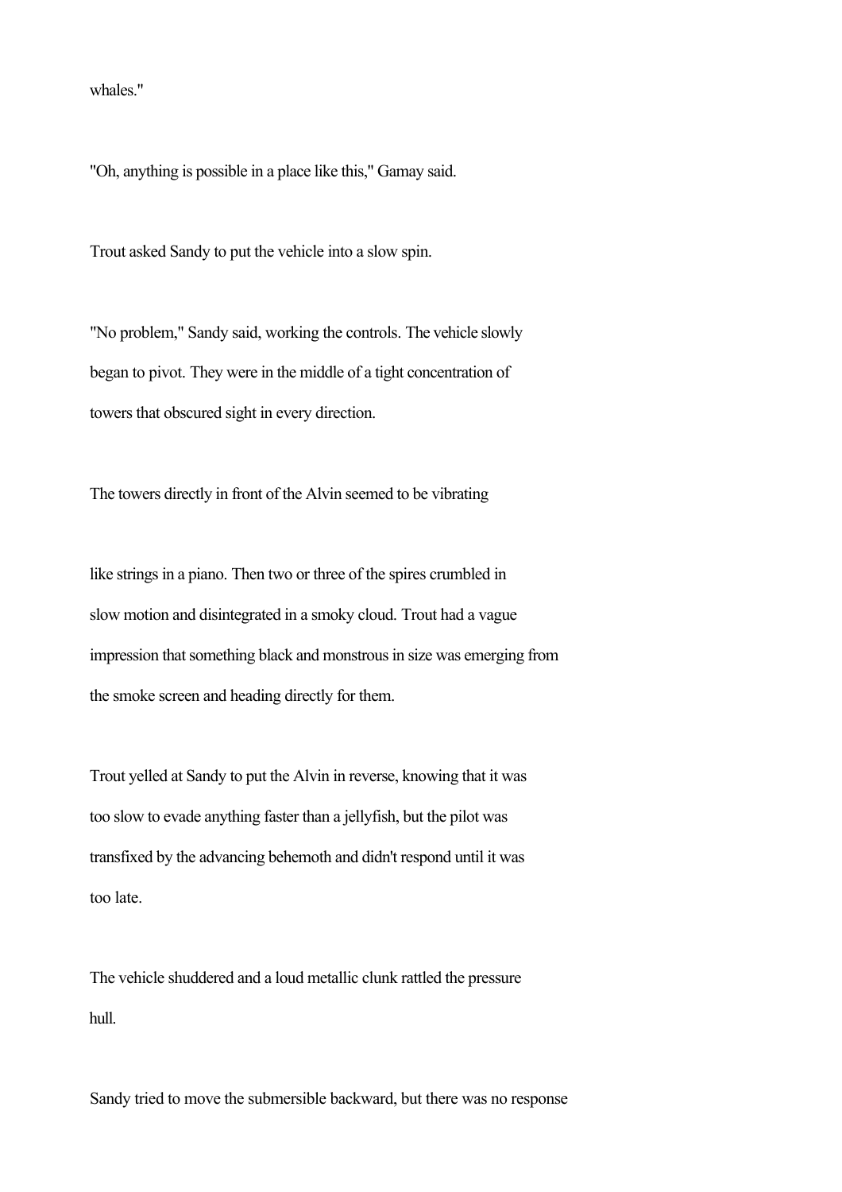whales."

"Oh, anything is possible in a place like this," Gamay said.

Trout asked Sandy to put the vehicle into a slow spin.

"No problem," Sandy said, working the controls. The vehicle slowly began to pivot. They were in the middle of a tight concentration of towers that obscured sight in every direction.

The towers directly in front of the Alvin seemed to be vibrating

like strings in a piano. Then two or three of the spires crumbled in slow motion and disintegrated in a smoky cloud. Trout had a vague impression that something black and monstrous in size was emerging from the smoke screen and heading directly for them.

Trout yelled at Sandy to put the Alvin in reverse, knowing that it was too slow to evade anything faster than a jellyfish, but the pilot was transfixed by the advancing behemoth and didn't respond until it was too late.

The vehicle shuddered and a loud metallic clunk rattled the pressure hull.

Sandy tried to move the submersible backward, but there was no response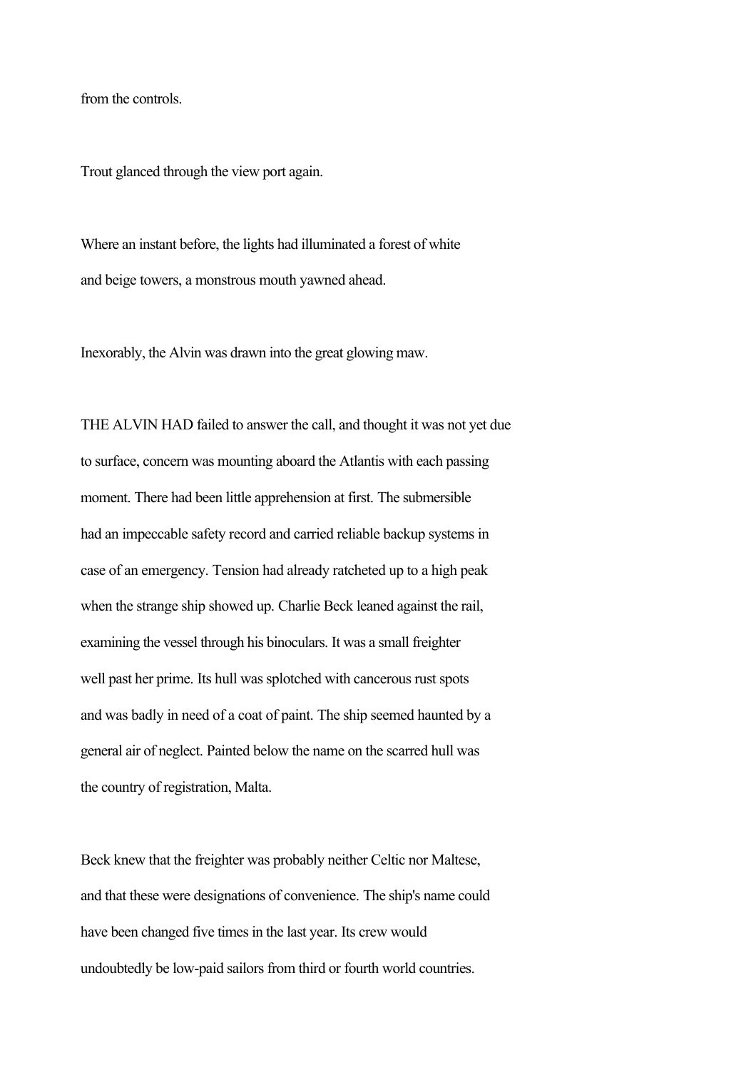from the controls.

Trout glanced through the view port again.

Where an instant before, the lights had illuminated a forest of white and beige towers, a monstrous mouth yawned ahead.

Inexorably, the Alvin was drawn into the great glowing maw.

THE ALVIN HAD failed to answer the call, and thought it was not yet due to surface, concern was mounting aboard the Atlantis with each passing moment. There had been little apprehension at first. The submersible had an impeccable safety record and carried reliable backup systems in case of an emergency. Tension had already ratcheted up to a high peak when the strange ship showed up. Charlie Beck leaned against the rail, examining the vessel through his binoculars. It was a small freighter well past her prime. Its hull was splotched with cancerous rust spots and was badly in need of a coat of paint. The ship seemed haunted by a general air of neglect. Painted below the name on the scarred hull was the country of registration, Malta.

Beck knew that the freighter was probably neither Celtic nor Maltese, and that these were designations of convenience. The ship's name could have been changed five times in the last year. Its crew would undoubtedly be low-paid sailors from third or fourth world countries.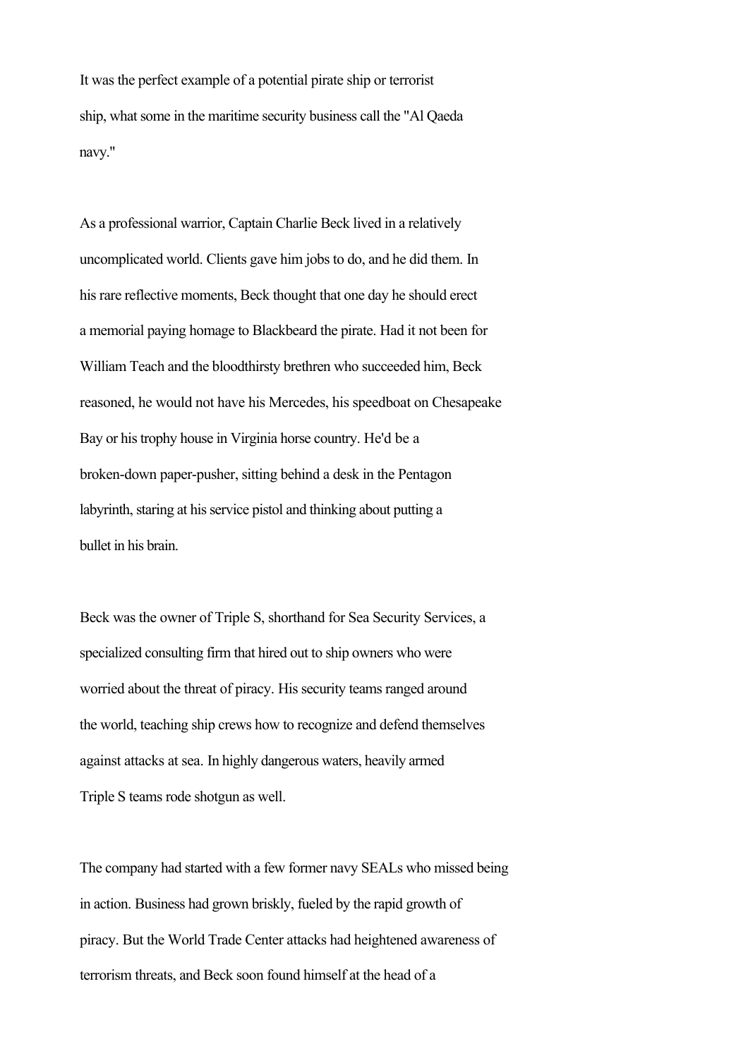It was the perfect example of a potential pirate ship or terrorist ship, what some in the maritime security business call the "Al Qaeda navy."

As a professional warrior, Captain Charlie Beck lived in a relatively uncomplicated world. Clients gave him jobs to do, and he did them. In his rare reflective moments, Beck thought that one day he should erect a memorial paying homage to Blackbeard the pirate. Had it not been for William Teach and the bloodthirsty brethren who succeeded him, Beck reasoned, he would not have his Mercedes, his speedboat on Chesapeake Bay or his trophy house in Virginia horse country. He'd be a broken-down paper-pusher, sitting behind a desk in the Pentagon labyrinth, staring at his service pistol and thinking about putting a bullet in his brain.

Beck was the owner of Triple S, shorthand for Sea Security Services, a specialized consulting firm that hired out to ship owners who were worried about the threat of piracy. His security teams ranged around the world, teaching ship crews how to recognize and defend themselves against attacks at sea. In highly dangerous waters, heavily armed Triple S teams rode shotgun as well.

The company had started with a few former navy SEALs who missed being in action. Business had grown briskly, fueled by the rapid growth of piracy. But the World Trade Center attacks had heightened awareness of terrorism threats, and Beck soon found himself at the head of a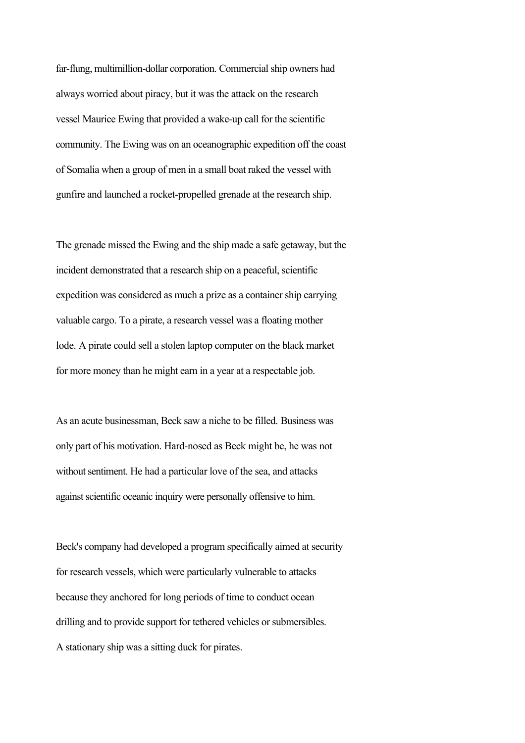far-flung, multimillion-dollar corporation. Commercial ship owners had always worried about piracy, but it was the attack on the research vessel Maurice Ewing that provided a wake-up call for the scientific community. The Ewing was on an oceanographic expedition off the coast of Somalia when a group of men in a small boat raked the vessel with gunfire and launched a rocket-propelled grenade at the research ship.

The grenade missed the Ewing and the ship made a safe getaway, but the incident demonstrated that a research ship on a peaceful, scientific expedition was considered as much a prize as a container ship carrying valuable cargo. To a pirate, a research vessel was a floating mother lode. A pirate could sell a stolen laptop computer on the black market for more money than he might earn in a year at a respectable job.

As an acute businessman, Beck saw a niche to be filled. Business was only part of his motivation. Hard-nosed as Beck might be, he was not without sentiment. He had a particular love of the sea, and attacks against scientific oceanic inquiry were personally offensive to him.

Beck's company had developed a program specifically aimed at security for research vessels, which were particularly vulnerable to attacks because they anchored for long periods of time to conduct ocean drilling and to provide support for tethered vehicles or submersibles. A stationary ship was a sitting duck for pirates.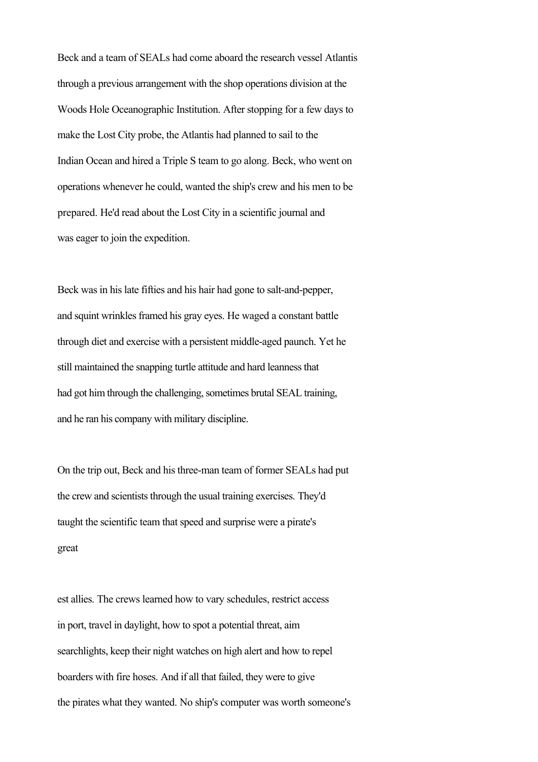Beck and a team of SEALs had come aboard the research vessel Atlantis through a previous arrangement with the shop operations division at the Woods Hole Oceanographic Institution. After stopping for a few days to make the Lost City probe, the Atlantis had planned to sail to the Indian Ocean and hired a Triple S team to go along. Beck, who went on operations whenever he could, wanted the ship's crew and his men to be prepared. He'd read about the Lost City in a scientific journal and was eager to join the expedition.

Beck was in his late fifties and his hair had gone to salt-and-pepper, and squint wrinkles framed his gray eyes. He waged a constant battle through diet and exercise with a persistent middle-aged paunch. Yet he still maintained the snapping turtle attitude and hard leanness that had got him through the challenging, sometimes brutal SEAL training, and he ran his company with military discipline.

On the trip out, Beck and his three-man team of former SEALs had put the crew and scientists through the usual training exercises. They'd taught the scientific team that speed and surprise were a pirate's greatest allies. The crews learned how to vary schedules, restrict access in port, travel in daylight, how to spot a potential threat, aim searchlights, keep their night watches on high alert and how to repel boarders with fire hoses. And if all that failed, they were to give the pirates what they wanted. No ship's computer was worth someone's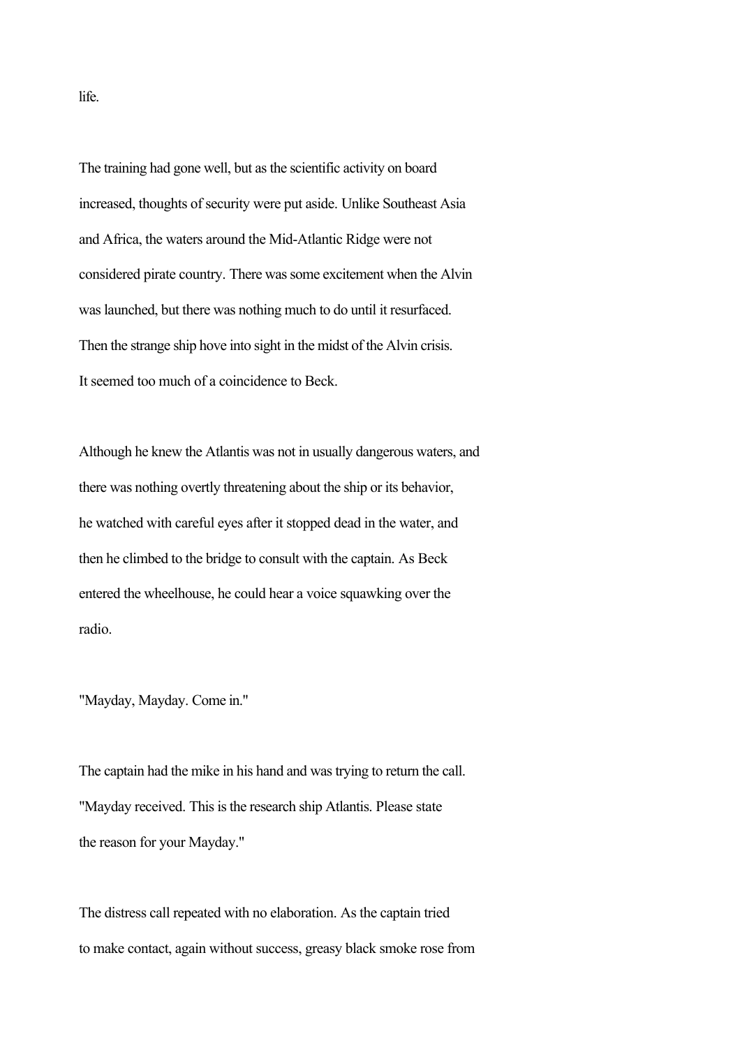life.

The training had gone well, but as the scientific activity on board increased, thoughts of security were put aside. Unlike Southeast Asia and Africa, the waters around the Mid-Atlantic Ridge were not considered pirate country. There was some excitement when the Alvin was launched, but there was nothing much to do until it resurfaced. Then the strange ship hove into sight in the midst of the Alvin crisis. It seemed too much of a coincidence to Beck.

Although he knew the Atlantis was not in usually dangerous waters, and there was nothing overtly threatening about the ship or its behavior, he watched with careful eyes after it stopped dead in the water, and then he climbed to the bridge to consult with the captain. As Beck entered the wheelhouse, he could hear a voice squawking over the radio.

"Mayday, Mayday. Come in."

The captain had the mike in his hand and was trying to return the call. "Mayday received. This is the research ship Atlantis. Please state the reason for your Mayday."

The distress call repeated with no elaboration. As the captain tried to make contact, again without success, greasy black smoke rose from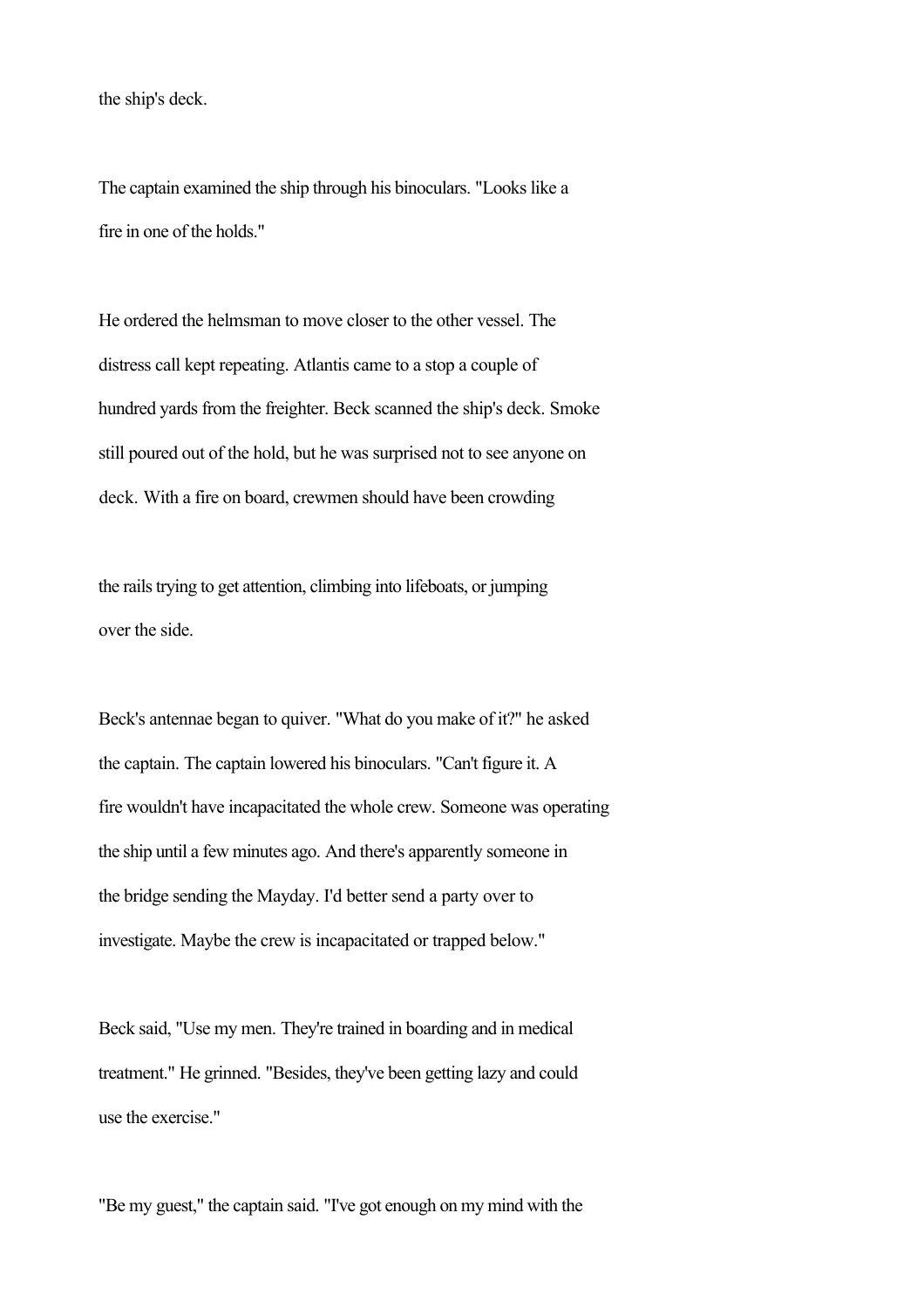the ship's deck.

The captain examined the ship through his binoculars. "Looks like a fire in one of the holds."

He ordered the helmsman to move closer to the other vessel. The distress call kept repeating. Atlantis came to a stop a couple of hundred yards from the freighter. Beck scanned the ship's deck. Smoke still poured out of the hold, but he was surprised not to see anyone on deck. With a fire on board, crewmen should have been crowding the rails trying to get attention, climbing into lifeboats, or jumping over the side.

Beck's antennae began to quiver. "What do you make of it?" he asked the captain. The captain lowered his binoculars. "Can't figure it. A fire wouldn't have incapacitated the whole crew. Someone was operating the ship until a few minutes ago. And there's apparently someone in the bridge sending the Mayday. I'd better send a party over to investigate. Maybe the crew is incapacitated or trapped below."

Beck said, "Use my men. They're trained in boarding and in medical treatment." He grinned. "Besides, they've been getting lazy and could use the exercise."

"Be my guest," the captain said. "I've got enough on my mind with the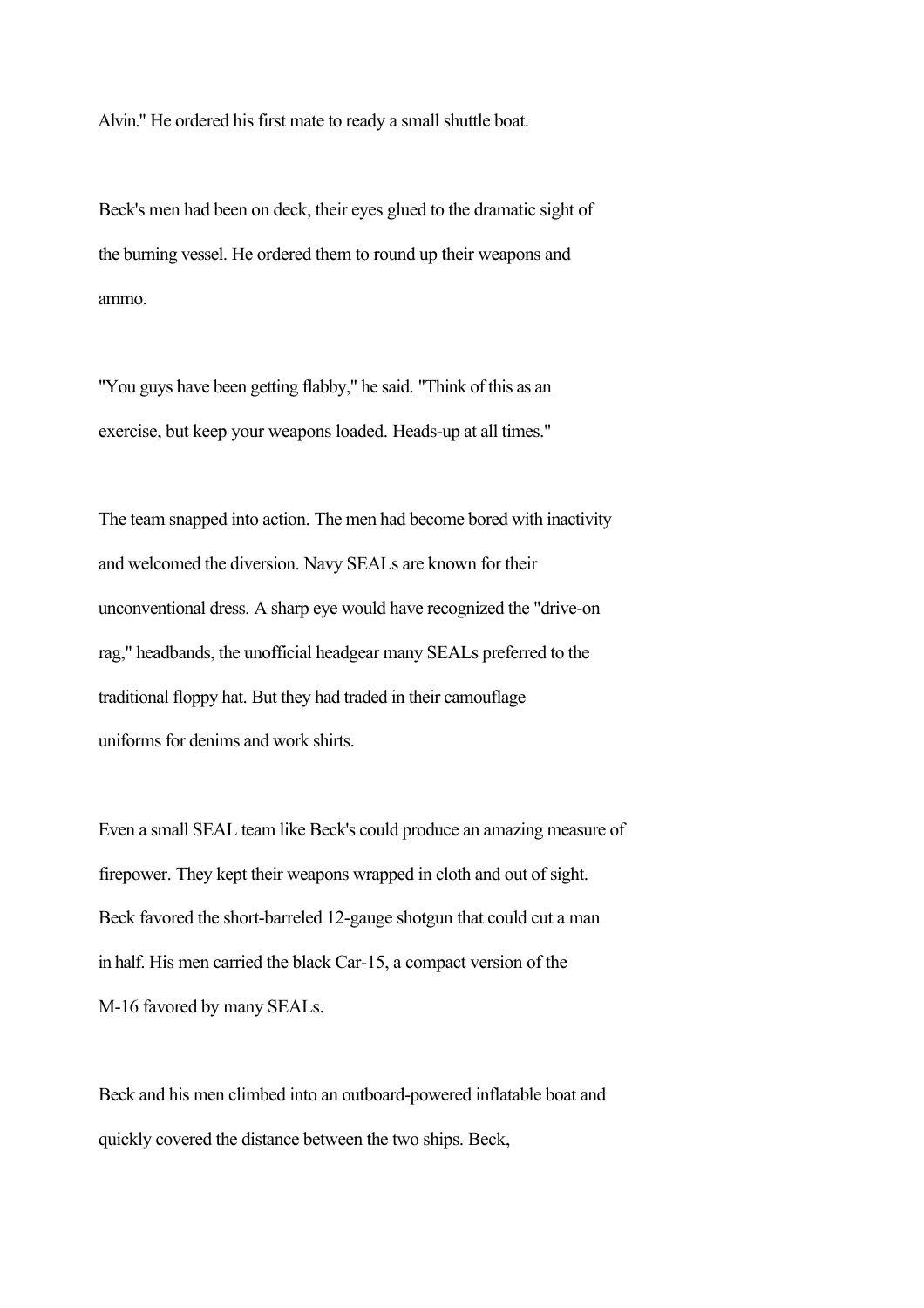Alvin." He ordered his first mate to ready a small shuttle boat.

Beck's men had been on deck, their eyes glued to the dramatic sight of the burning vessel. He ordered them to round up their weapons and ammo.

"You guys have been getting flabby," he said. "Think of this as an exercise, but keep your weapons loaded. Heads-up at all times."

The team snapped into action. The men had become bored with inactivity and welcomed the diversion. Navy SEALs are known for their unconventional dress. A sharp eye would have recognized the "drive-on rag," headbands, the unofficial headgear many SEALs preferred to the traditional floppy hat. But they had traded in their camouflage uniforms for denims and work shirts.

Even a small SEAL team like Beck's could produce an amazing measure of firepower. They kept their weapons wrapped in cloth and out of sight. Beck favored the short-barreled 12-gauge shotgun that could cut a man in half. His men carried the black Car-15, a compact version of the M-16 favored by many SEALs.

Beck and his men climbed into an outboard-powered inflatable boat and quickly covered the distance between the two ships. Beck,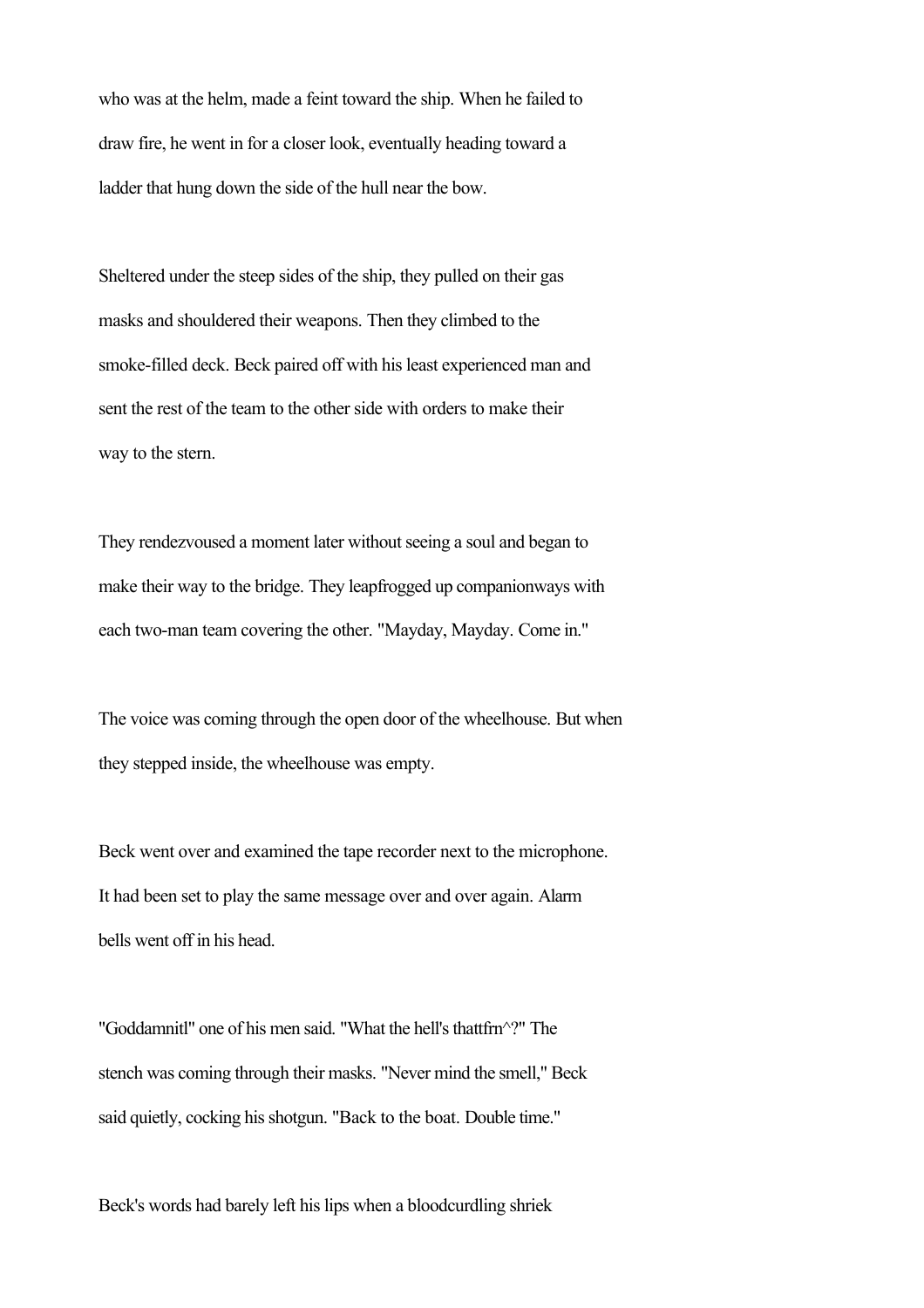who was at the helm, made a feint toward the ship. When he failed to draw fire, he went in for a closer look, eventually heading toward a ladder that hung down the side of the hull near the bow.

Sheltered under the steep sides of the ship, they pulled on their gas masks and shouldered their weapons. Then they climbed to the smoke-filled deck. Beck paired off with his least experienced man and sent the rest of the team to the other side with orders to make their way to the stern.

They rendezvoused a moment later without seeing a soul and began to make their way to the bridge. They leapfrogged up companionways with each two-man team covering the other. "Mayday, Mayday. Come in."

The voice was coming through the open door of the wheelhouse. But when they stepped inside, the wheelhouse was empty.

Beck went over and examined the tape recorder next to the microphone. It had been set to play the same message over and over again. Alarm bells went off in his head.

"Goddamnitl" one of his men said. "What the hell's thattfrn^?" The stench was coming through their masks. "Never mind the smell," Beck said quietly, cocking his shotgun. "Back to the boat. Double time."

Beck's words had barely left his lips when a bloodcurdling shriek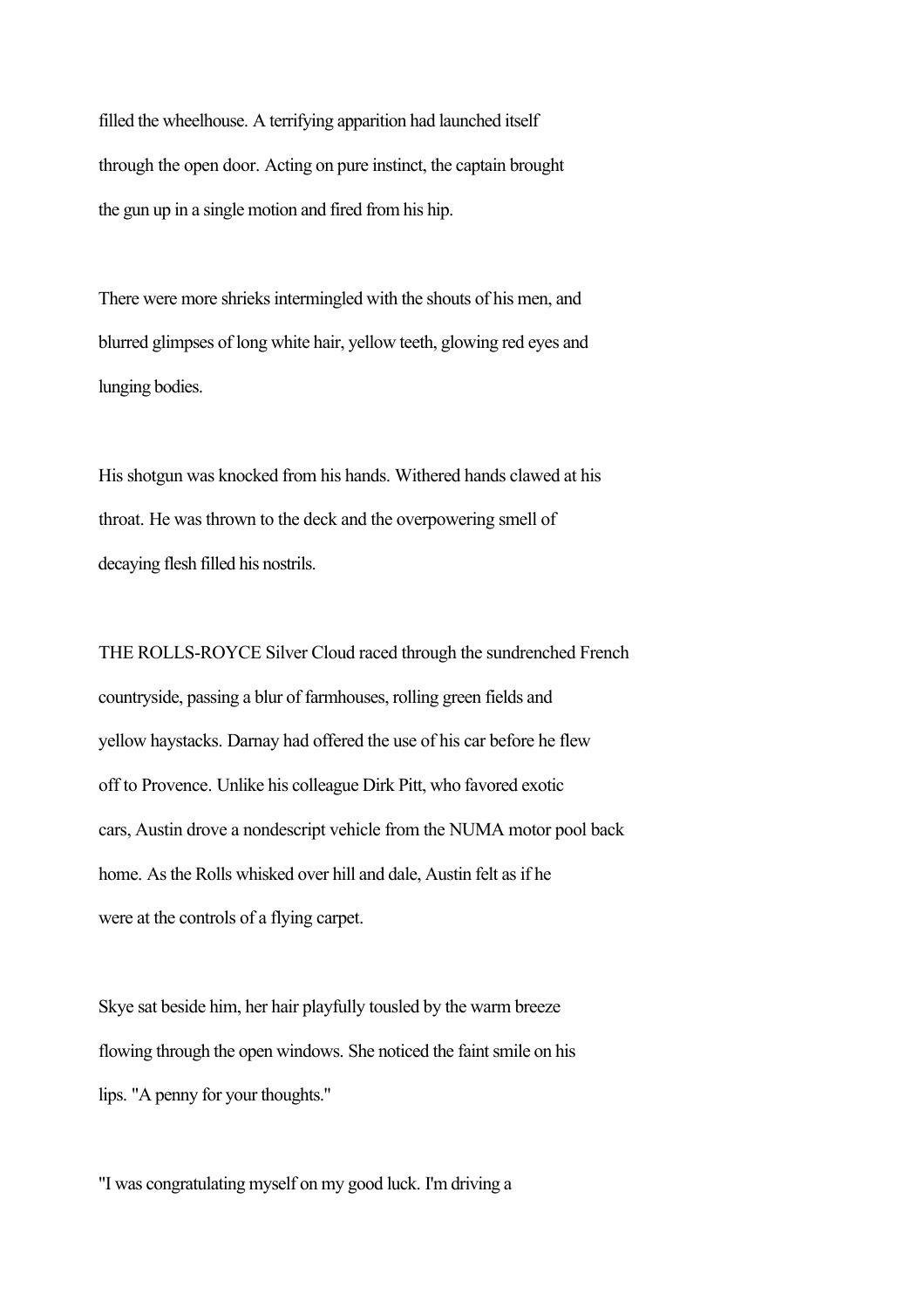filled the wheelhouse. A terrifying apparition had launched itself through the open door. Acting on pure instinct, the captain brought the gun up in a single motion and fired from his hip.

There were more shrieks intermingled with the shouts of his men, and blurred glimpses of long white hair, yellow teeth, glowing red eyes and lunging bodies.

His shotgun was knocked from his hands. Withered hands clawed at his throat. He was thrown to the deck and the overpowering smell of decaying flesh filled his nostrils.

THE ROLLS-ROYCE Silver Cloud raced through the sundrenched French countryside, passing a blur of farmhouses, rolling green fields and yellow haystacks. Darnay had offered the use of his car before he flew off to Provence. Unlike his colleague Dirk Pitt, who favored exotic cars, Austin drove a nondescript vehicle from the NUMA motor pool back home. As the Rolls whisked over hill and dale, Austin felt as if he were at the controls of a flying carpet.

Skye sat beside him, her hair playfully tousled by the warm breeze flowing through the open windows. She noticed the faint smile on his lips. "A penny for your thoughts."

"I was congratulating myself on my good luck. I'm driving a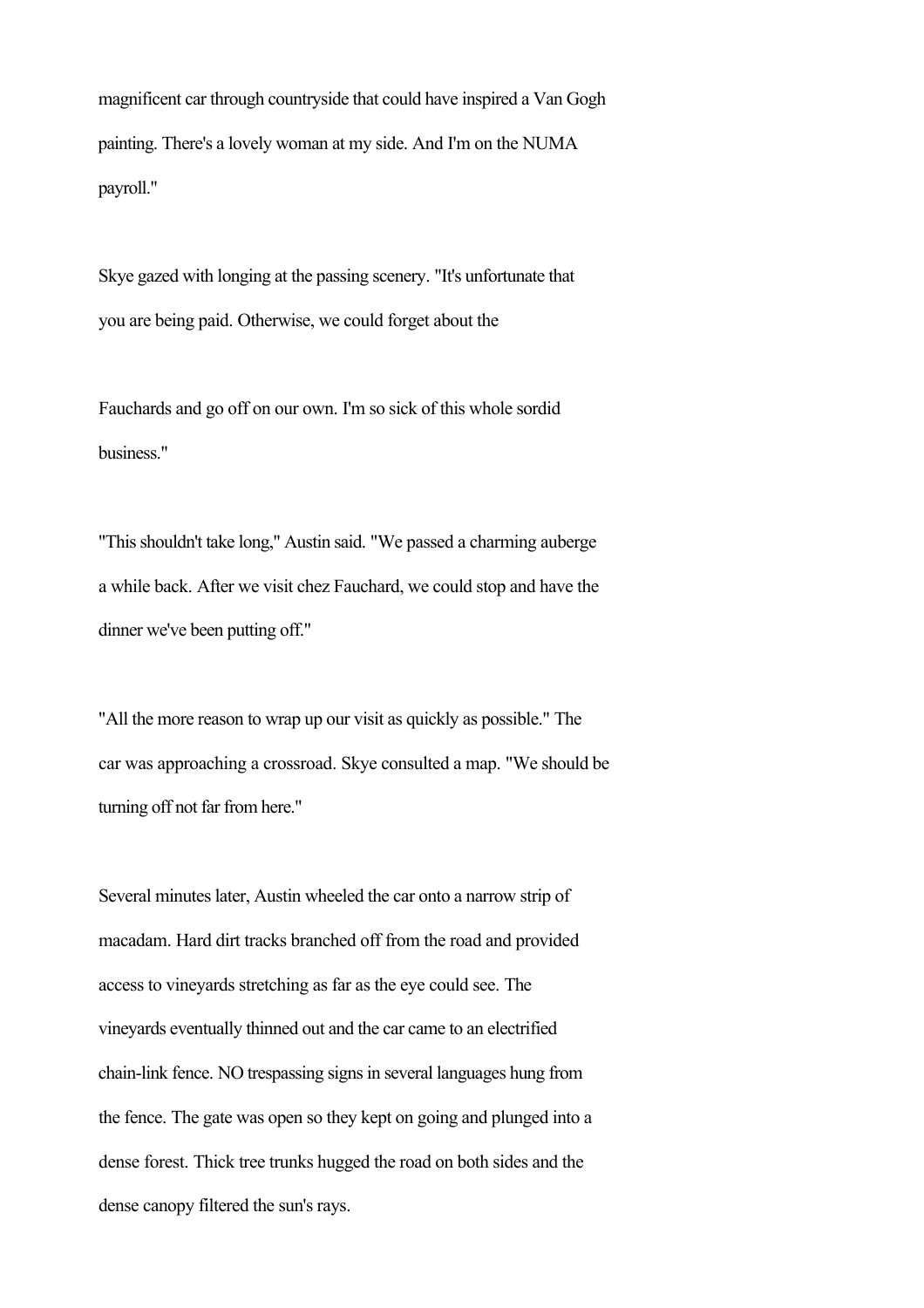magnificent car through countryside that could have inspired a Van Gogh painting. There's a lovely woman at my side. And I'm on the NUMA payroll."

Skye gazed with longing at the passing scenery. "It's unfortunate that you are being paid. Otherwise, we could forget about the

Fauchards and go off on our own. I'm so sick of this whole sordid business."

"This shouldn't take long," Austin said. "We passed a charming auberge a while back. After we visit chez Fauchard, we could stop and have the dinner we've been putting off."

"All the more reason to wrap up our visit as quickly as possible." The car was approaching a crossroad. Skye consulted a map. "We should be turning off not far from here."

Several minutes later, Austin wheeled the car onto a narrow strip of macadam. Hard dirt tracks branched off from the road and provided access to vineyards stretching as far as the eye could see. The vineyards eventually thinned out and the car came to an electrified chain-link fence. NO trespassing signs in several languages hung from the fence. The gate was open so they kept on going and plunged into a dense forest. Thick tree trunks hugged the road on both sides and the dense canopy filtered the sun's rays.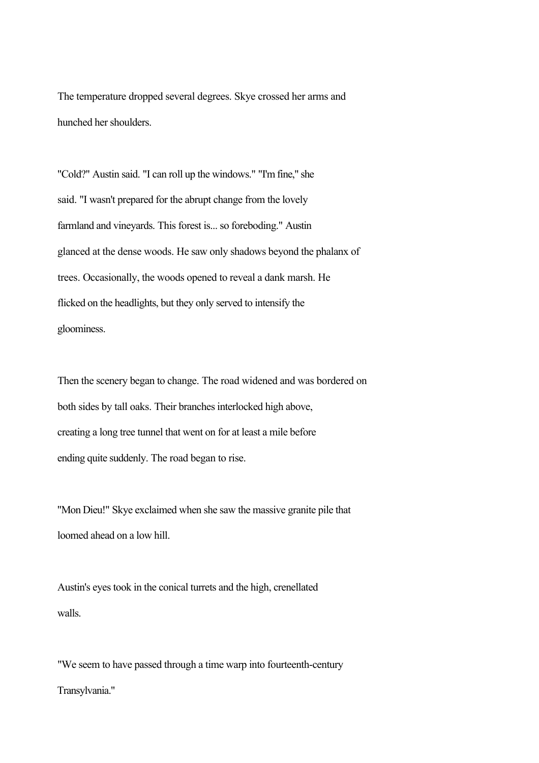The temperature dropped several degrees. Skye crossed her arms and hunched her shoulders.

"Cold?" Austin said. "I can roll up the windows." "I'm fine," she said. "I wasn't prepared for the abrupt change from the lovely farmland and vineyards. This forest is... so foreboding." Austin glanced at the dense woods. He saw only shadows beyond the phalanx of trees. Occasionally, the woods opened to reveal a dank marsh. He flicked on the headlights, but they only served to intensify the gloominess.

Then the scenery began to change. The road widened and was bordered on both sides by tall oaks. Their branches interlocked high above, creating a long tree tunnel that went on for at least a mile before ending quite suddenly. The road began to rise.

"Mon Dieu!" Skye exclaimed when she saw the massive granite pile that loomed ahead on a low hill.

Austin's eyes took in the conical turrets and the high, crenellated walls.

"We seem to have passed through a time warp into fourteenth-century Transylvania."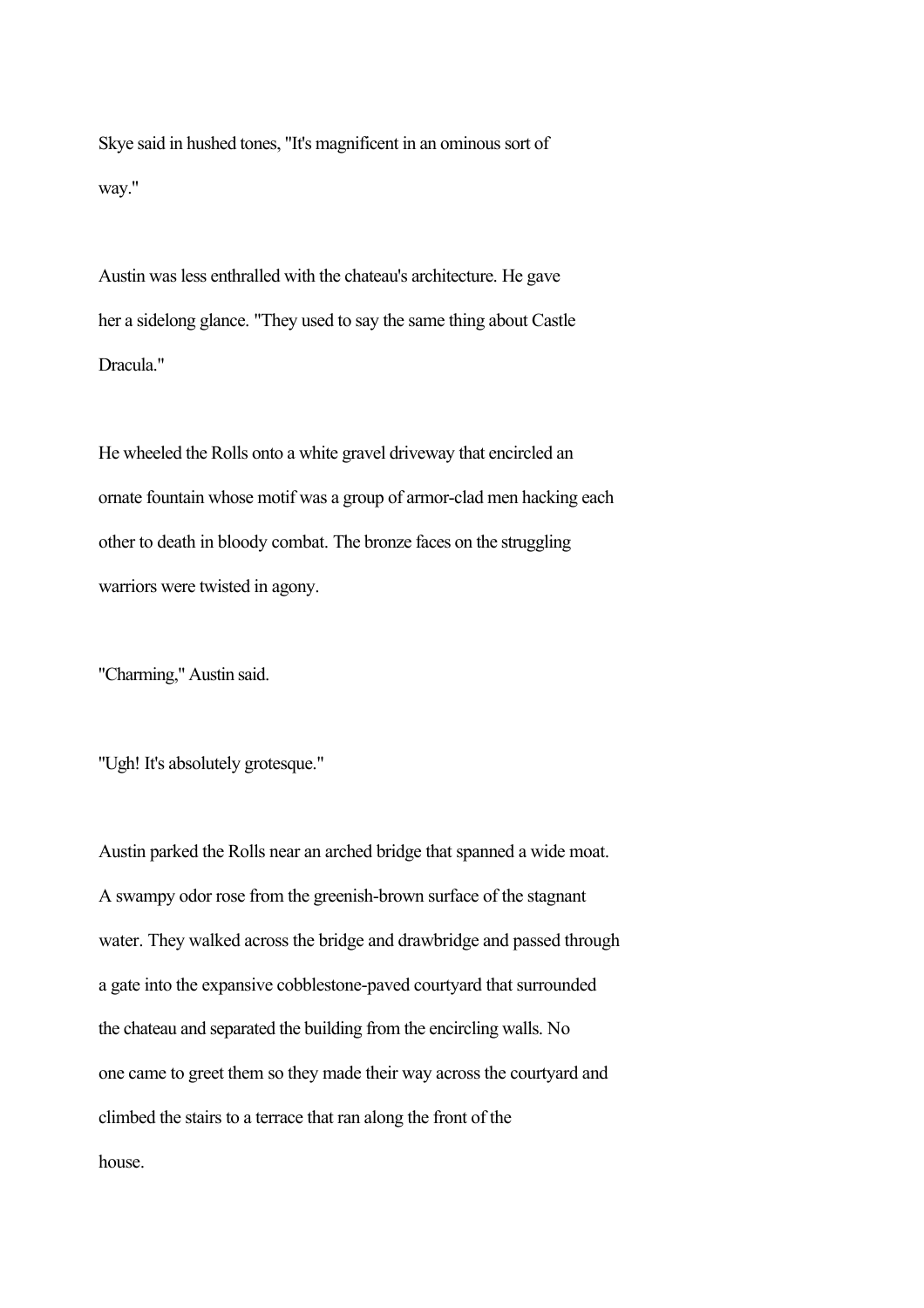Skye said in hushed tones, "It's magnificent in an ominous sort of way."

Austin was less enthralled with the chateau's architecture. He gave her a sidelong glance. "They used to say the same thing about Castle Dracula."

He wheeled the Rolls onto a white gravel driveway that encircled an ornate fountain whose motif was a group of armor-clad men hacking each other to death in bloody combat. The bronze faces on the struggling warriors were twisted in agony.

"Charming," Austin said.

"Ugh! It's absolutely grotesque."

Austin parked the Rolls near an arched bridge that spanned a wide moat. A swampy odor rose from the greenish-brown surface of the stagnant water. They walked across the bridge and drawbridge and passed through a gate into the expansive cobblestone-paved courtyard that surrounded the chateau and separated the building from the encircling walls. No one came to greet them so they made their way across the courtyard and climbed the stairs to a terrace that ran along the front of the house.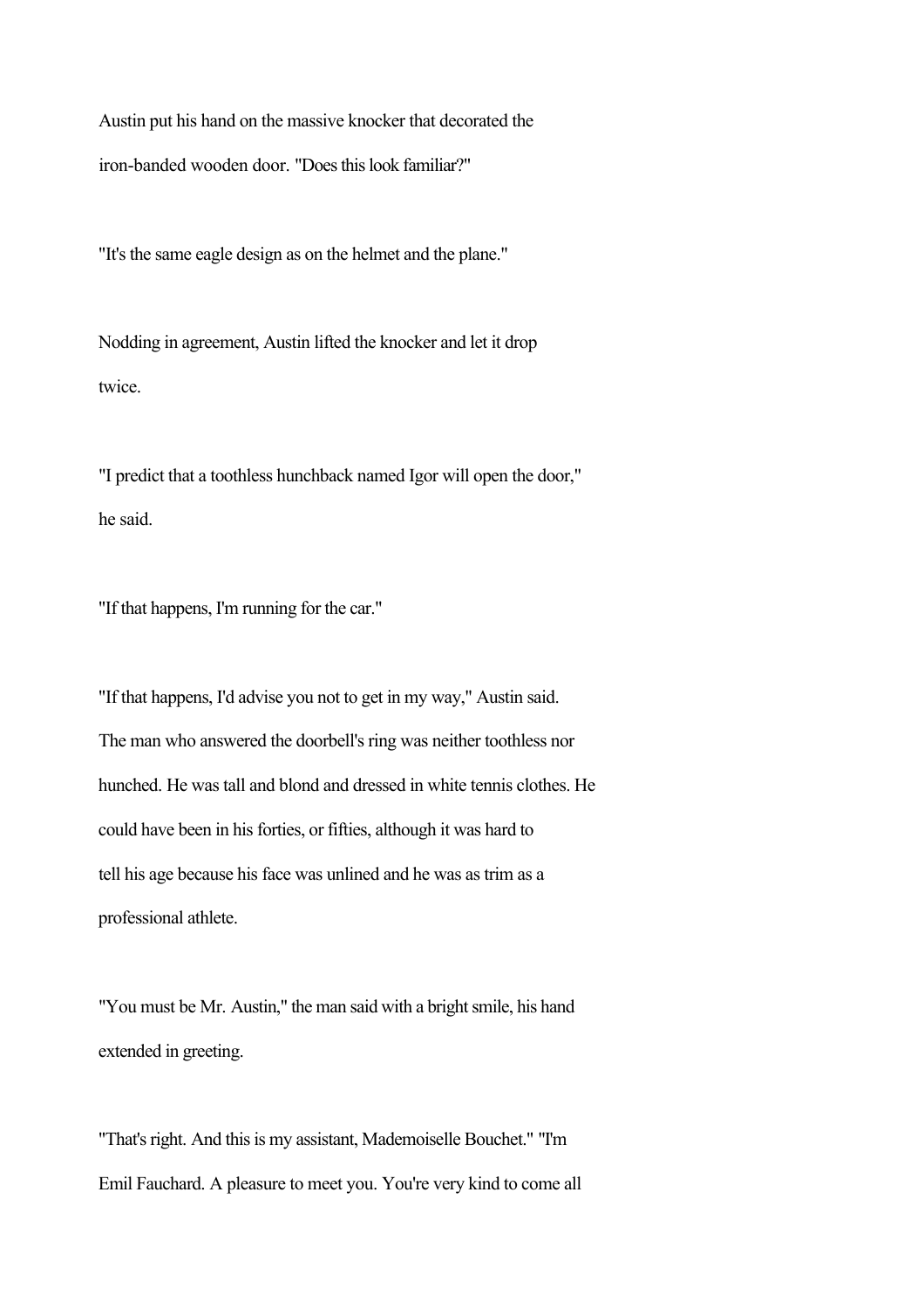Austin put his hand on the massive knocker that decorated the iron-banded wooden door. "Does this look familiar?"

"It's the same eagle design as on the helmet and the plane."

Nodding in agreement, Austin lifted the knocker and let it drop twice.

"I predict that a toothless hunchback named Igor will open the door," he said.

"If that happens, I'm running for the car."

"If that happens, I'd advise you not to get in my way," Austin said. The man who answered the doorbell's ring was neither toothless nor hunched. He was tall and blond and dressed in white tennis clothes. He could have been in his forties, or fifties, although it was hard to tell his age because his face was unlined and he was as trim as a professional athlete.

"You must be Mr. Austin," the man said with a bright smile, his hand extended in greeting.

"That's right. And this is my assistant, Mademoiselle Bouchet." "I'm Emil Fauchard. A pleasure to meet you. You're very kind to come all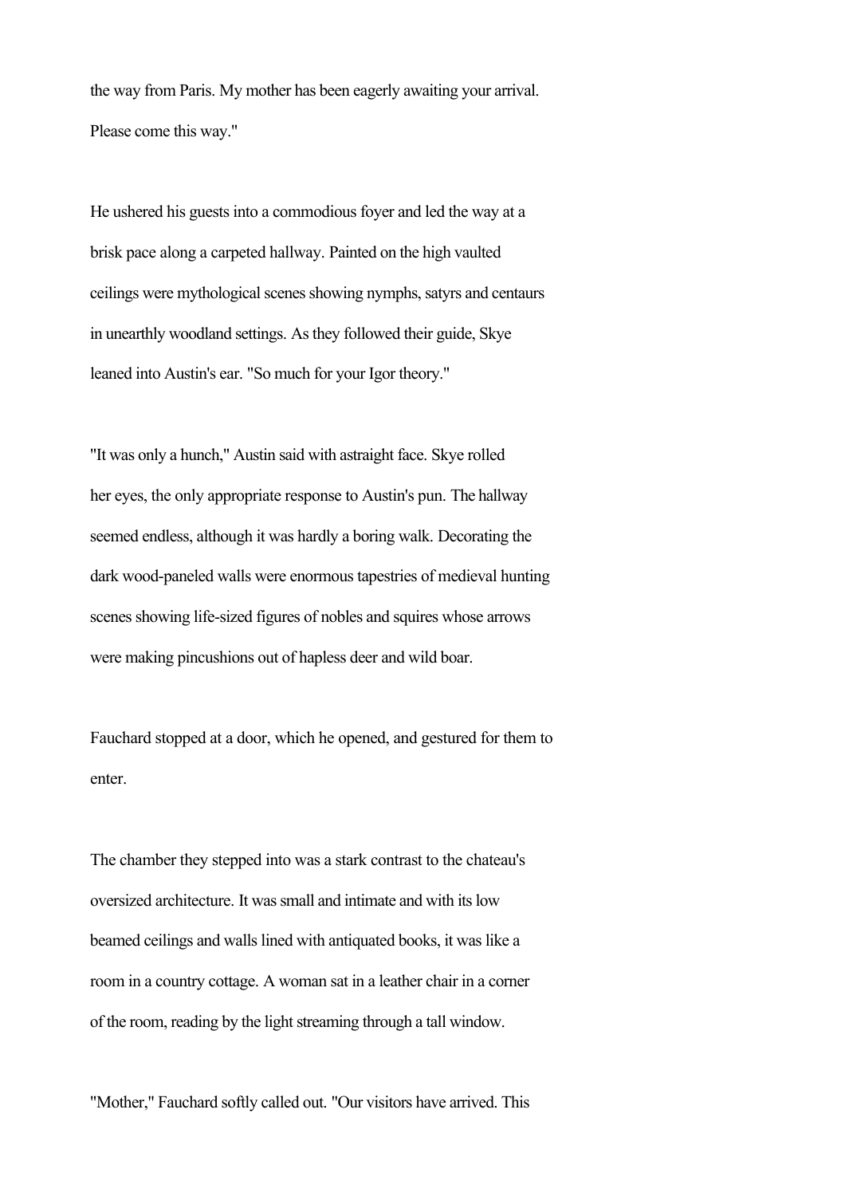the way from Paris. My mother has been eagerly awaiting your arrival. Please come this way."

He ushered his guests into a commodious foyer and led the way at a brisk pace along a carpeted hallway. Painted on the high vaulted ceilings were mythological scenes showing nymphs, satyrs and centaurs in unearthly woodland settings. As they followed their guide, Skye leaned into Austin's ear. "So much for your Igor theory."

"It was only a hunch," Austin said with astraight face. Skye rolled her eyes, the only appropriate response to Austin's pun. The hallway seemed endless, although it was hardly a boring walk. Decorating the dark wood-paneled walls were enormous tapestries of medieval hunting scenes showing life-sized figures of nobles and squires whose arrows were making pincushions out of hapless deer and wild boar.

Fauchard stopped at a door, which he opened, and gestured for them to enter.

The chamber they stepped into was a stark contrast to the chateau's oversized architecture. It was small and intimate and with its low beamed ceilings and walls lined with antiquated books, it was like a room in a country cottage. A woman sat in a leather chair in a corner of the room, reading by the light streaming through a tall window.

"Mother," Fauchard softly called out. "Our visitors have arrived. This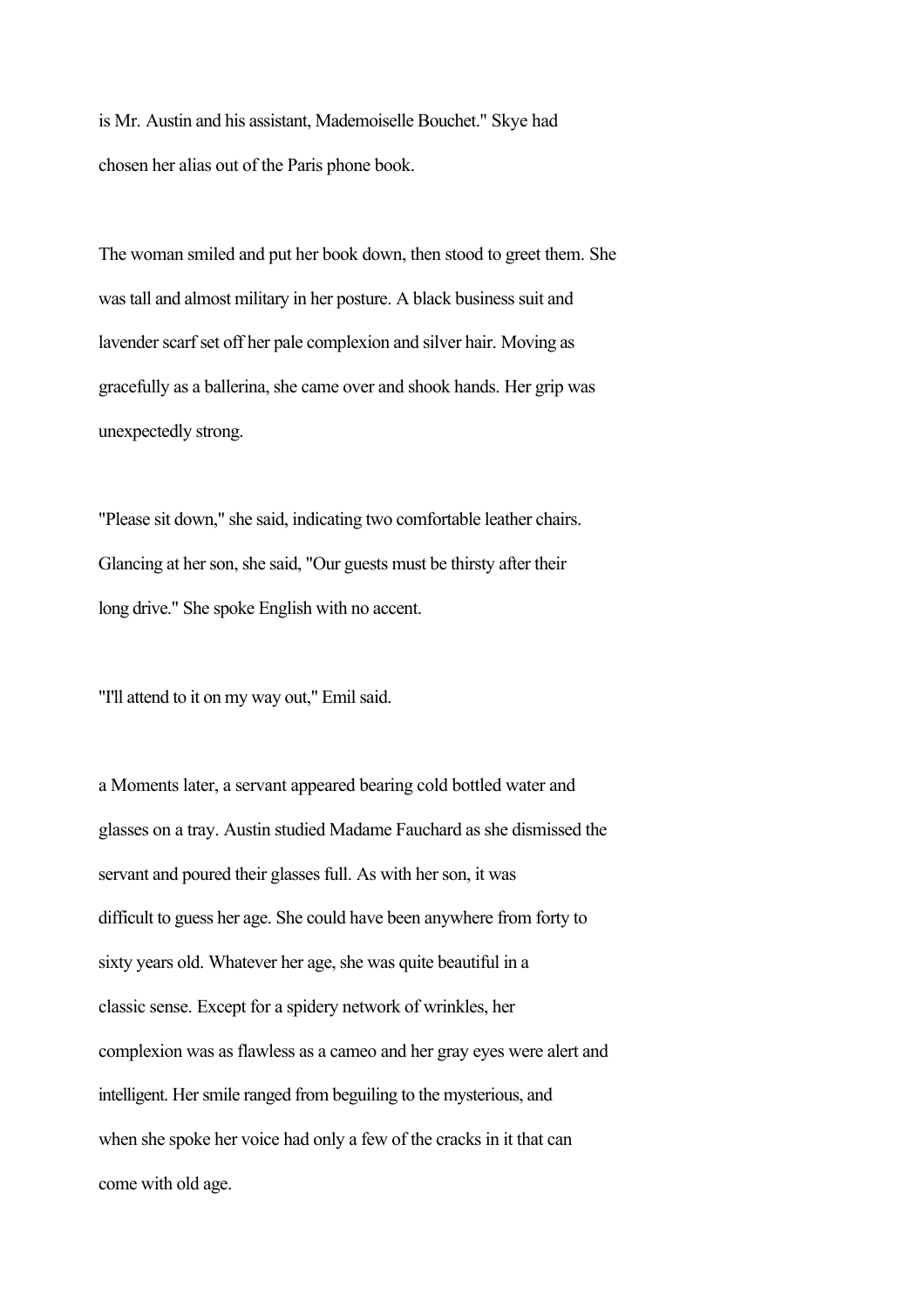is Mr. Austin and his assistant, Mademoiselle Bouchet." Skye had chosen her alias out of the Paris phone book.

The woman smiled and put her book down, then stood to greet them. She was tall and almost military in her posture. A black business suit and lavender scarf set off her pale complexion and silver hair. Moving as gracefully as a ballerina, she came over and shook hands. Her grip was unexpectedly strong.

"Please sit down," she said, indicating two comfortable leather chairs. Glancing at her son, she said, "Our guests must be thirsty after their long drive." She spoke English with no accent.

"I'll attend to it on my way out," Emil said.

a Moments later, a servant appeared bearing cold bottled water and glasses on a tray. Austin studied Madame Fauchard as she dismissed the servant and poured their glasses full. As with her son, it was difficult to guess her age. She could have been anywhere from forty to sixty years old. Whatever her age, she was quite beautiful in a classic sense. Except for a spidery network of wrinkles, her complexion was as flawless as a cameo and her gray eyes were alert and intelligent. Her smile ranged from beguiling to the mysterious, and when she spoke her voice had only a few of the cracks in it that can come with old age.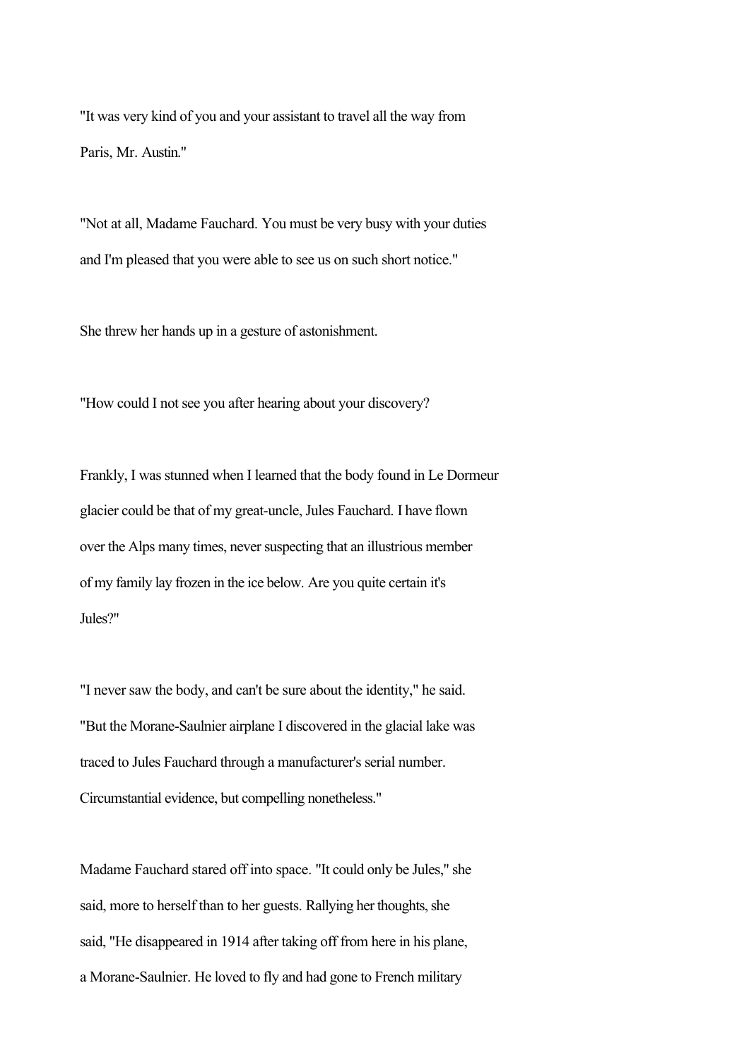"It was very kind of you and your assistant to travel all the way from Paris, Mr. Austin."

"Not at all, Madame Fauchard. You must be very busy with your duties and I'm pleased that you were able to see us on such short notice."

She threw her hands up in a gesture of astonishment.

"How could I not see you after hearing about your discovery?

Frankly, I was stunned when I learned that the body found in Le Dormeur glacier could be that of my great-uncle, Jules Fauchard. I have flown over the Alps many times, never suspecting that an illustrious member of my family lay frozen in the ice below. Are you quite certain it's Jules?"

"I never saw the body, and can't be sure about the identity," he said. "But the Morane-Saulnier airplane I discovered in the glacial lake was traced to Jules Fauchard through a manufacturer's serial number. Circumstantial evidence, but compelling nonetheless."

Madame Fauchard stared off into space. "It could only be Jules," she said, more to herself than to her guests. Rallying her thoughts, she said, "He disappeared in 1914 after taking off from here in his plane, a Morane-Saulnier. He loved to fly and had gone to French military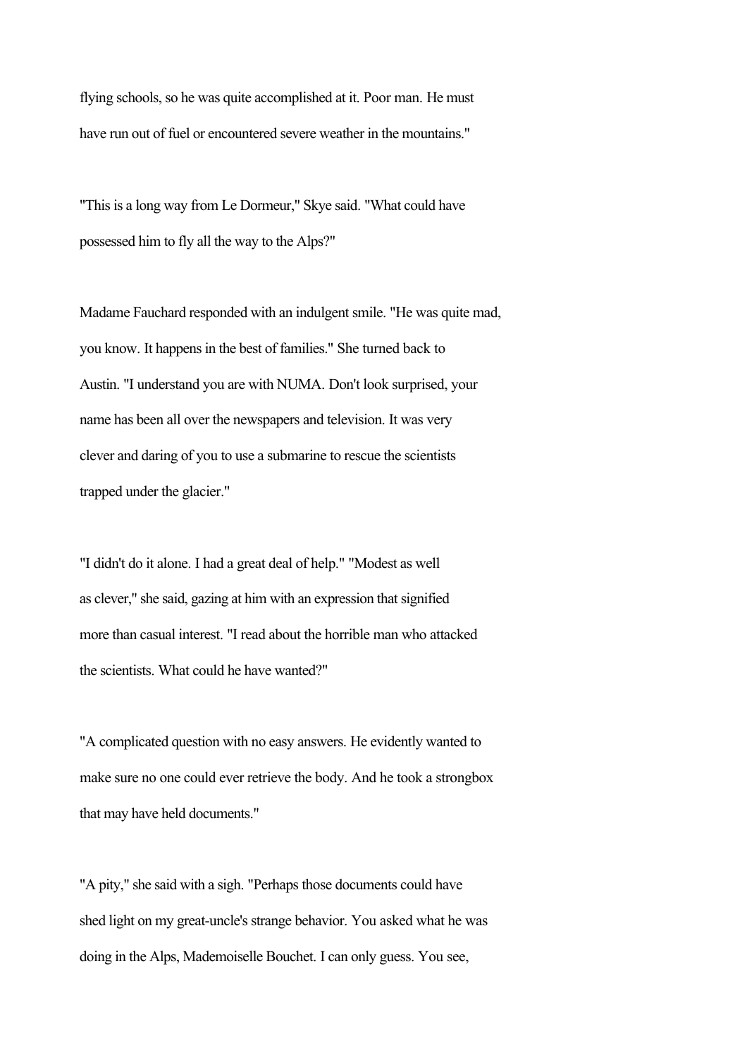flying schools, so he was quite accomplished at it. Poor man. He must have run out of fuel or encountered severe weather in the mountains."

"This is a long way from Le Dormeur," Skye said. "What could have possessed him to fly all the way to the Alps?"

Madame Fauchard responded with an indulgent smile. "He was quite mad, you know. It happens in the best of families." She turned back to Austin. "I understand you are with NUMA. Don't look surprised, your name has been all over the newspapers and television. It was very clever and daring of you to use a submarine to rescue the scientists trapped under the glacier."

"I didn't do it alone. I had a great deal of help." "Modest as well as clever," she said, gazing at him with an expression that signified more than casual interest. "I read about the horrible man who attacked the scientists. What could he have wanted?"

"A complicated question with no easy answers. He evidently wanted to make sure no one could ever retrieve the body. And he took a strongbox that may have held documents."

"A pity," she said with a sigh. "Perhaps those documents could have shed light on my great-uncle's strange behavior. You asked what he was doing in the Alps, Mademoiselle Bouchet. I can only guess. You see,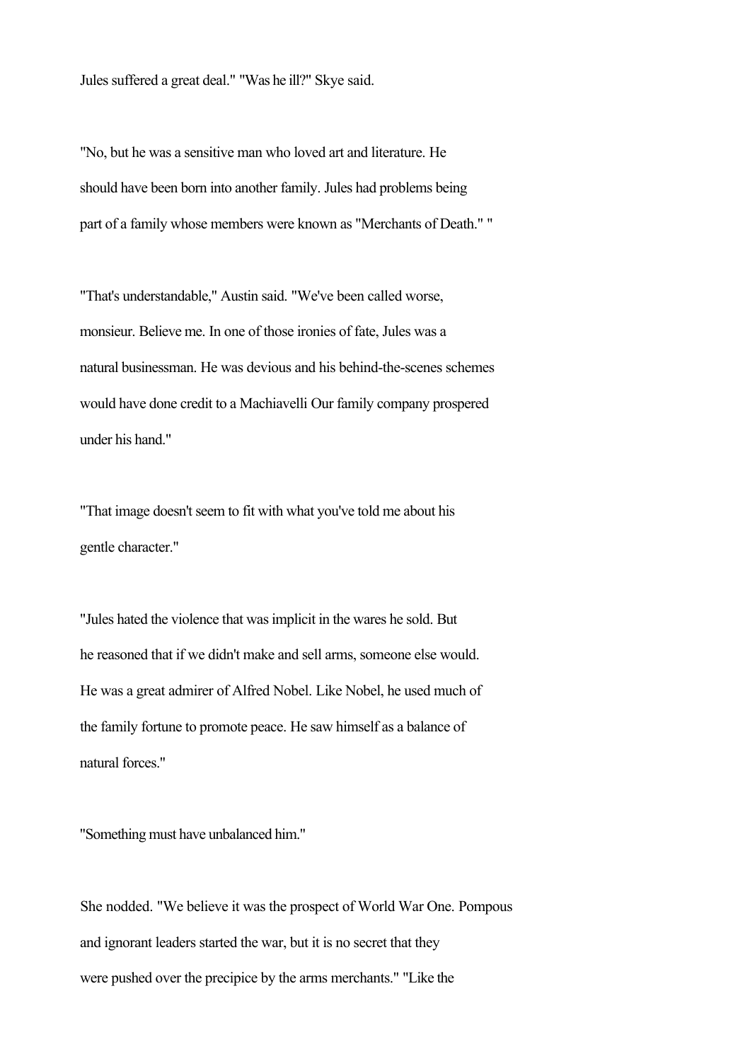Jules suffered a great deal." "Was he ill?" Skye said.

"No, but he was a sensitive man who loved art and literature. He should have been born into another family. Jules had problems being part of a family whose members were known as "Merchants of Death." "

"That's understandable," Austin said. "We've been called worse, monsieur. Believe me. In one of those ironies of fate, Jules was a natural businessman. He was devious and his behind-the-scenes schemes would have done credit to a Machiavelli Our family company prospered under his hand."

"That image doesn't seem to fit with what you've told me about his gentle character."

"Jules hated the violence that was implicit in the wares he sold. But he reasoned that if we didn't make and sell arms, someone else would. He was a great admirer of Alfred Nobel. Like Nobel, he used much of the family fortune to promote peace. He saw himself as a balance of natural forces."

"Something must have unbalanced him."

She nodded. "We believe it was the prospect of World War One. Pompous and ignorant leaders started the war, but it is no secret that they were pushed over the precipice by the arms merchants." "Like the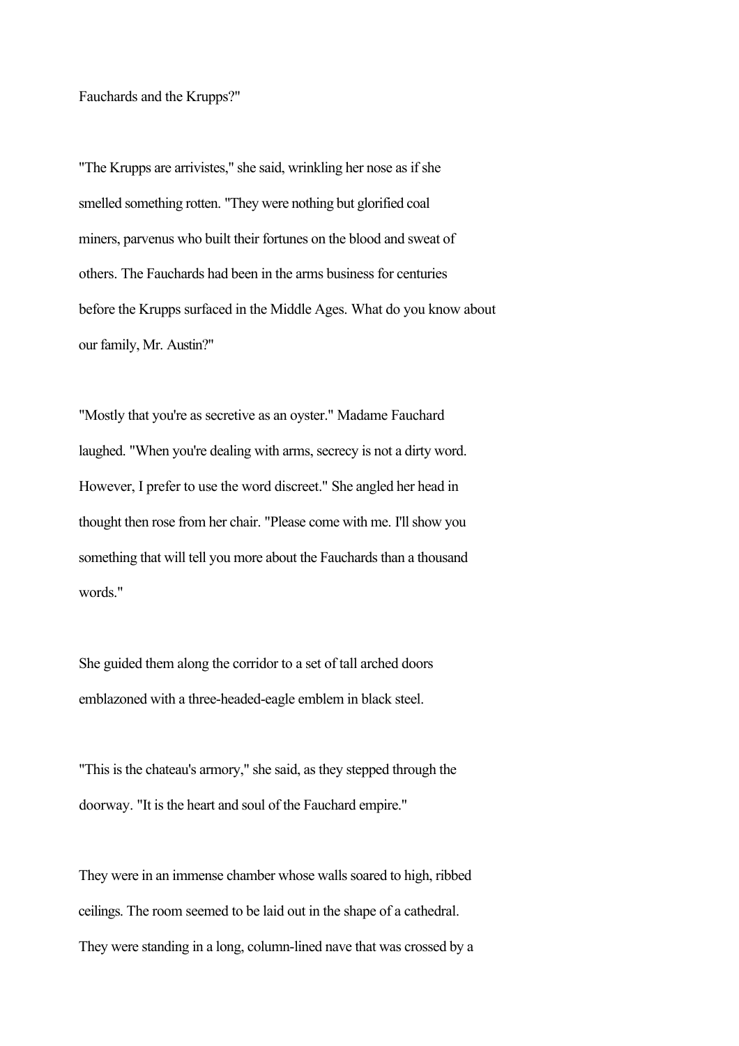Fauchards and the Krupps?"

"The Krupps are arrivistes," she said, wrinkling her nose as if she smelled something rotten. "They were nothing but glorified coal miners, parvenus who built their fortunes on the blood and sweat of others. The Fauchards had been in the arms business for centuries before the Krupps surfaced in the Middle Ages. What do you know about our family, Mr. Austin?"

"Mostly that you're as secretive as an oyster." Madame Fauchard laughed. "When you're dealing with arms, secrecy is not a dirty word. However, I prefer to use the word discreet." She angled her head in thought then rose from her chair. "Please come with me. I'll show you something that will tell you more about the Fauchards than a thousand words."

She guided them along the corridor to a set of tall arched doors emblazoned with a three-headed-eagle emblem in black steel.

"This is the chateau's armory," she said, as they stepped through the doorway. "It is the heart and soul of the Fauchard empire."

They were in an immense chamber whose walls soared to high, ribbed ceilings. The room seemed to be laid out in the shape of a cathedral. They were standing in a long, column-lined nave that was crossed by a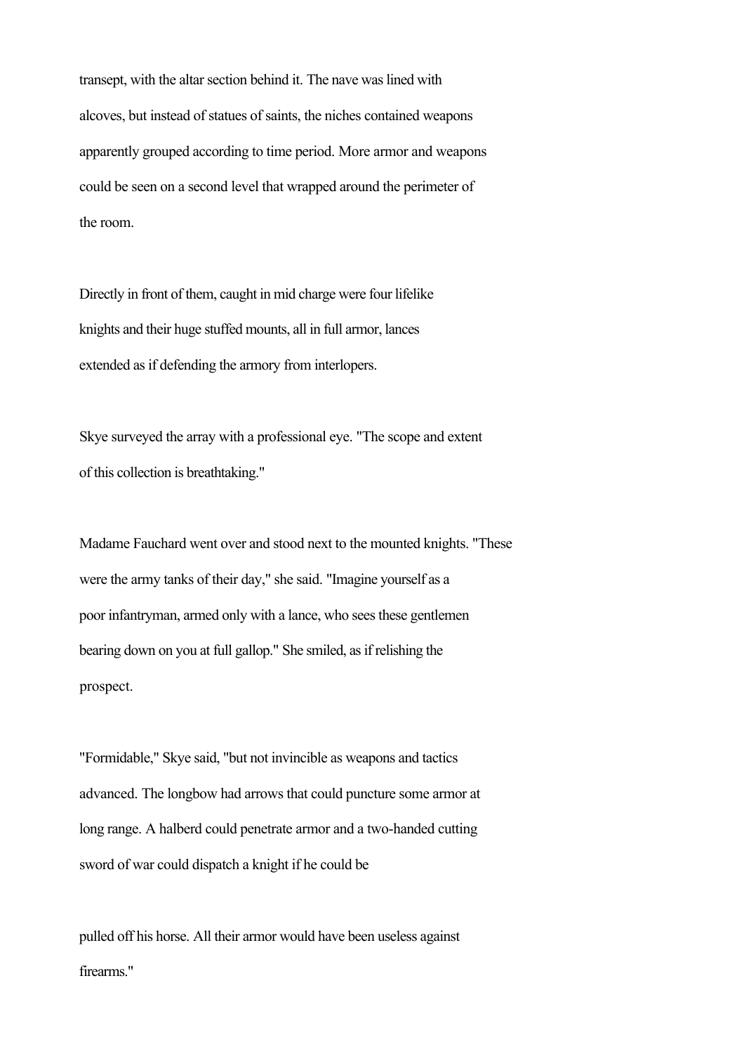transept, with the altar section behind it. The nave was lined with alcoves, but instead of statues of saints, the niches contained weapons apparently grouped according to time period. More armor and weapons could be seen on a second level that wrapped around the perimeter of the room.

Directly in front of them, caught in mid charge were four lifelike knights and their huge stuffed mounts, all in full armor, lances extended as if defending the armory from interlopers.

Skye surveyed the array with a professional eye. "The scope and extent of this collection is breathtaking."

Madame Fauchard went over and stood next to the mounted knights. "These were the army tanks of their day," she said. "Imagine yourself as a poor infantryman, armed only with a lance, who sees these gentlemen bearing down on you at full gallop." She smiled, as if relishing the prospect.

"Formidable," Skye said, "but not invincible as weapons and tactics advanced. The longbow had arrows that could puncture some armor at long range. A halberd could penetrate armor and a two-handed cutting sword of war could dispatch a knight if he could be pulled off his horse. All their armor would have been useless against firearms."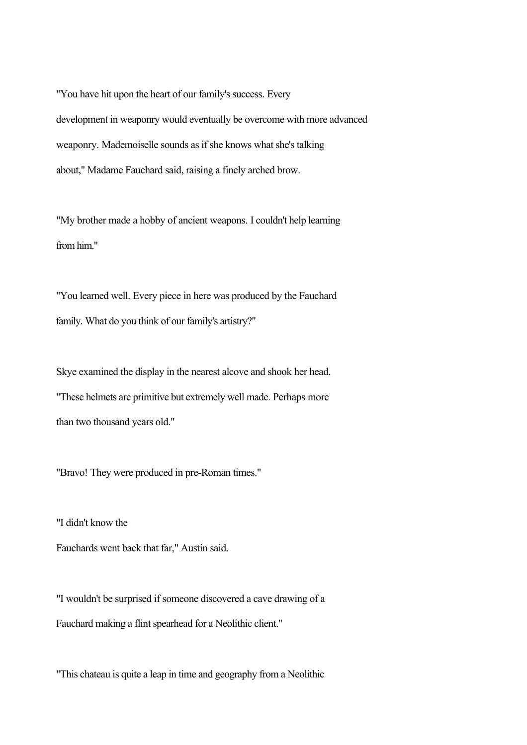"You have hit upon the heart of our family's success. Every development in weaponry would eventually be overcome with more advanced weaponry. Mademoiselle sounds as if she knows what she's talking about," Madame Fauchard said, raising a finely arched brow.

"My brother made a hobby of ancient weapons. I couldn't help learning from him."

"You learned well. Every piece in here was produced by the Fauchard family. What do you think of our family's artistry?"

Skye examined the display in the nearest alcove and shook her head. "These helmets are primitive but extremely well made. Perhaps more than two thousand years old."

"Bravo! They were produced in pre-Roman times."

"I didn't know the Fauchards went back that far," Austin said.

"I wouldn't be surprised if someone discovered a cave drawing of a Fauchard making a flint spearhead for a Neolithic client."

"This chateau is quite a leap in time and geography from a Neolithic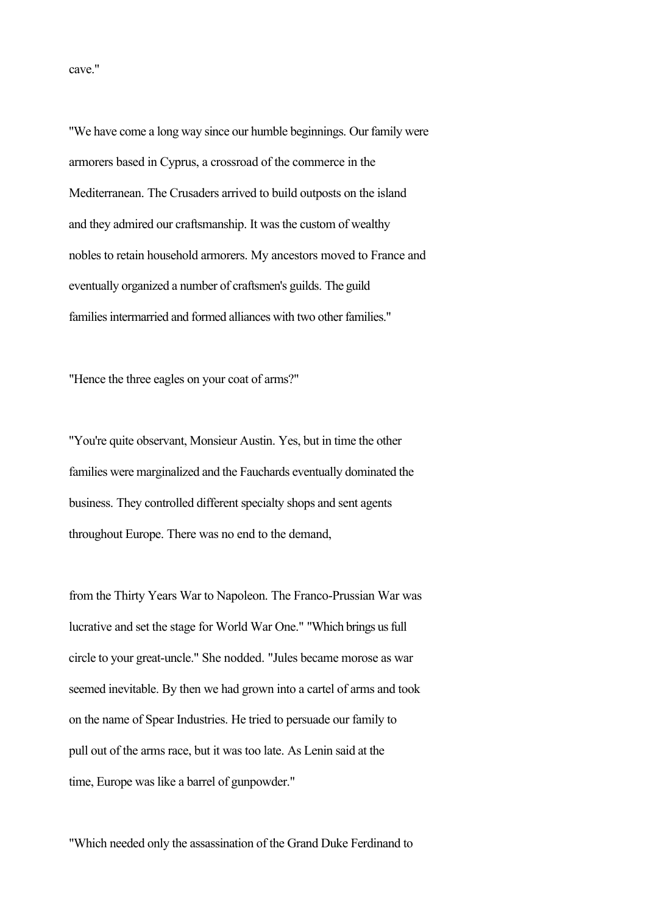cave."

"We have come a long way since our humble beginnings. Our family were armorers based in Cyprus, a crossroad of the commerce in the Mediterranean. The Crusaders arrived to build outposts on the island and they admired our craftsmanship. It was the custom of wealthy nobles to retain household armorers. My ancestors moved to France and eventually organized a number of craftsmen's guilds. The guild families intermarried and formed alliances with two other families."

"Hence the three eagles on your coat of arms?"

"You're quite observant, Monsieur Austin. Yes, but in time the other families were marginalized and the Fauchards eventually dominated the business. They controlled different specialty shops and sent agents throughout Europe. There was no end to the demand,

from the Thirty Years War to Napoleon. The Franco-Prussian War was lucrative and set the stage for World War One." "Which brings us full circle to your great-uncle." She nodded. "Jules became morose as war seemed inevitable. By then we had grown into a cartel of arms and took on the name of Spear Industries. He tried to persuade our family to pull out of the arms race, but it was too late. As Lenin said at the time, Europe was like a barrel of gunpowder."

"Which needed only the assassination of the Grand Duke Ferdinand to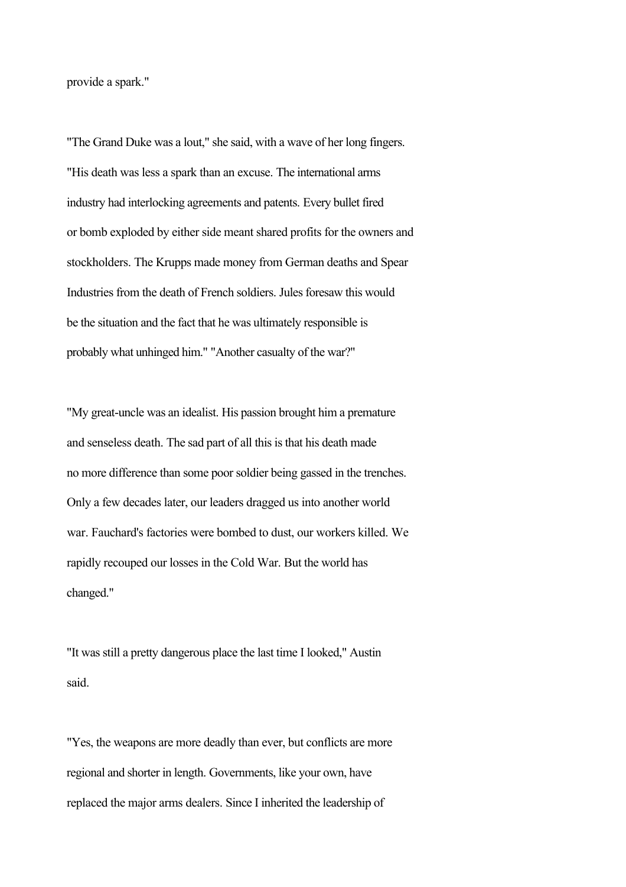provide a spark."

"The Grand Duke was a lout," she said, with a wave of her long fingers. "His death was less a spark than an excuse. The international arms industry had interlocking agreements and patents. Every bullet fired or bomb exploded by either side meant shared profits for the owners and stockholders. The Krupps made money from German deaths and Spear Industries from the death of French soldiers. Jules foresaw this would be the situation and the fact that he was ultimately responsible is probably what unhinged him." "Another casualty of the war?"

"My great-uncle was an idealist. His passion brought him a premature and senseless death. The sad part of all this is that his death made no more difference than some poor soldier being gassed in the trenches. Only a few decades later, our leaders dragged us into another world war. Fauchard's factories were bombed to dust, our workers killed. We rapidly recouped our losses in the Cold War. But the world has changed."

"It was still a pretty dangerous place the last time I looked," Austin said.

"Yes, the weapons are more deadly than ever, but conflicts are more regional and shorter in length. Governments, like your own, have replaced the major arms dealers. Since I inherited the leadership of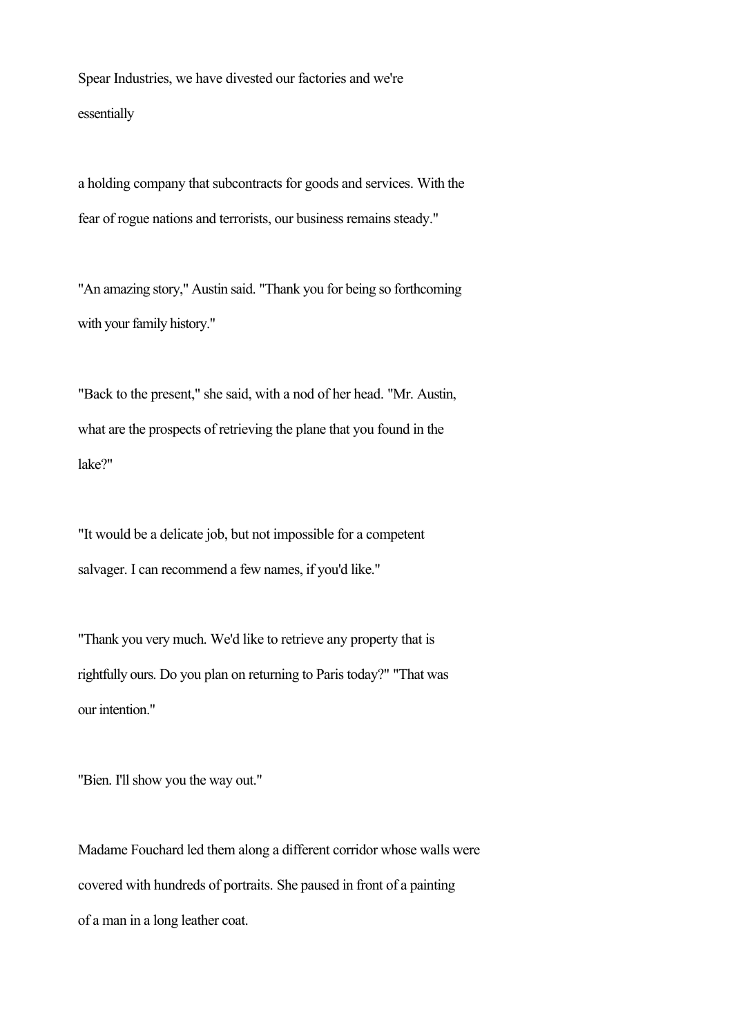Spear Industries, we have divested our factories and we're essentially

a holding company that subcontracts for goods and services. With the fear of rogue nations and terrorists, our business remains steady."

"An amazing story," Austin said. "Thank you for being so forthcoming with your family history."

"Back to the present," she said, with a nod of her head. "Mr. Austin, what are the prospects of retrieving the plane that you found in the lake?"

"It would be a delicate job, but not impossible for a competent salvager. I can recommend a few names, if you'd like."

"Thank you very much. We'd like to retrieve any property that is rightfully ours. Do you plan on returning to Paris today?" "That was our intention."

"Bien. I'll show you the way out."

Madame Fouchard led them along a different corridor whose walls were covered with hundreds of portraits. She paused in front of a painting of a man in a long leather coat.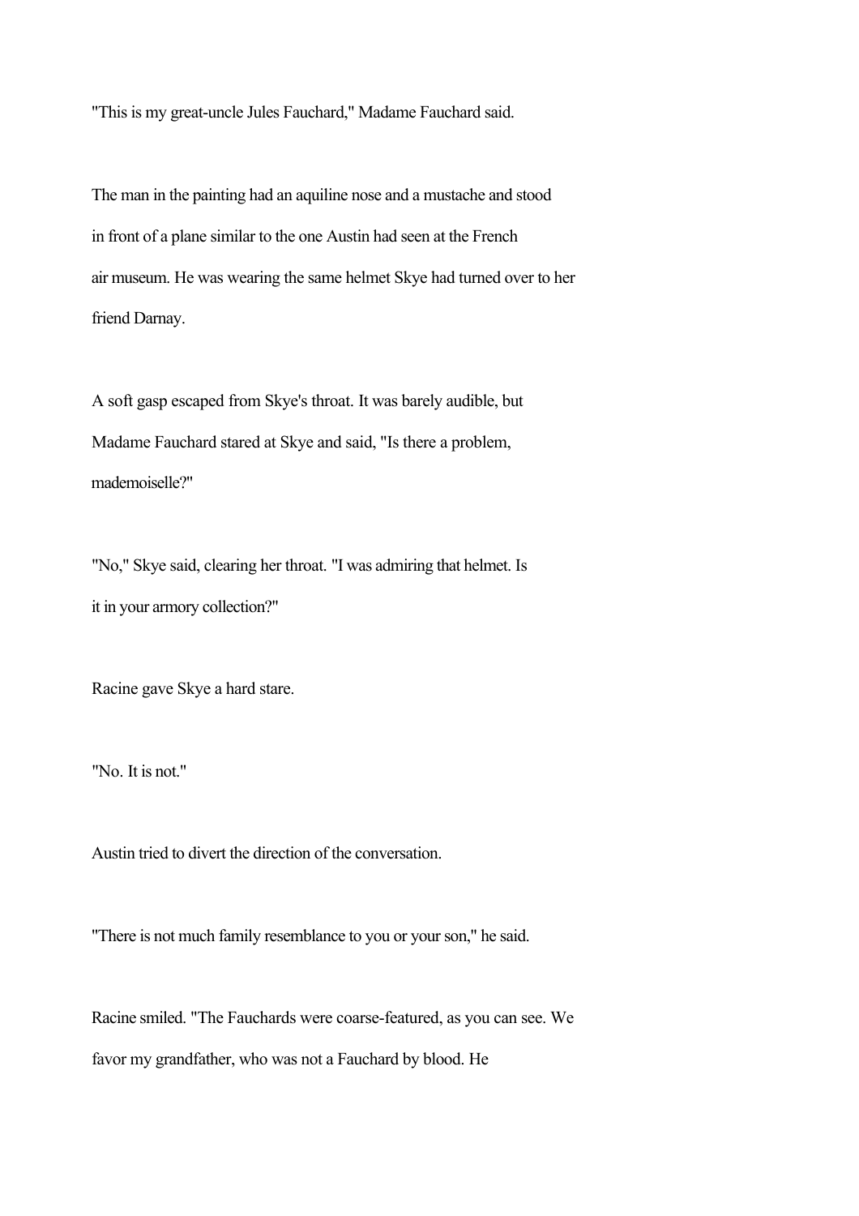"This is my great-uncle Jules Fauchard," Madame Fauchard said.

The man in the painting had an aquiline nose and a mustache and stood in front of a plane similar to the one Austin had seen at the French air museum. He was wearing the same helmet Skye had turned over to her friend Darnay.

A soft gasp escaped from Skye's throat. It was barely audible, but Madame Fauchard stared at Skye and said, "Is there a problem, mademoiselle?"

"No," Skye said, clearing her throat. "I was admiring that helmet. Is it in your armory collection?"

Racine gave Skye a hard stare.

"No. It is not."

Austin tried to divert the direction of the conversation.

"There is not much family resemblance to you or your son," he said.

Racine smiled. "The Fauchards were coarse-featured, as you can see. We favor my grandfather, who was not a Fauchard by blood. He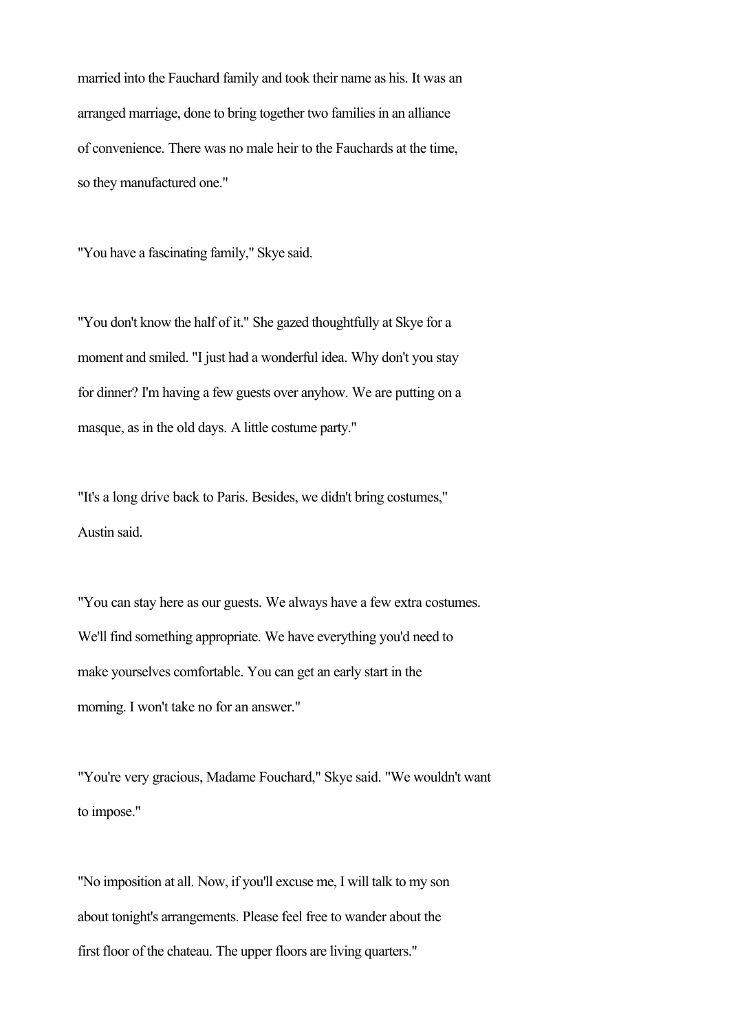married into the Fauchard family and took their name as his. It was an arranged marriage, done to bring together two families in an alliance of convenience. There was no male heir to the Fauchards at the time, so they manufactured one."

"You have a fascinating family," Skye said.

"You don't know the half of it." She gazed thoughtfully at Skye for a moment and smiled. "I just had a wonderful idea. Why don't you stay for dinner? I'm having a few guests over anyhow. We are putting on a masque, as in the old days. A little costume party."

"It's a long drive back to Paris. Besides, we didn't bring costumes," Austin said.

"You can stay here as our guests. We always have a few extra costumes. We'll find something appropriate. We have everything you'd need to make yourselves comfortable. You can get an early start in the morning. I won't take no for an answer."

"You're very gracious, Madame Fouchard," Skye said. "We wouldn't want to impose."

"No imposition at all. Now, if you'll excuse me, I will talk to my son about tonight's arrangements. Please feel free to wander about the first floor of the chateau. The upper floors are living quarters."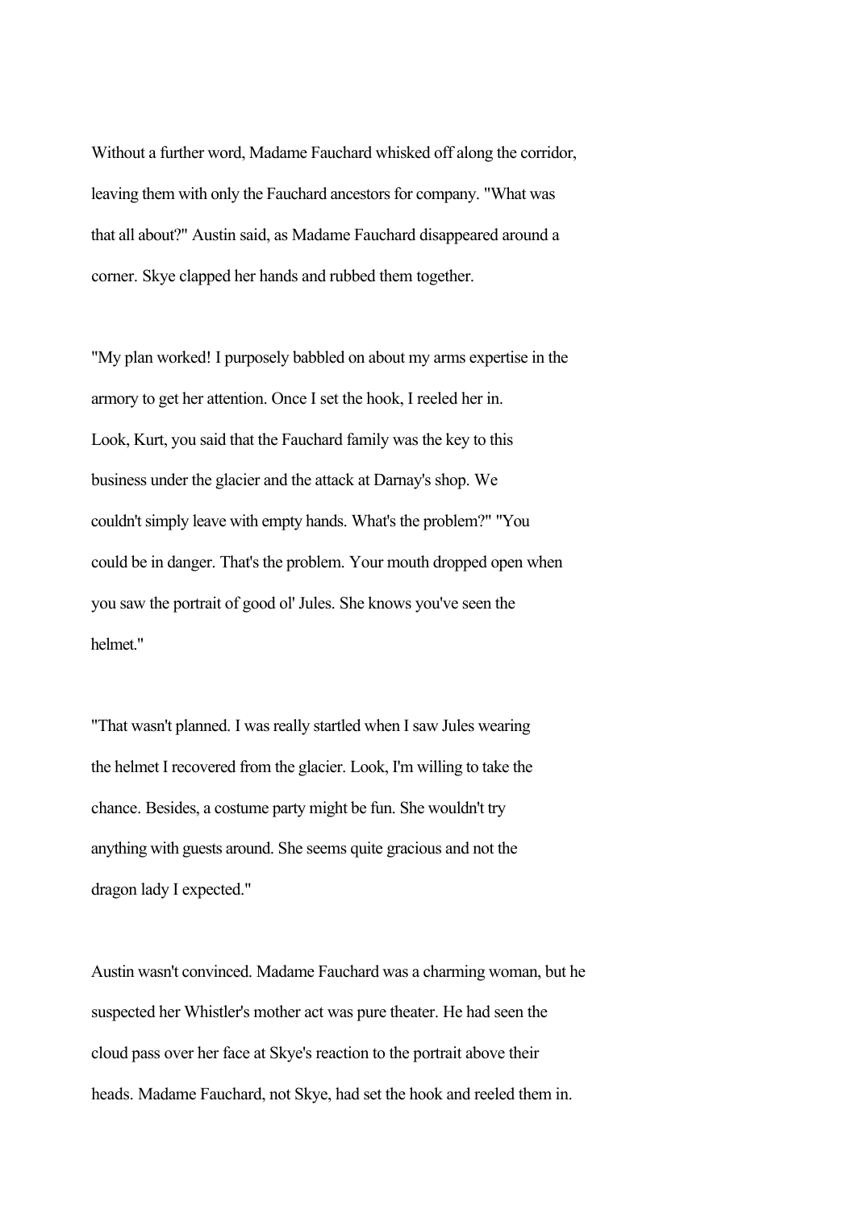Without a further word, Madame Fauchard whisked off along the corridor, leaving them with only the Fauchard ancestors for company. "What was that all about?" Austin said, as Madame Fauchard disappeared around a corner. Skye clapped her hands and rubbed them together.

"My plan worked! I purposely babbled on about my arms expertise in the armory to get her attention. Once I set the hook, I reeled her in. Look, Kurt, you said that the Fauchard family was the key to this business under the glacier and the attack at Darnay's shop. We couldn't simply leave with empty hands. What's the problem?" "You could be in danger. That's the problem. Your mouth dropped open when you saw the portrait of good ol' Jules. She knows you've seen the helmet."

"That wasn't planned. I was really startled when I saw Jules wearing the helmet I recovered from the glacier. Look, I'm willing to take the chance. Besides, a costume party might be fun. She wouldn't try anything with guests around. She seems quite gracious and not the dragon lady I expected."

Austin wasn't convinced. Madame Fauchard was a charming woman, but he suspected her Whistler's mother act was pure theater. He had seen the cloud pass over her face at Skye's reaction to the portrait above their heads. Madame Fauchard, not Skye, had set the hook and reeled them in.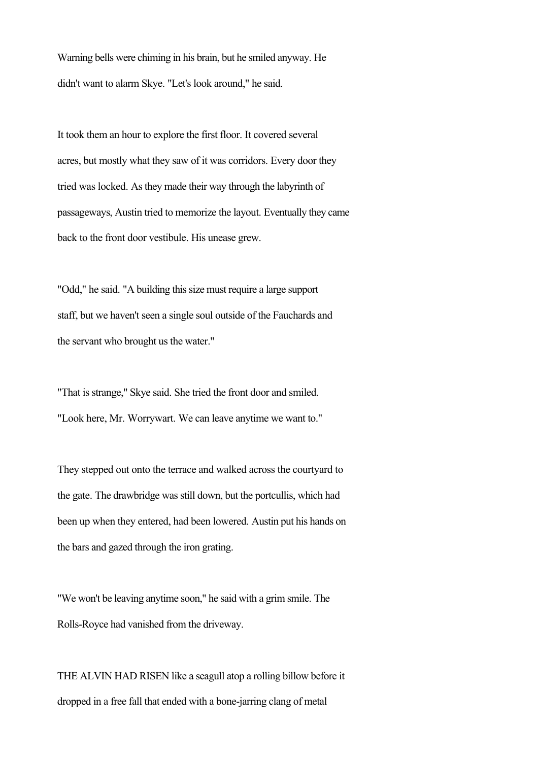Warning bells were chiming in his brain, but he smiled anyway. He didn't want to alarm Skye. "Let's look around," he said.

It took them an hour to explore the first floor. It covered several acres, but mostly what they saw of it was corridors. Every door they tried was locked. As they made their way through the labyrinth of passageways, Austin tried to memorize the layout. Eventually they came back to the front door vestibule. His unease grew.

"Odd," he said. "A building this size must require a large support staff, but we haven't seen a single soul outside of the Fauchards and the servant who brought us the water."

"That is strange," Skye said. She tried the front door and smiled. "Look here, Mr. Worrywart. We can leave anytime we want to."

They stepped out onto the terrace and walked across the courtyard to the gate. The drawbridge was still down, but the portcullis, which had been up when they entered, had been lowered. Austin put his hands on the bars and gazed through the iron grating.

"We won't be leaving anytime soon," he said with a grim smile. The Rolls-Royce had vanished from the driveway.

THE ALVIN HAD RISEN like a seagull atop a rolling billow before it dropped in a free fall that ended with a bone-jarring clang of metal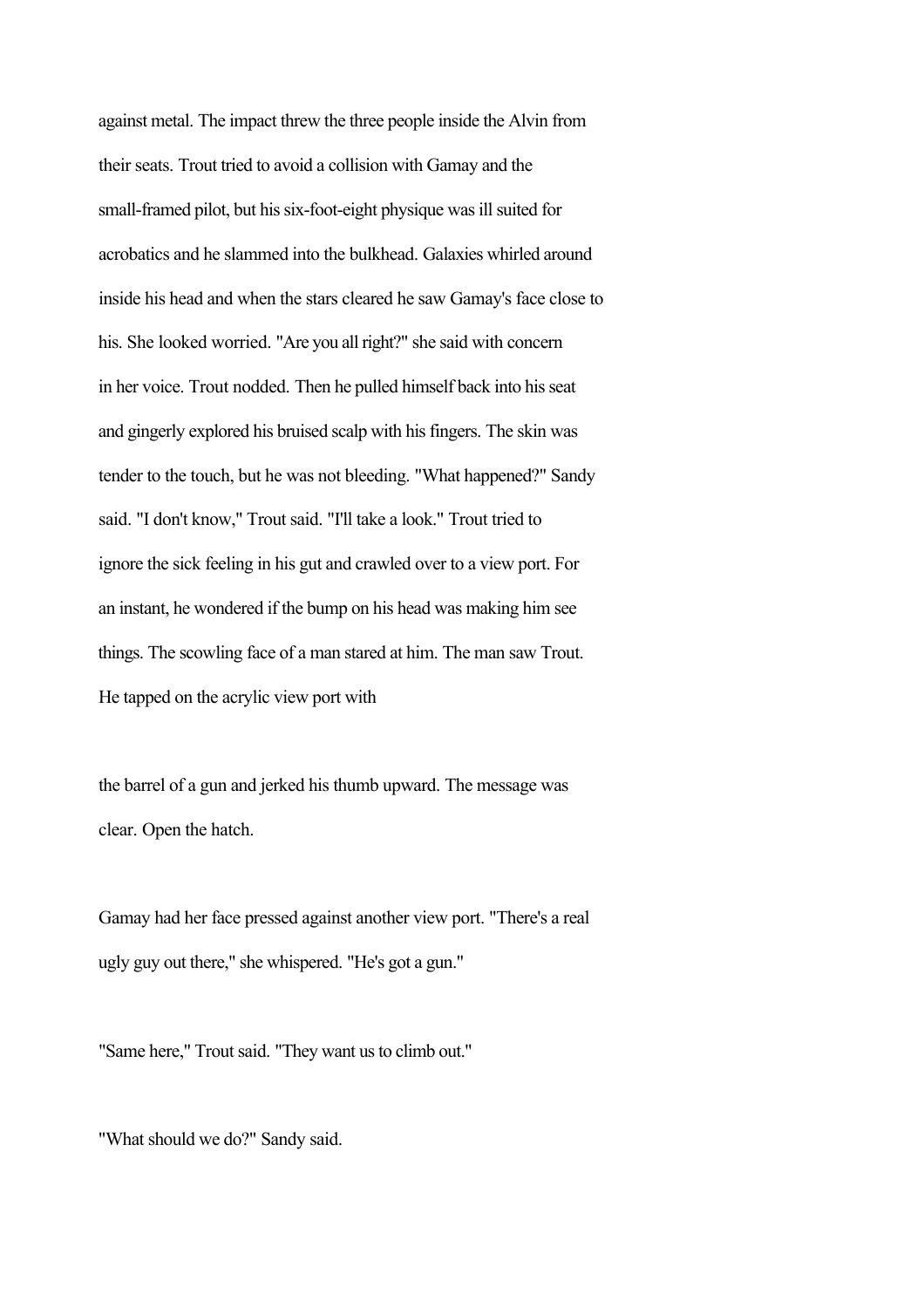against metal. The impact threw the three people inside the Alvin from their seats. Trout tried to avoid a collision with Gamay and the small-framed pilot, but his six-foot-eight physique was ill suited for acrobatics and he slammed into the bulkhead. Galaxies whirled around inside his head and when the stars cleared he saw Gamay's face close to his. She looked worried. "Are you all right?" she said with concern in her voice. Trout nodded. Then he pulled himself back into his seat and gingerly explored his bruised scalp with his fingers. The skin was tender to the touch, but he was not bleeding. "What happened?" Sandy said. "I don't know," Trout said. "I'll take a look." Trout tried to ignore the sick feeling in his gut and crawled over to a view port. For an instant, he wondered if the bump on his head was making him see things. The scowling face of a man stared at him. The man saw Trout. He tapped on the acrylic view port with

the barrel of a gun and jerked his thumb upward. The message was clear. Open the hatch.

Gamay had her face pressed against another view port. "There's a real ugly guy out there," she whispered. "He's got a gun."

"Same here," Trout said. "They want us to climb out."

"What should we do?" Sandy said.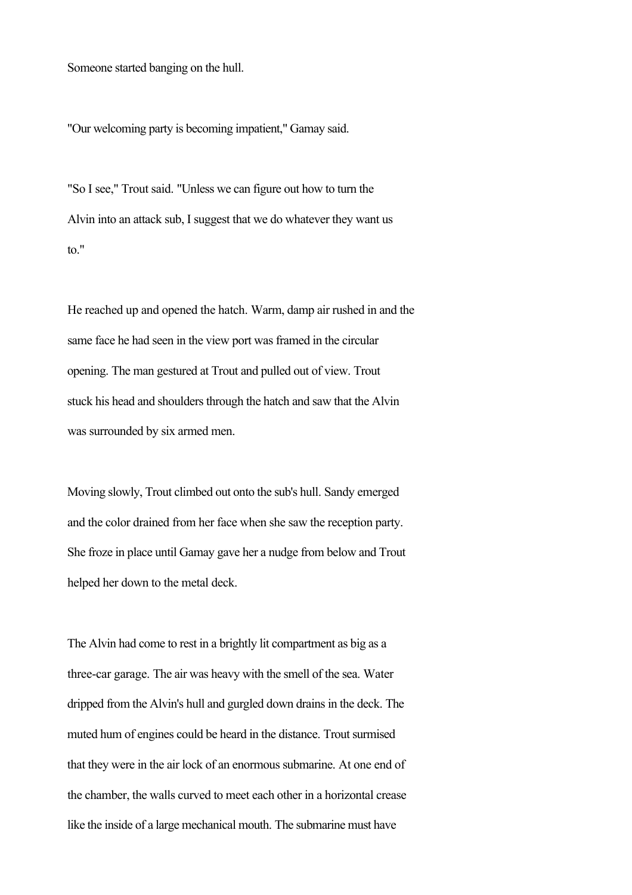Someone started banging on the hull.

"Our welcoming party is becoming impatient," Gamay said.

"So I see," Trout said. "Unless we can figure out how to turn the Alvin into an attack sub, I suggest that we do whatever they want us to."

He reached up and opened the hatch. Warm, damp air rushed in and the same face he had seen in the view port was framed in the circular opening. The man gestured at Trout and pulled out of view. Trout stuck his head and shoulders through the hatch and saw that the Alvin was surrounded by six armed men.

Moving slowly, Trout climbed out onto the sub's hull. Sandy emerged and the color drained from her face when she saw the reception party. She froze in place until Gamay gave her a nudge from below and Trout helped her down to the metal deck.

The Alvin had come to rest in a brightly lit compartment as big as a three-car garage. The air was heavy with the smell of the sea. Water dripped from the Alvin's hull and gurgled down drains in the deck. The muted hum of engines could be heard in the distance. Trout surmised that they were in the air lock of an enormous submarine. At one end of the chamber, the walls curved to meet each other in a horizontal crease like the inside of a large mechanical mouth. The submarine must have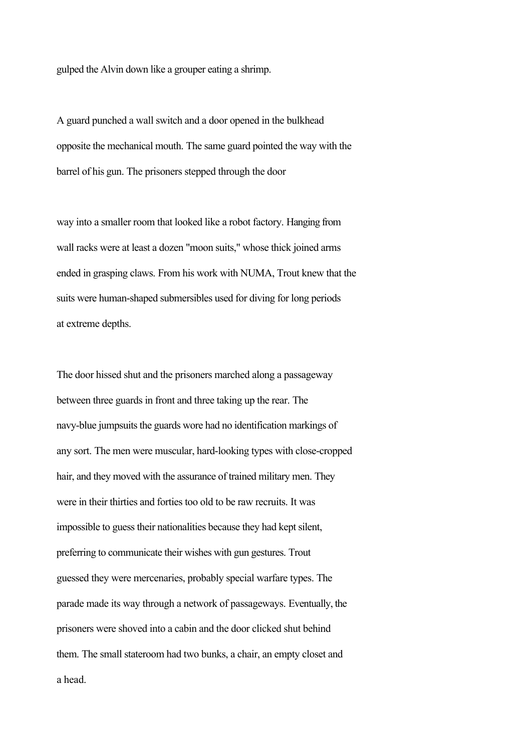gulped the Alvin down like a grouper eating a shrimp.

A guard punched a wall switch and a door opened in the bulkhead opposite the mechanical mouth. The same guard pointed the way with the barrel of his gun. The prisoners stepped through the door

way into a smaller room that looked like a robot factory. Hanging from wall racks were at least a dozen "moon suits," whose thick joined arms ended in grasping claws. From his work with NUMA, Trout knew that the suits were human-shaped submersibles used for diving for long periods at extreme depths.

The door hissed shut and the prisoners marched along a passageway between three guards in front and three taking up the rear. The navy-blue jumpsuits the guards wore had no identification markings of any sort. The men were muscular, hard-looking types with close-cropped hair, and they moved with the assurance of trained military men. They were in their thirties and forties too old to be raw recruits. It was impossible to guess their nationalities because they had kept silent, preferring to communicate their wishes with gun gestures. Trout guessed they were mercenaries, probably special warfare types. The parade made its way through a network of passageways. Eventually, the prisoners were shoved into a cabin and the door clicked shut behind them. The small stateroom had two bunks, a chair, an empty closet and a head.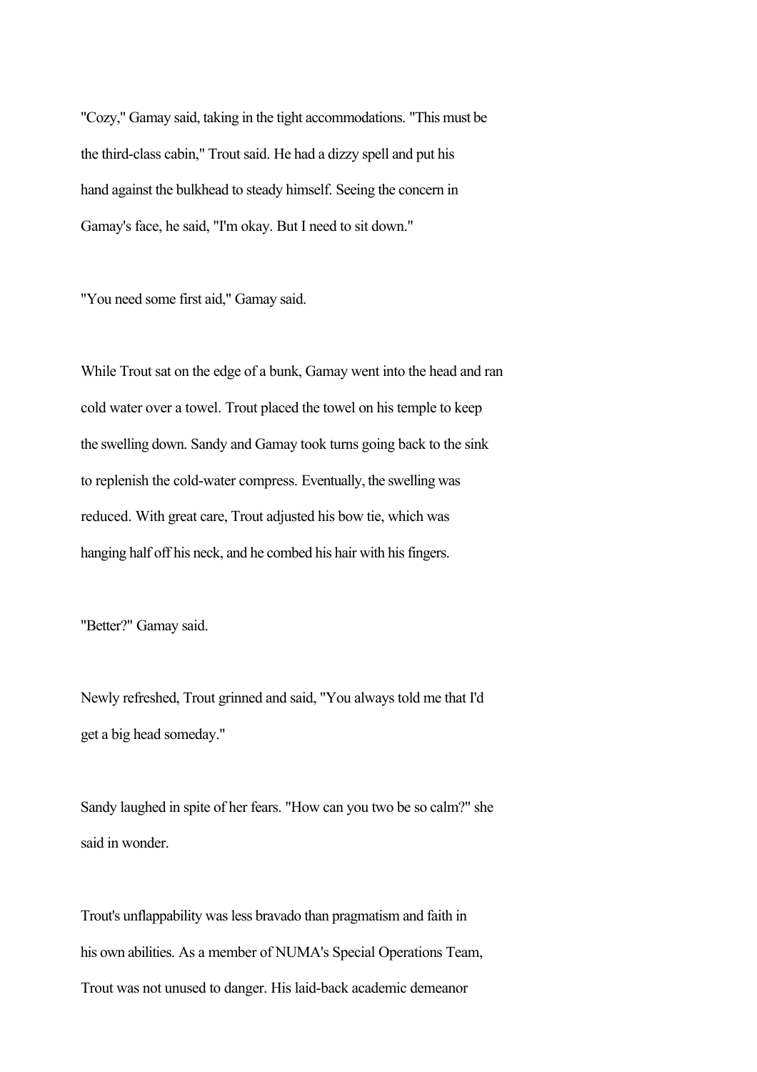"Cozy," Gamay said, taking in the tight accommodations. "This must be the third-class cabin," Trout said. He had a dizzy spell and put his hand against the bulkhead to steady himself. Seeing the concern in Gamay's face, he said, "I'm okay. But I need to sit down."

"You need some first aid," Gamay said.

While Trout sat on the edge of a bunk, Gamay went into the head and ran cold water over a towel. Trout placed the towel on his temple to keep the swelling down. Sandy and Gamay took turns going back to the sink to replenish the cold-water compress. Eventually, the swelling was reduced. With great care, Trout adjusted his bow tie, which was hanging half off his neck, and he combed his hair with his fingers.

"Better?" Gamay said.

Newly refreshed, Trout grinned and said, "You always told me that I'd get a big head someday."

Sandy laughed in spite of her fears. "How can you two be so calm?" she said in wonder.

Trout's unflappability was less bravado than pragmatism and faith in his own abilities. As a member of NUMA's Special Operations Team, Trout was not unused to danger. His laid-back academic demeanor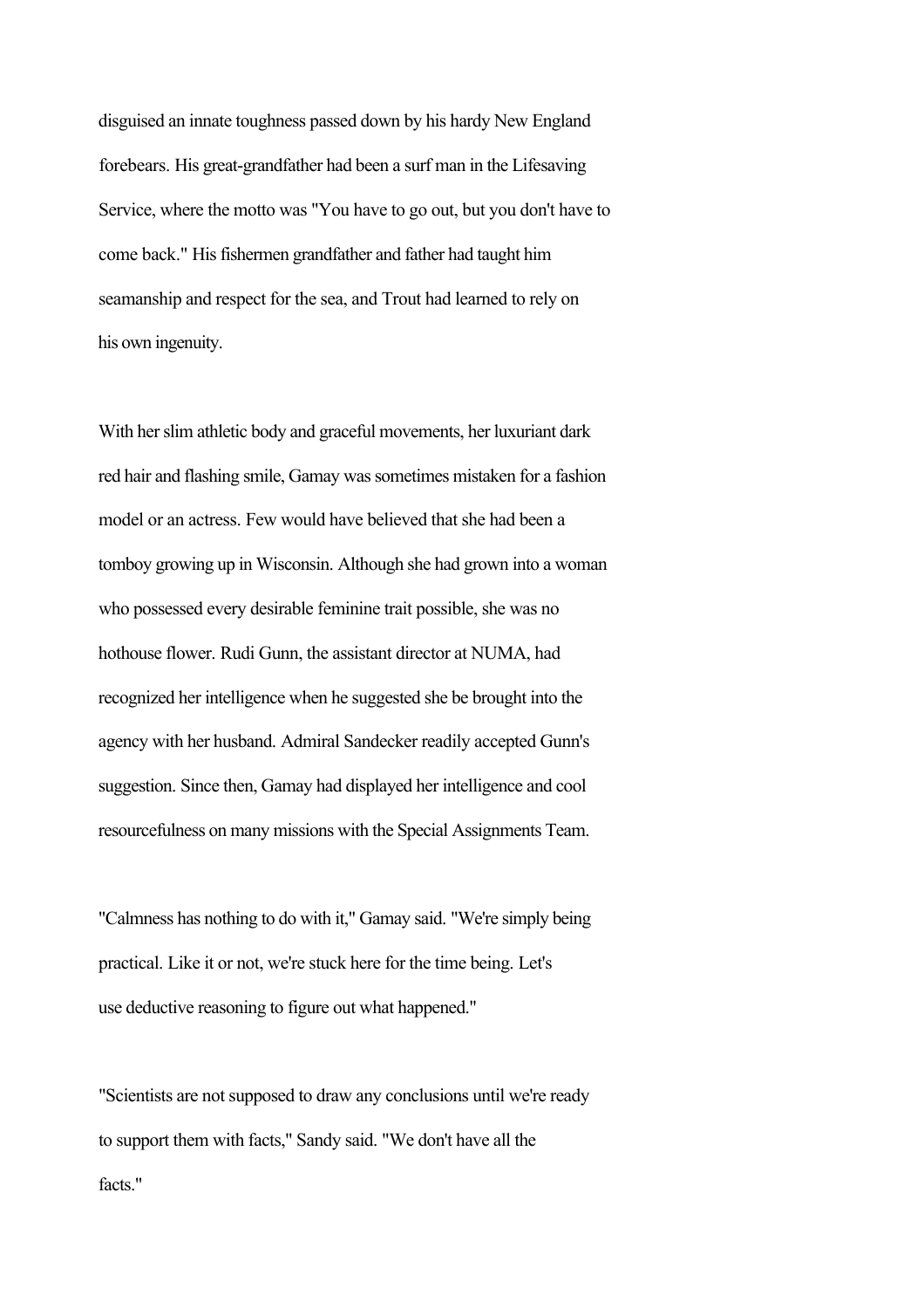disguised an innate toughness passed down by his hardy New England forebears. His great-grandfather had been a surf man in the Lifesaving Service, where the motto was "You have to go out, but you don't have to come back." His fishermen grandfather and father had taught him seamanship and respect for the sea, and Trout had learned to rely on his own ingenuity.

With her slim athletic body and graceful movements, her luxuriant dark red hair and flashing smile, Gamay was sometimes mistaken for a fashion model or an actress. Few would have believed that she had been a tomboy growing up in Wisconsin. Although she had grown into a woman who possessed every desirable feminine trait possible, she was no hothouse flower. Rudi Gunn, the assistant director at NUMA, had recognized her intelligence when he suggested she be brought into the agency with her husband. Admiral Sandecker readily accepted Gunn's suggestion. Since then, Gamay had displayed her intelligence and cool resourcefulness on many missions with the Special Assignments Team.

"Calmness has nothing to do with it," Gamay said. "We're simply being practical. Like it or not, we're stuck here for the time being. Let's use deductive reasoning to figure out what happened."

"Scientists are not supposed to draw any conclusions until we're ready to support them with facts," Sandy said. "We don't have all the facts."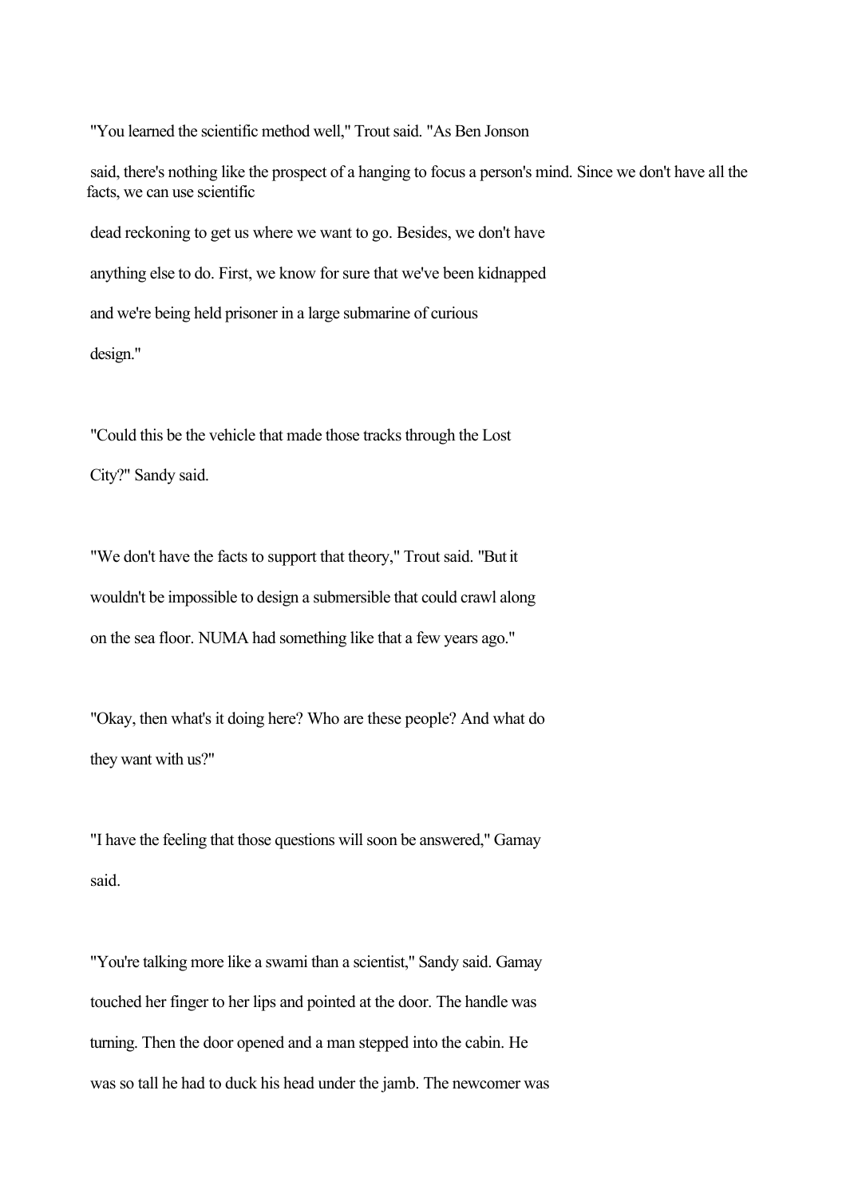"You learned the scientific method well," Trout said. "As Ben Jonson said, there's nothing like the prospect of a hanging to focus a person's mind. Since we don't have all the facts, we can use scientific dead reckoning to get us where we want to go. Besides, we don't have anything else to do. First, we know for sure that we've been kidnapped and we're being held prisoner in a large submarine of curious design."

"Could this be the vehicle that made those tracks through the Lost City?" Sandy said.

"We don't have the facts to support that theory," Trout said. "But it wouldn't be impossible to design a submersible that could crawl along on the sea floor. NUMA had something like that a few years ago."

"Okay, then what's it doing here? Who are these people? And what do they want with us?"

"I have the feeling that those questions will soon be answered," Gamay said.

"You're talking more like a swami than a scientist," Sandy said. Gamay touched her finger to her lips and pointed at the door. The handle was turning. Then the door opened and a man stepped into the cabin. He was so tall he had to duck his head under the jamb. The newcomer was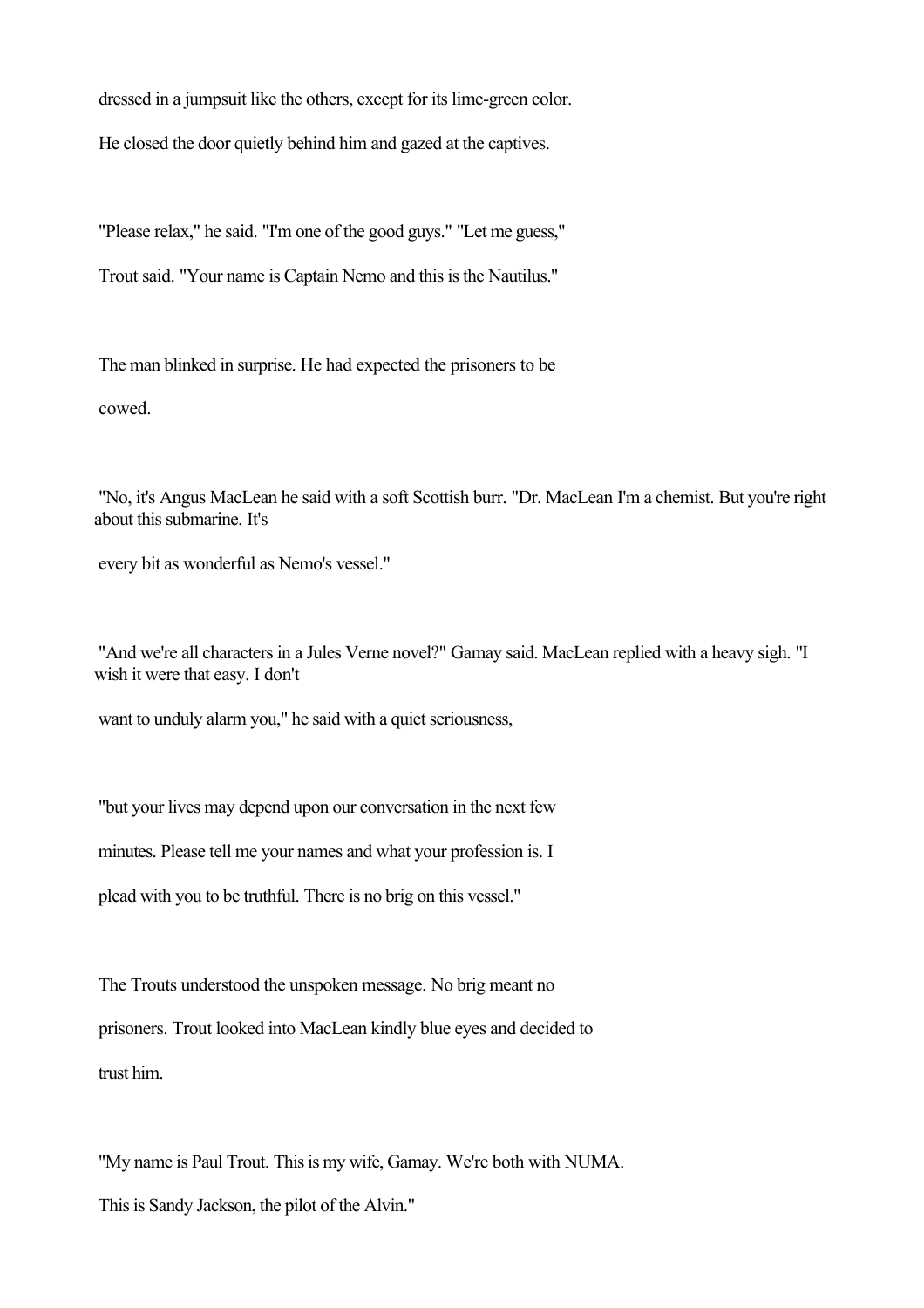dressed in a jumpsuit like the others, except for its lime-green color.

He closed the door quietly behind him and gazed at the captives.

"Please relax," he said. "I'm one of the good guys." "Let me guess," Trout said. "Your name is Captain Nemo and this is the Nautilus."

The man blinked in surprise. He had expected the prisoners to be cowed.

"No, it's Angus MacLean he said with a soft Scottish burr. "Dr. MacLean I'm a chemist. But you're right about this submarine. It's every bit as wonderful as Nemo's vessel."

"And we're all characters in a Jules Verne novel?" Gamay said. MacLean replied with a heavy sigh. "I wish it were that easy. I don't want to unduly alarm you," he said with a quiet seriousness,

"but your lives may depend upon our conversation in the next few minutes. Please tell me your names and what your profession is. I plead with you to be truthful. There is no brig on this vessel."

The Trouts understood the unspoken message. No brig meant no prisoners. Trout looked into MacLean kindly blue eyes and decided to trust him.

"My name is Paul Trout. This is my wife, Gamay. We're both with NUMA. This is Sandy Jackson, the pilot of the Alvin."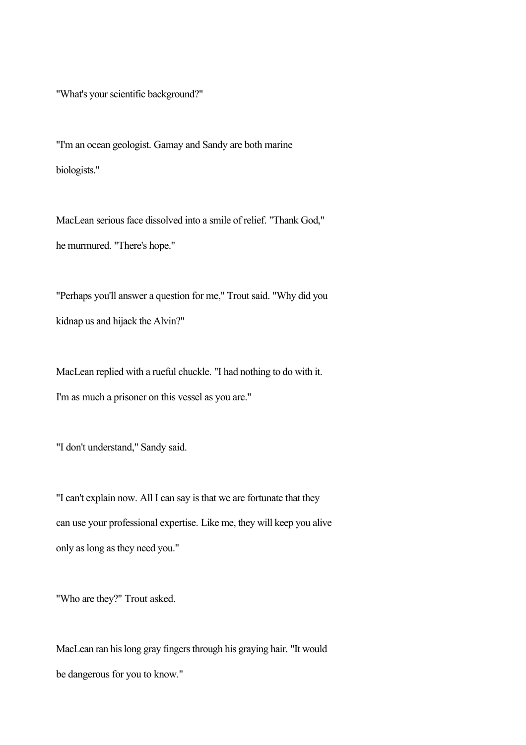"What's your scientific background?"

"I'm an ocean geologist. Gamay and Sandy are both marine biologists."

MacLean serious face dissolved into a smile of relief. "Thank God," he murmured. "There's hope."

"Perhaps you'll answer a question for me," Trout said. "Why did you kidnap us and hijack the Alvin?"

MacLean replied with a rueful chuckle. "I had nothing to do with it. I'm as much a prisoner on this vessel as you are."

"I don't understand," Sandy said.

"I can't explain now. All I can say is that we are fortunate that they can use your professional expertise. Like me, they will keep you alive only as long as they need you."

"Who are they?" Trout asked.

MacLean ran his long gray fingers through his graying hair. "It would be dangerous for you to know."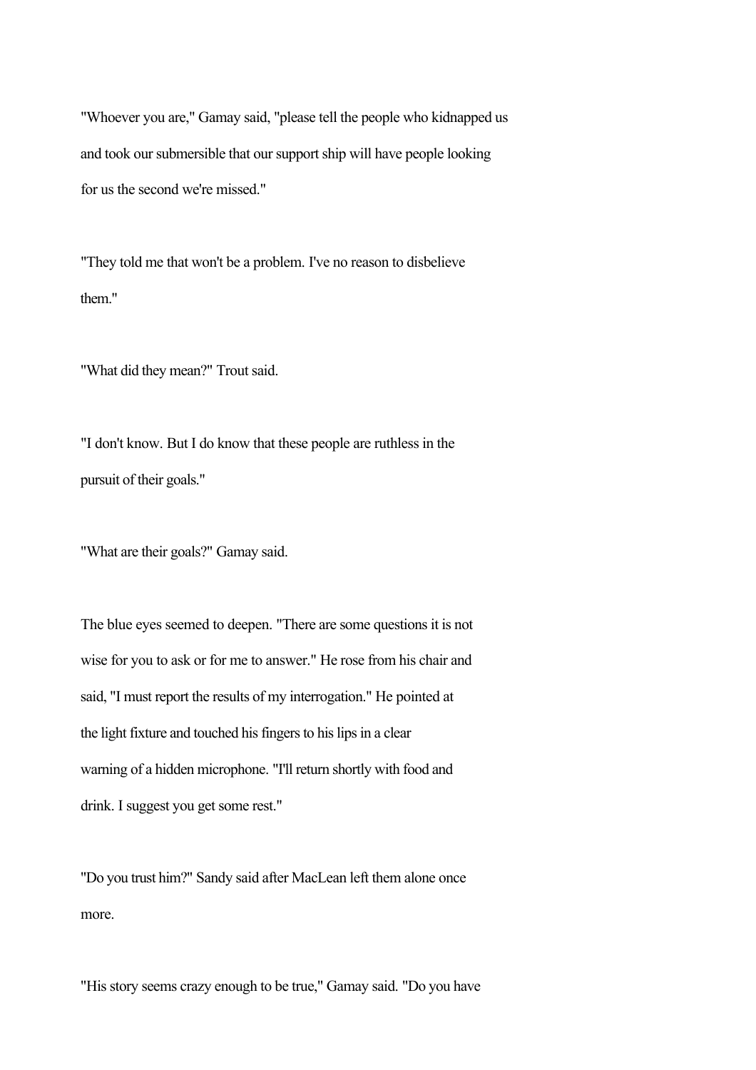"Whoever you are," Gamay said, "please tell the people who kidnapped us and took our submersible that our support ship will have people looking for us the second we're missed."

"They told me that won't be a problem. I've no reason to disbelieve them."

"What did they mean?" Trout said.

"I don't know. But I do know that these people are ruthless in the pursuit of their goals."

"What are their goals?" Gamay said.

The blue eyes seemed to deepen. "There are some questions it is not wise for you to ask or for me to answer." He rose from his chair and said, "I must report the results of my interrogation." He pointed at the light fixture and touched his fingers to his lips in a clear warning of a hidden microphone. "I'll return shortly with food and drink. I suggest you get some rest."

"Do you trust him?" Sandy said after MacLean left them alone once more.

"His story seems crazy enough to be true," Gamay said. "Do you have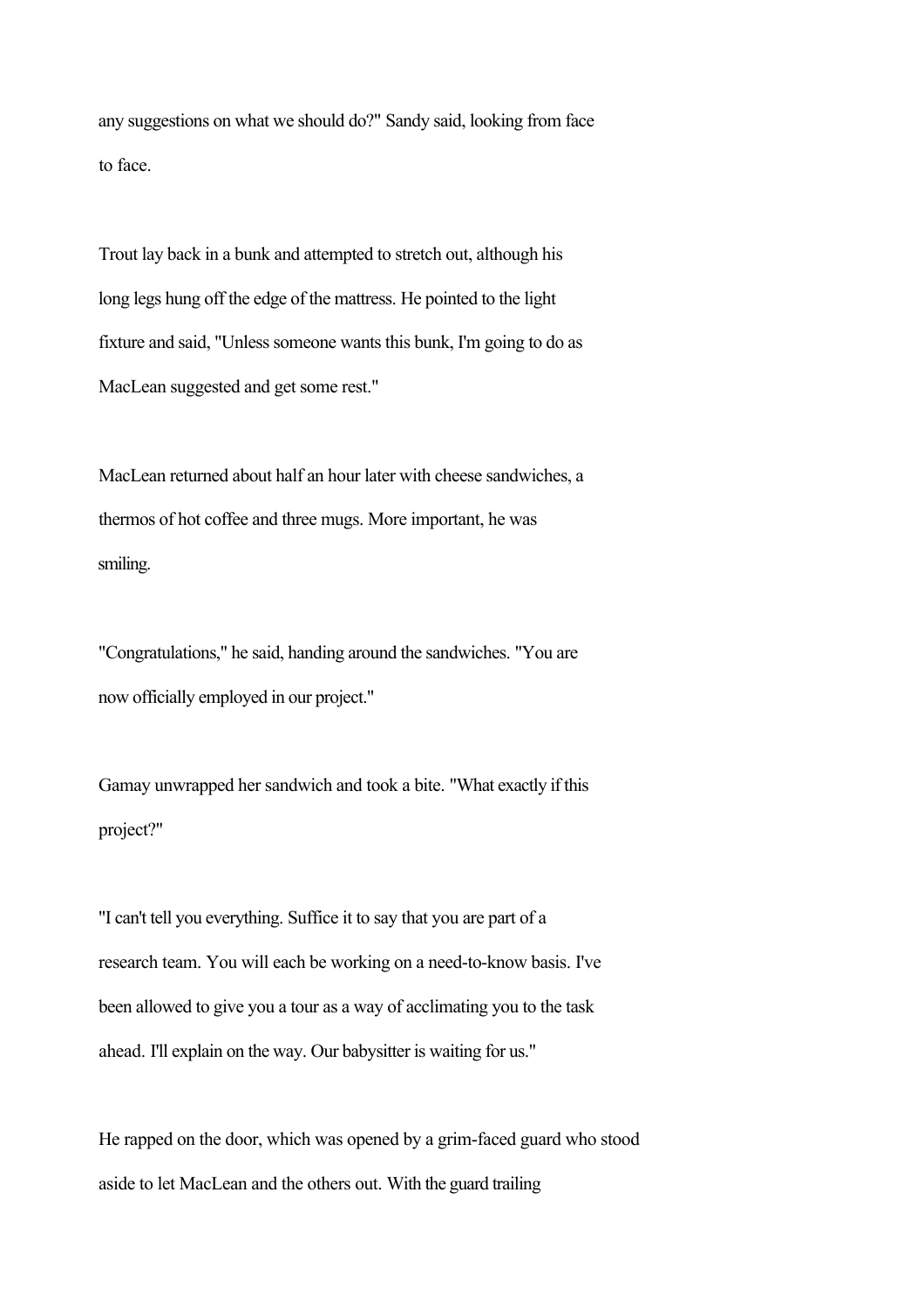any suggestions on what we should do?" Sandy said, looking from face to face.

Trout lay back in a bunk and attempted to stretch out, although his long legs hung off the edge of the mattress. He pointed to the light fixture and said, "Unless someone wants this bunk, I'm going to do as MacLean suggested and get some rest."

MacLean returned about half an hour later with cheese sandwiches, a thermos of hot coffee and three mugs. More important, he was smiling.

"Congratulations," he said, handing around the sandwiches. "You are now officially employed in our project."

Gamay unwrapped her sandwich and took a bite. "What exactly if this project?"

"I can't tell you everything. Suffice it to say that you are part of a research team. You will each be working on a need-to-know basis. I've been allowed to give you a tour as a way of acclimating you to the task ahead. I'll explain on the way. Our babysitter is waiting for us."

He rapped on the door, which was opened by a grim-faced guard who stood aside to let MacLean and the others out. With the guard trailing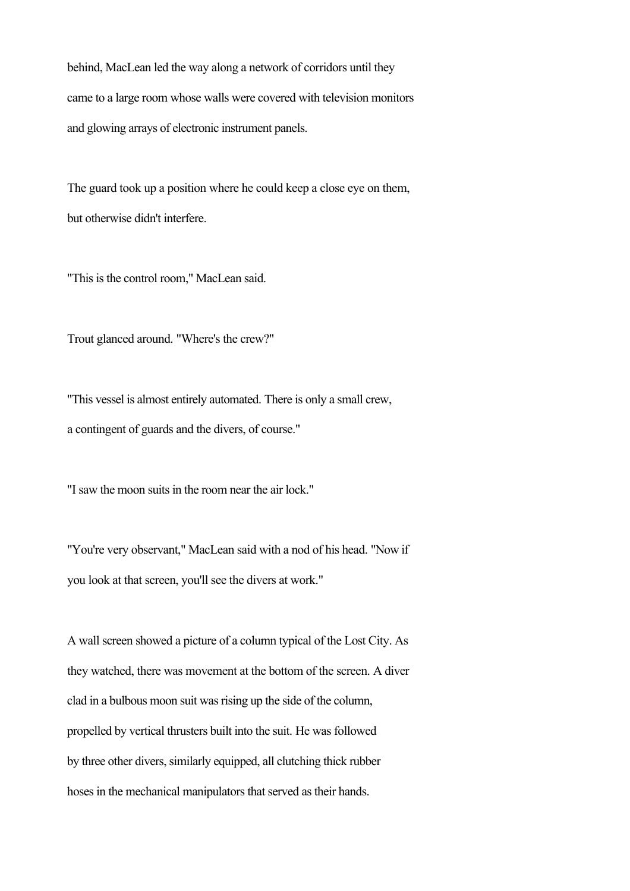behind, MacLean led the way along a network of corridors until they came to a large room whose walls were covered with television monitors and glowing arrays of electronic instrument panels.

The guard took up a position where he could keep a close eye on them, but otherwise didn't interfere.

"This is the control room," MacLean said.

Trout glanced around. "Where's the crew?"

"This vessel is almost entirely automated. There is only a small crew, a contingent of guards and the divers, of course."

"I saw the moon suits in the room near the air lock."

"You're very observant," MacLean said with a nod of his head. "Now if you look at that screen, you'll see the divers at work."

A wall screen showed a picture of a column typical of the Lost City. As they watched, there was movement at the bottom of the screen. A diver clad in a bulbous moon suit was rising up the side of the column, propelled by vertical thrusters built into the suit. He was followed by three other divers, similarly equipped, all clutching thick rubber hoses in the mechanical manipulators that served as their hands.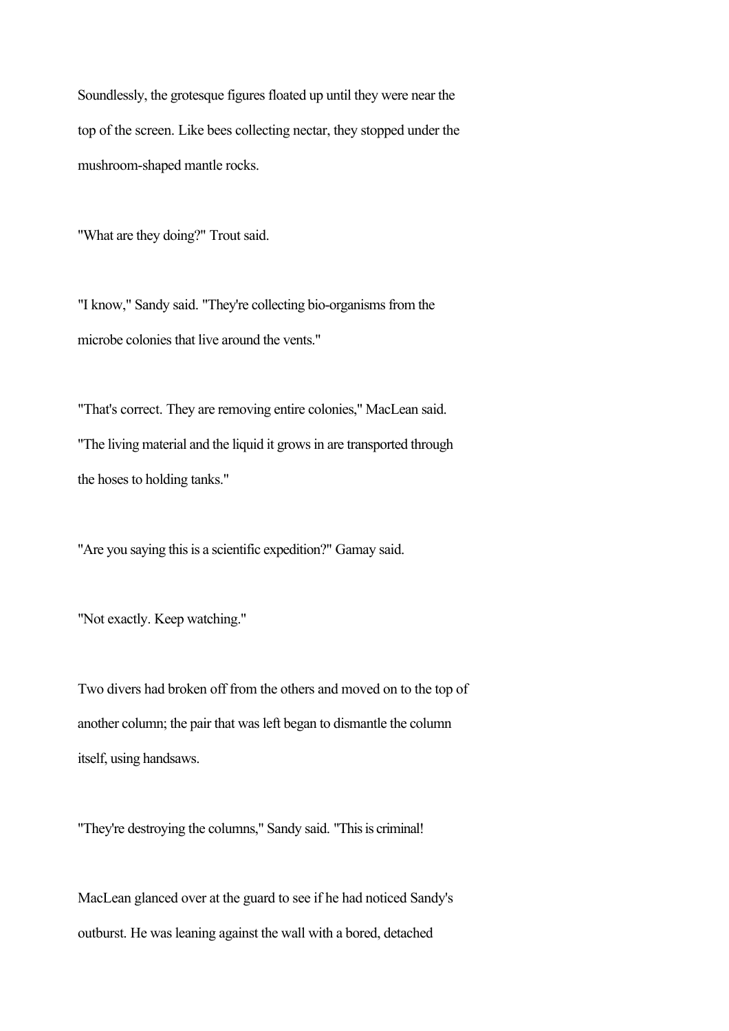Soundlessly, the grotesque figures floated up until they were near the top of the screen. Like bees collecting nectar, they stopped under the mushroom-shaped mantle rocks.

"What are they doing?" Trout said.

"I know," Sandy said. "They're collecting bio-organisms from the microbe colonies that live around the vents."

"That's correct. They are removing entire colonies," MacLean said. "The living material and the liquid it grows in are transported through the hoses to holding tanks."

"Are you saying this is a scientific expedition?" Gamay said.

"Not exactly. Keep watching."

Two divers had broken off from the others and moved on to the top of another column; the pair that was left began to dismantle the column itself, using handsaws.

"They're destroying the columns," Sandy said. "This is criminal!

MacLean glanced over at the guard to see if he had noticed Sandy's outburst. He was leaning against the wall with a bored, detached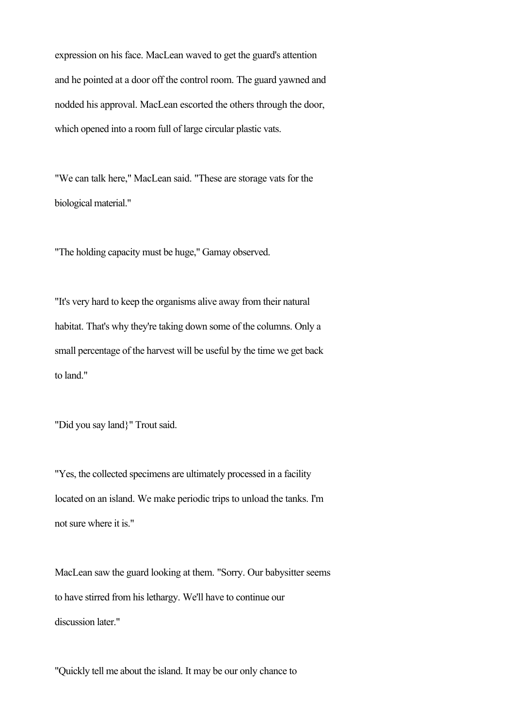expression on his face. MacLean waved to get the guard's attention and he pointed at a door off the control room. The guard yawned and nodded his approval. MacLean escorted the others through the door, which opened into a room full of large circular plastic vats.

"We can talk here," MacLean said. "These are storage vats for the biological material."

"The holding capacity must be huge," Gamay observed.

"It's very hard to keep the organisms alive away from their natural habitat. That's why they're taking down some of the columns. Only a small percentage of the harvest will be useful by the time we get back to land."

"Did you say land}" Trout said.

"Yes, the collected specimens are ultimately processed in a facility located on an island. We make periodic trips to unload the tanks. I'm not sure where it is."

MacLean saw the guard looking at them. "Sorry. Our babysitter seems to have stirred from his lethargy. We'll have to continue our discussion later."

"Quickly tell me about the island. It may be our only chance to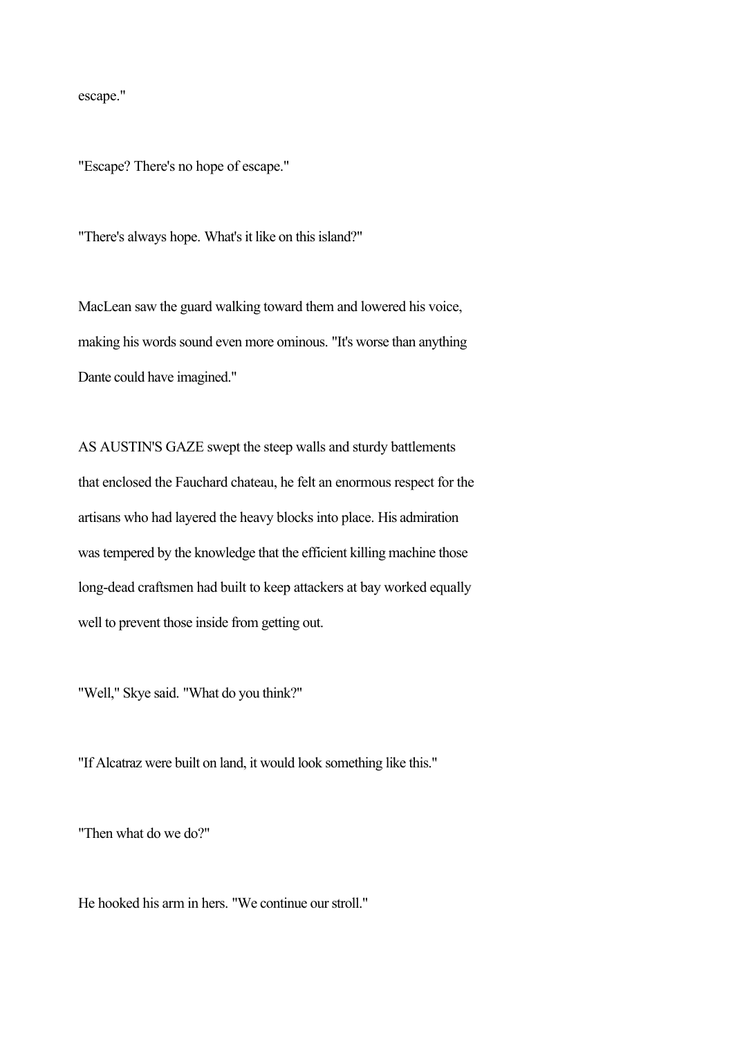escape."

"Escape? There's no hope of escape."

"There's always hope. What's it like on this island?"

MacLean saw the guard walking toward them and lowered his voice, making his words sound even more ominous. "It's worse than anything Dante could have imagined."

AS AUSTIN'S GAZE swept the steep walls and sturdy battlements that enclosed the Fauchard chateau, he felt an enormous respect for the artisans who had layered the heavy blocks into place. His admiration was tempered by the knowledge that the efficient killing machine those long-dead craftsmen had built to keep attackers at bay worked equally well to prevent those inside from getting out.

"Well," Skye said. "What do you think?"

"If Alcatraz were built on land, it would look something like this."

"Then what do we do?"

He hooked his arm in hers. "We continue our stroll."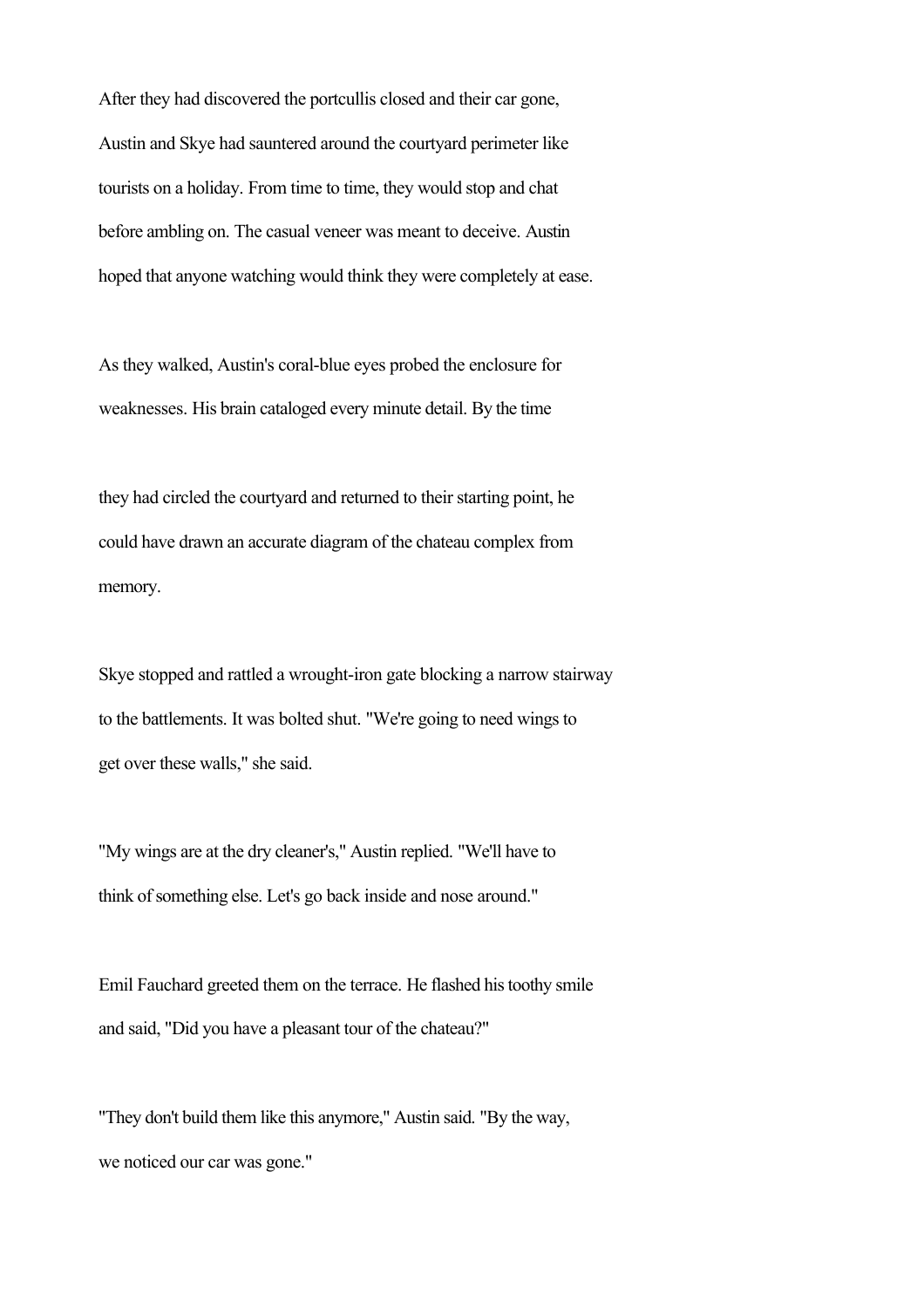After they had discovered the portcullis closed and their car gone, Austin and Skye had sauntered around the courtyard perimeter like tourists on a holiday. From time to time, they would stop and chat before ambling on. The casual veneer was meant to deceive. Austin hoped that anyone watching would think they were completely at ease.

As they walked, Austin's coral-blue eyes probed the enclosure for weaknesses. His brain cataloged every minute detail. By the time they had circled the courtyard and returned to their starting point, he could have drawn an accurate diagram of the chateau complex from memory.

Skye stopped and rattled a wrought-iron gate blocking a narrow stairway to the battlements. It was bolted shut. "We're going to need wings to get over these walls," she said.

"My wings are at the dry cleaner's," Austin replied. "We'll have to think of something else. Let's go back inside and nose around."

Emil Fauchard greeted them on the terrace. He flashed his toothy smile and said, "Did you have a pleasant tour of the chateau?"

"They don't build them like this anymore," Austin said. "By the way, we noticed our car was gone."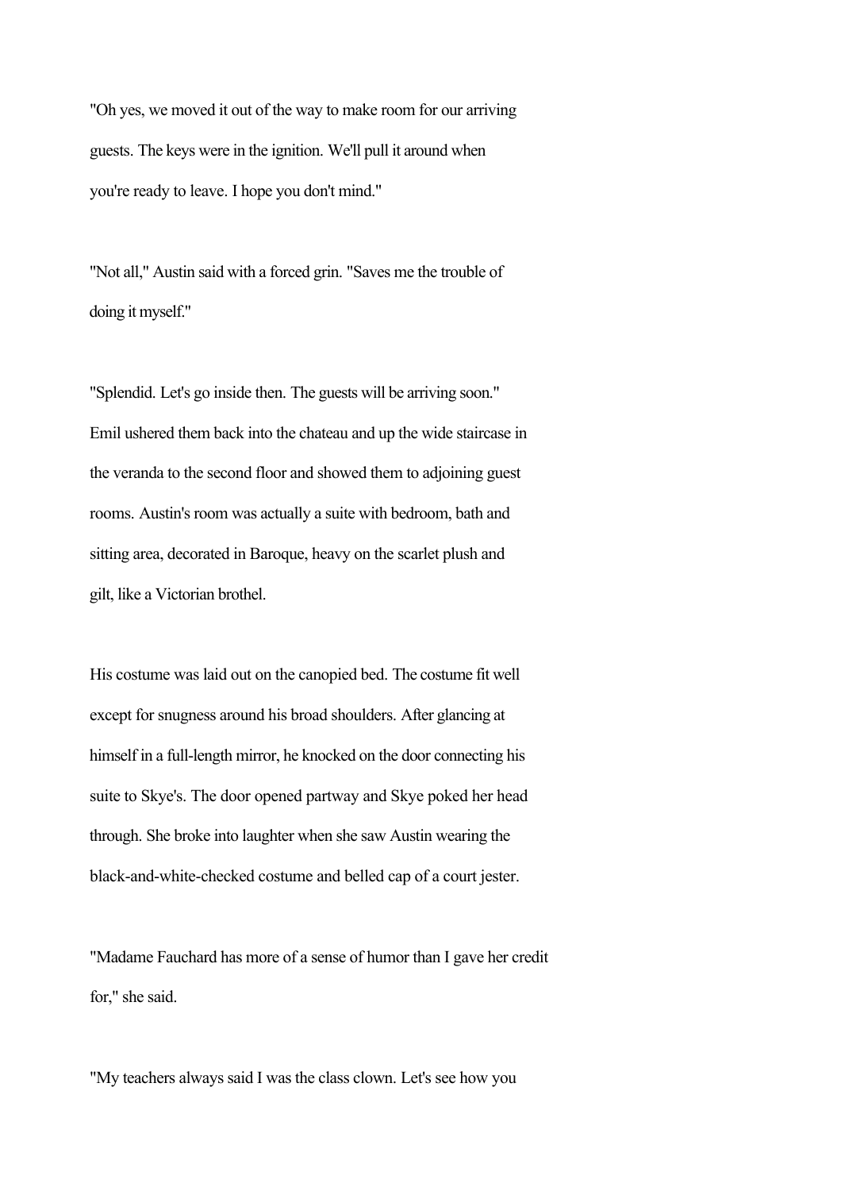"Oh yes, we moved it out of the way to make room for our arriving guests. The keys were in the ignition. We'll pull it around when you're ready to leave. I hope you don't mind."

"Not all," Austin said with a forced grin. "Saves me the trouble of doing it myself."

"Splendid. Let's go inside then. The guests will be arriving soon." Emil ushered them back into the chateau and up the wide staircase in the veranda to the second floor and showed them to adjoining guest rooms. Austin's room was actually a suite with bedroom, bath and sitting area, decorated in Baroque, heavy on the scarlet plush and gilt, like a Victorian brothel.

His costume was laid out on the canopied bed. The costume fit well except for snugness around his broad shoulders. After glancing at himself in a full-length mirror, he knocked on the door connecting his suite to Skye's. The door opened partway and Skye poked her head through. She broke into laughter when she saw Austin wearing the black-and-white-checked costume and belled cap of a court jester.

"Madame Fauchard has more of a sense of humor than I gave her credit for," she said.

"My teachers always said I was the class clown. Let's see how you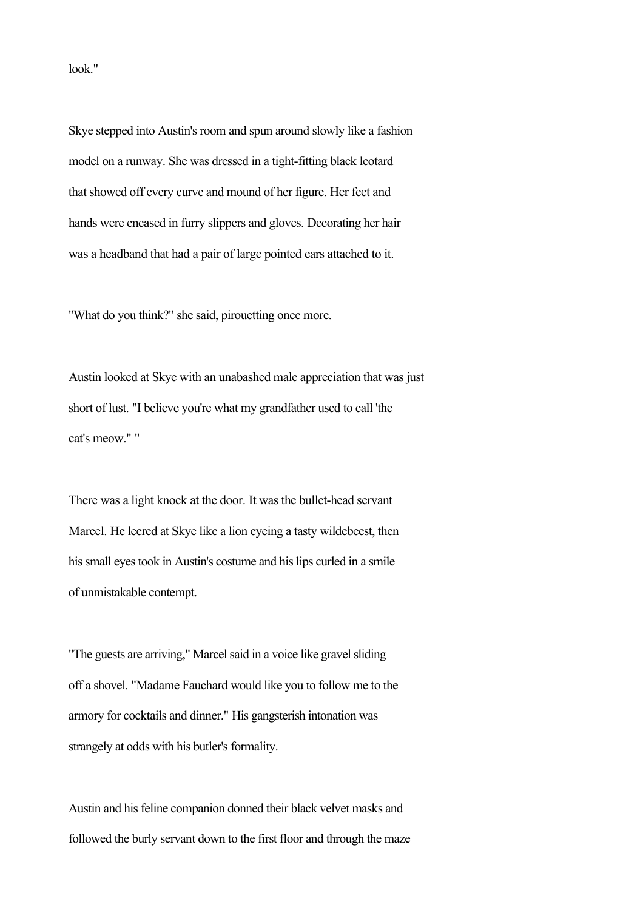look."

Skye stepped into Austin's room and spun around slowly like a fashion model on a runway. She was dressed in a tight-fitting black leotard that showed off every curve and mound of her figure. Her feet and hands were encased in furry slippers and gloves. Decorating her hair was a headband that had a pair of large pointed ears attached to it.

"What do you think?" she said, pirouetting once more.

Austin looked at Skye with an unabashed male appreciation that was just short of lust. "I believe you're what my grandfather used to call 'the cat's meow.' "

There was a light knock at the door. It was the bullet-head servant Marcel. He leered at Skye like a lion eyeing a tasty wildebeest, then his small eyes took in Austin's costume and his lips curled in a smile of unmistakable contempt.

"The guests are arriving," Marcel said in a voice like gravel sliding off a shovel. "Madame Fauchard would like you to follow me to the armory for cocktails and dinner." His gangsterish intonation was strangely at odds with his butler's formality.

Austin and his feline companion donned their black velvet masks and followed the burly servant down to the first floor and through the maze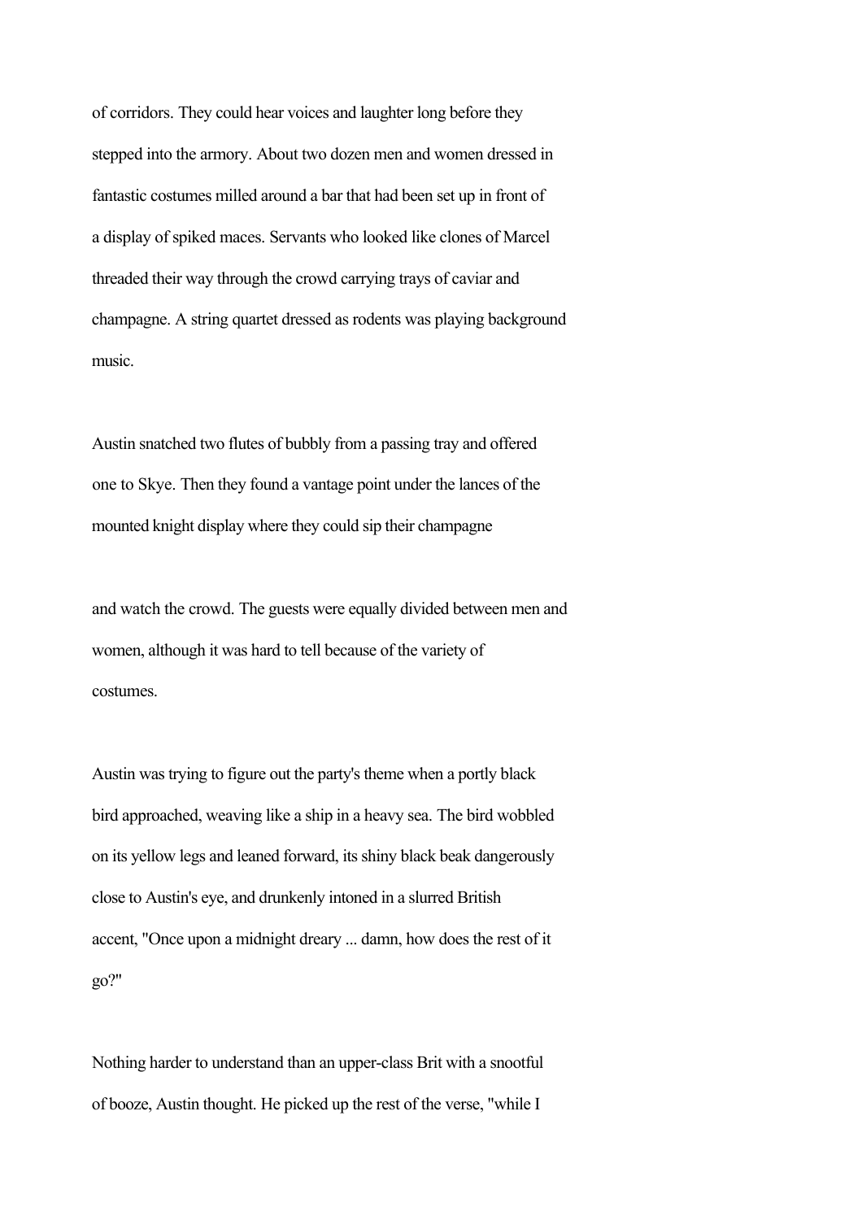of corridors. They could hear voices and laughter long before they stepped into the armory. About two dozen men and women dressed in fantastic costumes milled around a bar that had been set up in front of a display of spiked maces. Servants who looked like clones of Marcel threaded their way through the crowd carrying trays of caviar and champagne. A string quartet dressed as rodents was playing background music.

Austin snatched two flutes of bubbly from a passing tray and offered one to Skye. Then they found a vantage point under the lances of the mounted knight display where they could sip their champagne and watch the crowd. The guests were equally divided between men and women, although it was hard to tell because of the variety of costumes.

Austin was trying to figure out the party's theme when a portly black bird approached, weaving like a ship in a heavy sea. The bird wobbled on its yellow legs and leaned forward, its shiny black beak dangerously close to Austin's eye, and drunkenly intoned in a slurred British accent, "Once upon a midnight dreary ... damn, how does the rest of it go?"

Nothing harder to understand than an upper-class Brit with a snootful of booze, Austin thought. He picked up the rest of the verse, "while I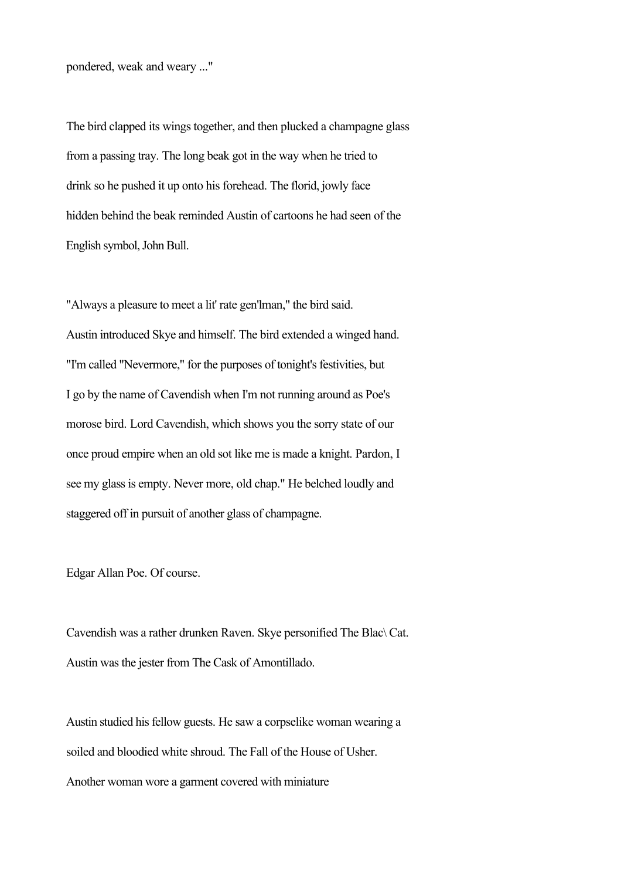pondered, weak and weary ..."

The bird clapped its wings together, and then plucked a champagne glass from a passing tray. The long beak got in the way when he tried to drink so he pushed it up onto his forehead. The florid, jowly face hidden behind the beak reminded Austin of cartoons he had seen of the English symbol, John Bull.

"Always a pleasure to meet a lit' rate gen'lman," the bird said. Austin introduced Skye and himself. The bird extended a winged hand. "I'm called "Nevermore," for the purposes of tonight's festivities, but I go by the name of Cavendish when I'm not running around as Poe's morose bird. Lord Cavendish, which shows you the sorry state of our once proud empire when an old sot like me is made a knight. Pardon, I see my glass is empty. Never more, old chap." He belched loudly and staggered off in pursuit of another glass of champagne.

Edgar Allan Poe. Of course.

Cavendish was a rather drunken Raven. Skye personified The Blac\ Cat. Austin was the jester from The Cask of Amontillado.

Austin studied his fellow guests. He saw a corpselike woman wearing a soiled and bloodied white shroud. The Fall of the House of Usher. Another woman wore a garment covered with miniature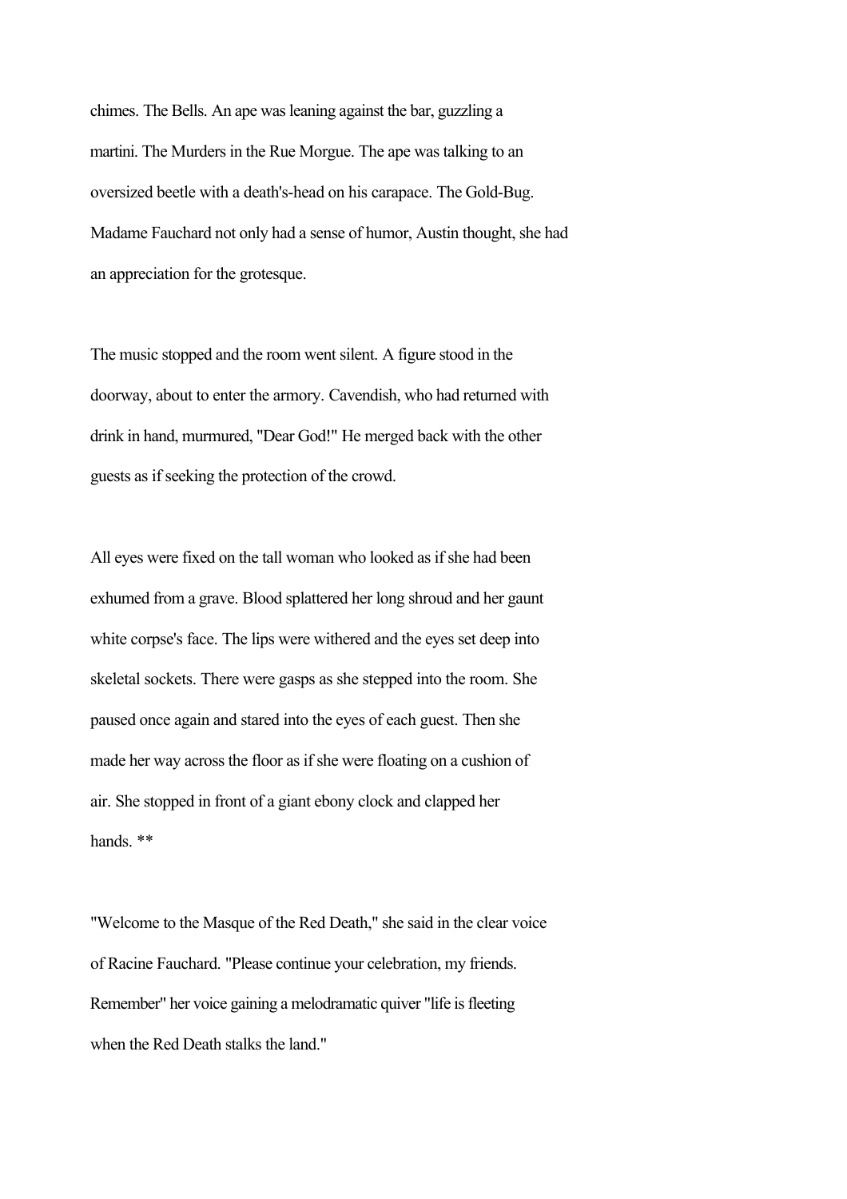chimes. The Bells. An ape was leaning against the bar, guzzling a martini. The Murders in the Rue Morgue. The ape was talking to an oversized beetle with a death's-head on his carapace. The Gold-Bug. Madame Fauchard not only had a sense of humor, Austin thought, she had an appreciation for the grotesque.

The music stopped and the room went silent. A figure stood in the doorway, about to enter the armory. Cavendish, who had returned with drink in hand, murmured, "Dear God!" He merged back with the other guests as if seeking the protection of the crowd.

All eyes were fixed on the tall woman who looked as if she had been exhumed from a grave. Blood splattered her long shroud and her gaunt white corpse's face. The lips were withered and the eyes set deep into skeletal sockets. There were gasps as she stepped into the room. She paused once again and stared into the eyes of each guest. Then she made her way across the floor as if she were floating on a cushion of air. She stopped in front of a giant ebony clock and clapped her hands. **

"Welcome to the Masque of the Red Death," she said in the clear voice of Racine Fauchard. "Please continue your celebration, my friends. Remember" her voice gaining a melodramatic quiver "life is fleeting when the Red Death stalks the land."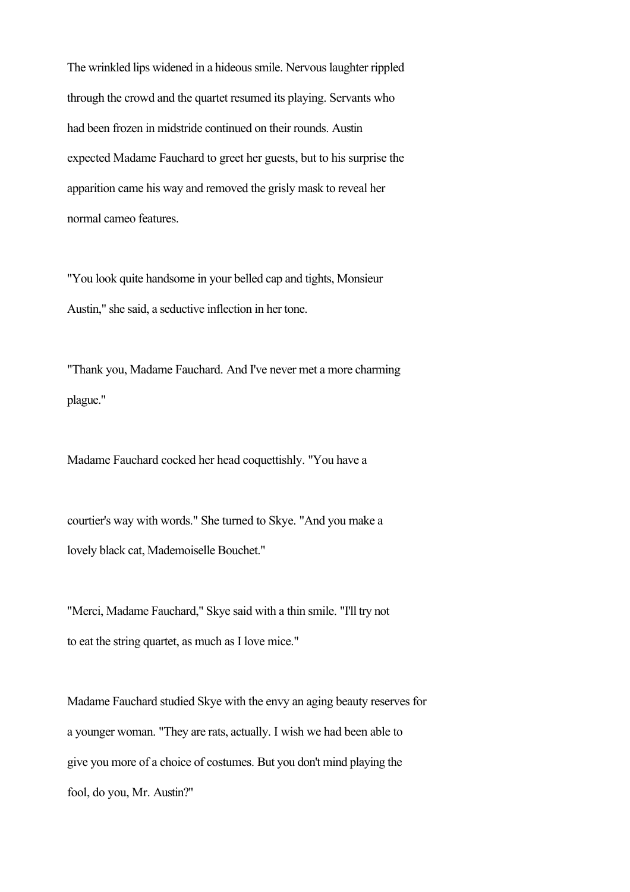The wrinkled lips widened in a hideous smile. Nervous laughter rippled through the crowd and the quartet resumed its playing. Servants who had been frozen in midstride continued on their rounds. Austin expected Madame Fauchard to greet her guests, but to his surprise the apparition came his way and removed the grisly mask to reveal her normal cameo features.

"You look quite handsome in your belled cap and tights, Monsieur Austin," she said, a seductive inflection in her tone.

"Thank you, Madame Fauchard. And I've never met a more charming plague."

Madame Fauchard cocked her head coquettishly. "You have a courtier's way with words." She turned to Skye. "And you make a lovely black cat, Mademoiselle Bouchet."

"Merci, Madame Fauchard," Skye said with a thin smile. "I'll try not to eat the string quartet, as much as I love mice."

Madame Fauchard studied Skye with the envy an aging beauty reserves for a younger woman. "They are rats, actually. I wish we had been able to give you more of a choice of costumes. But you don't mind playing the fool, do you, Mr. Austin?"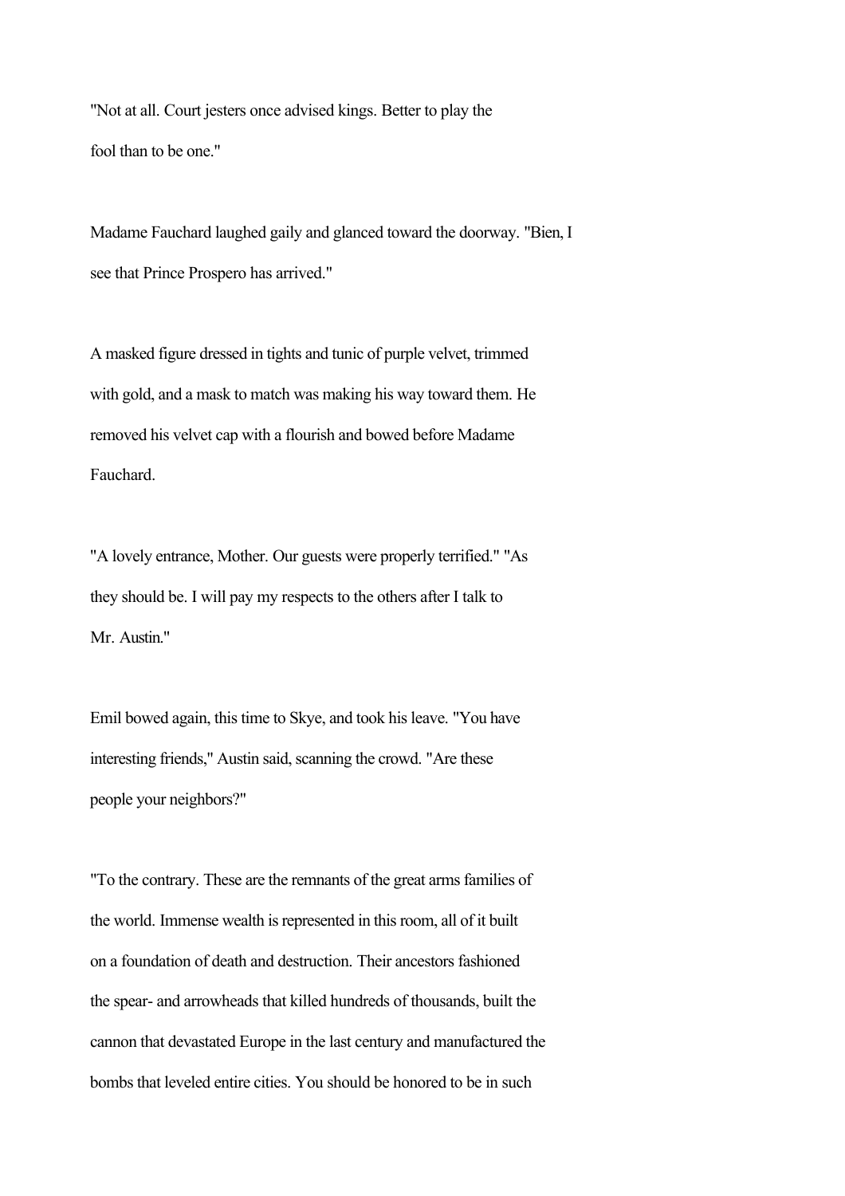"Not at all. Court jesters once advised kings. Better to play the fool than to be one."

Madame Fauchard laughed gaily and glanced toward the doorway. "Bien, I see that Prince Prospero has arrived."

A masked figure dressed in tights and tunic of purple velvet, trimmed with gold, and a mask to match was making his way toward them. He removed his velvet cap with a flourish and bowed before Madame Fauchard.

"A lovely entrance, Mother. Our guests were properly terrified." "As they should be. I will pay my respects to the others after I talk to Mr. Austin."

Emil bowed again, this time to Skye, and took his leave. "You have interesting friends," Austin said, scanning the crowd. "Are these people your neighbors?"

"To the contrary. These are the remnants of the great arms families of the world. Immense wealth is represented in this room, all of it built on a foundation of death and destruction. Their ancestors fashioned the spear- and arrowheads that killed hundreds of thousands, built the cannon that devastated Europe in the last century and manufactured the bombs that leveled entire cities. You should be honored to be in such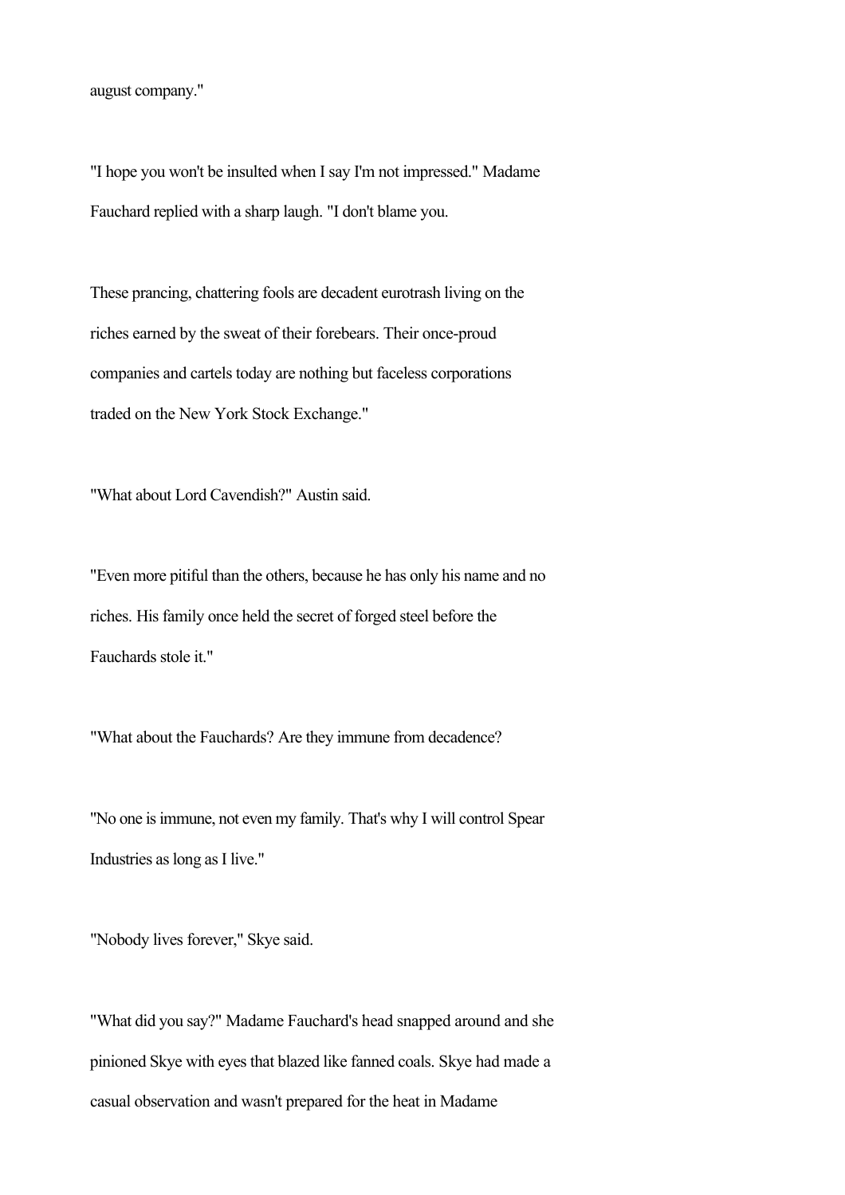august company."

"I hope you won't be insulted when I say I'm not impressed." Madame Fauchard replied with a sharp laugh. "I don't blame you.

These prancing, chattering fools are decadent eurotrash living on the riches earned by the sweat of their forebears. Their once-proud companies and cartels today are nothing but faceless corporations traded on the New York Stock Exchange."

"What about Lord Cavendish?" Austin said.

"Even more pitiful than the others, because he has only his name and no riches. His family once held the secret of forged steel before the Fauchards stole it."

"What about the Fauchards? Are they immune from decadence?

"No one is immune, not even my family. That's why I will control Spear Industries as long as I live."

"Nobody lives forever," Skye said.

"What did you say?" Madame Fauchard's head snapped around and she pinioned Skye with eyes that blazed like fanned coals. Skye had made a casual observation and wasn't prepared for the heat in Madame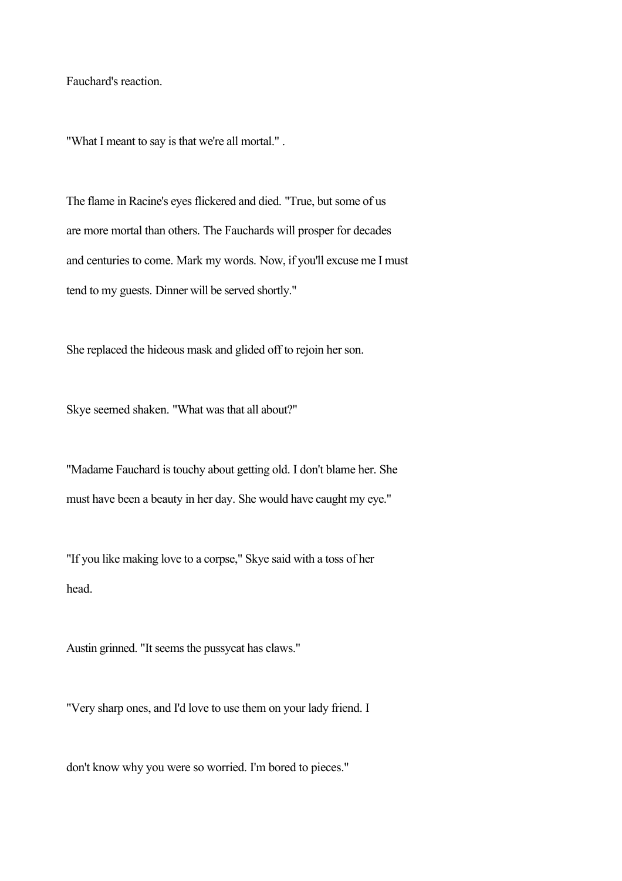Fauchard's reaction.

"What I meant to say is that we're all mortal." .

The flame in Racine's eyes flickered and died. "True, but some of us are more mortal than others. The Fauchards will prosper for decades and centuries to come. Mark my words. Now, if you'll excuse me I must tend to my guests. Dinner will be served shortly."

She replaced the hideous mask and glided off to rejoin her son.

Skye seemed shaken. "What was that all about?"

"Madame Fauchard is touchy about getting old. I don't blame her. She must have been a beauty in her day. She would have caught my eye."

"If you like making love to a corpse," Skye said with a toss of her head.

Austin grinned. "It seems the pussycat has claws."

"Very sharp ones, and I'd love to use them on your lady friend. I don't know why you were so worried. I'm bored to pieces."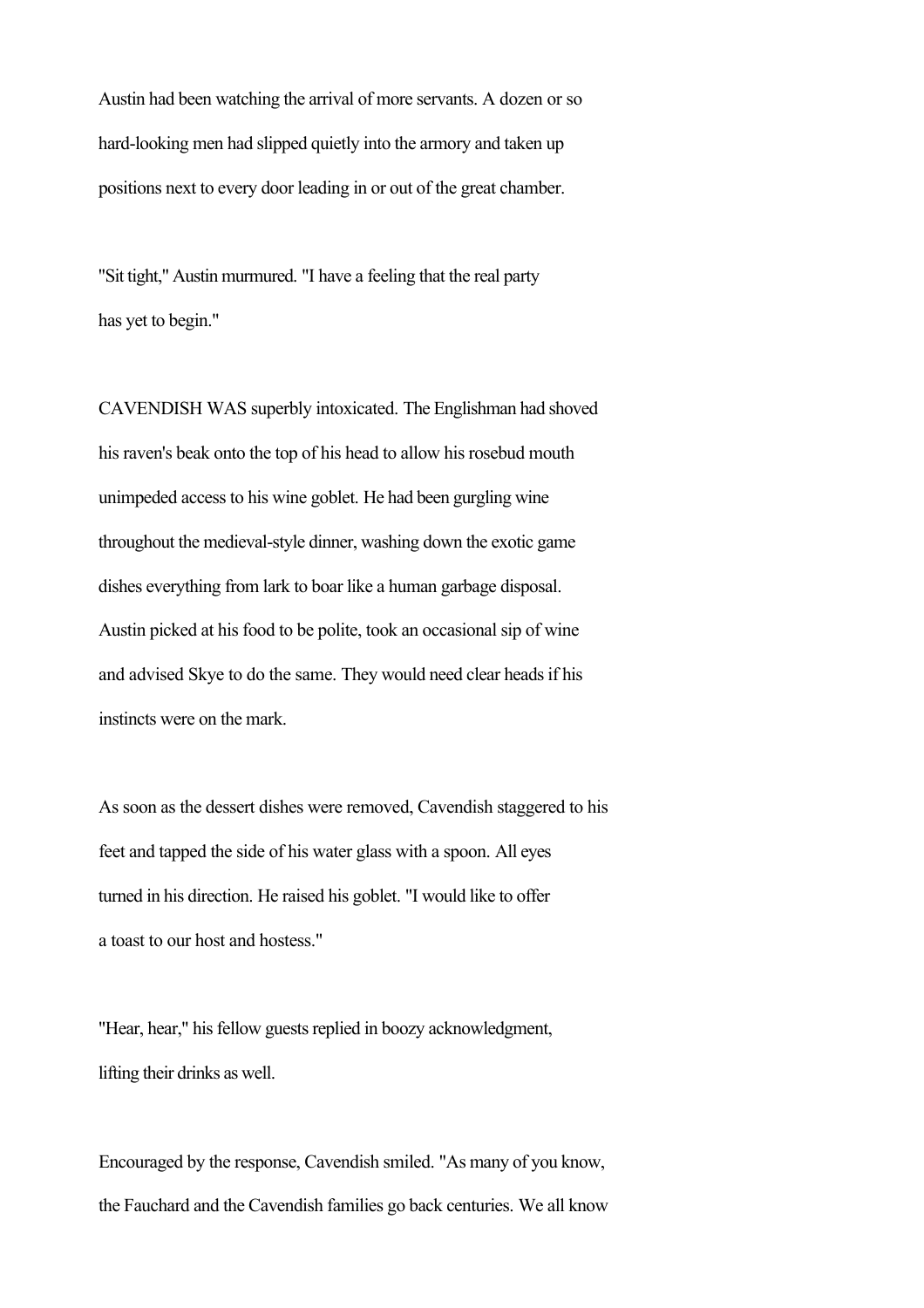Austin had been watching the arrival of more servants. A dozen or so hard-looking men had slipped quietly into the armory and taken up positions next to every door leading in or out of the great chamber.

"Sit tight," Austin murmured. "I have a feeling that the real party has yet to begin."

CAVENDISH WAS superbly intoxicated. The Englishman had shoved his raven's beak onto the top of his head to allow his rosebud mouth unimpeded access to his wine goblet. He had been gurgling wine throughout the medieval-style dinner, washing down the exotic game dishes everything from lark to boar like a human garbage disposal. Austin picked at his food to be polite, took an occasional sip of wine and advised Skye to do the same. They would need clear heads if his instincts were on the mark.

As soon as the dessert dishes were removed, Cavendish staggered to his feet and tapped the side of his water glass with a spoon. All eyes turned in his direction. He raised his goblet. "I would like to offer a toast to our host and hostess."

"Hear, hear," his fellow guests replied in boozy acknowledgment, lifting their drinks as well.

Encouraged by the response, Cavendish smiled. "As many of you know, the Fauchard and the Cavendish families go back centuries. We all know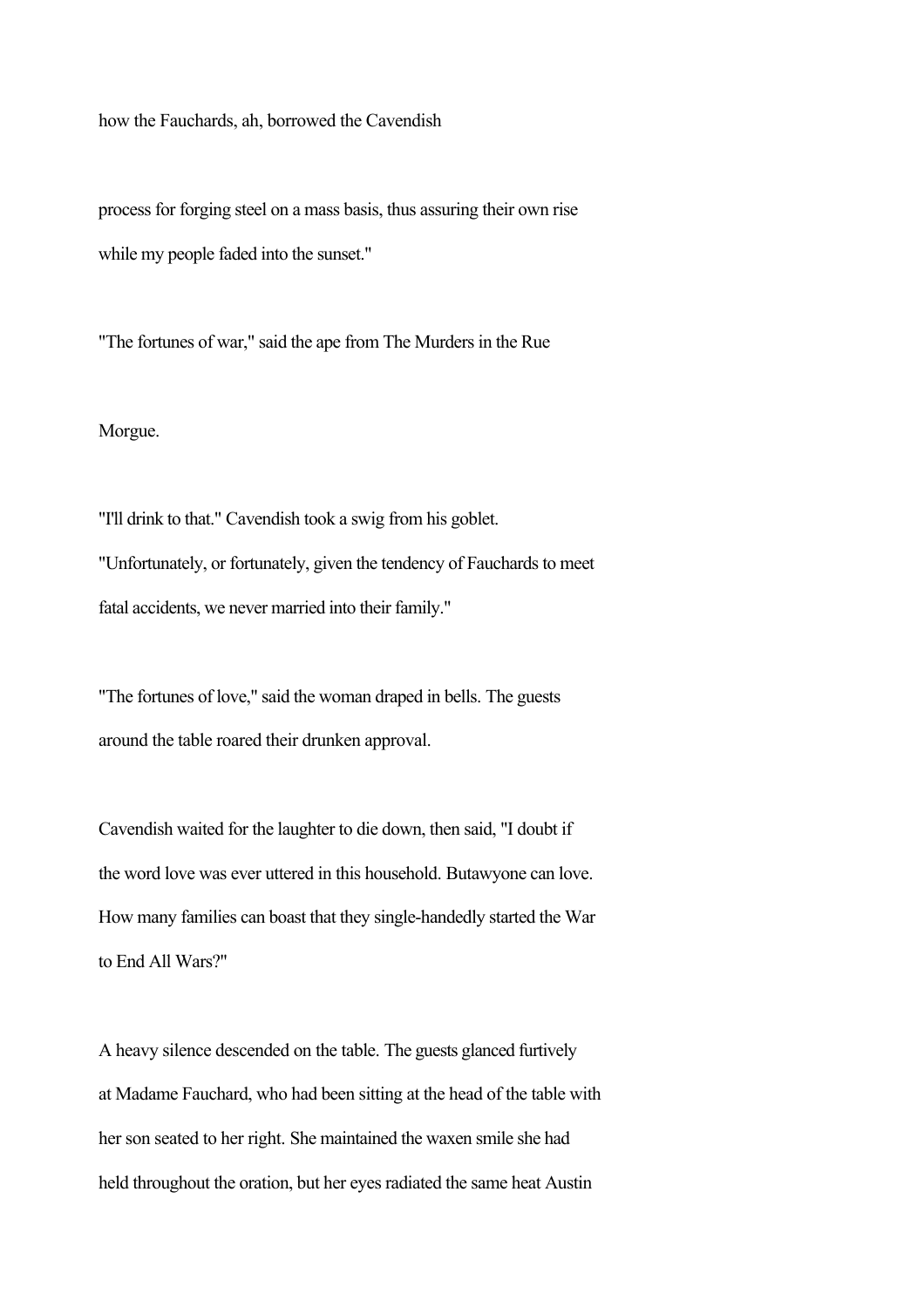how the Fauchards, ah, borrowed the Cavendish process for forging steel on a mass basis, thus assuring their own rise while my people faded into the sunset."

"The fortunes of war," said the ape from The Murders in the Rue Morgue.

"I'll drink to that." Cavendish took a swig from his goblet. "Unfortunately, or fortunately, given the tendency of Fauchards to meet fatal accidents, we never married into their family."

"The fortunes of love," said the woman draped in bells. The guests around the table roared their drunken approval.

Cavendish waited for the laughter to die down, then said, "I doubt if the word love was ever uttered in this household. Butawyone can love. How many families can boast that they single-handedly started the War to End All Wars?"

A heavy silence descended on the table. The guests glanced furtively at Madame Fauchard, who had been sitting at the head of the table with her son seated to her right. She maintained the waxen smile she had held throughout the oration, but her eyes radiated the same heat Austin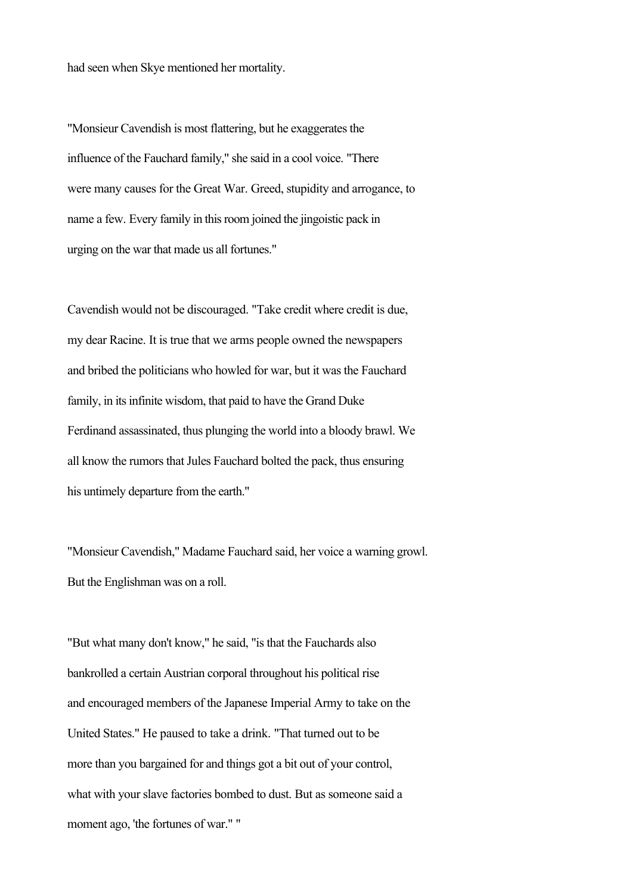had seen when Skye mentioned her mortality.

"Monsieur Cavendish is most flattering, but he exaggerates the influence of the Fauchard family," she said in a cool voice. "There were many causes for the Great War. Greed, stupidity and arrogance, to name a few. Every family in this room joined the jingoistic pack in urging on the war that made us all fortunes."

Cavendish would not be discouraged. "Take credit where credit is due, my dear Racine. It is true that we arms people owned the newspapers and bribed the politicians who howled for war, but it was the Fauchard family, in its infinite wisdom, that paid to have the Grand Duke Ferdinand assassinated, thus plunging the world into a bloody brawl. We all know the rumors that Jules Fauchard bolted the pack, thus ensuring his untimely departure from the earth."

"Monsieur Cavendish," Madame Fauchard said, her voice a warning growl. But the Englishman was on a roll.

"But what many don't know," he said, "is that the Fauchards also bankrolled a certain Austrian corporal throughout his political rise and encouraged members of the Japanese Imperial Army to take on the United States." He paused to take a drink. "That turned out to be more than you bargained for and things got a bit out of your control, what with your slave factories bombed to dust. But as someone said a moment ago, 'the fortunes of war.' "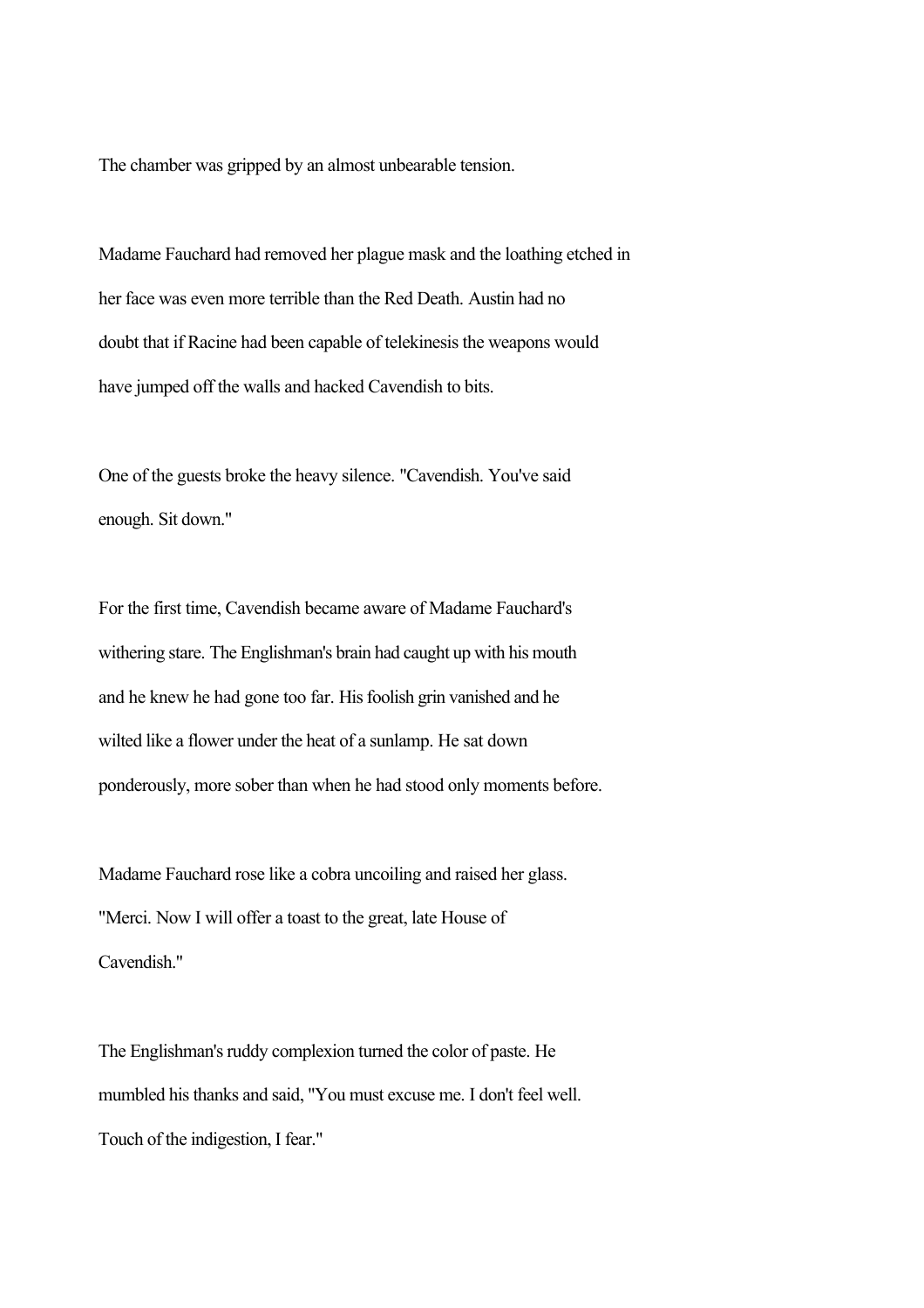The chamber was gripped by an almost unbearable tension.

Madame Fauchard had removed her plague mask and the loathing etched in her face was even more terrible than the Red Death. Austin had no doubt that if Racine had been capable of telekinesis the weapons would have jumped off the walls and hacked Cavendish to bits.

One of the guests broke the heavy silence. "Cavendish. You've said enough. Sit down."

For the first time, Cavendish became aware of Madame Fauchard's withering stare. The Englishman's brain had caught up with his mouth and he knew he had gone too far. His foolish grin vanished and he wilted like a flower under the heat of a sunlamp. He sat down ponderously, more sober than when he had stood only moments before.

Madame Fauchard rose like a cobra uncoiling and raised her glass. "Merci. Now I will offer a toast to the great, late House of Cavendish."

The Englishman's ruddy complexion turned the color of paste. He mumbled his thanks and said, "You must excuse me. I don't feel well. Touch of the indigestion, I fear."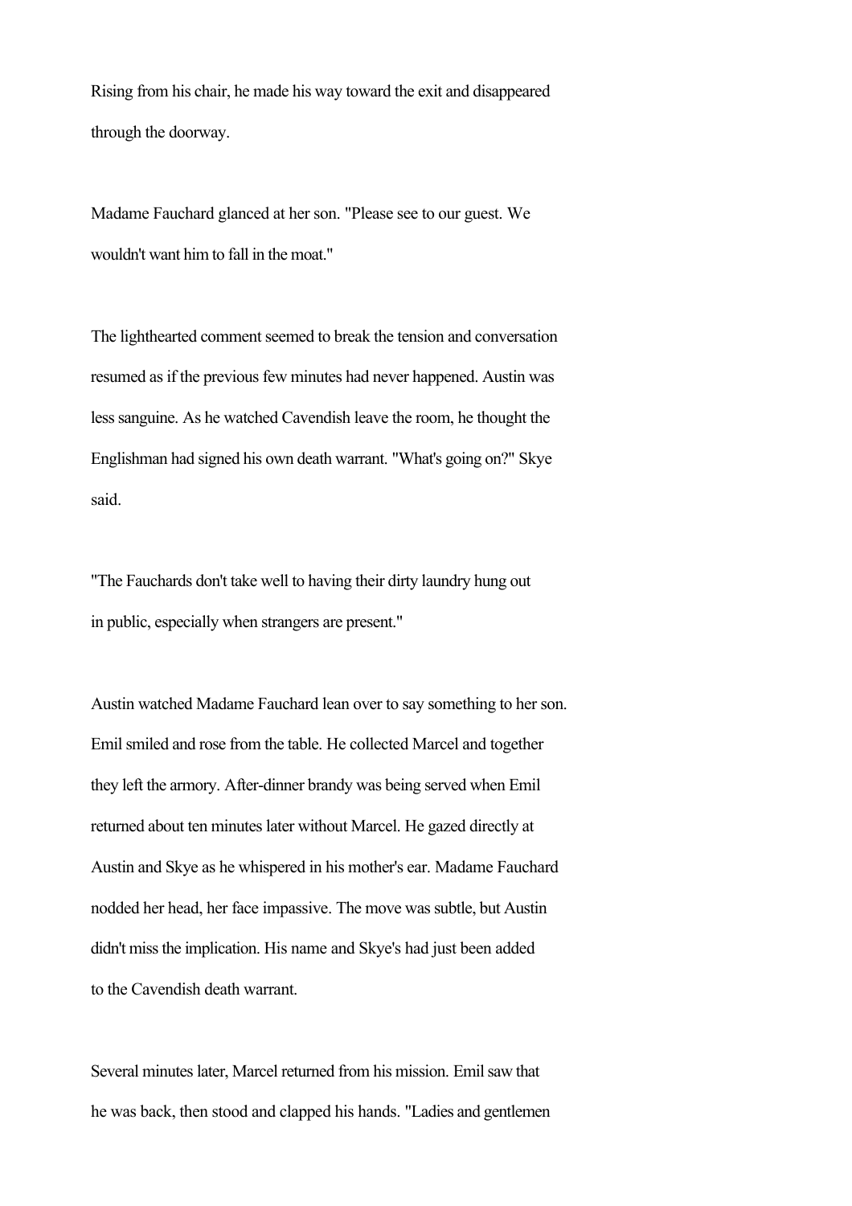Rising from his chair, he made his way toward the exit and disappeared through the doorway.

Madame Fauchard glanced at her son. "Please see to our guest. We wouldn't want him to fall in the moat."

The lighthearted comment seemed to break the tension and conversation resumed as if the previous few minutes had never happened. Austin was less sanguine. As he watched Cavendish leave the room, he thought the Englishman had signed his own death warrant. "What's going on?" Skye said.

"The Fauchards don't take well to having their dirty laundry hung out in public, especially when strangers are present."

Austin watched Madame Fauchard lean over to say something to her son. Emil smiled and rose from the table. He collected Marcel and together they left the armory. After-dinner brandy was being served when Emil returned about ten minutes later without Marcel. He gazed directly at Austin and Skye as he whispered in his mother's ear. Madame Fauchard nodded her head, her face impassive. The move was subtle, but Austin didn't miss the implication. His name and Skye's had just been added to the Cavendish death warrant.

Several minutes later, Marcel returned from his mission. Emil saw that he was back, then stood and clapped his hands. "Ladies and gentlemen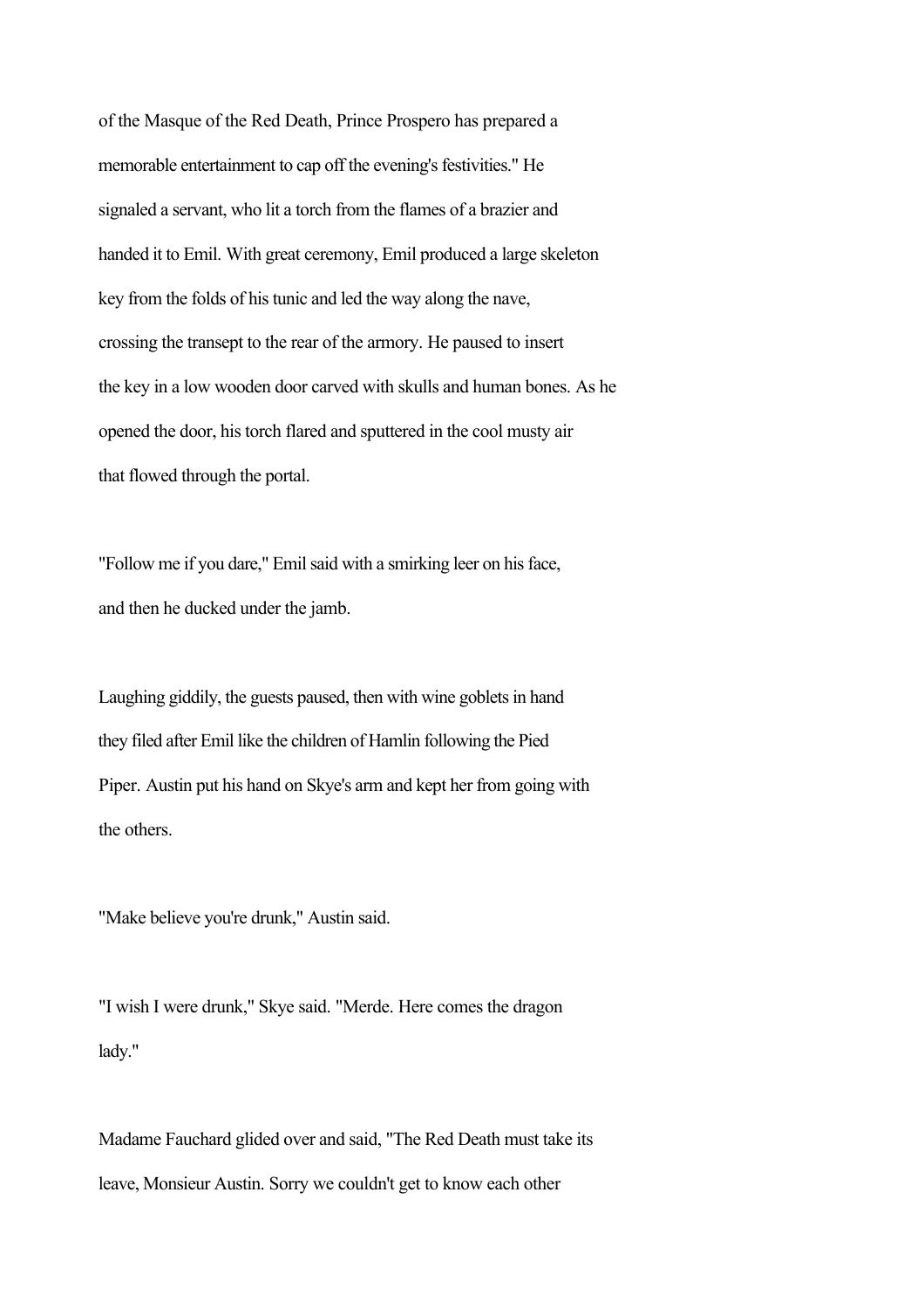of the Masque of the Red Death, Prince Prospero has prepared a memorable entertainment to cap off the evening's festivities." He signaled a servant, who lit a torch from the flames of a brazier and handed it to Emil. With great ceremony, Emil produced a large skeleton key from the folds of his tunic and led the way along the nave, crossing the transept to the rear of the armory. He paused to insert the key in a low wooden door carved with skulls and human bones. As he opened the door, his torch flared and sputtered in the cool musty air that flowed through the portal.

"Follow me if you dare," Emil said with a smirking leer on his face, and then he ducked under the jamb.

Laughing giddily, the guests paused, then with wine goblets in hand they filed after Emil like the children of Hamlin following the Pied Piper. Austin put his hand on Skye's arm and kept her from going with the others.

"Make believe you're drunk," Austin said.

"I wish I were drunk," Skye said. "Merde. Here comes the dragon lady."

Madame Fauchard glided over and said, "The Red Death must take its leave, Monsieur Austin. Sorry we couldn't get to know each other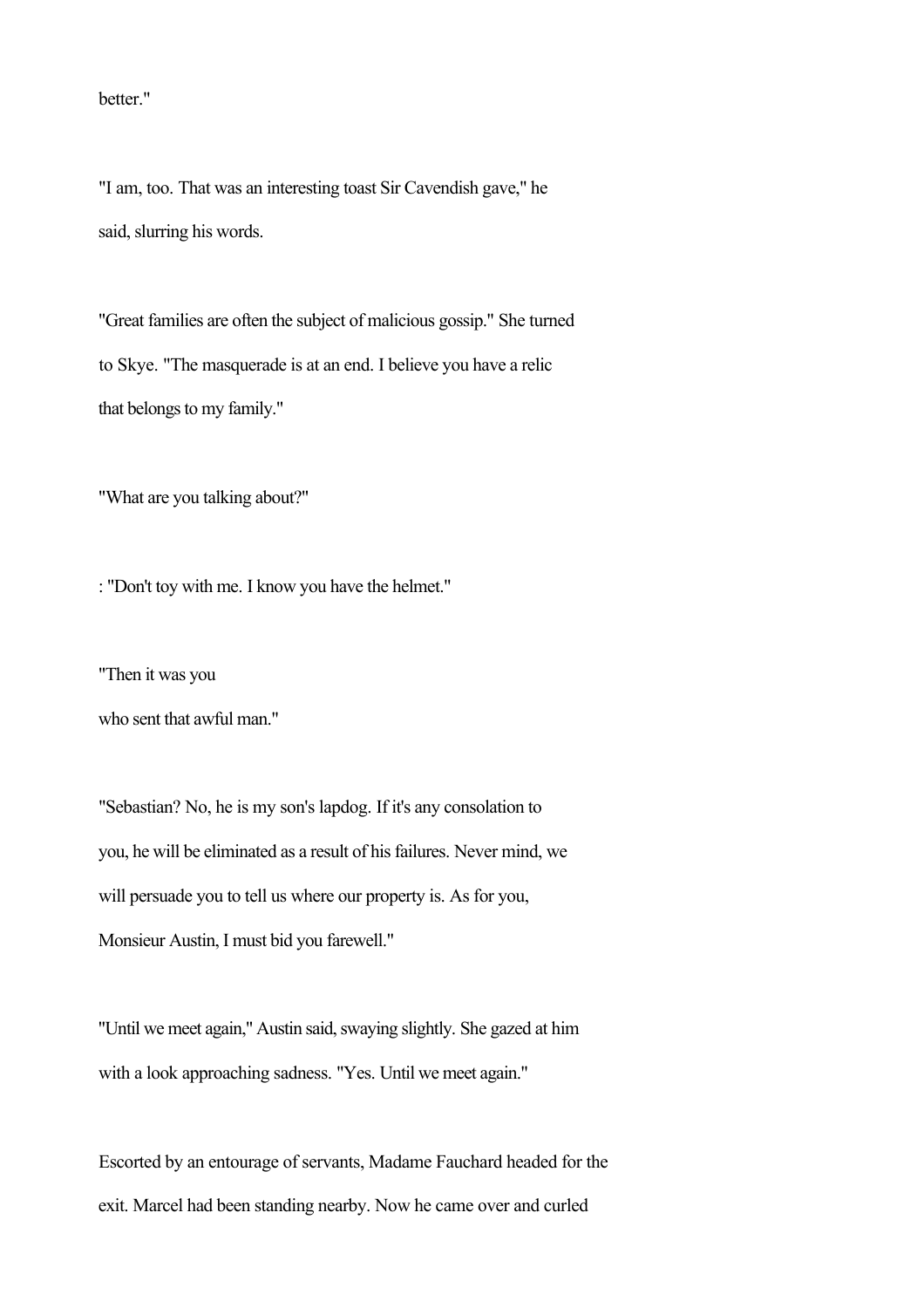better."

"I am, too. That was an interesting toast Sir Cavendish gave," he said, slurring his words.

"Great families are often the subject of malicious gossip." She turned to Skye. "The masquerade is at an end. I believe you have a relic that belongs to my family."

"What are you talking about?"

: "Don't toy with me. I know you have the helmet."

"Then it was you who sent that awful man."

"Sebastian? No, he is my son's lapdog. If it's any consolation to you, he will be eliminated as a result of his failures. Never mind, we will persuade you to tell us where our property is. As for you, Monsieur Austin, I must bid you farewell."

"Until we meet again," Austin said, swaying slightly. She gazed at him with a look approaching sadness. "Yes. Until we meet again."

Escorted by an entourage of servants, Madame Fauchard headed for the exit. Marcel had been standing nearby. Now he came over and curled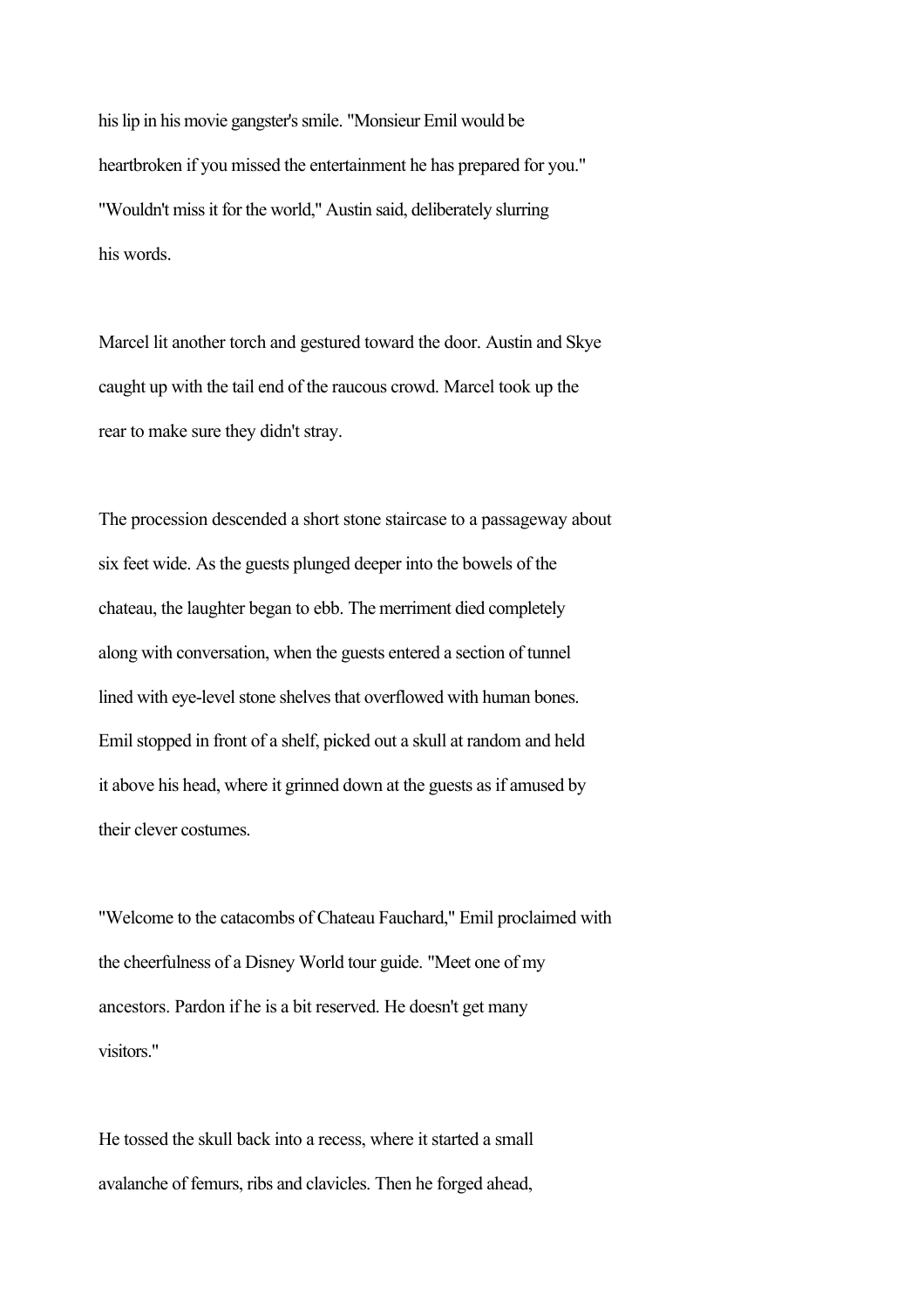his lip in his movie gangster's smile. "Monsieur Emil would be heartbroken if you missed the entertainment he has prepared for you."

"Wouldn't miss it for the world," Austin said, deliberately slurring his words.

Marcel lit another torch and gestured toward the door. Austin and Skye caught up with the tail end of the raucous crowd. Marcel took up the rear to make sure they didn't stray.

The procession descended a short stone staircase to a passageway about six feet wide. As the guests plunged deeper into the bowels of the chateau, the laughter began to ebb. The merriment died completely along with conversation, when the guests entered a section of tunnel lined with eye-level stone shelves that overflowed with human bones. Emil stopped in front of a shelf, picked out a skull at random and held it above his head, where it grinned down at the guests as if amused by their clever costumes.

"Welcome to the catacombs of Chateau Fauchard," Emil proclaimed with the cheerfulness of a Disney World tour guide. "Meet one of my ancestors. Pardon if he is a bit reserved. He doesn't get many visitors."

He tossed the skull back into a recess, where it started a small avalanche of femurs, ribs and clavicles. Then he forged ahead,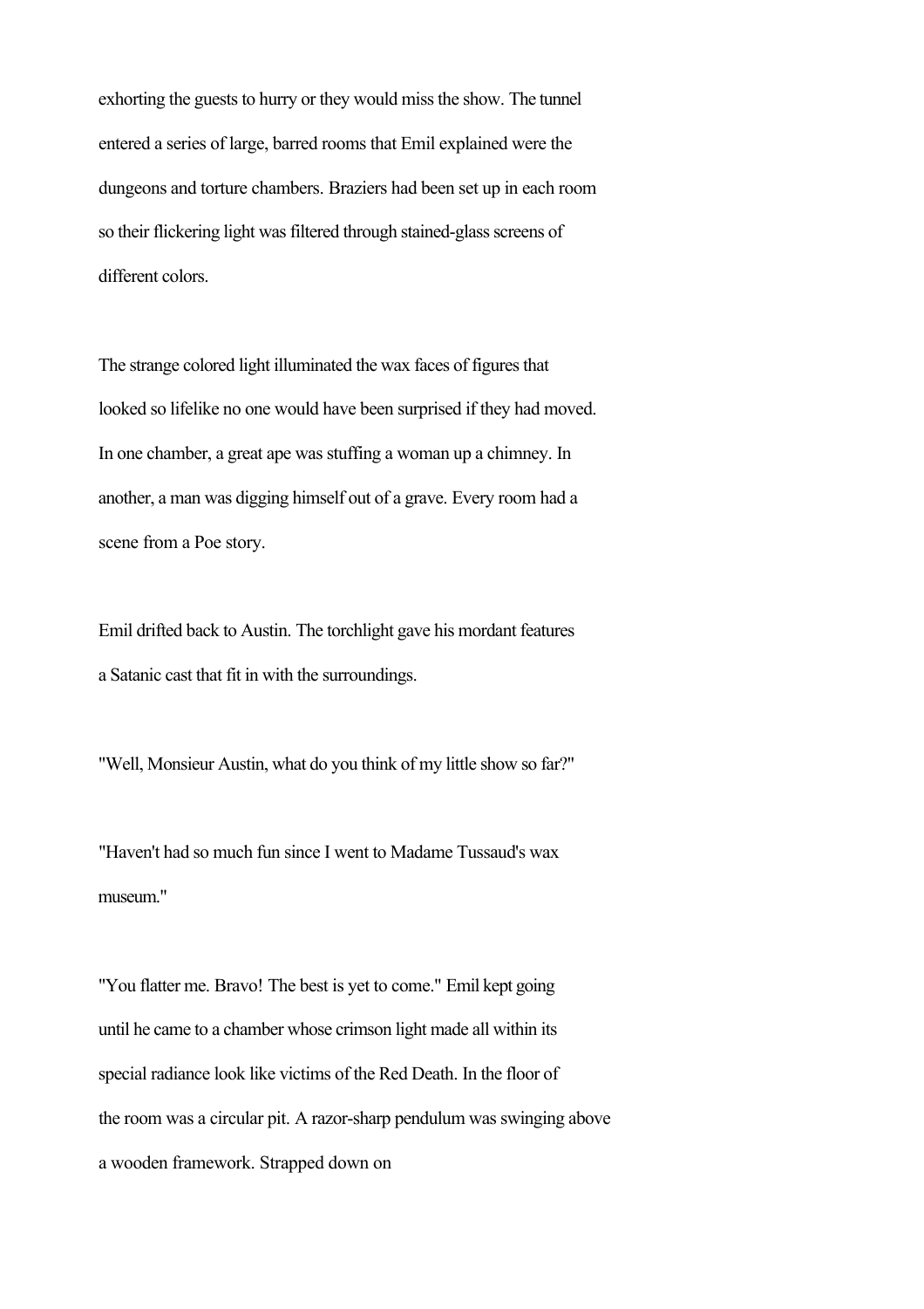exhorting the guests to hurry or they would miss the show. The tunnel entered a series of large, barred rooms that Emil explained were the dungeons and torture chambers. Braziers had been set up in each room so their flickering light was filtered through stained-glass screens of different colors.

The strange colored light illuminated the wax faces of figures that looked so lifelike no one would have been surprised if they had moved. In one chamber, a great ape was stuffing a woman up a chimney. In another, a man was digging himself out of a grave. Every room had a scene from a Poe story.

Emil drifted back to Austin. The torchlight gave his mordant features a Satanic cast that fit in with the surroundings.

"Well, Monsieur Austin, what do you think of my little show so far?"

"Haven't had so much fun since I went to Madame Tussaud's wax museum."

"You flatter me. Bravo! The best is yet to come." Emil kept going until he came to a chamber whose crimson light made all within its special radiance look like victims of the Red Death. In the floor of the room was a circular pit. A razor-sharp pendulum was swinging above a wooden framework. Strapped down on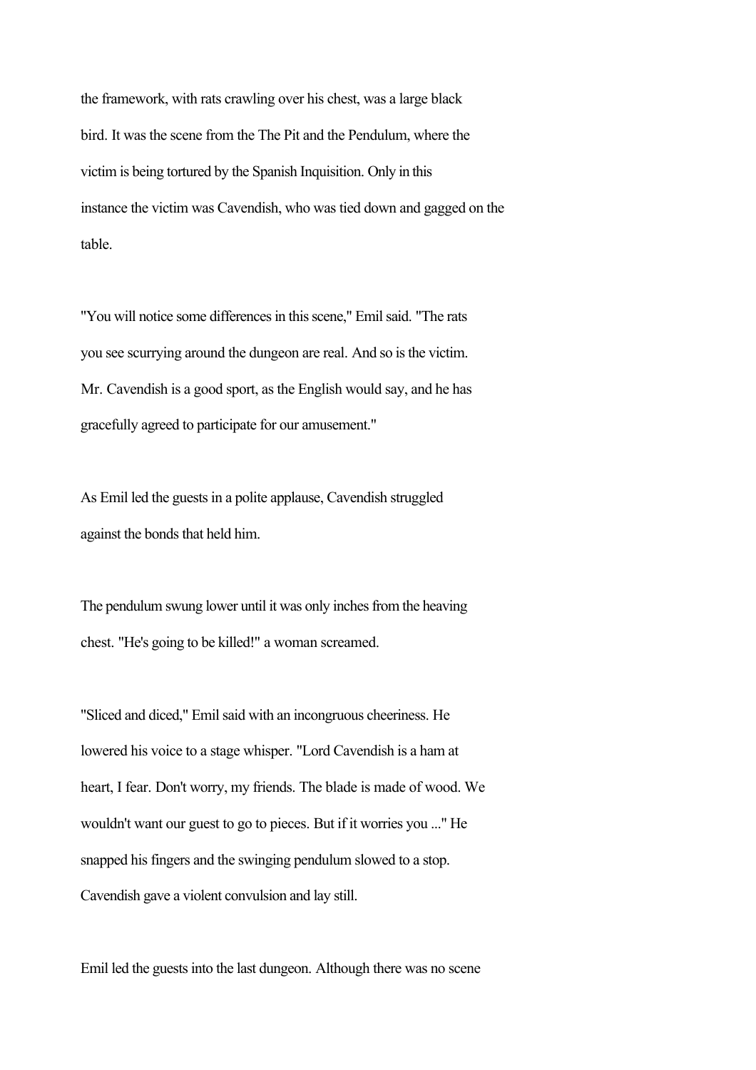the framework, with rats crawling over his chest, was a large black bird. It was the scene from the The Pit and the Pendulum, where the victim is being tortured by the Spanish Inquisition. Only in this instance the victim was Cavendish, who was tied down and gagged on the table.

"You will notice some differences in this scene," Emil said. "The rats you see scurrying around the dungeon are real. And so is the victim. Mr. Cavendish is a good sport, as the English would say, and he has gracefully agreed to participate for our amusement."

As Emil led the guests in a polite applause, Cavendish struggled against the bonds that held him.

The pendulum swung lower until it was only inches from the heaving chest. "He's going to be killed!" a woman screamed.

"Sliced and diced," Emil said with an incongruous cheeriness. He lowered his voice to a stage whisper. "Lord Cavendish is a ham at heart, I fear. Don't worry, my friends. The blade is made of wood. We wouldn't want our guest to go to pieces. But if it worries you ..." He snapped his fingers and the swinging pendulum slowed to a stop. Cavendish gave a violent convulsion and lay still.

Emil led the guests into the last dungeon. Although there was no scene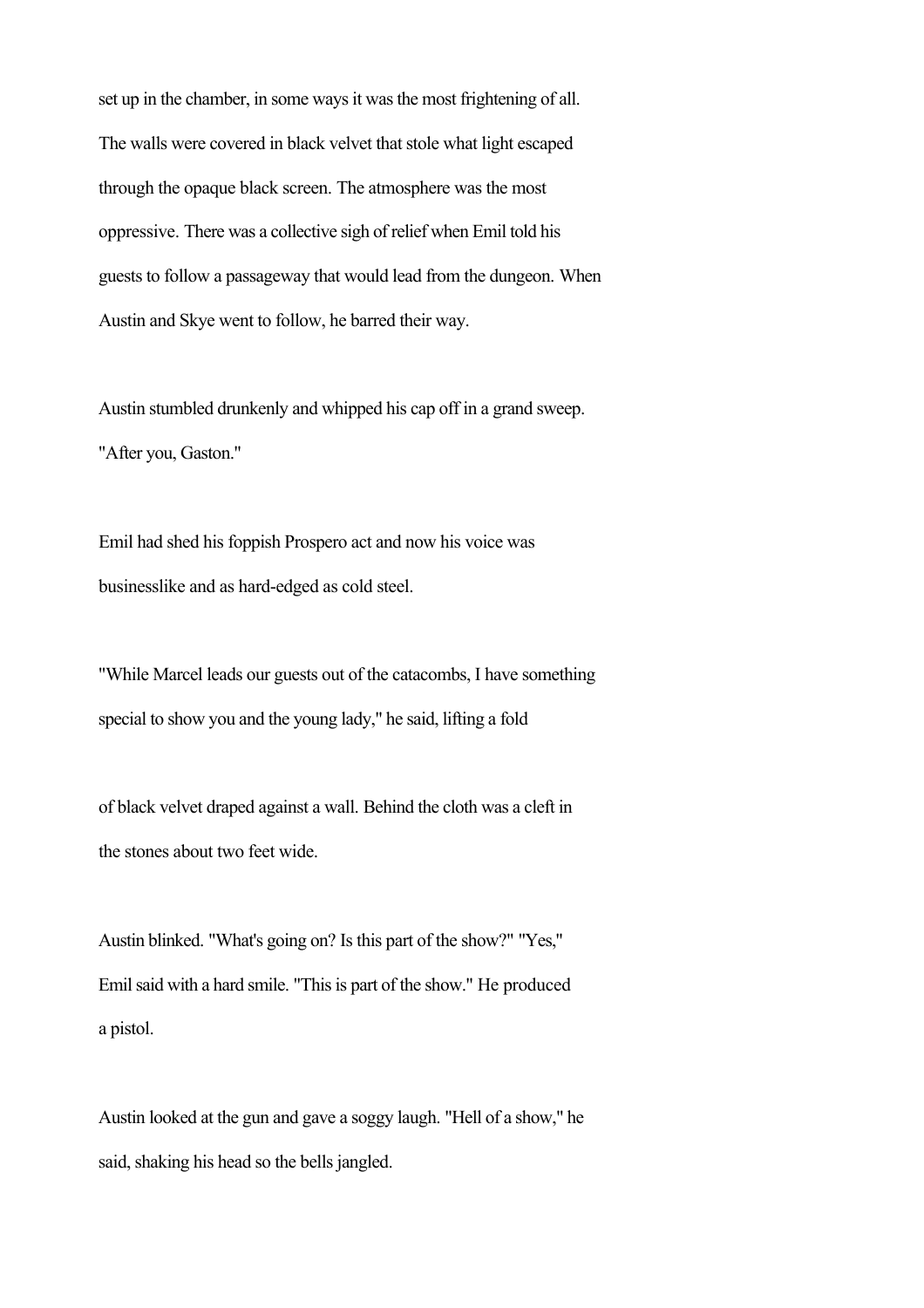set up in the chamber, in some ways it was the most frightening of all. The walls were covered in black velvet that stole what light escaped through the opaque black screen. The atmosphere was the most oppressive. There was a collective sigh of relief when Emil told his guests to follow a passageway that would lead from the dungeon. When Austin and Skye went to follow, he barred their way.

Austin stumbled drunkenly and whipped his cap off in a grand sweep. "After you, Gaston."

Emil had shed his foppish Prospero act and now his voice was businesslike and as hard-edged as cold steel.

"While Marcel leads our guests out of the catacombs, I have something special to show you and the young lady," he said, lifting a fold of black velvet draped against a wall. Behind the cloth was a cleft in the stones about two feet wide.

Austin blinked. "What's going on? Is this part of the show?" "Yes," Emil said with a hard smile. "This is part of the show." He produced a pistol.

Austin looked at the gun and gave a soggy laugh. "Hell of a show," he said, shaking his head so the bells jangled.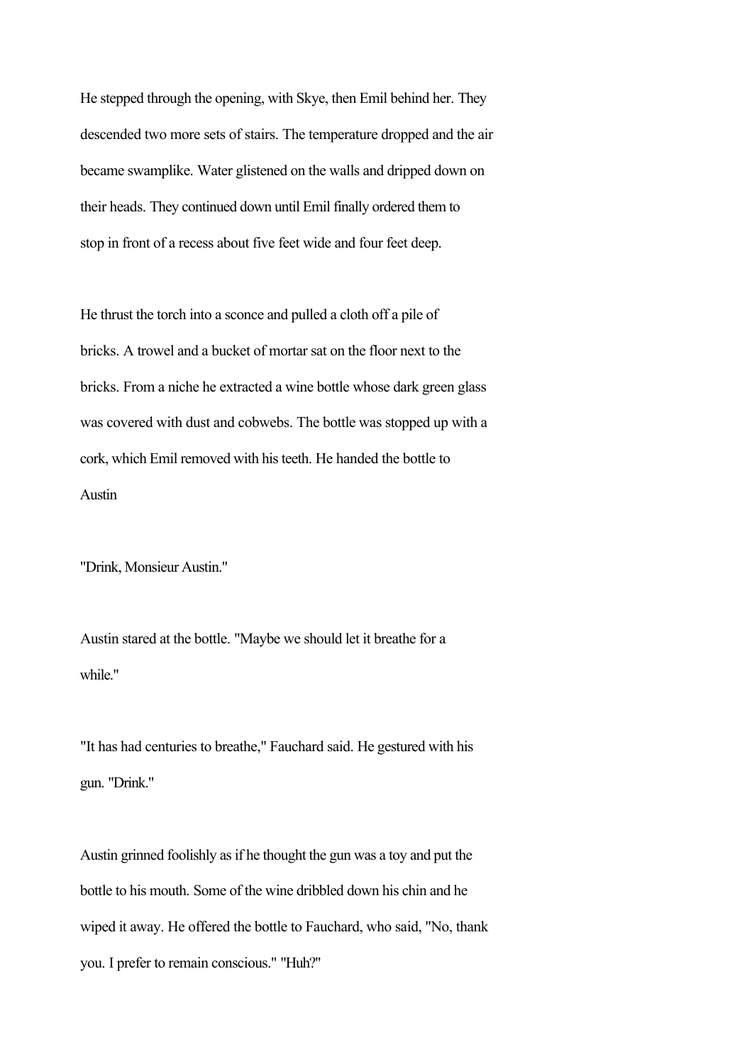He stepped through the opening, with Skye, then Emil behind her. They descended two more sets of stairs. The temperature dropped and the air became swamplike. Water glistened on the walls and dripped down on their heads. They continued down until Emil finally ordered them to stop in front of a recess about five feet wide and four feet deep.

He thrust the torch into a sconce and pulled a cloth off a pile of bricks. A trowel and a bucket of mortar sat on the floor next to the bricks. From a niche he extracted a wine bottle whose dark green glass was covered with dust and cobwebs. The bottle was stopped up with a cork, which Emil removed with his teeth. He handed the bottle to Austin

"Drink, Monsieur Austin."

Austin stared at the bottle. "Maybe we should let it breathe for a while."

"It has had centuries to breathe," Fauchard said. He gestured with his gun. "Drink."

Austin grinned foolishly as if he thought the gun was a toy and put the bottle to his mouth. Some of the wine dribbled down his chin and he wiped it away. He offered the bottle to Fauchard, who said, "No, thank you. I prefer to remain conscious." "Huh?"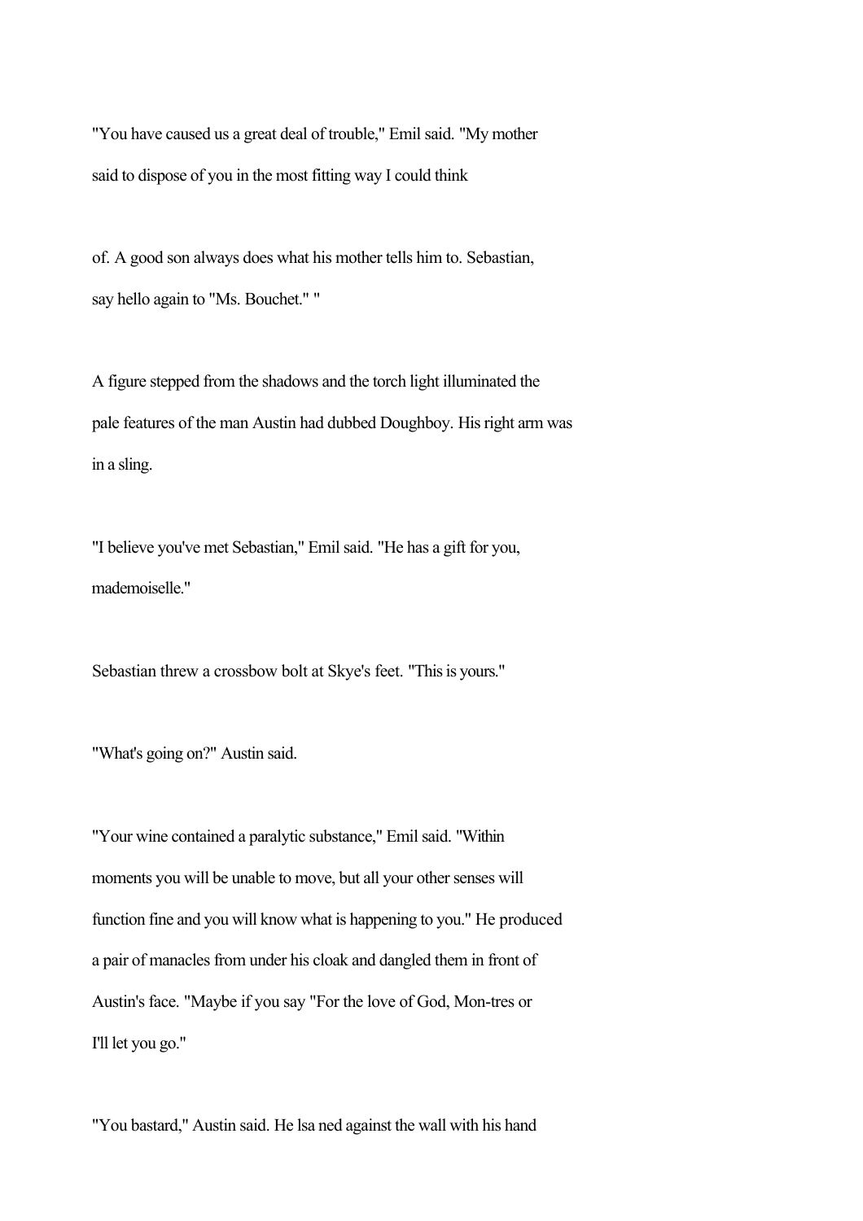"You have caused us a great deal of trouble," Emil said. "My mother said to dispose of you in the most fitting way I could think

of. A good son always does what his mother tells him to. Sebastian, say hello again to "Ms. Bouchet." "

A figure stepped from the shadows and the torch light illuminated the pale features of the man Austin had dubbed Doughboy. His right arm was in a sling.

"I believe you've met Sebastian," Emil said. "He has a gift for you, mademoiselle."

Sebastian threw a crossbow bolt at Skye's feet. "This is yours."

"What's going on?" Austin said.

"Your wine contained a paralytic substance," Emil said. "Within moments you will be unable to move, but all your other senses will function fine and you will know what is happening to you." He produced a pair of manacles from under his cloak and dangled them in front of Austin's face. "Maybe if you say "For the love of God, Mon-tres or I'll let you go."

"You bastard," Austin said. He lsa ned against the wall with his hand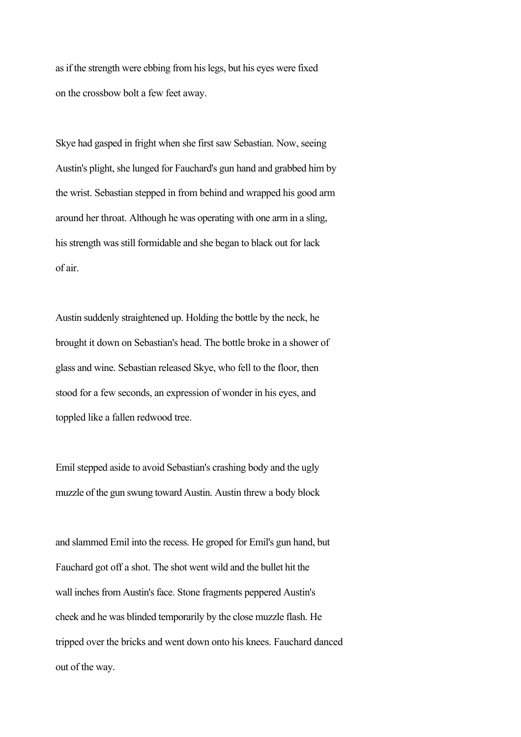as if the strength were ebbing from his legs, but his eyes were fixed on the crossbow bolt a few feet away.

Skye had gasped in fright when she first saw Sebastian. Now, seeing Austin's plight, she lunged for Fauchard's gun hand and grabbed him by the wrist. Sebastian stepped in from behind and wrapped his good arm around her throat. Although he was operating with one arm in a sling, his strength was still formidable and she began to black out for lack of air.

Austin suddenly straightened up. Holding the bottle by the neck, he brought it down on Sebastian's head. The bottle broke in a shower of glass and wine. Sebastian released Skye, who fell to the floor, then stood for a few seconds, an expression of wonder in his eyes, and toppled like a fallen redwood tree.

Emil stepped aside to avoid Sebastian's crashing body and the ugly muzzle of the gun swung toward Austin. Austin threw a body block and slammed Emil into the recess. He groped for Emil's gun hand, but Fauchard got off a shot. The shot went wild and the bullet hit the wall inches from Austin's face. Stone fragments peppered Austin's cheek and he was blinded temporarily by the close muzzle flash. He tripped over the bricks and went down onto his knees. Fauchard danced out of the way.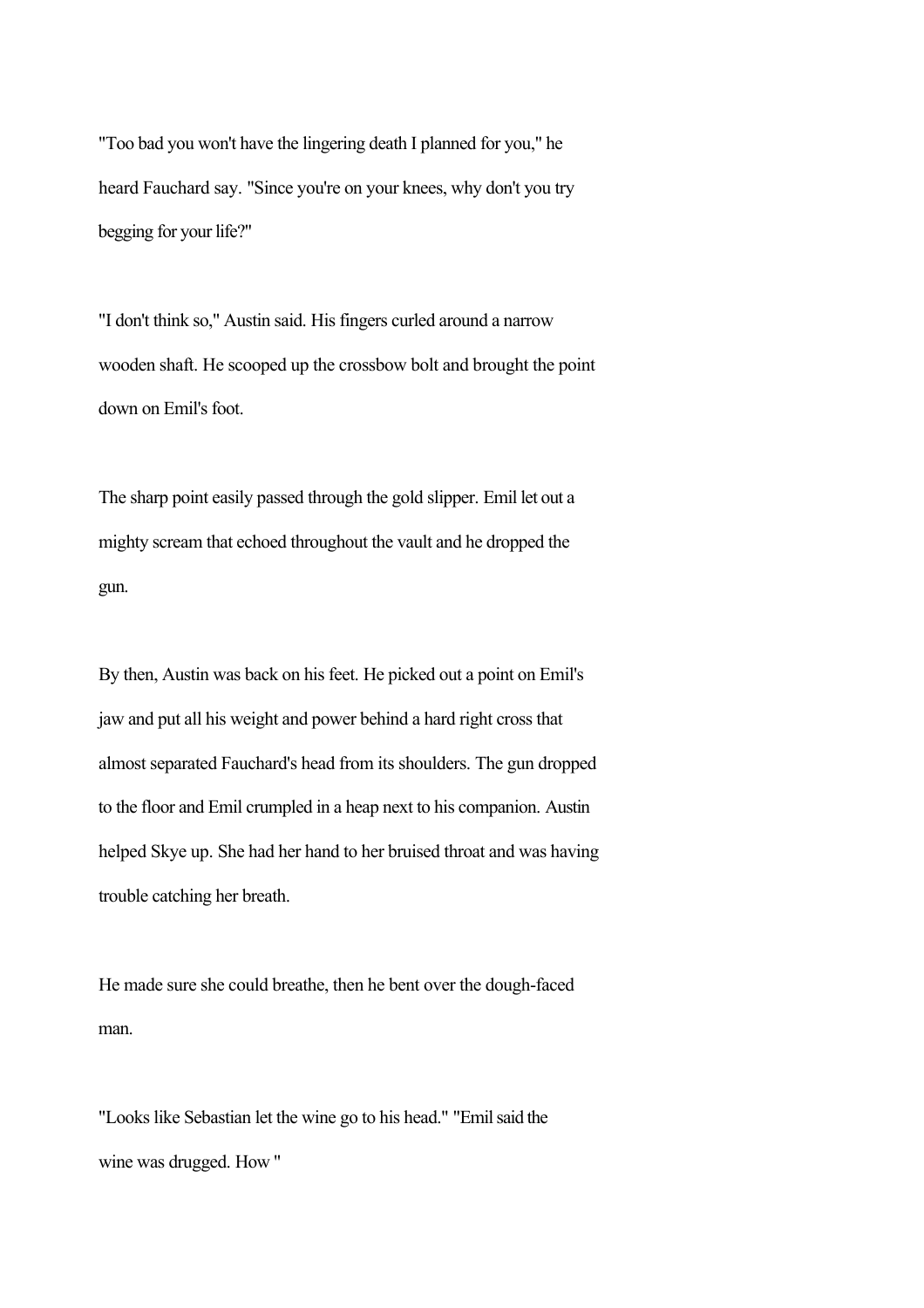"Too bad you won't have the lingering death I planned for you," he heard Fauchard say. "Since you're on your knees, why don't you try begging for your life?"

"I don't think so," Austin said. His fingers curled around a narrow wooden shaft. He scooped up the crossbow bolt and brought the point down on Emil's foot.

The sharp point easily passed through the gold slipper. Emil let out a mighty scream that echoed throughout the vault and he dropped the gun.

By then, Austin was back on his feet. He picked out a point on Emil's jaw and put all his weight and power behind a hard right cross that almost separated Fauchard's head from its shoulders. The gun dropped to the floor and Emil crumpled in a heap next to his companion. Austin helped Skye up. She had her hand to her bruised throat and was having trouble catching her breath.

He made sure she could breathe, then he bent over the dough-faced man.

"Looks like Sebastian let the wine go to his head." "Emil said the wine was drugged. How "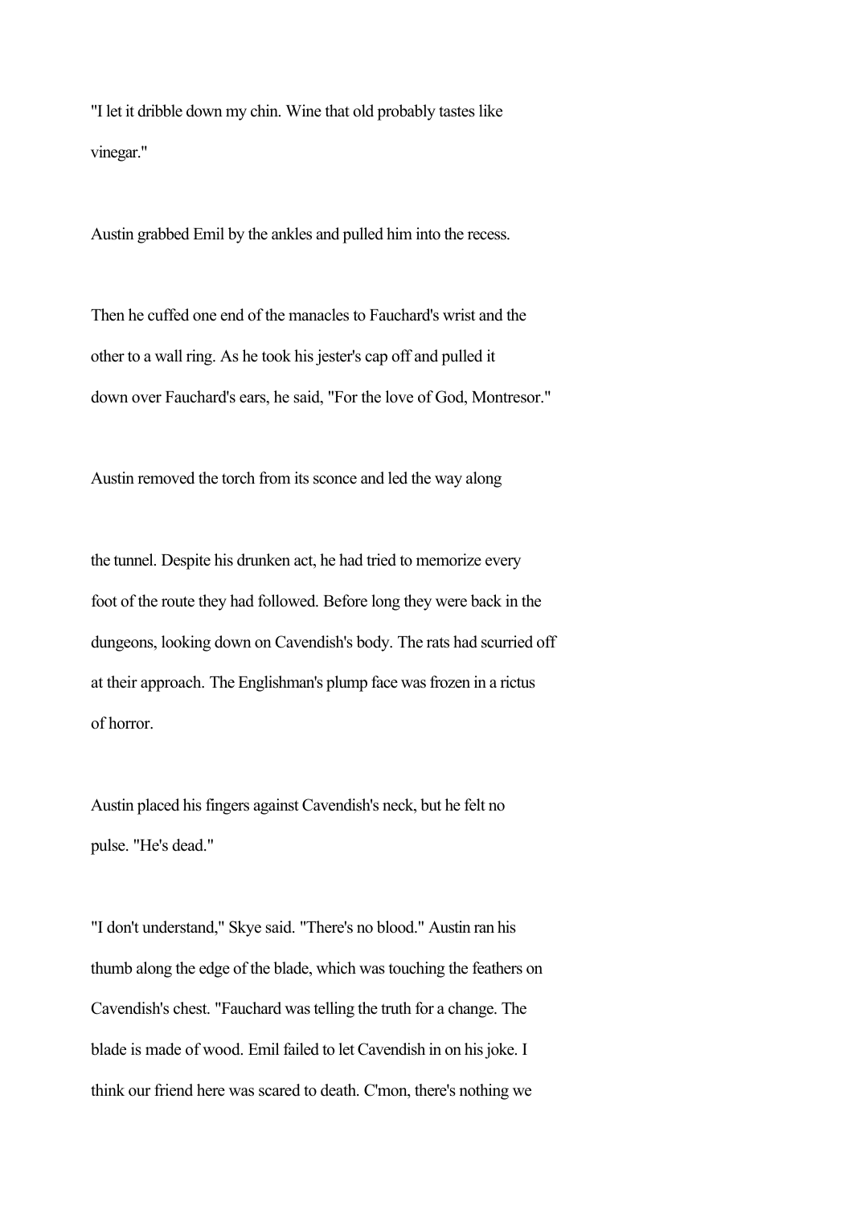"I let it dribble down my chin. Wine that old probably tastes like vinegar."

Austin grabbed Emil by the ankles and pulled him into the recess.

Then he cuffed one end of the manacles to Fauchard's wrist and the other to a wall ring. As he took his jester's cap off and pulled it down over Fauchard's ears, he said, "For the love of God, Montresor."

Austin removed the torch from its sconce and led the way along

the tunnel. Despite his drunken act, he had tried to memorize every foot of the route they had followed. Before long they were back in the dungeons, looking down on Cavendish's body. The rats had scurried off at their approach. The Englishman's plump face was frozen in a rictus of horror.

Austin placed his fingers against Cavendish's neck, but he felt no pulse. "He's dead."

"I don't understand," Skye said. "There's no blood." Austin ran his thumb along the edge of the blade, which was touching the feathers on Cavendish's chest. "Fauchard was telling the truth for a change. The blade is made of wood. Emil failed to let Cavendish in on his joke. I think our friend here was scared to death. C'mon, there's nothing we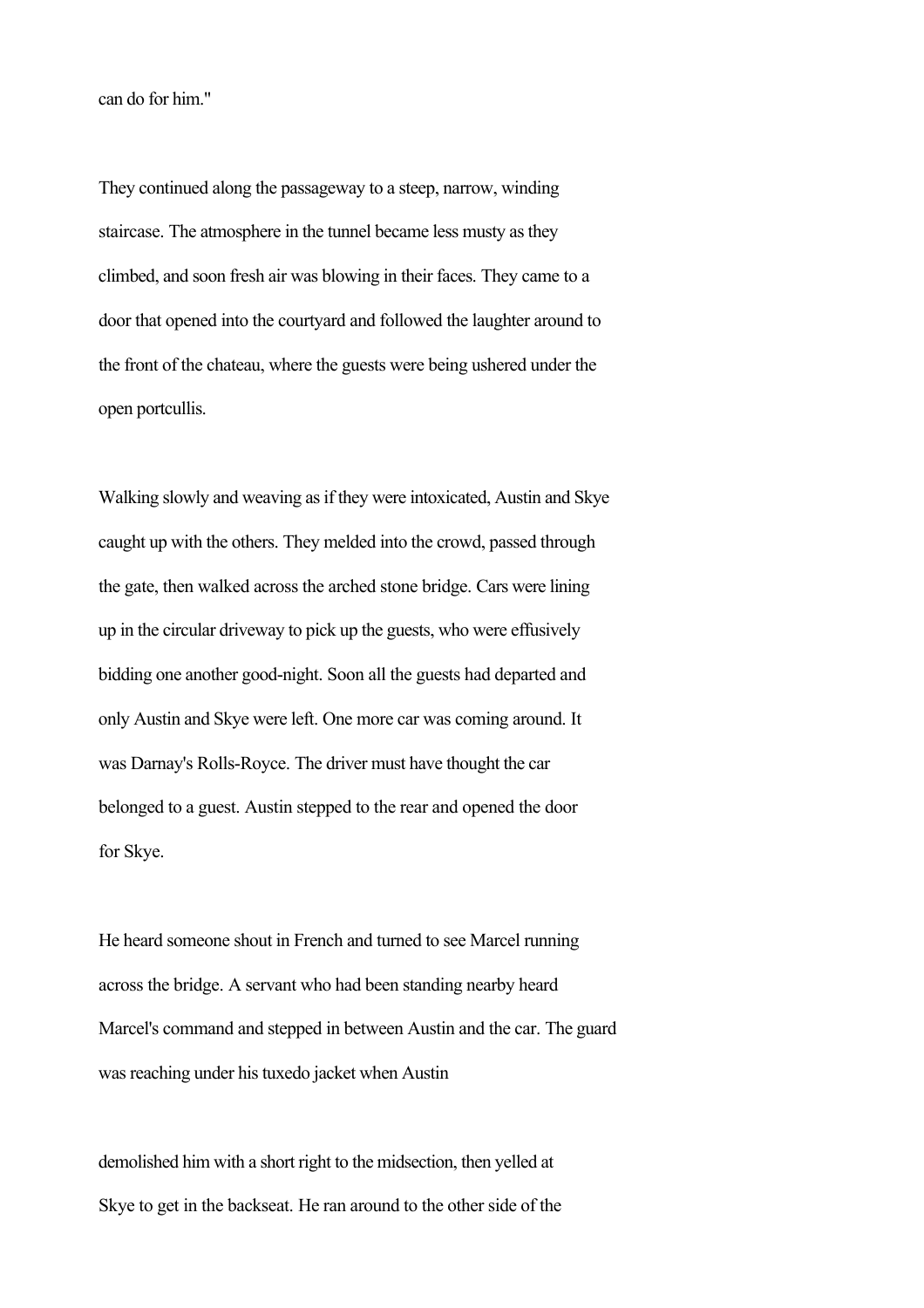can do for him."

They continued along the passageway to a steep, narrow, winding staircase. The atmosphere in the tunnel became less musty as they climbed, and soon fresh air was blowing in their faces. They came to a door that opened into the courtyard and followed the laughter around to the front of the chateau, where the guests were being ushered under the open portcullis.

Walking slowly and weaving as if they were intoxicated, Austin and Skye caught up with the others. They melded into the crowd, passed through the gate, then walked across the arched stone bridge. Cars were lining up in the circular driveway to pick up the guests, who were effusively bidding one another good-night. Soon all the guests had departed and only Austin and Skye were left. One more car was coming around. It was Darnay's Rolls-Royce. The driver must have thought the car belonged to a guest. Austin stepped to the rear and opened the door for Skye.

He heard someone shout in French and turned to see Marcel running across the bridge. A servant who had been standing nearby heard Marcel's command and stepped in between Austin and the car. The guard was reaching under his tuxedo jacket when Austin demolished him with a short right to the midsection, then yelled at Skye to get in the backseat. He ran around to the other side of the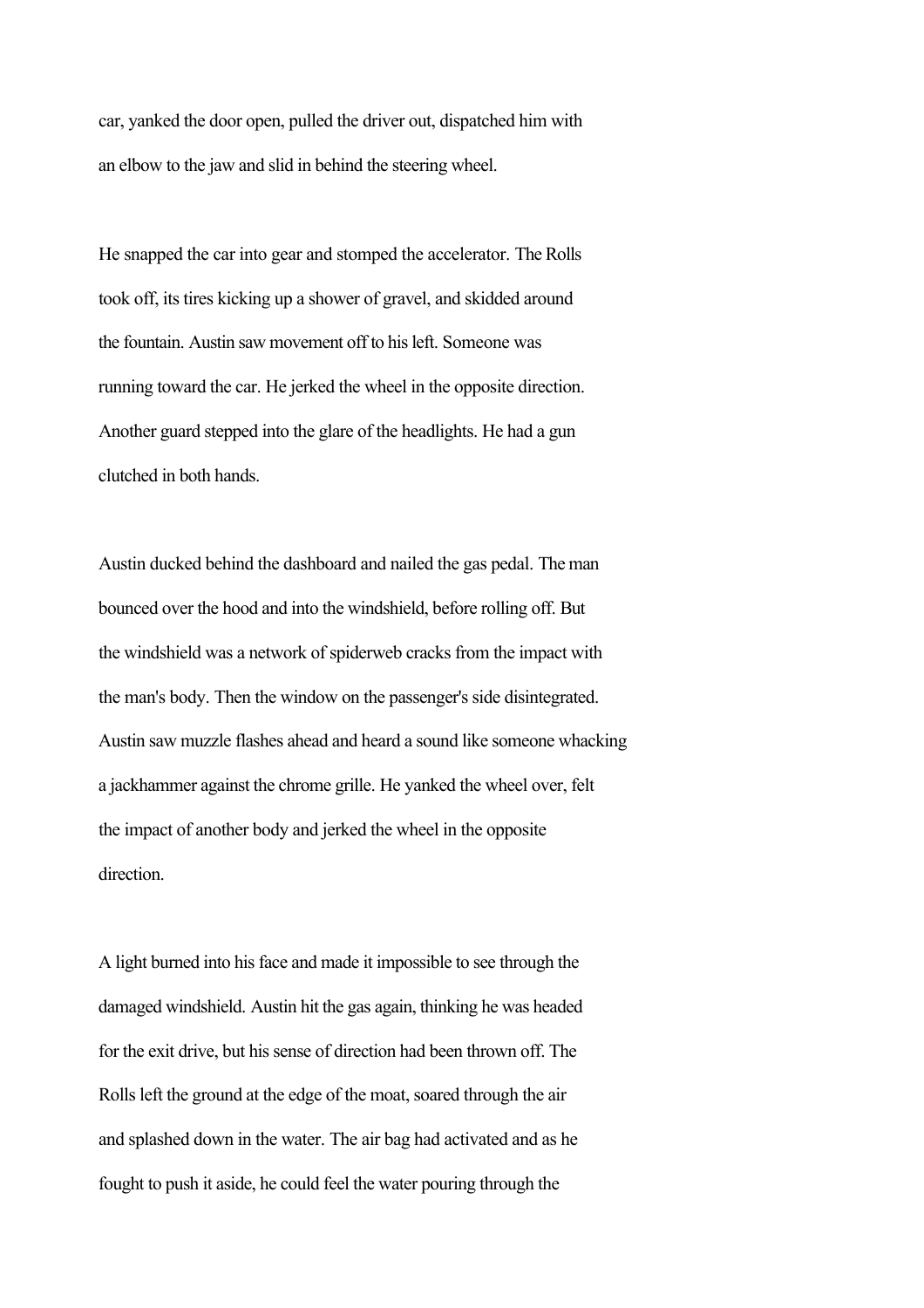car, yanked the door open, pulled the driver out, dispatched him with an elbow to the jaw and slid in behind the steering wheel.

He snapped the car into gear and stomped the accelerator. The Rolls took off, its tires kicking up a shower of gravel, and skidded around the fountain. Austin saw movement off to his left. Someone was running toward the car. He jerked the wheel in the opposite direction. Another guard stepped into the glare of the headlights. He had a gun clutched in both hands.

Austin ducked behind the dashboard and nailed the gas pedal. The man bounced over the hood and into the windshield, before rolling off. But the windshield was a network of spiderweb cracks from the impact with the man's body. Then the window on the passenger's side disintegrated. Austin saw muzzle flashes ahead and heard a sound like someone whacking a jackhammer against the chrome grille. He yanked the wheel over, felt the impact of another body and jerked the wheel in the opposite direction.

A light burned into his face and made it impossible to see through the damaged windshield. Austin hit the gas again, thinking he was headed for the exit drive, but his sense of direction had been thrown off. The Rolls left the ground at the edge of the moat, soared through the air and splashed down in the water. The air bag had activated and as he fought to push it aside, he could feel the water pouring through the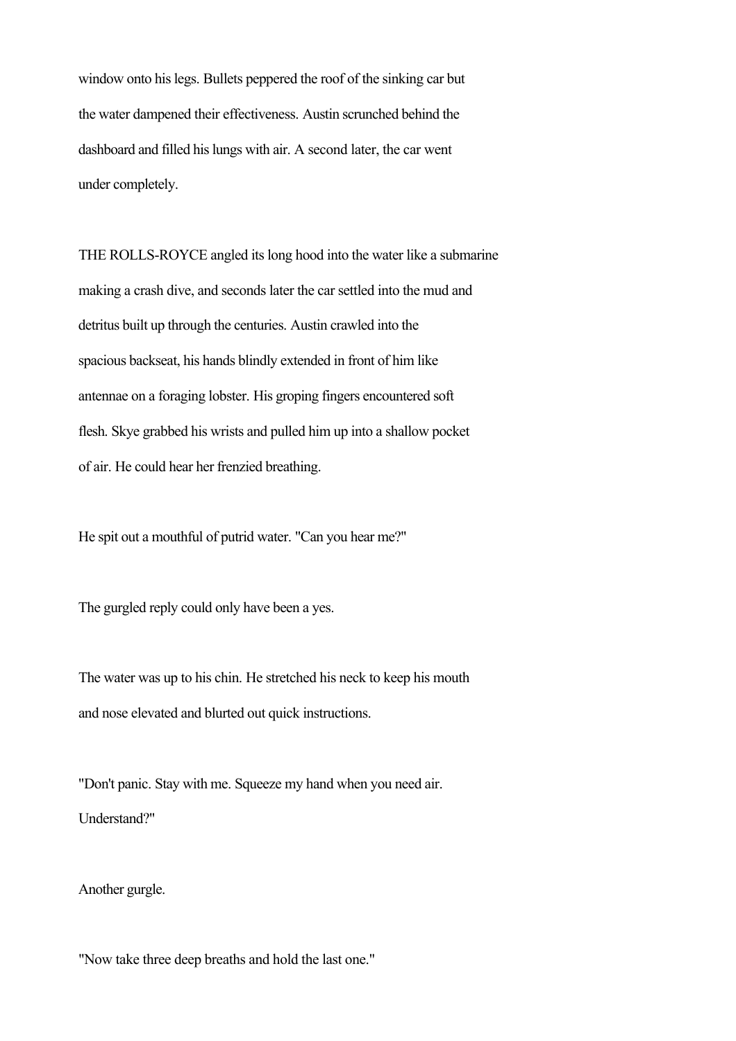window onto his legs. Bullets peppered the roof of the sinking car but the water dampened their effectiveness. Austin scrunched behind the dashboard and filled his lungs with air. A second later, the car went under completely.

THE ROLLS-ROYCE angled its long hood into the water like a submarine making a crash dive, and seconds later the car settled into the mud and detritus built up through the centuries. Austin crawled into the spacious backseat, his hands blindly extended in front of him like antennae on a foraging lobster. His groping fingers encountered soft flesh. Skye grabbed his wrists and pulled him up into a shallow pocket of air. He could hear her frenzied breathing.

He spit out a mouthful of putrid water. "Can you hear me?"

The gurgled reply could only have been a yes.

The water was up to his chin. He stretched his neck to keep his mouth and nose elevated and blurted out quick instructions.

"Don't panic. Stay with me. Squeeze my hand when you need air. Understand?"

Another gurgle.

"Now take three deep breaths and hold the last one."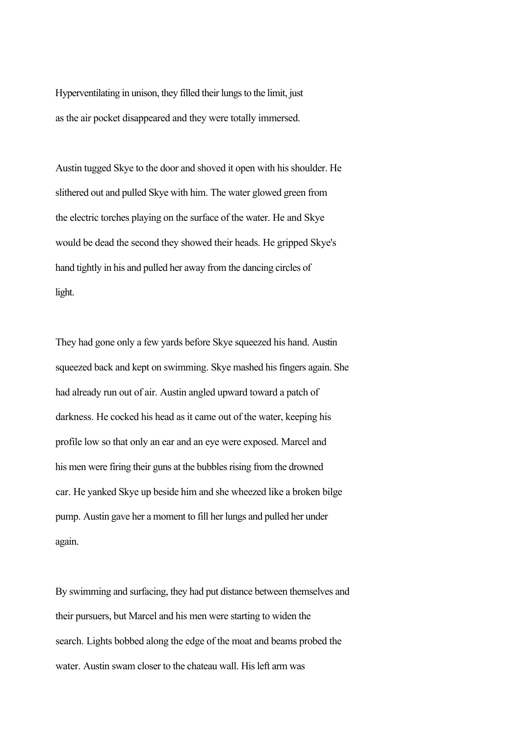Hyperventilating in unison, they filled their lungs to the limit, just as the air pocket disappeared and they were totally immersed.

Austin tugged Skye to the door and shoved it open with his shoulder. He slithered out and pulled Skye with him. The water glowed green from the electric torches playing on the surface of the water. He and Skye would be dead the second they showed their heads. He gripped Skye's hand tightly in his and pulled her away from the dancing circles of light.

They had gone only a few yards before Skye squeezed his hand. Austin squeezed back and kept on swimming. Skye mashed his fingers again. She had already run out of air. Austin angled upward toward a patch of darkness. He cocked his head as it came out of the water, keeping his profile low so that only an ear and an eye were exposed. Marcel and his men were firing their guns at the bubbles rising from the drowned car. He yanked Skye up beside him and she wheezed like a broken bilge pump. Austin gave her a moment to fill her lungs and pulled her under again.

By swimming and surfacing, they had put distance between themselves and their pursuers, but Marcel and his men were starting to widen the search. Lights bobbed along the edge of the moat and beams probed the water. Austin swam closer to the chateau wall. His left arm was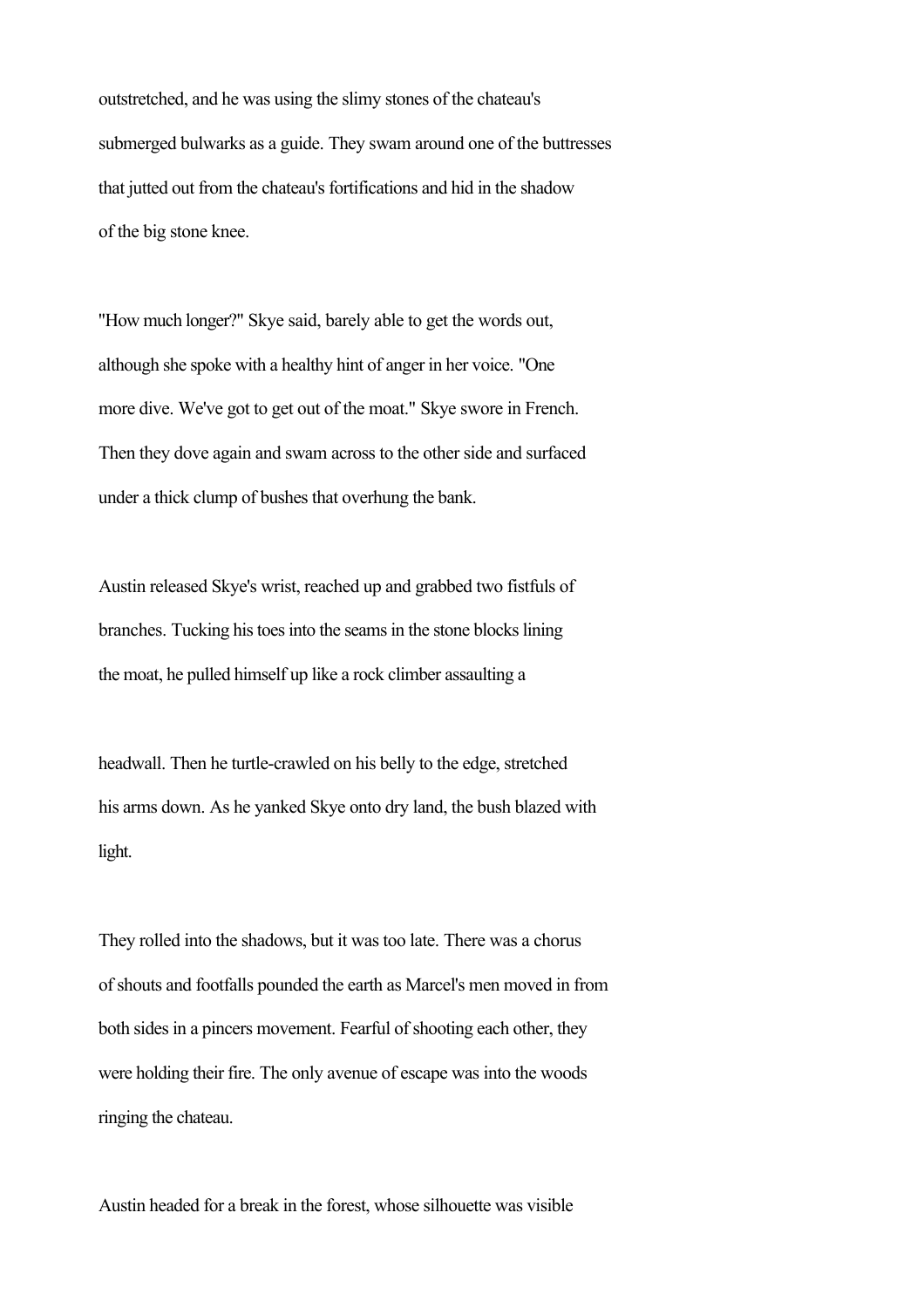outstretched, and he was using the slimy stones of the chateau's submerged bulwarks as a guide. They swam around one of the buttresses that jutted out from the chateau's fortifications and hid in the shadow of the big stone knee.

"How much longer?" Skye said, barely able to get the words out, although she spoke with a healthy hint of anger in her voice. "One more dive. We've got to get out of the moat." Skye swore in French. Then they dove again and swam across to the other side and surfaced under a thick clump of bushes that overhung the bank.

Austin released Skye's wrist, reached up and grabbed two fistfuls of branches. Tucking his toes into the seams in the stone blocks lining the moat, he pulled himself up like a rock climber assaulting a headwall. Then he turtle-crawled on his belly to the edge, stretched his arms down. As he yanked Skye onto dry land, the bush blazed with light.

They rolled into the shadows, but it was too late. There was a chorus of shouts and footfalls pounded the earth as Marcel's men moved in from both sides in a pincers movement. Fearful of shooting each other, they were holding their fire. The only avenue of escape was into the woods ringing the chateau.

Austin headed for a break in the forest, whose silhouette was visible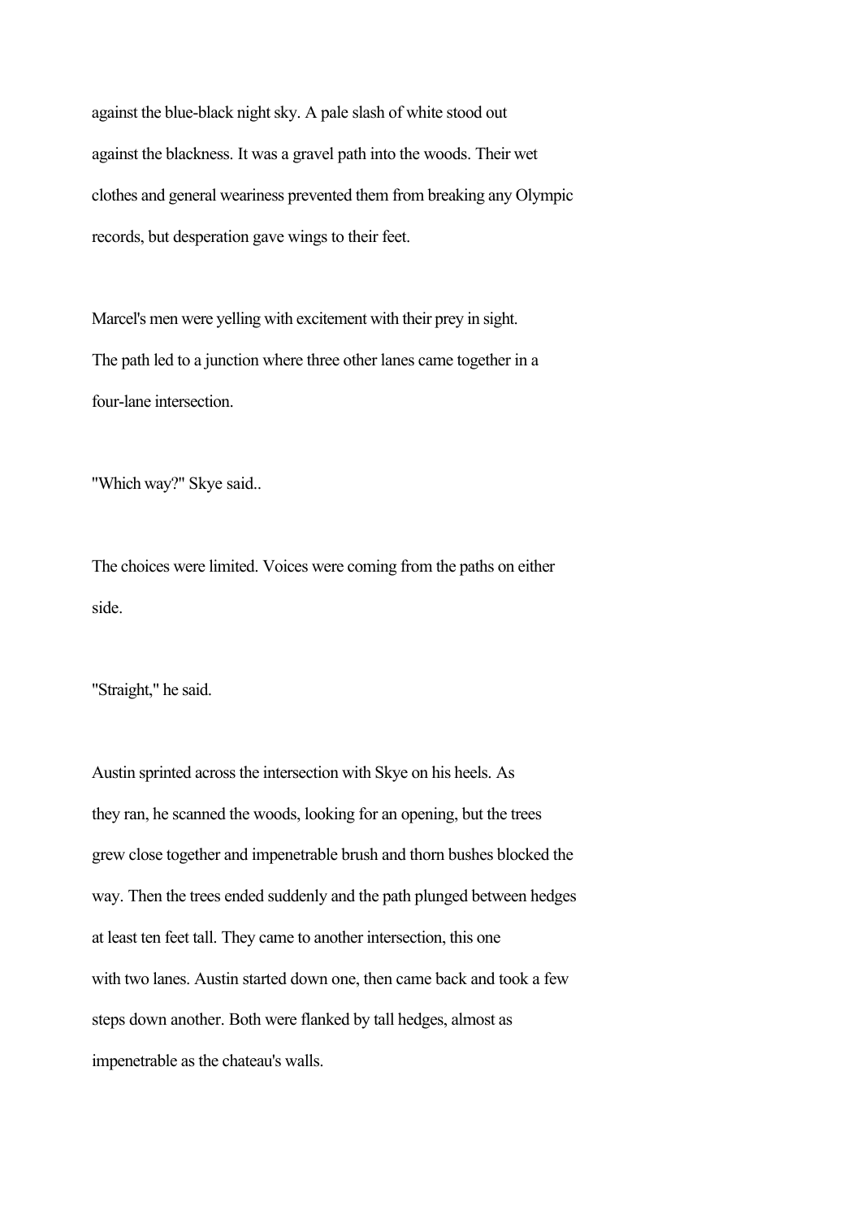against the blue-black night sky. A pale slash of white stood out against the blackness. It was a gravel path into the woods. Their wet clothes and general weariness prevented them from breaking any Olympic records, but desperation gave wings to their feet.

Marcel's men were yelling with excitement with their prey in sight. The path led to a junction where three other lanes came together in a four-lane intersection.

"Which way?" Skye said..

The choices were limited. Voices were coming from the paths on either side.

"Straight," he said.

Austin sprinted across the intersection with Skye on his heels. As they ran, he scanned the woods, looking for an opening, but the trees grew close together and impenetrable brush and thorn bushes blocked the way. Then the trees ended suddenly and the path plunged between hedges at least ten feet tall. They came to another intersection, this one with two lanes. Austin started down one, then came back and took a few steps down another. Both were flanked by tall hedges, almost as impenetrable as the chateau's walls.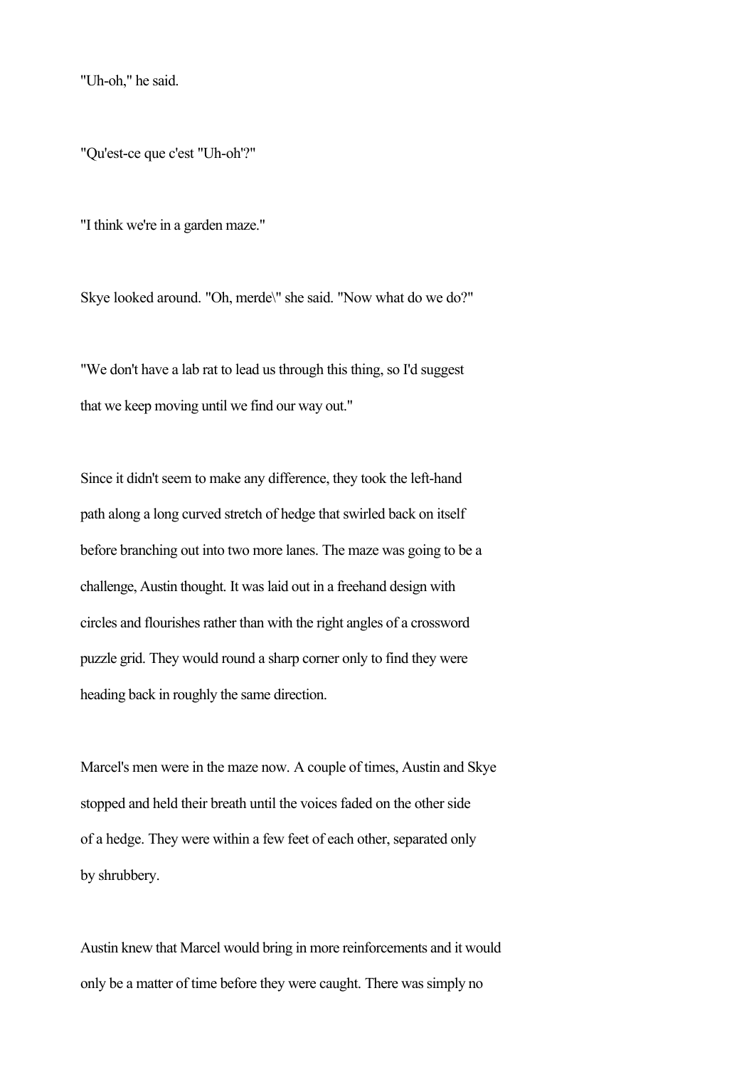"Uh-oh," he said.

"Qu'est-ce que c'est "Uh-oh'?"

"I think we're in a garden maze."

Skye looked around. "Oh, merde\" she said. "Now what do we do?"

"We don't have a lab rat to lead us through this thing, so I'd suggest that we keep moving until we find our way out."

Since it didn't seem to make any difference, they took the left-hand path along a long curved stretch of hedge that swirled back on itself before branching out into two more lanes. The maze was going to be a challenge, Austin thought. It was laid out in a freehand design with circles and flourishes rather than with the right angles of a crossword puzzle grid. They would round a sharp corner only to find they were heading back in roughly the same direction.

Marcel's men were in the maze now. A couple of times, Austin and Skye stopped and held their breath until the voices faded on the other side of a hedge. They were within a few feet of each other, separated only by shrubbery.

Austin knew that Marcel would bring in more reinforcements and it would only be a matter of time before they were caught. There was simply no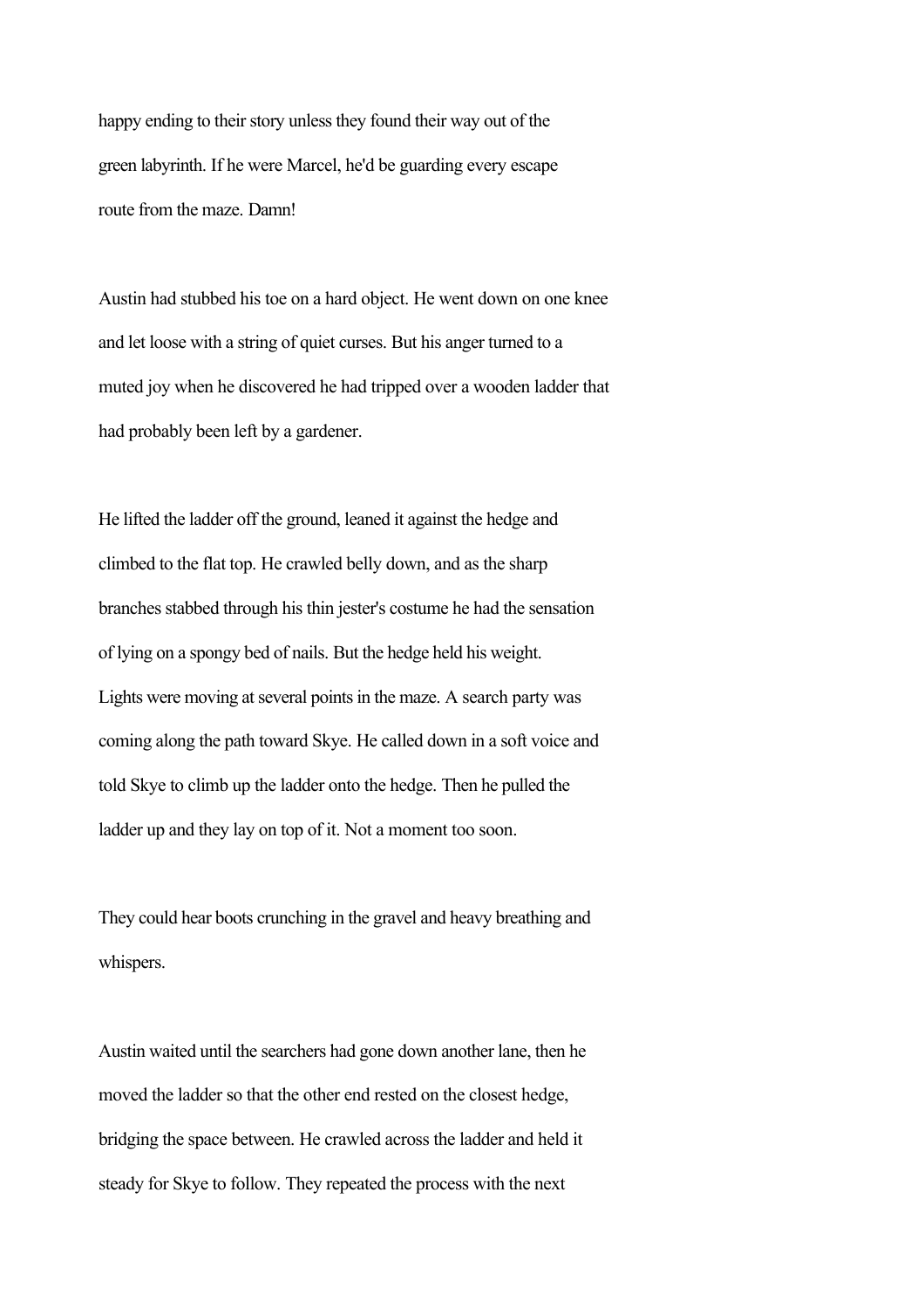happy ending to their story unless they found their way out of the green labyrinth. If he were Marcel, he'd be guarding every escape route from the maze. Damn!

Austin had stubbed his toe on a hard object. He went down on one knee and let loose with a string of quiet curses. But his anger turned to a muted joy when he discovered he had tripped over a wooden ladder that had probably been left by a gardener.

He lifted the ladder off the ground, leaned it against the hedge and climbed to the flat top. He crawled belly down, and as the sharp branches stabbed through his thin jester's costume he had the sensation of lying on a spongy bed of nails. But the hedge held his weight. Lights were moving at several points in the maze. A search party was coming along the path toward Skye. He called down in a soft voice and told Skye to climb up the ladder onto the hedge. Then he pulled the ladder up and they lay on top of it. Not a moment too soon.

They could hear boots crunching in the gravel and heavy breathing and whispers.

Austin waited until the searchers had gone down another lane, then he moved the ladder so that the other end rested on the closest hedge, bridging the space between. He crawled across the ladder and held it steady for Skye to follow. They repeated the process with the next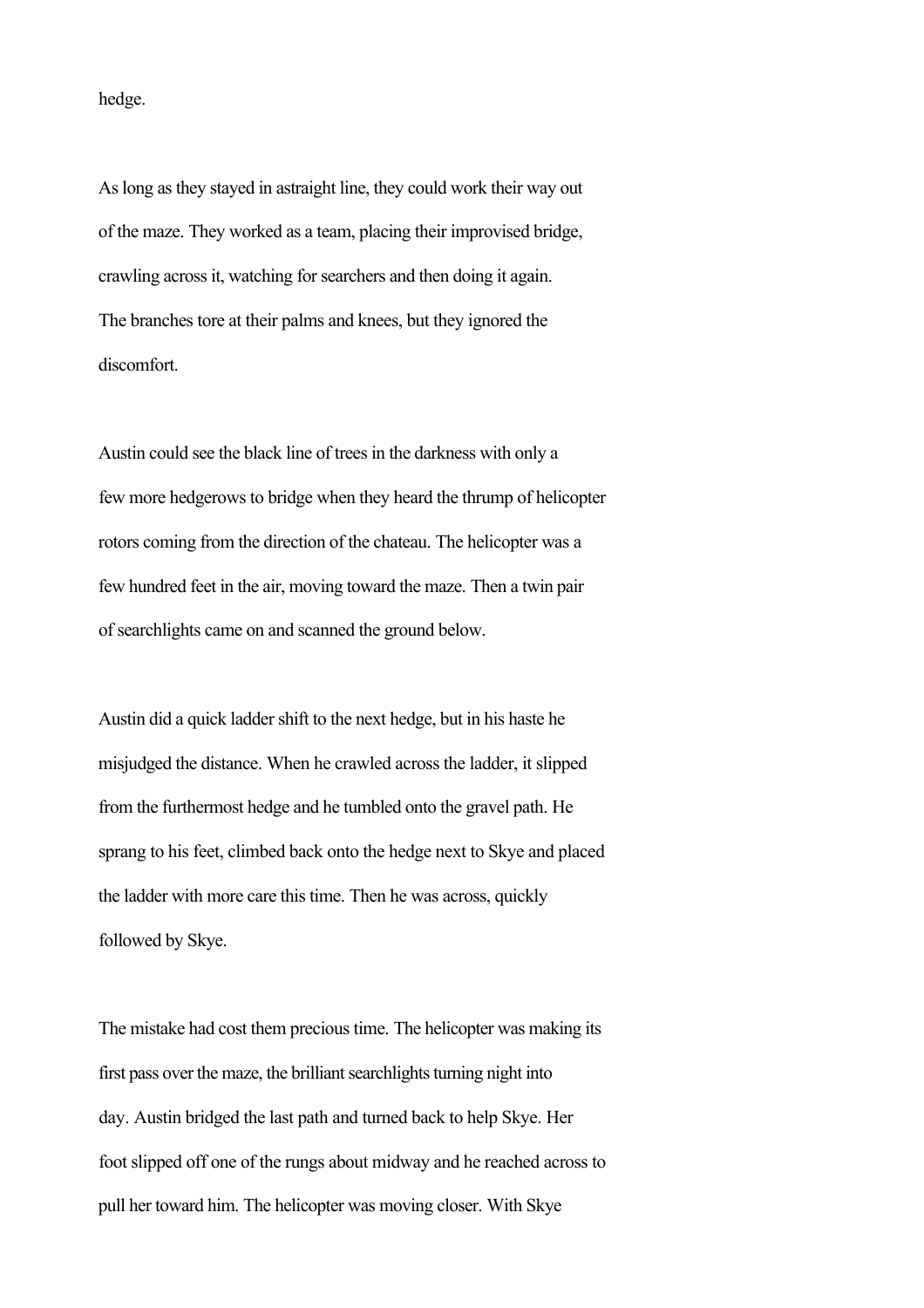hedge.

As long as they stayed in astraight line, they could work their way out of the maze. They worked as a team, placing their improvised bridge, crawling across it, watching for searchers and then doing it again. The branches tore at their palms and knees, but they ignored the discomfort.

Austin could see the black line of trees in the darkness with only a few more hedgerows to bridge when they heard the thrump of helicopter rotors coming from the direction of the chateau. The helicopter was a few hundred feet in the air, moving toward the maze. Then a twin pair of searchlights came on and scanned the ground below.

Austin did a quick ladder shift to the next hedge, but in his haste he misjudged the distance. When he crawled across the ladder, it slipped from the furthermost hedge and he tumbled onto the gravel path. He sprang to his feet, climbed back onto the hedge next to Skye and placed the ladder with more care this time. Then he was across, quickly followed by Skye.

The mistake had cost them precious time. The helicopter was making its first pass over the maze, the brilliant searchlights turning night into day. Austin bridged the last path and turned back to help Skye. Her foot slipped off one of the rungs about midway and he reached across to pull her toward him. The helicopter was moving closer. With Skye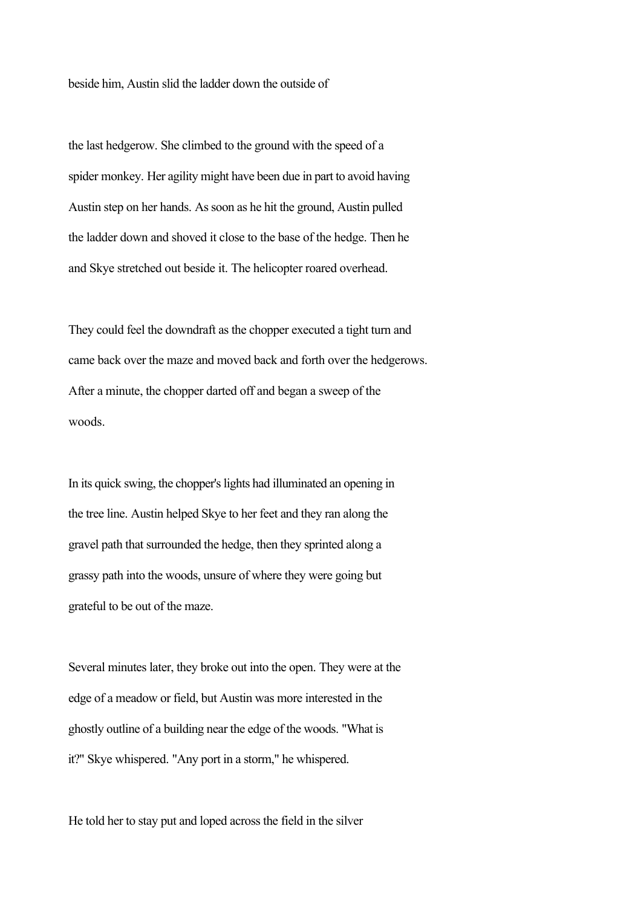beside him, Austin slid the ladder down the outside of

the last hedgerow. She climbed to the ground with the speed of a spider monkey. Her agility might have been due in part to avoid having Austin step on her hands. As soon as he hit the ground, Austin pulled the ladder down and shoved it close to the base of the hedge. Then he and Skye stretched out beside it. The helicopter roared overhead.

They could feel the downdraft as the chopper executed a tight turn and came back over the maze and moved back and forth over the hedgerows. After a minute, the chopper darted off and began a sweep of the woods.

In its quick swing, the chopper's lights had illuminated an opening in the tree line. Austin helped Skye to her feet and they ran along the gravel path that surrounded the hedge, then they sprinted along a grassy path into the woods, unsure of where they were going but grateful to be out of the maze.

Several minutes later, they broke out into the open. They were at the edge of a meadow or field, but Austin was more interested in the ghostly outline of a building near the edge of the woods. "What is it?" Skye whispered. "Any port in a storm," he whispered.

He told her to stay put and loped across the field in the silver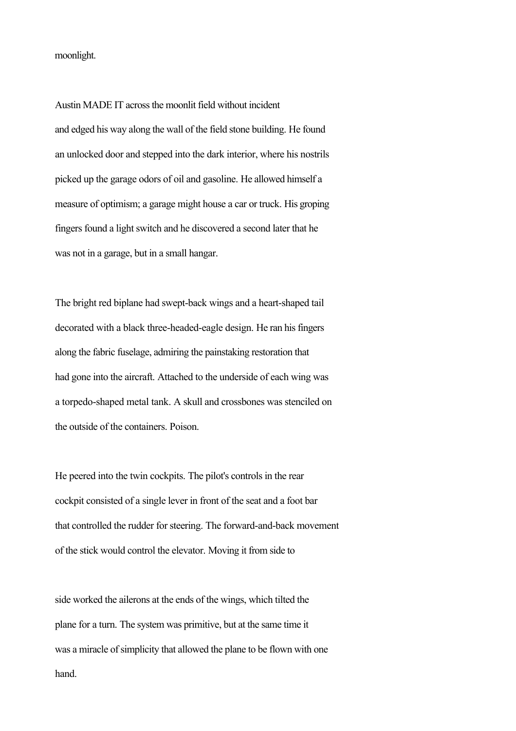moonlight.

Austin MADE IT across the moonlit field without incident and edged his way along the wall of the field stone building. He found an unlocked door and stepped into the dark interior, where his nostrils picked up the garage odors of oil and gasoline. He allowed himself a measure of optimism; a garage might house a car or truck. His groping fingers found a light switch and he discovered a second later that he was not in a garage, but in a small hangar.

The bright red biplane had swept-back wings and a heart-shaped tail decorated with a black three-headed-eagle design. He ran his fingers along the fabric fuselage, admiring the painstaking restoration that had gone into the aircraft. Attached to the underside of each wing was a torpedo-shaped metal tank. A skull and crossbones was stenciled on the outside of the containers. Poison.

He peered into the twin cockpits. The pilot's controls in the rear cockpit consisted of a single lever in front of the seat and a foot bar that controlled the rudder for steering. The forward-and-back movement of the stick would control the elevator. Moving it from side to side worked the ailerons at the ends of the wings, which tilted the plane for a turn. The system was primitive, but at the same time it was a miracle of simplicity that allowed the plane to be flown with one hand.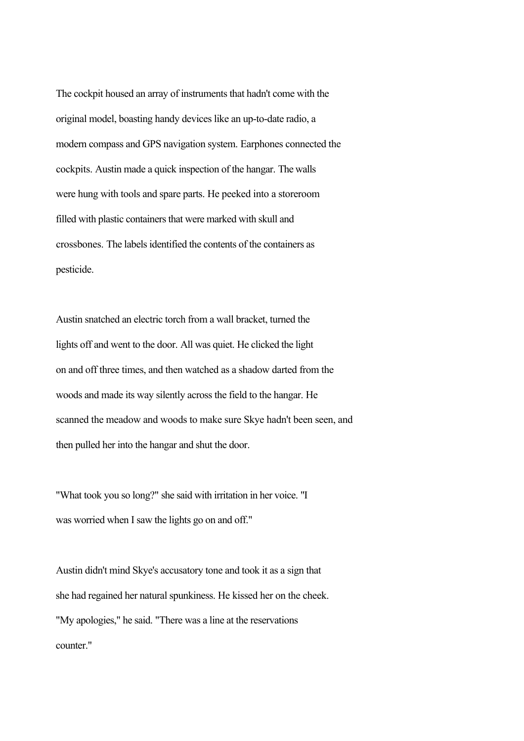The cockpit housed an array of instruments that hadn't come with the original model, boasting handy devices like an up-to-date radio, a modern compass and GPS navigation system. Earphones connected the cockpits. Austin made a quick inspection of the hangar. The walls were hung with tools and spare parts. He peeked into a storeroom filled with plastic containers that were marked with skull and crossbones. The labels identified the contents of the containers as pesticide.

Austin snatched an electric torch from a wall bracket, turned the lights off and went to the door. All was quiet. He clicked the light on and off three times, and then watched as a shadow darted from the woods and made its way silently across the field to the hangar. He scanned the meadow and woods to make sure Skye hadn't been seen, and then pulled her into the hangar and shut the door.

"What took you so long?" she said with irritation in her voice. "I was worried when I saw the lights go on and off."

Austin didn't mind Skye's accusatory tone and took it as a sign that she had regained her natural spunkiness. He kissed her on the cheek. "My apologies," he said. "There was a line at the reservations counter."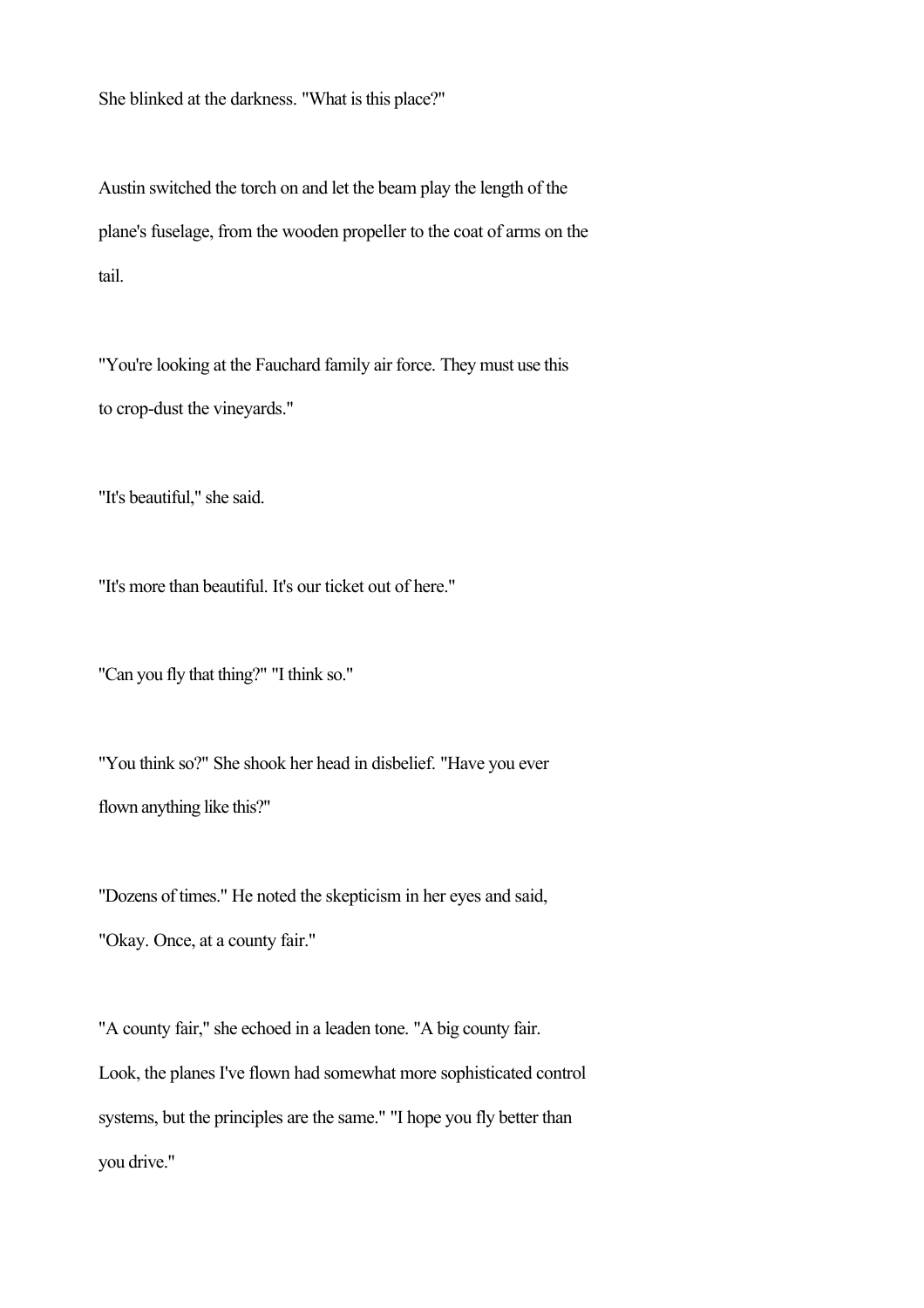She blinked at the darkness. "What is this place?"

Austin switched the torch on and let the beam play the length of the plane's fuselage, from the wooden propeller to the coat of arms on the tail.

"You're looking at the Fauchard family air force. They must use this to crop-dust the vineyards."

"It's beautiful," she said.

"It's more than beautiful. It's our ticket out of here."

"Can you fly that thing?" "I think so."

"You think so?" She shook her head in disbelief. "Have you ever flown anything like this?"

"Dozens of times." He noted the skepticism in her eyes and said, "Okay. Once, at a county fair."

"A county fair," she echoed in a leaden tone. "A big county fair. Look, the planes I've flown had somewhat more sophisticated control systems, but the principles are the same." "I hope you fly better than you drive."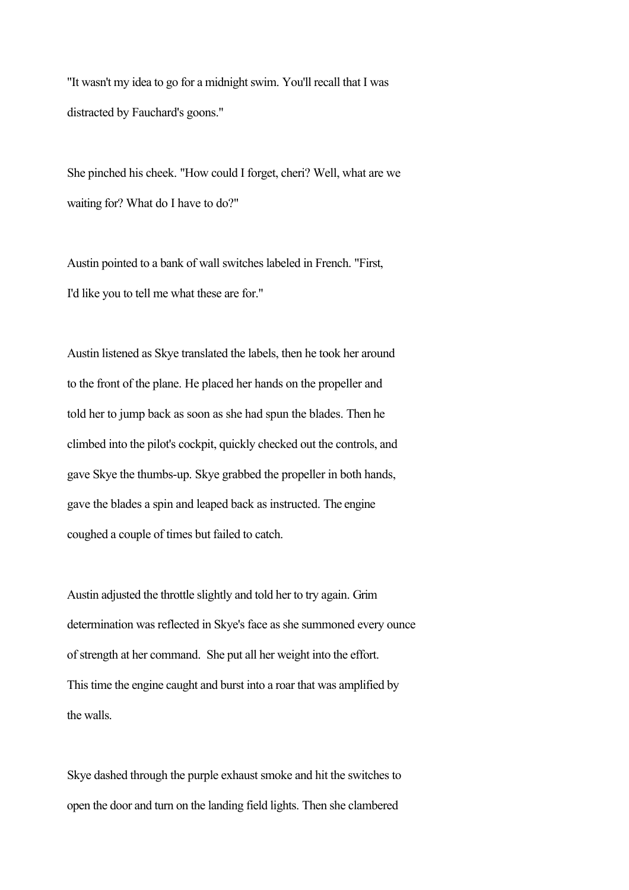"It wasn't my idea to go for a midnight swim. You'll recall that I was distracted by Fauchard's goons."

She pinched his cheek. "How could I forget, cheri? Well, what are we waiting for? What do I have to do?"

Austin pointed to a bank of wall switches labeled in French. "First, I'd like you to tell me what these are for."

Austin listened as Skye translated the labels, then he took her around to the front of the plane. He placed her hands on the propeller and told her to jump back as soon as she had spun the blades. Then he climbed into the pilot's cockpit, quickly checked out the controls, and gave Skye the thumbs-up. Skye grabbed the propeller in both hands, gave the blades a spin and leaped back as instructed. The engine coughed a couple of times but failed to catch.

Austin adjusted the throttle slightly and told her to try again. Grim determination was reflected in Skye's face as she summoned every ounce of strength at her command. She put all her weight into the effort. This time the engine caught and burst into a roar that was amplified by the walls.

Skye dashed through the purple exhaust smoke and hit the switches to open the door and turn on the landing field lights. Then she clambered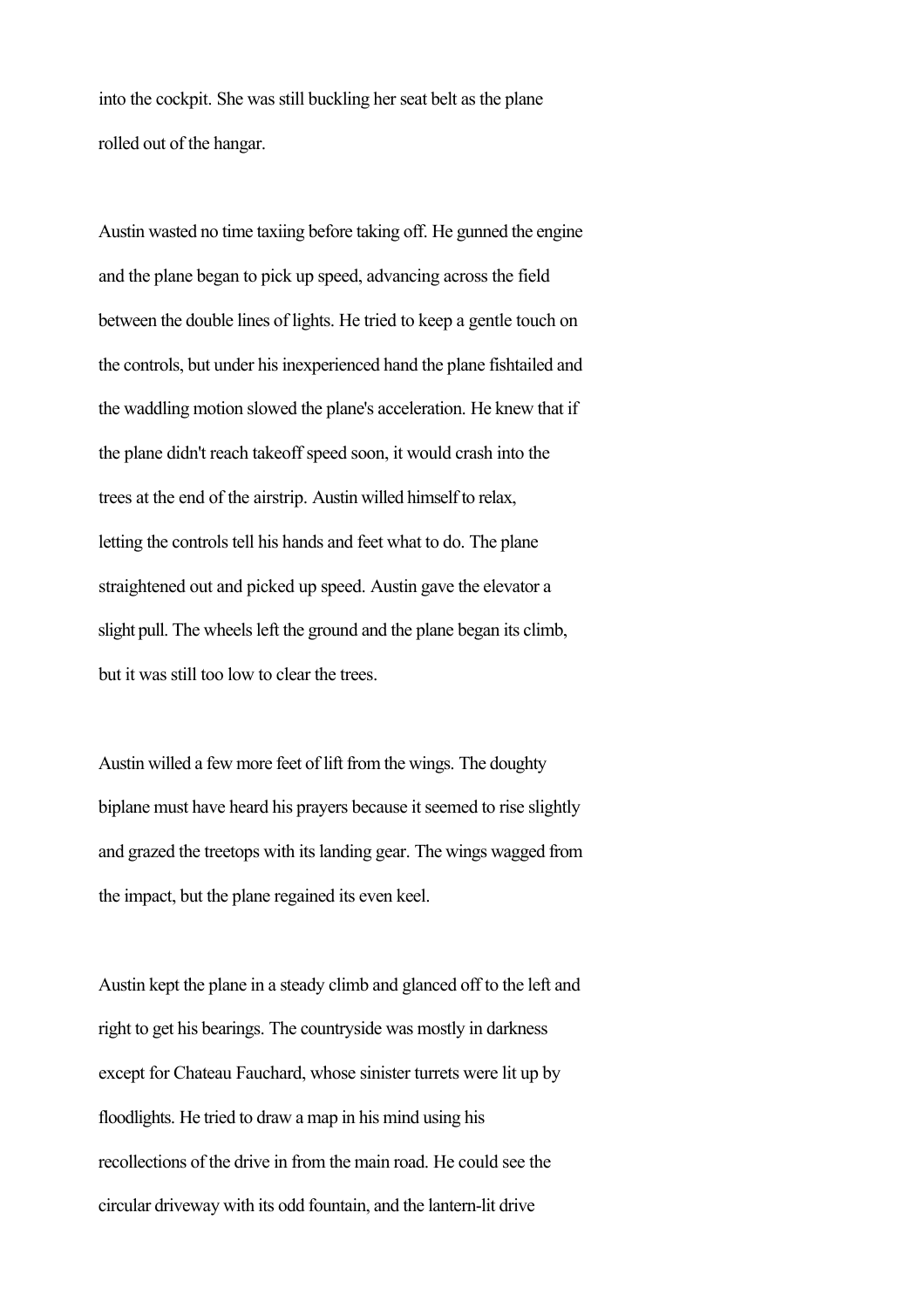into the cockpit. She was still buckling her seat belt as the plane rolled out of the hangar.

Austin wasted no time taxiing before taking off. He gunned the engine and the plane began to pick up speed, advancing across the field between the double lines of lights. He tried to keep a gentle touch on the controls, but under his inexperienced hand the plane fishtailed and the waddling motion slowed the plane's acceleration. He knew that if the plane didn't reach takeoff speed soon, it would crash into the trees at the end of the airstrip. Austin willed himself to relax, letting the controls tell his hands and feet what to do. The plane straightened out and picked up speed. Austin gave the elevator a slight pull. The wheels left the ground and the plane began its climb, but it was still too low to clear the trees.

Austin willed a few more feet of lift from the wings. The doughty biplane must have heard his prayers because it seemed to rise slightly and grazed the treetops with its landing gear. The wings wagged from the impact, but the plane regained its even keel.

Austin kept the plane in a steady climb and glanced off to the left and right to get his bearings. The countryside was mostly in darkness except for Chateau Fauchard, whose sinister turrets were lit up by floodlights. He tried to draw a map in his mind using his recollections of the drive in from the main road. He could see the circular driveway with its odd fountain, and the lantern-lit drive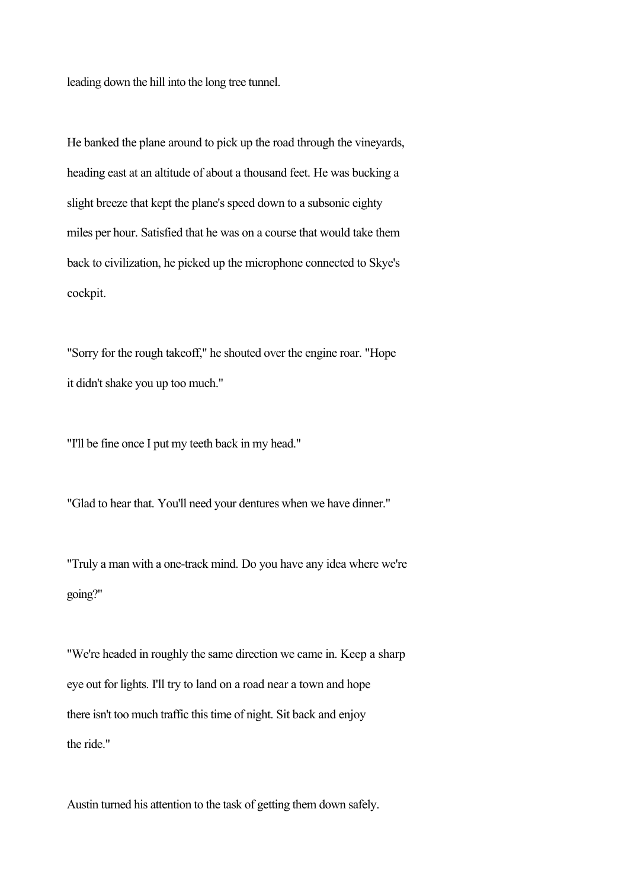leading down the hill into the long tree tunnel.

He banked the plane around to pick up the road through the vineyards, heading east at an altitude of about a thousand feet. He was bucking a slight breeze that kept the plane's speed down to a subsonic eighty miles per hour. Satisfied that he was on a course that would take them back to civilization, he picked up the microphone connected to Skye's cockpit.

"Sorry for the rough takeoff," he shouted over the engine roar. "Hope it didn't shake you up too much."

"I'll be fine once I put my teeth back in my head."

"Glad to hear that. You'll need your dentures when we have dinner."

"Truly a man with a one-track mind. Do you have any idea where we're going?"

"We're headed in roughly the same direction we came in. Keep a sharp eye out for lights. I'll try to land on a road near a town and hope there isn't too much traffic this time of night. Sit back and enjoy the ride."

Austin turned his attention to the task of getting them down safely.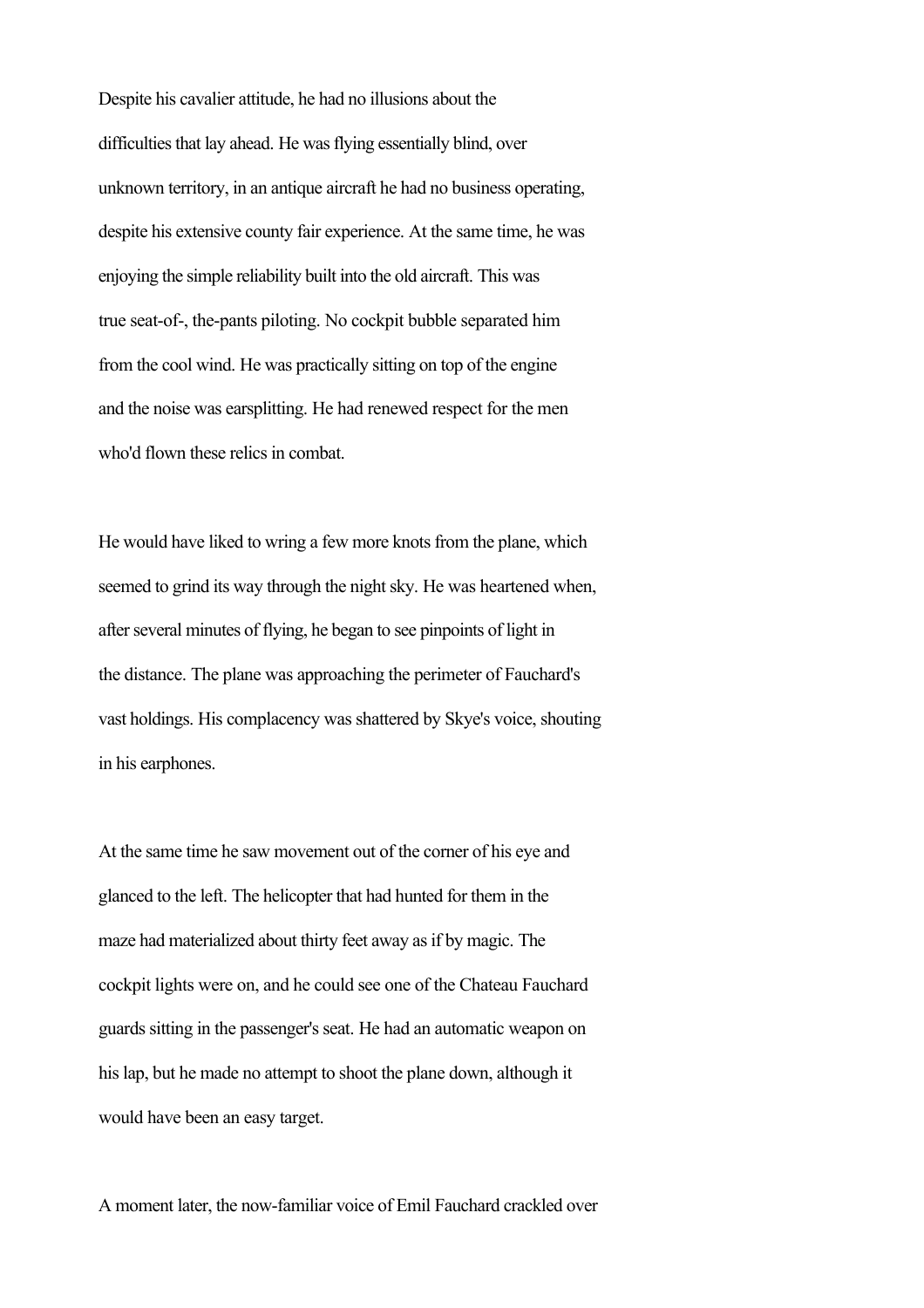Despite his cavalier attitude, he had no illusions about the difficulties that lay ahead. He was flying essentially blind, over unknown territory, in an antique aircraft he had no business operating, despite his extensive county fair experience. At the same time, he was enjoying the simple reliability built into the old aircraft. This was true seat-of-, the-pants piloting. No cockpit bubble separated him from the cool wind. He was practically sitting on top of the engine and the noise was earsplitting. He had renewed respect for the men who'd flown these relics in combat.

He would have liked to wring a few more knots from the plane, which seemed to grind its way through the night sky. He was heartened when, after several minutes of flying, he began to see pinpoints of light in the distance. The plane was approaching the perimeter of Fauchard's vast holdings. His complacency was shattered by Skye's voice, shouting in his earphones.

At the same time he saw movement out of the corner of his eye and glanced to the left. The helicopter that had hunted for them in the maze had materialized about thirty feet away as if by magic. The cockpit lights were on, and he could see one of the Chateau Fauchard guards sitting in the passenger's seat. He had an automatic weapon on his lap, but he made no attempt to shoot the plane down, although it would have been an easy target.

A moment later, the now-familiar voice of Emil Fauchard crackled over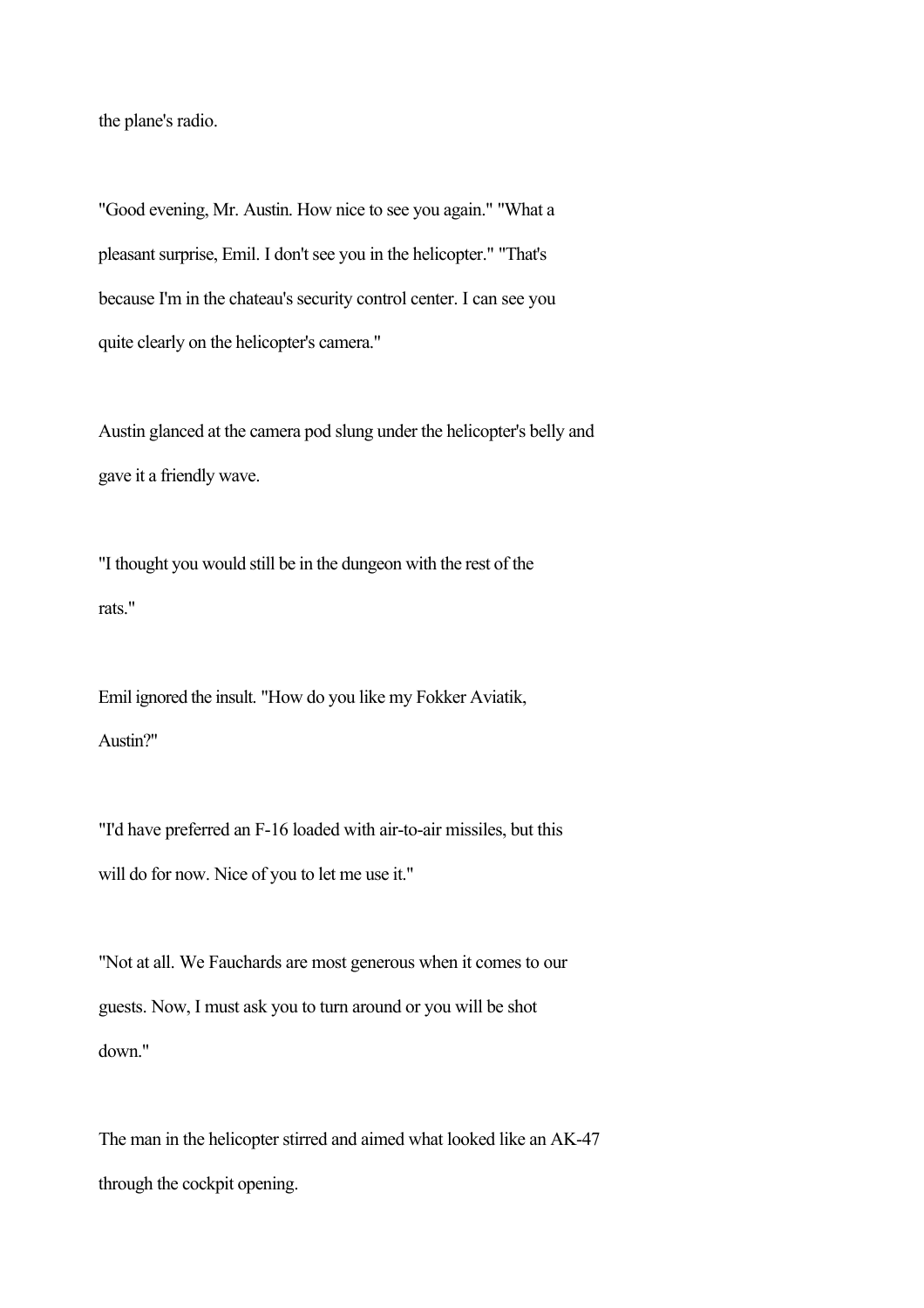the plane's radio.

"Good evening, Mr. Austin. How nice to see you again." "What a pleasant surprise, Emil. I don't see you in the helicopter." "That's because I'm in the chateau's security control center. I can see you quite clearly on the helicopter's camera."

Austin glanced at the camera pod slung under the helicopter's belly and gave it a friendly wave.

"I thought you would still be in the dungeon with the rest of the rats."

Emil ignored the insult. "How do you like my Fokker Aviatik, Austin?"

"I'd have preferred an F-16 loaded with air-to-air missiles, but this will do for now. Nice of you to let me use it."

"Not at all. We Fauchards are most generous when it comes to our guests. Now, I must ask you to turn around or you will be shot down."

The man in the helicopter stirred and aimed what looked like an AK-47 through the cockpit opening.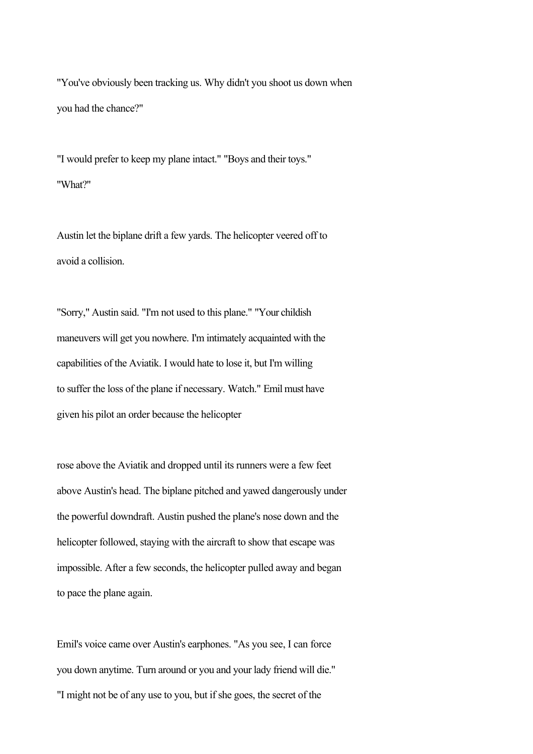"You've obviously been tracking us. Why didn't you shoot us down when you had the chance?"

"I would prefer to keep my plane intact." "Boys and their toys." "What?"

Austin let the biplane drift a few yards. The helicopter veered off to avoid a collision.

"Sorry," Austin said. "I'm not used to this plane." "Your childish maneuvers will get you nowhere. I'm intimately acquainted with the capabilities of the Aviatik. I would hate to lose it, but I'm willing to suffer the loss of the plane if necessary. Watch." Emil must have given his pilot an order because the helicopter

rose above the Aviatik and dropped until its runners were a few feet above Austin's head. The biplane pitched and yawed dangerously under the powerful downdraft. Austin pushed the plane's nose down and the helicopter followed, staying with the aircraft to show that escape was impossible. After a few seconds, the helicopter pulled away and began to pace the plane again.

Emil's voice came over Austin's earphones. "As you see, I can force you down anytime. Turn around or you and your lady friend will die." "I might not be of any use to you, but if she goes, the secret of the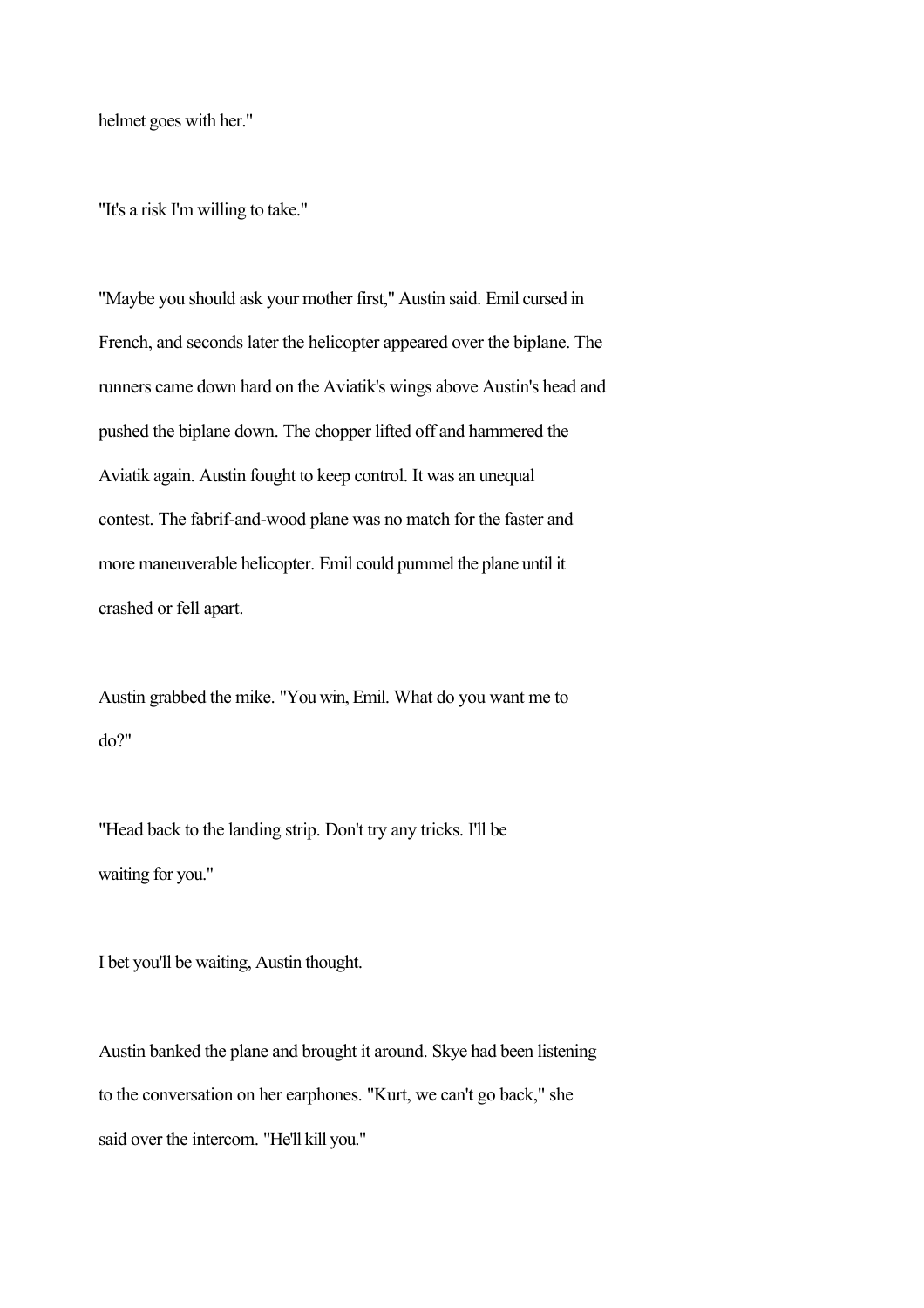helmet goes with her."

"It's a risk I'm willing to take."

"Maybe you should ask your mother first," Austin said. Emil cursed in French, and seconds later the helicopter appeared over the biplane. The runners came down hard on the Aviatik's wings above Austin's head and pushed the biplane down. The chopper lifted off and hammered the Aviatik again. Austin fought to keep control. It was an unequal contest. The fabrif-and-wood plane was no match for the faster and more maneuverable helicopter. Emil could pummel the plane until it crashed or fell apart.

Austin grabbed the mike. "You win, Emil. What do you want me to do?"

"Head back to the landing strip. Don't try any tricks. I'll be waiting for you."

I bet you'll be waiting, Austin thought.

Austin banked the plane and brought it around. Skye had been listening to the conversation on her earphones. "Kurt, we can't go back," she said over the intercom. "He'll kill you."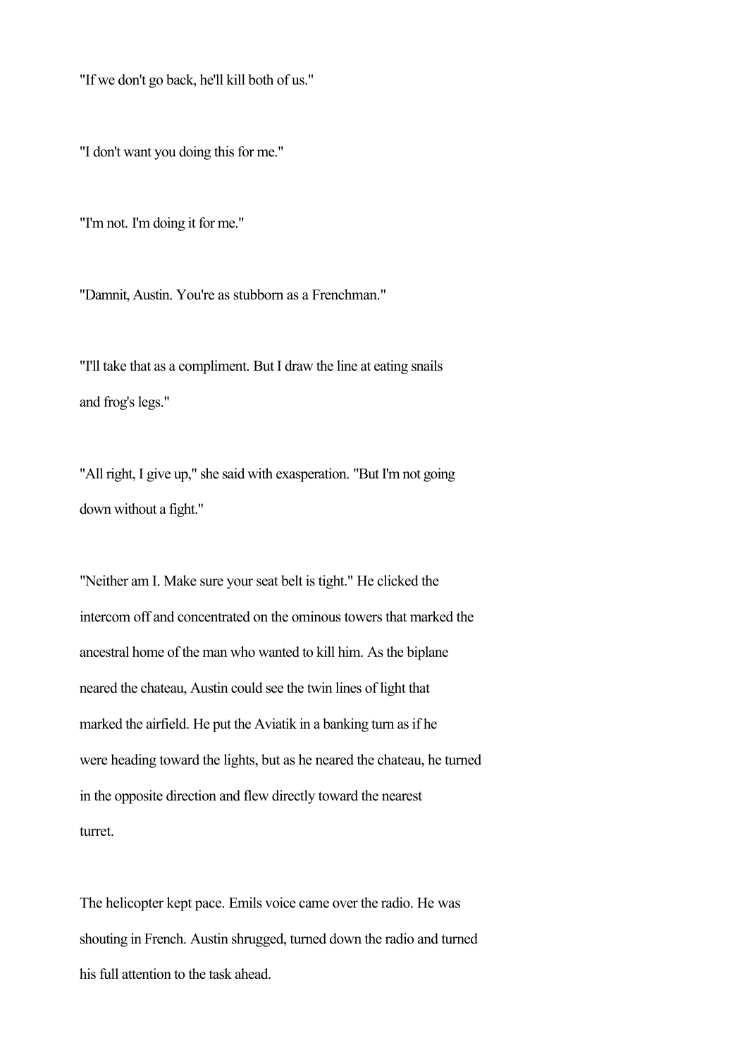"If we don't go back, he'll kill both of us."

"I don't want you doing this for me."

"I'm not. I'm doing it for me."

"Damnit, Austin. You're as stubborn as a Frenchman."

"I'll take that as a compliment. But I draw the line at eating snails and frog's legs."

"All right, I give up," she said with exasperation. "But I'm not going down without a fight."

"Neither am I. Make sure your seat belt is tight." He clicked the intercom off and concentrated on the ominous towers that marked the ancestral home of the man who wanted to kill him. As the biplane neared the chateau, Austin could see the twin lines of light that marked the airfield. He put the Aviatik in a banking turn as if he were heading toward the lights, but as he neared the chateau, he turned in the opposite direction and flew directly toward the nearest turret.

The helicopter kept pace. Emils voice came over the radio. He was shouting in French. Austin shrugged, turned down the radio and turned his full attention to the task ahead.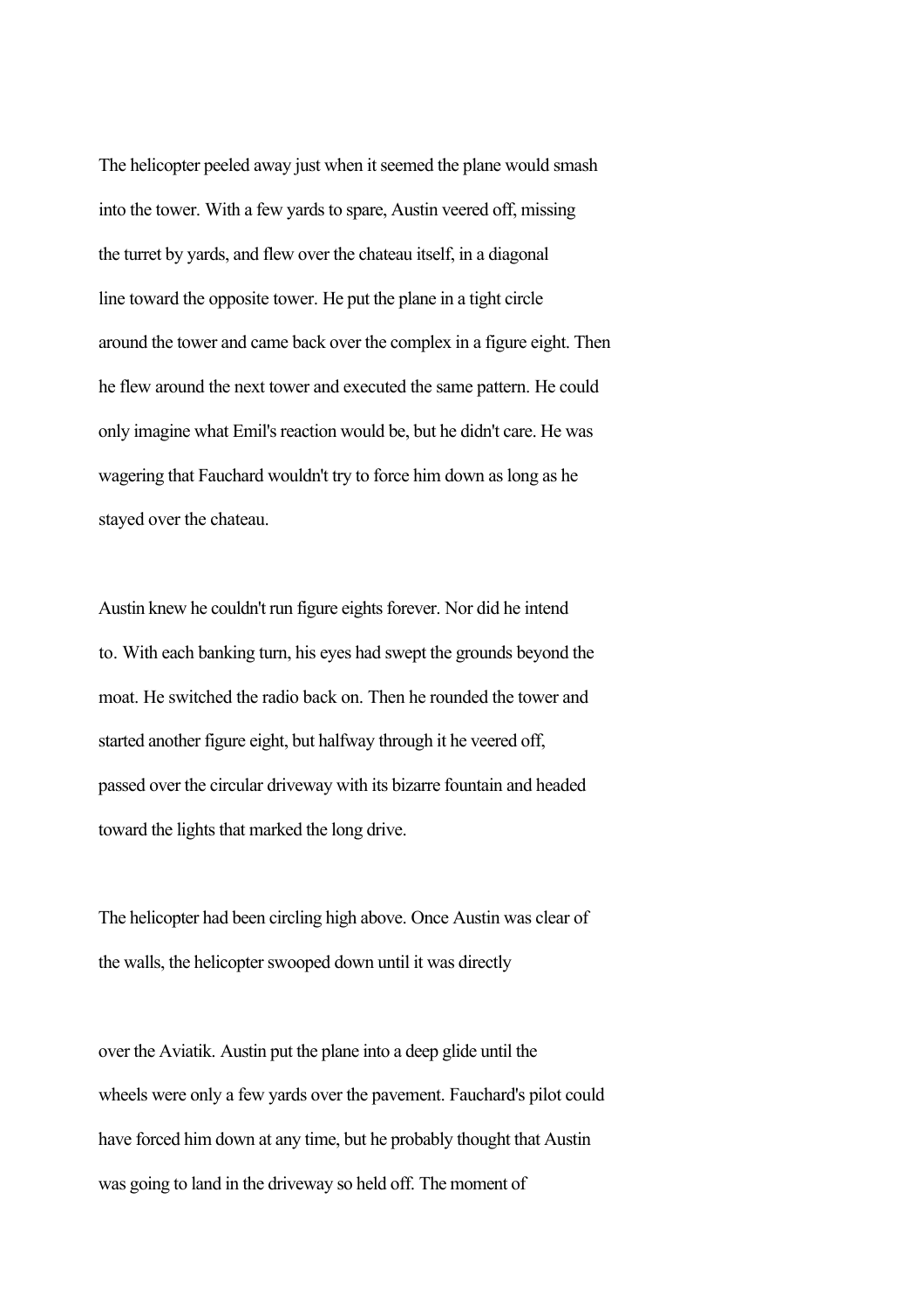The helicopter peeled away just when it seemed the plane would smash into the tower. With a few yards to spare, Austin veered off, missing the turret by yards, and flew over the chateau itself, in a diagonal line toward the opposite tower. He put the plane in a tight circle around the tower and came back over the complex in a figure eight. Then he flew around the next tower and executed the same pattern. He could only imagine what Emil's reaction would be, but he didn't care. He was wagering that Fauchard wouldn't try to force him down as long as he stayed over the chateau.

Austin knew he couldn't run figure eights forever. Nor did he intend to. With each banking turn, his eyes had swept the grounds beyond the moat. He switched the radio back on. Then he rounded the tower and started another figure eight, but halfway through it he veered off, passed over the circular driveway with its bizarre fountain and headed toward the lights that marked the long drive.

The helicopter had been circling high above. Once Austin was clear of the walls, the helicopter swooped down until it was directly over the Aviatik. Austin put the plane into a deep glide until the wheels were only a few yards over the pavement. Fauchard's pilot could have forced him down at any time, but he probably thought that Austin was going to land in the driveway so held off. The moment of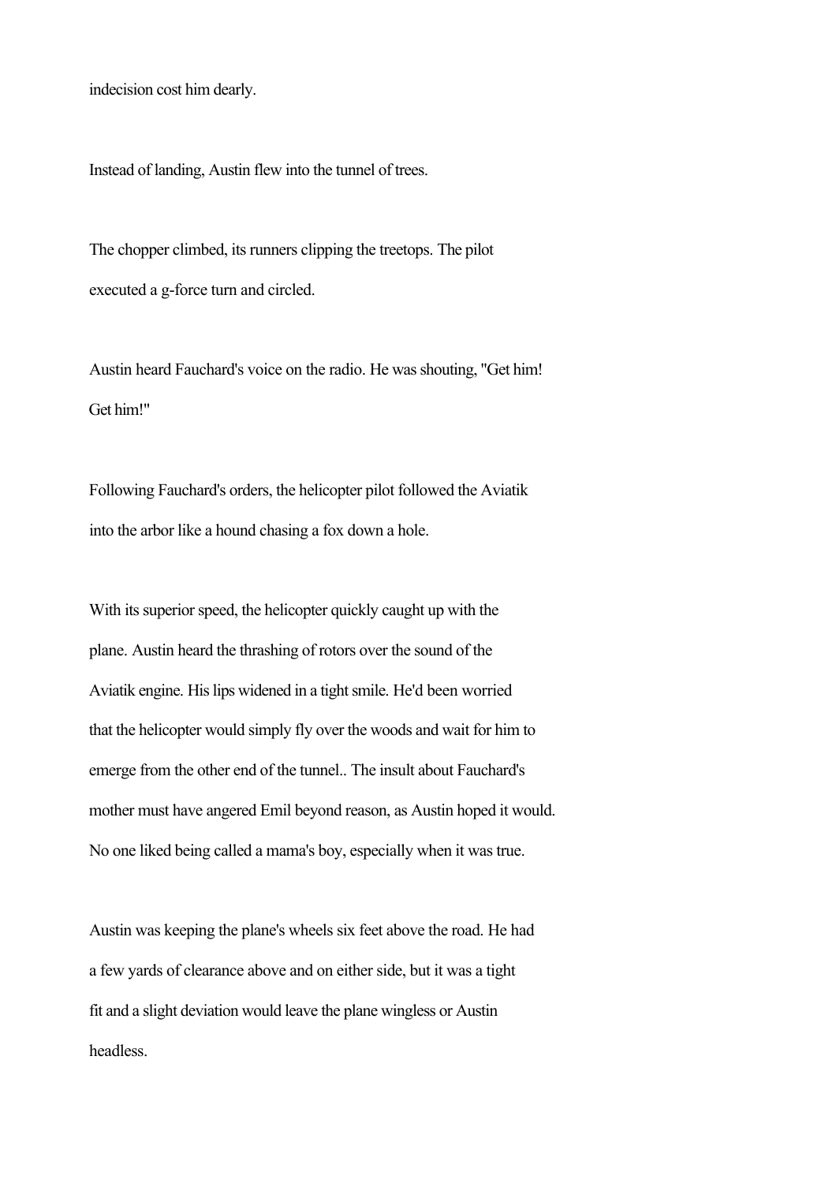indecision cost him dearly.

Instead of landing, Austin flew into the tunnel of trees.

The chopper climbed, its runners clipping the treetops. The pilot executed a g-force turn and circled.

Austin heard Fauchard's voice on the radio. He was shouting, "Get him! Get him!"

Following Fauchard's orders, the helicopter pilot followed the Aviatik into the arbor like a hound chasing a fox down a hole.

With its superior speed, the helicopter quickly caught up with the plane. Austin heard the thrashing of rotors over the sound of the Aviatik engine. His lips widened in a tight smile. He'd been worried that the helicopter would simply fly over the woods and wait for him to emerge from the other end of the tunnel.. The insult about Fauchard's mother must have angered Emil beyond reason, as Austin hoped it would. No one liked being called a mama's boy, especially when it was true.

Austin was keeping the plane's wheels six feet above the road. He had a few yards of clearance above and on either side, but it was a tight fit and a slight deviation would leave the plane wingless or Austin headless.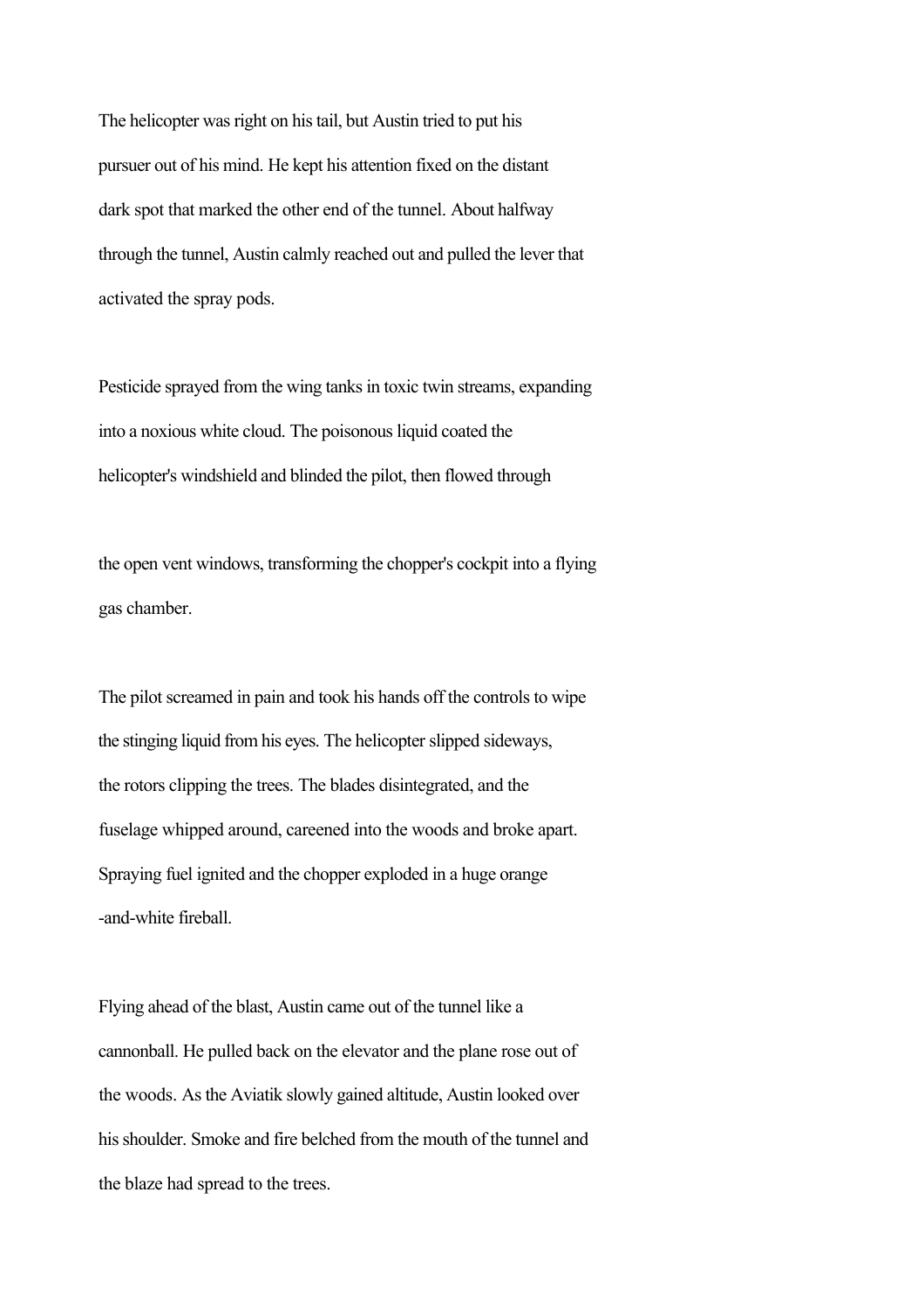The helicopter was right on his tail, but Austin tried to put his pursuer out of his mind. He kept his attention fixed on the distant dark spot that marked the other end of the tunnel. About halfway through the tunnel, Austin calmly reached out and pulled the lever that activated the spray pods.

Pesticide sprayed from the wing tanks in toxic twin streams, expanding into a noxious white cloud. The poisonous liquid coated the helicopter's windshield and blinded the pilot, then flowed through

the open vent windows, transforming the chopper's cockpit into a flying gas chamber.

The pilot screamed in pain and took his hands off the controls to wipe the stinging liquid from his eyes. The helicopter slipped sideways, the rotors clipping the trees. The blades disintegrated, and the fuselage whipped around, careened into the woods and broke apart. Spraying fuel ignited and the chopper exploded in a huge orange-and-white fireball.

Flying ahead of the blast, Austin came out of the tunnel like a cannonball. He pulled back on the elevator and the plane rose out of the woods. As the Aviatik slowly gained altitude, Austin looked over his shoulder. Smoke and fire belched from the mouth of the tunnel and the blaze had spread to the trees.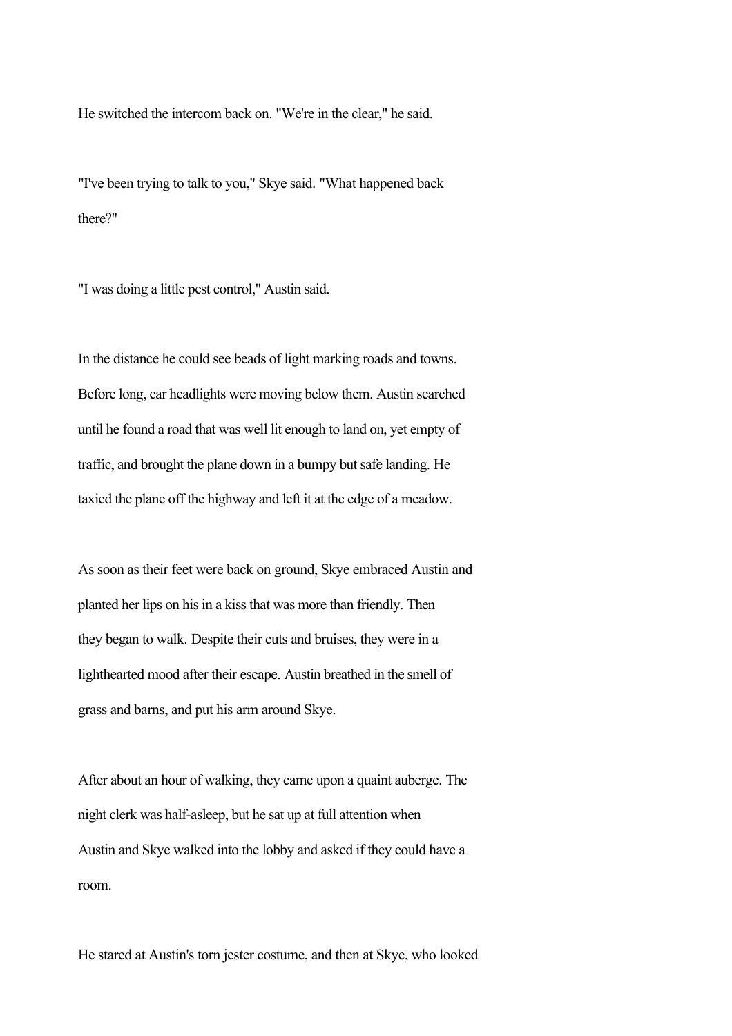He switched the intercom back on. "We're in the clear," he said.

"I've been trying to talk to you," Skye said. "What happened back there?"

"I was doing a little pest control," Austin said.

In the distance he could see beads of light marking roads and towns. Before long, car headlights were moving below them. Austin searched until he found a road that was well lit enough to land on, yet empty of traffic, and brought the plane down in a bumpy but safe landing. He taxied the plane off the highway and left it at the edge of a meadow.

As soon as their feet were back on ground, Skye embraced Austin and planted her lips on his in a kiss that was more than friendly. Then they began to walk. Despite their cuts and bruises, they were in a lighthearted mood after their escape. Austin breathed in the smell of grass and barns, and put his arm around Skye.

After about an hour of walking, they came upon a quaint auberge. The night clerk was half-asleep, but he sat up at full attention when Austin and Skye walked into the lobby and asked if they could have a room.

He stared at Austin's torn jester costume, and then at Skye, who looked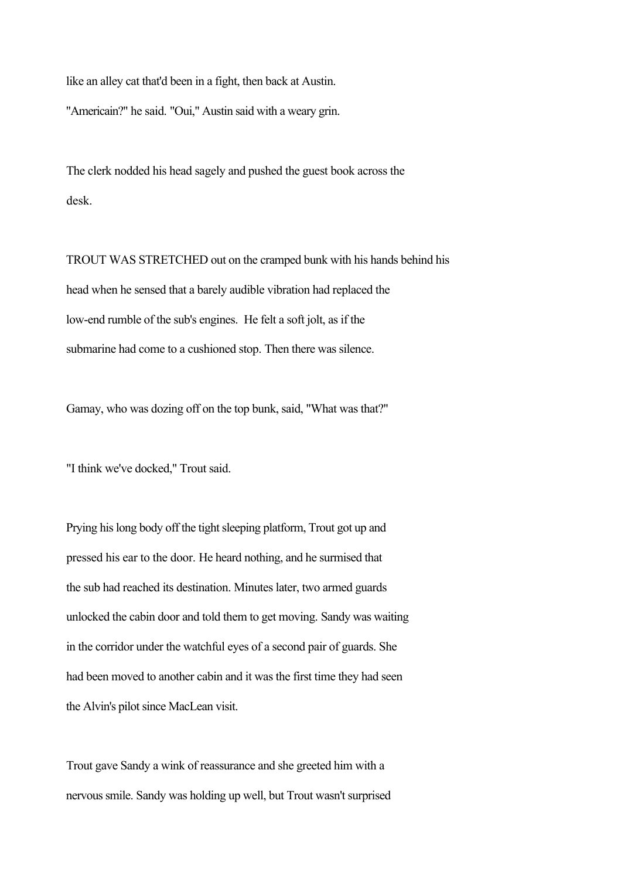like an alley cat that'd been in a fight, then back at Austin.

"Americain?" he said. "Oui," Austin said with a weary grin.

The clerk nodded his head sagely and pushed the guest book across the desk.

TROUT WAS STRETCHED out on the cramped bunk with his hands behind his head when he sensed that a barely audible vibration had replaced the low-end rumble of the sub's engines. He felt a soft jolt, as if the submarine had come to a cushioned stop. Then there was silence.

Gamay, who was dozing off on the top bunk, said, "What was that?"

"I think we've docked," Trout said.

Prying his long body off the tight sleeping platform, Trout got up and pressed his ear to the door. He heard nothing, and he surmised that the sub had reached its destination. Minutes later, two armed guards unlocked the cabin door and told them to get moving. Sandy was waiting in the corridor under the watchful eyes of a second pair of guards. She had been moved to another cabin and it was the first time they had seen the Alvin's pilot since MacLean visit.

Trout gave Sandy a wink of reassurance and she greeted him with a nervous smile. Sandy was holding up well, but Trout wasn't surprised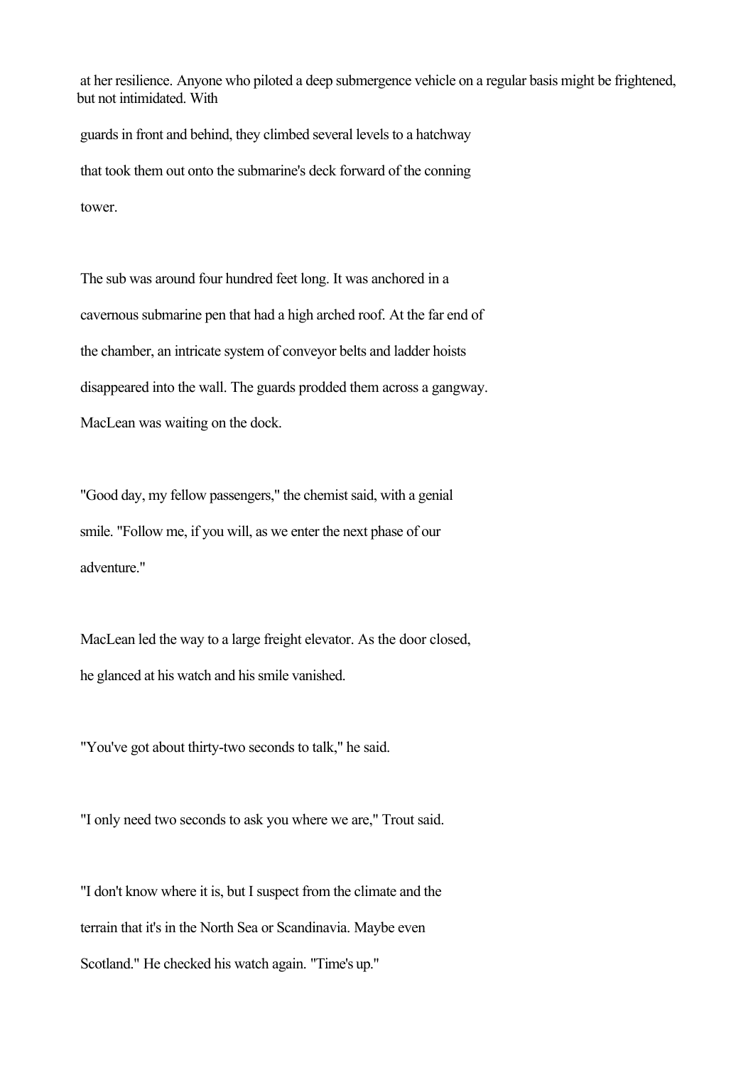at her resilience. Anyone who piloted a deep submergence vehicle on a regular basis might be frightened, but not intimidated. With guards in front and behind, they climbed several levels to a hatchway that took them out onto the submarine's deck forward of the conning tower.

The sub was around four hundred feet long. It was anchored in a cavernous submarine pen that had a high arched roof. At the far end of the chamber, an intricate system of conveyor belts and ladder hoists disappeared into the wall. The guards prodded them across a gangway. MacLean was waiting on the dock.

"Good day, my fellow passengers," the chemist said, with a genial smile. "Follow me, if you will, as we enter the next phase of our adventure."

MacLean led the way to a large freight elevator. As the door closed, he glanced at his watch and his smile vanished.

"You've got about thirty-two seconds to talk," he said.

"I only need two seconds to ask you where we are," Trout said.

"I don't know where it is, but I suspect from the climate and the terrain that it's in the North Sea or Scandinavia. Maybe even Scotland." He checked his watch again. "Time's up."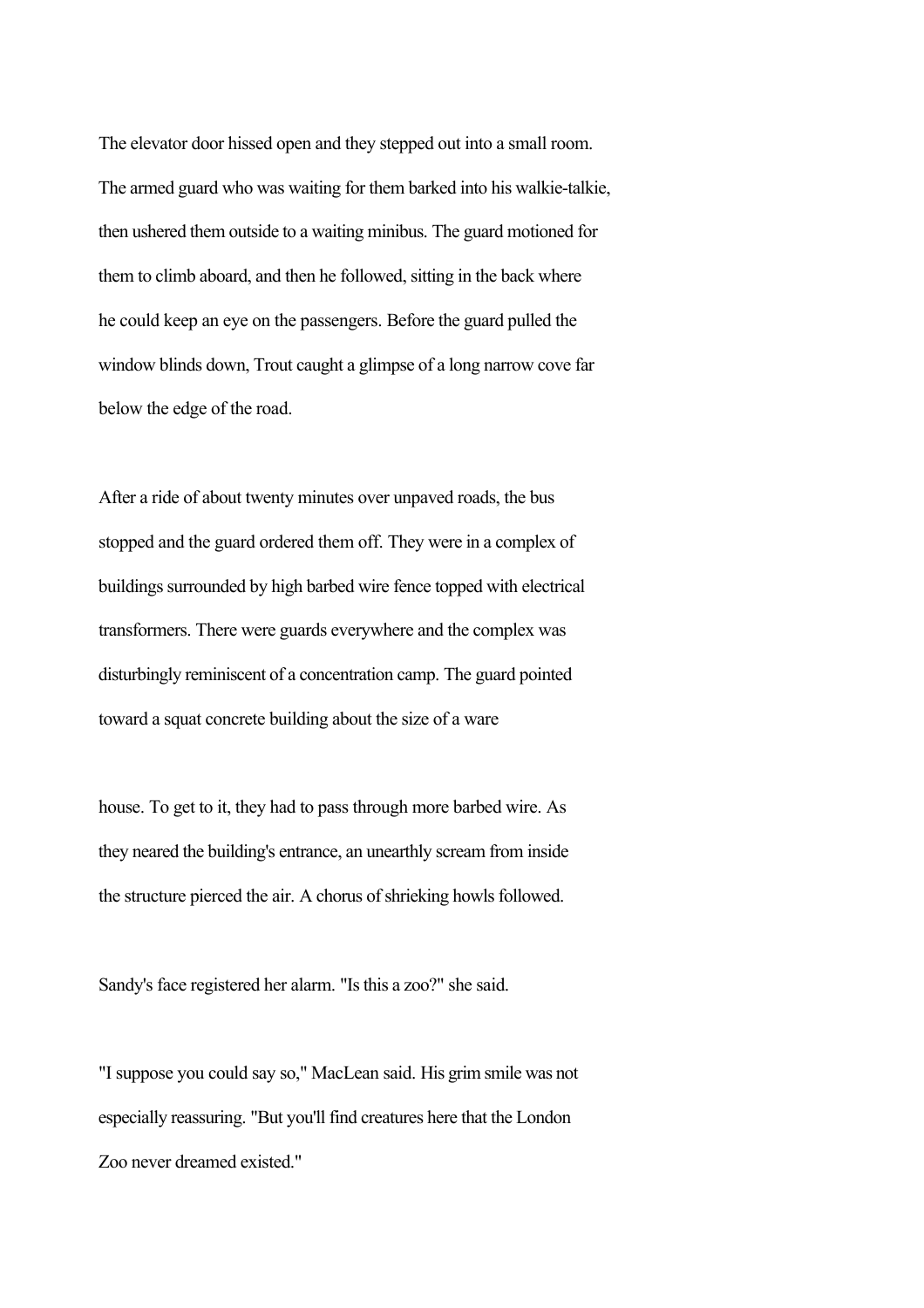The elevator door hissed open and they stepped out into a small room. The armed guard who was waiting for them barked into his walkie-talkie, then ushered them outside to a waiting minibus. The guard motioned for them to climb aboard, and then he followed, sitting in the back where he could keep an eye on the passengers. Before the guard pulled the window blinds down, Trout caught a glimpse of a long narrow cove far below the edge of the road.

After a ride of about twenty minutes over unpaved roads, the bus stopped and the guard ordered them off. They were in a complex of buildings surrounded by high barbed wire fence topped with electrical transformers. There were guards everywhere and the complex was disturbingly reminiscent of a concentration camp. The guard pointed toward a squat concrete building about the size of a warehouse. To get to it, they had to pass through more barbed wire. As they neared the building's entrance, an unearthly scream from inside the structure pierced the air. A chorus of shrieking howls followed.

Sandy's face registered her alarm. "Is this a zoo?" she said.

"I suppose you could say so," MacLean said. His grim smile was not especially reassuring. "But you'll find creatures here that the London Zoo never dreamed existed."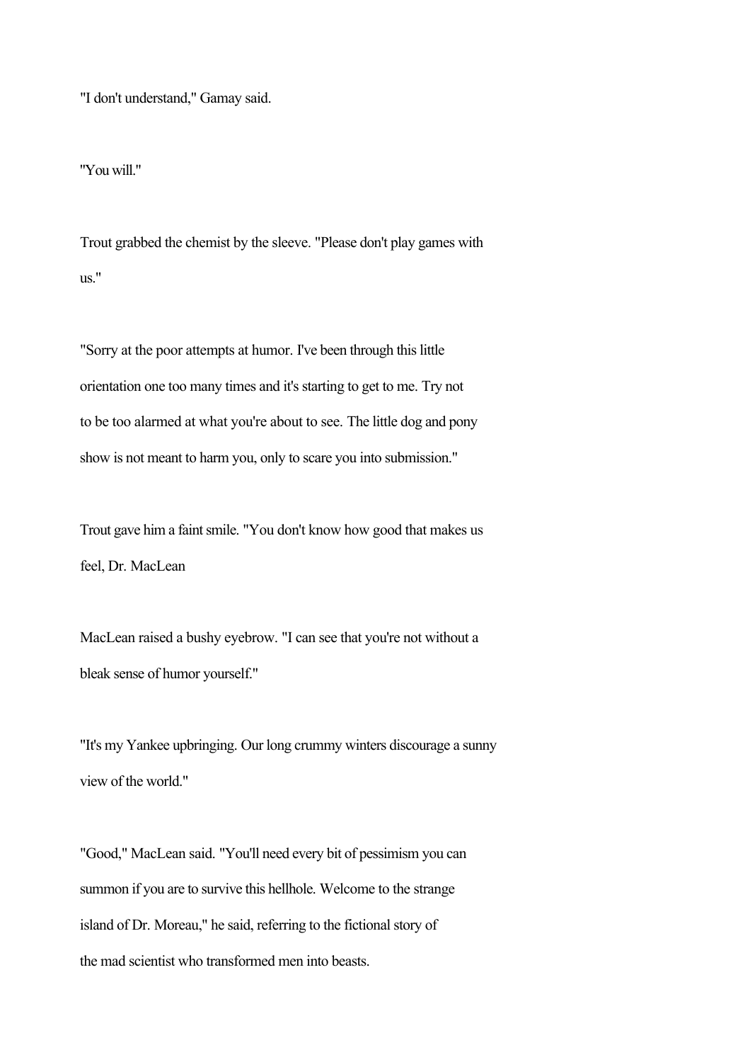"I don't understand," Gamay said.

"You will."

Trout grabbed the chemist by the sleeve. "Please don't play games with us."

"Sorry at the poor attempts at humor. I've been through this little orientation one too many times and it's starting to get to me. Try not to be too alarmed at what you're about to see. The little dog and pony show is not meant to harm you, only to scare you into submission."

Trout gave him a faint smile. "You don't know how good that makes us feel, Dr. MacLean

MacLean raised a bushy eyebrow. "I can see that you're not without a bleak sense of humor yourself."

"It's my Yankee upbringing. Our long crummy winters discourage a sunny view of the world."

"Good," MacLean said. "You'll need every bit of pessimism you can summon if you are to survive this hellhole. Welcome to the strange island of Dr. Moreau," he said, referring to the fictional story of the mad scientist who transformed men into beasts.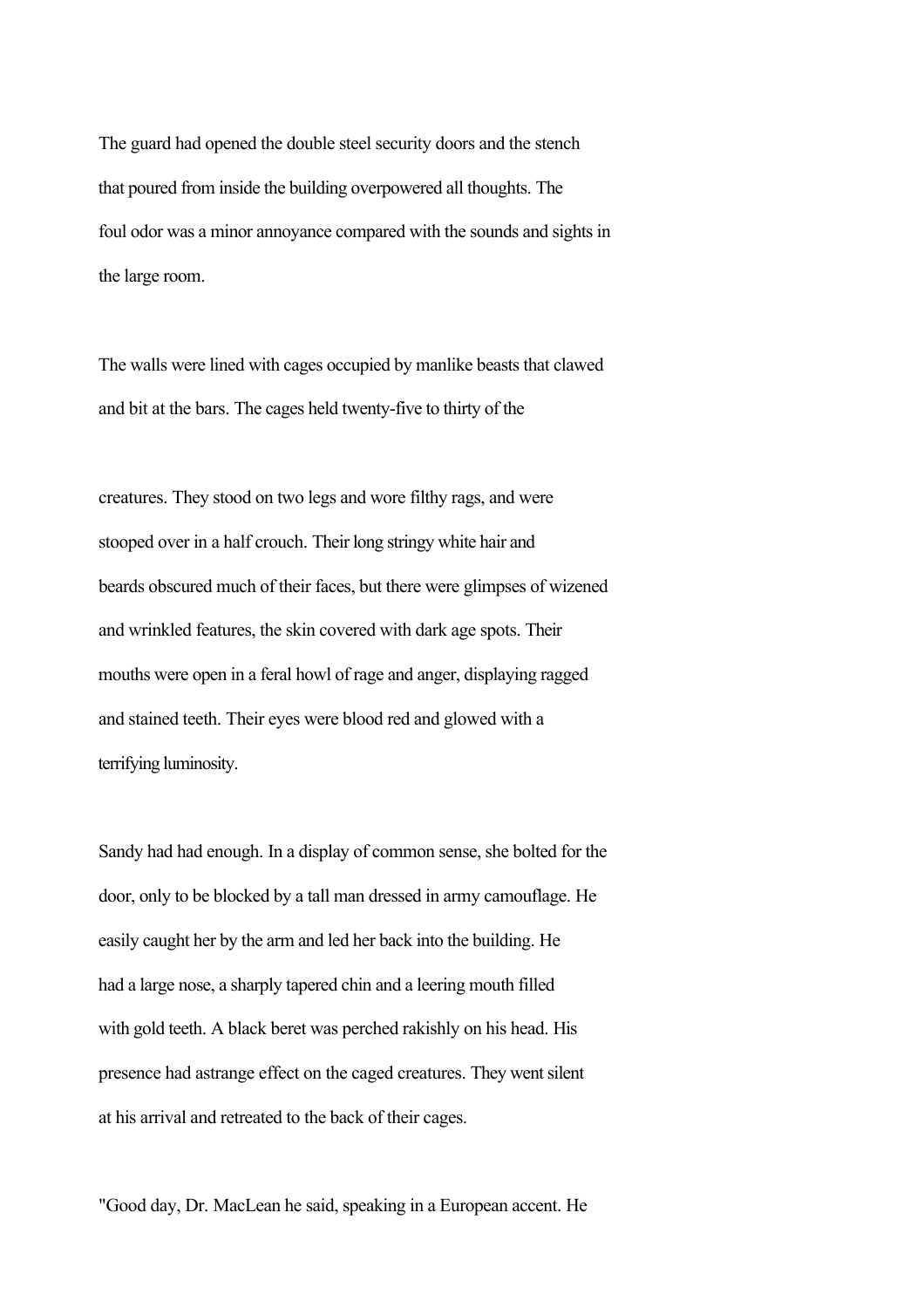The guard had opened the double steel security doors and the stench that poured from inside the building overpowered all thoughts. The foul odor was a minor annoyance compared with the sounds and sights in the large room.

The walls were lined with cages occupied by manlike beasts that clawed and bit at the bars. The cages held twenty-five to thirty of the

creatures. They stood on two legs and wore filthy rags, and were stooped over in a half crouch. Their long stringy white hair and beards obscured much of their faces, but there were glimpses of wizened and wrinkled features, the skin covered with dark age spots. Their mouths were open in a feral howl of rage and anger, displaying ragged and stained teeth. Their eyes were blood red and glowed with a terrifying luminosity.

Sandy had had enough. In a display of common sense, she bolted for the door, only to be blocked by a tall man dressed in army camouflage. He easily caught her by the arm and led her back into the building. He had a large nose, a sharply tapered chin and a leering mouth filled with gold teeth. A black beret was perched rakishly on his head. His presence had astrange effect on the caged creatures. They went silent at his arrival and retreated to the back of their cages.

"Good day, Dr. MacLean he said, speaking in a European accent. He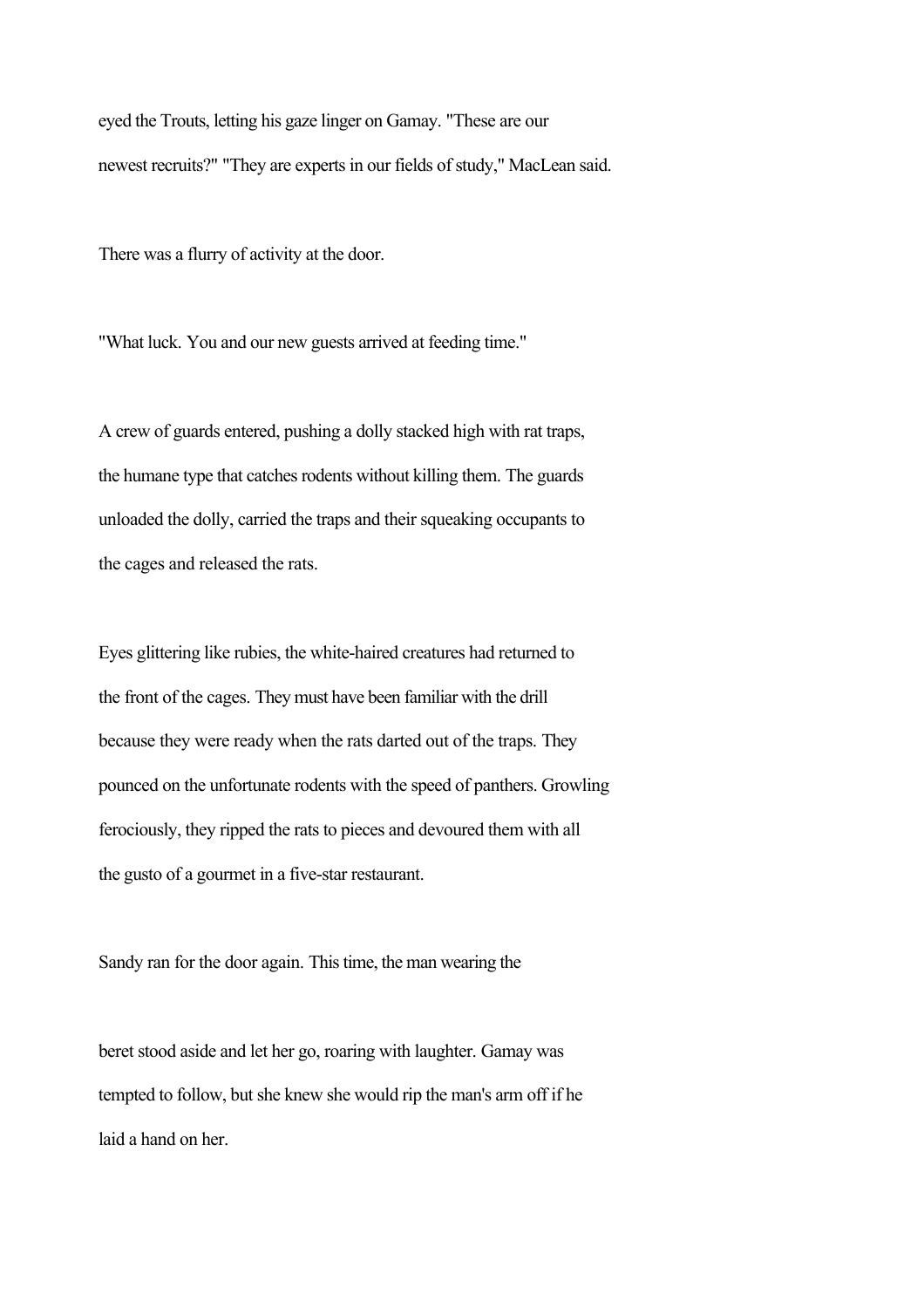eyed the Trouts, letting his gaze linger on Gamay. "These are our newest recruits?" "They are experts in our fields of study," MacLean said.

There was a flurry of activity at the door.

"What luck. You and our new guests arrived at feeding time."

A crew of guards entered, pushing a dolly stacked high with rat traps, the humane type that catches rodents without killing them. The guards unloaded the dolly, carried the traps and their squeaking occupants to the cages and released the rats.

Eyes glittering like rubies, the white-haired creatures had returned to the front of the cages. They must have been familiar with the drill because they were ready when the rats darted out of the traps. They pounced on the unfortunate rodents with the speed of panthers. Growling ferociously, they ripped the rats to pieces and devoured them with all the gusto of a gourmet in a five-star restaurant.

Sandy ran for the door again. This time, the man wearing the beret stood aside and let her go, roaring with laughter. Gamay was tempted to follow, but she knew she would rip the man's arm off if he laid a hand on her.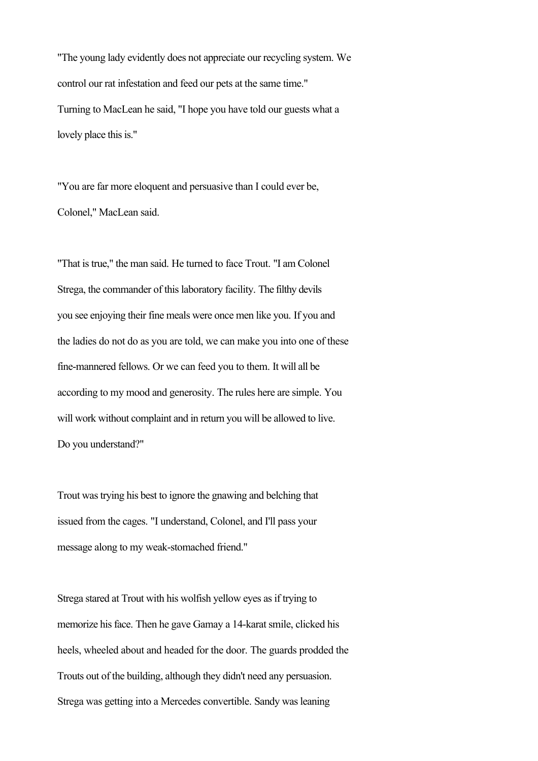"The young lady evidently does not appreciate our recycling system. We control our rat infestation and feed our pets at the same time." Turning to MacLean he said, "I hope you have told our guests what a lovely place this is."

"You are far more eloquent and persuasive than I could ever be, Colonel," MacLean said.

"That is true," the man said. He turned to face Trout. "I am Colonel Strega, the commander of this laboratory facility. The filthy devils you see enjoying their fine meals were once men like you. If you and the ladies do not do as you are told, we can make you into one of these fine-mannered fellows. Or we can feed you to them. It will all be according to my mood and generosity. The rules here are simple. You will work without complaint and in return you will be allowed to live. Do you understand?"

Trout was trying his best to ignore the gnawing and belching that issued from the cages. "I understand, Colonel, and I'll pass your message along to my weak-stomached friend."

Strega stared at Trout with his wolfish yellow eyes as if trying to memorize his face. Then he gave Gamay a 14-karat smile, clicked his heels, wheeled about and headed for the door. The guards prodded the Trouts out of the building, although they didn't need any persuasion. Strega was getting into a Mercedes convertible. Sandy was leaning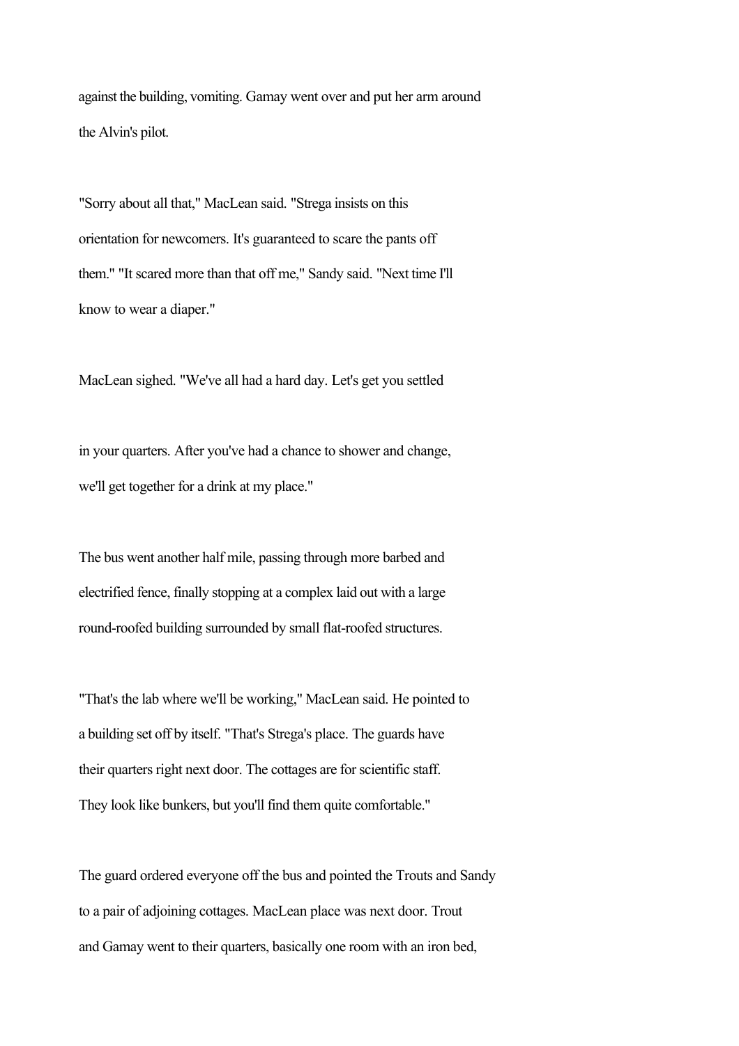against the building, vomiting. Gamay went over and put her arm around the Alvin's pilot.

"Sorry about all that," MacLean said. "Strega insists on this orientation for newcomers. It's guaranteed to scare the pants off them." "It scared more than that off me," Sandy said. "Next time I'll know to wear a diaper."

MacLean sighed. "We've all had a hard day. Let's get you settled

in your quarters. After you've had a chance to shower and change, we'll get together for a drink at my place."

The bus went another half mile, passing through more barbed and electrified fence, finally stopping at a complex laid out with a large round-roofed building surrounded by small flat-roofed structures.

"That's the lab where we'll be working," MacLean said. He pointed to a building set off by itself. "That's Strega's place. The guards have their quarters right next door. The cottages are for scientific staff. They look like bunkers, but you'll find them quite comfortable."

The guard ordered everyone off the bus and pointed the Trouts and Sandy to a pair of adjoining cottages. MacLean place was next door. Trout and Gamay went to their quarters, basically one room with an iron bed,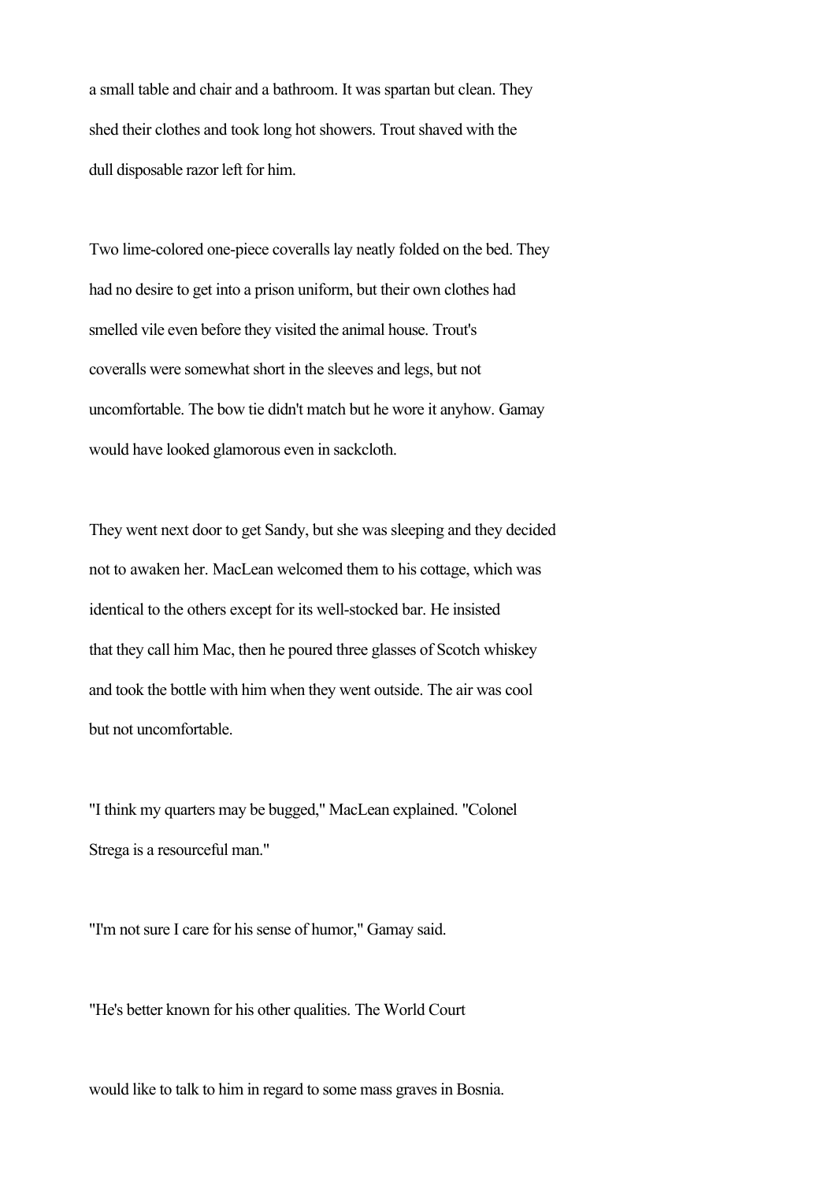a small table and chair and a bathroom. It was spartan but clean. They shed their clothes and took long hot showers. Trout shaved with the dull disposable razor left for him.

Two lime-colored one-piece coveralls lay neatly folded on the bed. They had no desire to get into a prison uniform, but their own clothes had smelled vile even before they visited the animal house. Trout's coveralls were somewhat short in the sleeves and legs, but not uncomfortable. The bow tie didn't match but he wore it anyhow. Gamay would have looked glamorous even in sackcloth.

They went next door to get Sandy, but she was sleeping and they decided not to awaken her. MacLean welcomed them to his cottage, which was identical to the others except for its well-stocked bar. He insisted that they call him Mac, then he poured three glasses of Scotch whiskey and took the bottle with him when they went outside. The air was cool but not uncomfortable.

"I think my quarters may be bugged," MacLean explained. "Colonel Strega is a resourceful man."

"I'm not sure I care for his sense of humor," Gamay said.

"He's better known for his other qualities. The World Court would like to talk to him in regard to some mass graves in Bosnia.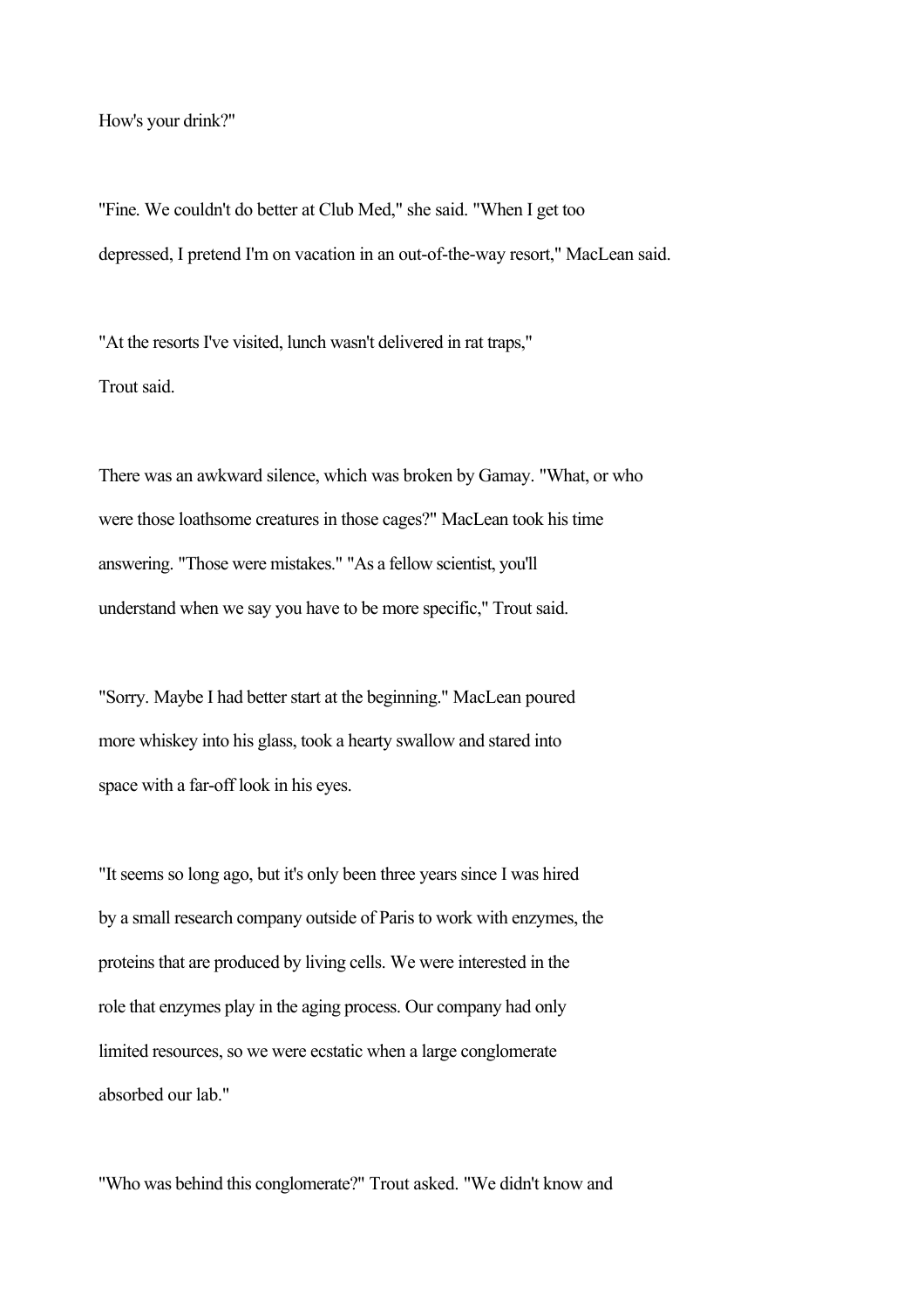How's your drink?"

"Fine. We couldn't do better at Club Med," she said. "When I get too depressed, I pretend I'm on vacation in an out-of-the-way resort," MacLean said.

"At the resorts I've visited, lunch wasn't delivered in rat traps," Trout said.

There was an awkward silence, which was broken by Gamay. "What, or who were those loathsome creatures in those cages?" MacLean took his time answering. "Those were mistakes." "As a fellow scientist, you'll understand when we say you have to be more specific," Trout said.

"Sorry. Maybe I had better start at the beginning." MacLean poured more whiskey into his glass, took a hearty swallow and stared into space with a far-off look in his eyes.

"It seems so long ago, but it's only been three years since I was hired by a small research company outside of Paris to work with enzymes, the proteins that are produced by living cells. We were interested in the role that enzymes play in the aging process. Our company had only limited resources, so we were ecstatic when a large conglomerate absorbed our lab."

"Who was behind this conglomerate?" Trout asked. "We didn't know and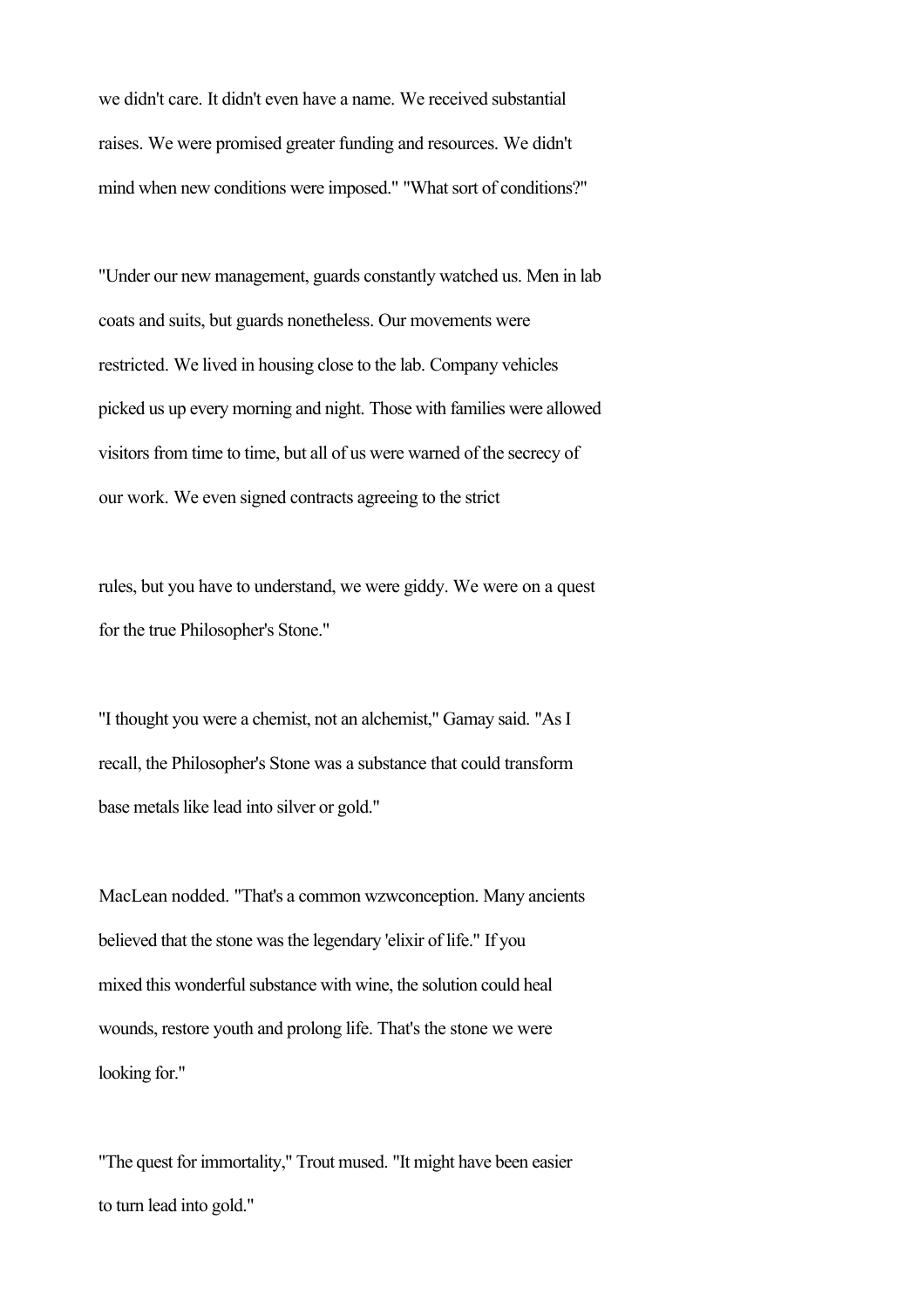we didn't care. It didn't even have a name. We received substantial raises. We were promised greater funding and resources. We didn't mind when new conditions were imposed." "What sort of conditions?"

"Under our new management, guards constantly watched us. Men in lab coats and suits, but guards nonetheless. Our movements were restricted. We lived in housing close to the lab. Company vehicles picked us up every morning and night. Those with families were allowed visitors from time to time, but all of us were warned of the secrecy of our work. We even signed contracts agreeing to the strict

rules, but you have to understand, we were giddy. We were on a quest for the true Philosopher's Stone."

"I thought you were a chemist, not an alchemist," Gamay said. "As I recall, the Philosopher's Stone was a substance that could transform base metals like lead into silver or gold."

MacLean nodded. "That's a common wzwconception. Many ancients believed that the stone was the legendary 'elixir of life." If you mixed this wonderful substance with wine, the solution could heal wounds, restore youth and prolong life. That's the stone we were looking for."

"The quest for immortality," Trout mused. "It might have been easier to turn lead into gold."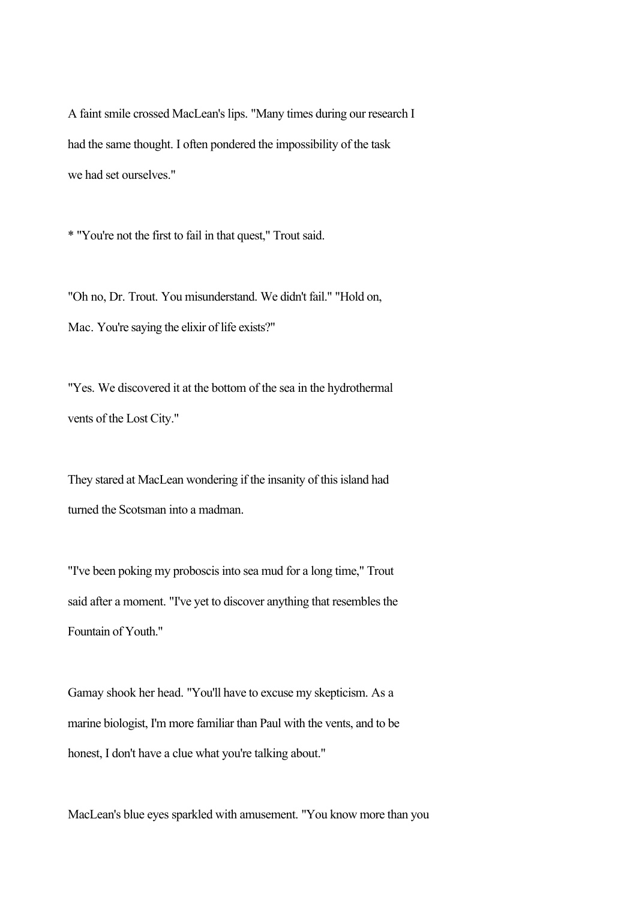A faint smile crossed MacLean's lips. "Many times during our research I had the same thought. I often pondered the impossibility of the task we had set ourselves."

* "You're not the first to fail in that quest," Trout said.

"Oh no, Dr. Trout. You misunderstand. We didn't fail." "Hold on, Mac. You're saying the elixir of life exists?"

"Yes. We discovered it at the bottom of the sea in the hydrothermal vents of the Lost City."

They stared at MacLean wondering if the insanity of this island had turned the Scotsman into a madman.

"I've been poking my proboscis into sea mud for a long time," Trout said after a moment. "I've yet to discover anything that resembles the Fountain of Youth."

Gamay shook her head. "You'll have to excuse my skepticism. As a marine biologist, I'm more familiar than Paul with the vents, and to be honest, I don't have a clue what you're talking about."

MacLean's blue eyes sparkled with amusement. "You know more than you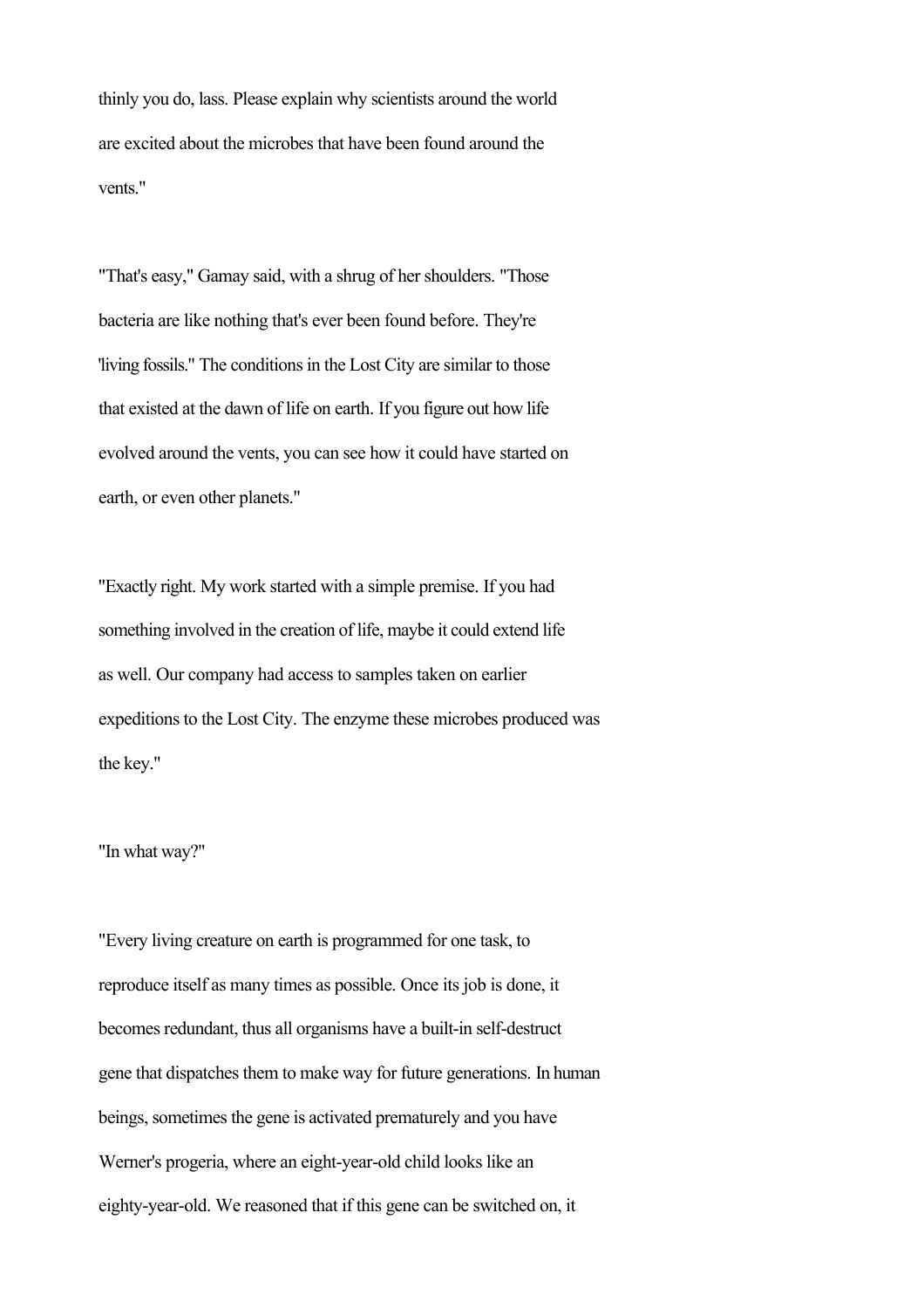thinly you do, lass. Please explain why scientists around the world are excited about the microbes that have been found around the vents."

"That's easy," Gamay said, with a shrug of her shoulders. "Those bacteria are like nothing that's ever been found before. They're 'living fossils." The conditions in the Lost City are similar to those that existed at the dawn of life on earth. If you figure out how life evolved around the vents, you can see how it could have started on earth, or even other planets."

"Exactly right. My work started with a simple premise. If you had something involved in the creation of life, maybe it could extend life as well. Our company had access to samples taken on earlier expeditions to the Lost City. The enzyme these microbes produced was the key."

"In what way?"

"Every living creature on earth is programmed for one task, to reproduce itself as many times as possible. Once its job is done, it becomes redundant, thus all organisms have a built-in self-destruct gene that dispatches them to make way for future generations. In human beings, sometimes the gene is activated prematurely and you have Werner's progeria, where an eight-year-old child looks like an eighty-year-old. We reasoned that if this gene can be switched on, it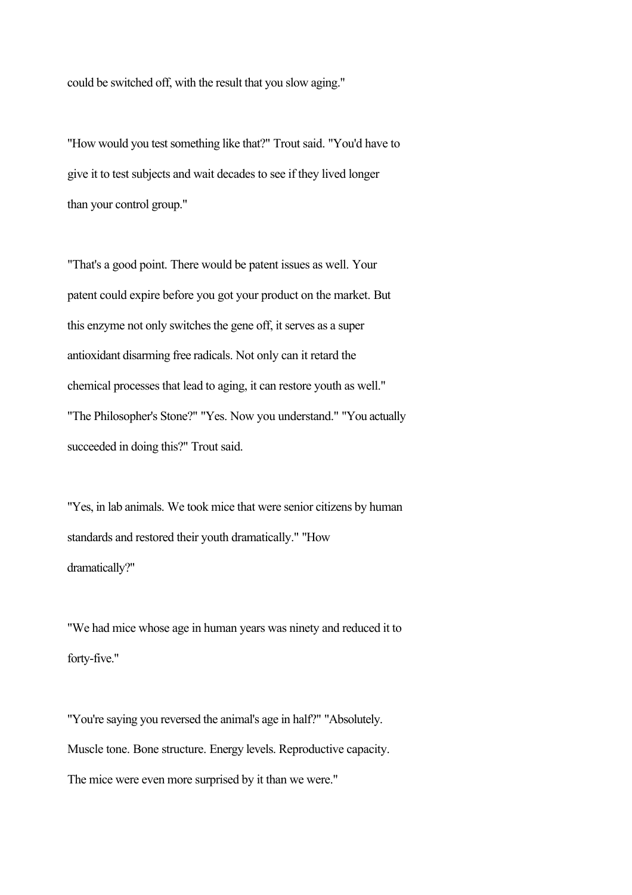could be switched off, with the result that you slow aging."

"How would you test something like that?" Trout said. "You'd have to give it to test subjects and wait decades to see if they lived longer than your control group."

"That's a good point. There would be patent issues as well. Your patent could expire before you got your product on the market. But this enzyme not only switches the gene off, it serves as a super antioxidant disarming free radicals. Not only can it retard the chemical processes that lead to aging, it can restore youth as well." "The Philosopher's Stone?" "Yes. Now you understand." "You actually succeeded in doing this?" Trout said.

"Yes, in lab animals. We took mice that were senior citizens by human standards and restored their youth dramatically." "How dramatically?"

"We had mice whose age in human years was ninety and reduced it to forty-five."

"You're saying you reversed the animal's age in half?" "Absolutely. Muscle tone. Bone structure. Energy levels. Reproductive capacity. The mice were even more surprised by it than we were."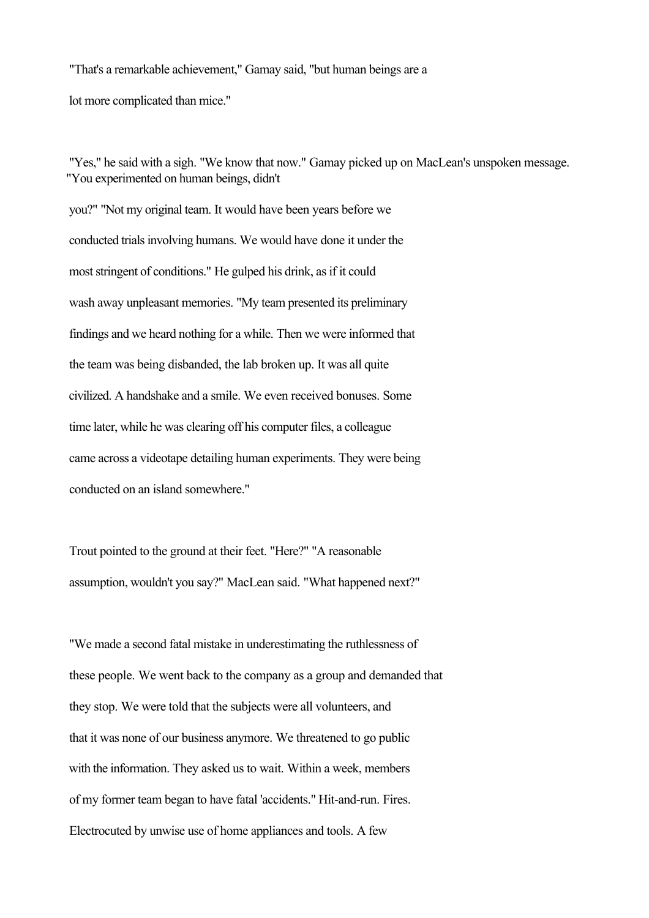"That's a remarkable achievement," Gamay said, "but human beings are a lot more complicated than mice."

"Yes," he said with a sigh. "We know that now." Gamay picked up on MacLean's unspoken message. "You experimented on human beings, didn't you?" "Not my original team. It would have been years before we conducted trials involving humans. We would have done it under the most stringent of conditions." He gulped his drink, as if it could wash away unpleasant memories. "My team presented its preliminary findings and we heard nothing for a while. Then we were informed that the team was being disbanded, the lab broken up. It was all quite civilized. A handshake and a smile. We even received bonuses. Some time later, while he was clearing off his computer files, a colleague came across a videotape detailing human experiments. They were being conducted on an island somewhere."

Trout pointed to the ground at their feet. "Here?" "A reasonable assumption, wouldn't you say?" MacLean said. "What happened next?"

"We made a second fatal mistake in underestimating the ruthlessness of these people. We went back to the company as a group and demanded that they stop. We were told that the subjects were all volunteers, and that it was none of our business anymore. We threatened to go public with the information. They asked us to wait. Within a week, members of my former team began to have fatal 'accidents." Hit-and-run. Fires. Electrocuted by unwise use of home appliances and tools. A few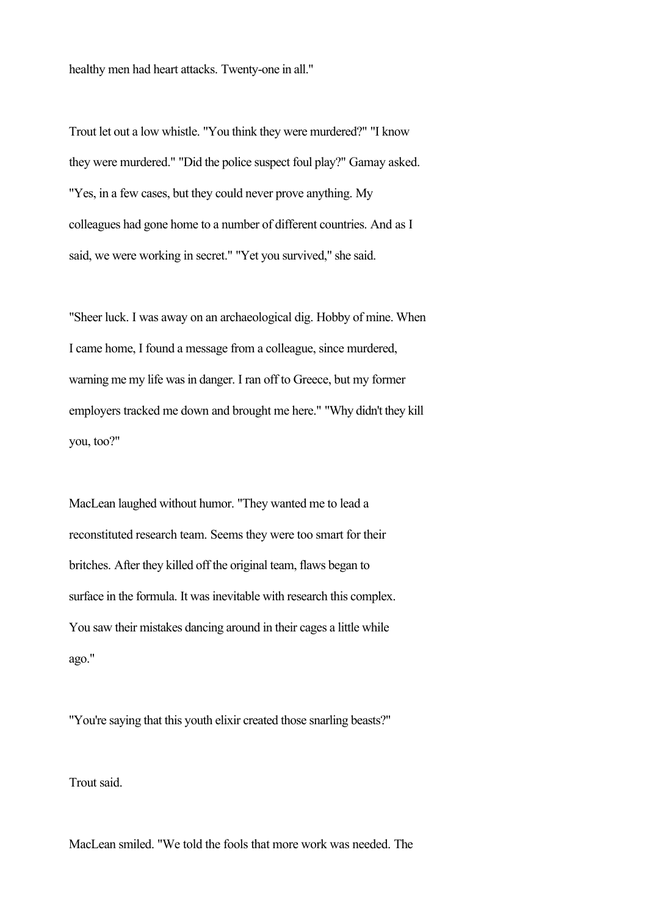healthy men had heart attacks. Twenty-one in all."

Trout let out a low whistle. "You think they were murdered?" "I know they were murdered." "Did the police suspect foul play?" Gamay asked. "Yes, in a few cases, but they could never prove anything. My colleagues had gone home to a number of different countries. And as I said, we were working in secret." "Yet you survived," she said.

"Sheer luck. I was away on an archaeological dig. Hobby of mine. When I came home, I found a message from a colleague, since murdered, warning me my life was in danger. I ran off to Greece, but my former employers tracked me down and brought me here." "Why didn't they kill you, too?"

MacLean laughed without humor. "They wanted me to lead a reconstituted research team. Seems they were too smart for their britches. After they killed off the original team, flaws began to surface in the formula. It was inevitable with research this complex. You saw their mistakes dancing around in their cages a little while ago."

"You're saying that this youth elixir created those snarling beasts?"

Trout said.

MacLean smiled. "We told the fools that more work was needed. The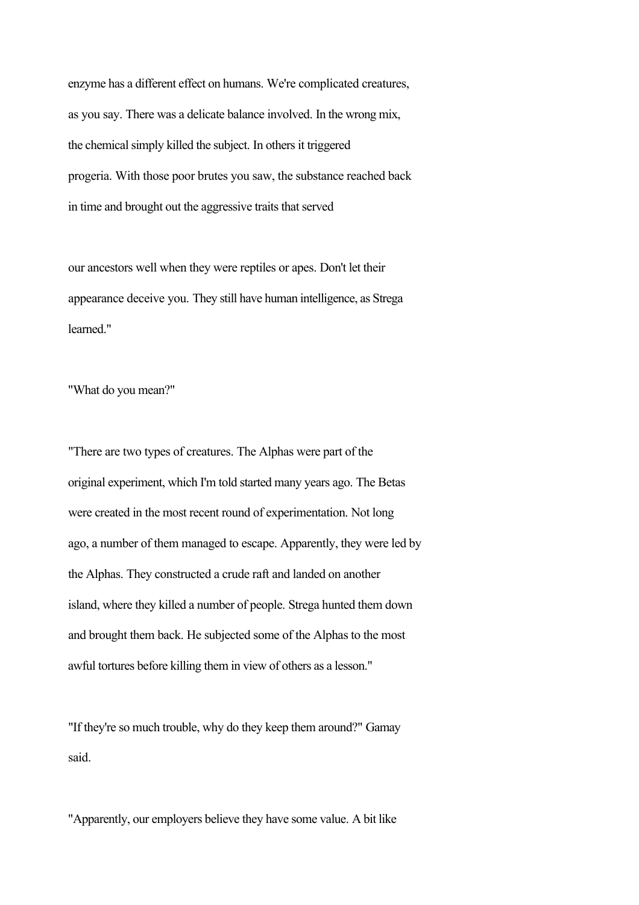enzyme has a different effect on humans. We're complicated creatures, as you say. There was a delicate balance involved. In the wrong mix, the chemical simply killed the subject. In others it triggered progeria. With those poor brutes you saw, the substance reached back in time and brought out the aggressive traits that served

our ancestors well when they were reptiles or apes. Don't let their appearance deceive you. They still have human intelligence, as Strega learned."

"What do you mean?"

"There are two types of creatures. The Alphas were part of the original experiment, which I'm told started many years ago. The Betas were created in the most recent round of experimentation. Not long ago, a number of them managed to escape. Apparently, they were led by the Alphas. They constructed a crude raft and landed on another island, where they killed a number of people. Strega hunted them down and brought them back. He subjected some of the Alphas to the most awful tortures before killing them in view of others as a lesson."

"If they're so much trouble, why do they keep them around?" Gamay said.

"Apparently, our employers believe they have some value. A bit like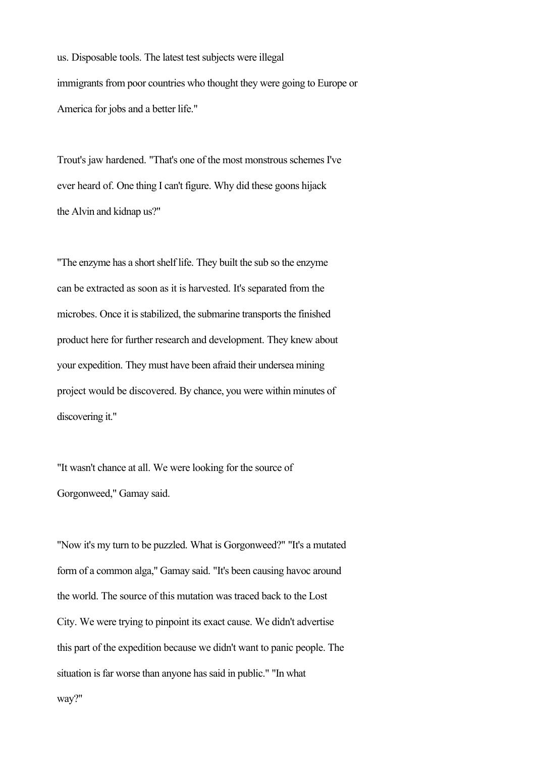us. Disposable tools. The latest test subjects were illegal immigrants from poor countries who thought they were going to Europe or America for jobs and a better life."

Trout's jaw hardened. "That's one of the most monstrous schemes I've ever heard of. One thing I can't figure. Why did these goons hijack the Alvin and kidnap us?"

"The enzyme has a short shelf life. They built the sub so the enzyme can be extracted as soon as it is harvested. It's separated from the microbes. Once it is stabilized, the submarine transports the finished product here for further research and development. They knew about your expedition. They must have been afraid their undersea mining project would be discovered. By chance, you were within minutes of discovering it."

"It wasn't chance at all. We were looking for the source of Gorgonweed," Gamay said.

"Now it's my turn to be puzzled. What is Gorgonweed?" "It's a mutated form of a common alga," Gamay said. "It's been causing havoc around the world. The source of this mutation was traced back to the Lost City. We were trying to pinpoint its exact cause. We didn't advertise this part of the expedition because we didn't want to panic people. The situation is far worse than anyone has said in public." "In what way?"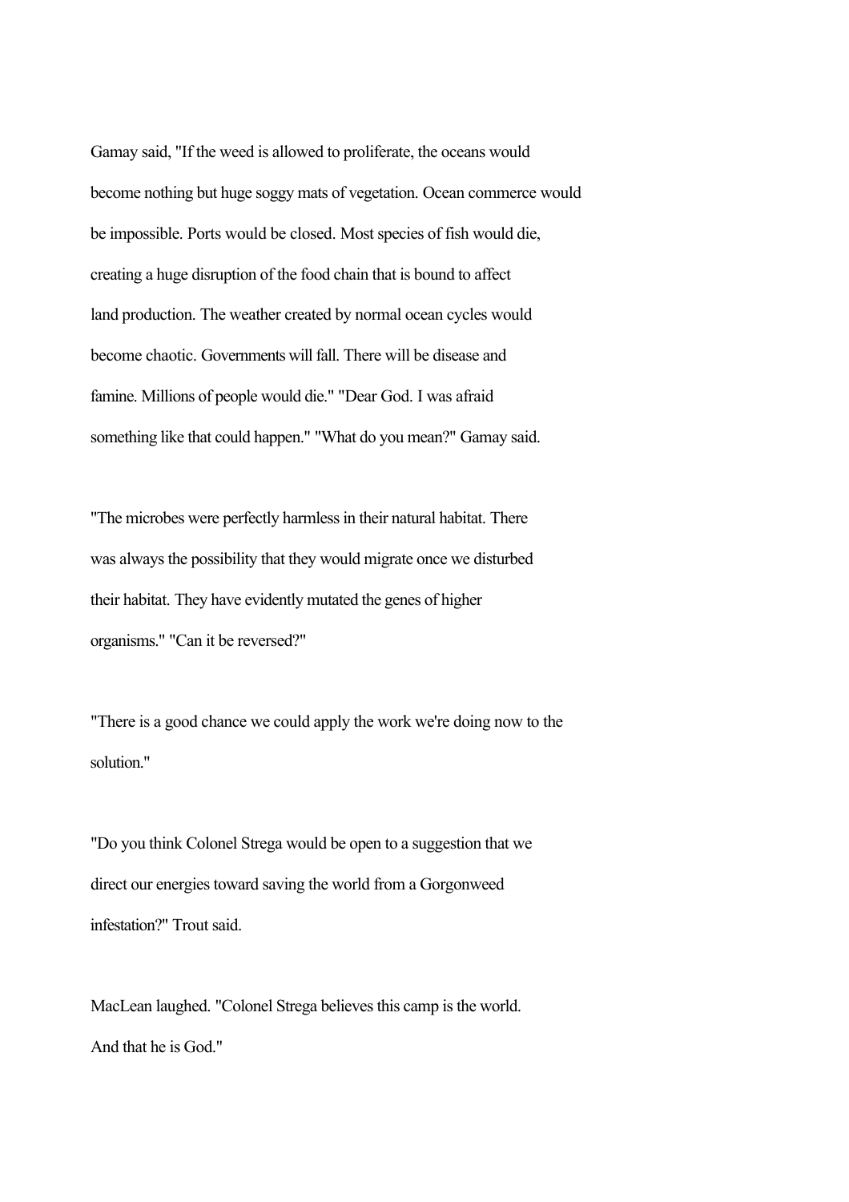Gamay said, "If the weed is allowed to proliferate, the oceans would become nothing but huge soggy mats of vegetation. Ocean commerce would be impossible. Ports would be closed. Most species of fish would die, creating a huge disruption of the food chain that is bound to affect land production. The weather created by normal ocean cycles would become chaotic. Governments will fall. There will be disease and famine. Millions of people would die." "Dear God. I was afraid something like that could happen." "What do you mean?" Gamay said.

"The microbes were perfectly harmless in their natural habitat. There was always the possibility that they would migrate once we disturbed their habitat. They have evidently mutated the genes of higher organisms." "Can it be reversed?"

"There is a good chance we could apply the work we're doing now to the solution."

"Do you think Colonel Strega would be open to a suggestion that we direct our energies toward saving the world from a Gorgonweed infestation?" Trout said.

MacLean laughed. "Colonel Strega believes this camp is the world. And that he is God."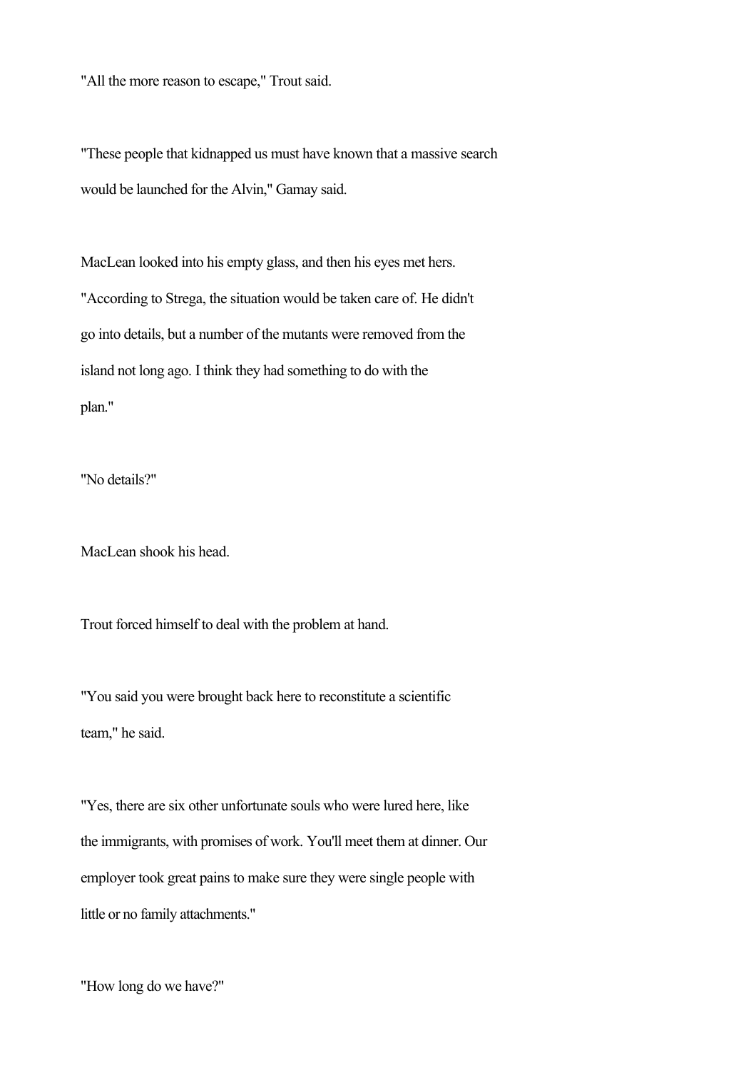"All the more reason to escape," Trout said.

"These people that kidnapped us must have known that a massive search would be launched for the Alvin," Gamay said.

MacLean looked into his empty glass, and then his eyes met hers. "According to Strega, the situation would be taken care of. He didn't go into details, but a number of the mutants were removed from the island not long ago. I think they had something to do with the plan."

"No details?"

MacLean shook his head.

Trout forced himself to deal with the problem at hand.

"You said you were brought back here to reconstitute a scientific team," he said.

"Yes, there are six other unfortunate souls who were lured here, like the immigrants, with promises of work. You'll meet them at dinner. Our employer took great pains to make sure they were single people with little or no family attachments."

"How long do we have?"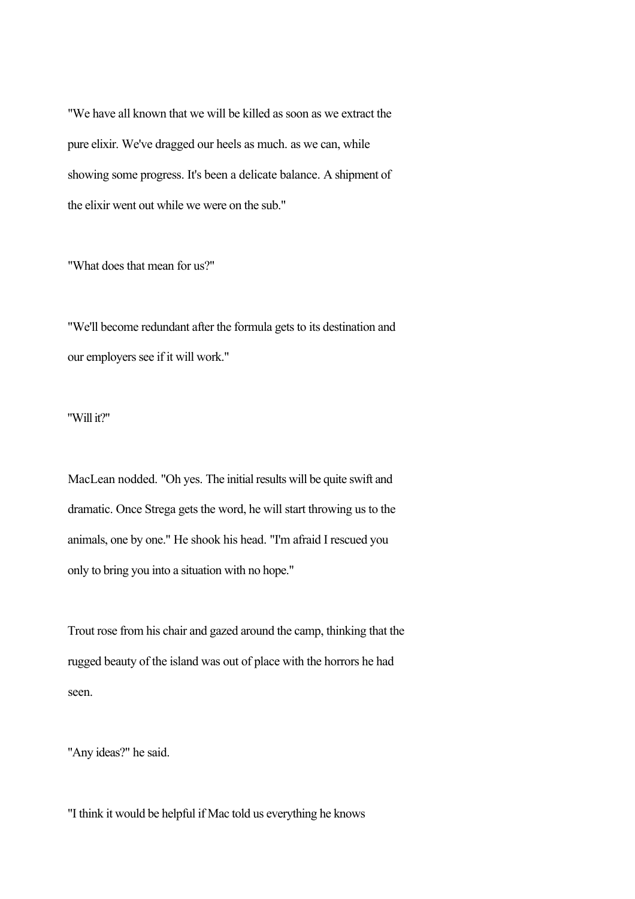"We have all known that we will be killed as soon as we extract the pure elixir. We've dragged our heels as much. as we can, while showing some progress. It's been a delicate balance. A shipment of the elixir went out while we were on the sub."

"What does that mean for us?"

"We'll become redundant after the formula gets to its destination and our employers see if it will work."

"Will it?"

MacLean nodded. "Oh yes. The initial results will be quite swift and dramatic. Once Strega gets the word, he will start throwing us to the animals, one by one." He shook his head. "I'm afraid I rescued you only to bring you into a situation with no hope."

Trout rose from his chair and gazed around the camp, thinking that the rugged beauty of the island was out of place with the horrors he had seen.

"Any ideas?" he said.

"I think it would be helpful if Mac told us everything he knows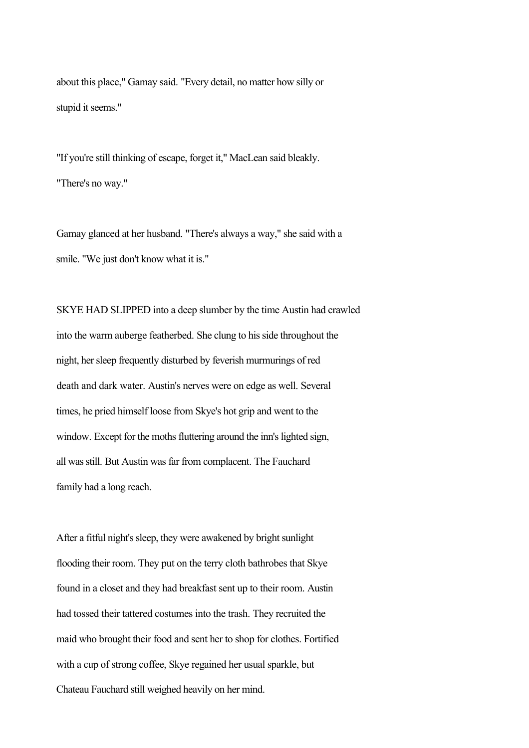about this place," Gamay said. "Every detail, no matter how silly or stupid it seems."

"If you're still thinking of escape, forget it," MacLean said bleakly. "There's no way."

Gamay glanced at her husband. "There's always a way," she said with a smile. "We just don't know what it is."

SKYE HAD SLIPPED into a deep slumber by the time Austin had crawled into the warm auberge featherbed. She clung to his side throughout the night, her sleep frequently disturbed by feverish murmurings of red death and dark water. Austin's nerves were on edge as well. Several times, he pried himself loose from Skye's hot grip and went to the window. Except for the moths fluttering around the inn's lighted sign, all was still. But Austin was far from complacent. The Fauchard family had a long reach.

After a fitful night's sleep, they were awakened by bright sunlight flooding their room. They put on the terry cloth bathrobes that Skye found in a closet and they had breakfast sent up to their room. Austin had tossed their tattered costumes into the trash. They recruited the maid who brought their food and sent her to shop for clothes. Fortified with a cup of strong coffee, Skye regained her usual sparkle, but Chateau Fauchard still weighed heavily on her mind.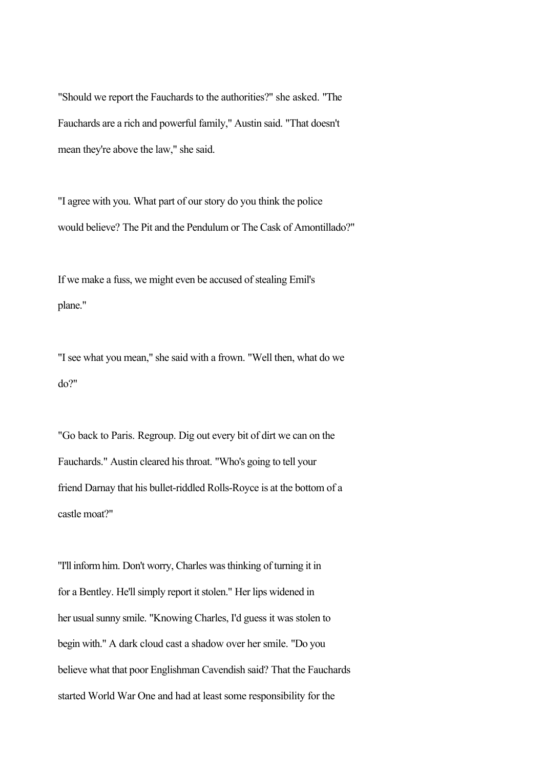"Should we report the Fauchards to the authorities?" she asked. "The Fauchards are a rich and powerful family," Austin said. "That doesn't mean they're above the law," she said.

"I agree with you. What part of our story do you think the police would believe? The Pit and the Pendulum or The Cask of Amontillado?"

If we make a fuss, we might even be accused of stealing Emil's plane."

"I see what you mean," she said with a frown. "Well then, what do we do?"

"Go back to Paris. Regroup. Dig out every bit of dirt we can on the Fauchards." Austin cleared his throat. "Who's going to tell your friend Darnay that his bullet-riddled Rolls-Royce is at the bottom of a castle moat?"

"I'll inform him. Don't worry, Charles was thinking of turning it in for a Bentley. He'll simply report it stolen." Her lips widened in her usual sunny smile. "Knowing Charles, I'd guess it was stolen to begin with." A dark cloud cast a shadow over her smile. "Do you believe what that poor Englishman Cavendish said? That the Fauchards started World War One and had at least some responsibility for the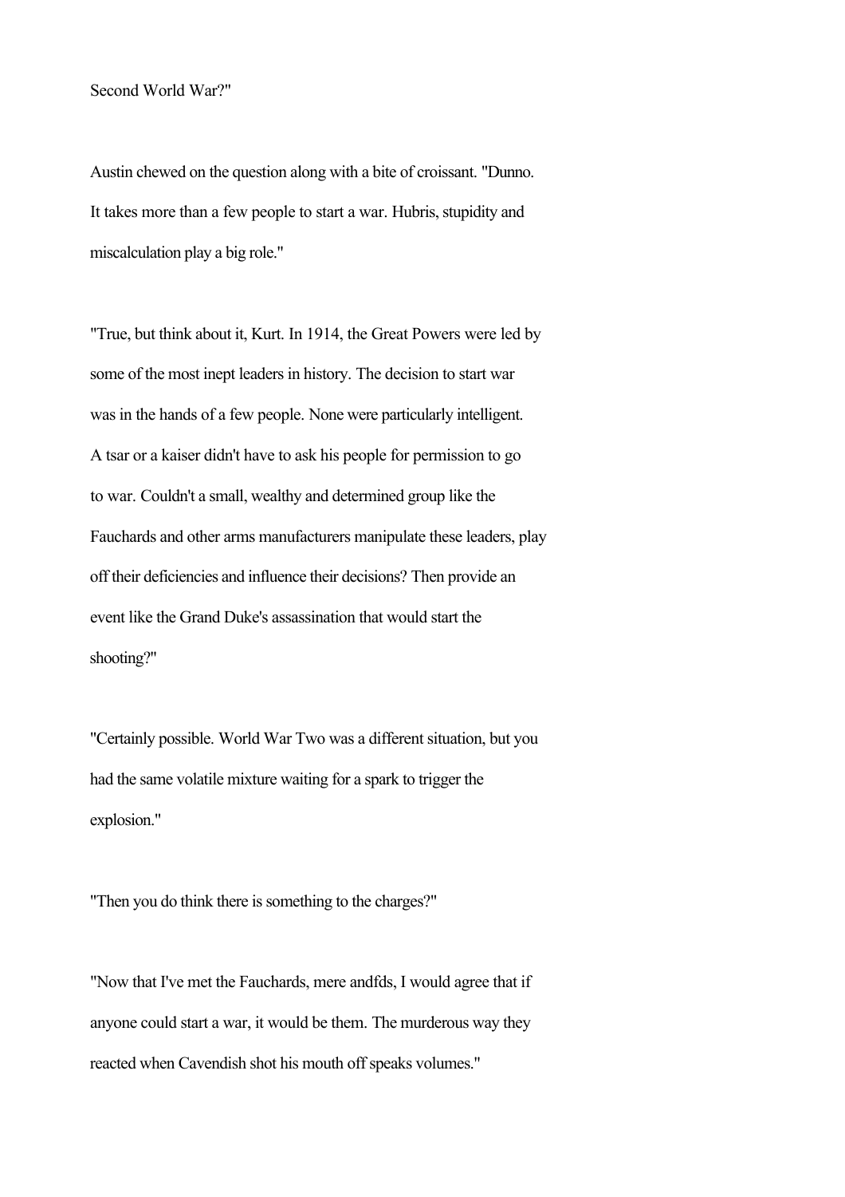Second World War?"

Austin chewed on the question along with a bite of croissant. "Dunno. It takes more than a few people to start a war. Hubris, stupidity and miscalculation play a big role."

"True, but think about it, Kurt. In 1914, the Great Powers were led by some of the most inept leaders in history. The decision to start war was in the hands of a few people. None were particularly intelligent. A tsar or a kaiser didn't have to ask his people for permission to go to war. Couldn't a small, wealthy and determined group like the Fauchards and other arms manufacturers manipulate these leaders, play off their deficiencies and influence their decisions? Then provide an event like the Grand Duke's assassination that would start the shooting?"

"Certainly possible. World War Two was a different situation, but you had the same volatile mixture waiting for a spark to trigger the explosion."

"Then you do think there is something to the charges?"

"Now that I've met the Fauchards, mere andfds, I would agree that if anyone could start a war, it would be them. The murderous way they reacted when Cavendish shot his mouth off speaks volumes."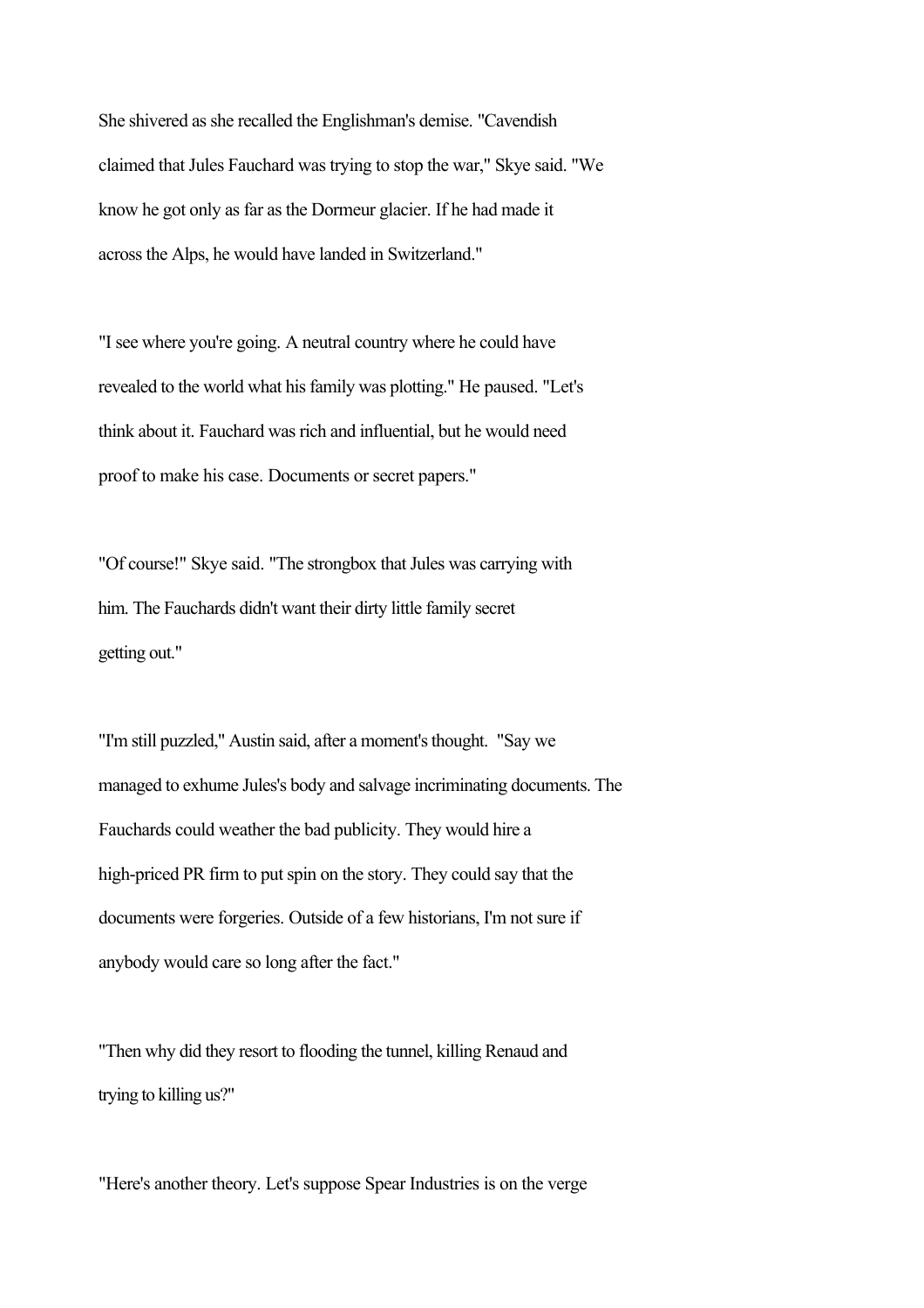She shivered as she recalled the Englishman's demise. "Cavendish claimed that Jules Fauchard was trying to stop the war," Skye said. "We know he got only as far as the Dormeur glacier. If he had made it across the Alps, he would have landed in Switzerland."

"I see where you're going. A neutral country where he could have revealed to the world what his family was plotting." He paused. "Let's think about it. Fauchard was rich and influential, but he would need proof to make his case. Documents or secret papers."

"Of course!" Skye said. "The strongbox that Jules was carrying with him. The Fauchards didn't want their dirty little family secret getting out."

"I'm still puzzled," Austin said, after a moment's thought. "Say we managed to exhume Jules's body and salvage incriminating documents. The Fauchards could weather the bad publicity. They would hire a high-priced PR firm to put spin on the story. They could say that the documents were forgeries. Outside of a few historians, I'm not sure if anybody would care so long after the fact."

"Then why did they resort to flooding the tunnel, killing Renaud and trying to killing us?"

"Here's another theory. Let's suppose Spear Industries is on the verge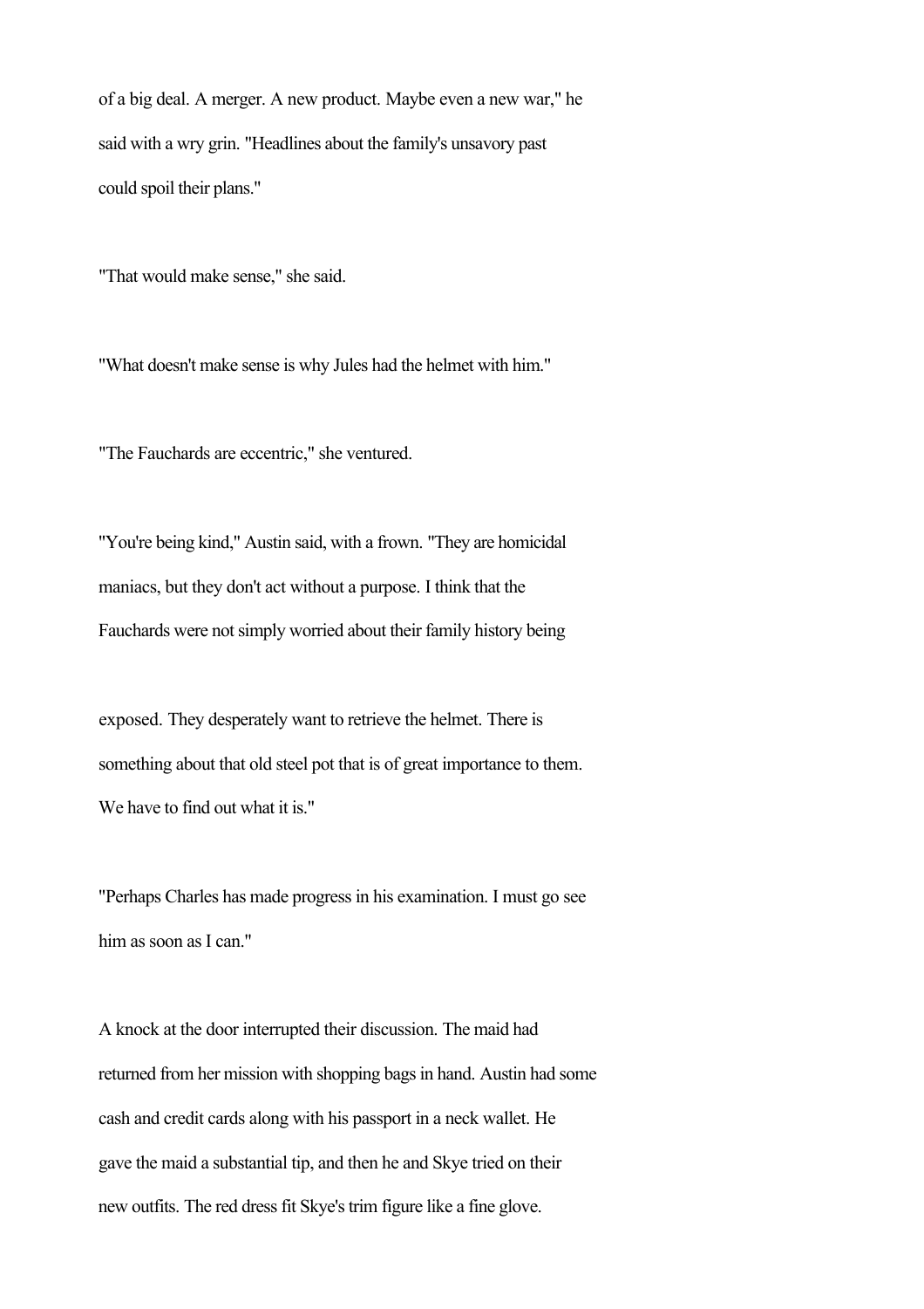of a big deal. A merger. A new product. Maybe even a new war," he said with a wry grin. "Headlines about the family's unsavory past could spoil their plans."

"That would make sense," she said.

"What doesn't make sense is why Jules had the helmet with him."

"The Fauchards are eccentric," she ventured.

"You're being kind," Austin said, with a frown. "They are homicidal maniacs, but they don't act without a purpose. I think that the Fauchards were not simply worried about their family history being exposed. They desperately want to retrieve the helmet. There is something about that old steel pot that is of great importance to them. We have to find out what it is."

"Perhaps Charles has made progress in his examination. I must go see him as soon as I can."

A knock at the door interrupted their discussion. The maid had returned from her mission with shopping bags in hand. Austin had some cash and credit cards along with his passport in a neck wallet. He gave the maid a substantial tip, and then he and Skye tried on their new outfits. The red dress fit Skye's trim figure like a fine glove.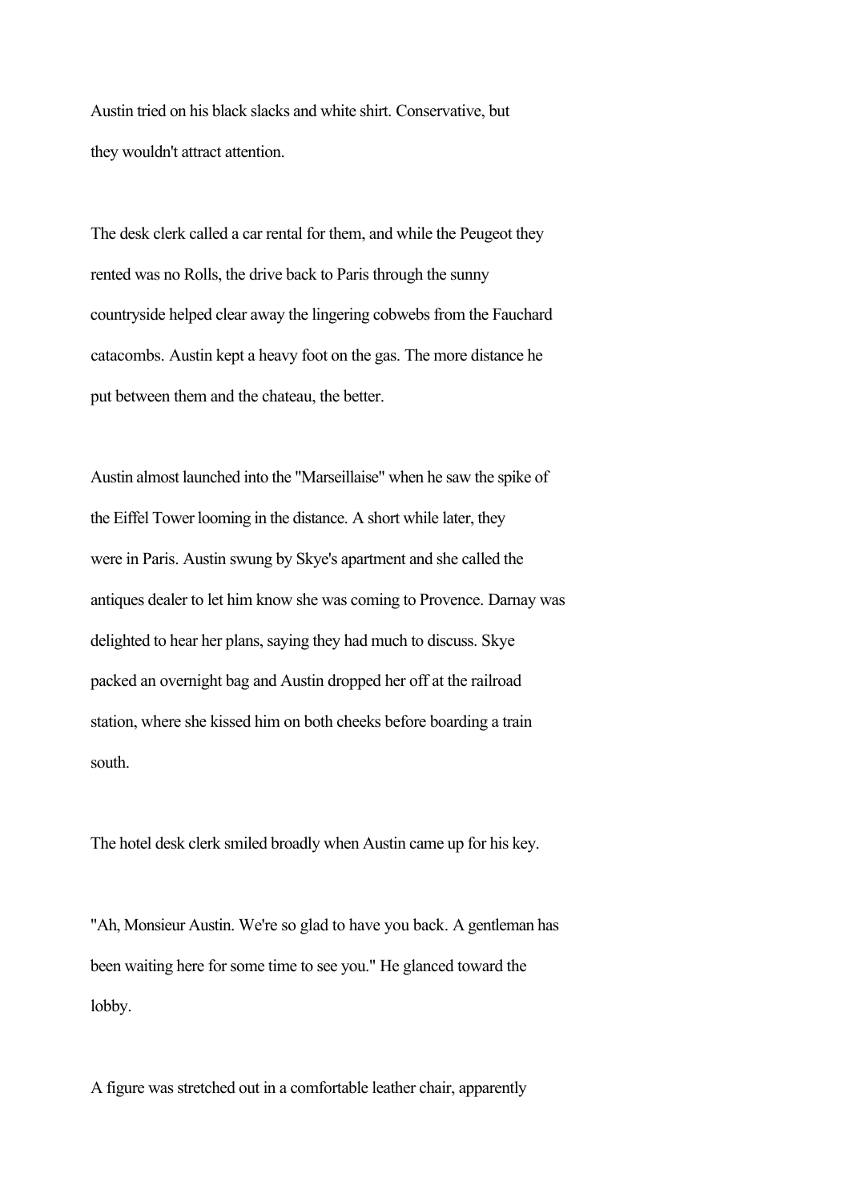Austin tried on his black slacks and white shirt. Conservative, but they wouldn't attract attention.

The desk clerk called a car rental for them, and while the Peugeot they rented was no Rolls, the drive back to Paris through the sunny countryside helped clear away the lingering cobwebs from the Fauchard catacombs. Austin kept a heavy foot on the gas. The more distance he put between them and the chateau, the better.

Austin almost launched into the "Marseillaise" when he saw the spike of the Eiffel Tower looming in the distance. A short while later, they were in Paris. Austin swung by Skye's apartment and she called the antiques dealer to let him know she was coming to Provence. Darnay was delighted to hear her plans, saying they had much to discuss. Skye packed an overnight bag and Austin dropped her off at the railroad station, where she kissed him on both cheeks before boarding a train south.

The hotel desk clerk smiled broadly when Austin came up for his key.

"Ah, Monsieur Austin. We're so glad to have you back. A gentleman has been waiting here for some time to see you." He glanced toward the lobby.

A figure was stretched out in a comfortable leather chair, apparently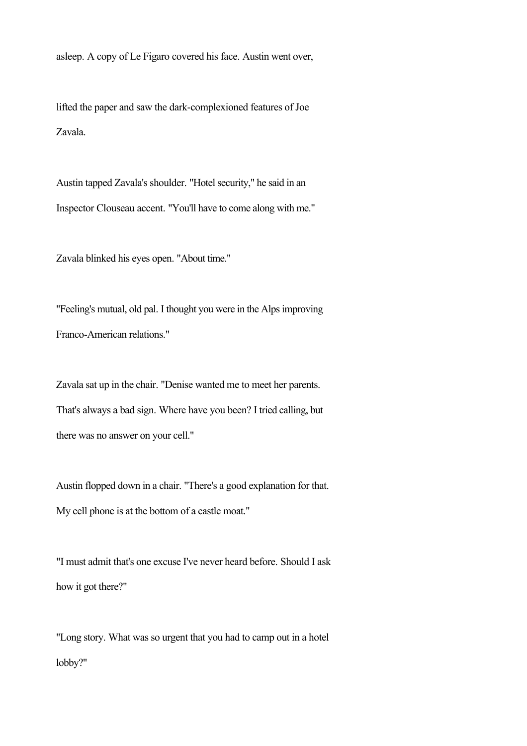asleep. A copy of Le Figaro covered his face. Austin went over, lifted the paper and saw the dark-complexioned features of Joe Zavala.

Austin tapped Zavala's shoulder. "Hotel security," he said in an Inspector Clouseau accent. "You'll have to come along with me."

Zavala blinked his eyes open. "About time."

"Feeling's mutual, old pal. I thought you were in the Alps improving Franco-American relations."

Zavala sat up in the chair. "Denise wanted me to meet her parents. That's always a bad sign. Where have you been? I tried calling, but there was no answer on your cell."

Austin flopped down in a chair. "There's a good explanation for that. My cell phone is at the bottom of a castle moat."

"I must admit that's one excuse I've never heard before. Should I ask how it got there?"

"Long story. What was so urgent that you had to camp out in a hotel lobby?"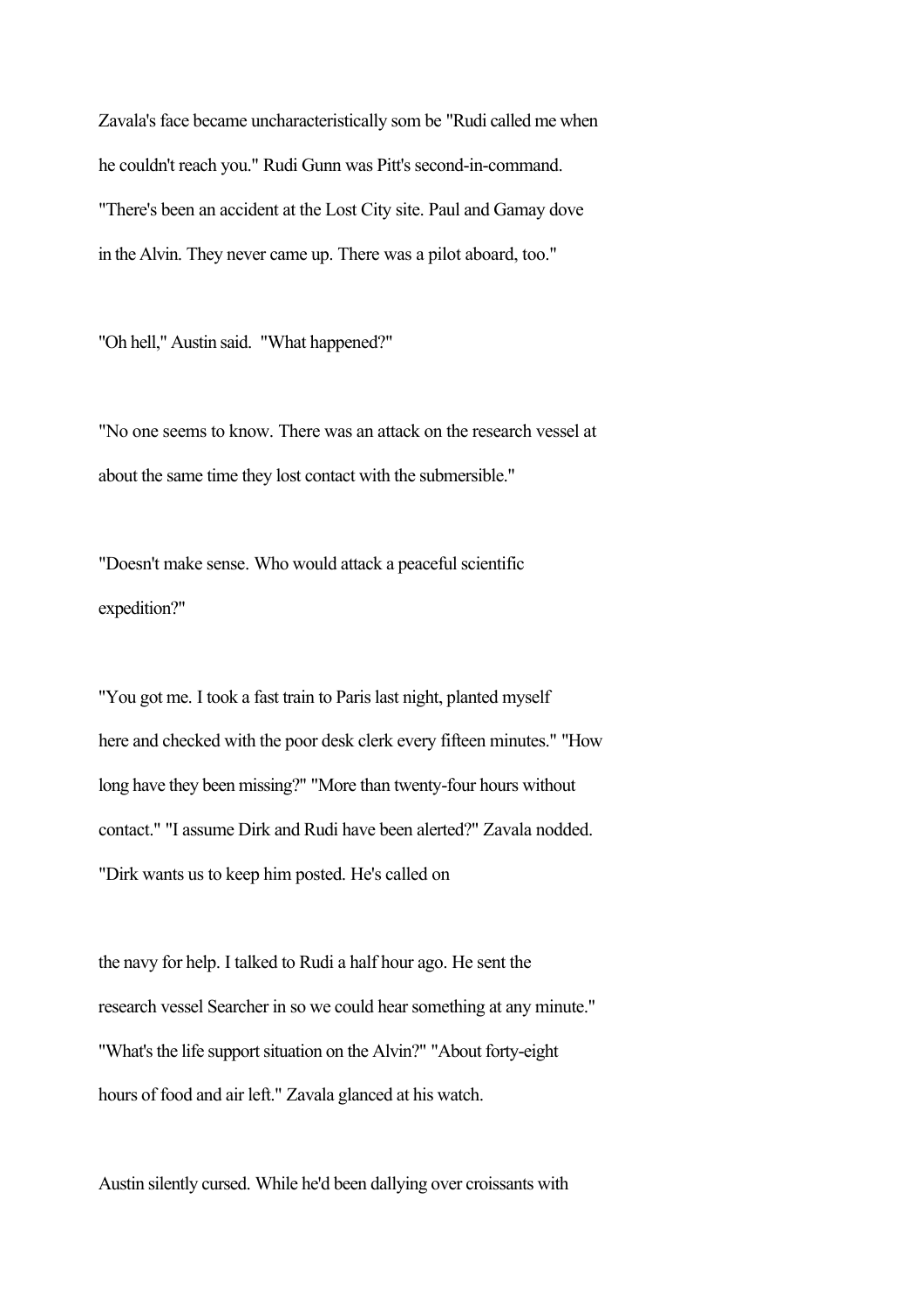Zavala's face became uncharacteristically som be "Rudi called me when he couldn't reach you." Rudi Gunn was Pitt's second-in-command. "There's been an accident at the Lost City site. Paul and Gamay dove in the Alvin. They never came up. There was a pilot aboard, too."

"Oh hell," Austin said. "What happened?"

"No one seems to know. There was an attack on the research vessel at about the same time they lost contact with the submersible."

"Doesn't make sense. Who would attack a peaceful scientific expedition?"

"You got me. I took a fast train to Paris last night, planted myself here and checked with the poor desk clerk every fifteen minutes." "How long have they been missing?" "More than twenty-four hours without contact." "I assume Dirk and Rudi have been alerted?" Zavala nodded. "Dirk wants us to keep him posted. He's called on

the navy for help. I talked to Rudi a half hour ago. He sent the research vessel Searcher in so we could hear something at any minute." "What's the life support situation on the Alvin?" "About forty-eight hours of food and air left." Zavala glanced at his watch.

Austin silently cursed. While he'd been dallying over croissants with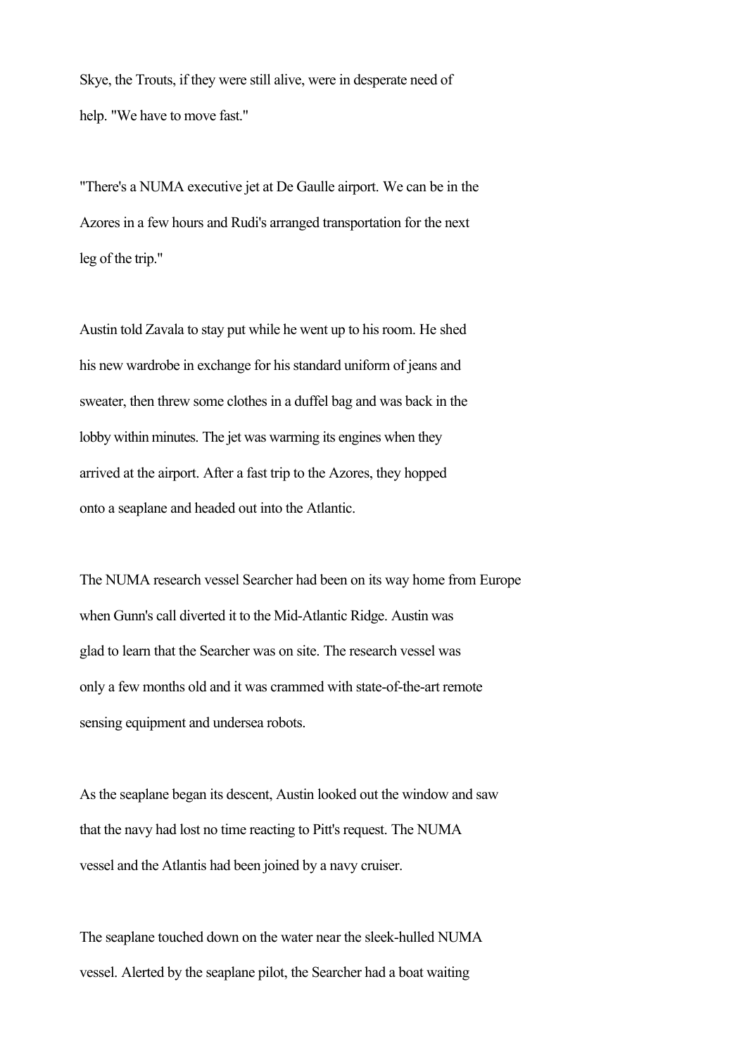Skye, the Trouts, if they were still alive, were in desperate need of help. "We have to move fast."

"There's a NUMA executive jet at De Gaulle airport. We can be in the Azores in a few hours and Rudi's arranged transportation for the next leg of the trip."

Austin told Zavala to stay put while he went up to his room. He shed his new wardrobe in exchange for his standard uniform of jeans and sweater, then threw some clothes in a duffel bag and was back in the lobby within minutes. The jet was warming its engines when they arrived at the airport. After a fast trip to the Azores, they hopped onto a seaplane and headed out into the Atlantic.

The NUMA research vessel Searcher had been on its way home from Europe when Gunn's call diverted it to the Mid-Atlantic Ridge. Austin was glad to learn that the Searcher was on site. The research vessel was only a few months old and it was crammed with state-of-the-art remote sensing equipment and undersea robots.

As the seaplane began its descent, Austin looked out the window and saw that the navy had lost no time reacting to Pitt's request. The NUMA vessel and the Atlantis had been joined by a navy cruiser.

The seaplane touched down on the water near the sleek-hulled NUMA vessel. Alerted by the seaplane pilot, the Searcher had a boat waiting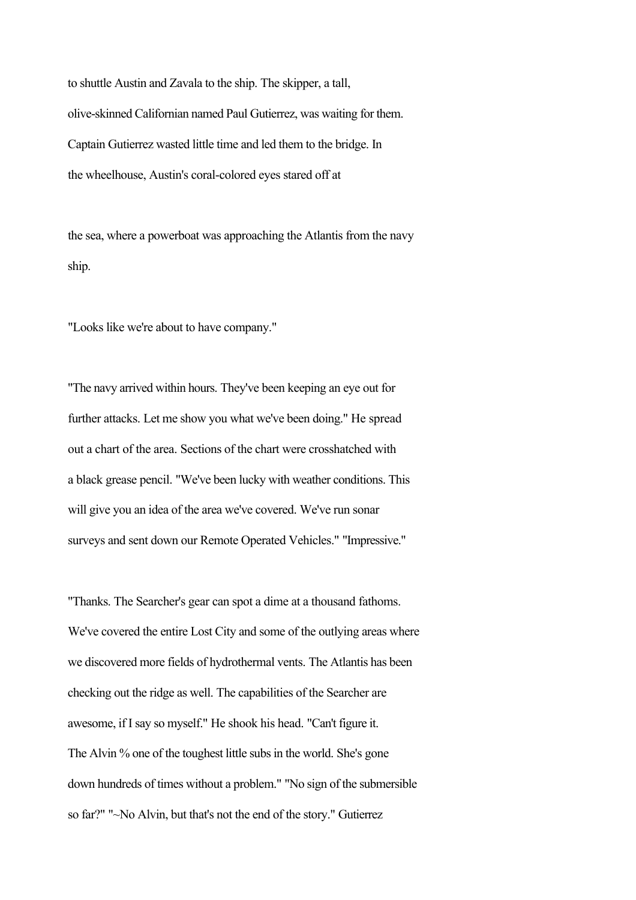to shuttle Austin and Zavala to the ship. The skipper, a tall, olive-skinned Californian named Paul Gutierrez, was waiting for them. Captain Gutierrez wasted little time and led them to the bridge. In the wheelhouse, Austin's coral-colored eyes stared off at

the sea, where a powerboat was approaching the Atlantis from the navy ship.

"Looks like we're about to have company."

"The navy arrived within hours. They've been keeping an eye out for further attacks. Let me show you what we've been doing." He spread out a chart of the area. Sections of the chart were crosshatched with a black grease pencil. "We've been lucky with weather conditions. This will give you an idea of the area we've covered. We've run sonar surveys and sent down our Remote Operated Vehicles." "Impressive."

"Thanks. The Searcher's gear can spot a dime at a thousand fathoms. We've covered the entire Lost City and some of the outlying areas where we discovered more fields of hydrothermal vents. The Atlantis has been checking out the ridge as well. The capabilities of the Searcher are awesome, if I say so myself." He shook his head. "Can't figure it. The Alvin % one of the toughest little subs in the world. She's gone down hundreds of times without a problem." "No sign of the submersible so far?" "~No Alvin, but that's not the end of the story." Gutierrez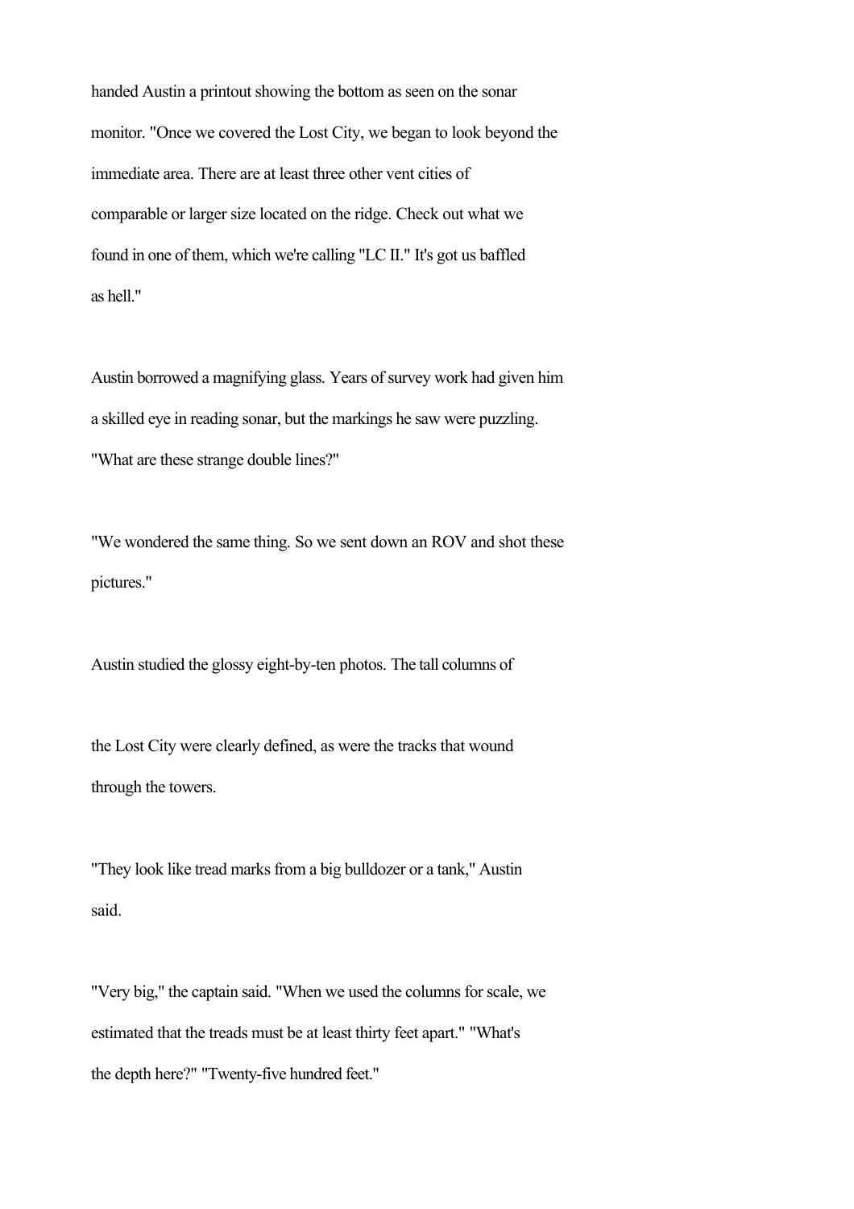handed Austin a printout showing the bottom as seen on the sonar monitor. "Once we covered the Lost City, we began to look beyond the immediate area. There are at least three other vent cities of comparable or larger size located on the ridge. Check out what we found in one of them, which we're calling "LC II." It's got us baffled as hell."

Austin borrowed a magnifying glass. Years of survey work had given him a skilled eye in reading sonar, but the markings he saw were puzzling. "What are these strange double lines?"

"We wondered the same thing. So we sent down an ROV and shot these pictures."

Austin studied the glossy eight-by-ten photos. The tall columns of

the Lost City were clearly defined, as were the tracks that wound through the towers.

"They look like tread marks from a big bulldozer or a tank," Austin said.

"Very big," the captain said. "When we used the columns for scale, we estimated that the treads must be at least thirty feet apart." "What's the depth here?" "Twenty-five hundred feet."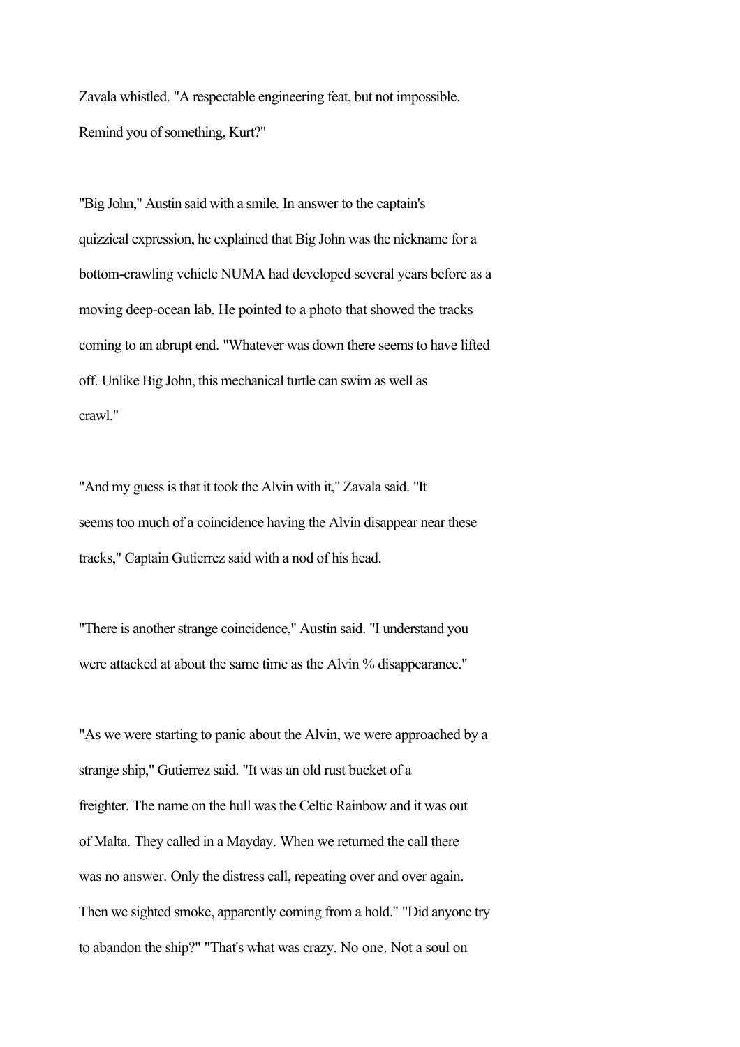Zavala whistled. "A respectable engineering feat, but not impossible. Remind you of something, Kurt?"

"Big John," Austin said with a smile. In answer to the captain's quizzical expression, he explained that Big John was the nickname for a bottom-crawling vehicle NUMA had developed several years before as a moving deep-ocean lab. He pointed to a photo that showed the tracks coming to an abrupt end. "Whatever was down there seems to have lifted off. Unlike Big John, this mechanical turtle can swim as well as crawl."

"And my guess is that it took the Alvin with it," Zavala said. "It seems too much of a coincidence having the Alvin disappear near these tracks," Captain Gutierrez said with a nod of his head.

"There is another strange coincidence," Austin said. "I understand you were attacked at about the same time as the Alvin % disappearance."

"As we were starting to panic about the Alvin, we were approached by a strange ship," Gutierrez said. "It was an old rust bucket of a freighter. The name on the hull was the Celtic Rainbow and it was out of Malta. They called in a Mayday. When we returned the call there was no answer. Only the distress call, repeating over and over again. Then we sighted smoke, apparently coming from a hold." "Did anyone try to abandon the ship?" "That's what was crazy. No one. Not a soul on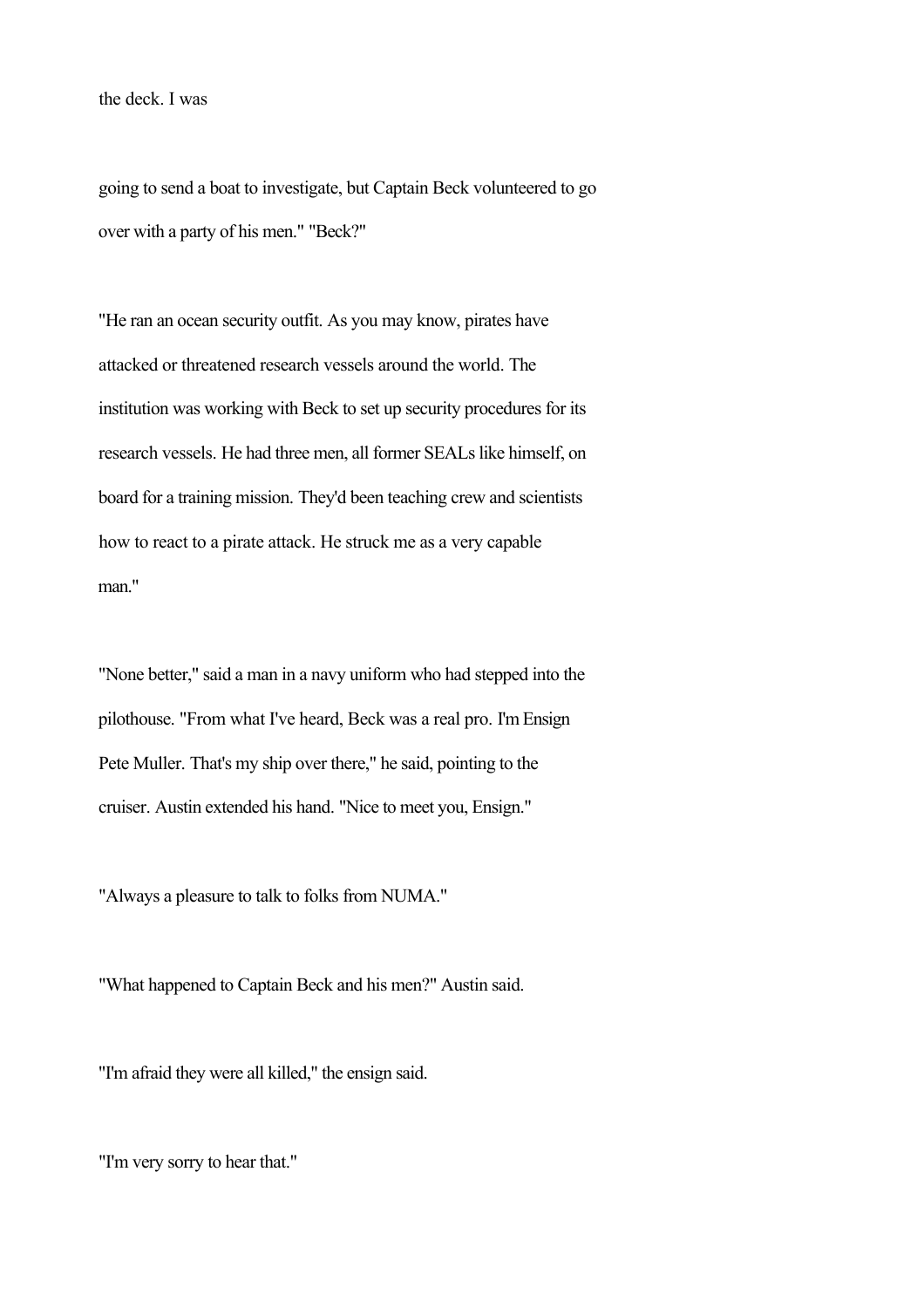the deck. I was

going to send a boat to investigate, but Captain Beck volunteered to go over with a party of his men." "Beck?"

"He ran an ocean security outfit. As you may know, pirates have attacked or threatened research vessels around the world. The institution was working with Beck to set up security procedures for its research vessels. He had three men, all former SEALs like himself, on board for a training mission. They'd been teaching crew and scientists how to react to a pirate attack. He struck me as a very capable man."

"None better," said a man in a navy uniform who had stepped into the pilothouse. "From what I've heard, Beck was a real pro. I'm Ensign Pete Muller. That's my ship over there," he said, pointing to the cruiser. Austin extended his hand. "Nice to meet you, Ensign."

"Always a pleasure to talk to folks from NUMA."

"What happened to Captain Beck and his men?" Austin said.

"I'm afraid they were all killed," the ensign said.

"I'm very sorry to hear that."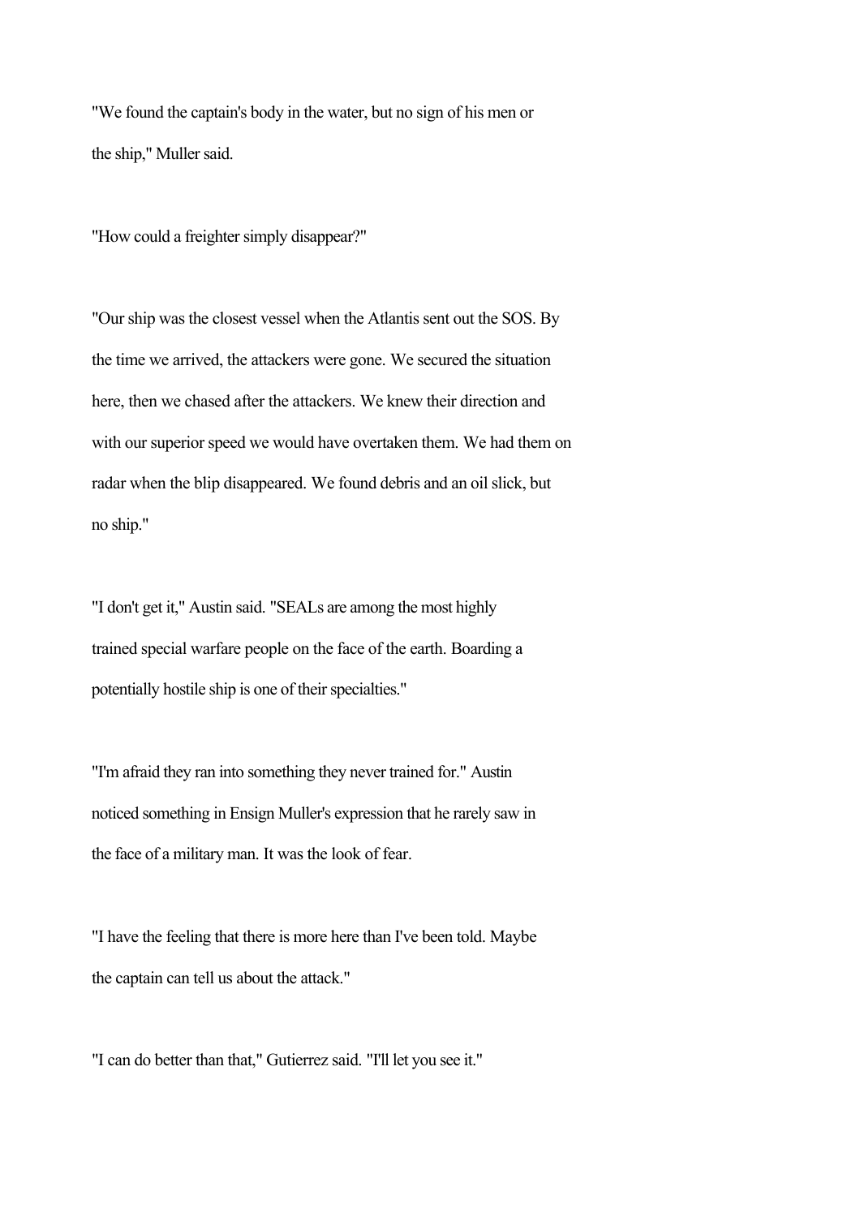"We found the captain's body in the water, but no sign of his men or the ship," Muller said.

"How could a freighter simply disappear?"

"Our ship was the closest vessel when the Atlantis sent out the SOS. By the time we arrived, the attackers were gone. We secured the situation here, then we chased after the attackers. We knew their direction and with our superior speed we would have overtaken them. We had them on radar when the blip disappeared. We found debris and an oil slick, but no ship."

"I don't get it," Austin said. "SEALs are among the most highly trained special warfare people on the face of the earth. Boarding a potentially hostile ship is one of their specialties."

"I'm afraid they ran into something they never trained for." Austin noticed something in Ensign Muller's expression that he rarely saw in the face of a military man. It was the look of fear.

"I have the feeling that there is more here than I've been told. Maybe the captain can tell us about the attack."

"I can do better than that," Gutierrez said. "I'll let you see it."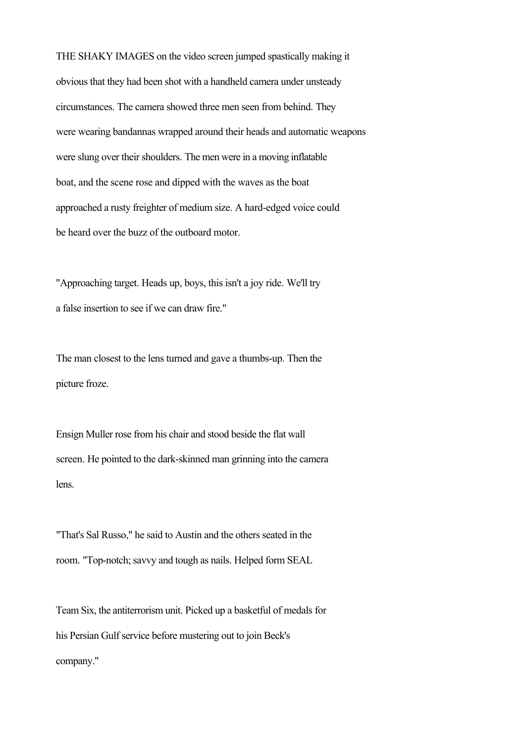THE SHAKY IMAGES on the video screen jumped spastically making it obvious that they had been shot with a handheld camera under unsteady circumstances. The camera showed three men seen from behind. They were wearing bandannas wrapped around their heads and automatic weapons were slung over their shoulders. The men were in a moving inflatable boat, and the scene rose and dipped with the waves as the boat approached a rusty freighter of medium size. A hard-edged voice could be heard over the buzz of the outboard motor.

"Approaching target. Heads up, boys, this isn't a joy ride. We'll try a false insertion to see if we can draw fire."

The man closest to the lens turned and gave a thumbs-up. Then the picture froze.

Ensign Muller rose from his chair and stood beside the flat wall screen. He pointed to the dark-skinned man grinning into the camera lens.

"That's Sal Russo," he said to Austin and the others seated in the room. "Top-notch; savvy and tough as nails. Helped form SEAL Team Six, the antiterrorism unit. Picked up a basketful of medals for his Persian Gulf service before mustering out to join Beck's company."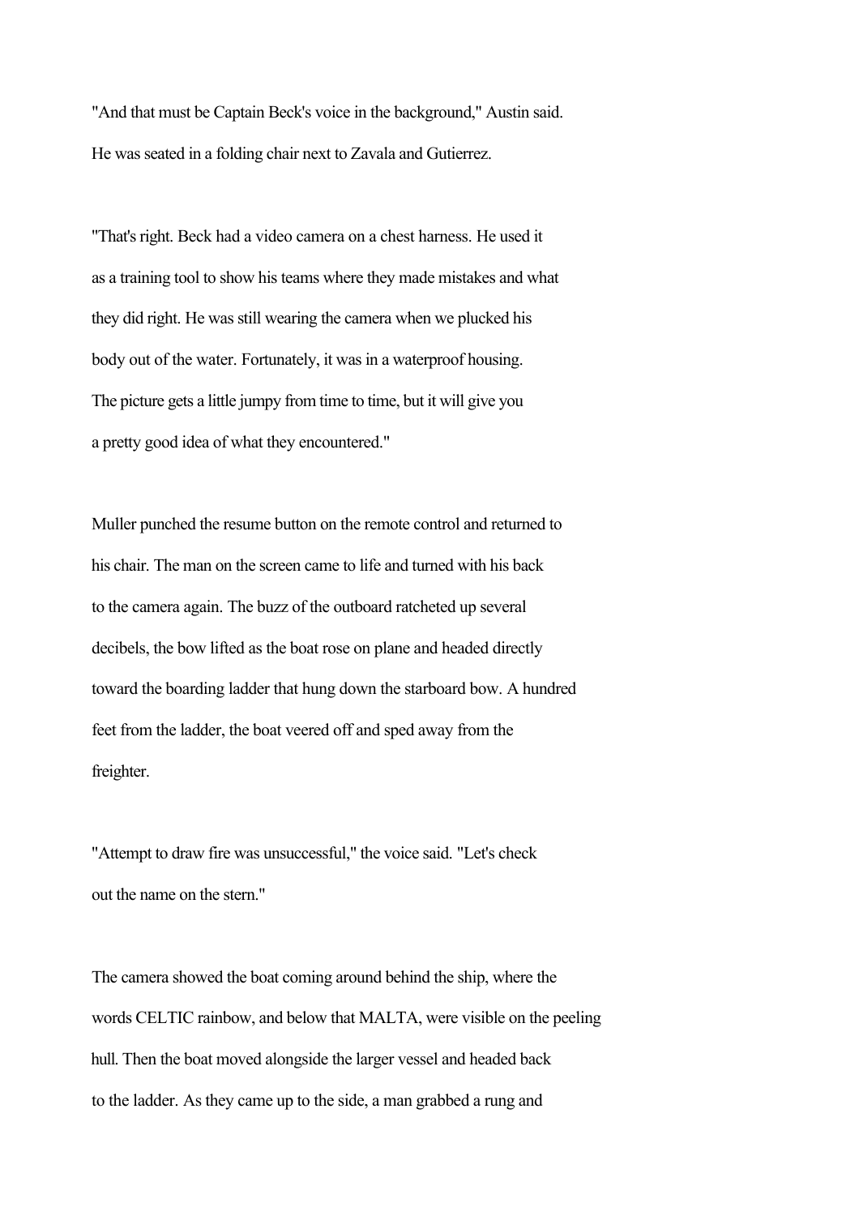"And that must be Captain Beck's voice in the background," Austin said. He was seated in a folding chair next to Zavala and Gutierrez.

"That's right. Beck had a video camera on a chest harness. He used it as a training tool to show his teams where they made mistakes and what they did right. He was still wearing the camera when we plucked his body out of the water. Fortunately, it was in a waterproof housing. The picture gets a little jumpy from time to time, but it will give you a pretty good idea of what they encountered."

Muller punched the resume button on the remote control and returned to his chair. The man on the screen came to life and turned with his back to the camera again. The buzz of the outboard ratcheted up several decibels, the bow lifted as the boat rose on plane and headed directly toward the boarding ladder that hung down the starboard bow. A hundred feet from the ladder, the boat veered off and sped away from the freighter.

"Attempt to draw fire was unsuccessful," the voice said. "Let's check out the name on the stern."

The camera showed the boat coming around behind the ship, where the words CELTIC rainbow, and below that MALTA, were visible on the peeling hull. Then the boat moved alongside the larger vessel and headed back to the ladder. As they came up to the side, a man grabbed a rung and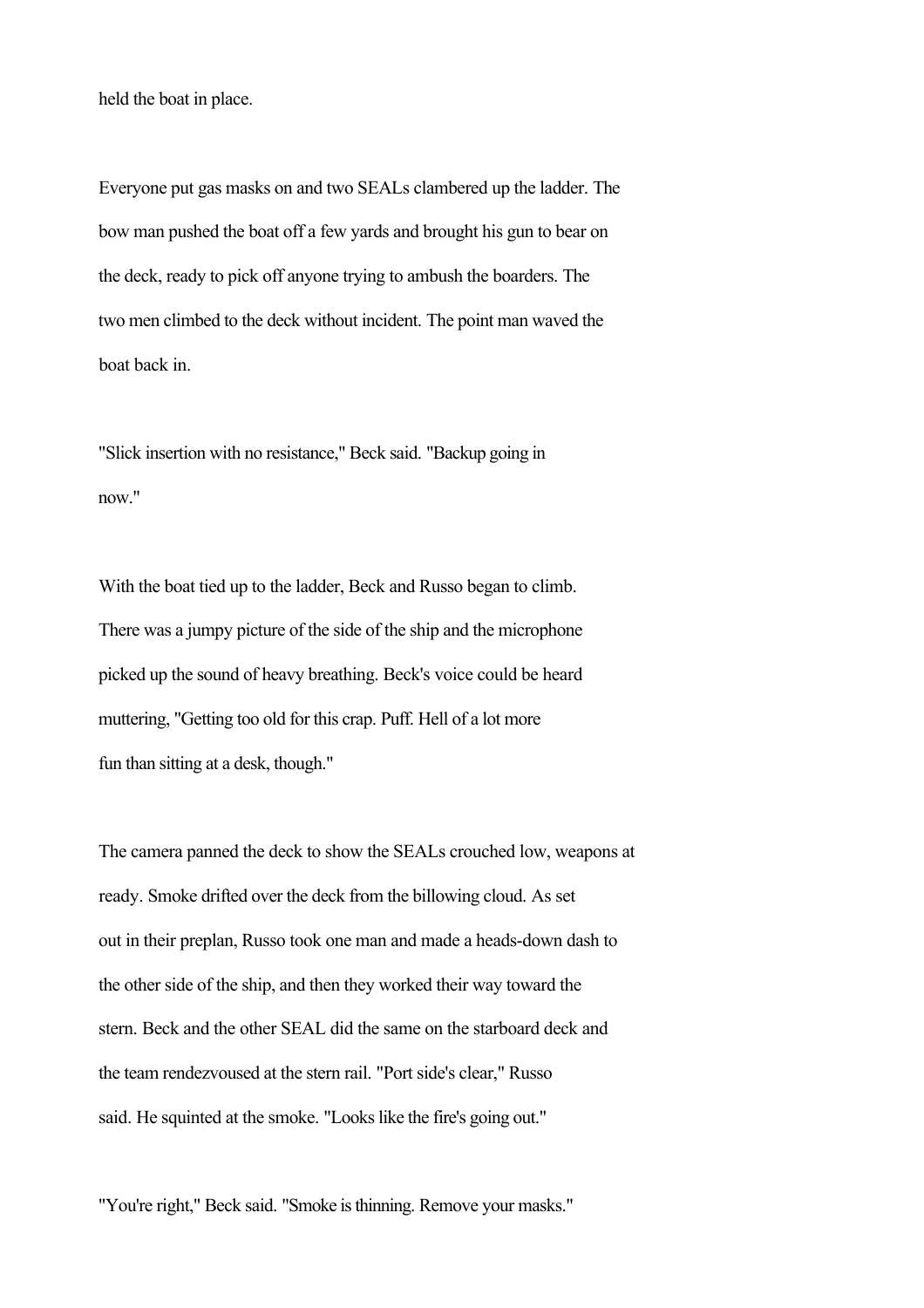held the boat in place.

Everyone put gas masks on and two SEALs clambered up the ladder. The bow man pushed the boat off a few yards and brought his gun to bear on the deck, ready to pick off anyone trying to ambush the boarders. The two men climbed to the deck without incident. The point man waved the boat back in.

"Slick insertion with no resistance," Beck said. "Backup going in now."

With the boat tied up to the ladder, Beck and Russo began to climb. There was a jumpy picture of the side of the ship and the microphone picked up the sound of heavy breathing. Beck's voice could be heard muttering, "Getting too old for this crap. Puff. Hell of a lot more fun than sitting at a desk, though."

The camera panned the deck to show the SEALs crouched low, weapons at ready. Smoke drifted over the deck from the billowing cloud. As set out in their preplan, Russo took one man and made a heads-down dash to the other side of the ship, and then they worked their way toward the stern. Beck and the other SEAL did the same on the starboard deck and the team rendezvoused at the stern rail. "Port side's clear," Russo said. He squinted at the smoke. "Looks like the fire's going out."

"You're right," Beck said. "Smoke is thinning. Remove your masks."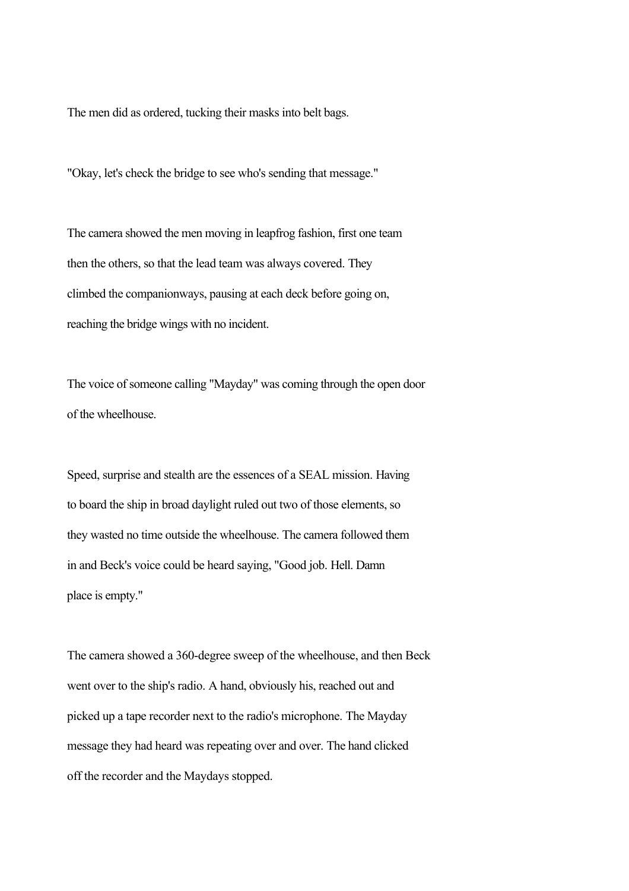The men did as ordered, tucking their masks into belt bags.

"Okay, let's check the bridge to see who's sending that message."

The camera showed the men moving in leapfrog fashion, first one team then the others, so that the lead team was always covered. They climbed the companionways, pausing at each deck before going on, reaching the bridge wings with no incident.

The voice of someone calling "Mayday" was coming through the open door of the wheelhouse.

Speed, surprise and stealth are the essences of a SEAL mission. Having to board the ship in broad daylight ruled out two of those elements, so they wasted no time outside the wheelhouse. The camera followed them in and Beck's voice could be heard saying, "Good job. Hell. Damn place is empty."

The camera showed a 360-degree sweep of the wheelhouse, and then Beck went over to the ship's radio. A hand, obviously his, reached out and picked up a tape recorder next to the radio's microphone. The Mayday message they had heard was repeating over and over. The hand clicked off the recorder and the Maydays stopped.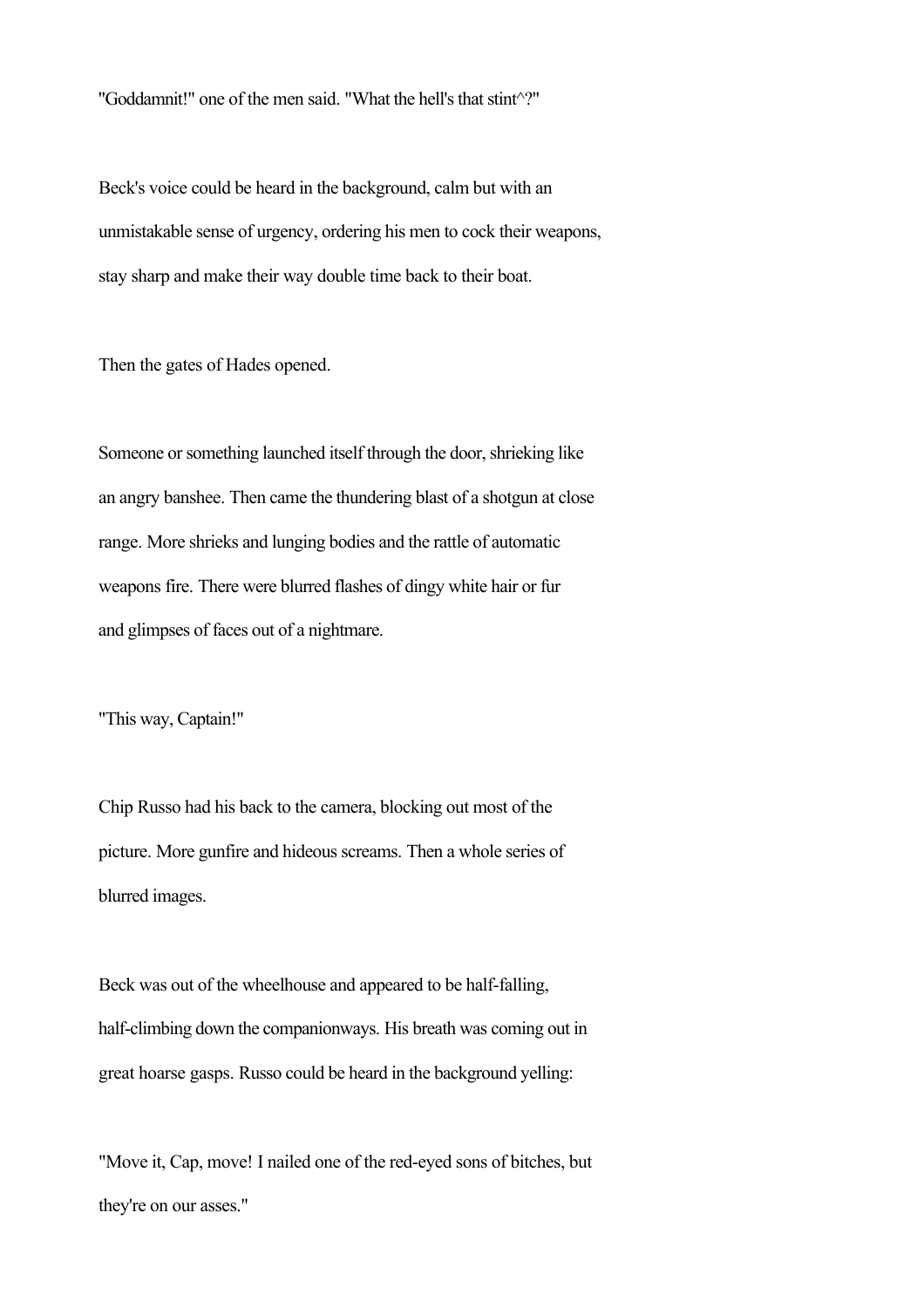"Goddamnit!" one of the men said. "What the hell's that stint^?"

Beck's voice could be heard in the background, calm but with an unmistakable sense of urgency, ordering his men to cock their weapons, stay sharp and make their way double time back to their boat.

Then the gates of Hades opened.

Someone or something launched itself through the door, shrieking like an angry banshee. Then came the thundering blast of a shotgun at close range. More shrieks and lunging bodies and the rattle of automatic weapons fire. There were blurred flashes of dingy white hair or fur and glimpses of faces out of a nightmare.

"This way, Captain!"

Chip Russo had his back to the camera, blocking out most of the picture. More gunfire and hideous screams. Then a whole series of blurred images.

Beck was out of the wheelhouse and appeared to be half-falling, half-climbing down the companionways. His breath was coming out in great hoarse gasps. Russo could be heard in the background yelling:

"Move it, Cap, move! I nailed one of the red-eyed sons of bitches, but they're on our asses."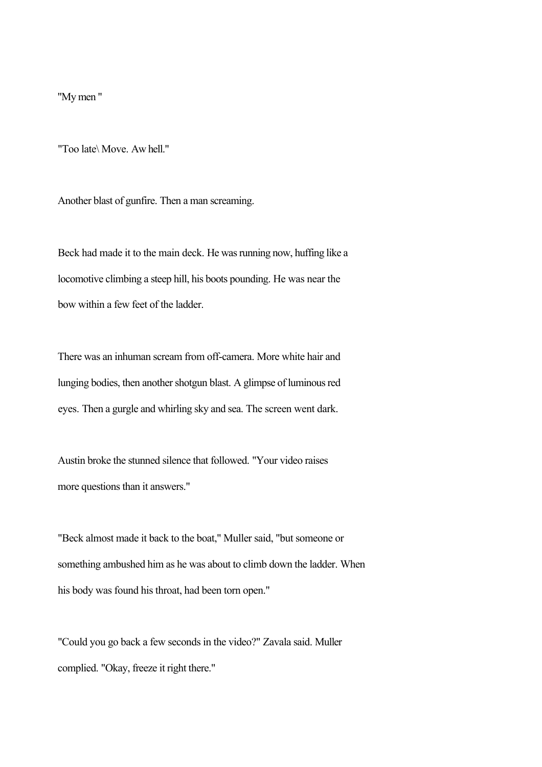"My men "

"Too late\ Move. Aw hell."

Another blast of gunfire. Then a man screaming.

Beck had made it to the main deck. He was running now, huffing like a locomotive climbing a steep hill, his boots pounding. He was near the bow within a few feet of the ladder.

There was an inhuman scream from off-camera. More white hair and lunging bodies, then another shotgun blast. A glimpse of luminous red eyes. Then a gurgle and whirling sky and sea. The screen went dark.

Austin broke the stunned silence that followed. "Your video raises more questions than it answers."

"Beck almost made it back to the boat," Muller said, "but someone or something ambushed him as he was about to climb down the ladder. When his body was found his throat, had been torn open."

"Could you go back a few seconds in the video?" Zavala said. Muller complied. "Okay, freeze it right there."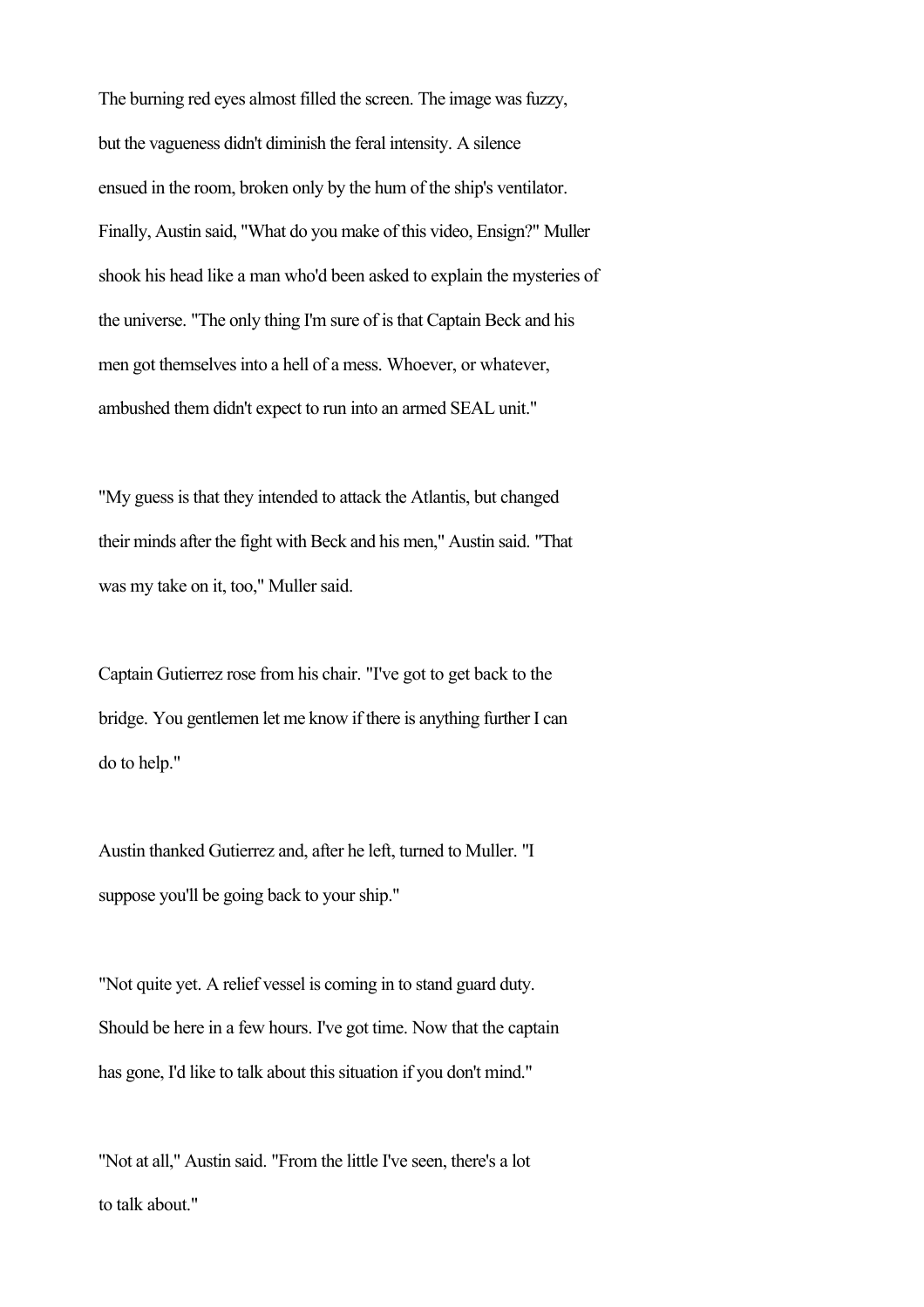The burning red eyes almost filled the screen. The image was fuzzy, but the vagueness didn't diminish the feral intensity. A silence ensued in the room, broken only by the hum of the ship's ventilator. Finally, Austin said, "What do you make of this video, Ensign?" Muller shook his head like a man who'd been asked to explain the mysteries of the universe. "The only thing I'm sure of is that Captain Beck and his men got themselves into a hell of a mess. Whoever, or whatever, ambushed them didn't expect to run into an armed SEAL unit."

"My guess is that they intended to attack the Atlantis, but changed their minds after the fight with Beck and his men," Austin said. "That was my take on it, too," Muller said.

Captain Gutierrez rose from his chair. "I've got to get back to the bridge. You gentlemen let me know if there is anything further I can do to help."

Austin thanked Gutierrez and, after he left, turned to Muller. "I suppose you'll be going back to your ship."

"Not quite yet. A relief vessel is coming in to stand guard duty. Should be here in a few hours. I've got time. Now that the captain has gone, I'd like to talk about this situation if you don't mind."

"Not at all," Austin said. "From the little I've seen, there's a lot to talk about."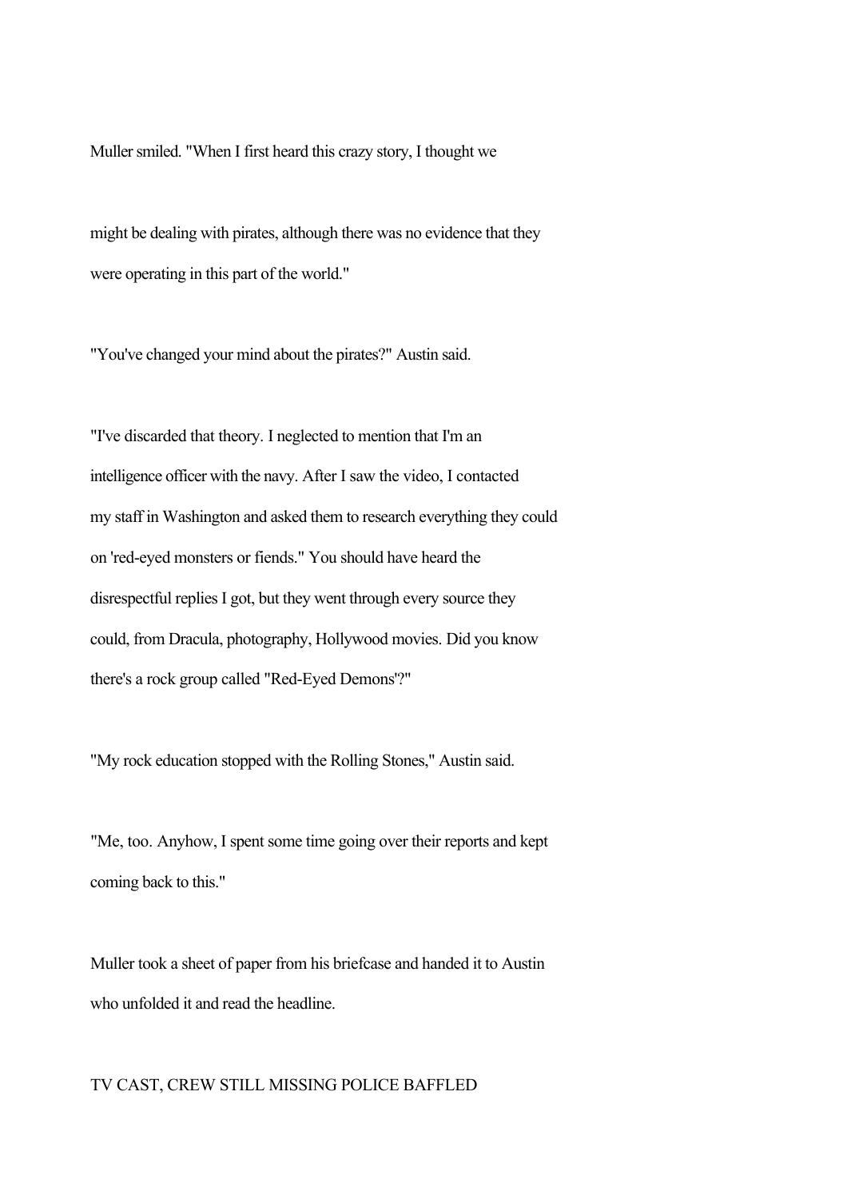Muller smiled. "When I first heard this crazy story, I thought we might be dealing with pirates, although there was no evidence that they were operating in this part of the world."

"You've changed your mind about the pirates?" Austin said.

"I've discarded that theory. I neglected to mention that I'm an intelligence officer with the navy. After I saw the video, I contacted my staff in Washington and asked them to research everything they could on 'red-eyed monsters or fiends." You should have heard the disrespectful replies I got, but they went through every source they could, from Dracula, photography, Hollywood movies. Did you know there's a rock group called "Red-Eyed Demons'?"

"My rock education stopped with the Rolling Stones," Austin said.

"Me, too. Anyhow, I spent some time going over their reports and kept coming back to this."

Muller took a sheet of paper from his briefcase and handed it to Austin who unfolded it and read the headline.

TV CAST, CREW STILL MISSING POLICE BAFFLED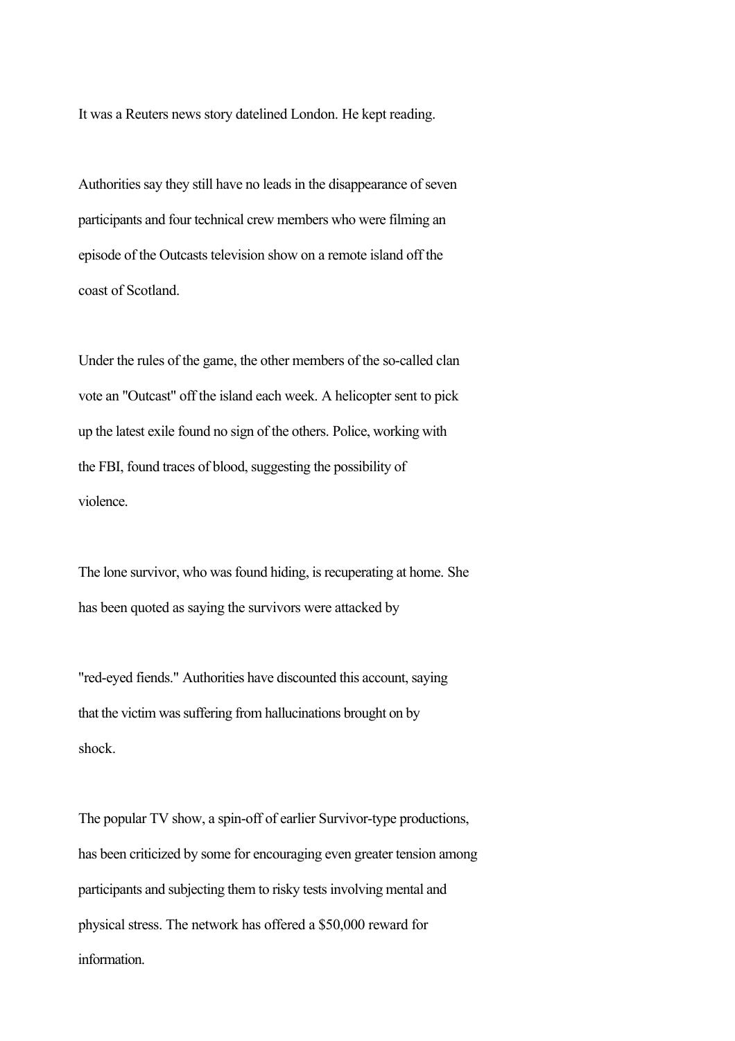It was a Reuters news story datelined London. He kept reading.

Authorities say they still have no leads in the disappearance of seven participants and four technical crew members who were filming an episode of the Outcasts television show on a remote island off the coast of Scotland.

Under the rules of the game, the other members of the so-called clan vote an "Outcast" off the island each week. A helicopter sent to pick up the latest exile found no sign of the others. Police, working with the FBI, found traces of blood, suggesting the possibility of violence.

The lone survivor, who was found hiding, is recuperating at home. She has been quoted as saying the survivors were attacked by

"red-eyed fiends." Authorities have discounted this account, saying that the victim was suffering from hallucinations brought on by shock.

The popular TV show, a spin-off of earlier Survivor-type productions, has been criticized by some for encouraging even greater tension among participants and subjecting them to risky tests involving mental and physical stress. The network has offered a $50,000 reward for information.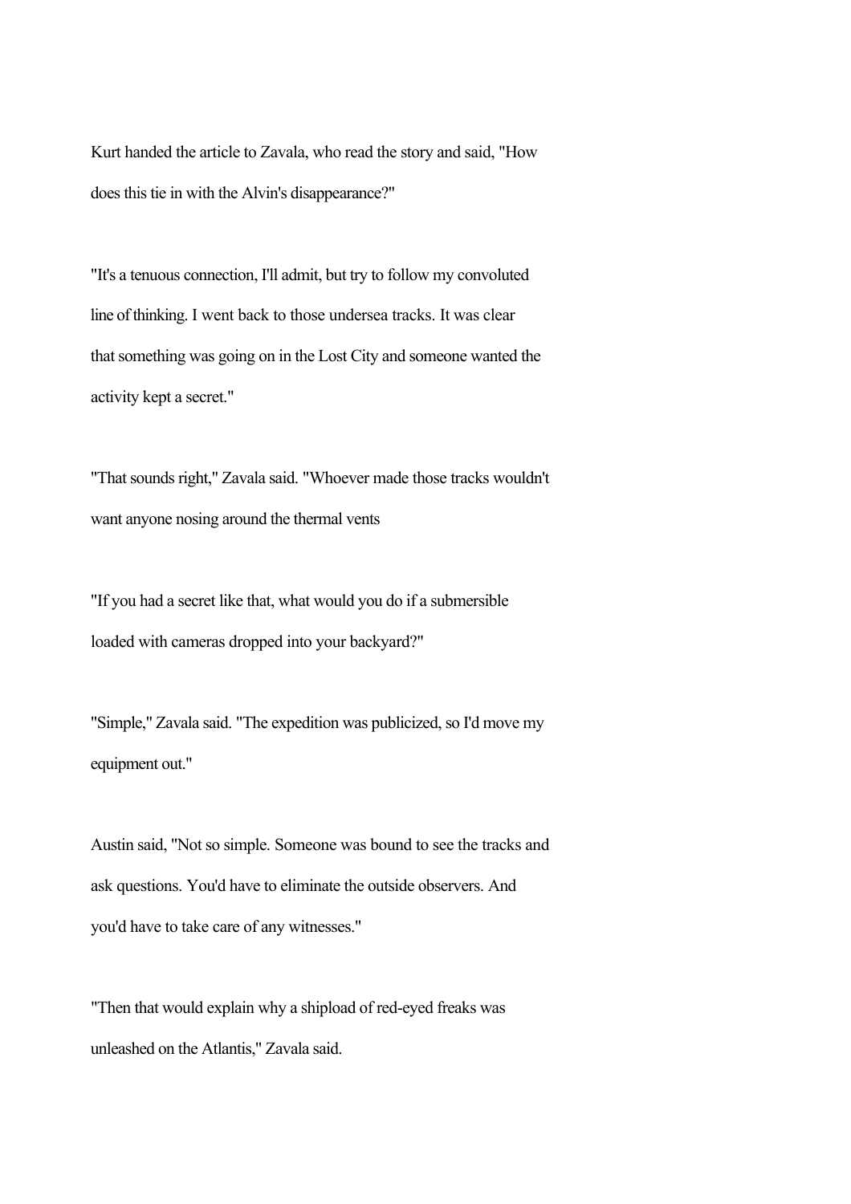Kurt handed the article to Zavala, who read the story and said, "How does this tie in with the Alvin's disappearance?"

"It's a tenuous connection, I'll admit, but try to follow my convoluted line of thinking. I went back to those undersea tracks. It was clear that something was going on in the Lost City and someone wanted the activity kept a secret."

"That sounds right," Zavala said. "Whoever made those tracks wouldn't want anyone nosing around the thermal vents

"If you had a secret like that, what would you do if a submersible loaded with cameras dropped into your backyard?"

"Simple," Zavala said. "The expedition was publicized, so I'd move my equipment out."

Austin said, "Not so simple. Someone was bound to see the tracks and ask questions. You'd have to eliminate the outside observers. And you'd have to take care of any witnesses."

"Then that would explain why a shipload of red-eyed freaks was unleashed on the Atlantis," Zavala said.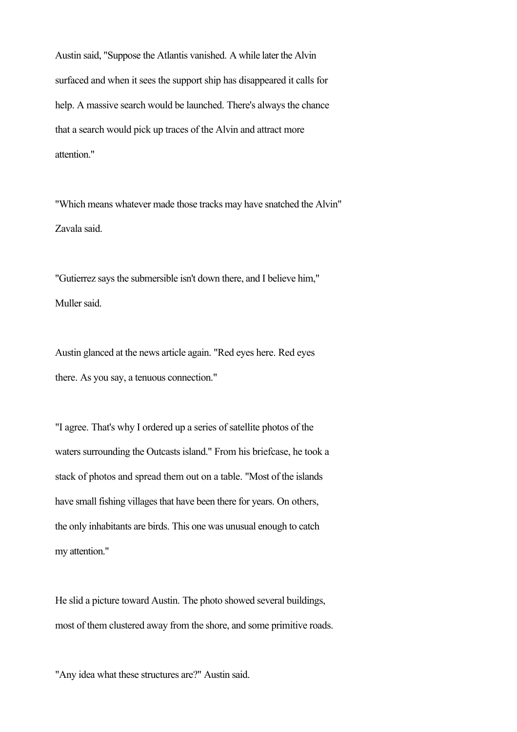Austin said, "Suppose the Atlantis vanished. A while later the Alvin surfaced and when it sees the support ship has disappeared it calls for help. A massive search would be launched. There's always the chance that a search would pick up traces of the Alvin and attract more attention."

"Which means whatever made those tracks may have snatched the Alvin" Zavala said.

"Gutierrez says the submersible isn't down there, and I believe him," Muller said.

Austin glanced at the news article again. "Red eyes here. Red eyes there. As you say, a tenuous connection."

"I agree. That's why I ordered up a series of satellite photos of the waters surrounding the Outcasts island." From his briefcase, he took a stack of photos and spread them out on a table. "Most of the islands have small fishing villages that have been there for years. On others, the only inhabitants are birds. This one was unusual enough to catch my attention."

He slid a picture toward Austin. The photo showed several buildings, most of them clustered away from the shore, and some primitive roads.

"Any idea what these structures are?" Austin said.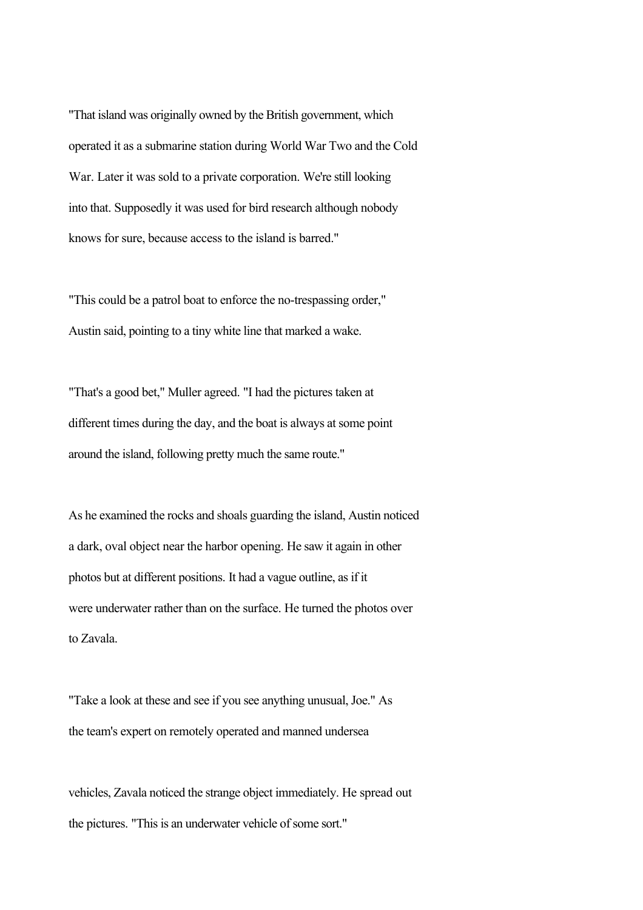"That island was originally owned by the British government, which operated it as a submarine station during World War Two and the Cold War. Later it was sold to a private corporation. We're still looking into that. Supposedly it was used for bird research although nobody knows for sure, because access to the island is barred."

"This could be a patrol boat to enforce the no-trespassing order," Austin said, pointing to a tiny white line that marked a wake.

"That's a good bet," Muller agreed. "I had the pictures taken at different times during the day, and the boat is always at some point around the island, following pretty much the same route."

As he examined the rocks and shoals guarding the island, Austin noticed a dark, oval object near the harbor opening. He saw it again in other photos but at different positions. It had a vague outline, as if it were underwater rather than on the surface. He turned the photos over to Zavala.

"Take a look at these and see if you see anything unusual, Joe." As the team's expert on remotely operated and manned undersea vehicles, Zavala noticed the strange object immediately. He spread out the pictures. "This is an underwater vehicle of some sort."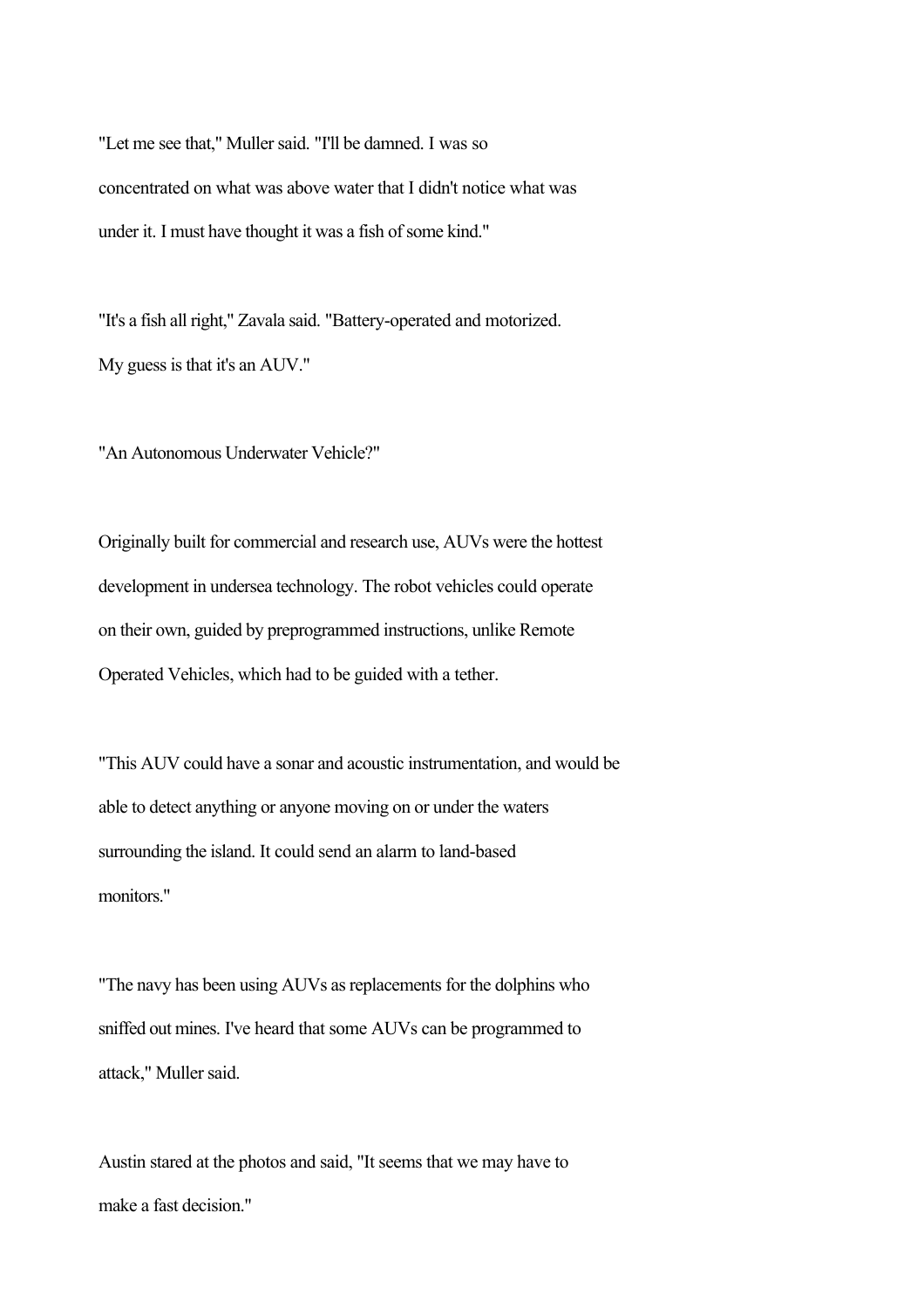"Let me see that," Muller said. "I'll be damned. I was so concentrated on what was above water that I didn't notice what was under it. I must have thought it was a fish of some kind."

"It's a fish all right," Zavala said. "Battery-operated and motorized. My guess is that it's an AUV."

"An Autonomous Underwater Vehicle?"

Originally built for commercial and research use, AUVs were the hottest development in undersea technology. The robot vehicles could operate on their own, guided by preprogrammed instructions, unlike Remote Operated Vehicles, which had to be guided with a tether.

"This AUV could have a sonar and acoustic instrumentation, and would be able to detect anything or anyone moving on or under the waters surrounding the island. It could send an alarm to land-based monitors."

"The navy has been using AUVs as replacements for the dolphins who sniffed out mines. I've heard that some AUVs can be programmed to attack," Muller said.

Austin stared at the photos and said, "It seems that we may have to make a fast decision."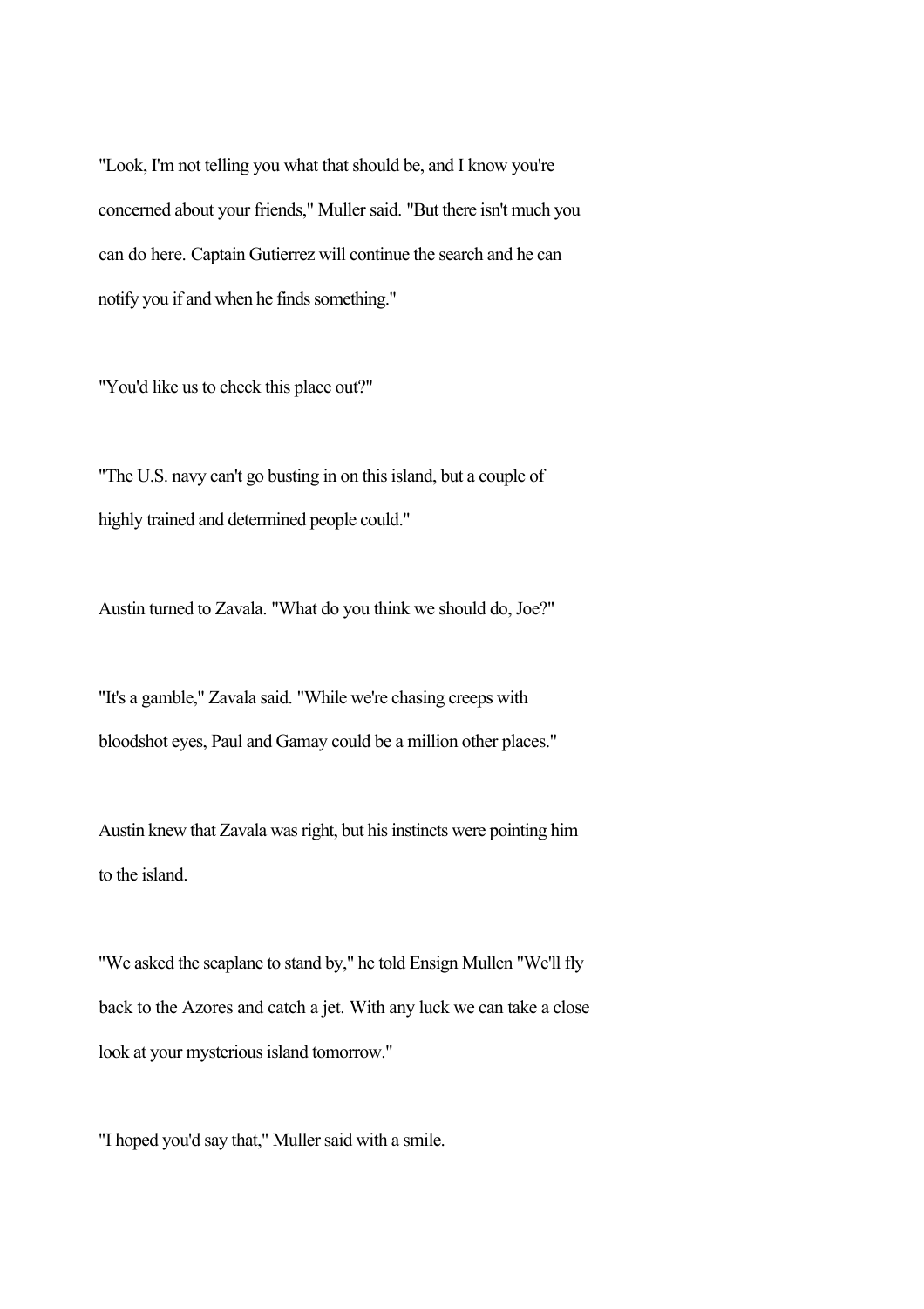"Look, I'm not telling you what that should be, and I know you're concerned about your friends," Muller said. "But there isn't much you can do here. Captain Gutierrez will continue the search and he can notify you if and when he finds something."

"You'd like us to check this place out?"

"The U.S. navy can't go busting in on this island, but a couple of highly trained and determined people could."

Austin turned to Zavala. "What do you think we should do, Joe?"

"It's a gamble," Zavala said. "While we're chasing creeps with bloodshot eyes, Paul and Gamay could be a million other places."

Austin knew that Zavala was right, but his instincts were pointing him to the island.

"We asked the seaplane to stand by," he told Ensign Mullen "We'll fly back to the Azores and catch a jet. With any luck we can take a close look at your mysterious island tomorrow."

"I hoped you'd say that," Muller said with a smile.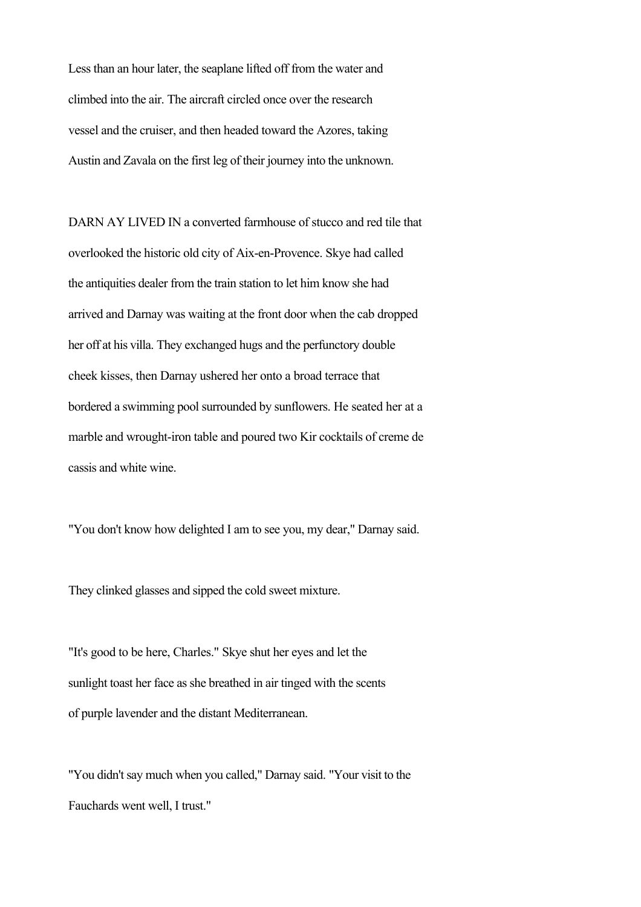Less than an hour later, the seaplane lifted off from the water and climbed into the air. The aircraft circled once over the research vessel and the cruiser, and then headed toward the Azores, taking Austin and Zavala on the first leg of their journey into the unknown.

DARN AY LIVED IN a converted farmhouse of stucco and red tile that overlooked the historic old city of Aix-en-Provence. Skye had called the antiquities dealer from the train station to let him know she had arrived and Darnay was waiting at the front door when the cab dropped her off at his villa. They exchanged hugs and the perfunctory double cheek kisses, then Darnay ushered her onto a broad terrace that bordered a swimming pool surrounded by sunflowers. He seated her at a marble and wrought-iron table and poured two Kir cocktails of creme de cassis and white wine.

"You don't know how delighted I am to see you, my dear," Darnay said.

They clinked glasses and sipped the cold sweet mixture.

"It's good to be here, Charles." Skye shut her eyes and let the sunlight toast her face as she breathed in air tinged with the scents of purple lavender and the distant Mediterranean.

"You didn't say much when you called," Darnay said. "Your visit to the Fauchards went well, I trust."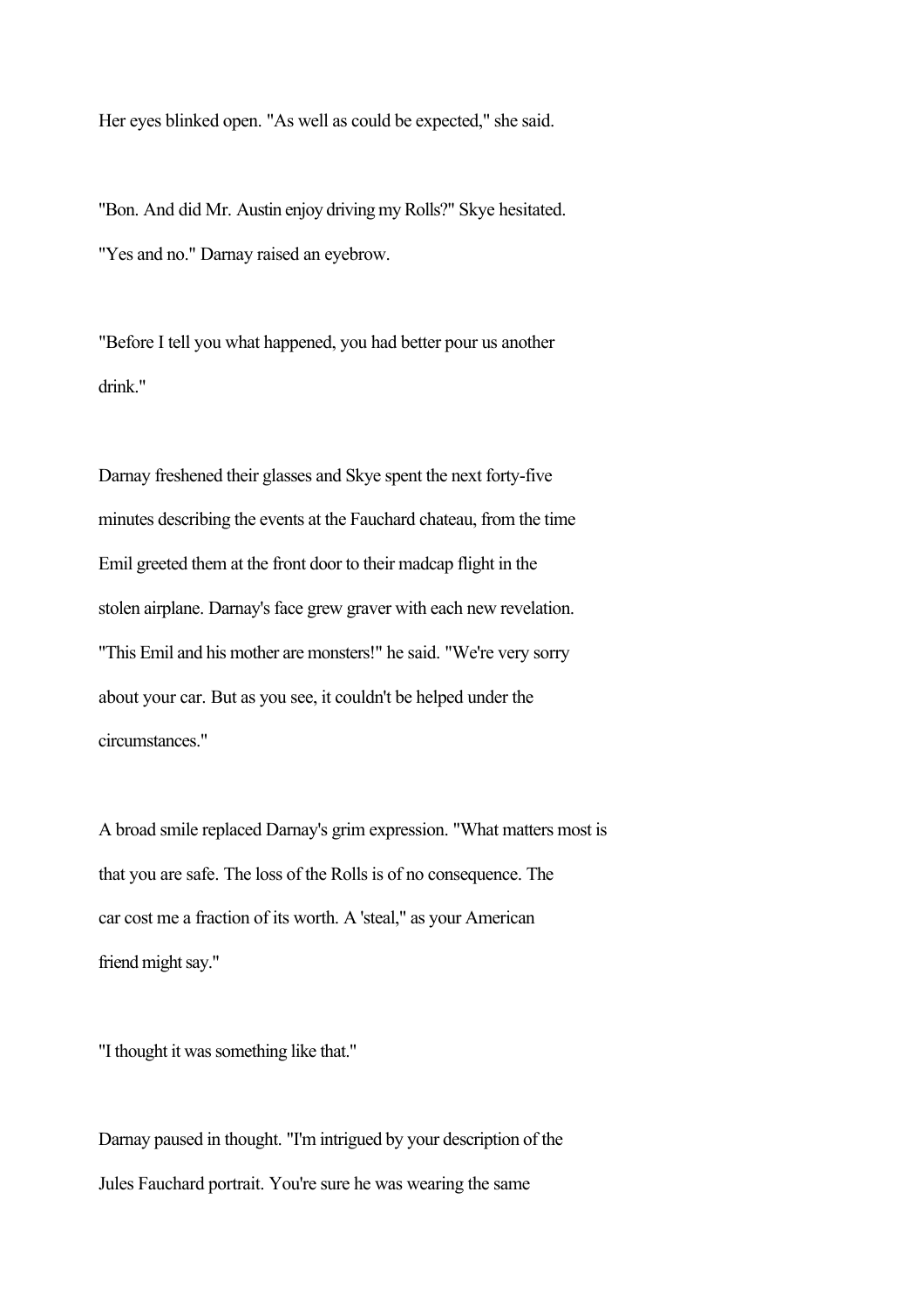Her eyes blinked open. "As well as could be expected," she said.

"Bon. And did Mr. Austin enjoy driving my Rolls?" Skye hesitated. "Yes and no." Darnay raised an eyebrow.

"Before I tell you what happened, you had better pour us another drink."

Darnay freshened their glasses and Skye spent the next forty-five minutes describing the events at the Fauchard chateau, from the time Emil greeted them at the front door to their madcap flight in the stolen airplane. Darnay's face grew graver with each new revelation. "This Emil and his mother are monsters!" he said. "We're very sorry about your car. But as you see, it couldn't be helped under the circumstances."

A broad smile replaced Darnay's grim expression. "What matters most is that you are safe. The loss of the Rolls is of no consequence. The car cost me a fraction of its worth. A 'steal," as your American friend might say."

"I thought it was something like that."

Darnay paused in thought. "I'm intrigued by your description of the Jules Fauchard portrait. You're sure he was wearing the same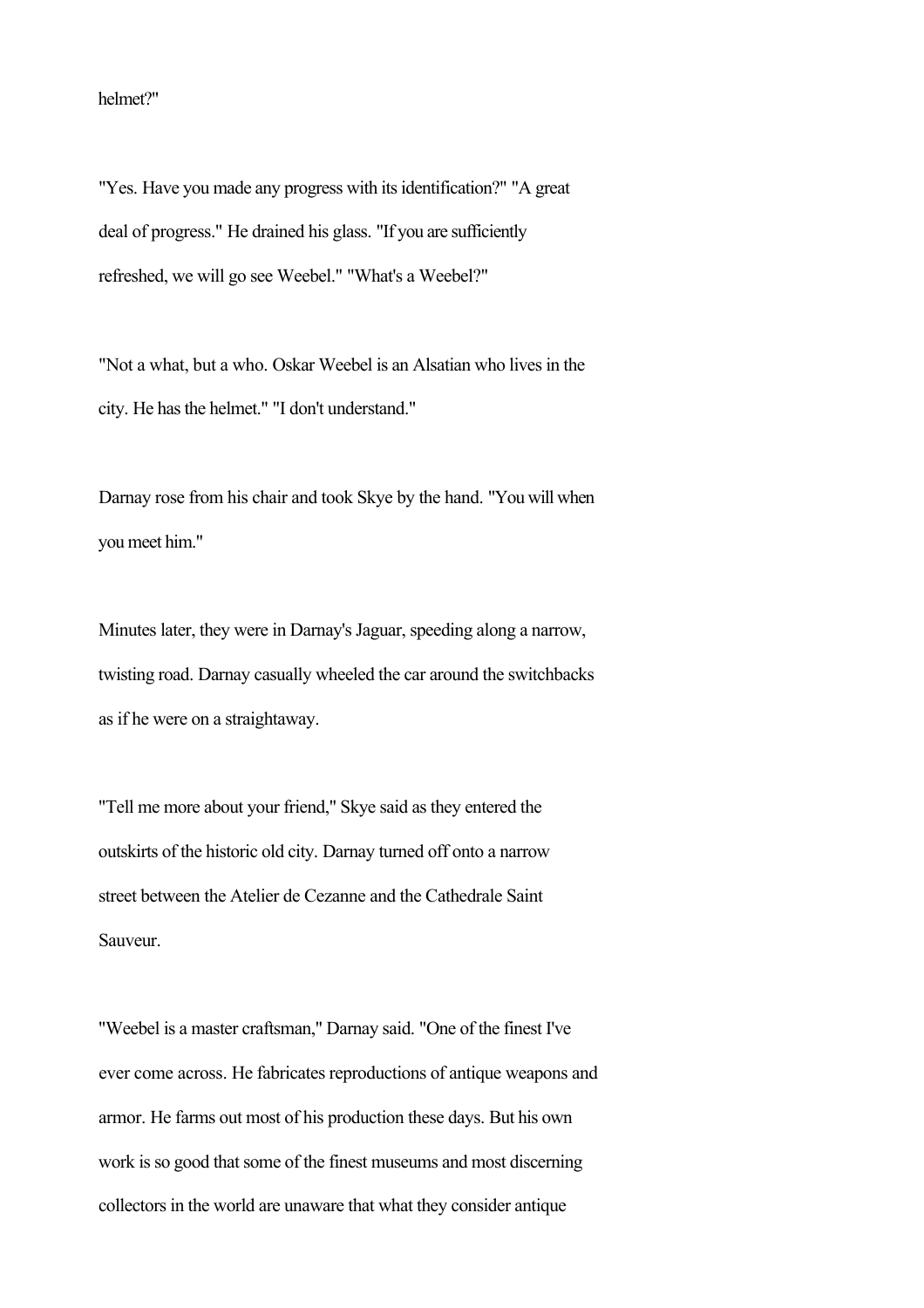helmet?"

"Yes. Have you made any progress with its identification?" "A great deal of progress." He drained his glass. "If you are sufficiently refreshed, we will go see Weebel." "What's a Weebel?"

"Not a what, but a who. Oskar Weebel is an Alsatian who lives in the city. He has the helmet." "I don't understand."

Darnay rose from his chair and took Skye by the hand. "You will when you meet him."

Minutes later, they were in Darnay's Jaguar, speeding along a narrow, twisting road. Darnay casually wheeled the car around the switchbacks as if he were on a straightaway.

"Tell me more about your friend," Skye said as they entered the outskirts of the historic old city. Darnay turned off onto a narrow street between the Atelier de Cezanne and the Cathedrale Saint Sauveur.

"Weebel is a master craftsman," Darnay said. "One of the finest I've ever come across. He fabricates reproductions of antique weapons and armor. He farms out most of his production these days. But his own work is so good that some of the finest museums and most discerning collectors in the world are unaware that what they consider antique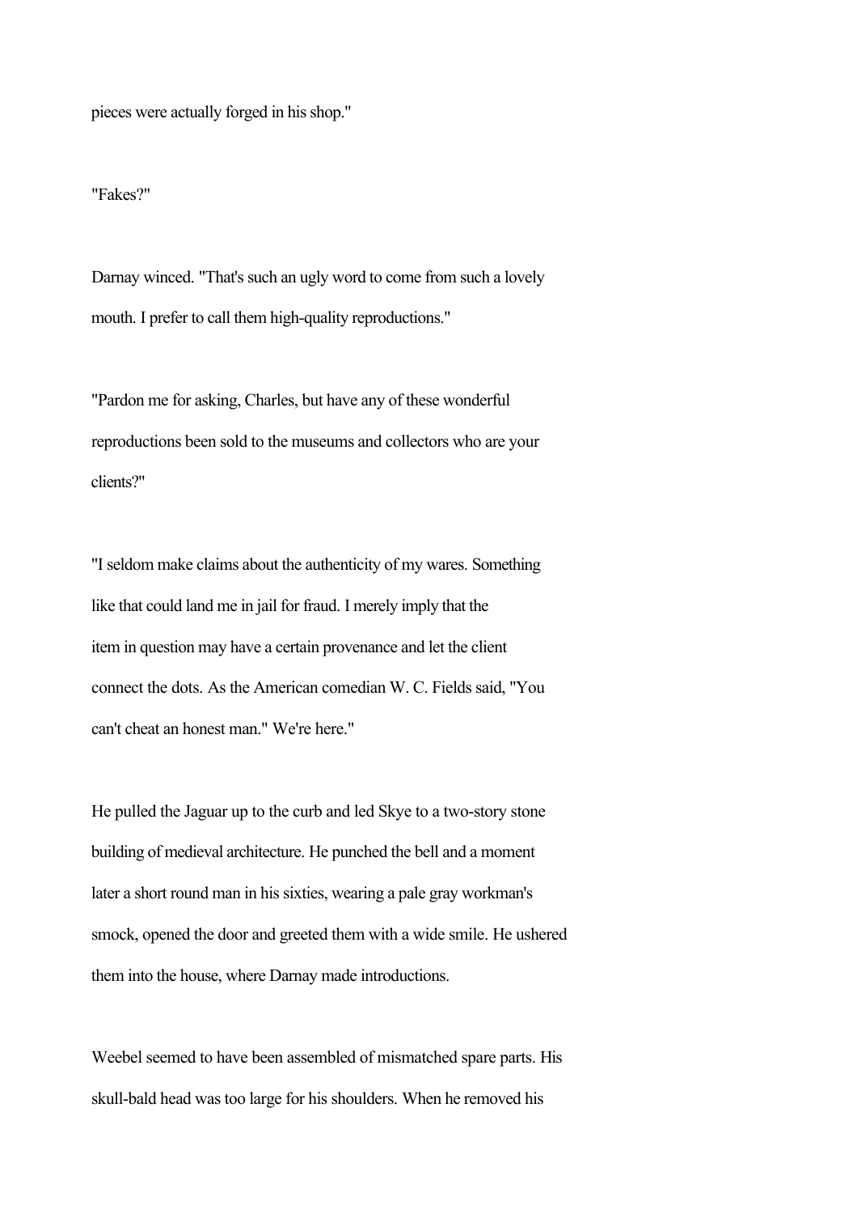pieces were actually forged in his shop."

"Fakes?"

Darnay winced. "That's such an ugly word to come from such a lovely mouth. I prefer to call them high-quality reproductions."

"Pardon me for asking, Charles, but have any of these wonderful reproductions been sold to the museums and collectors who are your clients?"

"I seldom make claims about the authenticity of my wares. Something like that could land me in jail for fraud. I merely imply that the item in question may have a certain provenance and let the client connect the dots. As the American comedian W. C. Fields said, "You can't cheat an honest man." We're here."

He pulled the Jaguar up to the curb and led Skye to a two-story stone building of medieval architecture. He punched the bell and a moment later a short round man in his sixties, wearing a pale gray workman's smock, opened the door and greeted them with a wide smile. He ushered them into the house, where Darnay made introductions.

Weebel seemed to have been assembled of mismatched spare parts. His skull-bald head was too large for his shoulders. When he removed his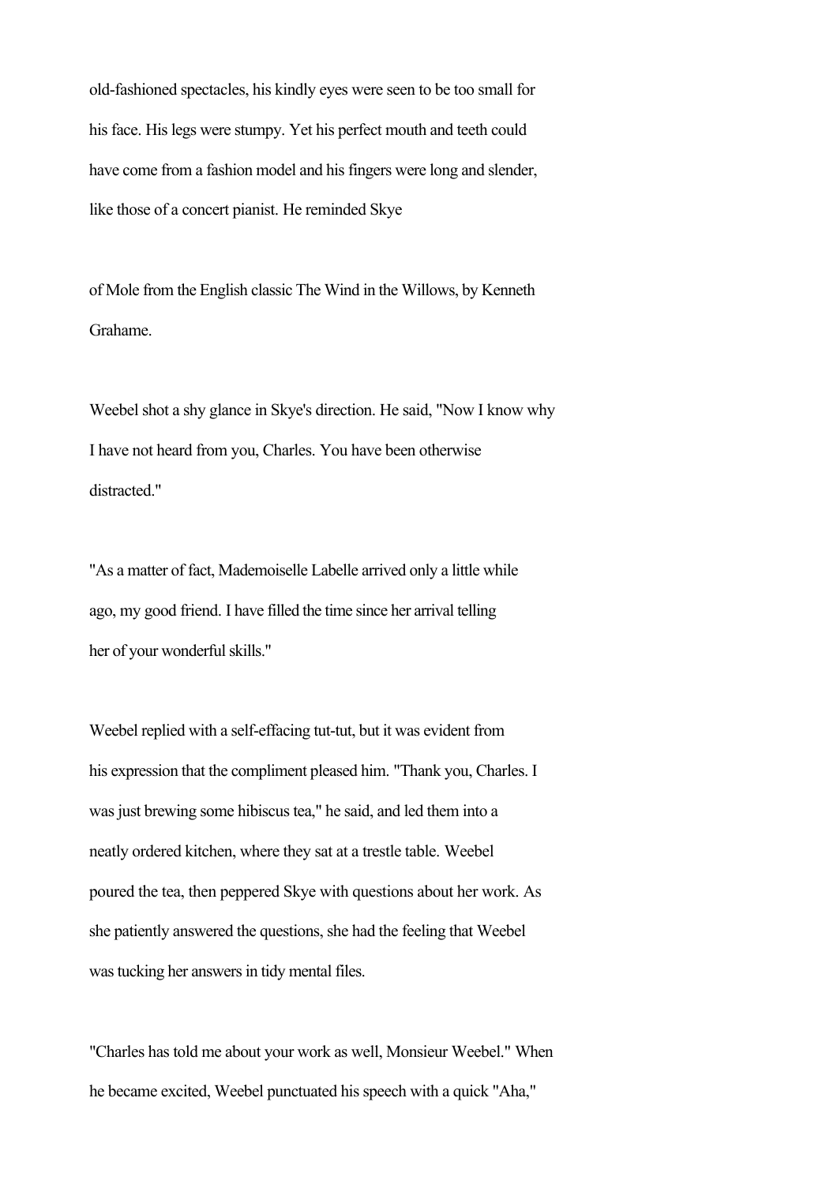old-fashioned spectacles, his kindly eyes were seen to be too small for his face. His legs were stumpy. Yet his perfect mouth and teeth could have come from a fashion model and his fingers were long and slender, like those of a concert pianist. He reminded Skye

of Mole from the English classic The Wind in the Willows, by Kenneth Grahame.

Weebel shot a shy glance in Skye's direction. He said, "Now I know why I have not heard from you, Charles. You have been otherwise distracted."

"As a matter of fact, Mademoiselle Labelle arrived only a little while ago, my good friend. I have filled the time since her arrival telling her of your wonderful skills."

Weebel replied with a self-effacing tut-tut, but it was evident from his expression that the compliment pleased him. "Thank you, Charles. I was just brewing some hibiscus tea," he said, and led them into a neatly ordered kitchen, where they sat at a trestle table. Weebel poured the tea, then peppered Skye with questions about her work. As she patiently answered the questions, she had the feeling that Weebel was tucking her answers in tidy mental files.

"Charles has told me about your work as well, Monsieur Weebel." When he became excited, Weebel punctuated his speech with a quick "Aha,"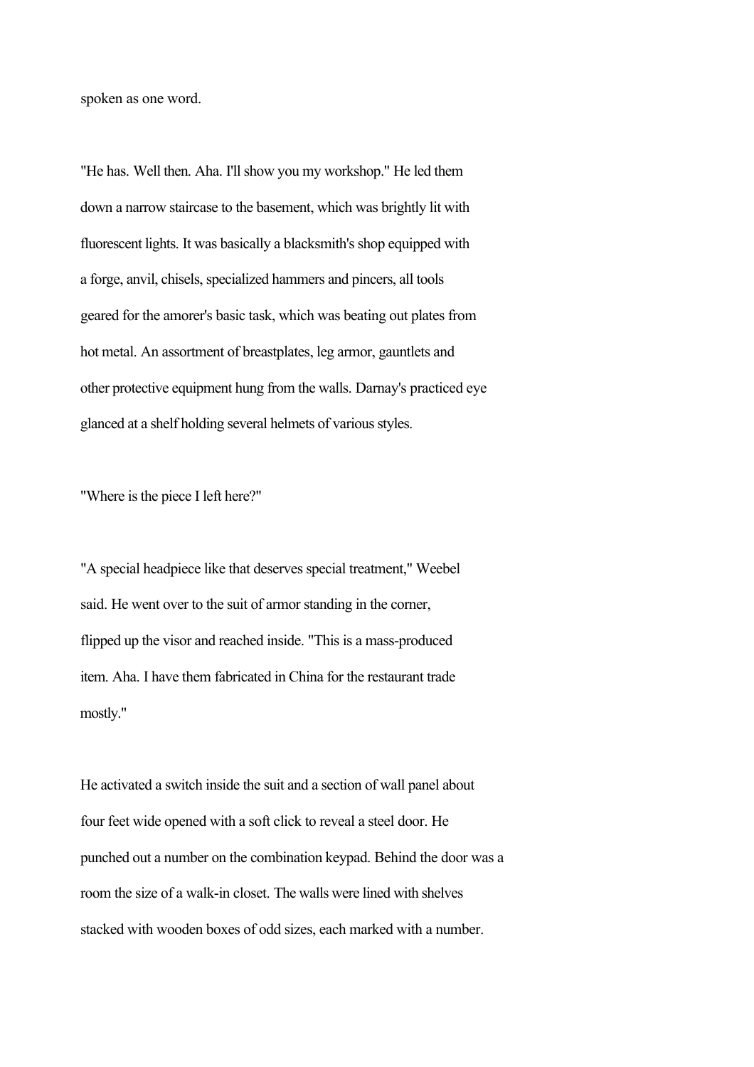spoken as one word.

"He has. Well then. Aha. I'll show you my workshop." He led them down a narrow staircase to the basement, which was brightly lit with fluorescent lights. It was basically a blacksmith's shop equipped with a forge, anvil, chisels, specialized hammers and pincers, all tools geared for the amorer's basic task, which was beating out plates from hot metal. An assortment of breastplates, leg armor, gauntlets and other protective equipment hung from the walls. Darnay's practiced eye glanced at a shelf holding several helmets of various styles.

"Where is the piece I left here?"

"A special headpiece like that deserves special treatment," Weebel said. He went over to the suit of armor standing in the corner, flipped up the visor and reached inside. "This is a mass-produced item. Aha. I have them fabricated in China for the restaurant trade mostly."

He activated a switch inside the suit and a section of wall panel about four feet wide opened with a soft click to reveal a steel door. He punched out a number on the combination keypad. Behind the door was a room the size of a walk-in closet. The walls were lined with shelves stacked with wooden boxes of odd sizes, each marked with a number.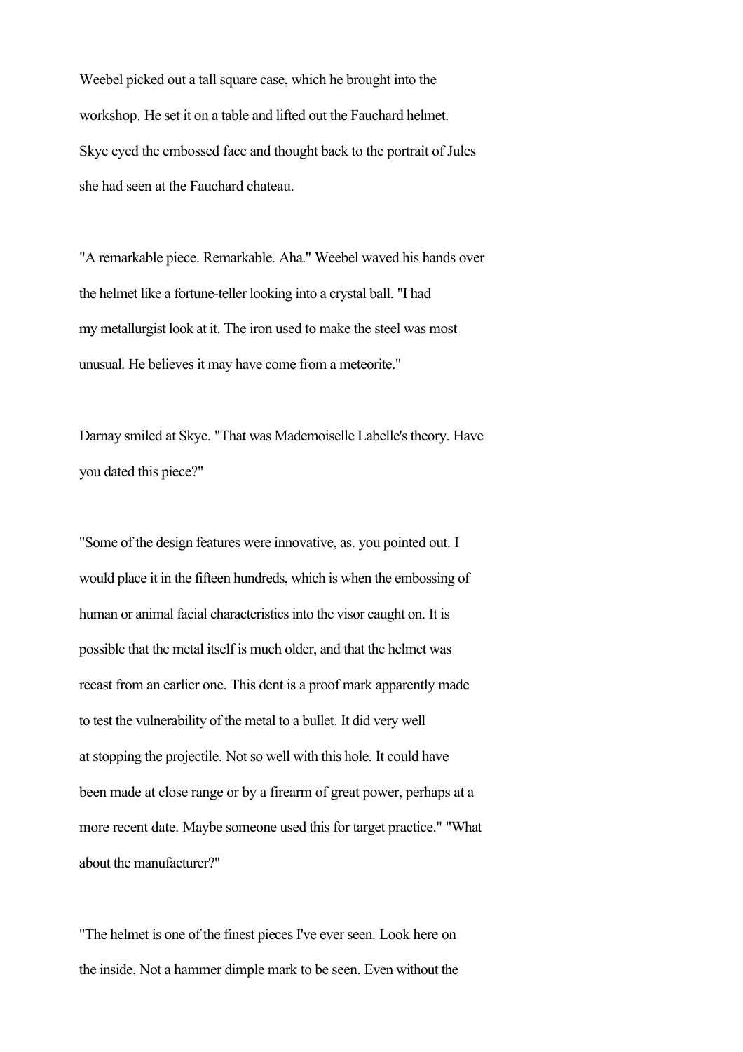Weebel picked out a tall square case, which he brought into the workshop. He set it on a table and lifted out the Fauchard helmet. Skye eyed the embossed face and thought back to the portrait of Jules she had seen at the Fauchard chateau.

"A remarkable piece. Remarkable. Aha." Weebel waved his hands over the helmet like a fortune-teller looking into a crystal ball. "I had my metallurgist look at it. The iron used to make the steel was most unusual. He believes it may have come from a meteorite."

Darnay smiled at Skye. "That was Mademoiselle Labelle's theory. Have you dated this piece?"

"Some of the design features were innovative, as. you pointed out. I would place it in the fifteen hundreds, which is when the embossing of human or animal facial characteristics into the visor caught on. It is possible that the metal itself is much older, and that the helmet was recast from an earlier one. This dent is a proof mark apparently made to test the vulnerability of the metal to a bullet. It did very well at stopping the projectile. Not so well with this hole. It could have been made at close range or by a firearm of great power, perhaps at a more recent date. Maybe someone used this for target practice." "What about the manufacturer?"

"The helmet is one of the finest pieces I've ever seen. Look here on the inside. Not a hammer dimple mark to be seen. Even without the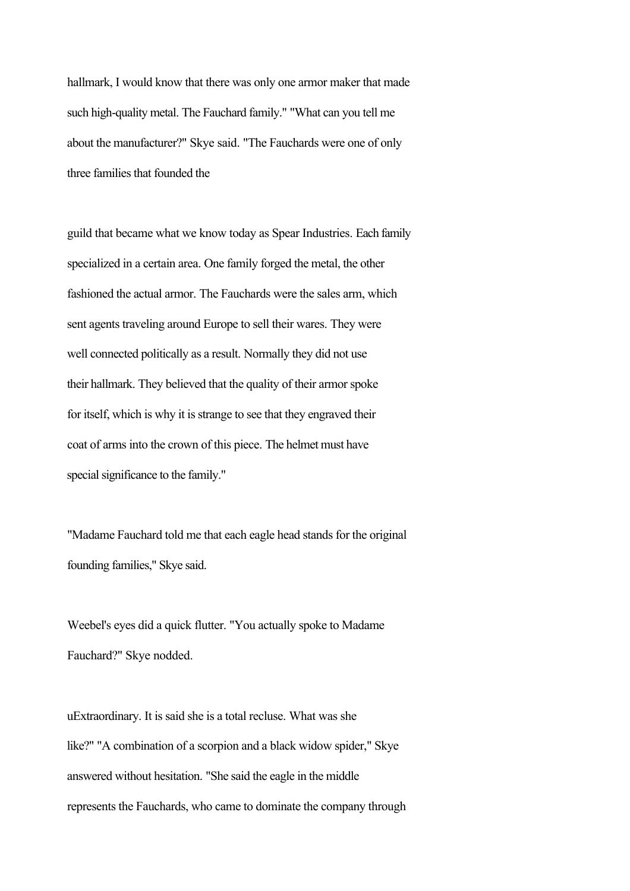hallmark, I would know that there was only one armor maker that made such high-quality metal. The Fauchard family." "What can you tell me about the manufacturer?" Skye said. "The Fauchards were one of only three families that founded the

guild that became what we know today as Spear Industries. Each family specialized in a certain area. One family forged the metal, the other fashioned the actual armor. The Fauchards were the sales arm, which sent agents traveling around Europe to sell their wares. They were well connected politically as a result. Normally they did not use their hallmark. They believed that the quality of their armor spoke for itself, which is why it is strange to see that they engraved their coat of arms into the crown of this piece. The helmet must have special significance to the family."

"Madame Fauchard told me that each eagle head stands for the original founding families," Skye said.

Weebel's eyes did a quick flutter. "You actually spoke to Madame Fauchard?" Skye nodded.

uExtraordinary. It is said she is a total recluse. What was she like?" "A combination of a scorpion and a black widow spider," Skye answered without hesitation. "She said the eagle in the middle represents the Fauchards, who came to dominate the company through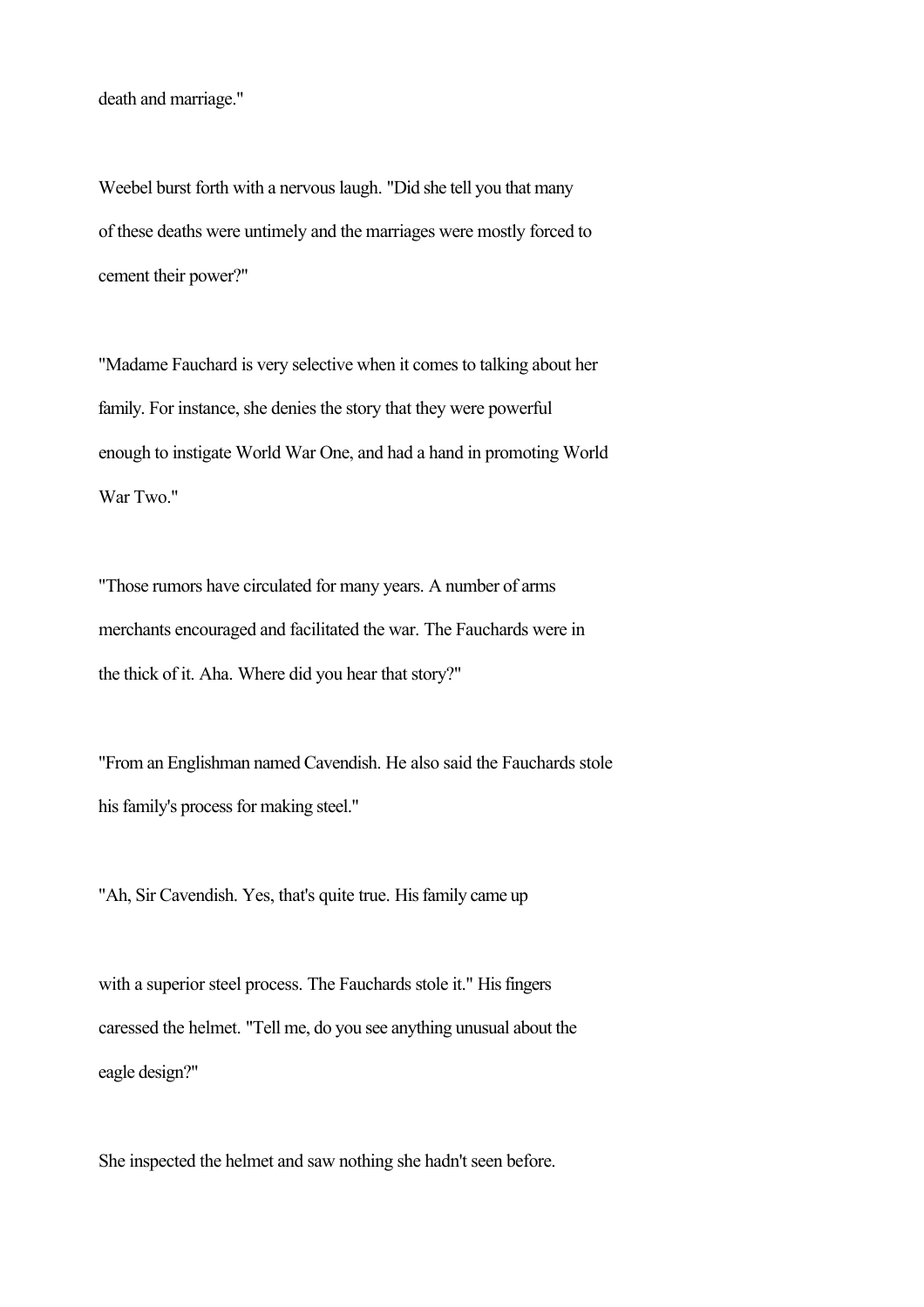death and marriage."

Weebel burst forth with a nervous laugh. "Did she tell you that many of these deaths were untimely and the marriages were mostly forced to cement their power?"

"Madame Fauchard is very selective when it comes to talking about her family. For instance, she denies the story that they were powerful enough to instigate World War One, and had a hand in promoting World War Two."

"Those rumors have circulated for many years. A number of arms merchants encouraged and facilitated the war. The Fauchards were in the thick of it. Aha. Where did you hear that story?"

"From an Englishman named Cavendish. He also said the Fauchards stole his family's process for making steel."

"Ah, Sir Cavendish. Yes, that's quite true. His family came up with a superior steel process. The Fauchards stole it." His fingers caressed the helmet. "Tell me, do you see anything unusual about the eagle design?"

She inspected the helmet and saw nothing she hadn't seen before.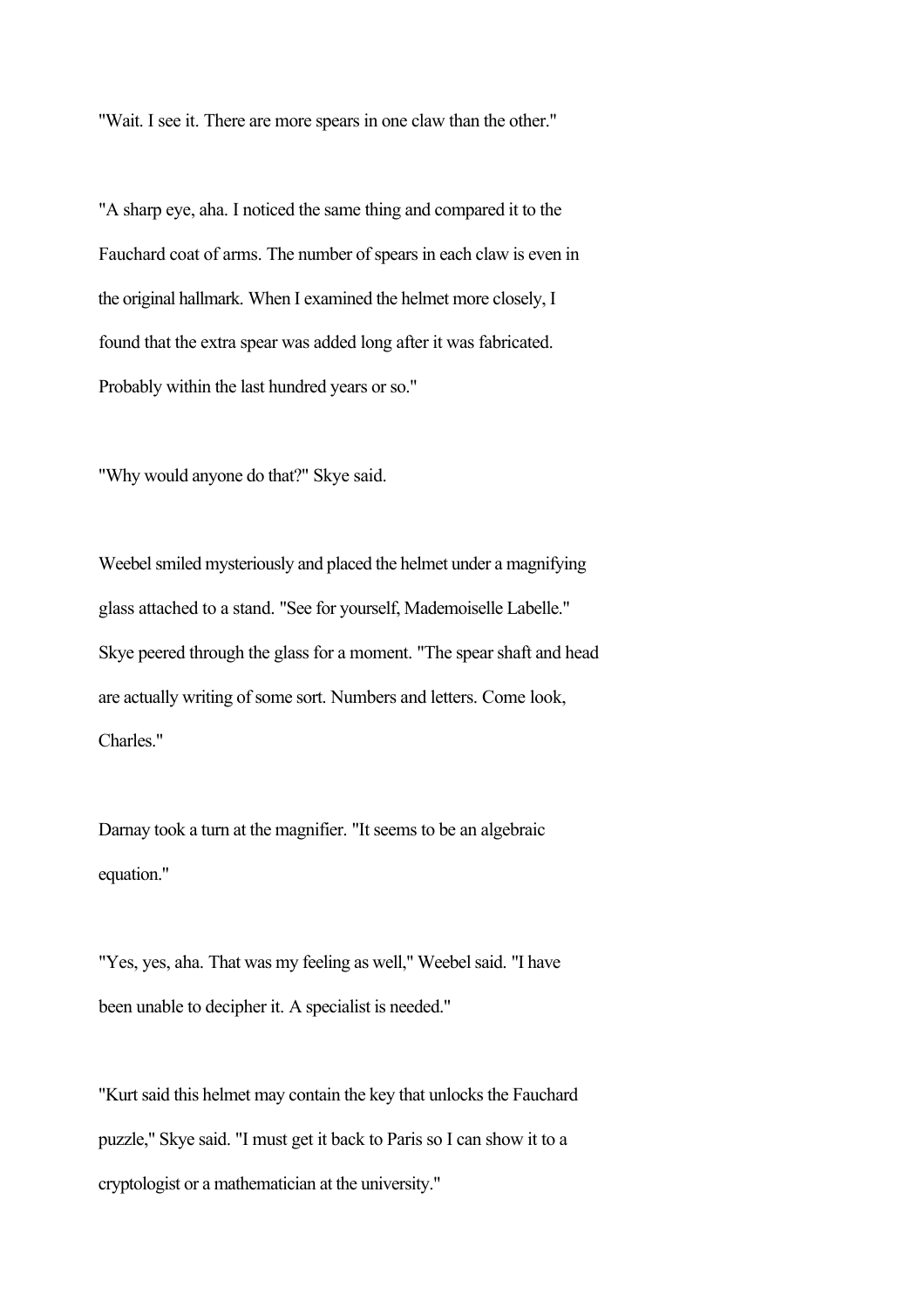"Wait. I see it. There are more spears in one claw than the other."

"A sharp eye, aha. I noticed the same thing and compared it to the Fauchard coat of arms. The number of spears in each claw is even in the original hallmark. When I examined the helmet more closely, I found that the extra spear was added long after it was fabricated. Probably within the last hundred years or so."

"Why would anyone do that?" Skye said.

Weebel smiled mysteriously and placed the helmet under a magnifying glass attached to a stand. "See for yourself, Mademoiselle Labelle." Skye peered through the glass for a moment. "The spear shaft and head are actually writing of some sort. Numbers and letters. Come look, Charles."

Darnay took a turn at the magnifier. "It seems to be an algebraic equation."

"Yes, yes, aha. That was my feeling as well," Weebel said. "I have been unable to decipher it. A specialist is needed."

"Kurt said this helmet may contain the key that unlocks the Fauchard puzzle," Skye said. "I must get it back to Paris so I can show it to a cryptologist or a mathematician at the university."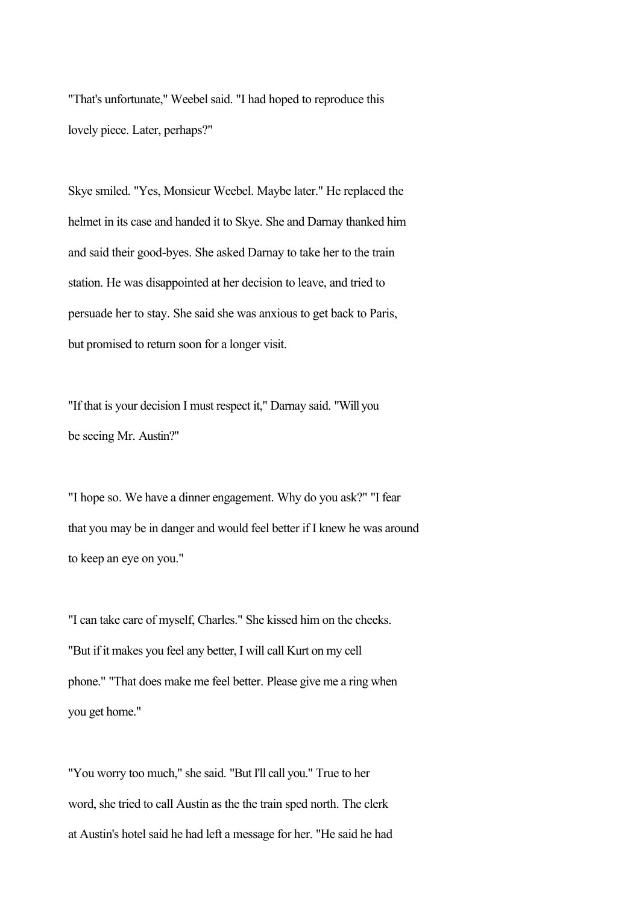"That's unfortunate," Weebel said. "I had hoped to reproduce this lovely piece. Later, perhaps?"

Skye smiled. "Yes, Monsieur Weebel. Maybe later." He replaced the helmet in its case and handed it to Skye. She and Darnay thanked him and said their good-byes. She asked Darnay to take her to the train station. He was disappointed at her decision to leave, and tried to persuade her to stay. She said she was anxious to get back to Paris, but promised to return soon for a longer visit.

"If that is your decision I must respect it," Darnay said. "Will you be seeing Mr. Austin?"

"I hope so. We have a dinner engagement. Why do you ask?" "I fear that you may be in danger and would feel better if I knew he was around to keep an eye on you."

"I can take care of myself, Charles." She kissed him on the cheeks. "But if it makes you feel any better, I will call Kurt on my cell phone." "That does make me feel better. Please give me a ring when you get home."

"You worry too much," she said. "But I'll call you." True to her word, she tried to call Austin as the the train sped north. The clerk at Austin's hotel said he had left a message for her. "He said he had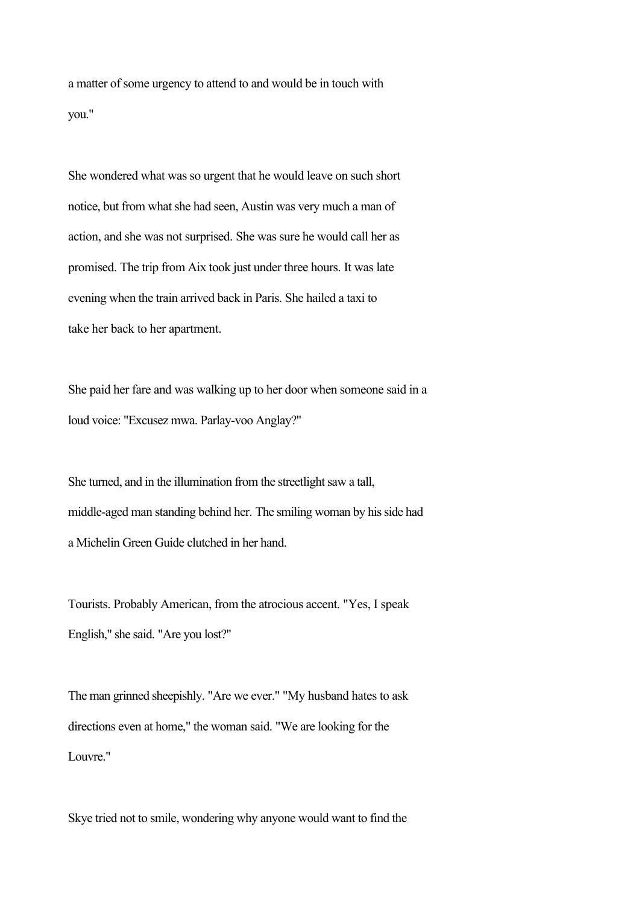a matter of some urgency to attend to and would be in touch with you."

She wondered what was so urgent that he would leave on such short notice, but from what she had seen, Austin was very much a man of action, and she was not surprised. She was sure he would call her as promised. The trip from Aix took just under three hours. It was late evening when the train arrived back in Paris. She hailed a taxi to take her back to her apartment.

She paid her fare and was walking up to her door when someone said in a loud voice: "Excusez mwa. Parlay-voo Anglay?"

She turned, and in the illumination from the streetlight saw a tall, middle-aged man standing behind her. The smiling woman by his side had a Michelin Green Guide clutched in her hand.

Tourists. Probably American, from the atrocious accent. "Yes, I speak English," she said. "Are you lost?"

The man grinned sheepishly. "Are we ever." "My husband hates to ask directions even at home," the woman said. "We are looking for the Louvre."

Skye tried not to smile, wondering why anyone would want to find the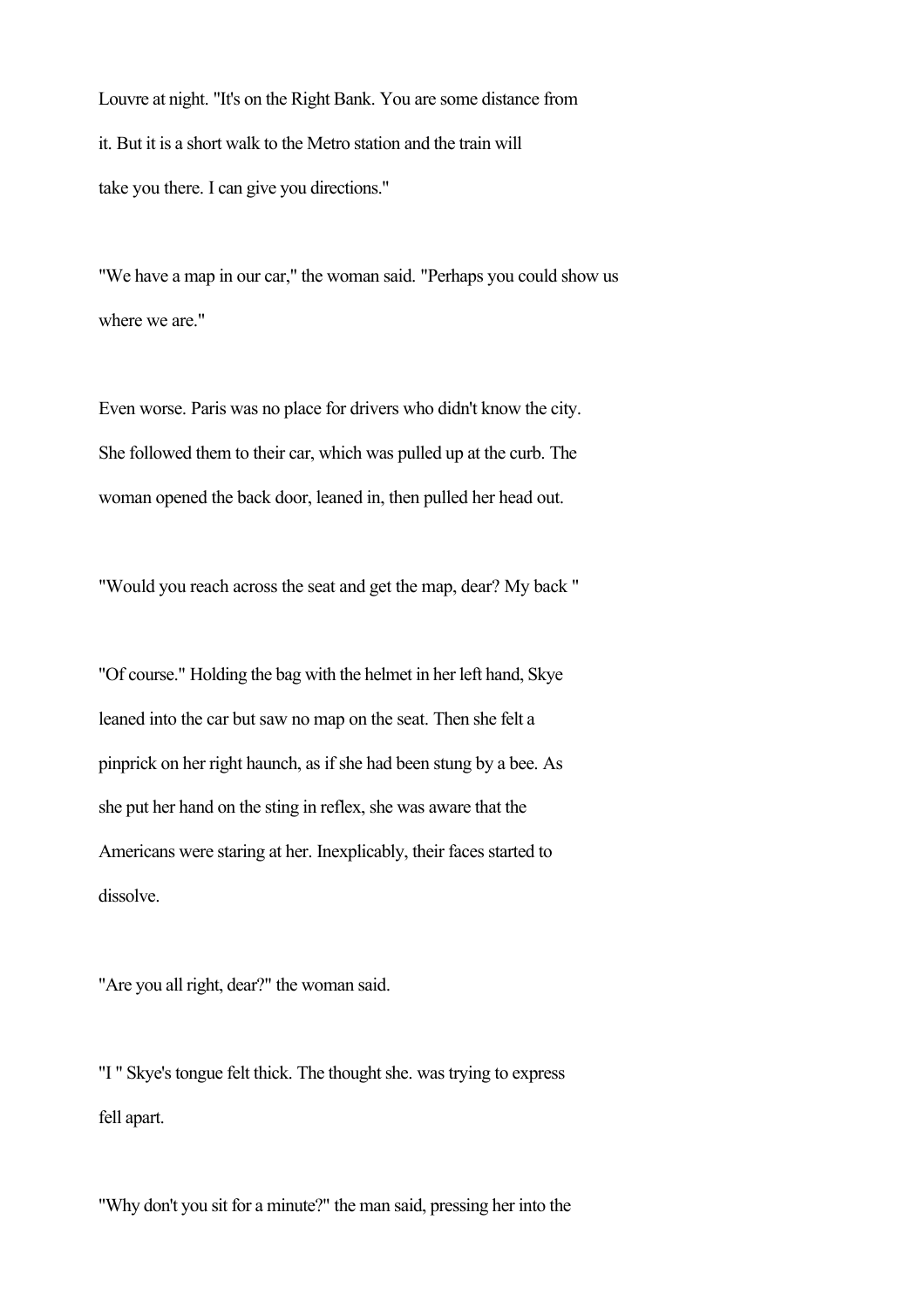Louvre at night. "It's on the Right Bank. You are some distance from it. But it is a short walk to the Metro station and the train will take you there. I can give you directions."

"We have a map in our car," the woman said. "Perhaps you could show us where we are."

Even worse. Paris was no place for drivers who didn't know the city. She followed them to their car, which was pulled up at the curb. The woman opened the back door, leaned in, then pulled her head out.

"Would you reach across the seat and get the map, dear? My back "

"Of course." Holding the bag with the helmet in her left hand, Skye leaned into the car but saw no map on the seat. Then she felt a pinprick on her right haunch, as if she had been stung by a bee. As she put her hand on the sting in reflex, she was aware that the Americans were staring at her. Inexplicably, their faces started to dissolve.

"Are you all right, dear?" the woman said.

"I " Skye's tongue felt thick. The thought she. was trying to express fell apart.

"Why don't you sit for a minute?" the man said, pressing her into the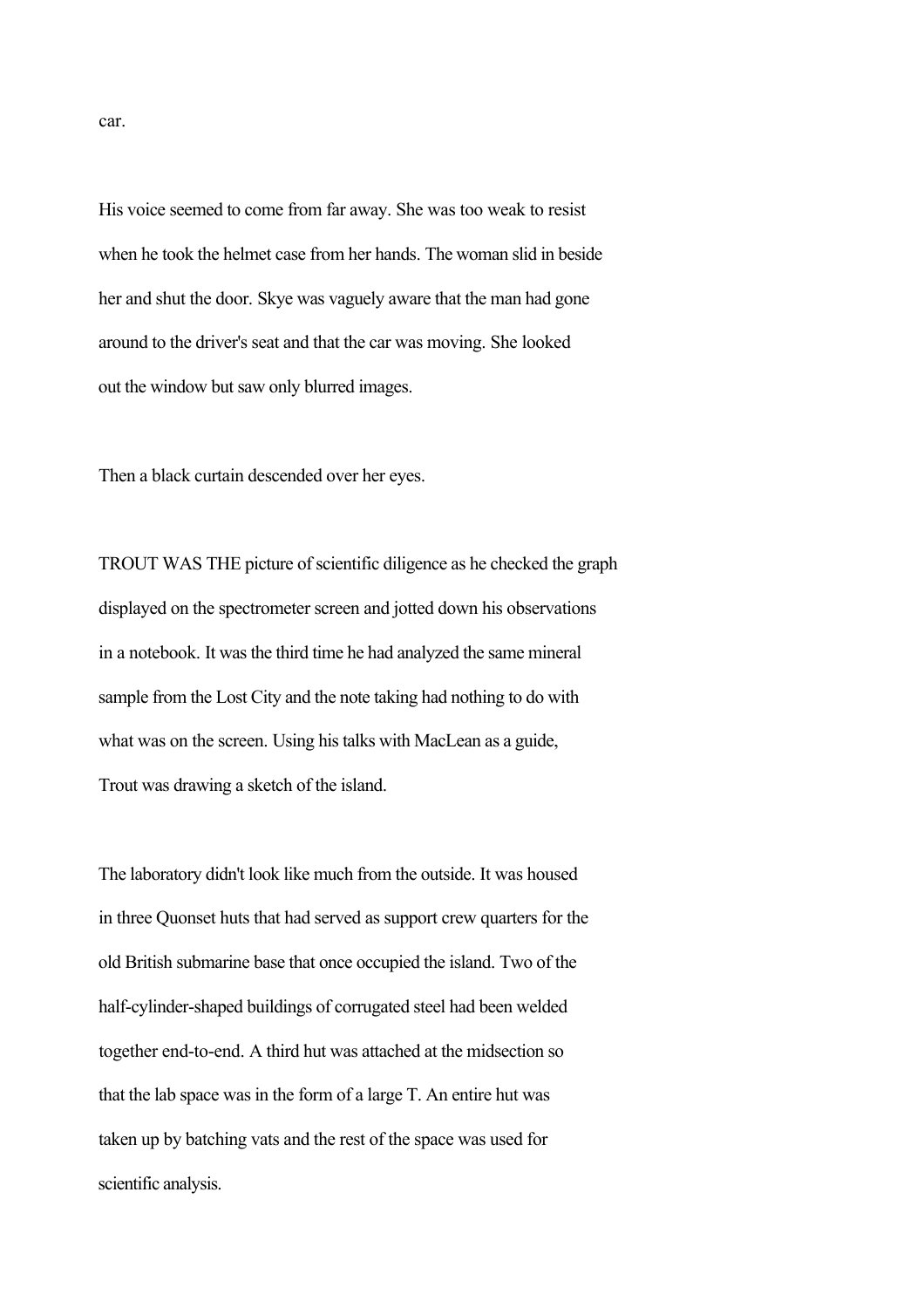car.

His voice seemed to come from far away. She was too weak to resist when he took the helmet case from her hands. The woman slid in beside her and shut the door. Skye was vaguely aware that the man had gone around to the driver's seat and that the car was moving. She looked out the window but saw only blurred images.

Then a black curtain descended over her eyes.

TROUT WAS THE picture of scientific diligence as he checked the graph displayed on the spectrometer screen and jotted down his observations in a notebook. It was the third time he had analyzed the same mineral sample from the Lost City and the note taking had nothing to do with what was on the screen. Using his talks with MacLean as a guide, Trout was drawing a sketch of the island.

The laboratory didn't look like much from the outside. It was housed in three Quonset huts that had served as support crew quarters for the old British submarine base that once occupied the island. Two of the half-cylinder-shaped buildings of corrugated steel had been welded together end-to-end. A third hut was attached at the midsection so that the lab space was in the form of a large T. An entire hut was taken up by batching vats and the rest of the space was used for scientific analysis.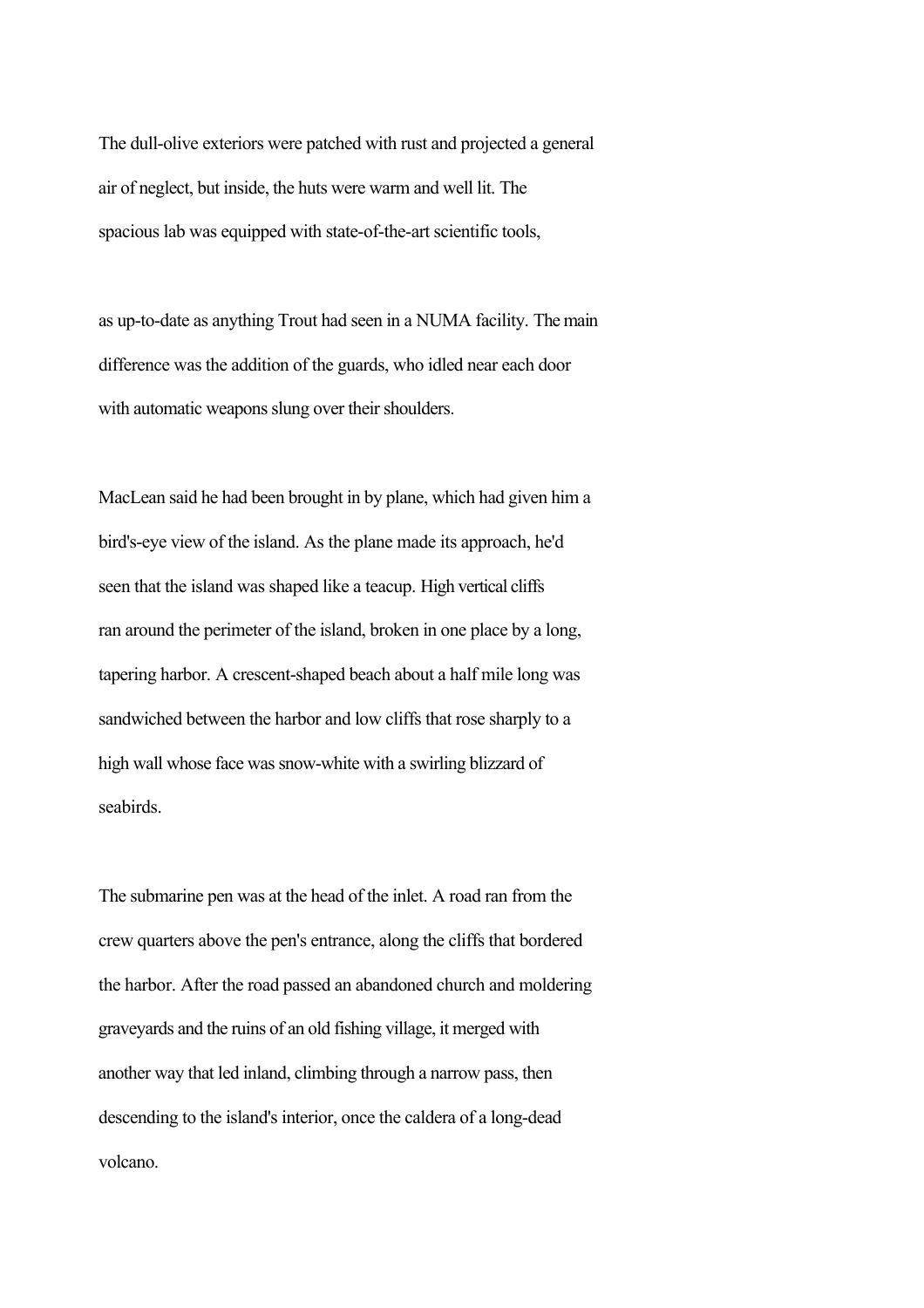The dull-olive exteriors were patched with rust and projected a general air of neglect, but inside, the huts were warm and well lit. The spacious lab was equipped with state-of-the-art scientific tools,

as up-to-date as anything Trout had seen in a NUMA facility. The main difference was the addition of the guards, who idled near each door with automatic weapons slung over their shoulders.

MacLean said he had been brought in by plane, which had given him a bird's-eye view of the island. As the plane made its approach, he'd seen that the island was shaped like a teacup. High vertical cliffs ran around the perimeter of the island, broken in one place by a long, tapering harbor. A crescent-shaped beach about a half mile long was sandwiched between the harbor and low cliffs that rose sharply to a high wall whose face was snow-white with a swirling blizzard of seabirds.

The submarine pen was at the head of the inlet. A road ran from the crew quarters above the pen's entrance, along the cliffs that bordered the harbor. After the road passed an abandoned church and moldering graveyards and the ruins of an old fishing village, it merged with another way that led inland, climbing through a narrow pass, then descending to the island's interior, once the caldera of a long-dead volcano.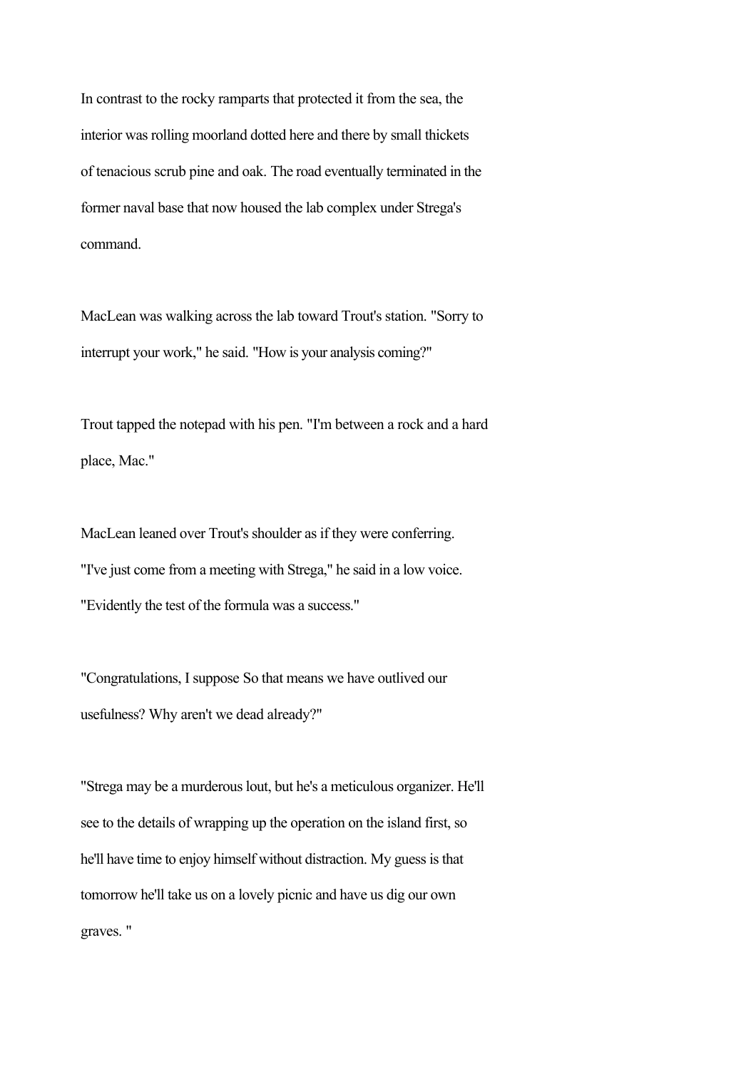In contrast to the rocky ramparts that protected it from the sea, the interior was rolling moorland dotted here and there by small thickets of tenacious scrub pine and oak. The road eventually terminated in the former naval base that now housed the lab complex under Strega's command.

MacLean was walking across the lab toward Trout's station. "Sorry to interrupt your work," he said. "How is your analysis coming?"

Trout tapped the notepad with his pen. "I'm between a rock and a hard place, Mac."

MacLean leaned over Trout's shoulder as if they were conferring. "I've just come from a meeting with Strega," he said in a low voice. "Evidently the test of the formula was a success."

"Congratulations, I suppose So that means we have outlived our usefulness? Why aren't we dead already?"

"Strega may be a murderous lout, but he's a meticulous organizer. He'll see to the details of wrapping up the operation on the island first, so he'll have time to enjoy himself without distraction. My guess is that tomorrow he'll take us on a lovely picnic and have us dig our own graves. "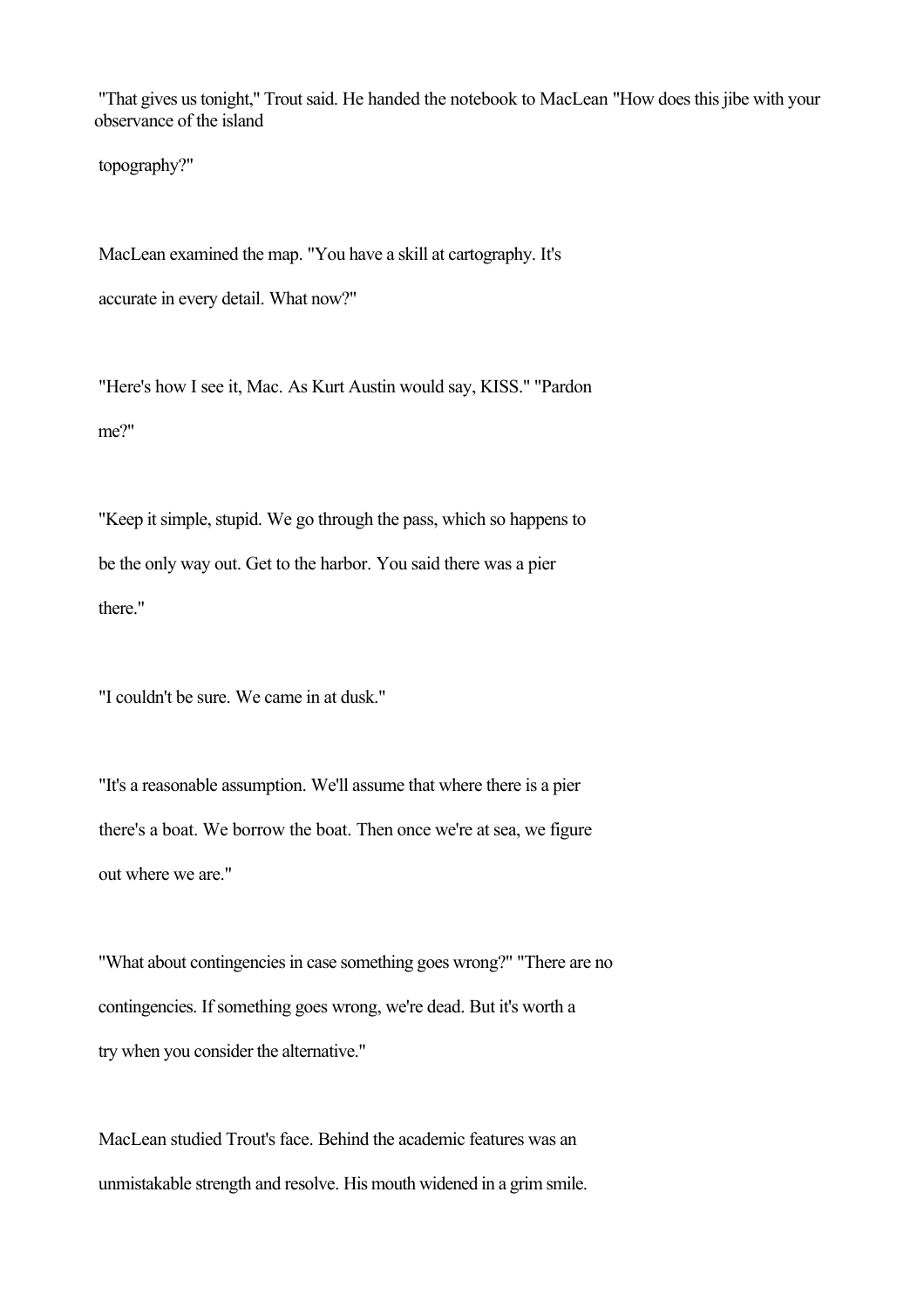"That gives us tonight," Trout said. He handed the notebook to MacLean "How does this jibe with your observance of the island topography?"

MacLean examined the map. "You have a skill at cartography. It's accurate in every detail. What now?"

"Here's how I see it, Mac. As Kurt Austin would say, KISS." "Pardon me?"

"Keep it simple, stupid. We go through the pass, which so happens to be the only way out. Get to the harbor. You said there was a pier there."

"I couldn't be sure. We came in at dusk."

"It's a reasonable assumption. We'll assume that where there is a pier there's a boat. We borrow the boat. Then once we're at sea, we figure out where we are."

"What about contingencies in case something goes wrong?" "There are no contingencies. If something goes wrong, we're dead. But it's worth a try when you consider the alternative."

MacLean studied Trout's face. Behind the academic features was an unmistakable strength and resolve. His mouth widened in a grim smile.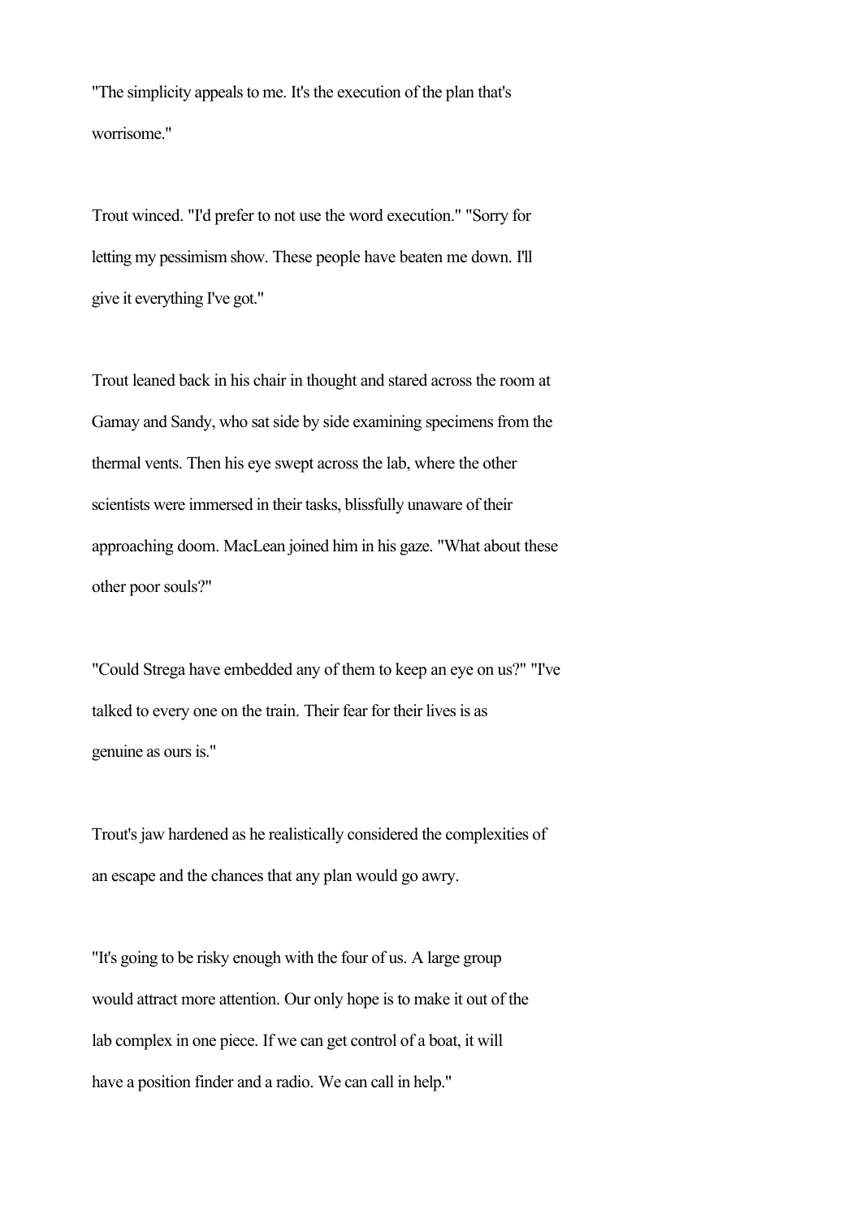"The simplicity appeals to me. It's the execution of the plan that's worrisome."

Trout winced. "I'd prefer to not use the word execution." "Sorry for letting my pessimism show. These people have beaten me down. I'll give it everything I've got."

Trout leaned back in his chair in thought and stared across the room at Gamay and Sandy, who sat side by side examining specimens from the thermal vents. Then his eye swept across the lab, where the other scientists were immersed in their tasks, blissfully unaware of their approaching doom. MacLean joined him in his gaze. "What about these other poor souls?"

"Could Strega have embedded any of them to keep an eye on us?" "I've talked to every one on the train. Their fear for their lives is as genuine as ours is."

Trout's jaw hardened as he realistically considered the complexities of an escape and the chances that any plan would go awry.

"It's going to be risky enough with the four of us. A large group would attract more attention. Our only hope is to make it out of the lab complex in one piece. If we can get control of a boat, it will have a position finder and a radio. We can call in help."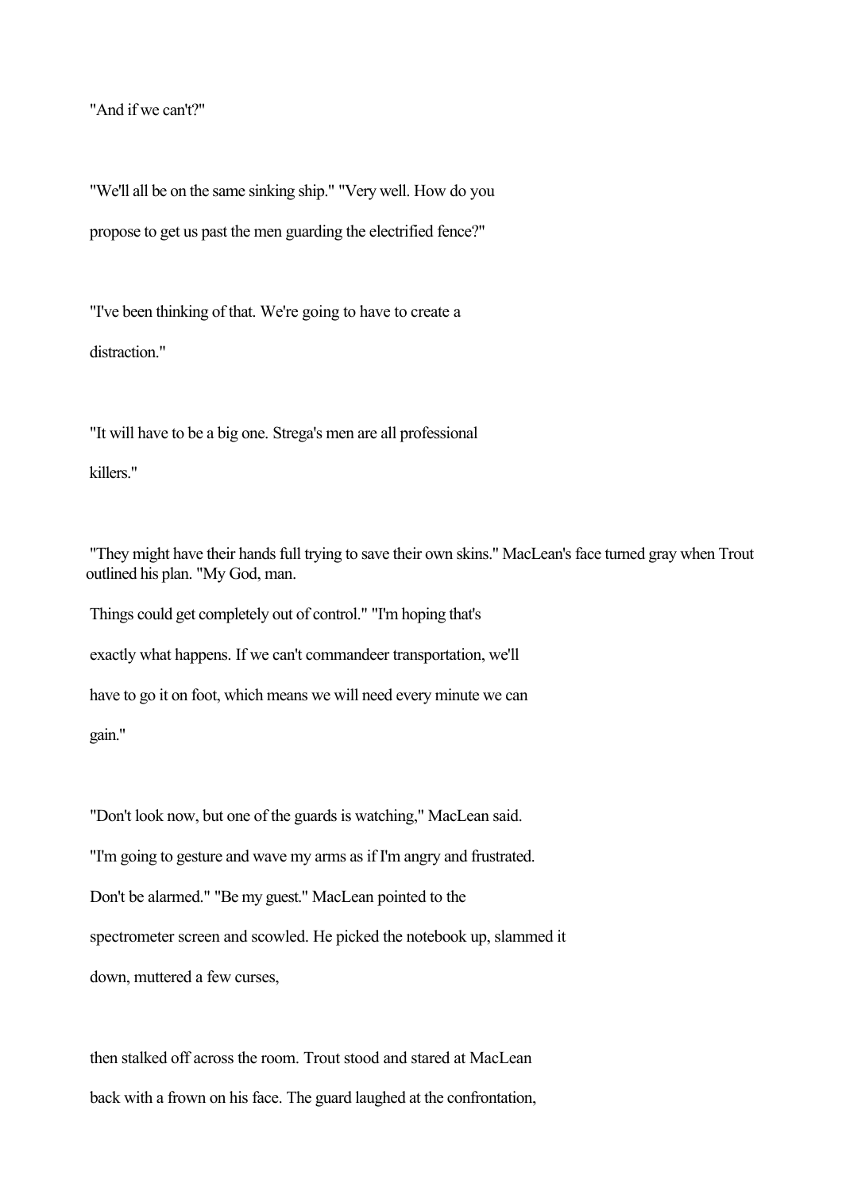"And if we can't?"

"We'll all be on the same sinking ship." "Very well. How do you propose to get us past the men guarding the electrified fence?"

"I've been thinking of that. We're going to have to create a distraction."

"It will have to be a big one. Strega's men are all professional killers."

"They might have their hands full trying to save their own skins." MacLean's face turned gray when Trout outlined his plan. "My God, man. Things could get completely out of control." "I'm hoping that's exactly what happens. If we can't commandeer transportation, we'll have to go it on foot, which means we will need every minute we can gain."

"Don't look now, but one of the guards is watching," MacLean said. "I'm going to gesture and wave my arms as if I'm angry and frustrated. Don't be alarmed." "Be my guest." MacLean pointed to the spectrometer screen and scowled. He picked the notebook up, slammed it down, muttered a few curses,

then stalked off across the room. Trout stood and stared at MacLean back with a frown on his face. The guard laughed at the confrontation,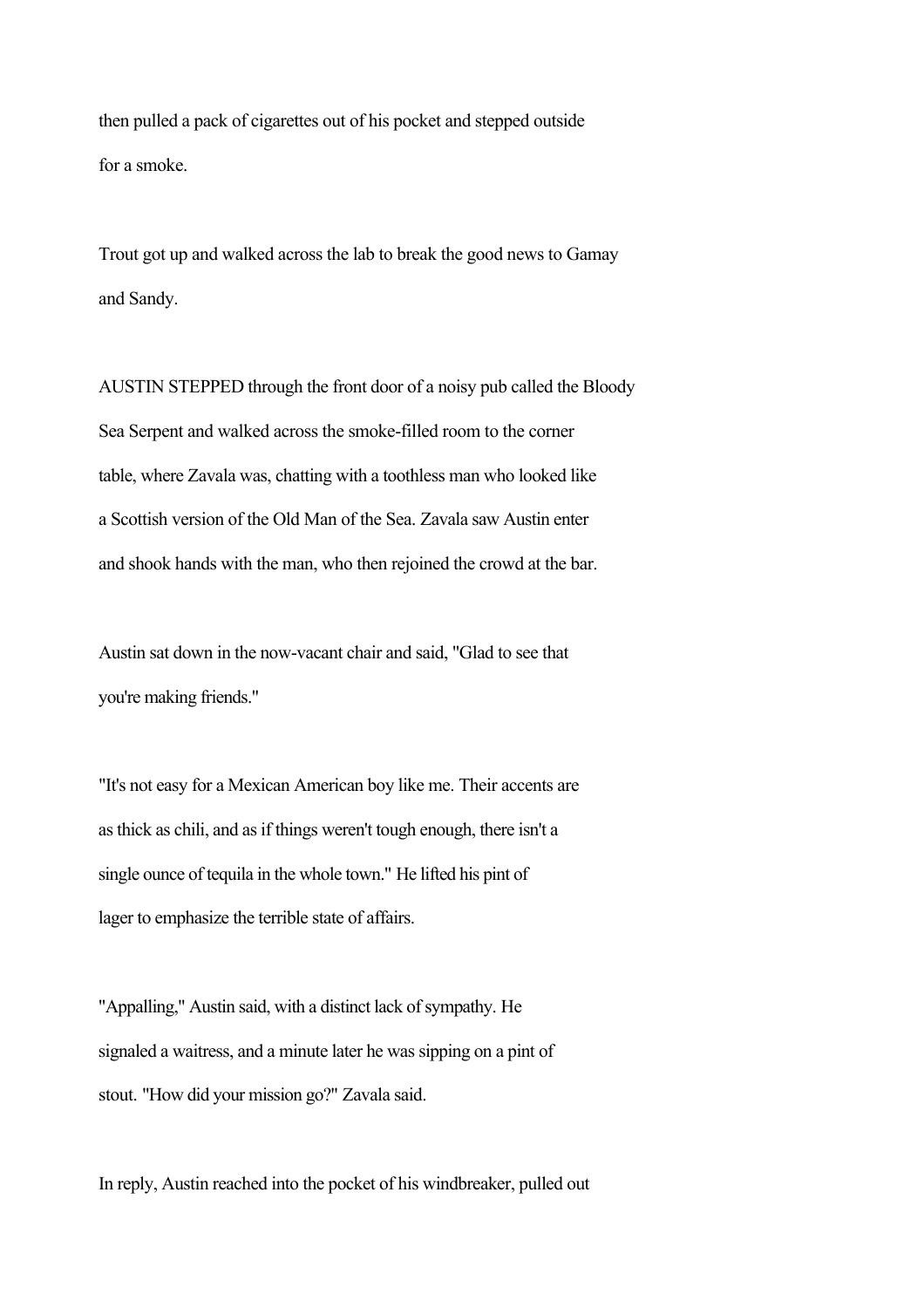then pulled a pack of cigarettes out of his pocket and stepped outside for a smoke.

Trout got up and walked across the lab to break the good news to Gamay and Sandy.

AUSTIN STEPPED through the front door of a noisy pub called the Bloody Sea Serpent and walked across the smoke-filled room to the corner table, where Zavala was, chatting with a toothless man who looked like a Scottish version of the Old Man of the Sea. Zavala saw Austin enter and shook hands with the man, who then rejoined the crowd at the bar.

Austin sat down in the now-vacant chair and said, "Glad to see that you're making friends."

"It's not easy for a Mexican American boy like me. Their accents are as thick as chili, and as if things weren't tough enough, there isn't a single ounce of tequila in the whole town." He lifted his pint of lager to emphasize the terrible state of affairs.

"Appalling," Austin said, with a distinct lack of sympathy. He signaled a waitress, and a minute later he was sipping on a pint of stout. "How did your mission go?" Zavala said.

In reply, Austin reached into the pocket of his windbreaker, pulled out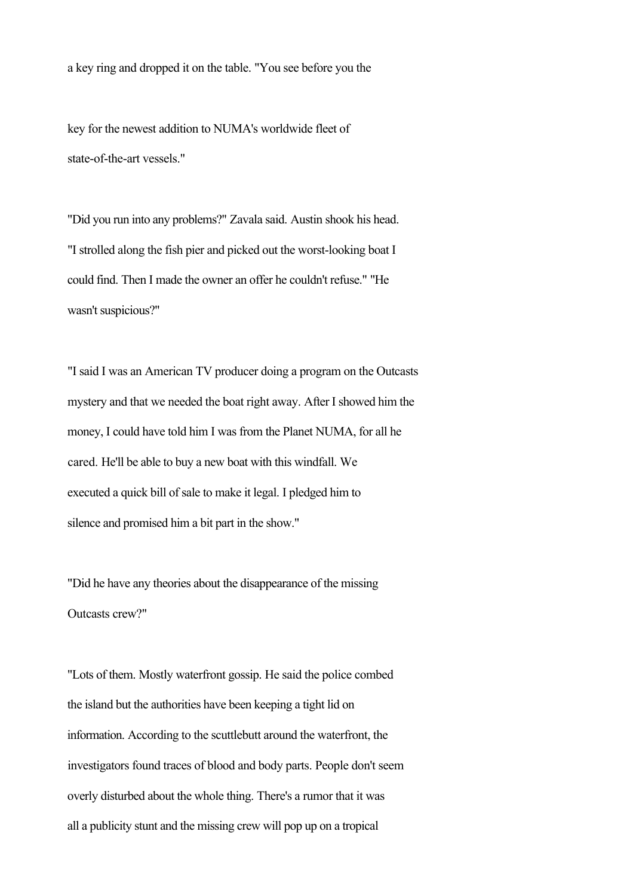a key ring and dropped it on the table. "You see before you the key for the newest addition to NUMA's worldwide fleet of state-of-the-art vessels."

"Did you run into any problems?" Zavala said. Austin shook his head. "I strolled along the fish pier and picked out the worst-looking boat I could find. Then I made the owner an offer he couldn't refuse." "He wasn't suspicious?"

"I said I was an American TV producer doing a program on the Outcasts mystery and that we needed the boat right away. After I showed him the money, I could have told him I was from the Planet NUMA, for all he cared. He'll be able to buy a new boat with this windfall. We executed a quick bill of sale to make it legal. I pledged him to silence and promised him a bit part in the show."

"Did he have any theories about the disappearance of the missing Outcasts crew?"

"Lots of them. Mostly waterfront gossip. He said the police combed the island but the authorities have been keeping a tight lid on information. According to the scuttlebutt around the waterfront, the investigators found traces of blood and body parts. People don't seem overly disturbed about the whole thing. There's a rumor that it was all a publicity stunt and the missing crew will pop up on a tropical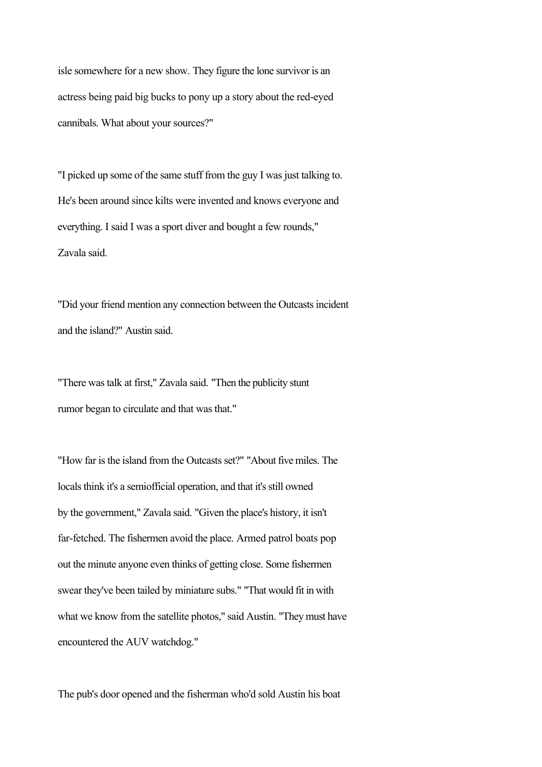isle somewhere for a new show. They figure the lone survivor is an actress being paid big bucks to pony up a story about the red-eyed cannibals. What about your sources?"

"I picked up some of the same stuff from the guy I was just talking to. He's been around since kilts were invented and knows everyone and everything. I said I was a sport diver and bought a few rounds," Zavala said.

"Did your friend mention any connection between the Outcasts incident and the island?" Austin said.

"There was talk at first," Zavala said. "Then the publicity stunt rumor began to circulate and that was that."

"How far is the island from the Outcasts set?" "About five miles. The locals think it's a semiofficial operation, and that it's still owned by the government," Zavala said. "Given the place's history, it isn't far-fetched. The fishermen avoid the place. Armed patrol boats pop out the minute anyone even thinks of getting close. Some fishermen swear they've been tailed by miniature subs." "That would fit in with what we know from the satellite photos," said Austin. "They must have encountered the AUV watchdog."

The pub's door opened and the fisherman who'd sold Austin his boat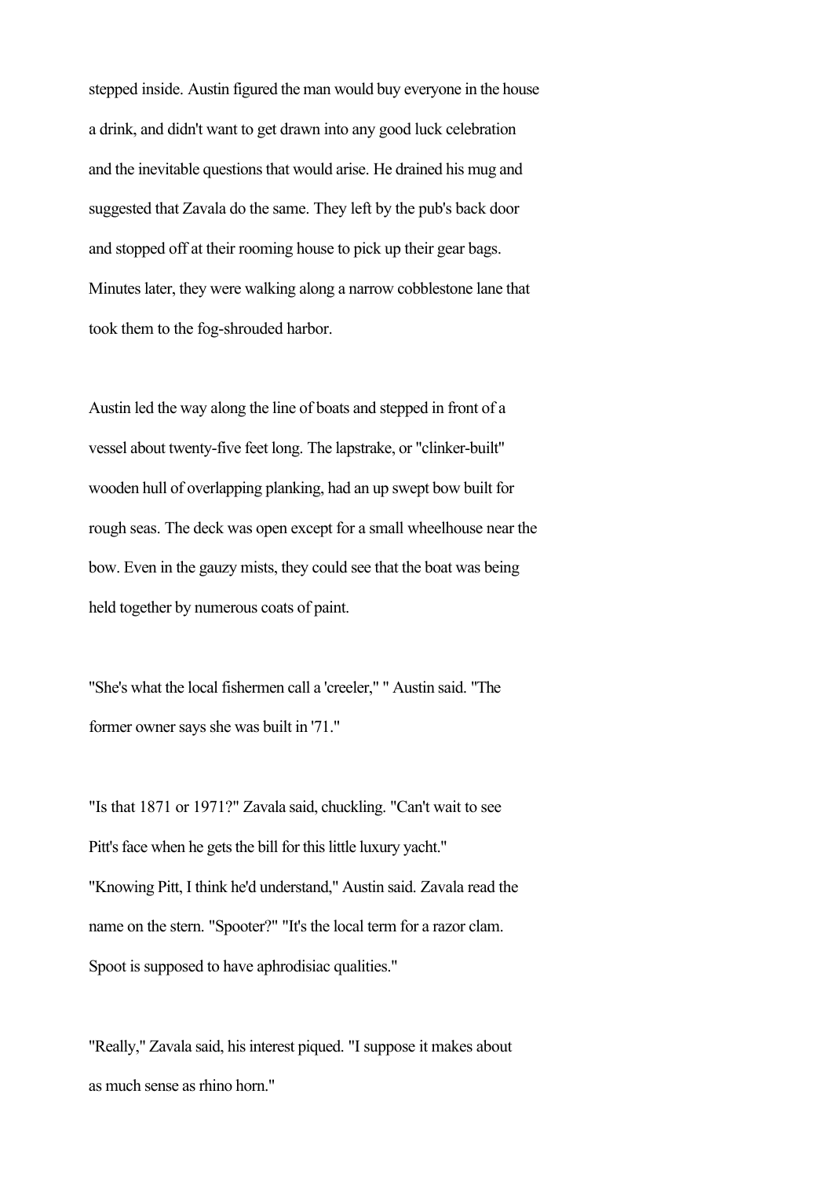stepped inside. Austin figured the man would buy everyone in the house a drink, and didn't want to get drawn into any good luck celebration and the inevitable questions that would arise. He drained his mug and suggested that Zavala do the same. They left by the pub's back door and stopped off at their rooming house to pick up their gear bags. Minutes later, they were walking along a narrow cobblestone lane that took them to the fog-shrouded harbor.

Austin led the way along the line of boats and stepped in front of a vessel about twenty-five feet long. The lapstrake, or "clinker-built" wooden hull of overlapping planking, had an up swept bow built for rough seas. The deck was open except for a small wheelhouse near the bow. Even in the gauzy mists, they could see that the boat was being held together by numerous coats of paint.

"She's what the local fishermen call a 'creeler,' " Austin said. "The former owner says she was built in '71."

"Is that 1871 or 1971?" Zavala said, chuckling. "Can't wait to see Pitt's face when he gets the bill for this little luxury yacht."
"Knowing Pitt, I think he'd understand," Austin said. Zavala read the name on the stern. "Spooter?" "It's the local term for a razor clam. Spoot is supposed to have aphrodisiac qualities."

"Really," Zavala said, his interest piqued. "I suppose it makes about as much sense as rhino horn."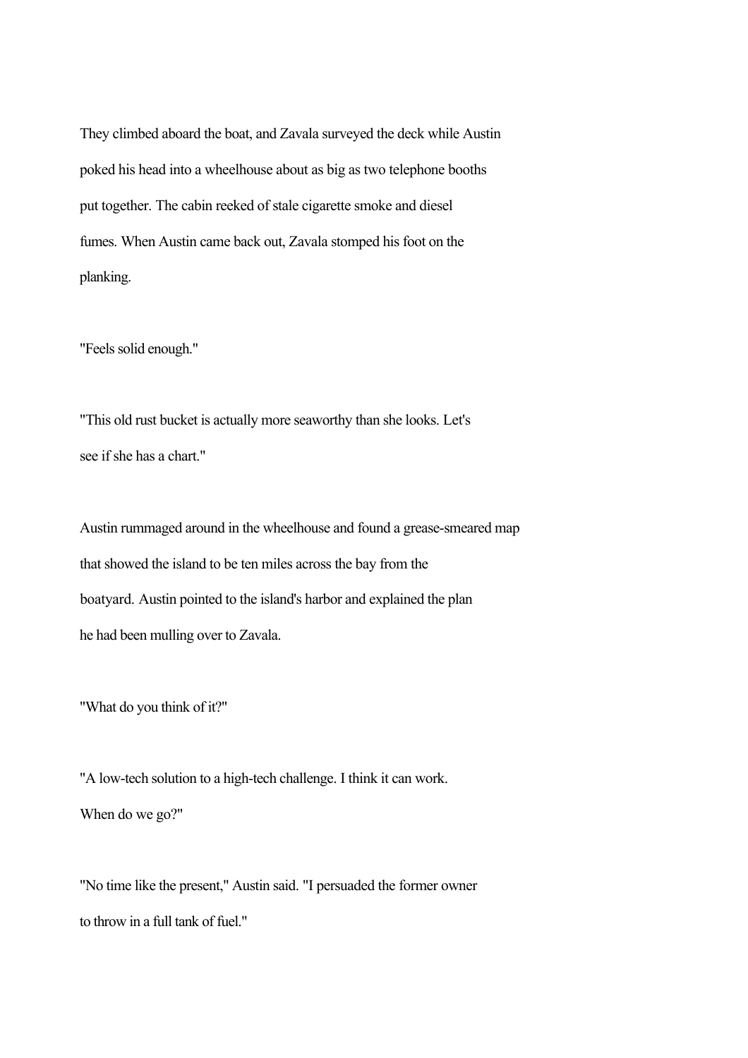They climbed aboard the boat, and Zavala surveyed the deck while Austin poked his head into a wheelhouse about as big as two telephone booths put together. The cabin reeked of stale cigarette smoke and diesel fumes. When Austin came back out, Zavala stomped his foot on the planking.

"Feels solid enough."

"This old rust bucket is actually more seaworthy than she looks. Let's see if she has a chart."

Austin rummaged around in the wheelhouse and found a grease-smeared map that showed the island to be ten miles across the bay from the boatyard. Austin pointed to the island's harbor and explained the plan he had been mulling over to Zavala.

"What do you think of it?"

"A low-tech solution to a high-tech challenge. I think it can work. When do we go?"

"No time like the present," Austin said. "I persuaded the former owner to throw in a full tank of fuel."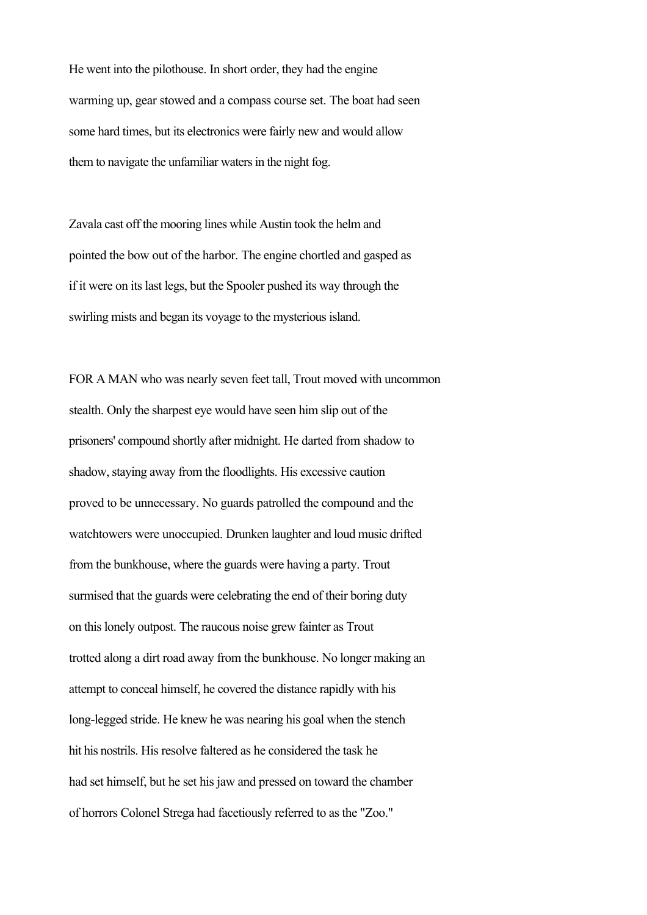He went into the pilothouse. In short order, they had the engine warming up, gear stowed and a compass course set. The boat had seen some hard times, but its electronics were fairly new and would allow them to navigate the unfamiliar waters in the night fog.

Zavala cast off the mooring lines while Austin took the helm and pointed the bow out of the harbor. The engine chortled and gasped as if it were on its last legs, but the Spooler pushed its way through the swirling mists and began its voyage to the mysterious island.

FOR A MAN who was nearly seven feet tall, Trout moved with uncommon stealth. Only the sharpest eye would have seen him slip out of the prisoners' compound shortly after midnight. He darted from shadow to shadow, staying away from the floodlights. His excessive caution proved to be unnecessary. No guards patrolled the compound and the watchtowers were unoccupied. Drunken laughter and loud music drifted from the bunkhouse, where the guards were having a party. Trout surmised that the guards were celebrating the end of their boring duty on this lonely outpost. The raucous noise grew fainter as Trout trotted along a dirt road away from the bunkhouse. No longer making an attempt to conceal himself, he covered the distance rapidly with his long-legged stride. He knew he was nearing his goal when the stench hit his nostrils. His resolve faltered as he considered the task he had set himself, but he set his jaw and pressed on toward the chamber of horrors Colonel Strega had facetiously referred to as the "Zoo."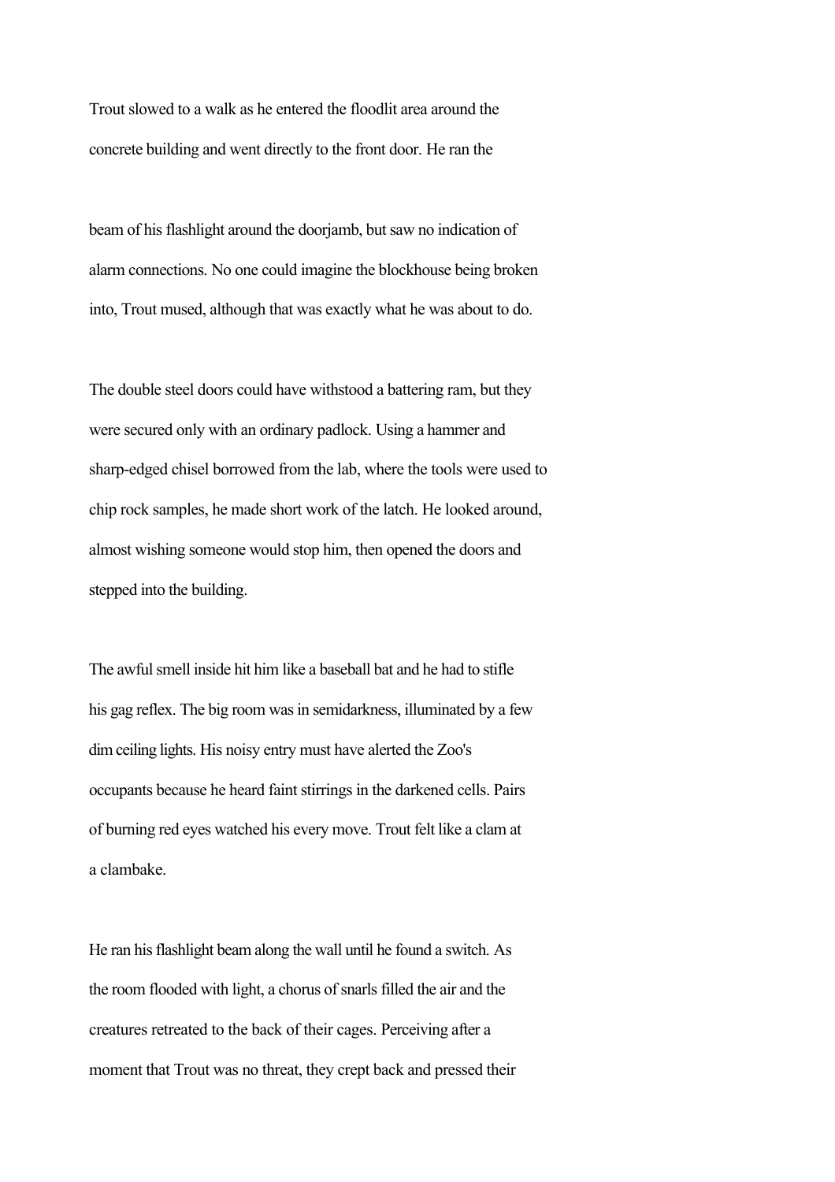Trout slowed to a walk as he entered the floodlit area around the concrete building and went directly to the front door. He ran the beam of his flashlight around the doorjamb, but saw no indication of alarm connections. No one could imagine the blockhouse being broken into, Trout mused, although that was exactly what he was about to do.

The double steel doors could have withstood a battering ram, but they were secured only with an ordinary padlock. Using a hammer and sharp-edged chisel borrowed from the lab, where the tools were used to chip rock samples, he made short work of the latch. He looked around, almost wishing someone would stop him, then opened the doors and stepped into the building.

The awful smell inside hit him like a baseball bat and he had to stifle his gag reflex. The big room was in semidarkness, illuminated by a few dim ceiling lights. His noisy entry must have alerted the Zoo's occupants because he heard faint stirrings in the darkened cells. Pairs of burning red eyes watched his every move. Trout felt like a clam at a clambake.

He ran his flashlight beam along the wall until he found a switch. As the room flooded with light, a chorus of snarls filled the air and the creatures retreated to the back of their cages. Perceiving after a moment that Trout was no threat, they crept back and pressed their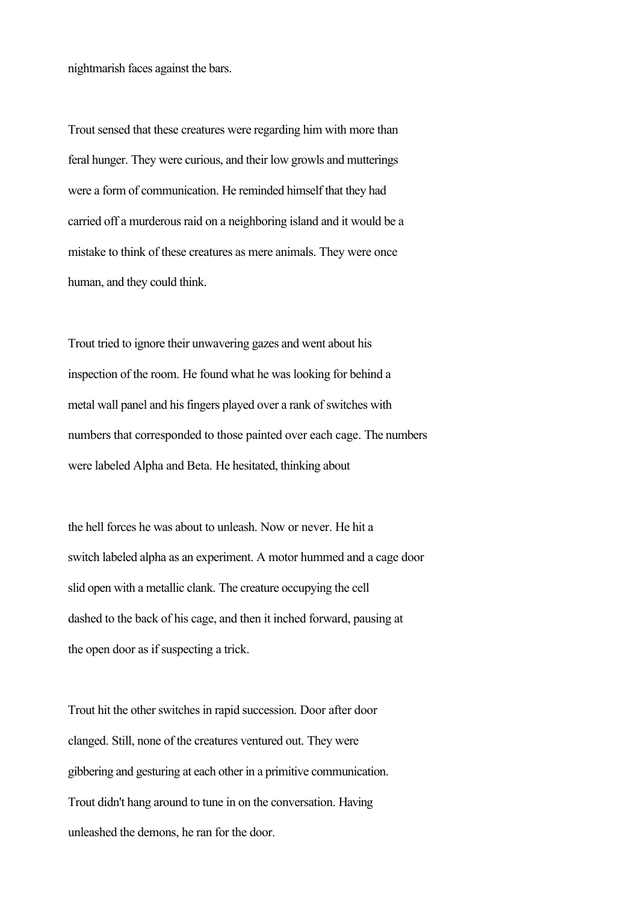nightmarish faces against the bars.

Trout sensed that these creatures were regarding him with more than feral hunger. They were curious, and their low growls and mutterings were a form of communication. He reminded himself that they had carried off a murderous raid on a neighboring island and it would be a mistake to think of these creatures as mere animals. They were once human, and they could think.

Trout tried to ignore their unwavering gazes and went about his inspection of the room. He found what he was looking for behind a metal wall panel and his fingers played over a rank of switches with numbers that corresponded to those painted over each cage. The numbers were labeled Alpha and Beta. He hesitated, thinking about

the hell forces he was about to unleash. Now or never. He hit a switch labeled alpha as an experiment. A motor hummed and a cage door slid open with a metallic clank. The creature occupying the cell dashed to the back of his cage, and then it inched forward, pausing at the open door as if suspecting a trick.

Trout hit the other switches in rapid succession. Door after door clanged. Still, none of the creatures ventured out. They were gibbering and gesturing at each other in a primitive communication. Trout didn't hang around to tune in on the conversation. Having unleashed the demons, he ran for the door.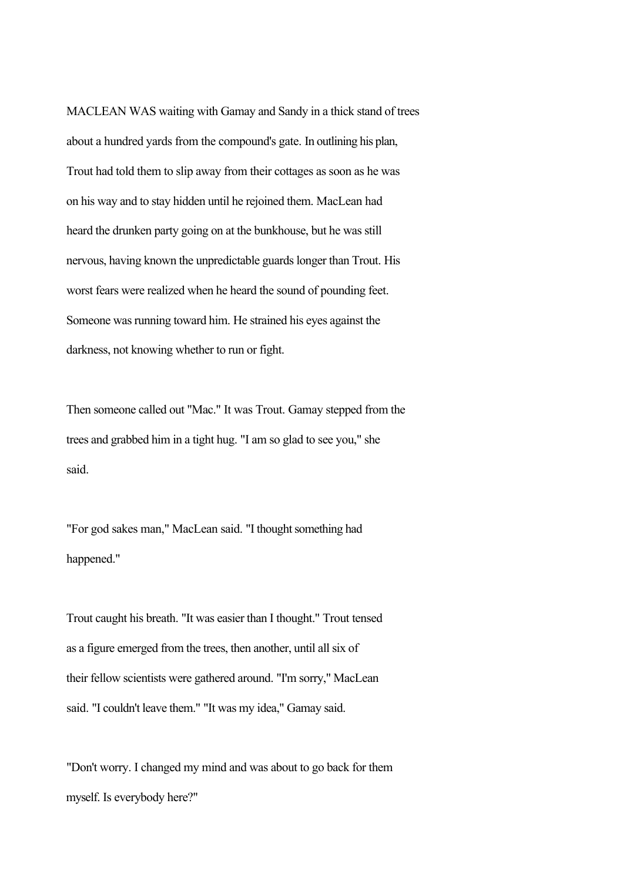MACLEAN WAS waiting with Gamay and Sandy in a thick stand of trees about a hundred yards from the compound's gate. In outlining his plan, Trout had told them to slip away from their cottages as soon as he was on his way and to stay hidden until he rejoined them. MacLean had heard the drunken party going on at the bunkhouse, but he was still nervous, having known the unpredictable guards longer than Trout. His worst fears were realized when he heard the sound of pounding feet. Someone was running toward him. He strained his eyes against the darkness, not knowing whether to run or fight.

Then someone called out "Mac." It was Trout. Gamay stepped from the trees and grabbed him in a tight hug. "I am so glad to see you," she said.

"For god sakes man," MacLean said. "I thought something had happened."

Trout caught his breath. "It was easier than I thought." Trout tensed as a figure emerged from the trees, then another, until all six of their fellow scientists were gathered around. "I'm sorry," MacLean said. "I couldn't leave them." "It was my idea," Gamay said.

"Don't worry. I changed my mind and was about to go back for them myself. Is everybody here?"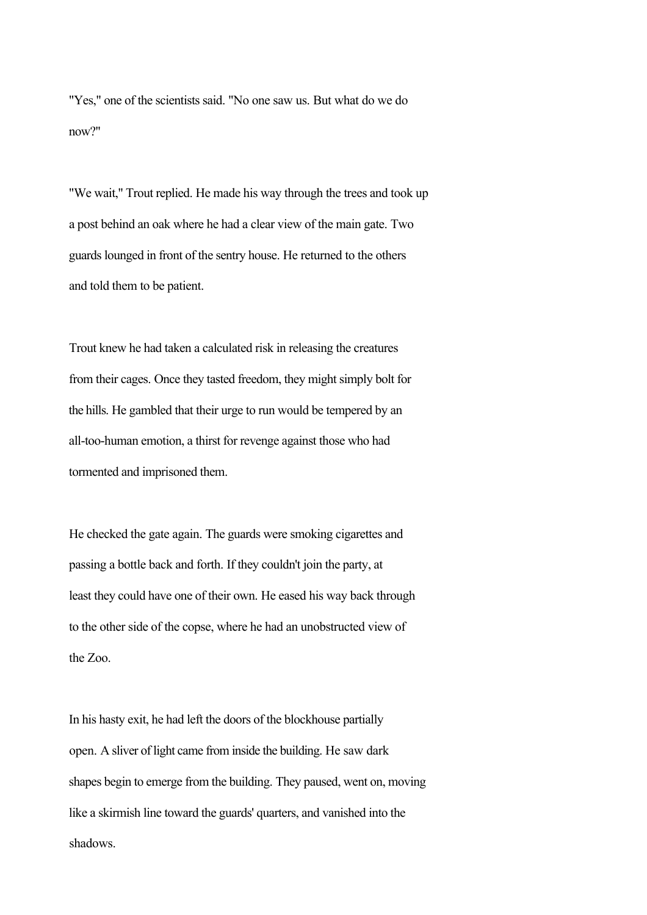"Yes," one of the scientists said. "No one saw us. But what do we do now?"

"We wait," Trout replied. He made his way through the trees and took up a post behind an oak where he had a clear view of the main gate. Two guards lounged in front of the sentry house. He returned to the others and told them to be patient.

Trout knew he had taken a calculated risk in releasing the creatures from their cages. Once they tasted freedom, they might simply bolt for the hills. He gambled that their urge to run would be tempered by an all-too-human emotion, a thirst for revenge against those who had tormented and imprisoned them.

He checked the gate again. The guards were smoking cigarettes and passing a bottle back and forth. If they couldn't join the party, at least they could have one of their own. He eased his way back through to the other side of the copse, where he had an unobstructed view of the Zoo.

In his hasty exit, he had left the doors of the blockhouse partially open. A sliver of light came from inside the building. He saw dark shapes begin to emerge from the building. They paused, went on, moving like a skirmish line toward the guards' quarters, and vanished into the shadows.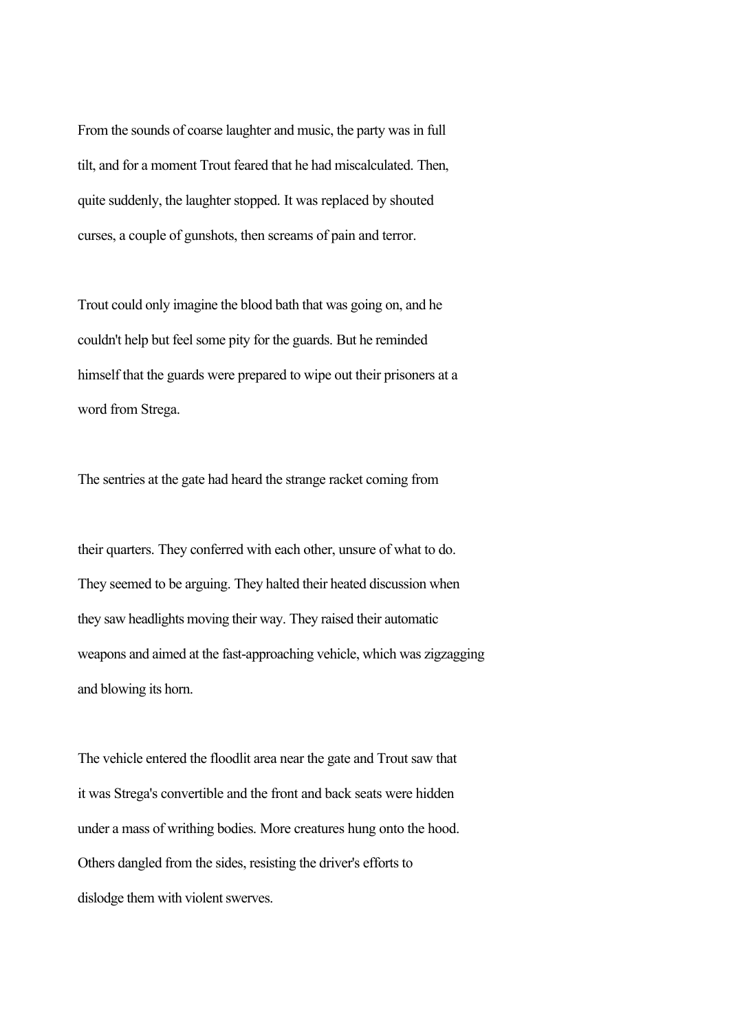From the sounds of coarse laughter and music, the party was in full tilt, and for a moment Trout feared that he had miscalculated. Then, quite suddenly, the laughter stopped. It was replaced by shouted curses, a couple of gunshots, then screams of pain and terror.

Trout could only imagine the blood bath that was going on, and he couldn't help but feel some pity for the guards. But he reminded himself that the guards were prepared to wipe out their prisoners at a word from Strega.

The sentries at the gate had heard the strange racket coming from their quarters. They conferred with each other, unsure of what to do. They seemed to be arguing. They halted their heated discussion when they saw headlights moving their way. They raised their automatic weapons and aimed at the fast-approaching vehicle, which was zigzagging and blowing its horn.

The vehicle entered the floodlit area near the gate and Trout saw that it was Strega's convertible and the front and back seats were hidden under a mass of writhing bodies. More creatures hung onto the hood. Others dangled from the sides, resisting the driver's efforts to dislodge them with violent swerves.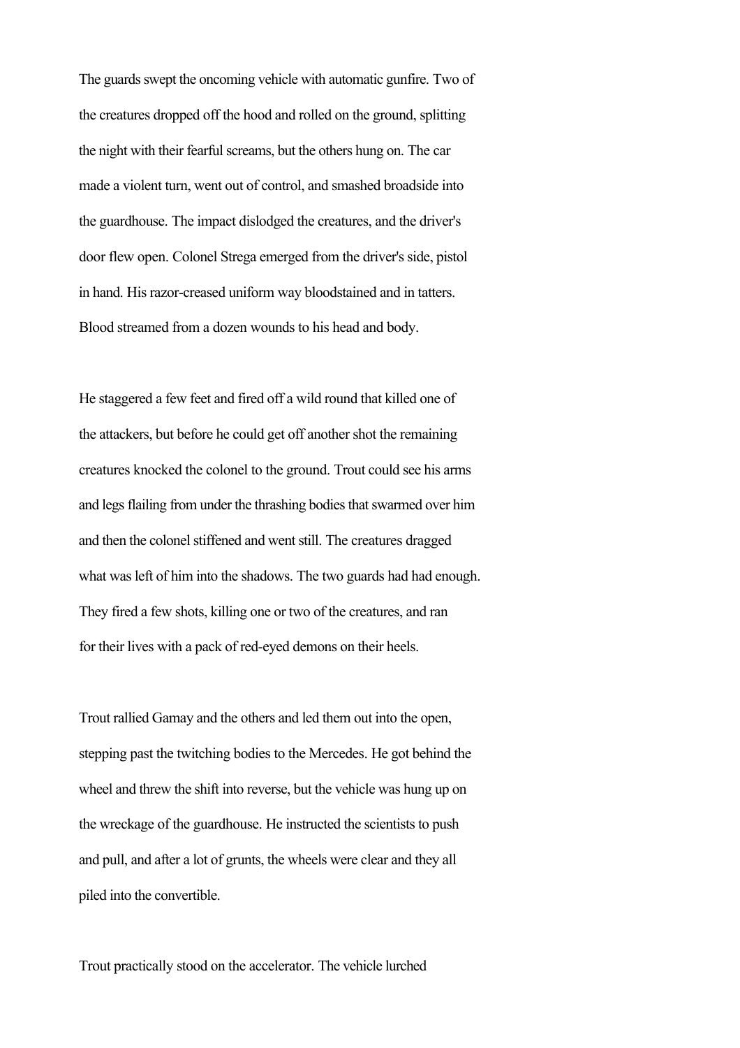The guards swept the oncoming vehicle with automatic gunfire. Two of the creatures dropped off the hood and rolled on the ground, splitting the night with their fearful screams, but the others hung on. The car made a violent turn, went out of control, and smashed broadside into the guardhouse. The impact dislodged the creatures, and the driver's door flew open. Colonel Strega emerged from the driver's side, pistol in hand. His razor-creased uniform way bloodstained and in tatters. Blood streamed from a dozen wounds to his head and body.

He staggered a few feet and fired off a wild round that killed one of the attackers, but before he could get off another shot the remaining creatures knocked the colonel to the ground. Trout could see his arms and legs flailing from under the thrashing bodies that swarmed over him and then the colonel stiffened and went still. The creatures dragged what was left of him into the shadows. The two guards had had enough. They fired a few shots, killing one or two of the creatures, and ran for their lives with a pack of red-eyed demons on their heels.

Trout rallied Gamay and the others and led them out into the open, stepping past the twitching bodies to the Mercedes. He got behind the wheel and threw the shift into reverse, but the vehicle was hung up on the wreckage of the guardhouse. He instructed the scientists to push and pull, and after a lot of grunts, the wheels were clear and they all piled into the convertible.

Trout practically stood on the accelerator. The vehicle lurched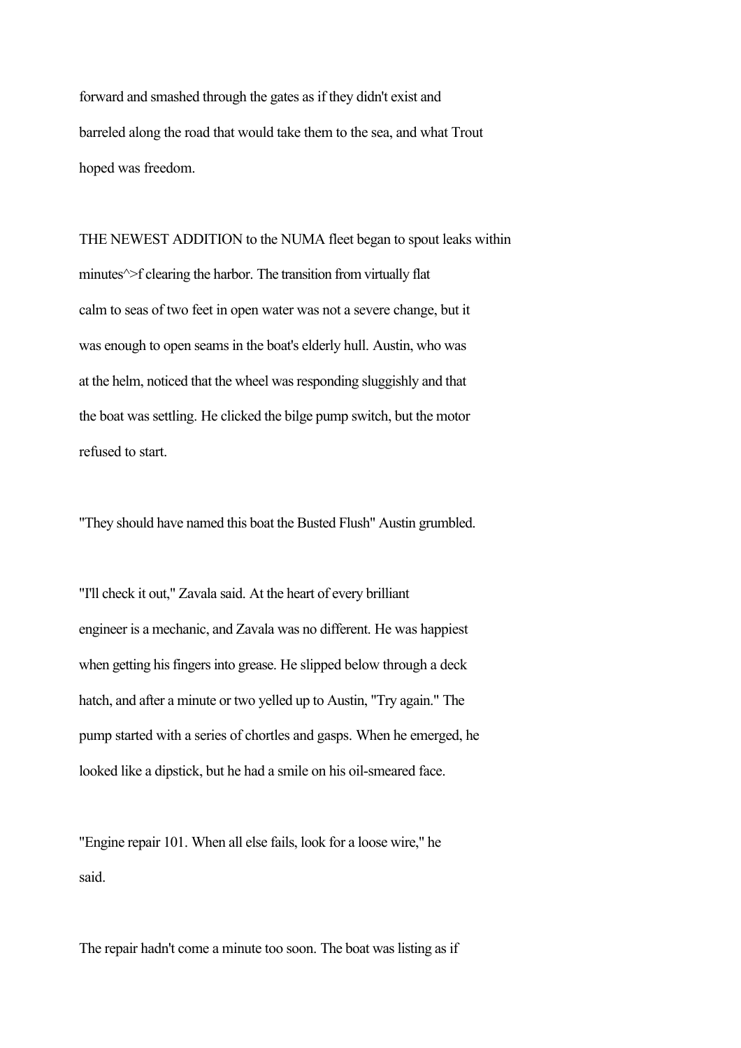forward and smashed through the gates as if they didn't exist and barreled along the road that would take them to the sea, and what Trout hoped was freedom.

THE NEWEST ADDITION to the NUMA fleet began to spout leaks within minutes^>f clearing the harbor. The transition from virtually flat calm to seas of two feet in open water was not a severe change, but it was enough to open seams in the boat's elderly hull. Austin, who was at the helm, noticed that the wheel was responding sluggishly and that the boat was settling. He clicked the bilge pump switch, but the motor refused to start.

"They should have named this boat the Busted Flush" Austin grumbled.

"I'll check it out," Zavala said. At the heart of every brilliant engineer is a mechanic, and Zavala was no different. He was happiest when getting his fingers into grease. He slipped below through a deck hatch, and after a minute or two yelled up to Austin, "Try again." The pump started with a series of chortles and gasps. When he emerged, he looked like a dipstick, but he had a smile on his oil-smeared face.

"Engine repair 101. When all else fails, look for a loose wire," he said.

The repair hadn't come a minute too soon. The boat was listing as if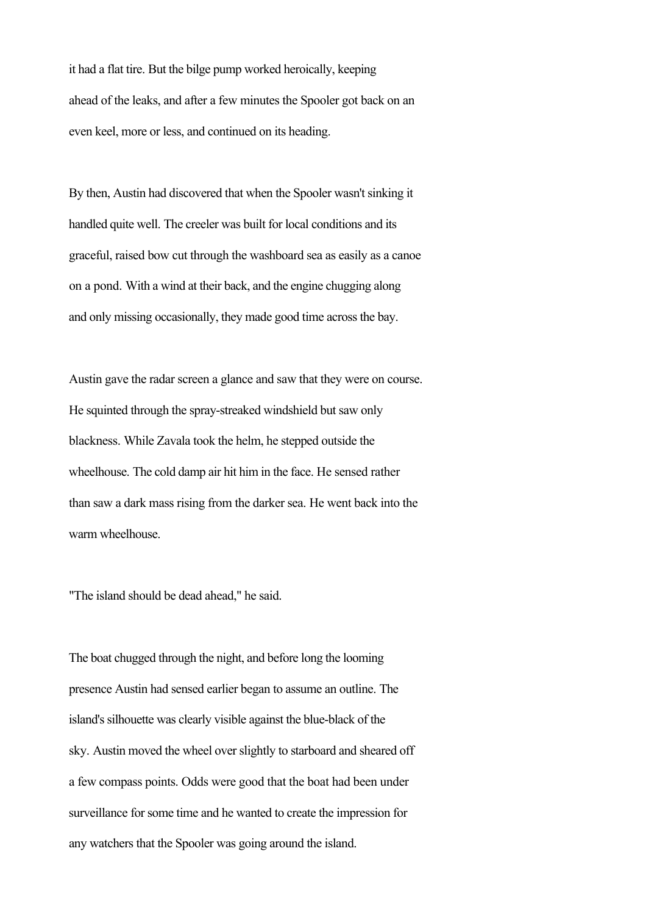it had a flat tire. But the bilge pump worked heroically, keeping ahead of the leaks, and after a few minutes the Spooler got back on an even keel, more or less, and continued on its heading.

By then, Austin had discovered that when the Spooler wasn't sinking it handled quite well. The creeler was built for local conditions and its graceful, raised bow cut through the washboard sea as easily as a canoe on a pond. With a wind at their back, and the engine chugging along and only missing occasionally, they made good time across the bay.

Austin gave the radar screen a glance and saw that they were on course. He squinted through the spray-streaked windshield but saw only blackness. While Zavala took the helm, he stepped outside the wheelhouse. The cold damp air hit him in the face. He sensed rather than saw a dark mass rising from the darker sea. He went back into the warm wheelhouse.

"The island should be dead ahead," he said.

The boat chugged through the night, and before long the looming presence Austin had sensed earlier began to assume an outline. The island's silhouette was clearly visible against the blue-black of the sky. Austin moved the wheel over slightly to starboard and sheared off a few compass points. Odds were good that the boat had been under surveillance for some time and he wanted to create the impression for any watchers that the Spooler was going around the island.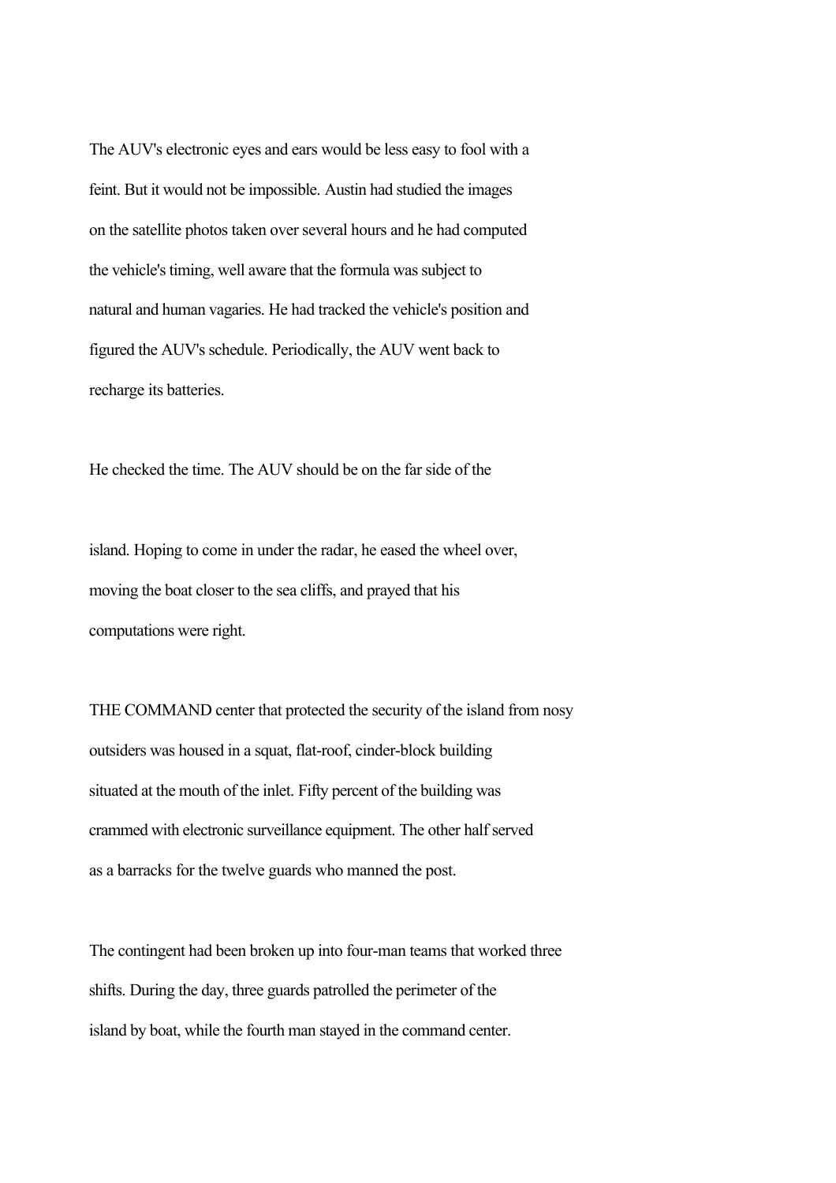The AUV's electronic eyes and ears would be less easy to fool with a feint. But it would not be impossible. Austin had studied the images on the satellite photos taken over several hours and he had computed the vehicle's timing, well aware that the formula was subject to natural and human vagaries. He had tracked the vehicle's position and figured the AUV's schedule. Periodically, the AUV went back to recharge its batteries.

He checked the time. The AUV should be on the far side of the island. Hoping to come in under the radar, he eased the wheel over, moving the boat closer to the sea cliffs, and prayed that his computations were right.

THE COMMAND center that protected the security of the island from nosy outsiders was housed in a squat, flat-roof, cinder-block building situated at the mouth of the inlet. Fifty percent of the building was crammed with electronic surveillance equipment. The other half served as a barracks for the twelve guards who manned the post.

The contingent had been broken up into four-man teams that worked three shifts. During the day, three guards patrolled the perimeter of the island by boat, while the fourth man stayed in the command center.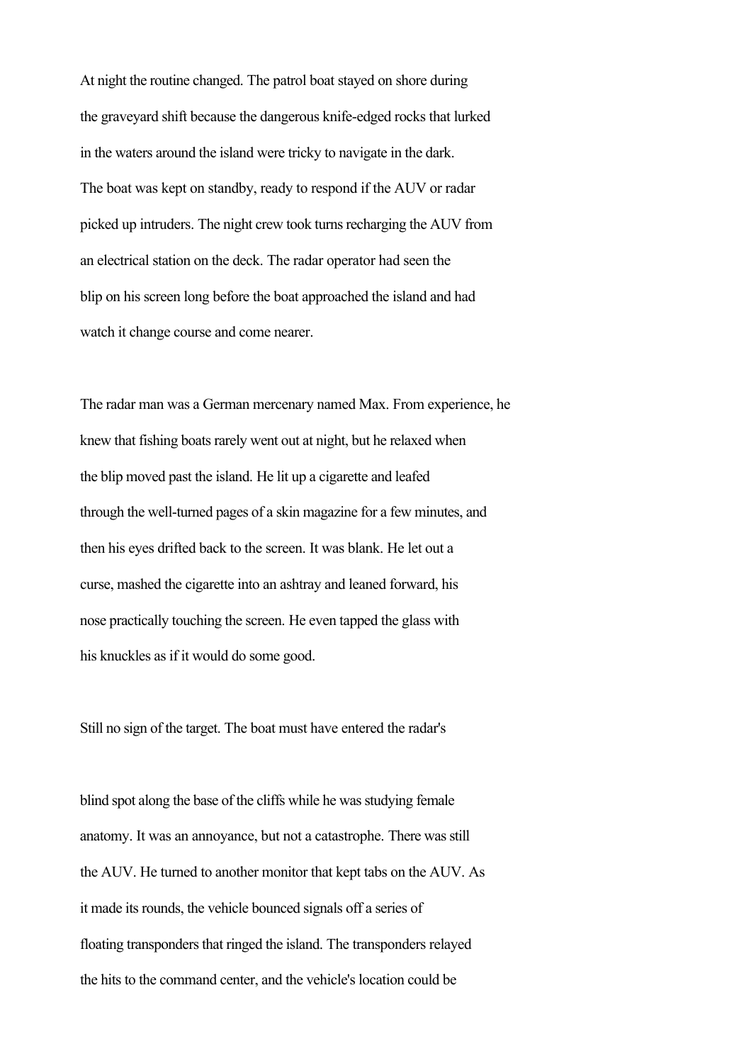At night the routine changed. The patrol boat stayed on shore during the graveyard shift because the dangerous knife-edged rocks that lurked in the waters around the island were tricky to navigate in the dark. The boat was kept on standby, ready to respond if the AUV or radar picked up intruders. The night crew took turns recharging the AUV from an electrical station on the deck. The radar operator had seen the blip on his screen long before the boat approached the island and had watch it change course and come nearer.

The radar man was a German mercenary named Max. From experience, he knew that fishing boats rarely went out at night, but he relaxed when the blip moved past the island. He lit up a cigarette and leafed through the well-turned pages of a skin magazine for a few minutes, and then his eyes drifted back to the screen. It was blank. He let out a curse, mashed the cigarette into an ashtray and leaned forward, his nose practically touching the screen. He even tapped the glass with his knuckles as if it would do some good.

Still no sign of the target. The boat must have entered the radar's blind spot along the base of the cliffs while he was studying female anatomy. It was an annoyance, but not a catastrophe. There was still the AUV. He turned to another monitor that kept tabs on the AUV. As it made its rounds, the vehicle bounced signals off a series of floating transponders that ringed the island. The transponders relayed the hits to the command center, and the vehicle's location could be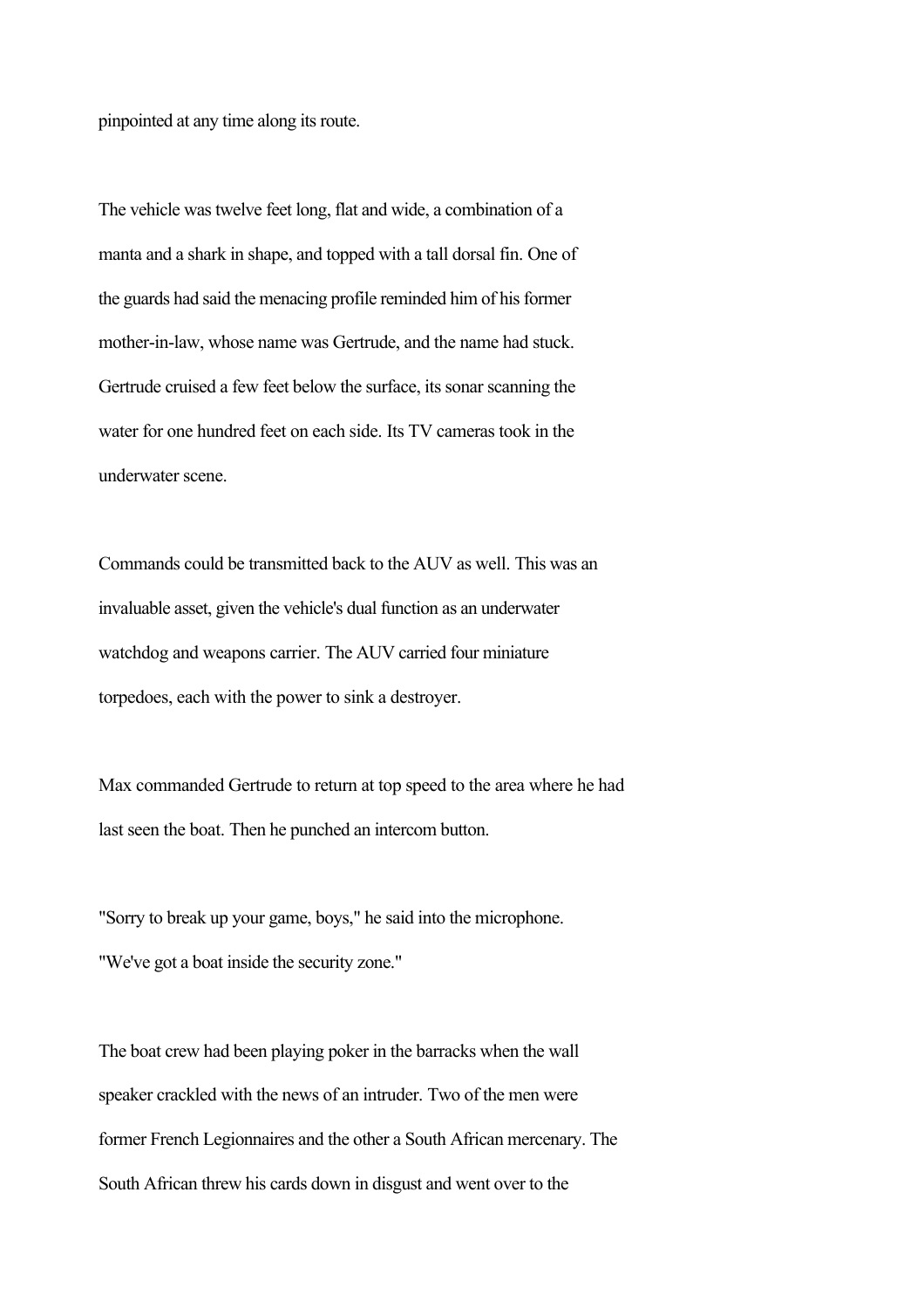pinpointed at any time along its route.

The vehicle was twelve feet long, flat and wide, a combination of a manta and a shark in shape, and topped with a tall dorsal fin. One of the guards had said the menacing profile reminded him of his former mother-in-law, whose name was Gertrude, and the name had stuck. Gertrude cruised a few feet below the surface, its sonar scanning the water for one hundred feet on each side. Its TV cameras took in the underwater scene.

Commands could be transmitted back to the AUV as well. This was an invaluable asset, given the vehicle's dual function as an underwater watchdog and weapons carrier. The AUV carried four miniature torpedoes, each with the power to sink a destroyer.

Max commanded Gertrude to return at top speed to the area where he had last seen the boat. Then he punched an intercom button.

"Sorry to break up your game, boys," he said into the microphone. "We've got a boat inside the security zone."

The boat crew had been playing poker in the barracks when the wall speaker crackled with the news of an intruder. Two of the men were former French Legionnaires and the other a South African mercenary. The South African threw his cards down in disgust and went over to the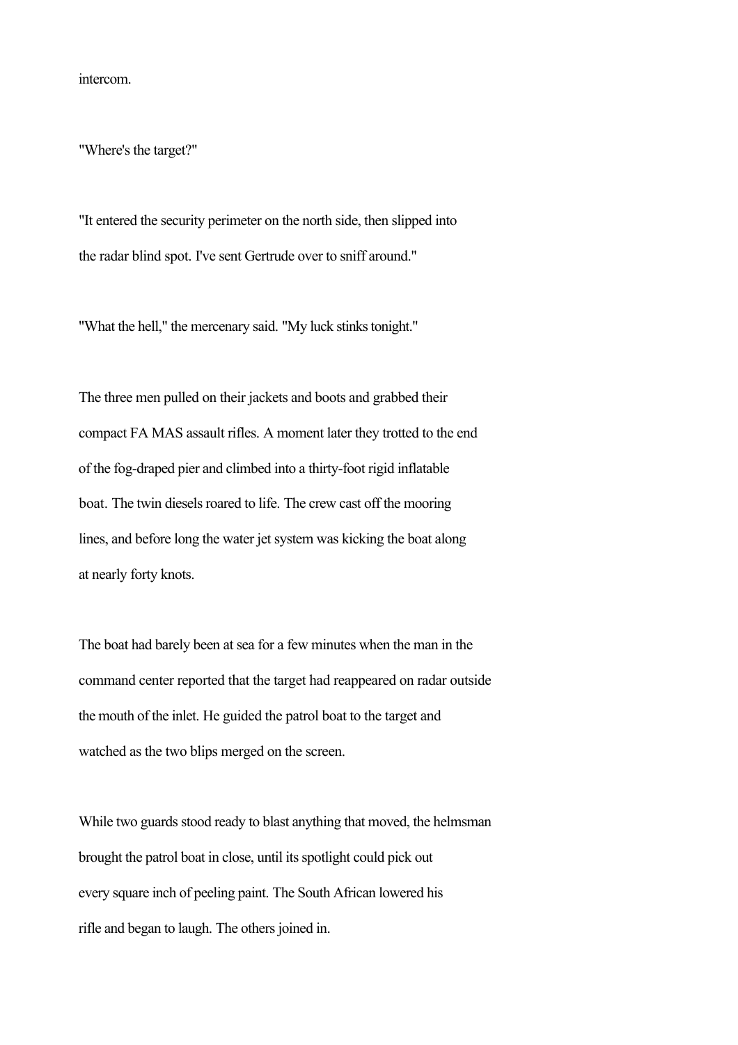intercom.

"Where's the target?"

"It entered the security perimeter on the north side, then slipped into the radar blind spot. I've sent Gertrude over to sniff around."

"What the hell," the mercenary said. "My luck stinks tonight."

The three men pulled on their jackets and boots and grabbed their compact FA MAS assault rifles. A moment later they trotted to the end of the fog-draped pier and climbed into a thirty-foot rigid inflatable boat. The twin diesels roared to life. The crew cast off the mooring lines, and before long the water jet system was kicking the boat along at nearly forty knots.

The boat had barely been at sea for a few minutes when the man in the command center reported that the target had reappeared on radar outside the mouth of the inlet. He guided the patrol boat to the target and watched as the two blips merged on the screen.

While two guards stood ready to blast anything that moved, the helmsman brought the patrol boat in close, until its spotlight could pick out every square inch of peeling paint. The South African lowered his rifle and began to laugh. The others joined in.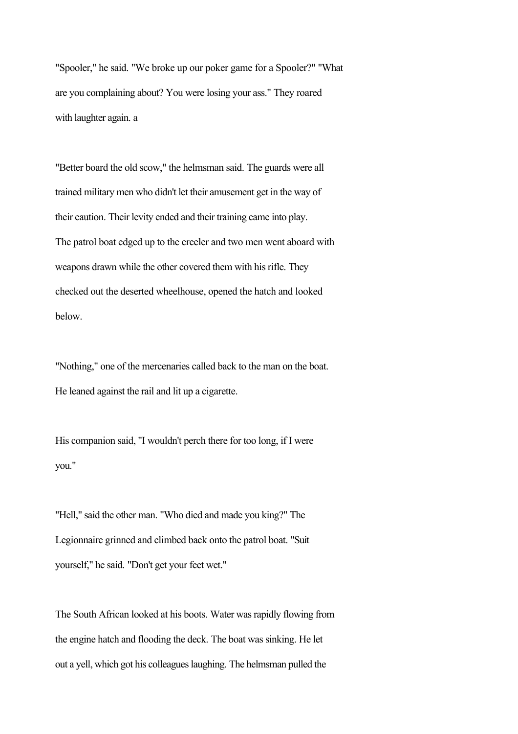"Spooler," he said. "We broke up our poker game for a Spooler?" "What are you complaining about? You were losing your ass." They roared with laughter again. a

"Better board the old scow," the helmsman said. The guards were all trained military men who didn't let their amusement get in the way of their caution. Their levity ended and their training came into play. The patrol boat edged up to the creeler and two men went aboard with weapons drawn while the other covered them with his rifle. They checked out the deserted wheelhouse, opened the hatch and looked below.

"Nothing," one of the mercenaries called back to the man on the boat. He leaned against the rail and lit up a cigarette.

His companion said, "I wouldn't perch there for too long, if I were you."

"Hell," said the other man. "Who died and made you king?" The Legionnaire grinned and climbed back onto the patrol boat. "Suit yourself," he said. "Don't get your feet wet."

The South African looked at his boots. Water was rapidly flowing from the engine hatch and flooding the deck. The boat was sinking. He let out a yell, which got his colleagues laughing. The helmsman pulled the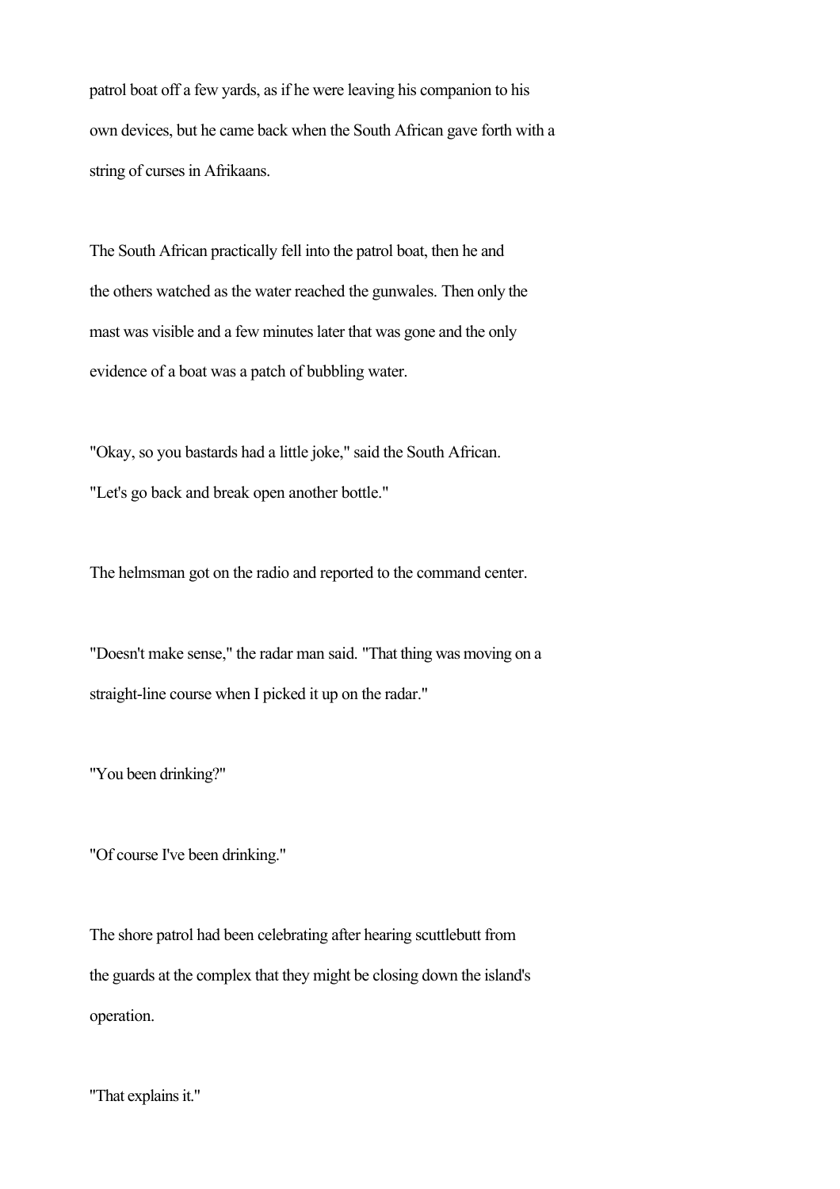patrol boat off a few yards, as if he were leaving his companion to his own devices, but he came back when the South African gave forth with a string of curses in Afrikaans.

The South African practically fell into the patrol boat, then he and the others watched as the water reached the gunwales. Then only the mast was visible and a few minutes later that was gone and the only evidence of a boat was a patch of bubbling water.

"Okay, so you bastards had a little joke," said the South African. "Let's go back and break open another bottle."

The helmsman got on the radio and reported to the command center.

"Doesn't make sense," the radar man said. "That thing was moving on a straight-line course when I picked it up on the radar."

"You been drinking?"

"Of course I've been drinking."

The shore patrol had been celebrating after hearing scuttlebutt from the guards at the complex that they might be closing down the island's operation.

"That explains it."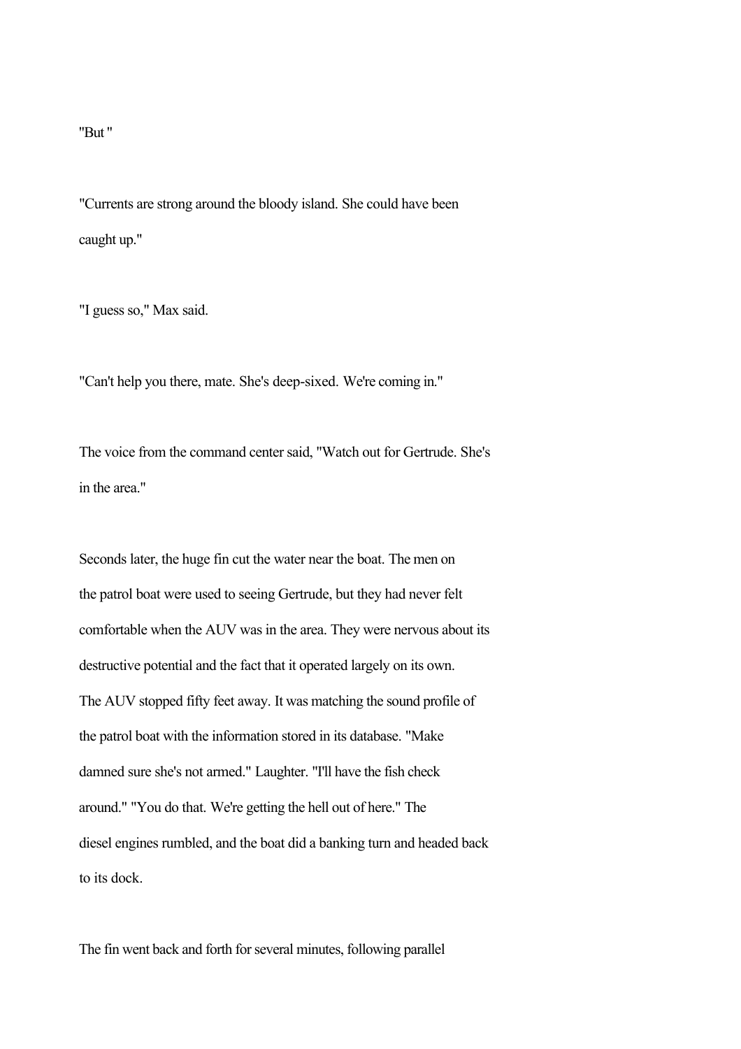"But "

"Currents are strong around the bloody island. She could have been caught up."

"I guess so," Max said.

"Can't help you there, mate. She's deep-sixed. We're coming in."

The voice from the command center said, "Watch out for Gertrude. She's in the area."

Seconds later, the huge fin cut the water near the boat. The men on the patrol boat were used to seeing Gertrude, but they had never felt comfortable when the AUV was in the area. They were nervous about its destructive potential and the fact that it operated largely on its own. The AUV stopped fifty feet away. It was matching the sound profile of the patrol boat with the information stored in its database. "Make damned sure she's not armed." Laughter. "I'll have the fish check around." "You do that. We're getting the hell out of here." The diesel engines rumbled, and the boat did a banking turn and headed back to its dock.

The fin went back and forth for several minutes, following parallel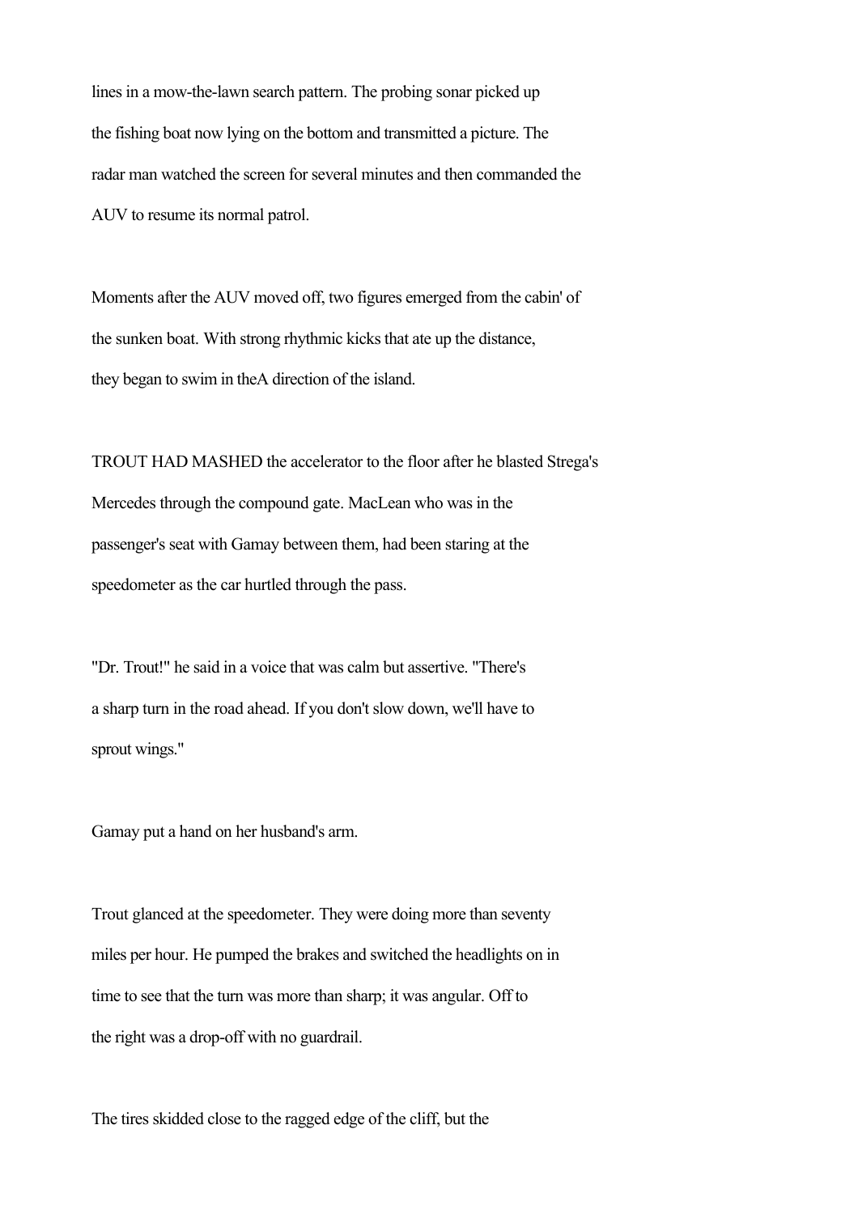lines in a mow-the-lawn search pattern. The probing sonar picked up the fishing boat now lying on the bottom and transmitted a picture. The radar man watched the screen for several minutes and then commanded the AUV to resume its normal patrol.

Moments after the AUV moved off, two figures emerged from the cabin' of the sunken boat. With strong rhythmic kicks that ate up the distance, they began to swim in theA direction of the island.

TROUT HAD MASHED the accelerator to the floor after he blasted Strega's Mercedes through the compound gate. MacLean who was in the passenger's seat with Gamay between them, had been staring at the speedometer as the car hurtled through the pass.

"Dr. Trout!" he said in a voice that was calm but assertive. "There's a sharp turn in the road ahead. If you don't slow down, we'll have to sprout wings."

Gamay put a hand on her husband's arm.

Trout glanced at the speedometer. They were doing more than seventy miles per hour. He pumped the brakes and switched the headlights on in time to see that the turn was more than sharp; it was angular. Off to the right was a drop-off with no guardrail.

The tires skidded close to the ragged edge of the cliff, but the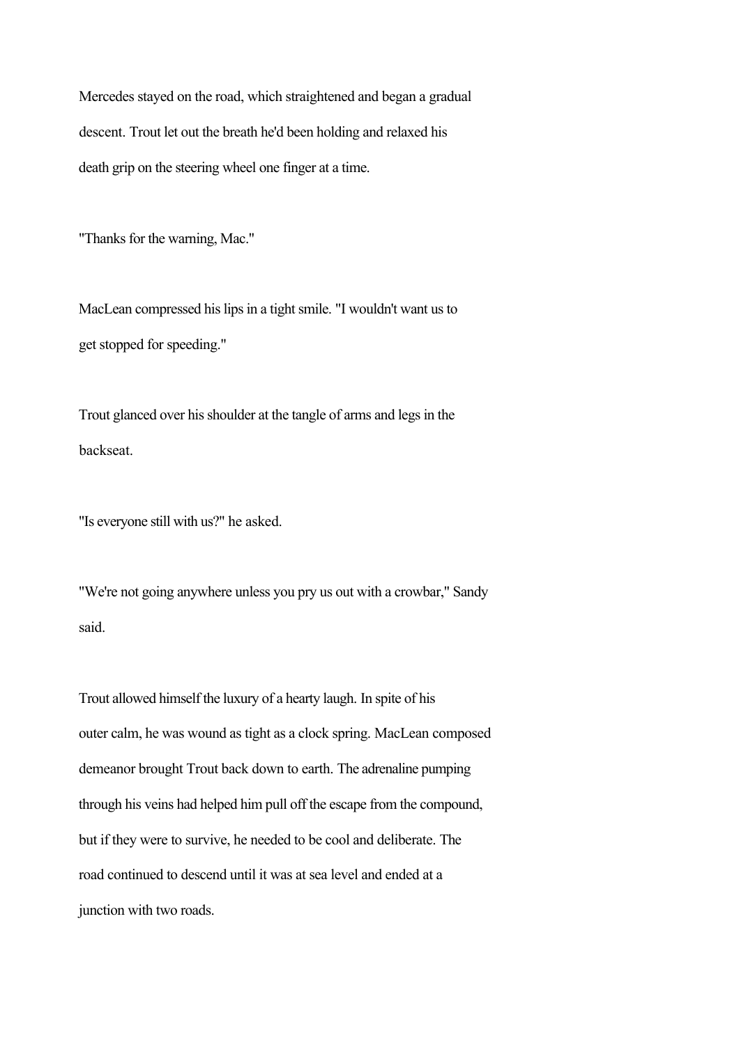Mercedes stayed on the road, which straightened and began a gradual descent. Trout let out the breath he'd been holding and relaxed his death grip on the steering wheel one finger at a time.

"Thanks for the warning, Mac."

MacLean compressed his lips in a tight smile. "I wouldn't want us to get stopped for speeding."

Trout glanced over his shoulder at the tangle of arms and legs in the backseat.

"Is everyone still with us?" he asked.

"We're not going anywhere unless you pry us out with a crowbar," Sandy said.

Trout allowed himself the luxury of a hearty laugh. In spite of his outer calm, he was wound as tight as a clock spring. MacLean composed demeanor brought Trout back down to earth. The adrenaline pumping through his veins had helped him pull off the escape from the compound, but if they were to survive, he needed to be cool and deliberate. The road continued to descend until it was at sea level and ended at a junction with two roads.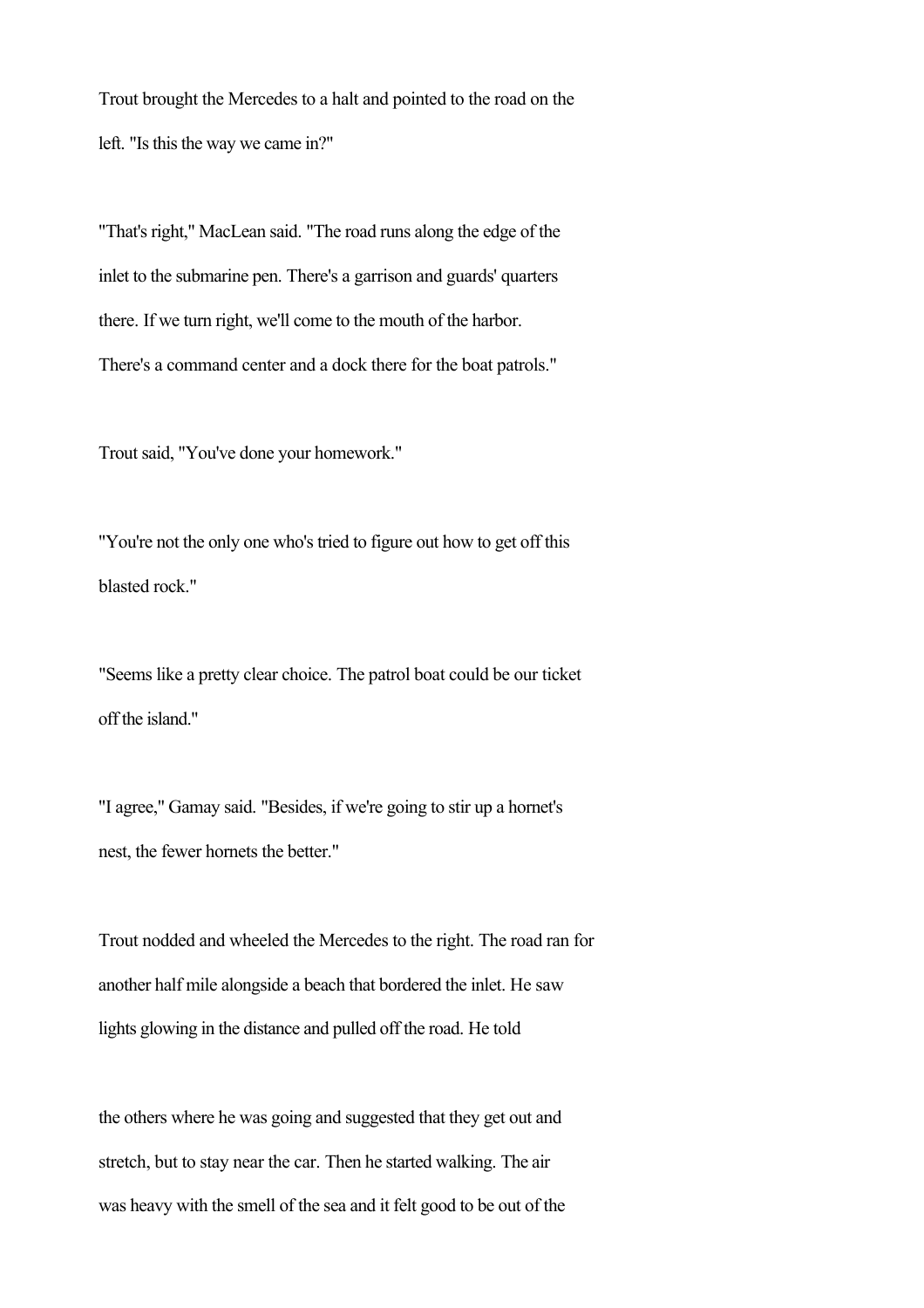Trout brought the Mercedes to a halt and pointed to the road on the left. "Is this the way we came in?"

"That's right," MacLean said. "The road runs along the edge of the inlet to the submarine pen. There's a garrison and guards' quarters there. If we turn right, we'll come to the mouth of the harbor. There's a command center and a dock there for the boat patrols."

Trout said, "You've done your homework."

"You're not the only one who's tried to figure out how to get off this blasted rock."

"Seems like a pretty clear choice. The patrol boat could be our ticket off the island."

"I agree," Gamay said. "Besides, if we're going to stir up a hornet's nest, the fewer hornets the better."

Trout nodded and wheeled the Mercedes to the right. The road ran for another half mile alongside a beach that bordered the inlet. He saw lights glowing in the distance and pulled off the road. He told the others where he was going and suggested that they get out and stretch, but to stay near the car. Then he started walking. The air was heavy with the smell of the sea and it felt good to be out of the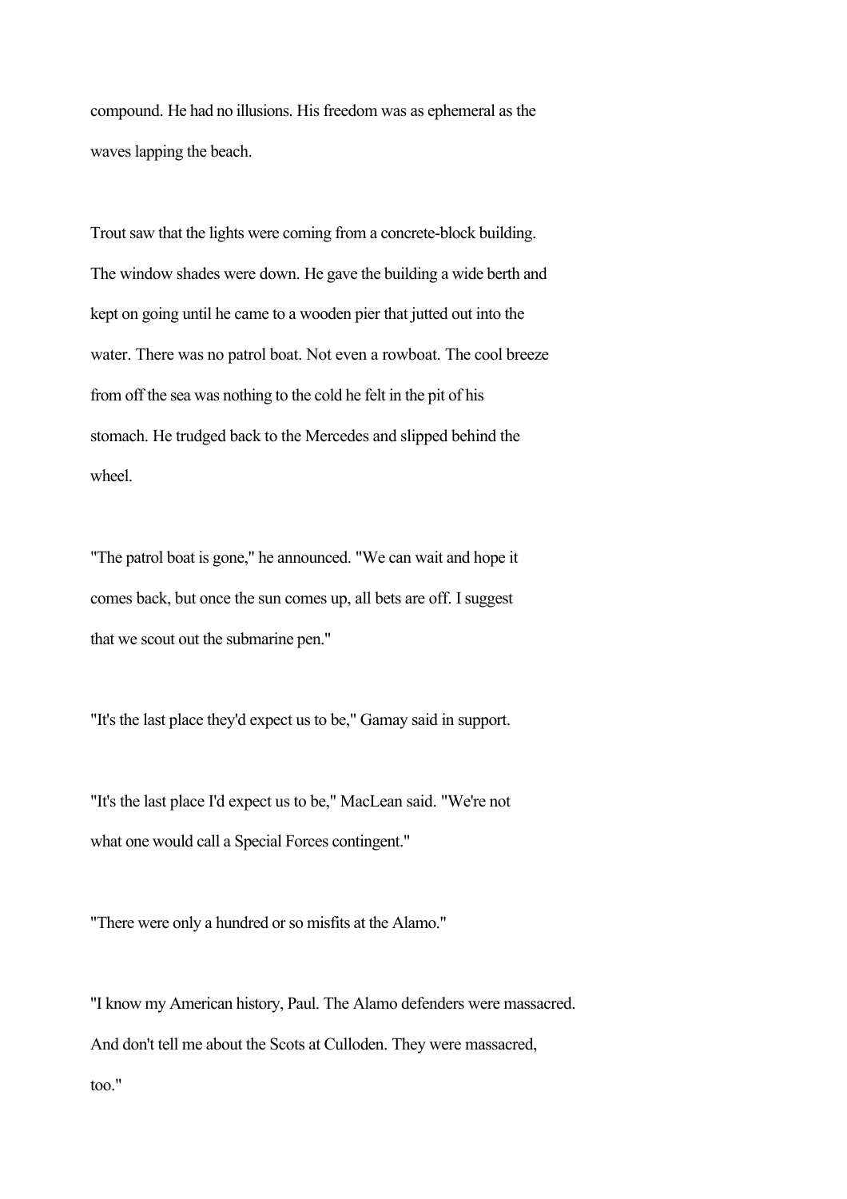compound. He had no illusions. His freedom was as ephemeral as the waves lapping the beach.

Trout saw that the lights were coming from a concrete-block building. The window shades were down. He gave the building a wide berth and kept on going until he came to a wooden pier that jutted out into the water. There was no patrol boat. Not even a rowboat. The cool breeze from off the sea was nothing to the cold he felt in the pit of his stomach. He trudged back to the Mercedes and slipped behind the wheel.

"The patrol boat is gone," he announced. "We can wait and hope it comes back, but once the sun comes up, all bets are off. I suggest that we scout out the submarine pen."

"It's the last place they'd expect us to be," Gamay said in support.

"It's the last place I'd expect us to be," MacLean said. "We're not what one would call a Special Forces contingent."

"There were only a hundred or so misfits at the Alamo."

"I know my American history, Paul. The Alamo defenders were massacred. And don't tell me about the Scots at Culloden. They were massacred, too."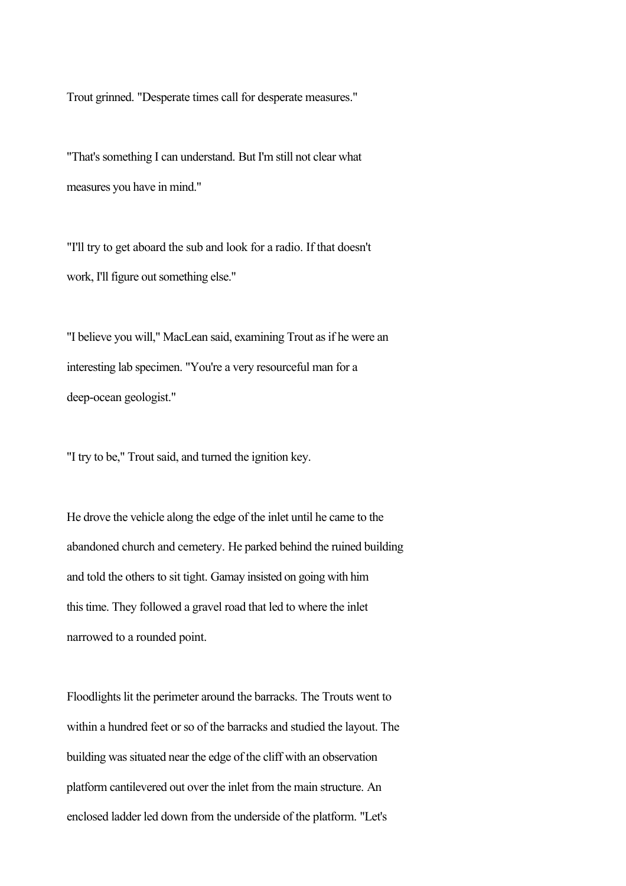Trout grinned. "Desperate times call for desperate measures."

"That's something I can understand. But I'm still not clear what measures you have in mind."

"I'll try to get aboard the sub and look for a radio. If that doesn't work, I'll figure out something else."

"I believe you will," MacLean said, examining Trout as if he were an interesting lab specimen. "You're a very resourceful man for a deep-ocean geologist."

"I try to be," Trout said, and turned the ignition key.

He drove the vehicle along the edge of the inlet until he came to the abandoned church and cemetery. He parked behind the ruined building and told the others to sit tight. Gamay insisted on going with him this time. They followed a gravel road that led to where the inlet narrowed to a rounded point.

Floodlights lit the perimeter around the barracks. The Trouts went to within a hundred feet or so of the barracks and studied the layout. The building was situated near the edge of the cliff with an observation platform cantilevered out over the inlet from the main structure. An enclosed ladder led down from the underside of the platform. "Let's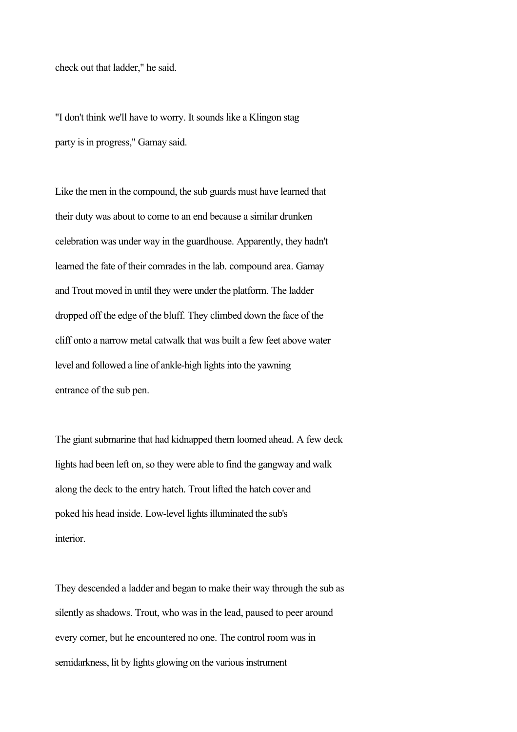check out that ladder," he said.

"I don't think we'll have to worry. It sounds like a Klingon stag party is in progress," Gamay said.

Like the men in the compound, the sub guards must have learned that their duty was about to come to an end because a similar drunken celebration was under way in the guardhouse. Apparently, they hadn't learned the fate of their comrades in the lab. compound area. Gamay and Trout moved in until they were under the platform. The ladder dropped off the edge of the bluff. They climbed down the face of the cliff onto a narrow metal catwalk that was built a few feet above water level and followed a line of ankle-high lights into the yawning entrance of the sub pen.

The giant submarine that had kidnapped them loomed ahead. A few deck lights had been left on, so they were able to find the gangway and walk along the deck to the entry hatch. Trout lifted the hatch cover and poked his head inside. Low-level lights illuminated the sub's interior.

They descended a ladder and began to make their way through the sub as silently as shadows. Trout, who was in the lead, paused to peer around every corner, but he encountered no one. The control room was in semidarkness, lit by lights glowing on the various instrument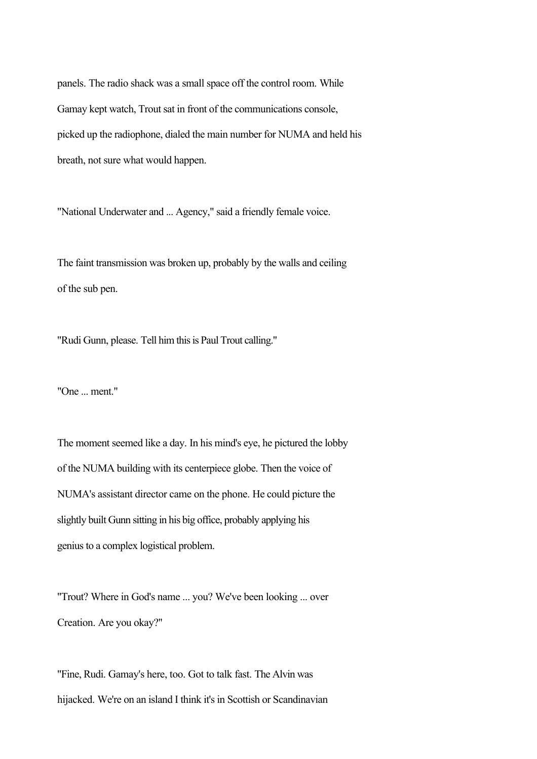panels. The radio shack was a small space off the control room. While Gamay kept watch, Trout sat in front of the communications console, picked up the radiophone, dialed the main number for NUMA and held his breath, not sure what would happen.

"National Underwater and ... Agency," said a friendly female voice.

The faint transmission was broken up, probably by the walls and ceiling of the sub pen.

"Rudi Gunn, please. Tell him this is Paul Trout calling."

"One ... ment."

The moment seemed like a day. In his mind's eye, he pictured the lobby of the NUMA building with its centerpiece globe. Then the voice of NUMA's assistant director came on the phone. He could picture the slightly built Gunn sitting in his big office, probably applying his genius to a complex logistical problem.

"Trout? Where in God's name ... you? We've been looking ... over Creation. Are you okay?"

"Fine, Rudi. Gamay's here, too. Got to talk fast. The Alvin was hijacked. We're on an island I think it's in Scottish or Scandinavian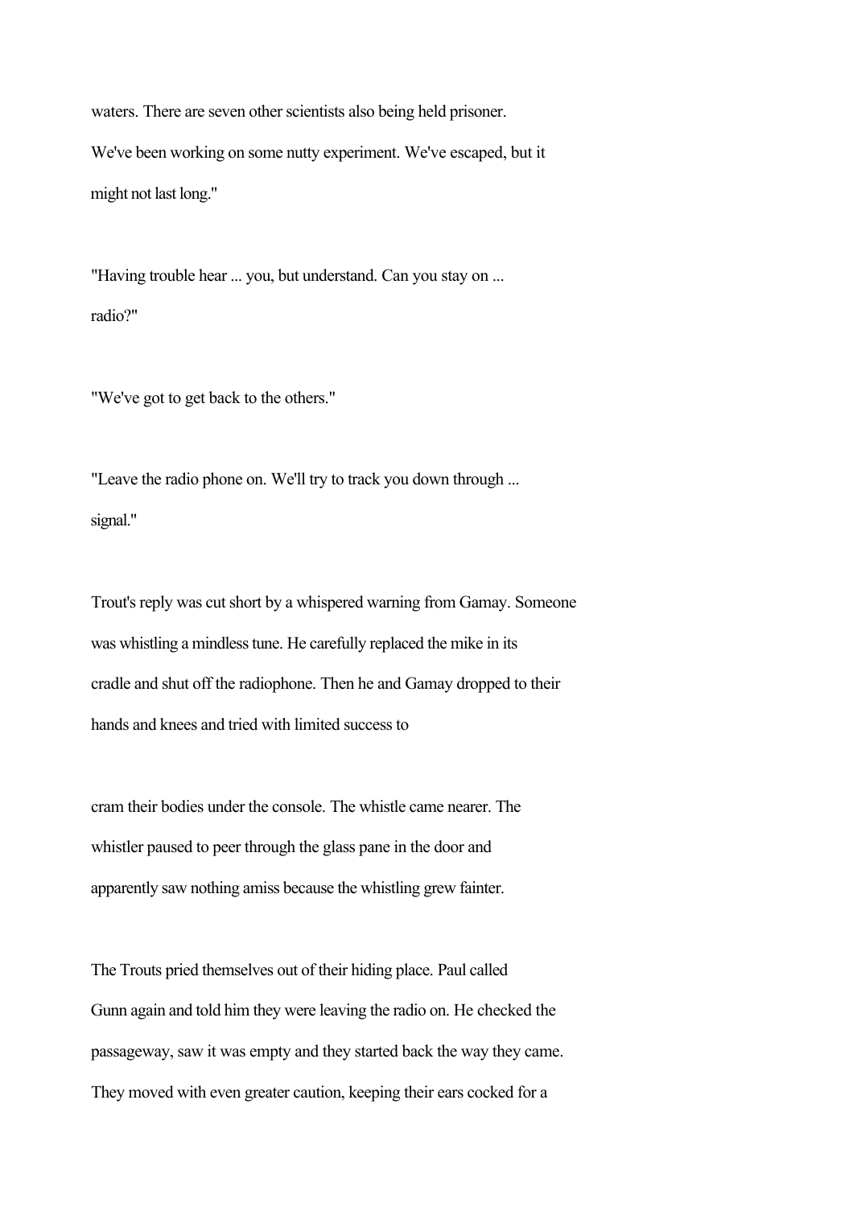waters. There are seven other scientists also being held prisoner. We've been working on some nutty experiment. We've escaped, but it might not last long."

"Having trouble hear ... you, but understand. Can you stay on ... radio?"

"We've got to get back to the others."

"Leave the radio phone on. We'll try to track you down through ... signal."

Trout's reply was cut short by a whispered warning from Gamay. Someone was whistling a mindless tune. He carefully replaced the mike in its cradle and shut off the radiophone. Then he and Gamay dropped to their hands and knees and tried with limited success to cram their bodies under the console. The whistle came nearer. The whistler paused to peer through the glass pane in the door and apparently saw nothing amiss because the whistling grew fainter.

The Trouts pried themselves out of their hiding place. Paul called Gunn again and told him they were leaving the radio on. He checked the passageway, saw it was empty and they started back the way they came. They moved with even greater caution, keeping their ears cocked for a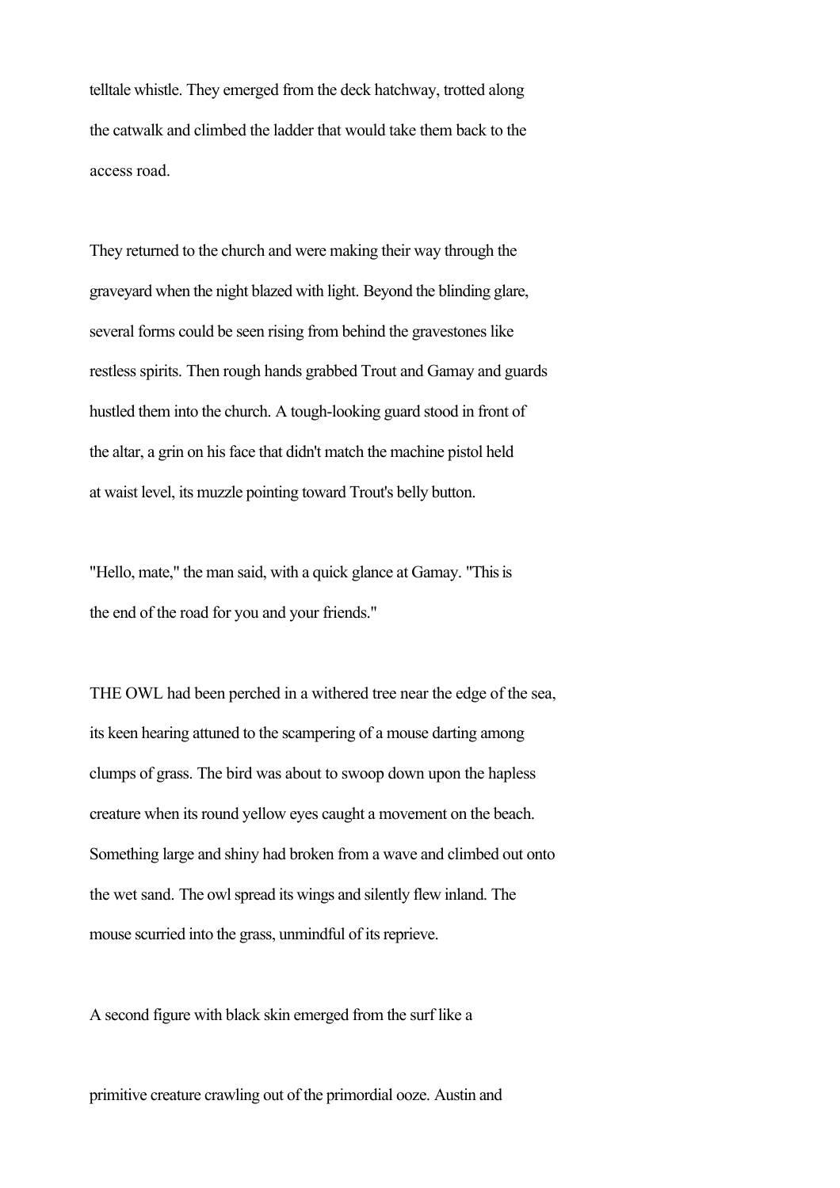telltale whistle. They emerged from the deck hatchway, trotted along the catwalk and climbed the ladder that would take them back to the access road.

They returned to the church and were making their way through the graveyard when the night blazed with light. Beyond the blinding glare, several forms could be seen rising from behind the gravestones like restless spirits. Then rough hands grabbed Trout and Gamay and guards hustled them into the church. A tough-looking guard stood in front of the altar, a grin on his face that didn't match the machine pistol held at waist level, its muzzle pointing toward Trout's belly button.

"Hello, mate," the man said, with a quick glance at Gamay. "This is the end of the road for you and your friends."

THE OWL had been perched in a withered tree near the edge of the sea, its keen hearing attuned to the scampering of a mouse darting among clumps of grass. The bird was about to swoop down upon the hapless creature when its round yellow eyes caught a movement on the beach. Something large and shiny had broken from a wave and climbed out onto the wet sand. The owl spread its wings and silently flew inland. The mouse scurried into the grass, unmindful of its reprieve.

A second figure with black skin emerged from the surf like a primitive creature crawling out of the primordial ooze. Austin and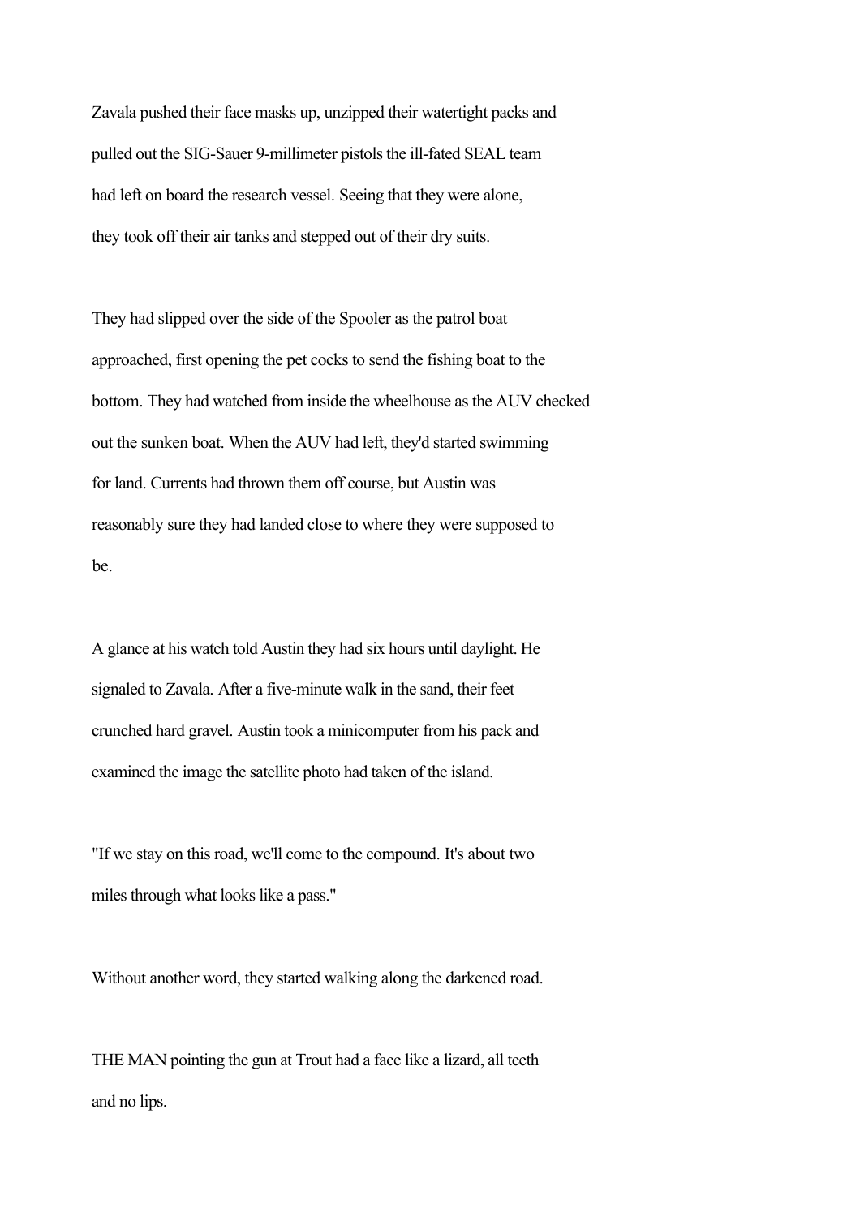Zavala pushed their face masks up, unzipped their watertight packs and pulled out the SIG-Sauer 9-millimeter pistols the ill-fated SEAL team had left on board the research vessel. Seeing that they were alone, they took off their air tanks and stepped out of their dry suits.

They had slipped over the side of the Spooler as the patrol boat approached, first opening the pet cocks to send the fishing boat to the bottom. They had watched from inside the wheelhouse as the AUV checked out the sunken boat. When the AUV had left, they'd started swimming for land. Currents had thrown them off course, but Austin was reasonably sure they had landed close to where they were supposed to be.

A glance at his watch told Austin they had six hours until daylight. He signaled to Zavala. After a five-minute walk in the sand, their feet crunched hard gravel. Austin took a minicomputer from his pack and examined the image the satellite photo had taken of the island.

"If we stay on this road, we'll come to the compound. It's about two miles through what looks like a pass."

Without another word, they started walking along the darkened road.

THE MAN pointing the gun at Trout had a face like a lizard, all teeth and no lips.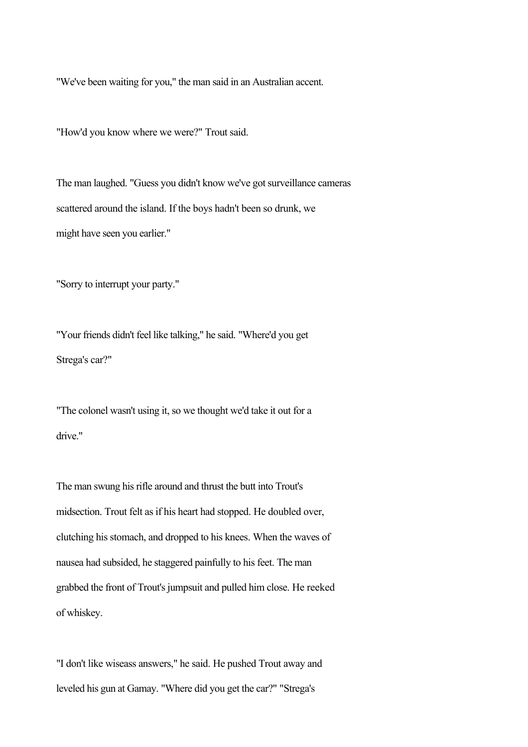"We've been waiting for you," the man said in an Australian accent.

"How'd you know where we were?" Trout said.

The man laughed. "Guess you didn't know we've got surveillance cameras scattered around the island. If the boys hadn't been so drunk, we might have seen you earlier."

"Sorry to interrupt your party."

"Your friends didn't feel like talking," he said. "Where'd you get Strega's car?"

"The colonel wasn't using it, so we thought we'd take it out for a drive."

The man swung his rifle around and thrust the butt into Trout's midsection. Trout felt as if his heart had stopped. He doubled over, clutching his stomach, and dropped to his knees. When the waves of nausea had subsided, he staggered painfully to his feet. The man grabbed the front of Trout's jumpsuit and pulled him close. He reeked of whiskey.

"I don't like wiseass answers," he said. He pushed Trout away and leveled his gun at Gamay. "Where did you get the car?" "Strega's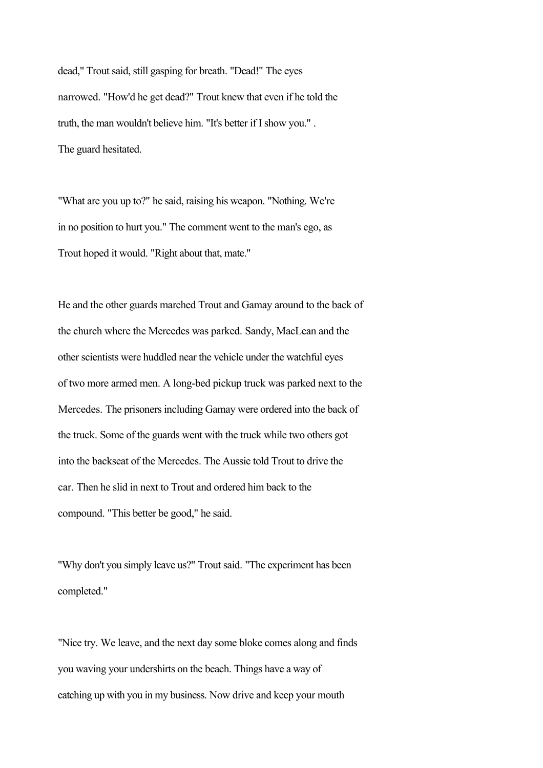dead," Trout said, still gasping for breath. "Dead!" The eyes narrowed. "How'd he get dead?" Trout knew that even if he told the truth, the man wouldn't believe him. "It's better if I show you." . The guard hesitated.

"What are you up to?" he said, raising his weapon. "Nothing. We're in no position to hurt you." The comment went to the man's ego, as Trout hoped it would. "Right about that, mate."

He and the other guards marched Trout and Gamay around to the back of the church where the Mercedes was parked. Sandy, MacLean and the other scientists were huddled near the vehicle under the watchful eyes of two more armed men. A long-bed pickup truck was parked next to the Mercedes. The prisoners including Gamay were ordered into the back of the truck. Some of the guards went with the truck while two others got into the backseat of the Mercedes. The Aussie told Trout to drive the car. Then he slid in next to Trout and ordered him back to the compound. "This better be good," he said.

"Why don't you simply leave us?" Trout said. "The experiment has been completed."

"Nice try. We leave, and the next day some bloke comes along and finds you waving your undershirts on the beach. Things have a way of catching up with you in my business. Now drive and keep your mouth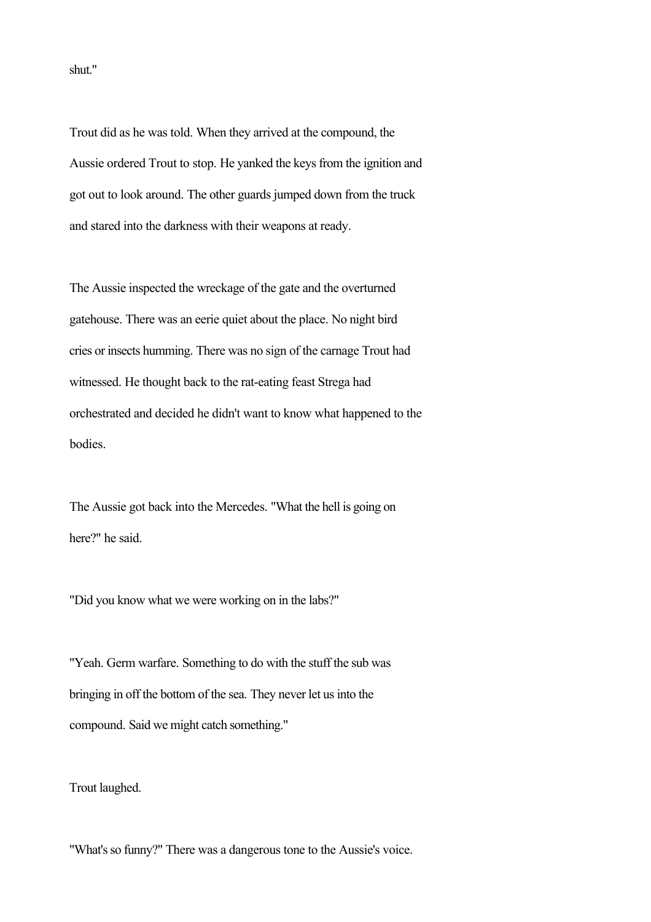shut."

Trout did as he was told. When they arrived at the compound, the Aussie ordered Trout to stop. He yanked the keys from the ignition and got out to look around. The other guards jumped down from the truck and stared into the darkness with their weapons at ready.

The Aussie inspected the wreckage of the gate and the overturned gatehouse. There was an eerie quiet about the place. No night bird cries or insects humming. There was no sign of the carnage Trout had witnessed. He thought back to the rat-eating feast Strega had orchestrated and decided he didn't want to know what happened to the bodies.

The Aussie got back into the Mercedes. "What the hell is going on here?" he said.

"Did you know what we were working on in the labs?"

"Yeah. Germ warfare. Something to do with the stuff the sub was bringing in off the bottom of the sea. They never let us into the compound. Said we might catch something."

Trout laughed.

"What's so funny?" There was a dangerous tone to the Aussie's voice.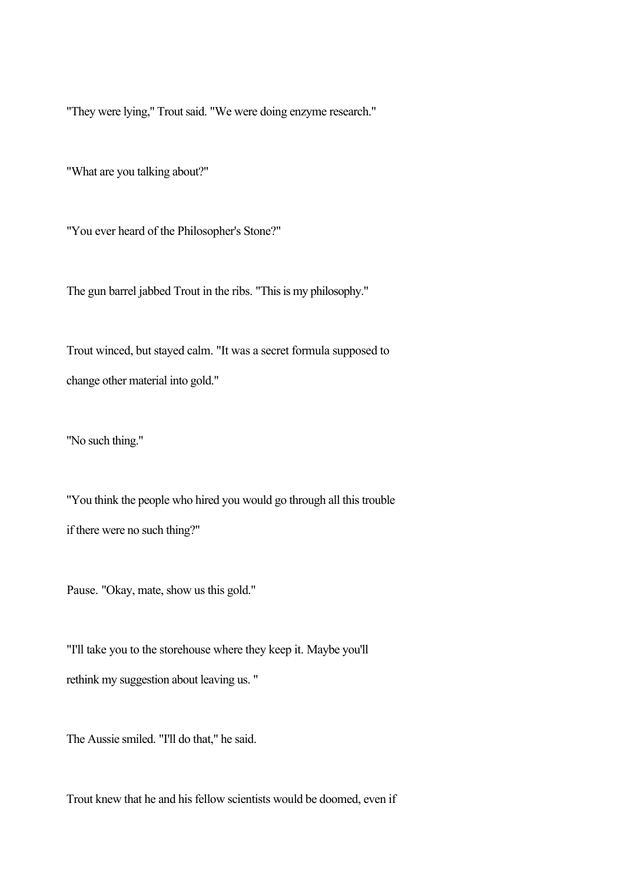"They were lying," Trout said. "We were doing enzyme research."

"What are you talking about?"

"You ever heard of the Philosopher's Stone?"

The gun barrel jabbed Trout in the ribs. "This is my philosophy."

Trout winced, but stayed calm. "It was a secret formula supposed to change other material into gold."

"No such thing."

"You think the people who hired you would go through all this trouble if there were no such thing?"

Pause. "Okay, mate, show us this gold."

"I'll take you to the storehouse where they keep it. Maybe you'll rethink my suggestion about leaving us. "

The Aussie smiled. "I'll do that," he said.

Trout knew that he and his fellow scientists would be doomed, even if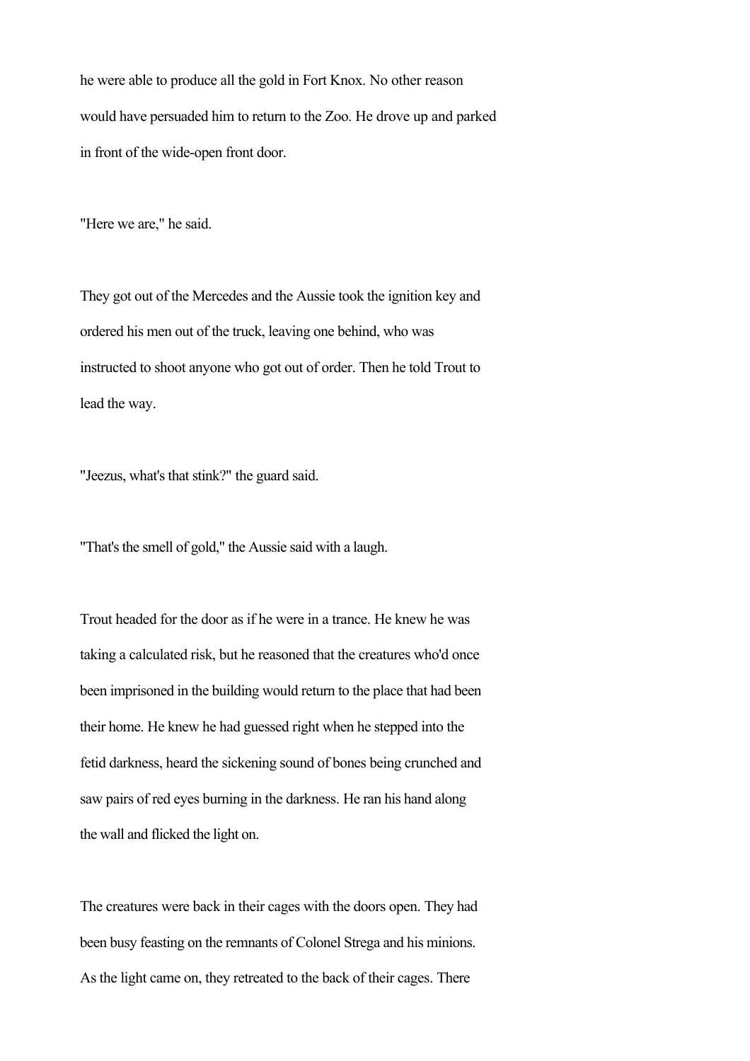he were able to produce all the gold in Fort Knox. No other reason would have persuaded him to return to the Zoo. He drove up and parked in front of the wide-open front door.

"Here we are," he said.

They got out of the Mercedes and the Aussie took the ignition key and ordered his men out of the truck, leaving one behind, who was instructed to shoot anyone who got out of order. Then he told Trout to lead the way.

"Jeezus, what's that stink?" the guard said.

"That's the smell of gold," the Aussie said with a laugh.

Trout headed for the door as if he were in a trance. He knew he was taking a calculated risk, but he reasoned that the creatures who'd once been imprisoned in the building would return to the place that had been their home. He knew he had guessed right when he stepped into the fetid darkness, heard the sickening sound of bones being crunched and saw pairs of red eyes burning in the darkness. He ran his hand along the wall and flicked the light on.

The creatures were back in their cages with the doors open. They had been busy feasting on the remnants of Colonel Strega and his minions. As the light came on, they retreated to the back of their cages. There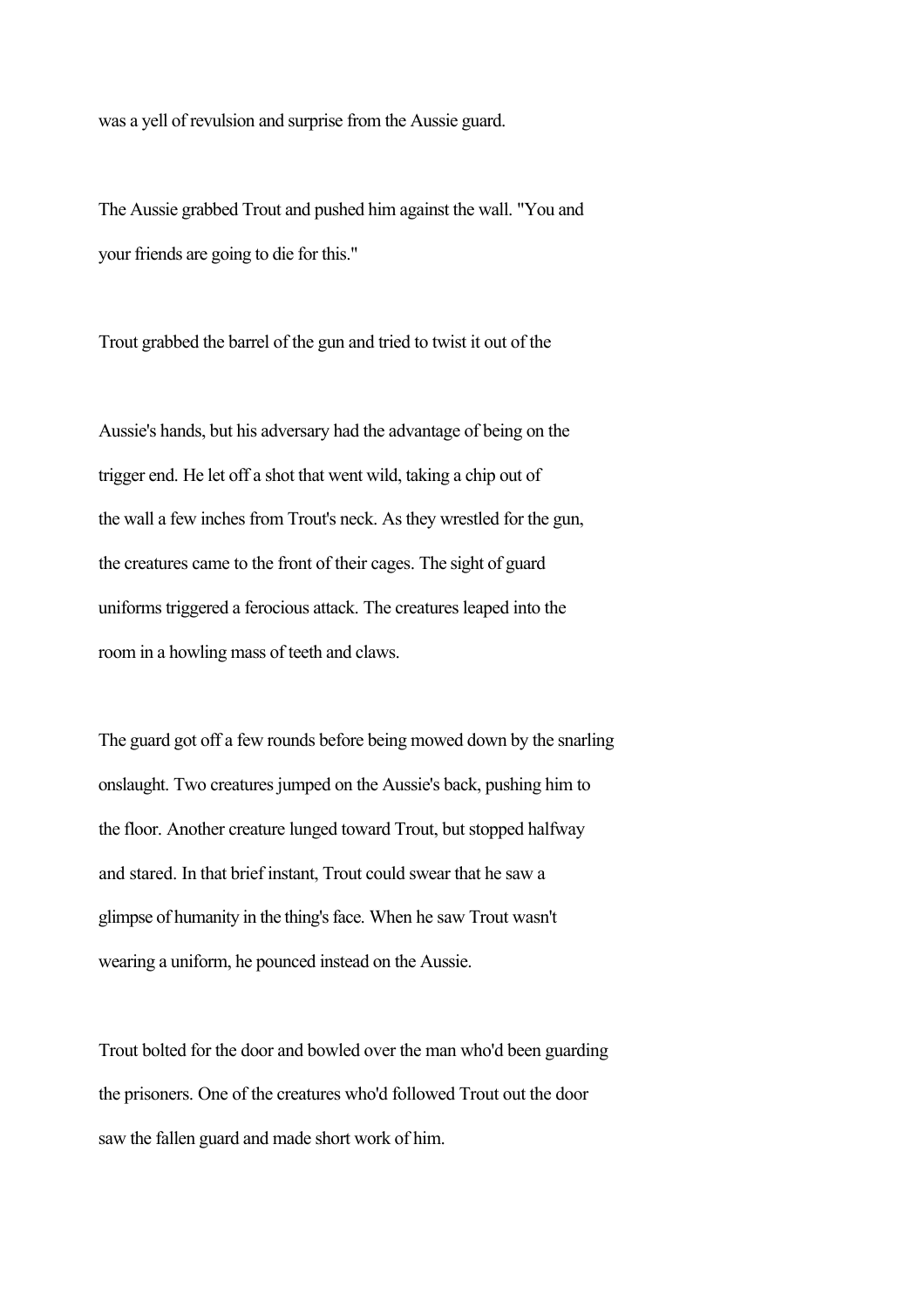was a yell of revulsion and surprise from the Aussie guard.

The Aussie grabbed Trout and pushed him against the wall. "You and your friends are going to die for this."

Trout grabbed the barrel of the gun and tried to twist it out of the

Aussie's hands, but his adversary had the advantage of being on the trigger end. He let off a shot that went wild, taking a chip out of the wall a few inches from Trout's neck. As they wrestled for the gun, the creatures came to the front of their cages. The sight of guard uniforms triggered a ferocious attack. The creatures leaped into the room in a howling mass of teeth and claws.

The guard got off a few rounds before being mowed down by the snarling onslaught. Two creatures jumped on the Aussie's back, pushing him to the floor. Another creature lunged toward Trout, but stopped halfway and stared. In that brief instant, Trout could swear that he saw a glimpse of humanity in the thing's face. When he saw Trout wasn't wearing a uniform, he pounced instead on the Aussie.

Trout bolted for the door and bowled over the man who'd been guarding the prisoners. One of the creatures who'd followed Trout out the door saw the fallen guard and made short work of him.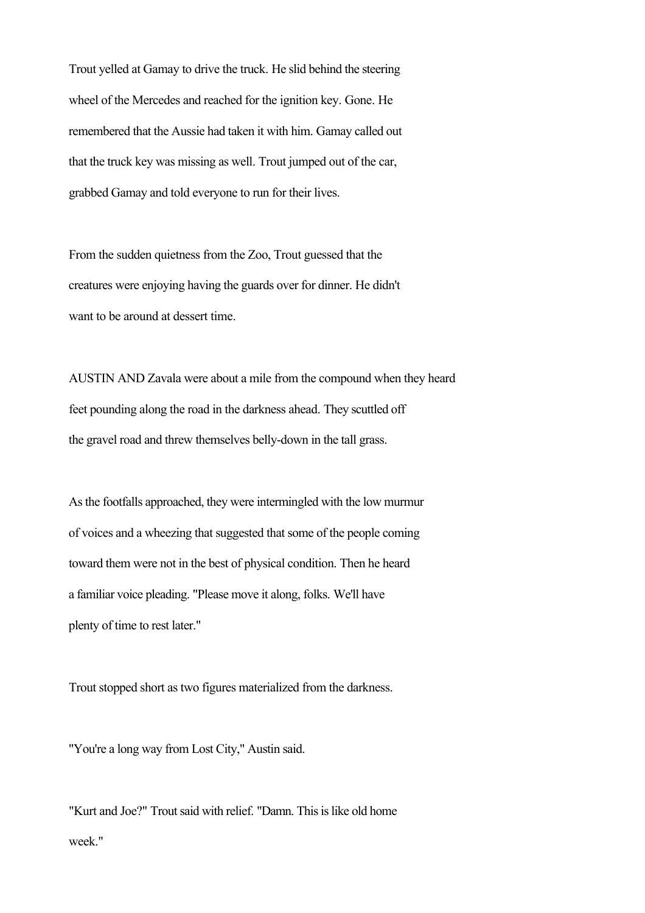Trout yelled at Gamay to drive the truck. He slid behind the steering wheel of the Mercedes and reached for the ignition key. Gone. He remembered that the Aussie had taken it with him. Gamay called out that the truck key was missing as well. Trout jumped out of the car, grabbed Gamay and told everyone to run for their lives.

From the sudden quietness from the Zoo, Trout guessed that the creatures were enjoying having the guards over for dinner. He didn't want to be around at dessert time.

AUSTIN AND Zavala were about a mile from the compound when they heard feet pounding along the road in the darkness ahead. They scuttled off the gravel road and threw themselves belly-down in the tall grass.

As the footfalls approached, they were intermingled with the low murmur of voices and a wheezing that suggested that some of the people coming toward them were not in the best of physical condition. Then he heard a familiar voice pleading. "Please move it along, folks. We'll have plenty of time to rest later."

Trout stopped short as two figures materialized from the darkness.

"You're a long way from Lost City," Austin said.

"Kurt and Joe?" Trout said with relief. "Damn. This is like old home week."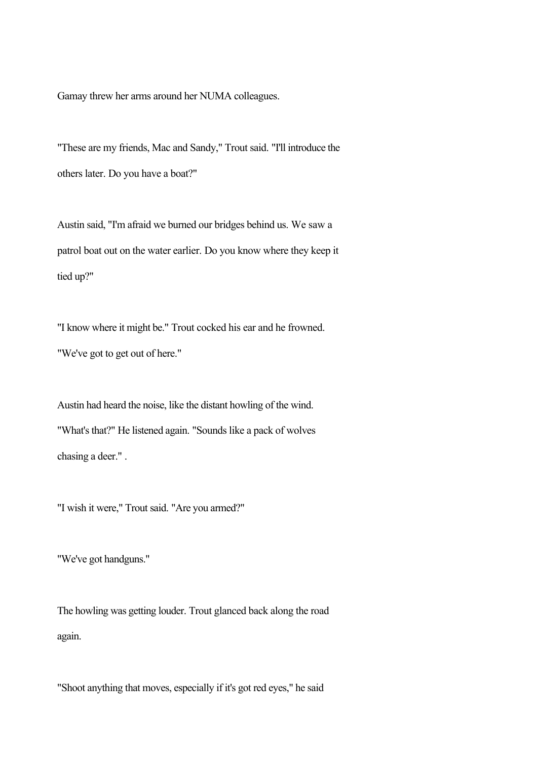Gamay threw her arms around her NUMA colleagues.

"These are my friends, Mac and Sandy," Trout said. "I'll introduce the others later. Do you have a boat?"

Austin said, "I'm afraid we burned our bridges behind us. We saw a patrol boat out on the water earlier. Do you know where they keep it tied up?"

"I know where it might be." Trout cocked his ear and he frowned. "We've got to get out of here."

Austin had heard the noise, like the distant howling of the wind. "What's that?" He listened again. "Sounds like a pack of wolves chasing a deer." .

"I wish it were," Trout said. "Are you armed?"

"We've got handguns."

The howling was getting louder. Trout glanced back along the road again.

"Shoot anything that moves, especially if it's got red eyes," he said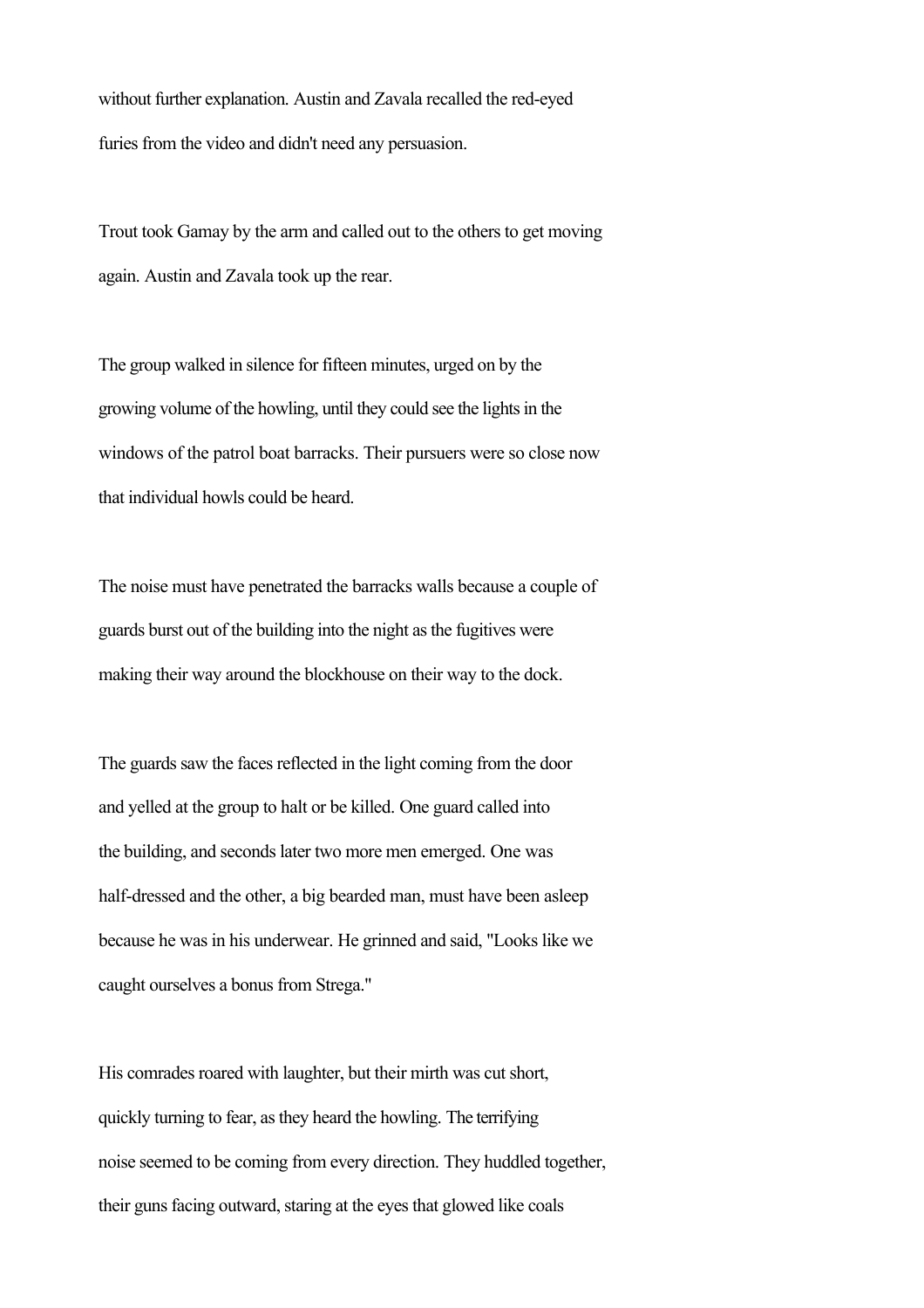without further explanation. Austin and Zavala recalled the red-eyed furies from the video and didn't need any persuasion.

Trout took Gamay by the arm and called out to the others to get moving again. Austin and Zavala took up the rear.

The group walked in silence for fifteen minutes, urged on by the growing volume of the howling, until they could see the lights in the windows of the patrol boat barracks. Their pursuers were so close now that individual howls could be heard.

The noise must have penetrated the barracks walls because a couple of guards burst out of the building into the night as the fugitives were making their way around the blockhouse on their way to the dock.

The guards saw the faces reflected in the light coming from the door and yelled at the group to halt or be killed. One guard called into the building, and seconds later two more men emerged. One was half-dressed and the other, a big bearded man, must have been asleep because he was in his underwear. He grinned and said, "Looks like we caught ourselves a bonus from Strega."

His comrades roared with laughter, but their mirth was cut short, quickly turning to fear, as they heard the howling. The terrifying noise seemed to be coming from every direction. They huddled together, their guns facing outward, staring at the eyes that glowed like coals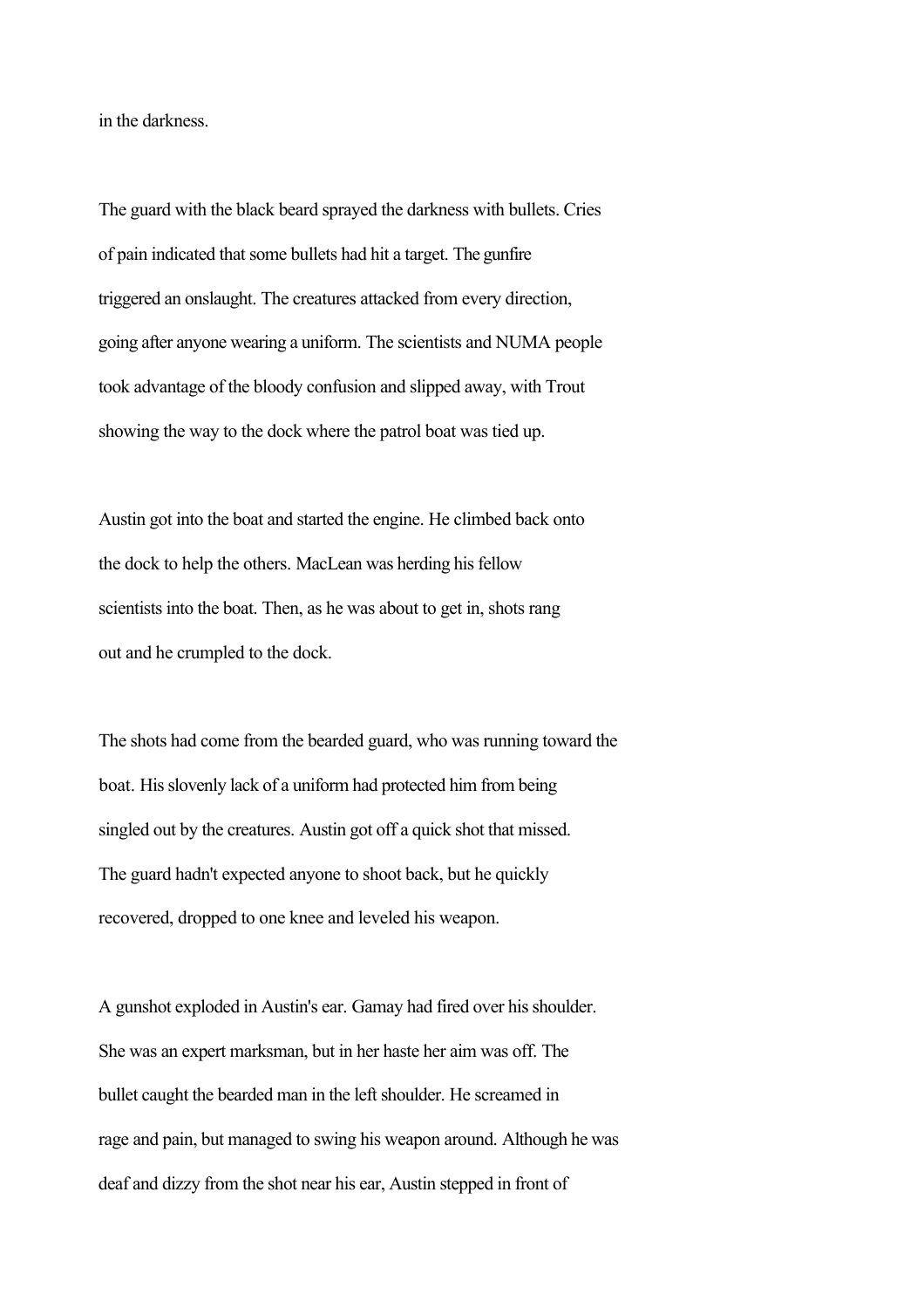in the darkness.

The guard with the black beard sprayed the darkness with bullets. Cries of pain indicated that some bullets had hit a target. The gunfire triggered an onslaught. The creatures attacked from every direction, going after anyone wearing a uniform. The scientists and NUMA people took advantage of the bloody confusion and slipped away, with Trout showing the way to the dock where the patrol boat was tied up.

Austin got into the boat and started the engine. He climbed back onto the dock to help the others. MacLean was herding his fellow scientists into the boat. Then, as he was about to get in, shots rang out and he crumpled to the dock.

The shots had come from the bearded guard, who was running toward the boat. His slovenly lack of a uniform had protected him from being singled out by the creatures. Austin got off a quick shot that missed. The guard hadn't expected anyone to shoot back, but he quickly recovered, dropped to one knee and leveled his weapon.

A gunshot exploded in Austin's ear. Gamay had fired over his shoulder. She was an expert marksman, but in her haste her aim was off. The bullet caught the bearded man in the left shoulder. He screamed in rage and pain, but managed to swing his weapon around. Although he was deaf and dizzy from the shot near his ear, Austin stepped in front of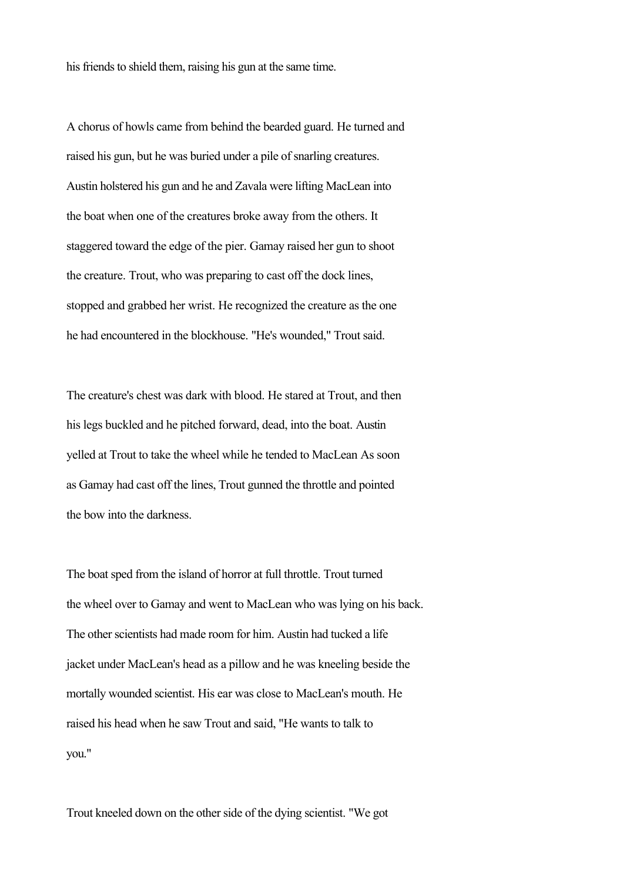his friends to shield them, raising his gun at the same time.

A chorus of howls came from behind the bearded guard. He turned and raised his gun, but he was buried under a pile of snarling creatures. Austin holstered his gun and he and Zavala were lifting MacLean into the boat when one of the creatures broke away from the others. It staggered toward the edge of the pier. Gamay raised her gun to shoot the creature. Trout, who was preparing to cast off the dock lines, stopped and grabbed her wrist. He recognized the creature as the one he had encountered in the blockhouse. "He's wounded," Trout said.

The creature's chest was dark with blood. He stared at Trout, and then his legs buckled and he pitched forward, dead, into the boat. Austin yelled at Trout to take the wheel while he tended to MacLean As soon as Gamay had cast off the lines, Trout gunned the throttle and pointed the bow into the darkness.

The boat sped from the island of horror at full throttle. Trout turned the wheel over to Gamay and went to MacLean who was lying on his back. The other scientists had made room for him. Austin had tucked a life jacket under MacLean's head as a pillow and he was kneeling beside the mortally wounded scientist. His ear was close to MacLean's mouth. He raised his head when he saw Trout and said, "He wants to talk to you."

Trout kneeled down on the other side of the dying scientist. "We got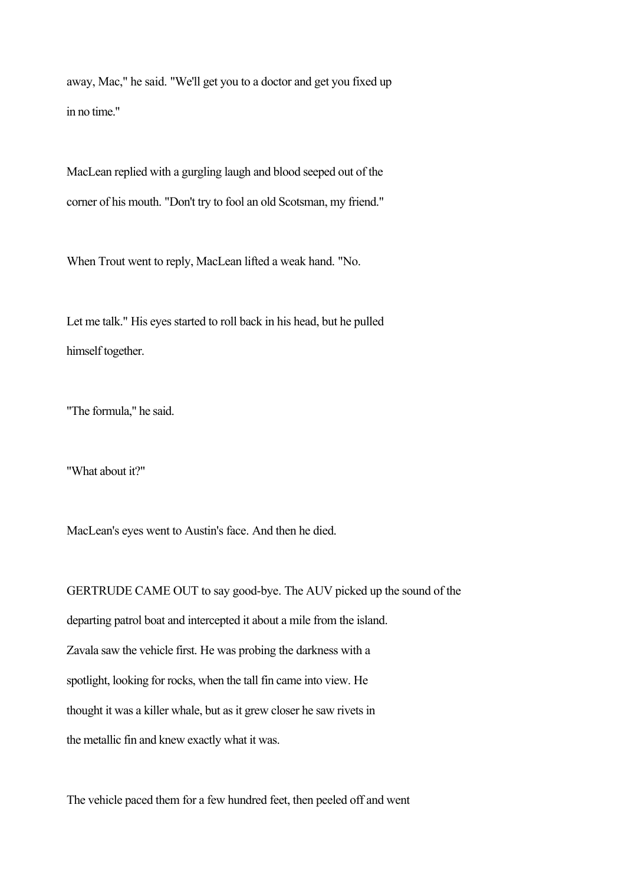away, Mac," he said. "We'll get you to a doctor and get you fixed up in no time."

MacLean replied with a gurgling laugh and blood seeped out of the corner of his mouth. "Don't try to fool an old Scotsman, my friend."

When Trout went to reply, MacLean lifted a weak hand. "No.

Let me talk." His eyes started to roll back in his head, but he pulled himself together.

"The formula," he said.

"What about it?"

MacLean's eyes went to Austin's face. And then he died.

GERTRUDE CAME OUT to say good-bye. The AUV picked up the sound of the departing patrol boat and intercepted it about a mile from the island. Zavala saw the vehicle first. He was probing the darkness with a spotlight, looking for rocks, when the tall fin came into view. He thought it was a killer whale, but as it grew closer he saw rivets in the metallic fin and knew exactly what it was.

The vehicle paced them for a few hundred feet, then peeled off and went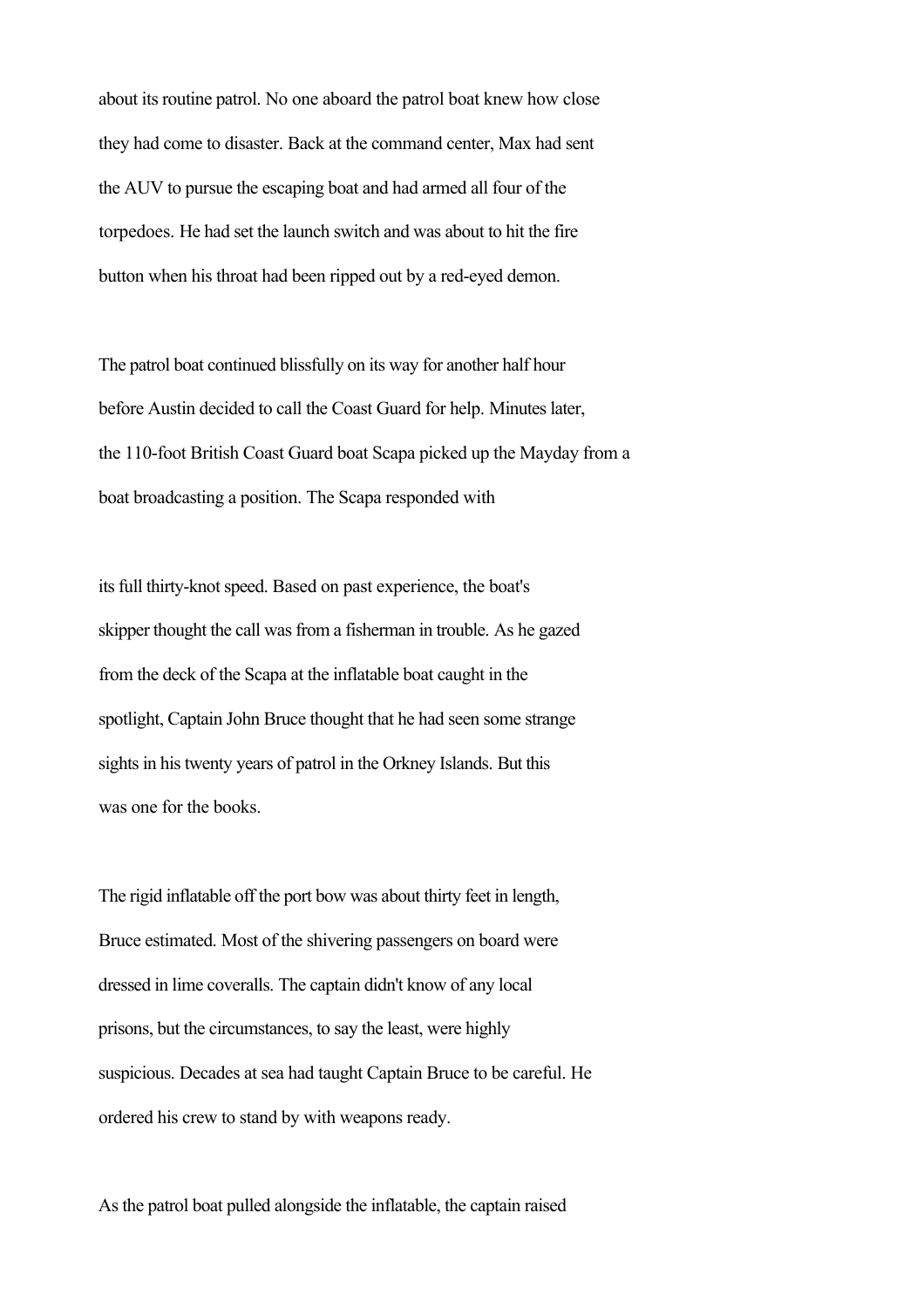about its routine patrol. No one aboard the patrol boat knew how close they had come to disaster. Back at the command center, Max had sent the AUV to pursue the escaping boat and had armed all four of the torpedoes. He had set the launch switch and was about to hit the fire button when his throat had been ripped out by a red-eyed demon.

The patrol boat continued blissfully on its way for another half hour before Austin decided to call the Coast Guard for help. Minutes later, the 110-foot British Coast Guard boat Scapa picked up the Mayday from a boat broadcasting a position. The Scapa responded with

its full thirty-knot speed. Based on past experience, the boat's skipper thought the call was from a fisherman in trouble. As he gazed from the deck of the Scapa at the inflatable boat caught in the spotlight, Captain John Bruce thought that he had seen some strange sights in his twenty years of patrol in the Orkney Islands. But this was one for the books.

The rigid inflatable off the port bow was about thirty feet in length, Bruce estimated. Most of the shivering passengers on board were dressed in lime coveralls. The captain didn't know of any local prisons, but the circumstances, to say the least, were highly suspicious. Decades at sea had taught Captain Bruce to be careful. He ordered his crew to stand by with weapons ready.

As the patrol boat pulled alongside the inflatable, the captain raised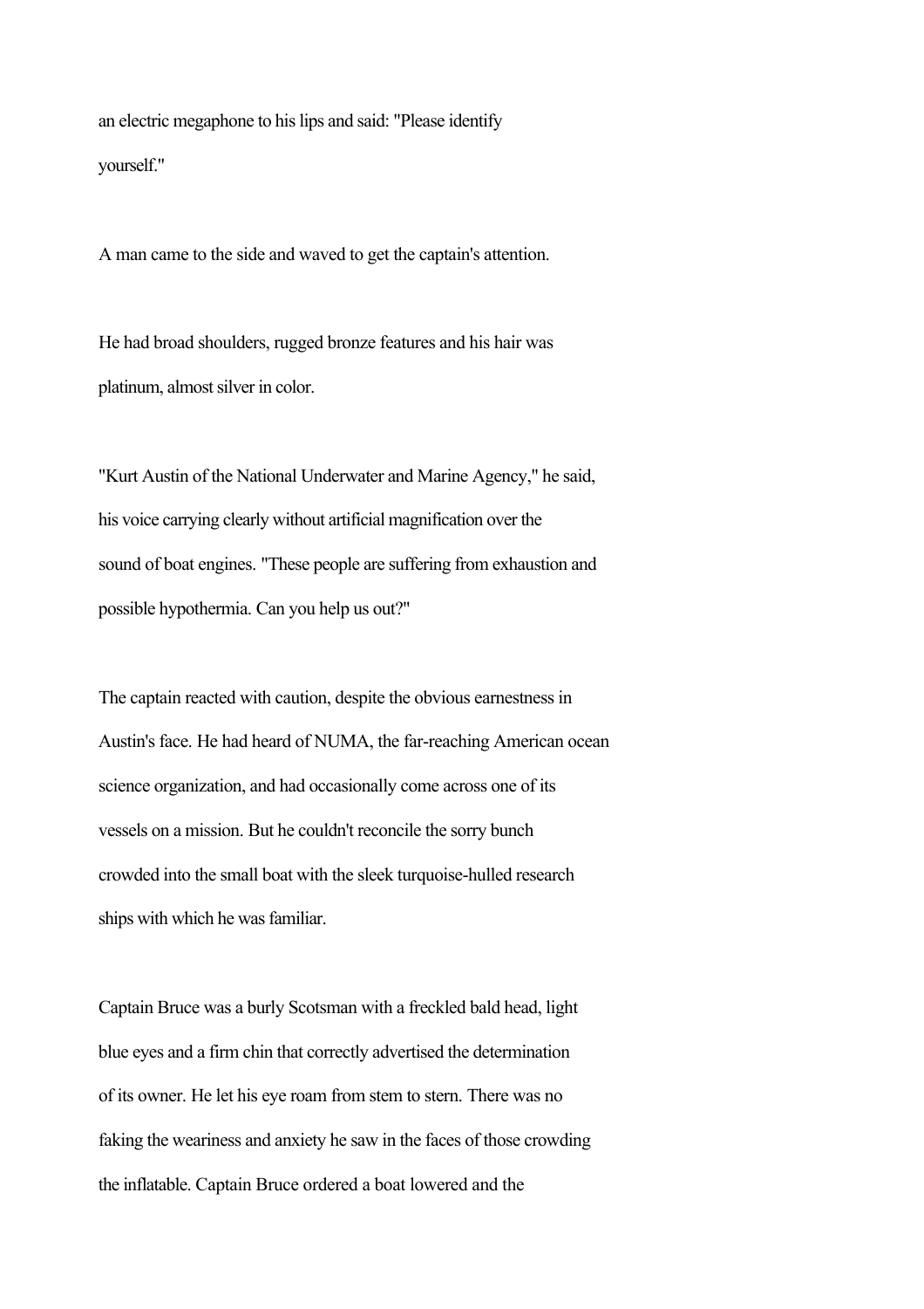an electric megaphone to his lips and said: "Please identify yourself."

A man came to the side and waved to get the captain's attention.

He had broad shoulders, rugged bronze features and his hair was platinum, almost silver in color.

"Kurt Austin of the National Underwater and Marine Agency," he said, his voice carrying clearly without artificial magnification over the sound of boat engines. "These people are suffering from exhaustion and possible hypothermia. Can you help us out?"

The captain reacted with caution, despite the obvious earnestness in Austin's face. He had heard of NUMA, the far-reaching American ocean science organization, and had occasionally come across one of its vessels on a mission. But he couldn't reconcile the sorry bunch crowded into the small boat with the sleek turquoise-hulled research ships with which he was familiar.

Captain Bruce was a burly Scotsman with a freckled bald head, light blue eyes and a firm chin that correctly advertised the determination of its owner. He let his eye roam from stem to stern. There was no faking the weariness and anxiety he saw in the faces of those crowding the inflatable. Captain Bruce ordered a boat lowered and the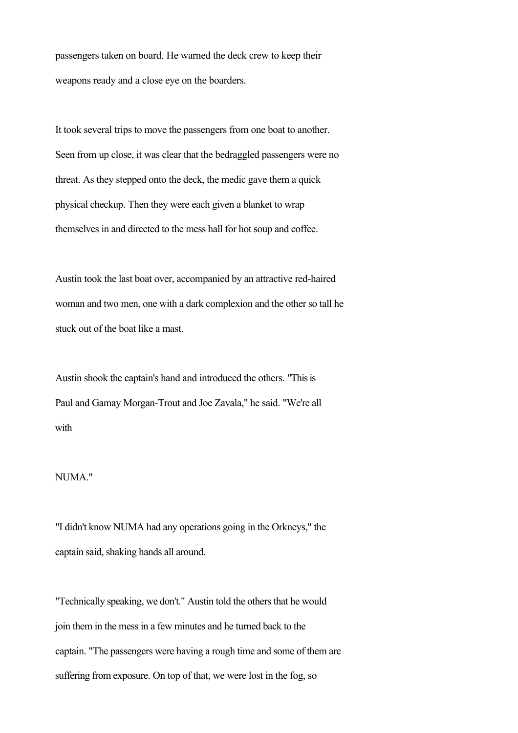passengers taken on board. He warned the deck crew to keep their weapons ready and a close eye on the boarders.

It took several trips to move the passengers from one boat to another. Seen from up close, it was clear that the bedraggled passengers were no threat. As they stepped onto the deck, the medic gave them a quick physical checkup. Then they were each given a blanket to wrap themselves in and directed to the mess hall for hot soup and coffee.

Austin took the last boat over, accompanied by an attractive red-haired woman and two men, one with a dark complexion and the other so tall he stuck out of the boat like a mast.

Austin shook the captain's hand and introduced the others. "This is Paul and Gamay Morgan-Trout and Joe Zavala," he said. "We're all with NUMA."

"I didn't know NUMA had any operations going in the Orkneys," the captain said, shaking hands all around.

"Technically speaking, we don't." Austin told the others that he would join them in the mess in a few minutes and he turned back to the captain. "The passengers were having a rough time and some of them are suffering from exposure. On top of that, we were lost in the fog, so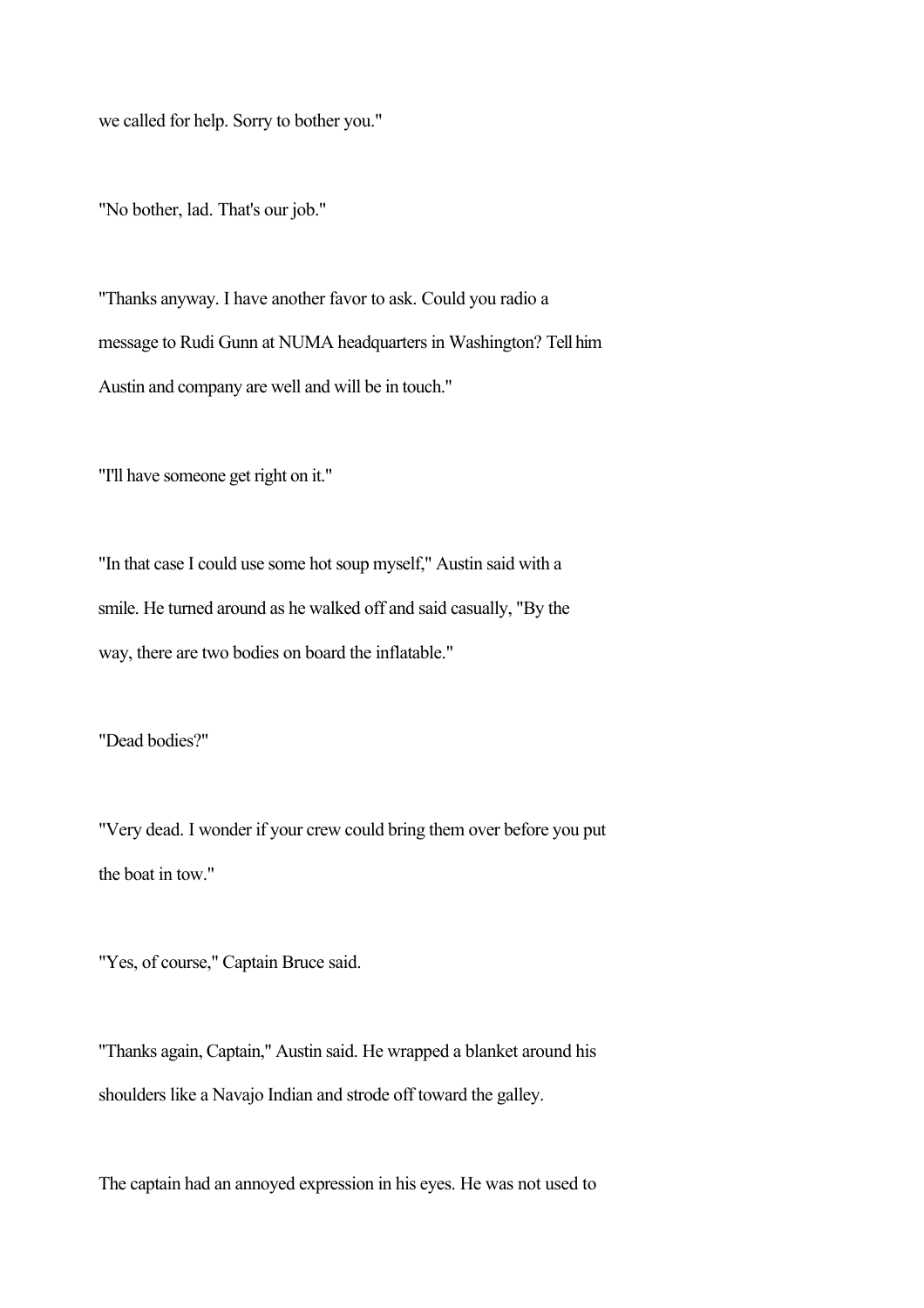we called for help. Sorry to bother you."

"No bother, lad. That's our job."

"Thanks anyway. I have another favor to ask. Could you radio a message to Rudi Gunn at NUMA headquarters in Washington? Tell him Austin and company are well and will be in touch."

"I'll have someone get right on it."

"In that case I could use some hot soup myself," Austin said with a smile. He turned around as he walked off and said casually, "By the way, there are two bodies on board the inflatable."

"Dead bodies?"

"Very dead. I wonder if your crew could bring them over before you put the boat in tow."

"Yes, of course," Captain Bruce said.

"Thanks again, Captain," Austin said. He wrapped a blanket around his shoulders like a Navajo Indian and strode off toward the galley.

The captain had an annoyed expression in his eyes. He was not used to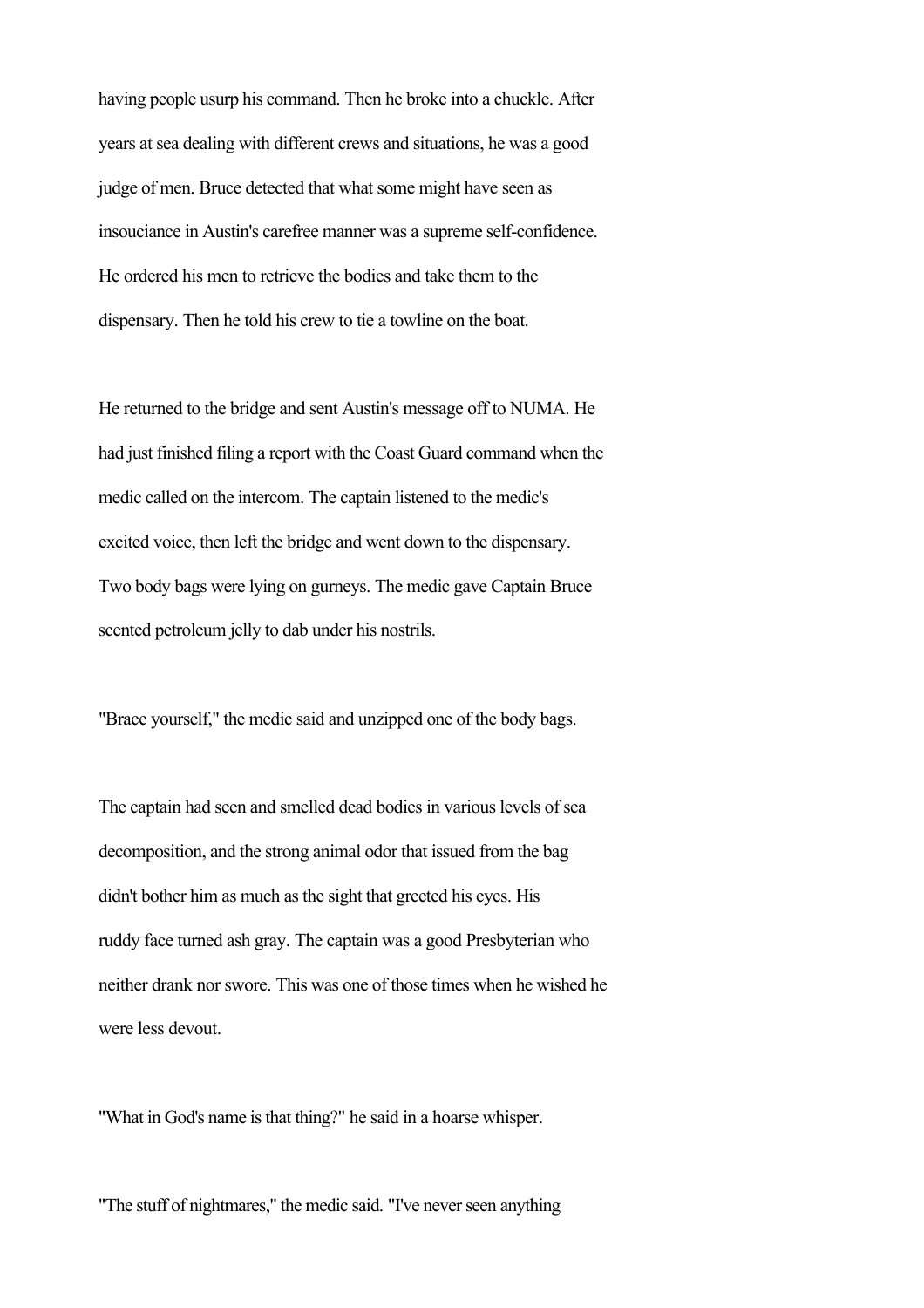having people usurp his command. Then he broke into a chuckle. After years at sea dealing with different crews and situations, he was a good judge of men. Bruce detected that what some might have seen as insouciance in Austin's carefree manner was a supreme self-confidence. He ordered his men to retrieve the bodies and take them to the dispensary. Then he told his crew to tie a towline on the boat.

He returned to the bridge and sent Austin's message off to NUMA. He had just finished filing a report with the Coast Guard command when the medic called on the intercom. The captain listened to the medic's excited voice, then left the bridge and went down to the dispensary. Two body bags were lying on gurneys. The medic gave Captain Bruce scented petroleum jelly to dab under his nostrils.

"Brace yourself," the medic said and unzipped one of the body bags.

The captain had seen and smelled dead bodies in various levels of sea decomposition, and the strong animal odor that issued from the bag didn't bother him as much as the sight that greeted his eyes. His ruddy face turned ash gray. The captain was a good Presbyterian who neither drank nor swore. This was one of those times when he wished he were less devout.

"What in God's name is that thing?" he said in a hoarse whisper.

"The stuff of nightmares," the medic said. "I've never seen anything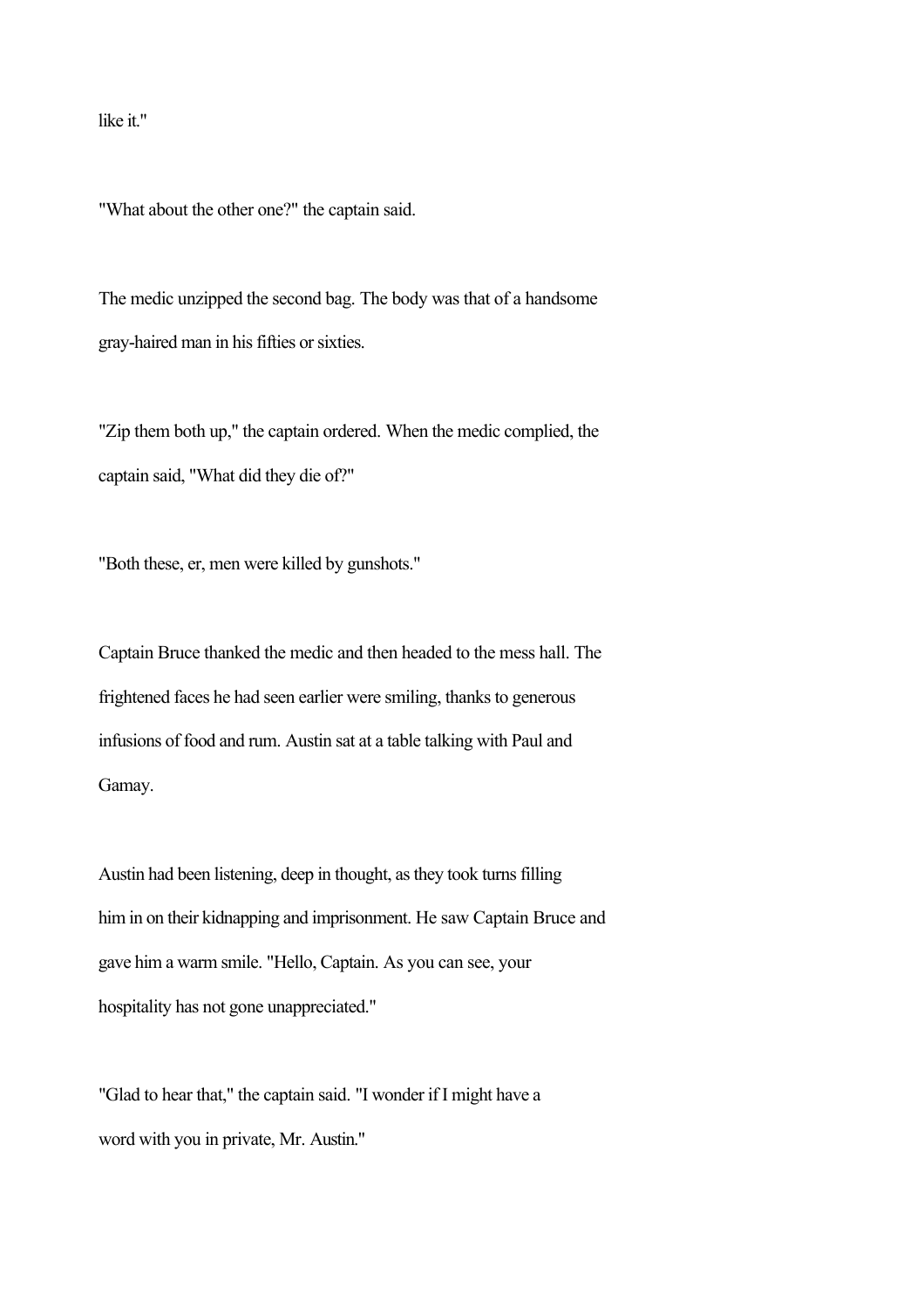like it."

"What about the other one?" the captain said.

The medic unzipped the second bag. The body was that of a handsome gray-haired man in his fifties or sixties.

"Zip them both up," the captain ordered. When the medic complied, the captain said, "What did they die of?"

"Both these, er, men were killed by gunshots."

Captain Bruce thanked the medic and then headed to the mess hall. The frightened faces he had seen earlier were smiling, thanks to generous infusions of food and rum. Austin sat at a table talking with Paul and Gamay.

Austin had been listening, deep in thought, as they took turns filling him in on their kidnapping and imprisonment. He saw Captain Bruce and gave him a warm smile. "Hello, Captain. As you can see, your hospitality has not gone unappreciated."

"Glad to hear that," the captain said. "I wonder if I might have a word with you in private, Mr. Austin."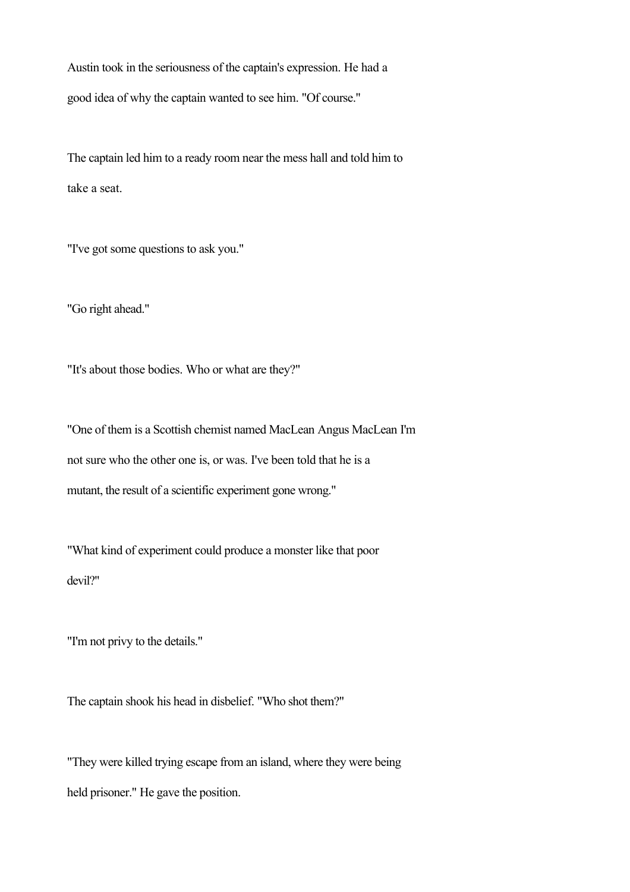Austin took in the seriousness of the captain's expression. He had a good idea of why the captain wanted to see him. "Of course."

The captain led him to a ready room near the mess hall and told him to take a seat.

"I've got some questions to ask you."

"Go right ahead."

"It's about those bodies. Who or what are they?"

"One of them is a Scottish chemist named MacLean Angus MacLean I'm not sure who the other one is, or was. I've been told that he is a mutant, the result of a scientific experiment gone wrong."

"What kind of experiment could produce a monster like that poor devil?"

"I'm not privy to the details."

The captain shook his head in disbelief. "Who shot them?"

"They were killed trying escape from an island, where they were being held prisoner." He gave the position.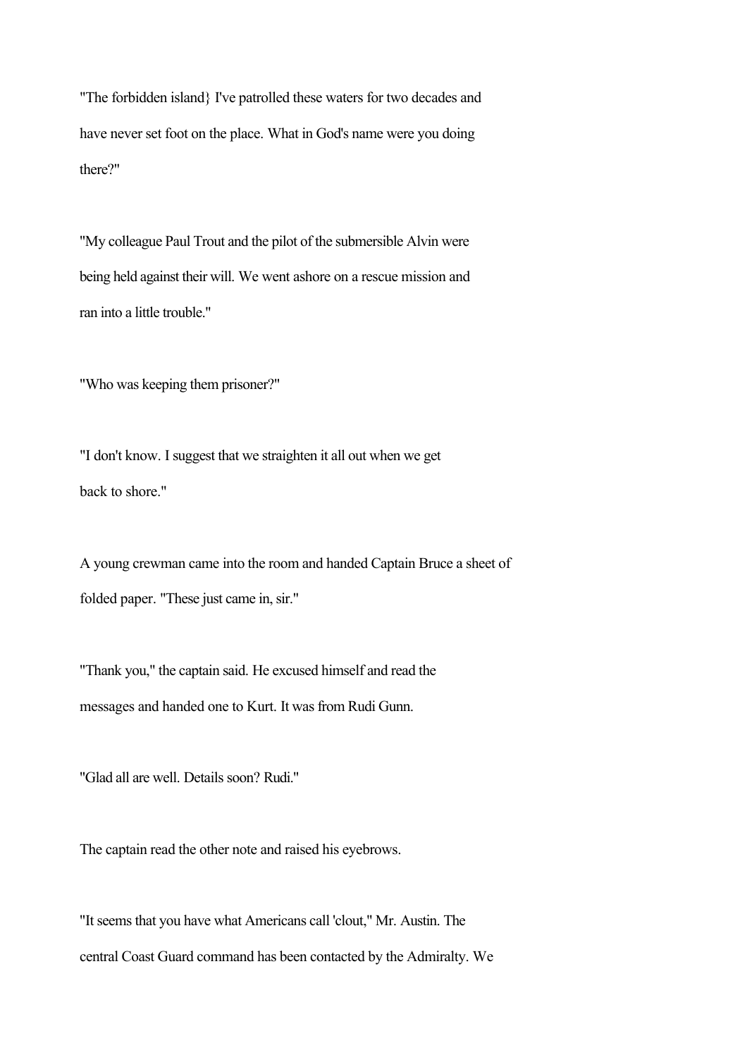"The forbidden island} I've patrolled these waters for two decades and have never set foot on the place. What in God's name were you doing there?"

"My colleague Paul Trout and the pilot of the submersible Alvin were being held against their will. We went ashore on a rescue mission and ran into a little trouble."

"Who was keeping them prisoner?"

"I don't know. I suggest that we straighten it all out when we get back to shore."

A young crewman came into the room and handed Captain Bruce a sheet of folded paper. "These just came in, sir."

"Thank you," the captain said. He excused himself and read the messages and handed one to Kurt. It was from Rudi Gunn.

"Glad all are well. Details soon? Rudi."

The captain read the other note and raised his eyebrows.

"It seems that you have what Americans call 'clout," Mr. Austin. The central Coast Guard command has been contacted by the Admiralty. We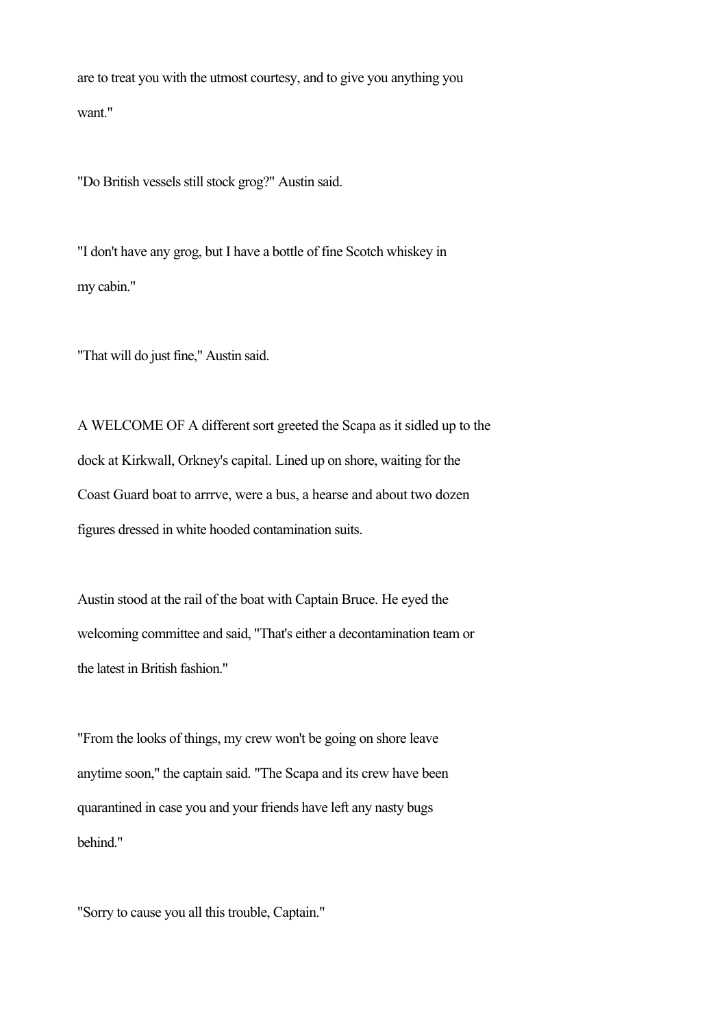are to treat you with the utmost courtesy, and to give you anything you want."

"Do British vessels still stock grog?" Austin said.

"I don't have any grog, but I have a bottle of fine Scotch whiskey in my cabin."

"That will do just fine," Austin said.

A WELCOME OF A different sort greeted the Scapa as it sidled up to the dock at Kirkwall, Orkney's capital. Lined up on shore, waiting for the Coast Guard boat to arrrve, were a bus, a hearse and about two dozen figures dressed in white hooded contamination suits.

Austin stood at the rail of the boat with Captain Bruce. He eyed the welcoming committee and said, "That's either a decontamination team or the latest in British fashion."

"From the looks of things, my crew won't be going on shore leave anytime soon," the captain said. "The Scapa and its crew have been quarantined in case you and your friends have left any nasty bugs behind."

"Sorry to cause you all this trouble, Captain."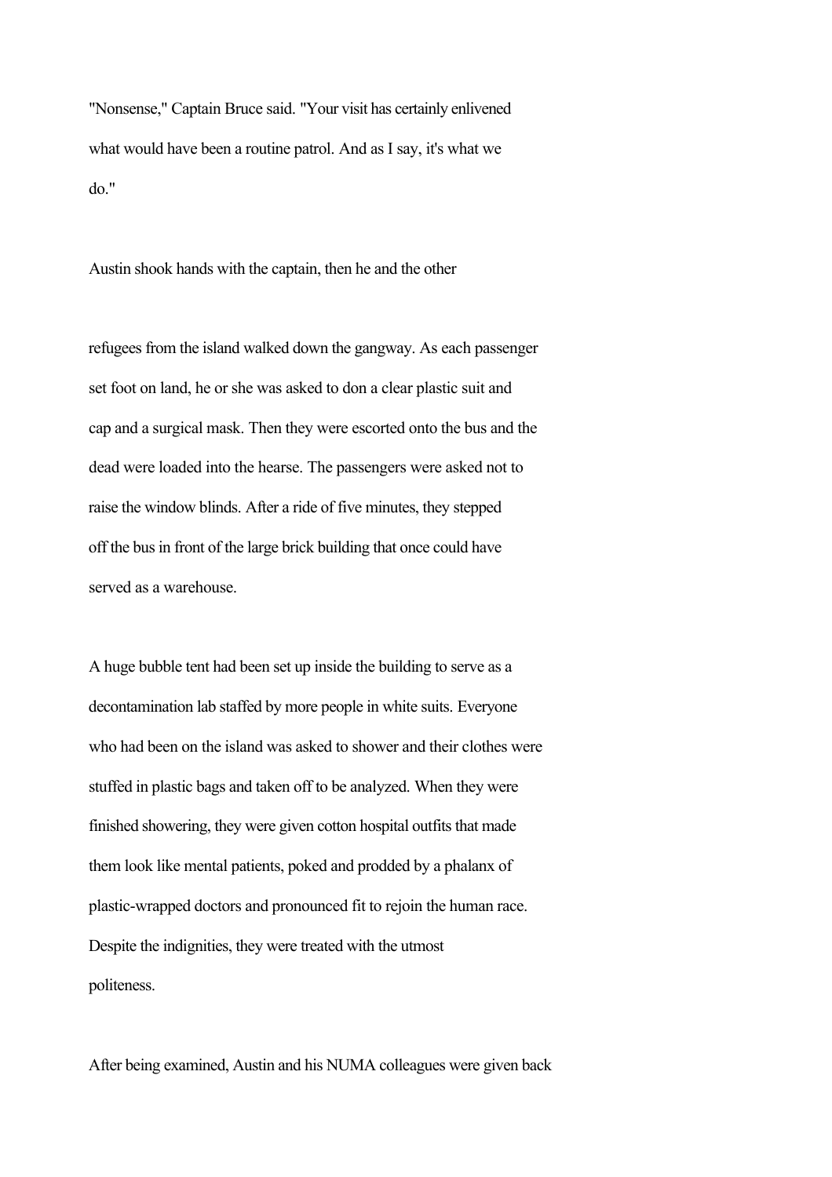"Nonsense," Captain Bruce said. "Your visit has certainly enlivened what would have been a routine patrol. And as I say, it's what we do."

Austin shook hands with the captain, then he and the other

refugees from the island walked down the gangway. As each passenger set foot on land, he or she was asked to don a clear plastic suit and cap and a surgical mask. Then they were escorted onto the bus and the dead were loaded into the hearse. The passengers were asked not to raise the window blinds. After a ride of five minutes, they stepped off the bus in front of the large brick building that once could have served as a warehouse.

A huge bubble tent had been set up inside the building to serve as a decontamination lab staffed by more people in white suits. Everyone who had been on the island was asked to shower and their clothes were stuffed in plastic bags and taken off to be analyzed. When they were finished showering, they were given cotton hospital outfits that made them look like mental patients, poked and prodded by a phalanx of plastic-wrapped doctors and pronounced fit to rejoin the human race. Despite the indignities, they were treated with the utmost politeness.

After being examined, Austin and his NUMA colleagues were given back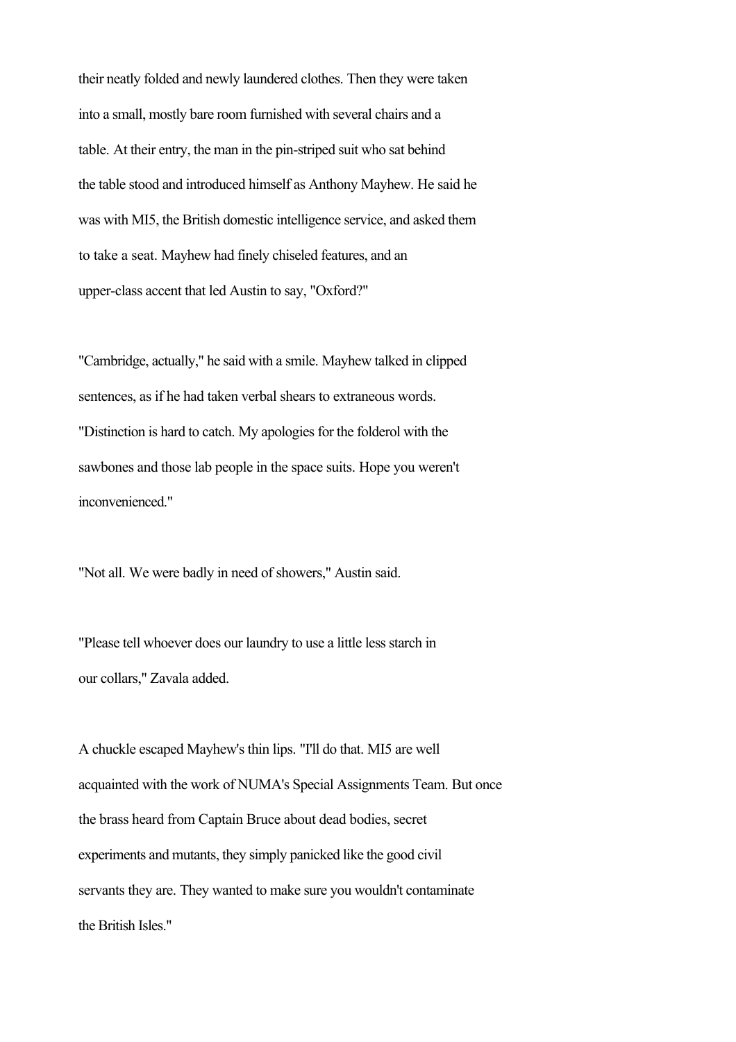their neatly folded and newly laundered clothes. Then they were taken into a small, mostly bare room furnished with several chairs and a table. At their entry, the man in the pin-striped suit who sat behind the table stood and introduced himself as Anthony Mayhew. He said he was with MI5, the British domestic intelligence service, and asked them to take a seat. Mayhew had finely chiseled features, and an upper-class accent that led Austin to say, "Oxford?"

"Cambridge, actually," he said with a smile. Mayhew talked in clipped sentences, as if he had taken verbal shears to extraneous words. "Distinction is hard to catch. My apologies for the folderol with the sawbones and those lab people in the space suits. Hope you weren't inconvenienced."

"Not all. We were badly in need of showers," Austin said.

"Please tell whoever does our laundry to use a little less starch in our collars," Zavala added.

A chuckle escaped Mayhew's thin lips. "I'll do that. MI5 are well acquainted with the work of NUMA's Special Assignments Team. But once the brass heard from Captain Bruce about dead bodies, secret experiments and mutants, they simply panicked like the good civil servants they are. They wanted to make sure you wouldn't contaminate the British Isles."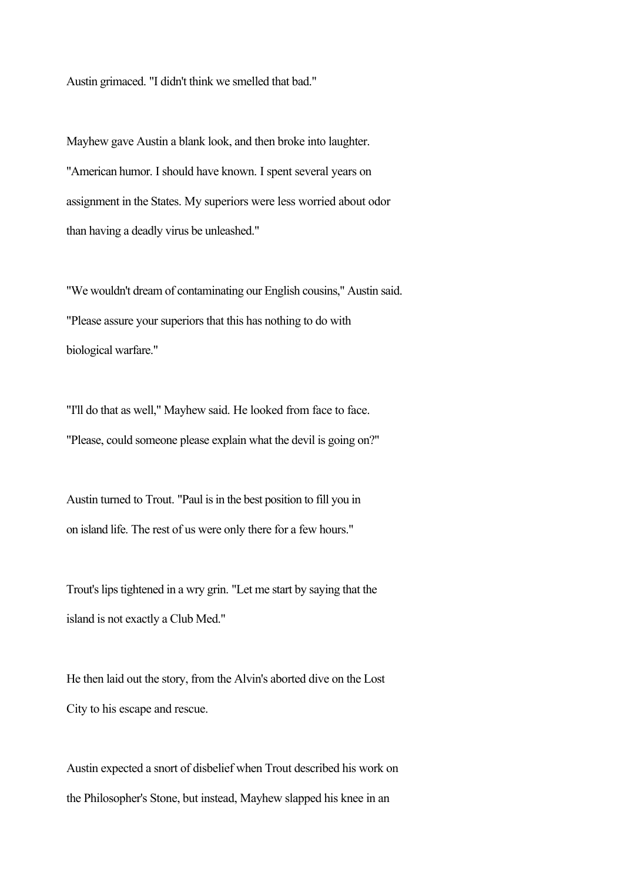Austin grimaced. "I didn't think we smelled that bad."

Mayhew gave Austin a blank look, and then broke into laughter. "American humor. I should have known. I spent several years on assignment in the States. My superiors were less worried about odor than having a deadly virus be unleashed."

"We wouldn't dream of contaminating our English cousins," Austin said. "Please assure your superiors that this has nothing to do with biological warfare."

"I'll do that as well," Mayhew said. He looked from face to face. "Please, could someone please explain what the devil is going on?"

Austin turned to Trout. "Paul is in the best position to fill you in on island life. The rest of us were only there for a few hours."

Trout's lips tightened in a wry grin. "Let me start by saying that the island is not exactly a Club Med."

He then laid out the story, from the Alvin's aborted dive on the Lost City to his escape and rescue.

Austin expected a snort of disbelief when Trout described his work on the Philosopher's Stone, but instead, Mayhew slapped his knee in an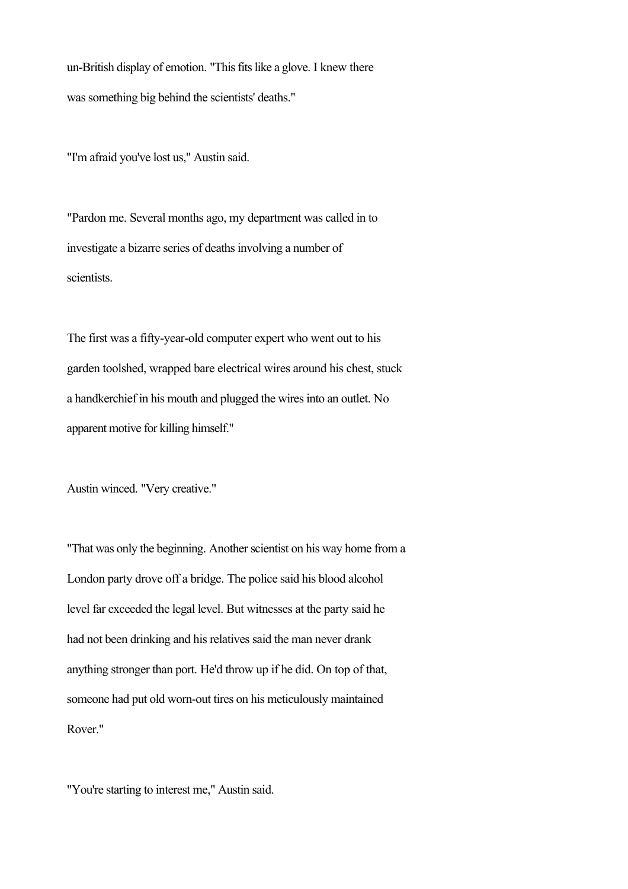un-British display of emotion. "This fits like a glove. I knew there was something big behind the scientists' deaths."

"I'm afraid you've lost us," Austin said.

"Pardon me. Several months ago, my department was called in to investigate a bizarre series of deaths involving a number of scientists.

The first was a fifty-year-old computer expert who went out to his garden toolshed, wrapped bare electrical wires around his chest, stuck a handkerchief in his mouth and plugged the wires into an outlet. No apparent motive for killing himself."

Austin winced. "Very creative."

"That was only the beginning. Another scientist on his way home from a London party drove off a bridge. The police said his blood alcohol level far exceeded the legal level. But witnesses at the party said he had not been drinking and his relatives said the man never drank anything stronger than port. He'd throw up if he did. On top of that, someone had put old worn-out tires on his meticulously maintained Rover."

"You're starting to interest me," Austin said.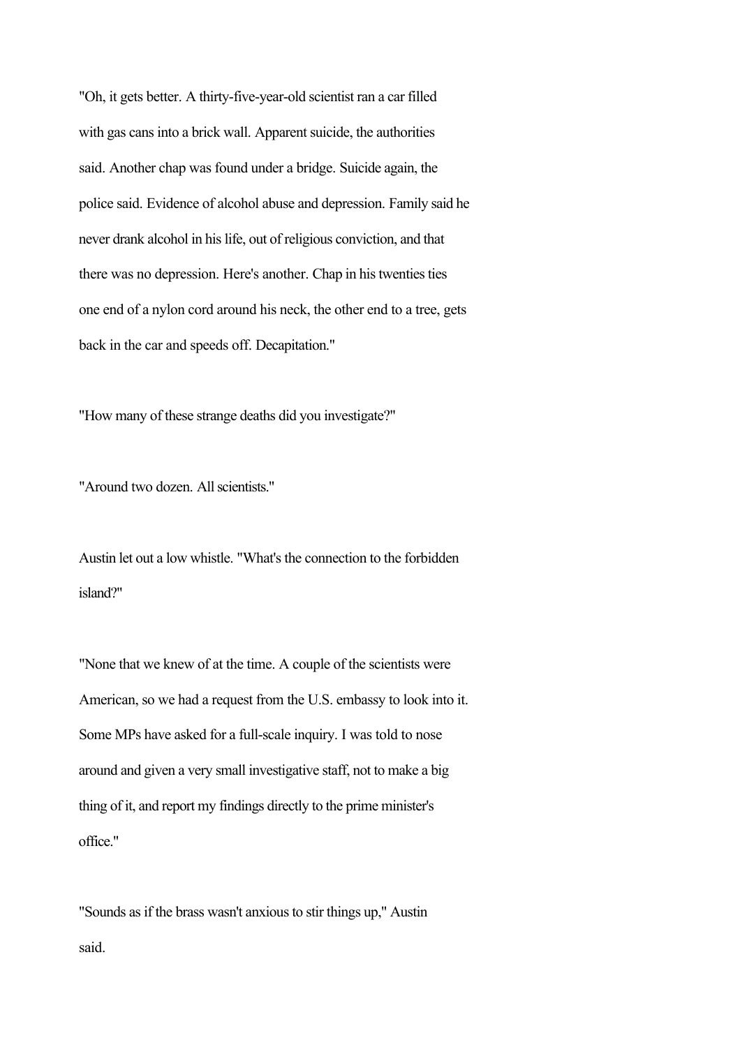"Oh, it gets better. A thirty-five-year-old scientist ran a car filled with gas cans into a brick wall. Apparent suicide, the authorities said. Another chap was found under a bridge. Suicide again, the police said. Evidence of alcohol abuse and depression. Family said he never drank alcohol in his life, out of religious conviction, and that there was no depression. Here's another. Chap in his twenties ties one end of a nylon cord around his neck, the other end to a tree, gets back in the car and speeds off. Decapitation."

"How many of these strange deaths did you investigate?"

"Around two dozen. All scientists."

Austin let out a low whistle. "What's the connection to the forbidden island?"

"None that we knew of at the time. A couple of the scientists were American, so we had a request from the U.S. embassy to look into it. Some MPs have asked for a full-scale inquiry. I was told to nose around and given a very small investigative staff, not to make a big thing of it, and report my findings directly to the prime minister's office."

"Sounds as if the brass wasn't anxious to stir things up," Austin said.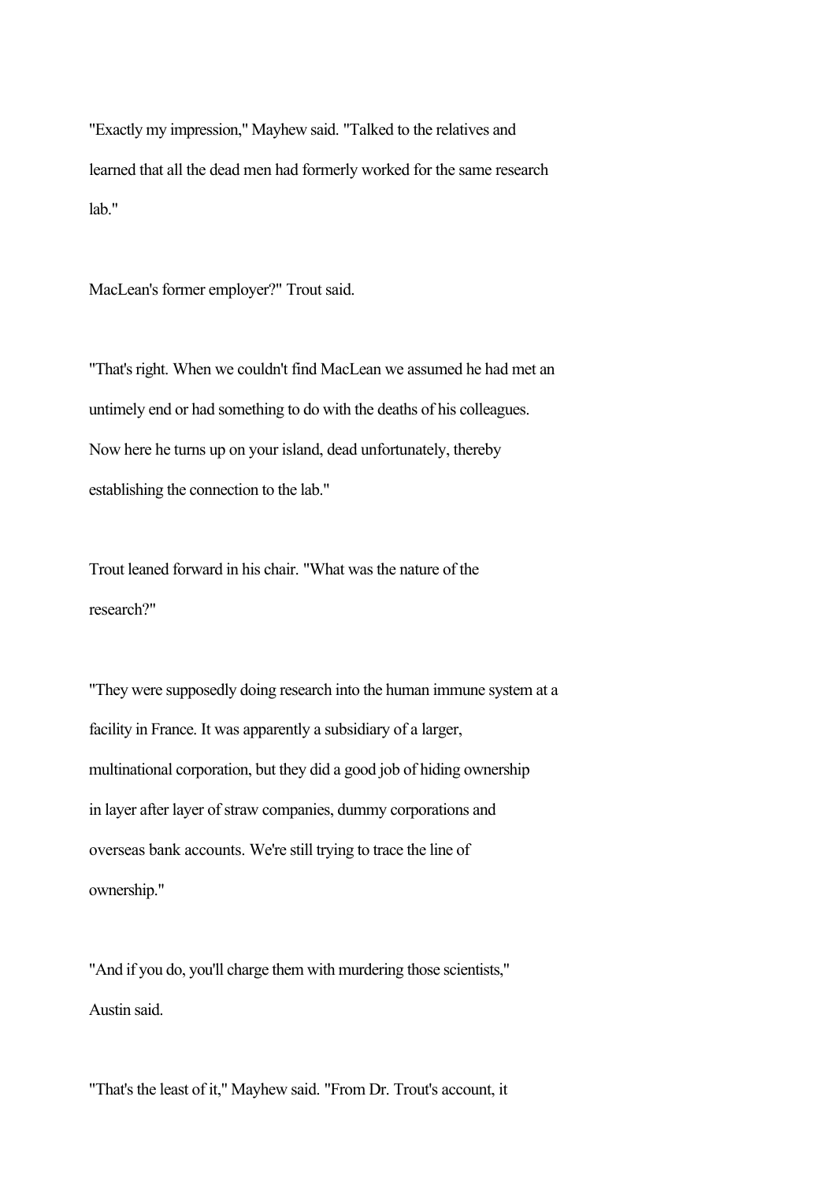"Exactly my impression," Mayhew said. "Talked to the relatives and learned that all the dead men had formerly worked for the same research lab."

MacLean's former employer?" Trout said.

"That's right. When we couldn't find MacLean we assumed he had met an untimely end or had something to do with the deaths of his colleagues. Now here he turns up on your island, dead unfortunately, thereby establishing the connection to the lab."

Trout leaned forward in his chair. "What was the nature of the research?"

"They were supposedly doing research into the human immune system at a facility in France. It was apparently a subsidiary of a larger, multinational corporation, but they did a good job of hiding ownership in layer after layer of straw companies, dummy corporations and overseas bank accounts. We're still trying to trace the line of ownership."

"And if you do, you'll charge them with murdering those scientists," Austin said.

"That's the least of it," Mayhew said. "From Dr. Trout's account, it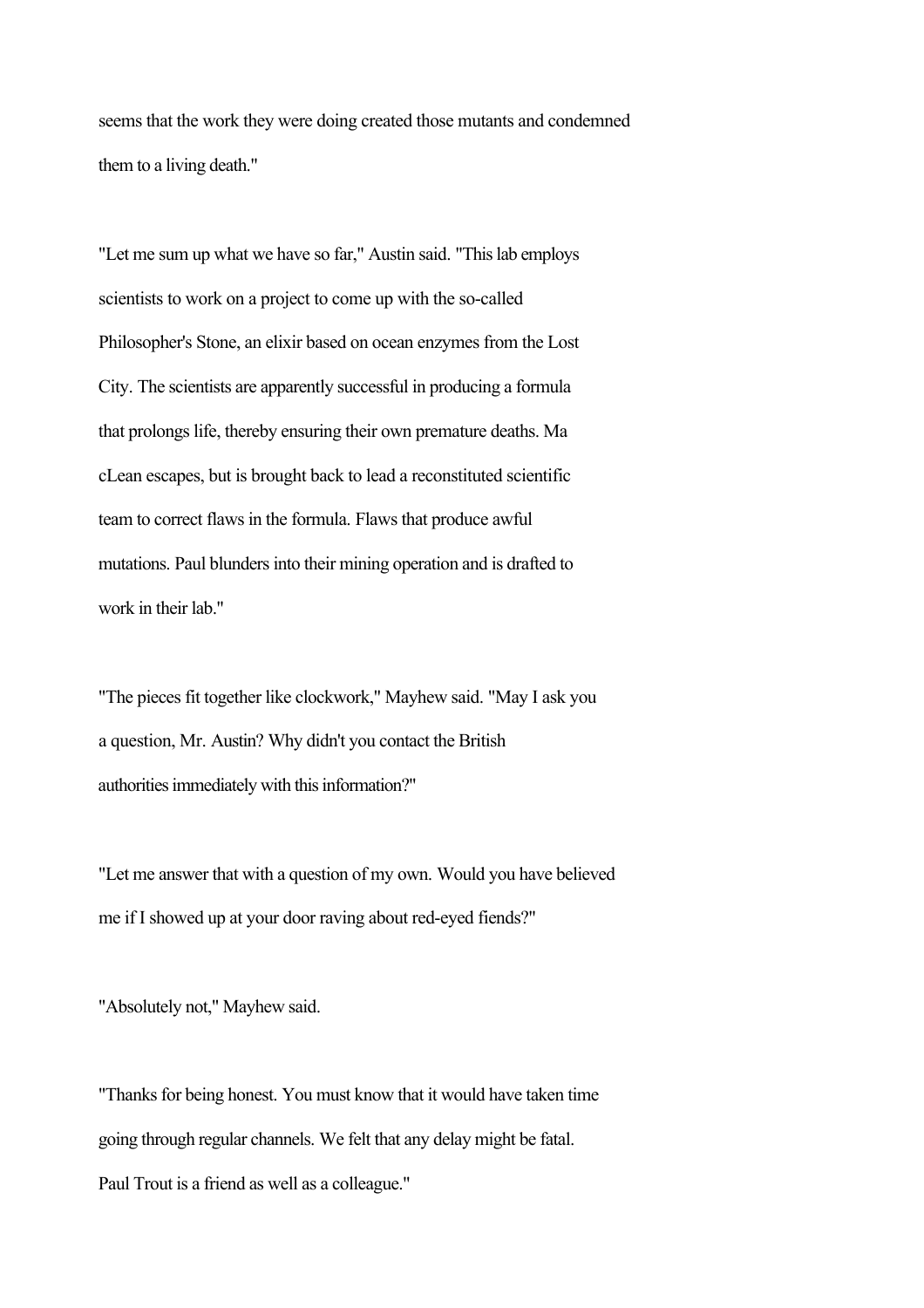seems that the work they were doing created those mutants and condemned them to a living death."

"Let me sum up what we have so far," Austin said. "This lab employs scientists to work on a project to come up with the so-called Philosopher's Stone, an elixir based on ocean enzymes from the Lost City. The scientists are apparently successful in producing a formula that prolongs life, thereby ensuring their own premature deaths. Ma cLean escapes, but is brought back to lead a reconstituted scientific team to correct flaws in the formula. Flaws that produce awful mutations. Paul blunders into their mining operation and is drafted to work in their lab."

"The pieces fit together like clockwork," Mayhew said. "May I ask you a question, Mr. Austin? Why didn't you contact the British authorities immediately with this information?"

"Let me answer that with a question of my own. Would you have believed me if I showed up at your door raving about red-eyed fiends?"

"Absolutely not," Mayhew said.

"Thanks for being honest. You must know that it would have taken time going through regular channels. We felt that any delay might be fatal. Paul Trout is a friend as well as a colleague."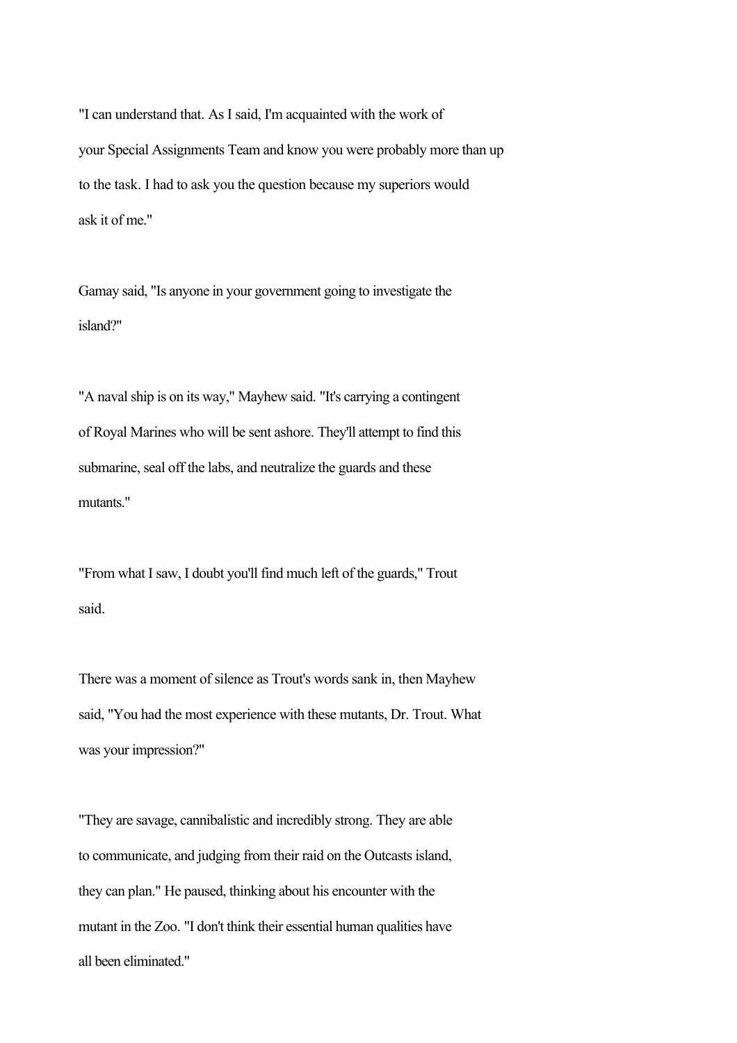"I can understand that. As I said, I'm acquainted with the work of your Special Assignments Team and know you were probably more than up to the task. I had to ask you the question because my superiors would ask it of me."

Gamay said, "Is anyone in your government going to investigate the island?"

"A naval ship is on its way," Mayhew said. "It's carrying a contingent of Royal Marines who will be sent ashore. They'll attempt to find this submarine, seal off the labs, and neutralize the guards and these mutants."

"From what I saw, I doubt you'll find much left of the guards," Trout said.

There was a moment of silence as Trout's words sank in, then Mayhew said, "You had the most experience with these mutants, Dr. Trout. What was your impression?"

"They are savage, cannibalistic and incredibly strong. They are able to communicate, and judging from their raid on the Outcasts island, they can plan." He paused, thinking about his encounter with the mutant in the Zoo. "I don't think their essential human qualities have all been eliminated."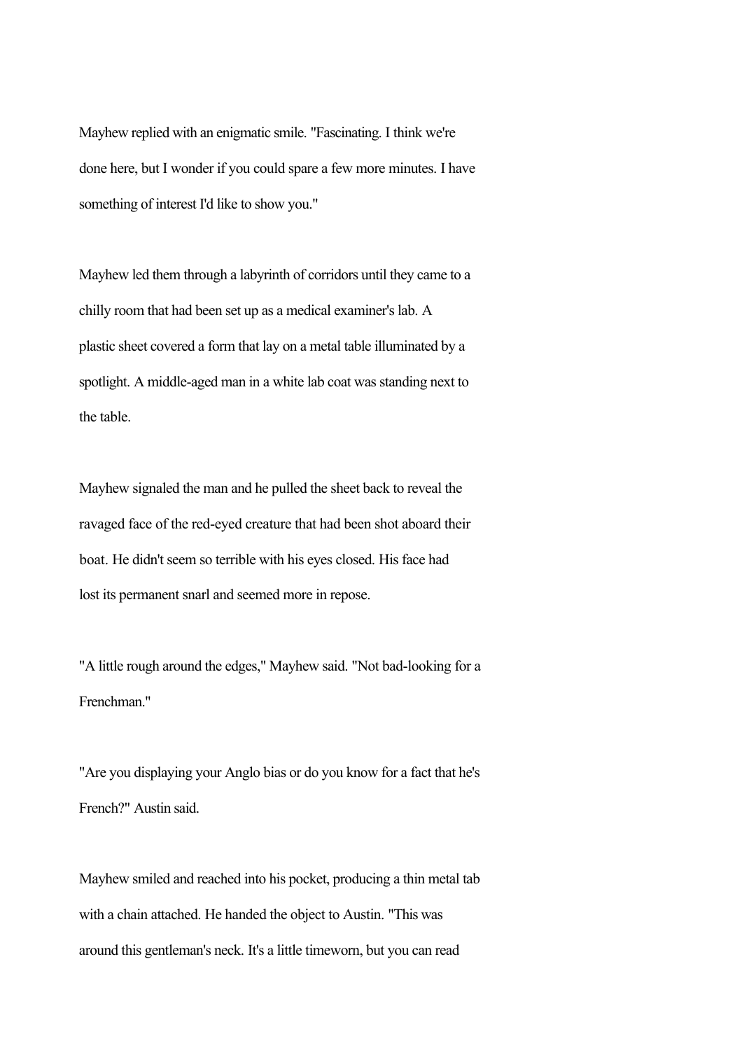Mayhew replied with an enigmatic smile. "Fascinating. I think we're done here, but I wonder if you could spare a few more minutes. I have something of interest I'd like to show you."

Mayhew led them through a labyrinth of corridors until they came to a chilly room that had been set up as a medical examiner's lab. A plastic sheet covered a form that lay on a metal table illuminated by a spotlight. A middle-aged man in a white lab coat was standing next to the table.

Mayhew signaled the man and he pulled the sheet back to reveal the ravaged face of the red-eyed creature that had been shot aboard their boat. He didn't seem so terrible with his eyes closed. His face had lost its permanent snarl and seemed more in repose.

"A little rough around the edges," Mayhew said. "Not bad-looking for a Frenchman."

"Are you displaying your Anglo bias or do you know for a fact that he's French?" Austin said.

Mayhew smiled and reached into his pocket, producing a thin metal tab with a chain attached. He handed the object to Austin. "This was around this gentleman's neck. It's a little timeworn, but you can read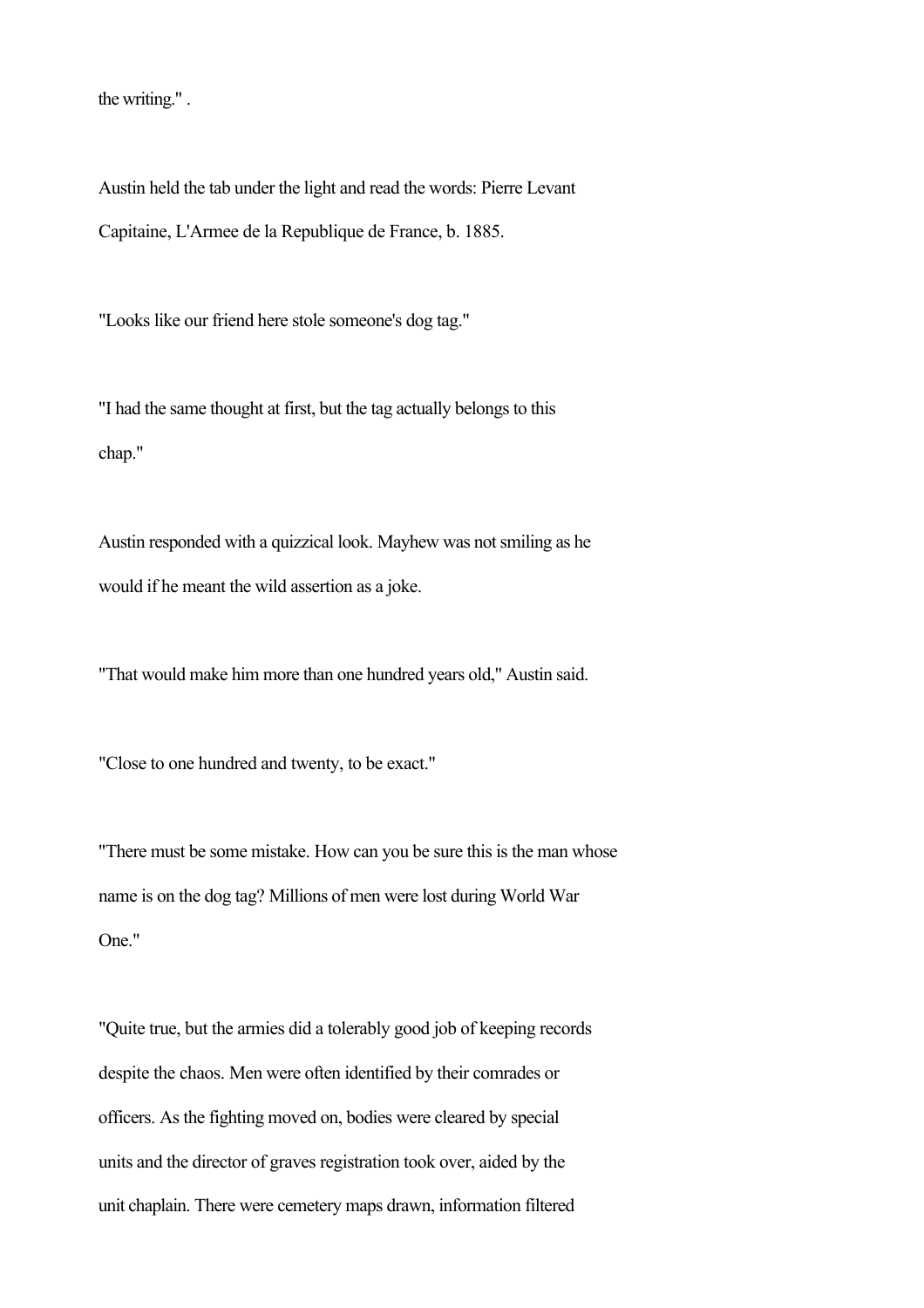the writing." .

Austin held the tab under the light and read the words: Pierre Levant Capitaine, L'Armee de la Republique de France, b. 1885.

"Looks like our friend here stole someone's dog tag."

"I had the same thought at first, but the tag actually belongs to this chap."

Austin responded with a quizzical look. Mayhew was not smiling as he would if he meant the wild assertion as a joke.

"That would make him more than one hundred years old," Austin said.

"Close to one hundred and twenty, to be exact."

"There must be some mistake. How can you be sure this is the man whose name is on the dog tag? Millions of men were lost during World War One."

"Quite true, but the armies did a tolerably good job of keeping records despite the chaos. Men were often identified by their comrades or officers. As the fighting moved on, bodies were cleared by special units and the director of graves registration took over, aided by the unit chaplain. There were cemetery maps drawn, information filtered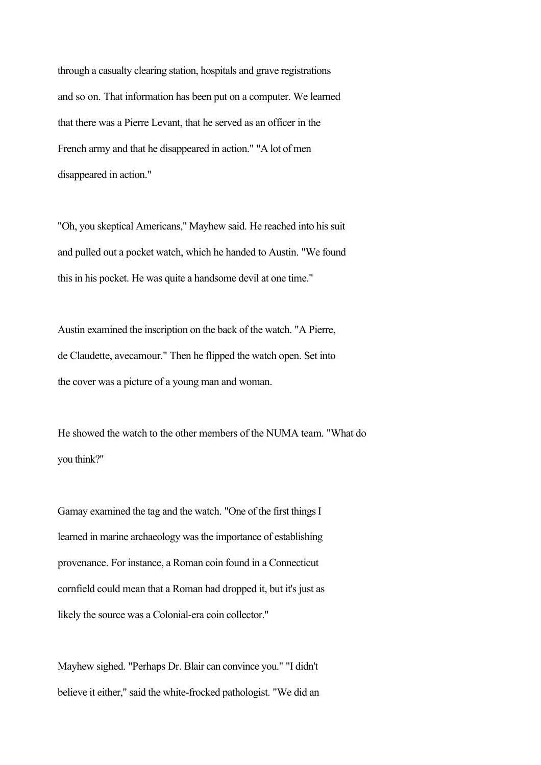through a casualty clearing station, hospitals and grave registrations and so on. That information has been put on a computer. We learned that there was a Pierre Levant, that he served as an officer in the French army and that he disappeared in action." "A lot of men disappeared in action."

"Oh, you skeptical Americans," Mayhew said. He reached into his suit and pulled out a pocket watch, which he handed to Austin. "We found this in his pocket. He was quite a handsome devil at one time."

Austin examined the inscription on the back of the watch. "A Pierre, de Claudette, avecamour." Then he flipped the watch open. Set into the cover was a picture of a young man and woman.

He showed the watch to the other members of the NUMA team. "What do you think?"

Gamay examined the tag and the watch. "One of the first things I learned in marine archaeology was the importance of establishing provenance. For instance, a Roman coin found in a Connecticut cornfield could mean that a Roman had dropped it, but it's just as likely the source was a Colonial-era coin collector."

Mayhew sighed. "Perhaps Dr. Blair can convince you." "I didn't believe it either," said the white-frocked pathologist. "We did an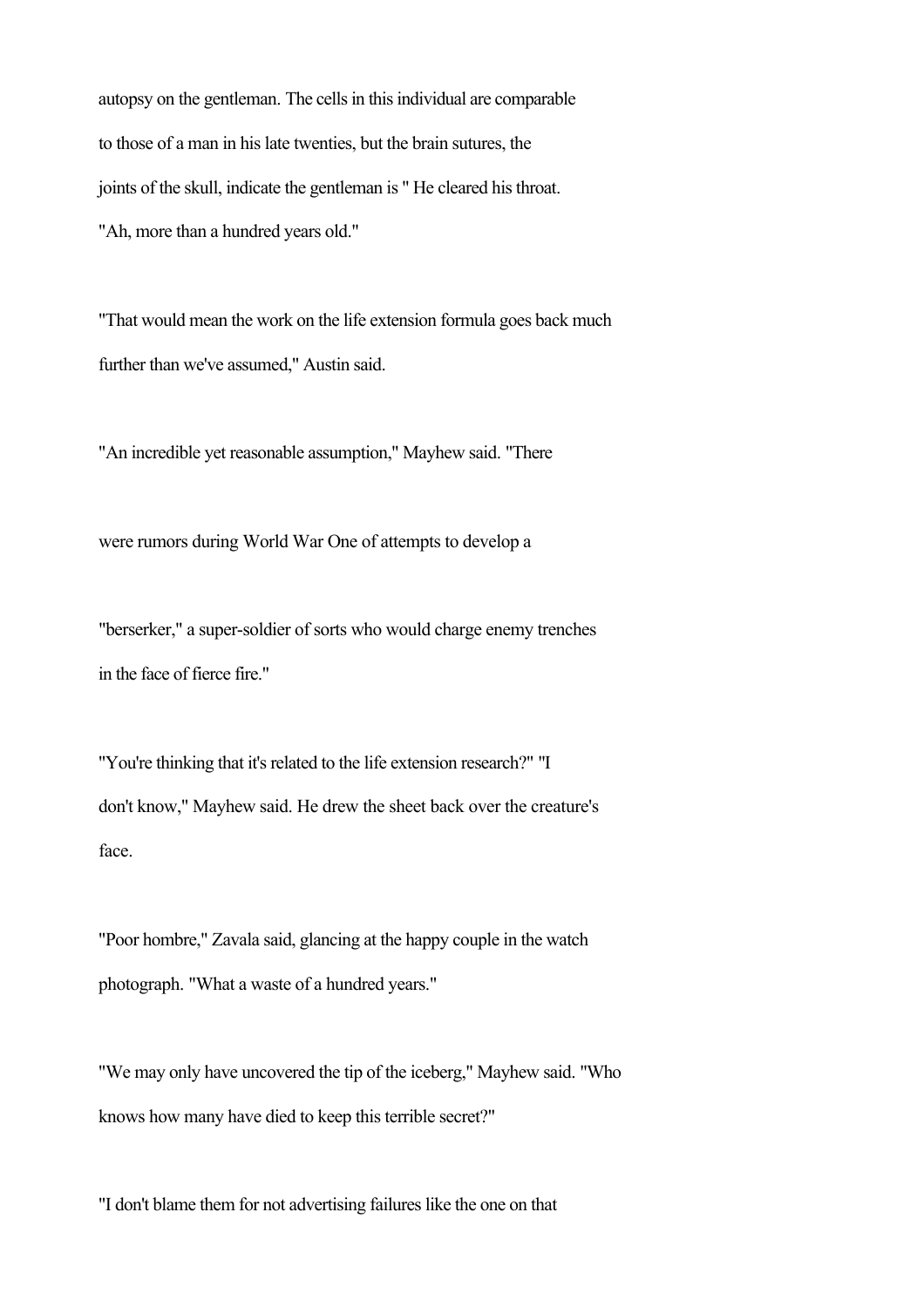autopsy on the gentleman. The cells in this individual are comparable to those of a man in his late twenties, but the brain sutures, the joints of the skull, indicate the gentleman is " He cleared his throat. "Ah, more than a hundred years old."

"That would mean the work on the life extension formula goes back much further than we've assumed," Austin said.

"An incredible yet reasonable assumption," Mayhew said. "There were rumors during World War One of attempts to develop a "berserker," a super-soldier of sorts who would charge enemy trenches in the face of fierce fire."

"You're thinking that it's related to the life extension research?" "I don't know," Mayhew said. He drew the sheet back over the creature's face.

"Poor hombre," Zavala said, glancing at the happy couple in the watch photograph. "What a waste of a hundred years."

"We may only have uncovered the tip of the iceberg," Mayhew said. "Who knows how many have died to keep this terrible secret?"

"I don't blame them for not advertising failures like the one on that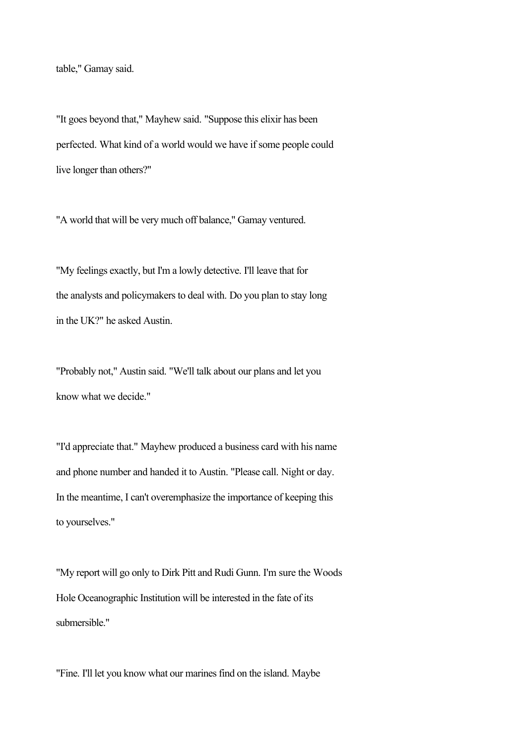table," Gamay said.

"It goes beyond that," Mayhew said. "Suppose this elixir has been perfected. What kind of a world would we have if some people could live longer than others?"

"A world that will be very much off balance," Gamay ventured.

"My feelings exactly, but I'm a lowly detective. I'll leave that for the analysts and policymakers to deal with. Do you plan to stay long in the UK?" he asked Austin.

"Probably not," Austin said. "We'll talk about our plans and let you know what we decide."

"I'd appreciate that." Mayhew produced a business card with his name and phone number and handed it to Austin. "Please call. Night or day. In the meantime, I can't overemphasize the importance of keeping this to yourselves."

"My report will go only to Dirk Pitt and Rudi Gunn. I'm sure the Woods Hole Oceanographic Institution will be interested in the fate of its submersible."

"Fine. I'll let you know what our marines find on the island. Maybe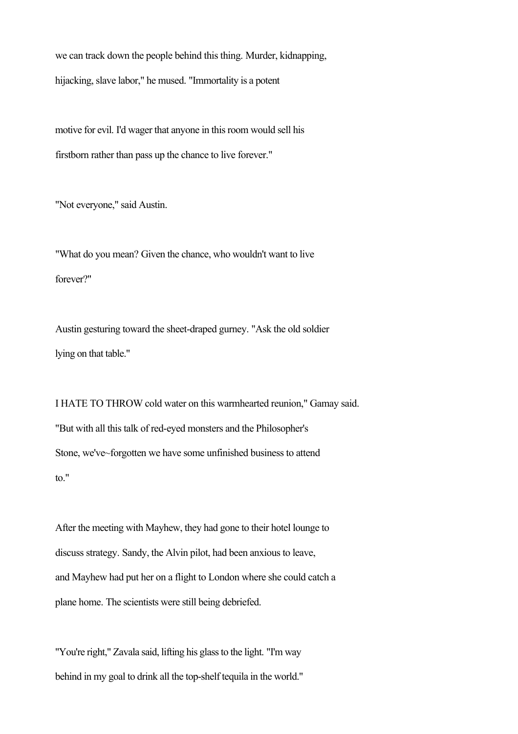we can track down the people behind this thing. Murder, kidnapping, hijacking, slave labor," he mused. "Immortality is a potent motive for evil. I'd wager that anyone in this room would sell his firstborn rather than pass up the chance to live forever."

"Not everyone," said Austin.

"What do you mean? Given the chance, who wouldn't want to live forever?"

Austin gesturing toward the sheet-draped gurney. "Ask the old soldier lying on that table."

I HATE TO THROW cold water on this warmhearted reunion," Gamay said. "But with all this talk of red-eyed monsters and the Philosopher's Stone, we've~forgotten we have some unfinished business to attend to."

After the meeting with Mayhew, they had gone to their hotel lounge to discuss strategy. Sandy, the Alvin pilot, had been anxious to leave, and Mayhew had put her on a flight to London where she could catch a plane home. The scientists were still being debriefed.

"You're right," Zavala said, lifting his glass to the light. "I'm way behind in my goal to drink all the top-shelf tequila in the world."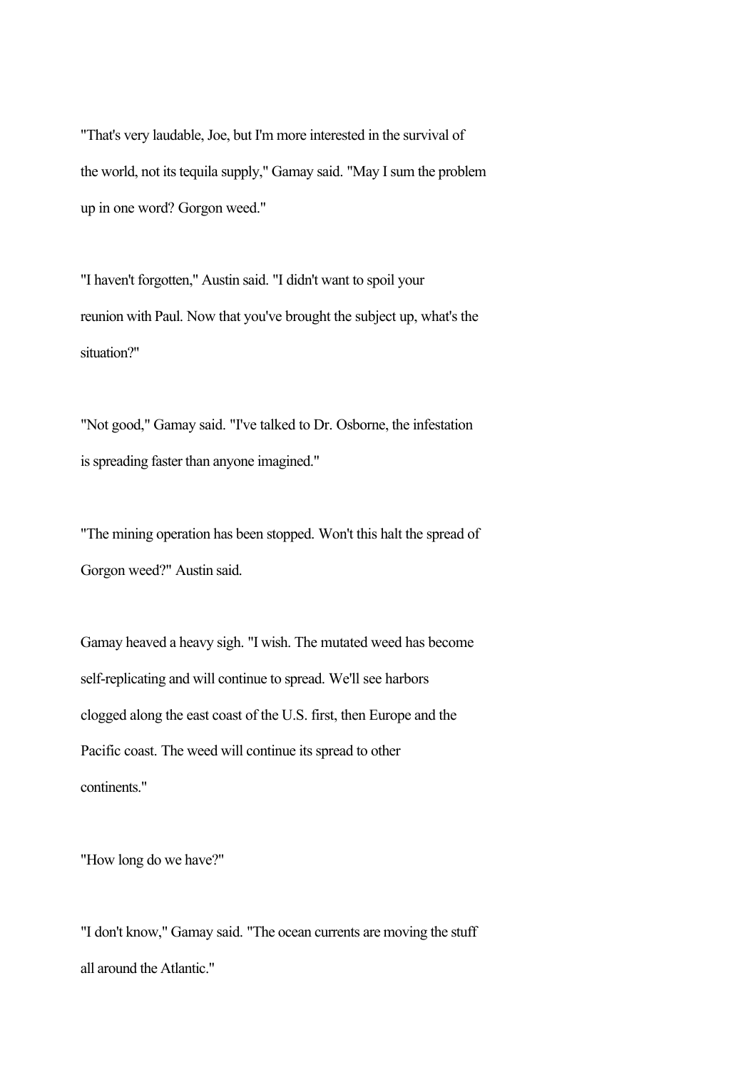"That's very laudable, Joe, but I'm more interested in the survival of the world, not its tequila supply," Gamay said. "May I sum the problem up in one word? Gorgon weed."

"I haven't forgotten," Austin said. "I didn't want to spoil your reunion with Paul. Now that you've brought the subject up, what's the situation?"

"Not good," Gamay said. "I've talked to Dr. Osborne, the infestation is spreading faster than anyone imagined."

"The mining operation has been stopped. Won't this halt the spread of Gorgon weed?" Austin said.

Gamay heaved a heavy sigh. "I wish. The mutated weed has become self-replicating and will continue to spread. We'll see harbors clogged along the east coast of the U.S. first, then Europe and the Pacific coast. The weed will continue its spread to other continents."

"How long do we have?"

"I don't know," Gamay said. "The ocean currents are moving the stuff all around the Atlantic."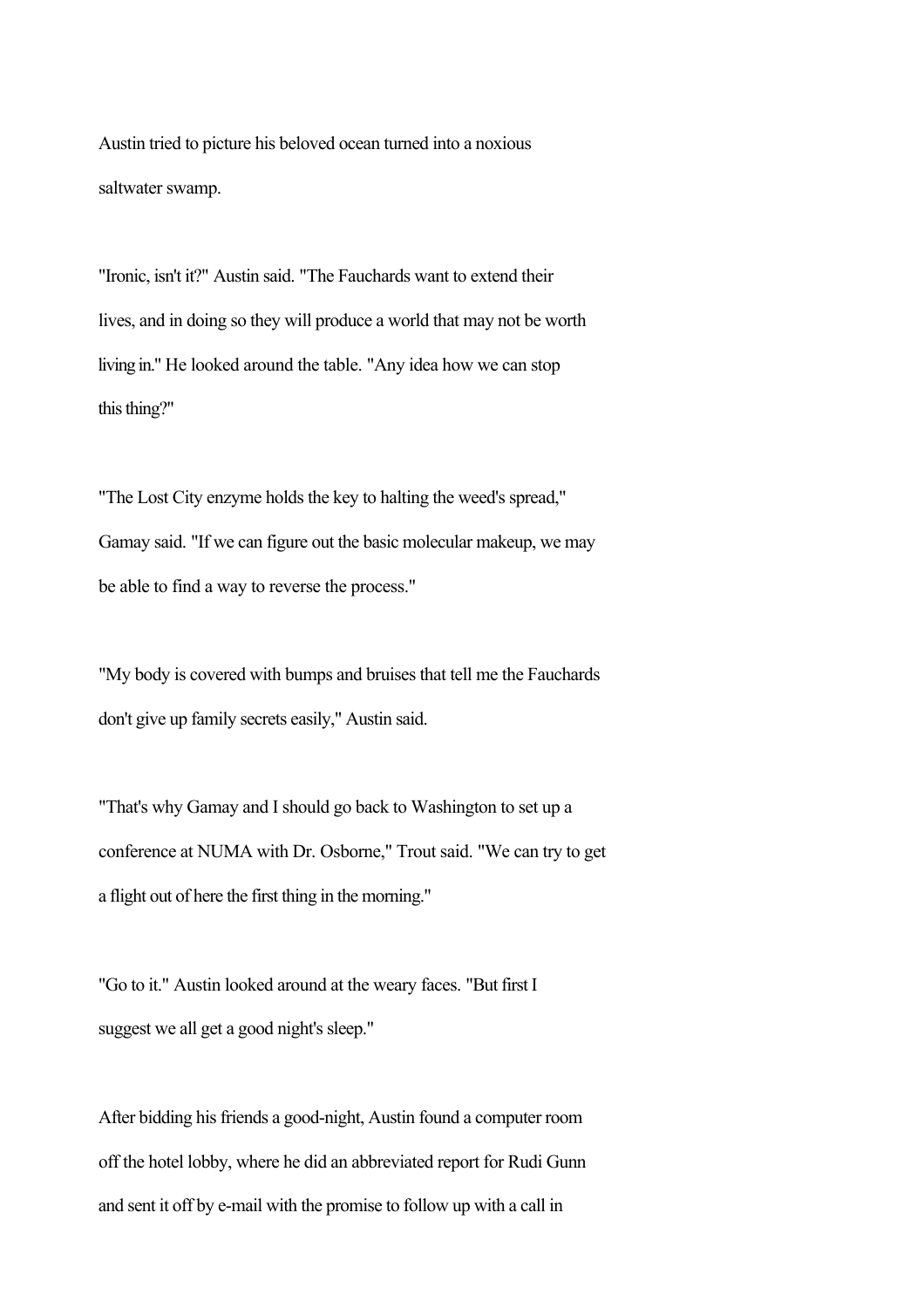Austin tried to picture his beloved ocean turned into a noxious saltwater swamp.

"Ironic, isn't it?" Austin said. "The Fauchards want to extend their lives, and in doing so they will produce a world that may not be worth living in." He looked around the table. "Any idea how we can stop this thing?"

"The Lost City enzyme holds the key to halting the weed's spread," Gamay said. "If we can figure out the basic molecular makeup, we may be able to find a way to reverse the process."

"My body is covered with bumps and bruises that tell me the Fauchards don't give up family secrets easily," Austin said.

"That's why Gamay and I should go back to Washington to set up a conference at NUMA with Dr. Osborne," Trout said. "We can try to get a flight out of here the first thing in the morning."

"Go to it." Austin looked around at the weary faces. "But first I suggest we all get a good night's sleep."

After bidding his friends a good-night, Austin found a computer room off the hotel lobby, where he did an abbreviated report for Rudi Gunn and sent it off by e-mail with the promise to follow up with a call in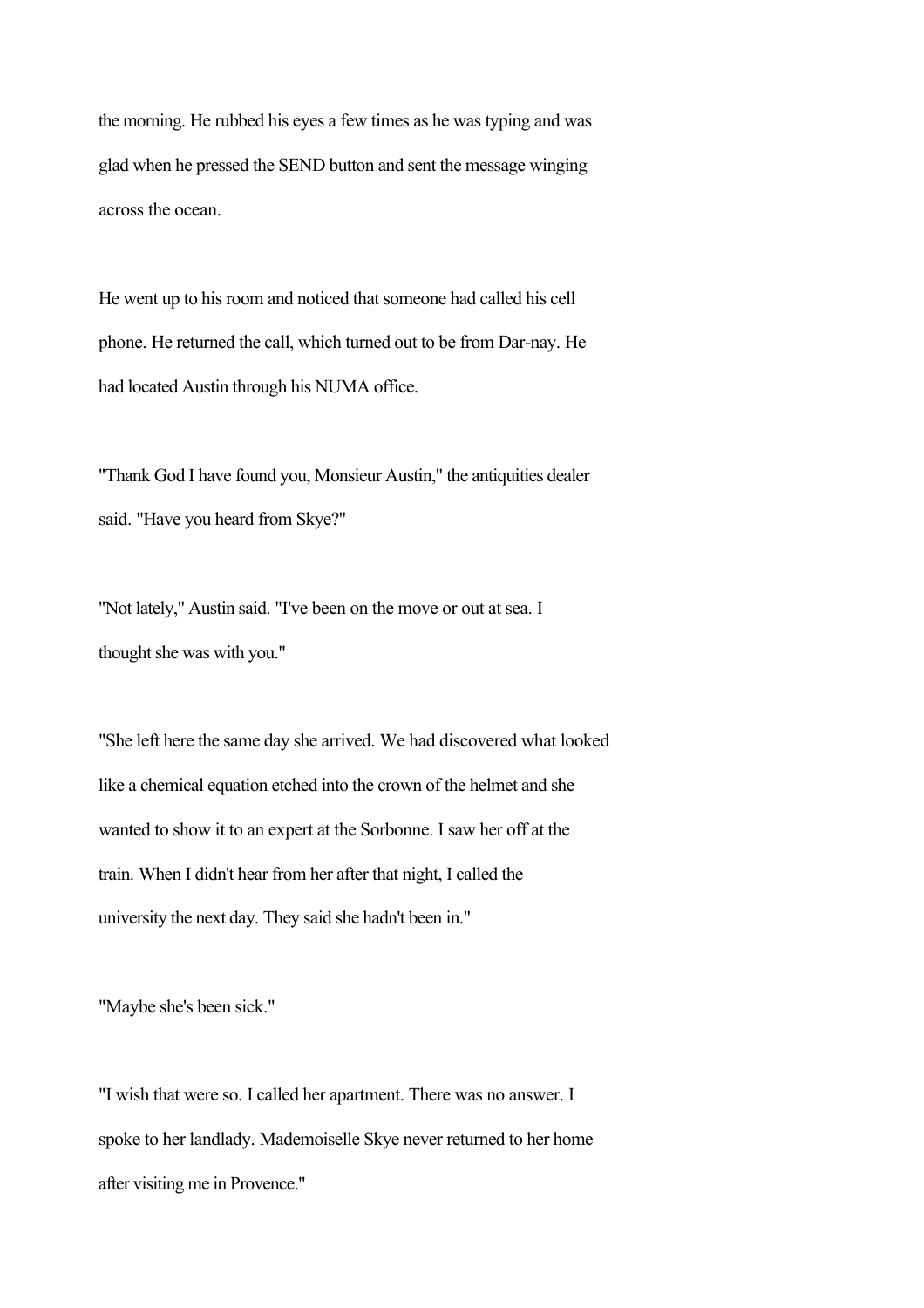the morning. He rubbed his eyes a few times as he was typing and was glad when he pressed the SEND button and sent the message winging across the ocean.

He went up to his room and noticed that someone had called his cell phone. He returned the call, which turned out to be from Dar-nay. He had located Austin through his NUMA office.

"Thank God I have found you, Monsieur Austin," the antiquities dealer said. "Have you heard from Skye?"

"Not lately," Austin said. "I've been on the move or out at sea. I thought she was with you."

"She left here the same day she arrived. We had discovered what looked like a chemical equation etched into the crown of the helmet and she wanted to show it to an expert at the Sorbonne. I saw her off at the train. When I didn't hear from her after that night, I called the university the next day. They said she hadn't been in."

"Maybe she's been sick."

"I wish that were so. I called her apartment. There was no answer. I spoke to her landlady. Mademoiselle Skye never returned to her home after visiting me in Provence."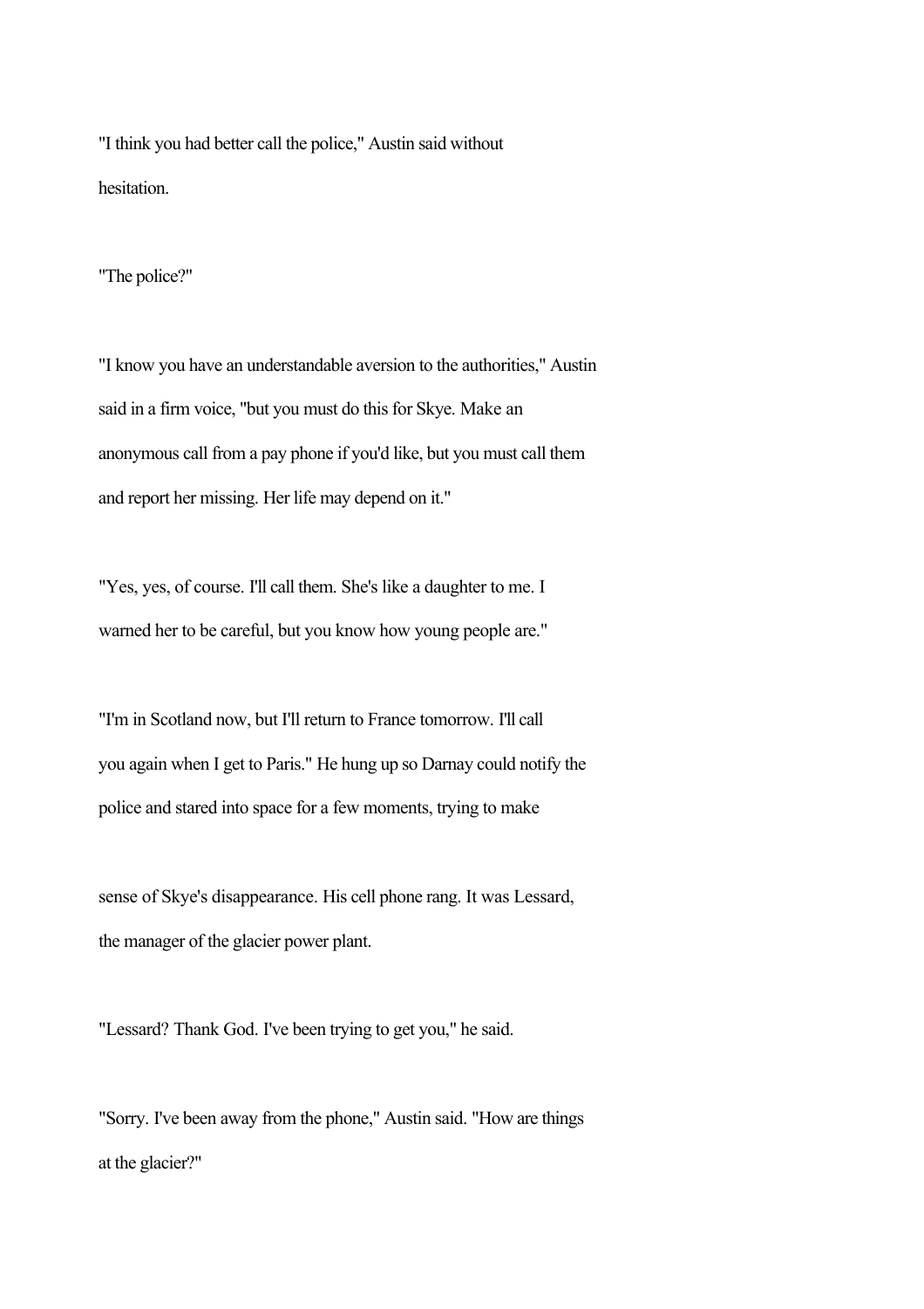"I think you had better call the police," Austin said without hesitation.

"The police?"

"I know you have an understandable aversion to the authorities," Austin said in a firm voice, "but you must do this for Skye. Make an anonymous call from a pay phone if you'd like, but you must call them and report her missing. Her life may depend on it."

"Yes, yes, of course. I'll call them. She's like a daughter to me. I warned her to be careful, but you know how young people are."

"I'm in Scotland now, but I'll return to France tomorrow. I'll call you again when I get to Paris." He hung up so Darnay could notify the police and stared into space for a few moments, trying to make sense of Skye's disappearance. His cell phone rang. It was Lessard, the manager of the glacier power plant.

"Lessard? Thank God. I've been trying to get you," he said.

"Sorry. I've been away from the phone," Austin said. "How are things at the glacier?"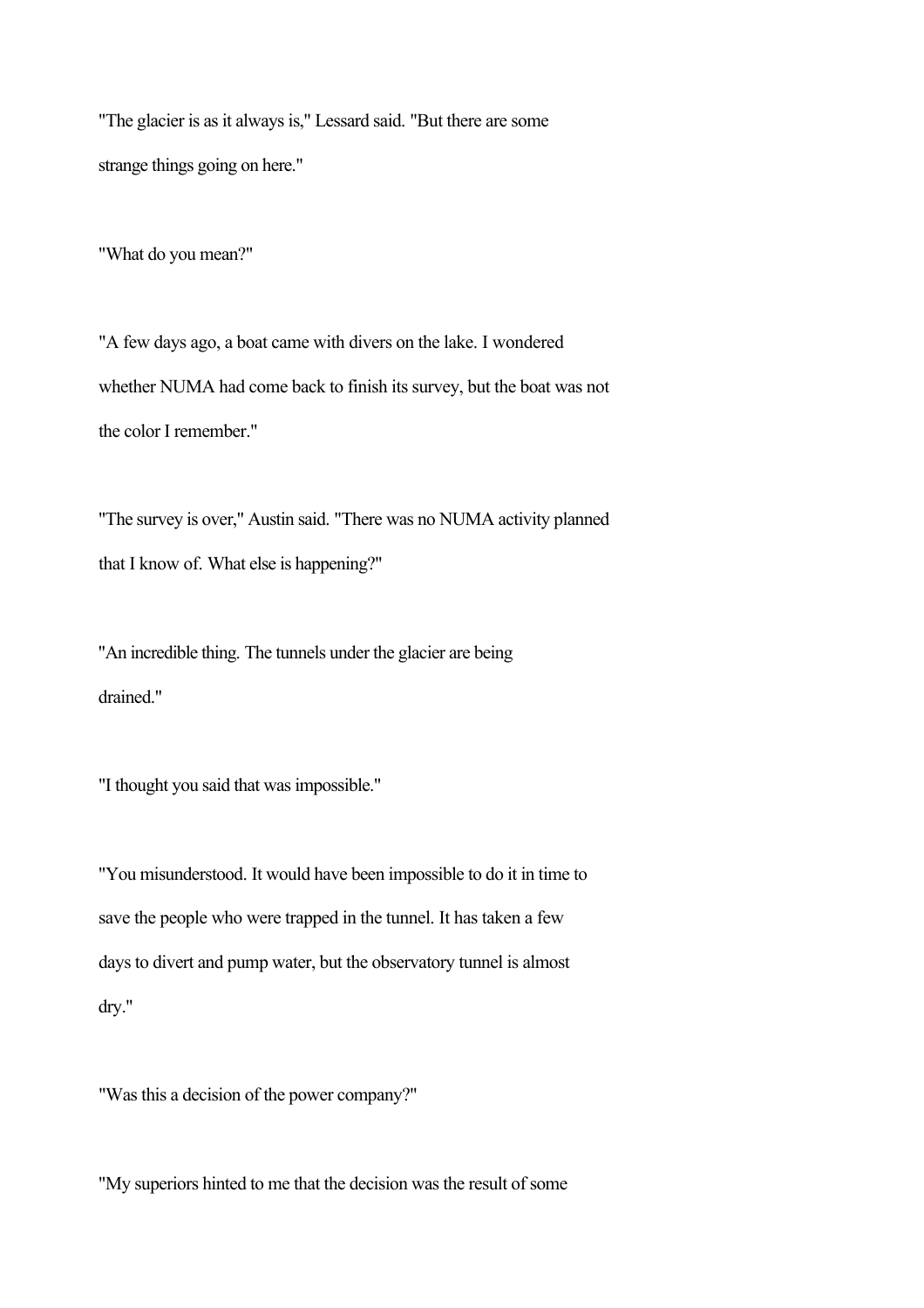"The glacier is as it always is," Lessard said. "But there are some strange things going on here."

"What do you mean?"

"A few days ago, a boat came with divers on the lake. I wondered whether NUMA had come back to finish its survey, but the boat was not the color I remember."

"The survey is over," Austin said. "There was no NUMA activity planned that I know of. What else is happening?"

"An incredible thing. The tunnels under the glacier are being drained."

"I thought you said that was impossible."

"You misunderstood. It would have been impossible to do it in time to save the people who were trapped in the tunnel. It has taken a few days to divert and pump water, but the observatory tunnel is almost dry."

"Was this a decision of the power company?"

"My superiors hinted to me that the decision was the result of some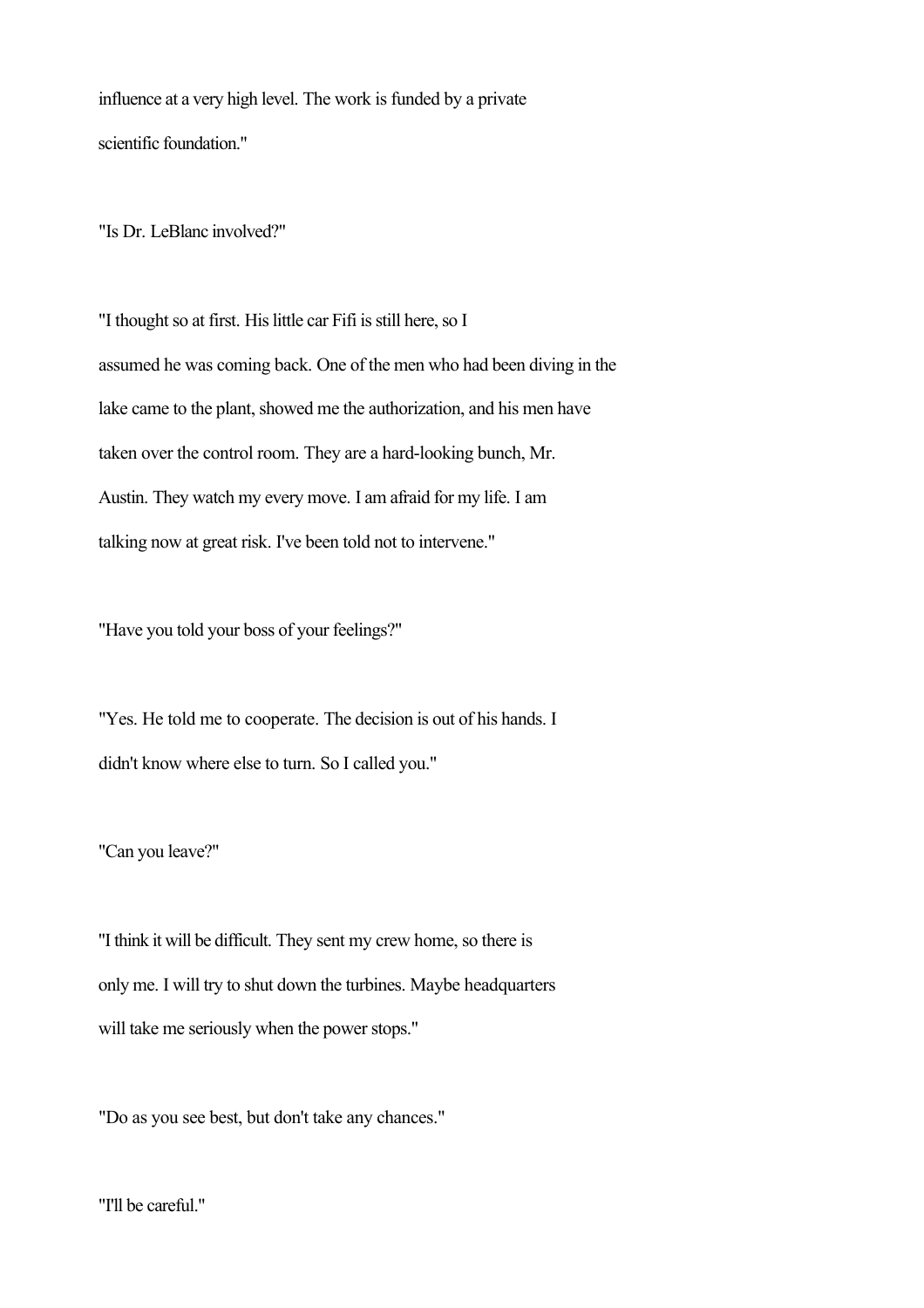influence at a very high level. The work is funded by a private scientific foundation."

"Is Dr. LeBlanc involved?"

"I thought so at first. His little car Fifi is still here, so I assumed he was coming back. One of the men who had been diving in the lake came to the plant, showed me the authorization, and his men have taken over the control room. They are a hard-looking bunch, Mr. Austin. They watch my every move. I am afraid for my life. I am talking now at great risk. I've been told not to intervene."

"Have you told your boss of your feelings?"

"Yes. He told me to cooperate. The decision is out of his hands. I didn't know where else to turn. So I called you."

"Can you leave?"

"I think it will be difficult. They sent my crew home, so there is only me. I will try to shut down the turbines. Maybe headquarters will take me seriously when the power stops."

"Do as you see best, but don't take any chances."

"I'll be careful."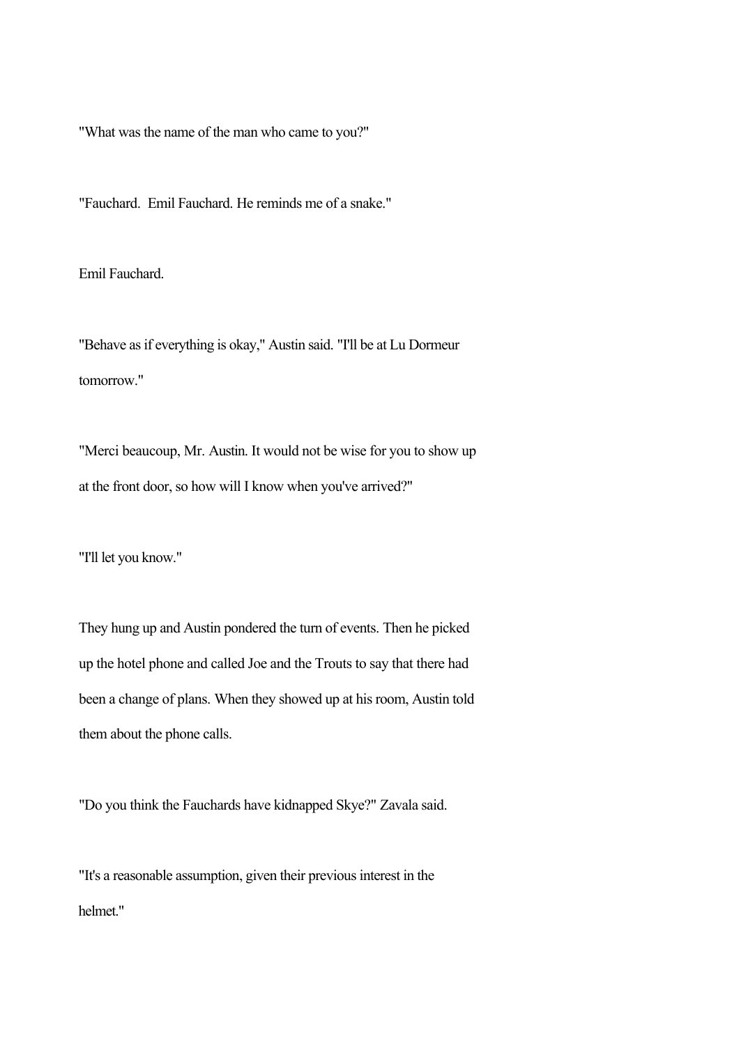"What was the name of the man who came to you?"

"Fauchard. Emil Fauchard. He reminds me of a snake."

Emil Fauchard.

"Behave as if everything is okay," Austin said. "I'll be at Lu Dormeur tomorrow."

"Merci beaucoup, Mr. Austin. It would not be wise for you to show up at the front door, so how will I know when you've arrived?"

"I'll let you know."

They hung up and Austin pondered the turn of events. Then he picked up the hotel phone and called Joe and the Trouts to say that there had been a change of plans. When they showed up at his room, Austin told them about the phone calls.

"Do you think the Fauchards have kidnapped Skye?" Zavala said.

"It's a reasonable assumption, given their previous interest in the helmet."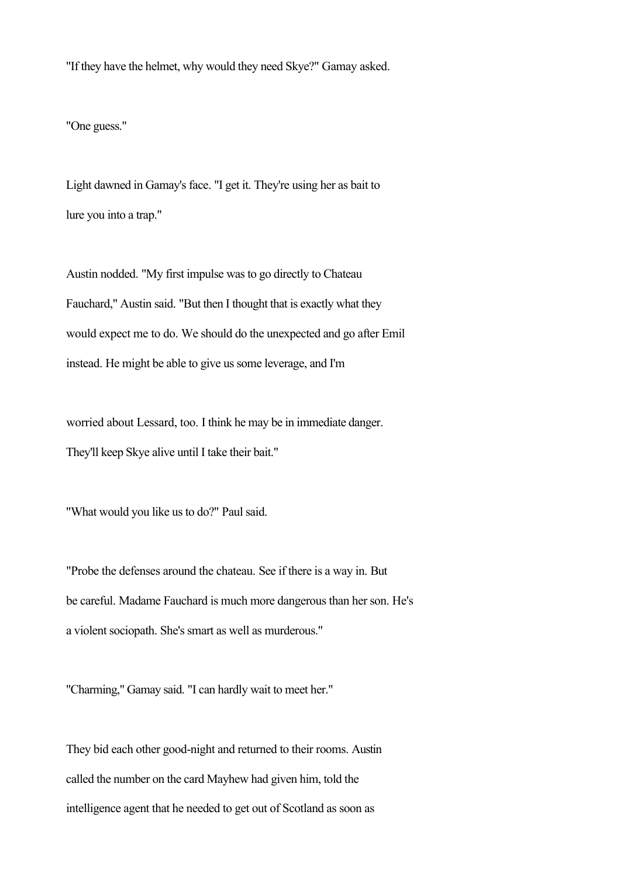"If they have the helmet, why would they need Skye?" Gamay asked.

"One guess."

Light dawned in Gamay's face. "I get it. They're using her as bait to lure you into a trap."

Austin nodded. "My first impulse was to go directly to Chateau Fauchard," Austin said. "But then I thought that is exactly what they would expect me to do. We should do the unexpected and go after Emil instead. He might be able to give us some leverage, and I'm worried about Lessard, too. I think he may be in immediate danger. They'll keep Skye alive until I take their bait."

"What would you like us to do?" Paul said.

"Probe the defenses around the chateau. See if there is a way in. But be careful. Madame Fauchard is much more dangerous than her son. He's a violent sociopath. She's smart as well as murderous."

"Charming," Gamay said. "I can hardly wait to meet her."

They bid each other good-night and returned to their rooms. Austin called the number on the card Mayhew had given him, told the intelligence agent that he needed to get out of Scotland as soon as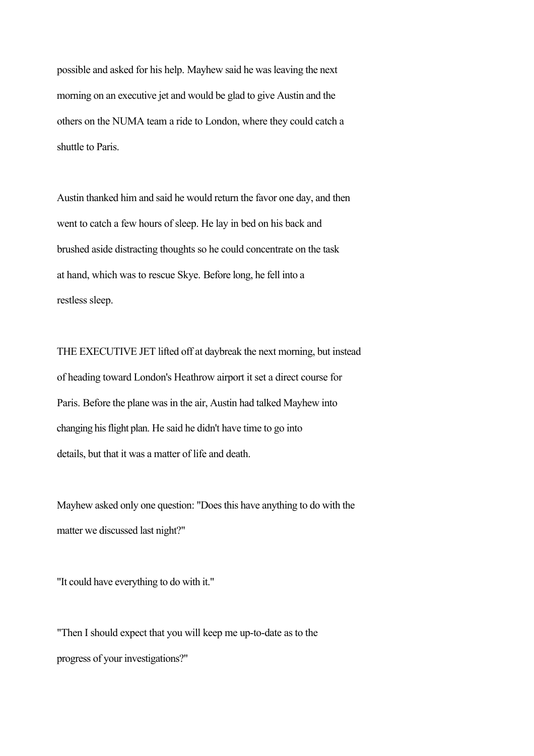possible and asked for his help. Mayhew said he was leaving the next morning on an executive jet and would be glad to give Austin and the others on the NUMA team a ride to London, where they could catch a shuttle to Paris.

Austin thanked him and said he would return the favor one day, and then went to catch a few hours of sleep. He lay in bed on his back and brushed aside distracting thoughts so he could concentrate on the task at hand, which was to rescue Skye. Before long, he fell into a restless sleep.

THE EXECUTIVE JET lifted off at daybreak the next morning, but instead of heading toward London's Heathrow airport it set a direct course for Paris. Before the plane was in the air, Austin had talked Mayhew into changing his flight plan. He said he didn't have time to go into details, but that it was a matter of life and death.

Mayhew asked only one question: "Does this have anything to do with the matter we discussed last night?"

"It could have everything to do with it."

"Then I should expect that you will keep me up-to-date as to the progress of your investigations?"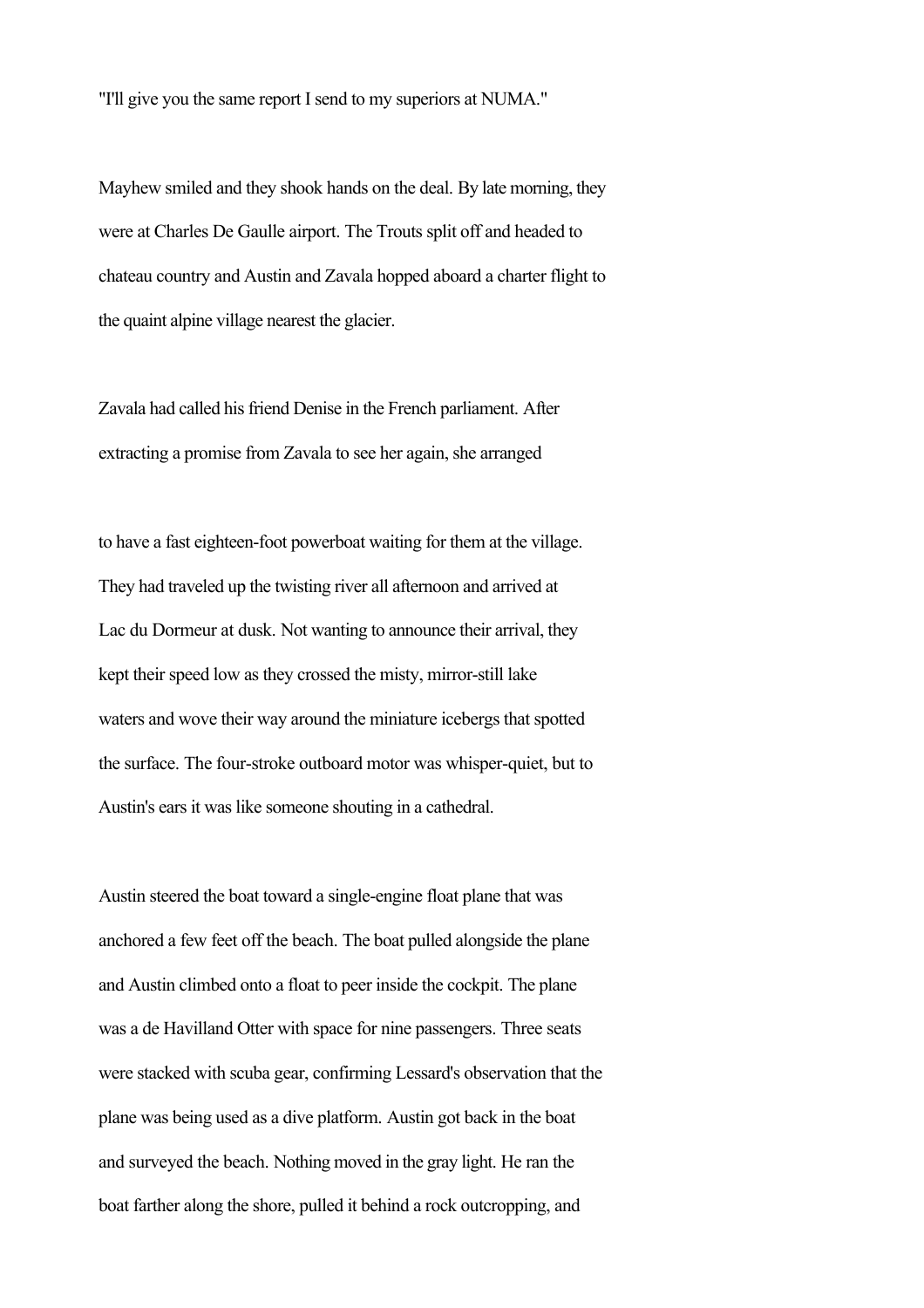"I'll give you the same report I send to my superiors at NUMA."

Mayhew smiled and they shook hands on the deal. By late morning, they were at Charles De Gaulle airport. The Trouts split off and headed to chateau country and Austin and Zavala hopped aboard a charter flight to the quaint alpine village nearest the glacier.

Zavala had called his friend Denise in the French parliament. After extracting a promise from Zavala to see her again, she arranged

to have a fast eighteen-foot powerboat waiting for them at the village. They had traveled up the twisting river all afternoon and arrived at Lac du Dormeur at dusk. Not wanting to announce their arrival, they kept their speed low as they crossed the misty, mirror-still lake waters and wove their way around the miniature icebergs that spotted the surface. The four-stroke outboard motor was whisper-quiet, but to Austin's ears it was like someone shouting in a cathedral.

Austin steered the boat toward a single-engine float plane that was anchored a few feet off the beach. The boat pulled alongside the plane and Austin climbed onto a float to peer inside the cockpit. The plane was a de Havilland Otter with space for nine passengers. Three seats were stacked with scuba gear, confirming Lessard's observation that the plane was being used as a dive platform. Austin got back in the boat and surveyed the beach. Nothing moved in the gray light. He ran the boat farther along the shore, pulled it behind a rock outcropping, and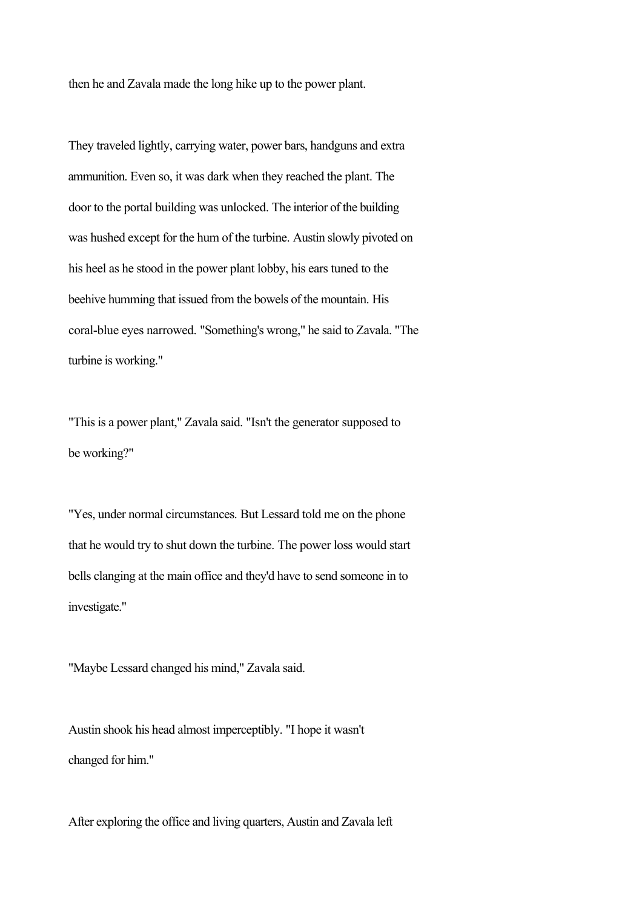then he and Zavala made the long hike up to the power plant.

They traveled lightly, carrying water, power bars, handguns and extra ammunition. Even so, it was dark when they reached the plant. The door to the portal building was unlocked. The interior of the building was hushed except for the hum of the turbine. Austin slowly pivoted on his heel as he stood in the power plant lobby, his ears tuned to the beehive humming that issued from the bowels of the mountain. His coral-blue eyes narrowed. "Something's wrong," he said to Zavala. "The turbine is working."

"This is a power plant," Zavala said. "Isn't the generator supposed to be working?"

"Yes, under normal circumstances. But Lessard told me on the phone that he would try to shut down the turbine. The power loss would start bells clanging at the main office and they'd have to send someone in to investigate."

"Maybe Lessard changed his mind," Zavala said.

Austin shook his head almost imperceptibly. "I hope it wasn't changed for him."

After exploring the office and living quarters, Austin and Zavala left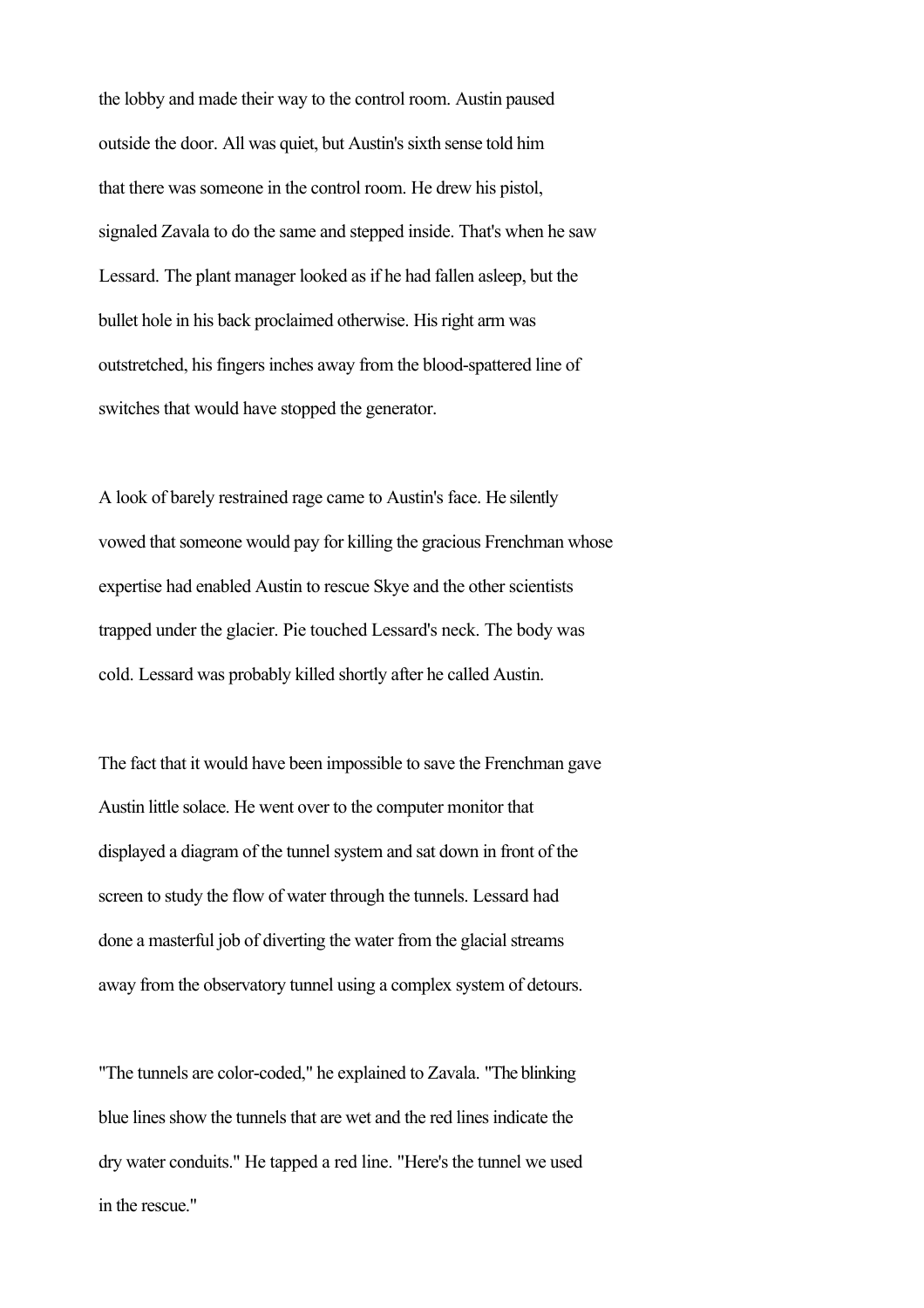the lobby and made their way to the control room. Austin paused outside the door. All was quiet, but Austin's sixth sense told him that there was someone in the control room. He drew his pistol, signaled Zavala to do the same and stepped inside. That's when he saw Lessard. The plant manager looked as if he had fallen asleep, but the bullet hole in his back proclaimed otherwise. His right arm was outstretched, his fingers inches away from the blood-spattered line of switches that would have stopped the generator.

A look of barely restrained rage came to Austin's face. He silently vowed that someone would pay for killing the gracious Frenchman whose expertise had enabled Austin to rescue Skye and the other scientists trapped under the glacier. Pie touched Lessard's neck. The body was cold. Lessard was probably killed shortly after he called Austin.

The fact that it would have been impossible to save the Frenchman gave Austin little solace. He went over to the computer monitor that displayed a diagram of the tunnel system and sat down in front of the screen to study the flow of water through the tunnels. Lessard had done a masterful job of diverting the water from the glacial streams away from the observatory tunnel using a complex system of detours.

"The tunnels are color-coded," he explained to Zavala. "The blinking blue lines show the tunnels that are wet and the red lines indicate the dry water conduits." He tapped a red line. "Here's the tunnel we used in the rescue."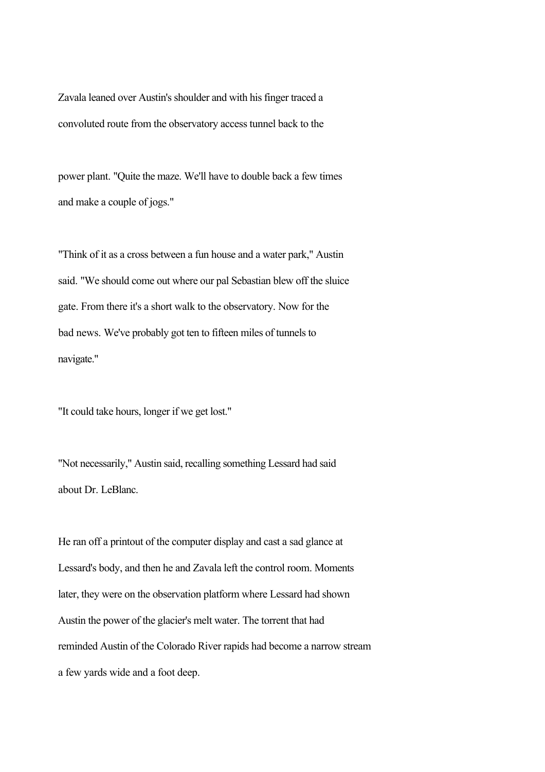Zavala leaned over Austin's shoulder and with his finger traced a convoluted route from the observatory access tunnel back to the power plant. "Quite the maze. We'll have to double back a few times and make a couple of jogs."

"Think of it as a cross between a fun house and a water park," Austin said. "We should come out where our pal Sebastian blew off the sluice gate. From there it's a short walk to the observatory. Now for the bad news. We've probably got ten to fifteen miles of tunnels to navigate."

"It could take hours, longer if we get lost."

"Not necessarily," Austin said, recalling something Lessard had said about Dr. LeBlanc.

He ran off a printout of the computer display and cast a sad glance at Lessard's body, and then he and Zavala left the control room. Moments later, they were on the observation platform where Lessard had shown Austin the power of the glacier's melt water. The torrent that had reminded Austin of the Colorado River rapids had become a narrow stream a few yards wide and a foot deep.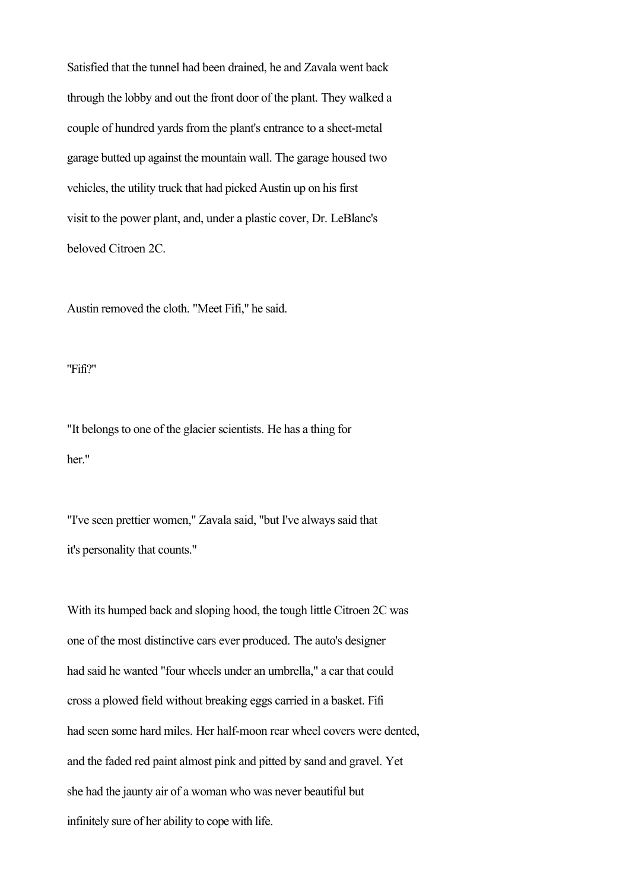Satisfied that the tunnel had been drained, he and Zavala went back through the lobby and out the front door of the plant. They walked a couple of hundred yards from the plant's entrance to a sheet-metal garage butted up against the mountain wall. The garage housed two vehicles, the utility truck that had picked Austin up on his first visit to the power plant, and, under a plastic cover, Dr. LeBlanc's beloved Citroen 2C.

Austin removed the cloth. "Meet Fifi," he said.

"Fifi?"

"It belongs to one of the glacier scientists. He has a thing for her."

"I've seen prettier women," Zavala said, "but I've always said that it's personality that counts."

With its humped back and sloping hood, the tough little Citroen 2C was one of the most distinctive cars ever produced. The auto's designer had said he wanted "four wheels under an umbrella," a car that could cross a plowed field without breaking eggs carried in a basket. Fifi had seen some hard miles. Her half-moon rear wheel covers were dented, and the faded red paint almost pink and pitted by sand and gravel. Yet she had the jaunty air of a woman who was never beautiful but infinitely sure of her ability to cope with life.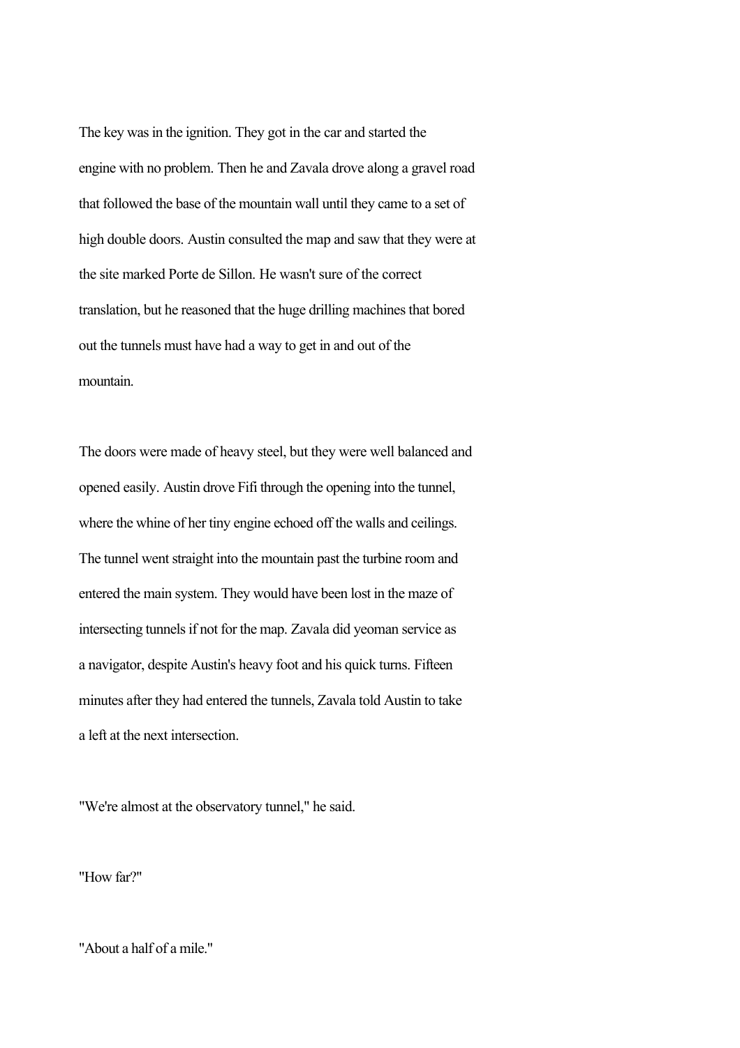The key was in the ignition. They got in the car and started the engine with no problem. Then he and Zavala drove along a gravel road that followed the base of the mountain wall until they came to a set of high double doors. Austin consulted the map and saw that they were at the site marked Porte de Sillon. He wasn't sure of the correct translation, but he reasoned that the huge drilling machines that bored out the tunnels must have had a way to get in and out of the mountain.

The doors were made of heavy steel, but they were well balanced and opened easily. Austin drove Fifi through the opening into the tunnel, where the whine of her tiny engine echoed off the walls and ceilings. The tunnel went straight into the mountain past the turbine room and entered the main system. They would have been lost in the maze of intersecting tunnels if not for the map. Zavala did yeoman service as a navigator, despite Austin's heavy foot and his quick turns. Fifteen minutes after they had entered the tunnels, Zavala told Austin to take a left at the next intersection.

"We're almost at the observatory tunnel," he said.

"How far?"

"About a half of a mile."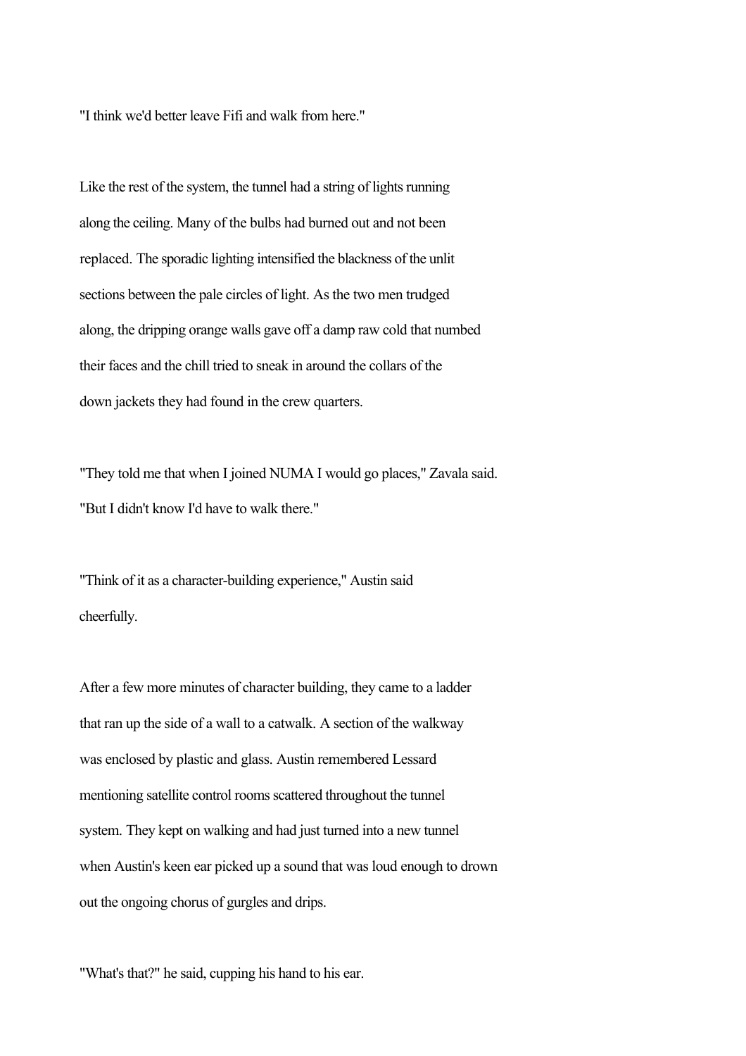"I think we'd better leave Fifi and walk from here."

Like the rest of the system, the tunnel had a string of lights running along the ceiling. Many of the bulbs had burned out and not been replaced. The sporadic lighting intensified the blackness of the unlit sections between the pale circles of light. As the two men trudged along, the dripping orange walls gave off a damp raw cold that numbed their faces and the chill tried to sneak in around the collars of the down jackets they had found in the crew quarters.

"They told me that when I joined NUMA I would go places," Zavala said. "But I didn't know I'd have to walk there."

"Think of it as a character-building experience," Austin said cheerfully.

After a few more minutes of character building, they came to a ladder that ran up the side of a wall to a catwalk. A section of the walkway was enclosed by plastic and glass. Austin remembered Lessard mentioning satellite control rooms scattered throughout the tunnel system. They kept on walking and had just turned into a new tunnel when Austin's keen ear picked up a sound that was loud enough to drown out the ongoing chorus of gurgles and drips.

"What's that?" he said, cupping his hand to his ear.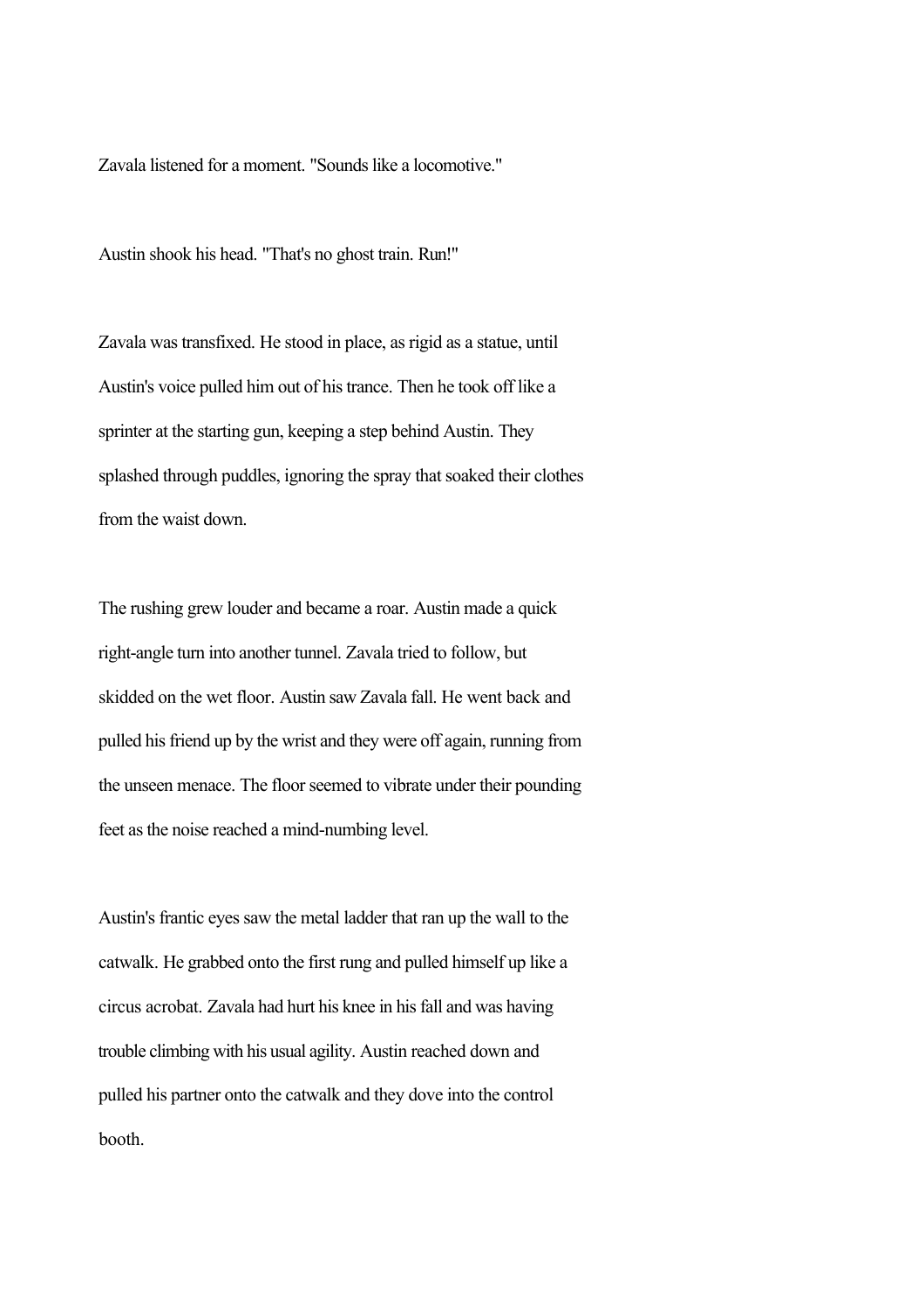Zavala listened for a moment. "Sounds like a locomotive."

Austin shook his head. "That's no ghost train. Run!"

Zavala was transfixed. He stood in place, as rigid as a statue, until Austin's voice pulled him out of his trance. Then he took off like a sprinter at the starting gun, keeping a step behind Austin. They splashed through puddles, ignoring the spray that soaked their clothes from the waist down.

The rushing grew louder and became a roar. Austin made a quick right-angle turn into another tunnel. Zavala tried to follow, but skidded on the wet floor. Austin saw Zavala fall. He went back and pulled his friend up by the wrist and they were off again, running from the unseen menace. The floor seemed to vibrate under their pounding feet as the noise reached a mind-numbing level.

Austin's frantic eyes saw the metal ladder that ran up the wall to the catwalk. He grabbed onto the first rung and pulled himself up like a circus acrobat. Zavala had hurt his knee in his fall and was having trouble climbing with his usual agility. Austin reached down and pulled his partner onto the catwalk and they dove into the control booth.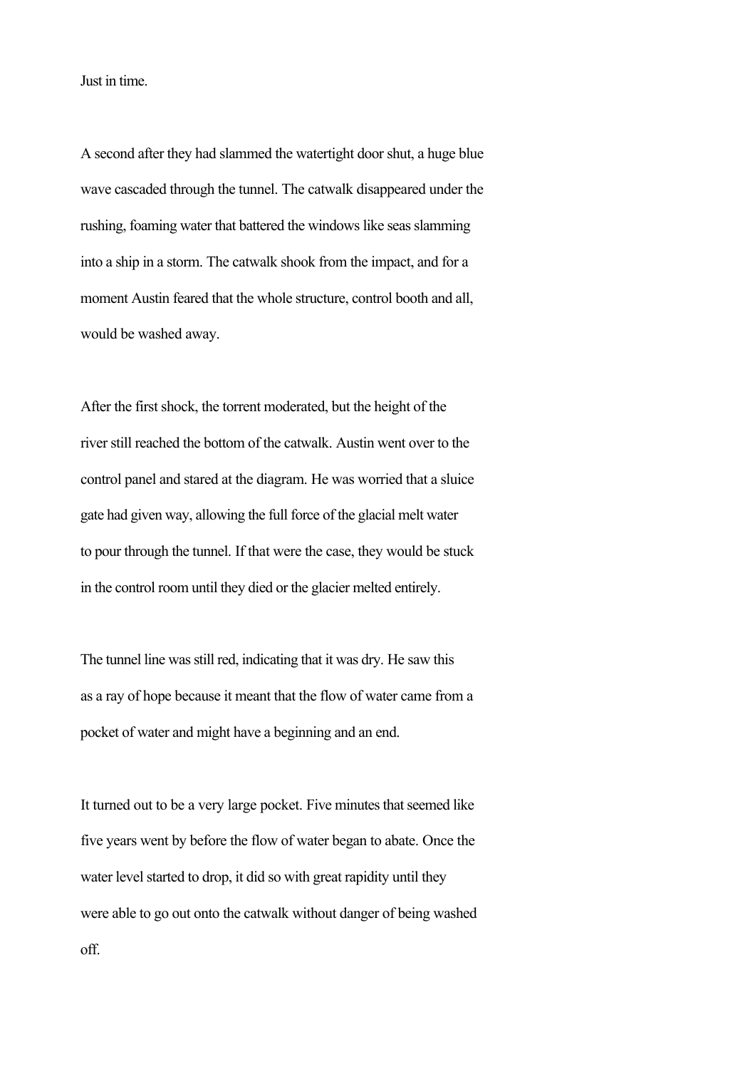Just in time.

A second after they had slammed the watertight door shut, a huge blue wave cascaded through the tunnel. The catwalk disappeared under the rushing, foaming water that battered the windows like seas slamming into a ship in a storm. The catwalk shook from the impact, and for a moment Austin feared that the whole structure, control booth and all, would be washed away.

After the first shock, the torrent moderated, but the height of the river still reached the bottom of the catwalk. Austin went over to the control panel and stared at the diagram. He was worried that a sluice gate had given way, allowing the full force of the glacial melt water to pour through the tunnel. If that were the case, they would be stuck in the control room until they died or the glacier melted entirely.

The tunnel line was still red, indicating that it was dry. He saw this as a ray of hope because it meant that the flow of water came from a pocket of water and might have a beginning and an end.

It turned out to be a very large pocket. Five minutes that seemed like five years went by before the flow of water began to abate. Once the water level started to drop, it did so with great rapidity until they were able to go out onto the catwalk without danger of being washed off.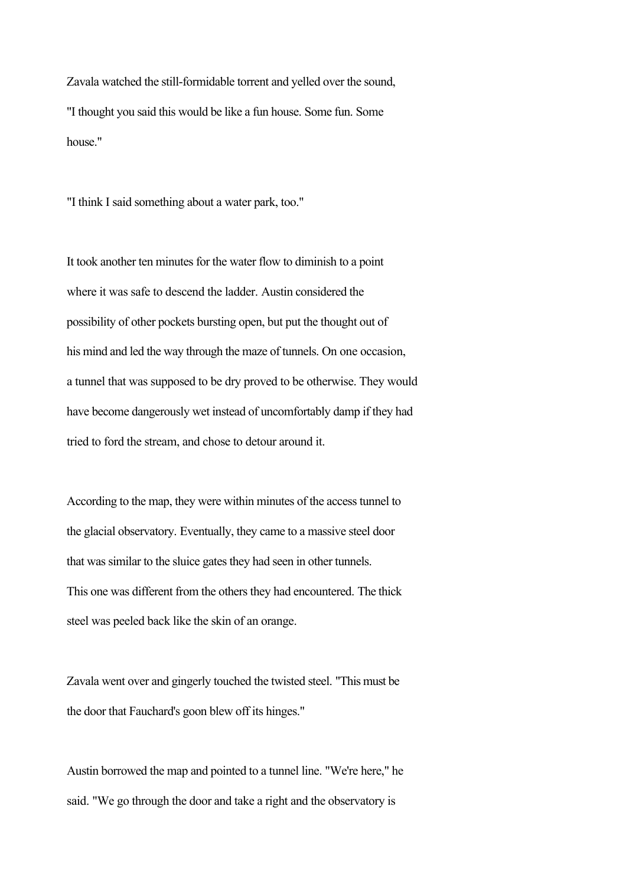Zavala watched the still-formidable torrent and yelled over the sound, "I thought you said this would be like a fun house. Some fun. Some house."

"I think I said something about a water park, too."

It took another ten minutes for the water flow to diminish to a point where it was safe to descend the ladder. Austin considered the possibility of other pockets bursting open, but put the thought out of his mind and led the way through the maze of tunnels. On one occasion, a tunnel that was supposed to be dry proved to be otherwise. They would have become dangerously wet instead of uncomfortably damp if they had tried to ford the stream, and chose to detour around it.

According to the map, they were within minutes of the access tunnel to the glacial observatory. Eventually, they came to a massive steel door that was similar to the sluice gates they had seen in other tunnels. This one was different from the others they had encountered. The thick steel was peeled back like the skin of an orange.

Zavala went over and gingerly touched the twisted steel. "This must be the door that Fauchard's goon blew off its hinges."

Austin borrowed the map and pointed to a tunnel line. "We're here," he said. "We go through the door and take a right and the observatory is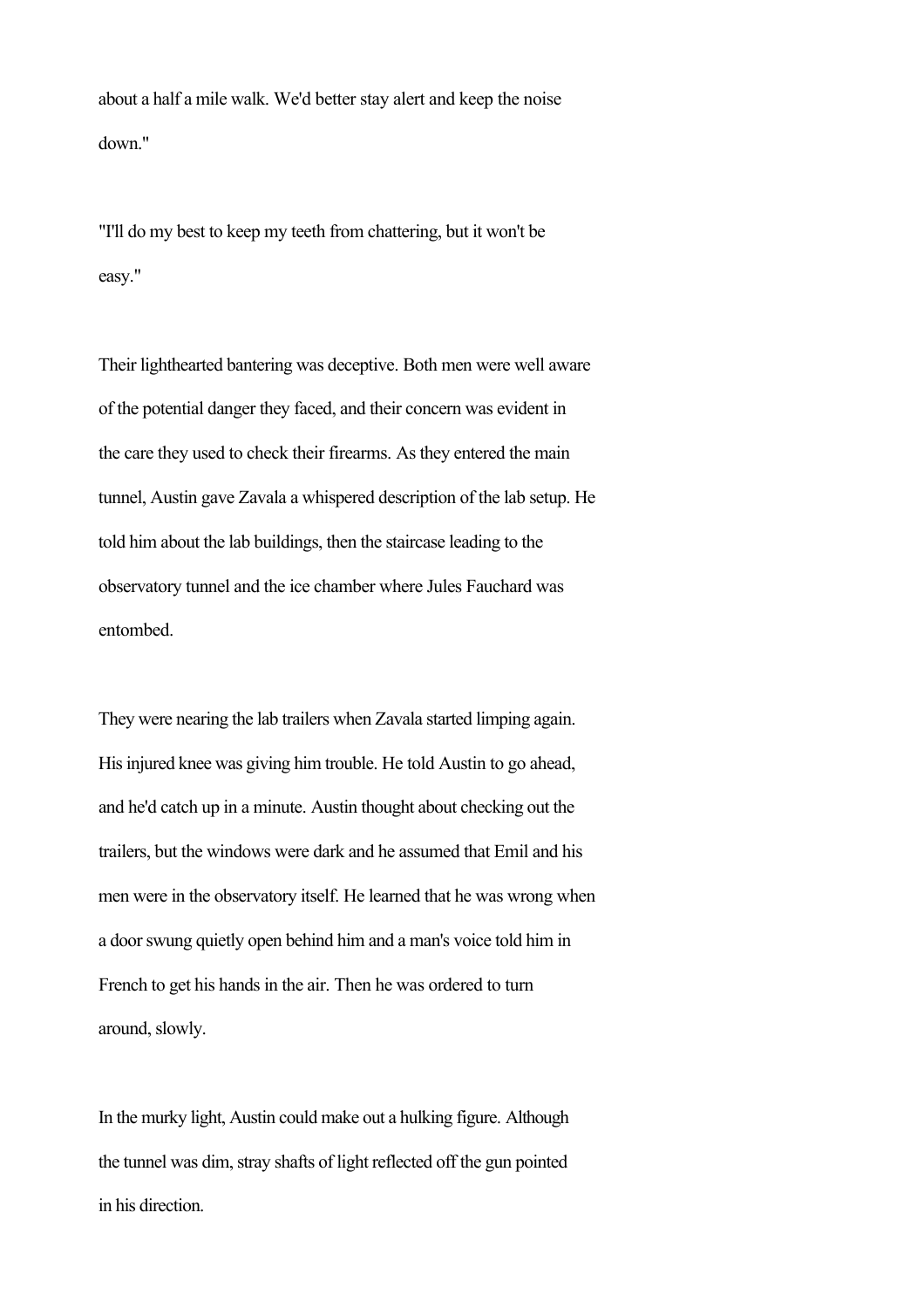about a half a mile walk. We'd better stay alert and keep the noise down."

"I'll do my best to keep my teeth from chattering, but it won't be easy."

Their lighthearted bantering was deceptive. Both men were well aware of the potential danger they faced, and their concern was evident in the care they used to check their firearms. As they entered the main tunnel, Austin gave Zavala a whispered description of the lab setup. He told him about the lab buildings, then the staircase leading to the observatory tunnel and the ice chamber where Jules Fauchard was entombed.

They were nearing the lab trailers when Zavala started limping again. His injured knee was giving him trouble. He told Austin to go ahead, and he'd catch up in a minute. Austin thought about checking out the trailers, but the windows were dark and he assumed that Emil and his men were in the observatory itself. He learned that he was wrong when a door swung quietly open behind him and a man's voice told him in French to get his hands in the air. Then he was ordered to turn around, slowly.

In the murky light, Austin could make out a hulking figure. Although the tunnel was dim, stray shafts of light reflected off the gun pointed in his direction.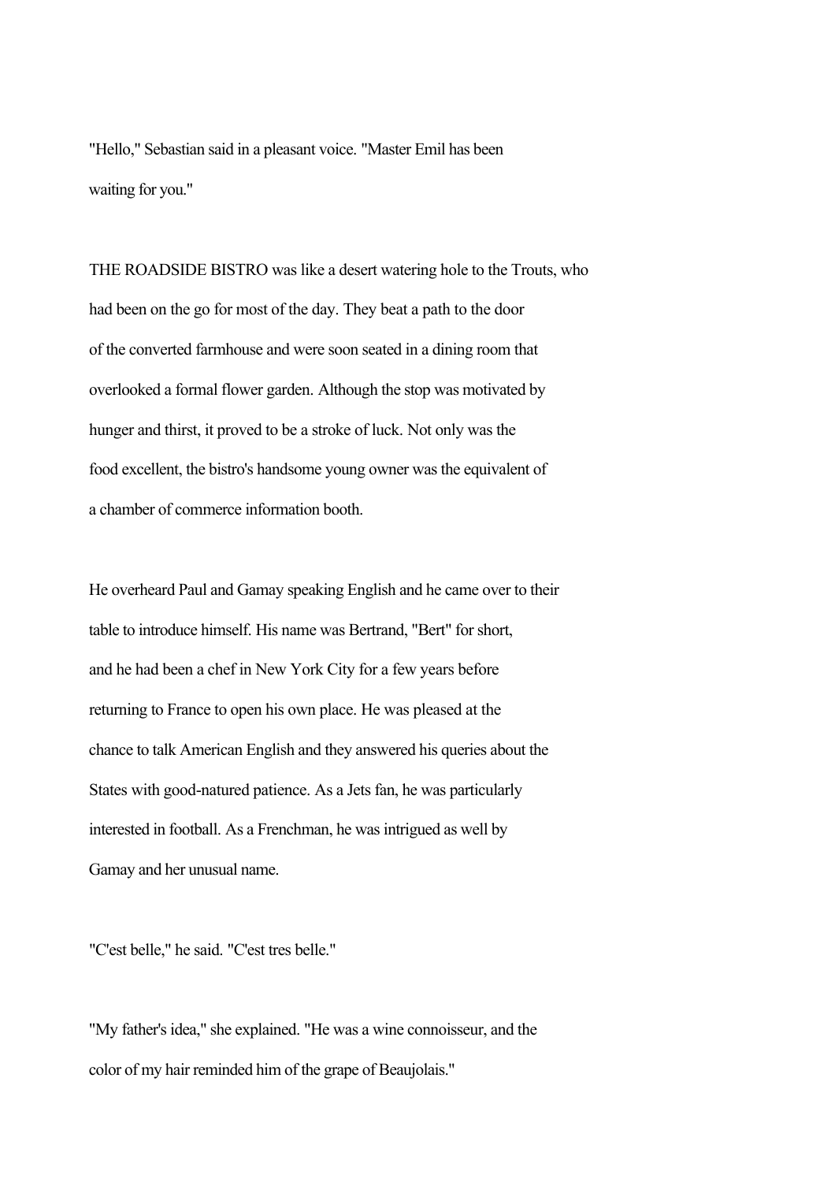"Hello," Sebastian said in a pleasant voice. "Master Emil has been waiting for you."

THE ROADSIDE BISTRO was like a desert watering hole to the Trouts, who had been on the go for most of the day. They beat a path to the door of the converted farmhouse and were soon seated in a dining room that overlooked a formal flower garden. Although the stop was motivated by hunger and thirst, it proved to be a stroke of luck. Not only was the food excellent, the bistro's handsome young owner was the equivalent of a chamber of commerce information booth.

He overheard Paul and Gamay speaking English and he came over to their table to introduce himself. His name was Bertrand, "Bert" for short, and he had been a chef in New York City for a few years before returning to France to open his own place. He was pleased at the chance to talk American English and they answered his queries about the States with good-natured patience. As a Jets fan, he was particularly interested in football. As a Frenchman, he was intrigued as well by Gamay and her unusual name.

"C'est belle," he said. "C'est tres belle."

"My father's idea," she explained. "He was a wine connoisseur, and the color of my hair reminded him of the grape of Beaujolais."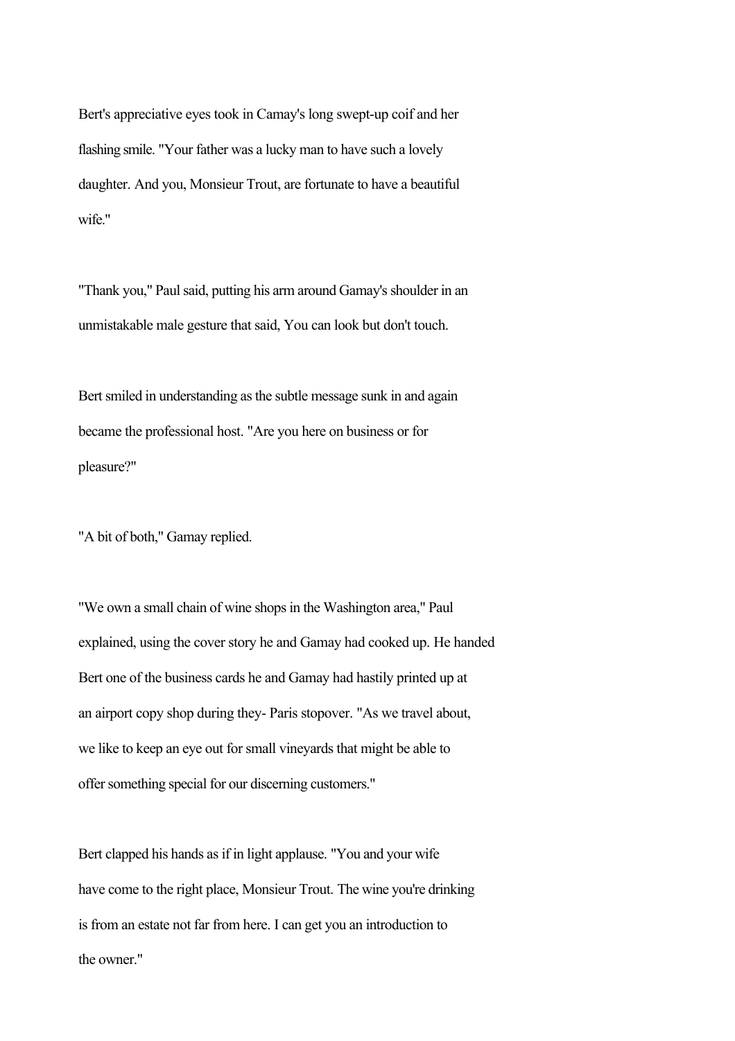Bert's appreciative eyes took in Camay's long swept-up coif and her flashing smile. "Your father was a lucky man to have such a lovely daughter. And you, Monsieur Trout, are fortunate to have a beautiful wife."

"Thank you," Paul said, putting his arm around Gamay's shoulder in an unmistakable male gesture that said, You can look but don't touch.

Bert smiled in understanding as the subtle message sunk in and again became the professional host. "Are you here on business or for pleasure?"

"A bit of both," Gamay replied.

"We own a small chain of wine shops in the Washington area," Paul explained, using the cover story he and Gamay had cooked up. He handed Bert one of the business cards he and Gamay had hastily printed up at an airport copy shop during they- Paris stopover. "As we travel about, we like to keep an eye out for small vineyards that might be able to offer something special for our discerning customers."

Bert clapped his hands as if in light applause. "You and your wife have come to the right place, Monsieur Trout. The wine you're drinking is from an estate not far from here. I can get you an introduction to the owner."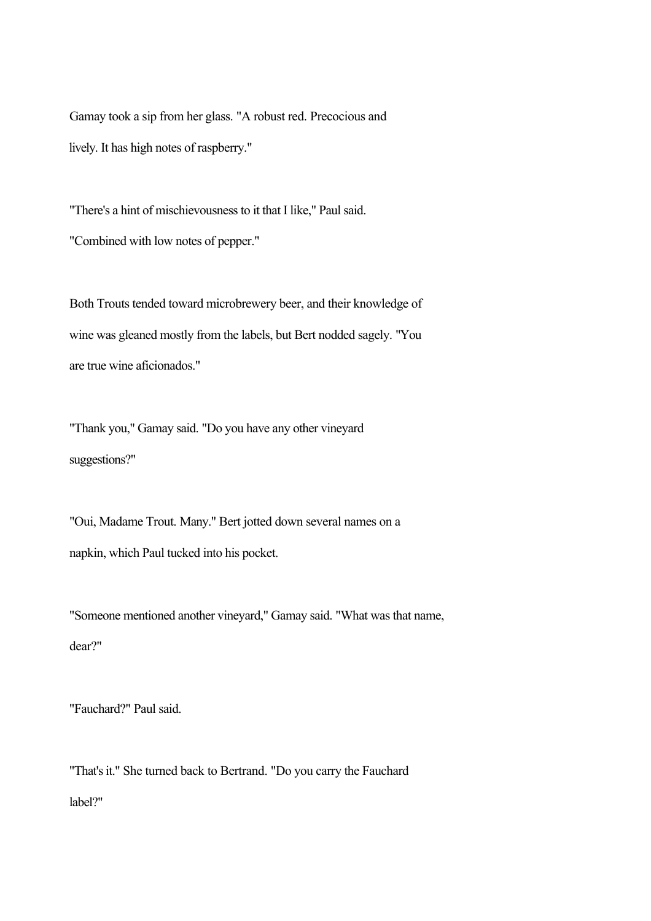Gamay took a sip from her glass. "A robust red. Precocious and lively. It has high notes of raspberry."

"There's a hint of mischievousness to it that I like," Paul said. "Combined with low notes of pepper."

Both Trouts tended toward microbrewery beer, and their knowledge of wine was gleaned mostly from the labels, but Bert nodded sagely. "You are true wine aficionados."

"Thank you," Gamay said. "Do you have any other vineyard suggestions?"

"Oui, Madame Trout. Many." Bert jotted down several names on a napkin, which Paul tucked into his pocket.

"Someone mentioned another vineyard," Gamay said. "What was that name, dear?"

"Fauchard?" Paul said.

"That's it." She turned back to Bertrand. "Do you carry the Fauchard label?"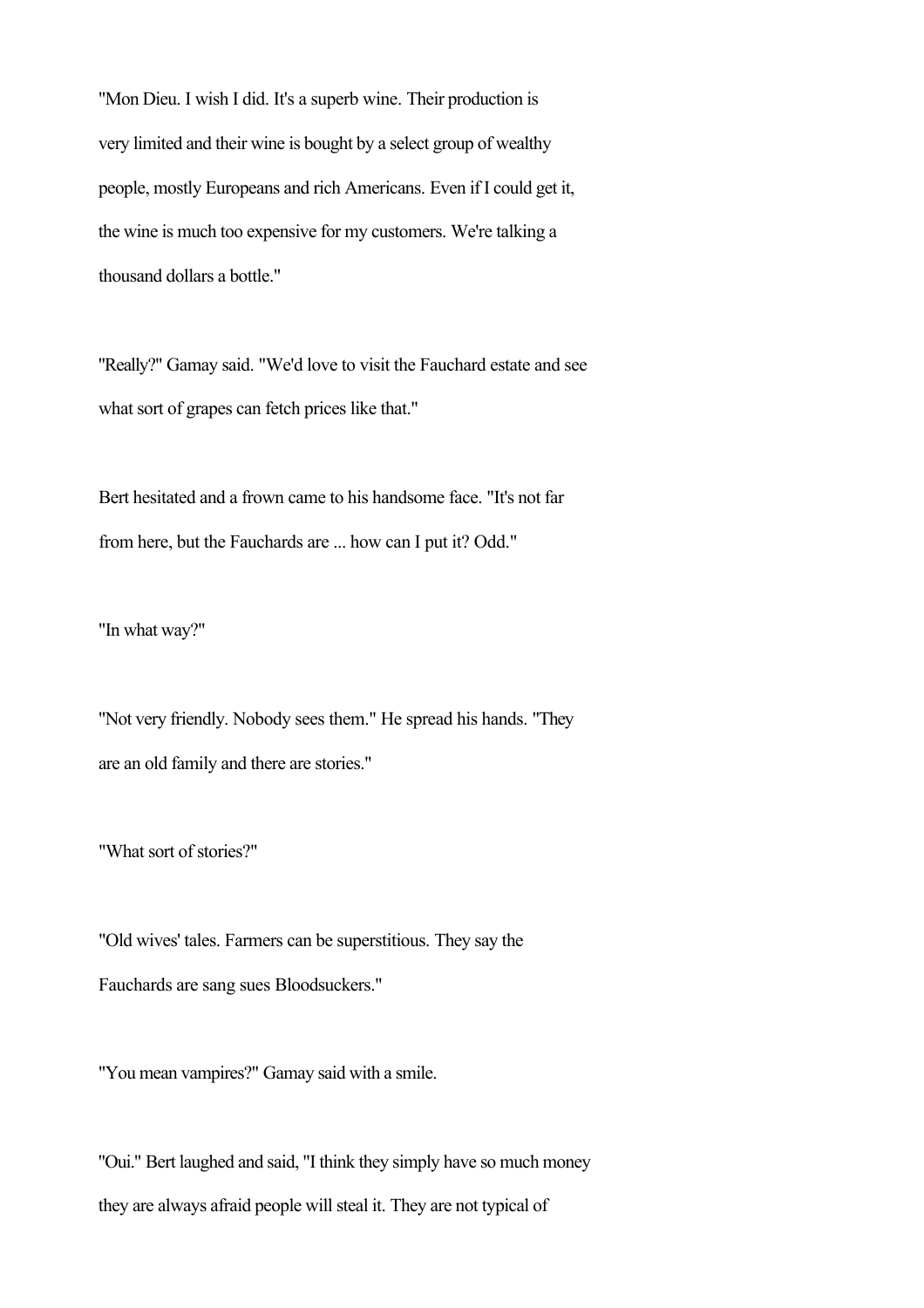"Mon Dieu. I wish I did. It's a superb wine. Their production is very limited and their wine is bought by a select group of wealthy people, mostly Europeans and rich Americans. Even if I could get it, the wine is much too expensive for my customers. We're talking a thousand dollars a bottle."

"Really?" Gamay said. "We'd love to visit the Fauchard estate and see what sort of grapes can fetch prices like that."

Bert hesitated and a frown came to his handsome face. "It's not far from here, but the Fauchards are ... how can I put it? Odd."

"In what way?"

"Not very friendly. Nobody sees them." He spread his hands. "They are an old family and there are stories."

"What sort of stories?"

"Old wives' tales. Farmers can be superstitious. They say the Fauchards are sang sues Bloodsuckers."

"You mean vampires?" Gamay said with a smile.

"Oui." Bert laughed and said, "I think they simply have so much money they are always afraid people will steal it. They are not typical of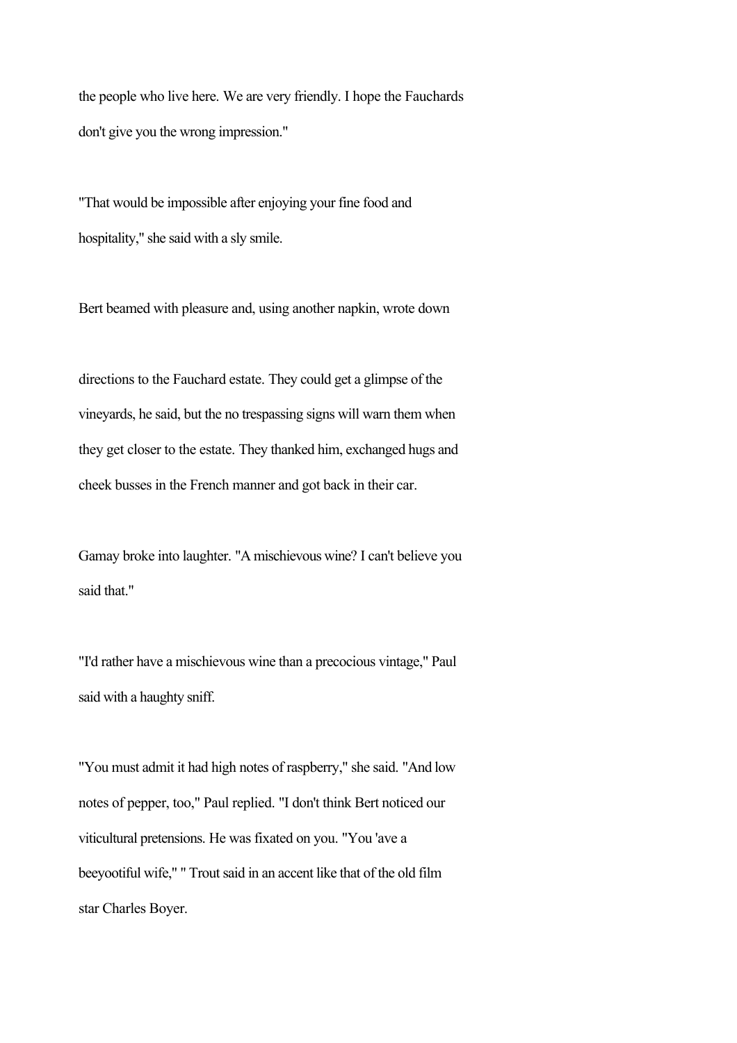the people who live here. We are very friendly. I hope the Fauchards don't give you the wrong impression."

"That would be impossible after enjoying your fine food and hospitality," she said with a sly smile.

Bert beamed with pleasure and, using another napkin, wrote down

directions to the Fauchard estate. They could get a glimpse of the vineyards, he said, but the no trespassing signs will warn them when they get closer to the estate. They thanked him, exchanged hugs and cheek busses in the French manner and got back in their car.

Gamay broke into laughter. "A mischievous wine? I can't believe you said that."

"I'd rather have a mischievous wine than a precocious vintage," Paul said with a haughty sniff.

"You must admit it had high notes of raspberry," she said. "And low notes of pepper, too," Paul replied. "I don't think Bert noticed our viticultural pretensions. He was fixated on you. "You 'ave a beeyootiful wife," " Trout said in an accent like that of the old film star Charles Boyer.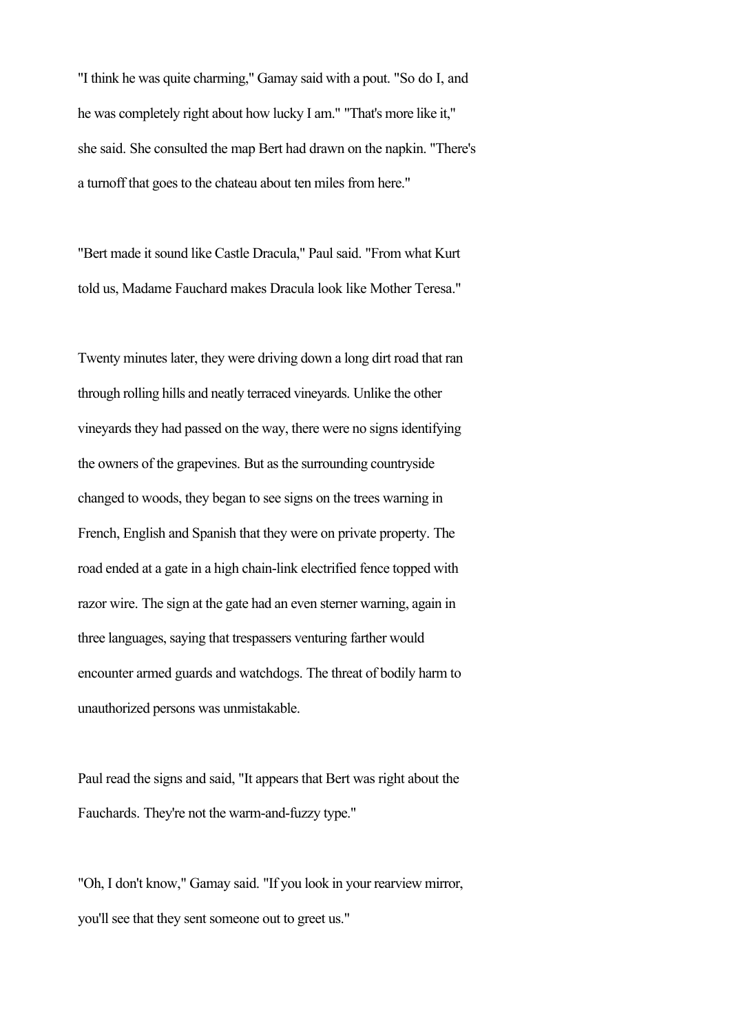"I think he was quite charming," Gamay said with a pout. "So do I, and he was completely right about how lucky I am." "That's more like it," she said. She consulted the map Bert had drawn on the napkin. "There's a turnoff that goes to the chateau about ten miles from here."

"Bert made it sound like Castle Dracula," Paul said. "From what Kurt told us, Madame Fauchard makes Dracula look like Mother Teresa."

Twenty minutes later, they were driving down a long dirt road that ran through rolling hills and neatly terraced vineyards. Unlike the other vineyards they had passed on the way, there were no signs identifying the owners of the grapevines. But as the surrounding countryside changed to woods, they began to see signs on the trees warning in French, English and Spanish that they were on private property. The road ended at a gate in a high chain-link electrified fence topped with razor wire. The sign at the gate had an even sterner warning, again in three languages, saying that trespassers venturing farther would encounter armed guards and watchdogs. The threat of bodily harm to unauthorized persons was unmistakable.

Paul read the signs and said, "It appears that Bert was right about the Fauchards. They're not the warm-and-fuzzy type."

"Oh, I don't know," Gamay said. "If you look in your rearview mirror, you'll see that they sent someone out to greet us."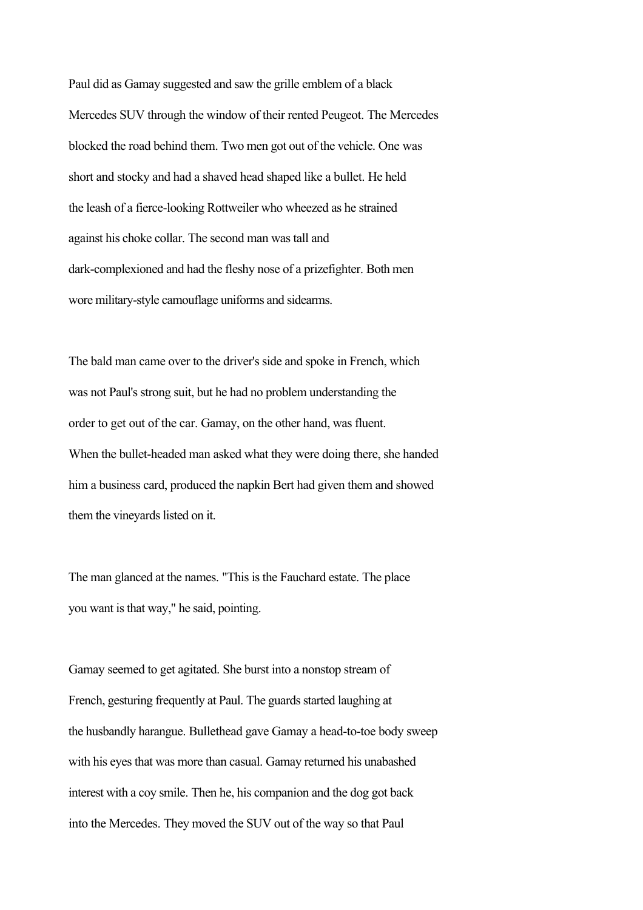Paul did as Gamay suggested and saw the grille emblem of a black Mercedes SUV through the window of their rented Peugeot. The Mercedes blocked the road behind them. Two men got out of the vehicle. One was short and stocky and had a shaved head shaped like a bullet. He held the leash of a fierce-looking Rottweiler who wheezed as he strained against his choke collar. The second man was tall and dark-complexioned and had the fleshy nose of a prizefighter. Both men wore military-style camouflage uniforms and sidearms.

The bald man came over to the driver's side and spoke in French, which was not Paul's strong suit, but he had no problem understanding the order to get out of the car. Gamay, on the other hand, was fluent. When the bullet-headed man asked what they were doing there, she handed him a business card, produced the napkin Bert had given them and showed them the vineyards listed on it.

The man glanced at the names. "This is the Fauchard estate. The place you want is that way," he said, pointing.

Gamay seemed to get agitated. She burst into a nonstop stream of French, gesturing frequently at Paul. The guards started laughing at the husbandly harangue. Bullethead gave Gamay a head-to-toe body sweep with his eyes that was more than casual. Gamay returned his unabashed interest with a coy smile. Then he, his companion and the dog got back into the Mercedes. They moved the SUV out of the way so that Paul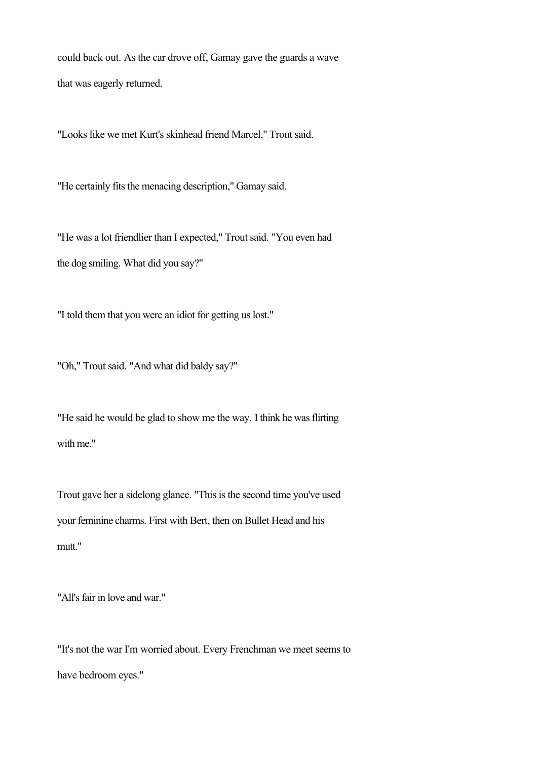could back out. As the car drove off, Gamay gave the guards a wave that was eagerly returned.

"Looks like we met Kurt's skinhead friend Marcel," Trout said.

"He certainly fits the menacing description," Gamay said.

"He was a lot friendlier than I expected," Trout said. "You even had the dog smiling. What did you say?"

"I told them that you were an idiot for getting us lost."

"Oh," Trout said. "And what did baldy say?"

"He said he would be glad to show me the way. I think he was flirting with me."

Trout gave her a sidelong glance. "This is the second time you've used your feminine charms. First with Bert, then on Bullet Head and his mutt."

"All's fair in love and war."

"It's not the war I'm worried about. Every Frenchman we meet seems to have bedroom eyes."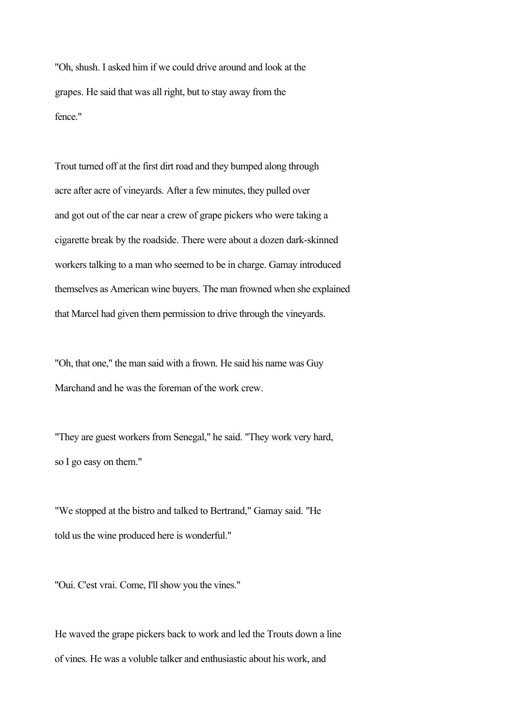"Oh, shush. I asked him if we could drive around and look at the grapes. He said that was all right, but to stay away from the fence."

Trout turned off at the first dirt road and they bumped along through acre after acre of vineyards. After a few minutes, they pulled over and got out of the car near a crew of grape pickers who were taking a cigarette break by the roadside. There were about a dozen dark-skinned workers talking to a man who seemed to be in charge. Gamay introduced themselves as American wine buyers. The man frowned when she explained that Marcel had given them permission to drive through the vineyards.

"Oh, that one," the man said with a frown. He said his name was Guy Marchand and he was the foreman of the work crew.

"They are guest workers from Senegal," he said. "They work very hard, so I go easy on them."

"We stopped at the bistro and talked to Bertrand," Gamay said. "He told us the wine produced here is wonderful."

"Oui. C'est vrai. Come, I'll show you the vines."

He waved the grape pickers back to work and led the Trouts down a line of vines. He was a voluble talker and enthusiastic about his work, and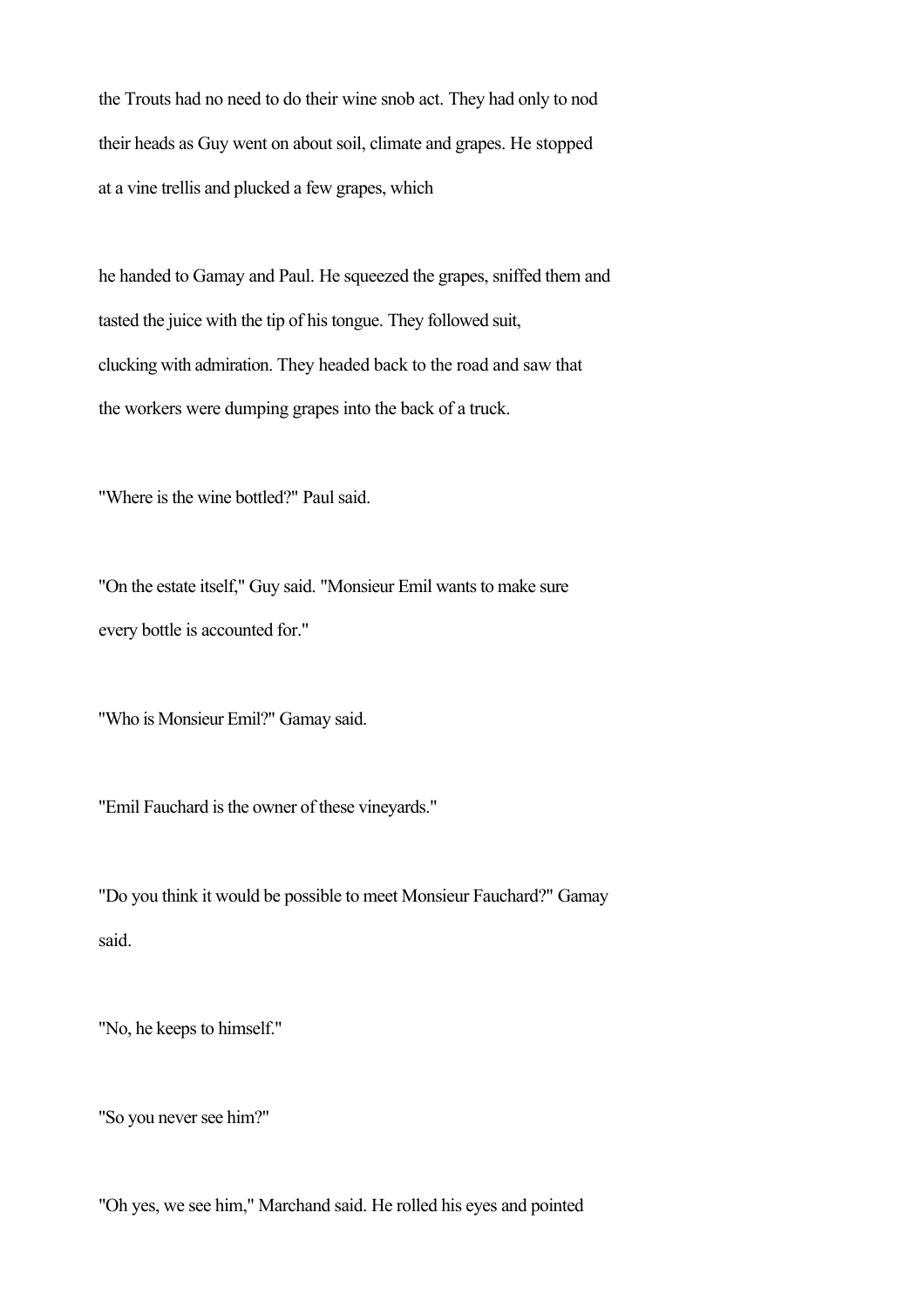the Trouts had no need to do their wine snob act. They had only to nod their heads as Guy went on about soil, climate and grapes. He stopped at a vine trellis and plucked a few grapes, which

he handed to Gamay and Paul. He squeezed the grapes, sniffed them and tasted the juice with the tip of his tongue. They followed suit, clucking with admiration. They headed back to the road and saw that the workers were dumping grapes into the back of a truck.

"Where is the wine bottled?" Paul said.

"On the estate itself," Guy said. "Monsieur Emil wants to make sure every bottle is accounted for."

"Who is Monsieur Emil?" Gamay said.

"Emil Fauchard is the owner of these vineyards."

"Do you think it would be possible to meet Monsieur Fauchard?" Gamay said.

"No, he keeps to himself."

"So you never see him?"

"Oh yes, we see him," Marchand said. He rolled his eyes and pointed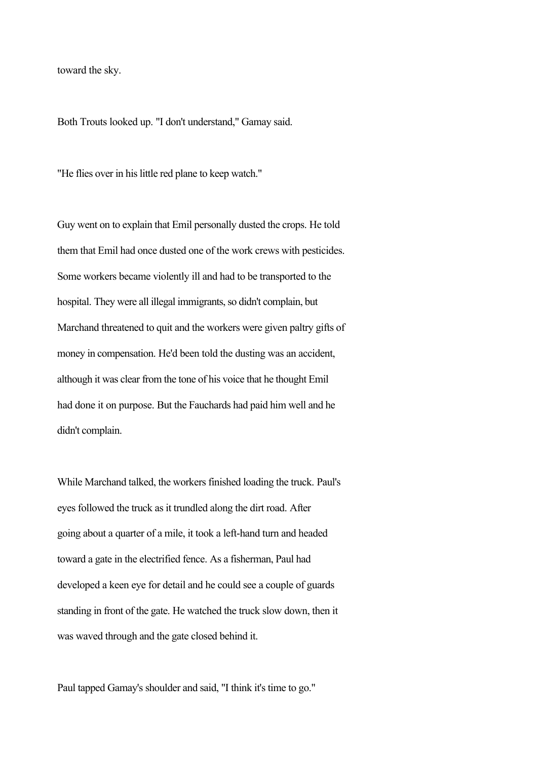toward the sky.

Both Trouts looked up. "I don't understand," Gamay said.

"He flies over in his little red plane to keep watch."

Guy went on to explain that Emil personally dusted the crops. He told them that Emil had once dusted one of the work crews with pesticides. Some workers became violently ill and had to be transported to the hospital. They were all illegal immigrants, so didn't complain, but Marchand threatened to quit and the workers were given paltry gifts of money in compensation. He'd been told the dusting was an accident, although it was clear from the tone of his voice that he thought Emil had done it on purpose. But the Fauchards had paid him well and he didn't complain.

While Marchand talked, the workers finished loading the truck. Paul's eyes followed the truck as it trundled along the dirt road. After going about a quarter of a mile, it took a left-hand turn and headed toward a gate in the electrified fence. As a fisherman, Paul had developed a keen eye for detail and he could see a couple of guards standing in front of the gate. He watched the truck slow down, then it was waved through and the gate closed behind it.

Paul tapped Gamay's shoulder and said, "I think it's time to go."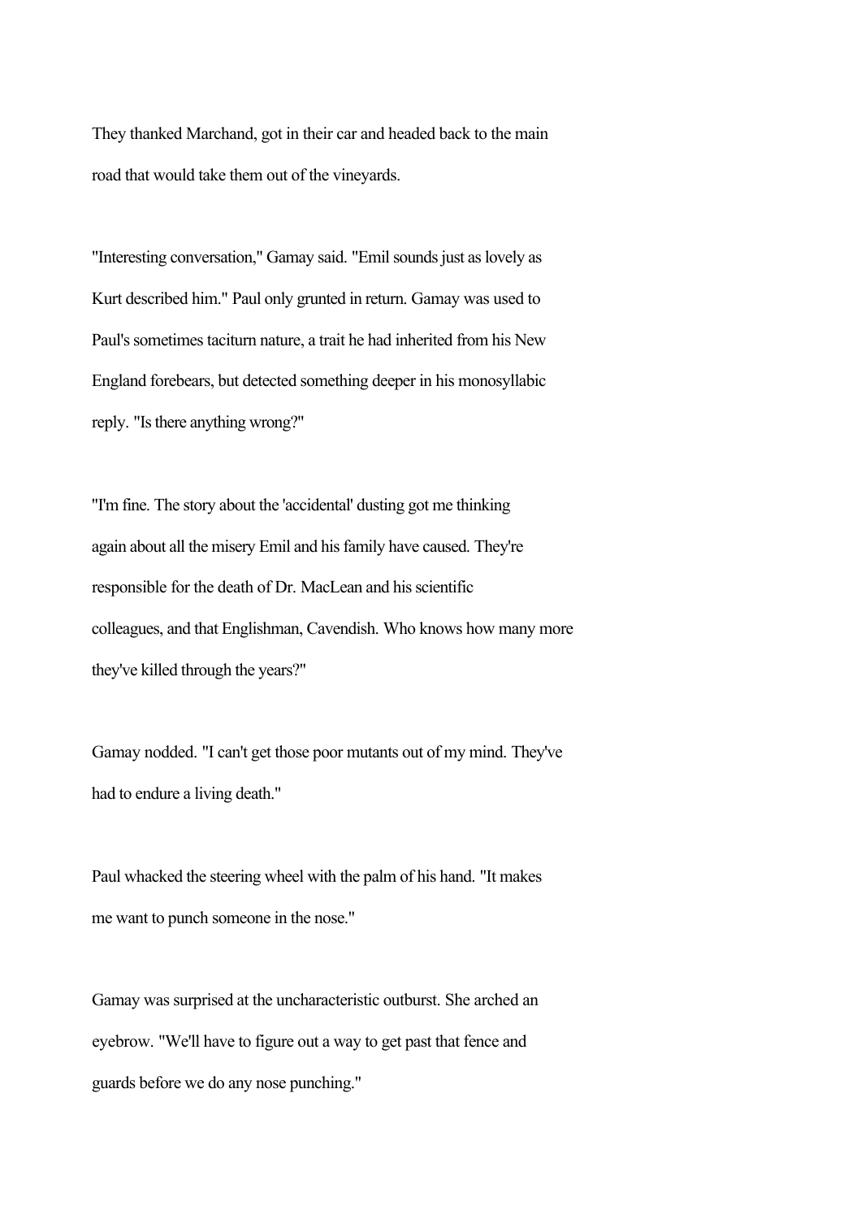They thanked Marchand, got in their car and headed back to the main road that would take them out of the vineyards.

"Interesting conversation," Gamay said. "Emil sounds just as lovely as Kurt described him." Paul only grunted in return. Gamay was used to Paul's sometimes taciturn nature, a trait he had inherited from his New England forebears, but detected something deeper in his monosyllabic reply. "Is there anything wrong?"

"I'm fine. The story about the 'accidental' dusting got me thinking again about all the misery Emil and his family have caused. They're responsible for the death of Dr. MacLean and his scientific colleagues, and that Englishman, Cavendish. Who knows how many more they've killed through the years?"

Gamay nodded. "I can't get those poor mutants out of my mind. They've had to endure a living death."

Paul whacked the steering wheel with the palm of his hand. "It makes me want to punch someone in the nose."

Gamay was surprised at the uncharacteristic outburst. She arched an eyebrow. "We'll have to figure out a way to get past that fence and guards before we do any nose punching."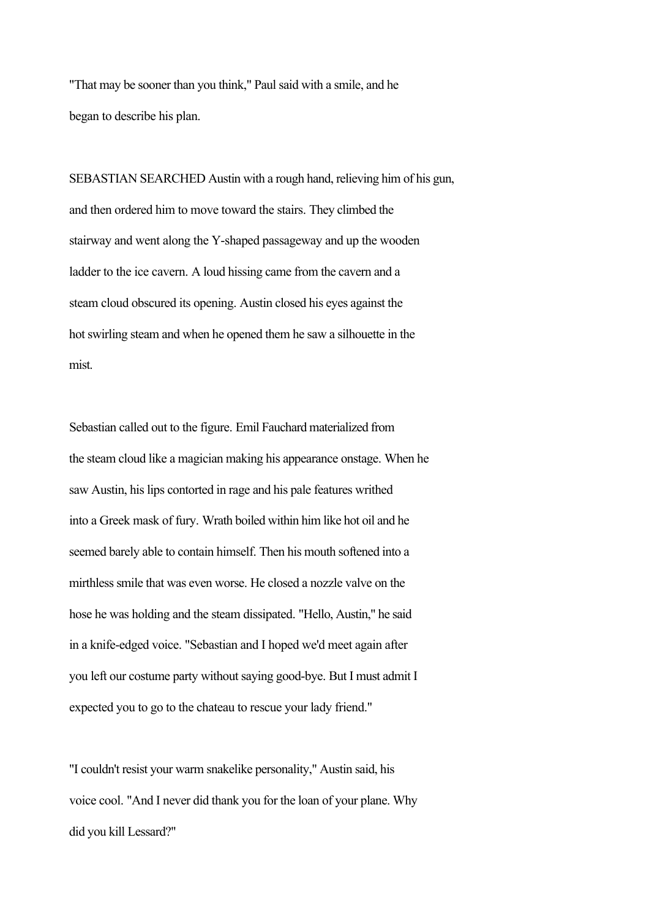"That may be sooner than you think," Paul said with a smile, and he began to describe his plan.

SEBASTIAN SEARCHED Austin with a rough hand, relieving him of his gun, and then ordered him to move toward the stairs. They climbed the stairway and went along the Y-shaped passageway and up the wooden ladder to the ice cavern. A loud hissing came from the cavern and a steam cloud obscured its opening. Austin closed his eyes against the hot swirling steam and when he opened them he saw a silhouette in the mist.

Sebastian called out to the figure. Emil Fauchard materialized from the steam cloud like a magician making his appearance onstage. When he saw Austin, his lips contorted in rage and his pale features writhed into a Greek mask of fury. Wrath boiled within him like hot oil and he seemed barely able to contain himself. Then his mouth softened into a mirthless smile that was even worse. He closed a nozzle valve on the hose he was holding and the steam dissipated. "Hello, Austin," he said in a knife-edged voice. "Sebastian and I hoped we'd meet again after you left our costume party without saying good-bye. But I must admit I expected you to go to the chateau to rescue your lady friend."

"I couldn't resist your warm snakelike personality," Austin said, his voice cool. "And I never did thank you for the loan of your plane. Why did you kill Lessard?"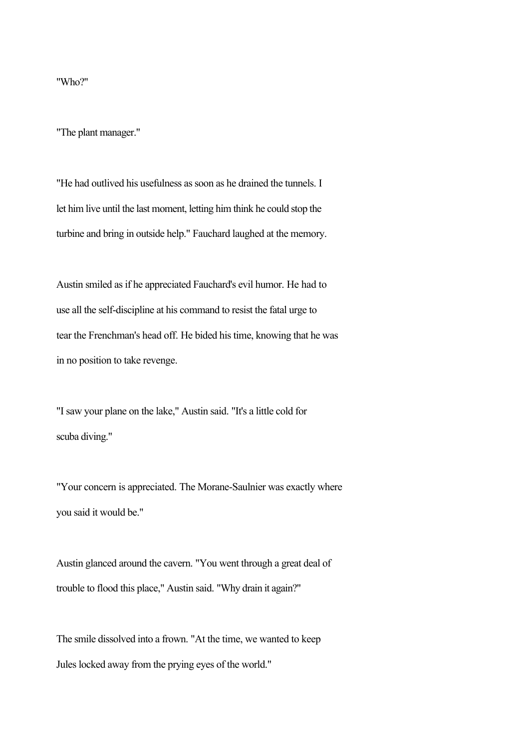"Who?"

"The plant manager."

"He had outlived his usefulness as soon as he drained the tunnels. I let him live until the last moment, letting him think he could stop the turbine and bring in outside help." Fauchard laughed at the memory.

Austin smiled as if he appreciated Fauchard's evil humor. He had to use all the self-discipline at his command to resist the fatal urge to tear the Frenchman's head off. He bided his time, knowing that he was in no position to take revenge.

"I saw your plane on the lake," Austin said. "It's a little cold for scuba diving."

"Your concern is appreciated. The Morane-Saulnier was exactly where you said it would be."

Austin glanced around the cavern. "You went through a great deal of trouble to flood this place," Austin said. "Why drain it again?"

The smile dissolved into a frown. "At the time, we wanted to keep Jules locked away from the prying eyes of the world."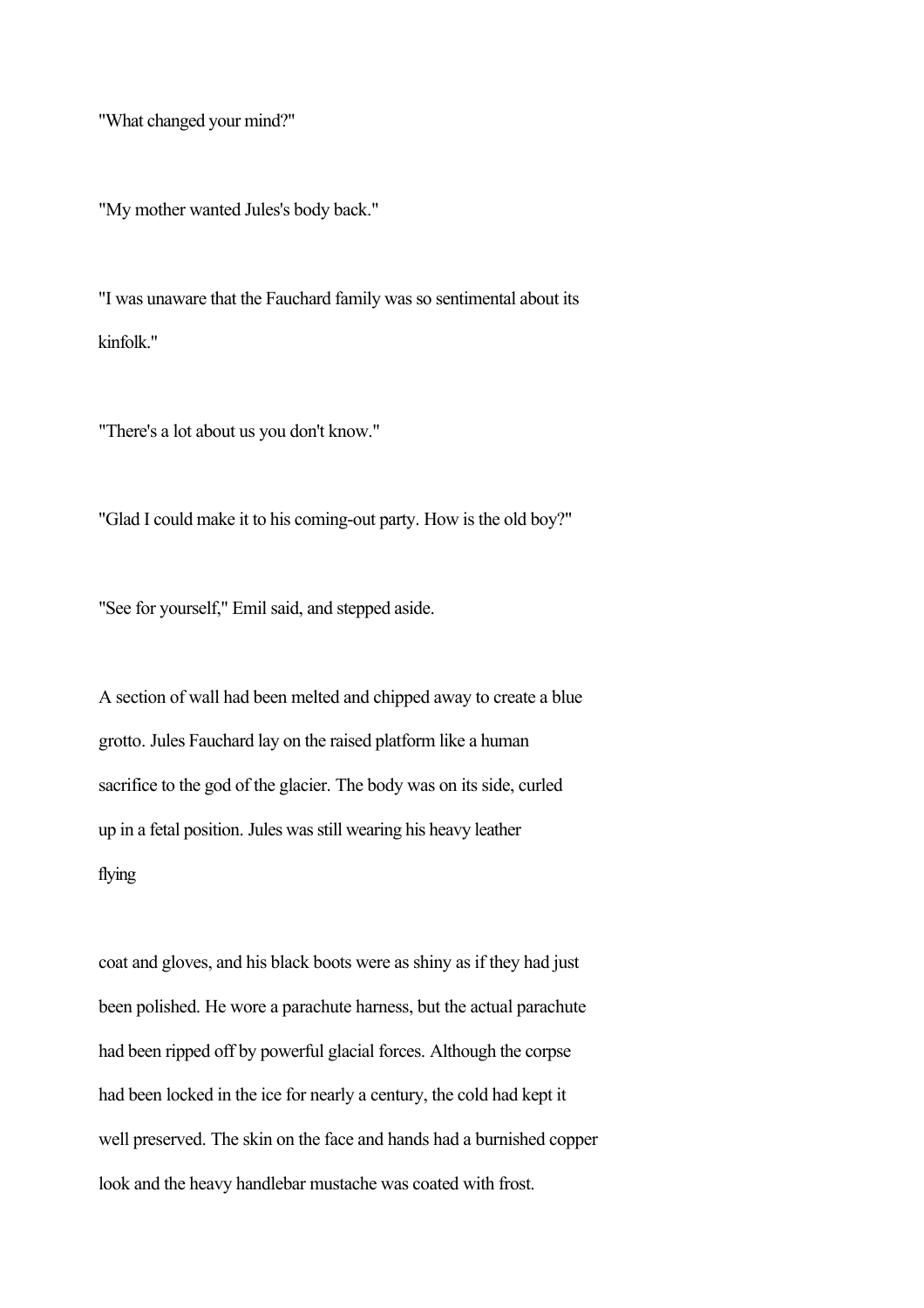"What changed your mind?"

"My mother wanted Jules's body back."

"I was unaware that the Fauchard family was so sentimental about its kinfolk."

"There's a lot about us you don't know."

"Glad I could make it to his coming-out party. How is the old boy?"

"See for yourself," Emil said, and stepped aside.

A section of wall had been melted and chipped away to create a blue grotto. Jules Fauchard lay on the raised platform like a human sacrifice to the god of the glacier. The body was on its side, curled up in a fetal position. Jules was still wearing his heavy leather flying coat and gloves, and his black boots were as shiny as if they had just been polished. He wore a parachute harness, but the actual parachute had been ripped off by powerful glacial forces. Although the corpse had been locked in the ice for nearly a century, the cold had kept it well preserved. The skin on the face and hands had a burnished copper look and the heavy handlebar mustache was coated with frost.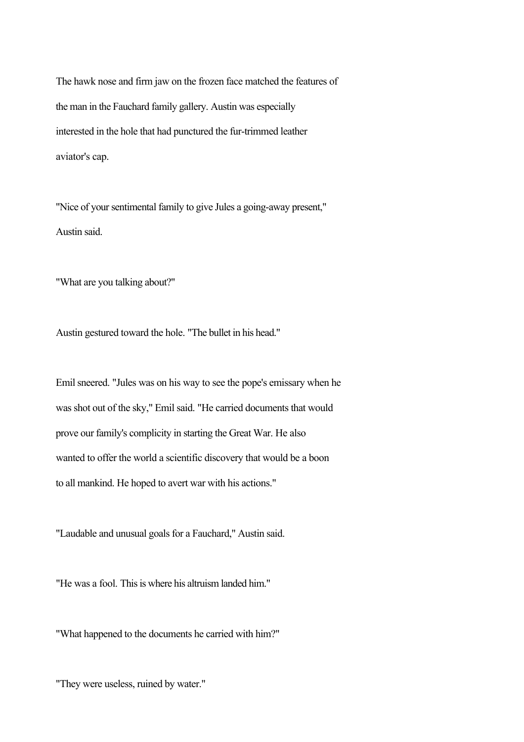The hawk nose and firm jaw on the frozen face matched the features of the man in the Fauchard family gallery. Austin was especially interested in the hole that had punctured the fur-trimmed leather aviator's cap.

"Nice of your sentimental family to give Jules a going-away present," Austin said.

"What are you talking about?"

Austin gestured toward the hole. "The bullet in his head."

Emil sneered. "Jules was on his way to see the pope's emissary when he was shot out of the sky," Emil said. "He carried documents that would prove our family's complicity in starting the Great War. He also wanted to offer the world a scientific discovery that would be a boon to all mankind. He hoped to avert war with his actions."

"Laudable and unusual goals for a Fauchard," Austin said.

"He was a fool. This is where his altruism landed him."

"What happened to the documents he carried with him?"

"They were useless, ruined by water."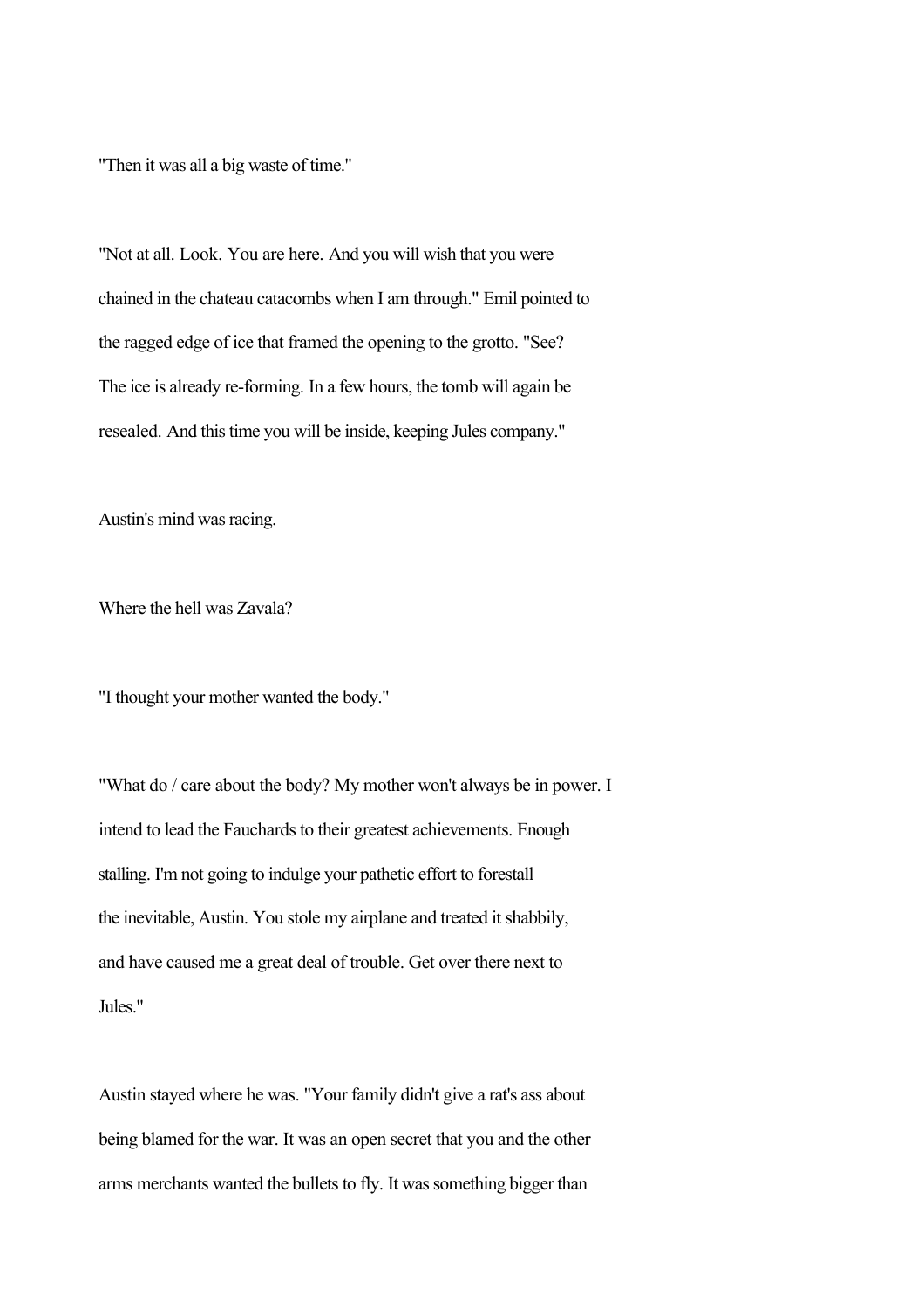"Then it was all a big waste of time."

"Not at all. Look. You are here. And you will wish that you were chained in the chateau catacombs when I am through." Emil pointed to the ragged edge of ice that framed the opening to the grotto. "See? The ice is already re-forming. In a few hours, the tomb will again be resealed. And this time you will be inside, keeping Jules company."

Austin's mind was racing.

Where the hell was Zavala?

"I thought your mother wanted the body."

"What do / care about the body? My mother won't always be in power. I intend to lead the Fauchards to their greatest achievements. Enough stalling. I'm not going to indulge your pathetic effort to forestall the inevitable, Austin. You stole my airplane and treated it shabbily, and have caused me a great deal of trouble. Get over there next to Jules."

Austin stayed where he was. "Your family didn't give a rat's ass about being blamed for the war. It was an open secret that you and the other arms merchants wanted the bullets to fly. It was something bigger than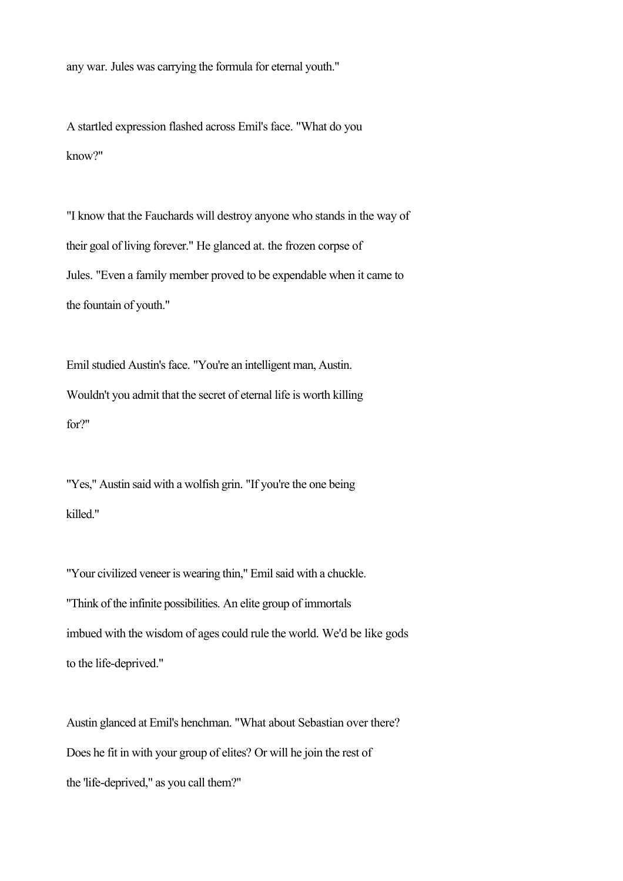any war. Jules was carrying the formula for eternal youth."

A startled expression flashed across Emil's face. "What do you know?"

"I know that the Fauchards will destroy anyone who stands in the way of their goal of living forever." He glanced at. the frozen corpse of Jules. "Even a family member proved to be expendable when it came to the fountain of youth."

Emil studied Austin's face. "You're an intelligent man, Austin. Wouldn't you admit that the secret of eternal life is worth killing for?"

"Yes," Austin said with a wolfish grin. "If you're the one being killed."

"Your civilized veneer is wearing thin," Emil said with a chuckle. "Think of the infinite possibilities. An elite group of immortals imbued with the wisdom of ages could rule the world. We'd be like gods to the life-deprived."

Austin glanced at Emil's henchman. "What about Sebastian over there? Does he fit in with your group of elites? Or will he join the rest of the 'life-deprived," as you call them?"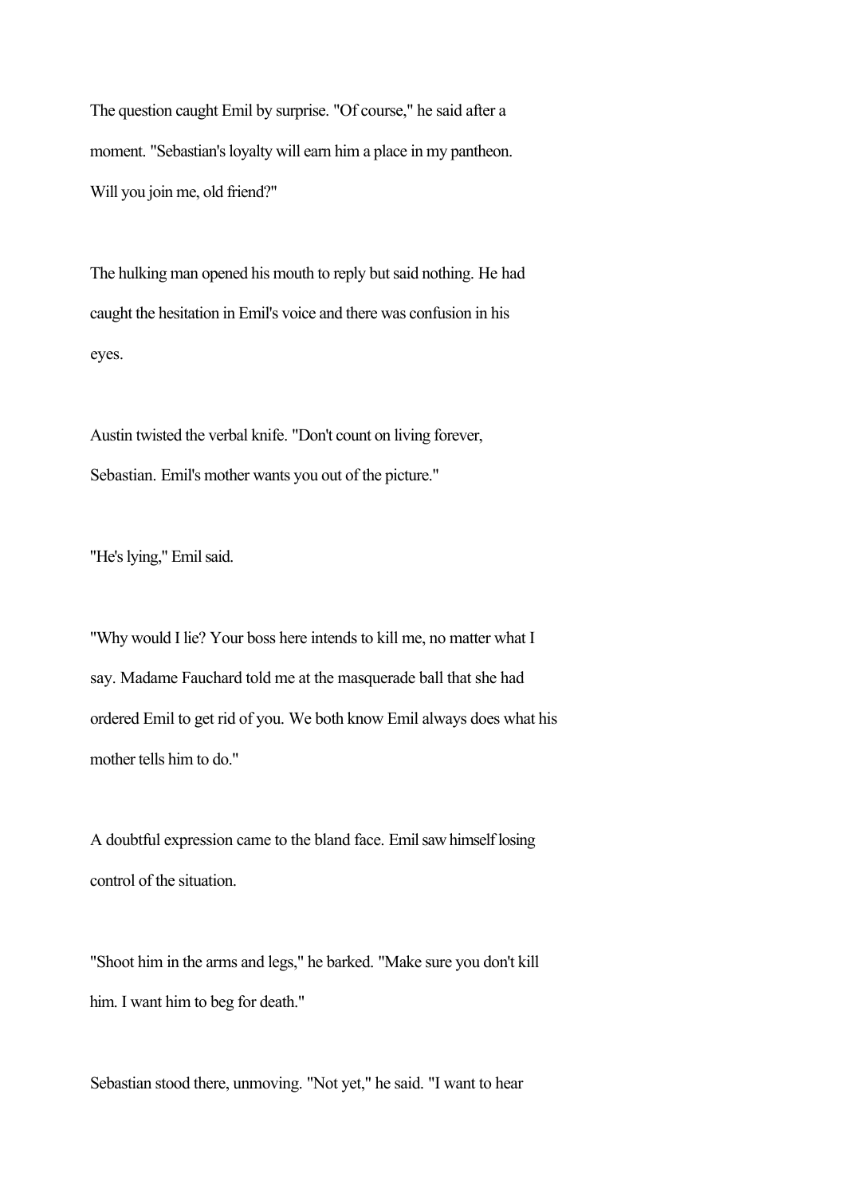The question caught Emil by surprise. "Of course," he said after a moment. "Sebastian's loyalty will earn him a place in my pantheon. Will you join me, old friend?"

The hulking man opened his mouth to reply but said nothing. He had caught the hesitation in Emil's voice and there was confusion in his eyes.

Austin twisted the verbal knife. "Don't count on living forever, Sebastian. Emil's mother wants you out of the picture."

"He's lying," Emil said.

"Why would I lie? Your boss here intends to kill me, no matter what I say. Madame Fauchard told me at the masquerade ball that she had ordered Emil to get rid of you. We both know Emil always does what his mother tells him to do."

A doubtful expression came to the bland face. Emil saw himself losing control of the situation.

"Shoot him in the arms and legs," he barked. "Make sure you don't kill him. I want him to beg for death."

Sebastian stood there, unmoving. "Not yet," he said. "I want to hear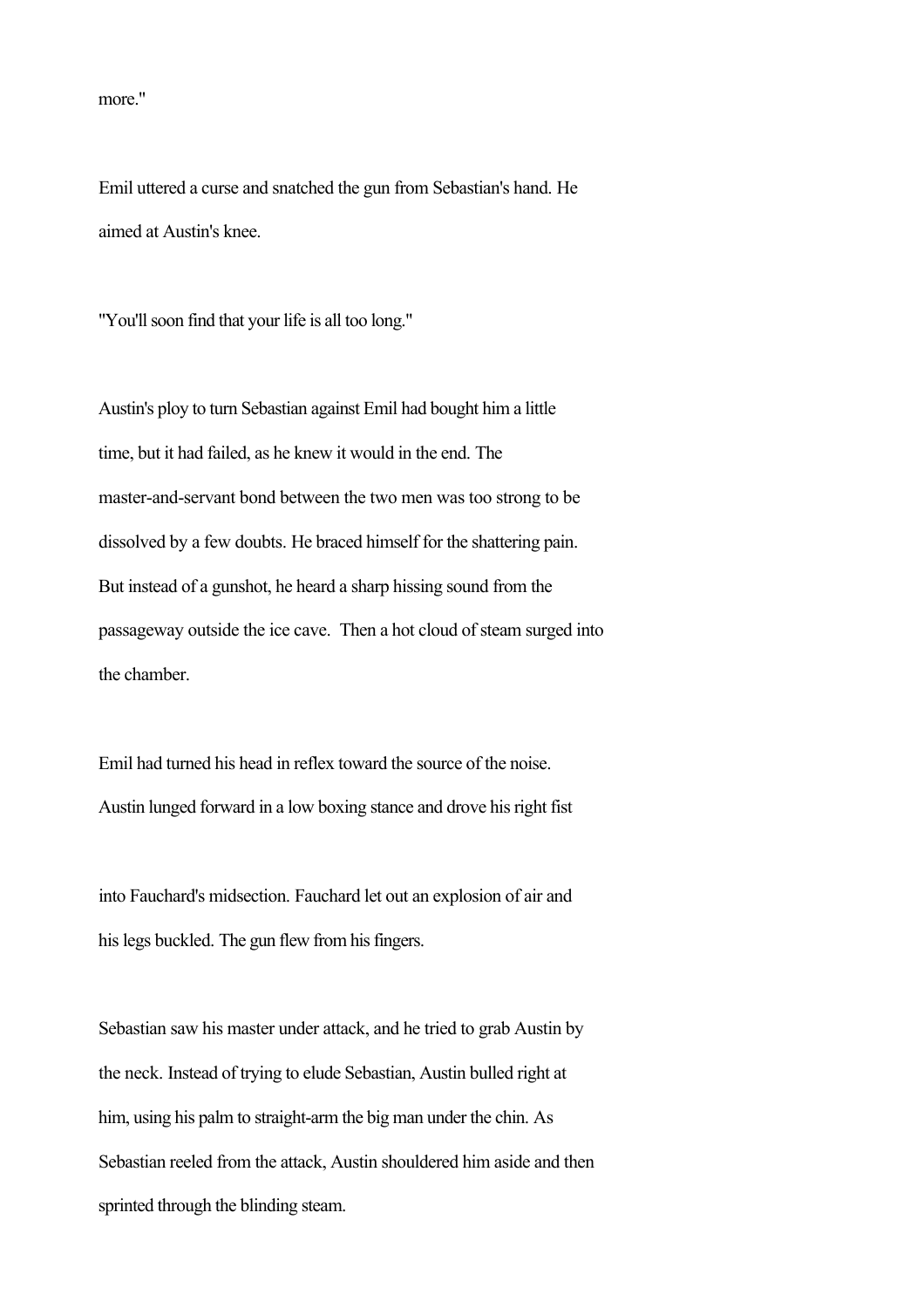more."

Emil uttered a curse and snatched the gun from Sebastian's hand. He aimed at Austin's knee.

"You'll soon find that your life is all too long."

Austin's ploy to turn Sebastian against Emil had bought him a little time, but it had failed, as he knew it would in the end. The master-and-servant bond between the two men was too strong to be dissolved by a few doubts. He braced himself for the shattering pain. But instead of a gunshot, he heard a sharp hissing sound from the passageway outside the ice cave. Then a hot cloud of steam surged into the chamber.

Emil had turned his head in reflex toward the source of the noise. Austin lunged forward in a low boxing stance and drove his right fist into Fauchard's midsection. Fauchard let out an explosion of air and his legs buckled. The gun flew from his fingers.

Sebastian saw his master under attack, and he tried to grab Austin by the neck. Instead of trying to elude Sebastian, Austin bulled right at him, using his palm to straight-arm the big man under the chin. As Sebastian reeled from the attack, Austin shouldered him aside and then sprinted through the blinding steam.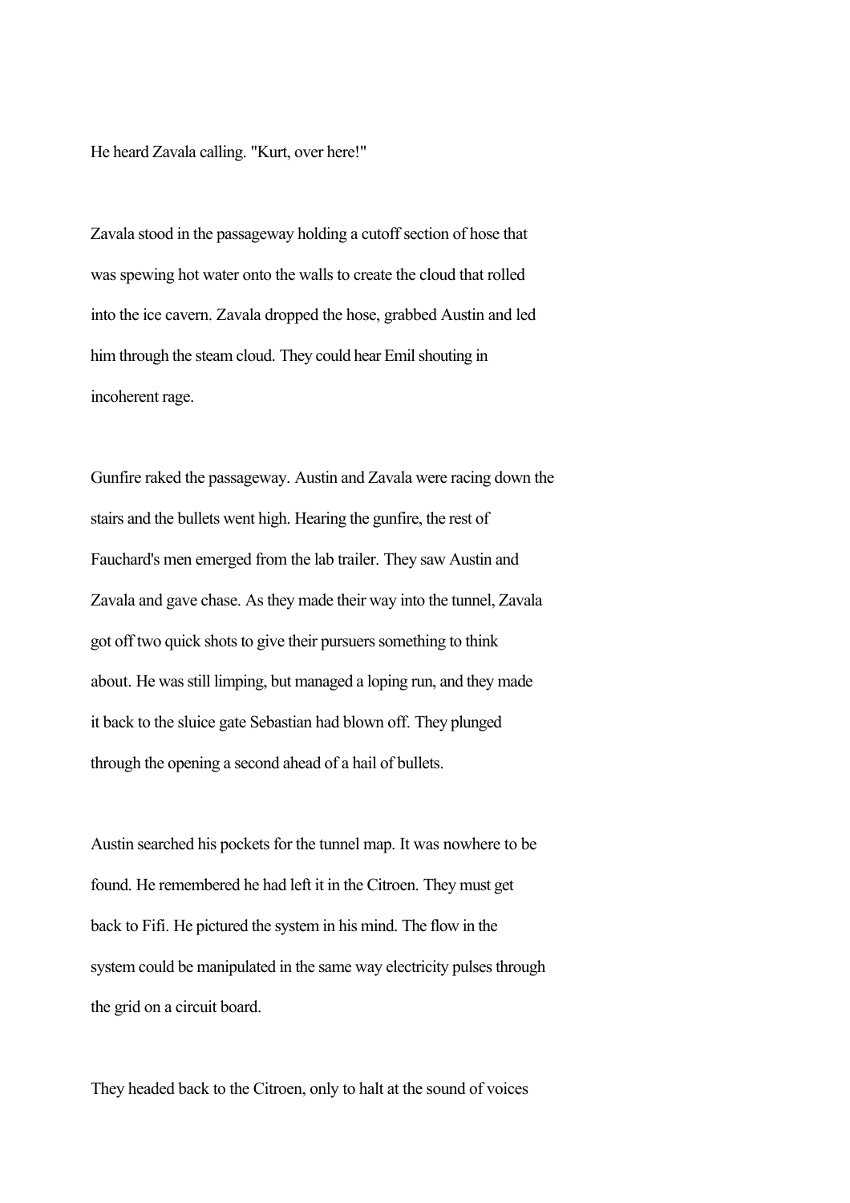He heard Zavala calling. "Kurt, over here!"

Zavala stood in the passageway holding a cutoff section of hose that was spewing hot water onto the walls to create the cloud that rolled into the ice cavern. Zavala dropped the hose, grabbed Austin and led him through the steam cloud. They could hear Emil shouting in incoherent rage.

Gunfire raked the passageway. Austin and Zavala were racing down the stairs and the bullets went high. Hearing the gunfire, the rest of Fauchard's men emerged from the lab trailer. They saw Austin and Zavala and gave chase. As they made their way into the tunnel, Zavala got off two quick shots to give their pursuers something to think about. He was still limping, but managed a loping run, and they made it back to the sluice gate Sebastian had blown off. They plunged through the opening a second ahead of a hail of bullets.

Austin searched his pockets for the tunnel map. It was nowhere to be found. He remembered he had left it in the Citroen. They must get back to Fifi. He pictured the system in his mind. The flow in the system could be manipulated in the same way electricity pulses through the grid on a circuit board.

They headed back to the Citroen, only to halt at the sound of voices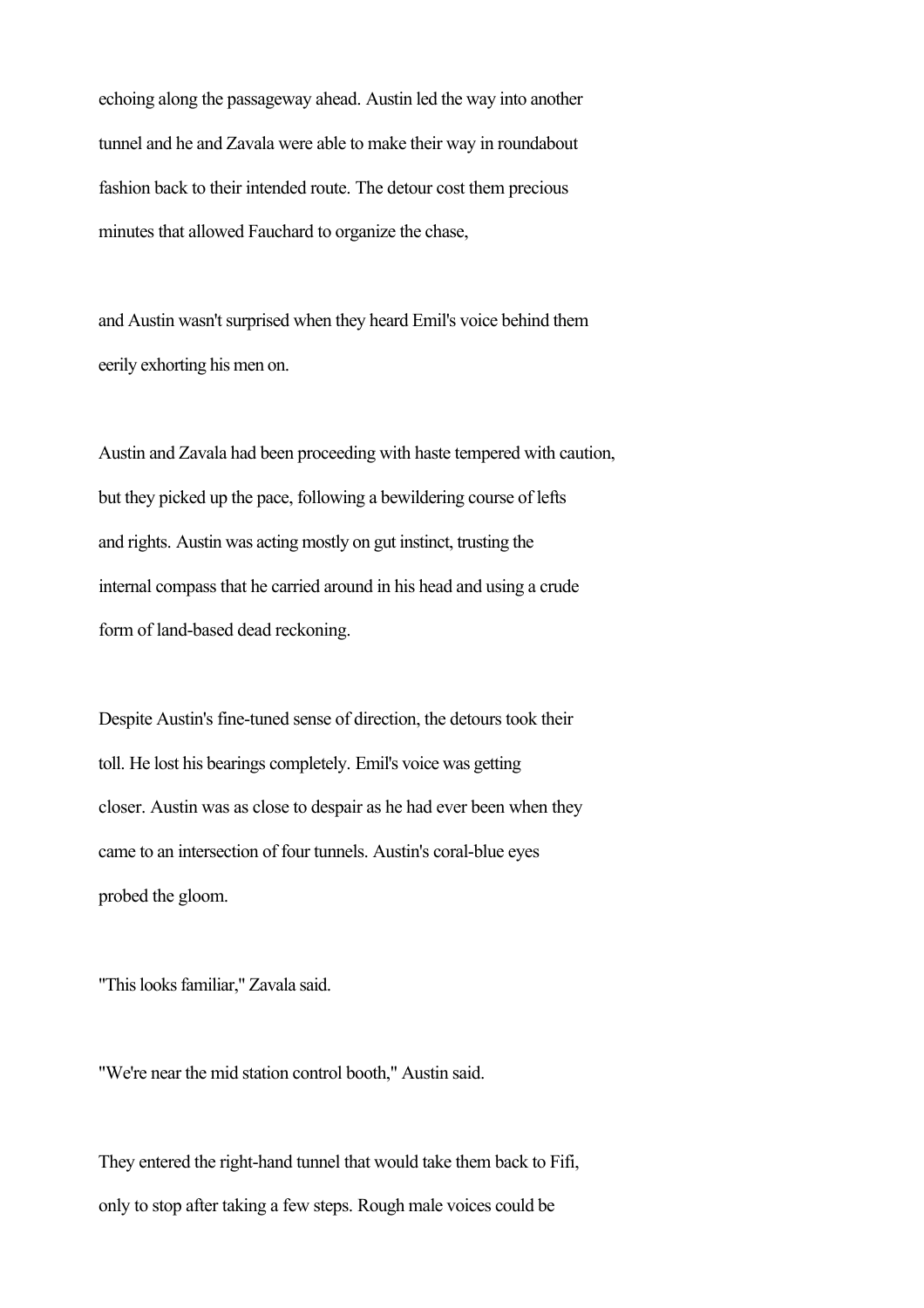echoing along the passageway ahead. Austin led the way into another tunnel and he and Zavala were able to make their way in roundabout fashion back to their intended route. The detour cost them precious minutes that allowed Fauchard to organize the chase,

and Austin wasn't surprised when they heard Emil's voice behind them eerily exhorting his men on.

Austin and Zavala had been proceeding with haste tempered with caution, but they picked up the pace, following a bewildering course of lefts and rights. Austin was acting mostly on gut instinct, trusting the internal compass that he carried around in his head and using a crude form of land-based dead reckoning.

Despite Austin's fine-tuned sense of direction, the detours took their toll. He lost his bearings completely. Emil's voice was getting closer. Austin was as close to despair as he had ever been when they came to an intersection of four tunnels. Austin's coral-blue eyes probed the gloom.

"This looks familiar," Zavala said.

"We're near the mid station control booth," Austin said.

They entered the right-hand tunnel that would take them back to Fifi, only to stop after taking a few steps. Rough male voices could be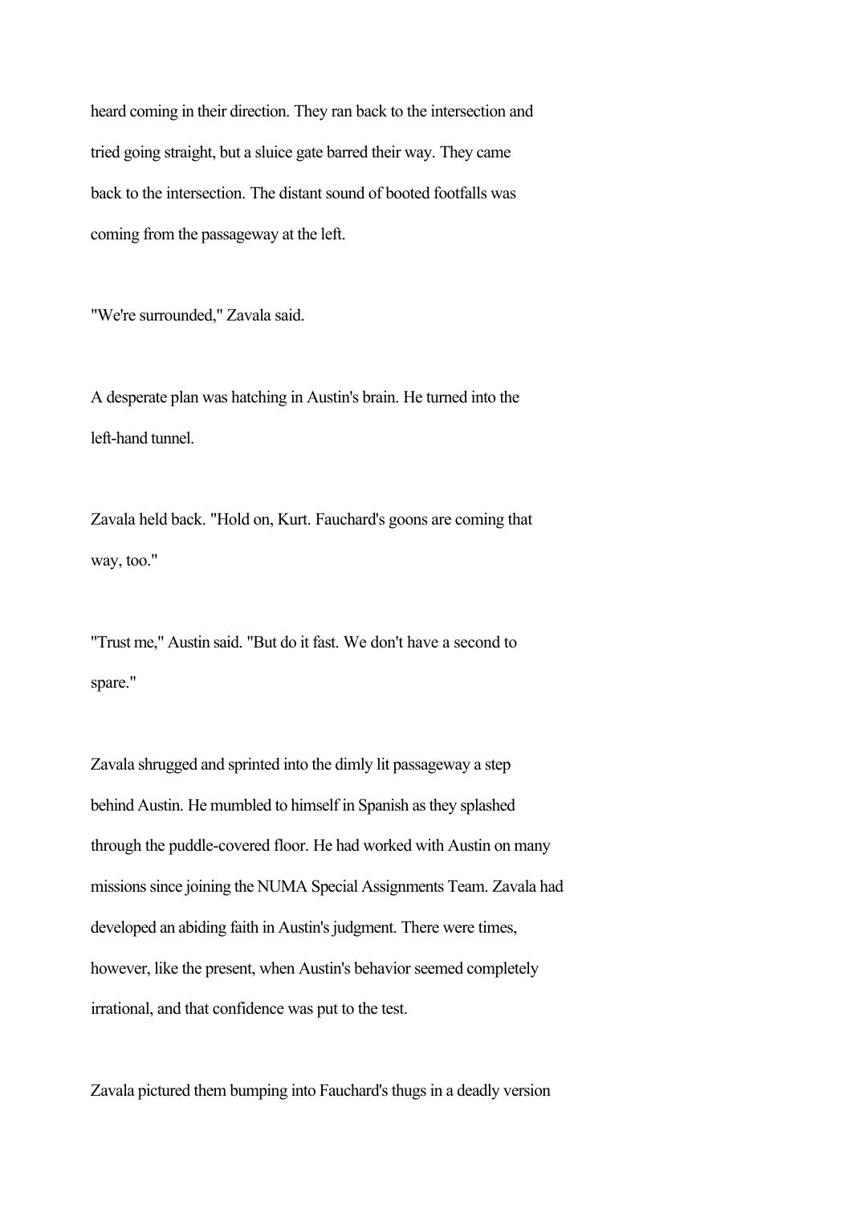heard coming in their direction. They ran back to the intersection and tried going straight, but a sluice gate barred their way. They came back to the intersection. The distant sound of booted footfalls was coming from the passageway at the left.

"We're surrounded," Zavala said.

A desperate plan was hatching in Austin's brain. He turned into the left-hand tunnel.

Zavala held back. "Hold on, Kurt. Fauchard's goons are coming that way, too."

"Trust me," Austin said. "But do it fast. We don't have a second to spare."

Zavala shrugged and sprinted into the dimly lit passageway a step behind Austin. He mumbled to himself in Spanish as they splashed through the puddle-covered floor. He had worked with Austin on many missions since joining the NUMA Special Assignments Team. Zavala had developed an abiding faith in Austin's judgment. There were times, however, like the present, when Austin's behavior seemed completely irrational, and that confidence was put to the test.

Zavala pictured them bumping into Fauchard's thugs in a deadly version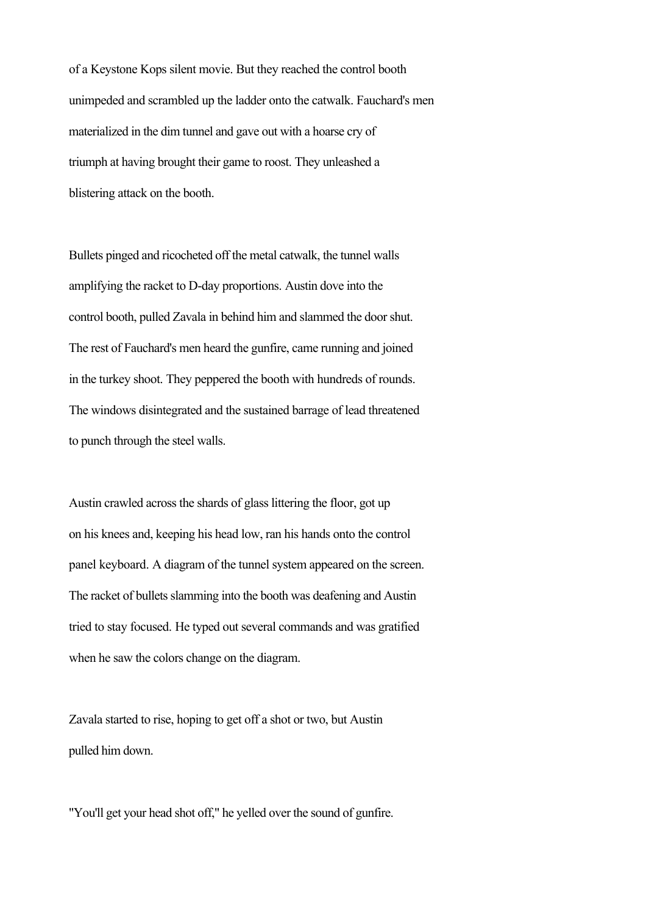of a Keystone Kops silent movie. But they reached the control booth unimpeded and scrambled up the ladder onto the catwalk. Fauchard's men materialized in the dim tunnel and gave out with a hoarse cry of triumph at having brought their game to roost. They unleashed a blistering attack on the booth.

Bullets pinged and ricocheted off the metal catwalk, the tunnel walls amplifying the racket to D-day proportions. Austin dove into the control booth, pulled Zavala in behind him and slammed the door shut. The rest of Fauchard's men heard the gunfire, came running and joined in the turkey shoot. They peppered the booth with hundreds of rounds. The windows disintegrated and the sustained barrage of lead threatened to punch through the steel walls.

Austin crawled across the shards of glass littering the floor, got up on his knees and, keeping his head low, ran his hands onto the control panel keyboard. A diagram of the tunnel system appeared on the screen. The racket of bullets slamming into the booth was deafening and Austin tried to stay focused. He typed out several commands and was gratified when he saw the colors change on the diagram.

Zavala started to rise, hoping to get off a shot or two, but Austin pulled him down.

"You'll get your head shot off," he yelled over the sound of gunfire.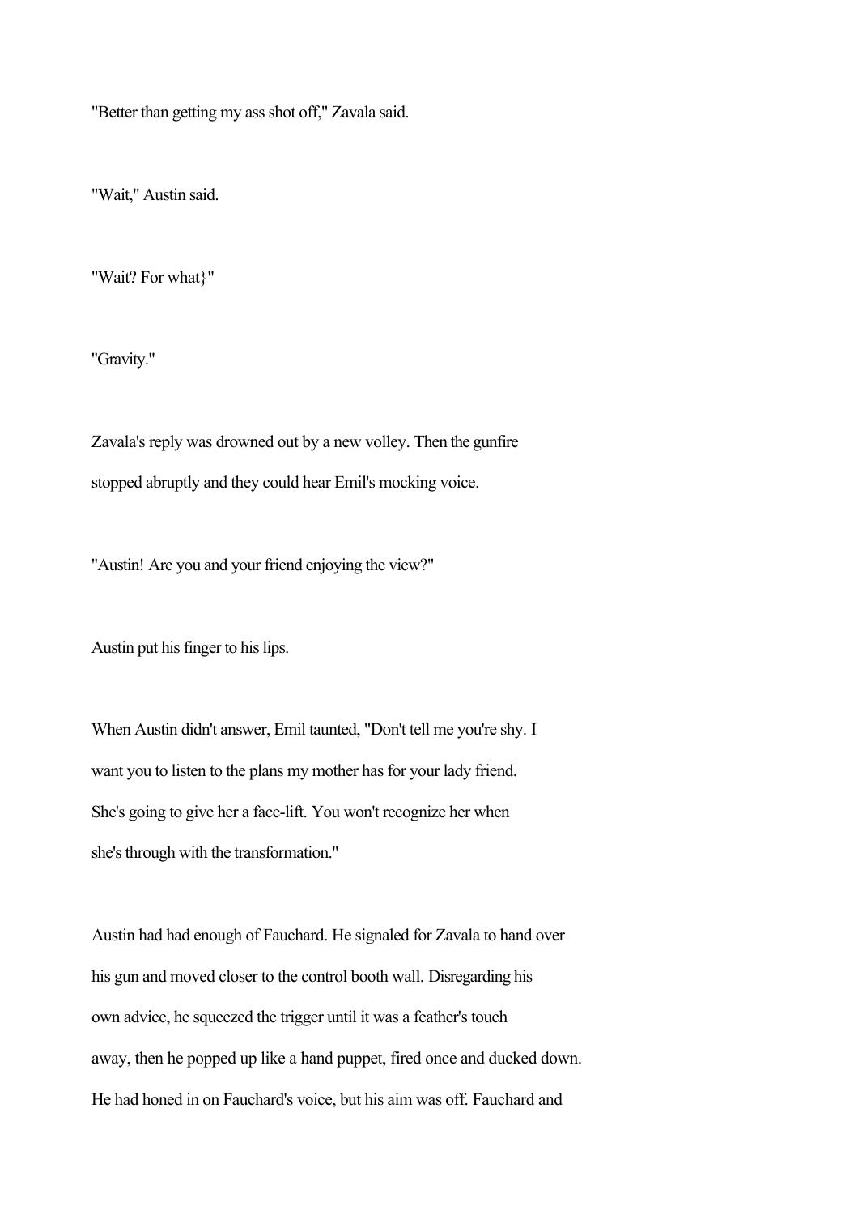"Better than getting my ass shot off," Zavala said.

"Wait," Austin said.

"Wait? For what}"

"Gravity."

Zavala's reply was drowned out by a new volley. Then the gunfire stopped abruptly and they could hear Emil's mocking voice.

"Austin! Are you and your friend enjoying the view?"

Austin put his finger to his lips.

When Austin didn't answer, Emil taunted, "Don't tell me you're shy. I want you to listen to the plans my mother has for your lady friend. She's going to give her a face-lift. You won't recognize her when she's through with the transformation."

Austin had had enough of Fauchard. He signaled for Zavala to hand over his gun and moved closer to the control booth wall. Disregarding his own advice, he squeezed the trigger until it was a feather's touch away, then he popped up like a hand puppet, fired once and ducked down. He had honed in on Fauchard's voice, but his aim was off. Fauchard and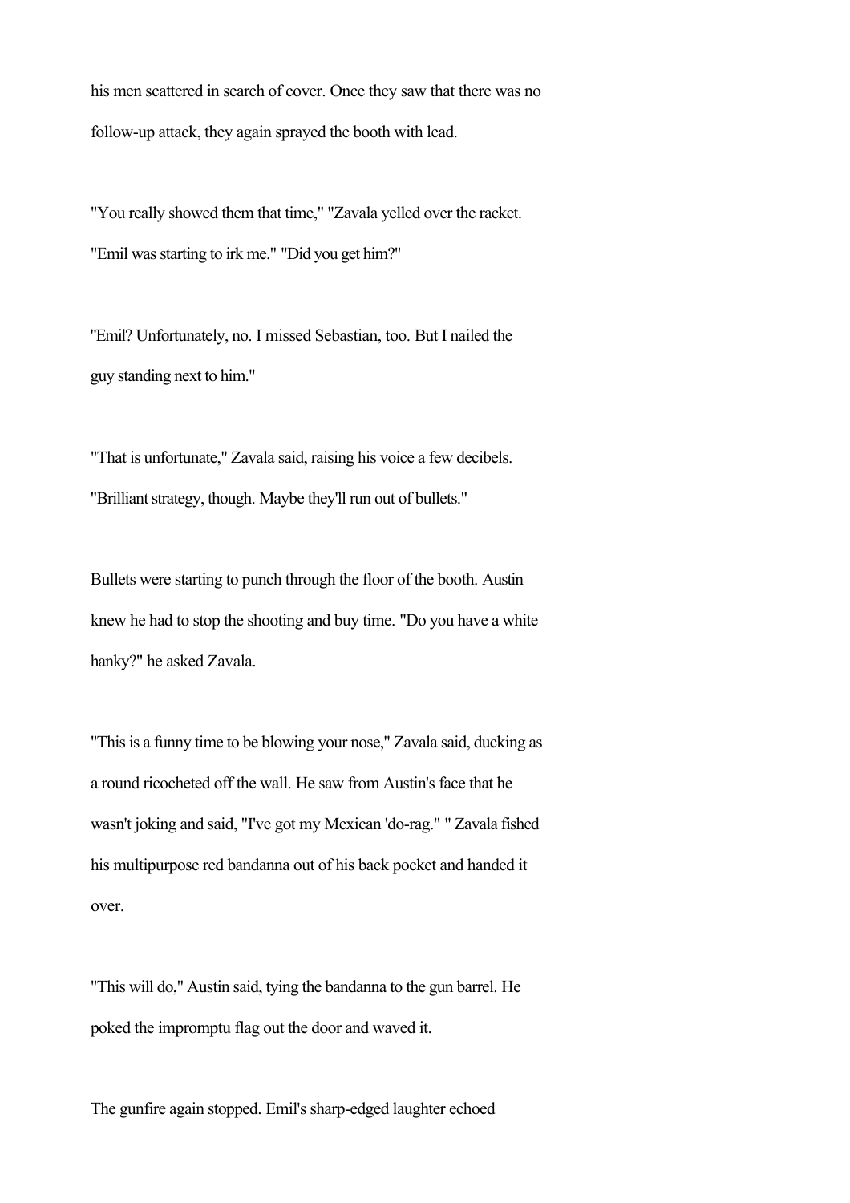his men scattered in search of cover. Once they saw that there was no follow-up attack, they again sprayed the booth with lead.

"You really showed them that time," "Zavala yelled over the racket. "Emil was starting to irk me." "Did you get him?"

"Emil? Unfortunately, no. I missed Sebastian, too. But I nailed the guy standing next to him."

"That is unfortunate," Zavala said, raising his voice a few decibels. "Brilliant strategy, though. Maybe they'll run out of bullets."

Bullets were starting to punch through the floor of the booth. Austin knew he had to stop the shooting and buy time. "Do you have a white hanky?" he asked Zavala.

"This is a funny time to be blowing your nose," Zavala said, ducking as a round ricocheted off the wall. He saw from Austin's face that he wasn't joking and said, "I've got my Mexican 'do-rag.' " Zavala fished his multipurpose red bandanna out of his back pocket and handed it over.

"This will do," Austin said, tying the bandanna to the gun barrel. He poked the impromptu flag out the door and waved it.

The gunfire again stopped. Emil's sharp-edged laughter echoed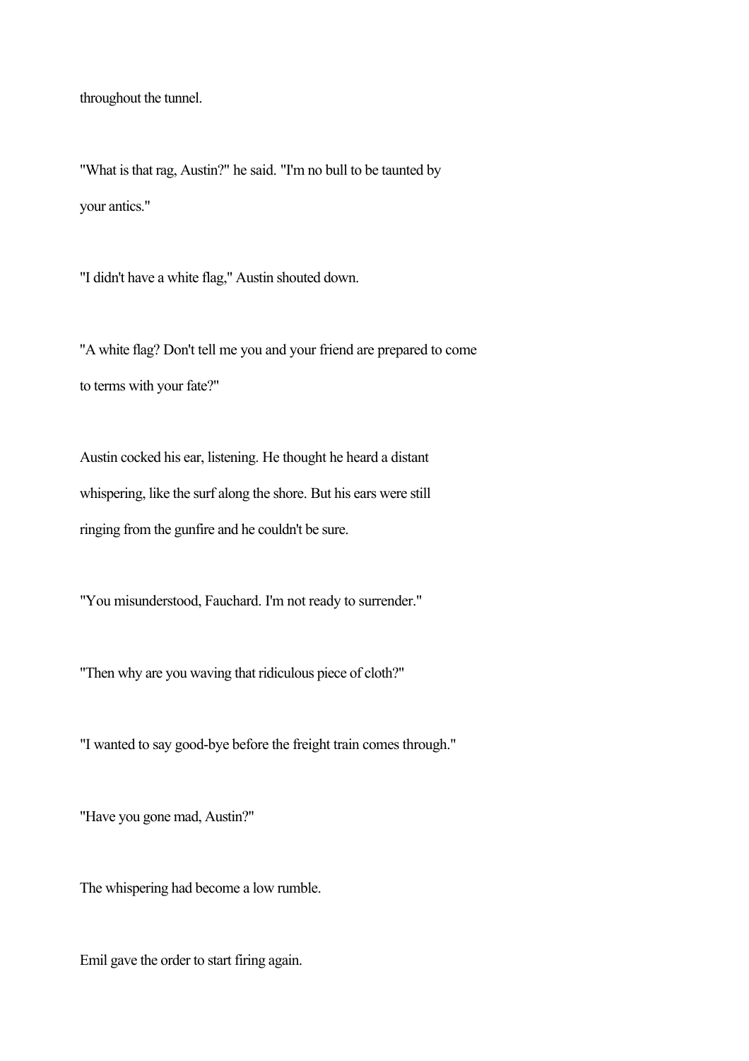throughout the tunnel.

"What is that rag, Austin?" he said. "I'm no bull to be taunted by your antics."

"I didn't have a white flag," Austin shouted down.

"A white flag? Don't tell me you and your friend are prepared to come to terms with your fate?"

Austin cocked his ear, listening. He thought he heard a distant whispering, like the surf along the shore. But his ears were still ringing from the gunfire and he couldn't be sure.

"You misunderstood, Fauchard. I'm not ready to surrender."

"Then why are you waving that ridiculous piece of cloth?"

"I wanted to say good-bye before the freight train comes through."

"Have you gone mad, Austin?"

The whispering had become a low rumble.

Emil gave the order to start firing again.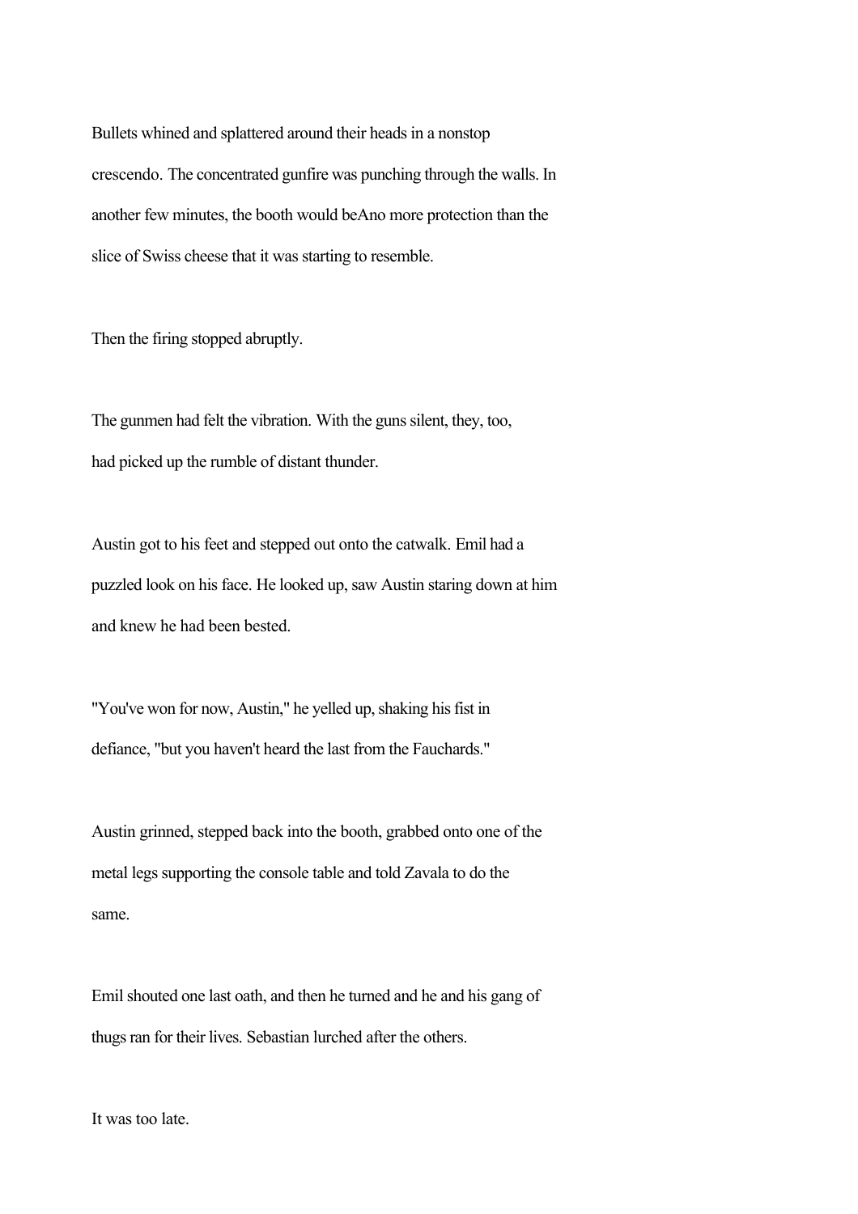Bullets whined and splattered around their heads in a nonstop crescendo. The concentrated gunfire was punching through the walls. In another few minutes, the booth would beAno more protection than the slice of Swiss cheese that it was starting to resemble.

Then the firing stopped abruptly.

The gunmen had felt the vibration. With the guns silent, they, too, had picked up the rumble of distant thunder.

Austin got to his feet and stepped out onto the catwalk. Emil had a puzzled look on his face. He looked up, saw Austin staring down at him and knew he had been bested.

"You've won for now, Austin," he yelled up, shaking his fist in defiance, "but you haven't heard the last from the Fauchards."

Austin grinned, stepped back into the booth, grabbed onto one of the metal legs supporting the console table and told Zavala to do the same.

Emil shouted one last oath, and then he turned and he and his gang of thugs ran for their lives. Sebastian lurched after the others.

It was too late.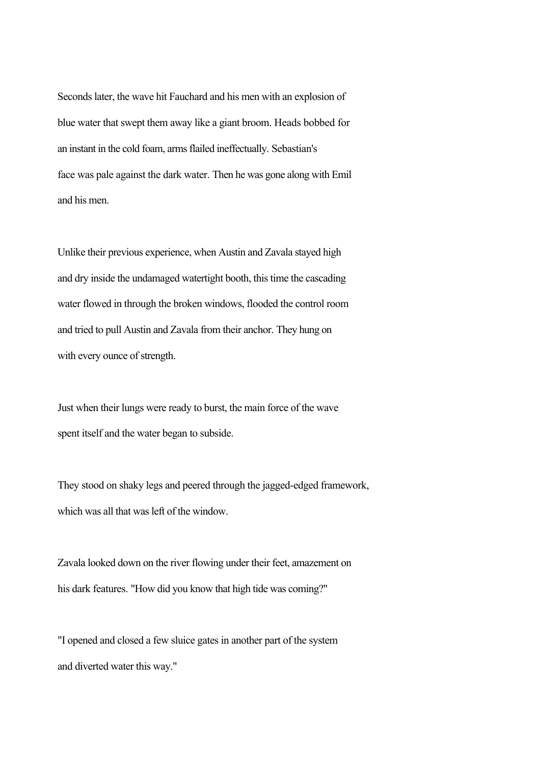Seconds later, the wave hit Fauchard and his men with an explosion of blue water that swept them away like a giant broom. Heads bobbed for an instant in the cold foam, arms flailed ineffectually. Sebastian's face was pale against the dark water. Then he was gone along with Emil and his men.

Unlike their previous experience, when Austin and Zavala stayed high and dry inside the undamaged watertight booth, this time the cascading water flowed in through the broken windows, flooded the control room and tried to pull Austin and Zavala from their anchor. They hung on with every ounce of strength.

Just when their lungs were ready to burst, the main force of the wave spent itself and the water began to subside.

They stood on shaky legs and peered through the jagged-edged framework, which was all that was left of the window.

Zavala looked down on the river flowing under their feet, amazement on his dark features. "How did you know that high tide was coming?"

"I opened and closed a few sluice gates in another part of the system and diverted water this way."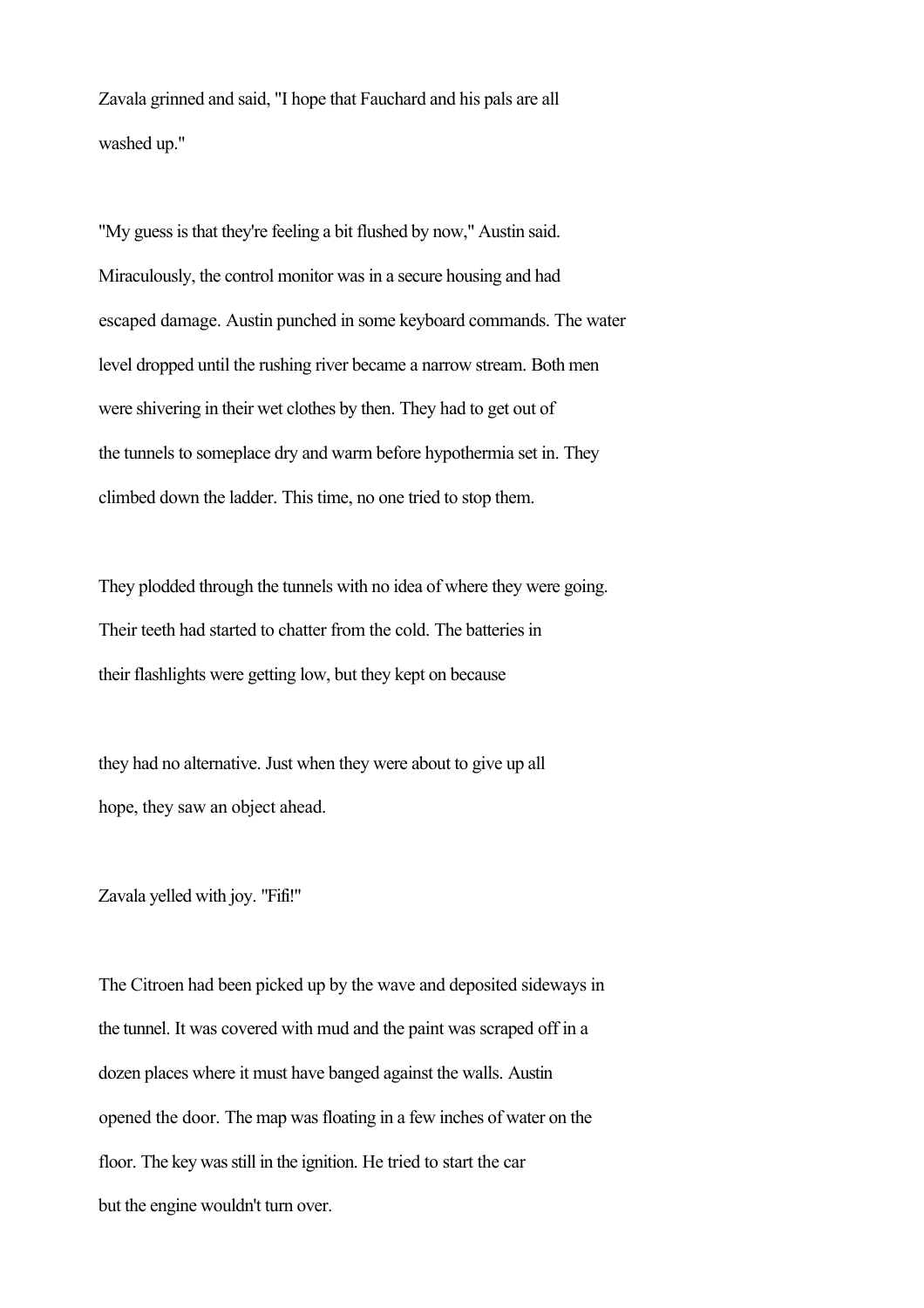Zavala grinned and said, "I hope that Fauchard and his pals are all washed up."

"My guess is that they're feeling a bit flushed by now," Austin said. Miraculously, the control monitor was in a secure housing and had escaped damage. Austin punched in some keyboard commands. The water level dropped until the rushing river became a narrow stream. Both men were shivering in their wet clothes by then. They had to get out of the tunnels to someplace dry and warm before hypothermia set in. They climbed down the ladder. This time, no one tried to stop them.

They plodded through the tunnels with no idea of where they were going. Their teeth had started to chatter from the cold. The batteries in their flashlights were getting low, but they kept on because they had no alternative. Just when they were about to give up all hope, they saw an object ahead.

Zavala yelled with joy. "Fifi!"

The Citroen had been picked up by the wave and deposited sideways in the tunnel. It was covered with mud and the paint was scraped off in a dozen places where it must have banged against the walls. Austin opened the door. The map was floating in a few inches of water on the floor. The key was still in the ignition. He tried to start the car but the engine wouldn't turn over.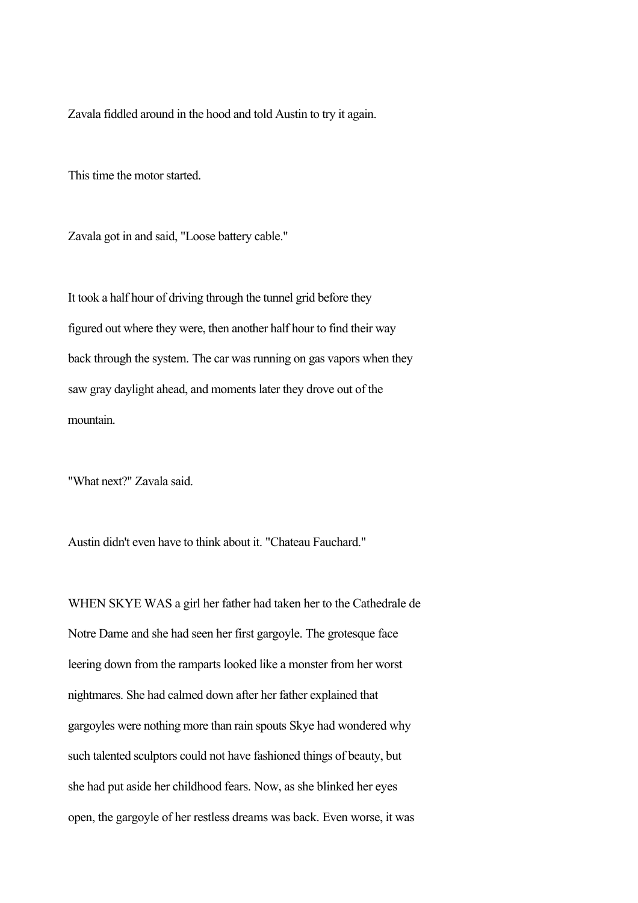Zavala fiddled around in the hood and told Austin to try it again.

This time the motor started.

Zavala got in and said, "Loose battery cable."

It took a half hour of driving through the tunnel grid before they figured out where they were, then another half hour to find their way back through the system. The car was running on gas vapors when they saw gray daylight ahead, and moments later they drove out of the mountain.

"What next?" Zavala said.

Austin didn't even have to think about it. "Chateau Fauchard."

WHEN SKYE WAS a girl her father had taken her to the Cathedrale de Notre Dame and she had seen her first gargoyle. The grotesque face leering down from the ramparts looked like a monster from her worst nightmares. She had calmed down after her father explained that gargoyles were nothing more than rain spouts Skye had wondered why such talented sculptors could not have fashioned things of beauty, but she had put aside her childhood fears. Now, as she blinked her eyes open, the gargoyle of her restless dreams was back. Even worse, it was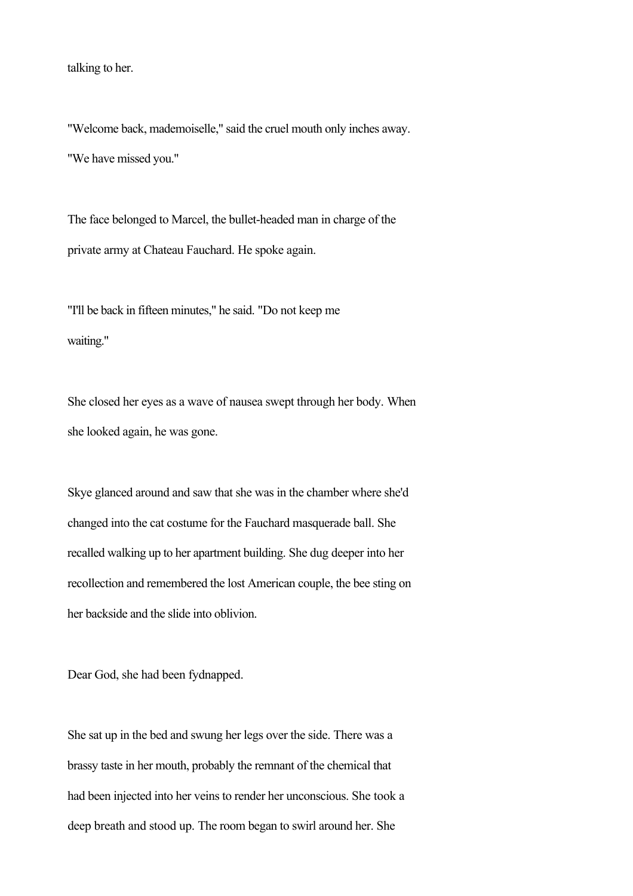talking to her.

"Welcome back, mademoiselle," said the cruel mouth only inches away. "We have missed you."

The face belonged to Marcel, the bullet-headed man in charge of the private army at Chateau Fauchard. He spoke again.

"I'll be back in fifteen minutes," he said. "Do not keep me waiting."

She closed her eyes as a wave of nausea swept through her body. When she looked again, he was gone.

Skye glanced around and saw that she was in the chamber where she'd changed into the cat costume for the Fauchard masquerade ball. She recalled walking up to her apartment building. She dug deeper into her recollection and remembered the lost American couple, the bee sting on her backside and the slide into oblivion.

Dear God, she had been fydnapped.

She sat up in the bed and swung her legs over the side. There was a brassy taste in her mouth, probably the remnant of the chemical that had been injected into her veins to render her unconscious. She took a deep breath and stood up. The room began to swirl around her. She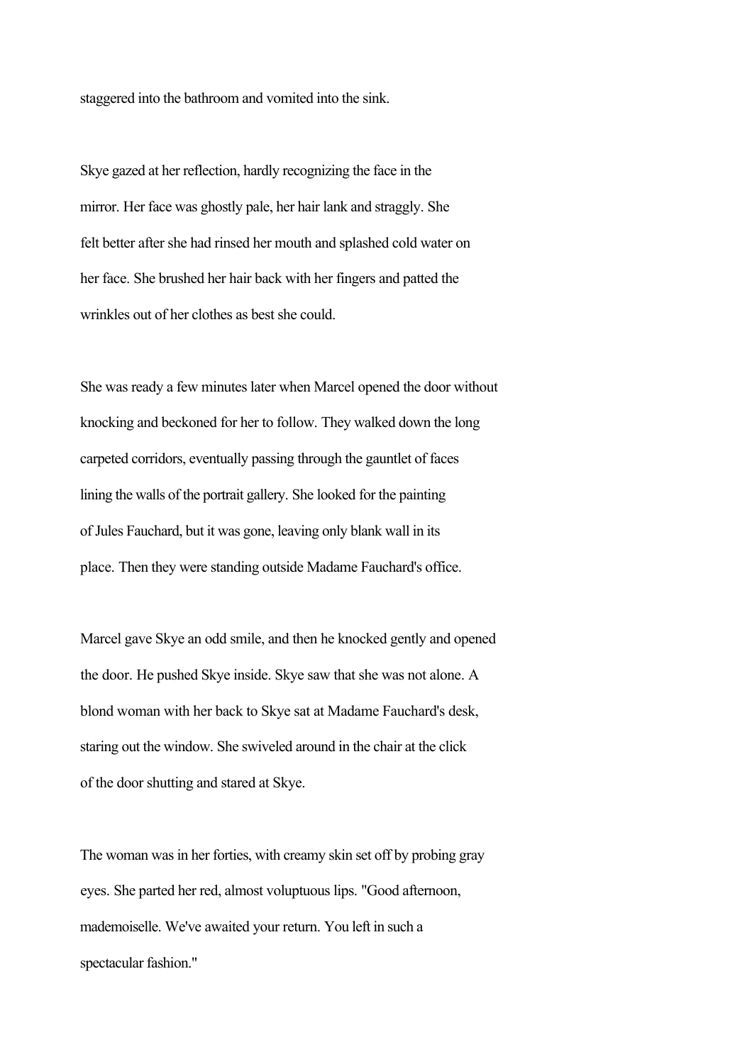staggered into the bathroom and vomited into the sink.

Skye gazed at her reflection, hardly recognizing the face in the mirror. Her face was ghostly pale, her hair lank and straggly. She felt better after she had rinsed her mouth and splashed cold water on her face. She brushed her hair back with her fingers and patted the wrinkles out of her clothes as best she could.

She was ready a few minutes later when Marcel opened the door without knocking and beckoned for her to follow. They walked down the long carpeted corridors, eventually passing through the gauntlet of faces lining the walls of the portrait gallery. She looked for the painting of Jules Fauchard, but it was gone, leaving only blank wall in its place. Then they were standing outside Madame Fauchard's office.

Marcel gave Skye an odd smile, and then he knocked gently and opened the door. He pushed Skye inside. Skye saw that she was not alone. A blond woman with her back to Skye sat at Madame Fauchard's desk, staring out the window. She swiveled around in the chair at the click of the door shutting and stared at Skye.

The woman was in her forties, with creamy skin set off by probing gray eyes. She parted her red, almost voluptuous lips. "Good afternoon, mademoiselle. We've awaited your return. You left in such a spectacular fashion."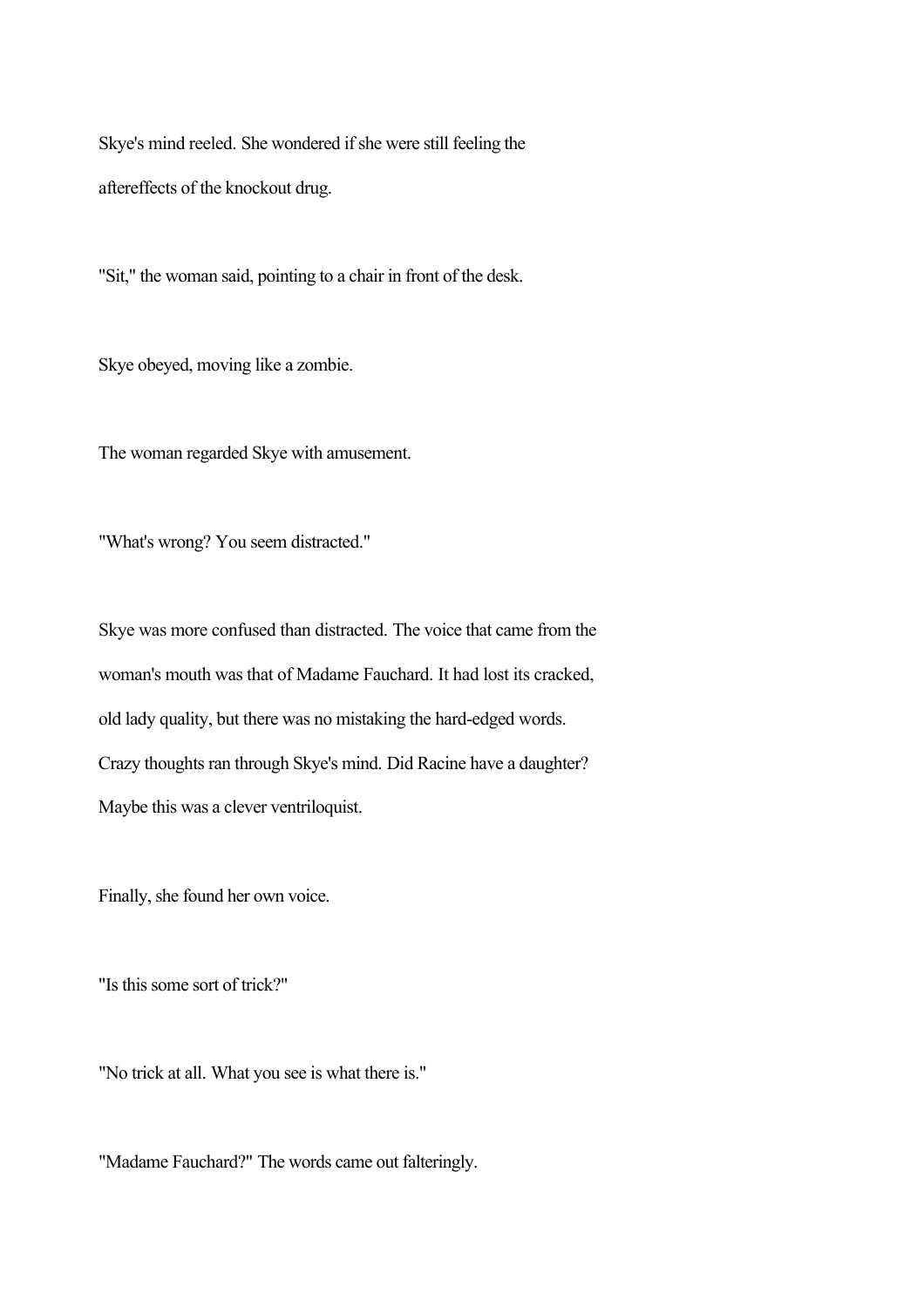Skye's mind reeled. She wondered if she were still feeling the aftereffects of the knockout drug.

"Sit," the woman said, pointing to a chair in front of the desk.

Skye obeyed, moving like a zombie.

The woman regarded Skye with amusement.

"What's wrong? You seem distracted."

Skye was more confused than distracted. The voice that came from the woman's mouth was that of Madame Fauchard. It had lost its cracked, old lady quality, but there was no mistaking the hard-edged words. Crazy thoughts ran through Skye's mind. Did Racine have a daughter? Maybe this was a clever ventriloquist.

Finally, she found her own voice.

"Is this some sort of trick?"

"No trick at all. What you see is what there is."

"Madame Fauchard?" The words came out falteringly.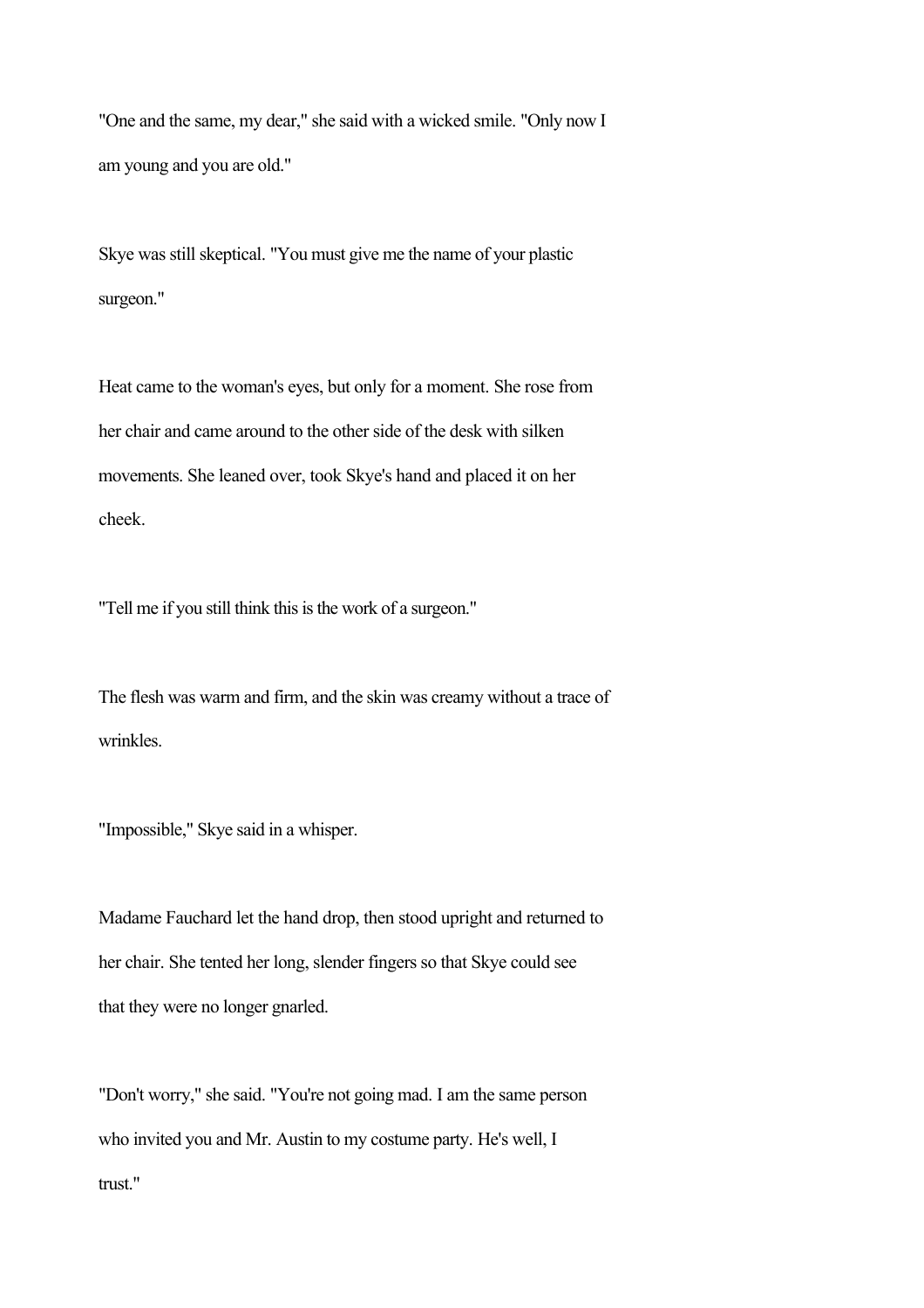"One and the same, my dear," she said with a wicked smile. "Only now I am young and you are old."

Skye was still skeptical. "You must give me the name of your plastic surgeon."

Heat came to the woman's eyes, but only for a moment. She rose from her chair and came around to the other side of the desk with silken movements. She leaned over, took Skye's hand and placed it on her cheek.

"Tell me if you still think this is the work of a surgeon."

The flesh was warm and firm, and the skin was creamy without a trace of wrinkles.

"Impossible," Skye said in a whisper.

Madame Fauchard let the hand drop, then stood upright and returned to her chair. She tented her long, slender fingers so that Skye could see that they were no longer gnarled.

"Don't worry," she said. "You're not going mad. I am the same person who invited you and Mr. Austin to my costume party. He's well, I trust."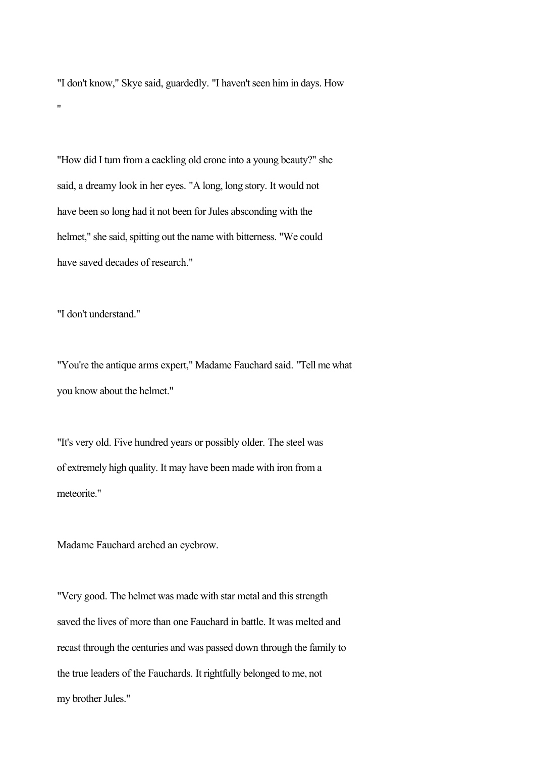"I don't know," Skye said, guardedly. "I haven't seen him in days. How "

"How did I turn from a cackling old crone into a young beauty?" she said, a dreamy look in her eyes. "A long, long story. It would not have been so long had it not been for Jules absconding with the helmet," she said, spitting out the name with bitterness. "We could have saved decades of research."

"I don't understand."

"You're the antique arms expert," Madame Fauchard said. "Tell me what you know about the helmet."

"It's very old. Five hundred years or possibly older. The steel was of extremely high quality. It may have been made with iron from a meteorite."

Madame Fauchard arched an eyebrow.

"Very good. The helmet was made with star metal and this strength saved the lives of more than one Fauchard in battle. It was melted and recast through the centuries and was passed down through the family to the true leaders of the Fauchards. It rightfully belonged to me, not my brother Jules."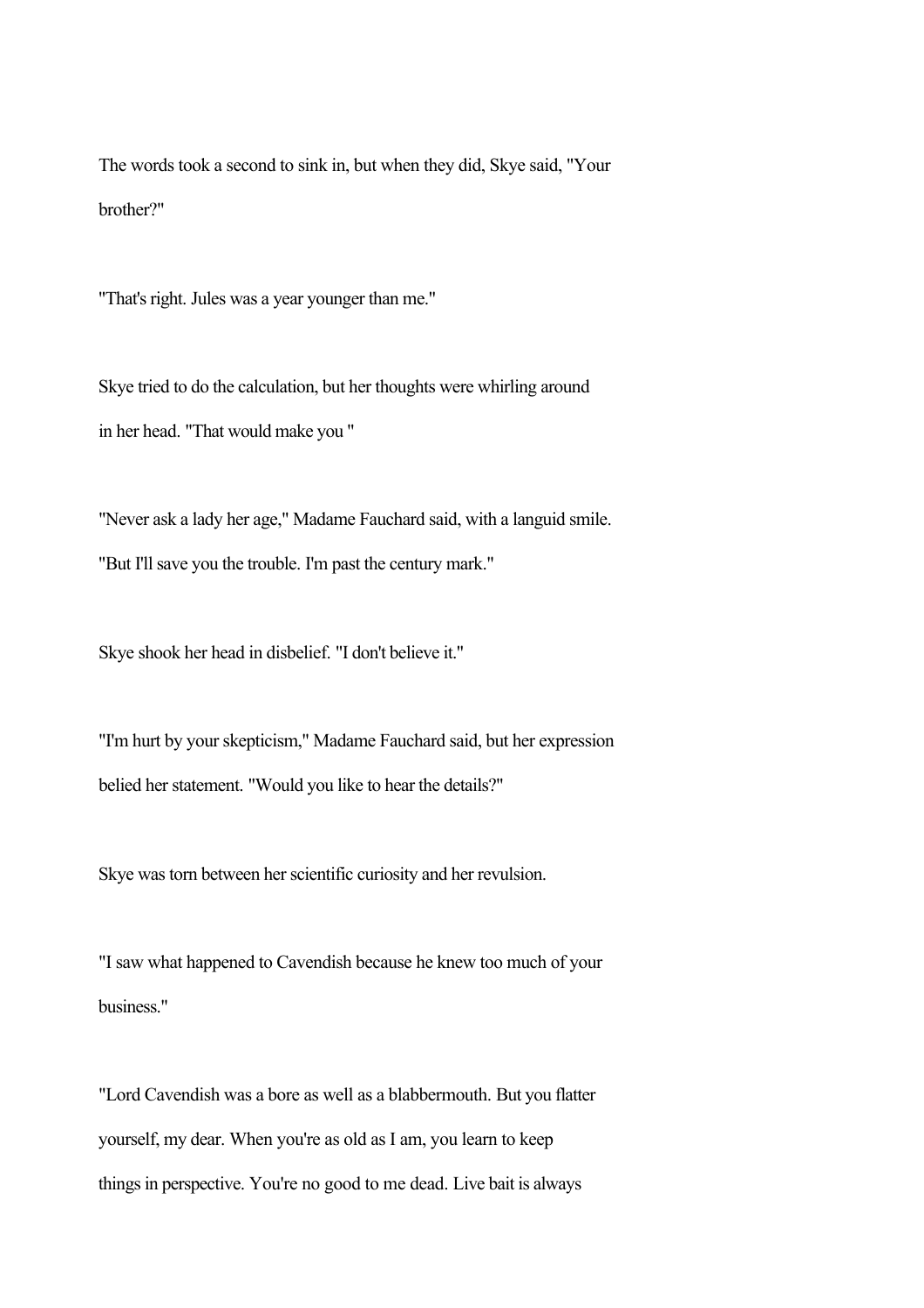The words took a second to sink in, but when they did, Skye said, "Your brother?"

"That's right. Jules was a year younger than me."

Skye tried to do the calculation, but her thoughts were whirling around in her head. "That would make you "

"Never ask a lady her age," Madame Fauchard said, with a languid smile. "But I'll save you the trouble. I'm past the century mark."

Skye shook her head in disbelief. "I don't believe it."

"I'm hurt by your skepticism," Madame Fauchard said, but her expression belied her statement. "Would you like to hear the details?"

Skye was torn between her scientific curiosity and her revulsion.

"I saw what happened to Cavendish because he knew too much of your business."

"Lord Cavendish was a bore as well as a blabbermouth. But you flatter yourself, my dear. When you're as old as I am, you learn to keep things in perspective. You're no good to me dead. Live bait is always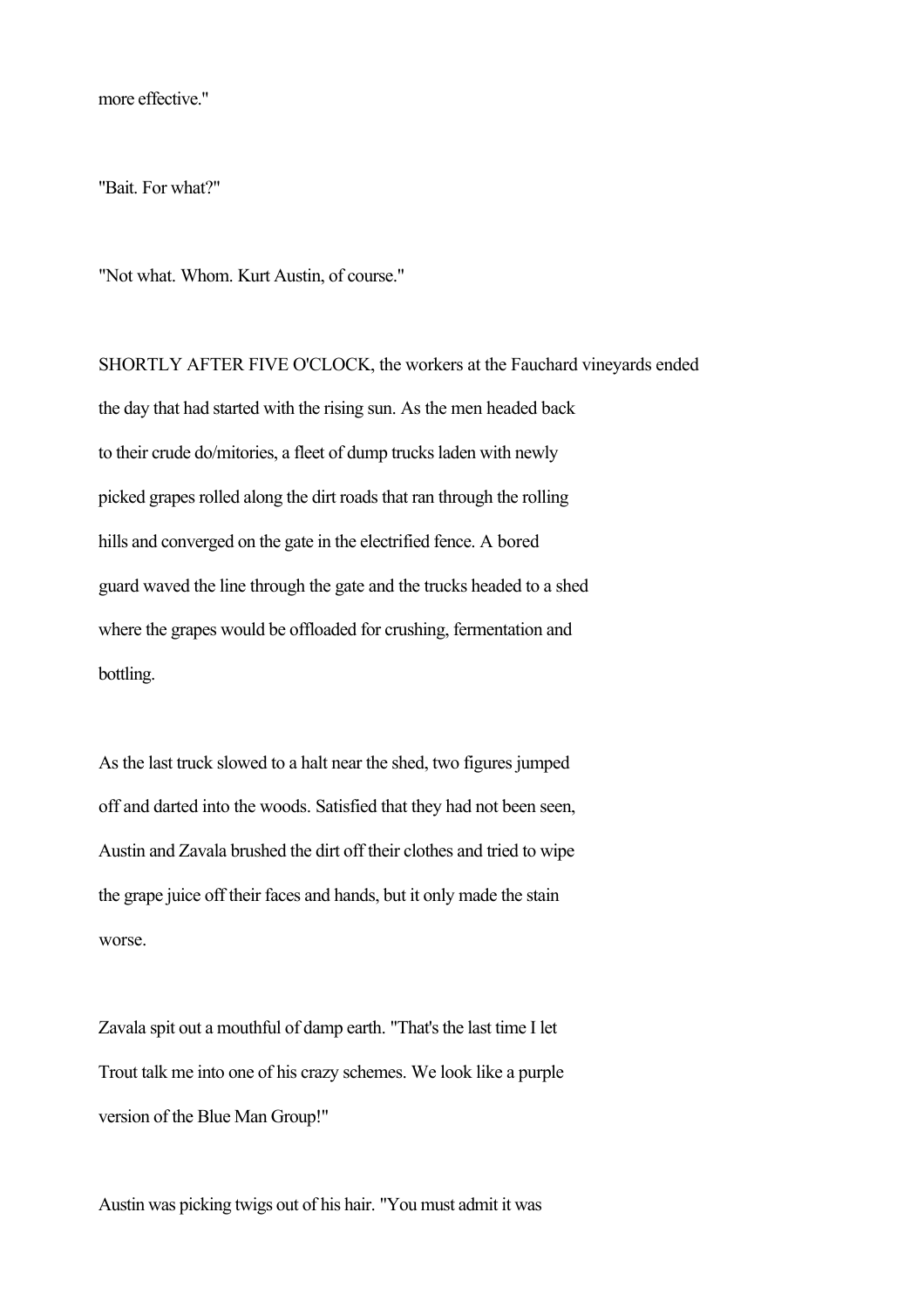more effective."

"Bait. For what?"

"Not what. Whom. Kurt Austin, of course."

SHORTLY AFTER FIVE O'CLOCK, the workers at the Fauchard vineyards ended the day that had started with the rising sun. As the men headed back to their crude do/mitories, a fleet of dump trucks laden with newly picked grapes rolled along the dirt roads that ran through the rolling hills and converged on the gate in the electrified fence. A bored guard waved the line through the gate and the trucks headed to a shed where the grapes would be offloaded for crushing, fermentation and bottling.

As the last truck slowed to a halt near the shed, two figures jumped off and darted into the woods. Satisfied that they had not been seen, Austin and Zavala brushed the dirt off their clothes and tried to wipe the grape juice off their faces and hands, but it only made the stain worse.

Zavala spit out a mouthful of damp earth. "That's the last time I let Trout talk me into one of his crazy schemes. We look like a purple version of the Blue Man Group!"

Austin was picking twigs out of his hair. "You must admit it was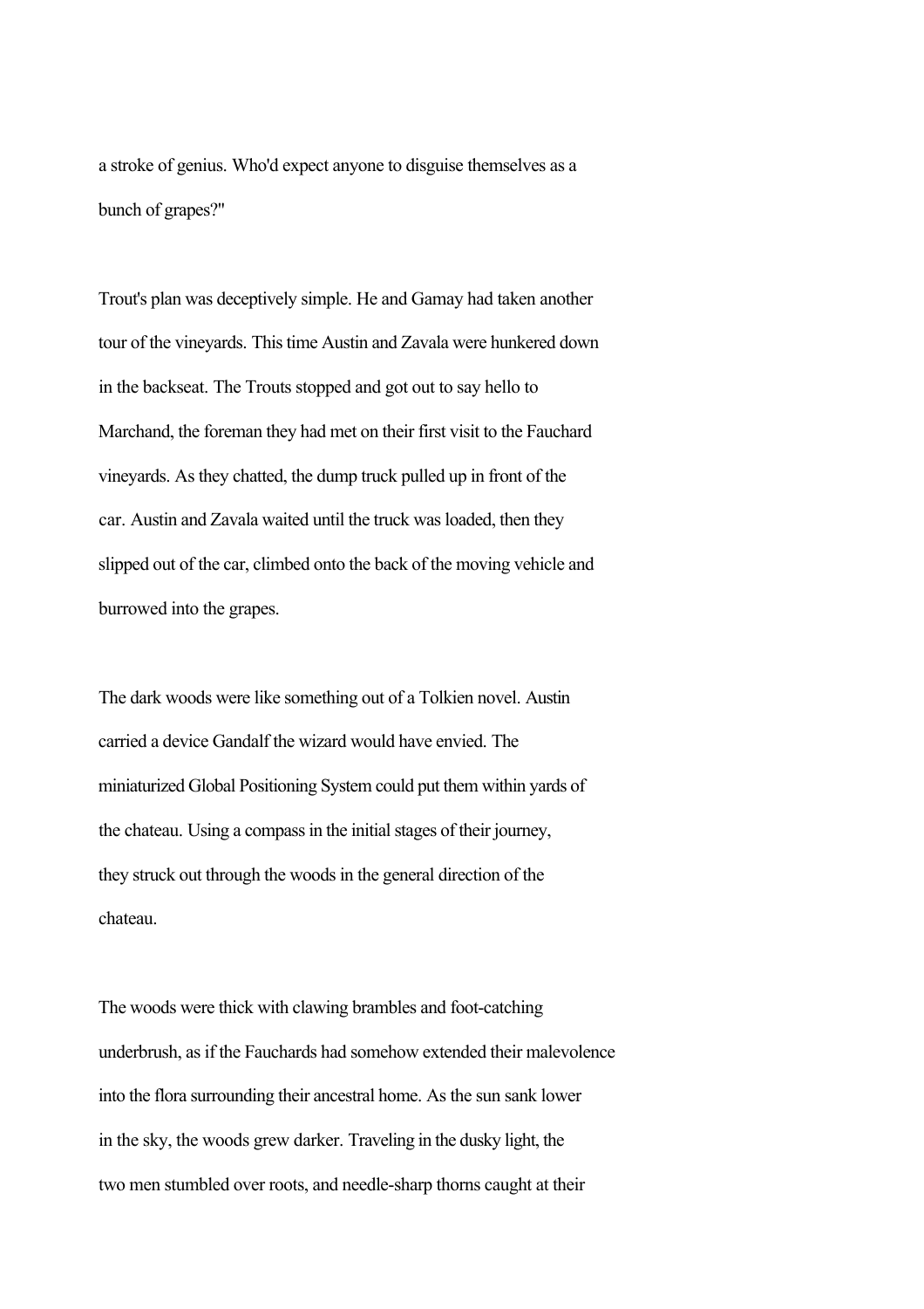a stroke of genius. Who'd expect anyone to disguise themselves as a bunch of grapes?"

Trout's plan was deceptively simple. He and Gamay had taken another tour of the vineyards. This time Austin and Zavala were hunkered down in the backseat. The Trouts stopped and got out to say hello to Marchand, the foreman they had met on their first visit to the Fauchard vineyards. As they chatted, the dump truck pulled up in front of the car. Austin and Zavala waited until the truck was loaded, then they slipped out of the car, climbed onto the back of the moving vehicle and burrowed into the grapes.

The dark woods were like something out of a Tolkien novel. Austin carried a device Gandalf the wizard would have envied. The miniaturized Global Positioning System could put them within yards of the chateau. Using a compass in the initial stages of their journey, they struck out through the woods in the general direction of the chateau.

The woods were thick with clawing brambles and foot-catching underbrush, as if the Fauchards had somehow extended their malevolence into the flora surrounding their ancestral home. As the sun sank lower in the sky, the woods grew darker. Traveling in the dusky light, the two men stumbled over roots, and needle-sharp thorns caught at their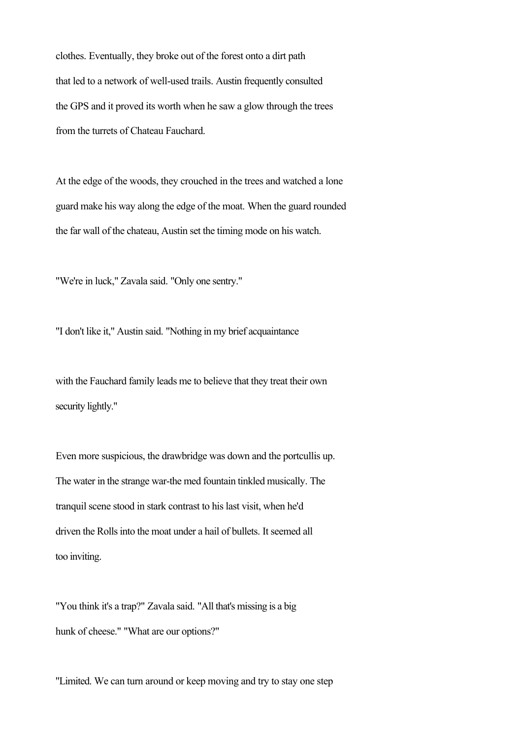clothes. Eventually, they broke out of the forest onto a dirt path that led to a network of well-used trails. Austin frequently consulted the GPS and it proved its worth when he saw a glow through the trees from the turrets of Chateau Fauchard.

At the edge of the woods, they crouched in the trees and watched a lone guard make his way along the edge of the moat. When the guard rounded the far wall of the chateau, Austin set the timing mode on his watch.

"We're in luck," Zavala said. "Only one sentry."

"I don't like it," Austin said. "Nothing in my brief acquaintance

with the Fauchard family leads me to believe that they treat their own security lightly."

Even more suspicious, the drawbridge was down and the portcullis up. The water in the strange war-the med fountain tinkled musically. The tranquil scene stood in stark contrast to his last visit, when he'd driven the Rolls into the moat under a hail of bullets. It seemed all too inviting.

"You think it's a trap?" Zavala said. "All that's missing is a big hunk of cheese." "What are our options?"

"Limited. We can turn around or keep moving and try to stay one step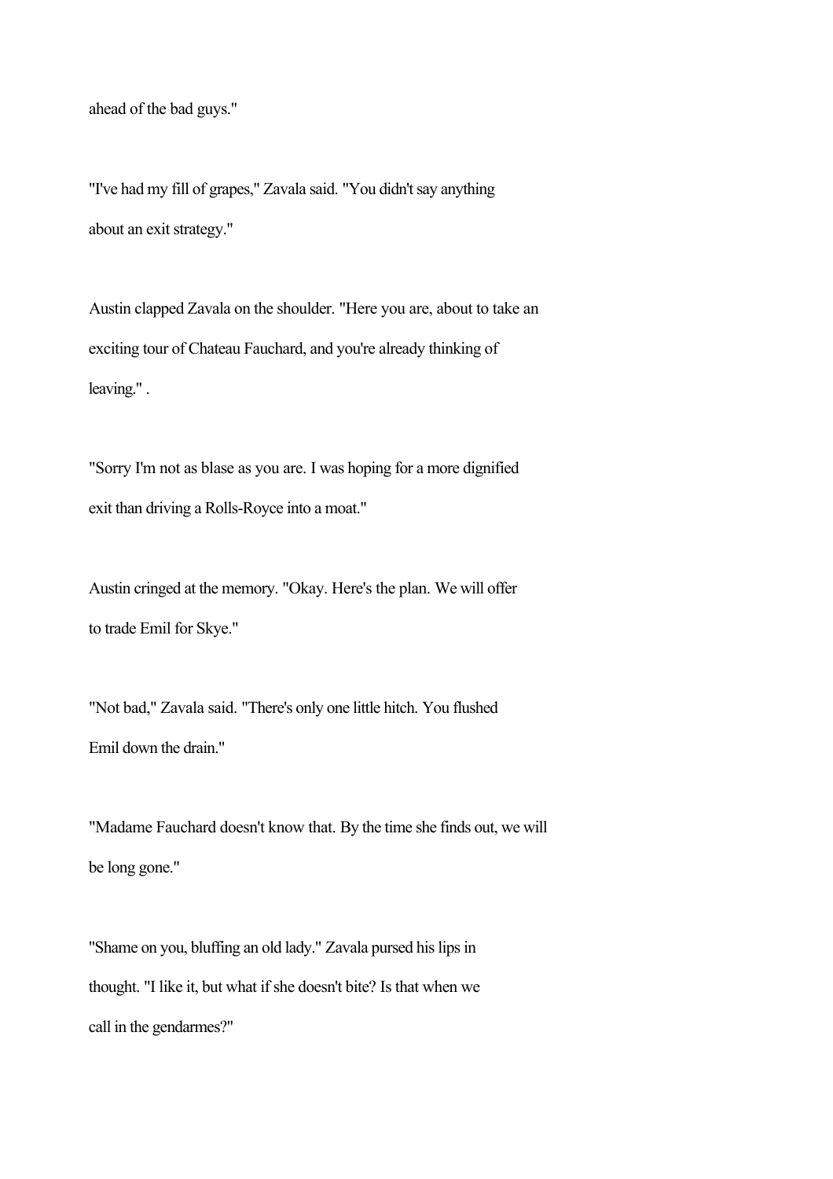ahead of the bad guys."

"I've had my fill of grapes," Zavala said. "You didn't say anything about an exit strategy."

Austin clapped Zavala on the shoulder. "Here you are, about to take an exciting tour of Chateau Fauchard, and you're already thinking of leaving." .

"Sorry I'm not as blase as you are. I was hoping for a more dignified exit than driving a Rolls-Royce into a moat."

Austin cringed at the memory. "Okay. Here's the plan. We will offer to trade Emil for Skye."

"Not bad," Zavala said. "There's only one little hitch. You flushed Emil down the drain."

"Madame Fauchard doesn't know that. By the time she finds out, we will be long gone."

"Shame on you, bluffing an old lady." Zavala pursed his lips in thought. "I like it, but what if she doesn't bite? Is that when we call in the gendarmes?"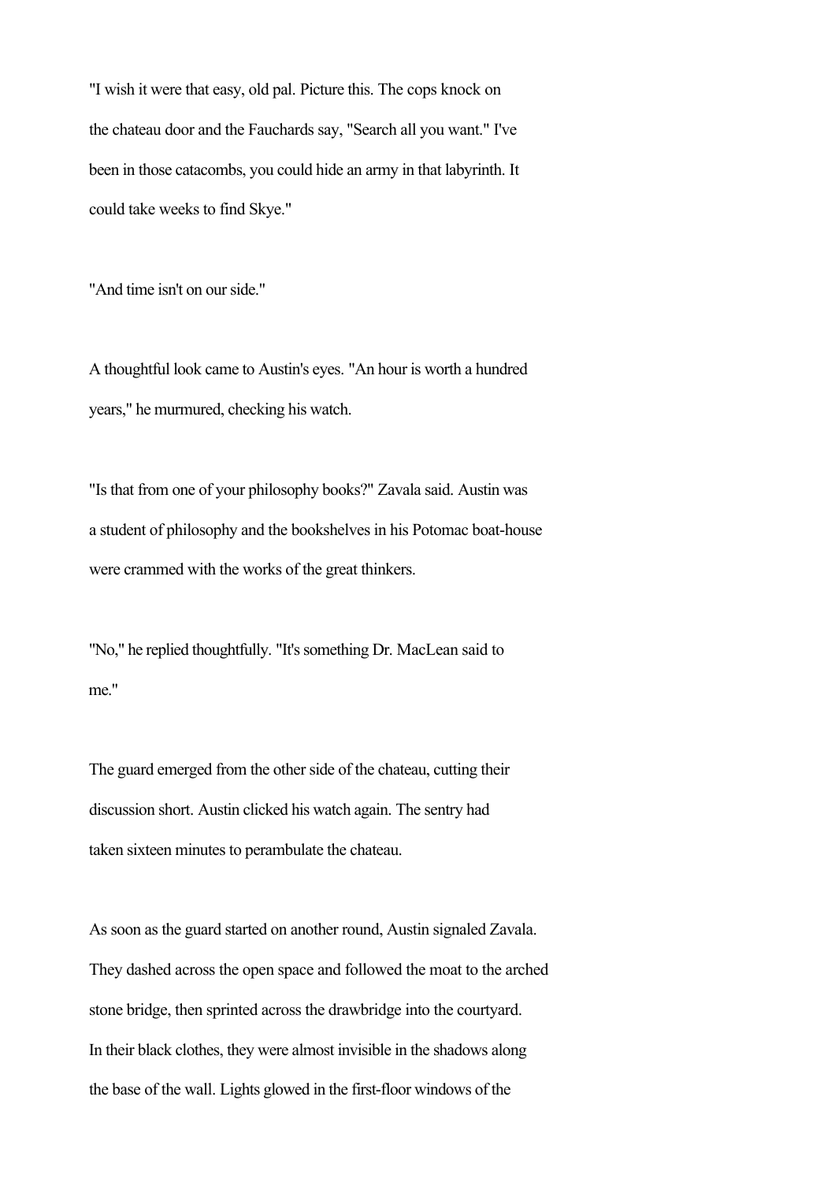"I wish it were that easy, old pal. Picture this. The cops knock on the chateau door and the Fauchards say, "Search all you want." I've been in those catacombs, you could hide an army in that labyrinth. It could take weeks to find Skye."

"And time isn't on our side."

A thoughtful look came to Austin's eyes. "An hour is worth a hundred years," he murmured, checking his watch.

"Is that from one of your philosophy books?" Zavala said. Austin was a student of philosophy and the bookshelves in his Potomac boat-house were crammed with the works of the great thinkers.

"No," he replied thoughtfully. "It's something Dr. MacLean said to me."

The guard emerged from the other side of the chateau, cutting their discussion short. Austin clicked his watch again. The sentry had taken sixteen minutes to perambulate the chateau.

As soon as the guard started on another round, Austin signaled Zavala. They dashed across the open space and followed the moat to the arched stone bridge, then sprinted across the drawbridge into the courtyard. In their black clothes, they were almost invisible in the shadows along the base of the wall. Lights glowed in the first-floor windows of the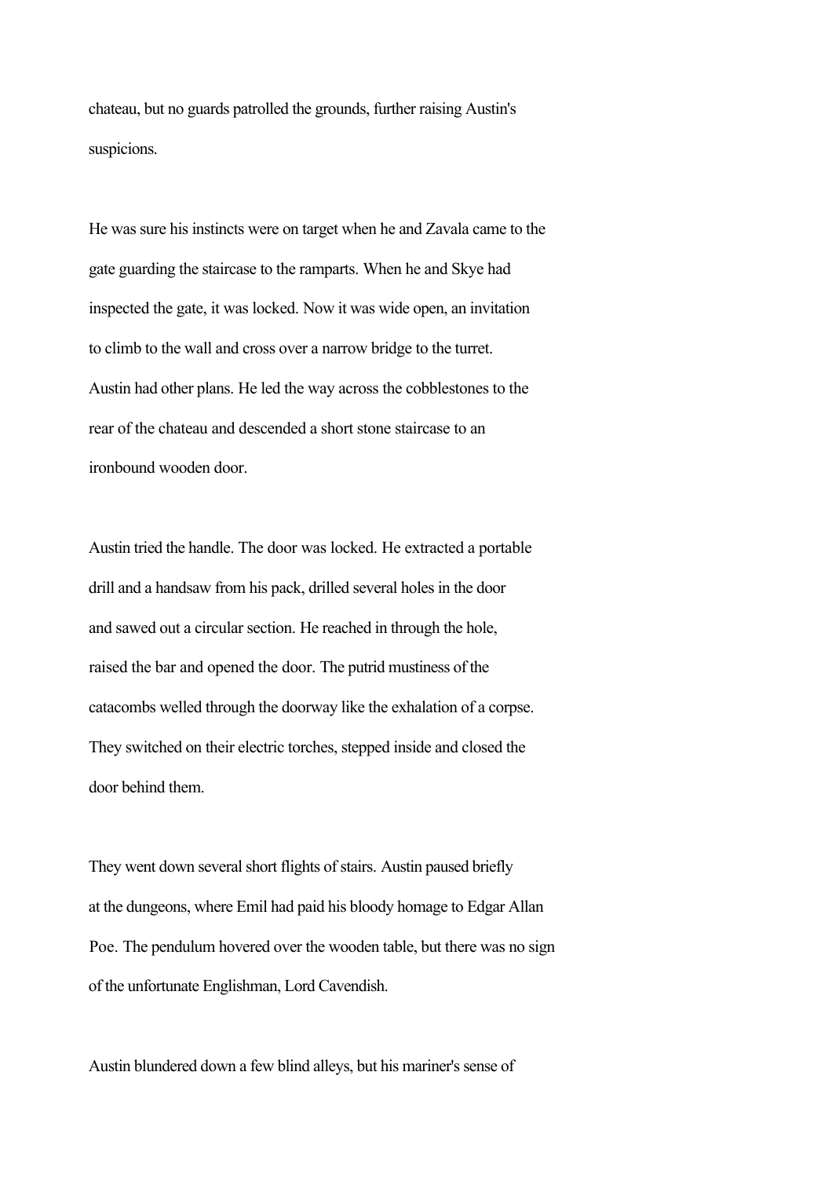chateau, but no guards patrolled the grounds, further raising Austin's suspicions.

He was sure his instincts were on target when he and Zavala came to the gate guarding the staircase to the ramparts. When he and Skye had inspected the gate, it was locked. Now it was wide open, an invitation to climb to the wall and cross over a narrow bridge to the turret. Austin had other plans. He led the way across the cobblestones to the rear of the chateau and descended a short stone staircase to an ironbound wooden door.

Austin tried the handle. The door was locked. He extracted a portable drill and a handsaw from his pack, drilled several holes in the door and sawed out a circular section. He reached in through the hole, raised the bar and opened the door. The putrid mustiness of the catacombs welled through the doorway like the exhalation of a corpse. They switched on their electric torches, stepped inside and closed the door behind them.

They went down several short flights of stairs. Austin paused briefly at the dungeons, where Emil had paid his bloody homage to Edgar Allan Poe. The pendulum hovered over the wooden table, but there was no sign of the unfortunate Englishman, Lord Cavendish.

Austin blundered down a few blind alleys, but his mariner's sense of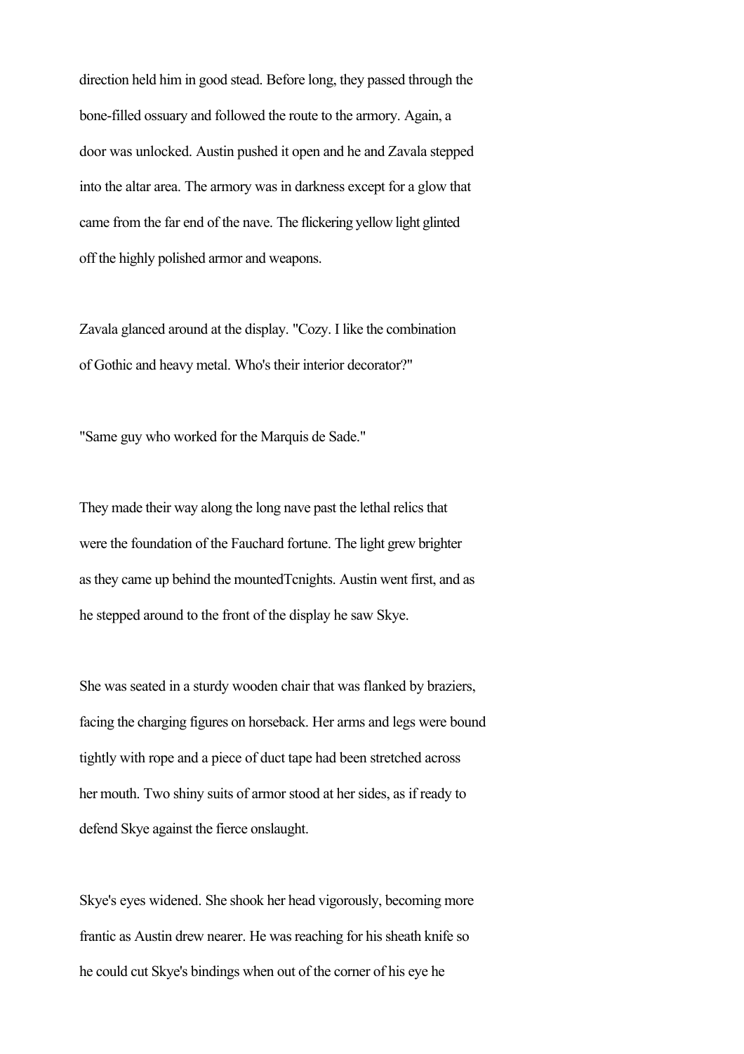direction held him in good stead. Before long, they passed through the bone-filled ossuary and followed the route to the armory. Again, a door was unlocked. Austin pushed it open and he and Zavala stepped into the altar area. The armory was in darkness except for a glow that came from the far end of the nave. The flickering yellow light glinted off the highly polished armor and weapons.

Zavala glanced around at the display. "Cozy. I like the combination of Gothic and heavy metal. Who's their interior decorator?"

"Same guy who worked for the Marquis de Sade."

They made their way along the long nave past the lethal relics that were the foundation of the Fauchard fortune. The light grew brighter as they came up behind the mountedTcnights. Austin went first, and as he stepped around to the front of the display he saw Skye.

She was seated in a sturdy wooden chair that was flanked by braziers, facing the charging figures on horseback. Her arms and legs were bound tightly with rope and a piece of duct tape had been stretched across her mouth. Two shiny suits of armor stood at her sides, as if ready to defend Skye against the fierce onslaught.

Skye's eyes widened. She shook her head vigorously, becoming more frantic as Austin drew nearer. He was reaching for his sheath knife so he could cut Skye's bindings when out of the corner of his eye he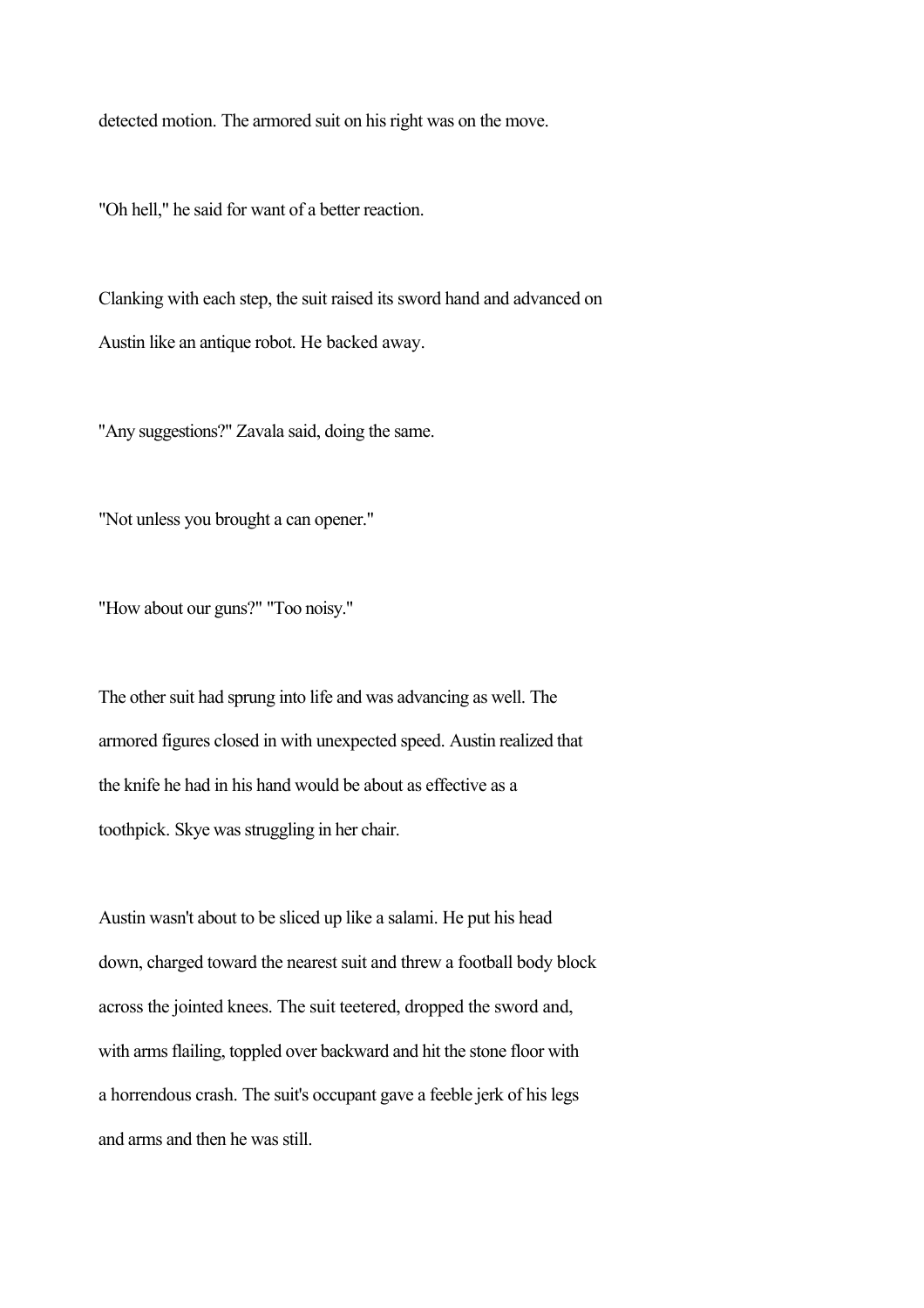detected motion. The armored suit on his right was on the move.

"Oh hell," he said for want of a better reaction.

Clanking with each step, the suit raised its sword hand and advanced on Austin like an antique robot. He backed away.

"Any suggestions?" Zavala said, doing the same.

"Not unless you brought a can opener."

"How about our guns?" "Too noisy."

The other suit had sprung into life and was advancing as well. The armored figures closed in with unexpected speed. Austin realized that the knife he had in his hand would be about as effective as a toothpick. Skye was struggling in her chair.

Austin wasn't about to be sliced up like a salami. He put his head down, charged toward the nearest suit and threw a football body block across the jointed knees. The suit teetered, dropped the sword and, with arms flailing, toppled over backward and hit the stone floor with a horrendous crash. The suit's occupant gave a feeble jerk of his legs and arms and then he was still.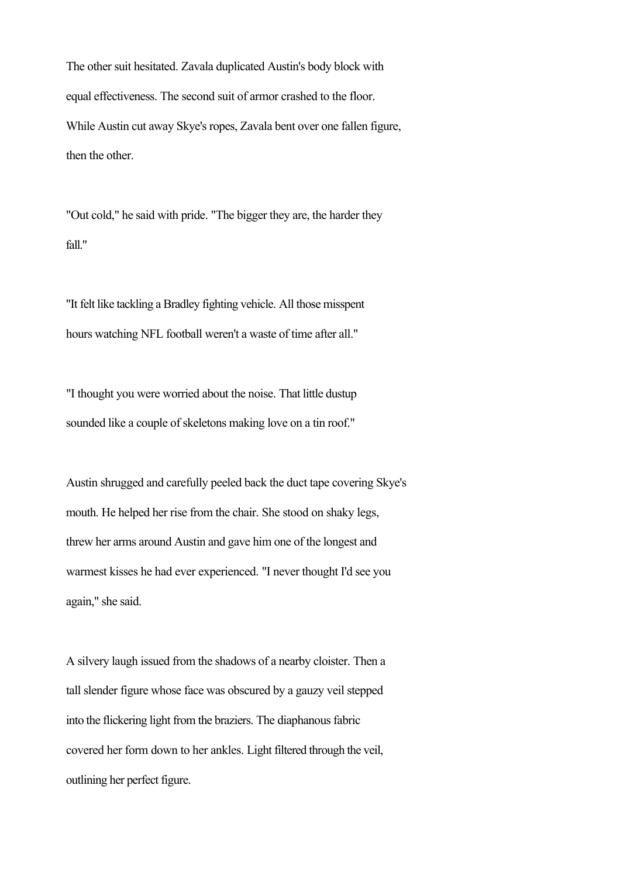The other suit hesitated. Zavala duplicated Austin's body block with equal effectiveness. The second suit of armor crashed to the floor. While Austin cut away Skye's ropes, Zavala bent over one fallen figure, then the other.

"Out cold," he said with pride. "The bigger they are, the harder they fall."

"It felt like tackling a Bradley fighting vehicle. All those misspent hours watching NFL football weren't a waste of time after all."

"I thought you were worried about the noise. That little dustup sounded like a couple of skeletons making love on a tin roof."

Austin shrugged and carefully peeled back the duct tape covering Skye's mouth. He helped her rise from the chair. She stood on shaky legs, threw her arms around Austin and gave him one of the longest and warmest kisses he had ever experienced. "I never thought I'd see you again," she said.

A silvery laugh issued from the shadows of a nearby cloister. Then a tall slender figure whose face was obscured by a gauzy veil stepped into the flickering light from the braziers. The diaphanous fabric covered her form down to her ankles. Light filtered through the veil, outlining her perfect figure.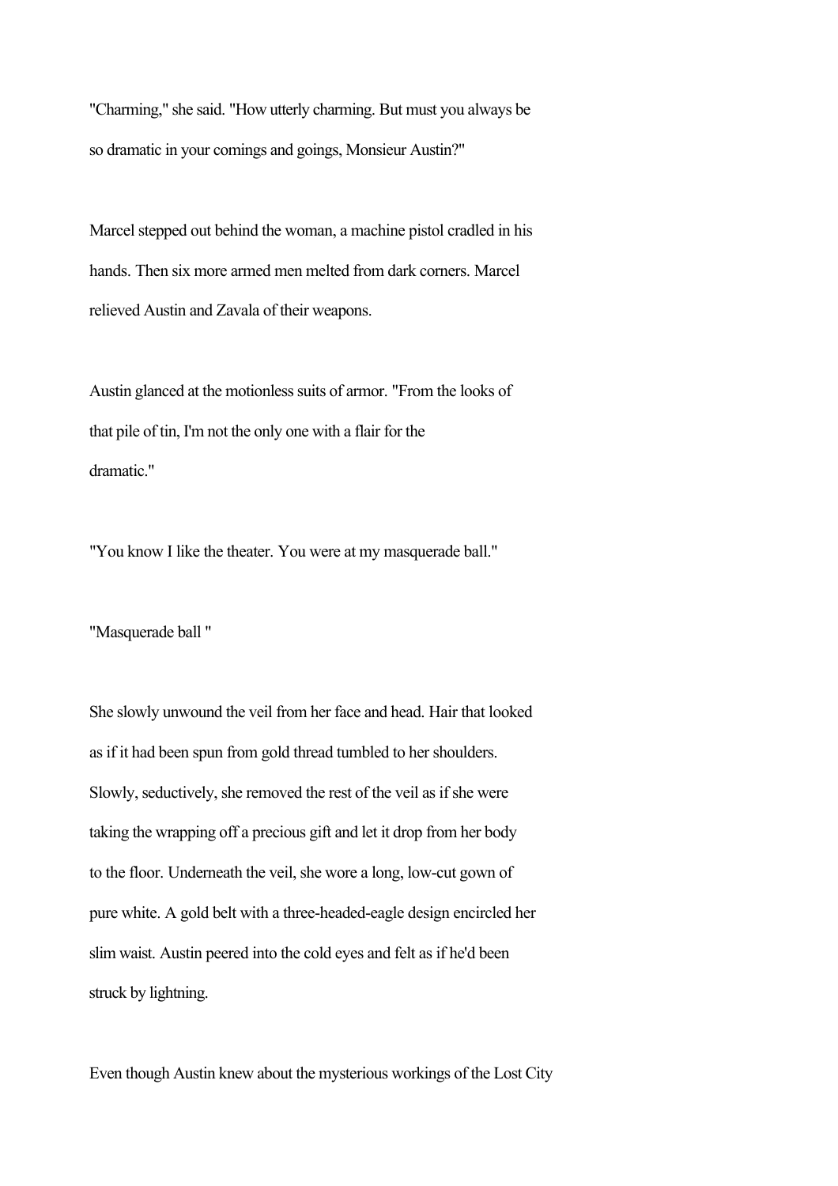"Charming," she said. "How utterly charming. But must you always be so dramatic in your comings and goings, Monsieur Austin?"

Marcel stepped out behind the woman, a machine pistol cradled in his hands. Then six more armed men melted from dark corners. Marcel relieved Austin and Zavala of their weapons.

Austin glanced at the motionless suits of armor. "From the looks of that pile of tin, I'm not the only one with a flair for the dramatic."

"You know I like the theater. You were at my masquerade ball."

"Masquerade ball "

She slowly unwound the veil from her face and head. Hair that looked as if it had been spun from gold thread tumbled to her shoulders. Slowly, seductively, she removed the rest of the veil as if she were taking the wrapping off a precious gift and let it drop from her body to the floor. Underneath the veil, she wore a long, low-cut gown of pure white. A gold belt with a three-headed-eagle design encircled her slim waist. Austin peered into the cold eyes and felt as if he'd been struck by lightning.

Even though Austin knew about the mysterious workings of the Lost City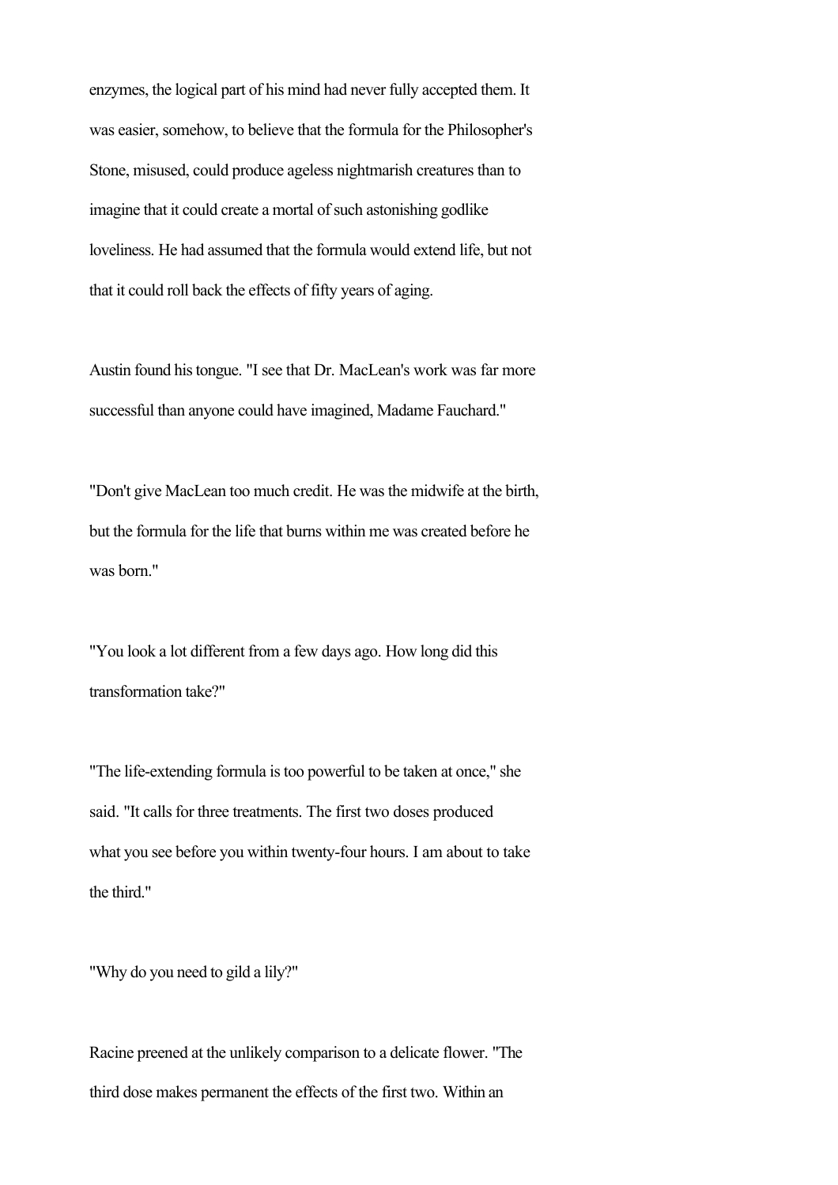enzymes, the logical part of his mind had never fully accepted them. It was easier, somehow, to believe that the formula for the Philosopher's Stone, misused, could produce ageless nightmarish creatures than to imagine that it could create a mortal of such astonishing godlike loveliness. He had assumed that the formula would extend life, but not that it could roll back the effects of fifty years of aging.

Austin found his tongue. "I see that Dr. MacLean's work was far more successful than anyone could have imagined, Madame Fauchard."

"Don't give MacLean too much credit. He was the midwife at the birth, but the formula for the life that burns within me was created before he was born."

"You look a lot different from a few days ago. How long did this transformation take?"

"The life-extending formula is too powerful to be taken at once," she said. "It calls for three treatments. The first two doses produced what you see before you within twenty-four hours. I am about to take the third."

"Why do you need to gild a lily?"

Racine preened at the unlikely comparison to a delicate flower. "The third dose makes permanent the effects of the first two. Within an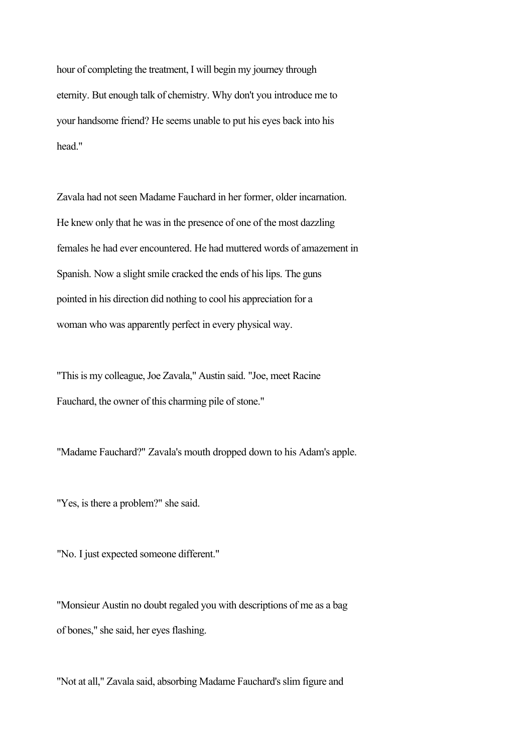hour of completing the treatment, I will begin my journey through eternity. But enough talk of chemistry. Why don't you introduce me to your handsome friend? He seems unable to put his eyes back into his head."

Zavala had not seen Madame Fauchard in her former, older incarnation. He knew only that he was in the presence of one of the most dazzling females he had ever encountered. He had muttered words of amazement in Spanish. Now a slight smile cracked the ends of his lips. The guns pointed in his direction did nothing to cool his appreciation for a woman who was apparently perfect in every physical way.

"This is my colleague, Joe Zavala," Austin said. "Joe, meet Racine Fauchard, the owner of this charming pile of stone."

"Madame Fauchard?" Zavala's mouth dropped down to his Adam's apple.

"Yes, is there a problem?" she said.

"No. I just expected someone different."

"Monsieur Austin no doubt regaled you with descriptions of me as a bag of bones," she said, her eyes flashing.

"Not at all," Zavala said, absorbing Madame Fauchard's slim figure and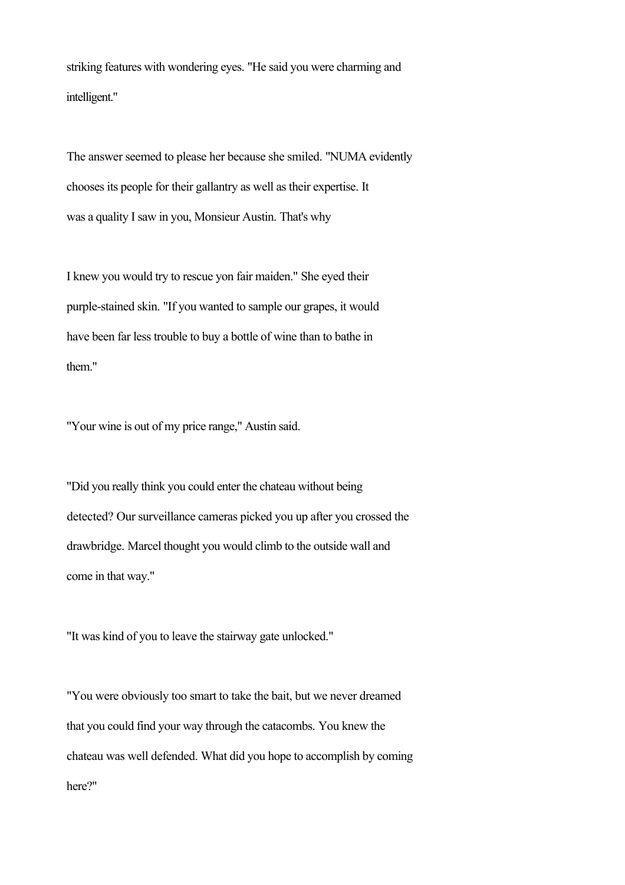striking features with wondering eyes. "He said you were charming and intelligent."

The answer seemed to please her because she smiled. "NUMA evidently chooses its people for their gallantry as well as their expertise. It was a quality I saw in you, Monsieur Austin. That's why

I knew you would try to rescue yon fair maiden." She eyed their purple-stained skin. "If you wanted to sample our grapes, it would have been far less trouble to buy a bottle of wine than to bathe in them."

"Your wine is out of my price range," Austin said.

"Did you really think you could enter the chateau without being detected? Our surveillance cameras picked you up after you crossed the drawbridge. Marcel thought you would climb to the outside wall and come in that way."

"It was kind of you to leave the stairway gate unlocked."

"You were obviously too smart to take the bait, but we never dreamed that you could find your way through the catacombs. You knew the chateau was well defended. What did you hope to accomplish by coming here?"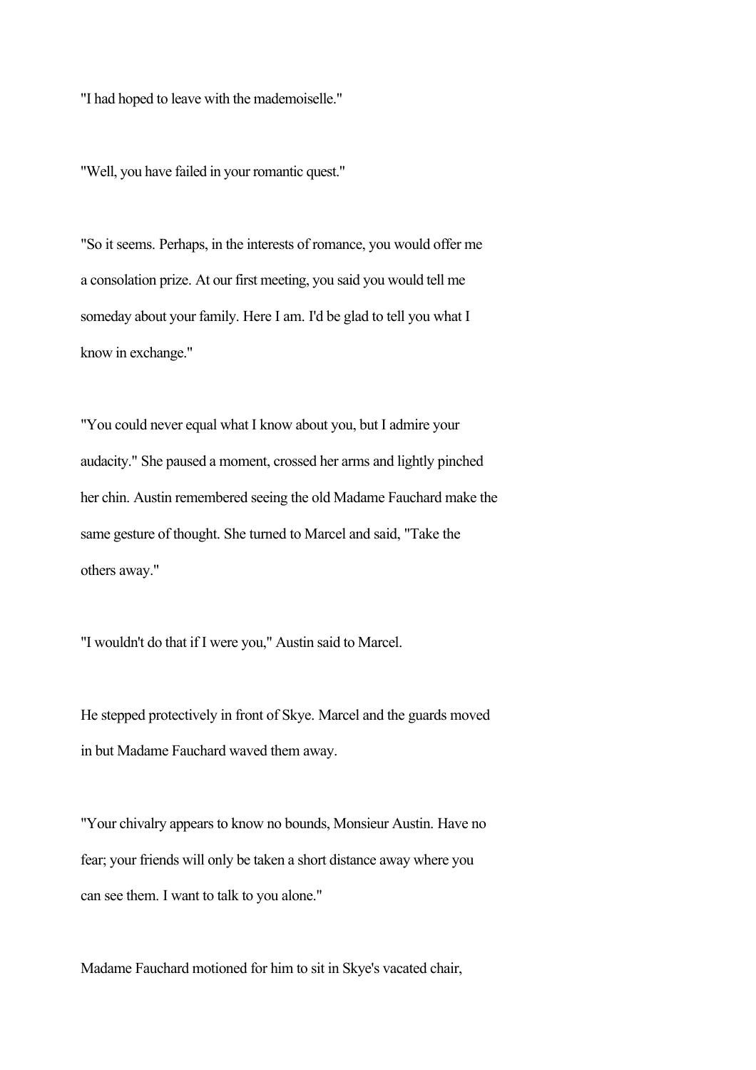"I had hoped to leave with the mademoiselle."

"Well, you have failed in your romantic quest."

"So it seems. Perhaps, in the interests of romance, you would offer me a consolation prize. At our first meeting, you said you would tell me someday about your family. Here I am. I'd be glad to tell you what I know in exchange."

"You could never equal what I know about you, but I admire your audacity." She paused a moment, crossed her arms and lightly pinched her chin. Austin remembered seeing the old Madame Fauchard make the same gesture of thought. She turned to Marcel and said, "Take the others away."

"I wouldn't do that if I were you," Austin said to Marcel.

He stepped protectively in front of Skye. Marcel and the guards moved in but Madame Fauchard waved them away.

"Your chivalry appears to know no bounds, Monsieur Austin. Have no fear; your friends will only be taken a short distance away where you can see them. I want to talk to you alone."

Madame Fauchard motioned for him to sit in Skye's vacated chair,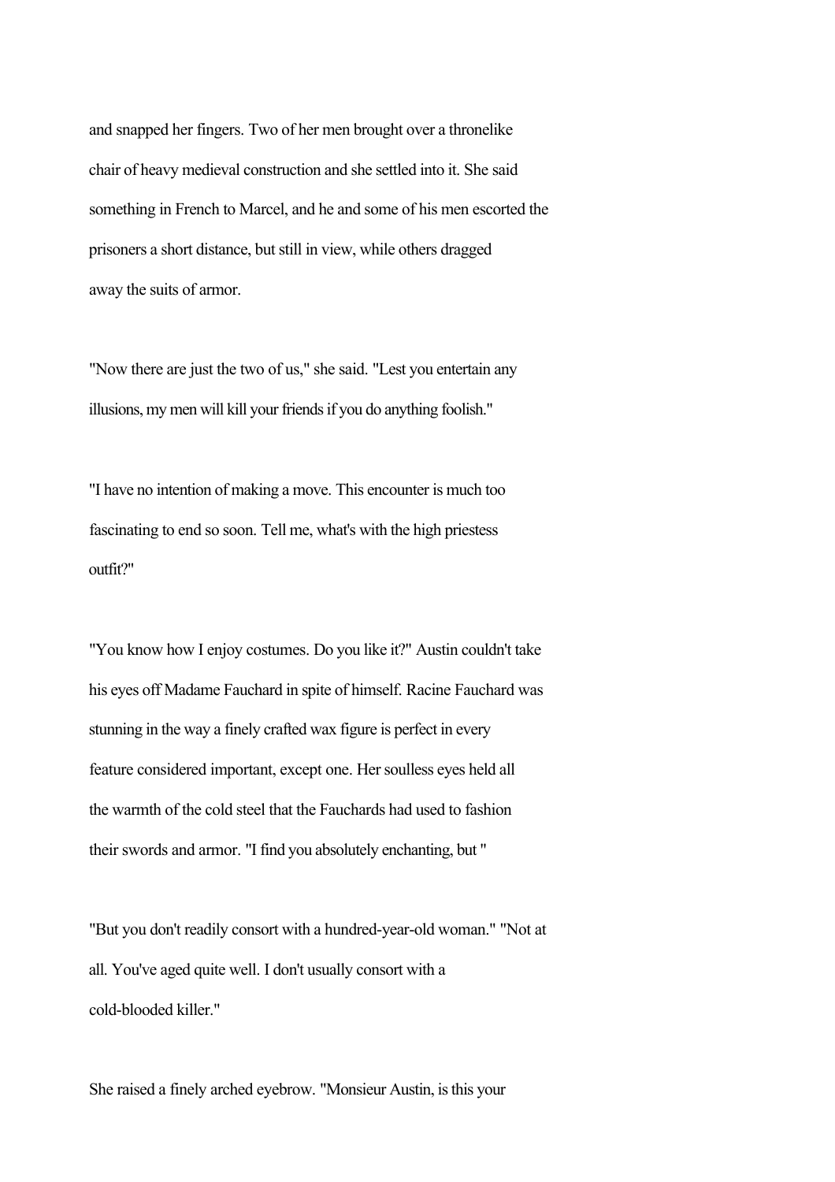and snapped her fingers. Two of her men brought over a thronelike chair of heavy medieval construction and she settled into it. She said something in French to Marcel, and he and some of his men escorted the prisoners a short distance, but still in view, while others dragged away the suits of armor.

"Now there are just the two of us," she said. "Lest you entertain any illusions, my men will kill your friends if you do anything foolish."

"I have no intention of making a move. This encounter is much too fascinating to end so soon. Tell me, what's with the high priestess outfit?"

"You know how I enjoy costumes. Do you like it?" Austin couldn't take his eyes off Madame Fauchard in spite of himself. Racine Fauchard was stunning in the way a finely crafted wax figure is perfect in every feature considered important, except one. Her soulless eyes held all the warmth of the cold steel that the Fauchards had used to fashion their swords and armor. "I find you absolutely enchanting, but "

"But you don't readily consort with a hundred-year-old woman." "Not at all. You've aged quite well. I don't usually consort with a cold-blooded killer."

She raised a finely arched eyebrow. "Monsieur Austin, is this your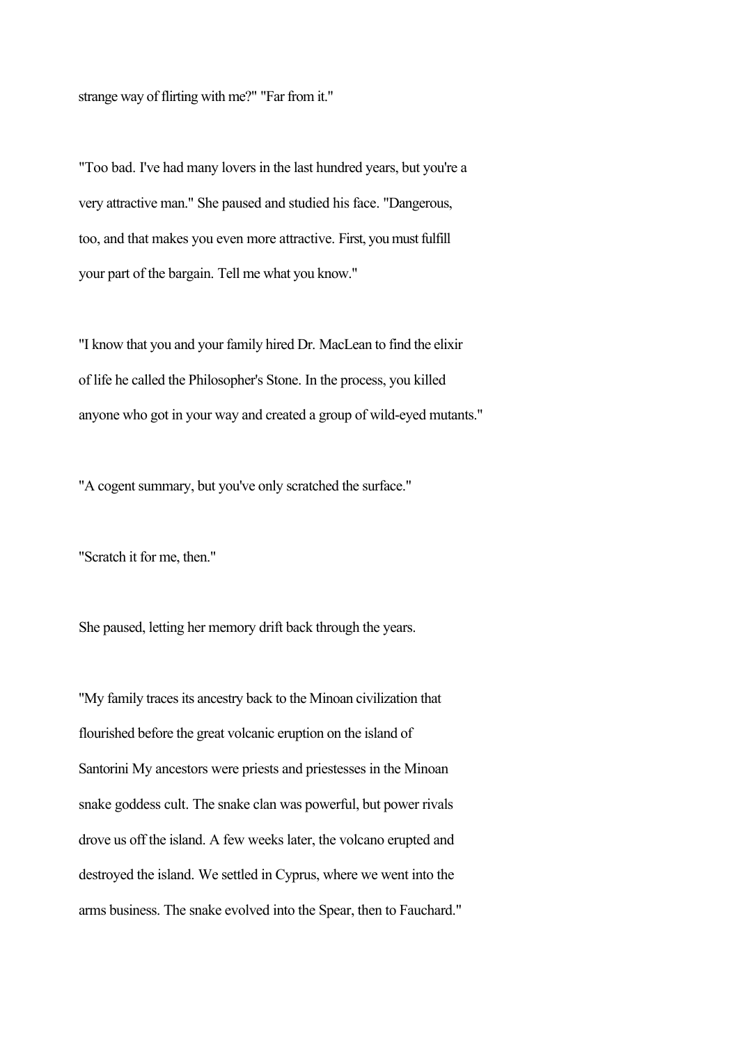strange way of flirting with me?" "Far from it."

"Too bad. I've had many lovers in the last hundred years, but you're a very attractive man." She paused and studied his face. "Dangerous, too, and that makes you even more attractive. First, you must fulfill your part of the bargain. Tell me what you know."

"I know that you and your family hired Dr. MacLean to find the elixir of life he called the Philosopher's Stone. In the process, you killed anyone who got in your way and created a group of wild-eyed mutants."

"A cogent summary, but you've only scratched the surface."

"Scratch it for me, then."

She paused, letting her memory drift back through the years.

"My family traces its ancestry back to the Minoan civilization that flourished before the great volcanic eruption on the island of Santorini My ancestors were priests and priestesses in the Minoan snake goddess cult. The snake clan was powerful, but power rivals drove us off the island. A few weeks later, the volcano erupted and destroyed the island. We settled in Cyprus, where we went into the arms business. The snake evolved into the Spear, then to Fauchard."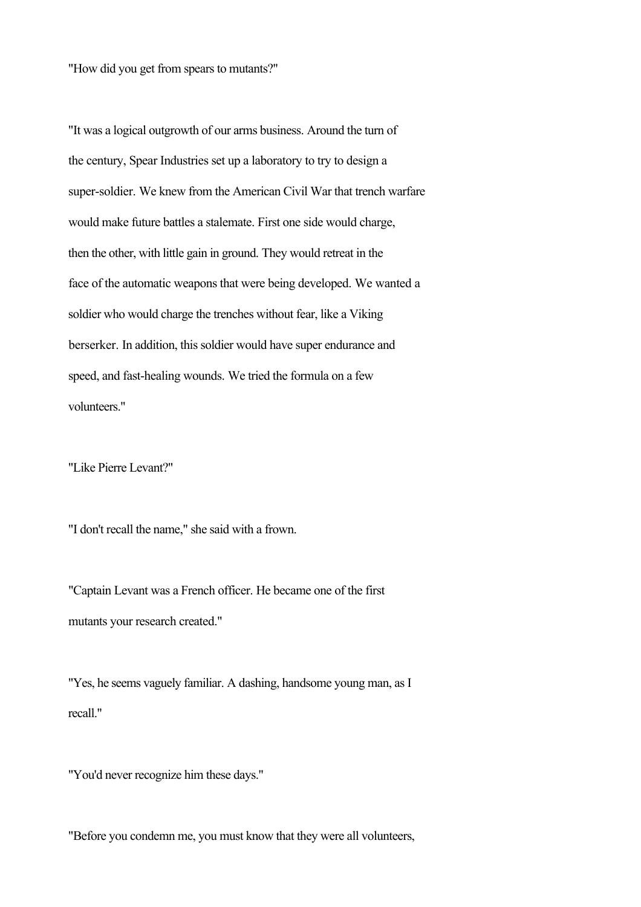"How did you get from spears to mutants?"

"It was a logical outgrowth of our arms business. Around the turn of the century, Spear Industries set up a laboratory to try to design a super-soldier. We knew from the American Civil War that trench warfare would make future battles a stalemate. First one side would charge, then the other, with little gain in ground. They would retreat in the face of the automatic weapons that were being developed. We wanted a soldier who would charge the trenches without fear, like a Viking berserker. In addition, this soldier would have super endurance and speed, and fast-healing wounds. We tried the formula on a few volunteers."

"Like Pierre Levant?"

"I don't recall the name," she said with a frown.

"Captain Levant was a French officer. He became one of the first mutants your research created."

"Yes, he seems vaguely familiar. A dashing, handsome young man, as I recall."

"You'd never recognize him these days."

"Before you condemn me, you must know that they were all volunteers,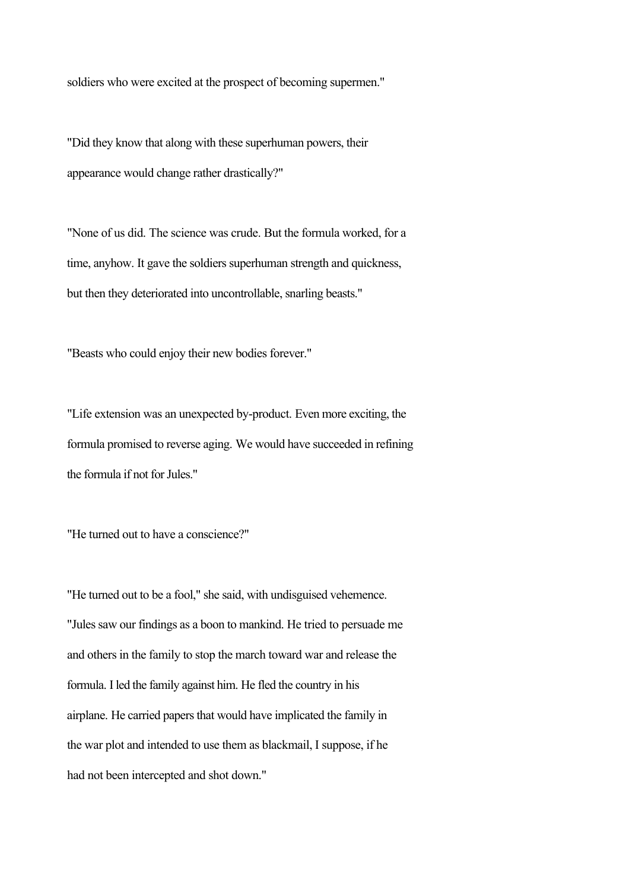soldiers who were excited at the prospect of becoming supermen."

"Did they know that along with these superhuman powers, their appearance would change rather drastically?"

"None of us did. The science was crude. But the formula worked, for a time, anyhow. It gave the soldiers superhuman strength and quickness, but then they deteriorated into uncontrollable, snarling beasts."

"Beasts who could enjoy their new bodies forever."

"Life extension was an unexpected by-product. Even more exciting, the formula promised to reverse aging. We would have succeeded in refining the formula if not for Jules."

"He turned out to have a conscience?"

"He turned out to be a fool," she said, with undisguised vehemence. "Jules saw our findings as a boon to mankind. He tried to persuade me and others in the family to stop the march toward war and release the formula. I led the family against him. He fled the country in his airplane. He carried papers that would have implicated the family in the war plot and intended to use them as blackmail, I suppose, if he had not been intercepted and shot down."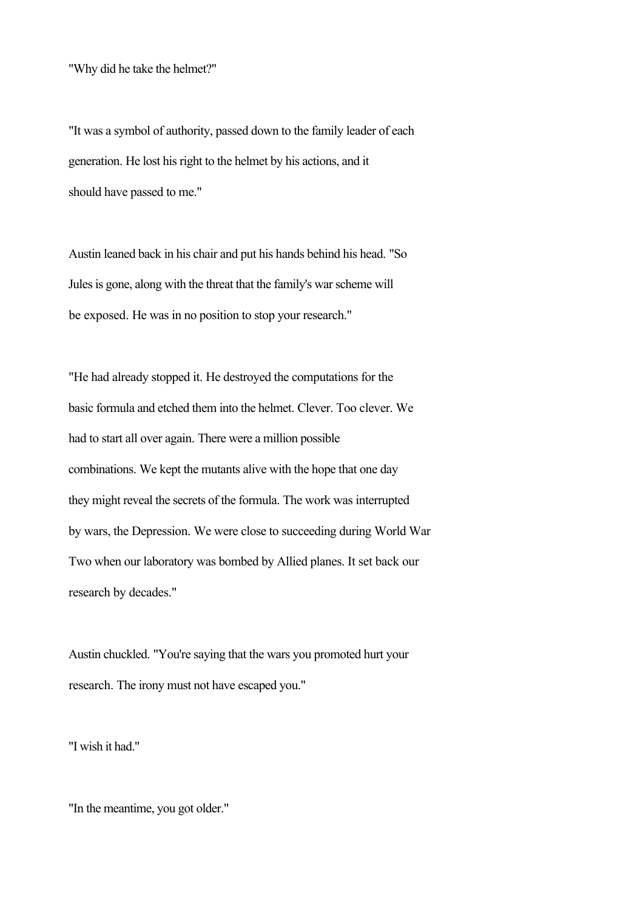"Why did he take the helmet?"

"It was a symbol of authority, passed down to the family leader of each generation. He lost his right to the helmet by his actions, and it should have passed to me."

Austin leaned back in his chair and put his hands behind his head. "So Jules is gone, along with the threat that the family's war scheme will be exposed. He was in no position to stop your research."

"He had already stopped it. He destroyed the computations for the basic formula and etched them into the helmet. Clever. Too clever. We had to start all over again. There were a million possible combinations. We kept the mutants alive with the hope that one day they might reveal the secrets of the formula. The work was interrupted by wars, the Depression. We were close to succeeding during World War Two when our laboratory was bombed by Allied planes. It set back our research by decades."

Austin chuckled. "You're saying that the wars you promoted hurt your research. The irony must not have escaped you."

"I wish it had."

"In the meantime, you got older."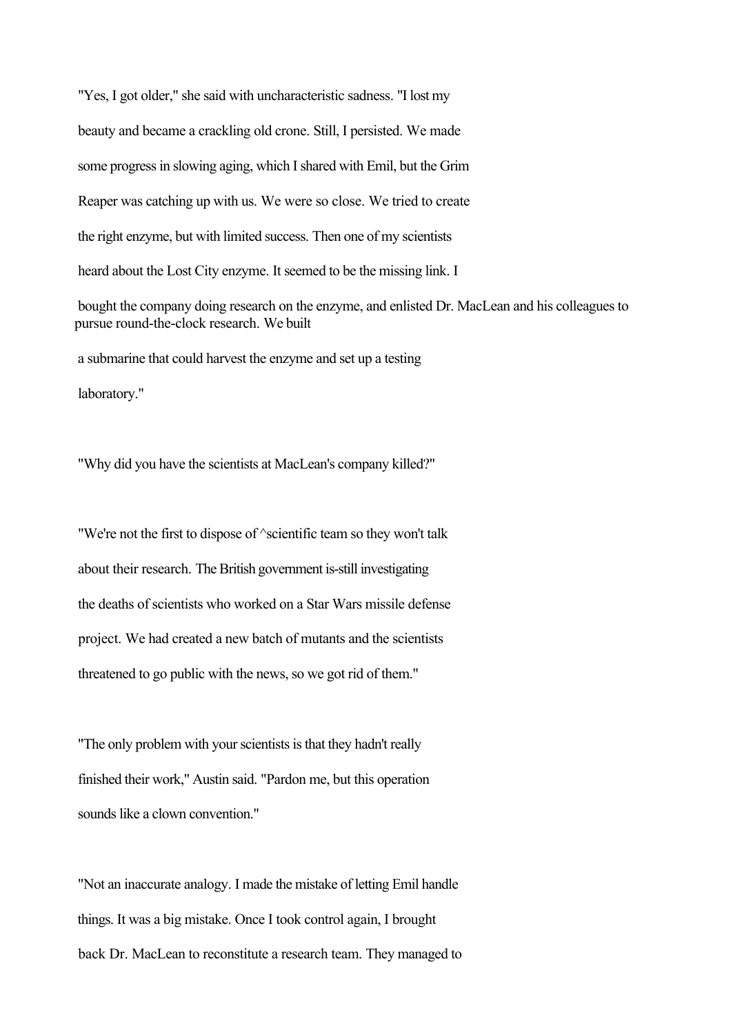"Yes, I got older," she said with uncharacteristic sadness. "I lost my beauty and became a crackling old crone. Still, I persisted. We made some progress in slowing aging, which I shared with Emil, but the Grim Reaper was catching up with us. We were so close. We tried to create the right enzyme, but with limited success. Then one of my scientists heard about the Lost City enzyme. It seemed to be the missing link. I bought the company doing research on the enzyme, and enlisted Dr. MacLean and his colleagues to pursue round-the-clock research. We built a submarine that could harvest the enzyme and set up a testing laboratory."

"Why did you have the scientists at MacLean's company killed?"

"We're not the first to dispose of ^scientific team so they won't talk about their research. The British government is-still investigating the deaths of scientists who worked on a Star Wars missile defense project. We had created a new batch of mutants and the scientists threatened to go public with the news, so we got rid of them."

"The only problem with your scientists is that they hadn't really finished their work," Austin said. "Pardon me, but this operation sounds like a clown convention."

"Not an inaccurate analogy. I made the mistake of letting Emil handle things. It was a big mistake. Once I took control again, I brought back Dr. MacLean to reconstitute a research team. They managed to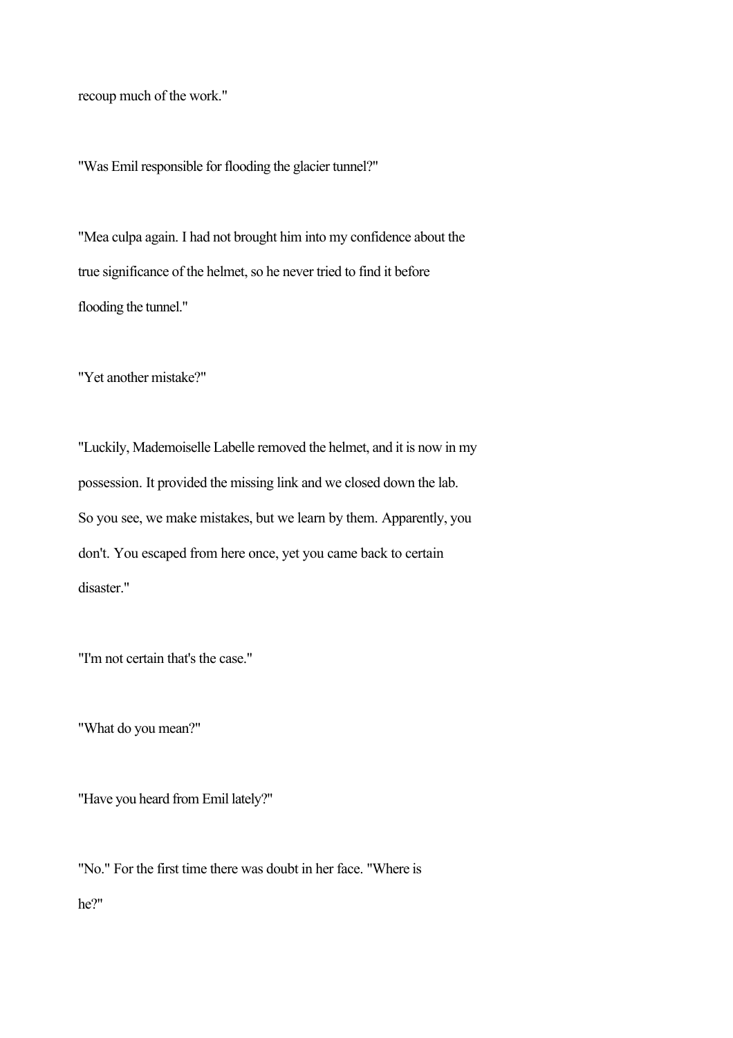recoup much of the work."

"Was Emil responsible for flooding the glacier tunnel?"

"Mea culpa again. I had not brought him into my confidence about the true significance of the helmet, so he never tried to find it before flooding the tunnel."

"Yet another mistake?"

"Luckily, Mademoiselle Labelle removed the helmet, and it is now in my possession. It provided the missing link and we closed down the lab. So you see, we make mistakes, but we learn by them. Apparently, you don't. You escaped from here once, yet you came back to certain disaster."

"I'm not certain that's the case."

"What do you mean?"

"Have you heard from Emil lately?"

"No." For the first time there was doubt in her face. "Where is he?"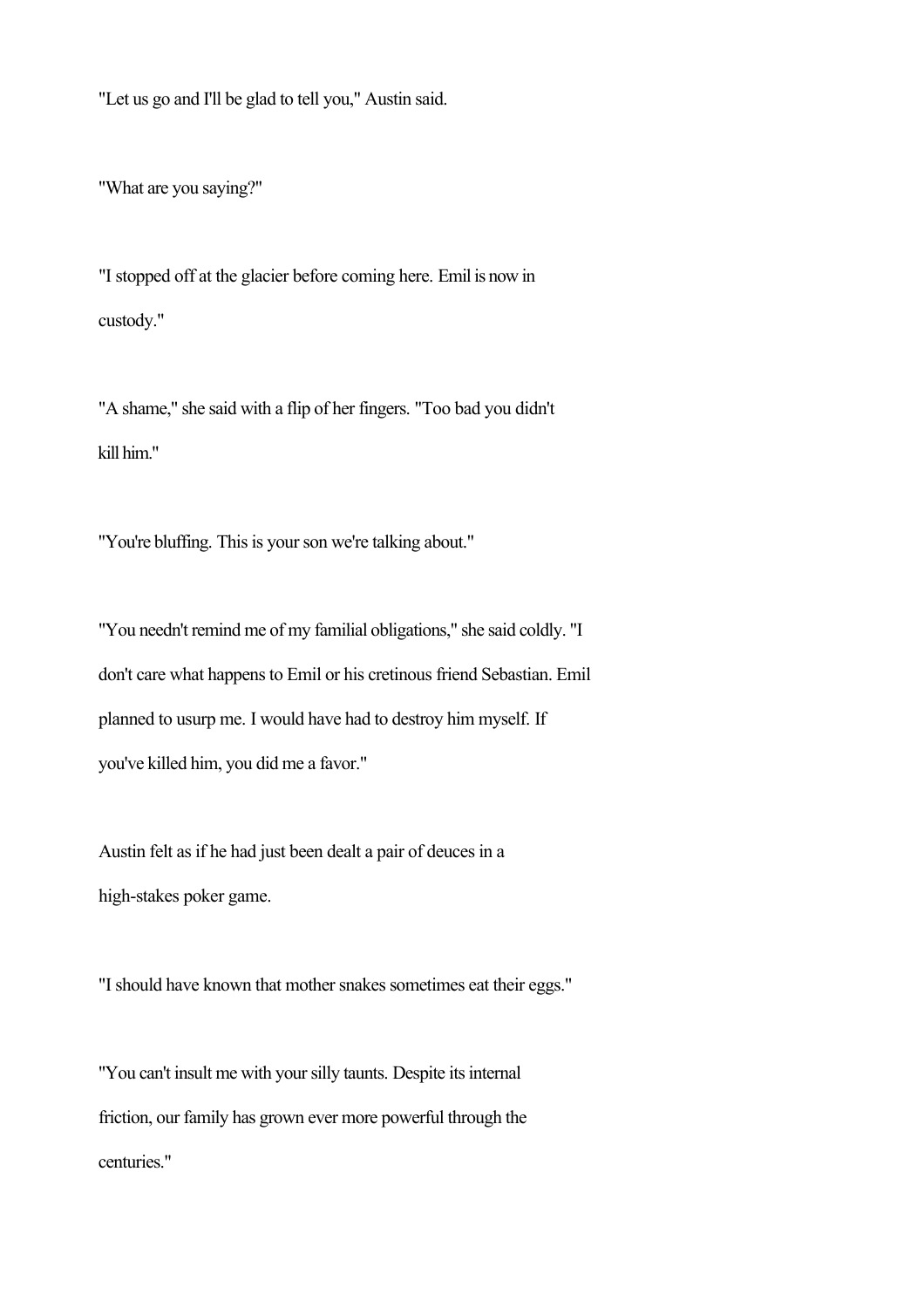"Let us go and I'll be glad to tell you," Austin said.

"What are you saying?"

"I stopped off at the glacier before coming here. Emil is now in custody."

"A shame," she said with a flip of her fingers. "Too bad you didn't kill him."

"You're bluffing. This is your son we're talking about."

"You needn't remind me of my familial obligations," she said coldly. "I don't care what happens to Emil or his cretinous friend Sebastian. Emil planned to usurp me. I would have had to destroy him myself. If you've killed him, you did me a favor."

Austin felt as if he had just been dealt a pair of deuces in a high-stakes poker game.

"I should have known that mother snakes sometimes eat their eggs."

"You can't insult me with your silly taunts. Despite its internal friction, our family has grown ever more powerful through the centuries."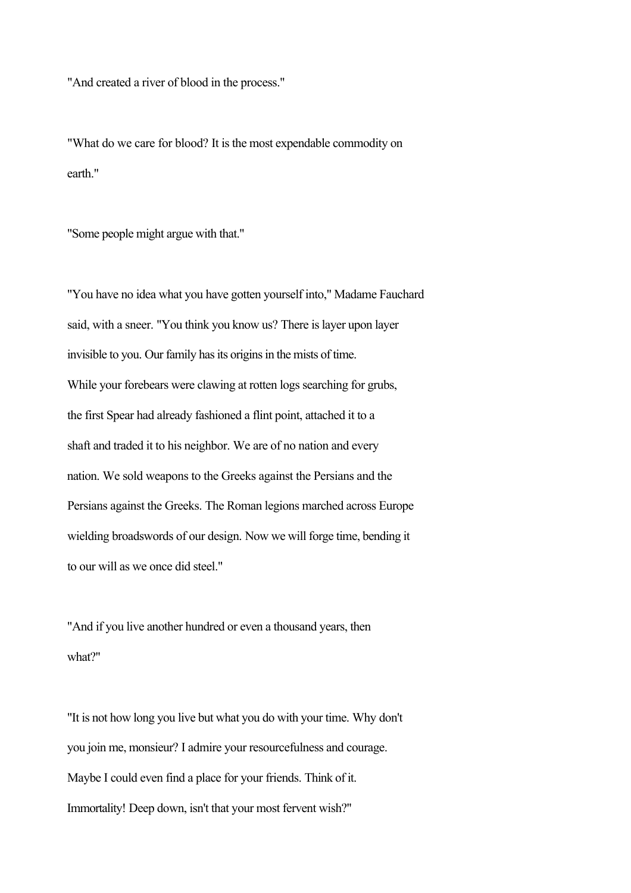"And created a river of blood in the process."

"What do we care for blood? It is the most expendable commodity on earth."

"Some people might argue with that."

"You have no idea what you have gotten yourself into," Madame Fauchard said, with a sneer. "You think you know us? There is layer upon layer invisible to you. Our family has its origins in the mists of time. While your forebears were clawing at rotten logs searching for grubs, the first Spear had already fashioned a flint point, attached it to a shaft and traded it to his neighbor. We are of no nation and every nation. We sold weapons to the Greeks against the Persians and the Persians against the Greeks. The Roman legions marched across Europe wielding broadswords of our design. Now we will forge time, bending it to our will as we once did steel."

"And if you live another hundred or even a thousand years, then what?"

"It is not how long you live but what you do with your time. Why don't you join me, monsieur? I admire your resourcefulness and courage. Maybe I could even find a place for your friends. Think of it. Immortality! Deep down, isn't that your most fervent wish?"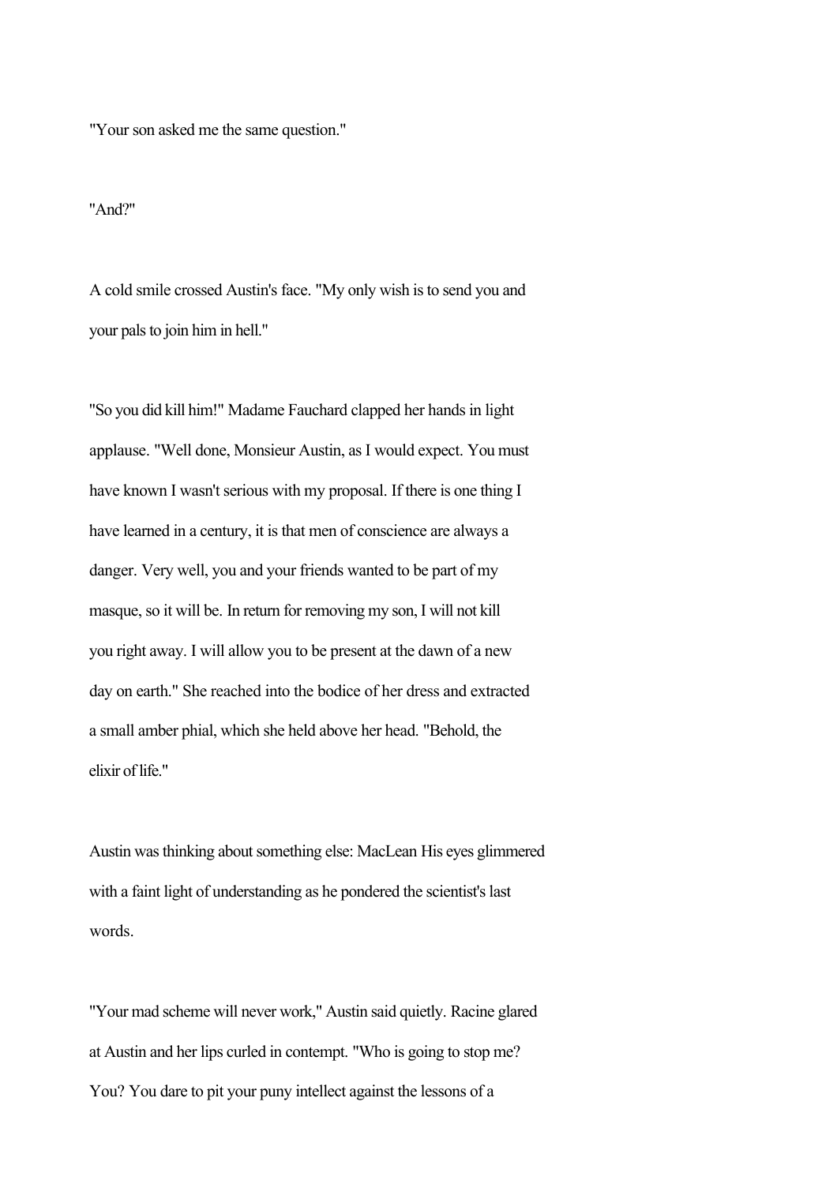"Your son asked me the same question."

"And?"

A cold smile crossed Austin's face. "My only wish is to send you and your pals to join him in hell."

"So you did kill him!" Madame Fauchard clapped her hands in light applause. "Well done, Monsieur Austin, as I would expect. You must have known I wasn't serious with my proposal. If there is one thing I have learned in a century, it is that men of conscience are always a danger. Very well, you and your friends wanted to be part of my masque, so it will be. In return for removing my son, I will not kill you right away. I will allow you to be present at the dawn of a new day on earth." She reached into the bodice of her dress and extracted a small amber phial, which she held above her head. "Behold, the elixir of life."

Austin was thinking about something else: MacLean His eyes glimmered with a faint light of understanding as he pondered the scientist's last words.

"Your mad scheme will never work," Austin said quietly. Racine glared at Austin and her lips curled in contempt. "Who is going to stop me? You? You dare to pit your puny intellect against the lessons of a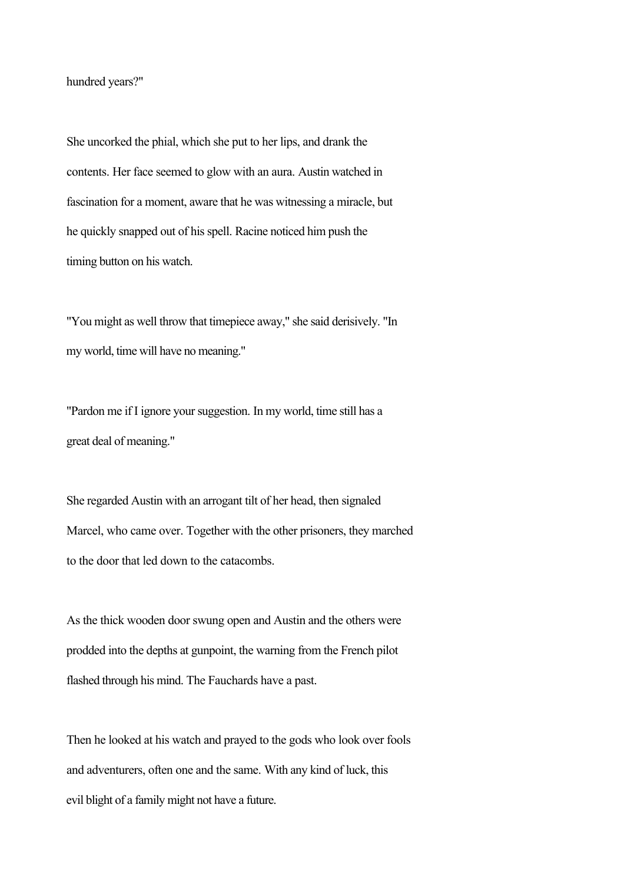hundred years?"

She uncorked the phial, which she put to her lips, and drank the contents. Her face seemed to glow with an aura. Austin watched in fascination for a moment, aware that he was witnessing a miracle, but he quickly snapped out of his spell. Racine noticed him push the timing button on his watch.

"You might as well throw that timepiece away," she said derisively. "In my world, time will have no meaning."

"Pardon me if I ignore your suggestion. In my world, time still has a great deal of meaning."

She regarded Austin with an arrogant tilt of her head, then signaled Marcel, who came over. Together with the other prisoners, they marched to the door that led down to the catacombs.

As the thick wooden door swung open and Austin and the others were prodded into the depths at gunpoint, the warning from the French pilot flashed through his mind. The Fauchards have a past.

Then he looked at his watch and prayed to the gods who look over fools and adventurers, often one and the same. With any kind of luck, this evil blight of a family might not have a future.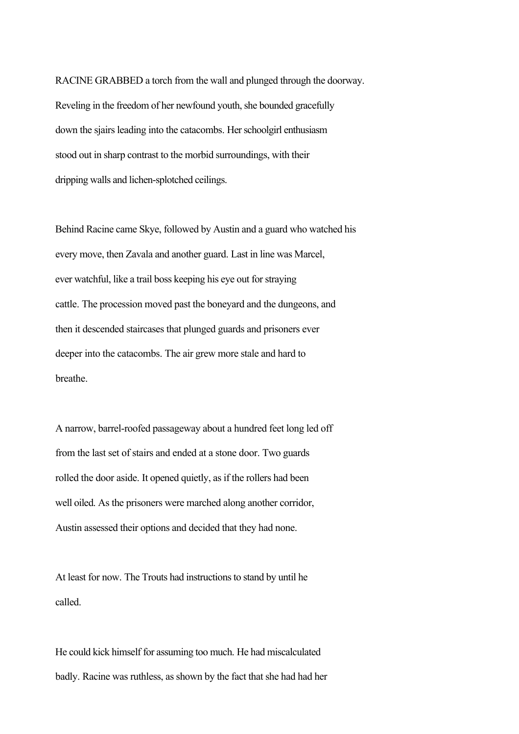RACINE GRABBED a torch from the wall and plunged through the doorway. Reveling in the freedom of her newfound youth, she bounded gracefully down the sjairs leading into the catacombs. Her schoolgirl enthusiasm stood out in sharp contrast to the morbid surroundings, with their dripping walls and lichen-splotched ceilings.

Behind Racine came Skye, followed by Austin and a guard who watched his every move, then Zavala and another guard. Last in line was Marcel, ever watchful, like a trail boss keeping his eye out for straying cattle. The procession moved past the boneyard and the dungeons, and then it descended staircases that plunged guards and prisoners ever deeper into the catacombs. The air grew more stale and hard to breathe.

A narrow, barrel-roofed passageway about a hundred feet long led off from the last set of stairs and ended at a stone door. Two guards rolled the door aside. It opened quietly, as if the rollers had been well oiled. As the prisoners were marched along another corridor, Austin assessed their options and decided that they had none.

At least for now. The Trouts had instructions to stand by until he called.

He could kick himself for assuming too much. He had miscalculated badly. Racine was ruthless, as shown by the fact that she had had her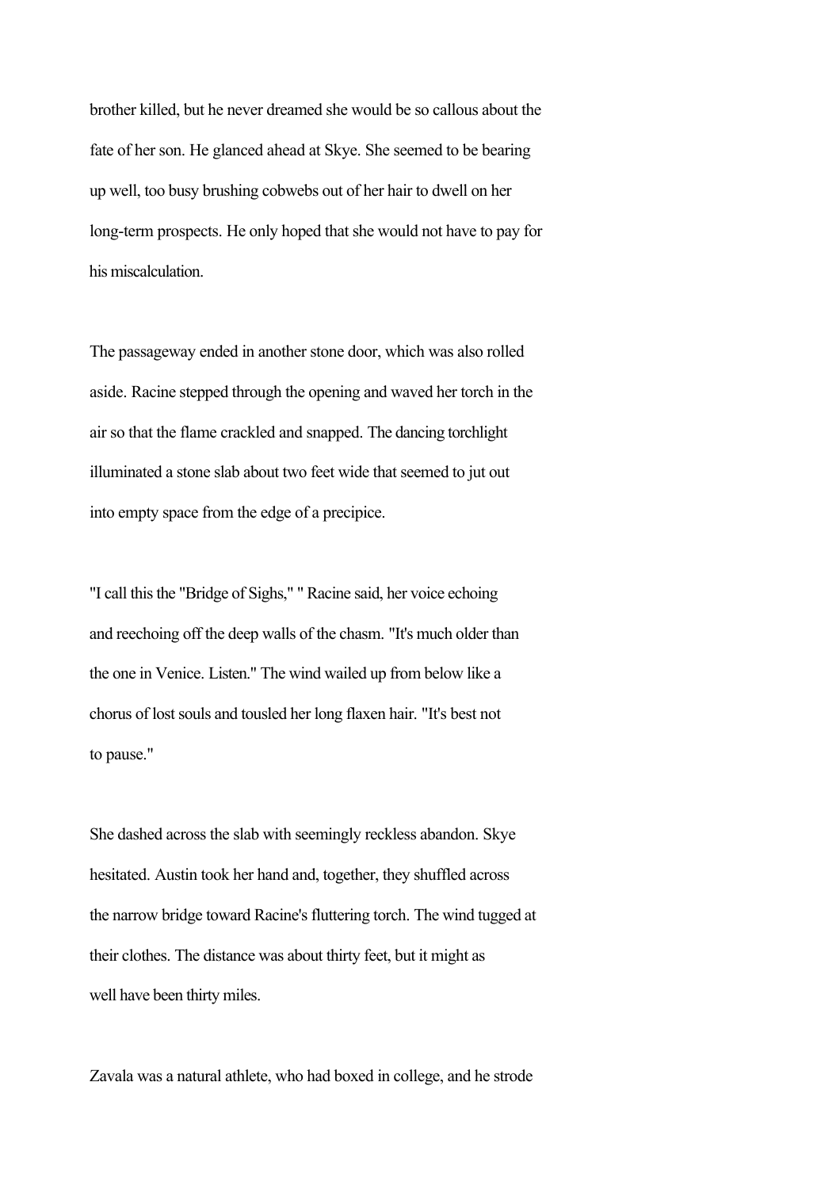brother killed, but he never dreamed she would be so callous about the fate of her son. He glanced ahead at Skye. She seemed to be bearing up well, too busy brushing cobwebs out of her hair to dwell on her long-term prospects. He only hoped that she would not have to pay for his miscalculation.

The passageway ended in another stone door, which was also rolled aside. Racine stepped through the opening and waved her torch in the air so that the flame crackled and snapped. The dancing torchlight illuminated a stone slab about two feet wide that seemed to jut out into empty space from the edge of a precipice.

"I call this the "Bridge of Sighs," " Racine said, her voice echoing and reechoing off the deep walls of the chasm. "It's much older than the one in Venice. Listen." The wind wailed up from below like a chorus of lost souls and tousled her long flaxen hair. "It's best not to pause."

She dashed across the slab with seemingly reckless abandon. Skye hesitated. Austin took her hand and, together, they shuffled across the narrow bridge toward Racine's fluttering torch. The wind tugged at their clothes. The distance was about thirty feet, but it might as well have been thirty miles.

Zavala was a natural athlete, who had boxed in college, and he strode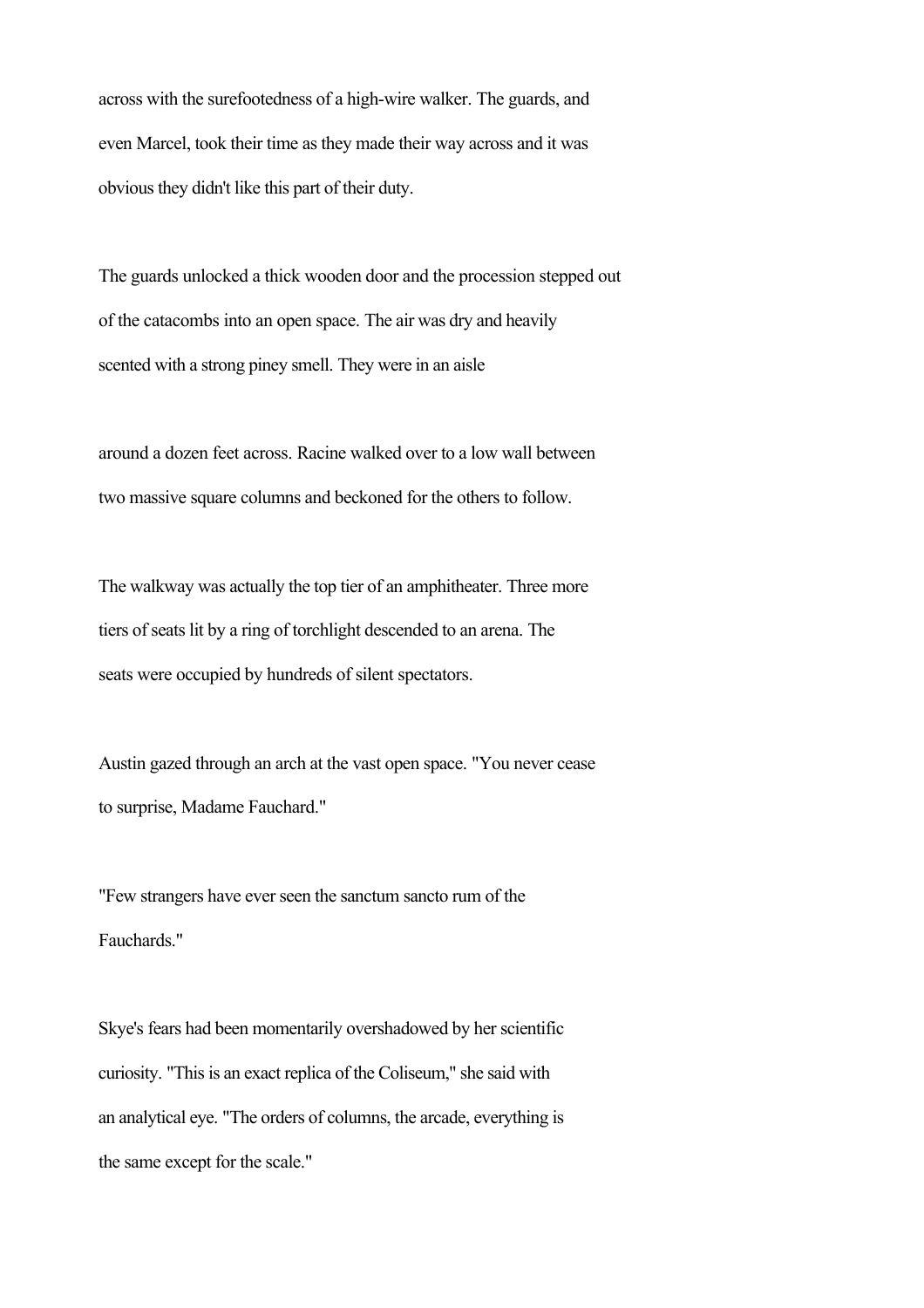across with the surefootedness of a high-wire walker. The guards, and even Marcel, took their time as they made their way across and it was obvious they didn't like this part of their duty.

The guards unlocked a thick wooden door and the procession stepped out of the catacombs into an open space. The air was dry and heavily scented with a strong piney smell. They were in an aisle

around a dozen feet across. Racine walked over to a low wall between two massive square columns and beckoned for the others to follow.

The walkway was actually the top tier of an amphitheater. Three more tiers of seats lit by a ring of torchlight descended to an arena. The seats were occupied by hundreds of silent spectators.

Austin gazed through an arch at the vast open space. "You never cease to surprise, Madame Fauchard."

"Few strangers have ever seen the sanctum sancto rum of the Fauchards."

Skye's fears had been momentarily overshadowed by her scientific curiosity. "This is an exact replica of the Coliseum," she said with an analytical eye. "The orders of columns, the arcade, everything is the same except for the scale."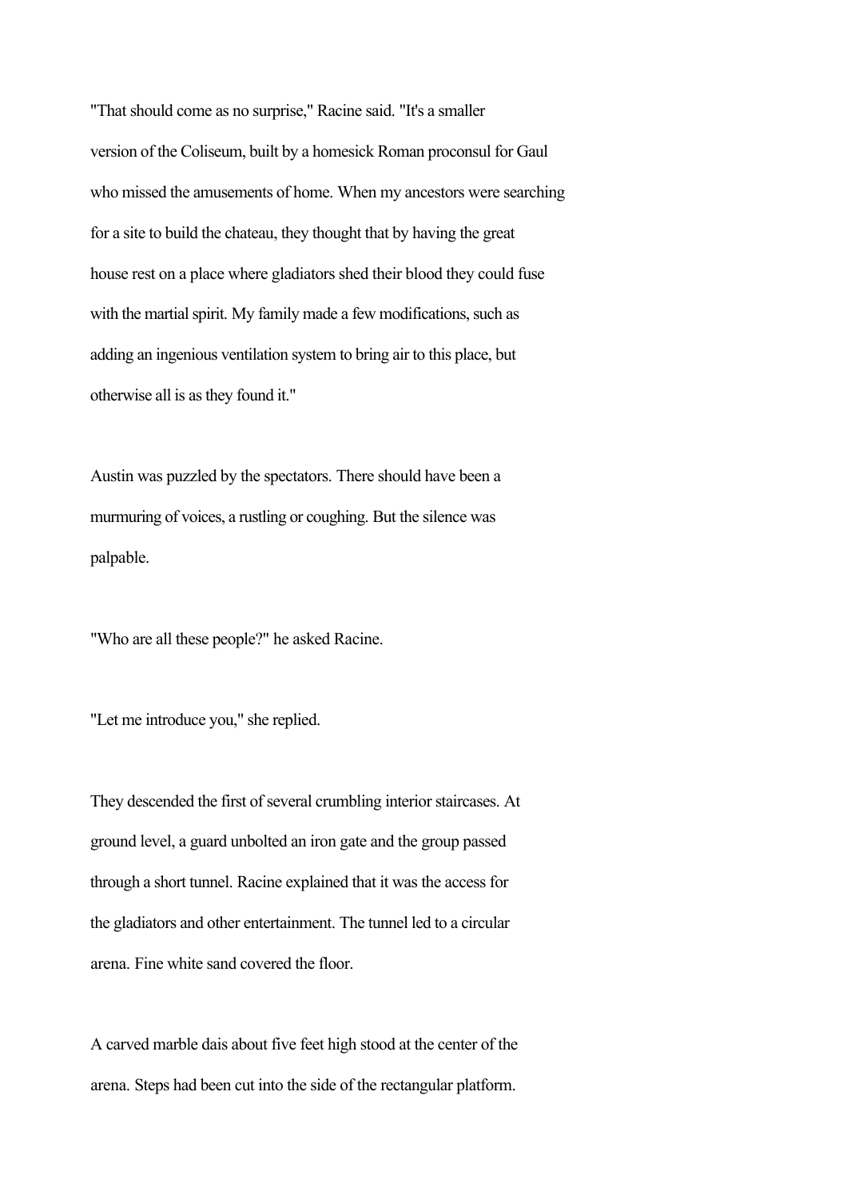"That should come as no surprise," Racine said. "It's a smaller version of the Coliseum, built by a homesick Roman proconsul for Gaul who missed the amusements of home. When my ancestors were searching for a site to build the chateau, they thought that by having the great house rest on a place where gladiators shed their blood they could fuse with the martial spirit. My family made a few modifications, such as adding an ingenious ventilation system to bring air to this place, but otherwise all is as they found it."

Austin was puzzled by the spectators. There should have been a murmuring of voices, a rustling or coughing. But the silence was palpable.

"Who are all these people?" he asked Racine.

"Let me introduce you," she replied.

They descended the first of several crumbling interior staircases. At ground level, a guard unbolted an iron gate and the group passed through a short tunnel. Racine explained that it was the access for the gladiators and other entertainment. The tunnel led to a circular arena. Fine white sand covered the floor.

A carved marble dais about five feet high stood at the center of the arena. Steps had been cut into the side of the rectangular platform.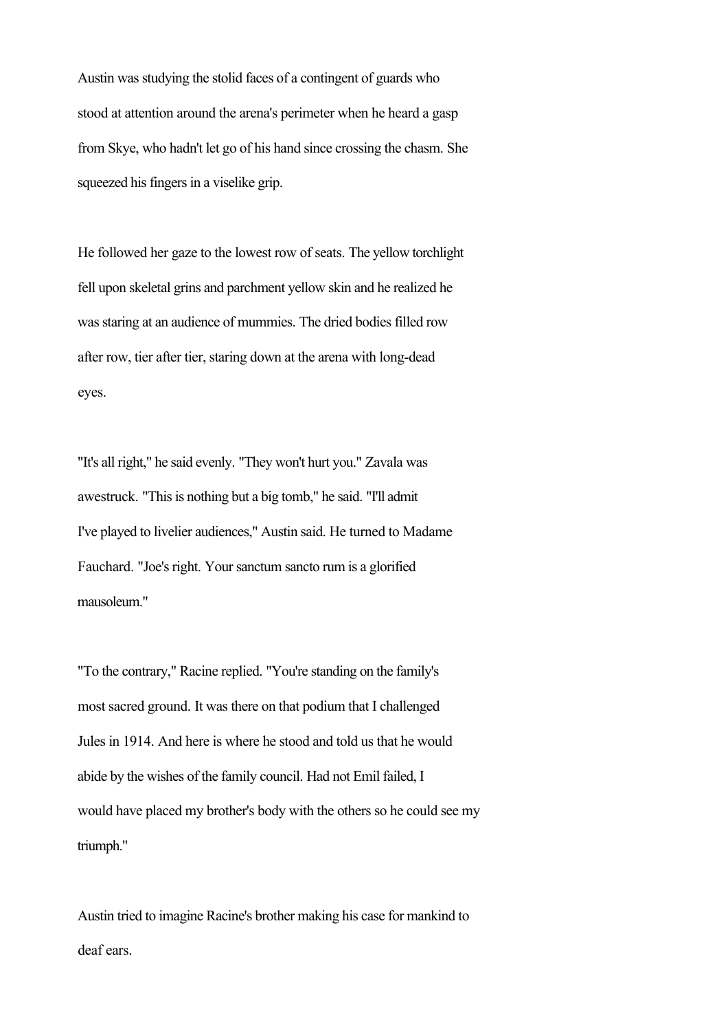Austin was studying the stolid faces of a contingent of guards who stood at attention around the arena's perimeter when he heard a gasp from Skye, who hadn't let go of his hand since crossing the chasm. She squeezed his fingers in a viselike grip.

He followed her gaze to the lowest row of seats. The yellow torchlight fell upon skeletal grins and parchment yellow skin and he realized he was staring at an audience of mummies. The dried bodies filled row after row, tier after tier, staring down at the arena with long-dead eyes.

"It's all right," he said evenly. "They won't hurt you." Zavala was awestruck. "This is nothing but a big tomb," he said. "I'll admit I've played to livelier audiences," Austin said. He turned to Madame Fauchard. "Joe's right. Your sanctum sancto rum is a glorified mausoleum."

"To the contrary," Racine replied. "You're standing on the family's most sacred ground. It was there on that podium that I challenged Jules in 1914. And here is where he stood and told us that he would abide by the wishes of the family council. Had not Emil failed, I would have placed my brother's body with the others so he could see my triumph."

Austin tried to imagine Racine's brother making his case for mankind to deaf ears.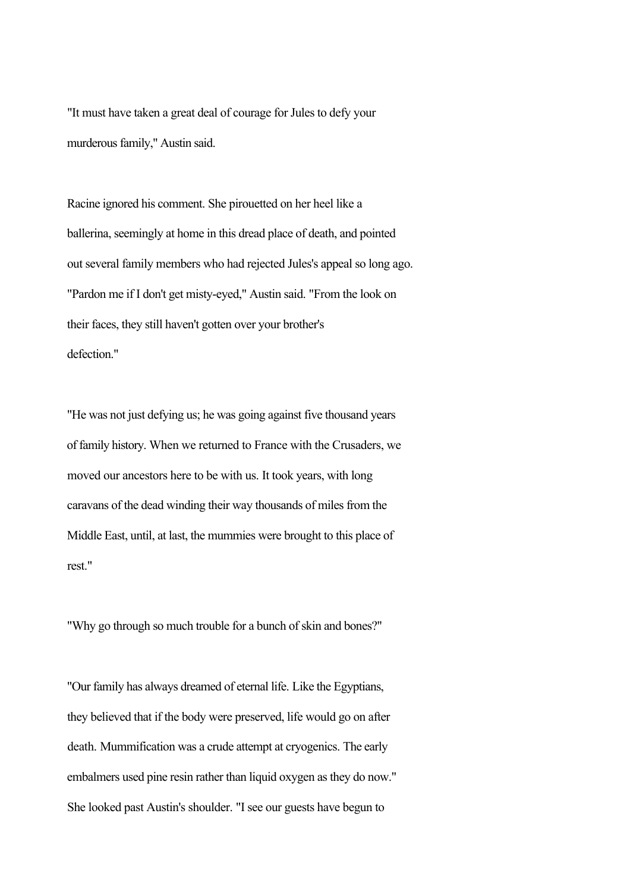"It must have taken a great deal of courage for Jules to defy your murderous family," Austin said.

Racine ignored his comment. She pirouetted on her heel like a ballerina, seemingly at home in this dread place of death, and pointed out several family members who had rejected Jules's appeal so long ago. "Pardon me if I don't get misty-eyed," Austin said. "From the look on their faces, they still haven't gotten over your brother's defection."

"He was not just defying us; he was going against five thousand years of family history. When we returned to France with the Crusaders, we moved our ancestors here to be with us. It took years, with long caravans of the dead winding their way thousands of miles from the Middle East, until, at last, the mummies were brought to this place of rest."

"Why go through so much trouble for a bunch of skin and bones?"

"Our family has always dreamed of eternal life. Like the Egyptians, they believed that if the body were preserved, life would go on after death. Mummification was a crude attempt at cryogenics. The early embalmers used pine resin rather than liquid oxygen as they do now." She looked past Austin's shoulder. "I see our guests have begun to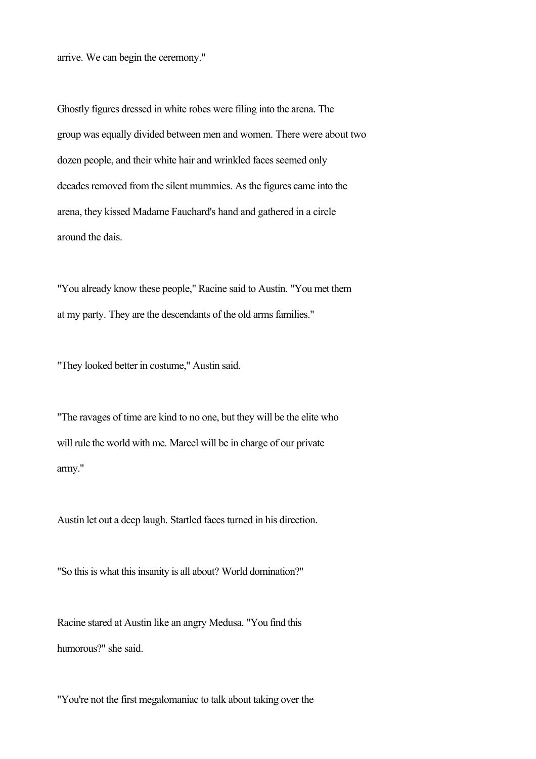arrive. We can begin the ceremony."

Ghostly figures dressed in white robes were filing into the arena. The group was equally divided between men and women. There were about two dozen people, and their white hair and wrinkled faces seemed only decades removed from the silent mummies. As the figures came into the arena, they kissed Madame Fauchard's hand and gathered in a circle around the dais.

"You already know these people," Racine said to Austin. "You met them at my party. They are the descendants of the old arms families."

"They looked better in costume," Austin said.

"The ravages of time are kind to no one, but they will be the elite who will rule the world with me. Marcel will be in charge of our private army."

Austin let out a deep laugh. Startled faces turned in his direction.

"So this is what this insanity is all about? World domination?"

Racine stared at Austin like an angry Medusa. "You find this humorous?" she said.

"You're not the first megalomaniac to talk about taking over the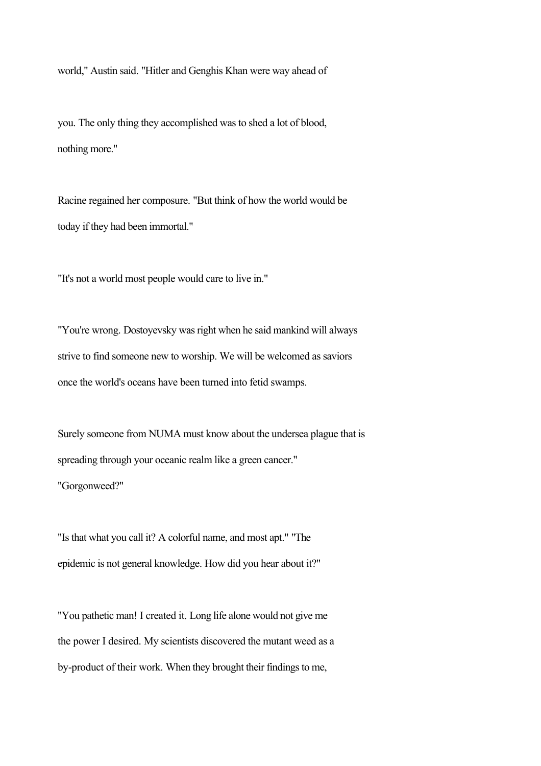world," Austin said. "Hitler and Genghis Khan were way ahead of you. The only thing they accomplished was to shed a lot of blood, nothing more."

Racine regained her composure. "But think of how the world would be today if they had been immortal."

"It's not a world most people would care to live in."

"You're wrong. Dostoyevsky was right when he said mankind will always strive to find someone new to worship. We will be welcomed as saviors once the world's oceans have been turned into fetid swamps.

Surely someone from NUMA must know about the undersea plague that is spreading through your oceanic realm like a green cancer."

"Gorgonweed?"

"Is that what you call it? A colorful name, and most apt." "The epidemic is not general knowledge. How did you hear about it?"

"You pathetic man! I created it. Long life alone would not give me the power I desired. My scientists discovered the mutant weed as a by-product of their work. When they brought their findings to me,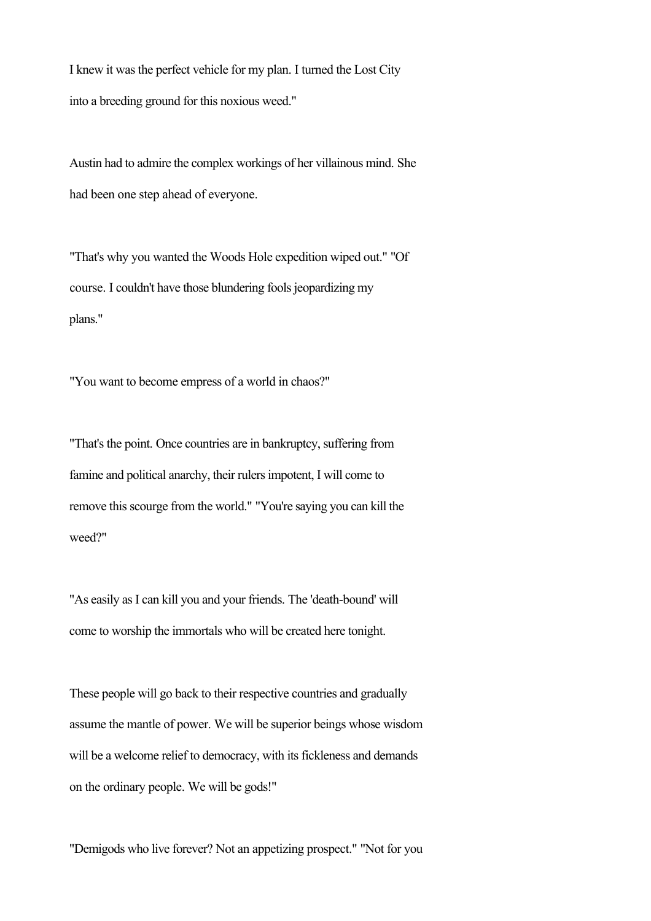I knew it was the perfect vehicle for my plan. I turned the Lost City into a breeding ground for this noxious weed."

Austin had to admire the complex workings of her villainous mind. She had been one step ahead of everyone.

"That's why you wanted the Woods Hole expedition wiped out." "Of course. I couldn't have those blundering fools jeopardizing my plans."

"You want to become empress of a world in chaos?"

"That's the point. Once countries are in bankruptcy, suffering from famine and political anarchy, their rulers impotent, I will come to remove this scourge from the world." "You're saying you can kill the weed?"

"As easily as I can kill you and your friends. The 'death-bound' will come to worship the immortals who will be created here tonight.

These people will go back to their respective countries and gradually assume the mantle of power. We will be superior beings whose wisdom will be a welcome relief to democracy, with its fickleness and demands on the ordinary people. We will be gods!"

"Demigods who live forever? Not an appetizing prospect." "Not for you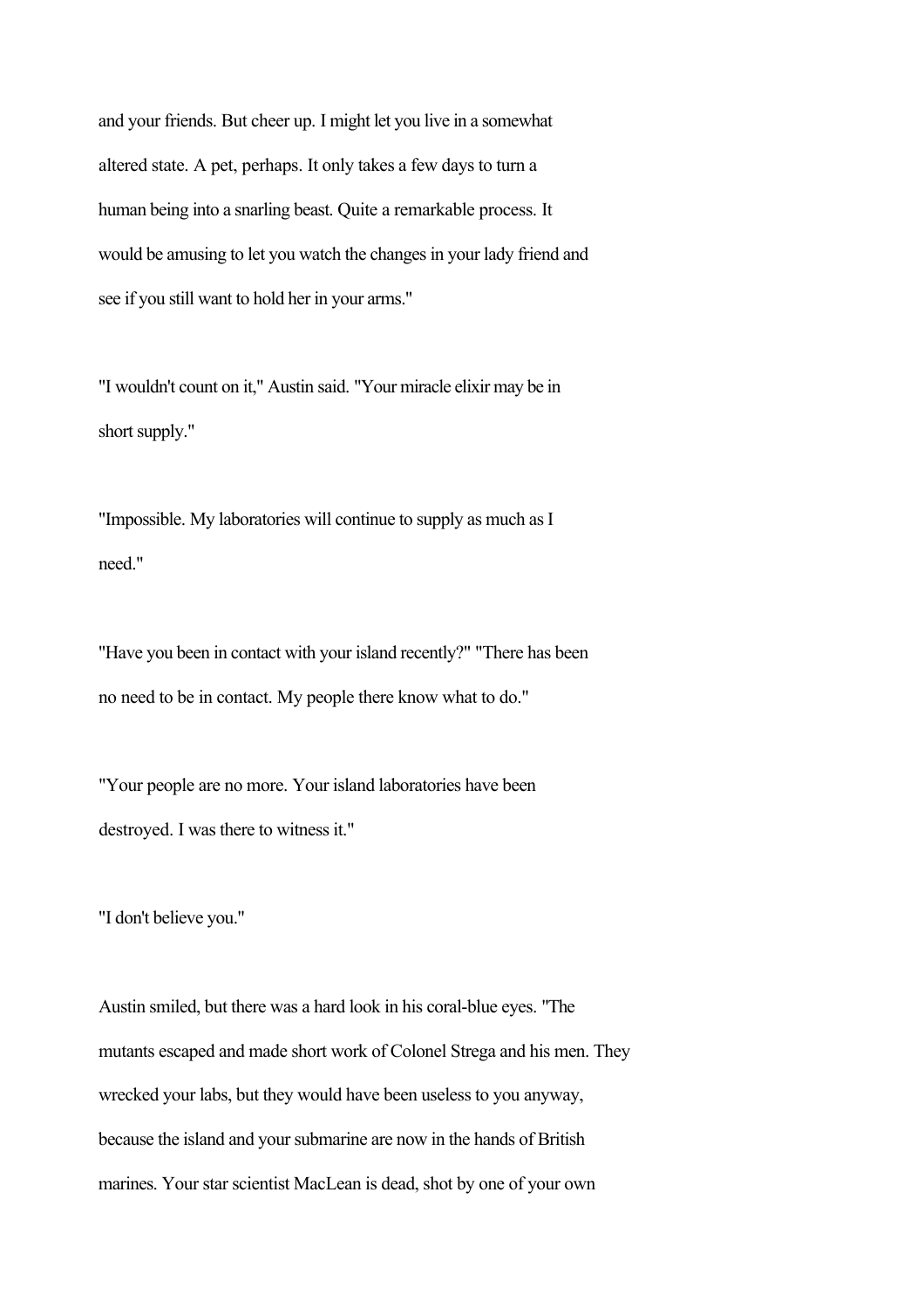and your friends. But cheer up. I might let you live in a somewhat altered state. A pet, perhaps. It only takes a few days to turn a human being into a snarling beast. Quite a remarkable process. It would be amusing to let you watch the changes in your lady friend and see if you still want to hold her in your arms."

"I wouldn't count on it," Austin said. "Your miracle elixir may be in short supply."

"Impossible. My laboratories will continue to supply as much as I need."

"Have you been in contact with your island recently?" "There has been no need to be in contact. My people there know what to do."

"Your people are no more. Your island laboratories have been destroyed. I was there to witness it."

"I don't believe you."

Austin smiled, but there was a hard look in his coral-blue eyes. "The mutants escaped and made short work of Colonel Strega and his men. They wrecked your labs, but they would have been useless to you anyway, because the island and your submarine are now in the hands of British marines. Your star scientist MacLean is dead, shot by one of your own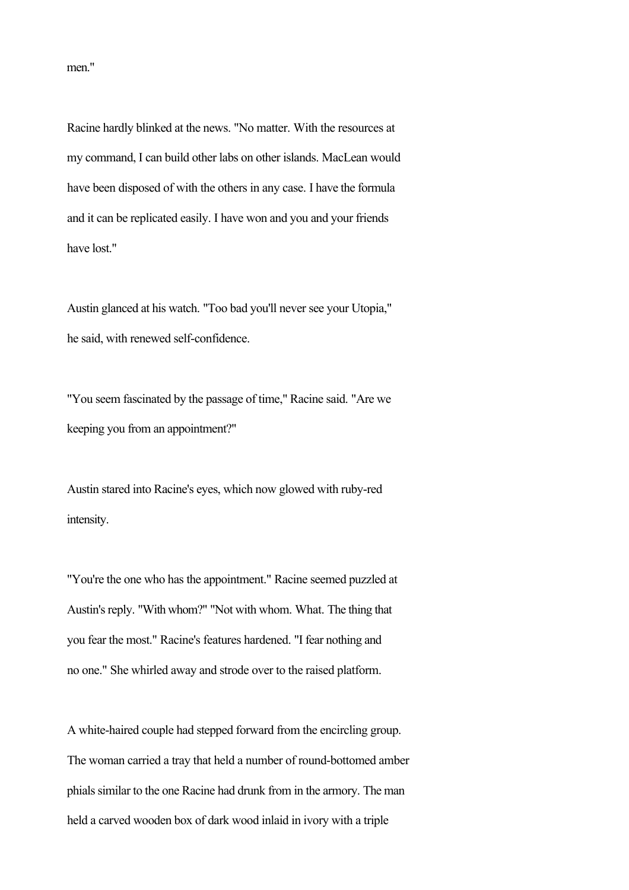men."

Racine hardly blinked at the news. "No matter. With the resources at my command, I can build other labs on other islands. MacLean would have been disposed of with the others in any case. I have the formula and it can be replicated easily. I have won and you and your friends have lost."

Austin glanced at his watch. "Too bad you'll never see your Utopia," he said, with renewed self-confidence.

"You seem fascinated by the passage of time," Racine said. "Are we keeping you from an appointment?"

Austin stared into Racine's eyes, which now glowed with ruby-red intensity.

"You're the one who has the appointment." Racine seemed puzzled at Austin's reply. "With whom?" "Not with whom. What. The thing that you fear the most." Racine's features hardened. "I fear nothing and no one." She whirled away and strode over to the raised platform.

A white-haired couple had stepped forward from the encircling group. The woman carried a tray that held a number of round-bottomed amber phials similar to the one Racine had drunk from in the armory. The man held a carved wooden box of dark wood inlaid in ivory with a triple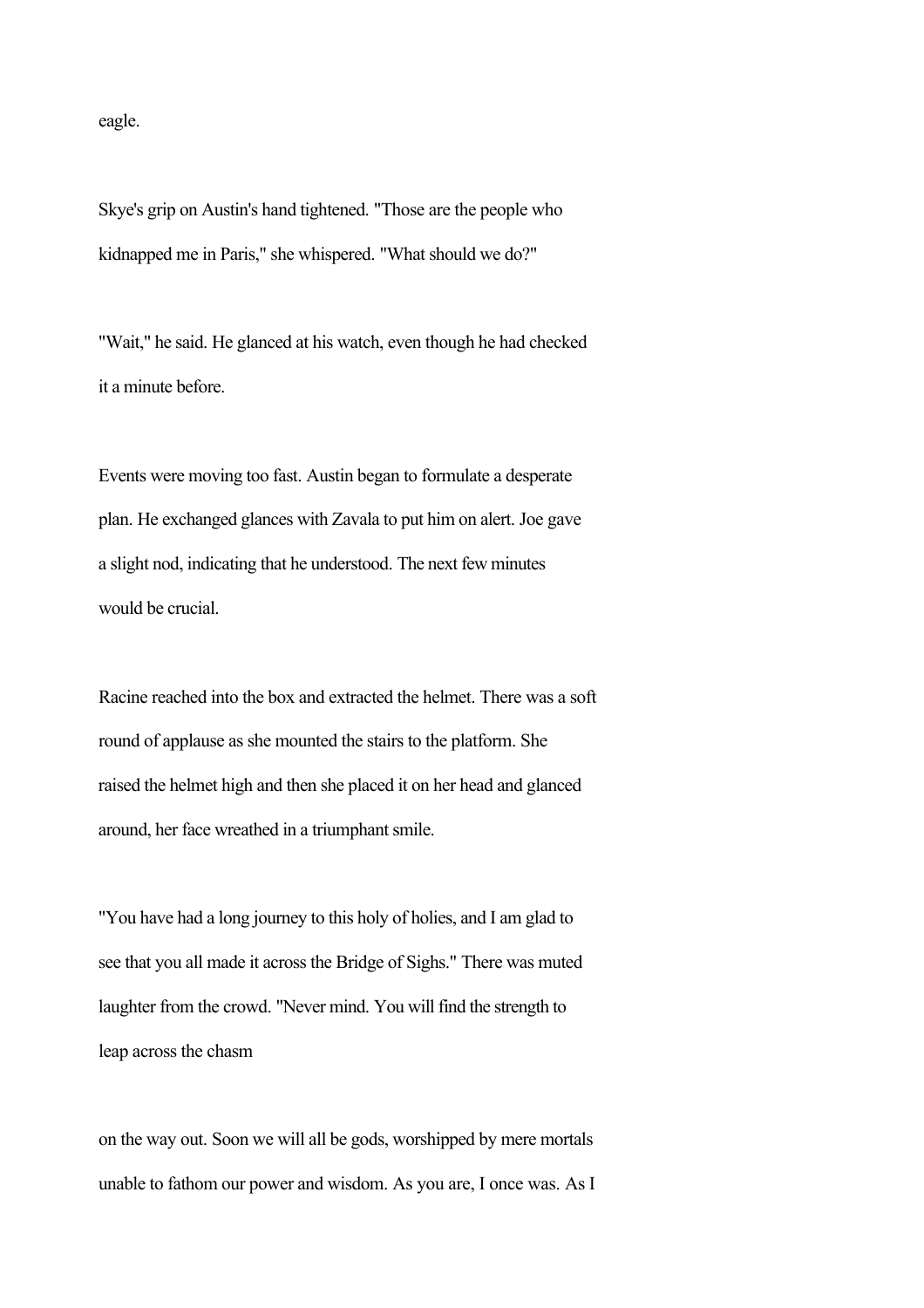eagle.

Skye's grip on Austin's hand tightened. "Those are the people who kidnapped me in Paris," she whispered. "What should we do?"

"Wait," he said. He glanced at his watch, even though he had checked it a minute before.

Events were moving too fast. Austin began to formulate a desperate plan. He exchanged glances with Zavala to put him on alert. Joe gave a slight nod, indicating that he understood. The next few minutes would be crucial.

Racine reached into the box and extracted the helmet. There was a soft round of applause as she mounted the stairs to the platform. She raised the helmet high and then she placed it on her head and glanced around, her face wreathed in a triumphant smile.

"You have had a long journey to this holy of holies, and I am glad to see that you all made it across the Bridge of Sighs." There was muted laughter from the crowd. "Never mind. You will find the strength to leap across the chasm on the way out. Soon we will all be gods, worshipped by mere mortals unable to fathom our power and wisdom. As you are, I once was. As I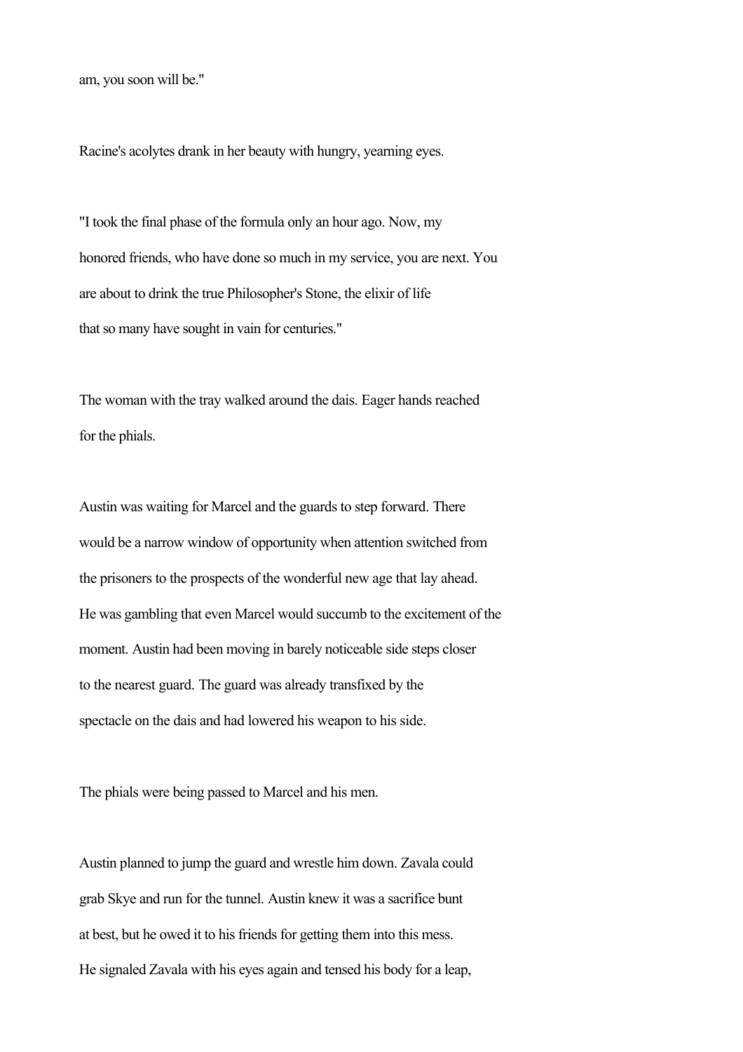am, you soon will be."

Racine's acolytes drank in her beauty with hungry, yearning eyes.

"I took the final phase of the formula only an hour ago. Now, my honored friends, who have done so much in my service, you are next. You are about to drink the true Philosopher's Stone, the elixir of life that so many have sought in vain for centuries."

The woman with the tray walked around the dais. Eager hands reached for the phials.

Austin was waiting for Marcel and the guards to step forward. There would be a narrow window of opportunity when attention switched from the prisoners to the prospects of the wonderful new age that lay ahead. He was gambling that even Marcel would succumb to the excitement of the moment. Austin had been moving in barely noticeable side steps closer to the nearest guard. The guard was already transfixed by the spectacle on the dais and had lowered his weapon to his side.

The phials were being passed to Marcel and his men.

Austin planned to jump the guard and wrestle him down. Zavala could grab Skye and run for the tunnel. Austin knew it was a sacrifice bunt at best, but he owed it to his friends for getting them into this mess. He signaled Zavala with his eyes again and tensed his body for a leap,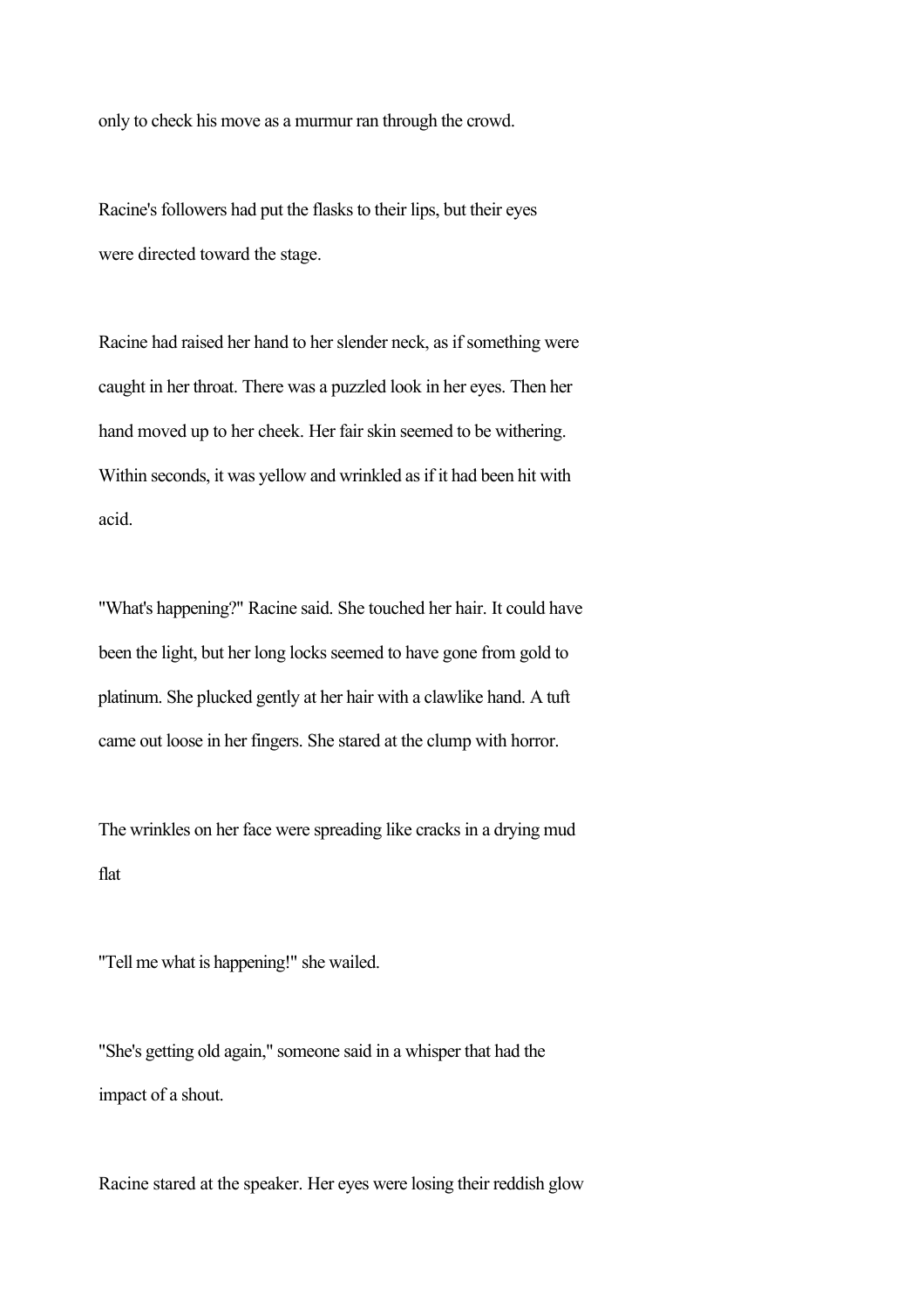only to check his move as a murmur ran through the crowd.

Racine's followers had put the flasks to their lips, but their eyes were directed toward the stage.

Racine had raised her hand to her slender neck, as if something were caught in her throat. There was a puzzled look in her eyes. Then her hand moved up to her cheek. Her fair skin seemed to be withering. Within seconds, it was yellow and wrinkled as if it had been hit with acid.

"What's happening?" Racine said. She touched her hair. It could have been the light, but her long locks seemed to have gone from gold to platinum. She plucked gently at her hair with a clawlike hand. A tuft came out loose in her fingers. She stared at the clump with horror.

The wrinkles on her face were spreading like cracks in a drying mud flat

"Tell me what is happening!" she wailed.

"She's getting old again," someone said in a whisper that had the impact of a shout.

Racine stared at the speaker. Her eyes were losing their reddish glow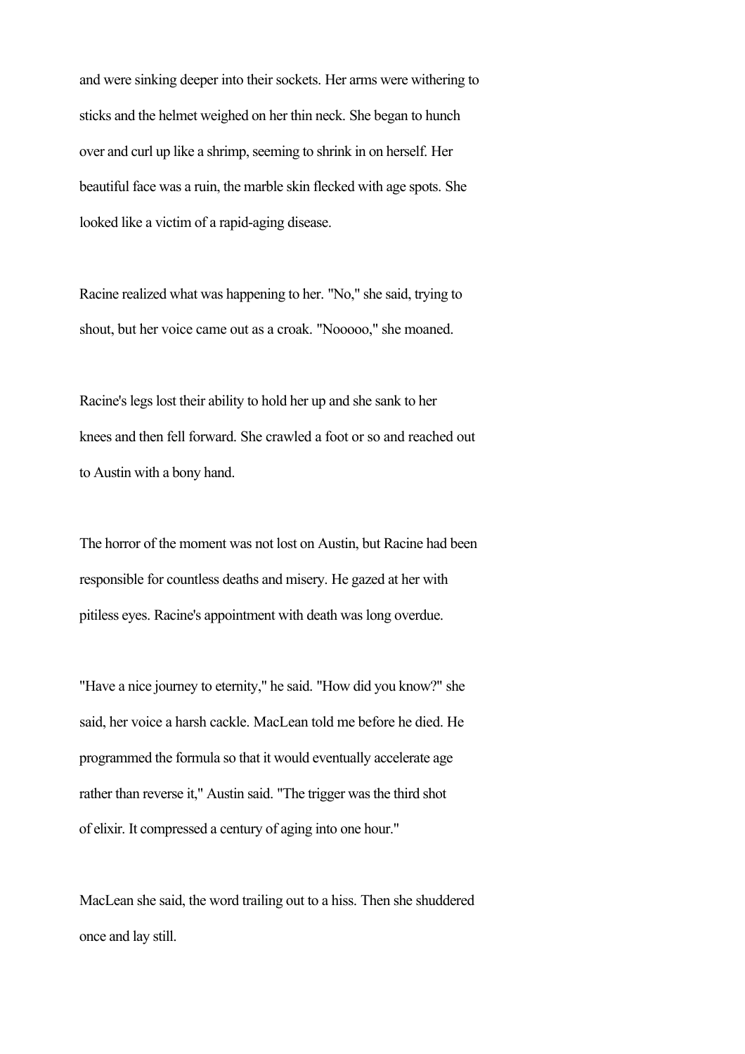and were sinking deeper into their sockets. Her arms were withering to sticks and the helmet weighed on her thin neck. She began to hunch over and curl up like a shrimp, seeming to shrink in on herself. Her beautiful face was a ruin, the marble skin flecked with age spots. She looked like a victim of a rapid-aging disease.

Racine realized what was happening to her. "No," she said, trying to shout, but her voice came out as a croak. "Nooooo," she moaned.

Racine's legs lost their ability to hold her up and she sank to her knees and then fell forward. She crawled a foot or so and reached out to Austin with a bony hand.

The horror of the moment was not lost on Austin, but Racine had been responsible for countless deaths and misery. He gazed at her with pitiless eyes. Racine's appointment with death was long overdue.

"Have a nice journey to eternity," he said. "How did you know?" she said, her voice a harsh cackle. MacLean told me before he died. He programmed the formula so that it would eventually accelerate age rather than reverse it," Austin said. "The trigger was the third shot of elixir. It compressed a century of aging into one hour."

MacLean she said, the word trailing out to a hiss. Then she shuddered once and lay still.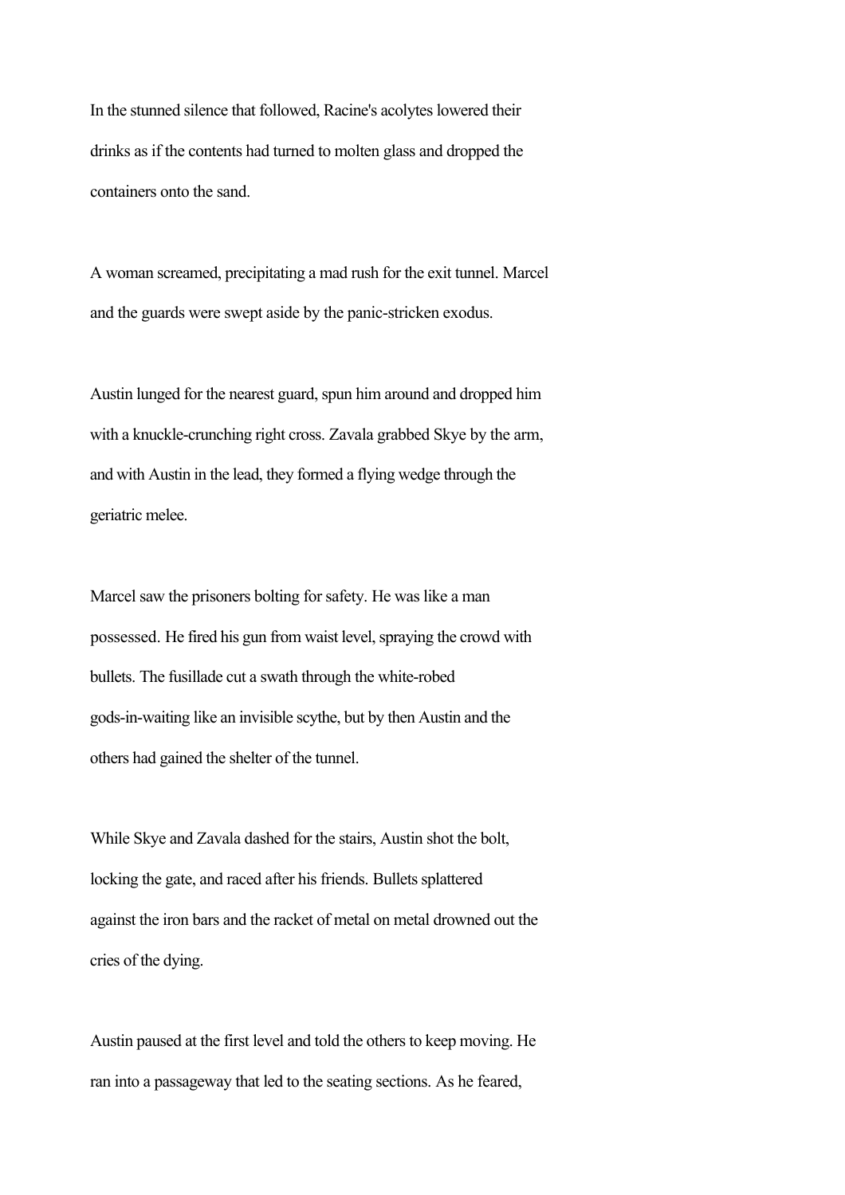In the stunned silence that followed, Racine's acolytes lowered their drinks as if the contents had turned to molten glass and dropped the containers onto the sand.

A woman screamed, precipitating a mad rush for the exit tunnel. Marcel and the guards were swept aside by the panic-stricken exodus.

Austin lunged for the nearest guard, spun him around and dropped him with a knuckle-crunching right cross. Zavala grabbed Skye by the arm, and with Austin in the lead, they formed a flying wedge through the geriatric melee.

Marcel saw the prisoners bolting for safety. He was like a man possessed. He fired his gun from waist level, spraying the crowd with bullets. The fusillade cut a swath through the white-robed gods-in-waiting like an invisible scythe, but by then Austin and the others had gained the shelter of the tunnel.

While Skye and Zavala dashed for the stairs, Austin shot the bolt, locking the gate, and raced after his friends. Bullets splattered against the iron bars and the racket of metal on metal drowned out the cries of the dying.

Austin paused at the first level and told the others to keep moving. He ran into a passageway that led to the seating sections. As he feared,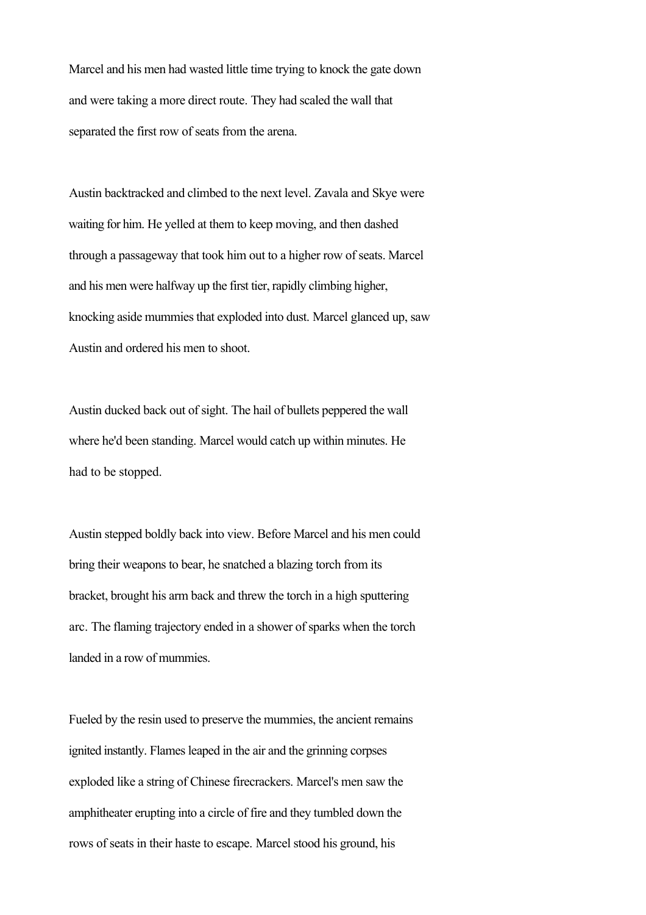Marcel and his men had wasted little time trying to knock the gate down and were taking a more direct route. They had scaled the wall that separated the first row of seats from the arena.

Austin backtracked and climbed to the next level. Zavala and Skye were waiting for him. He yelled at them to keep moving, and then dashed through a passageway that took him out to a higher row of seats. Marcel and his men were halfway up the first tier, rapidly climbing higher, knocking aside mummies that exploded into dust. Marcel glanced up, saw Austin and ordered his men to shoot.

Austin ducked back out of sight. The hail of bullets peppered the wall where he'd been standing. Marcel would catch up within minutes. He had to be stopped.

Austin stepped boldly back into view. Before Marcel and his men could bring their weapons to bear, he snatched a blazing torch from its bracket, brought his arm back and threw the torch in a high sputtering arc. The flaming trajectory ended in a shower of sparks when the torch landed in a row of mummies.

Fueled by the resin used to preserve the mummies, the ancient remains ignited instantly. Flames leaped in the air and the grinning corpses exploded like a string of Chinese firecrackers. Marcel's men saw the amphitheater erupting into a circle of fire and they tumbled down the rows of seats in their haste to escape. Marcel stood his ground, his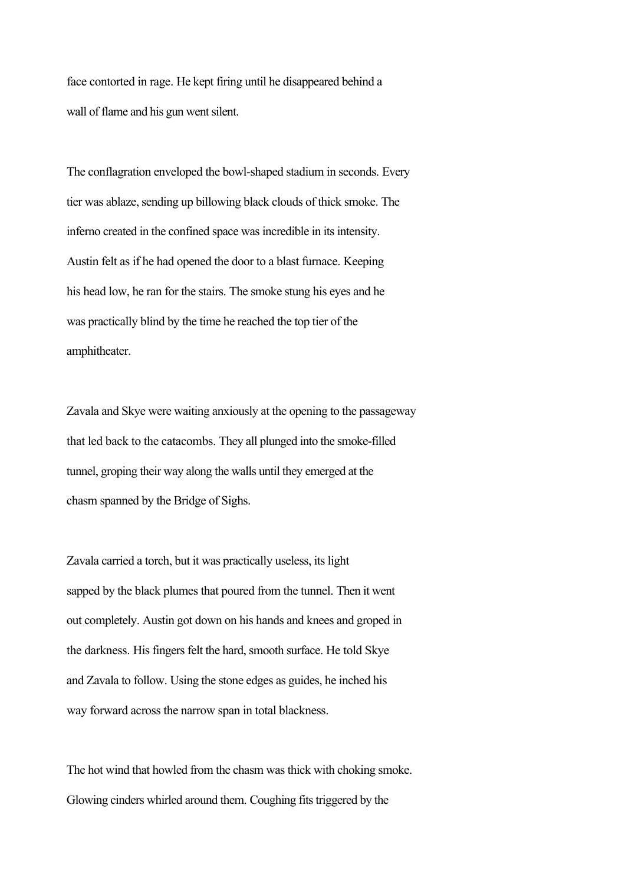face contorted in rage. He kept firing until he disappeared behind a wall of flame and his gun went silent.

The conflagration enveloped the bowl-shaped stadium in seconds. Every tier was ablaze, sending up billowing black clouds of thick smoke. The inferno created in the confined space was incredible in its intensity. Austin felt as if he had opened the door to a blast furnace. Keeping his head low, he ran for the stairs. The smoke stung his eyes and he was practically blind by the time he reached the top tier of the amphitheater.

Zavala and Skye were waiting anxiously at the opening to the passageway that led back to the catacombs. They all plunged into the smoke-filled tunnel, groping their way along the walls until they emerged at the chasm spanned by the Bridge of Sighs.

Zavala carried a torch, but it was practically useless, its light sapped by the black plumes that poured from the tunnel. Then it went out completely. Austin got down on his hands and knees and groped in the darkness. His fingers felt the hard, smooth surface. He told Skye and Zavala to follow. Using the stone edges as guides, he inched his way forward across the narrow span in total blackness.

The hot wind that howled from the chasm was thick with choking smoke. Glowing cinders whirled around them. Coughing fits triggered by the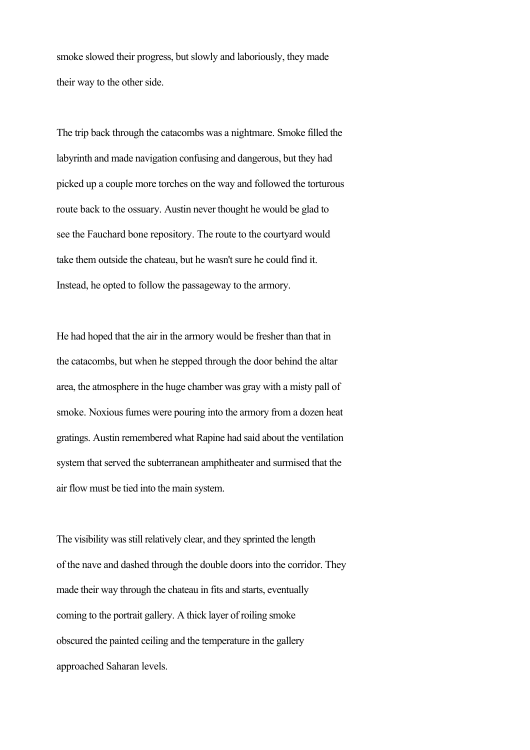smoke slowed their progress, but slowly and laboriously, they made their way to the other side.

The trip back through the catacombs was a nightmare. Smoke filled the labyrinth and made navigation confusing and dangerous, but they had picked up a couple more torches on the way and followed the torturous route back to the ossuary. Austin never thought he would be glad to see the Fauchard bone repository. The route to the courtyard would take them outside the chateau, but he wasn't sure he could find it. Instead, he opted to follow the passageway to the armory.

He had hoped that the air in the armory would be fresher than that in the catacombs, but when he stepped through the door behind the altar area, the atmosphere in the huge chamber was gray with a misty pall of smoke. Noxious fumes were pouring into the armory from a dozen heat gratings. Austin remembered what Rapine had said about the ventilation system that served the subterranean amphitheater and surmised that the air flow must be tied into the main system.

The visibility was still relatively clear, and they sprinted the length of the nave and dashed through the double doors into the corridor. They made their way through the chateau in fits and starts, eventually coming to the portrait gallery. A thick layer of roiling smoke obscured the painted ceiling and the temperature in the gallery approached Saharan levels.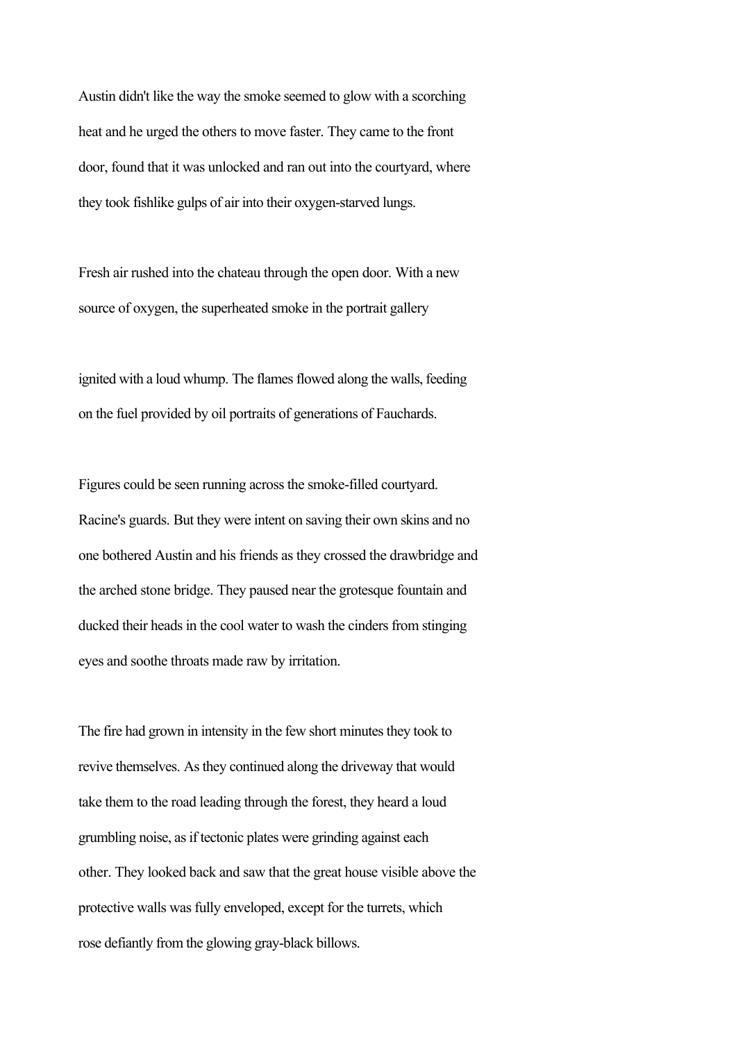Austin didn't like the way the smoke seemed to glow with a scorching heat and he urged the others to move faster. They came to the front door, found that it was unlocked and ran out into the courtyard, where they took fishlike gulps of air into their oxygen-starved lungs.

Fresh air rushed into the chateau through the open door. With a new source of oxygen, the superheated smoke in the portrait gallery ignited with a loud whump. The flames flowed along the walls, feeding on the fuel provided by oil portraits of generations of Fauchards.

Figures could be seen running across the smoke-filled courtyard. Racine's guards. But they were intent on saving their own skins and no one bothered Austin and his friends as they crossed the drawbridge and the arched stone bridge. They paused near the grotesque fountain and ducked their heads in the cool water to wash the cinders from stinging eyes and soothe throats made raw by irritation.

The fire had grown in intensity in the few short minutes they took to revive themselves. As they continued along the driveway that would take them to the road leading through the forest, they heard a loud grumbling noise, as if tectonic plates were grinding against each other. They looked back and saw that the great house visible above the protective walls was fully enveloped, except for the turrets, which rose defiantly from the glowing gray-black billows.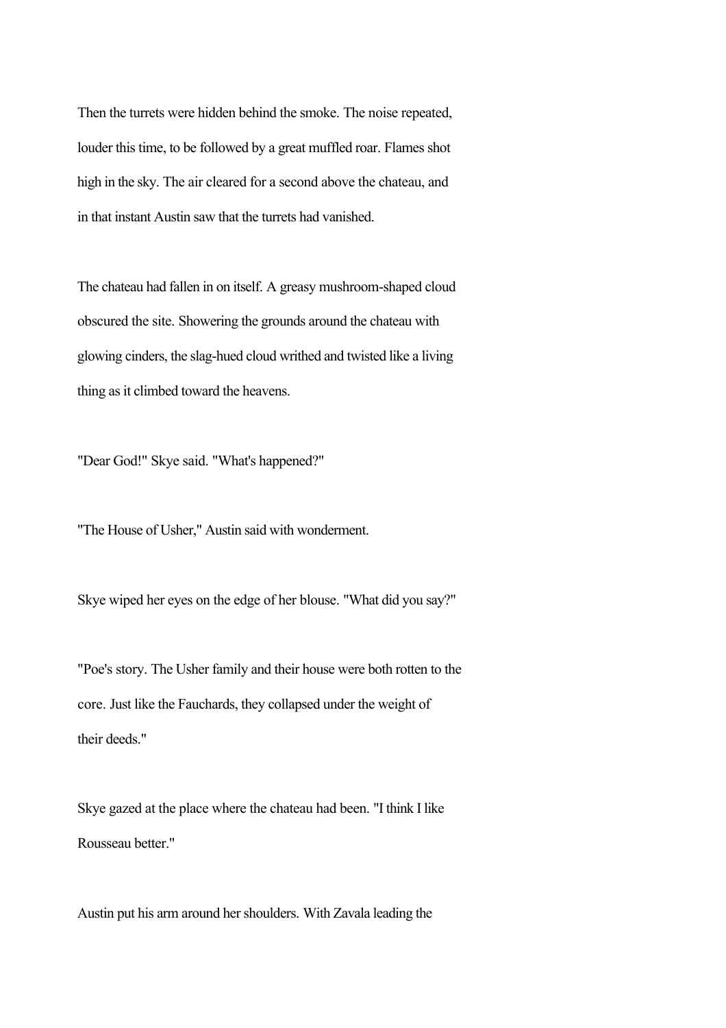Then the turrets were hidden behind the smoke. The noise repeated, louder this time, to be followed by a great muffled roar. Flames shot high in the sky. The air cleared for a second above the chateau, and in that instant Austin saw that the turrets had vanished.

The chateau had fallen in on itself. A greasy mushroom-shaped cloud obscured the site. Showering the grounds around the chateau with glowing cinders, the slag-hued cloud writhed and twisted like a living thing as it climbed toward the heavens.

"Dear God!" Skye said. "What's happened?"

"The House of Usher," Austin said with wonderment.

Skye wiped her eyes on the edge of her blouse. "What did you say?"

"Poe's story. The Usher family and their house were both rotten to the core. Just like the Fauchards, they collapsed under the weight of their deeds."

Skye gazed at the place where the chateau had been. "I think I like Rousseau better."

Austin put his arm around her shoulders. With Zavala leading the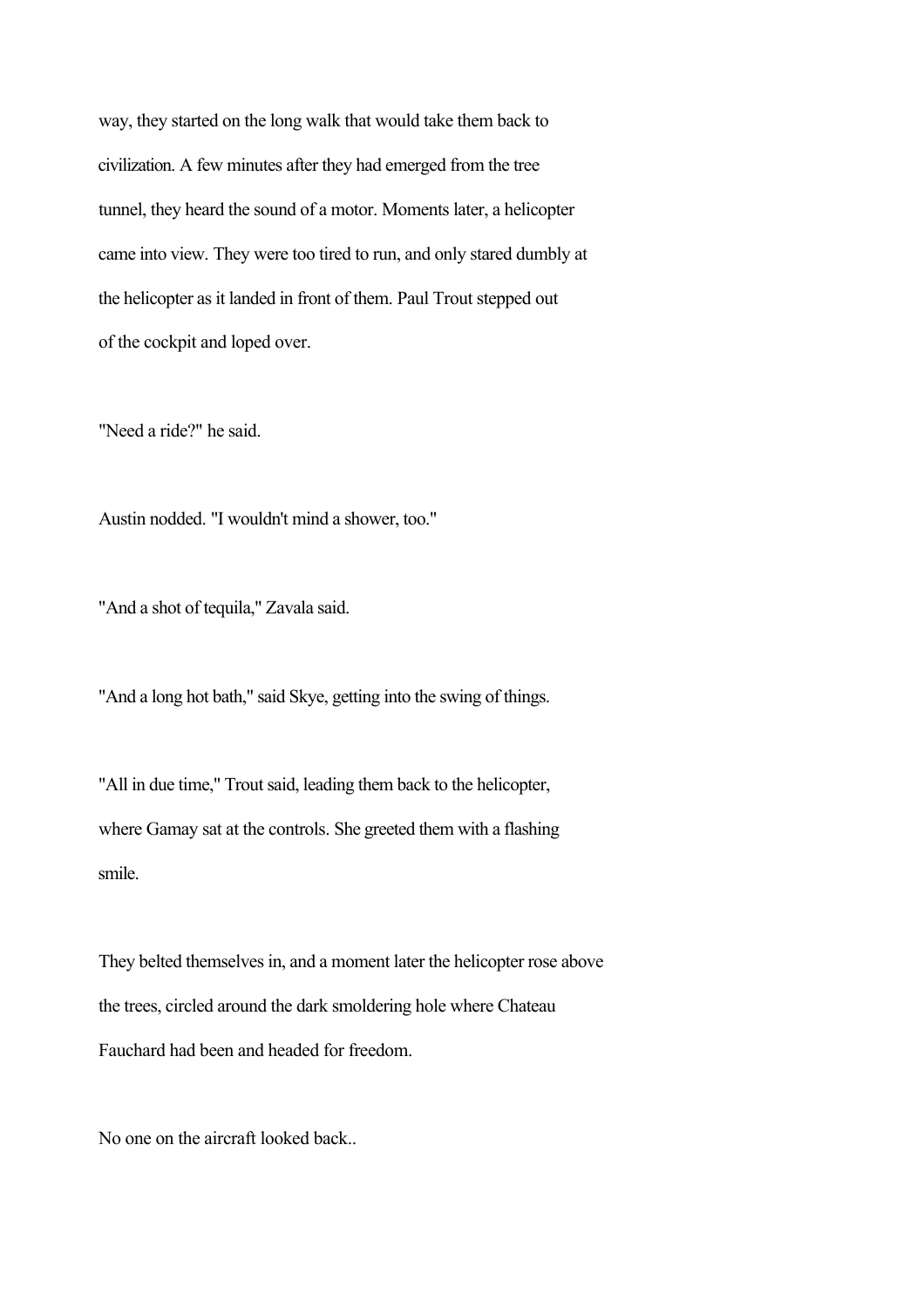way, they started on the long walk that would take them back to civilization. A few minutes after they had emerged from the tree tunnel, they heard the sound of a motor. Moments later, a helicopter came into view. They were too tired to run, and only stared dumbly at the helicopter as it landed in front of them. Paul Trout stepped out of the cockpit and loped over.

"Need a ride?" he said.

Austin nodded. "I wouldn't mind a shower, too."

"And a shot of tequila," Zavala said.

"And a long hot bath," said Skye, getting into the swing of things.

"All in due time," Trout said, leading them back to the helicopter, where Gamay sat at the controls. She greeted them with a flashing smile.

They belted themselves in, and a moment later the helicopter rose above the trees, circled around the dark smoldering hole where Chateau Fauchard had been and headed for freedom.

No one on the aircraft looked back..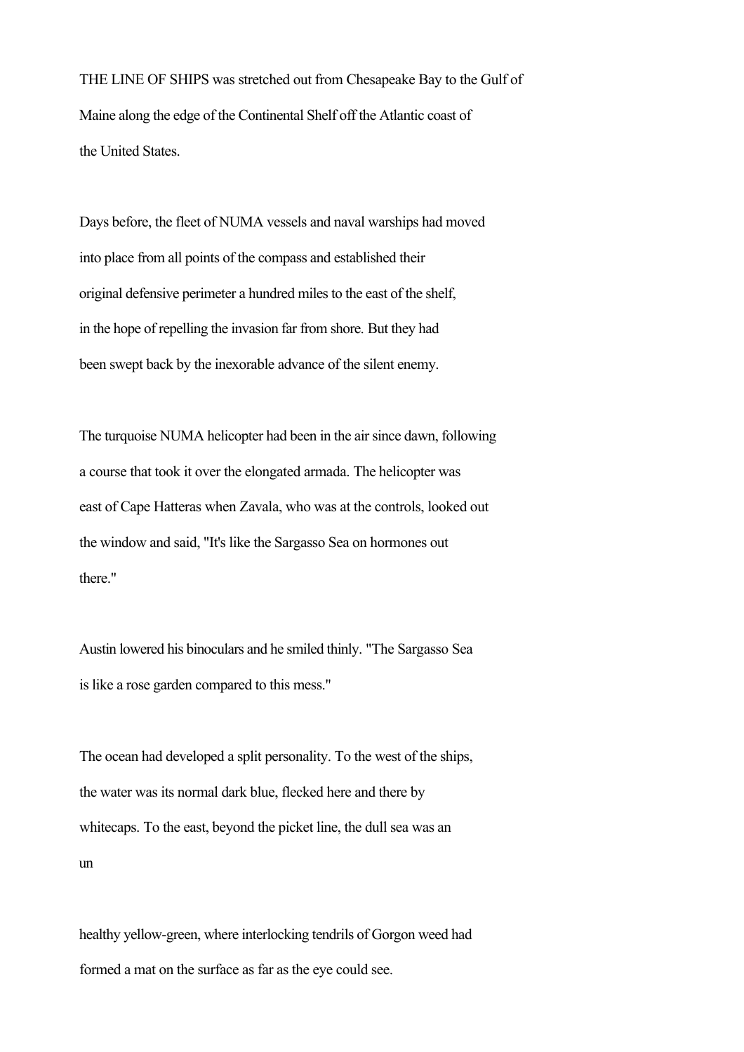THE LINE OF SHIPS was stretched out from Chesapeake Bay to the Gulf of Maine along the edge of the Continental Shelf off the Atlantic coast of the United States.

Days before, the fleet of NUMA vessels and naval warships had moved into place from all points of the compass and established their original defensive perimeter a hundred miles to the east of the shelf, in the hope of repelling the invasion far from shore. But they had been swept back by the inexorable advance of the silent enemy.

The turquoise NUMA helicopter had been in the air since dawn, following a course that took it over the elongated armada. The helicopter was east of Cape Hatteras when Zavala, who was at the controls, looked out the window and said, "It's like the Sargasso Sea on hormones out there."

Austin lowered his binoculars and he smiled thinly. "The Sargasso Sea is like a rose garden compared to this mess."

The ocean had developed a split personality. To the west of the ships, the water was its normal dark blue, flecked here and there by whitecaps. To the east, beyond the picket line, the dull sea was an unhealthy yellow-green, where interlocking tendrils of Gorgon weed had formed a mat on the surface as far as the eye could see.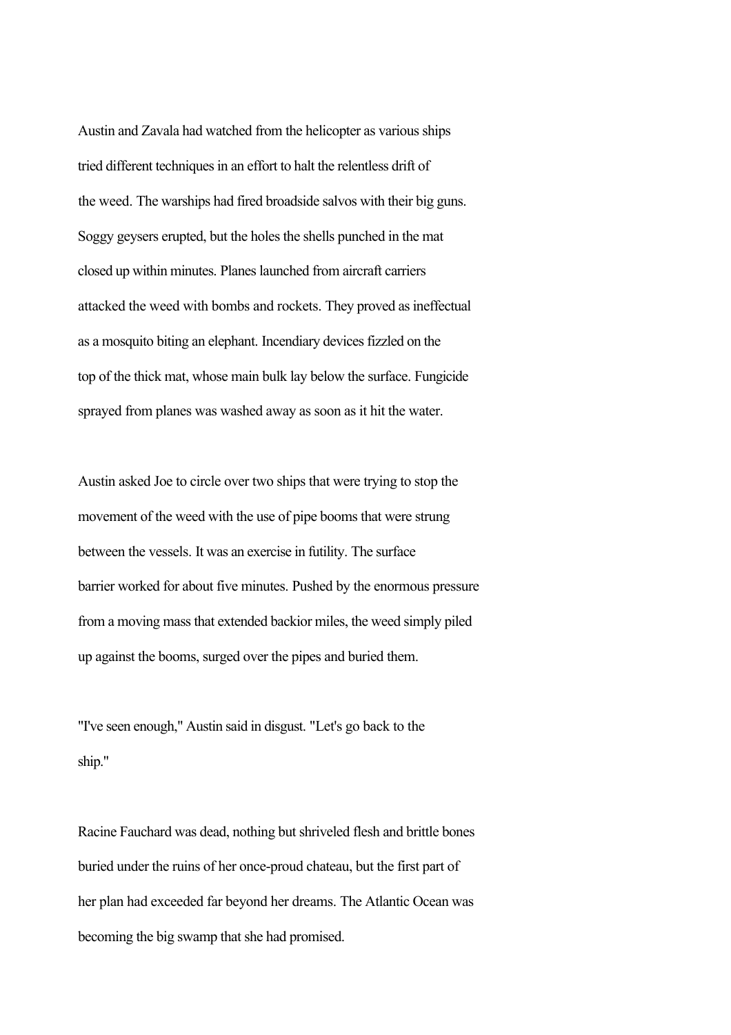Austin and Zavala had watched from the helicopter as various ships tried different techniques in an effort to halt the relentless drift of the weed. The warships had fired broadside salvos with their big guns. Soggy geysers erupted, but the holes the shells punched in the mat closed up within minutes. Planes launched from aircraft carriers attacked the weed with bombs and rockets. They proved as ineffectual as a mosquito biting an elephant. Incendiary devices fizzled on the top of the thick mat, whose main bulk lay below the surface. Fungicide sprayed from planes was washed away as soon as it hit the water.

Austin asked Joe to circle over two ships that were trying to stop the movement of the weed with the use of pipe booms that were strung between the vessels. It was an exercise in futility. The surface barrier worked for about five minutes. Pushed by the enormous pressure from a moving mass that extended backior miles, the weed simply piled up against the booms, surged over the pipes and buried them.

"I've seen enough," Austin said in disgust. "Let's go back to the ship."

Racine Fauchard was dead, nothing but shriveled flesh and brittle bones buried under the ruins of her once-proud chateau, but the first part of her plan had exceeded far beyond her dreams. The Atlantic Ocean was becoming the big swamp that she had promised.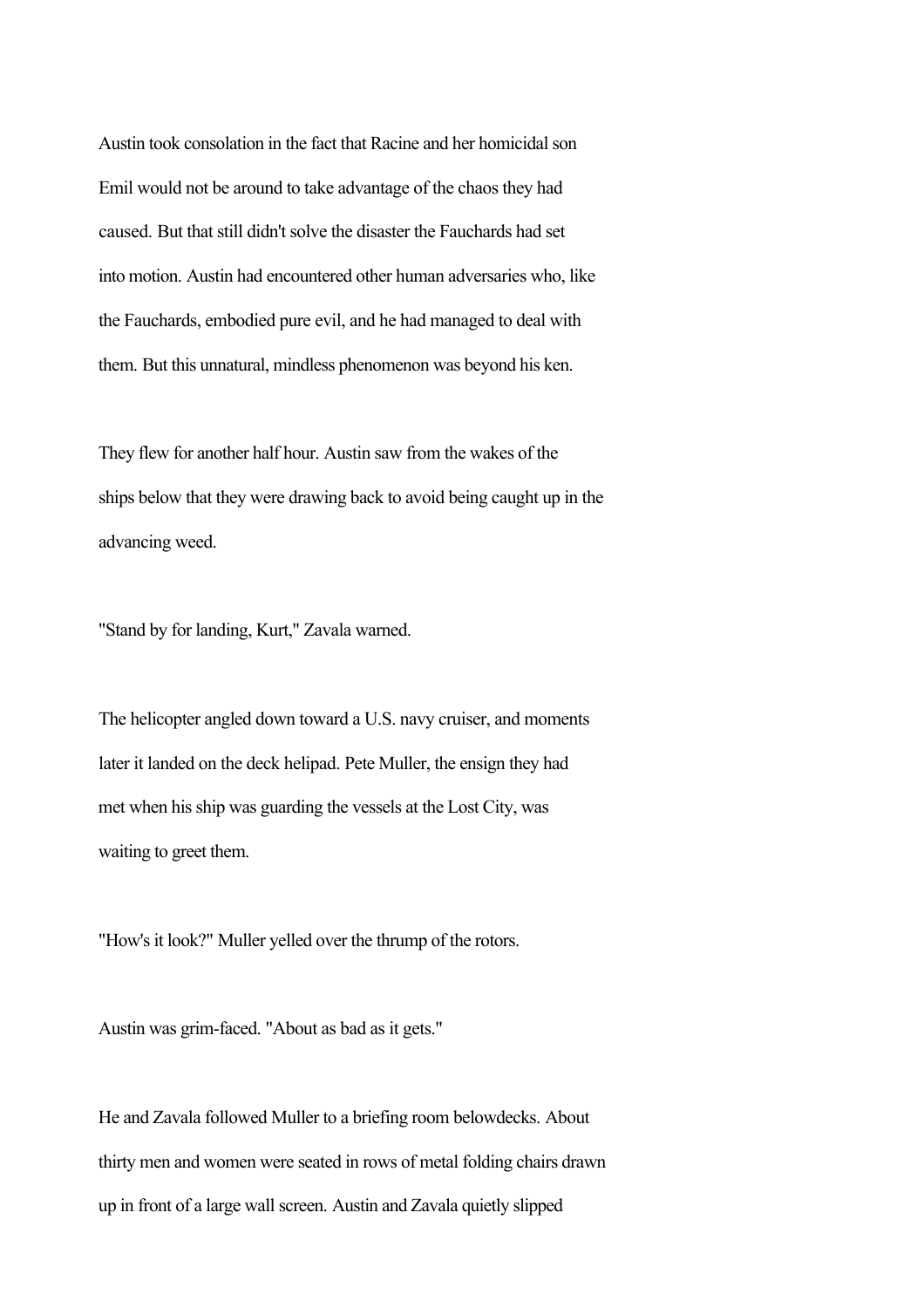Austin took consolation in the fact that Racine and her homicidal son Emil would not be around to take advantage of the chaos they had caused. But that still didn't solve the disaster the Fauchards had set into motion. Austin had encountered other human adversaries who, like the Fauchards, embodied pure evil, and he had managed to deal with them. But this unnatural, mindless phenomenon was beyond his ken.

They flew for another half hour. Austin saw from the wakes of the ships below that they were drawing back to avoid being caught up in the advancing weed.

"Stand by for landing, Kurt," Zavala warned.

The helicopter angled down toward a U.S. navy cruiser, and moments later it landed on the deck helipad. Pete Muller, the ensign they had met when his ship was guarding the vessels at the Lost City, was waiting to greet them.

"How's it look?" Muller yelled over the thrump of the rotors.

Austin was grim-faced. "About as bad as it gets."

He and Zavala followed Muller to a briefing room belowdecks. About thirty men and women were seated in rows of metal folding chairs drawn up in front of a large wall screen. Austin and Zavala quietly slipped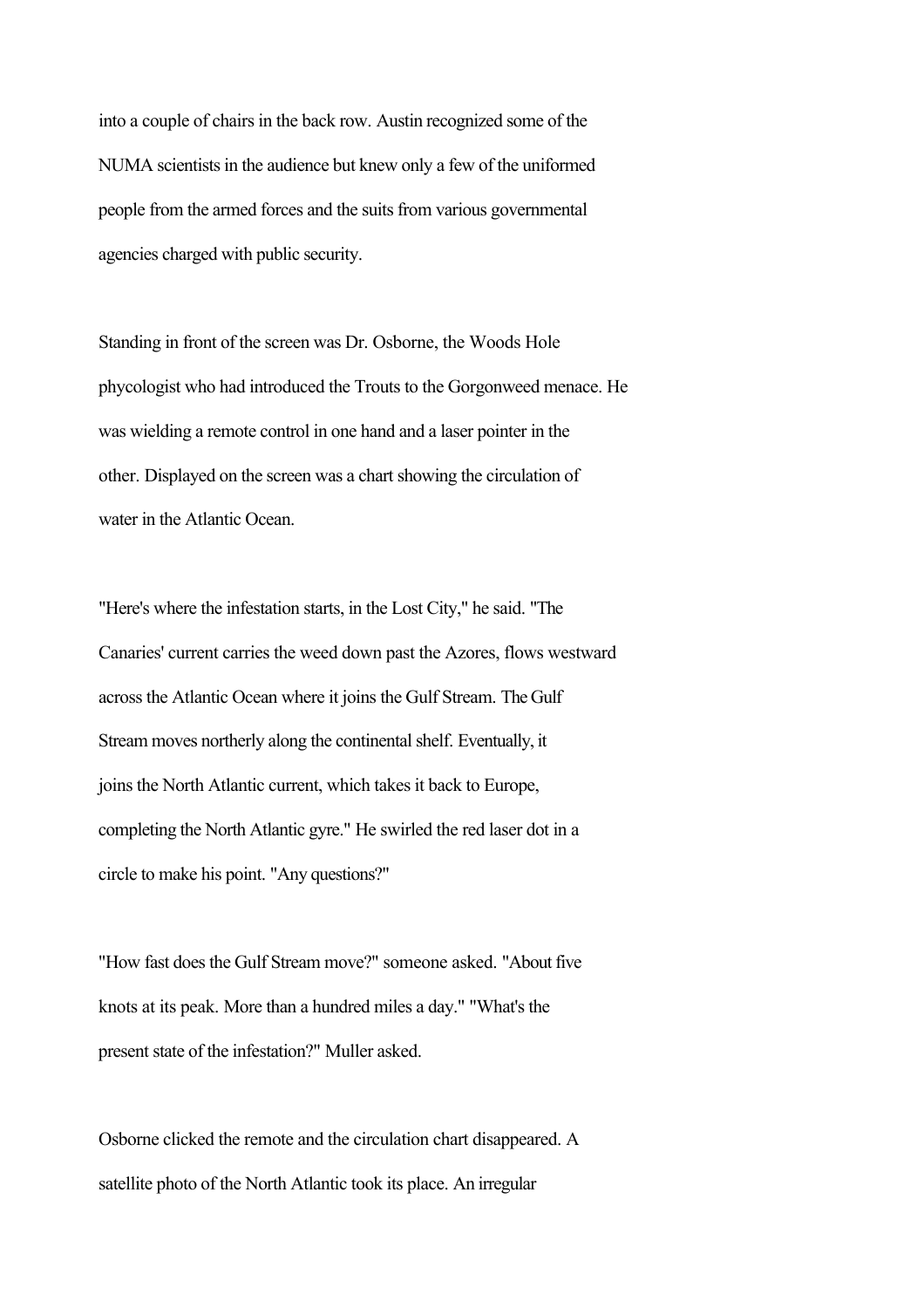into a couple of chairs in the back row. Austin recognized some of the NUMA scientists in the audience but knew only a few of the uniformed people from the armed forces and the suits from various governmental agencies charged with public security.

Standing in front of the screen was Dr. Osborne, the Woods Hole phycologist who had introduced the Trouts to the Gorgonweed menace. He was wielding a remote control in one hand and a laser pointer in the other. Displayed on the screen was a chart showing the circulation of water in the Atlantic Ocean.

"Here's where the infestation starts, in the Lost City," he said. "The Canaries' current carries the weed down past the Azores, flows westward across the Atlantic Ocean where it joins the Gulf Stream. The Gulf Stream moves northerly along the continental shelf. Eventually, it joins the North Atlantic current, which takes it back to Europe, completing the North Atlantic gyre." He swirled the red laser dot in a circle to make his point. "Any questions?"

"How fast does the Gulf Stream move?" someone asked. "About five knots at its peak. More than a hundred miles a day." "What's the present state of the infestation?" Muller asked.

Osborne clicked the remote and the circulation chart disappeared. A satellite photo of the North Atlantic took its place. An irregular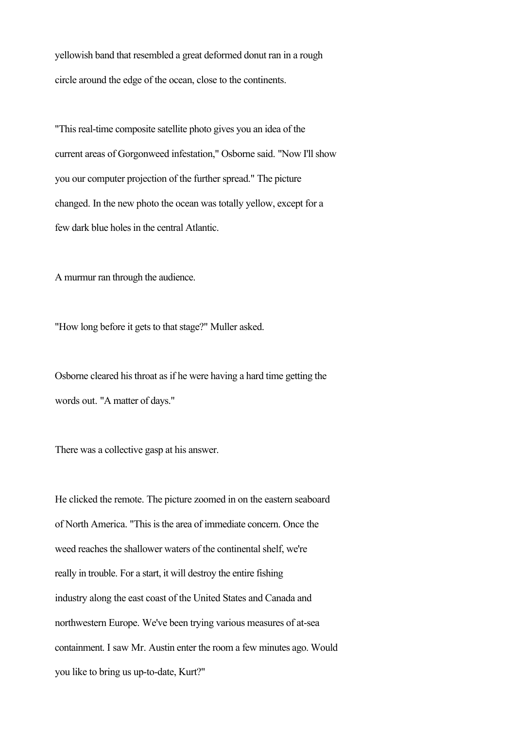yellowish band that resembled a great deformed donut ran in a rough circle around the edge of the ocean, close to the continents.

"This real-time composite satellite photo gives you an idea of the current areas of Gorgonweed infestation," Osborne said. "Now I'll show you our computer projection of the further spread." The picture changed. In the new photo the ocean was totally yellow, except for a few dark blue holes in the central Atlantic.

A murmur ran through the audience.

"How long before it gets to that stage?" Muller asked.

Osborne cleared his throat as if he were having a hard time getting the words out. "A matter of days."

There was a collective gasp at his answer.

He clicked the remote. The picture zoomed in on the eastern seaboard of North America. "This is the area of immediate concern. Once the weed reaches the shallower waters of the continental shelf, we're really in trouble. For a start, it will destroy the entire fishing industry along the east coast of the United States and Canada and northwestern Europe. We've been trying various measures of at-sea containment. I saw Mr. Austin enter the room a few minutes ago. Would you like to bring us up-to-date, Kurt?"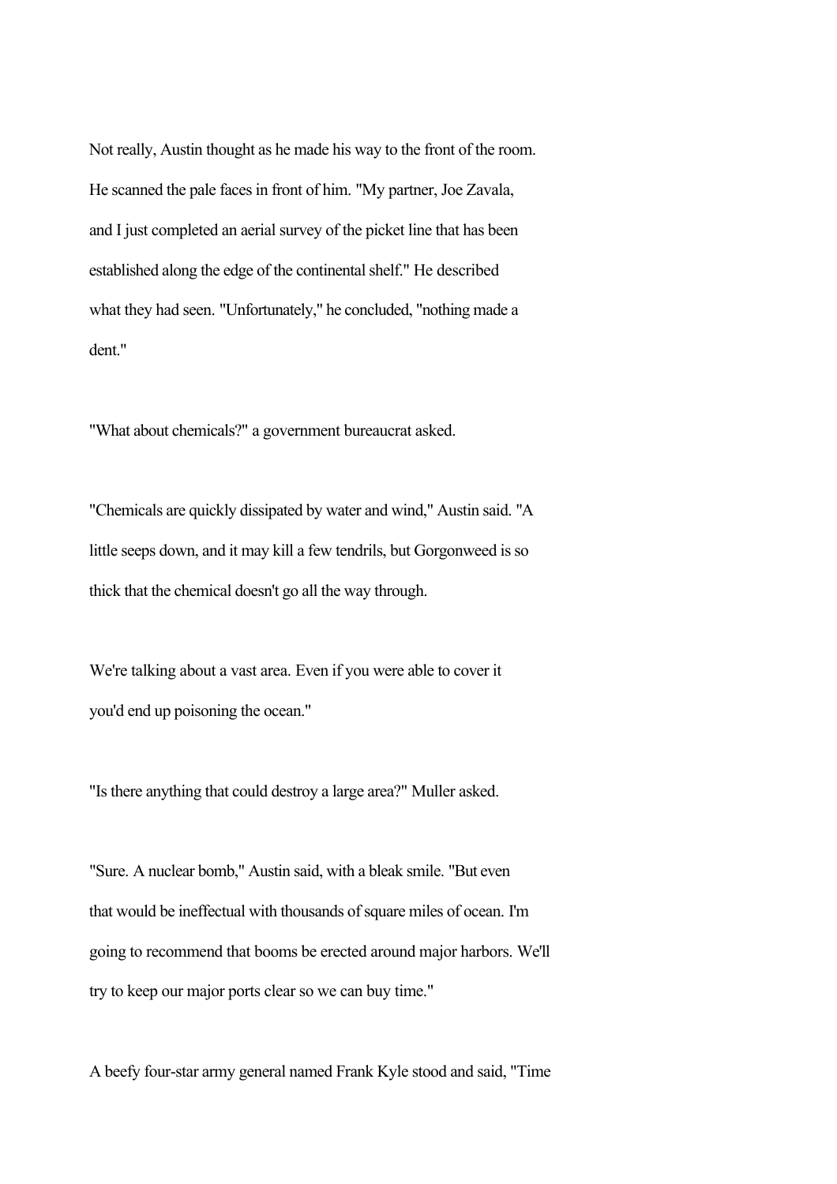Not really, Austin thought as he made his way to the front of the room. He scanned the pale faces in front of him. "My partner, Joe Zavala, and I just completed an aerial survey of the picket line that has been established along the edge of the continental shelf." He described what they had seen. "Unfortunately," he concluded, "nothing made a dent."

"What about chemicals?" a government bureaucrat asked.

"Chemicals are quickly dissipated by water and wind," Austin said. "A little seeps down, and it may kill a few tendrils, but Gorgonweed is so thick that the chemical doesn't go all the way through.

We're talking about a vast area. Even if you were able to cover it you'd end up poisoning the ocean."

"Is there anything that could destroy a large area?" Muller asked.

"Sure. A nuclear bomb," Austin said, with a bleak smile. "But even that would be ineffectual with thousands of square miles of ocean. I'm going to recommend that booms be erected around major harbors. We'll try to keep our major ports clear so we can buy time."

A beefy four-star army general named Frank Kyle stood and said, "Time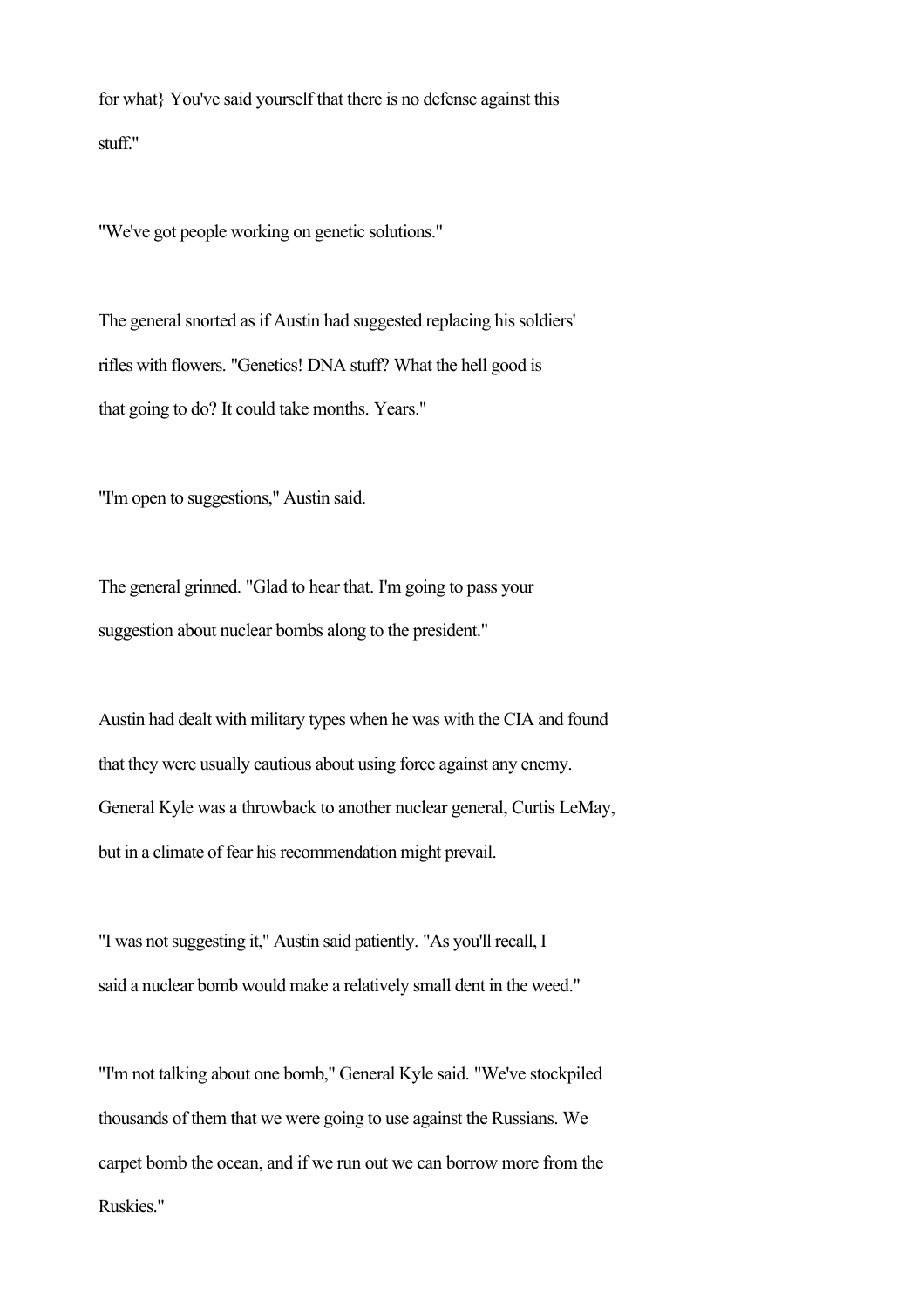for what} You've said yourself that there is no defense against this stuff."

"We've got people working on genetic solutions."

The general snorted as if Austin had suggested replacing his soldiers' rifles with flowers. "Genetics! DNA stuff? What the hell good is that going to do? It could take months. Years."

"I'm open to suggestions," Austin said.

The general grinned. "Glad to hear that. I'm going to pass your suggestion about nuclear bombs along to the president."

Austin had dealt with military types when he was with the CIA and found that they were usually cautious about using force against any enemy. General Kyle was a throwback to another nuclear general, Curtis LeMay, but in a climate of fear his recommendation might prevail.

"I was not suggesting it," Austin said patiently. "As you'll recall, I said a nuclear bomb would make a relatively small dent in the weed."

"I'm not talking about one bomb," General Kyle said. "We've stockpiled thousands of them that we were going to use against the Russians. We carpet bomb the ocean, and if we run out we can borrow more from the Ruskies."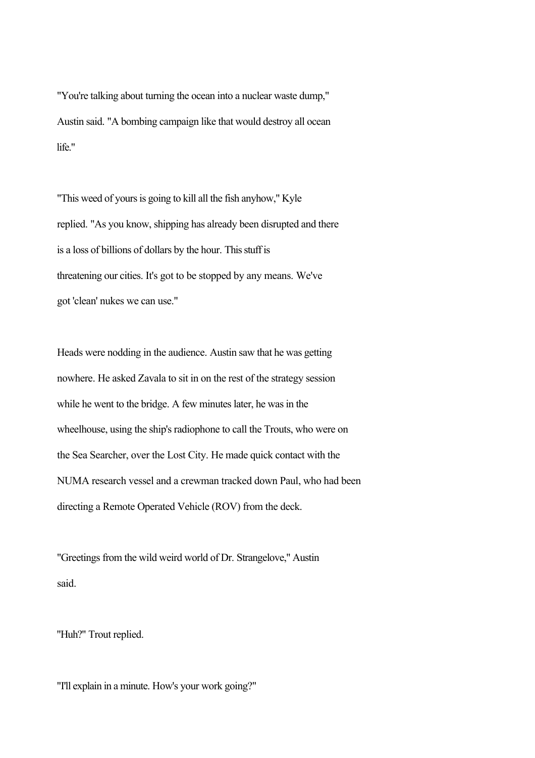"You're talking about turning the ocean into a nuclear waste dump," Austin said. "A bombing campaign like that would destroy all ocean life."

"This weed of yours is going to kill all the fish anyhow," Kyle replied. "As you know, shipping has already been disrupted and there is a loss of billions of dollars by the hour. This stuff is threatening our cities. It's got to be stopped by any means. We've got 'clean' nukes we can use."

Heads were nodding in the audience. Austin saw that he was getting nowhere. He asked Zavala to sit in on the rest of the strategy session while he went to the bridge. A few minutes later, he was in the wheelhouse, using the ship's radiophone to call the Trouts, who were on the Sea Searcher, over the Lost City. He made quick contact with the NUMA research vessel and a crewman tracked down Paul, who had been directing a Remote Operated Vehicle (ROV) from the deck.

"Greetings from the wild weird world of Dr. Strangelove," Austin said.

"Huh?" Trout replied.

"I'll explain in a minute. How's your work going?"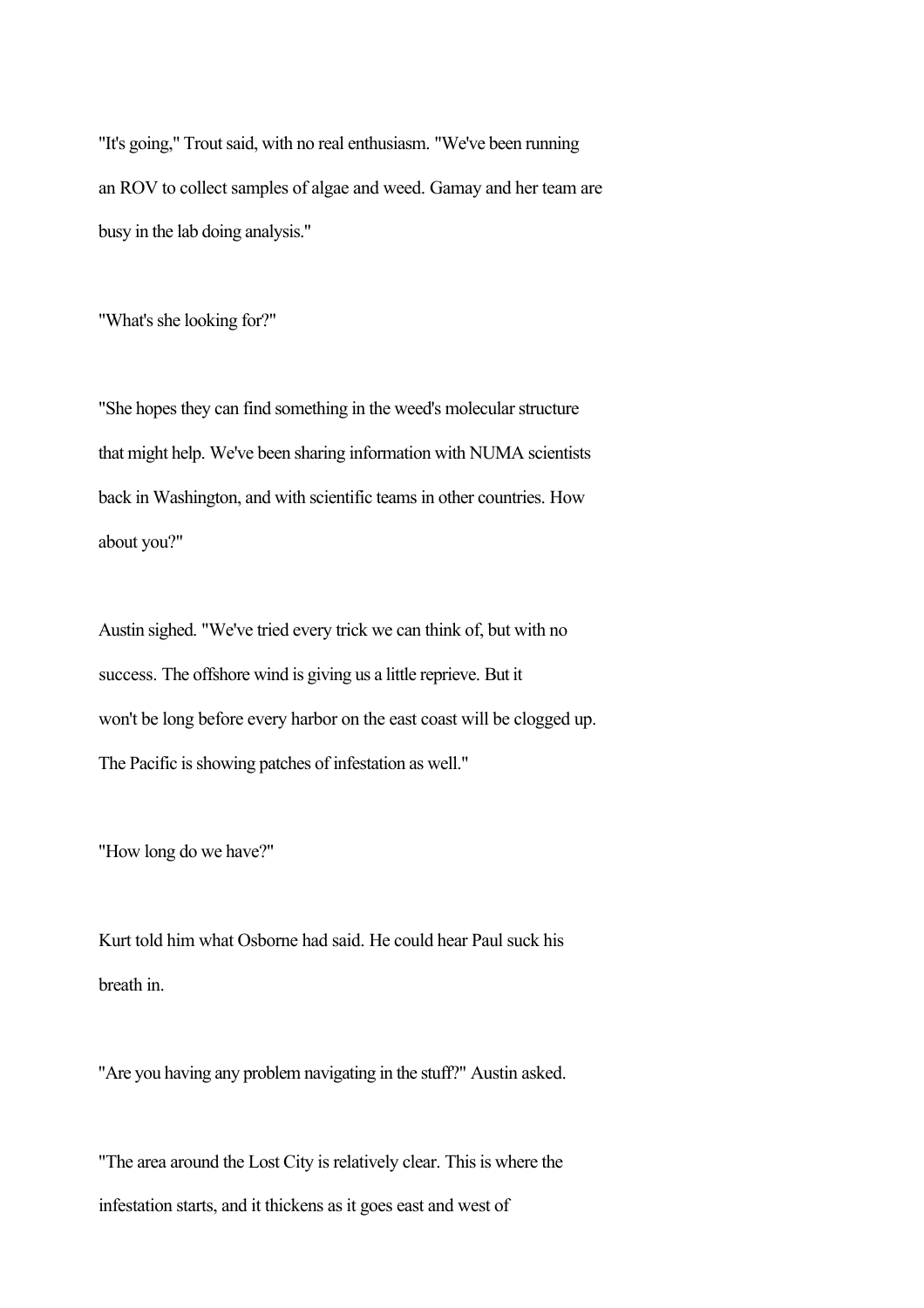"It's going," Trout said, with no real enthusiasm. "We've been running an ROV to collect samples of algae and weed. Gamay and her team are busy in the lab doing analysis."

"What's she looking for?"

"She hopes they can find something in the weed's molecular structure that might help. We've been sharing information with NUMA scientists back in Washington, and with scientific teams in other countries. How about you?"

Austin sighed. "We've tried every trick we can think of, but with no success. The offshore wind is giving us a little reprieve. But it won't be long before every harbor on the east coast will be clogged up. The Pacific is showing patches of infestation as well."

"How long do we have?"

Kurt told him what Osborne had said. He could hear Paul suck his breath in.

"Are you having any problem navigating in the stuff?" Austin asked.

"The area around the Lost City is relatively clear. This is where the infestation starts, and it thickens as it goes east and west of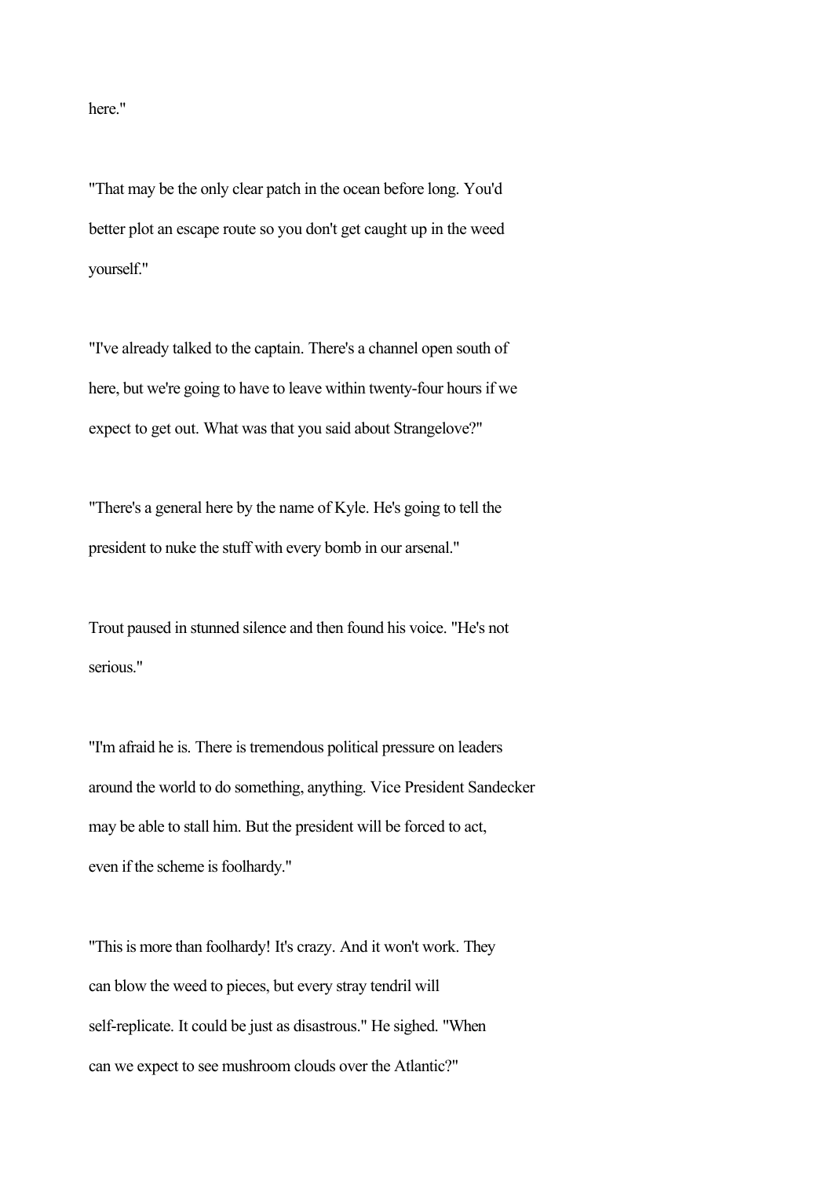here."

"That may be the only clear patch in the ocean before long. You'd better plot an escape route so you don't get caught up in the weed yourself."

"I've already talked to the captain. There's a channel open south of here, but we're going to have to leave within twenty-four hours if we expect to get out. What was that you said about Strangelove?"

"There's a general here by the name of Kyle. He's going to tell the president to nuke the stuff with every bomb in our arsenal."

Trout paused in stunned silence and then found his voice. "He's not serious."

"I'm afraid he is. There is tremendous political pressure on leaders around the world to do something, anything. Vice President Sandecker may be able to stall him. But the president will be forced to act, even if the scheme is foolhardy."

"This is more than foolhardy! It's crazy. And it won't work. They can blow the weed to pieces, but every stray tendril will self-replicate. It could be just as disastrous." He sighed. "When can we expect to see mushroom clouds over the Atlantic?"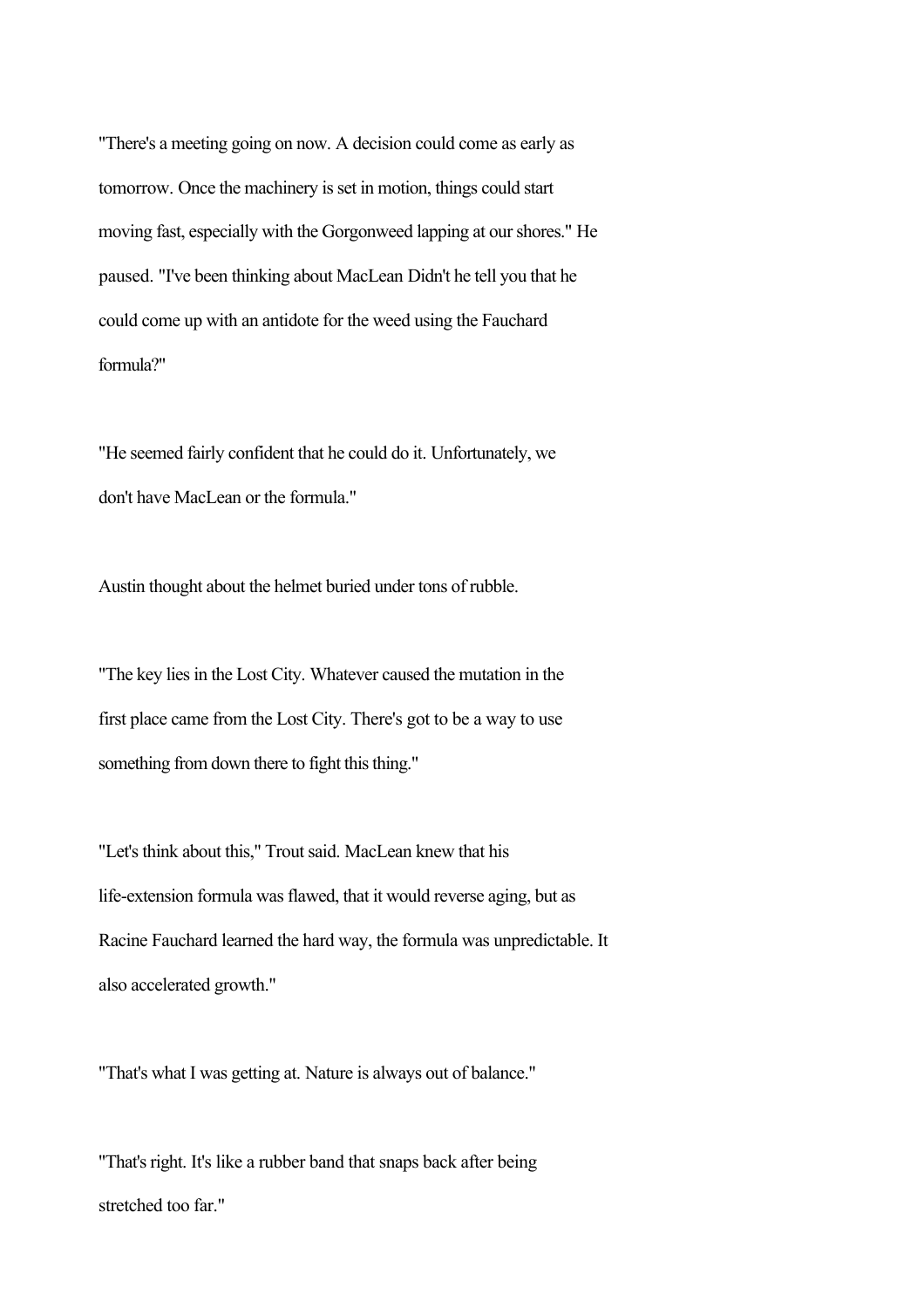"There's a meeting going on now. A decision could come as early as tomorrow. Once the machinery is set in motion, things could start moving fast, especially with the Gorgonweed lapping at our shores." He paused. "I've been thinking about MacLean Didn't he tell you that he could come up with an antidote for the weed using the Fauchard formula?"

"He seemed fairly confident that he could do it. Unfortunately, we don't have MacLean or the formula."

Austin thought about the helmet buried under tons of rubble.

"The key lies in the Lost City. Whatever caused the mutation in the first place came from the Lost City. There's got to be a way to use something from down there to fight this thing."

"Let's think about this," Trout said. MacLean knew that his life-extension formula was flawed, that it would reverse aging, but as Racine Fauchard learned the hard way, the formula was unpredictable. It also accelerated growth."

"That's what I was getting at. Nature is always out of balance."

"That's right. It's like a rubber band that snaps back after being stretched too far."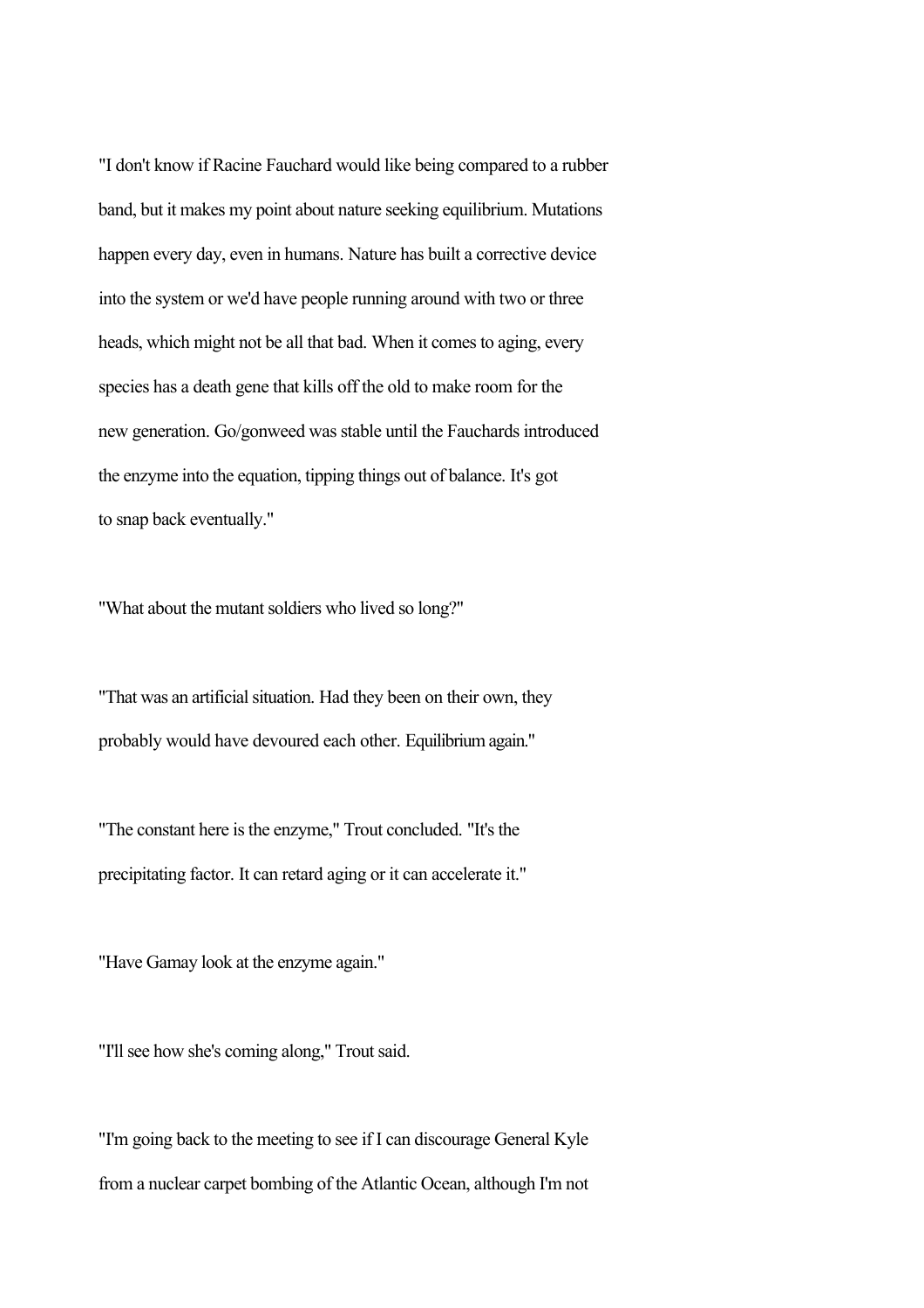"I don't know if Racine Fauchard would like being compared to a rubber band, but it makes my point about nature seeking equilibrium. Mutations happen every day, even in humans. Nature has built a corrective device into the system or we'd have people running around with two or three heads, which might not be all that bad. When it comes to aging, every species has a death gene that kills off the old to make room for the new generation. Go/gonweed was stable until the Fauchards introduced the enzyme into the equation, tipping things out of balance. It's got to snap back eventually."

"What about the mutant soldiers who lived so long?"

"That was an artificial situation. Had they been on their own, they probably would have devoured each other. Equilibrium again."

"The constant here is the enzyme," Trout concluded. "It's the precipitating factor. It can retard aging or it can accelerate it."

"Have Gamay look at the enzyme again."

"I'll see how she's coming along," Trout said.

"I'm going back to the meeting to see if I can discourage General Kyle from a nuclear carpet bombing of the Atlantic Ocean, although I'm not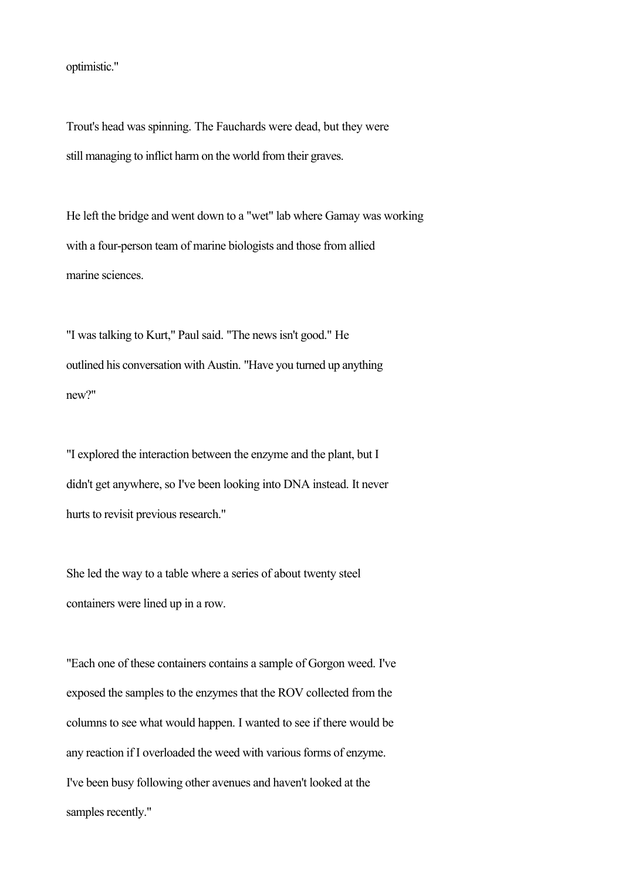optimistic."

Trout's head was spinning. The Fauchards were dead, but they were still managing to inflict harm on the world from their graves.

He left the bridge and went down to a "wet" lab where Gamay was working with a four-person team of marine biologists and those from allied marine sciences.

"I was talking to Kurt," Paul said. "The news isn't good." He outlined his conversation with Austin. "Have you turned up anything new?"

"I explored the interaction between the enzyme and the plant, but I didn't get anywhere, so I've been looking into DNA instead. It never hurts to revisit previous research."

She led the way to a table where a series of about twenty steel containers were lined up in a row.

"Each one of these containers contains a sample of Gorgon weed. I've exposed the samples to the enzymes that the ROV collected from the columns to see what would happen. I wanted to see if there would be any reaction if I overloaded the weed with various forms of enzyme. I've been busy following other avenues and haven't looked at the samples recently."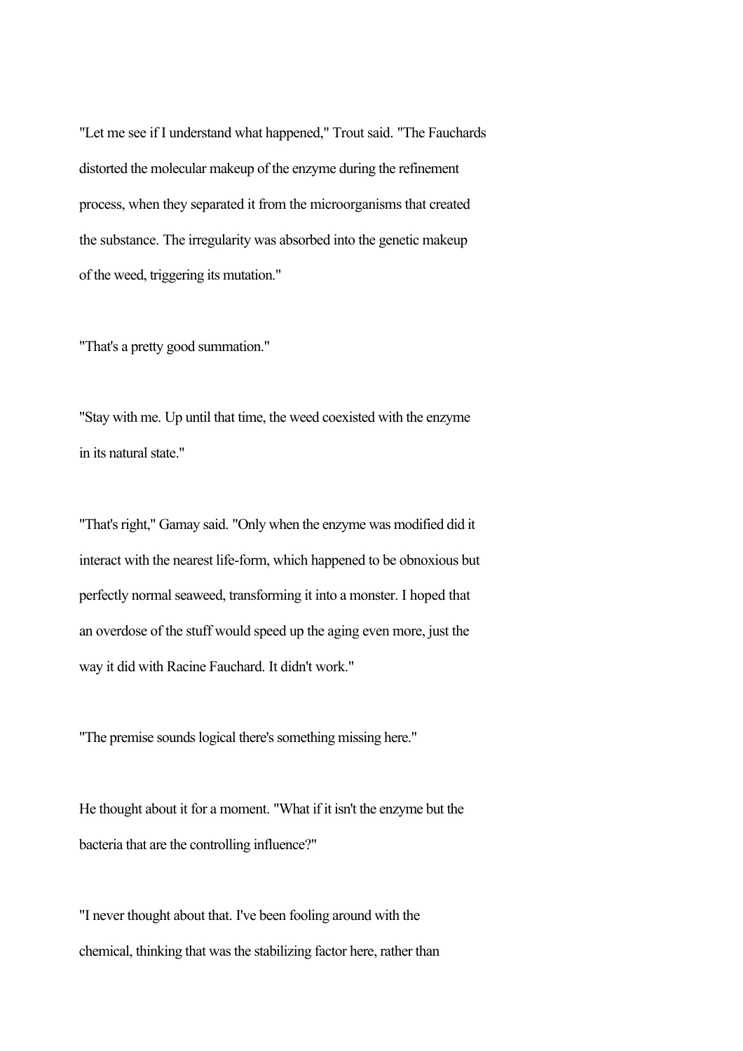"Let me see if I understand what happened," Trout said. "The Fauchards distorted the molecular makeup of the enzyme during the refinement process, when they separated it from the microorganisms that created the substance. The irregularity was absorbed into the genetic makeup of the weed, triggering its mutation."

"That's a pretty good summation."

"Stay with me. Up until that time, the weed coexisted with the enzyme in its natural state."

"That's right," Gamay said. "Only when the enzyme was modified did it interact with the nearest life-form, which happened to be obnoxious but perfectly normal seaweed, transforming it into a monster. I hoped that an overdose of the stuff would speed up the aging even more, just the way it did with Racine Fauchard. It didn't work."

"The premise sounds logical there's something missing here."

He thought about it for a moment. "What if it isn't the enzyme but the bacteria that are the controlling influence?"

"I never thought about that. I've been fooling around with the chemical, thinking that was the stabilizing factor here, rather than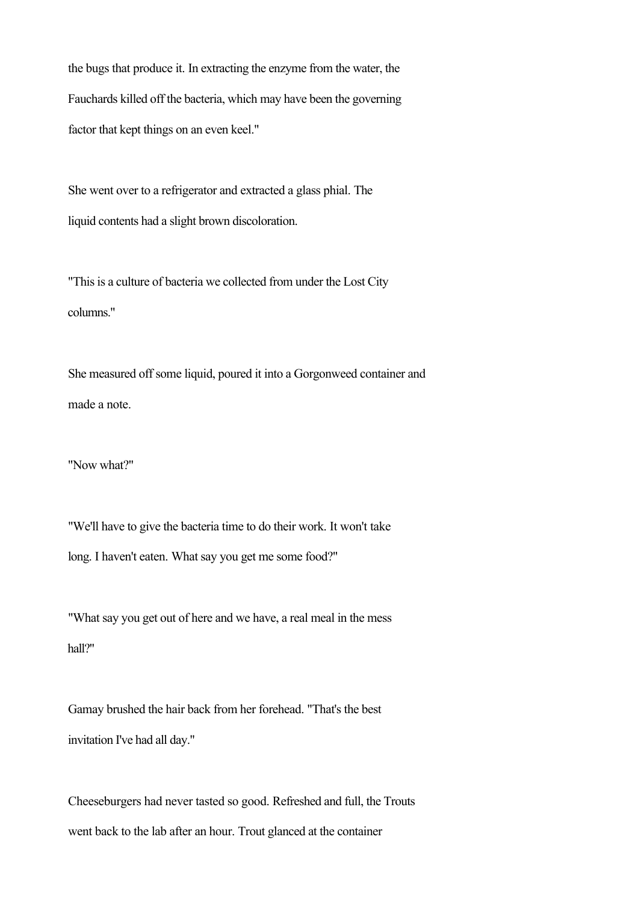the bugs that produce it. In extracting the enzyme from the water, the Fauchards killed off the bacteria, which may have been the governing factor that kept things on an even keel."

She went over to a refrigerator and extracted a glass phial. The liquid contents had a slight brown discoloration.

"This is a culture of bacteria we collected from under the Lost City columns."

She measured off some liquid, poured it into a Gorgonweed container and made a note.

"Now what?"

"We'll have to give the bacteria time to do their work. It won't take long. I haven't eaten. What say you get me some food?"

"What say you get out of here and we have, a real meal in the mess hall?"

Gamay brushed the hair back from her forehead. "That's the best invitation I've had all day."

Cheeseburgers had never tasted so good. Refreshed and full, the Trouts went back to the lab after an hour. Trout glanced at the container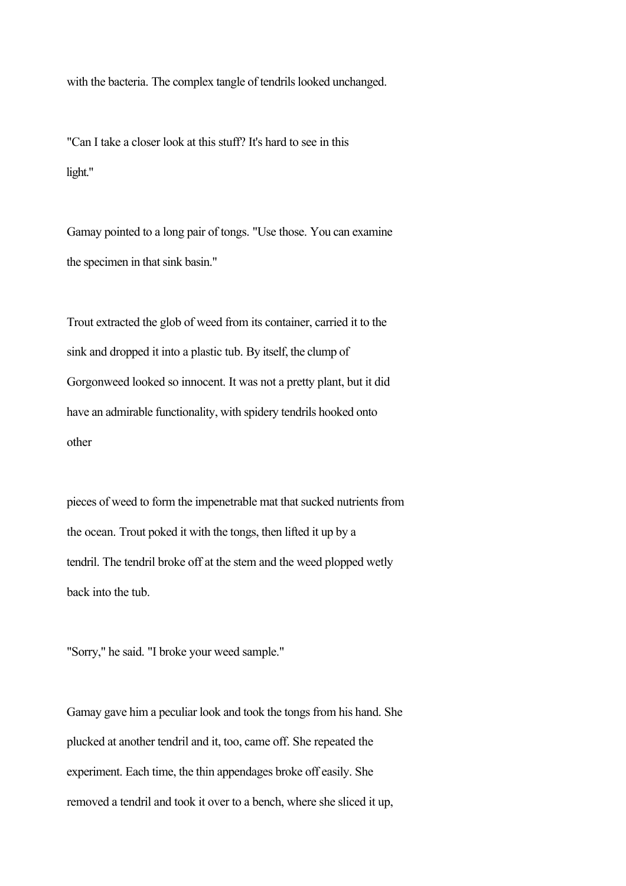with the bacteria. The complex tangle of tendrils looked unchanged.

"Can I take a closer look at this stuff? It's hard to see in this light."

Gamay pointed to a long pair of tongs. "Use those. You can examine the specimen in that sink basin."

Trout extracted the glob of weed from its container, carried it to the sink and dropped it into a plastic tub. By itself, the clump of Gorgonweed looked so innocent. It was not a pretty plant, but it did have an admirable functionality, with spidery tendrils hooked onto other pieces of weed to form the impenetrable mat that sucked nutrients from the ocean. Trout poked it with the tongs, then lifted it up by a tendril. The tendril broke off at the stem and the weed plopped wetly back into the tub.

"Sorry," he said. "I broke your weed sample."

Gamay gave him a peculiar look and took the tongs from his hand. She plucked at another tendril and it, too, came off. She repeated the experiment. Each time, the thin appendages broke off easily. She removed a tendril and took it over to a bench, where she sliced it up,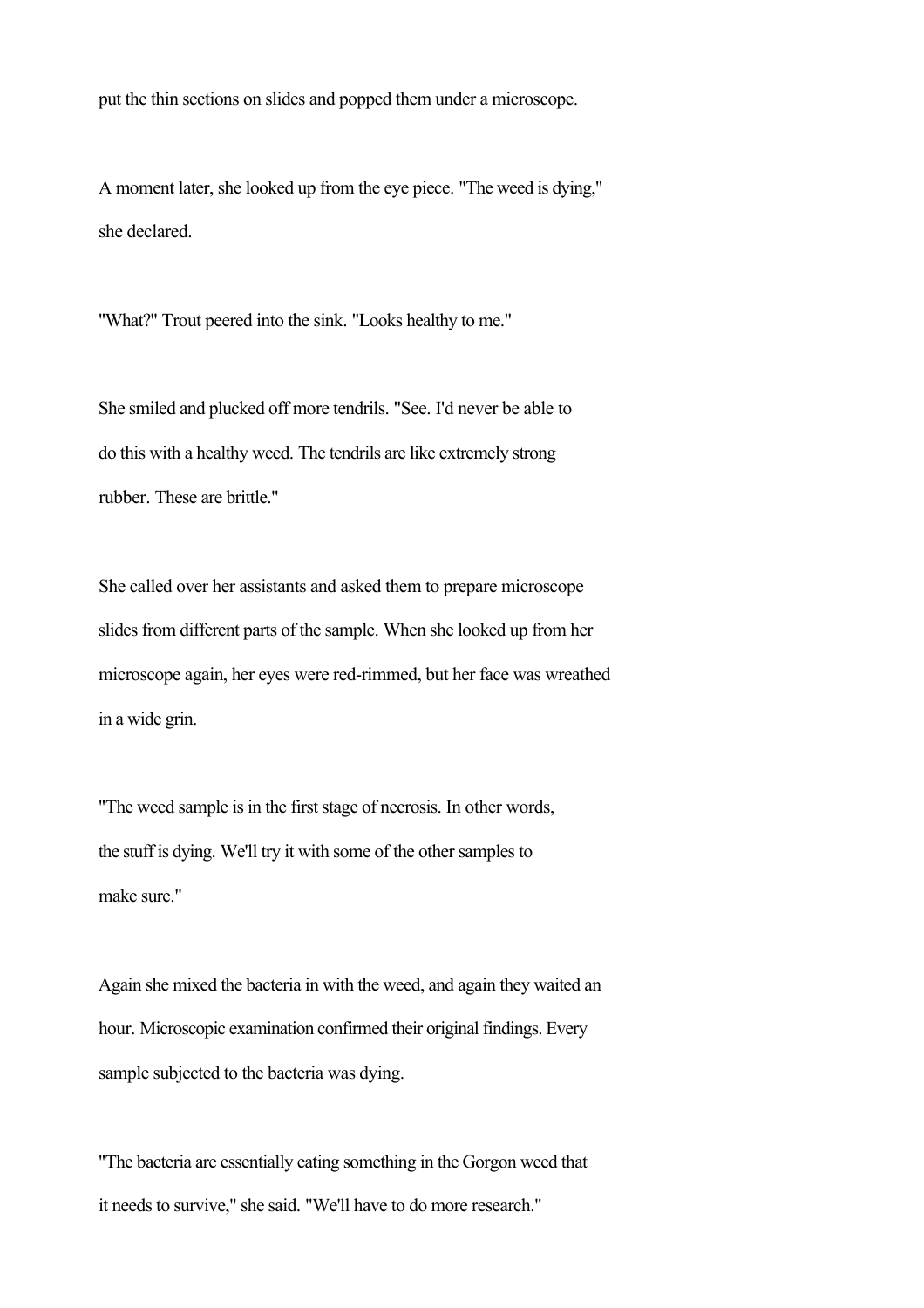put the thin sections on slides and popped them under a microscope.

A moment later, she looked up from the eye piece. "The weed is dying," she declared.

"What?" Trout peered into the sink. "Looks healthy to me."

She smiled and plucked off more tendrils. "See. I'd never be able to do this with a healthy weed. The tendrils are like extremely strong rubber. These are brittle."

She called over her assistants and asked them to prepare microscope slides from different parts of the sample. When she looked up from her microscope again, her eyes were red-rimmed, but her face was wreathed in a wide grin.

"The weed sample is in the first stage of necrosis. In other words, the stuff is dying. We'll try it with some of the other samples to make sure."

Again she mixed the bacteria in with the weed, and again they waited an hour. Microscopic examination confirmed their original findings. Every sample subjected to the bacteria was dying.

"The bacteria are essentially eating something in the Gorgon weed that it needs to survive," she said. "We'll have to do more research."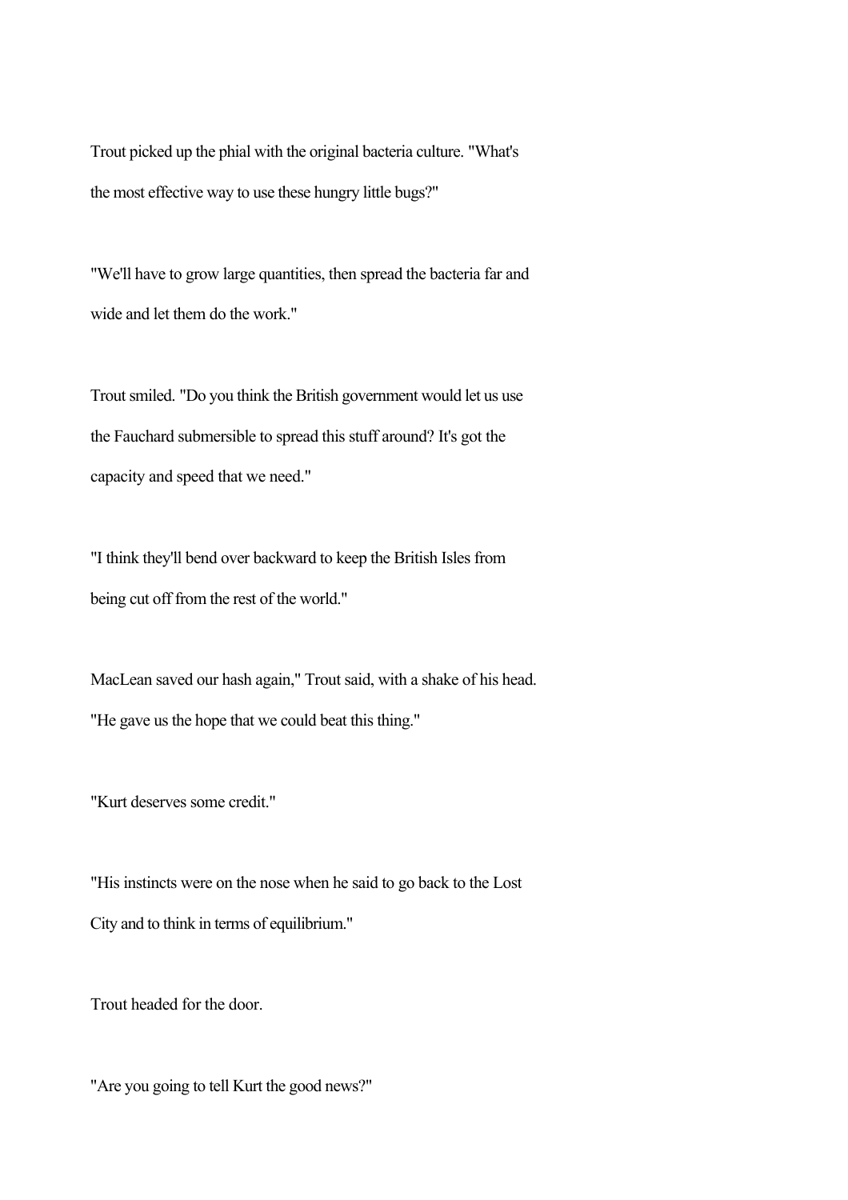Trout picked up the phial with the original bacteria culture. "What's the most effective way to use these hungry little bugs?"

"We'll have to grow large quantities, then spread the bacteria far and wide and let them do the work."

Trout smiled. "Do you think the British government would let us use the Fauchard submersible to spread this stuff around? It's got the capacity and speed that we need."

"I think they'll bend over backward to keep the British Isles from being cut off from the rest of the world."

MacLean saved our hash again," Trout said, with a shake of his head. "He gave us the hope that we could beat this thing."

"Kurt deserves some credit."

"His instincts were on the nose when he said to go back to the Lost City and to think in terms of equilibrium."

Trout headed for the door.

"Are you going to tell Kurt the good news?"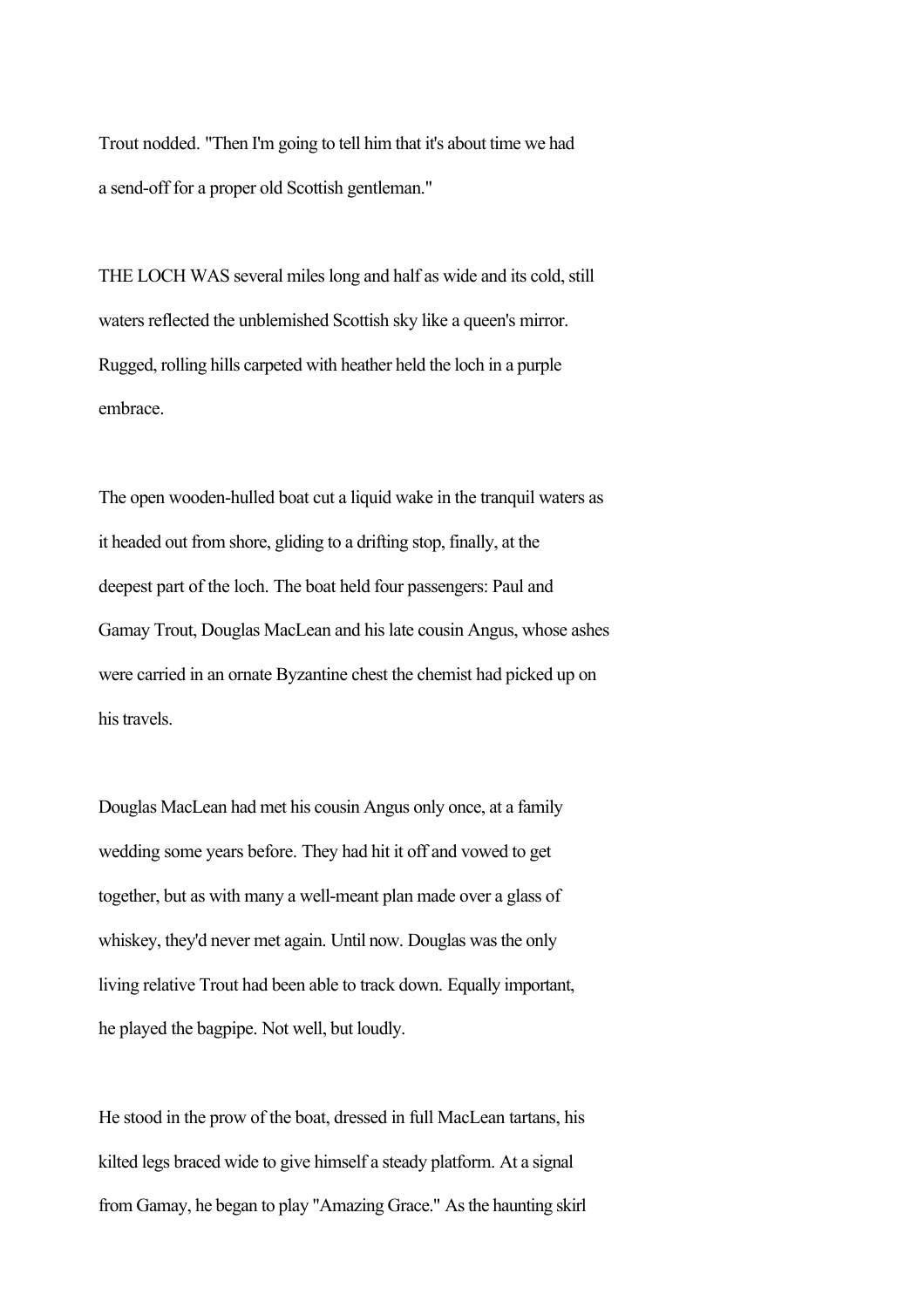Trout nodded. "Then I'm going to tell him that it's about time we had a send-off for a proper old Scottish gentleman."

THE LOCH WAS several miles long and half as wide and its cold, still waters reflected the unblemished Scottish sky like a queen's mirror. Rugged, rolling hills carpeted with heather held the loch in a purple embrace.

The open wooden-hulled boat cut a liquid wake in the tranquil waters as it headed out from shore, gliding to a drifting stop, finally, at the deepest part of the loch. The boat held four passengers: Paul and Gamay Trout, Douglas MacLean and his late cousin Angus, whose ashes were carried in an ornate Byzantine chest the chemist had picked up on his travels.

Douglas MacLean had met his cousin Angus only once, at a family wedding some years before. They had hit it off and vowed to get together, but as with many a well-meant plan made over a glass of whiskey, they'd never met again. Until now. Douglas was the only living relative Trout had been able to track down. Equally important, he played the bagpipe. Not well, but loudly.

He stood in the prow of the boat, dressed in full MacLean tartans, his kilted legs braced wide to give himself a steady platform. At a signal from Gamay, he began to play "Amazing Grace." As the haunting skirl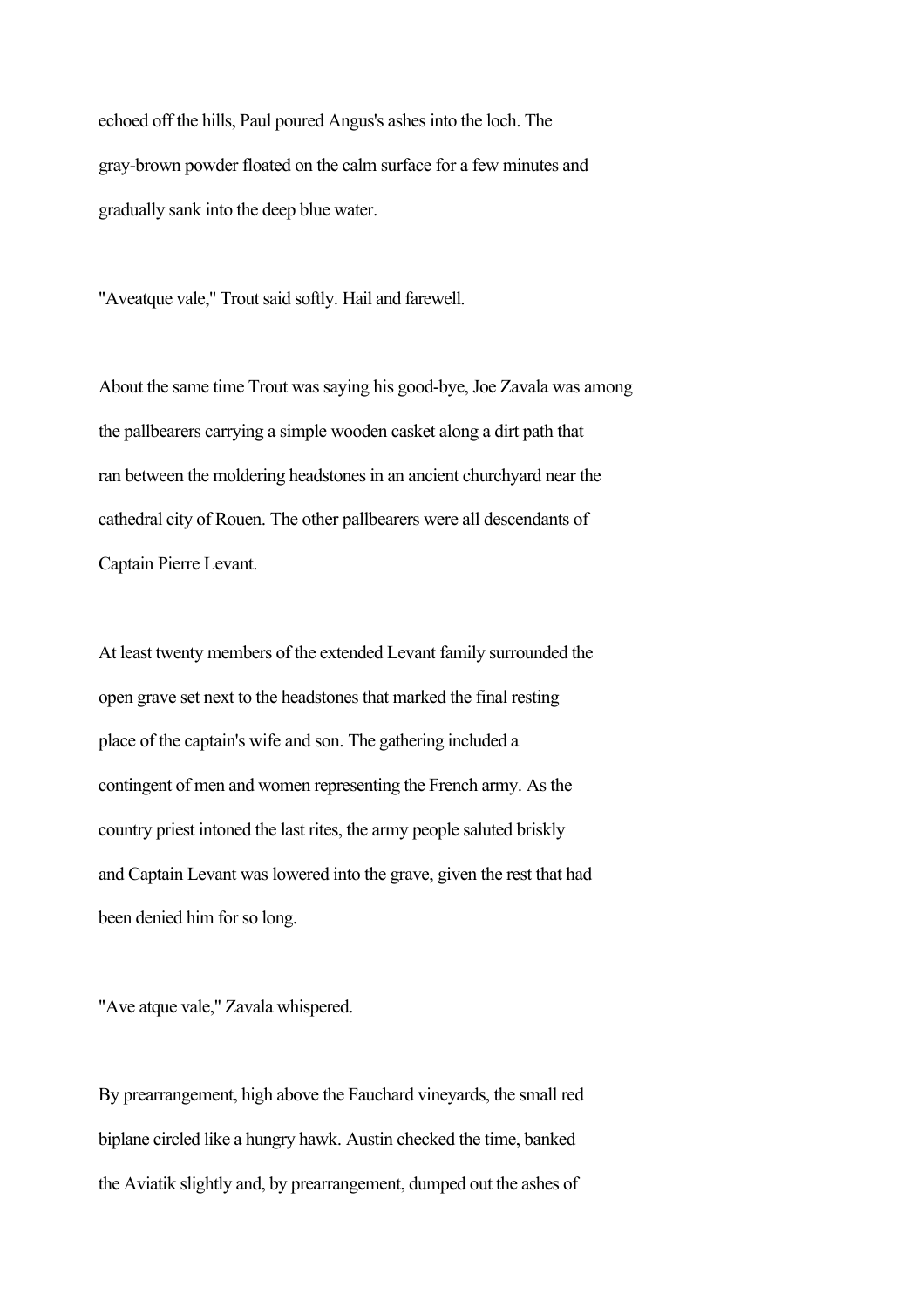echoed off the hills, Paul poured Angus's ashes into the loch. The gray-brown powder floated on the calm surface for a few minutes and gradually sank into the deep blue water.

"Aveatque vale," Trout said softly. Hail and farewell.

About the same time Trout was saying his good-bye, Joe Zavala was among the pallbearers carrying a simple wooden casket along a dirt path that ran between the moldering headstones in an ancient churchyard near the cathedral city of Rouen. The other pallbearers were all descendants of Captain Pierre Levant.

At least twenty members of the extended Levant family surrounded the open grave set next to the headstones that marked the final resting place of the captain's wife and son. The gathering included a contingent of men and women representing the French army. As the country priest intoned the last rites, the army people saluted briskly and Captain Levant was lowered into the grave, given the rest that had been denied him for so long.

"Ave atque vale," Zavala whispered.

By prearrangement, high above the Fauchard vineyards, the small red biplane circled like a hungry hawk. Austin checked the time, banked the Aviatik slightly and, by prearrangement, dumped out the ashes of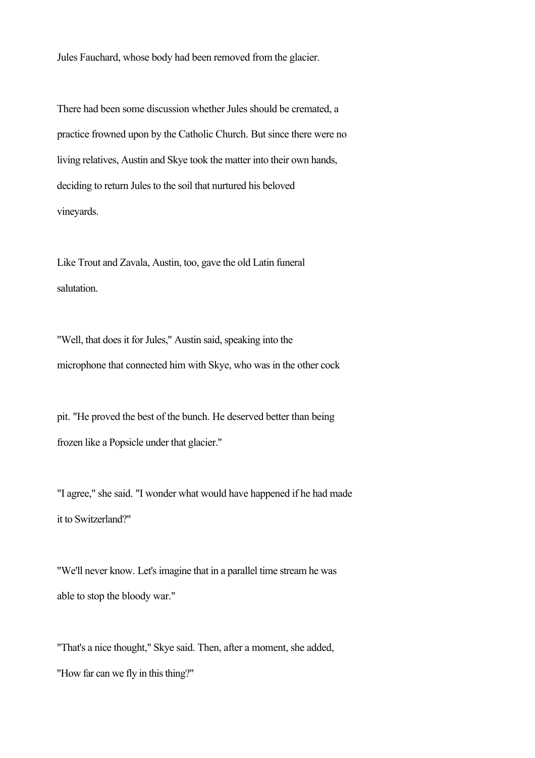Jules Fauchard, whose body had been removed from the glacier.

There had been some discussion whether Jules should be cremated, a practice frowned upon by the Catholic Church. But since there were no living relatives, Austin and Skye took the matter into their own hands, deciding to return Jules to the soil that nurtured his beloved vineyards.

Like Trout and Zavala, Austin, too, gave the old Latin funeral salutation.

"Well, that does it for Jules," Austin said, speaking into the microphone that connected him with Skye, who was in the other cock pit. "He proved the best of the bunch. He deserved better than being frozen like a Popsicle under that glacier."

"I agree," she said. "I wonder what would have happened if he had made it to Switzerland?"

"We'll never know. Let's imagine that in a parallel time stream he was able to stop the bloody war."

"That's a nice thought," Skye said. Then, after a moment, she added, "How far can we fly in this thing?"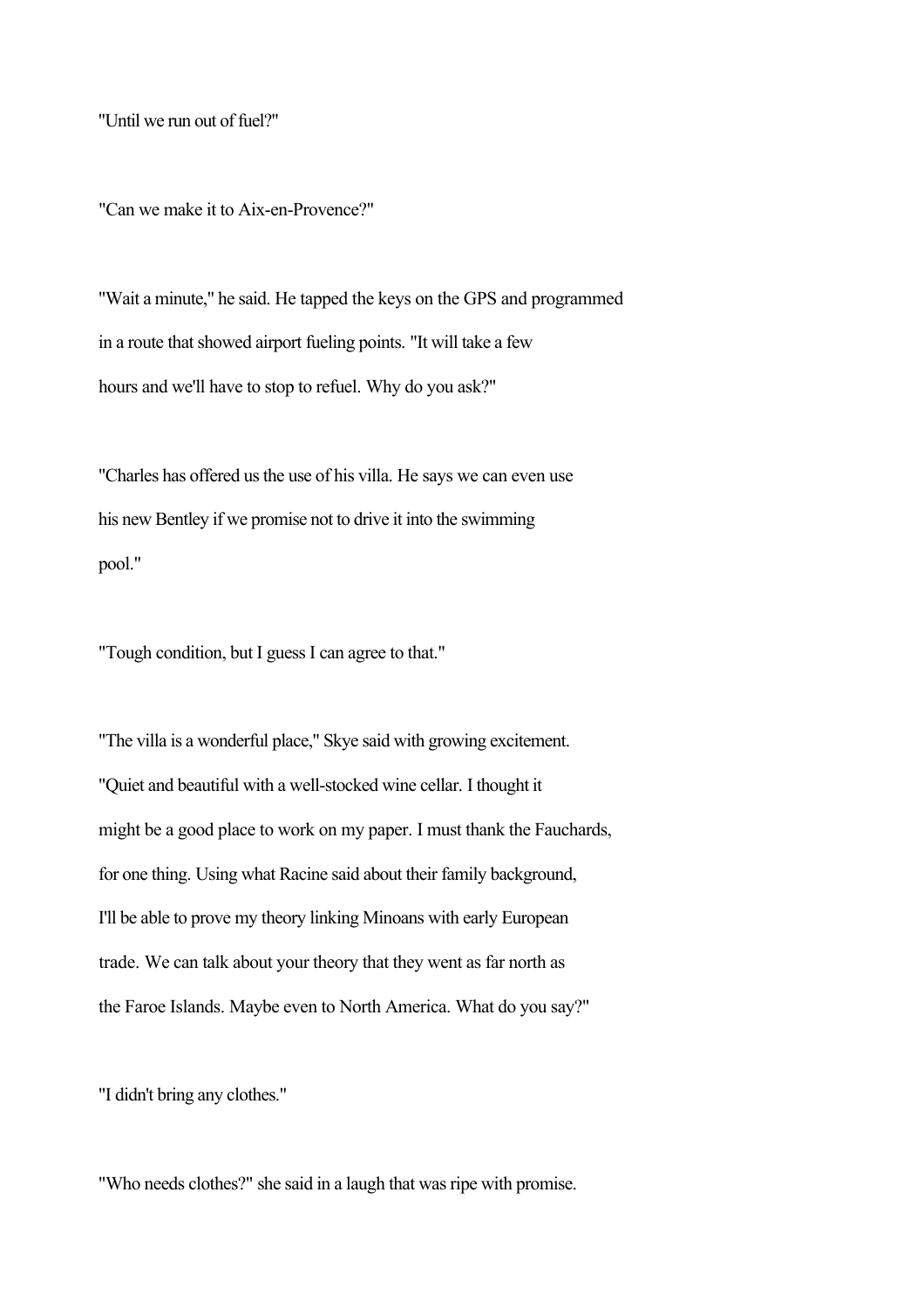"Until we run out of fuel?"

"Can we make it to Aix-en-Provence?"

"Wait a minute," he said. He tapped the keys on the GPS and programmed in a route that showed airport fueling points. "It will take a few hours and we'll have to stop to refuel. Why do you ask?"

"Charles has offered us the use of his villa. He says we can even use his new Bentley if we promise not to drive it into the swimming pool."

"Tough condition, but I guess I can agree to that."

"The villa is a wonderful place," Skye said with growing excitement. "Quiet and beautiful with a well-stocked wine cellar. I thought it might be a good place to work on my paper. I must thank the Fauchards, for one thing. Using what Racine said about their family background, I'll be able to prove my theory linking Minoans with early European trade. We can talk about your theory that they went as far north as the Faroe Islands. Maybe even to North America. What do you say?"

"I didn't bring any clothes."

"Who needs clothes?" she said in a laugh that was ripe with promise.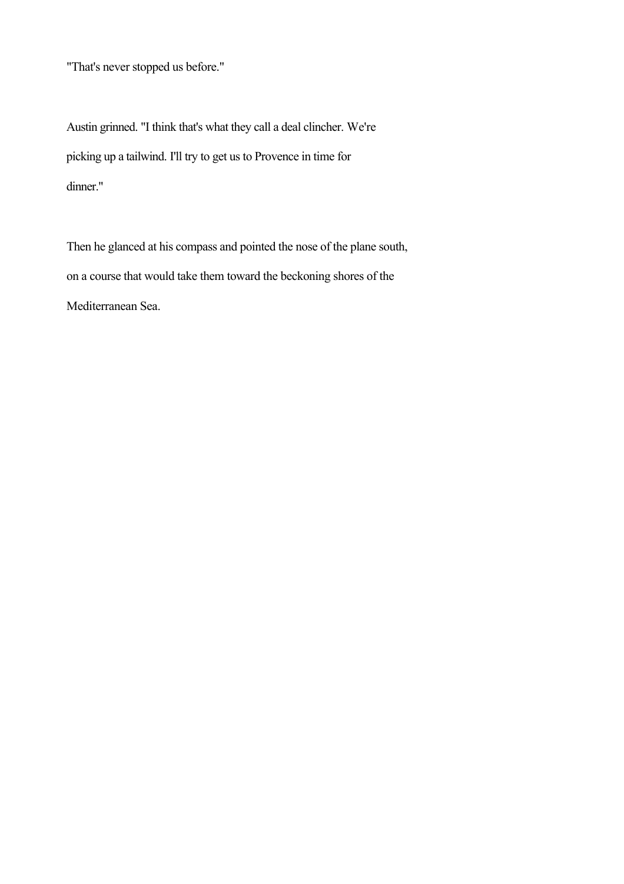"That's never stopped us before."

Austin grinned. "I think that's what they call a deal clincher. We're picking up a tailwind. I'll try to get us to Provence in time for dinner."

Then he glanced at his compass and pointed the nose of the plane south, on a course that would take them toward the beckoning shores of the Mediterranean Sea.